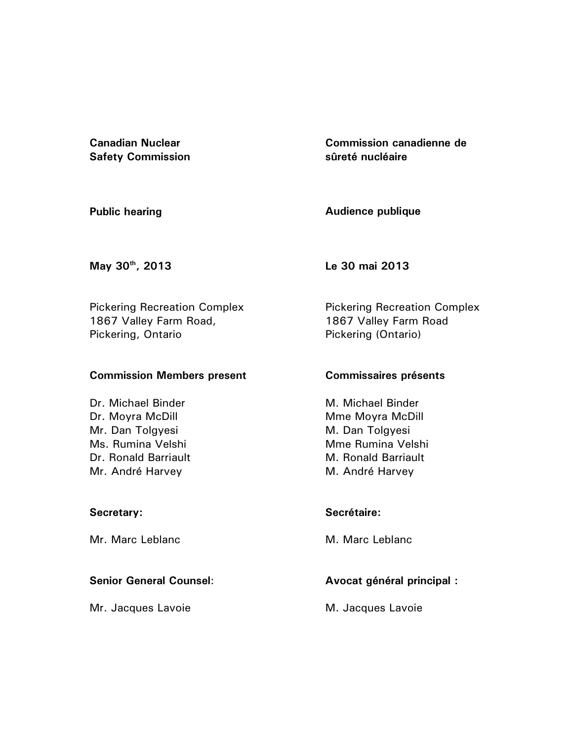**Canadian Nuclear Safety Commission**

**Commission canadienne de sûreté nucléaire**

**Public hearing**

**Audience publique**

**May 30th, 2013**

**Le 30 mai 2013**

Pickering Recreation Complex
1867 Valley Farm Road,
Pickering, Ontario

Pickering Recreation Complex
1867 Valley Farm Road
Pickering (Ontario)

**Commission Members present**

Dr. Michael Binder
Dr. Moyra McDill
Mr. Dan Tolgyesi
Ms. Rumina Velshi
Dr. Ronald Barriault
Mr. André Harvey

**Commissaires présents**

M. Michael Binder
Mme Moyra McDill
M. Dan Tolgyesi
Mme Rumina Velshi
M. Ronald Barriault
M. André Harvey

**Secretary:**

Mr. Marc Leblanc

**Secrétaire:**

M. Marc Leblanc

**Senior General Counsel**:

Mr. Jacques Lavoie

**Avocat général principal :**

M. Jacques Lavoie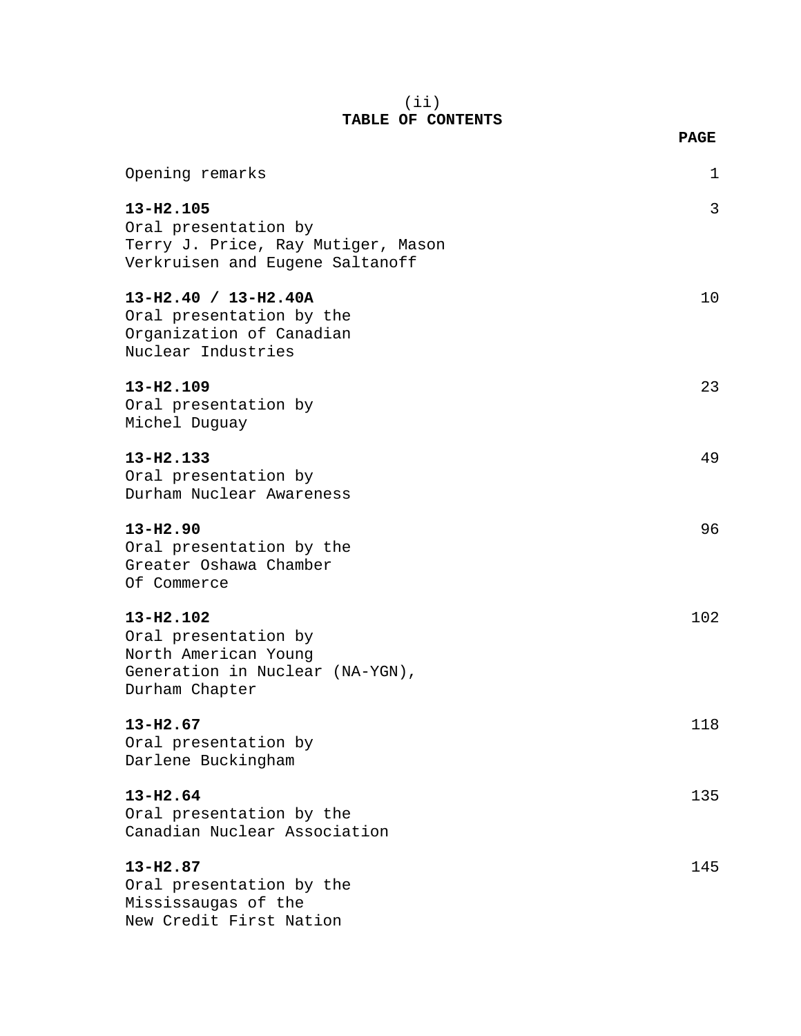# TABLE OF CONTENTS

| | PAGE |
|---|---|
| Opening remarks | 1 |
| **13-H2.105**<br>Oral presentation by<br>Terry J. Price, Ray Mutiger, Mason Verkruisen and Eugene Saltanoff | 3 |
| **13-H2.40 / 13-H2.40A**<br>Oral presentation by the<br>Organization of Canadian Nuclear Industries | 10 |
| **13-H2.109**<br>Oral presentation by<br>Michel Duguay | 23 |
| **13-H2.133**<br>Oral presentation by<br>Durham Nuclear Awareness | 49 |
| **13-H2.90**<br>Oral presentation by the<br>Greater Oshawa Chamber Of Commerce | 96 |
| **13-H2.102**<br>Oral presentation by<br>North American Young Generation in Nuclear (NA-YGN), Durham Chapter | 102 |
| **13-H2.67**<br>Oral presentation by<br>Darlene Buckingham | 118 |
| **13-H2.64**<br>Oral presentation by the<br>Canadian Nuclear Association | 135 |
| **13-H2.87**<br>Oral presentation by the<br>Mississaugas of the New Credit First Nation | 145 |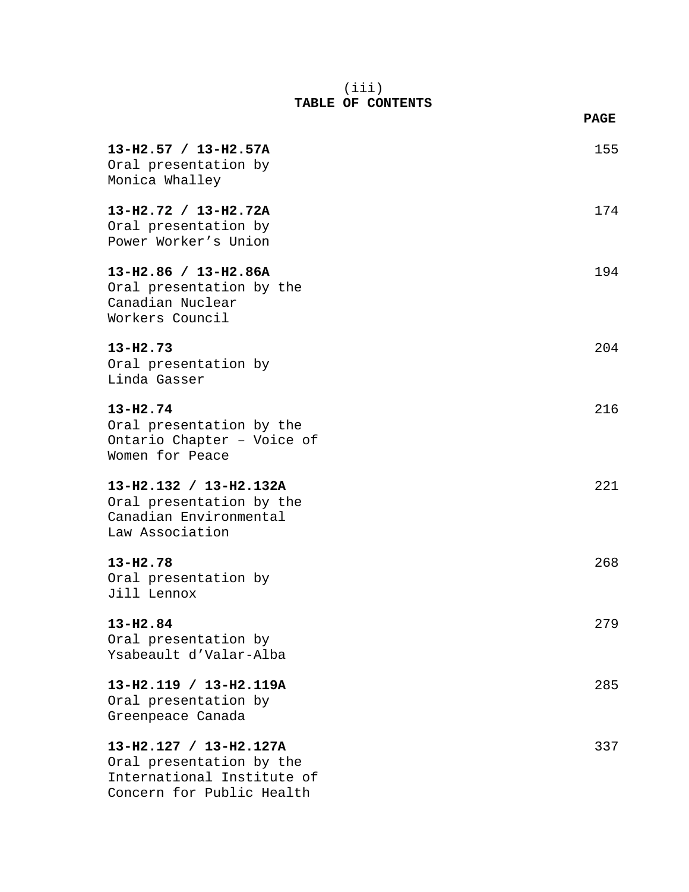(iii)

# TABLE OF CONTENTS

| | PAGE |
|---|---|
| **13-H2.57 / 13-H2.57A**<br>Oral presentation by<br>Monica Whalley | 155 |
| **13-H2.72 / 13-H2.72A**<br>Oral presentation by<br>Power Worker's Union | 174 |
| **13-H2.86 / 13-H2.86A**<br>Oral presentation by the<br>Canadian Nuclear<br>Workers Council | 194 |
| **13-H2.73**<br>Oral presentation by<br>Linda Gasser | 204 |
| **13-H2.74**<br>Oral presentation by the<br>Ontario Chapter – Voice of<br>Women for Peace | 216 |
| **13-H2.132 / 13-H2.132A**<br>Oral presentation by the<br>Canadian Environmental<br>Law Association | 221 |
| **13-H2.78**<br>Oral presentation by<br>Jill Lennox | 268 |
| **13-H2.84**<br>Oral presentation by<br>Ysabeault d'Valar-Alba | 279 |
| **13-H2.119 / 13-H2.119A**<br>Oral presentation by<br>Greenpeace Canada | 285 |
| **13-H2.127 / 13-H2.127A**<br>Oral presentation by the<br>International Institute of<br>Concern for Public Health | 337 |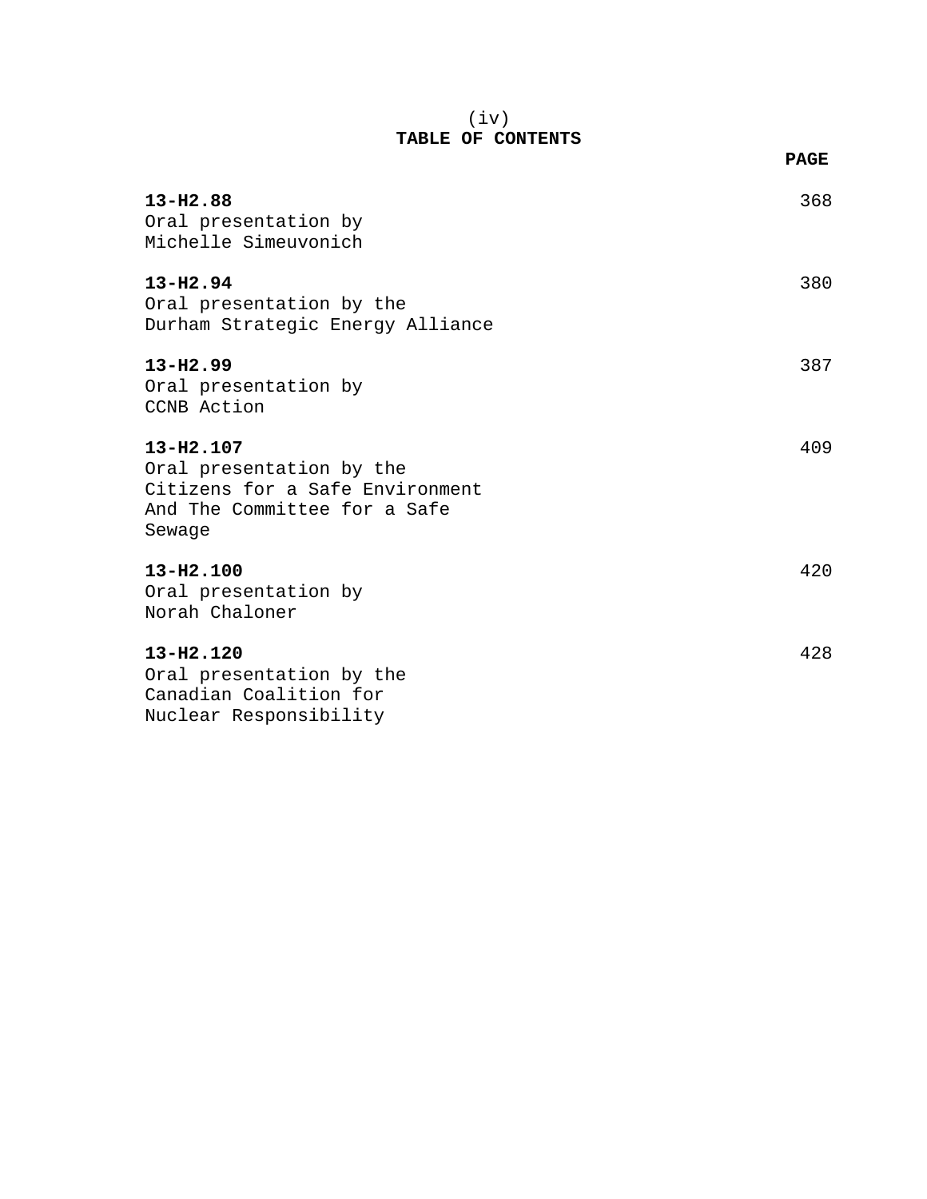# TABLE OF CONTENTS

| | PAGE |
|---|---|
| **13-H2.88**<br>Oral presentation by<br>Michelle Simeuvonich | 368 |
| **13-H2.94**<br>Oral presentation by the<br>Durham Strategic Energy Alliance | 380 |
| **13-H2.99**<br>Oral presentation by<br>CCNB Action | 387 |
| **13-H2.107**<br>Oral presentation by the<br>Citizens for a Safe Environment<br>And The Committee for a Safe<br>Sewage | 409 |
| **13-H2.100**<br>Oral presentation by<br>Norah Chaloner | 420 |
| **13-H2.120**<br>Oral presentation by the<br>Canadian Coalition for<br>Nuclear Responsibility | 428 |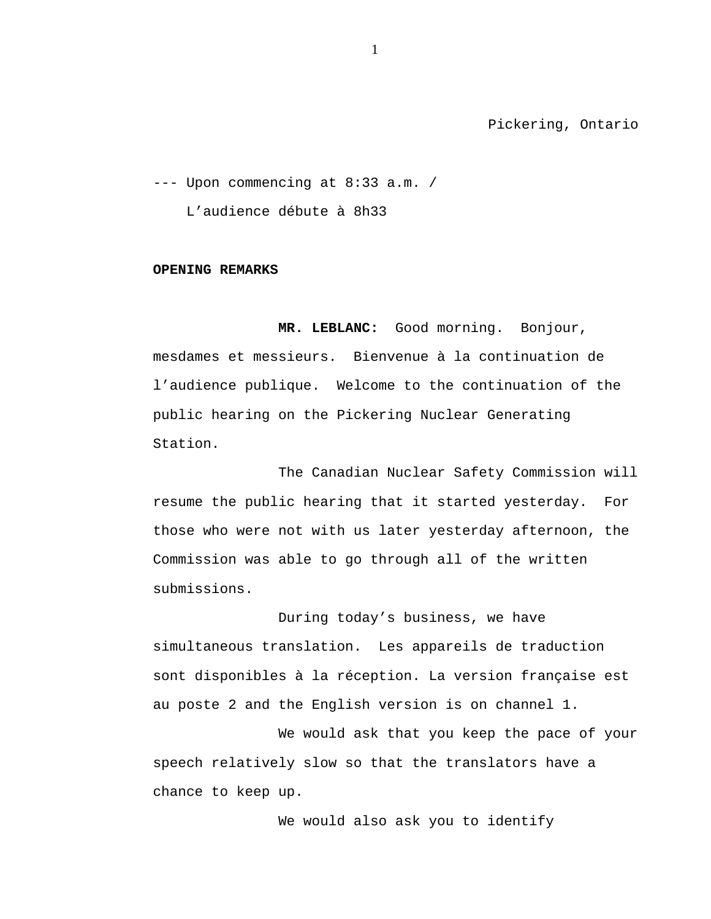Pickering, Ontario

--- Upon commencing at 8:33 a.m. /
L’audience débute à 8h33

**OPENING REMARKS**

**MR. LEBLANC:** Good morning. Bonjour, mesdames et messieurs. Bienvenue à la continuation de l’audience publique. Welcome to the continuation of the public hearing on the Pickering Nuclear Generating Station.

The Canadian Nuclear Safety Commission will resume the public hearing that it started yesterday. For those who were not with us later yesterday afternoon, the Commission was able to go through all of the written submissions.

During today’s business, we have simultaneous translation. Les appareils de traduction sont disponibles à la réception. La version française est au poste 2 and the English version is on channel 1.

We would ask that you keep the pace of your speech relatively slow so that the translators have a chance to keep up.

We would also ask you to identify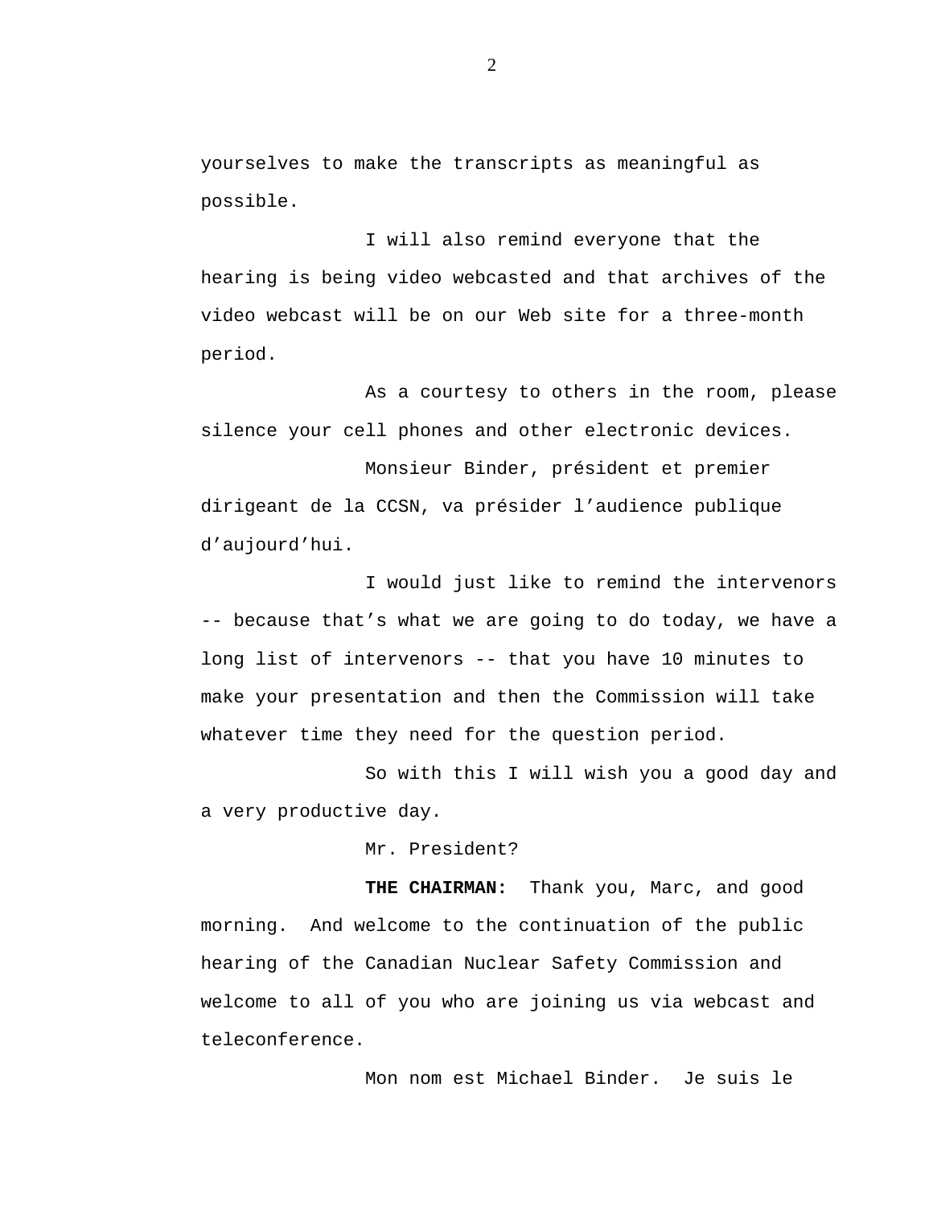yourselves to make the transcripts as meaningful as possible.

I will also remind everyone that the hearing is being video webcasted and that archives of the video webcast will be on our Web site for a three-month period.

As a courtesy to others in the room, please silence your cell phones and other electronic devices.

Monsieur Binder, président et premier dirigeant de la CCSN, va présider l'audience publique d'aujourd'hui.

I would just like to remind the intervenors -- because that's what we are going to do today, we have a long list of intervenors -- that you have 10 minutes to make your presentation and then the Commission will take whatever time they need for the question period.

So with this I will wish you a good day and a very productive day.

Mr. President?

**THE CHAIRMAN:** Thank you, Marc, and good morning. And welcome to the continuation of the public hearing of the Canadian Nuclear Safety Commission and welcome to all of you who are joining us via webcast and teleconference.

Mon nom est Michael Binder. Je suis le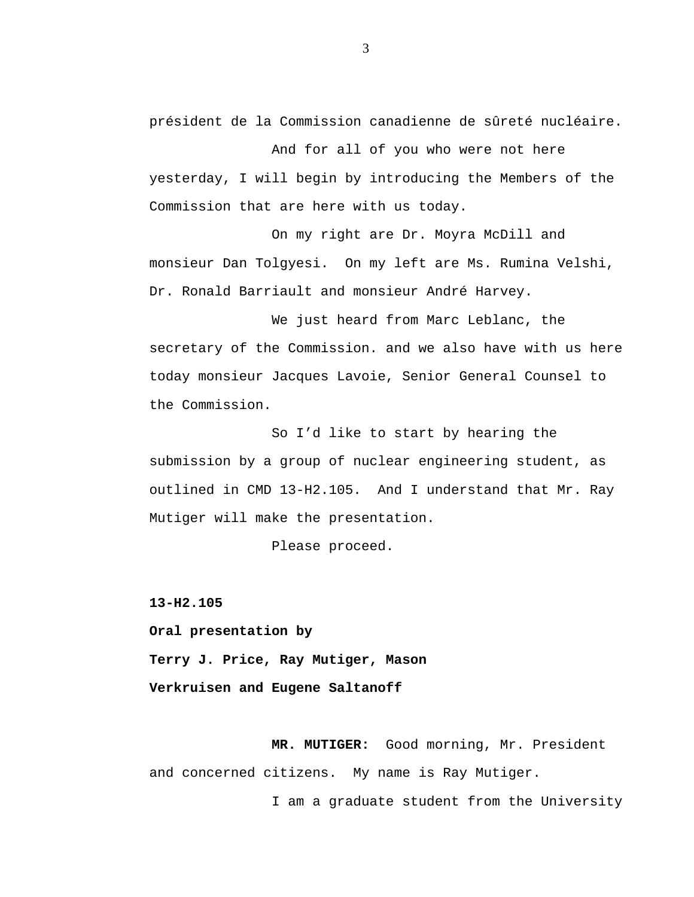président de la Commission canadienne de sûreté nucléaire.

And for all of you who were not here yesterday, I will begin by introducing the Members of the Commission that are here with us today.

On my right are Dr. Moyra McDill and monsieur Dan Tolgyesi. On my left are Ms. Rumina Velshi, Dr. Ronald Barriault and monsieur André Harvey.

We just heard from Marc Leblanc, the secretary of the Commission. and we also have with us here today monsieur Jacques Lavoie, Senior General Counsel to the Commission.

So I'd like to start by hearing the submission by a group of nuclear engineering student, as outlined in CMD 13-H2.105. And I understand that Mr. Ray Mutiger will make the presentation.

Please proceed.

**13-H2.105**

**Oral presentation by**

**Terry J. Price, Ray Mutiger, Mason Verkruisen and Eugene Saltanoff**

**MR. MUTIGER:** Good morning, Mr. President and concerned citizens. My name is Ray Mutiger.

I am a graduate student from the University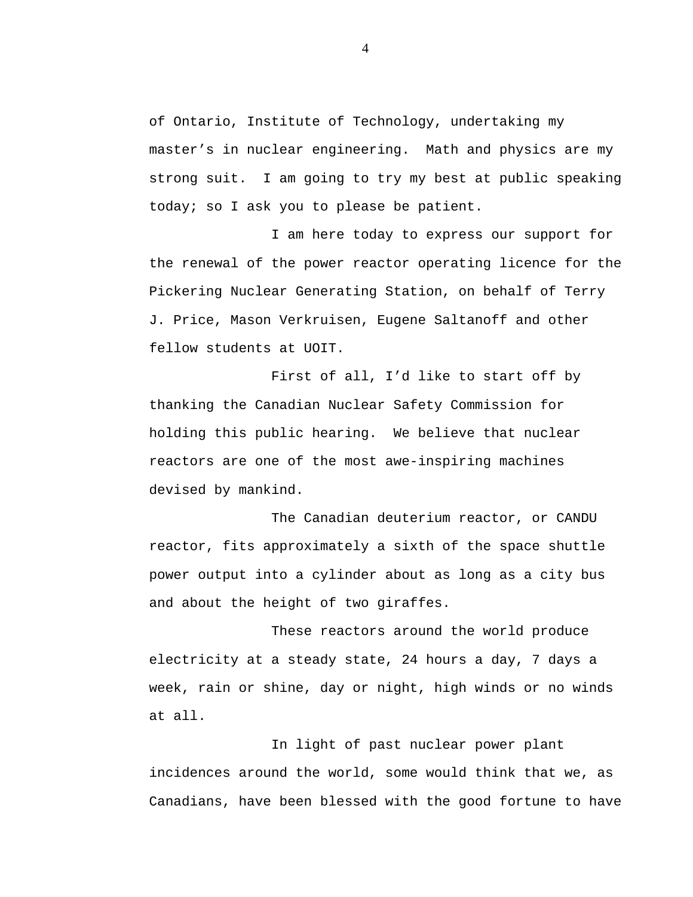of Ontario, Institute of Technology, undertaking my master's in nuclear engineering. Math and physics are my strong suit. I am going to try my best at public speaking today; so I ask you to please be patient.

I am here today to express our support for the renewal of the power reactor operating licence for the Pickering Nuclear Generating Station, on behalf of Terry J. Price, Mason Verkruisen, Eugene Saltanoff and other fellow students at UOIT.

First of all, I'd like to start off by thanking the Canadian Nuclear Safety Commission for holding this public hearing. We believe that nuclear reactors are one of the most awe-inspiring machines devised by mankind.

The Canadian deuterium reactor, or CANDU reactor, fits approximately a sixth of the space shuttle power output into a cylinder about as long as a city bus and about the height of two giraffes.

These reactors around the world produce electricity at a steady state, 24 hours a day, 7 days a week, rain or shine, day or night, high winds or no winds at all.

In light of past nuclear power plant incidences around the world, some would think that we, as Canadians, have been blessed with the good fortune to have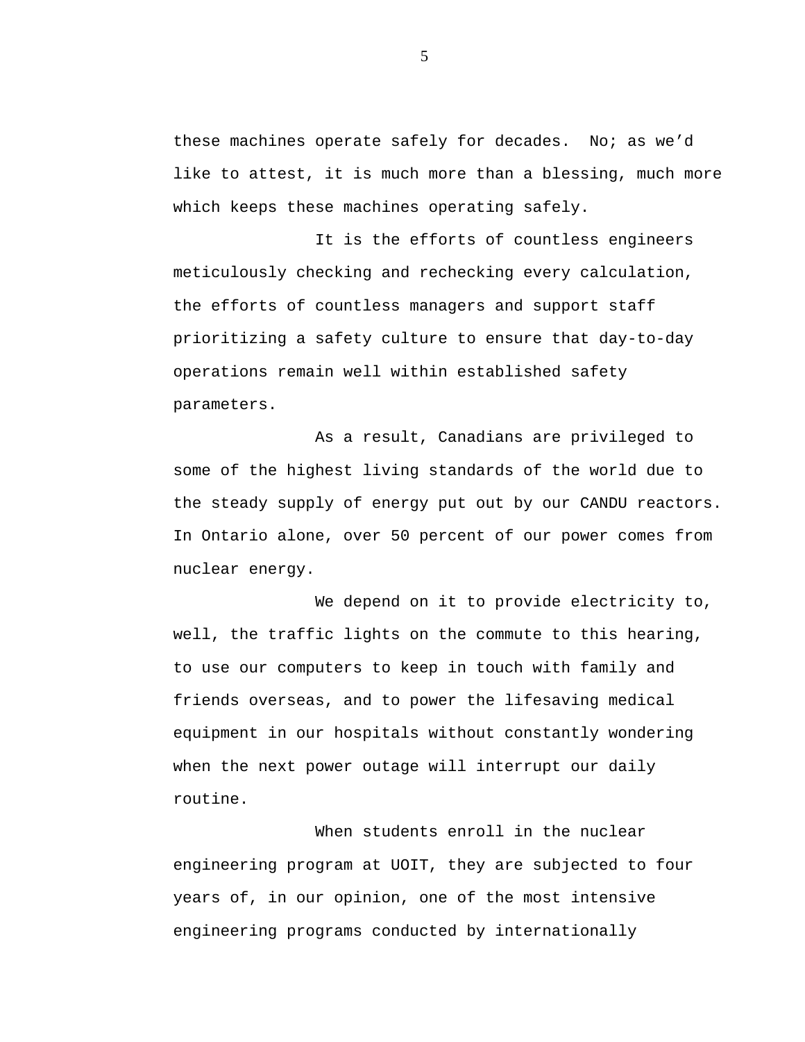these machines operate safely for decades. No; as we'd like to attest, it is much more than a blessing, much more which keeps these machines operating safely.

It is the efforts of countless engineers meticulously checking and rechecking every calculation, the efforts of countless managers and support staff prioritizing a safety culture to ensure that day-to-day operations remain well within established safety parameters.

As a result, Canadians are privileged to some of the highest living standards of the world due to the steady supply of energy put out by our CANDU reactors. In Ontario alone, over 50 percent of our power comes from nuclear energy.

We depend on it to provide electricity to, well, the traffic lights on the commute to this hearing, to use our computers to keep in touch with family and friends overseas, and to power the lifesaving medical equipment in our hospitals without constantly wondering when the next power outage will interrupt our daily routine.

When students enroll in the nuclear engineering program at UOIT, they are subjected to four years of, in our opinion, one of the most intensive engineering programs conducted by internationally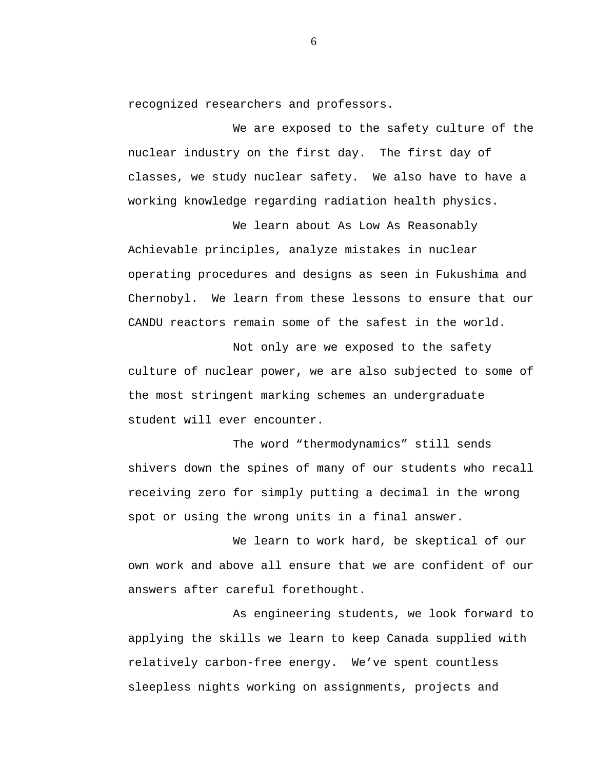recognized researchers and professors.

We are exposed to the safety culture of the nuclear industry on the first day. The first day of classes, we study nuclear safety. We also have to have a working knowledge regarding radiation health physics.

We learn about As Low As Reasonably Achievable principles, analyze mistakes in nuclear operating procedures and designs as seen in Fukushima and Chernobyl. We learn from these lessons to ensure that our CANDU reactors remain some of the safest in the world.

Not only are we exposed to the safety culture of nuclear power, we are also subjected to some of the most stringent marking schemes an undergraduate student will ever encounter.

The word “thermodynamics” still sends shivers down the spines of many of our students who recall receiving zero for simply putting a decimal in the wrong spot or using the wrong units in a final answer.

We learn to work hard, be skeptical of our own work and above all ensure that we are confident of our answers after careful forethought.

As engineering students, we look forward to applying the skills we learn to keep Canada supplied with relatively carbon-free energy. We’ve spent countless sleepless nights working on assignments, projects and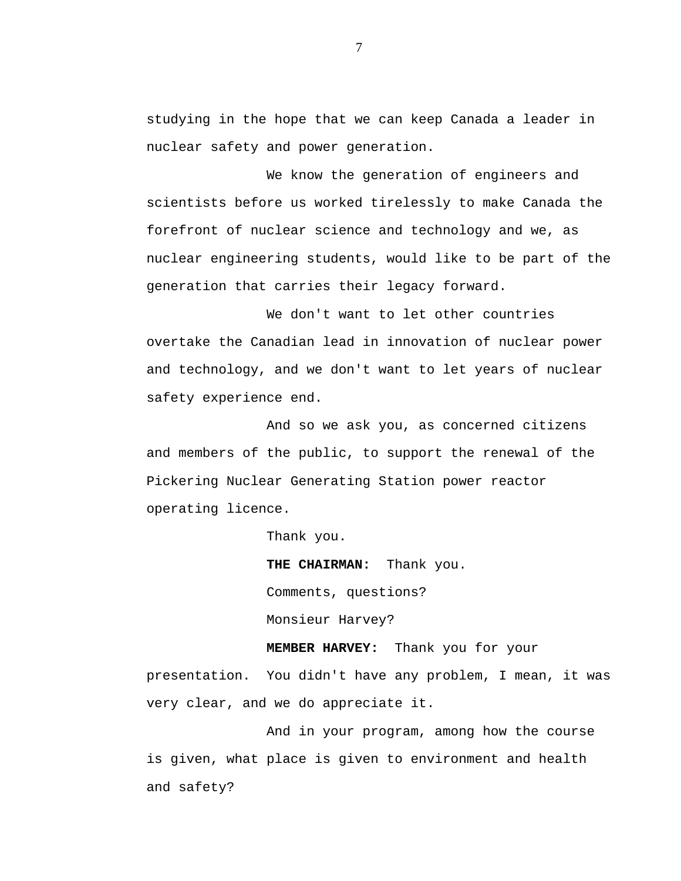studying in the hope that we can keep Canada a leader in nuclear safety and power generation.

We know the generation of engineers and scientists before us worked tirelessly to make Canada the forefront of nuclear science and technology and we, as nuclear engineering students, would like to be part of the generation that carries their legacy forward.

We don't want to let other countries overtake the Canadian lead in innovation of nuclear power and technology, and we don't want to let years of nuclear safety experience end.

And so we ask you, as concerned citizens and members of the public, to support the renewal of the Pickering Nuclear Generating Station power reactor operating licence.

Thank you.

**THE CHAIRMAN:** Thank you.

Comments, questions?

Monsieur Harvey?

**MEMBER HARVEY:** Thank you for your presentation. You didn't have any problem, I mean, it was very clear, and we do appreciate it.

And in your program, among how the course is given, what place is given to environment and health and safety?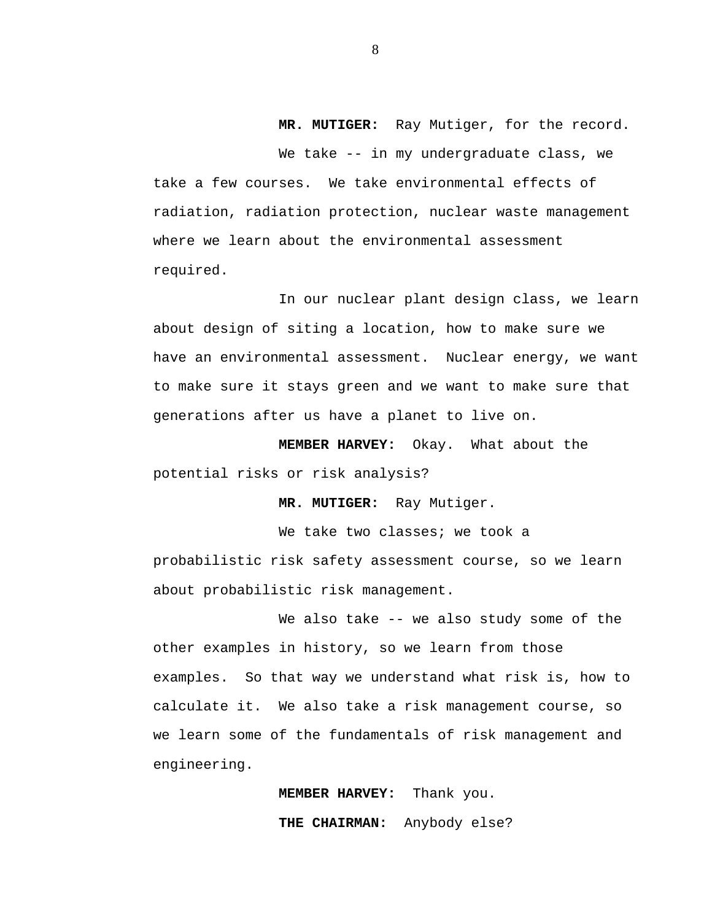**MR. MUTIGER:** Ray Mutiger, for the record.

We take -- in my undergraduate class, we take a few courses. We take environmental effects of radiation, radiation protection, nuclear waste management where we learn about the environmental assessment required.

In our nuclear plant design class, we learn about design of siting a location, how to make sure we have an environmental assessment. Nuclear energy, we want to make sure it stays green and we want to make sure that generations after us have a planet to live on.

**MEMBER HARVEY:** Okay. What about the potential risks or risk analysis?

**MR. MUTIGER:** Ray Mutiger.

We take two classes; we took a probabilistic risk safety assessment course, so we learn about probabilistic risk management.

We also take -- we also study some of the other examples in history, so we learn from those examples. So that way we understand what risk is, how to calculate it. We also take a risk management course, so we learn some of the fundamentals of risk management and engineering.

**MEMBER HARVEY:** Thank you.

**THE CHAIRMAN:** Anybody else?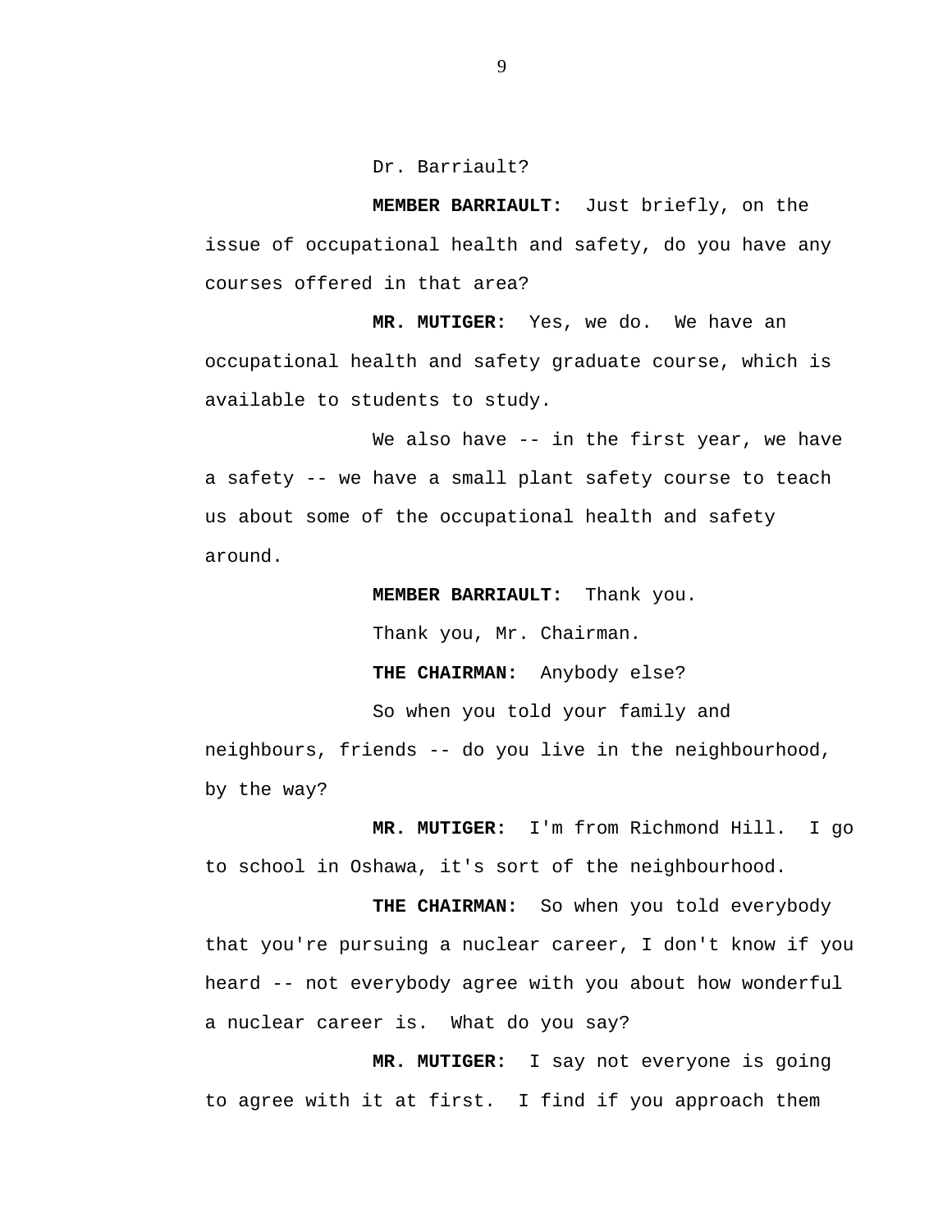Dr. Barriault?

**MEMBER BARRIAULT:** Just briefly, on the issue of occupational health and safety, do you have any courses offered in that area?

**MR. MUTIGER:** Yes, we do. We have an occupational health and safety graduate course, which is available to students to study.

We also have -- in the first year, we have a safety -- we have a small plant safety course to teach us about some of the occupational health and safety around.

**MEMBER BARRIAULT:** Thank you.

Thank you, Mr. Chairman.

**THE CHAIRMAN:** Anybody else?

So when you told your family and neighbours, friends -- do you live in the neighbourhood, by the way?

**MR. MUTIGER:** I'm from Richmond Hill. I go to school in Oshawa, it's sort of the neighbourhood.

**THE CHAIRMAN:** So when you told everybody that you're pursuing a nuclear career, I don't know if you heard -- not everybody agree with you about how wonderful a nuclear career is. What do you say?

**MR. MUTIGER:** I say not everyone is going to agree with it at first. I find if you approach them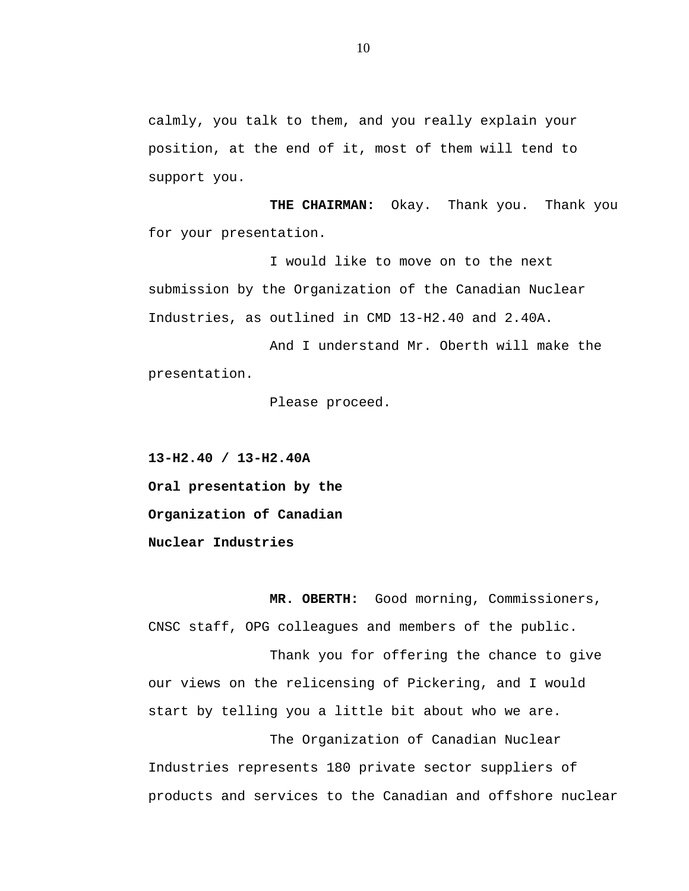calmly, you talk to them, and you really explain your position, at the end of it, most of them will tend to support you.

**THE CHAIRMAN:** Okay. Thank you. Thank you for your presentation.

I would like to move on to the next submission by the Organization of the Canadian Nuclear Industries, as outlined in CMD 13-H2.40 and 2.40A.

And I understand Mr. Oberth will make the presentation.

Please proceed.

**13-H2.40 / 13-H2.40A**
**Oral presentation by the**
**Organization of Canadian**
**Nuclear Industries**

**MR. OBERTH:** Good morning, Commissioners, CNSC staff, OPG colleagues and members of the public.

Thank you for offering the chance to give our views on the relicensing of Pickering, and I would start by telling you a little bit about who we are.

The Organization of Canadian Nuclear Industries represents 180 private sector suppliers of products and services to the Canadian and offshore nuclear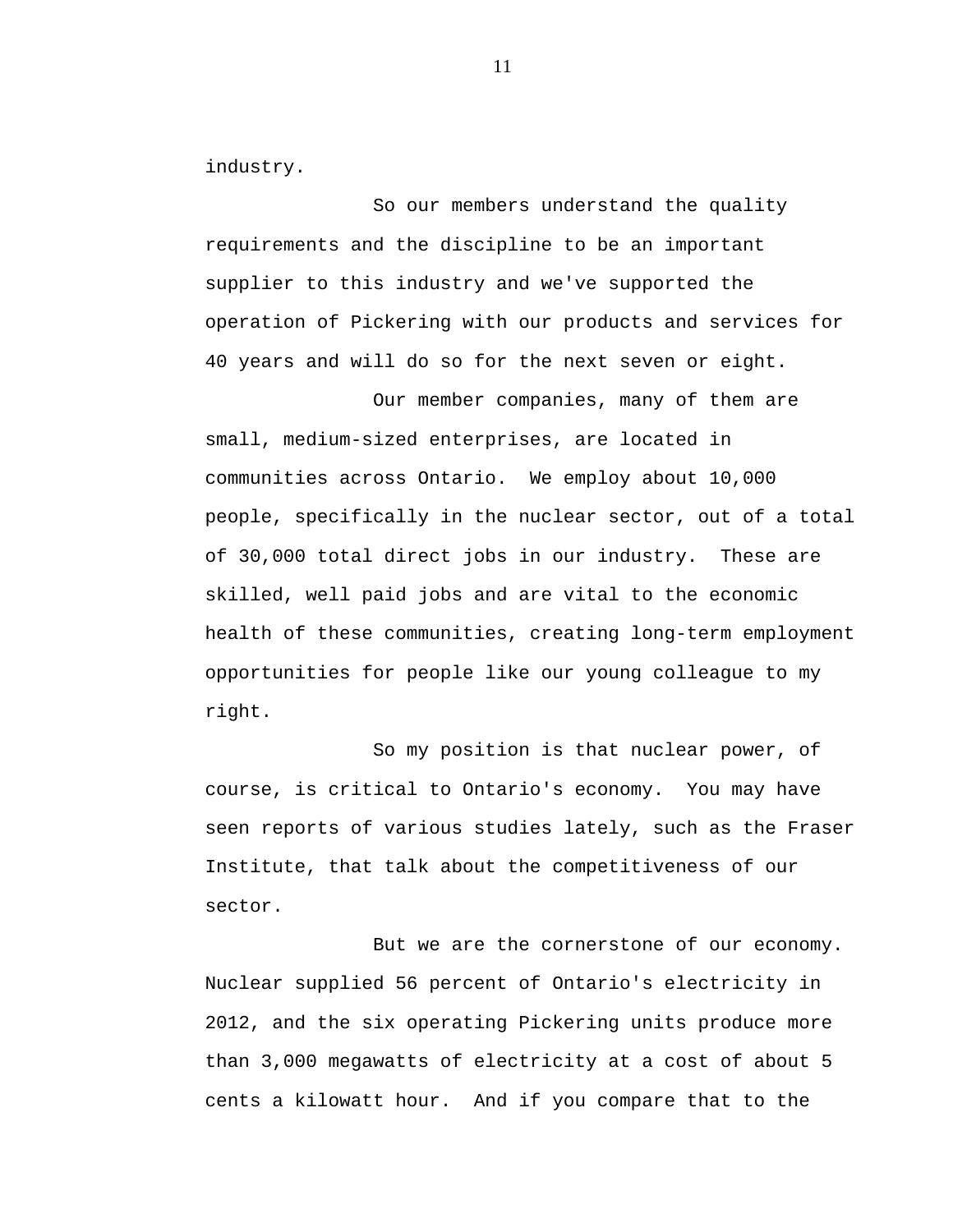industry.

So our members understand the quality requirements and the discipline to be an important supplier to this industry and we've supported the operation of Pickering with our products and services for 40 years and will do so for the next seven or eight.

Our member companies, many of them are small, medium-sized enterprises, are located in communities across Ontario.  We employ about 10,000 people, specifically in the nuclear sector, out of a total of 30,000 total direct jobs in our industry.  These are skilled, well paid jobs and are vital to the economic health of these communities, creating long-term employment opportunities for people like our young colleague to my right.

So my position is that nuclear power, of course, is critical to Ontario's economy.  You may have seen reports of various studies lately, such as the Fraser Institute, that talk about the competitiveness of our sector.

But we are the cornerstone of our economy. Nuclear supplied 56 percent of Ontario's electricity in 2012, and the six operating Pickering units produce more than 3,000 megawatts of electricity at a cost of about 5 cents a kilowatt hour.  And if you compare that to the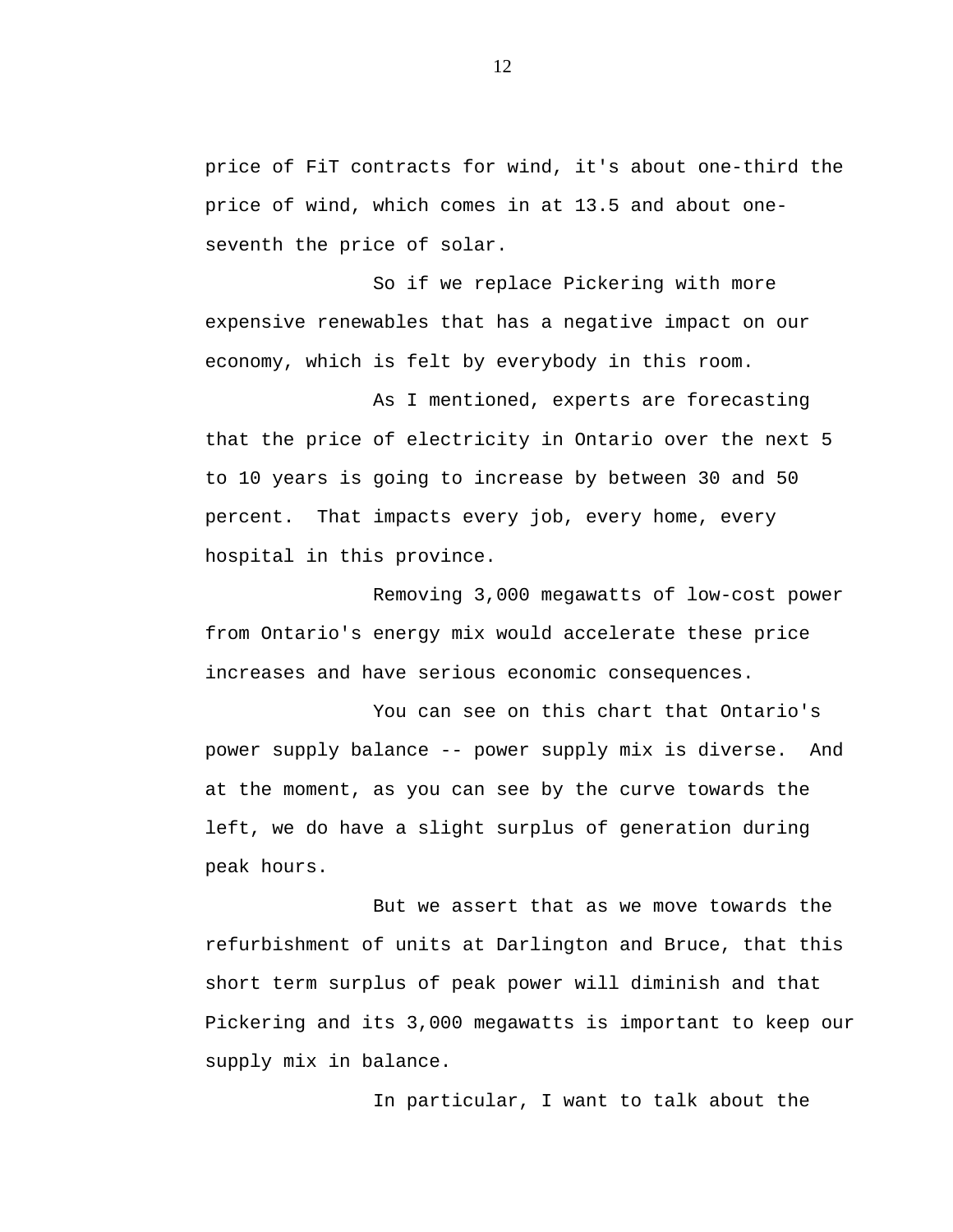price of FiT contracts for wind, it's about one-third the price of wind, which comes in at 13.5 and about one-seventh the price of solar.

So if we replace Pickering with more expensive renewables that has a negative impact on our economy, which is felt by everybody in this room.

As I mentioned, experts are forecasting that the price of electricity in Ontario over the next 5 to 10 years is going to increase by between 30 and 50 percent. That impacts every job, every home, every hospital in this province.

Removing 3,000 megawatts of low-cost power from Ontario's energy mix would accelerate these price increases and have serious economic consequences.

You can see on this chart that Ontario's power supply balance -- power supply mix is diverse. And at the moment, as you can see by the curve towards the left, we do have a slight surplus of generation during peak hours.

But we assert that as we move towards the refurbishment of units at Darlington and Bruce, that this short term surplus of peak power will diminish and that Pickering and its 3,000 megawatts is important to keep our supply mix in balance.

In particular, I want to talk about the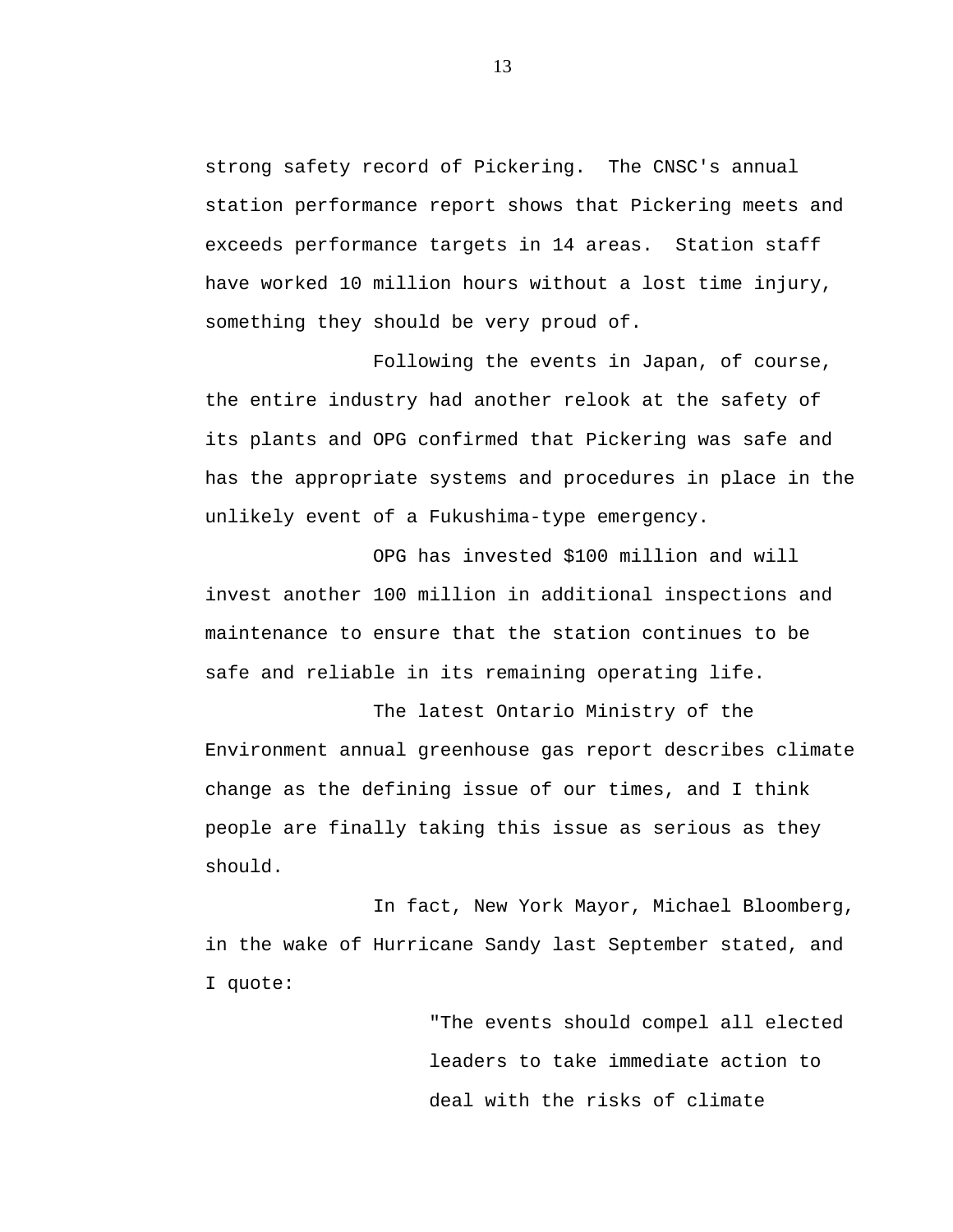strong safety record of Pickering. The CNSC's annual station performance report shows that Pickering meets and exceeds performance targets in 14 areas. Station staff have worked 10 million hours without a lost time injury, something they should be very proud of.

Following the events in Japan, of course, the entire industry had another relook at the safety of its plants and OPG confirmed that Pickering was safe and has the appropriate systems and procedures in place in the unlikely event of a Fukushima-type emergency.

OPG has invested $100 million and will invest another 100 million in additional inspections and maintenance to ensure that the station continues to be safe and reliable in its remaining operating life.

The latest Ontario Ministry of the Environment annual greenhouse gas report describes climate change as the defining issue of our times, and I think people are finally taking this issue as serious as they should.

In fact, New York Mayor, Michael Bloomberg, in the wake of Hurricane Sandy last September stated, and I quote:

> "The events should compel all elected leaders to take immediate action to deal with the risks of climate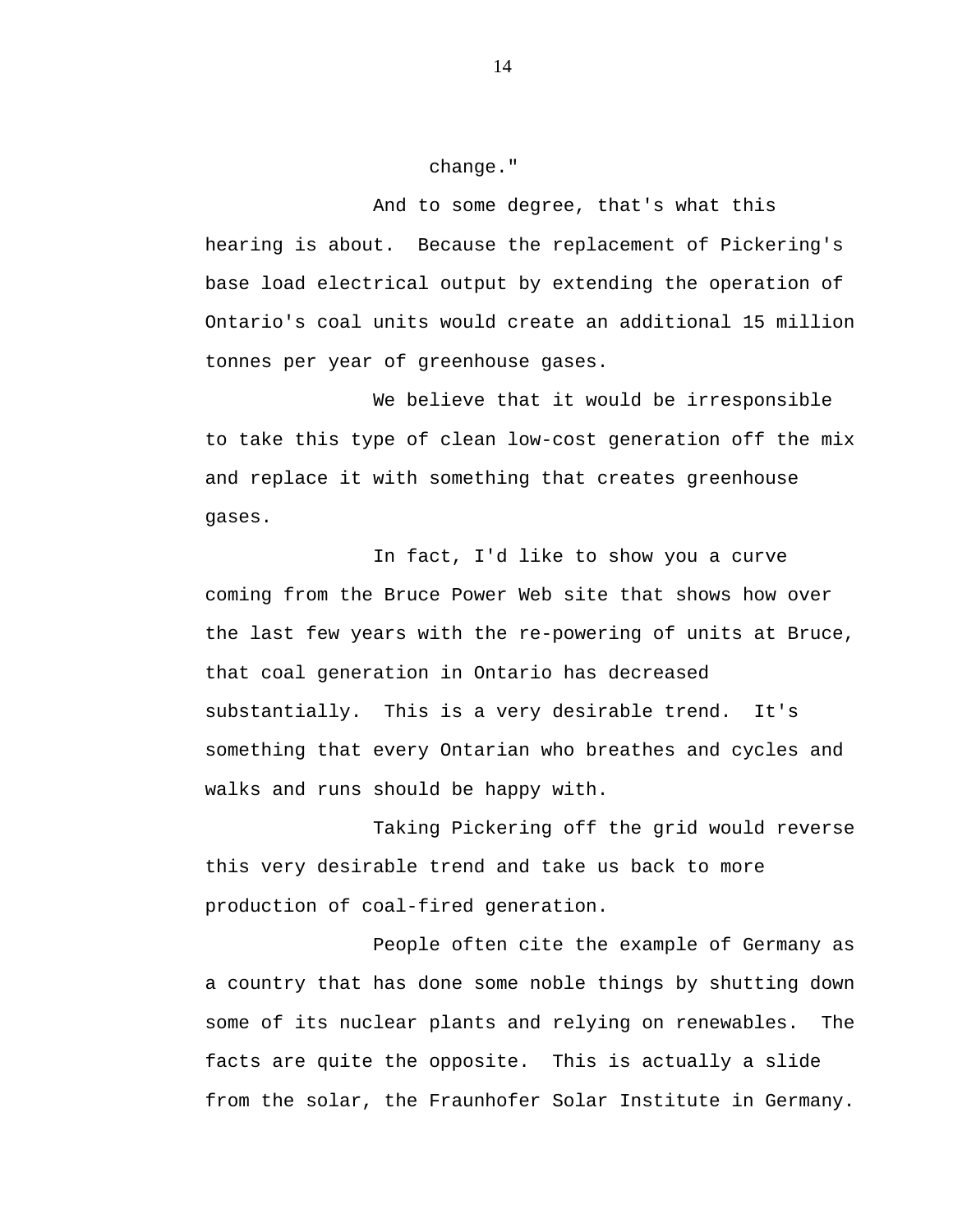change."

And to some degree, that's what this hearing is about. Because the replacement of Pickering's base load electrical output by extending the operation of Ontario's coal units would create an additional 15 million tonnes per year of greenhouse gases.

We believe that it would be irresponsible to take this type of clean low-cost generation off the mix and replace it with something that creates greenhouse gases.

In fact, I'd like to show you a curve coming from the Bruce Power Web site that shows how over the last few years with the re-powering of units at Bruce, that coal generation in Ontario has decreased substantially. This is a very desirable trend. It's something that every Ontarian who breathes and cycles and walks and runs should be happy with.

Taking Pickering off the grid would reverse this very desirable trend and take us back to more production of coal-fired generation.

People often cite the example of Germany as a country that has done some noble things by shutting down some of its nuclear plants and relying on renewables. The facts are quite the opposite. This is actually a slide from the solar, the Fraunhofer Solar Institute in Germany.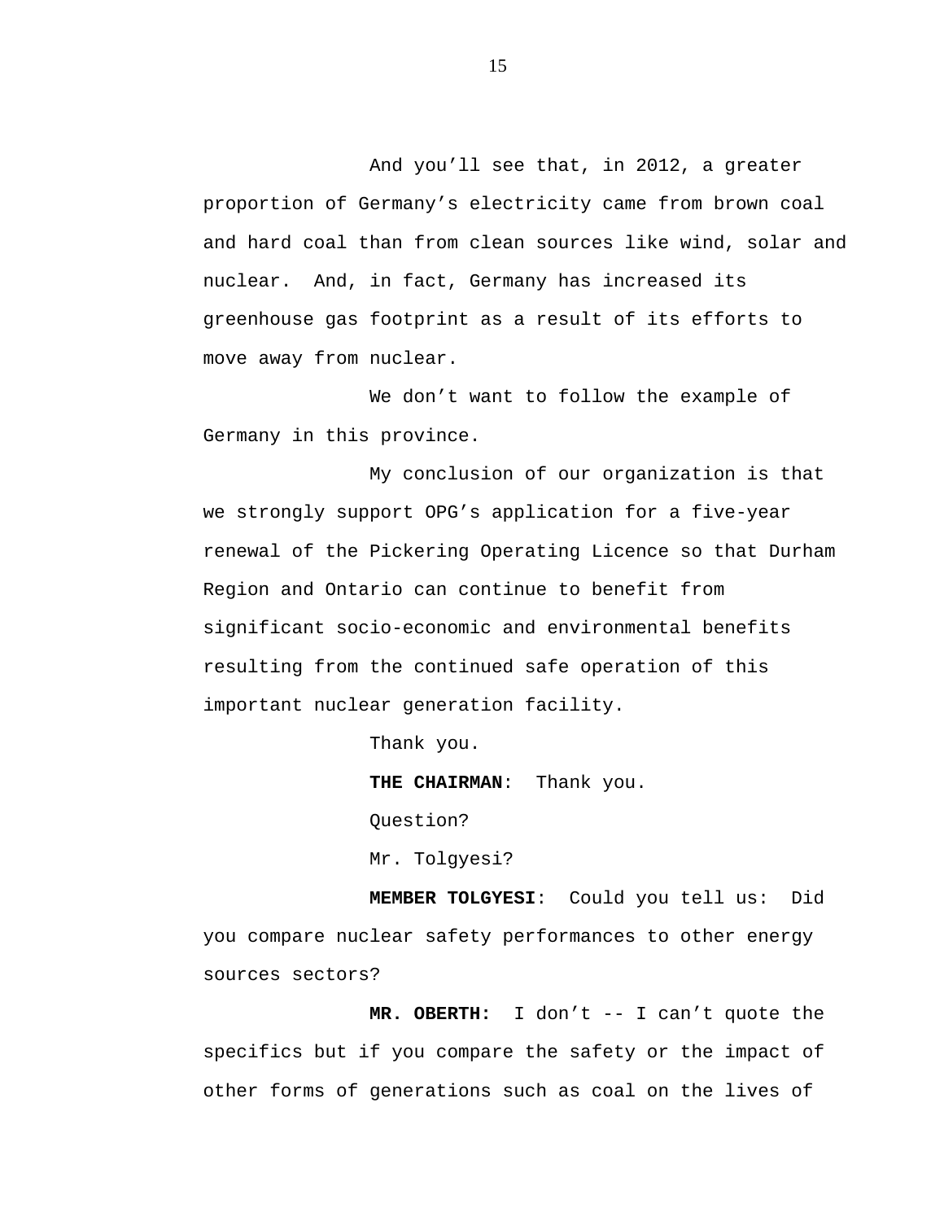And you'll see that, in 2012, a greater proportion of Germany's electricity came from brown coal and hard coal than from clean sources like wind, solar and nuclear. And, in fact, Germany has increased its greenhouse gas footprint as a result of its efforts to move away from nuclear.

We don't want to follow the example of Germany in this province.

My conclusion of our organization is that we strongly support OPG's application for a five-year renewal of the Pickering Operating Licence so that Durham Region and Ontario can continue to benefit from significant socio-economic and environmental benefits resulting from the continued safe operation of this important nuclear generation facility.

Thank you.

**THE CHAIRMAN**: Thank you.

Question?

Mr. Tolgyesi?

**MEMBER TOLGYESI**: Could you tell us: Did you compare nuclear safety performances to other energy sources sectors?

**MR. OBERTH:** I don't -- I can't quote the specifics but if you compare the safety or the impact of other forms of generations such as coal on the lives of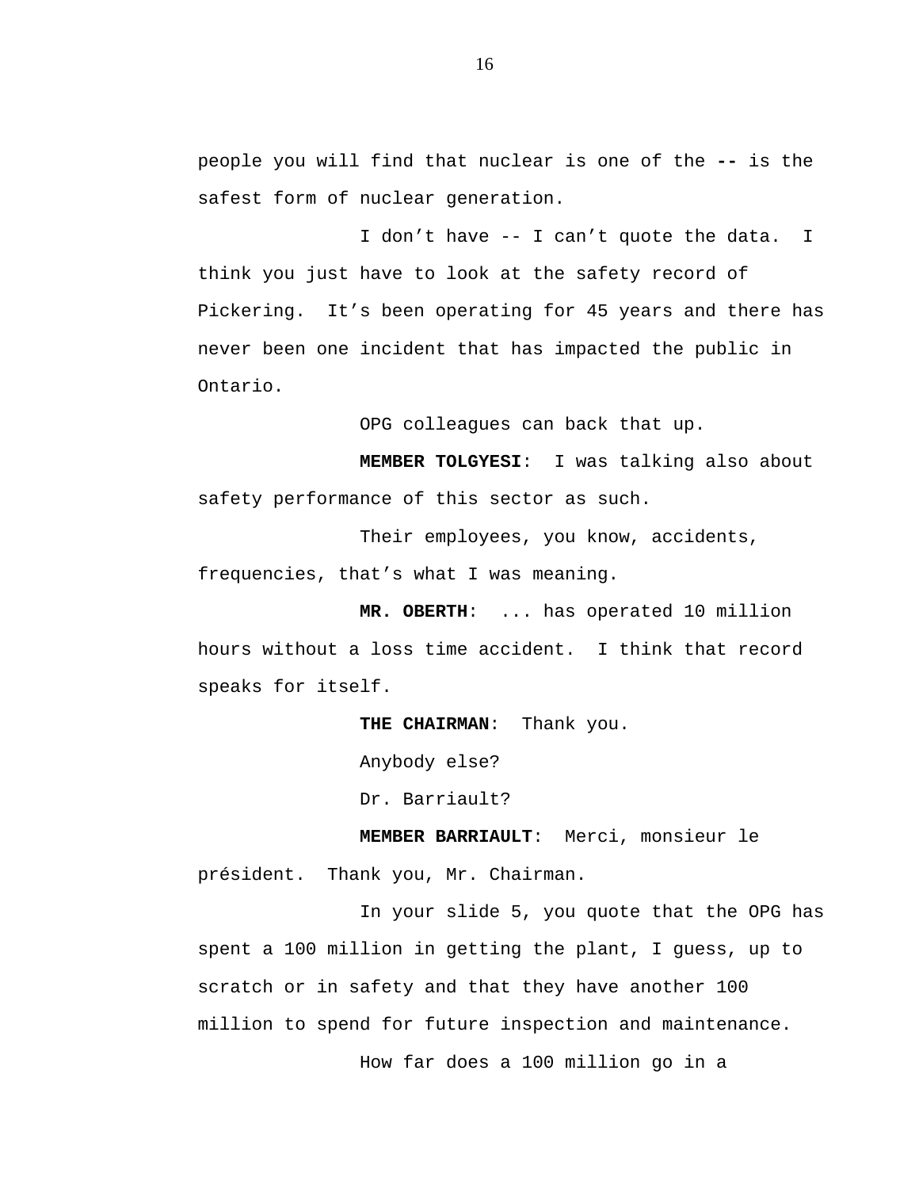people you will find that nuclear is one of the **--** is the safest form of nuclear generation.

I don’t have -- I can’t quote the data. I think you just have to look at the safety record of Pickering. It’s been operating for 45 years and there has never been one incident that has impacted the public in Ontario.

OPG colleagues can back that up.

**MEMBER TOLGYESI**: I was talking also about safety performance of this sector as such.

Their employees, you know, accidents, frequencies, that’s what I was meaning.

**MR. OBERTH**: ... has operated 10 million hours without a loss time accident. I think that record speaks for itself.

**THE CHAIRMAN**: Thank you.

Anybody else?

Dr. Barriault?

**MEMBER BARRIAULT**: Merci, monsieur le président. Thank you, Mr. Chairman.

In your slide 5, you quote that the OPG has spent a 100 million in getting the plant, I guess, up to scratch or in safety and that they have another 100 million to spend for future inspection and maintenance.

How far does a 100 million go in a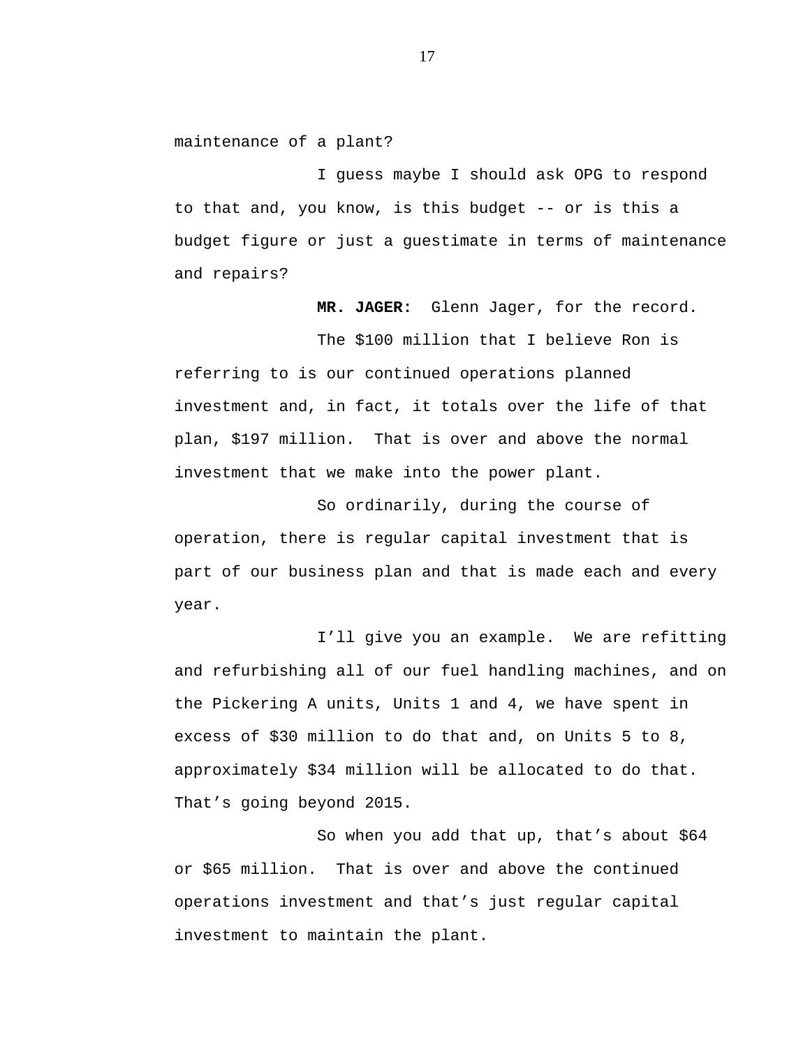maintenance of a plant?

I guess maybe I should ask OPG to respond to that and, you know, is this budget -- or is this a budget figure or just a guestimate in terms of maintenance and repairs?

**MR. JAGER:** Glenn Jager, for the record.

The $100 million that I believe Ron is referring to is our continued operations planned investment and, in fact, it totals over the life of that plan, $197 million. That is over and above the normal investment that we make into the power plant.

So ordinarily, during the course of operation, there is regular capital investment that is part of our business plan and that is made each and every year.

I'll give you an example. We are refitting and refurbishing all of our fuel handling machines, and on the Pickering A units, Units 1 and 4, we have spent in excess of $30 million to do that and, on Units 5 to 8, approximately $34 million will be allocated to do that. That's going beyond 2015.

So when you add that up, that's about $64 or $65 million. That is over and above the continued operations investment and that's just regular capital investment to maintain the plant.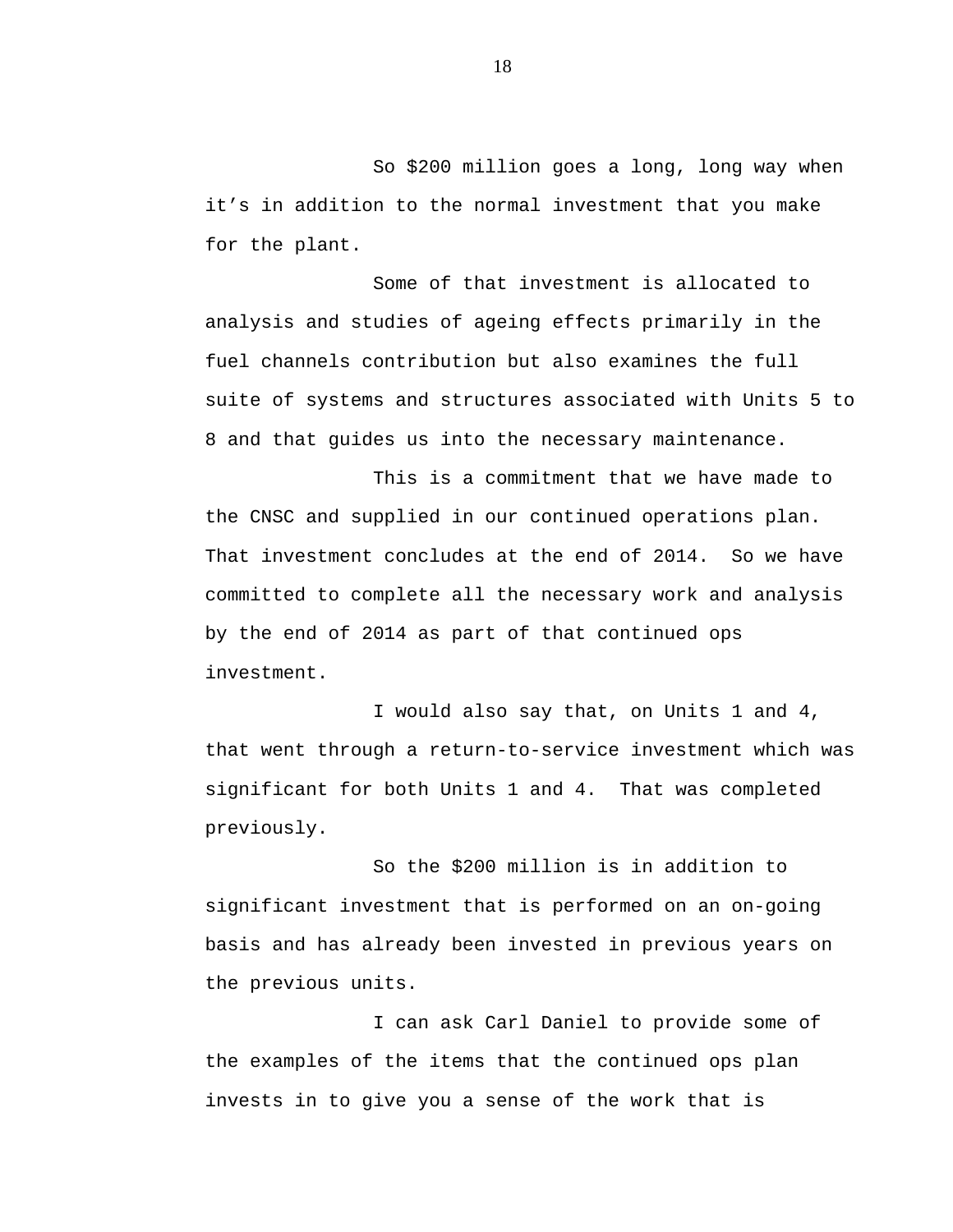So $200 million goes a long, long way when it's in addition to the normal investment that you make for the plant.

Some of that investment is allocated to analysis and studies of ageing effects primarily in the fuel channels contribution but also examines the full suite of systems and structures associated with Units 5 to 8 and that guides us into the necessary maintenance.

This is a commitment that we have made to the CNSC and supplied in our continued operations plan. That investment concludes at the end of 2014. So we have committed to complete all the necessary work and analysis by the end of 2014 as part of that continued ops investment.

I would also say that, on Units 1 and 4, that went through a return-to-service investment which was significant for both Units 1 and 4. That was completed previously.

So the $200 million is in addition to significant investment that is performed on an on-going basis and has already been invested in previous years on the previous units.

I can ask Carl Daniel to provide some of the examples of the items that the continued ops plan invests in to give you a sense of the work that is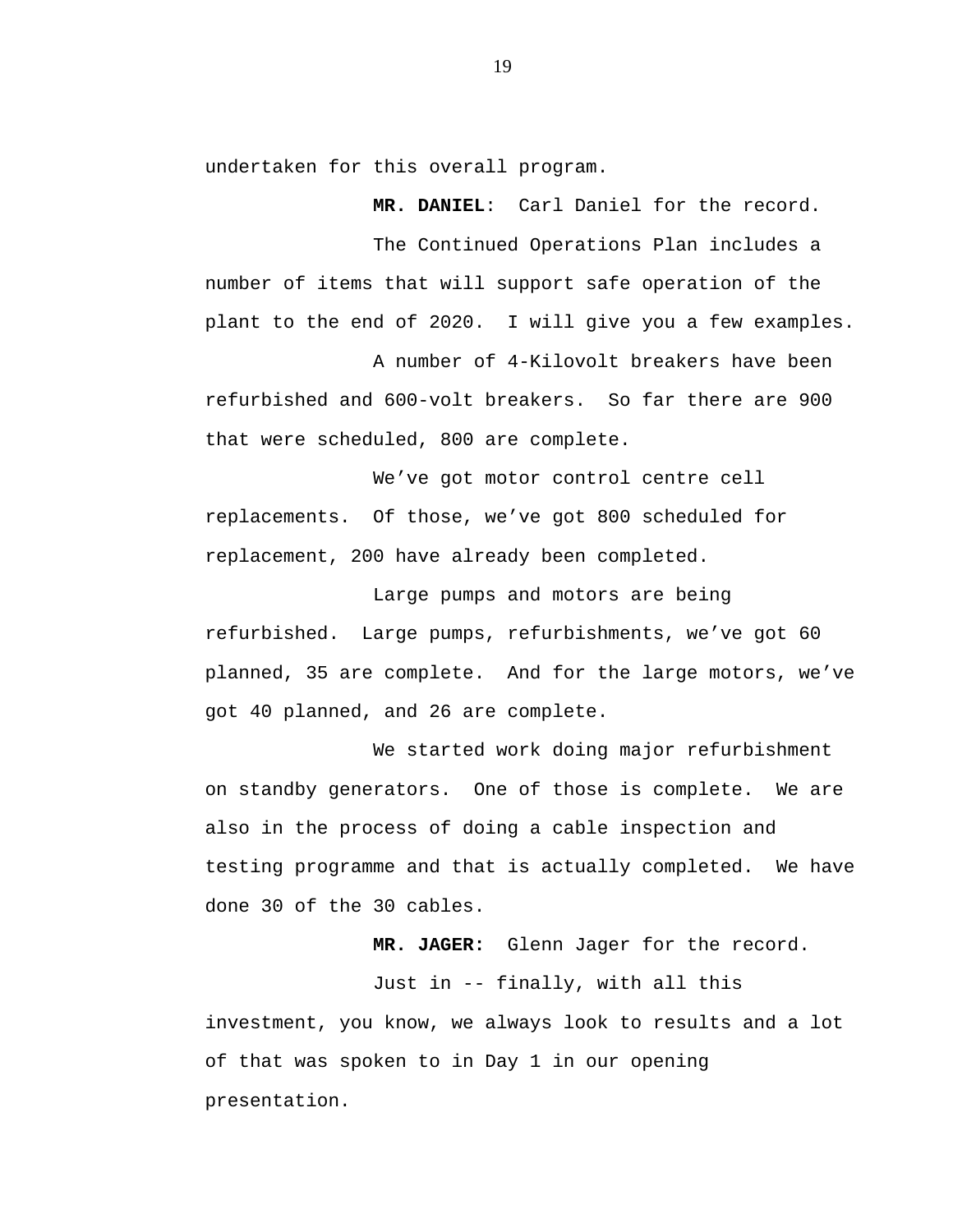undertaken for this overall program.

**MR. DANIEL**: Carl Daniel for the record.

The Continued Operations Plan includes a number of items that will support safe operation of the plant to the end of 2020. I will give you a few examples.

A number of 4-Kilovolt breakers have been refurbished and 600-volt breakers. So far there are 900 that were scheduled, 800 are complete.

We've got motor control centre cell replacements. Of those, we've got 800 scheduled for replacement, 200 have already been completed.

Large pumps and motors are being refurbished. Large pumps, refurbishments, we've got 60 planned, 35 are complete. And for the large motors, we've got 40 planned, and 26 are complete.

We started work doing major refurbishment on standby generators. One of those is complete. We are also in the process of doing a cable inspection and testing programme and that is actually completed. We have done 30 of the 30 cables.

**MR. JAGER:** Glenn Jager for the record.

Just in -- finally, with all this investment, you know, we always look to results and a lot of that was spoken to in Day 1 in our opening presentation.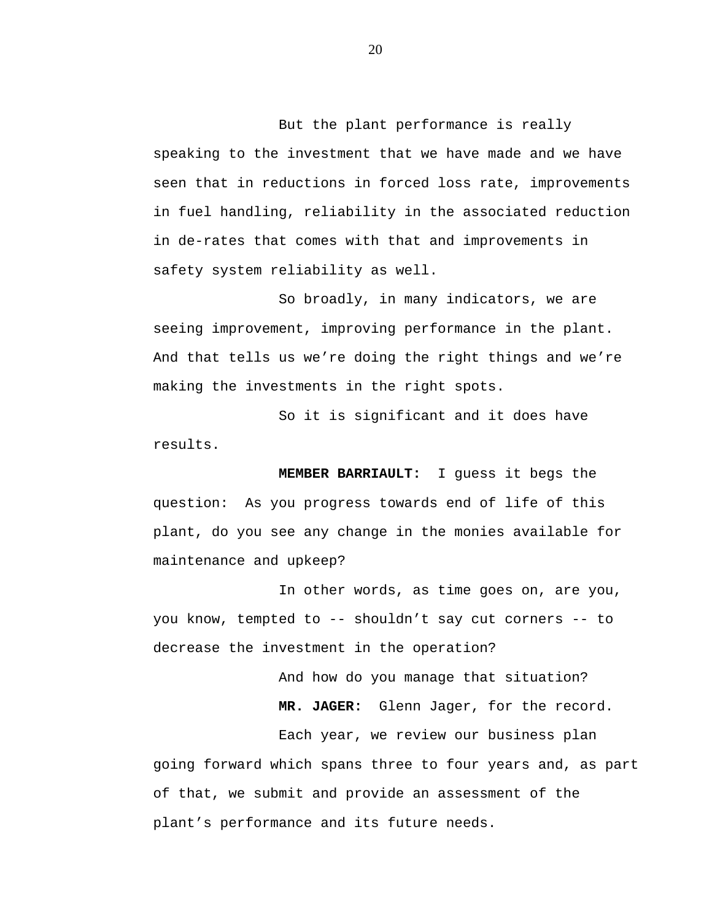But the plant performance is really speaking to the investment that we have made and we have seen that in reductions in forced loss rate, improvements in fuel handling, reliability in the associated reduction in de-rates that comes with that and improvements in safety system reliability as well.

So broadly, in many indicators, we are seeing improvement, improving performance in the plant. And that tells us we're doing the right things and we're making the investments in the right spots.

So it is significant and it does have results.

**MEMBER BARRIAULT:** I guess it begs the question: As you progress towards end of life of this plant, do you see any change in the monies available for maintenance and upkeep?

In other words, as time goes on, are you, you know, tempted to -- shouldn't say cut corners -- to decrease the investment in the operation?

And how do you manage that situation?

**MR. JAGER:** Glenn Jager, for the record.

Each year, we review our business plan going forward which spans three to four years and, as part of that, we submit and provide an assessment of the plant's performance and its future needs.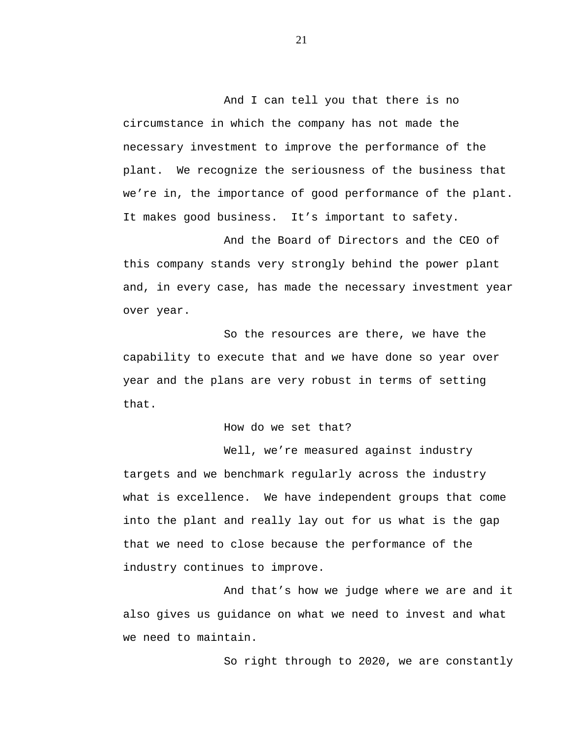And I can tell you that there is no circumstance in which the company has not made the necessary investment to improve the performance of the plant. We recognize the seriousness of the business that we're in, the importance of good performance of the plant. It makes good business. It's important to safety.

And the Board of Directors and the CEO of this company stands very strongly behind the power plant and, in every case, has made the necessary investment year over year.

So the resources are there, we have the capability to execute that and we have done so year over year and the plans are very robust in terms of setting that.

How do we set that?

Well, we're measured against industry targets and we benchmark regularly across the industry what is excellence. We have independent groups that come into the plant and really lay out for us what is the gap that we need to close because the performance of the industry continues to improve.

And that's how we judge where we are and it also gives us guidance on what we need to invest and what we need to maintain.

So right through to 2020, we are constantly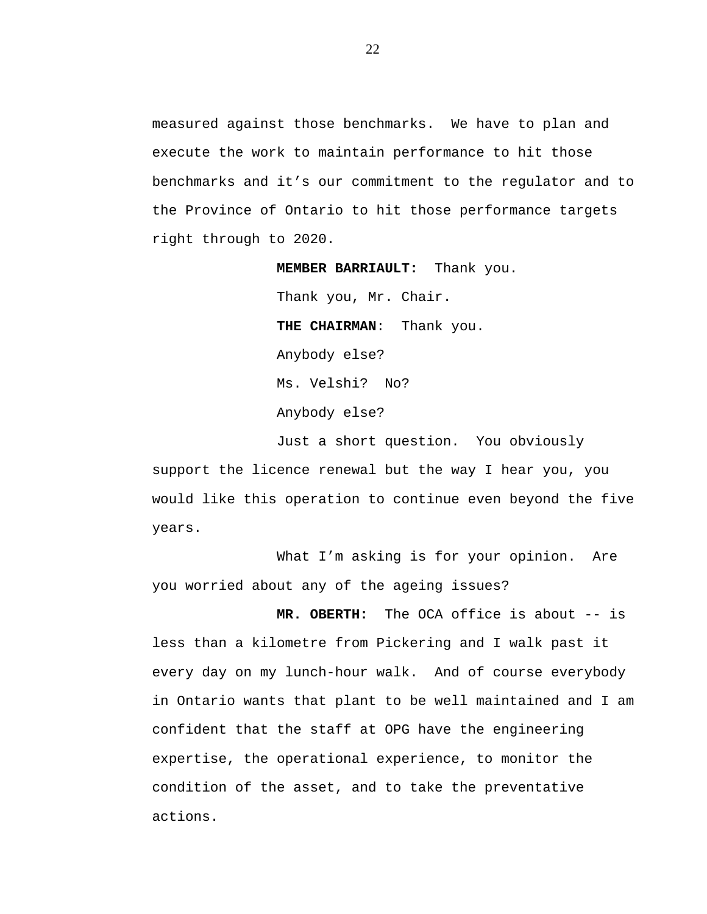measured against those benchmarks. We have to plan and execute the work to maintain performance to hit those benchmarks and it's our commitment to the regulator and to the Province of Ontario to hit those performance targets right through to 2020.

**MEMBER BARRIAULT:** Thank you.

Thank you, Mr. Chair.

**THE CHAIRMAN**: Thank you.

Anybody else?

Ms. Velshi? No?

Anybody else?

Just a short question. You obviously support the licence renewal but the way I hear you, you would like this operation to continue even beyond the five years.

What I'm asking is for your opinion. Are you worried about any of the ageing issues?

**MR. OBERTH:** The OCA office is about -- is less than a kilometre from Pickering and I walk past it every day on my lunch-hour walk. And of course everybody in Ontario wants that plant to be well maintained and I am confident that the staff at OPG have the engineering expertise, the operational experience, to monitor the condition of the asset, and to take the preventative actions.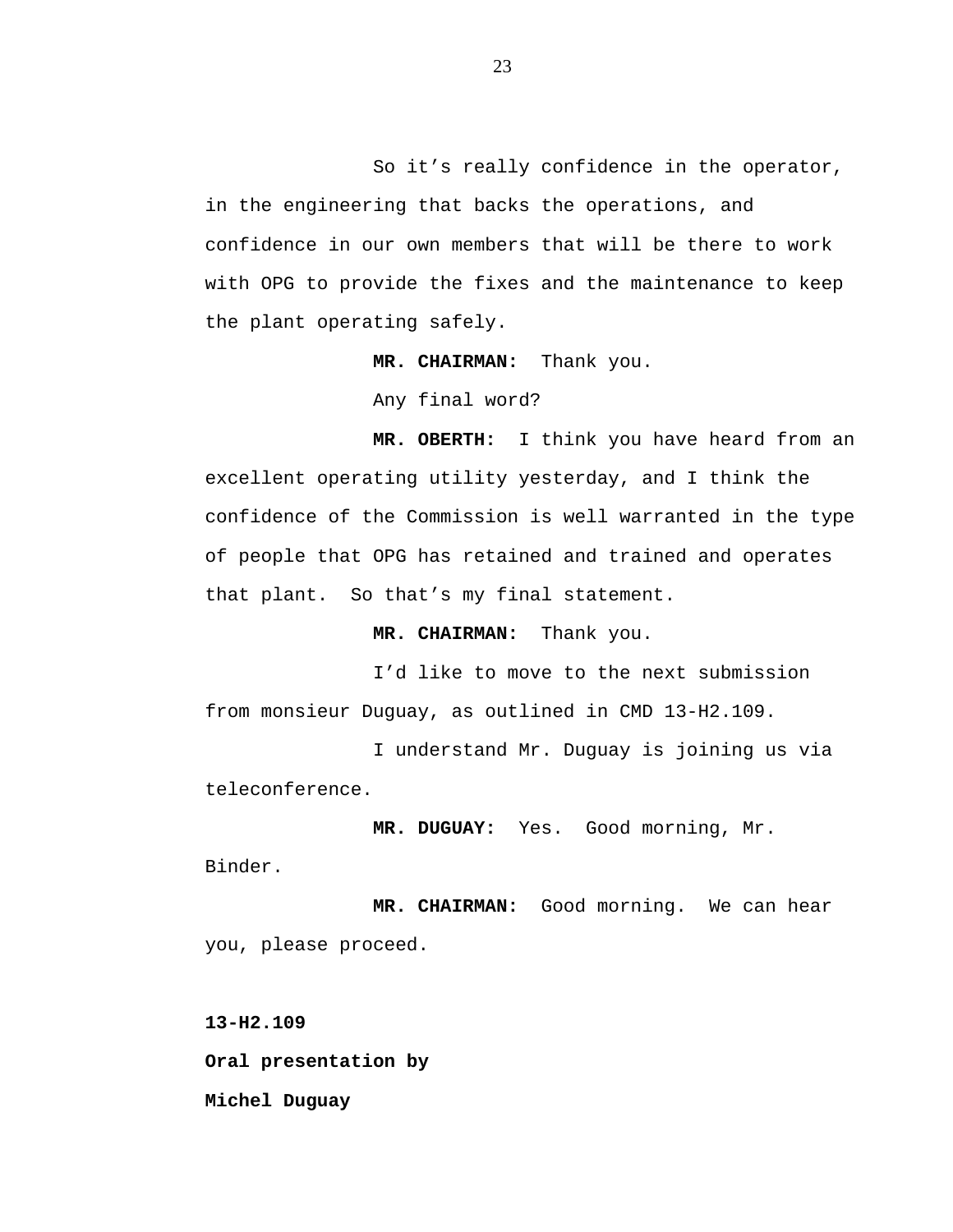So it’s really confidence in the operator, in the engineering that backs the operations, and confidence in our own members that will be there to work with OPG to provide the fixes and the maintenance to keep the plant operating safely.

**MR. CHAIRMAN:** Thank you.

Any final word?

**MR. OBERTH:** I think you have heard from an excellent operating utility yesterday, and I think the confidence of the Commission is well warranted in the type of people that OPG has retained and trained and operates that plant. So that’s my final statement.

**MR. CHAIRMAN:** Thank you.

I’d like to move to the next submission from monsieur Duguay, as outlined in CMD 13-H2.109.

I understand Mr. Duguay is joining us via teleconference.

**MR. DUGUAY:** Yes. Good morning, Mr. Binder.

**MR. CHAIRMAN:** Good morning. We can hear you, please proceed.

**13-H2.109**

**Oral presentation by**

**Michel Duguay**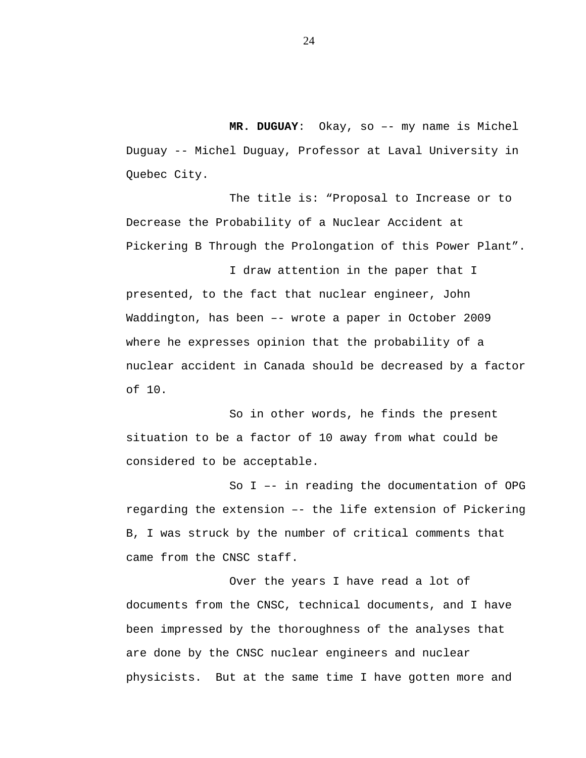**MR. DUGUAY**: Okay, so –- my name is Michel Duguay -- Michel Duguay, Professor at Laval University in Quebec City.

The title is: “Proposal to Increase or to Decrease the Probability of a Nuclear Accident at Pickering B Through the Prolongation of this Power Plant”.

I draw attention in the paper that I presented, to the fact that nuclear engineer, John Waddington, has been –- wrote a paper in October 2009 where he expresses opinion that the probability of a nuclear accident in Canada should be decreased by a factor of 10.

So in other words, he finds the present situation to be a factor of 10 away from what could be considered to be acceptable.

So I –- in reading the documentation of OPG regarding the extension –- the life extension of Pickering B, I was struck by the number of critical comments that came from the CNSC staff.

Over the years I have read a lot of documents from the CNSC, technical documents, and I have been impressed by the thoroughness of the analyses that are done by the CNSC nuclear engineers and nuclear physicists. But at the same time I have gotten more and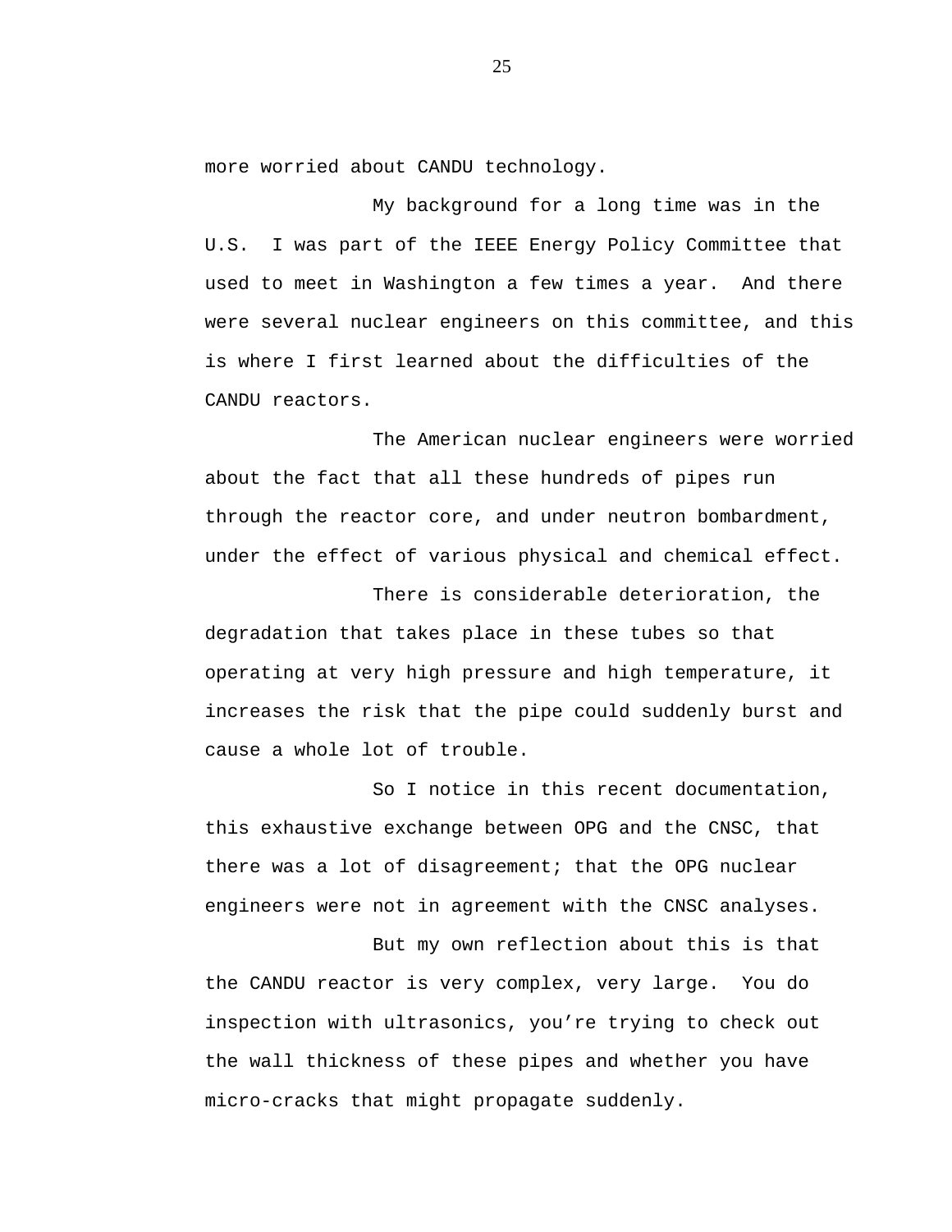more worried about CANDU technology.

My background for a long time was in the U.S. I was part of the IEEE Energy Policy Committee that used to meet in Washington a few times a year. And there were several nuclear engineers on this committee, and this is where I first learned about the difficulties of the CANDU reactors.

The American nuclear engineers were worried about the fact that all these hundreds of pipes run through the reactor core, and under neutron bombardment, under the effect of various physical and chemical effect.

There is considerable deterioration, the degradation that takes place in these tubes so that operating at very high pressure and high temperature, it increases the risk that the pipe could suddenly burst and cause a whole lot of trouble.

So I notice in this recent documentation, this exhaustive exchange between OPG and the CNSC, that there was a lot of disagreement; that the OPG nuclear engineers were not in agreement with the CNSC analyses.

But my own reflection about this is that the CANDU reactor is very complex, very large. You do inspection with ultrasonics, you're trying to check out the wall thickness of these pipes and whether you have micro-cracks that might propagate suddenly.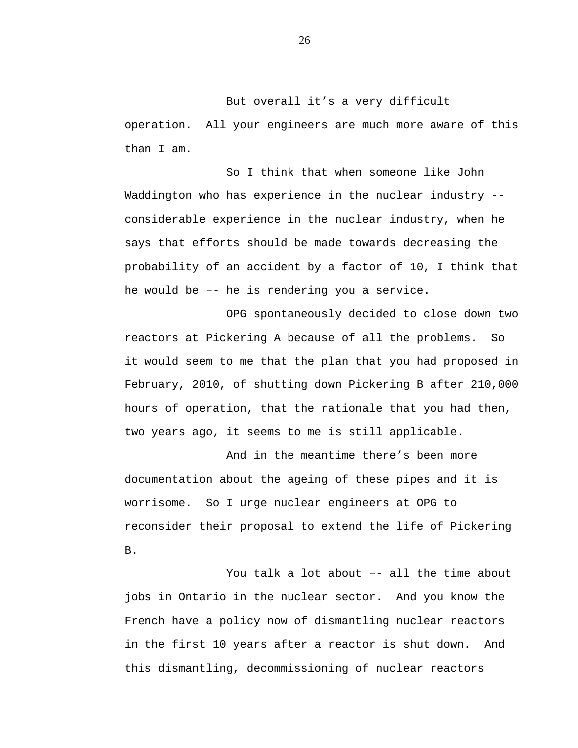But overall it’s a very difficult operation. All your engineers are much more aware of this than I am.

So I think that when someone like John Waddington who has experience in the nuclear industry -- considerable experience in the nuclear industry, when he says that efforts should be made towards decreasing the probability of an accident by a factor of 10, I think that he would be –- he is rendering you a service.

OPG spontaneously decided to close down two reactors at Pickering A because of all the problems. So it would seem to me that the plan that you had proposed in February, 2010, of shutting down Pickering B after 210,000 hours of operation, that the rationale that you had then, two years ago, it seems to me is still applicable.

And in the meantime there’s been more documentation about the ageing of these pipes and it is worrisome. So I urge nuclear engineers at OPG to reconsider their proposal to extend the life of Pickering B.

You talk a lot about –- all the time about jobs in Ontario in the nuclear sector. And you know the French have a policy now of dismantling nuclear reactors in the first 10 years after a reactor is shut down. And this dismantling, decommissioning of nuclear reactors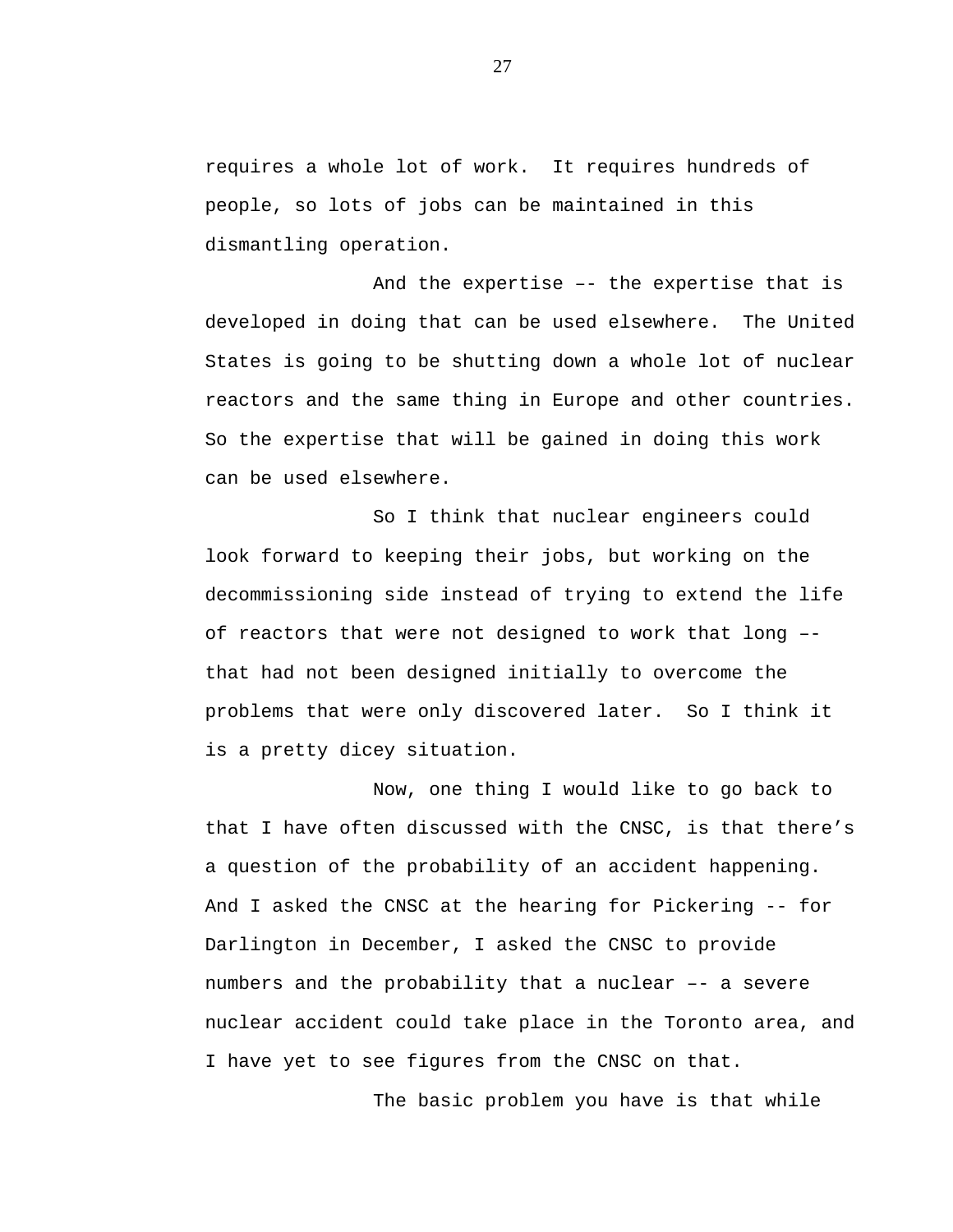requires a whole lot of work.  It requires hundreds of people, so lots of jobs can be maintained in this dismantling operation.

And the expertise –- the expertise that is developed in doing that can be used elsewhere.  The United States is going to be shutting down a whole lot of nuclear reactors and the same thing in Europe and other countries. So the expertise that will be gained in doing this work can be used elsewhere.

So I think that nuclear engineers could look forward to keeping their jobs, but working on the decommissioning side instead of trying to extend the life of reactors that were not designed to work that long –- that had not been designed initially to overcome the problems that were only discovered later.  So I think it is a pretty dicey situation.

Now, one thing I would like to go back to that I have often discussed with the CNSC, is that there's a question of the probability of an accident happening. And I asked the CNSC at the hearing for Pickering -- for Darlington in December, I asked the CNSC to provide numbers and the probability that a nuclear –- a severe nuclear accident could take place in the Toronto area, and I have yet to see figures from the CNSC on that.

The basic problem you have is that while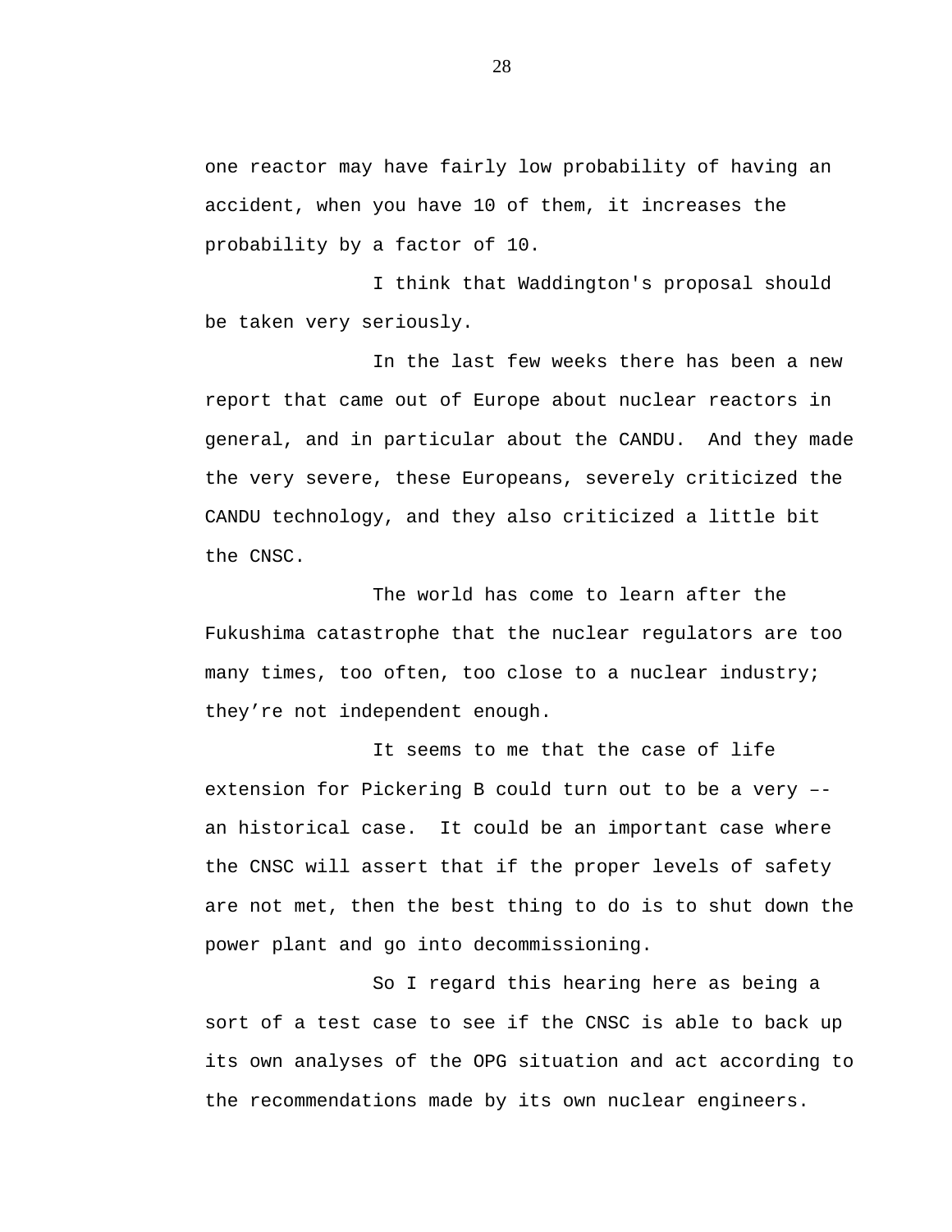one reactor may have fairly low probability of having an accident, when you have 10 of them, it increases the probability by a factor of 10.

I think that Waddington's proposal should be taken very seriously.

In the last few weeks there has been a new report that came out of Europe about nuclear reactors in general, and in particular about the CANDU. And they made the very severe, these Europeans, severely criticized the CANDU technology, and they also criticized a little bit the CNSC.

The world has come to learn after the Fukushima catastrophe that the nuclear regulators are too many times, too often, too close to a nuclear industry; they’re not independent enough.

It seems to me that the case of life extension for Pickering B could turn out to be a very –- an historical case. It could be an important case where the CNSC will assert that if the proper levels of safety are not met, then the best thing to do is to shut down the power plant and go into decommissioning.

So I regard this hearing here as being a sort of a test case to see if the CNSC is able to back up its own analyses of the OPG situation and act according to the recommendations made by its own nuclear engineers.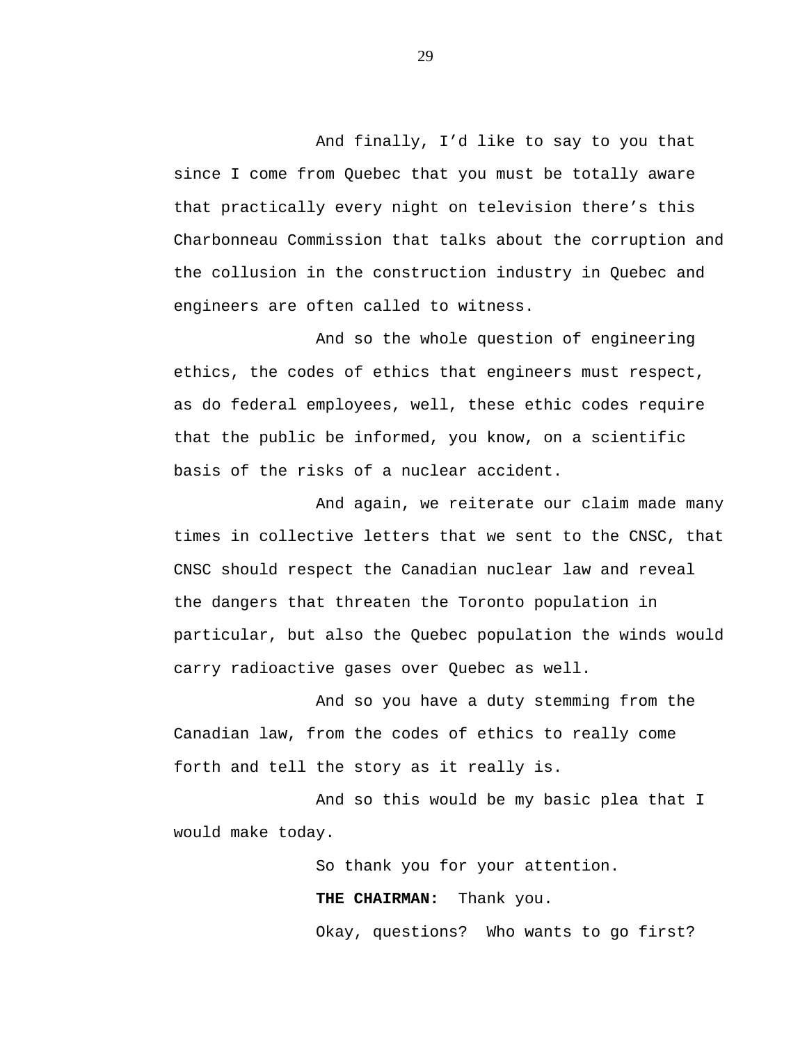And finally, I’d like to say to you that since I come from Quebec that you must be totally aware that practically every night on television there’s this Charbonneau Commission that talks about the corruption and the collusion in the construction industry in Quebec and engineers are often called to witness.

And so the whole question of engineering ethics, the codes of ethics that engineers must respect, as do federal employees, well, these ethic codes require that the public be informed, you know, on a scientific basis of the risks of a nuclear accident.

And again, we reiterate our claim made many times in collective letters that we sent to the CNSC, that CNSC should respect the Canadian nuclear law and reveal the dangers that threaten the Toronto population in particular, but also the Quebec population the winds would carry radioactive gases over Quebec as well.

And so you have a duty stemming from the Canadian law, from the codes of ethics to really come forth and tell the story as it really is.

And so this would be my basic plea that I would make today.

So thank you for your attention.

**THE CHAIRMAN:** Thank you.

Okay, questions? Who wants to go first?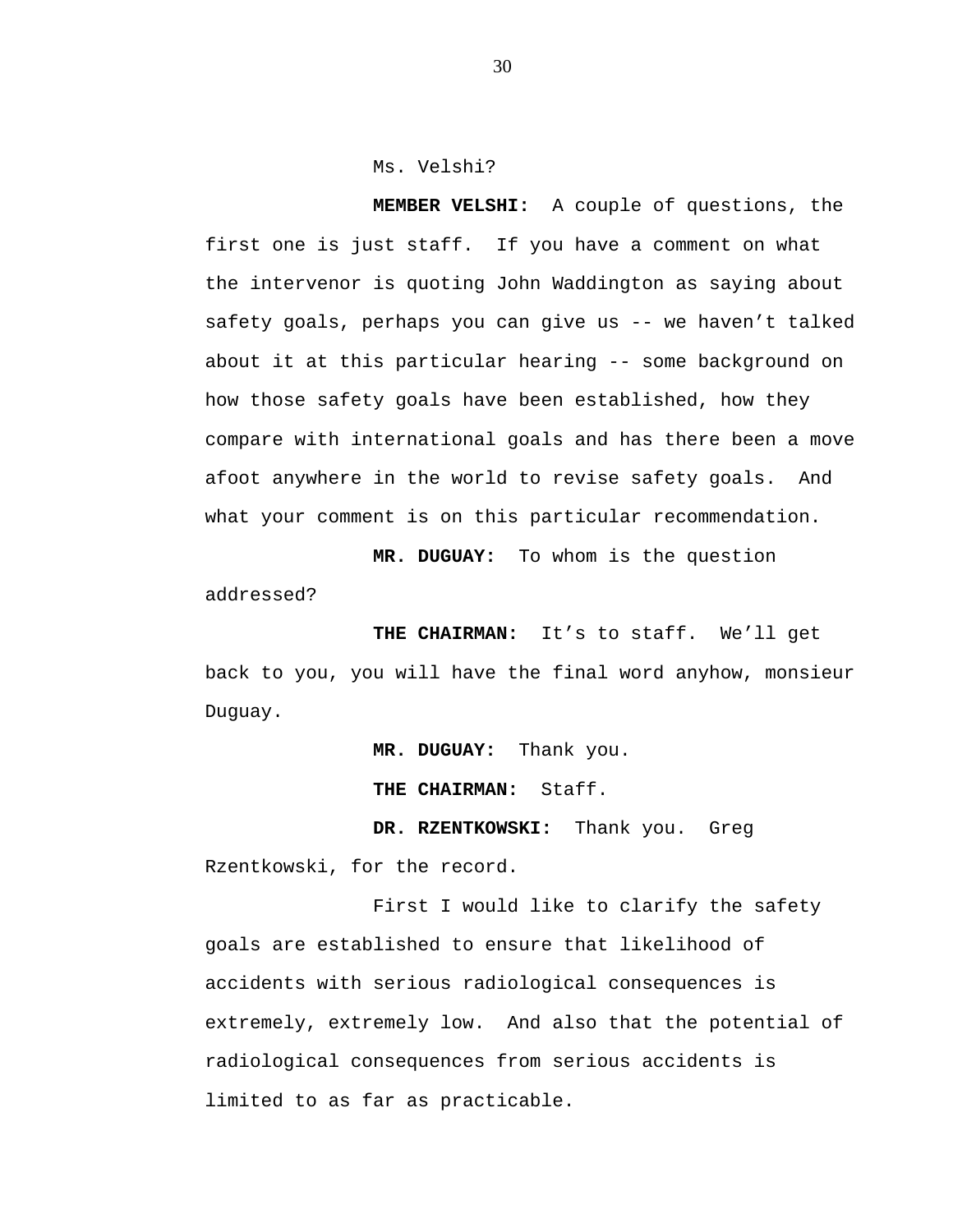Ms. Velshi?

**MEMBER VELSHI:** A couple of questions, the first one is just staff. If you have a comment on what the intervenor is quoting John Waddington as saying about safety goals, perhaps you can give us -- we haven't talked about it at this particular hearing -- some background on how those safety goals have been established, how they compare with international goals and has there been a move afoot anywhere in the world to revise safety goals. And what your comment is on this particular recommendation.

**MR. DUGUAY:** To whom is the question addressed?

**THE CHAIRMAN:** It's to staff. We'll get back to you, you will have the final word anyhow, monsieur Duguay.

**MR. DUGUAY:** Thank you.

**THE CHAIRMAN:** Staff.

**DR. RZENTKOWSKI:** Thank you. Greg Rzentkowski, for the record.

First I would like to clarify the safety goals are established to ensure that likelihood of accidents with serious radiological consequences is extremely, extremely low. And also that the potential of radiological consequences from serious accidents is limited to as far as practicable.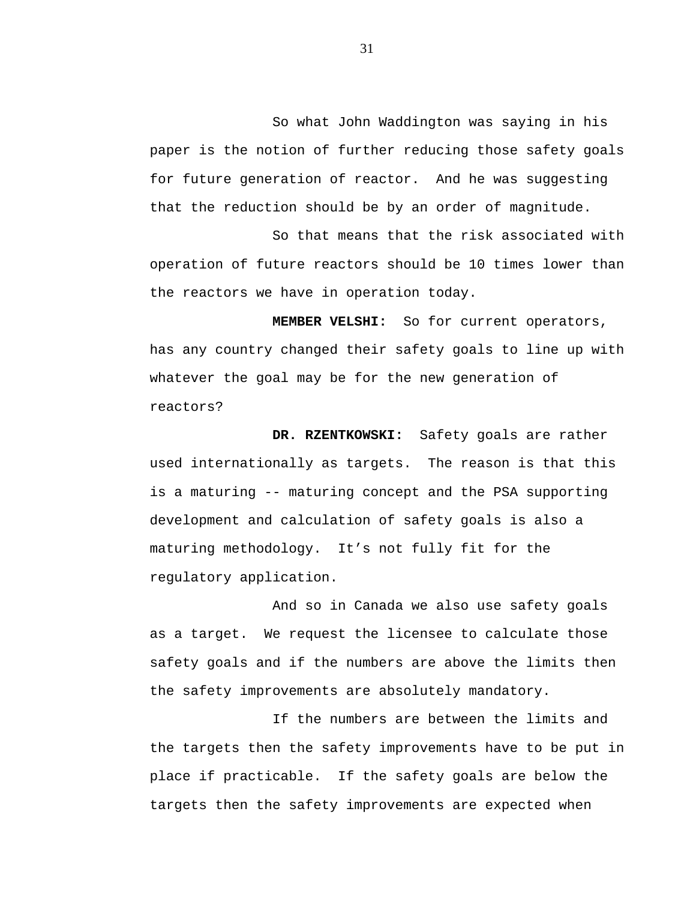So what John Waddington was saying in his paper is the notion of further reducing those safety goals for future generation of reactor. And he was suggesting that the reduction should be by an order of magnitude.

So that means that the risk associated with operation of future reactors should be 10 times lower than the reactors we have in operation today.

**MEMBER VELSHI:** So for current operators, has any country changed their safety goals to line up with whatever the goal may be for the new generation of reactors?

**DR. RZENTKOWSKI:** Safety goals are rather used internationally as targets. The reason is that this is a maturing -- maturing concept and the PSA supporting development and calculation of safety goals is also a maturing methodology. It's not fully fit for the regulatory application.

And so in Canada we also use safety goals as a target. We request the licensee to calculate those safety goals and if the numbers are above the limits then the safety improvements are absolutely mandatory.

If the numbers are between the limits and the targets then the safety improvements have to be put in place if practicable. If the safety goals are below the targets then the safety improvements are expected when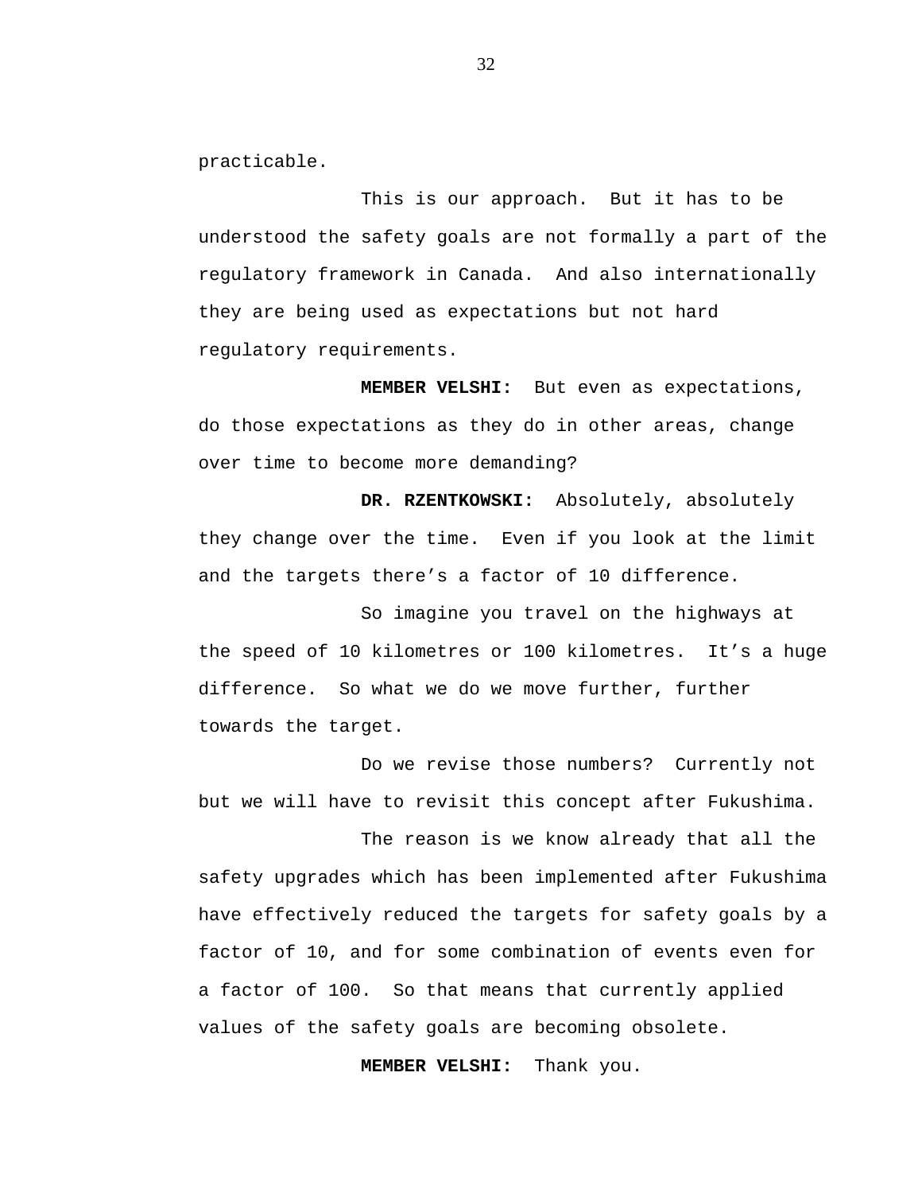practicable.

This is our approach. But it has to be understood the safety goals are not formally a part of the regulatory framework in Canada. And also internationally they are being used as expectations but not hard regulatory requirements.

**MEMBER VELSHI:** But even as expectations, do those expectations as they do in other areas, change over time to become more demanding?

**DR. RZENTKOWSKI:** Absolutely, absolutely they change over the time. Even if you look at the limit and the targets there's a factor of 10 difference.

So imagine you travel on the highways at the speed of 10 kilometres or 100 kilometres. It's a huge difference. So what we do we move further, further towards the target.

Do we revise those numbers? Currently not but we will have to revisit this concept after Fukushima.

The reason is we know already that all the safety upgrades which has been implemented after Fukushima have effectively reduced the targets for safety goals by a factor of 10, and for some combination of events even for a factor of 100. So that means that currently applied values of the safety goals are becoming obsolete.

**MEMBER VELSHI:** Thank you.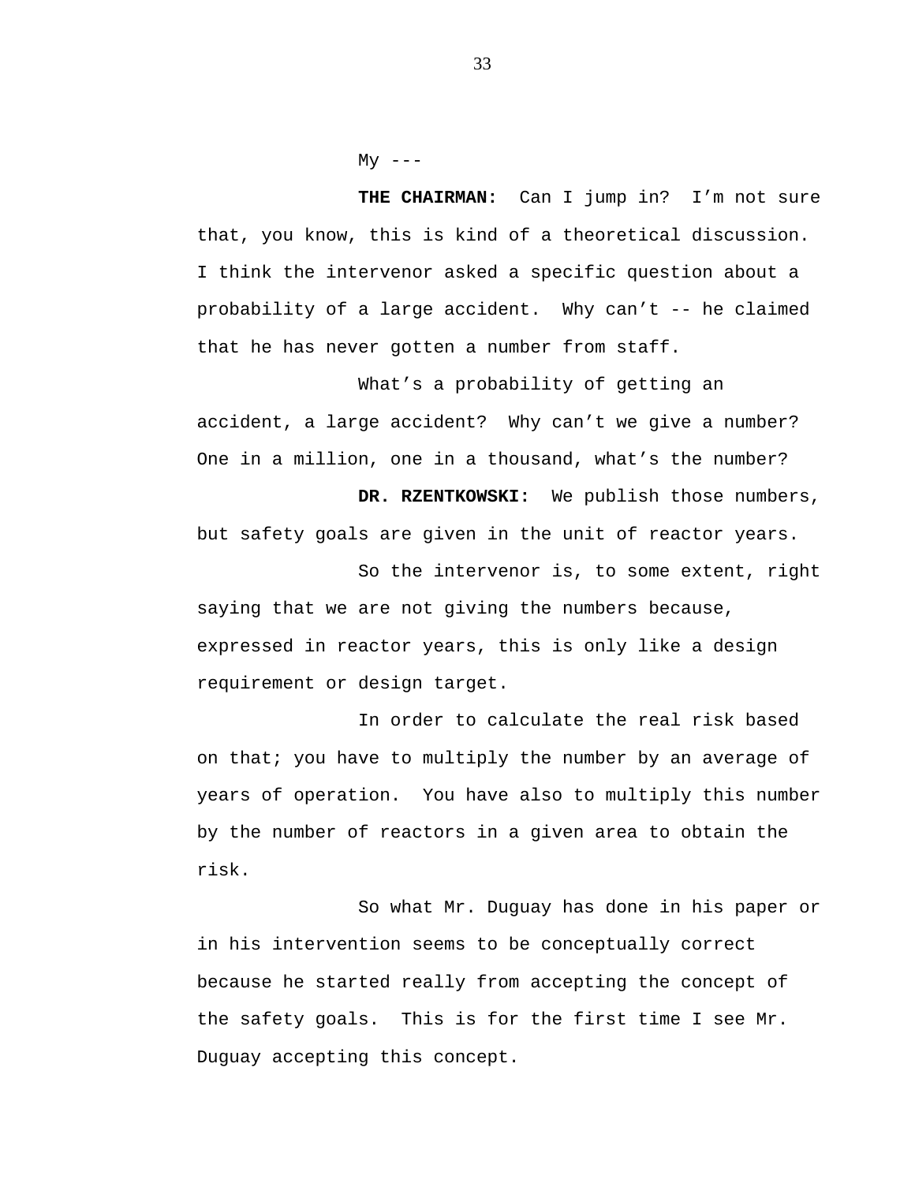My ---

**THE CHAIRMAN:** Can I jump in? I'm not sure that, you know, this is kind of a theoretical discussion. I think the intervenor asked a specific question about a probability of a large accident. Why can't -- he claimed that he has never gotten a number from staff.

What's a probability of getting an accident, a large accident? Why can't we give a number? One in a million, one in a thousand, what's the number?

**DR. RZENTKOWSKI:** We publish those numbers, but safety goals are given in the unit of reactor years.

So the intervenor is, to some extent, right saying that we are not giving the numbers because, expressed in reactor years, this is only like a design requirement or design target.

In order to calculate the real risk based on that; you have to multiply the number by an average of years of operation. You have also to multiply this number by the number of reactors in a given area to obtain the risk.

So what Mr. Duguay has done in his paper or in his intervention seems to be conceptually correct because he started really from accepting the concept of the safety goals. This is for the first time I see Mr. Duguay accepting this concept.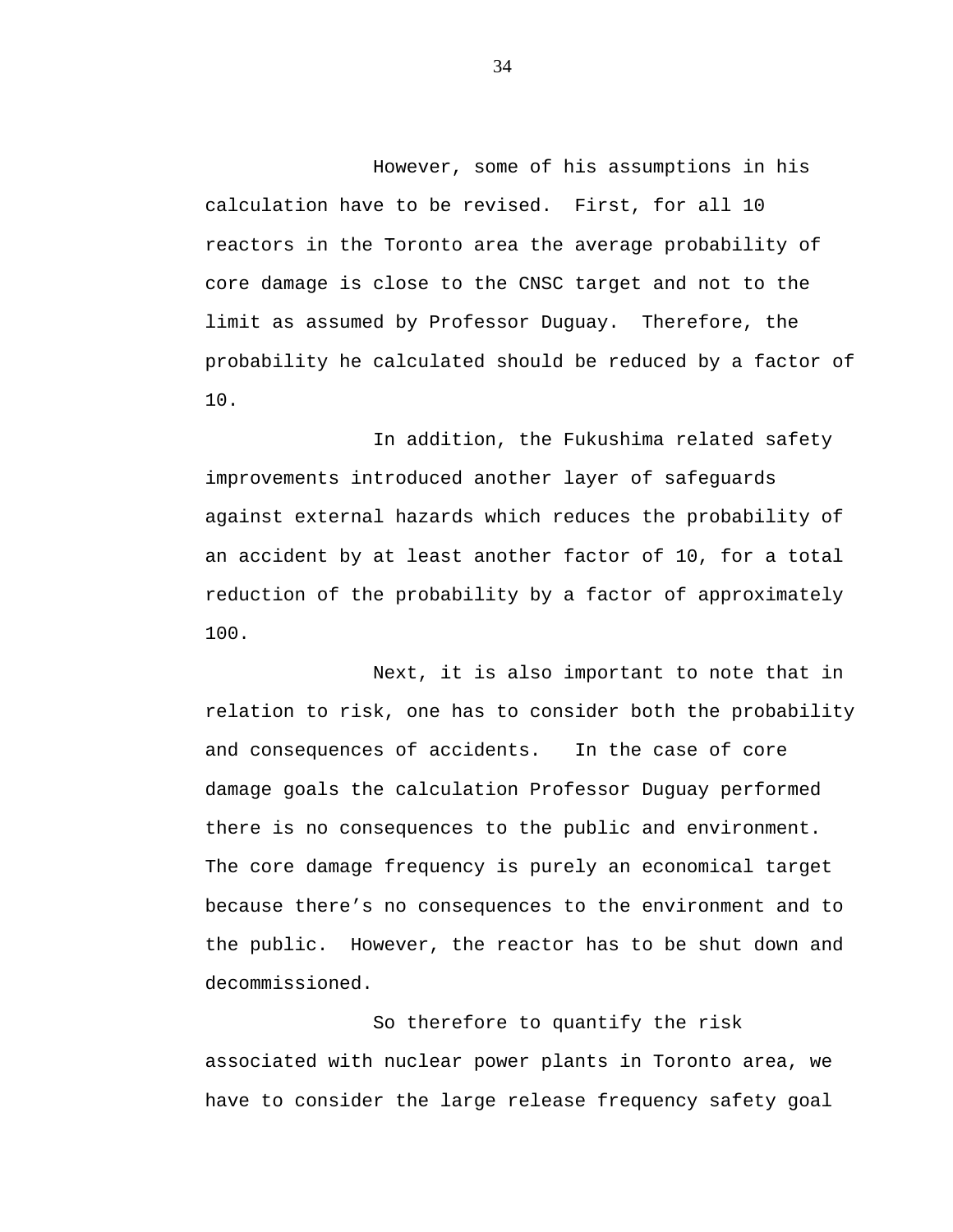However, some of his assumptions in his calculation have to be revised.  First, for all 10 reactors in the Toronto area the average probability of core damage is close to the CNSC target and not to the limit as assumed by Professor Duguay.  Therefore, the probability he calculated should be reduced by a factor of 10.

In addition, the Fukushima related safety improvements introduced another layer of safeguards against external hazards which reduces the probability of an accident by at least another factor of 10, for a total reduction of the probability by a factor of approximately 100.

Next, it is also important to note that in relation to risk, one has to consider both the probability and consequences of accidents.   In the case of core damage goals the calculation Professor Duguay performed there is no consequences to the public and environment. The core damage frequency is purely an economical target because there's no consequences to the environment and to the public.  However, the reactor has to be shut down and decommissioned.

So therefore to quantify the risk associated with nuclear power plants in Toronto area, we have to consider the large release frequency safety goal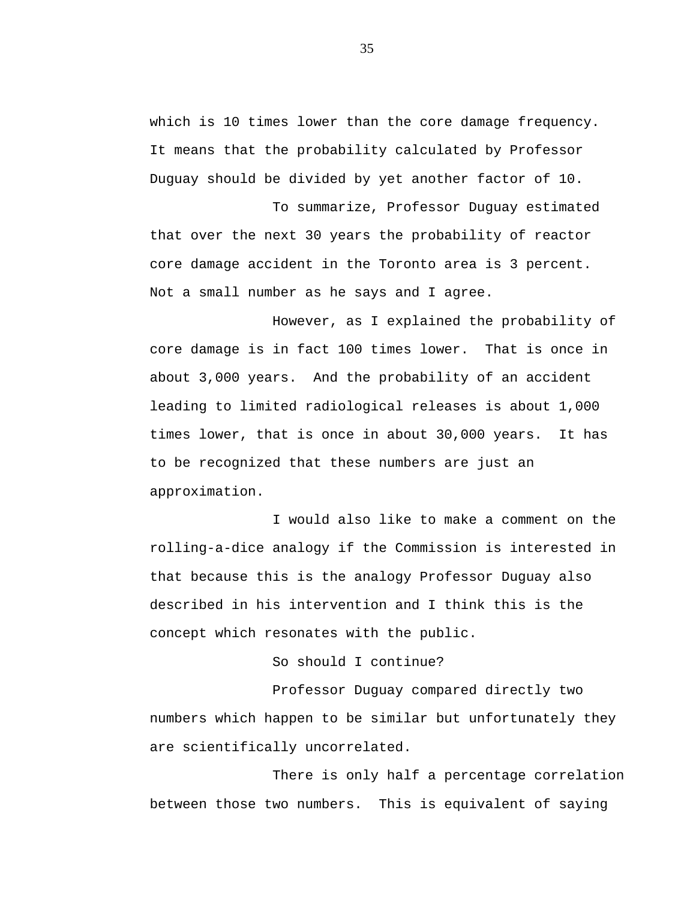which is 10 times lower than the core damage frequency. It means that the probability calculated by Professor Duguay should be divided by yet another factor of 10.

To summarize, Professor Duguay estimated that over the next 30 years the probability of reactor core damage accident in the Toronto area is 3 percent. Not a small number as he says and I agree.

However, as I explained the probability of core damage is in fact 100 times lower. That is once in about 3,000 years. And the probability of an accident leading to limited radiological releases is about 1,000 times lower, that is once in about 30,000 years. It has to be recognized that these numbers are just an approximation.

I would also like to make a comment on the rolling-a-dice analogy if the Commission is interested in that because this is the analogy Professor Duguay also described in his intervention and I think this is the concept which resonates with the public.

So should I continue?

Professor Duguay compared directly two numbers which happen to be similar but unfortunately they are scientifically uncorrelated.

There is only half a percentage correlation between those two numbers. This is equivalent of saying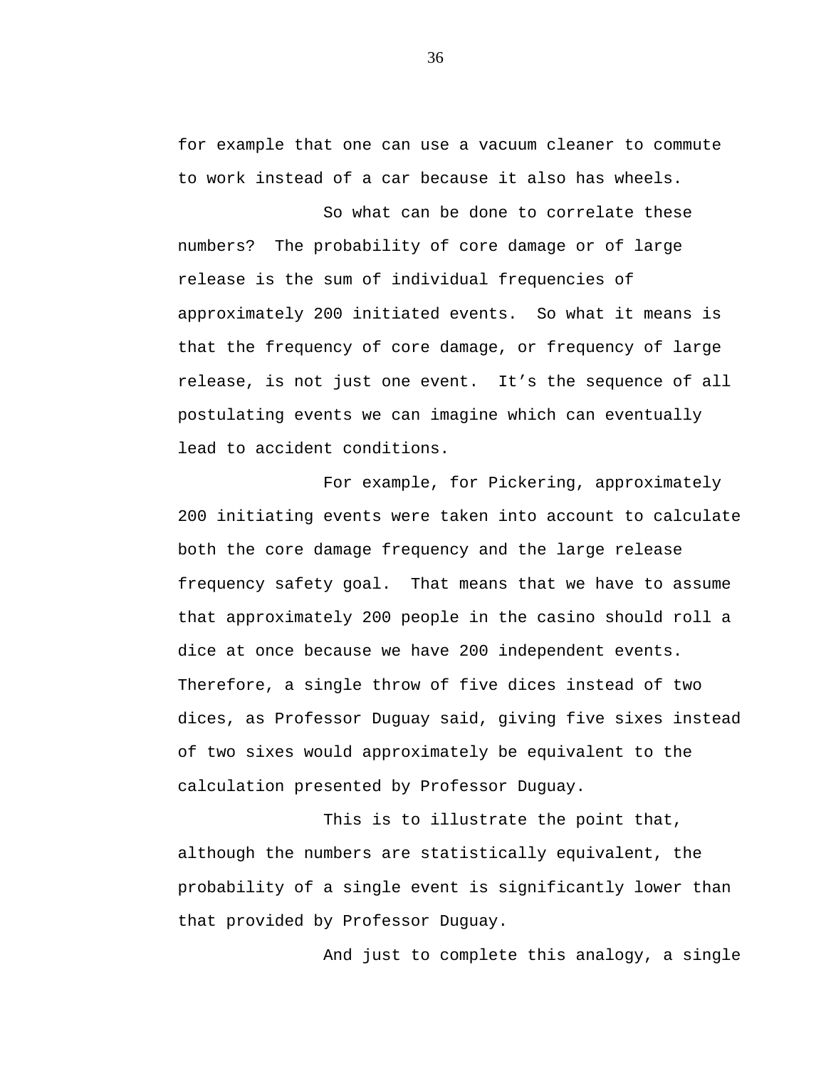for example that one can use a vacuum cleaner to commute to work instead of a car because it also has wheels.

So what can be done to correlate these numbers? The probability of core damage or of large release is the sum of individual frequencies of approximately 200 initiated events. So what it means is that the frequency of core damage, or frequency of large release, is not just one event. It's the sequence of all postulating events we can imagine which can eventually lead to accident conditions.

For example, for Pickering, approximately 200 initiating events were taken into account to calculate both the core damage frequency and the large release frequency safety goal. That means that we have to assume that approximately 200 people in the casino should roll a dice at once because we have 200 independent events. Therefore, a single throw of five dices instead of two dices, as Professor Duguay said, giving five sixes instead of two sixes would approximately be equivalent to the calculation presented by Professor Duguay.

This is to illustrate the point that, although the numbers are statistically equivalent, the probability of a single event is significantly lower than that provided by Professor Duguay.

And just to complete this analogy, a single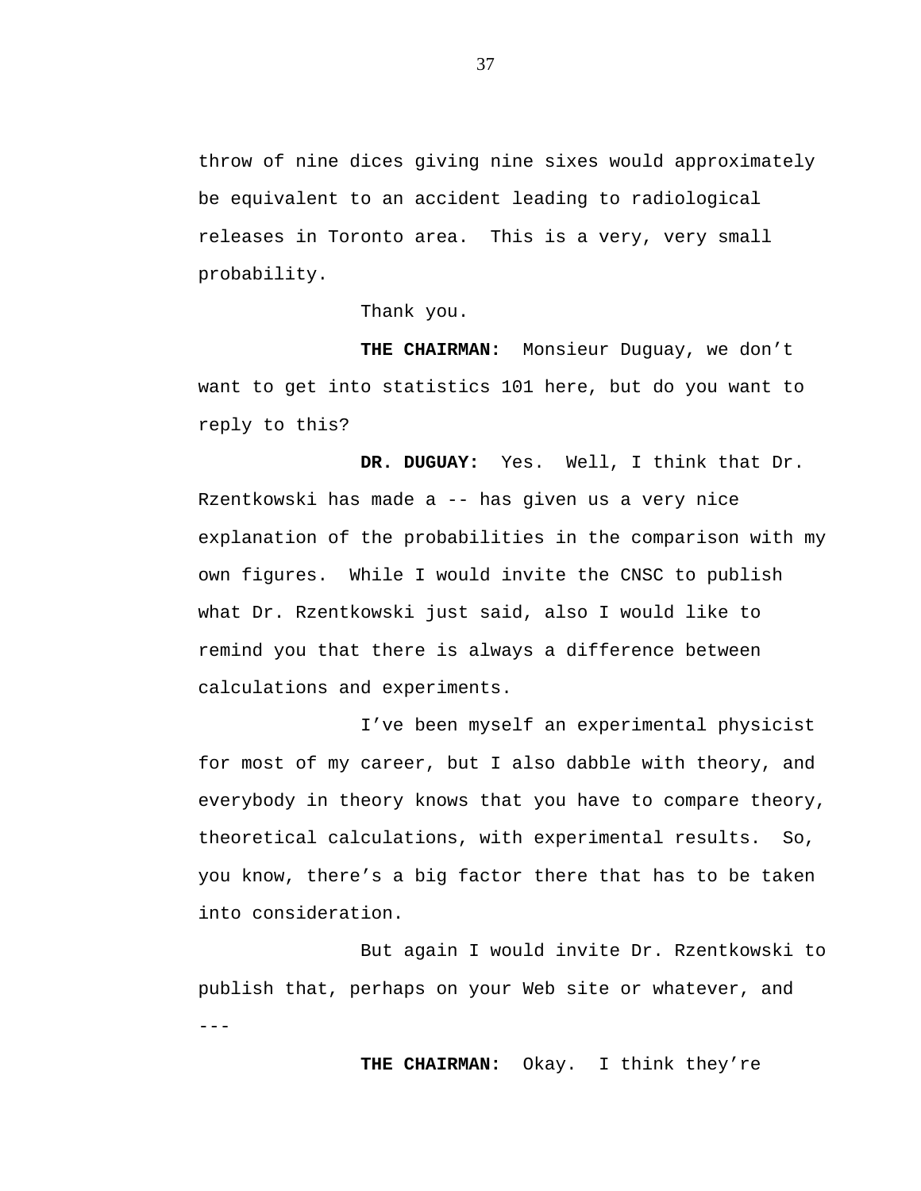throw of nine dices giving nine sixes would approximately be equivalent to an accident leading to radiological releases in Toronto area.  This is a very, very small probability.

Thank you.

**THE CHAIRMAN:** Monsieur Duguay, we don't want to get into statistics 101 here, but do you want to reply to this?

**DR. DUGUAY:** Yes.  Well, I think that Dr. Rzentkowski has made a -- has given us a very nice explanation of the probabilities in the comparison with my own figures.  While I would invite the CNSC to publish what Dr. Rzentkowski just said, also I would like to remind you that there is always a difference between calculations and experiments.

I've been myself an experimental physicist for most of my career, but I also dabble with theory, and everybody in theory knows that you have to compare theory, theoretical calculations, with experimental results.  So, you know, there's a big factor there that has to be taken into consideration.

But again I would invite Dr. Rzentkowski to publish that, perhaps on your Web site or whatever, and ---

**THE CHAIRMAN:** Okay.  I think they're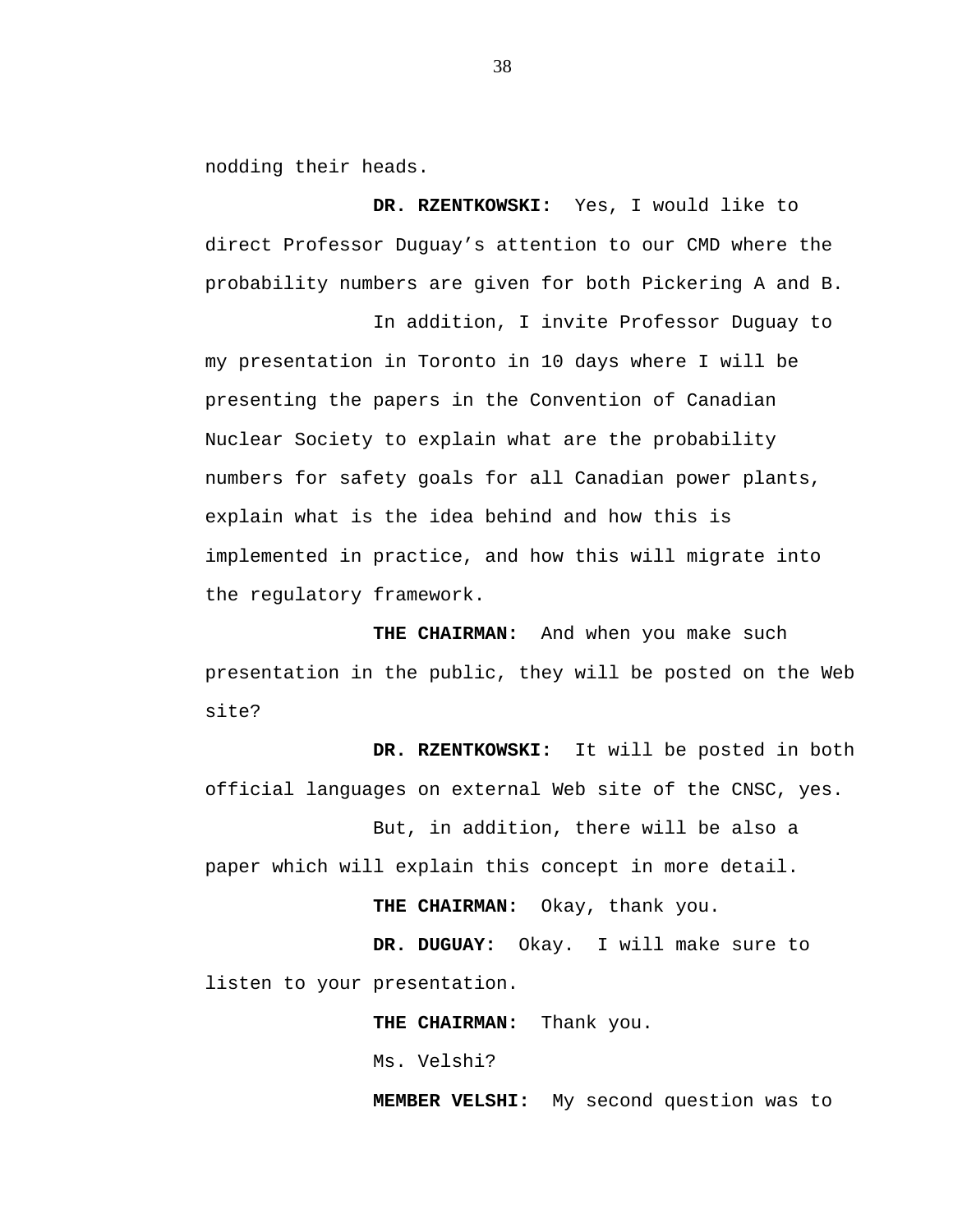nodding their heads.

**DR. RZENTKOWSKI:** Yes, I would like to direct Professor Duguay’s attention to our CMD where the probability numbers are given for both Pickering A and B.

In addition, I invite Professor Duguay to my presentation in Toronto in 10 days where I will be presenting the papers in the Convention of Canadian Nuclear Society to explain what are the probability numbers for safety goals for all Canadian power plants, explain what is the idea behind and how this is implemented in practice, and how this will migrate into the regulatory framework.

**THE CHAIRMAN:** And when you make such presentation in the public, they will be posted on the Web site?

**DR. RZENTKOWSKI:** It will be posted in both official languages on external Web site of the CNSC, yes.

But, in addition, there will be also a paper which will explain this concept in more detail.

**THE CHAIRMAN:** Okay, thank you.

**DR. DUGUAY:** Okay. I will make sure to listen to your presentation.

**THE CHAIRMAN:** Thank you.

Ms. Velshi?

**MEMBER VELSHI:** My second question was to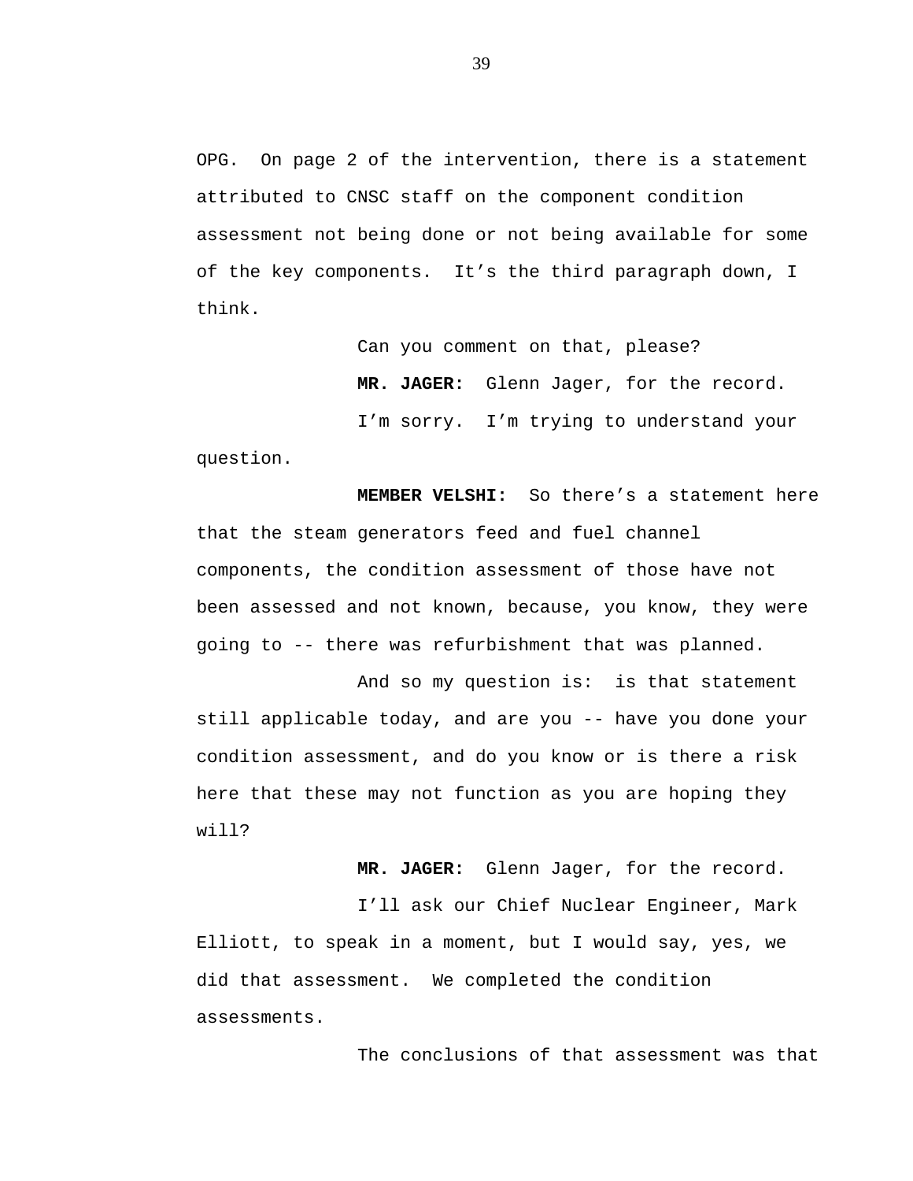OPG. On page 2 of the intervention, there is a statement attributed to CNSC staff on the component condition assessment not being done or not being available for some of the key components. It's the third paragraph down, I think.

Can you comment on that, please?

**MR. JAGER:** Glenn Jager, for the record.

I'm sorry. I'm trying to understand your question.

**MEMBER VELSHI:** So there's a statement here that the steam generators feed and fuel channel components, the condition assessment of those have not been assessed and not known, because, you know, they were going to -- there was refurbishment that was planned.

And so my question is: is that statement still applicable today, and are you -- have you done your condition assessment, and do you know or is there a risk here that these may not function as you are hoping they will?

**MR. JAGER:** Glenn Jager, for the record.

I'll ask our Chief Nuclear Engineer, Mark Elliott, to speak in a moment, but I would say, yes, we did that assessment. We completed the condition assessments.

The conclusions of that assessment was that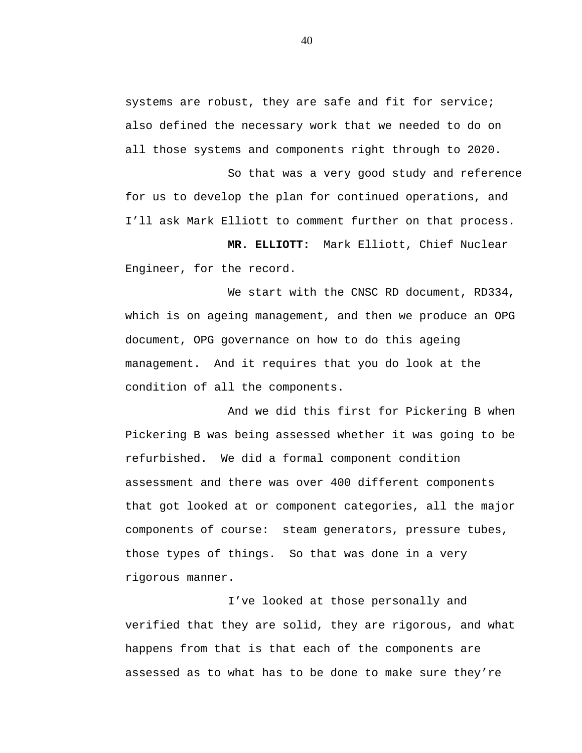systems are robust, they are safe and fit for service; also defined the necessary work that we needed to do on all those systems and components right through to 2020.

So that was a very good study and reference for us to develop the plan for continued operations, and I'll ask Mark Elliott to comment further on that process.

**MR. ELLIOTT:** Mark Elliott, Chief Nuclear Engineer, for the record.

We start with the CNSC RD document, RD334, which is on ageing management, and then we produce an OPG document, OPG governance on how to do this ageing management. And it requires that you do look at the condition of all the components.

And we did this first for Pickering B when Pickering B was being assessed whether it was going to be refurbished. We did a formal component condition assessment and there was over 400 different components that got looked at or component categories, all the major components of course: steam generators, pressure tubes, those types of things. So that was done in a very rigorous manner.

I've looked at those personally and verified that they are solid, they are rigorous, and what happens from that is that each of the components are assessed as to what has to be done to make sure they're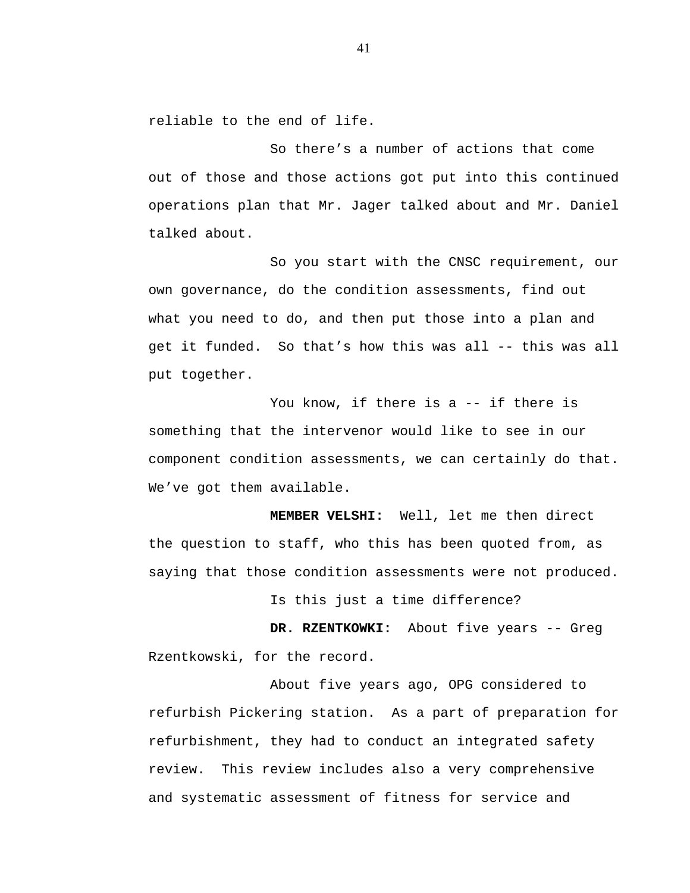reliable to the end of life.

So there’s a number of actions that come out of those and those actions got put into this continued operations plan that Mr. Jager talked about and Mr. Daniel talked about.

So you start with the CNSC requirement, our own governance, do the condition assessments, find out what you need to do, and then put those into a plan and get it funded. So that’s how this was all -- this was all put together.

You know, if there is a -- if there is something that the intervenor would like to see in our component condition assessments, we can certainly do that. We’ve got them available.

**MEMBER VELSHI:** Well, let me then direct the question to staff, who this has been quoted from, as saying that those condition assessments were not produced.

Is this just a time difference?

**DR. RZENTKOWKI:** About five years -- Greg Rzentkowski, for the record.

About five years ago, OPG considered to refurbish Pickering station. As a part of preparation for refurbishment, they had to conduct an integrated safety review. This review includes also a very comprehensive and systematic assessment of fitness for service and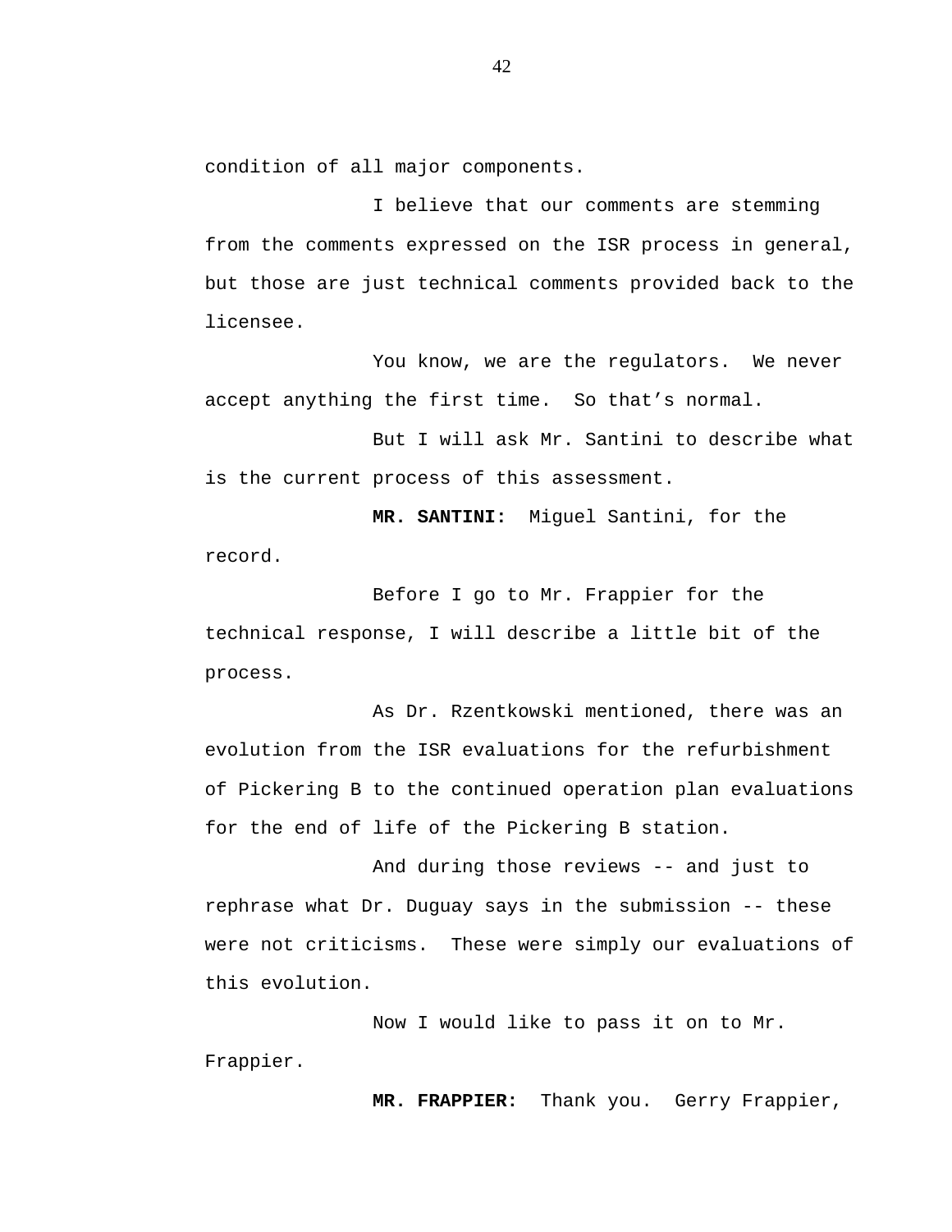condition of all major components.

I believe that our comments are stemming from the comments expressed on the ISR process in general, but those are just technical comments provided back to the licensee.

You know, we are the regulators.  We never accept anything the first time.  So that's normal.

But I will ask Mr. Santini to describe what is the current process of this assessment.

**MR. SANTINI:**  Miguel Santini, for the record.

Before I go to Mr. Frappier for the technical response, I will describe a little bit of the process.

As Dr. Rzentkowski mentioned, there was an evolution from the ISR evaluations for the refurbishment of Pickering B to the continued operation plan evaluations for the end of life of the Pickering B station.

And during those reviews -- and just to rephrase what Dr. Duguay says in the submission -- these were not criticisms.  These were simply our evaluations of this evolution.

Now I would like to pass it on to Mr. Frappier.

**MR. FRAPPIER:**  Thank you.  Gerry Frappier,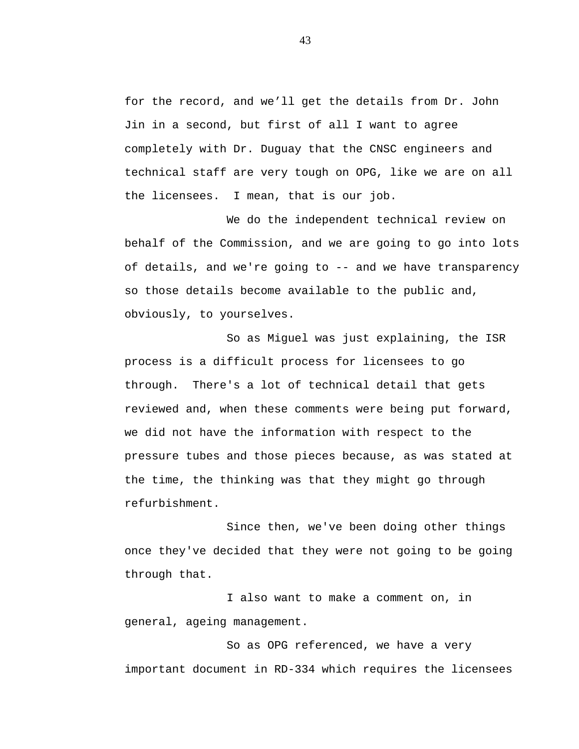for the record, and we'll get the details from Dr. John Jin in a second, but first of all I want to agree completely with Dr. Duguay that the CNSC engineers and technical staff are very tough on OPG, like we are on all the licensees. I mean, that is our job.

We do the independent technical review on behalf of the Commission, and we are going to go into lots of details, and we're going to -- and we have transparency so those details become available to the public and, obviously, to yourselves.

So as Miguel was just explaining, the ISR process is a difficult process for licensees to go through. There's a lot of technical detail that gets reviewed and, when these comments were being put forward, we did not have the information with respect to the pressure tubes and those pieces because, as was stated at the time, the thinking was that they might go through refurbishment.

Since then, we've been doing other things once they've decided that they were not going to be going through that.

I also want to make a comment on, in general, ageing management.

So as OPG referenced, we have a very important document in RD-334 which requires the licensees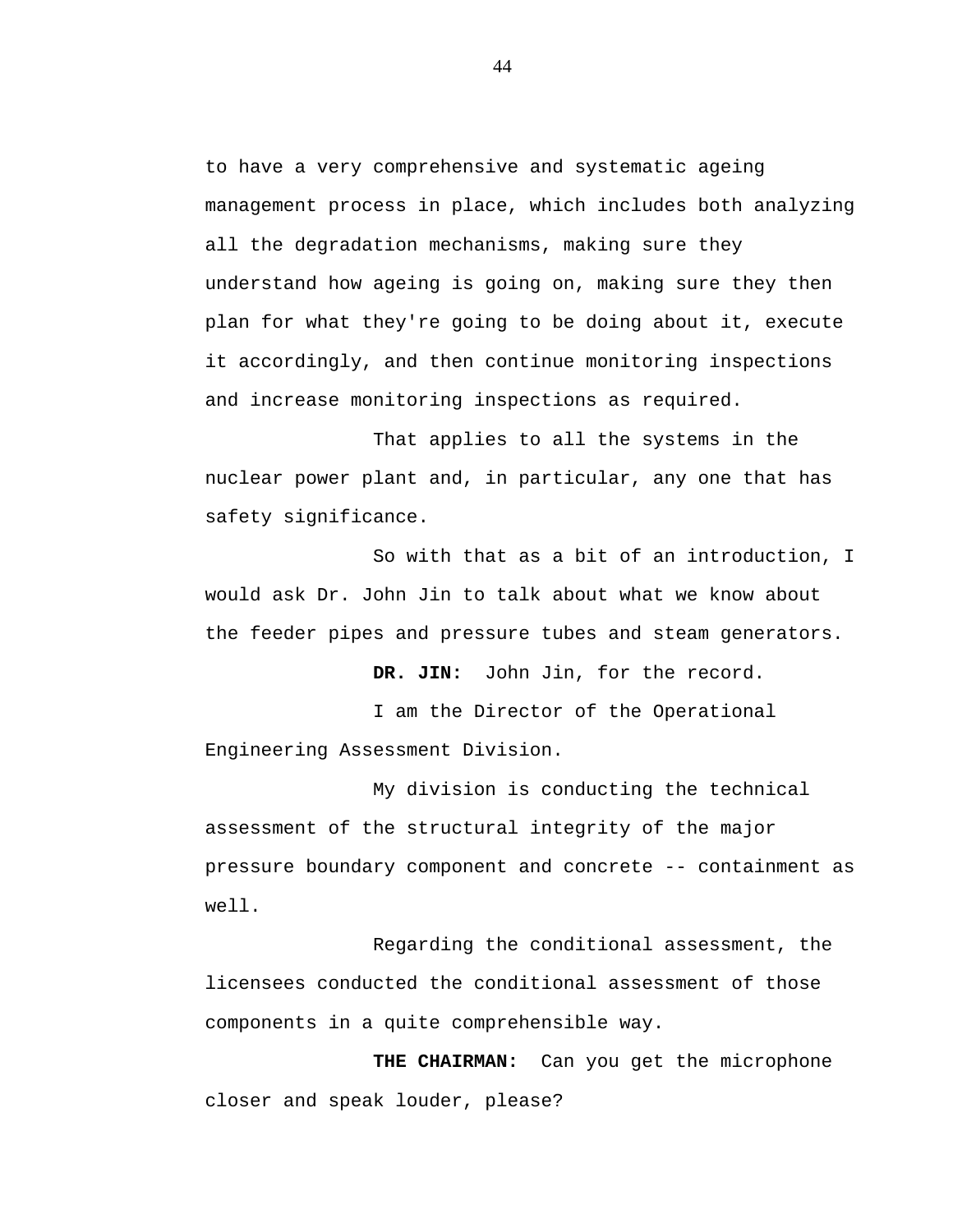to have a very comprehensive and systematic ageing management process in place, which includes both analyzing all the degradation mechanisms, making sure they understand how ageing is going on, making sure they then plan for what they're going to be doing about it, execute it accordingly, and then continue monitoring inspections and increase monitoring inspections as required.

That applies to all the systems in the nuclear power plant and, in particular, any one that has safety significance.

So with that as a bit of an introduction, I would ask Dr. John Jin to talk about what we know about the feeder pipes and pressure tubes and steam generators.

**DR. JIN:** John Jin, for the record.

I am the Director of the Operational Engineering Assessment Division.

My division is conducting the technical assessment of the structural integrity of the major pressure boundary component and concrete -- containment as well.

Regarding the conditional assessment, the licensees conducted the conditional assessment of those components in a quite comprehensible way.

**THE CHAIRMAN:** Can you get the microphone closer and speak louder, please?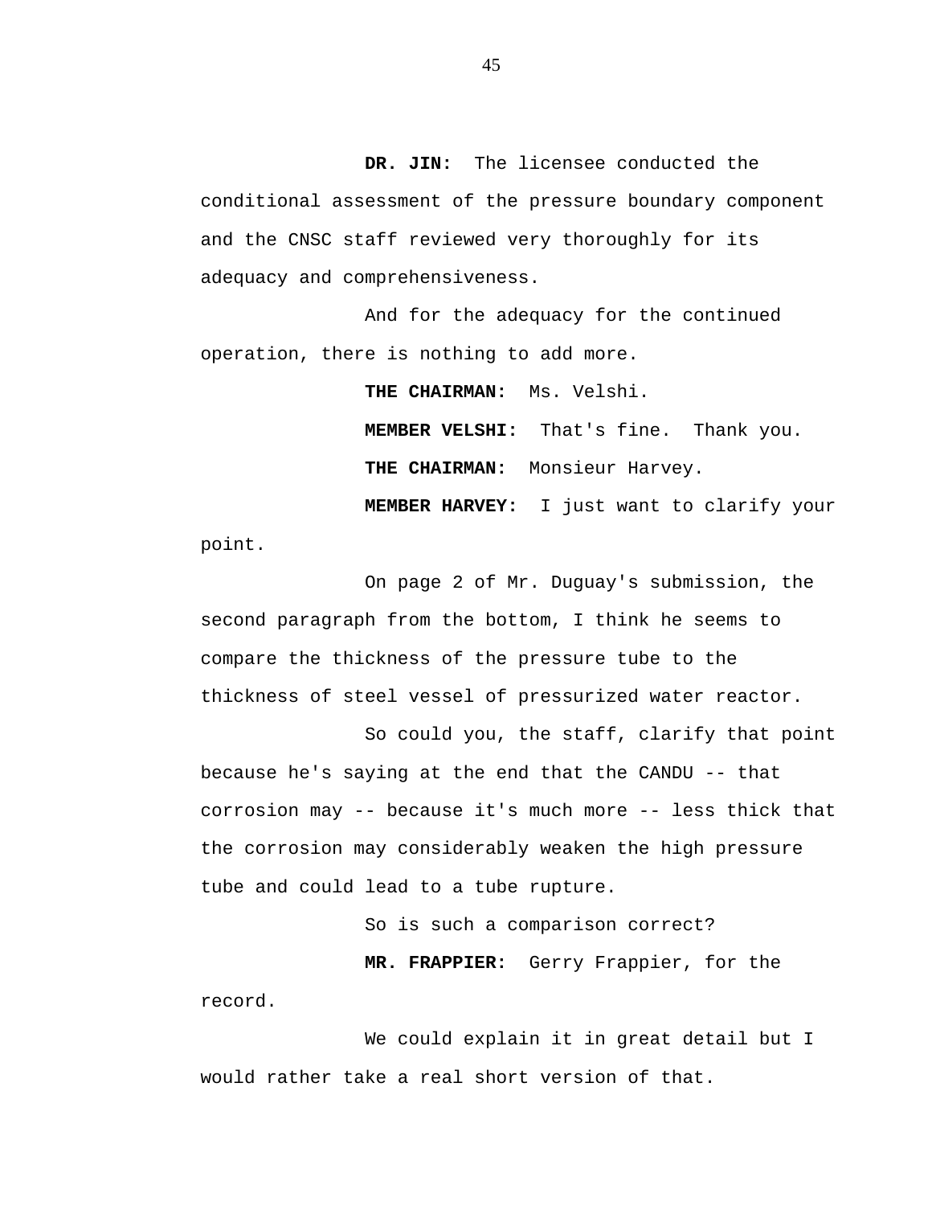**DR. JIN:** The licensee conducted the conditional assessment of the pressure boundary component and the CNSC staff reviewed very thoroughly for its adequacy and comprehensiveness.

And for the adequacy for the continued operation, there is nothing to add more.

**THE CHAIRMAN:** Ms. Velshi.

**MEMBER VELSHI:** That's fine. Thank you.

**THE CHAIRMAN:** Monsieur Harvey.

**MEMBER HARVEY:** I just want to clarify your point.

On page 2 of Mr. Duguay's submission, the second paragraph from the bottom, I think he seems to compare the thickness of the pressure tube to the thickness of steel vessel of pressurized water reactor.

So could you, the staff, clarify that point because he's saying at the end that the CANDU -- that corrosion may -- because it's much more -- less thick that the corrosion may considerably weaken the high pressure tube and could lead to a tube rupture.

So is such a comparison correct?

**MR. FRAPPIER:** Gerry Frappier, for the record.

We could explain it in great detail but I would rather take a real short version of that.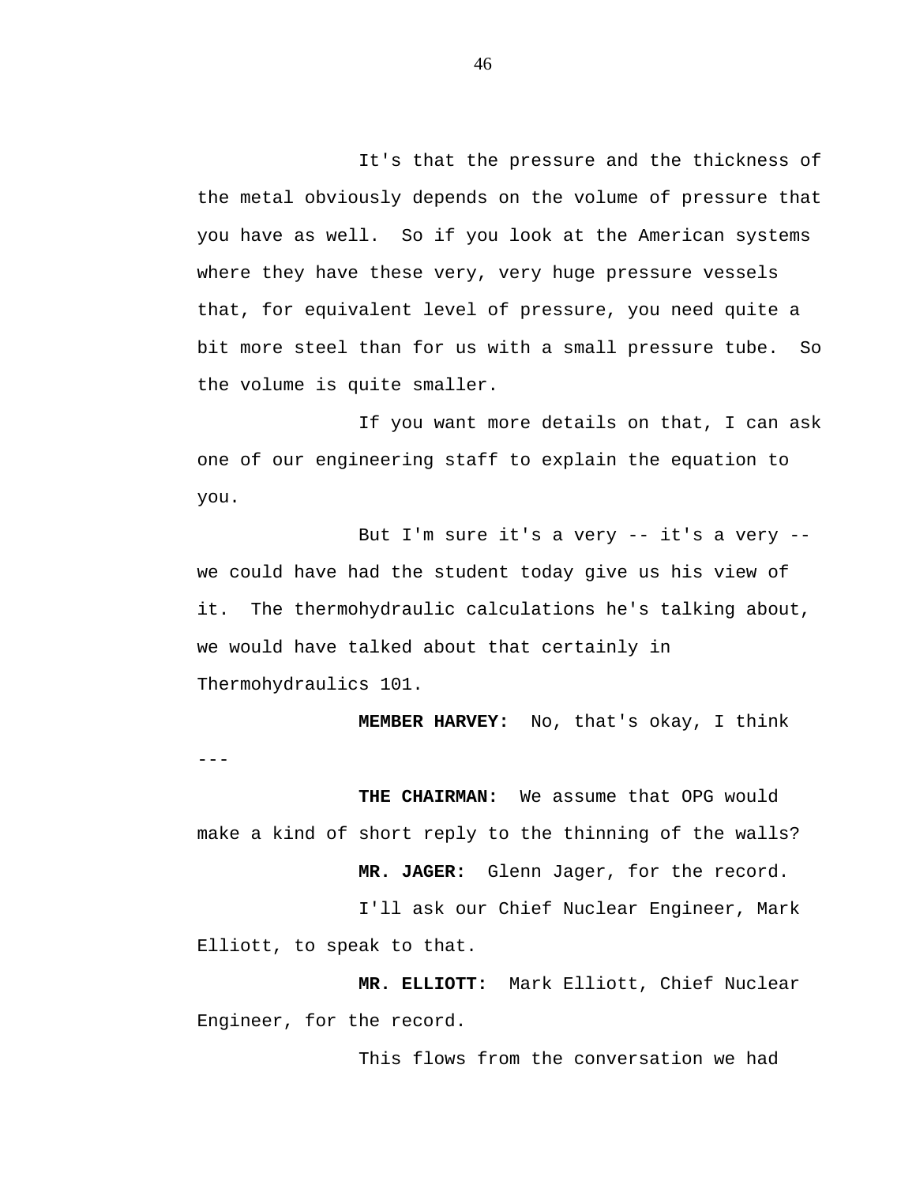It's that the pressure and the thickness of the metal obviously depends on the volume of pressure that you have as well. So if you look at the American systems where they have these very, very huge pressure vessels that, for equivalent level of pressure, you need quite a bit more steel than for us with a small pressure tube. So the volume is quite smaller.

If you want more details on that, I can ask one of our engineering staff to explain the equation to you.

But I'm sure it's a very -- it's a very -- we could have had the student today give us his view of it. The thermohydraulic calculations he's talking about, we would have talked about that certainly in Thermohydraulics 101.

**MEMBER HARVEY:** No, that's okay, I think ---

**THE CHAIRMAN:** We assume that OPG would make a kind of short reply to the thinning of the walls?

**MR. JAGER:** Glenn Jager, for the record.

I'll ask our Chief Nuclear Engineer, Mark Elliott, to speak to that.

**MR. ELLIOTT:** Mark Elliott, Chief Nuclear Engineer, for the record.

This flows from the conversation we had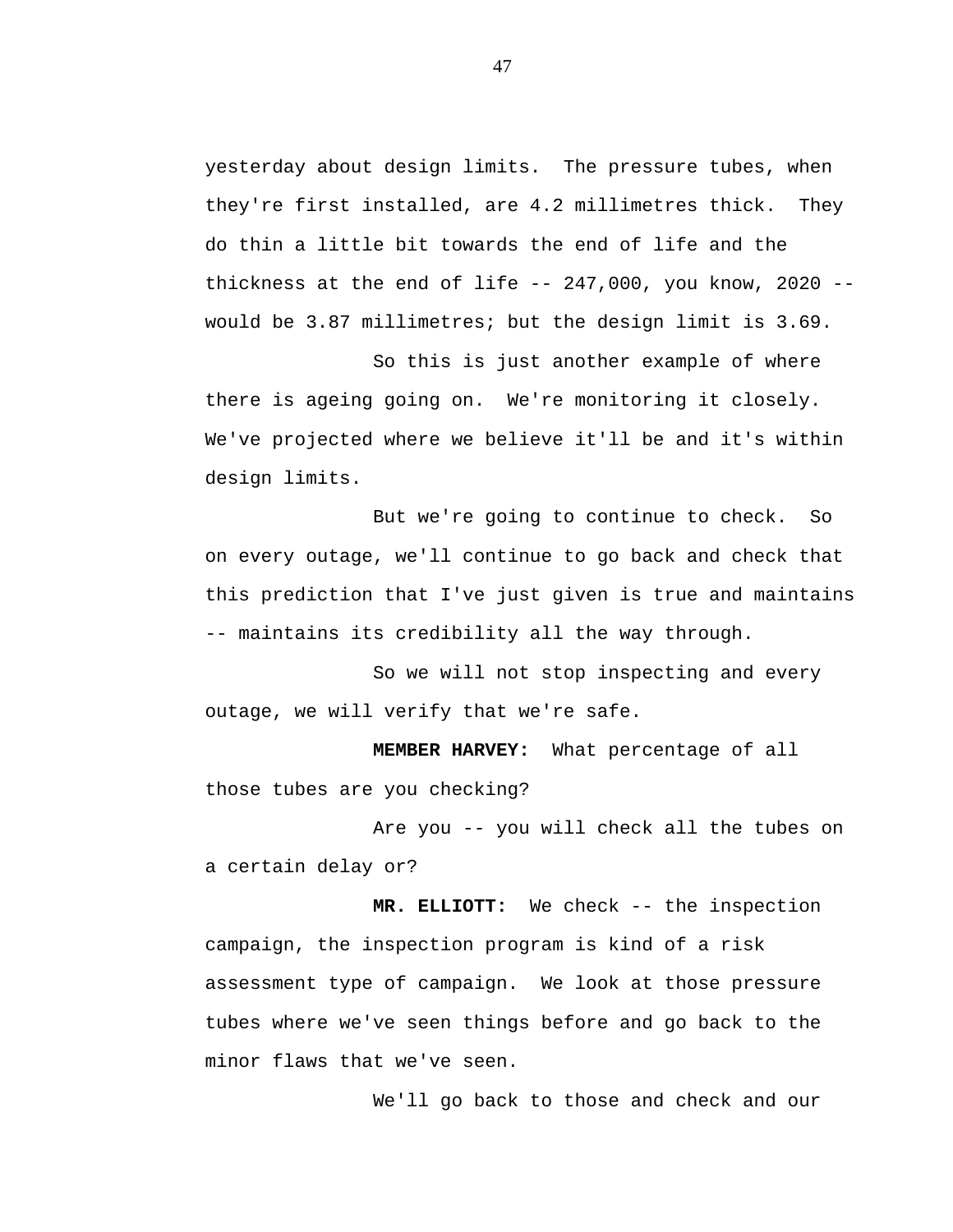yesterday about design limits. The pressure tubes, when they're first installed, are 4.2 millimetres thick. They do thin a little bit towards the end of life and the thickness at the end of life -- 247,000, you know, 2020 -- would be 3.87 millimetres; but the design limit is 3.69.

So this is just another example of where there is ageing going on. We're monitoring it closely. We've projected where we believe it'll be and it's within design limits.

But we're going to continue to check. So on every outage, we'll continue to go back and check that this prediction that I've just given is true and maintains -- maintains its credibility all the way through.

So we will not stop inspecting and every outage, we will verify that we're safe.

**MEMBER HARVEY:** What percentage of all those tubes are you checking?

Are you -- you will check all the tubes on a certain delay or?

**MR. ELLIOTT:** We check -- the inspection campaign, the inspection program is kind of a risk assessment type of campaign. We look at those pressure tubes where we've seen things before and go back to the minor flaws that we've seen.

We'll go back to those and check and our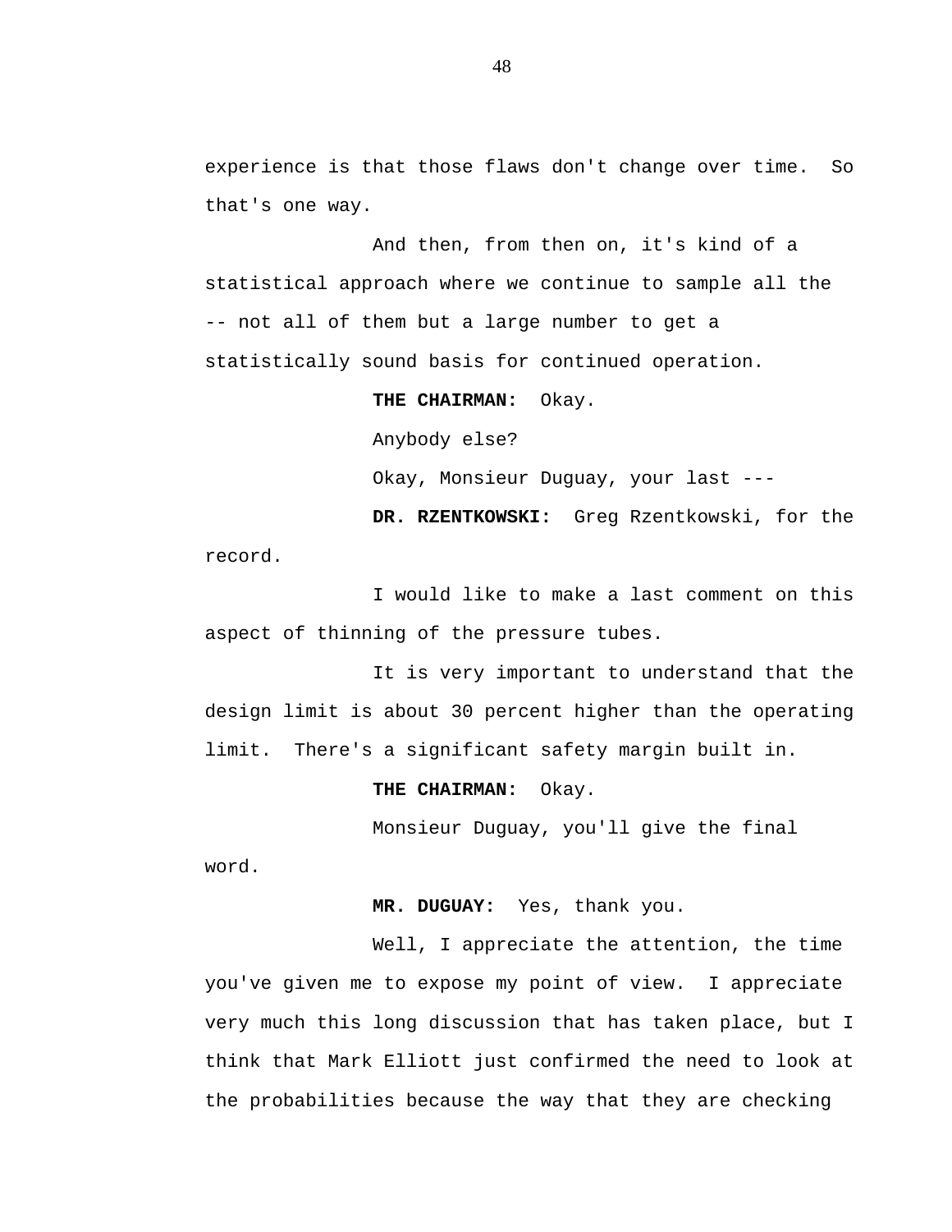experience is that those flaws don't change over time. So that's one way.

And then, from then on, it's kind of a statistical approach where we continue to sample all the -- not all of them but a large number to get a statistically sound basis for continued operation.

**THE CHAIRMAN:** Okay.

Anybody else?

Okay, Monsieur Duguay, your last ---

**DR. RZENTKOWSKI:** Greg Rzentkowski, for the record.

I would like to make a last comment on this aspect of thinning of the pressure tubes.

It is very important to understand that the design limit is about 30 percent higher than the operating limit. There's a significant safety margin built in.

**THE CHAIRMAN:** Okay.

Monsieur Duguay, you'll give the final word.

**MR. DUGUAY:** Yes, thank you.

Well, I appreciate the attention, the time you've given me to expose my point of view. I appreciate very much this long discussion that has taken place, but I think that Mark Elliott just confirmed the need to look at the probabilities because the way that they are checking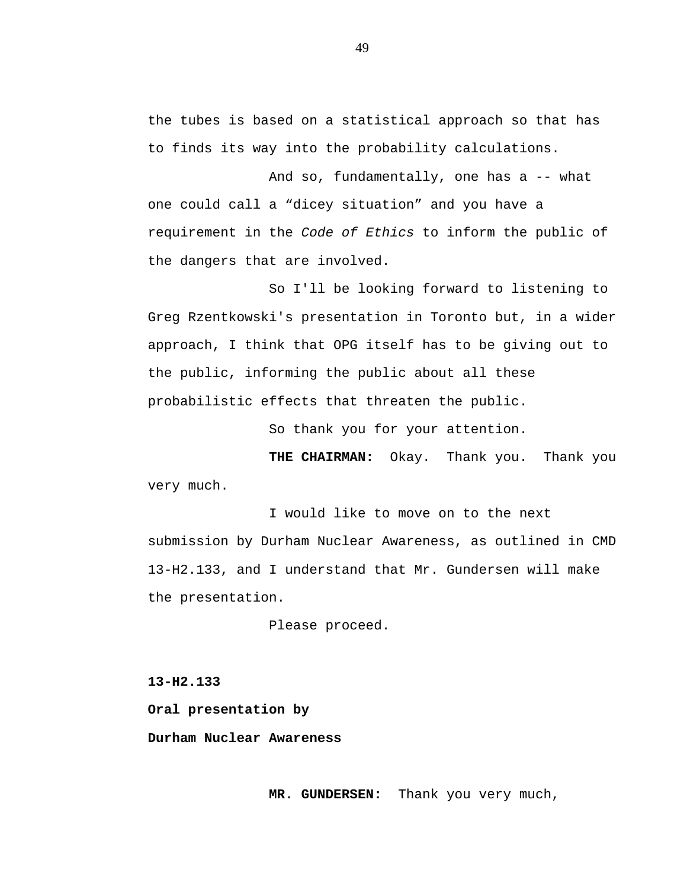the tubes is based on a statistical approach so that has to finds its way into the probability calculations.

And so, fundamentally, one has a -- what one could call a “dicey situation” and you have a requirement in the *Code of Ethics* to inform the public of the dangers that are involved.

So I'll be looking forward to listening to Greg Rzentkowski's presentation in Toronto but, in a wider approach, I think that OPG itself has to be giving out to the public, informing the public about all these probabilistic effects that threaten the public.

So thank you for your attention.

**THE CHAIRMAN:** Okay. Thank you. Thank you very much.

I would like to move on to the next submission by Durham Nuclear Awareness, as outlined in CMD 13-H2.133, and I understand that Mr. Gundersen will make the presentation.

Please proceed.

**13-H2.133**

**Oral presentation by**

**Durham Nuclear Awareness**

**MR. GUNDERSEN:** Thank you very much,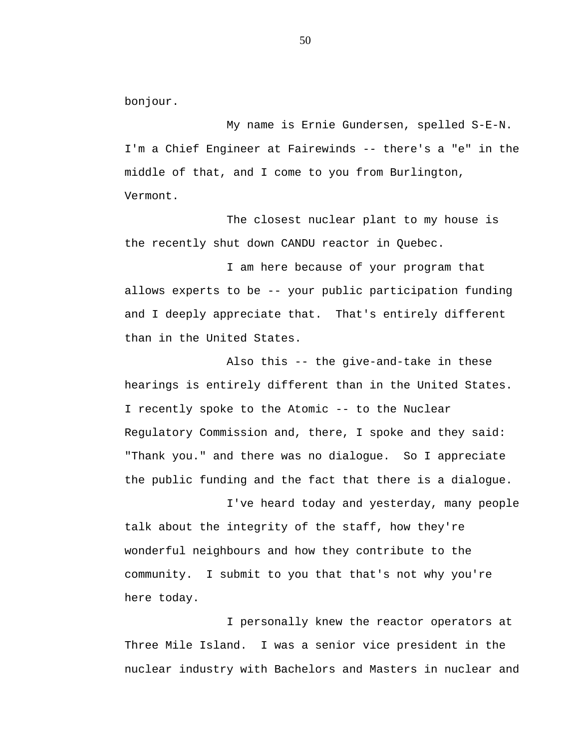bonjour.

My name is Ernie Gundersen, spelled S-E-N. I'm a Chief Engineer at Fairewinds -- there's a "e" in the middle of that, and I come to you from Burlington, Vermont.

The closest nuclear plant to my house is the recently shut down CANDU reactor in Quebec.

I am here because of your program that allows experts to be -- your public participation funding and I deeply appreciate that. That's entirely different than in the United States.

Also this -- the give-and-take in these hearings is entirely different than in the United States. I recently spoke to the Atomic -- to the Nuclear Regulatory Commission and, there, I spoke and they said: "Thank you." and there was no dialogue. So I appreciate the public funding and the fact that there is a dialogue.

I've heard today and yesterday, many people talk about the integrity of the staff, how they're wonderful neighbours and how they contribute to the community. I submit to you that that's not why you're here today.

I personally knew the reactor operators at Three Mile Island. I was a senior vice president in the nuclear industry with Bachelors and Masters in nuclear and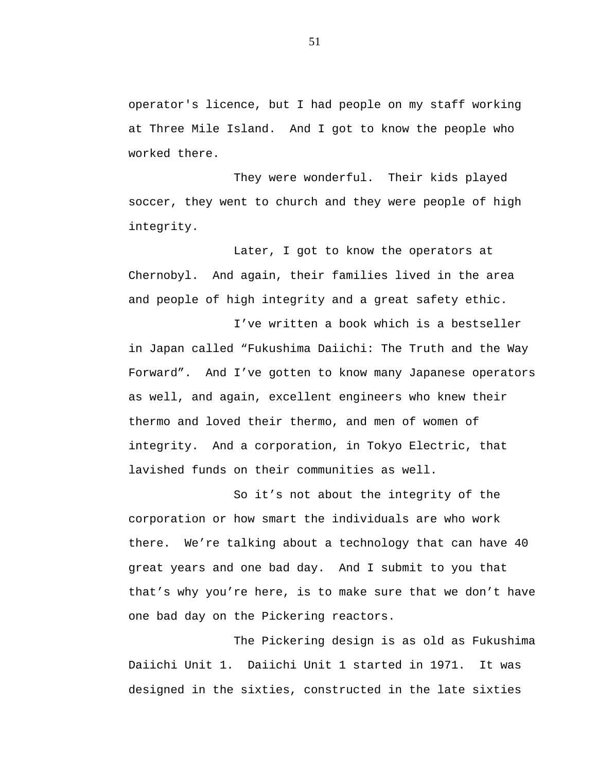operator's licence, but I had people on my staff working at Three Mile Island.  And I got to know the people who worked there.

They were wonderful.  Their kids played soccer, they went to church and they were people of high integrity.

Later, I got to know the operators at Chernobyl.  And again, their families lived in the area and people of high integrity and a great safety ethic.

I've written a book which is a bestseller in Japan called "Fukushima Daiichi: The Truth and the Way Forward".  And I've gotten to know many Japanese operators as well, and again, excellent engineers who knew their thermo and loved their thermo, and men of women of integrity.  And a corporation, in Tokyo Electric, that lavished funds on their communities as well.

So it's not about the integrity of the corporation or how smart the individuals are who work there.  We're talking about a technology that can have 40 great years and one bad day.  And I submit to you that that's why you're here, is to make sure that we don't have one bad day on the Pickering reactors.

The Pickering design is as old as Fukushima Daiichi Unit 1.  Daiichi Unit 1 started in 1971.  It was designed in the sixties, constructed in the late sixties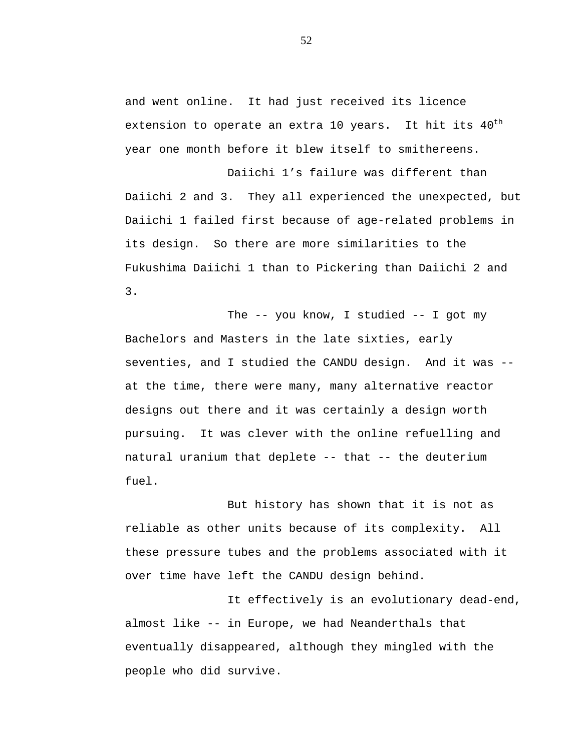and went online. It had just received its licence extension to operate an extra 10 years. It hit its $40^{th}$ year one month before it blew itself to smithereens.

Daiichi 1's failure was different than Daiichi 2 and 3. They all experienced the unexpected, but Daiichi 1 failed first because of age-related problems in its design. So there are more similarities to the Fukushima Daiichi 1 than to Pickering than Daiichi 2 and 3.

The -- you know, I studied -- I got my Bachelors and Masters in the late sixties, early seventies, and I studied the CANDU design. And it was -- at the time, there were many, many alternative reactor designs out there and it was certainly a design worth pursuing. It was clever with the online refuelling and natural uranium that deplete -- that -- the deuterium fuel.

But history has shown that it is not as reliable as other units because of its complexity. All these pressure tubes and the problems associated with it over time have left the CANDU design behind.

It effectively is an evolutionary dead-end, almost like -- in Europe, we had Neanderthals that eventually disappeared, although they mingled with the people who did survive.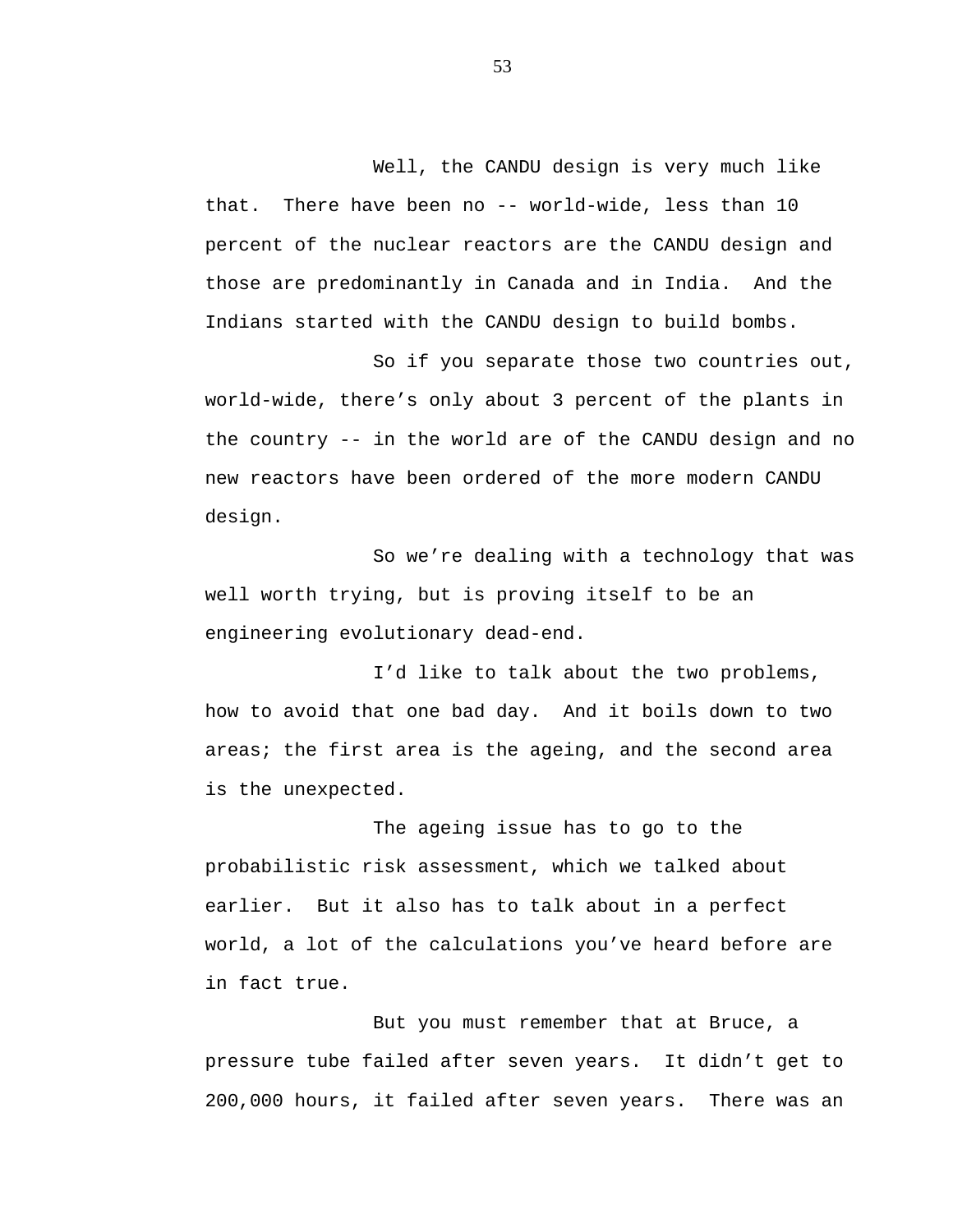Well, the CANDU design is very much like that. There have been no -- world-wide, less than 10 percent of the nuclear reactors are the CANDU design and those are predominantly in Canada and in India. And the Indians started with the CANDU design to build bombs.

So if you separate those two countries out, world-wide, there's only about 3 percent of the plants in the country -- in the world are of the CANDU design and no new reactors have been ordered of the more modern CANDU design.

So we're dealing with a technology that was well worth trying, but is proving itself to be an engineering evolutionary dead-end.

I'd like to talk about the two problems, how to avoid that one bad day. And it boils down to two areas; the first area is the ageing, and the second area is the unexpected.

The ageing issue has to go to the probabilistic risk assessment, which we talked about earlier. But it also has to talk about in a perfect world, a lot of the calculations you've heard before are in fact true.

But you must remember that at Bruce, a pressure tube failed after seven years. It didn't get to 200,000 hours, it failed after seven years. There was an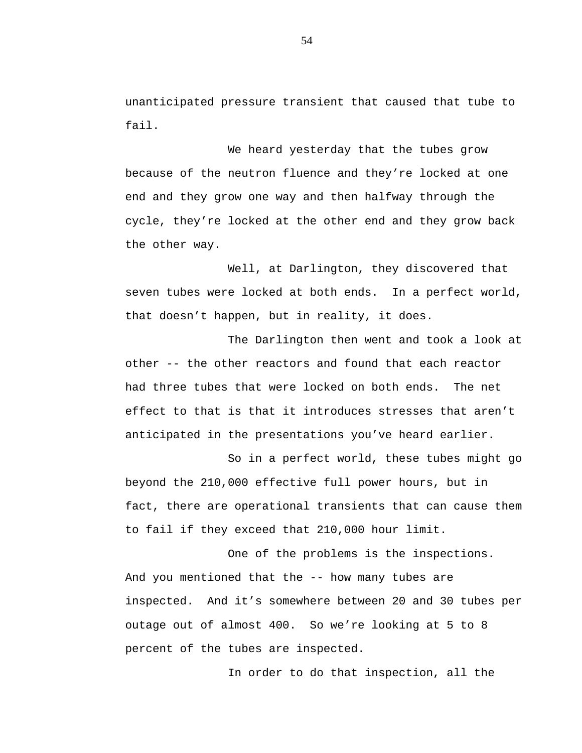unanticipated pressure transient that caused that tube to fail.

We heard yesterday that the tubes grow because of the neutron fluence and they’re locked at one end and they grow one way and then halfway through the cycle, they’re locked at the other end and they grow back the other way.

Well, at Darlington, they discovered that seven tubes were locked at both ends.  In a perfect world, that doesn’t happen, but in reality, it does.

The Darlington then went and took a look at other -- the other reactors and found that each reactor had three tubes that were locked on both ends.  The net effect to that is that it introduces stresses that aren’t anticipated in the presentations you’ve heard earlier.

So in a perfect world, these tubes might go beyond the 210,000 effective full power hours, but in fact, there are operational transients that can cause them to fail if they exceed that 210,000 hour limit.

One of the problems is the inspections. And you mentioned that the -- how many tubes are inspected.  And it’s somewhere between 20 and 30 tubes per outage out of almost 400.  So we’re looking at 5 to 8 percent of the tubes are inspected.

In order to do that inspection, all the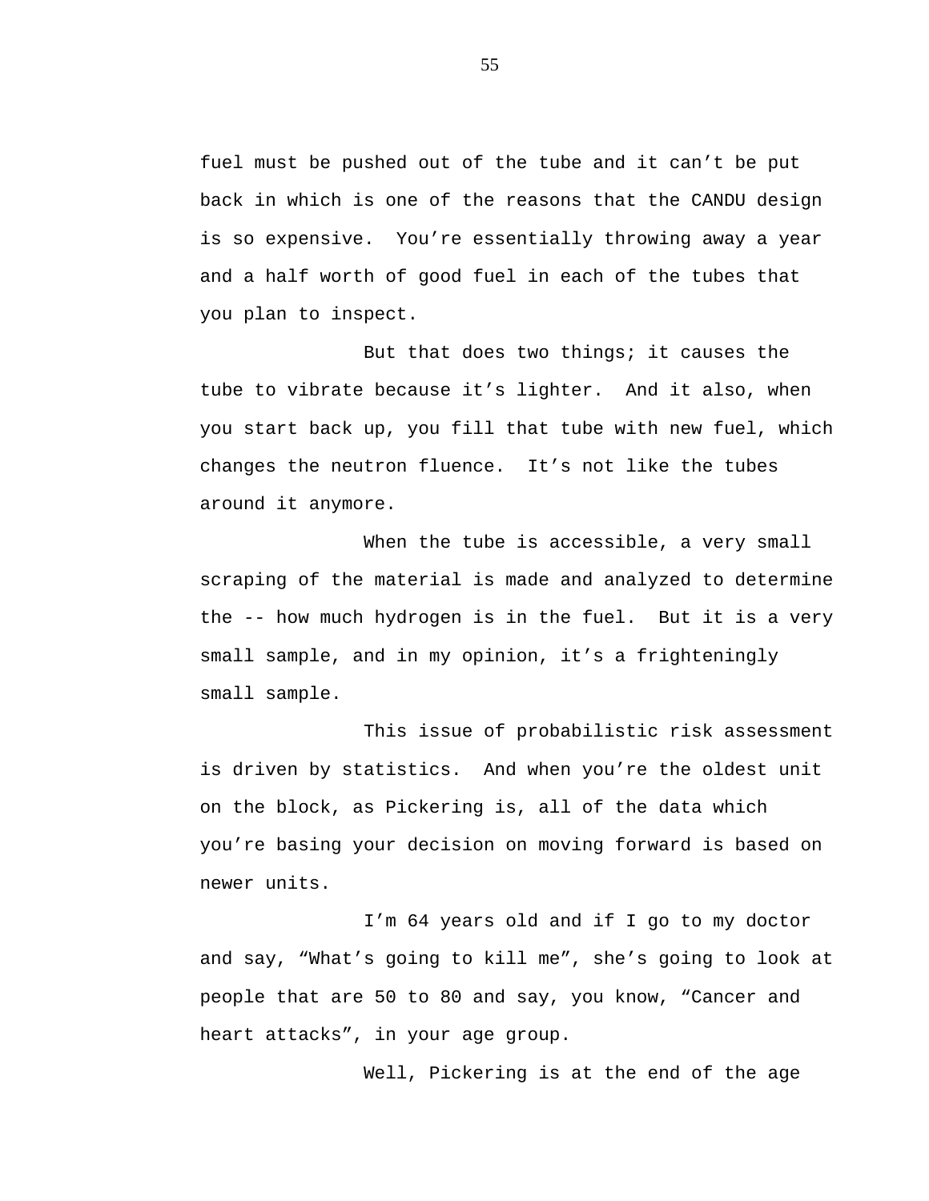fuel must be pushed out of the tube and it can't be put back in which is one of the reasons that the CANDU design is so expensive. You're essentially throwing away a year and a half worth of good fuel in each of the tubes that you plan to inspect.

But that does two things; it causes the tube to vibrate because it's lighter. And it also, when you start back up, you fill that tube with new fuel, which changes the neutron fluence. It's not like the tubes around it anymore.

When the tube is accessible, a very small scraping of the material is made and analyzed to determine the -- how much hydrogen is in the fuel. But it is a very small sample, and in my opinion, it's a frighteningly small sample.

This issue of probabilistic risk assessment is driven by statistics. And when you're the oldest unit on the block, as Pickering is, all of the data which you're basing your decision on moving forward is based on newer units.

I'm 64 years old and if I go to my doctor and say, "What's going to kill me", she's going to look at people that are 50 to 80 and say, you know, "Cancer and heart attacks", in your age group.

Well, Pickering is at the end of the age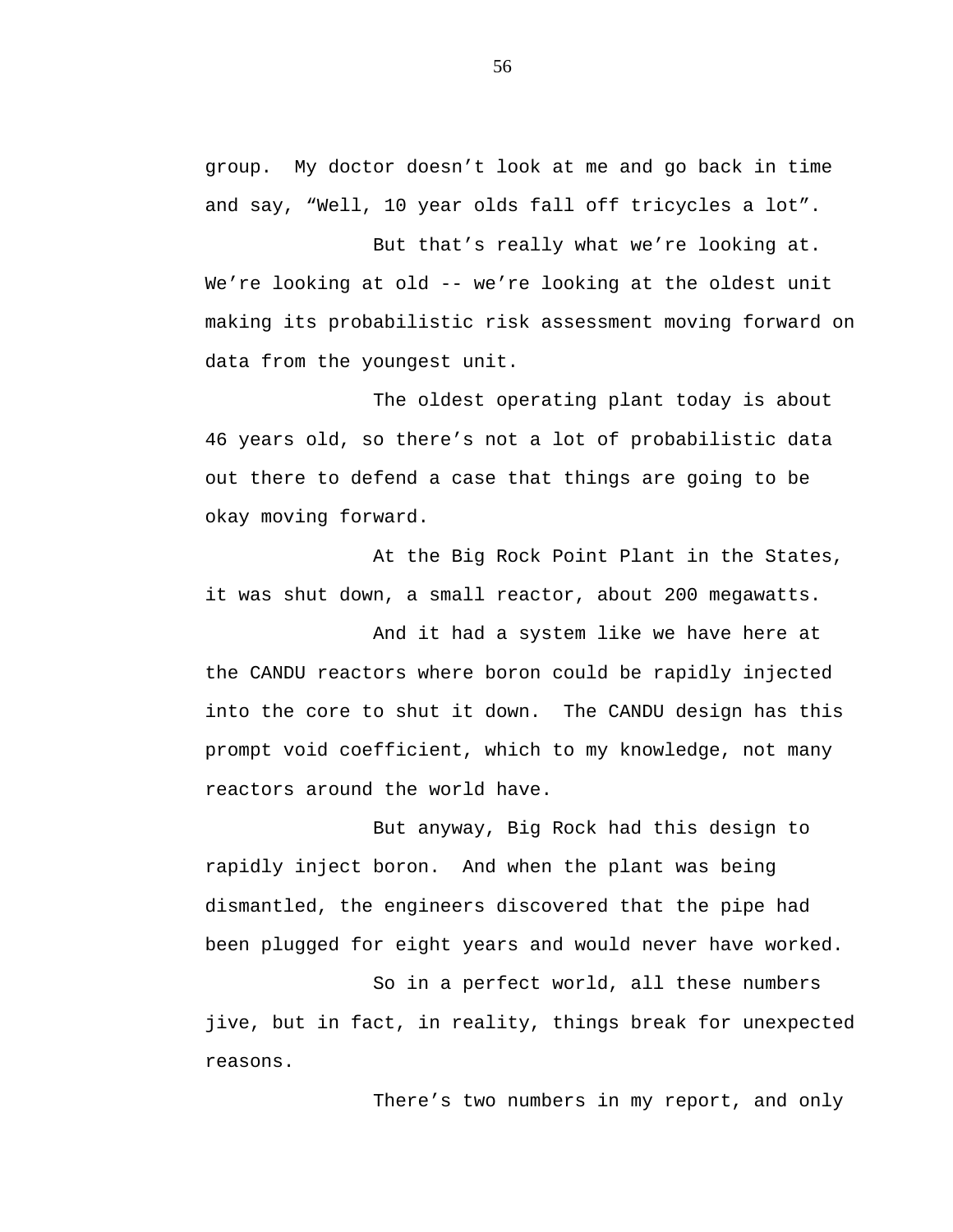group. My doctor doesn't look at me and go back in time and say, "Well, 10 year olds fall off tricycles a lot".

But that's really what we're looking at. We're looking at old -- we're looking at the oldest unit making its probabilistic risk assessment moving forward on data from the youngest unit.

The oldest operating plant today is about 46 years old, so there's not a lot of probabilistic data out there to defend a case that things are going to be okay moving forward.

At the Big Rock Point Plant in the States, it was shut down, a small reactor, about 200 megawatts.

And it had a system like we have here at the CANDU reactors where boron could be rapidly injected into the core to shut it down. The CANDU design has this prompt void coefficient, which to my knowledge, not many reactors around the world have.

But anyway, Big Rock had this design to rapidly inject boron. And when the plant was being dismantled, the engineers discovered that the pipe had been plugged for eight years and would never have worked.

So in a perfect world, all these numbers jive, but in fact, in reality, things break for unexpected reasons.

There's two numbers in my report, and only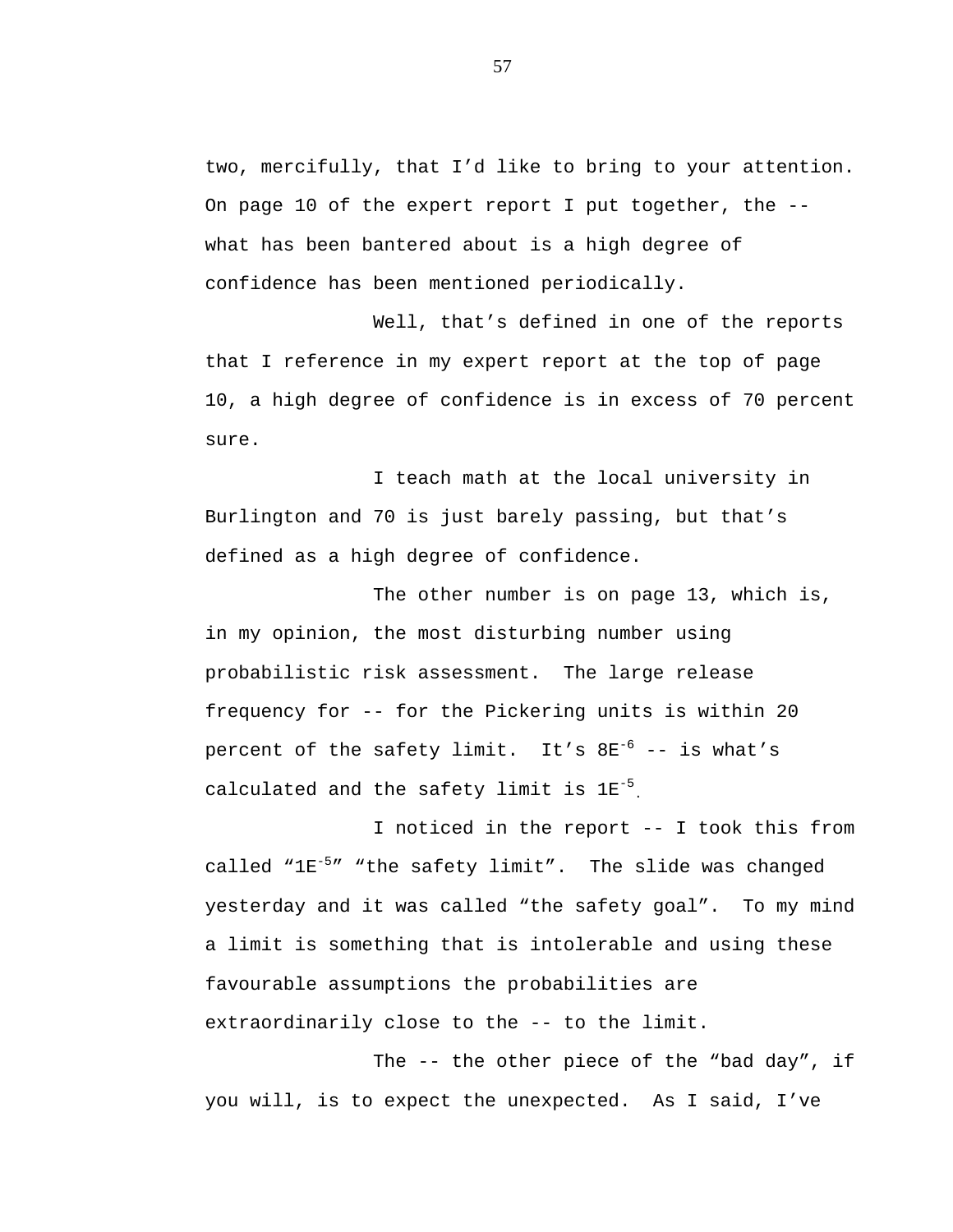two, mercifully, that I'd like to bring to your attention. On page 10 of the expert report I put together, the -- what has been bantered about is a high degree of confidence has been mentioned periodically.

Well, that's defined in one of the reports that I reference in my expert report at the top of page 10, a high degree of confidence is in excess of 70 percent sure.

I teach math at the local university in Burlington and 70 is just barely passing, but that's defined as a high degree of confidence.

The other number is on page 13, which is, in my opinion, the most disturbing number using probabilistic risk assessment. The large release frequency for -- for the Pickering units is within 20 percent of the safety limit. It's $8E^{-6}$ -- is what's calculated and the safety limit is $1E^{-5}$.

I noticed in the report -- I took this from called "$1E^{-5}$" "the safety limit". The slide was changed yesterday and it was called "the safety goal". To my mind a limit is something that is intolerable and using these favourable assumptions the probabilities are extraordinarily close to the -- to the limit.

The -- the other piece of the "bad day", if you will, is to expect the unexpected. As I said, I've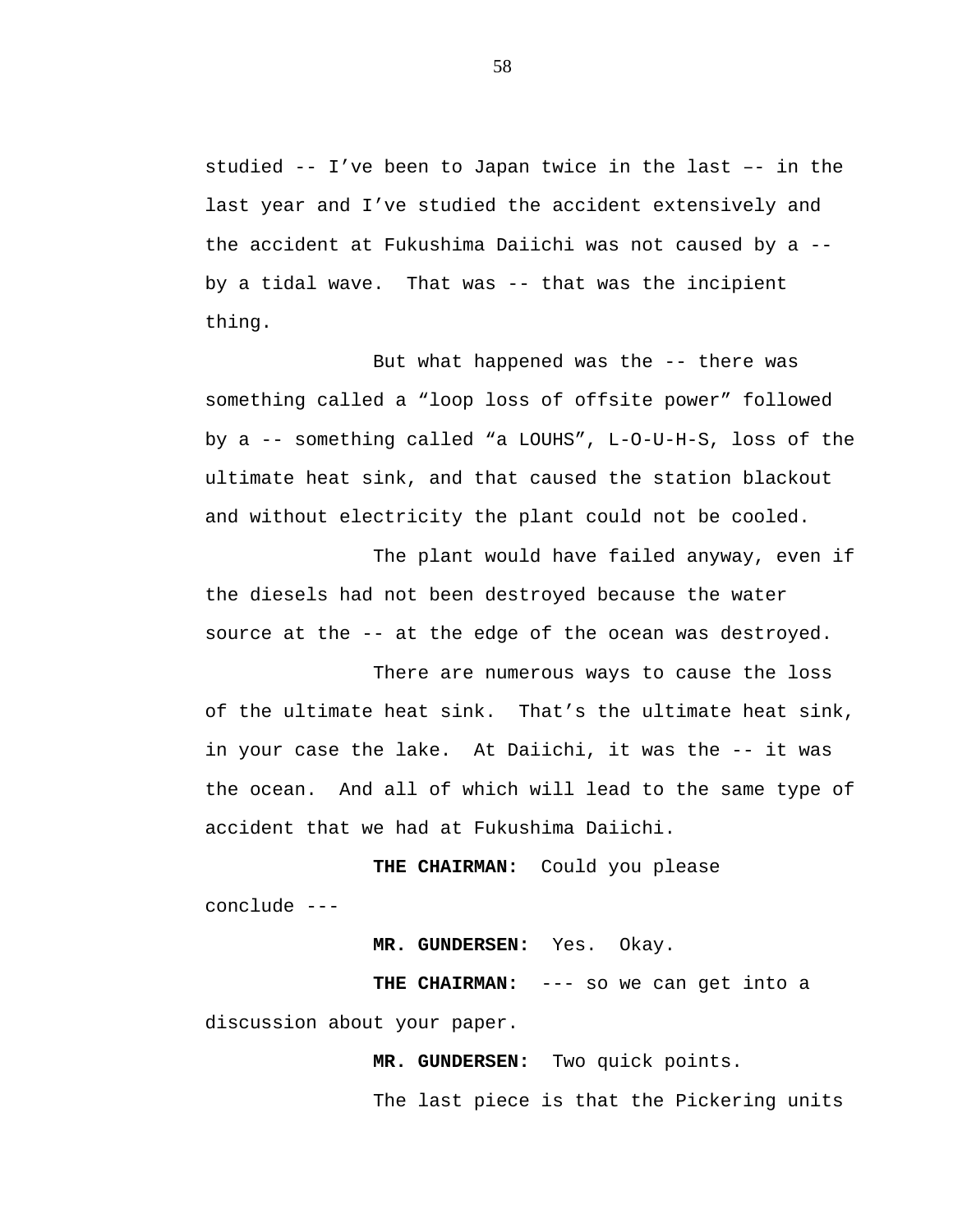studied -- I've been to Japan twice in the last –- in the last year and I've studied the accident extensively and the accident at Fukushima Daiichi was not caused by a -- by a tidal wave. That was -- that was the incipient thing.

But what happened was the -- there was something called a "loop loss of offsite power" followed by a -- something called "a LOUHS", L-O-U-H-S, loss of the ultimate heat sink, and that caused the station blackout and without electricity the plant could not be cooled.

The plant would have failed anyway, even if the diesels had not been destroyed because the water source at the -- at the edge of the ocean was destroyed.

There are numerous ways to cause the loss of the ultimate heat sink. That's the ultimate heat sink, in your case the lake. At Daiichi, it was the -- it was the ocean. And all of which will lead to the same type of accident that we had at Fukushima Daiichi.

**THE CHAIRMAN:** Could you please conclude ---

**MR. GUNDERSEN:** Yes. Okay.

**THE CHAIRMAN:** --- so we can get into a discussion about your paper.

**MR. GUNDERSEN:** Two quick points.

The last piece is that the Pickering units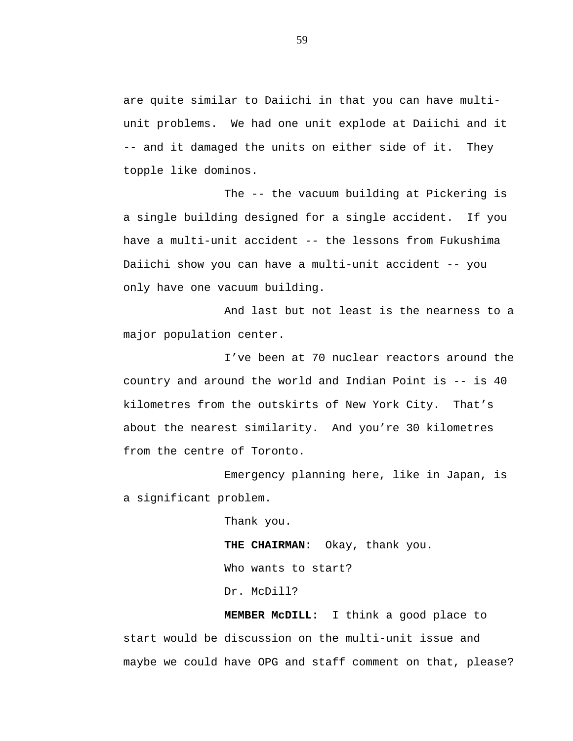are quite similar to Daiichi in that you can have multi-unit problems.  We had one unit explode at Daiichi and it -- and it damaged the units on either side of it.  They topple like dominos.

The -- the vacuum building at Pickering is a single building designed for a single accident.  If you have a multi-unit accident -- the lessons from Fukushima Daiichi show you can have a multi-unit accident -- you only have one vacuum building.

And last but not least is the nearness to a major population center.

I've been at 70 nuclear reactors around the country and around the world and Indian Point is -- is 40 kilometres from the outskirts of New York City.  That's about the nearest similarity.  And you're 30 kilometres from the centre of Toronto.

Emergency planning here, like in Japan, is a significant problem.

Thank you.

**THE CHAIRMAN:**  Okay, thank you.

Who wants to start?

Dr. McDill?

**MEMBER McDILL:**  I think a good place to start would be discussion on the multi-unit issue and maybe we could have OPG and staff comment on that, please?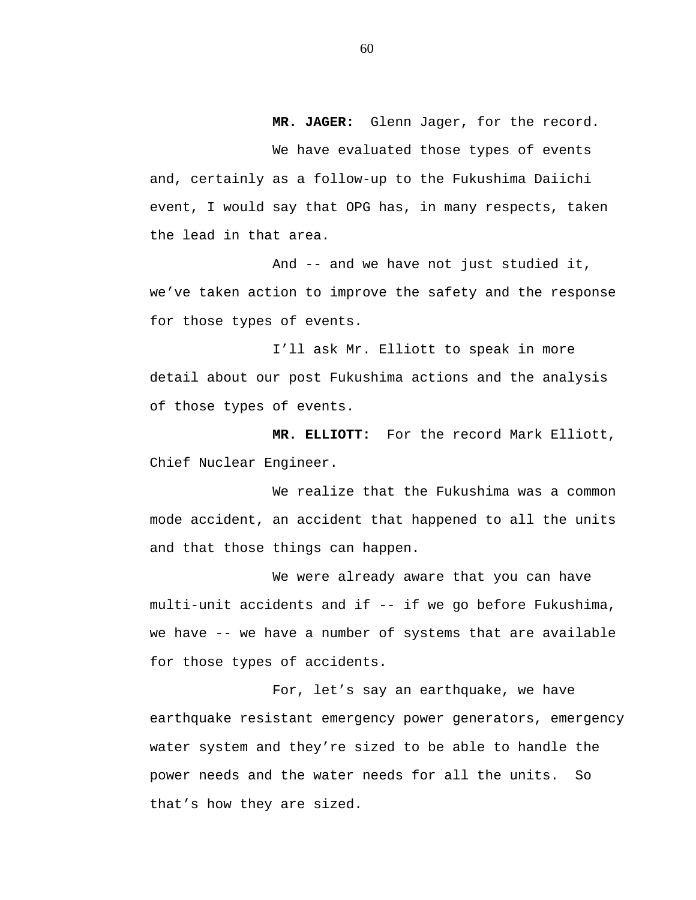**MR. JAGER:** Glenn Jager, for the record.

We have evaluated those types of events and, certainly as a follow-up to the Fukushima Daiichi event, I would say that OPG has, in many respects, taken the lead in that area.

And -- and we have not just studied it, we've taken action to improve the safety and the response for those types of events.

I'll ask Mr. Elliott to speak in more detail about our post Fukushima actions and the analysis of those types of events.

**MR. ELLIOTT:** For the record Mark Elliott, Chief Nuclear Engineer.

We realize that the Fukushima was a common mode accident, an accident that happened to all the units and that those things can happen.

We were already aware that you can have multi-unit accidents and if -- if we go before Fukushima, we have -- we have a number of systems that are available for those types of accidents.

For, let's say an earthquake, we have earthquake resistant emergency power generators, emergency water system and they're sized to be able to handle the power needs and the water needs for all the units. So that's how they are sized.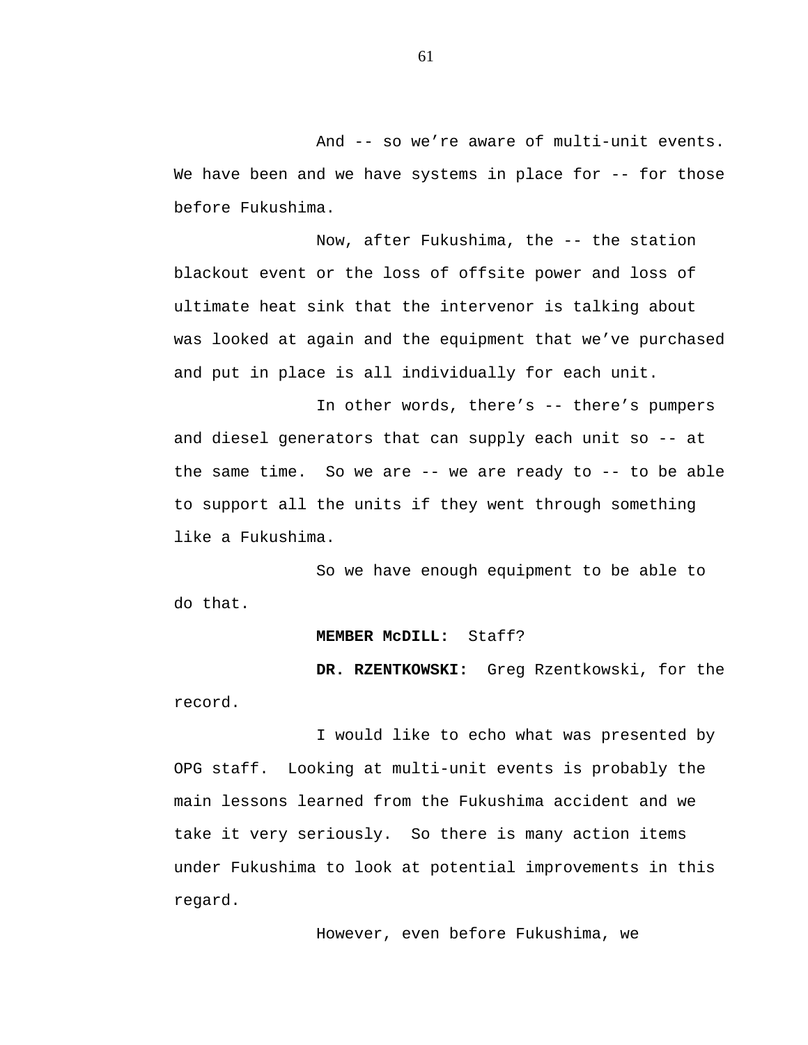And -- so we’re aware of multi-unit events. We have been and we have systems in place for -- for those before Fukushima.

Now, after Fukushima, the -- the station blackout event or the loss of offsite power and loss of ultimate heat sink that the intervenor is talking about was looked at again and the equipment that we’ve purchased and put in place is all individually for each unit.

In other words, there’s -- there’s pumpers and diesel generators that can supply each unit so -- at the same time. So we are -- we are ready to -- to be able to support all the units if they went through something like a Fukushima.

So we have enough equipment to be able to do that.

**MEMBER McDILL:** Staff?

**DR. RZENTKOWSKI:** Greg Rzentkowski, for the record.

I would like to echo what was presented by OPG staff. Looking at multi-unit events is probably the main lessons learned from the Fukushima accident and we take it very seriously. So there is many action items under Fukushima to look at potential improvements in this regard.

However, even before Fukushima, we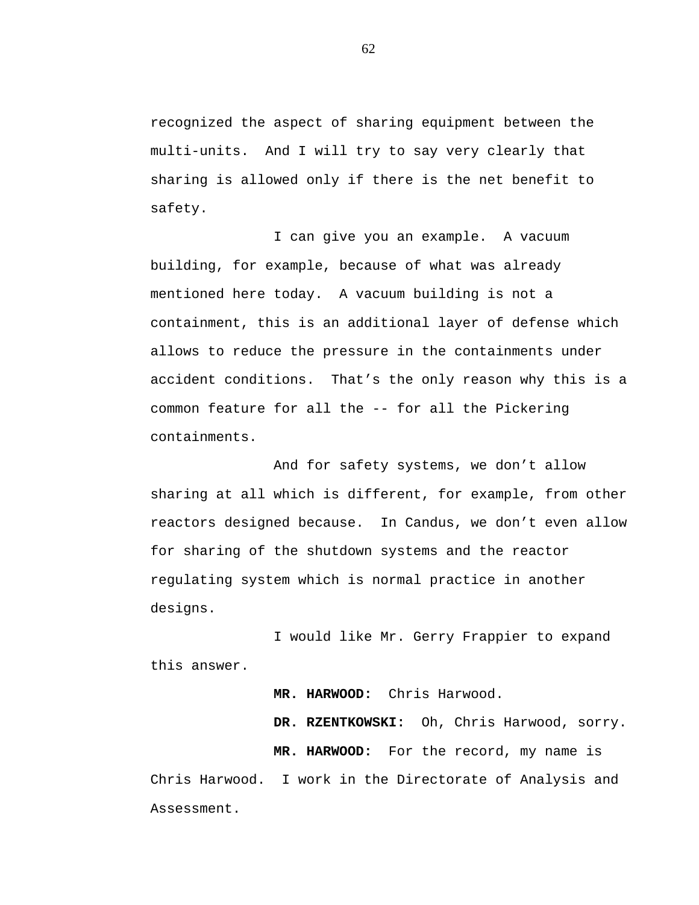recognized the aspect of sharing equipment between the multi-units.  And I will try to say very clearly that sharing is allowed only if there is the net benefit to safety.

I can give you an example.  A vacuum building, for example, because of what was already mentioned here today.  A vacuum building is not a containment, this is an additional layer of defense which allows to reduce the pressure in the containments under accident conditions.  That's the only reason why this is a common feature for all the -- for all the Pickering containments.

And for safety systems, we don't allow sharing at all which is different, for example, from other reactors designed because.  In Candus, we don't even allow for sharing of the shutdown systems and the reactor regulating system which is normal practice in another designs.

I would like Mr. Gerry Frappier to expand this answer.

**MR. HARWOOD:**  Chris Harwood.

**DR. RZENTKOWSKI:**  Oh, Chris Harwood, sorry.

**MR. HARWOOD:**  For the record, my name is Chris Harwood.  I work in the Directorate of Analysis and Assessment.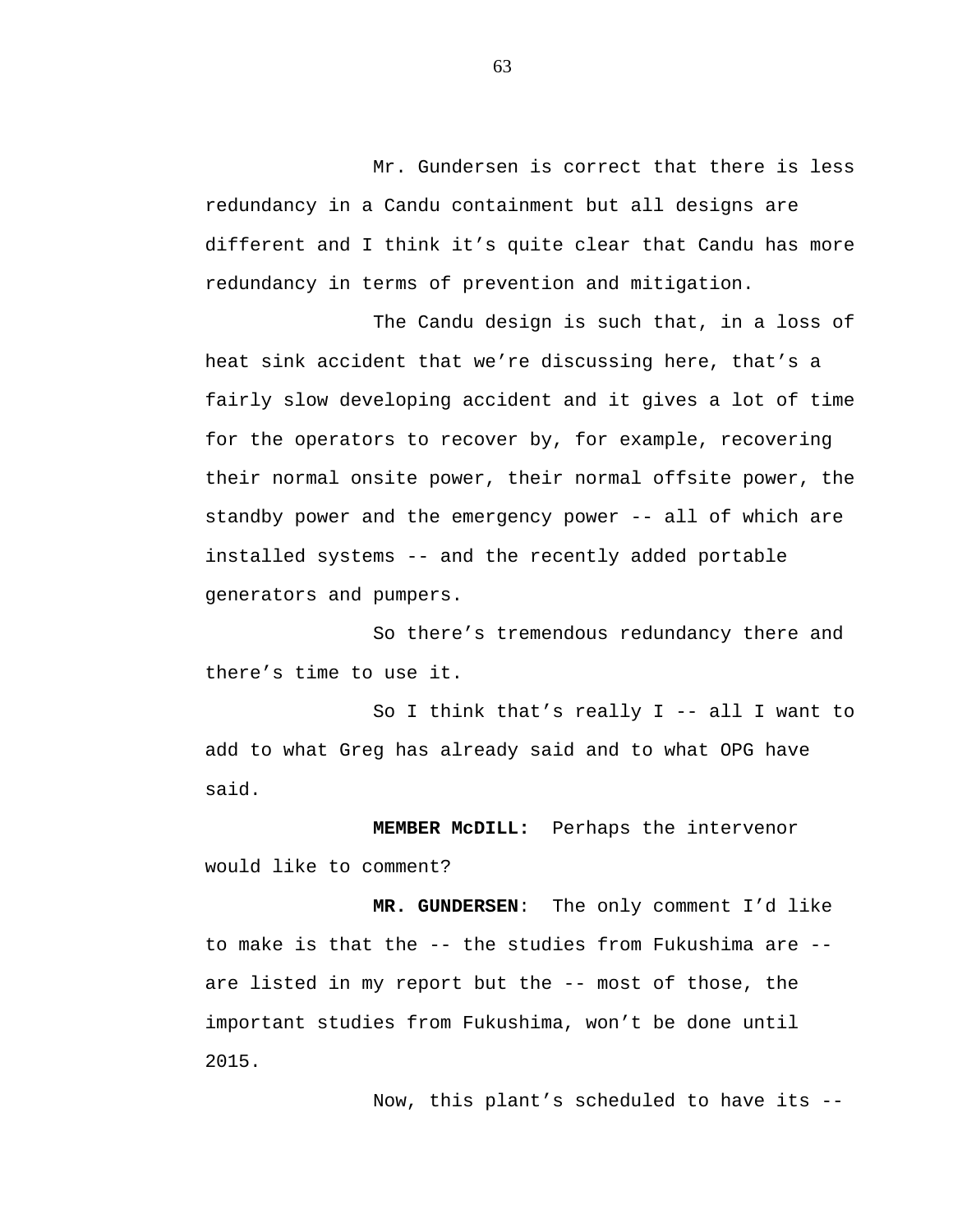Mr. Gundersen is correct that there is less redundancy in a Candu containment but all designs are different and I think it's quite clear that Candu has more redundancy in terms of prevention and mitigation.

The Candu design is such that, in a loss of heat sink accident that we're discussing here, that's a fairly slow developing accident and it gives a lot of time for the operators to recover by, for example, recovering their normal onsite power, their normal offsite power, the standby power and the emergency power -- all of which are installed systems -- and the recently added portable generators and pumpers.

So there's tremendous redundancy there and there's time to use it.

So I think that's really I -- all I want to add to what Greg has already said and to what OPG have said.

**MEMBER McDILL:** Perhaps the intervenor would like to comment?

**MR. GUNDERSEN**: The only comment I'd like to make is that the -- the studies from Fukushima are -- are listed in my report but the -- most of those, the important studies from Fukushima, won't be done until 2015.

Now, this plant's scheduled to have its --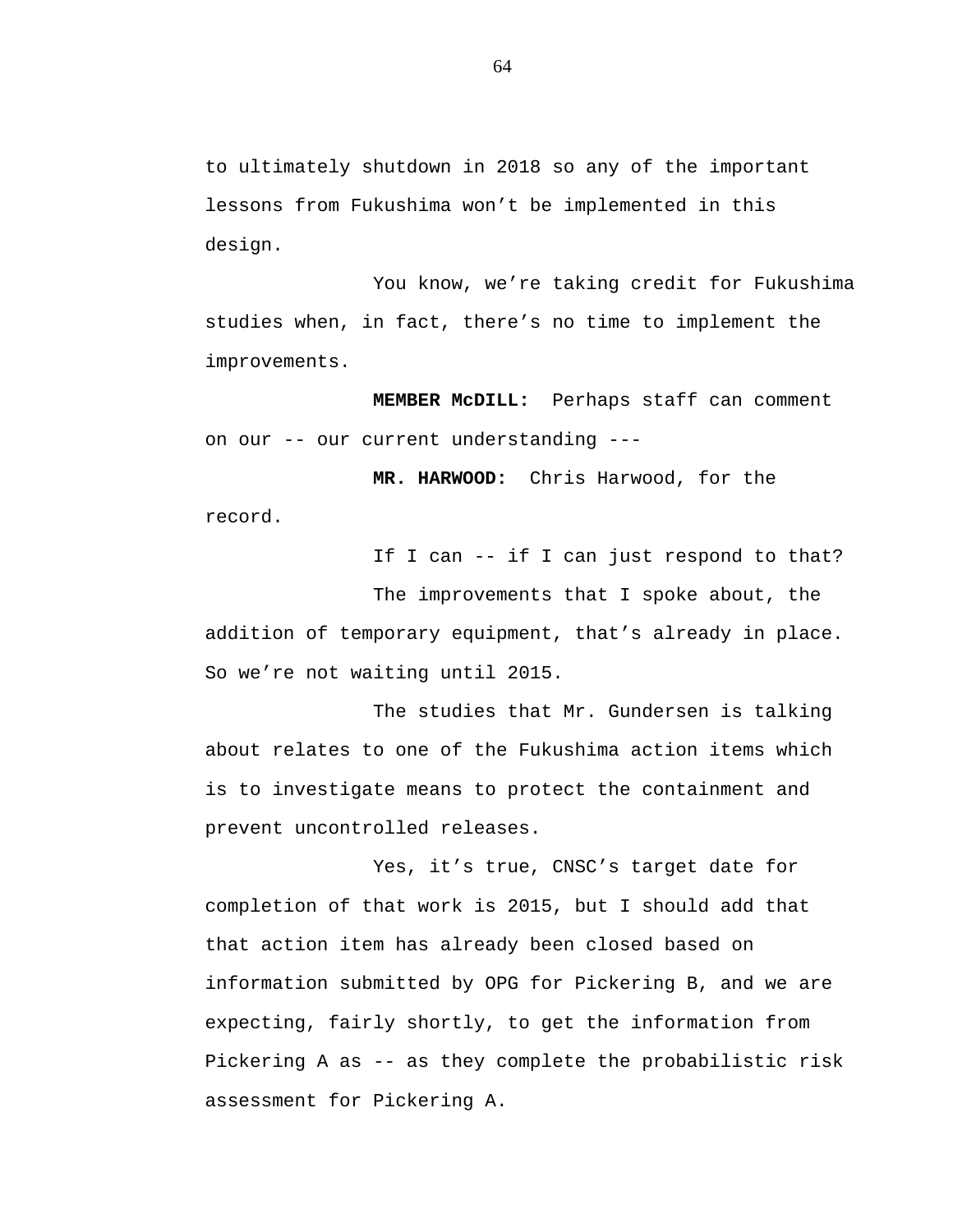to ultimately shutdown in 2018 so any of the important lessons from Fukushima won't be implemented in this design.

You know, we're taking credit for Fukushima studies when, in fact, there's no time to implement the improvements.

**MEMBER McDILL:** Perhaps staff can comment on our -- our current understanding ---

**MR. HARWOOD:** Chris Harwood, for the record.

If I can -- if I can just respond to that?

The improvements that I spoke about, the addition of temporary equipment, that's already in place. So we're not waiting until 2015.

The studies that Mr. Gundersen is talking about relates to one of the Fukushima action items which is to investigate means to protect the containment and prevent uncontrolled releases.

Yes, it's true, CNSC's target date for completion of that work is 2015, but I should add that that action item has already been closed based on information submitted by OPG for Pickering B, and we are expecting, fairly shortly, to get the information from Pickering A as -- as they complete the probabilistic risk assessment for Pickering A.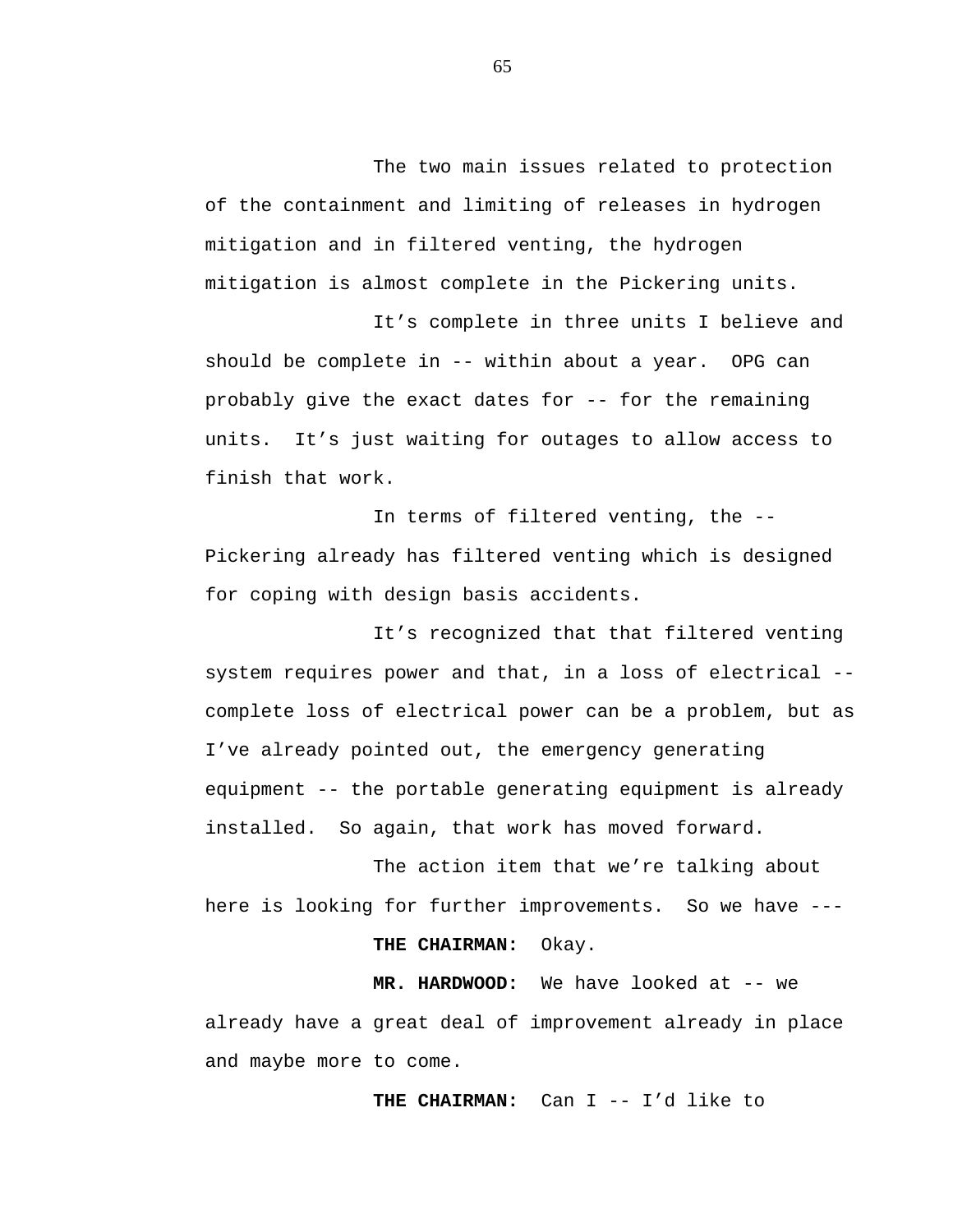The two main issues related to protection of the containment and limiting of releases in hydrogen mitigation and in filtered venting, the hydrogen mitigation is almost complete in the Pickering units.

It's complete in three units I believe and should be complete in -- within about a year. OPG can probably give the exact dates for -- for the remaining units. It's just waiting for outages to allow access to finish that work.

In terms of filtered venting, the -- Pickering already has filtered venting which is designed for coping with design basis accidents.

It's recognized that that filtered venting system requires power and that, in a loss of electrical -- complete loss of electrical power can be a problem, but as I've already pointed out, the emergency generating equipment -- the portable generating equipment is already installed. So again, that work has moved forward.

The action item that we're talking about here is looking for further improvements. So we have ---

**THE CHAIRMAN:** Okay.

**MR. HARDWOOD:** We have looked at -- we already have a great deal of improvement already in place and maybe more to come.

**THE CHAIRMAN:** Can I -- I'd like to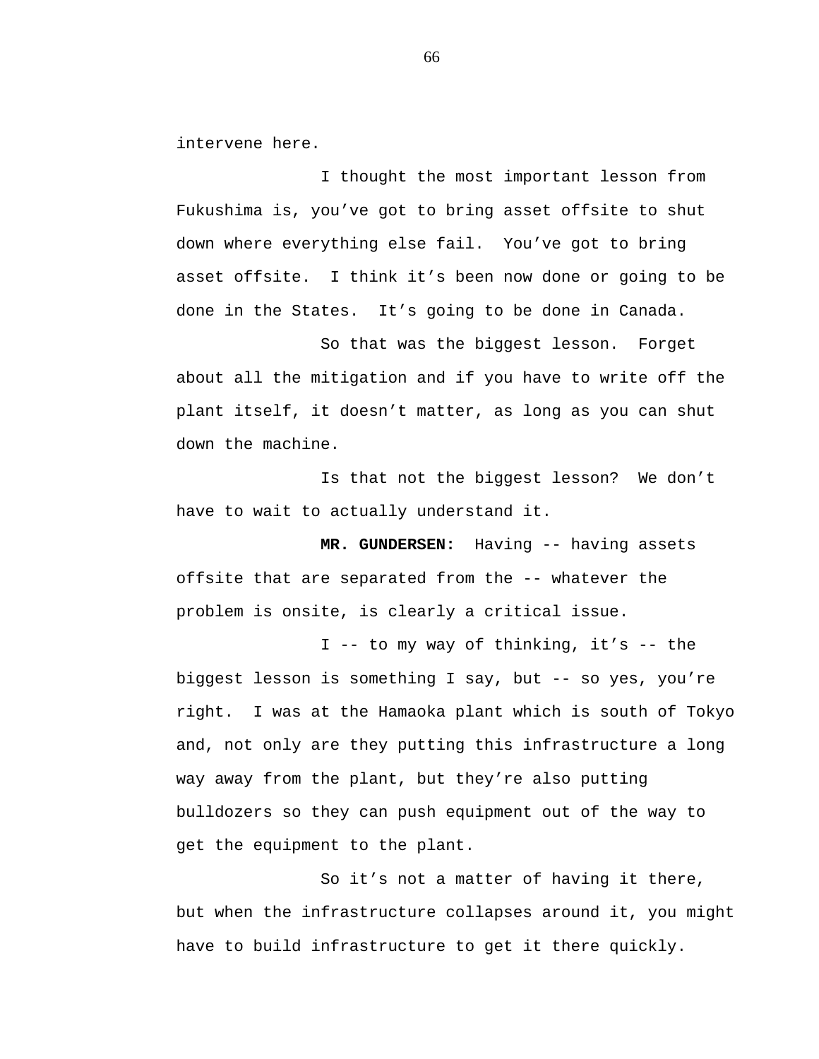intervene here.

I thought the most important lesson from Fukushima is, you've got to bring asset offsite to shut down where everything else fail. You've got to bring asset offsite. I think it's been now done or going to be done in the States. It's going to be done in Canada.

So that was the biggest lesson. Forget about all the mitigation and if you have to write off the plant itself, it doesn't matter, as long as you can shut down the machine.

Is that not the biggest lesson? We don't have to wait to actually understand it.

**MR. GUNDERSEN:** Having -- having assets offsite that are separated from the -- whatever the problem is onsite, is clearly a critical issue.

I -- to my way of thinking, it's -- the biggest lesson is something I say, but -- so yes, you're right. I was at the Hamaoka plant which is south of Tokyo and, not only are they putting this infrastructure a long way away from the plant, but they're also putting bulldozers so they can push equipment out of the way to get the equipment to the plant.

So it's not a matter of having it there, but when the infrastructure collapses around it, you might have to build infrastructure to get it there quickly.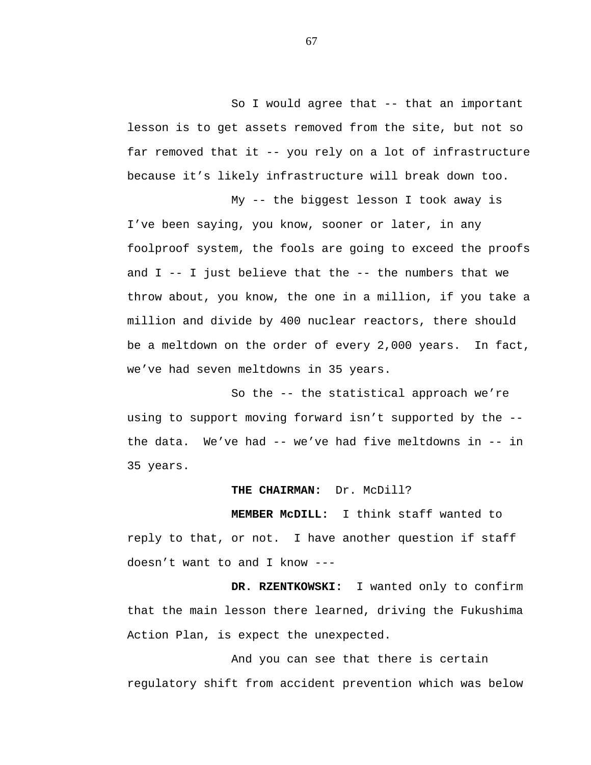So I would agree that -- that an important lesson is to get assets removed from the site, but not so far removed that it -- you rely on a lot of infrastructure because it's likely infrastructure will break down too.

My -- the biggest lesson I took away is I've been saying, you know, sooner or later, in any foolproof system, the fools are going to exceed the proofs and I -- I just believe that the -- the numbers that we throw about, you know, the one in a million, if you take a million and divide by 400 nuclear reactors, there should be a meltdown on the order of every 2,000 years. In fact, we've had seven meltdowns in 35 years.

So the -- the statistical approach we're using to support moving forward isn't supported by the -- the data. We've had -- we've had five meltdowns in -- in 35 years.

**THE CHAIRMAN:** Dr. McDill?

**MEMBER McDILL:** I think staff wanted to reply to that, or not. I have another question if staff doesn't want to and I know ---

**DR. RZENTKOWSKI:** I wanted only to confirm that the main lesson there learned, driving the Fukushima Action Plan, is expect the unexpected.

And you can see that there is certain regulatory shift from accident prevention which was below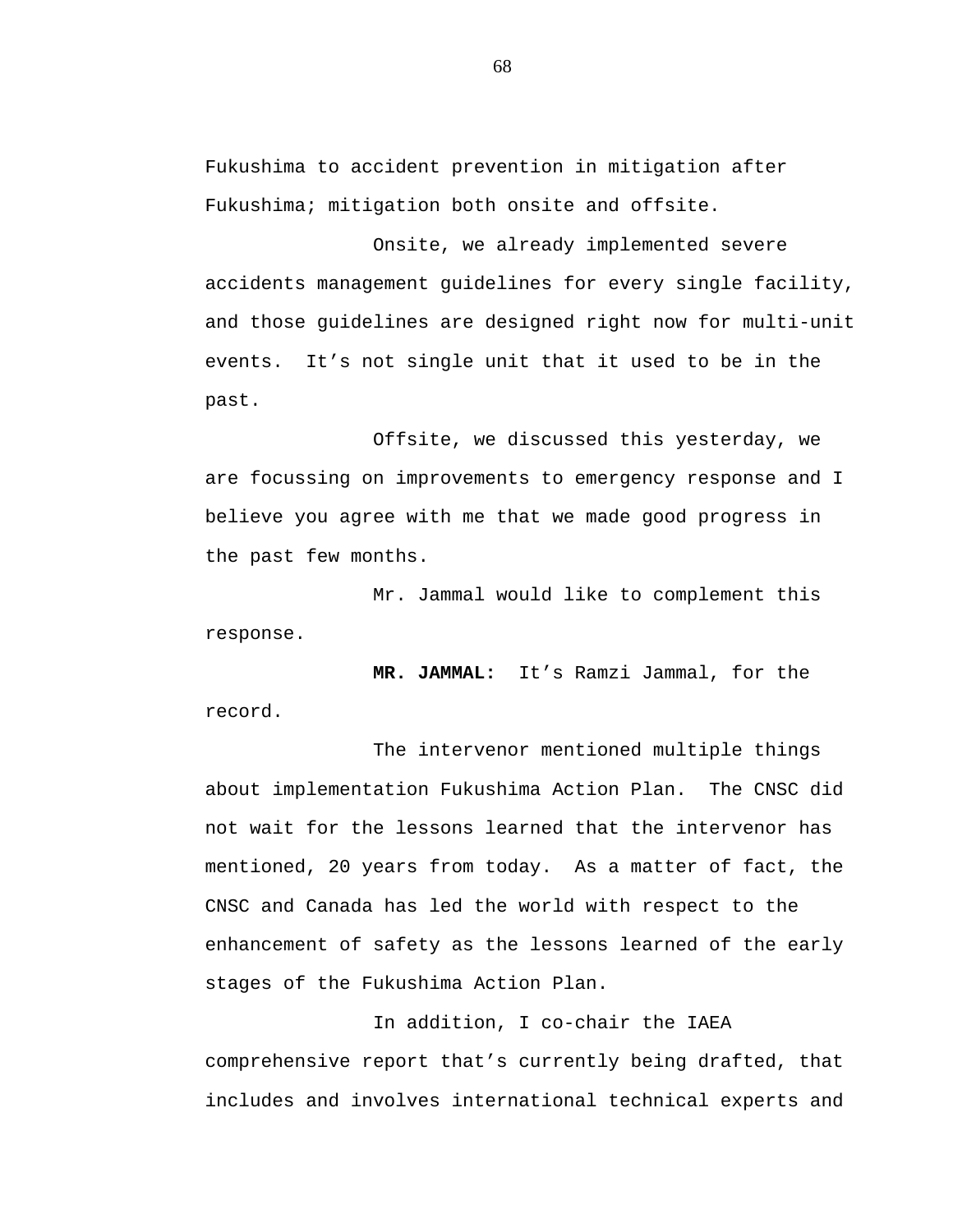Fukushima to accident prevention in mitigation after Fukushima; mitigation both onsite and offsite.

Onsite, we already implemented severe accidents management guidelines for every single facility, and those guidelines are designed right now for multi-unit events.  It's not single unit that it used to be in the past.

Offsite, we discussed this yesterday, we are focussing on improvements to emergency response and I believe you agree with me that we made good progress in the past few months.

Mr. Jammal would like to complement this response.

**MR. JAMMAL:**  It's Ramzi Jammal, for the record.

The intervenor mentioned multiple things about implementation Fukushima Action Plan.  The CNSC did not wait for the lessons learned that the intervenor has mentioned, 20 years from today.  As a matter of fact, the CNSC and Canada has led the world with respect to the enhancement of safety as the lessons learned of the early stages of the Fukushima Action Plan.

In addition, I co-chair the IAEA comprehensive report that's currently being drafted, that includes and involves international technical experts and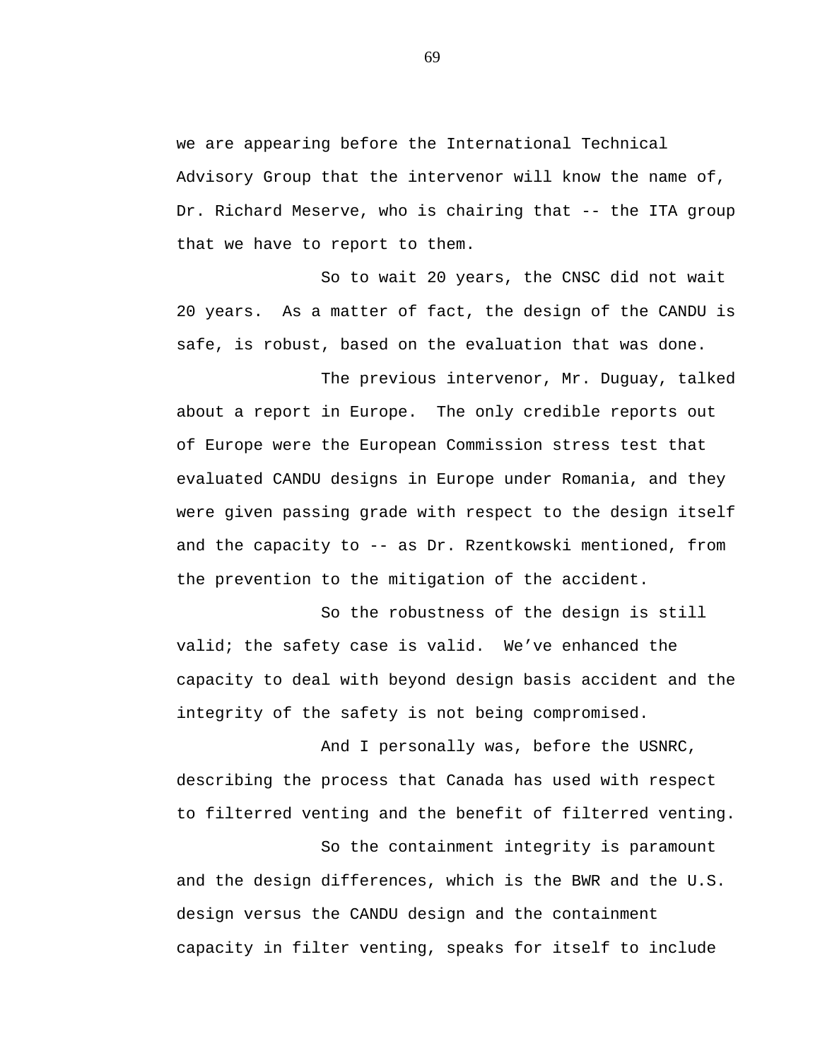we are appearing before the International Technical Advisory Group that the intervenor will know the name of, Dr. Richard Meserve, who is chairing that -- the ITA group that we have to report to them.

So to wait 20 years, the CNSC did not wait 20 years. As a matter of fact, the design of the CANDU is safe, is robust, based on the evaluation that was done.

The previous intervenor, Mr. Duguay, talked about a report in Europe. The only credible reports out of Europe were the European Commission stress test that evaluated CANDU designs in Europe under Romania, and they were given passing grade with respect to the design itself and the capacity to -- as Dr. Rzentkowski mentioned, from the prevention to the mitigation of the accident.

So the robustness of the design is still valid; the safety case is valid. We've enhanced the capacity to deal with beyond design basis accident and the integrity of the safety is not being compromised.

And I personally was, before the USNRC, describing the process that Canada has used with respect to filterred venting and the benefit of filterred venting.

So the containment integrity is paramount and the design differences, which is the BWR and the U.S. design versus the CANDU design and the containment capacity in filter venting, speaks for itself to include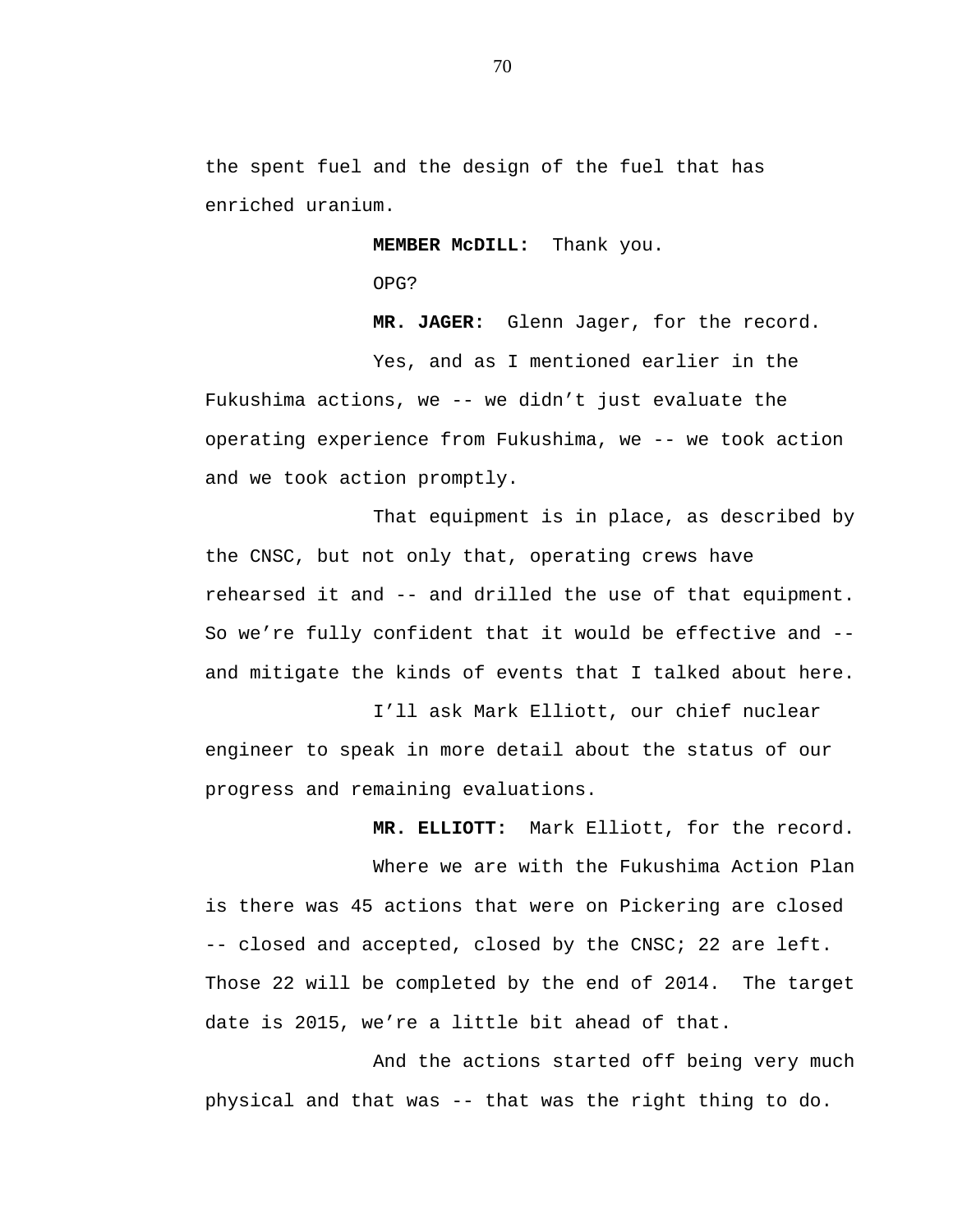the spent fuel and the design of the fuel that has enriched uranium.

**MEMBER McDILL:** Thank you.

OPG?

**MR. JAGER:** Glenn Jager, for the record.

Yes, and as I mentioned earlier in the Fukushima actions, we -- we didn't just evaluate the operating experience from Fukushima, we -- we took action and we took action promptly.

That equipment is in place, as described by the CNSC, but not only that, operating crews have rehearsed it and -- and drilled the use of that equipment. So we're fully confident that it would be effective and -- and mitigate the kinds of events that I talked about here.

I'll ask Mark Elliott, our chief nuclear engineer to speak in more detail about the status of our progress and remaining evaluations.

**MR. ELLIOTT:** Mark Elliott, for the record.

Where we are with the Fukushima Action Plan is there was 45 actions that were on Pickering are closed -- closed and accepted, closed by the CNSC; 22 are left. Those 22 will be completed by the end of 2014. The target date is 2015, we're a little bit ahead of that.

And the actions started off being very much physical and that was -- that was the right thing to do.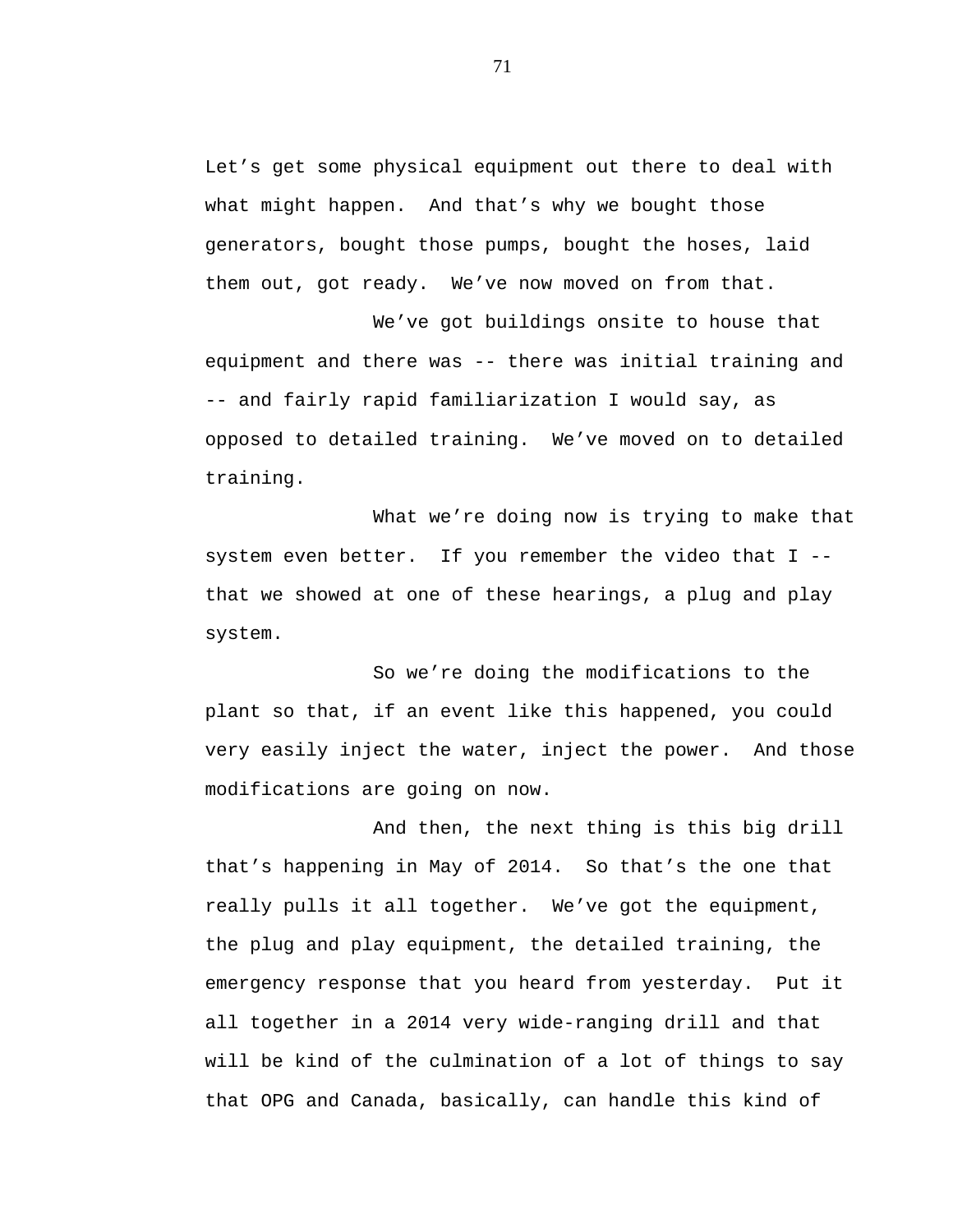Let’s get some physical equipment out there to deal with what might happen. And that’s why we bought those generators, bought those pumps, bought the hoses, laid them out, got ready. We’ve now moved on from that.

We’ve got buildings onsite to house that equipment and there was -- there was initial training and -- and fairly rapid familiarization I would say, as opposed to detailed training. We’ve moved on to detailed training.

What we’re doing now is trying to make that system even better. If you remember the video that I -- that we showed at one of these hearings, a plug and play system.

So we’re doing the modifications to the plant so that, if an event like this happened, you could very easily inject the water, inject the power. And those modifications are going on now.

And then, the next thing is this big drill that’s happening in May of 2014. So that’s the one that really pulls it all together. We’ve got the equipment, the plug and play equipment, the detailed training, the emergency response that you heard from yesterday. Put it all together in a 2014 very wide-ranging drill and that will be kind of the culmination of a lot of things to say that OPG and Canada, basically, can handle this kind of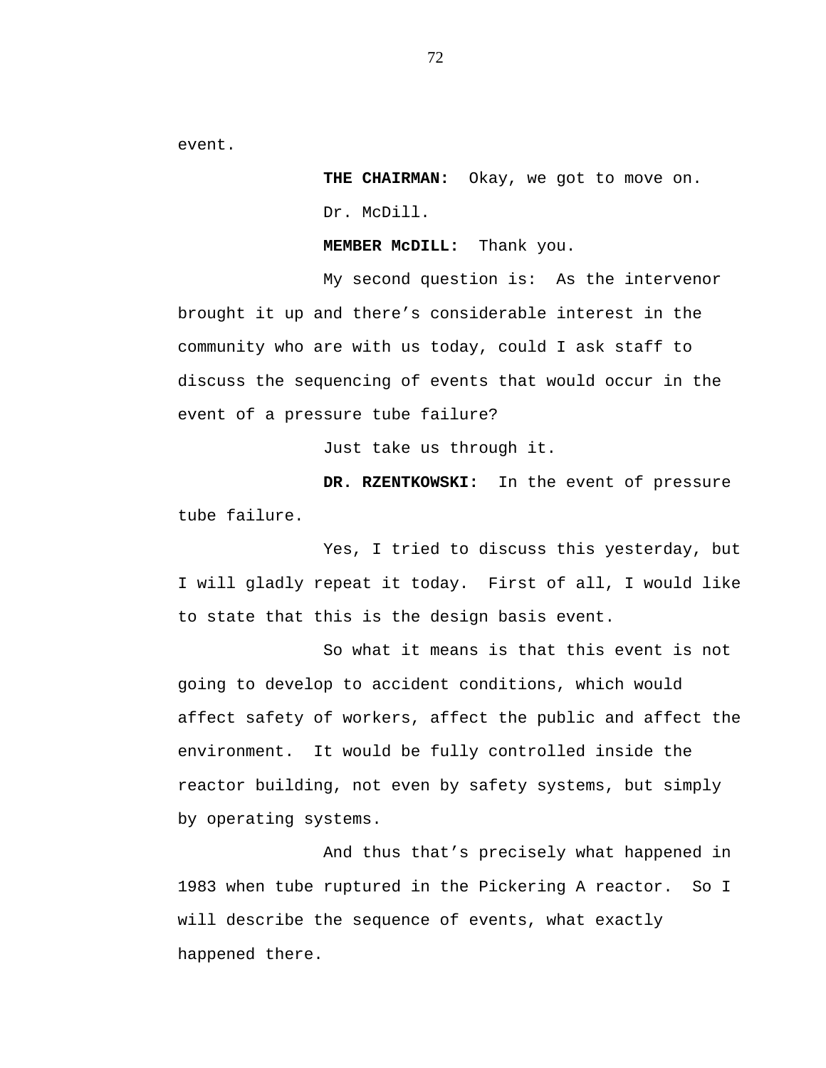event.

**THE CHAIRMAN:** Okay, we got to move on. Dr. McDill.

**MEMBER McDILL:** Thank you.

My second question is: As the intervenor brought it up and there's considerable interest in the community who are with us today, could I ask staff to discuss the sequencing of events that would occur in the event of a pressure tube failure?

Just take us through it.

**DR. RZENTKOWSKI:** In the event of pressure tube failure.

Yes, I tried to discuss this yesterday, but I will gladly repeat it today. First of all, I would like to state that this is the design basis event.

So what it means is that this event is not going to develop to accident conditions, which would affect safety of workers, affect the public and affect the environment. It would be fully controlled inside the reactor building, not even by safety systems, but simply by operating systems.

And thus that's precisely what happened in 1983 when tube ruptured in the Pickering A reactor. So I will describe the sequence of events, what exactly happened there.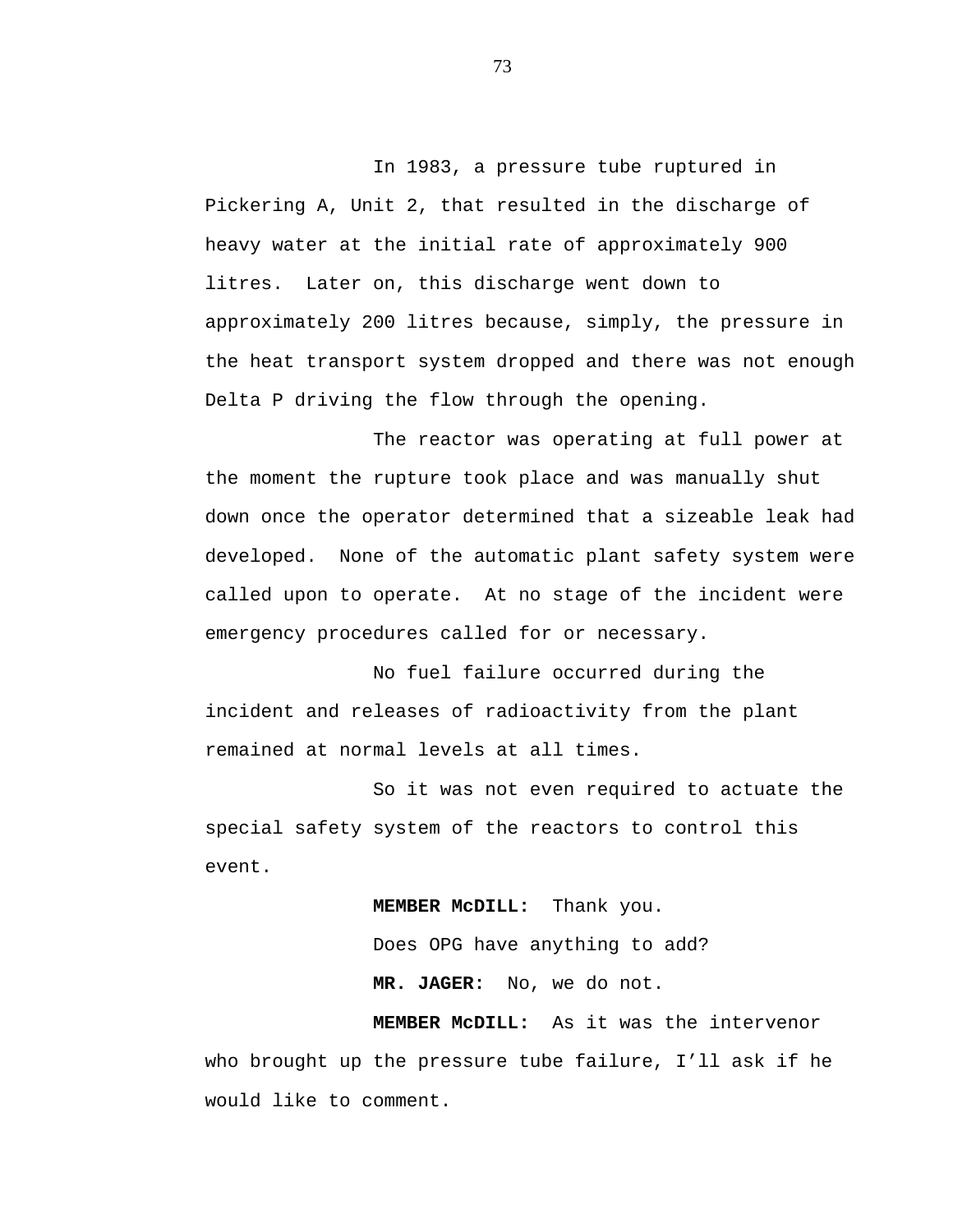In 1983, a pressure tube ruptured in Pickering A, Unit 2, that resulted in the discharge of heavy water at the initial rate of approximately 900 litres. Later on, this discharge went down to approximately 200 litres because, simply, the pressure in the heat transport system dropped and there was not enough Delta P driving the flow through the opening.

The reactor was operating at full power at the moment the rupture took place and was manually shut down once the operator determined that a sizeable leak had developed. None of the automatic plant safety system were called upon to operate. At no stage of the incident were emergency procedures called for or necessary.

No fuel failure occurred during the incident and releases of radioactivity from the plant remained at normal levels at all times.

So it was not even required to actuate the special safety system of the reactors to control this event.

**MEMBER McDILL:** Thank you.

Does OPG have anything to add?

**MR. JAGER:** No, we do not.

**MEMBER McDILL:** As it was the intervenor who brought up the pressure tube failure, I'll ask if he would like to comment.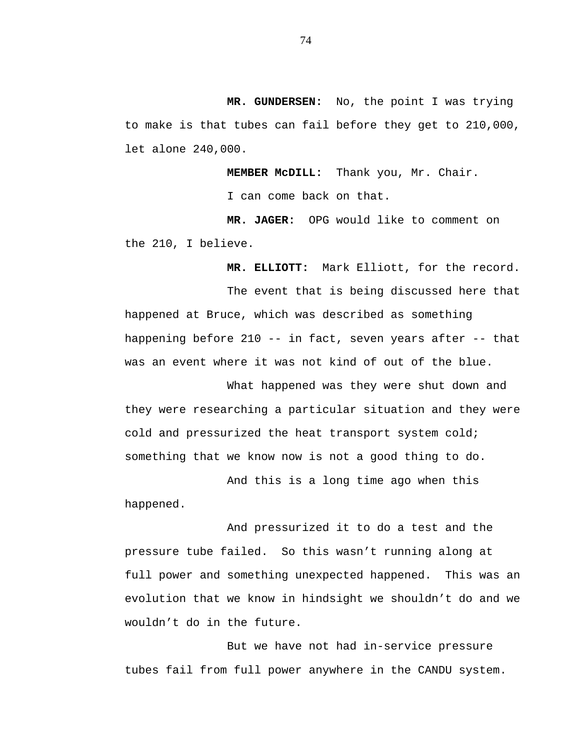**MR. GUNDERSEN:** No, the point I was trying to make is that tubes can fail before they get to 210,000, let alone 240,000.

**MEMBER McDILL:** Thank you, Mr. Chair.

I can come back on that.

**MR. JAGER:** OPG would like to comment on the 210, I believe.

**MR. ELLIOTT:** Mark Elliott, for the record.

The event that is being discussed here that happened at Bruce, which was described as something happening before 210 -- in fact, seven years after -- that was an event where it was not kind of out of the blue.

What happened was they were shut down and they were researching a particular situation and they were cold and pressurized the heat transport system cold; something that we know now is not a good thing to do.

And this is a long time ago when this happened.

And pressurized it to do a test and the pressure tube failed. So this wasn't running along at full power and something unexpected happened. This was an evolution that we know in hindsight we shouldn't do and we wouldn't do in the future.

But we have not had in-service pressure tubes fail from full power anywhere in the CANDU system.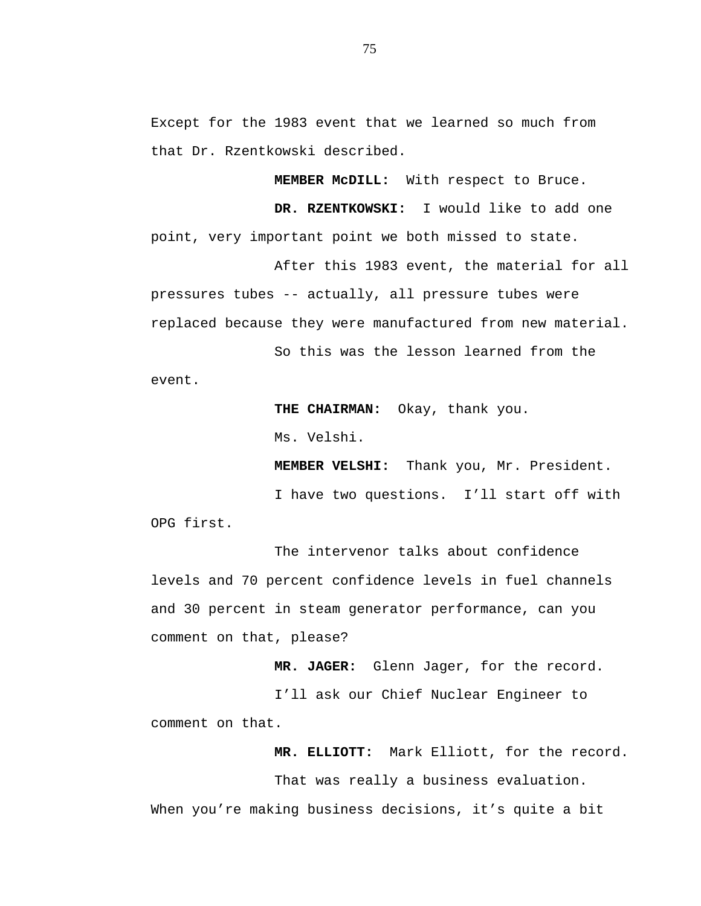Except for the 1983 event that we learned so much from that Dr. Rzentkowski described.

**MEMBER McDILL:** With respect to Bruce.

**DR. RZENTKOWSKI:** I would like to add one point, very important point we both missed to state.

After this 1983 event, the material for all pressures tubes -- actually, all pressure tubes were replaced because they were manufactured from new material.

So this was the lesson learned from the event.

**THE CHAIRMAN:** Okay, thank you.

Ms. Velshi.

**MEMBER VELSHI:** Thank you, Mr. President.

I have two questions. I'll start off with OPG first.

The intervenor talks about confidence levels and 70 percent confidence levels in fuel channels and 30 percent in steam generator performance, can you comment on that, please?

**MR. JAGER:** Glenn Jager, for the record.

I'll ask our Chief Nuclear Engineer to comment on that.

**MR. ELLIOTT:** Mark Elliott, for the record.

That was really a business evaluation. When you're making business decisions, it's quite a bit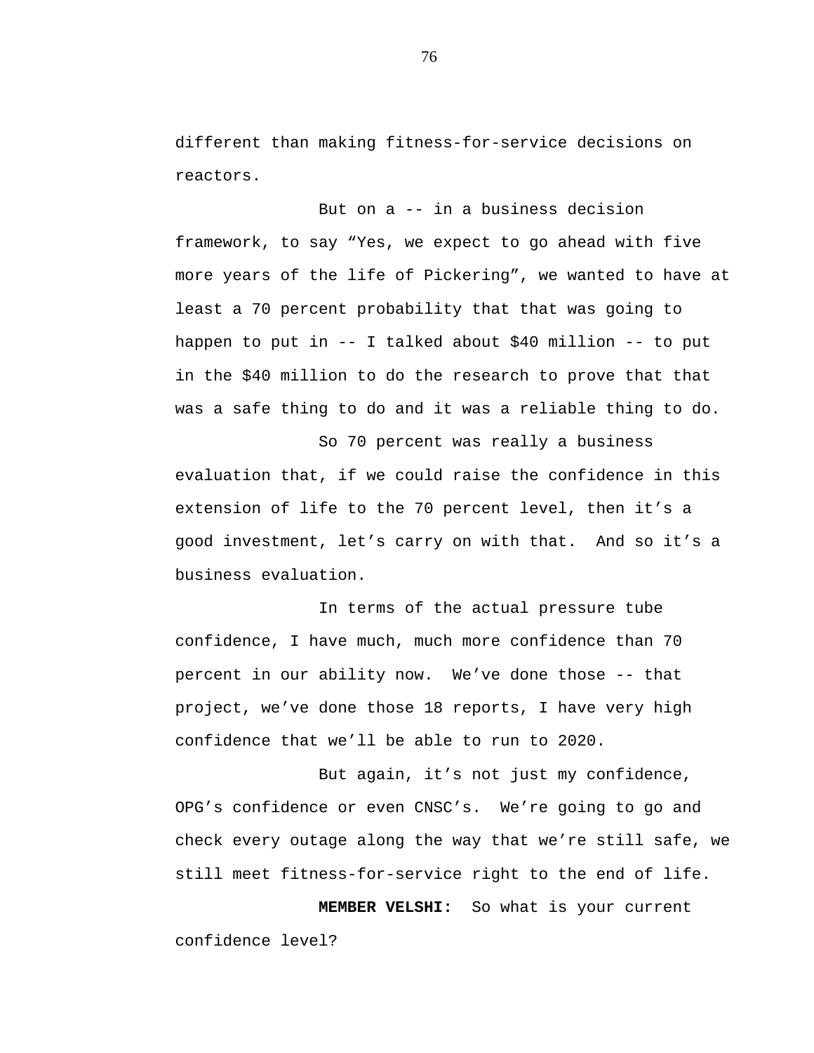different than making fitness-for-service decisions on reactors.

But on a -- in a business decision framework, to say “Yes, we expect to go ahead with five more years of the life of Pickering”, we wanted to have at least a 70 percent probability that that was going to happen to put in -- I talked about $40 million -- to put in the $40 million to do the research to prove that that was a safe thing to do and it was a reliable thing to do.

So 70 percent was really a business evaluation that, if we could raise the confidence in this extension of life to the 70 percent level, then it’s a good investment, let’s carry on with that. And so it’s a business evaluation.

In terms of the actual pressure tube confidence, I have much, much more confidence than 70 percent in our ability now. We’ve done those -- that project, we’ve done those 18 reports, I have very high confidence that we’ll be able to run to 2020.

But again, it’s not just my confidence, OPG’s confidence or even CNSC’s. We’re going to go and check every outage along the way that we’re still safe, we still meet fitness-for-service right to the end of life.

**MEMBER VELSHI:** So what is your current confidence level?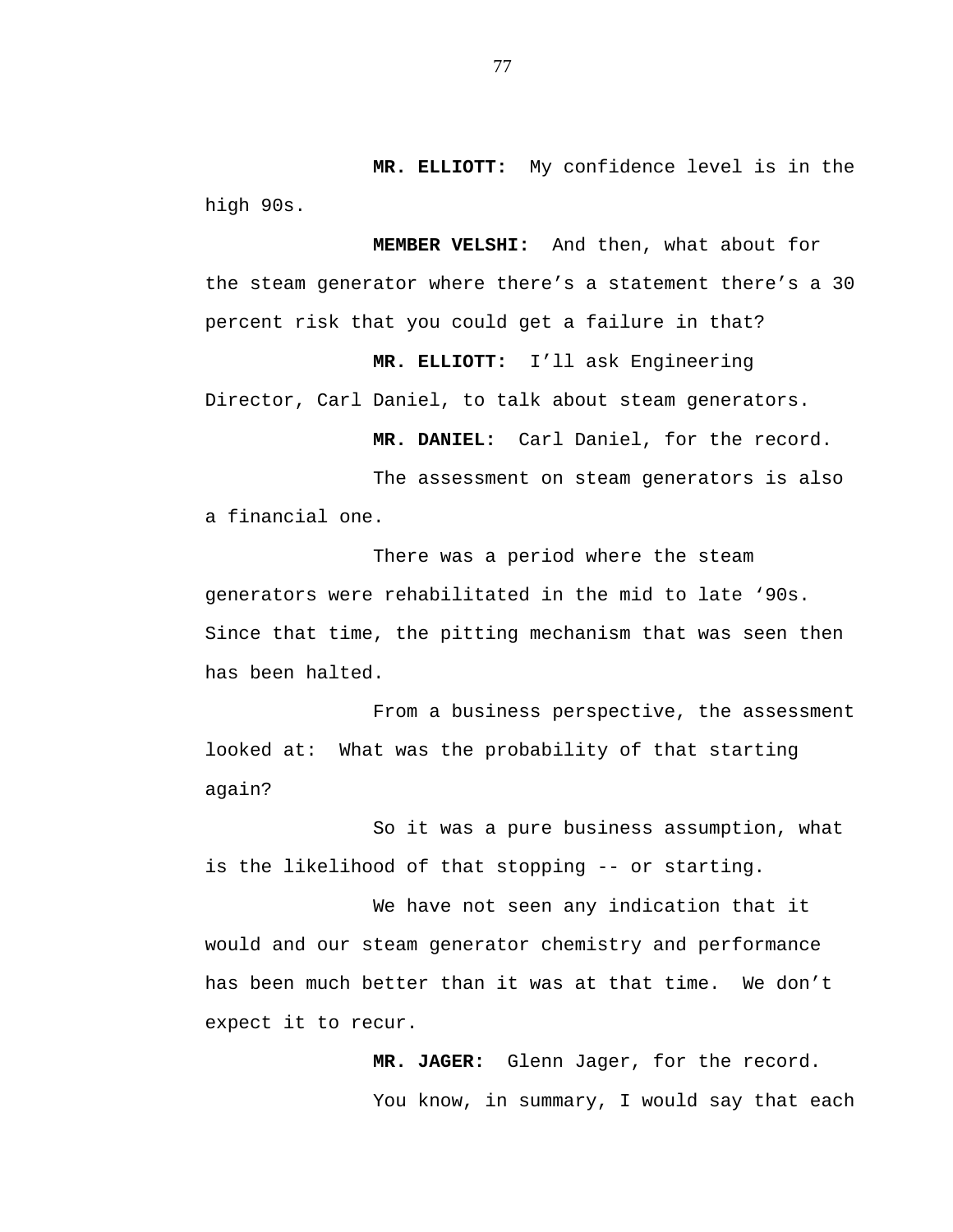**MR. ELLIOTT:** My confidence level is in the high 90s.

**MEMBER VELSHI:** And then, what about for the steam generator where there's a statement there's a 30 percent risk that you could get a failure in that?

**MR. ELLIOTT:** I'll ask Engineering Director, Carl Daniel, to talk about steam generators.

**MR. DANIEL:** Carl Daniel, for the record.

The assessment on steam generators is also a financial one.

There was a period where the steam generators were rehabilitated in the mid to late '90s. Since that time, the pitting mechanism that was seen then has been halted.

From a business perspective, the assessment looked at: What was the probability of that starting again?

So it was a pure business assumption, what is the likelihood of that stopping -- or starting.

We have not seen any indication that it would and our steam generator chemistry and performance has been much better than it was at that time. We don't expect it to recur.

**MR. JAGER:** Glenn Jager, for the record.

You know, in summary, I would say that each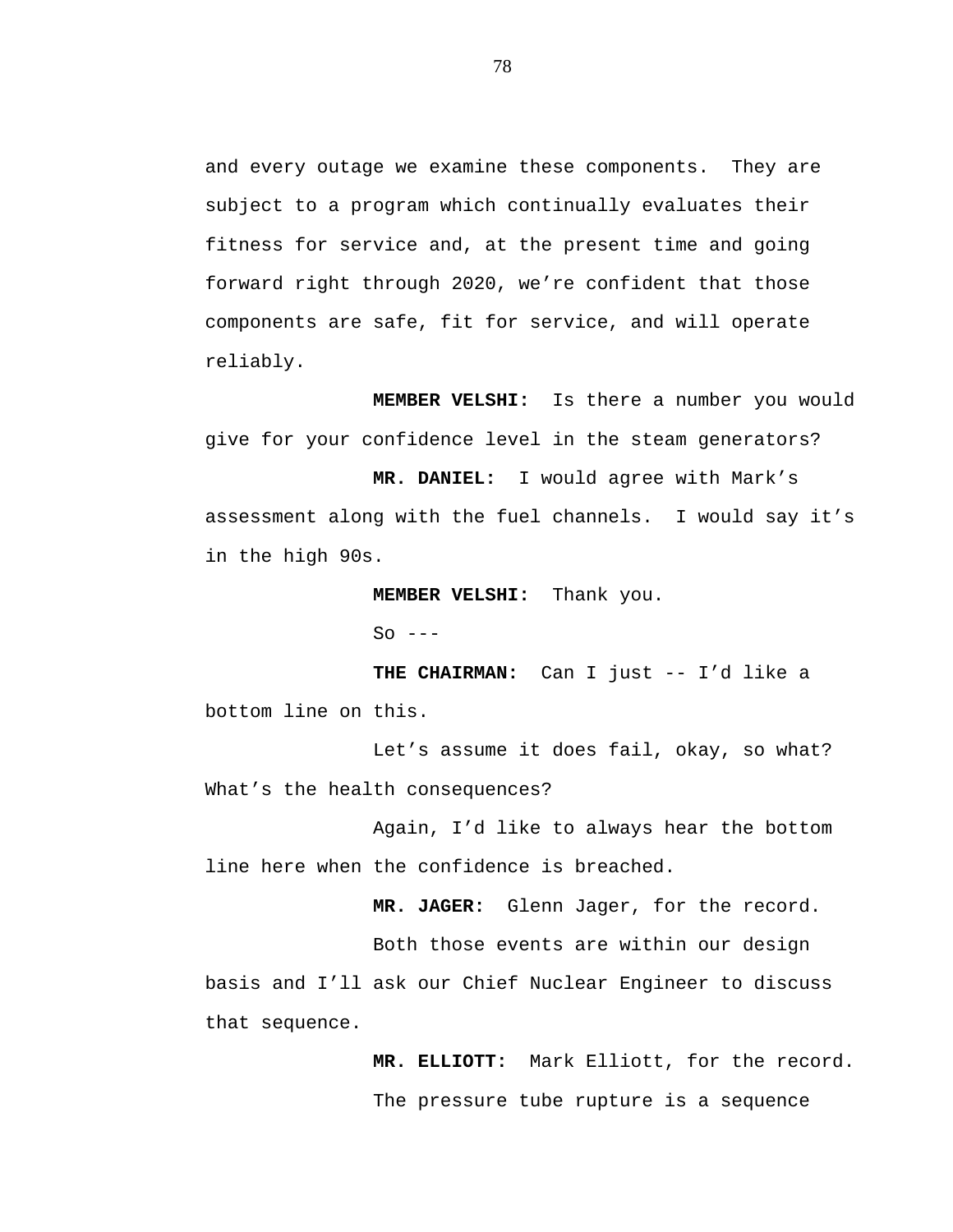and every outage we examine these components. They are subject to a program which continually evaluates their fitness for service and, at the present time and going forward right through 2020, we're confident that those components are safe, fit for service, and will operate reliably.

**MEMBER VELSHI:** Is there a number you would give for your confidence level in the steam generators?

**MR. DANIEL:** I would agree with Mark's assessment along with the fuel channels. I would say it's in the high 90s.

**MEMBER VELSHI:** Thank you.

So ---

**THE CHAIRMAN:** Can I just -- I'd like a bottom line on this.

Let's assume it does fail, okay, so what? What's the health consequences?

Again, I'd like to always hear the bottom line here when the confidence is breached.

**MR. JAGER:** Glenn Jager, for the record.

Both those events are within our design basis and I'll ask our Chief Nuclear Engineer to discuss that sequence.

**MR. ELLIOTT:** Mark Elliott, for the record.

The pressure tube rupture is a sequence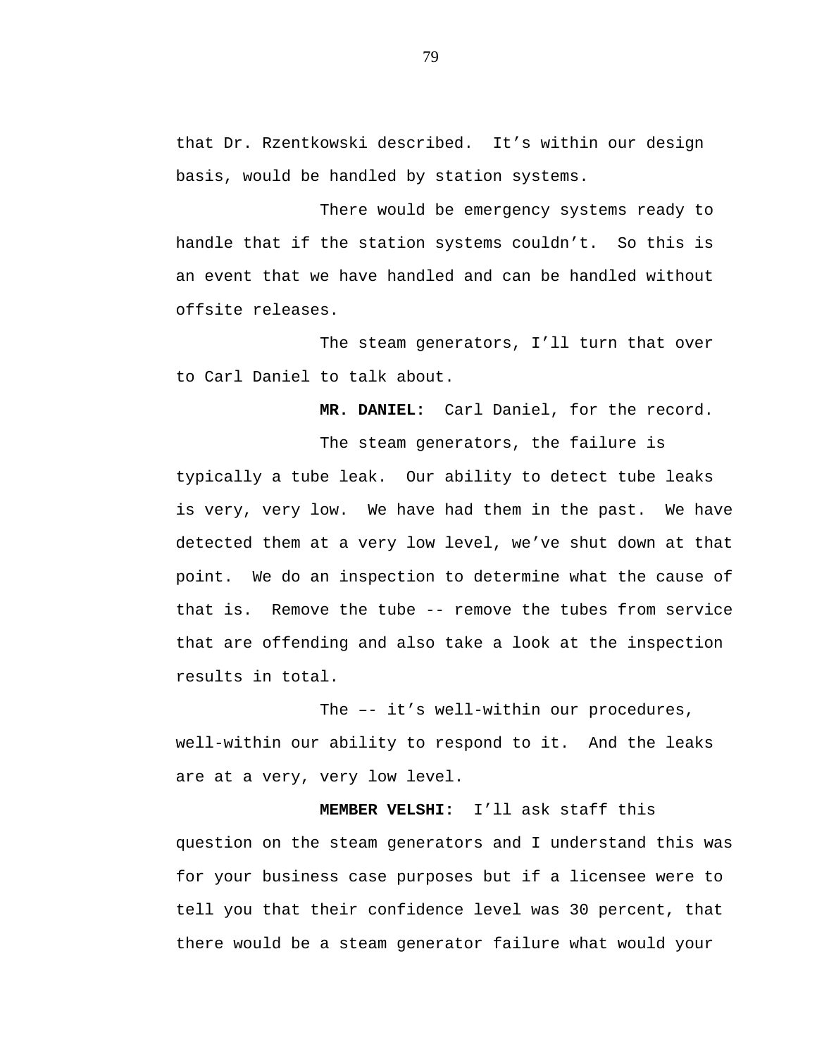that Dr. Rzentkowski described. It's within our design basis, would be handled by station systems.

There would be emergency systems ready to handle that if the station systems couldn't. So this is an event that we have handled and can be handled without offsite releases.

The steam generators, I'll turn that over to Carl Daniel to talk about.

**MR. DANIEL:** Carl Daniel, for the record.

The steam generators, the failure is typically a tube leak. Our ability to detect tube leaks is very, very low. We have had them in the past. We have detected them at a very low level, we've shut down at that point. We do an inspection to determine what the cause of that is. Remove the tube -- remove the tubes from service that are offending and also take a look at the inspection results in total.

The –- it's well-within our procedures, well-within our ability to respond to it. And the leaks are at a very, very low level.

**MEMBER VELSHI:** I'll ask staff this question on the steam generators and I understand this was for your business case purposes but if a licensee were to tell you that their confidence level was 30 percent, that there would be a steam generator failure what would your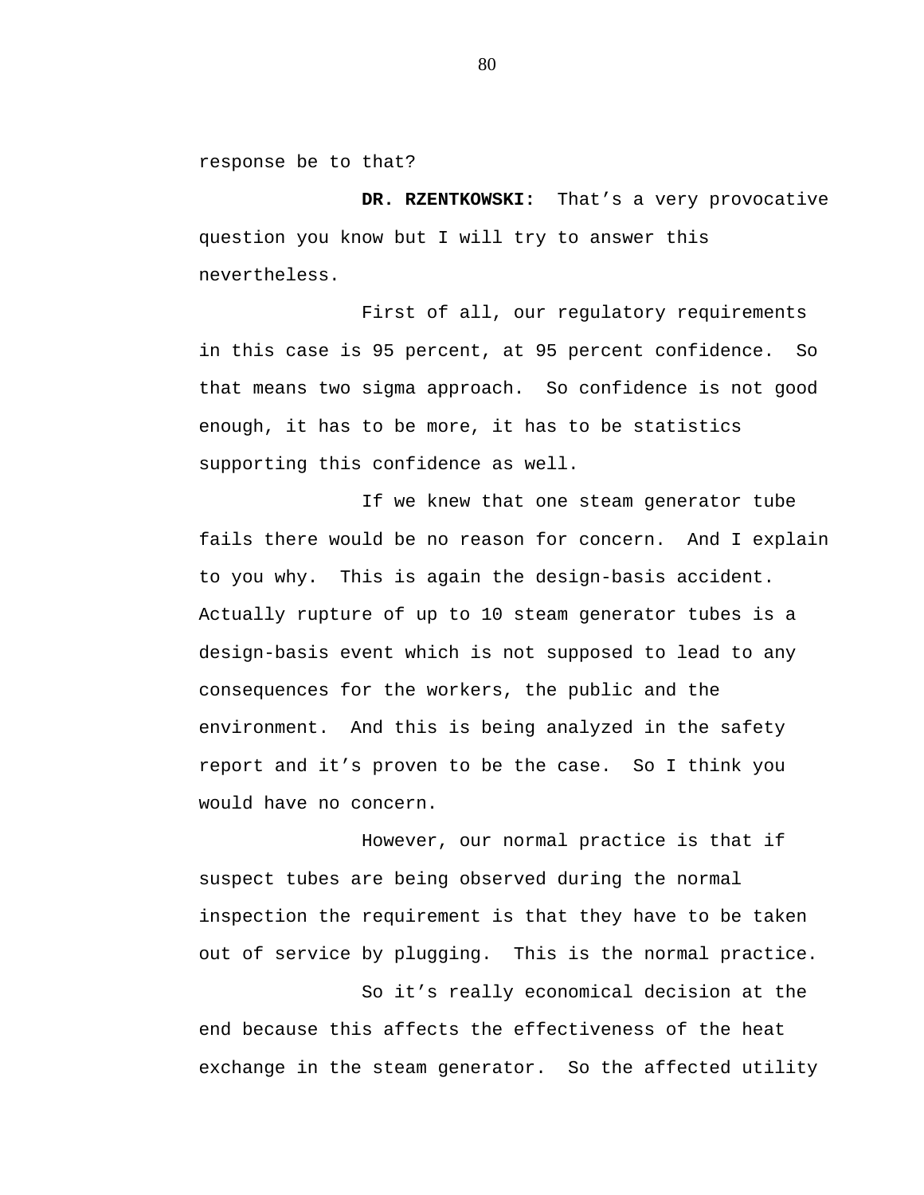response be to that?

**DR. RZENTKOWSKI:** That's a very provocative question you know but I will try to answer this nevertheless.

First of all, our regulatory requirements in this case is 95 percent, at 95 percent confidence. So that means two sigma approach. So confidence is not good enough, it has to be more, it has to be statistics supporting this confidence as well.

If we knew that one steam generator tube fails there would be no reason for concern. And I explain to you why. This is again the design-basis accident. Actually rupture of up to 10 steam generator tubes is a design-basis event which is not supposed to lead to any consequences for the workers, the public and the environment. And this is being analyzed in the safety report and it's proven to be the case. So I think you would have no concern.

However, our normal practice is that if suspect tubes are being observed during the normal inspection the requirement is that they have to be taken out of service by plugging. This is the normal practice.

So it's really economical decision at the end because this affects the effectiveness of the heat exchange in the steam generator. So the affected utility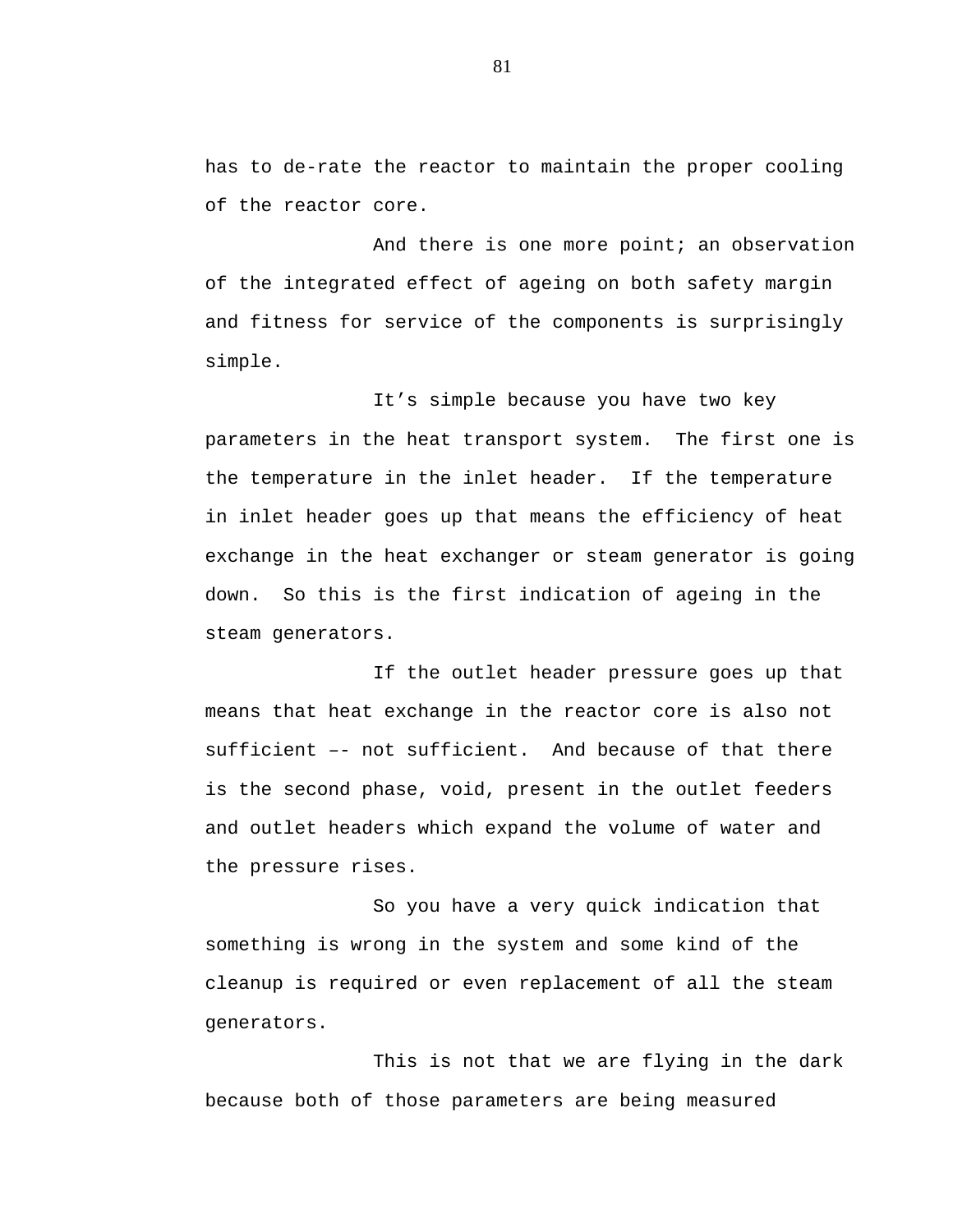has to de-rate the reactor to maintain the proper cooling of the reactor core.

And there is one more point; an observation of the integrated effect of ageing on both safety margin and fitness for service of the components is surprisingly simple.

It's simple because you have two key parameters in the heat transport system. The first one is the temperature in the inlet header. If the temperature in inlet header goes up that means the efficiency of heat exchange in the heat exchanger or steam generator is going down. So this is the first indication of ageing in the steam generators.

If the outlet header pressure goes up that means that heat exchange in the reactor core is also not sufficient –- not sufficient. And because of that there is the second phase, void, present in the outlet feeders and outlet headers which expand the volume of water and the pressure rises.

So you have a very quick indication that something is wrong in the system and some kind of the cleanup is required or even replacement of all the steam generators.

This is not that we are flying in the dark because both of those parameters are being measured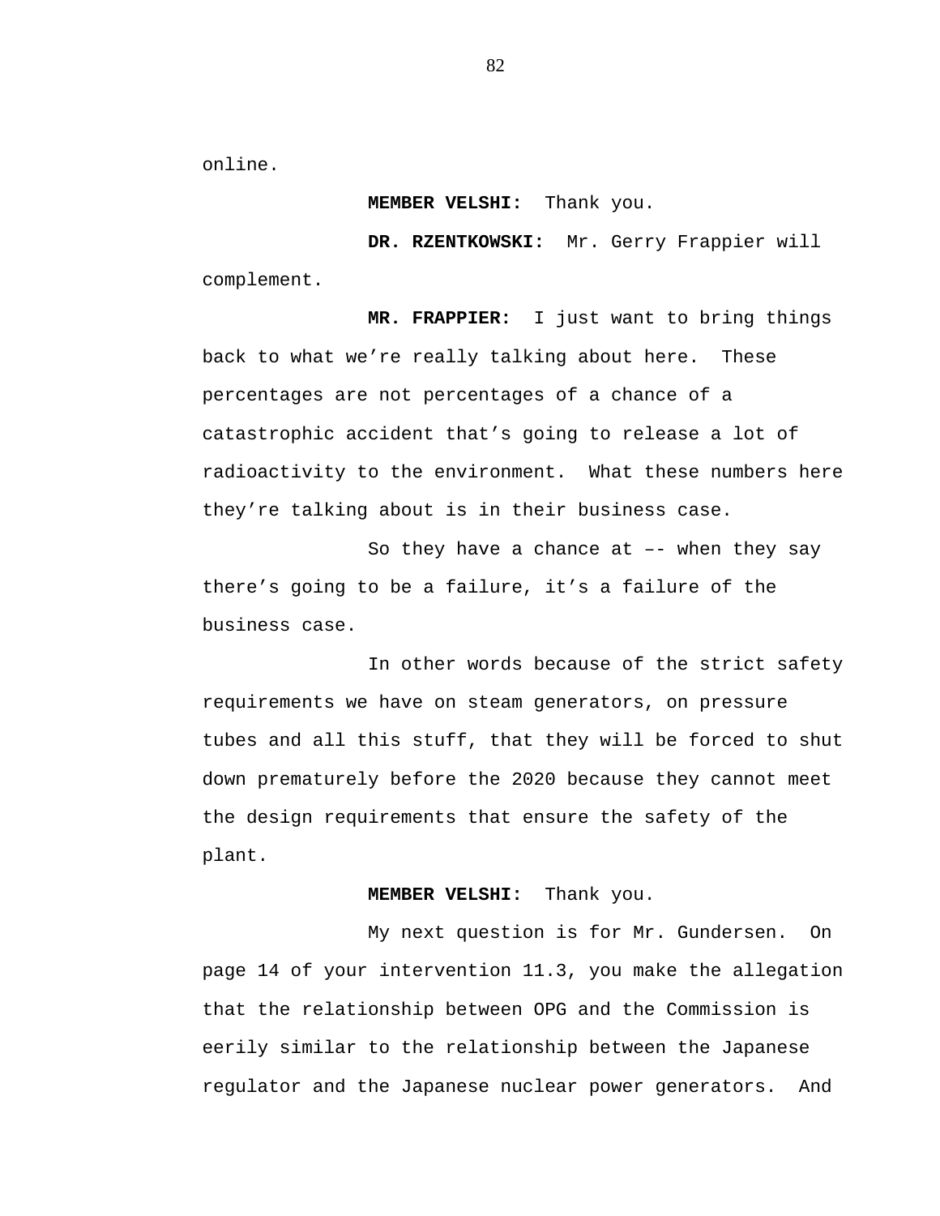online.

**MEMBER VELSHI:** Thank you.

**DR. RZENTKOWSKI:** Mr. Gerry Frappier will complement.

**MR. FRAPPIER:** I just want to bring things back to what we’re really talking about here. These percentages are not percentages of a chance of a catastrophic accident that’s going to release a lot of radioactivity to the environment. What these numbers here they’re talking about is in their business case.

So they have a chance at –- when they say there’s going to be a failure, it’s a failure of the business case.

In other words because of the strict safety requirements we have on steam generators, on pressure tubes and all this stuff, that they will be forced to shut down prematurely before the 2020 because they cannot meet the design requirements that ensure the safety of the plant.

**MEMBER VELSHI:** Thank you.

My next question is for Mr. Gundersen. On page 14 of your intervention 11.3, you make the allegation that the relationship between OPG and the Commission is eerily similar to the relationship between the Japanese regulator and the Japanese nuclear power generators. And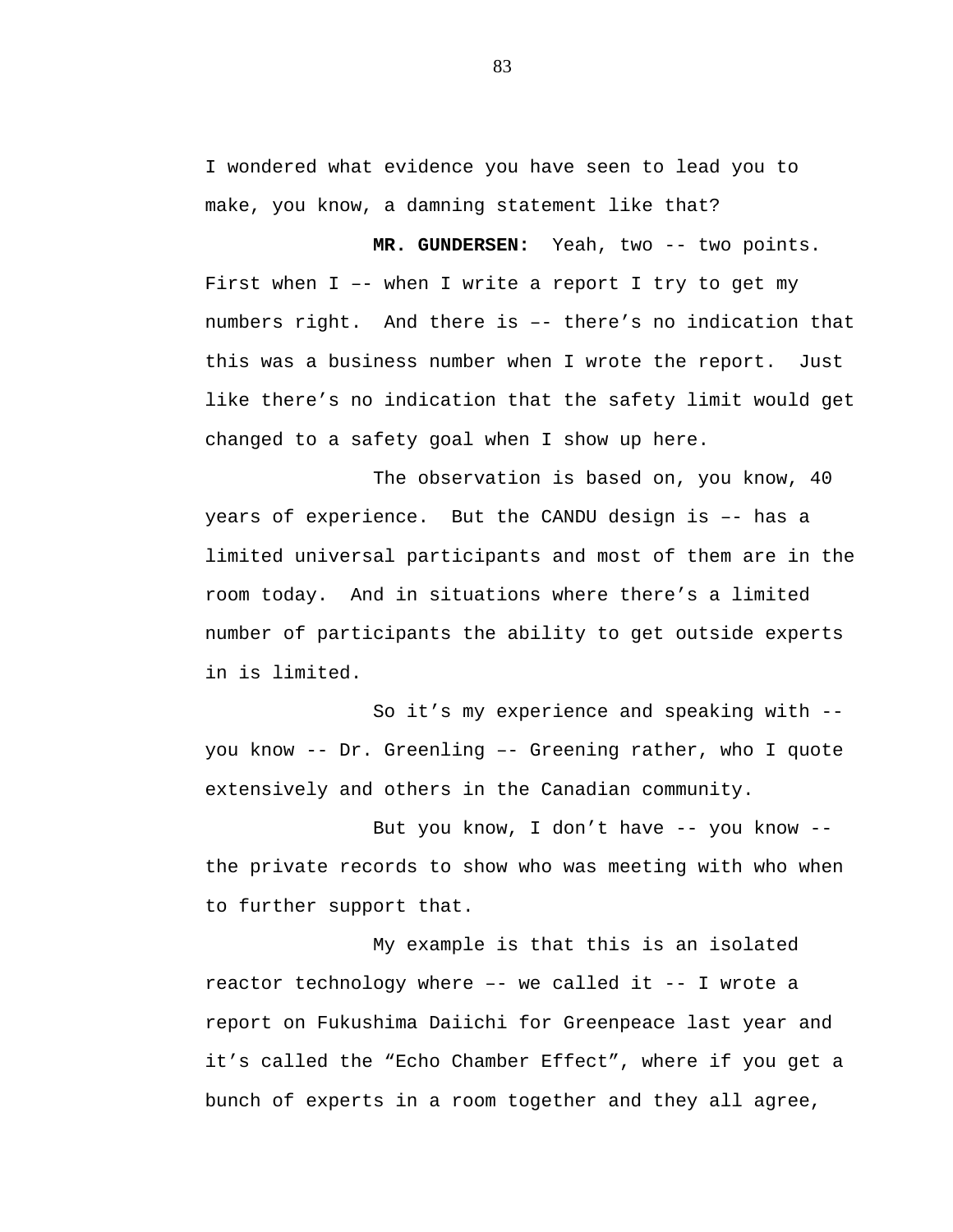I wondered what evidence you have seen to lead you to make, you know, a damning statement like that?

**MR. GUNDERSEN:** Yeah, two -- two points. First when I –- when I write a report I try to get my numbers right. And there is –- there's no indication that this was a business number when I wrote the report. Just like there's no indication that the safety limit would get changed to a safety goal when I show up here.

The observation is based on, you know, 40 years of experience. But the CANDU design is –- has a limited universal participants and most of them are in the room today. And in situations where there's a limited number of participants the ability to get outside experts in is limited.

So it's my experience and speaking with -- you know -- Dr. Greenling –- Greening rather, who I quote extensively and others in the Canadian community.

But you know, I don't have -- you know -- the private records to show who was meeting with who when to further support that.

My example is that this is an isolated reactor technology where –- we called it -- I wrote a report on Fukushima Daiichi for Greenpeace last year and it's called the "Echo Chamber Effect", where if you get a bunch of experts in a room together and they all agree,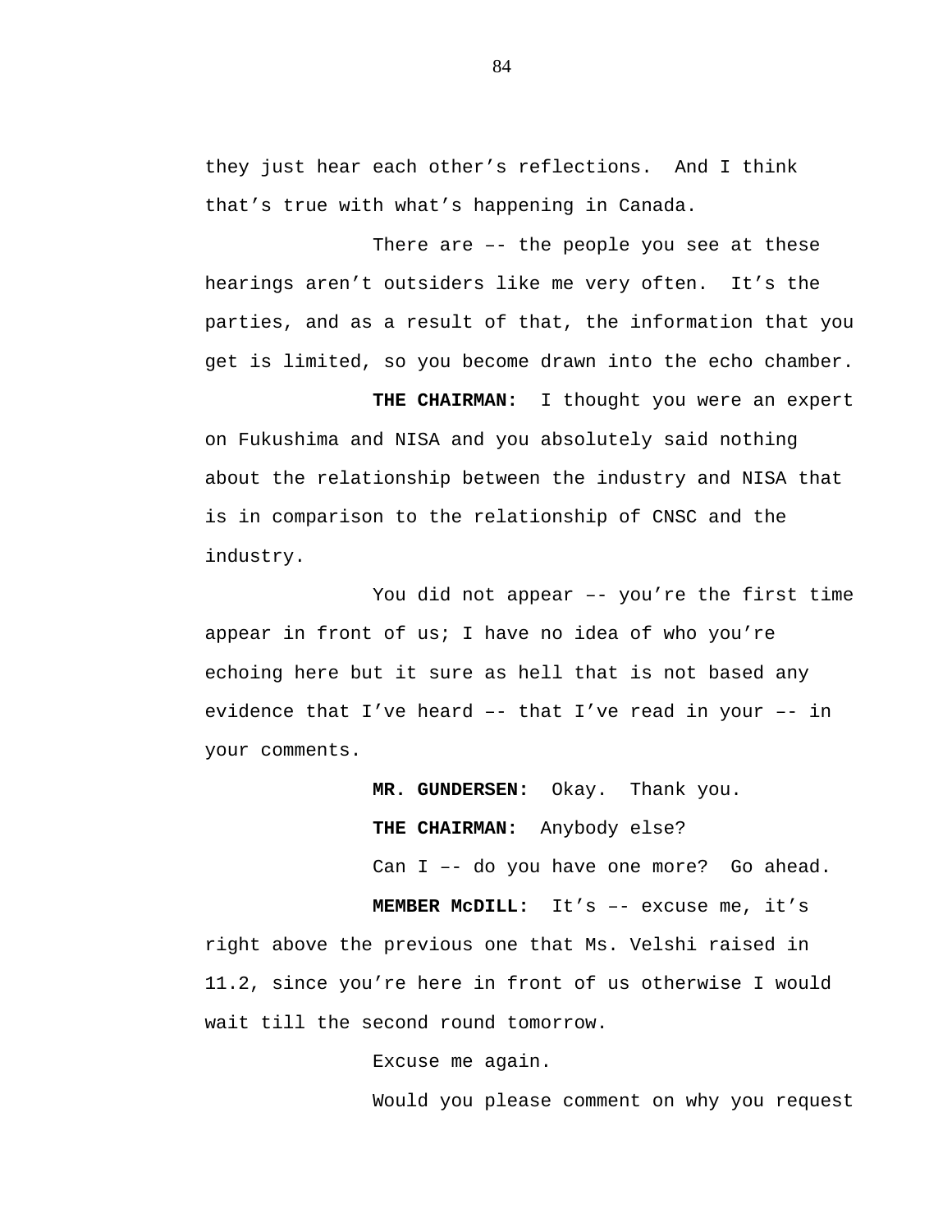they just hear each other’s reflections. And I think that’s true with what’s happening in Canada.

There are –- the people you see at these hearings aren’t outsiders like me very often. It’s the parties, and as a result of that, the information that you get is limited, so you become drawn into the echo chamber.

**THE CHAIRMAN:** I thought you were an expert on Fukushima and NISA and you absolutely said nothing about the relationship between the industry and NISA that is in comparison to the relationship of CNSC and the industry.

You did not appear –- you’re the first time appear in front of us; I have no idea of who you’re echoing here but it sure as hell that is not based any evidence that I’ve heard –- that I’ve read in your –- in your comments.

**MR. GUNDERSEN:** Okay. Thank you.

**THE CHAIRMAN:** Anybody else?

Can I –- do you have one more? Go ahead.

**MEMBER McDILL:** It’s –- excuse me, it’s right above the previous one that Ms. Velshi raised in 11.2, since you’re here in front of us otherwise I would wait till the second round tomorrow.

Excuse me again.

Would you please comment on why you request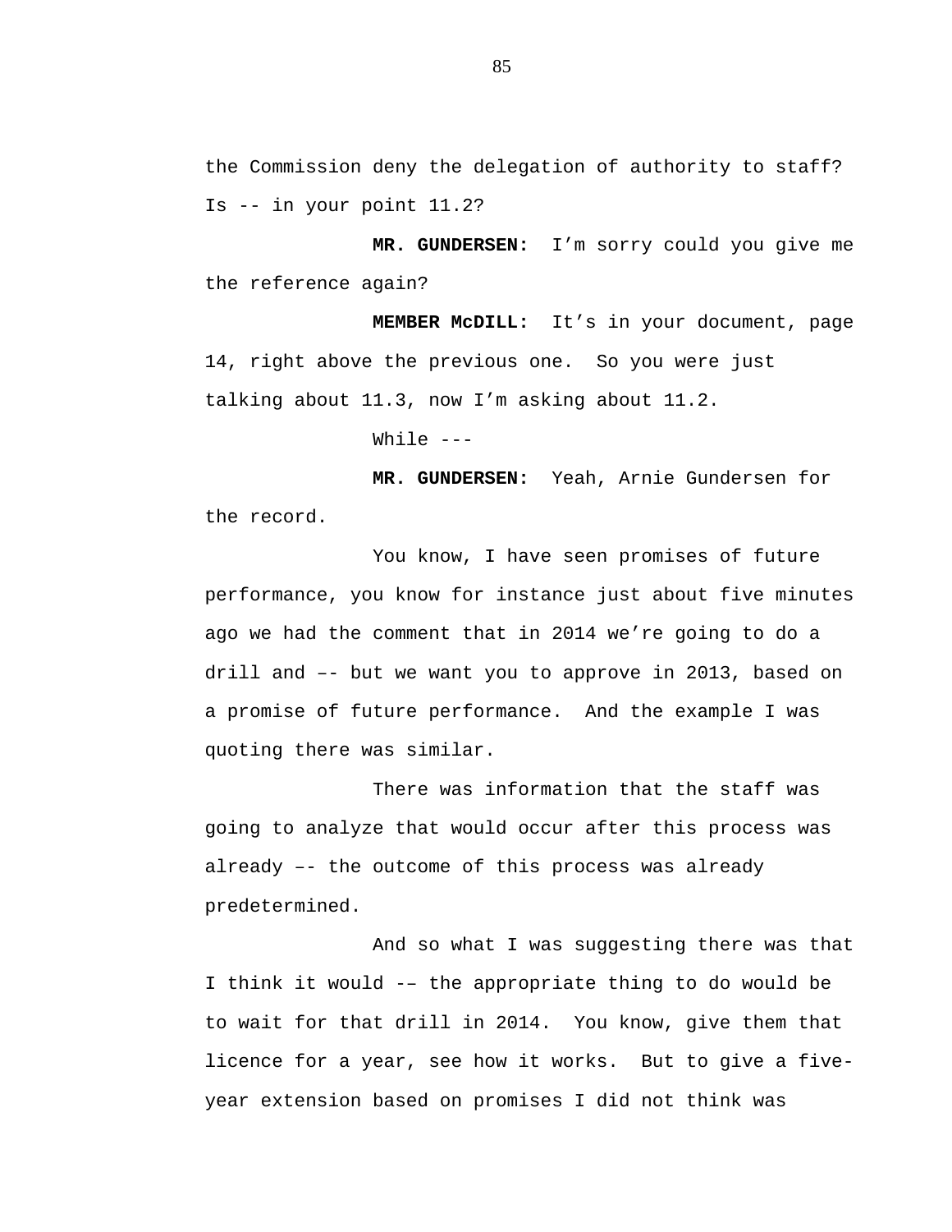the Commission deny the delegation of authority to staff? Is -- in your point 11.2?

**MR. GUNDERSEN:** I'm sorry could you give me the reference again?

**MEMBER McDILL:** It's in your document, page 14, right above the previous one. So you were just talking about 11.3, now I'm asking about 11.2.

While ---

**MR. GUNDERSEN:** Yeah, Arnie Gundersen for the record.

You know, I have seen promises of future performance, you know for instance just about five minutes ago we had the comment that in 2014 we're going to do a drill and –- but we want you to approve in 2013, based on a promise of future performance. And the example I was quoting there was similar.

There was information that the staff was going to analyze that would occur after this process was already –- the outcome of this process was already predetermined.

And so what I was suggesting there was that I think it would -– the appropriate thing to do would be to wait for that drill in 2014. You know, give them that licence for a year, see how it works. But to give a five-year extension based on promises I did not think was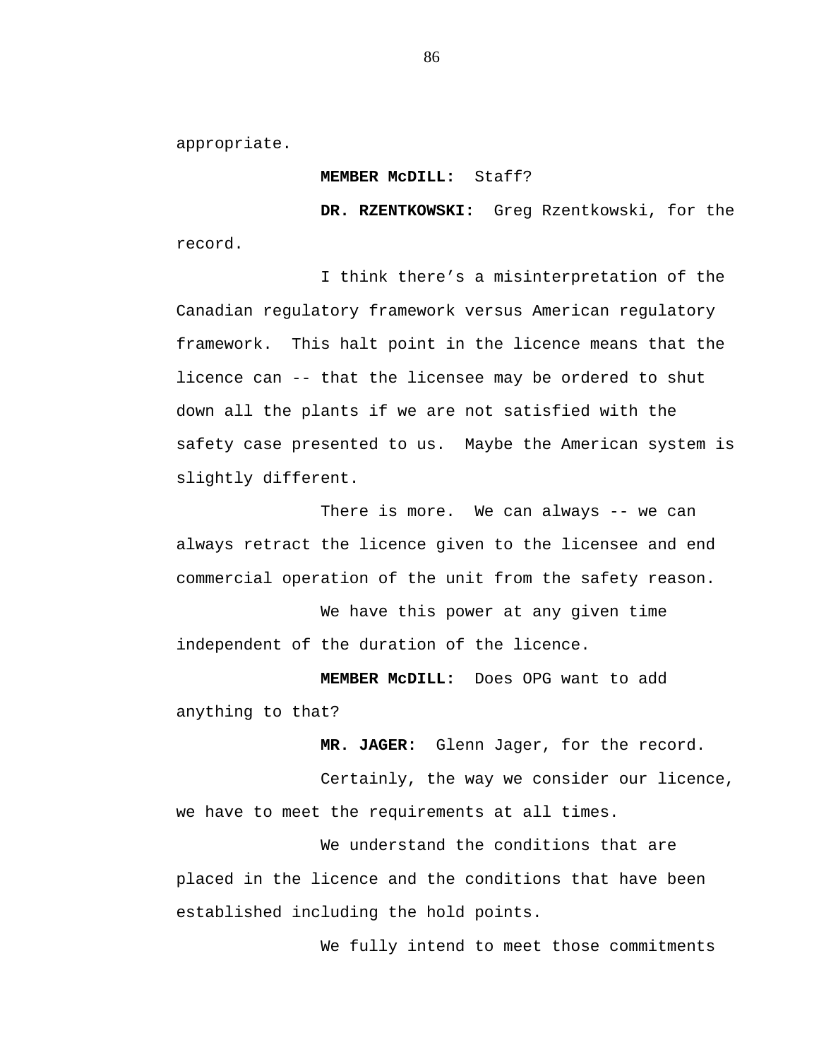appropriate.

**MEMBER McDILL:** Staff?

**DR. RZENTKOWSKI:** Greg Rzentkowski, for the record.

I think there's a misinterpretation of the Canadian regulatory framework versus American regulatory framework. This halt point in the licence means that the licence can -- that the licensee may be ordered to shut down all the plants if we are not satisfied with the safety case presented to us. Maybe the American system is slightly different.

There is more. We can always -- we can always retract the licence given to the licensee and end commercial operation of the unit from the safety reason.

We have this power at any given time independent of the duration of the licence.

**MEMBER McDILL:** Does OPG want to add anything to that?

**MR. JAGER:** Glenn Jager, for the record.

Certainly, the way we consider our licence, we have to meet the requirements at all times.

We understand the conditions that are placed in the licence and the conditions that have been established including the hold points.

We fully intend to meet those commitments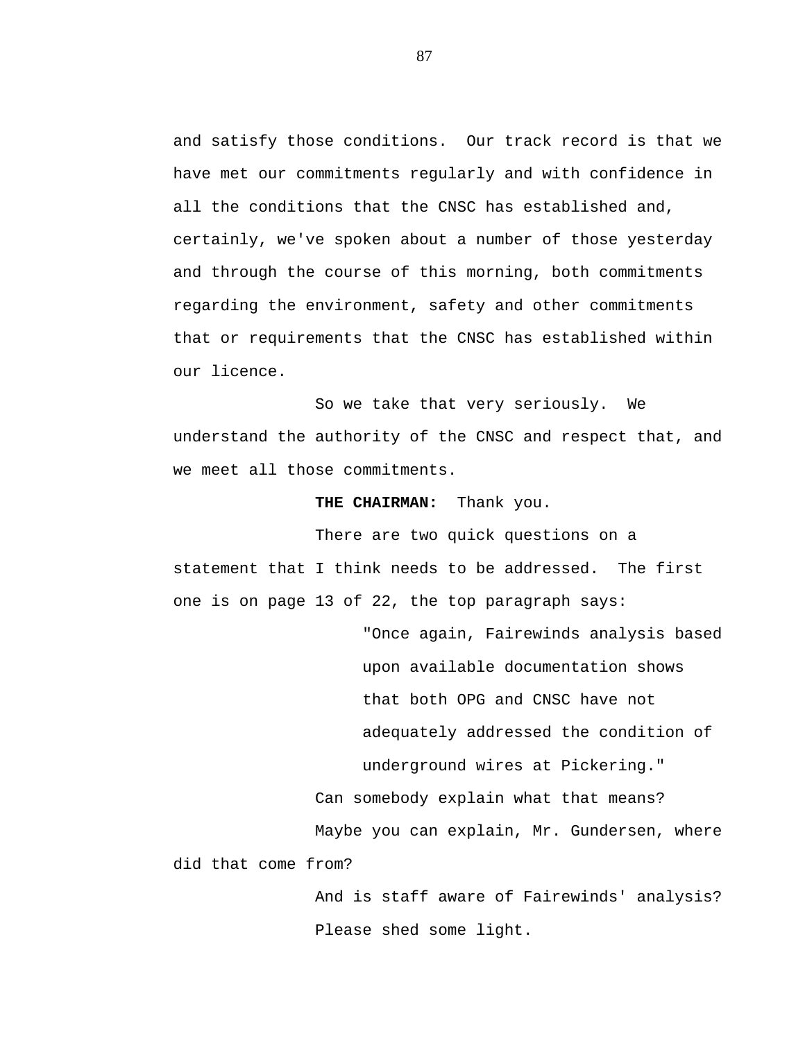and satisfy those conditions. Our track record is that we have met our commitments regularly and with confidence in all the conditions that the CNSC has established and, certainly, we've spoken about a number of those yesterday and through the course of this morning, both commitments regarding the environment, safety and other commitments that or requirements that the CNSC has established within our licence.

So we take that very seriously. We understand the authority of the CNSC and respect that, and we meet all those commitments.

**THE CHAIRMAN:** Thank you.

There are two quick questions on a statement that I think needs to be addressed. The first one is on page 13 of 22, the top paragraph says:

> "Once again, Fairewinds analysis based upon available documentation shows that both OPG and CNSC have not adequately addressed the condition of underground wires at Pickering."

Can somebody explain what that means?

Maybe you can explain, Mr. Gundersen, where did that come from?

And is staff aware of Fairewinds' analysis?

Please shed some light.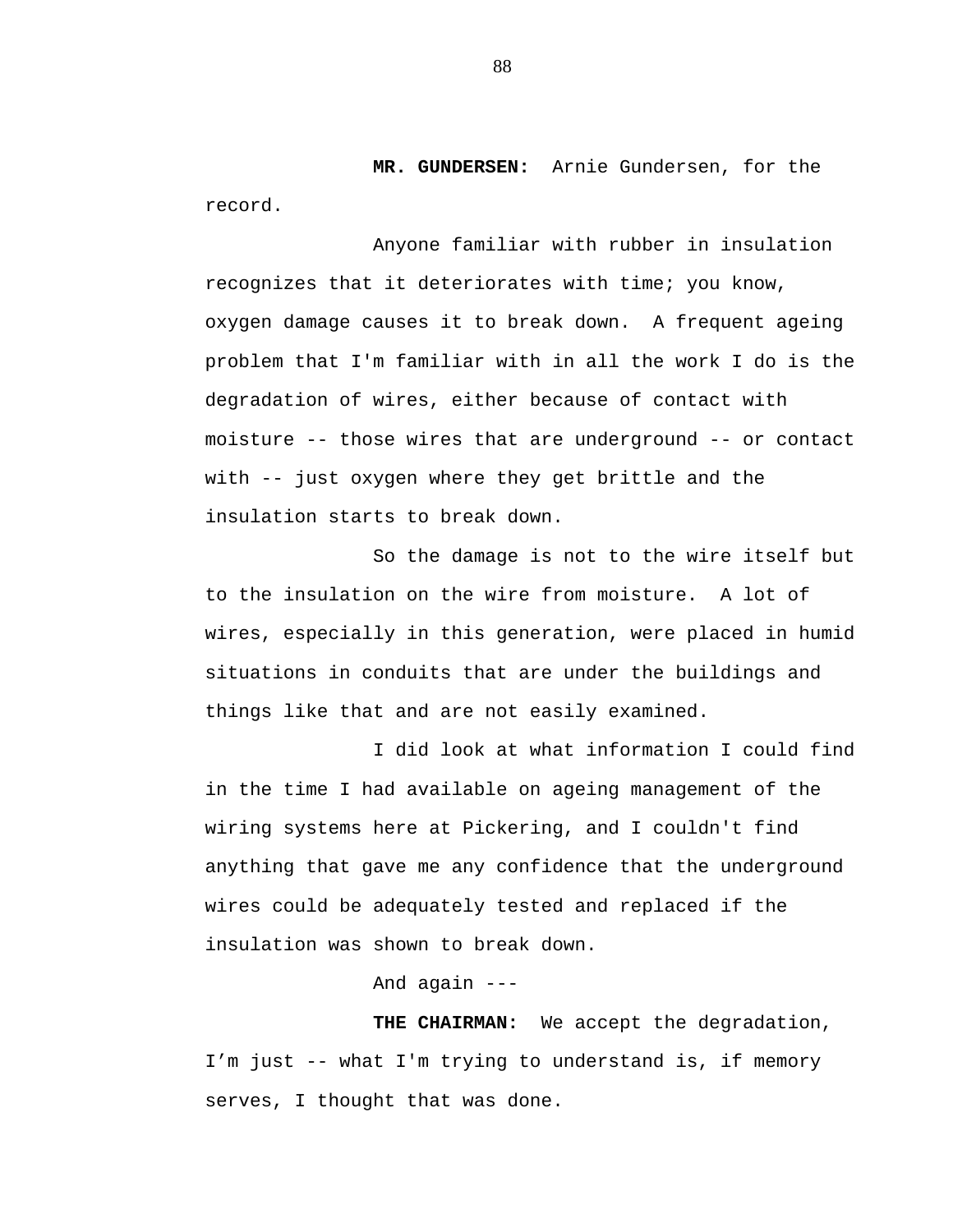**MR. GUNDERSEN:** Arnie Gundersen, for the record.

Anyone familiar with rubber in insulation recognizes that it deteriorates with time; you know, oxygen damage causes it to break down. A frequent ageing problem that I'm familiar with in all the work I do is the degradation of wires, either because of contact with moisture -- those wires that are underground -- or contact with -- just oxygen where they get brittle and the insulation starts to break down.

So the damage is not to the wire itself but to the insulation on the wire from moisture. A lot of wires, especially in this generation, were placed in humid situations in conduits that are under the buildings and things like that and are not easily examined.

I did look at what information I could find in the time I had available on ageing management of the wiring systems here at Pickering, and I couldn't find anything that gave me any confidence that the underground wires could be adequately tested and replaced if the insulation was shown to break down.

And again ---

**THE CHAIRMAN:** We accept the degradation, I'm just -- what I'm trying to understand is, if memory serves, I thought that was done.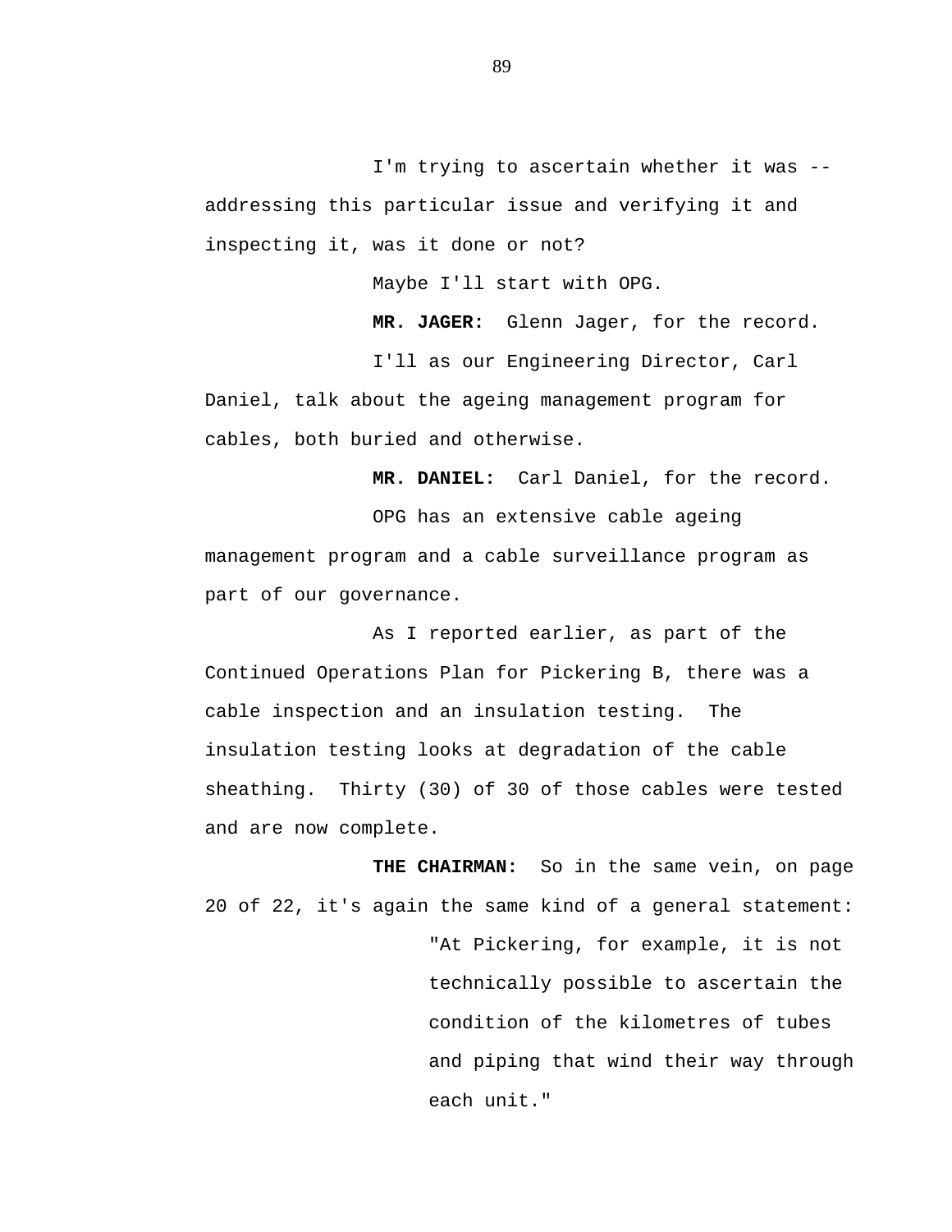I'm trying to ascertain whether it was -- addressing this particular issue and verifying it and inspecting it, was it done or not?

Maybe I'll start with OPG.

**MR. JAGER:** Glenn Jager, for the record.

I'll as our Engineering Director, Carl Daniel, talk about the ageing management program for cables, both buried and otherwise.

**MR. DANIEL:** Carl Daniel, for the record.

OPG has an extensive cable ageing management program and a cable surveillance program as part of our governance.

As I reported earlier, as part of the Continued Operations Plan for Pickering B, there was a cable inspection and an insulation testing. The insulation testing looks at degradation of the cable sheathing. Thirty (30) of 30 of those cables were tested and are now complete.

**THE CHAIRMAN:** So in the same vein, on page 20 of 22, it's again the same kind of a general statement:

> "At Pickering, for example, it is not technically possible to ascertain the condition of the kilometres of tubes and piping that wind their way through each unit."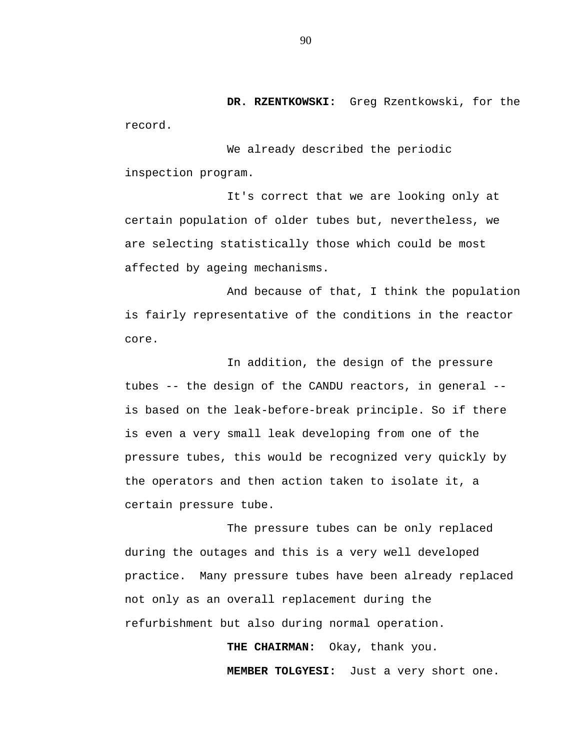**DR. RZENTKOWSKI:** Greg Rzentkowski, for the record.

We already described the periodic inspection program.

It's correct that we are looking only at certain population of older tubes but, nevertheless, we are selecting statistically those which could be most affected by ageing mechanisms.

And because of that, I think the population is fairly representative of the conditions in the reactor core.

In addition, the design of the pressure tubes -- the design of the CANDU reactors, in general -- is based on the leak-before-break principle. So if there is even a very small leak developing from one of the pressure tubes, this would be recognized very quickly by the operators and then action taken to isolate it, a certain pressure tube.

The pressure tubes can be only replaced during the outages and this is a very well developed practice. Many pressure tubes have been already replaced not only as an overall replacement during the refurbishment but also during normal operation.

**THE CHAIRMAN:** Okay, thank you.

**MEMBER TOLGYESI:** Just a very short one.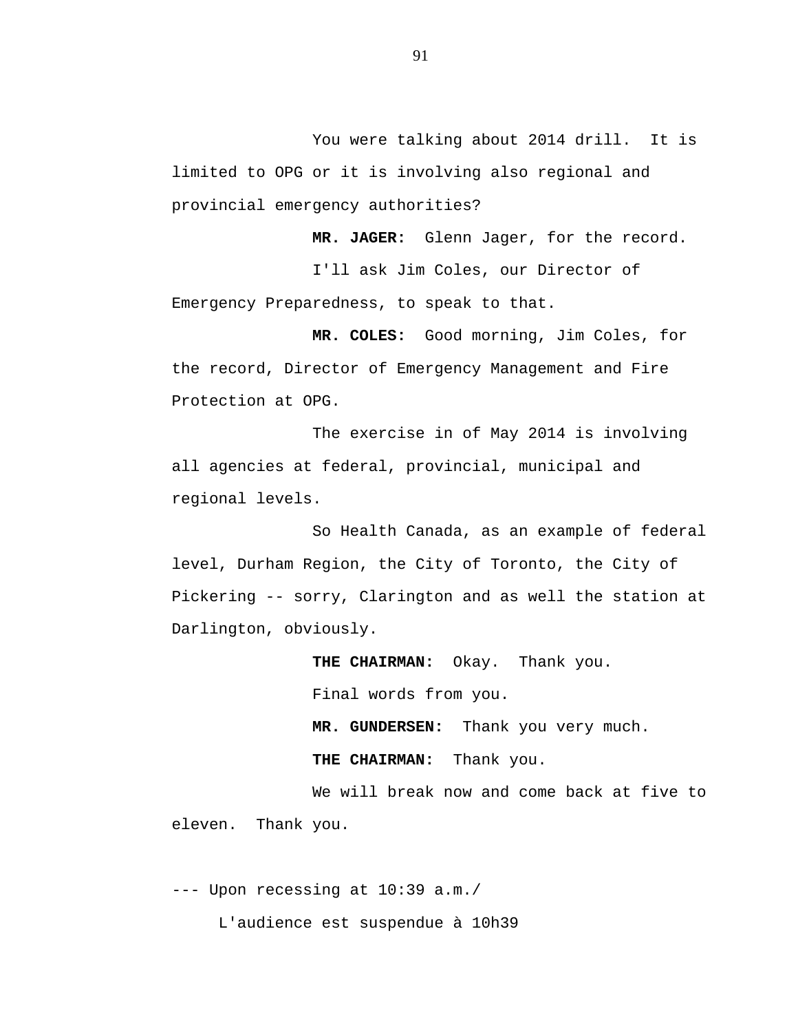You were talking about 2014 drill. It is limited to OPG or it is involving also regional and provincial emergency authorities?

**MR. JAGER:** Glenn Jager, for the record.

I'll ask Jim Coles, our Director of Emergency Preparedness, to speak to that.

**MR. COLES:** Good morning, Jim Coles, for the record, Director of Emergency Management and Fire Protection at OPG.

The exercise in of May 2014 is involving all agencies at federal, provincial, municipal and regional levels.

So Health Canada, as an example of federal level, Durham Region, the City of Toronto, the City of Pickering -- sorry, Clarington and as well the station at Darlington, obviously.

**THE CHAIRMAN:** Okay. Thank you.

Final words from you.

**MR. GUNDERSEN:** Thank you very much.

**THE CHAIRMAN:** Thank you.

We will break now and come back at five to eleven. Thank you.

--- Upon recessing at 10:39 a.m./

L'audience est suspendue à 10h39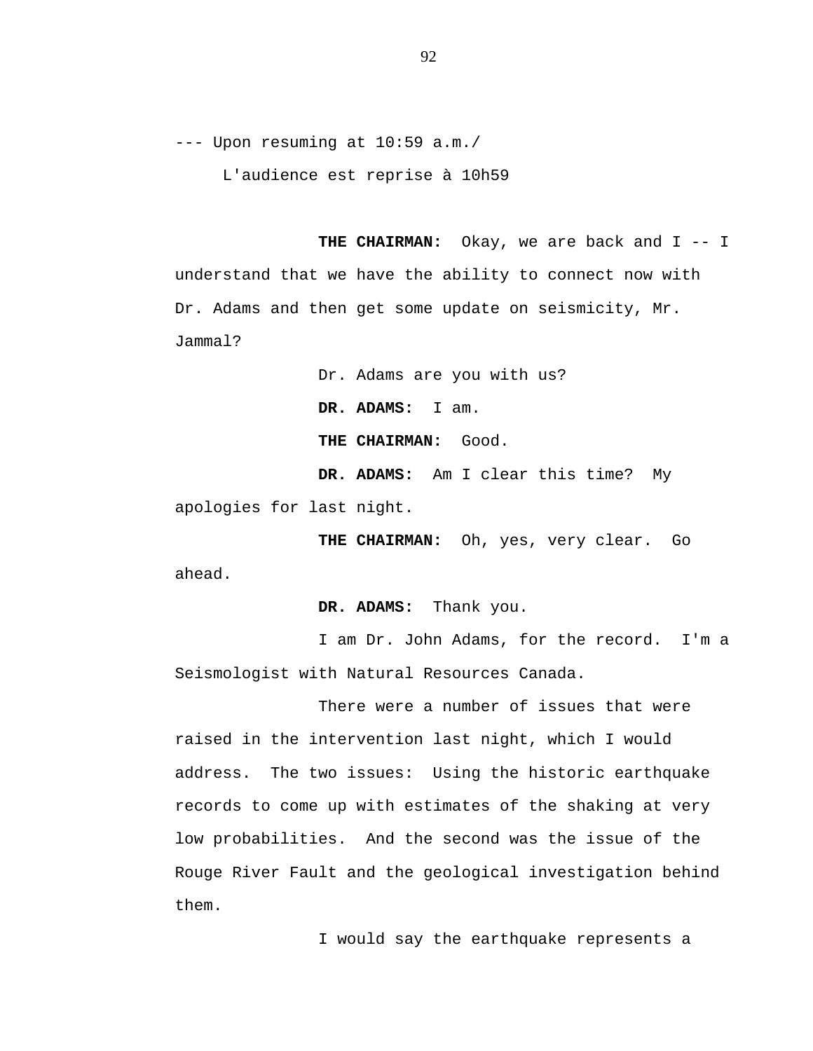--- Upon resuming at 10:59 a.m./

L'audience est reprise à 10h59

**THE CHAIRMAN:** Okay, we are back and I -- I understand that we have the ability to connect now with Dr. Adams and then get some update on seismicity, Mr. Jammal?

Dr. Adams are you with us?

**DR. ADAMS:** I am.

**THE CHAIRMAN:** Good.

**DR. ADAMS:** Am I clear this time? My apologies for last night.

**THE CHAIRMAN:** Oh, yes, very clear. Go ahead.

**DR. ADAMS:** Thank you.

I am Dr. John Adams, for the record. I'm a Seismologist with Natural Resources Canada.

There were a number of issues that were raised in the intervention last night, which I would address. The two issues: Using the historic earthquake records to come up with estimates of the shaking at very low probabilities. And the second was the issue of the Rouge River Fault and the geological investigation behind them.

I would say the earthquake represents a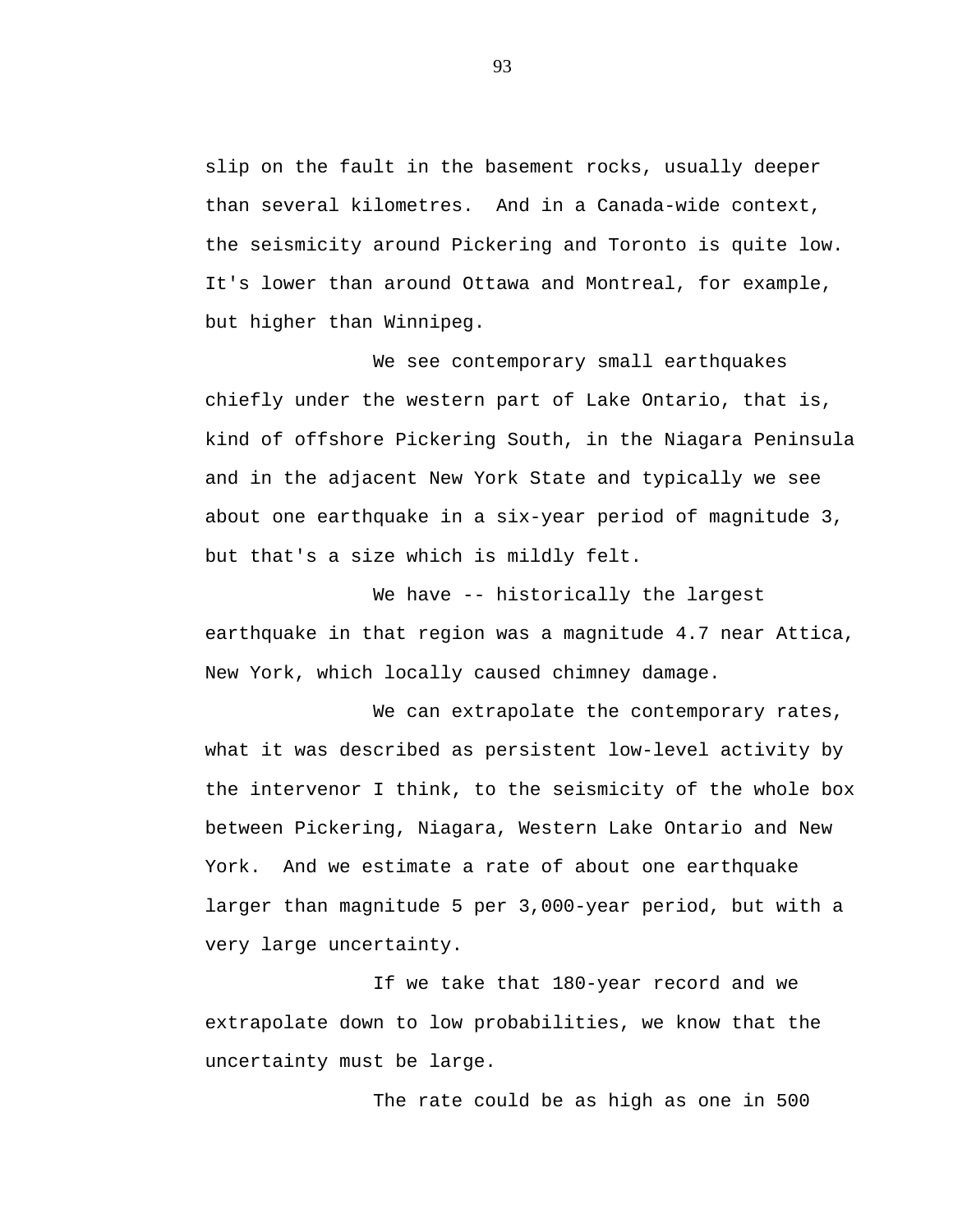slip on the fault in the basement rocks, usually deeper than several kilometres. And in a Canada-wide context, the seismicity around Pickering and Toronto is quite low. It's lower than around Ottawa and Montreal, for example, but higher than Winnipeg.

We see contemporary small earthquakes chiefly under the western part of Lake Ontario, that is, kind of offshore Pickering South, in the Niagara Peninsula and in the adjacent New York State and typically we see about one earthquake in a six-year period of magnitude 3, but that's a size which is mildly felt.

We have -- historically the largest earthquake in that region was a magnitude 4.7 near Attica, New York, which locally caused chimney damage.

We can extrapolate the contemporary rates, what it was described as persistent low-level activity by the intervenor I think, to the seismicity of the whole box between Pickering, Niagara, Western Lake Ontario and New York. And we estimate a rate of about one earthquake larger than magnitude 5 per 3,000-year period, but with a very large uncertainty.

If we take that 180-year record and we extrapolate down to low probabilities, we know that the uncertainty must be large.

The rate could be as high as one in 500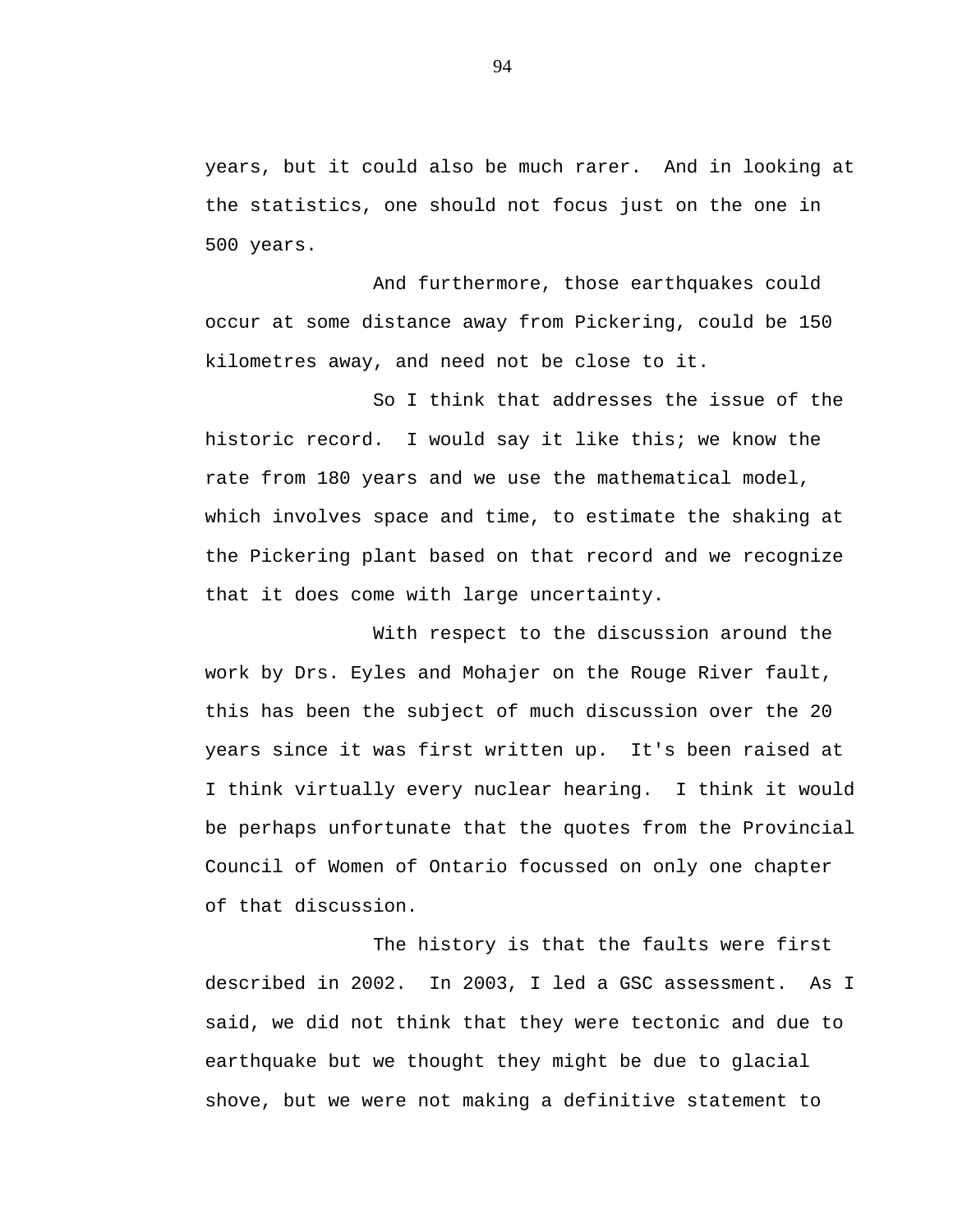years, but it could also be much rarer. And in looking at the statistics, one should not focus just on the one in 500 years.

And furthermore, those earthquakes could occur at some distance away from Pickering, could be 150 kilometres away, and need not be close to it.

So I think that addresses the issue of the historic record. I would say it like this; we know the rate from 180 years and we use the mathematical model, which involves space and time, to estimate the shaking at the Pickering plant based on that record and we recognize that it does come with large uncertainty.

With respect to the discussion around the work by Drs. Eyles and Mohajer on the Rouge River fault, this has been the subject of much discussion over the 20 years since it was first written up. It's been raised at I think virtually every nuclear hearing. I think it would be perhaps unfortunate that the quotes from the Provincial Council of Women of Ontario focussed on only one chapter of that discussion.

The history is that the faults were first described in 2002. In 2003, I led a GSC assessment. As I said, we did not think that they were tectonic and due to earthquake but we thought they might be due to glacial shove, but we were not making a definitive statement to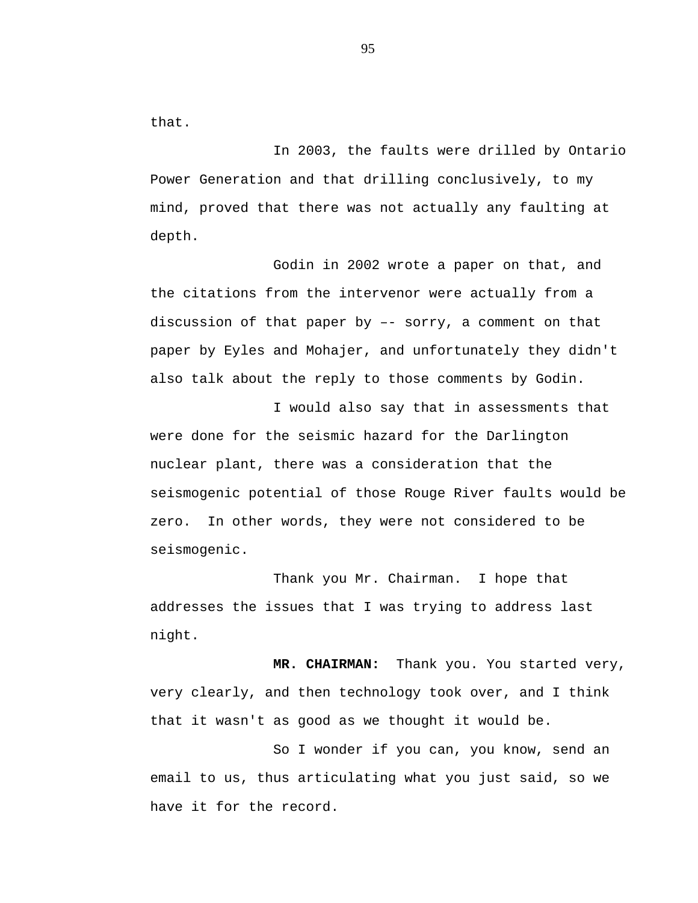that.

In 2003, the faults were drilled by Ontario Power Generation and that drilling conclusively, to my mind, proved that there was not actually any faulting at depth.

Godin in 2002 wrote a paper on that, and the citations from the intervenor were actually from a discussion of that paper by –- sorry, a comment on that paper by Eyles and Mohajer, and unfortunately they didn't also talk about the reply to those comments by Godin.

I would also say that in assessments that were done for the seismic hazard for the Darlington nuclear plant, there was a consideration that the seismogenic potential of those Rouge River faults would be zero. In other words, they were not considered to be seismogenic.

Thank you Mr. Chairman. I hope that addresses the issues that I was trying to address last night.

**MR. CHAIRMAN:** Thank you. You started very, very clearly, and then technology took over, and I think that it wasn't as good as we thought it would be.

So I wonder if you can, you know, send an email to us, thus articulating what you just said, so we have it for the record.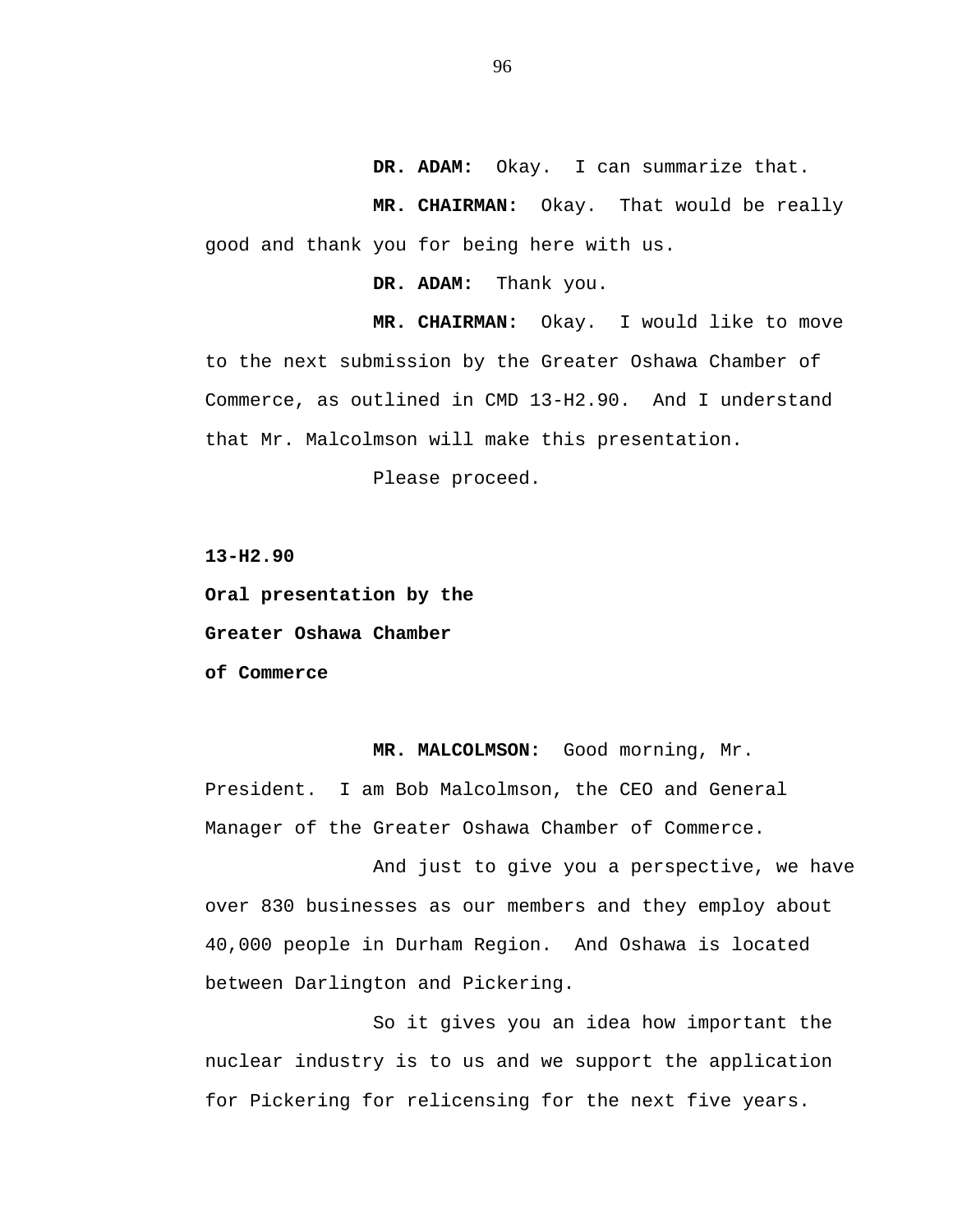**DR. ADAM:** Okay. I can summarize that.

**MR. CHAIRMAN:** Okay. That would be really good and thank you for being here with us.

**DR. ADAM:** Thank you.

**MR. CHAIRMAN:** Okay. I would like to move to the next submission by the Greater Oshawa Chamber of Commerce, as outlined in CMD 13-H2.90. And I understand that Mr. Malcolmson will make this presentation.

Please proceed.

**13-H2.90**

**Oral presentation by the Greater Oshawa Chamber of Commerce**

**MR. MALCOLMSON:** Good morning, Mr. President. I am Bob Malcolmson, the CEO and General Manager of the Greater Oshawa Chamber of Commerce.

And just to give you a perspective, we have over 830 businesses as our members and they employ about 40,000 people in Durham Region. And Oshawa is located between Darlington and Pickering.

So it gives you an idea how important the nuclear industry is to us and we support the application for Pickering for relicensing for the next five years.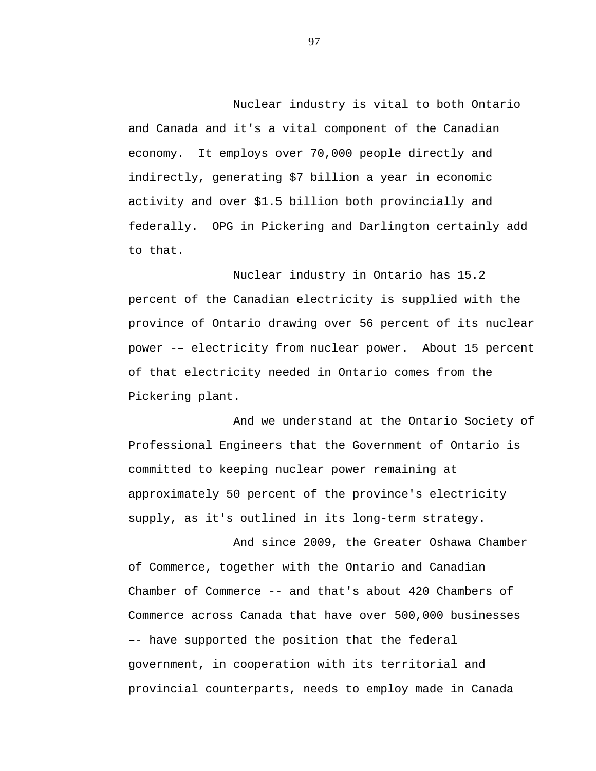Nuclear industry is vital to both Ontario and Canada and it's a vital component of the Canadian economy. It employs over 70,000 people directly and indirectly, generating $7 billion a year in economic activity and over $1.5 billion both provincially and federally. OPG in Pickering and Darlington certainly add to that.

Nuclear industry in Ontario has 15.2 percent of the Canadian electricity is supplied with the province of Ontario drawing over 56 percent of its nuclear power -– electricity from nuclear power. About 15 percent of that electricity needed in Ontario comes from the Pickering plant.

And we understand at the Ontario Society of Professional Engineers that the Government of Ontario is committed to keeping nuclear power remaining at approximately 50 percent of the province's electricity supply, as it's outlined in its long-term strategy.

And since 2009, the Greater Oshawa Chamber of Commerce, together with the Ontario and Canadian Chamber of Commerce -- and that's about 420 Chambers of Commerce across Canada that have over 500,000 businesses –- have supported the position that the federal government, in cooperation with its territorial and provincial counterparts, needs to employ made in Canada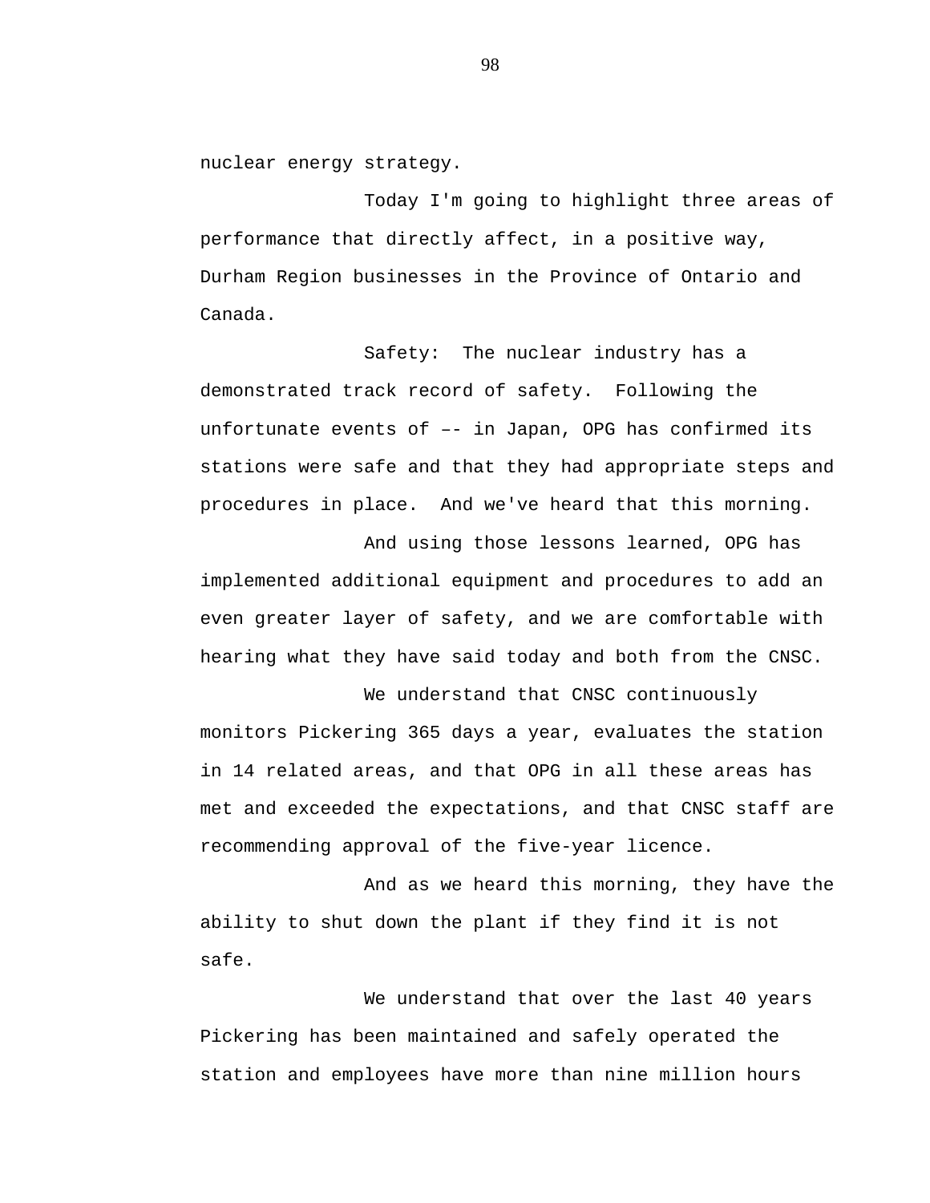nuclear energy strategy.

Today I'm going to highlight three areas of performance that directly affect, in a positive way, Durham Region businesses in the Province of Ontario and Canada.

Safety: The nuclear industry has a demonstrated track record of safety. Following the unfortunate events of –- in Japan, OPG has confirmed its stations were safe and that they had appropriate steps and procedures in place. And we've heard that this morning.

And using those lessons learned, OPG has implemented additional equipment and procedures to add an even greater layer of safety, and we are comfortable with hearing what they have said today and both from the CNSC.

We understand that CNSC continuously monitors Pickering 365 days a year, evaluates the station in 14 related areas, and that OPG in all these areas has met and exceeded the expectations, and that CNSC staff are recommending approval of the five-year licence.

And as we heard this morning, they have the ability to shut down the plant if they find it is not safe.

We understand that over the last 40 years Pickering has been maintained and safely operated the station and employees have more than nine million hours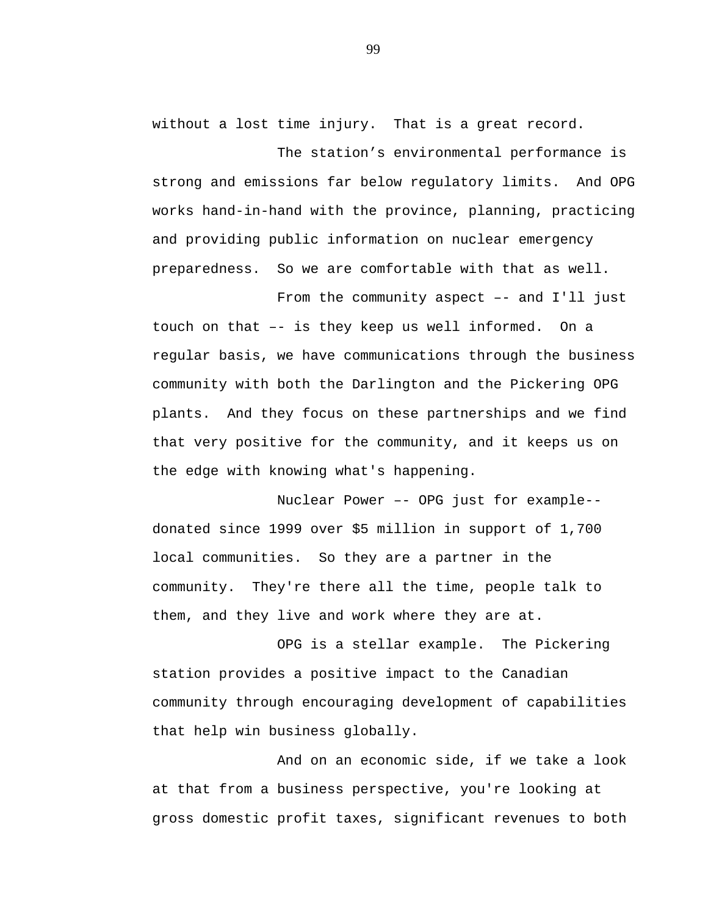without a lost time injury.  That is a great record.

The station’s environmental performance is strong and emissions far below regulatory limits.  And OPG works hand-in-hand with the province, planning, practicing and providing public information on nuclear emergency preparedness.  So we are comfortable with that as well.

From the community aspect –- and I'll just touch on that –- is they keep us well informed.  On a regular basis, we have communications through the business community with both the Darlington and the Pickering OPG plants.  And they focus on these partnerships and we find that very positive for the community, and it keeps us on the edge with knowing what's happening.

Nuclear Power –- OPG just for example-- donated since 1999 over $5 million in support of 1,700 local communities.  So they are a partner in the community.  They're there all the time, people talk to them, and they live and work where they are at.

OPG is a stellar example.  The Pickering station provides a positive impact to the Canadian community through encouraging development of capabilities that help win business globally.

And on an economic side, if we take a look at that from a business perspective, you're looking at gross domestic profit taxes, significant revenues to both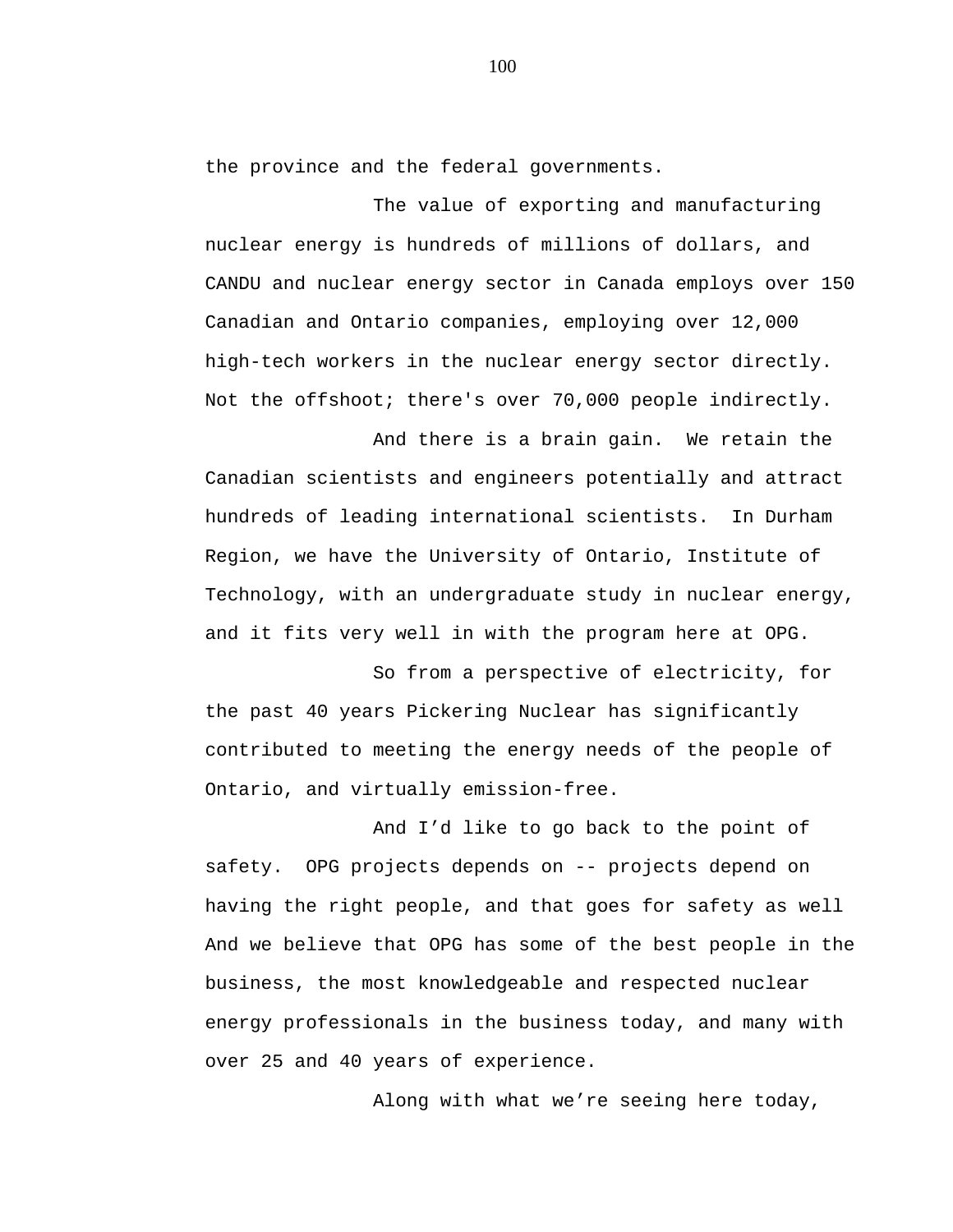the province and the federal governments.

The value of exporting and manufacturing nuclear energy is hundreds of millions of dollars, and CANDU and nuclear energy sector in Canada employs over 150 Canadian and Ontario companies, employing over 12,000 high-tech workers in the nuclear energy sector directly. Not the offshoot; there's over 70,000 people indirectly.

And there is a brain gain. We retain the Canadian scientists and engineers potentially and attract hundreds of leading international scientists. In Durham Region, we have the University of Ontario, Institute of Technology, with an undergraduate study in nuclear energy, and it fits very well in with the program here at OPG.

So from a perspective of electricity, for the past 40 years Pickering Nuclear has significantly contributed to meeting the energy needs of the people of Ontario, and virtually emission-free.

And I'd like to go back to the point of safety. OPG projects depends on -- projects depend on having the right people, and that goes for safety as well And we believe that OPG has some of the best people in the business, the most knowledgeable and respected nuclear energy professionals in the business today, and many with over 25 and 40 years of experience.

Along with what we're seeing here today,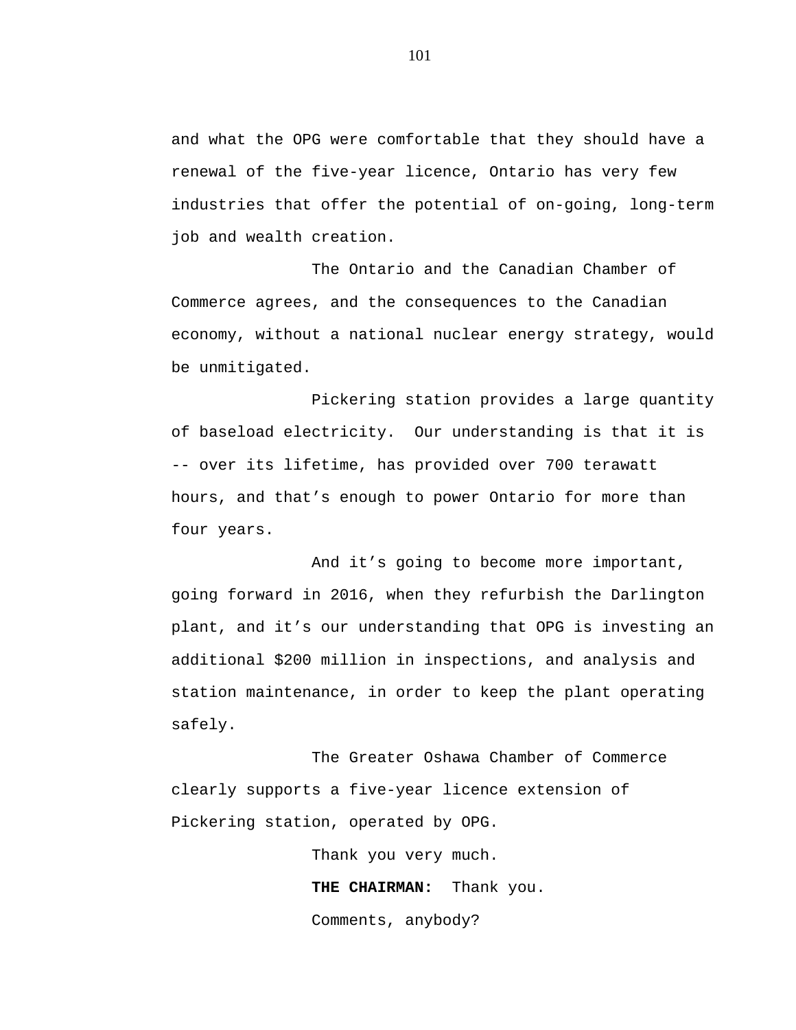and what the OPG were comfortable that they should have a renewal of the five-year licence, Ontario has very few industries that offer the potential of on-going, long-term job and wealth creation.

The Ontario and the Canadian Chamber of Commerce agrees, and the consequences to the Canadian economy, without a national nuclear energy strategy, would be unmitigated.

Pickering station provides a large quantity of baseload electricity.  Our understanding is that it is -- over its lifetime, has provided over 700 terawatt hours, and that's enough to power Ontario for more than four years.

And it's going to become more important, going forward in 2016, when they refurbish the Darlington plant, and it's our understanding that OPG is investing an additional $200 million in inspections, and analysis and station maintenance, in order to keep the plant operating safely.

The Greater Oshawa Chamber of Commerce clearly supports a five-year licence extension of Pickering station, operated by OPG.

Thank you very much.

**THE CHAIRMAN:**  Thank you.

Comments, anybody?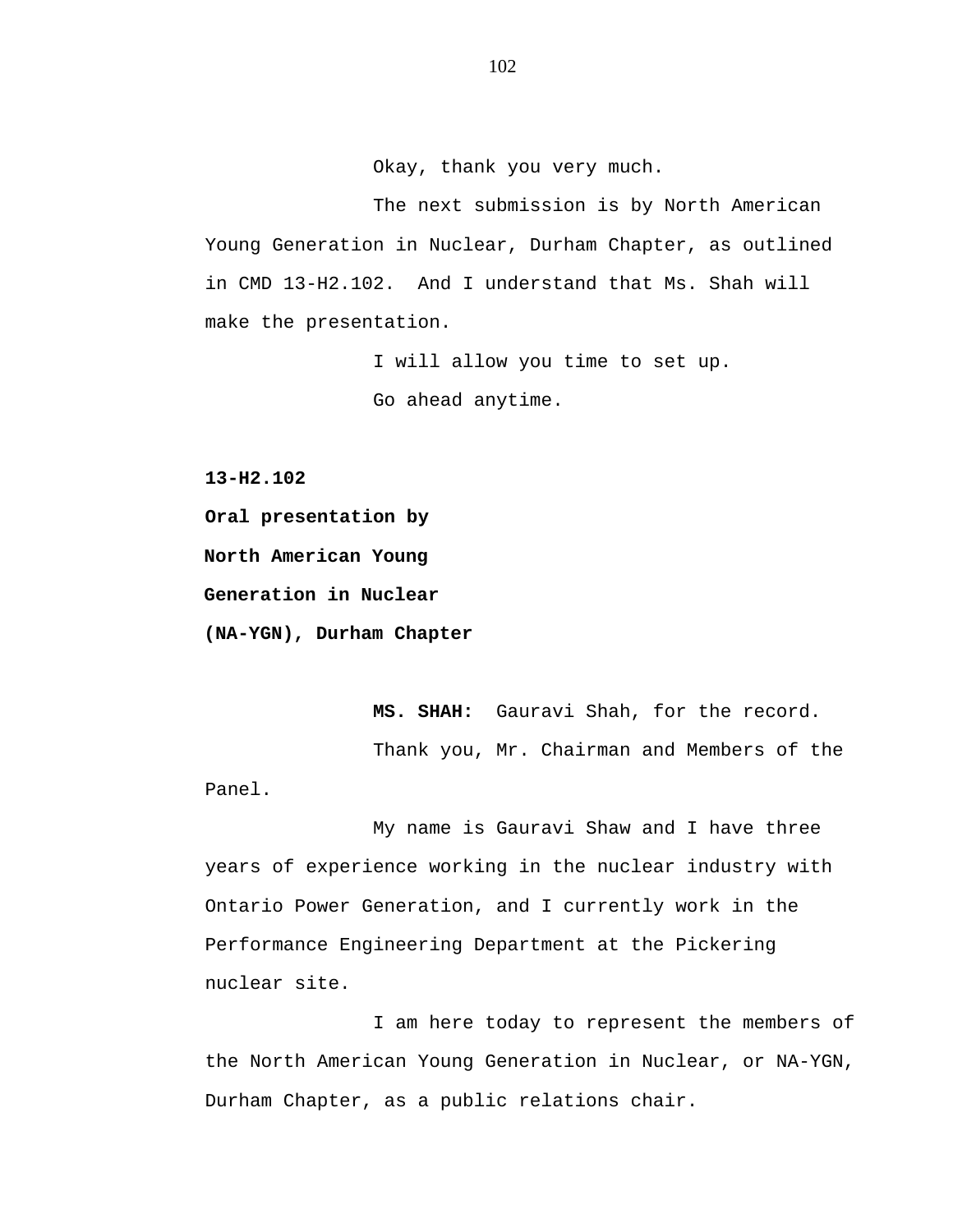Okay, thank you very much.

The next submission is by North American Young Generation in Nuclear, Durham Chapter, as outlined in CMD 13-H2.102. And I understand that Ms. Shah will make the presentation.

I will allow you time to set up.

Go ahead anytime.

**13-H2.102**

**Oral presentation by**

**North American Young**

**Generation in Nuclear**

**(NA-YGN), Durham Chapter**

**MS. SHAH:** Gauravi Shah, for the record.

Thank you, Mr. Chairman and Members of the Panel.

My name is Gauravi Shaw and I have three years of experience working in the nuclear industry with Ontario Power Generation, and I currently work in the Performance Engineering Department at the Pickering nuclear site.

I am here today to represent the members of the North American Young Generation in Nuclear, or NA-YGN, Durham Chapter, as a public relations chair.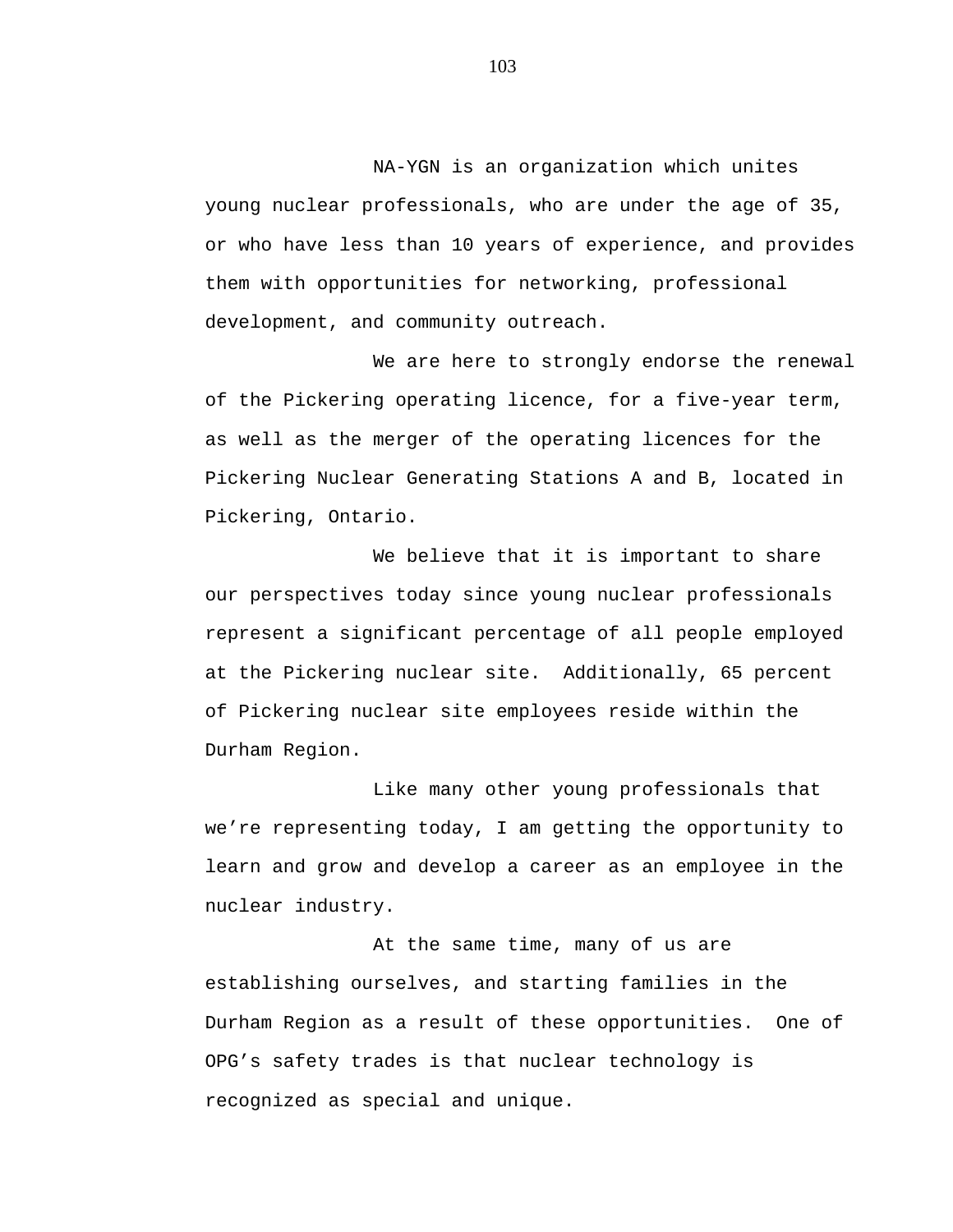NA-YGN is an organization which unites young nuclear professionals, who are under the age of 35, or who have less than 10 years of experience, and provides them with opportunities for networking, professional development, and community outreach.

We are here to strongly endorse the renewal of the Pickering operating licence, for a five-year term, as well as the merger of the operating licences for the Pickering Nuclear Generating Stations A and B, located in Pickering, Ontario.

We believe that it is important to share our perspectives today since young nuclear professionals represent a significant percentage of all people employed at the Pickering nuclear site. Additionally, 65 percent of Pickering nuclear site employees reside within the Durham Region.

Like many other young professionals that we're representing today, I am getting the opportunity to learn and grow and develop a career as an employee in the nuclear industry.

At the same time, many of us are establishing ourselves, and starting families in the Durham Region as a result of these opportunities. One of OPG's safety trades is that nuclear technology is recognized as special and unique.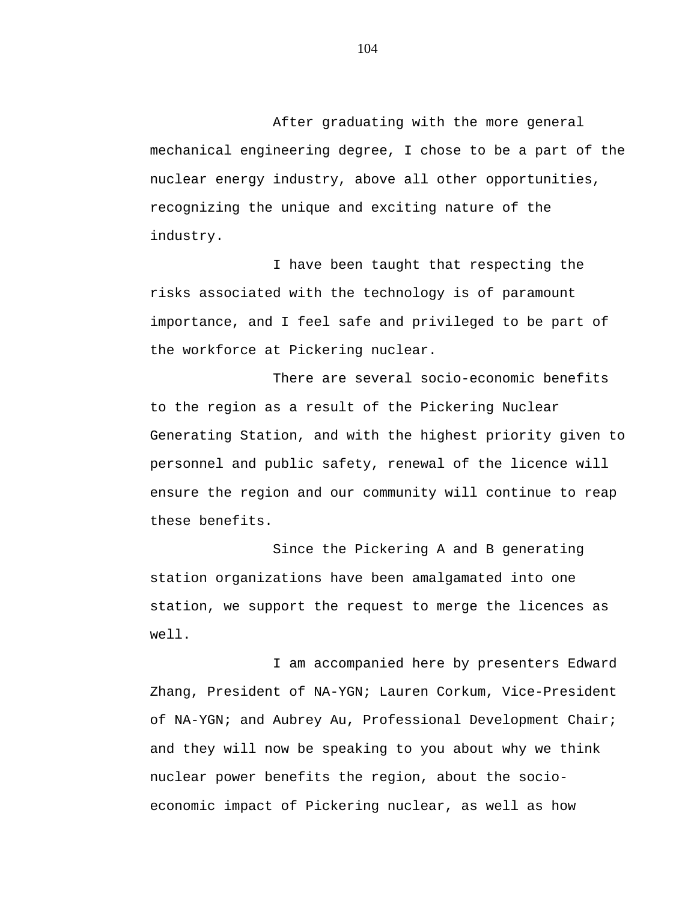After graduating with the more general mechanical engineering degree, I chose to be a part of the nuclear energy industry, above all other opportunities, recognizing the unique and exciting nature of the industry.

I have been taught that respecting the risks associated with the technology is of paramount importance, and I feel safe and privileged to be part of the workforce at Pickering nuclear.

There are several socio-economic benefits to the region as a result of the Pickering Nuclear Generating Station, and with the highest priority given to personnel and public safety, renewal of the licence will ensure the region and our community will continue to reap these benefits.

Since the Pickering A and B generating station organizations have been amalgamated into one station, we support the request to merge the licences as well.

I am accompanied here by presenters Edward Zhang, President of NA-YGN; Lauren Corkum, Vice-President of NA-YGN; and Aubrey Au, Professional Development Chair; and they will now be speaking to you about why we think nuclear power benefits the region, about the socio-economic impact of Pickering nuclear, as well as how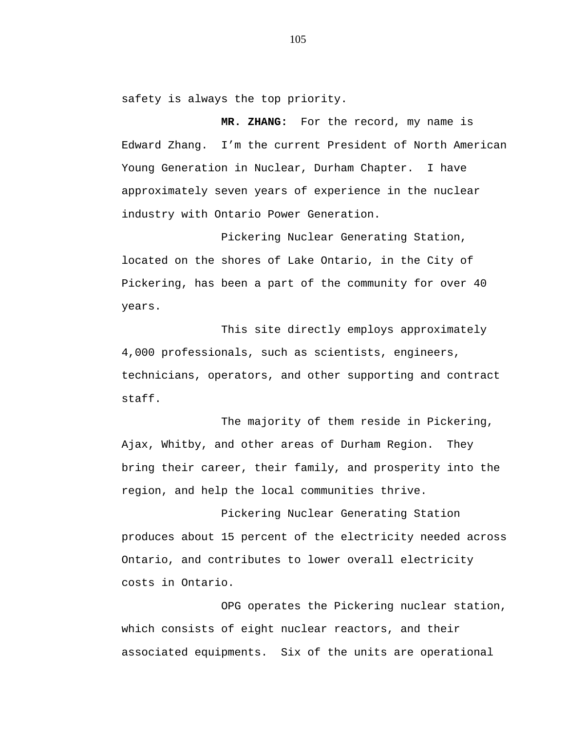safety is always the top priority.

**MR. ZHANG:** For the record, my name is Edward Zhang. I'm the current President of North American Young Generation in Nuclear, Durham Chapter. I have approximately seven years of experience in the nuclear industry with Ontario Power Generation.

Pickering Nuclear Generating Station, located on the shores of Lake Ontario, in the City of Pickering, has been a part of the community for over 40 years.

This site directly employs approximately 4,000 professionals, such as scientists, engineers, technicians, operators, and other supporting and contract staff.

The majority of them reside in Pickering, Ajax, Whitby, and other areas of Durham Region. They bring their career, their family, and prosperity into the region, and help the local communities thrive.

Pickering Nuclear Generating Station produces about 15 percent of the electricity needed across Ontario, and contributes to lower overall electricity costs in Ontario.

OPG operates the Pickering nuclear station, which consists of eight nuclear reactors, and their associated equipments. Six of the units are operational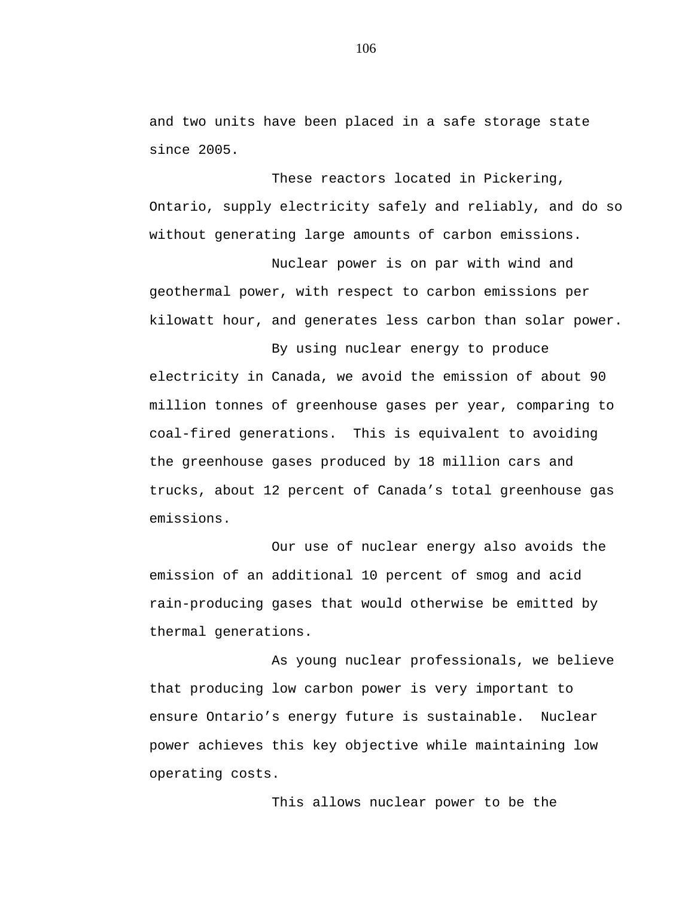and two units have been placed in a safe storage state since 2005.

These reactors located in Pickering, Ontario, supply electricity safely and reliably, and do so without generating large amounts of carbon emissions.

Nuclear power is on par with wind and geothermal power, with respect to carbon emissions per kilowatt hour, and generates less carbon than solar power.

By using nuclear energy to produce electricity in Canada, we avoid the emission of about 90 million tonnes of greenhouse gases per year, comparing to coal-fired generations. This is equivalent to avoiding the greenhouse gases produced by 18 million cars and trucks, about 12 percent of Canada's total greenhouse gas emissions.

Our use of nuclear energy also avoids the emission of an additional 10 percent of smog and acid rain-producing gases that would otherwise be emitted by thermal generations.

As young nuclear professionals, we believe that producing low carbon power is very important to ensure Ontario's energy future is sustainable. Nuclear power achieves this key objective while maintaining low operating costs.

This allows nuclear power to be the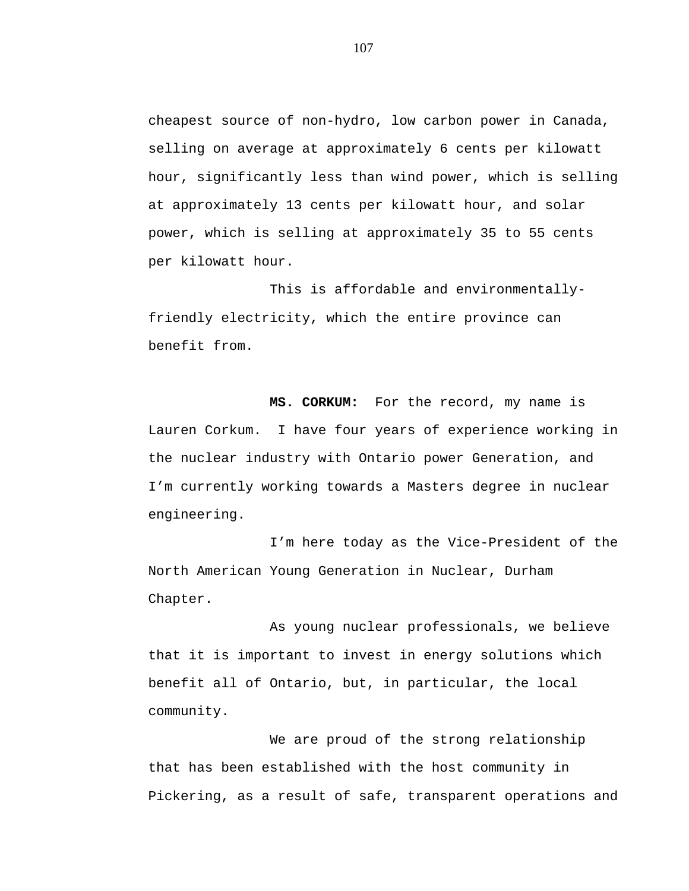cheapest source of non-hydro, low carbon power in Canada, selling on average at approximately 6 cents per kilowatt hour, significantly less than wind power, which is selling at approximately 13 cents per kilowatt hour, and solar power, which is selling at approximately 35 to 55 cents per kilowatt hour.

This is affordable and environmentally-friendly electricity, which the entire province can benefit from.

**MS. CORKUM:** For the record, my name is Lauren Corkum. I have four years of experience working in the nuclear industry with Ontario power Generation, and I'm currently working towards a Masters degree in nuclear engineering.

I'm here today as the Vice-President of the North American Young Generation in Nuclear, Durham Chapter.

As young nuclear professionals, we believe that it is important to invest in energy solutions which benefit all of Ontario, but, in particular, the local community.

We are proud of the strong relationship that has been established with the host community in Pickering, as a result of safe, transparent operations and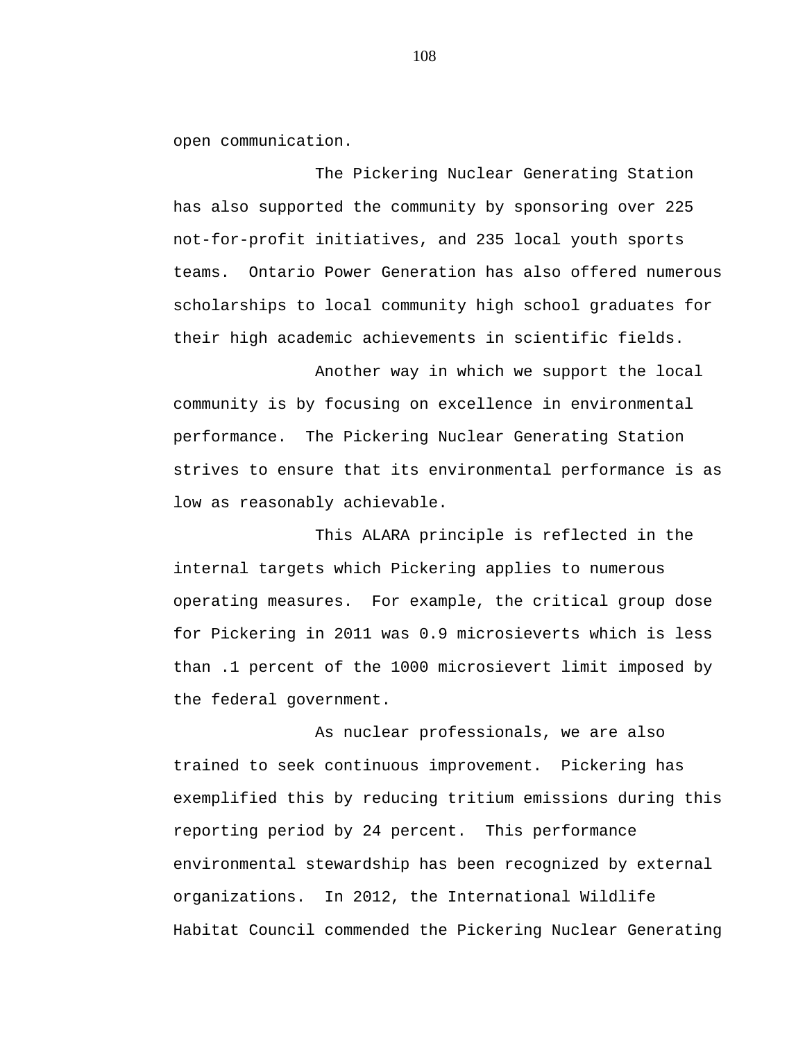open communication.

The Pickering Nuclear Generating Station has also supported the community by sponsoring over 225 not-for-profit initiatives, and 235 local youth sports teams. Ontario Power Generation has also offered numerous scholarships to local community high school graduates for their high academic achievements in scientific fields.

Another way in which we support the local community is by focusing on excellence in environmental performance. The Pickering Nuclear Generating Station strives to ensure that its environmental performance is as low as reasonably achievable.

This ALARA principle is reflected in the internal targets which Pickering applies to numerous operating measures. For example, the critical group dose for Pickering in 2011 was 0.9 microsieverts which is less than .1 percent of the 1000 microsievert limit imposed by the federal government.

As nuclear professionals, we are also trained to seek continuous improvement. Pickering has exemplified this by reducing tritium emissions during this reporting period by 24 percent. This performance environmental stewardship has been recognized by external organizations. In 2012, the International Wildlife Habitat Council commended the Pickering Nuclear Generating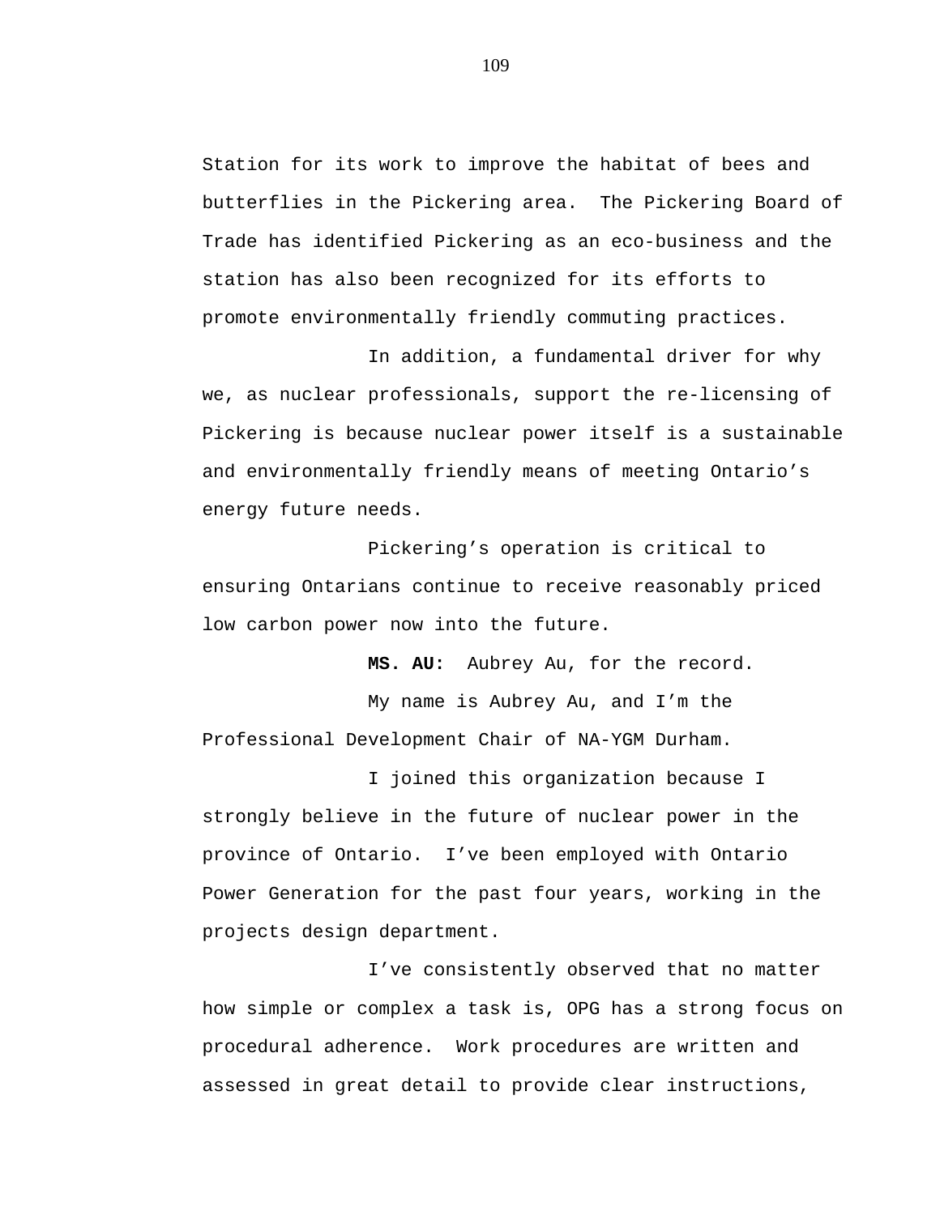Station for its work to improve the habitat of bees and butterflies in the Pickering area. The Pickering Board of Trade has identified Pickering as an eco-business and the station has also been recognized for its efforts to promote environmentally friendly commuting practices.

In addition, a fundamental driver for why we, as nuclear professionals, support the re-licensing of Pickering is because nuclear power itself is a sustainable and environmentally friendly means of meeting Ontario's energy future needs.

Pickering's operation is critical to ensuring Ontarians continue to receive reasonably priced low carbon power now into the future.

**MS. AU:** Aubrey Au, for the record.

My name is Aubrey Au, and I'm the Professional Development Chair of NA-YGM Durham.

I joined this organization because I strongly believe in the future of nuclear power in the province of Ontario. I've been employed with Ontario Power Generation for the past four years, working in the projects design department.

I've consistently observed that no matter how simple or complex a task is, OPG has a strong focus on procedural adherence. Work procedures are written and assessed in great detail to provide clear instructions,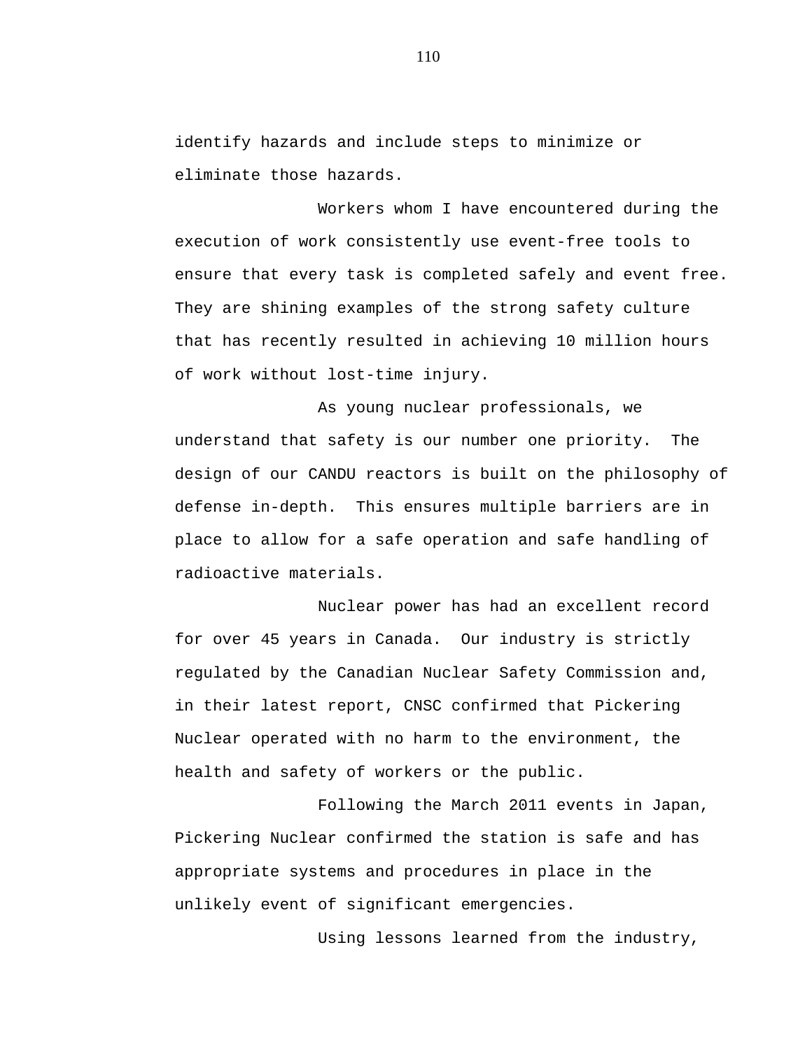identify hazards and include steps to minimize or eliminate those hazards.

Workers whom I have encountered during the execution of work consistently use event-free tools to ensure that every task is completed safely and event free. They are shining examples of the strong safety culture that has recently resulted in achieving 10 million hours of work without lost-time injury.

As young nuclear professionals, we understand that safety is our number one priority. The design of our CANDU reactors is built on the philosophy of defense in-depth. This ensures multiple barriers are in place to allow for a safe operation and safe handling of radioactive materials.

Nuclear power has had an excellent record for over 45 years in Canada. Our industry is strictly regulated by the Canadian Nuclear Safety Commission and, in their latest report, CNSC confirmed that Pickering Nuclear operated with no harm to the environment, the health and safety of workers or the public.

Following the March 2011 events in Japan, Pickering Nuclear confirmed the station is safe and has appropriate systems and procedures in place in the unlikely event of significant emergencies.

Using lessons learned from the industry,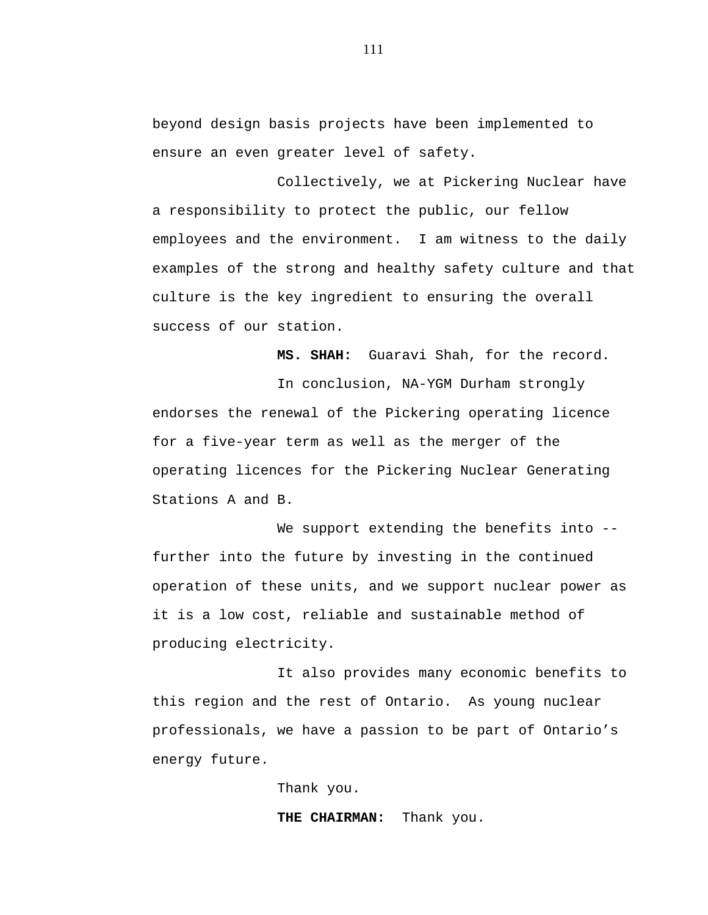beyond design basis projects have been implemented to ensure an even greater level of safety.

Collectively, we at Pickering Nuclear have a responsibility to protect the public, our fellow employees and the environment.  I am witness to the daily examples of the strong and healthy safety culture and that culture is the key ingredient to ensuring the overall success of our station.

**MS. SHAH:**  Guaravi Shah, for the record.

In conclusion, NA-YGM Durham strongly endorses the renewal of the Pickering operating licence for a five-year term as well as the merger of the operating licences for the Pickering Nuclear Generating Stations A and B.

We support extending the benefits into -- further into the future by investing in the continued operation of these units, and we support nuclear power as it is a low cost, reliable and sustainable method of producing electricity.

It also provides many economic benefits to this region and the rest of Ontario.  As young nuclear professionals, we have a passion to be part of Ontario's energy future.

Thank you.

**THE CHAIRMAN:**  Thank you.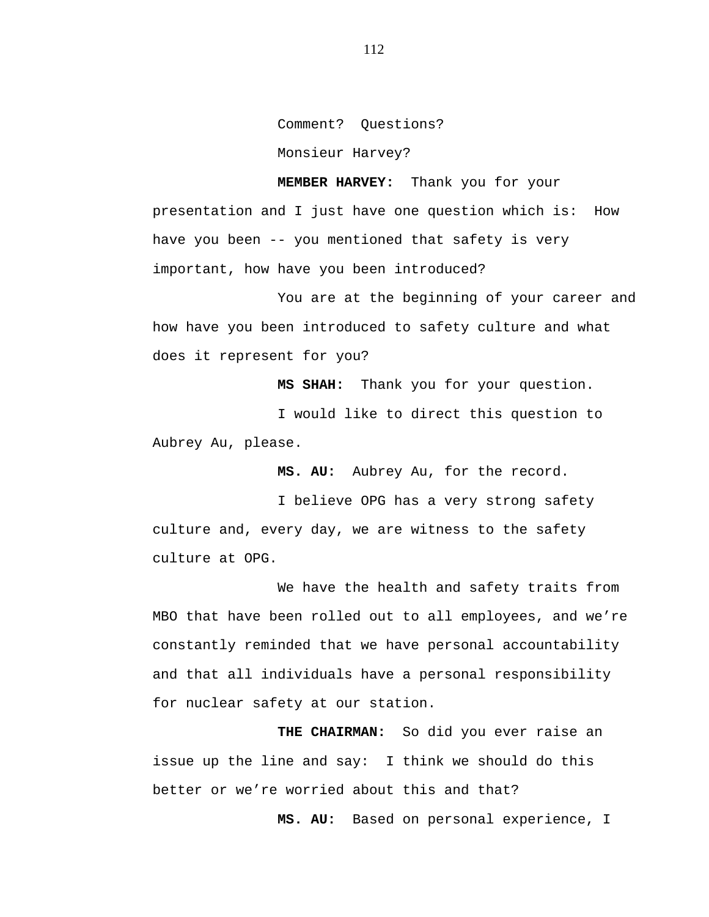Comment? Questions?

Monsieur Harvey?

**MEMBER HARVEY:** Thank you for your presentation and I just have one question which is: How have you been -- you mentioned that safety is very important, how have you been introduced?

You are at the beginning of your career and how have you been introduced to safety culture and what does it represent for you?

**MS SHAH:** Thank you for your question.

I would like to direct this question to Aubrey Au, please.

**MS. AU:** Aubrey Au, for the record.

I believe OPG has a very strong safety culture and, every day, we are witness to the safety culture at OPG.

We have the health and safety traits from MBO that have been rolled out to all employees, and we’re constantly reminded that we have personal accountability and that all individuals have a personal responsibility for nuclear safety at our station.

**THE CHAIRMAN:** So did you ever raise an issue up the line and say: I think we should do this better or we’re worried about this and that?

**MS. AU:** Based on personal experience, I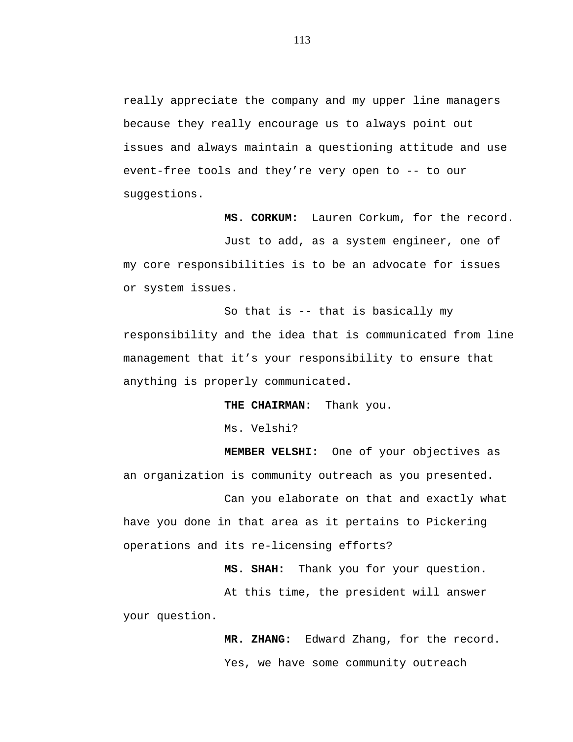really appreciate the company and my upper line managers because they really encourage us to always point out issues and always maintain a questioning attitude and use event-free tools and they’re very open to -- to our suggestions.

**MS. CORKUM:** Lauren Corkum, for the record.

Just to add, as a system engineer, one of my core responsibilities is to be an advocate for issues or system issues.

So that is -- that is basically my responsibility and the idea that is communicated from line management that it’s your responsibility to ensure that anything is properly communicated.

**THE CHAIRMAN:** Thank you.

Ms. Velshi?

**MEMBER VELSHI:** One of your objectives as an organization is community outreach as you presented.

Can you elaborate on that and exactly what have you done in that area as it pertains to Pickering operations and its re-licensing efforts?

**MS. SHAH:** Thank you for your question.

At this time, the president will answer your question.

**MR. ZHANG:** Edward Zhang, for the record.

Yes, we have some community outreach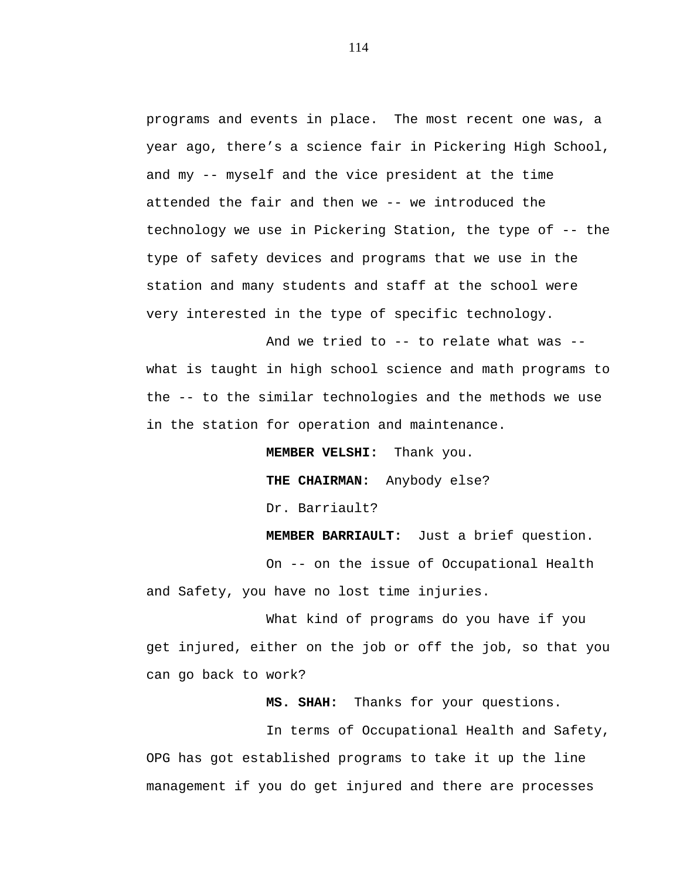programs and events in place. The most recent one was, a year ago, there's a science fair in Pickering High School, and my -- myself and the vice president at the time attended the fair and then we -- we introduced the technology we use in Pickering Station, the type of -- the type of safety devices and programs that we use in the station and many students and staff at the school were very interested in the type of specific technology.

And we tried to -- to relate what was -- what is taught in high school science and math programs to the -- to the similar technologies and the methods we use in the station for operation and maintenance.

**MEMBER VELSHI:** Thank you.

**THE CHAIRMAN:** Anybody else?

Dr. Barriault?

**MEMBER BARRIAULT:** Just a brief question.

On -- on the issue of Occupational Health and Safety, you have no lost time injuries.

What kind of programs do you have if you get injured, either on the job or off the job, so that you can go back to work?

**MS. SHAH:** Thanks for your questions.

In terms of Occupational Health and Safety, OPG has got established programs to take it up the line management if you do get injured and there are processes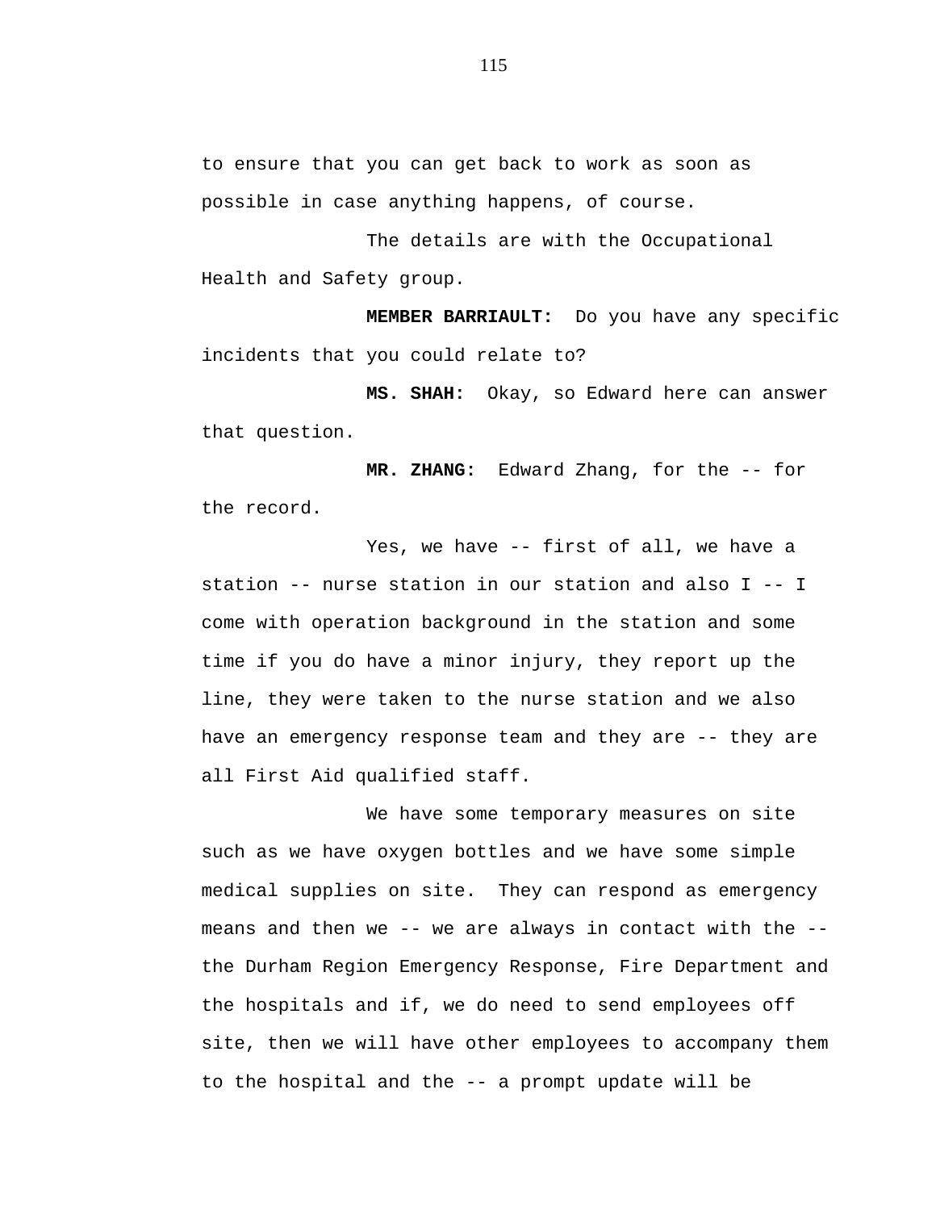to ensure that you can get back to work as soon as possible in case anything happens, of course.

The details are with the Occupational Health and Safety group.

**MEMBER BARRIAULT:** Do you have any specific incidents that you could relate to?

**MS. SHAH:** Okay, so Edward here can answer that question.

**MR. ZHANG:** Edward Zhang, for the -- for the record.

Yes, we have -- first of all, we have a station -- nurse station in our station and also I -- I come with operation background in the station and some time if you do have a minor injury, they report up the line, they were taken to the nurse station and we also have an emergency response team and they are -- they are all First Aid qualified staff.

We have some temporary measures on site such as we have oxygen bottles and we have some simple medical supplies on site. They can respond as emergency means and then we -- we are always in contact with the -- the Durham Region Emergency Response, Fire Department and the hospitals and if, we do need to send employees off site, then we will have other employees to accompany them to the hospital and the -- a prompt update will be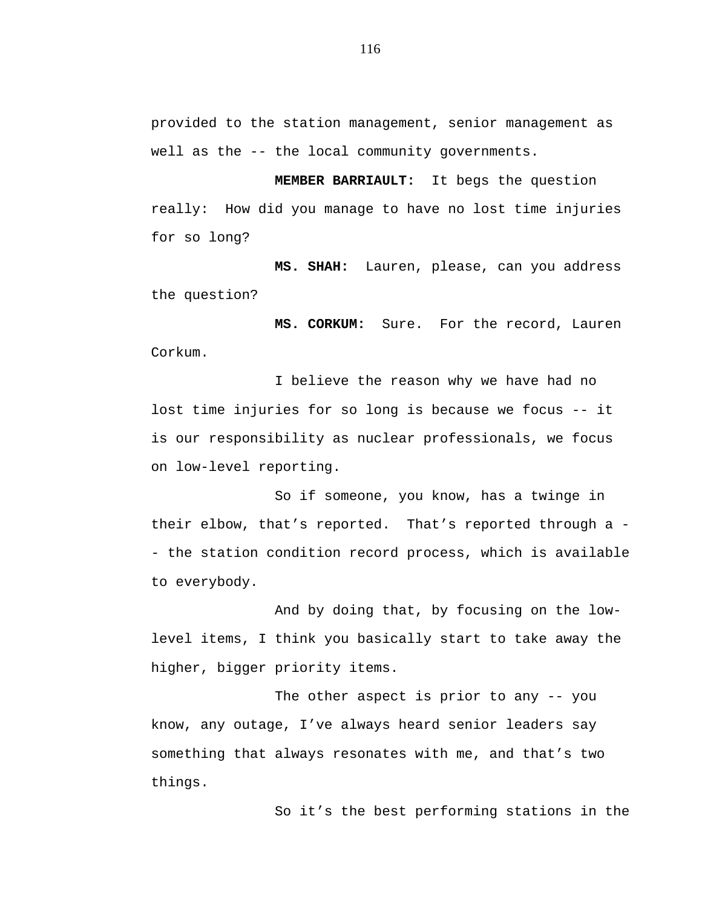provided to the station management, senior management as well as the -- the local community governments.

**MEMBER BARRIAULT:** It begs the question really: How did you manage to have no lost time injuries for so long?

**MS. SHAH:** Lauren, please, can you address the question?

**MS. CORKUM:** Sure. For the record, Lauren Corkum.

I believe the reason why we have had no lost time injuries for so long is because we focus -- it is our responsibility as nuclear professionals, we focus on low-level reporting.

So if someone, you know, has a twinge in their elbow, that's reported. That's reported through a -- the station condition record process, which is available to everybody.

And by doing that, by focusing on the low-level items, I think you basically start to take away the higher, bigger priority items.

The other aspect is prior to any -- you know, any outage, I've always heard senior leaders say something that always resonates with me, and that's two things.

So it's the best performing stations in the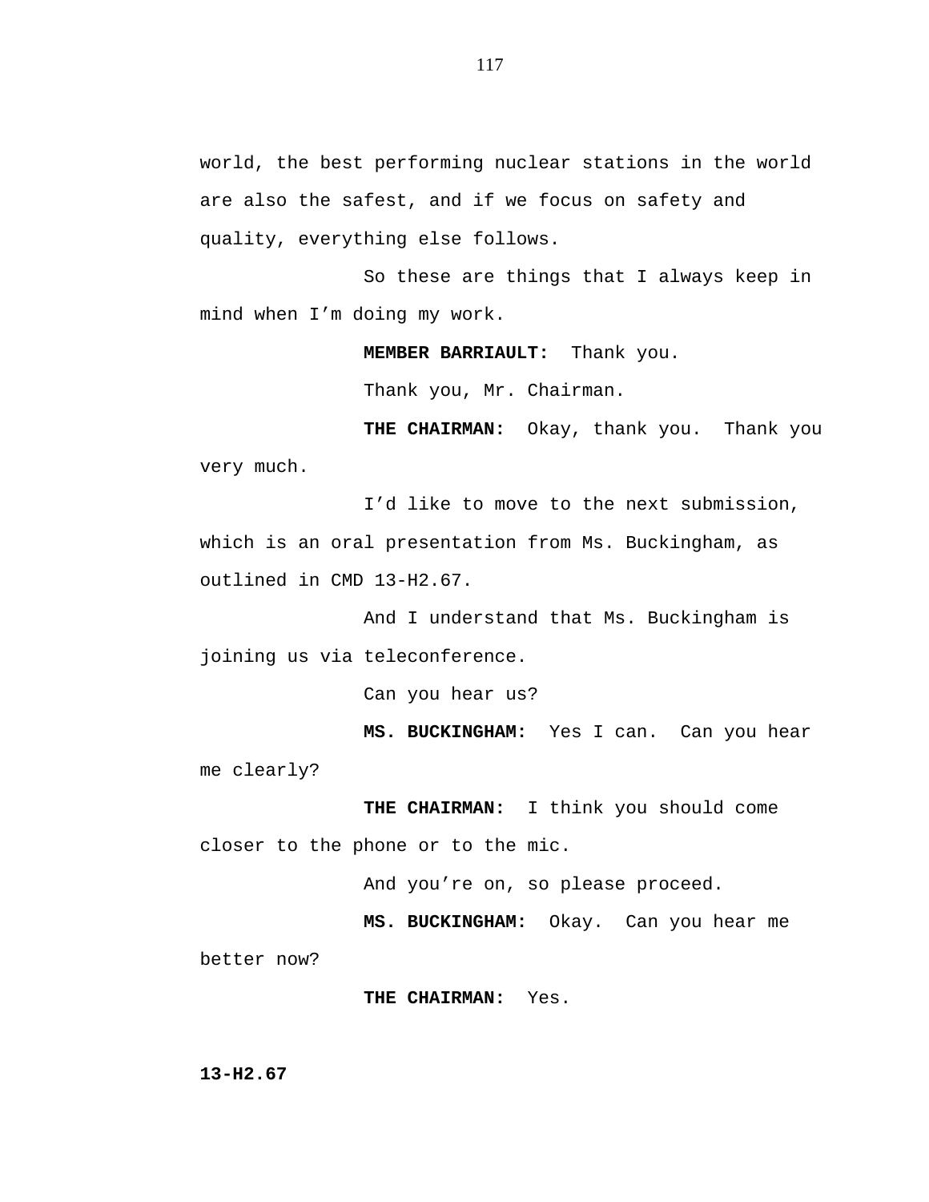world, the best performing nuclear stations in the world are also the safest, and if we focus on safety and quality, everything else follows.

So these are things that I always keep in mind when I'm doing my work.

**MEMBER BARRIAULT:** Thank you.

Thank you, Mr. Chairman.

**THE CHAIRMAN:** Okay, thank you. Thank you very much.

I'd like to move to the next submission, which is an oral presentation from Ms. Buckingham, as outlined in CMD 13-H2.67.

And I understand that Ms. Buckingham is joining us via teleconference.

Can you hear us?

**MS. BUCKINGHAM:** Yes I can. Can you hear me clearly?

**THE CHAIRMAN:** I think you should come closer to the phone or to the mic.

And you're on, so please proceed.

**MS. BUCKINGHAM:** Okay. Can you hear me better now?

**THE CHAIRMAN:** Yes.

**13-H2.67**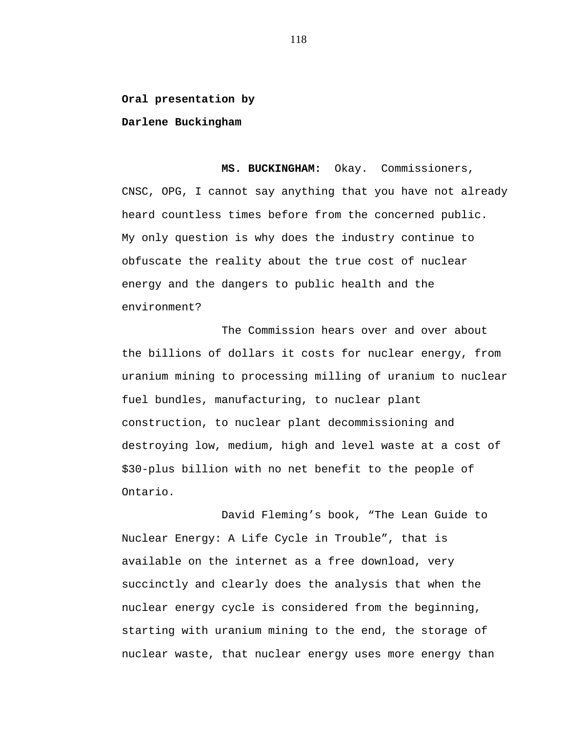**Oral presentation by**

**Darlene Buckingham**

**MS. BUCKINGHAM:** Okay. Commissioners, CNSC, OPG, I cannot say anything that you have not already heard countless times before from the concerned public. My only question is why does the industry continue to obfuscate the reality about the true cost of nuclear energy and the dangers to public health and the environment?

The Commission hears over and over about the billions of dollars it costs for nuclear energy, from uranium mining to processing milling of uranium to nuclear fuel bundles, manufacturing, to nuclear plant construction, to nuclear plant decommissioning and destroying low, medium, high and level waste at a cost of $30-plus billion with no net benefit to the people of Ontario.

David Fleming's book, "The Lean Guide to Nuclear Energy: A Life Cycle in Trouble", that is available on the internet as a free download, very succinctly and clearly does the analysis that when the nuclear energy cycle is considered from the beginning, starting with uranium mining to the end, the storage of nuclear waste, that nuclear energy uses more energy than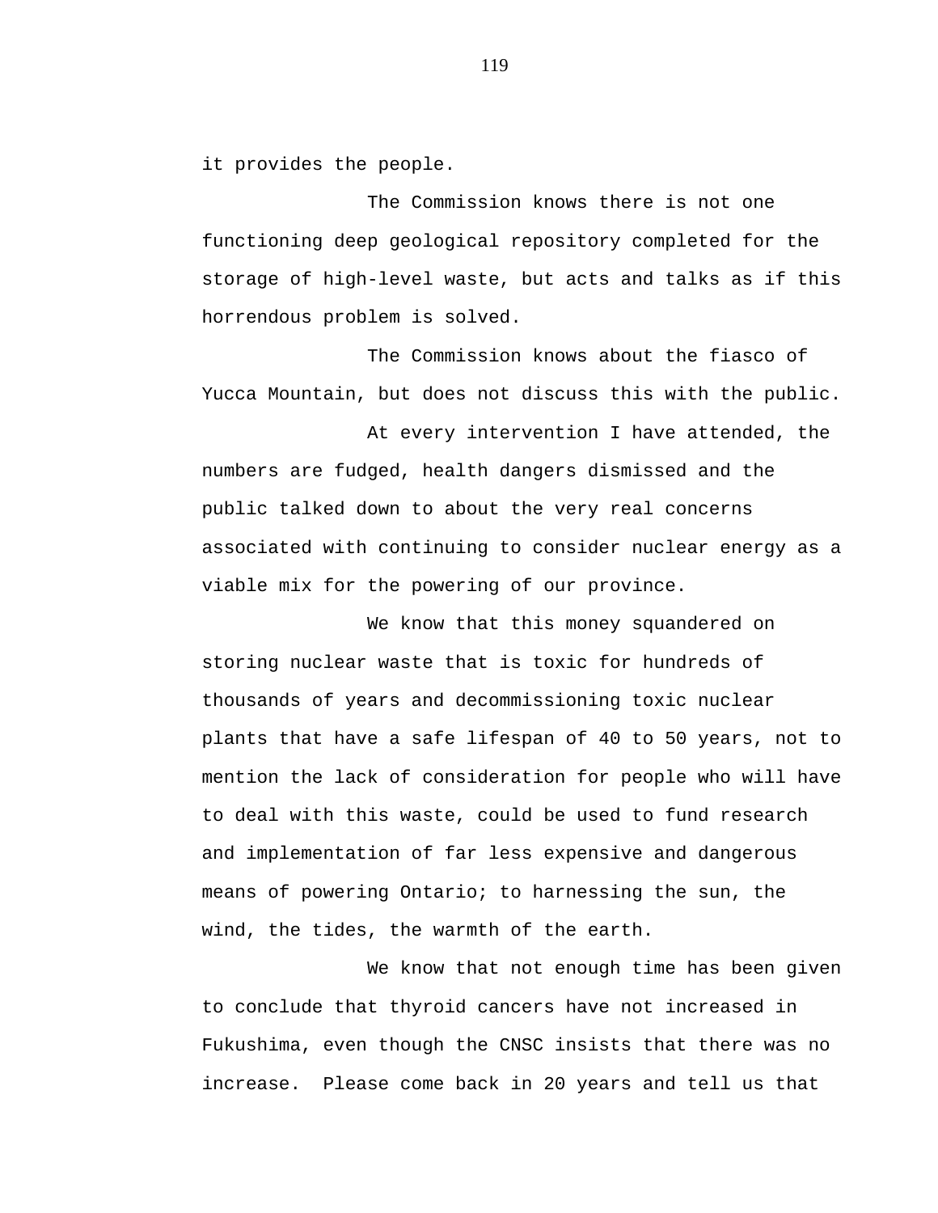it provides the people.

The Commission knows there is not one functioning deep geological repository completed for the storage of high-level waste, but acts and talks as if this horrendous problem is solved.

The Commission knows about the fiasco of Yucca Mountain, but does not discuss this with the public.

At every intervention I have attended, the numbers are fudged, health dangers dismissed and the public talked down to about the very real concerns associated with continuing to consider nuclear energy as a viable mix for the powering of our province.

We know that this money squandered on storing nuclear waste that is toxic for hundreds of thousands of years and decommissioning toxic nuclear plants that have a safe lifespan of 40 to 50 years, not to mention the lack of consideration for people who will have to deal with this waste, could be used to fund research and implementation of far less expensive and dangerous means of powering Ontario; to harnessing the sun, the wind, the tides, the warmth of the earth.

We know that not enough time has been given to conclude that thyroid cancers have not increased in Fukushima, even though the CNSC insists that there was no increase. Please come back in 20 years and tell us that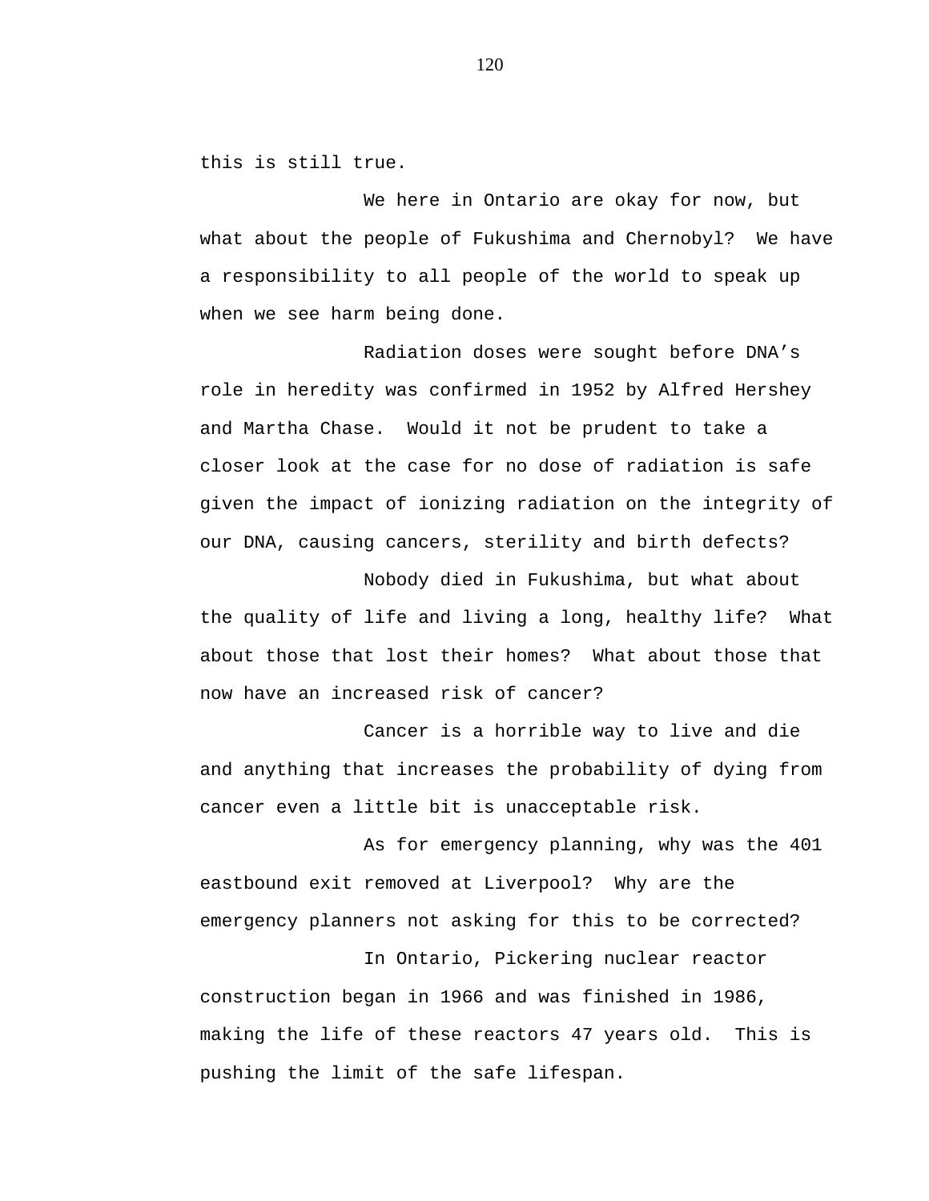this is still true.

We here in Ontario are okay for now, but what about the people of Fukushima and Chernobyl? We have a responsibility to all people of the world to speak up when we see harm being done.

Radiation doses were sought before DNA’s role in heredity was confirmed in 1952 by Alfred Hershey and Martha Chase. Would it not be prudent to take a closer look at the case for no dose of radiation is safe given the impact of ionizing radiation on the integrity of our DNA, causing cancers, sterility and birth defects?

Nobody died in Fukushima, but what about the quality of life and living a long, healthy life? What about those that lost their homes? What about those that now have an increased risk of cancer?

Cancer is a horrible way to live and die and anything that increases the probability of dying from cancer even a little bit is unacceptable risk.

As for emergency planning, why was the 401 eastbound exit removed at Liverpool? Why are the emergency planners not asking for this to be corrected?

In Ontario, Pickering nuclear reactor construction began in 1966 and was finished in 1986, making the life of these reactors 47 years old. This is pushing the limit of the safe lifespan.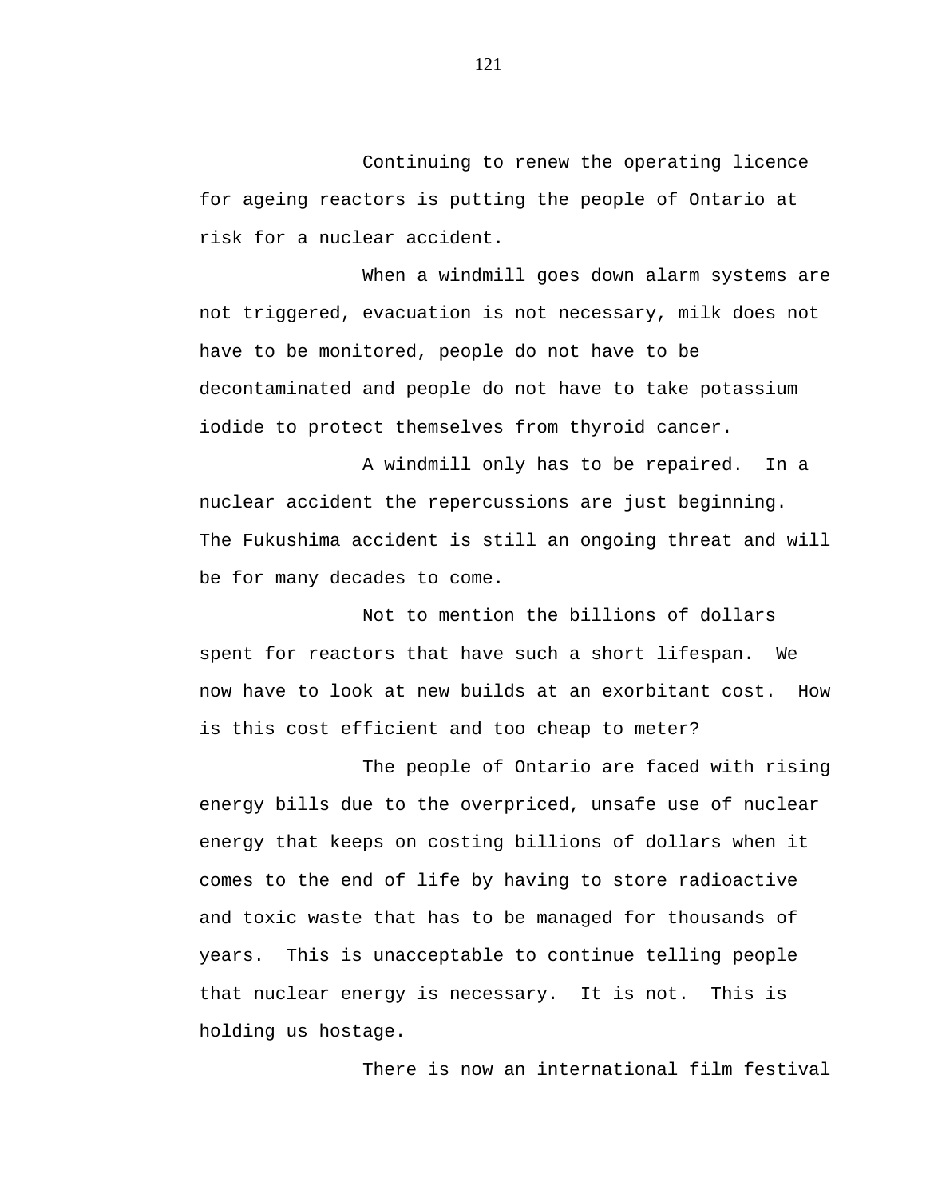Continuing to renew the operating licence for ageing reactors is putting the people of Ontario at risk for a nuclear accident.

When a windmill goes down alarm systems are not triggered, evacuation is not necessary, milk does not have to be monitored, people do not have to be decontaminated and people do not have to take potassium iodide to protect themselves from thyroid cancer.

A windmill only has to be repaired. In a nuclear accident the repercussions are just beginning. The Fukushima accident is still an ongoing threat and will be for many decades to come.

Not to mention the billions of dollars spent for reactors that have such a short lifespan. We now have to look at new builds at an exorbitant cost. How is this cost efficient and too cheap to meter?

The people of Ontario are faced with rising energy bills due to the overpriced, unsafe use of nuclear energy that keeps on costing billions of dollars when it comes to the end of life by having to store radioactive and toxic waste that has to be managed for thousands of years. This is unacceptable to continue telling people that nuclear energy is necessary. It is not. This is holding us hostage.

There is now an international film festival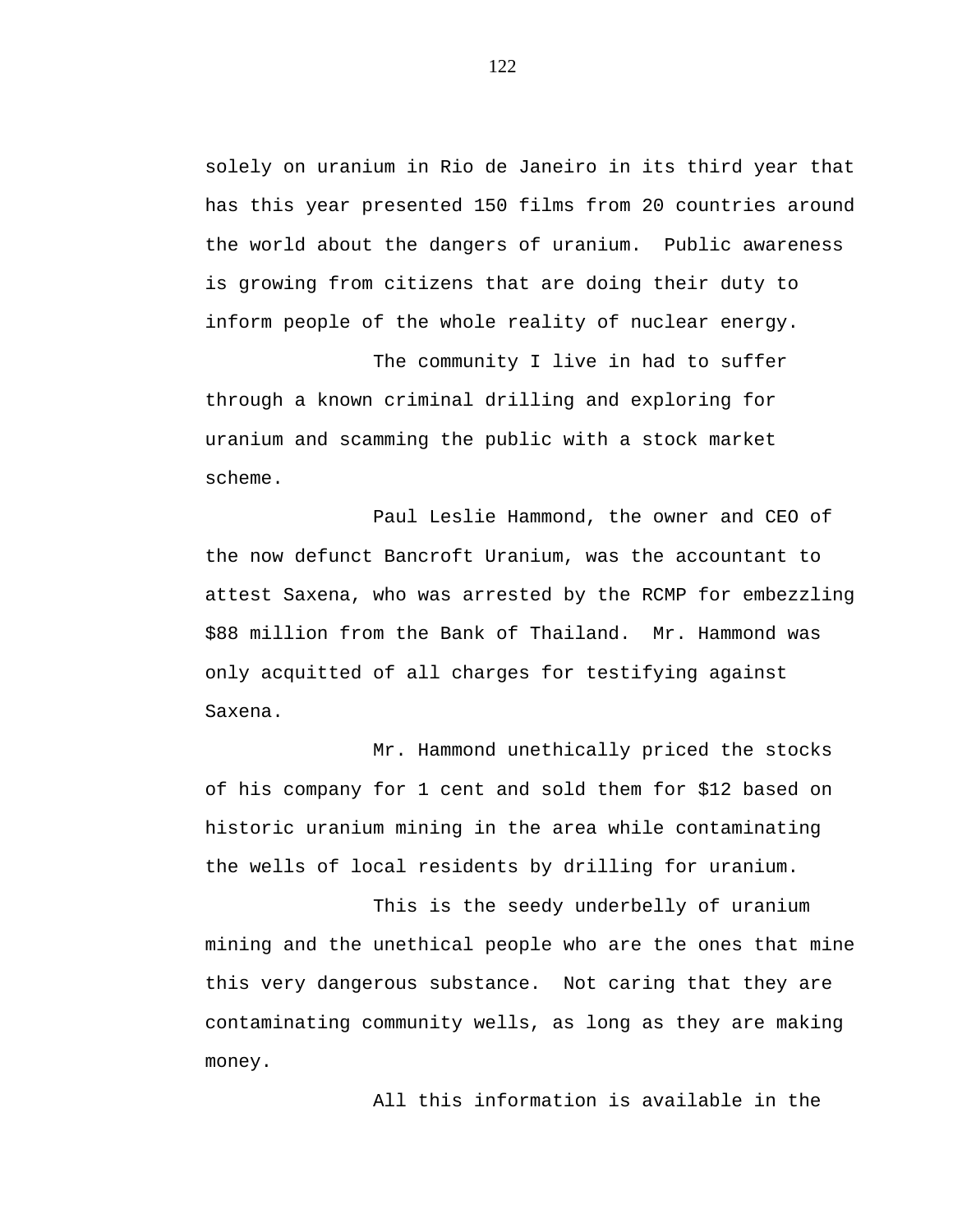solely on uranium in Rio de Janeiro in its third year that has this year presented 150 films from 20 countries around the world about the dangers of uranium. Public awareness is growing from citizens that are doing their duty to inform people of the whole reality of nuclear energy.

The community I live in had to suffer through a known criminal drilling and exploring for uranium and scamming the public with a stock market scheme.

Paul Leslie Hammond, the owner and CEO of the now defunct Bancroft Uranium, was the accountant to attest Saxena, who was arrested by the RCMP for embezzling $88 million from the Bank of Thailand. Mr. Hammond was only acquitted of all charges for testifying against Saxena.

Mr. Hammond unethically priced the stocks of his company for 1 cent and sold them for $12 based on historic uranium mining in the area while contaminating the wells of local residents by drilling for uranium.

This is the seedy underbelly of uranium mining and the unethical people who are the ones that mine this very dangerous substance. Not caring that they are contaminating community wells, as long as they are making money.

All this information is available in the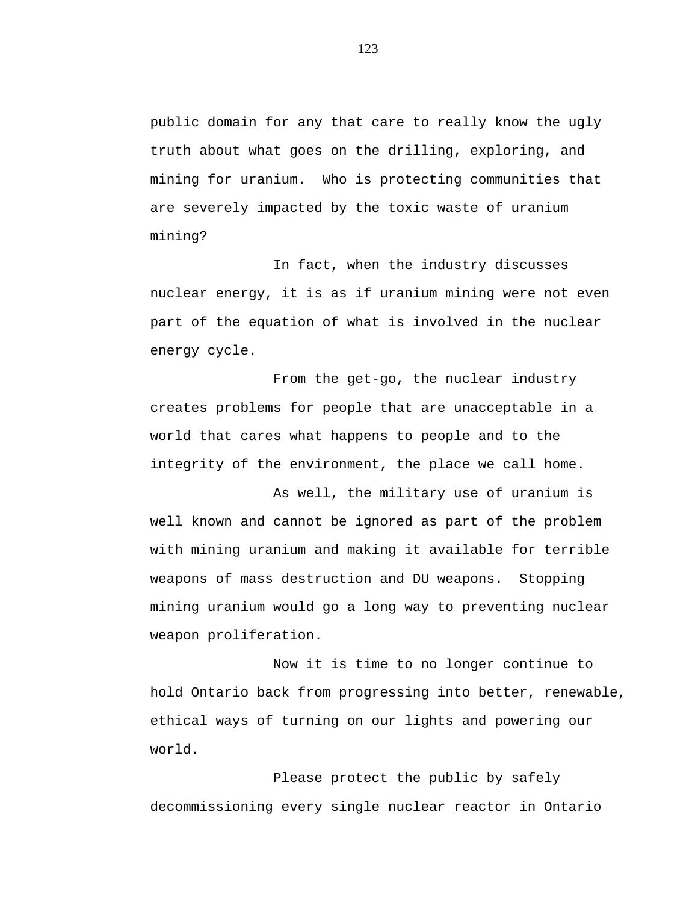public domain for any that care to really know the ugly truth about what goes on the drilling, exploring, and mining for uranium. Who is protecting communities that are severely impacted by the toxic waste of uranium mining?

In fact, when the industry discusses nuclear energy, it is as if uranium mining were not even part of the equation of what is involved in the nuclear energy cycle.

From the get-go, the nuclear industry creates problems for people that are unacceptable in a world that cares what happens to people and to the integrity of the environment, the place we call home.

As well, the military use of uranium is well known and cannot be ignored as part of the problem with mining uranium and making it available for terrible weapons of mass destruction and DU weapons. Stopping mining uranium would go a long way to preventing nuclear weapon proliferation.

Now it is time to no longer continue to hold Ontario back from progressing into better, renewable, ethical ways of turning on our lights and powering our world.

Please protect the public by safely decommissioning every single nuclear reactor in Ontario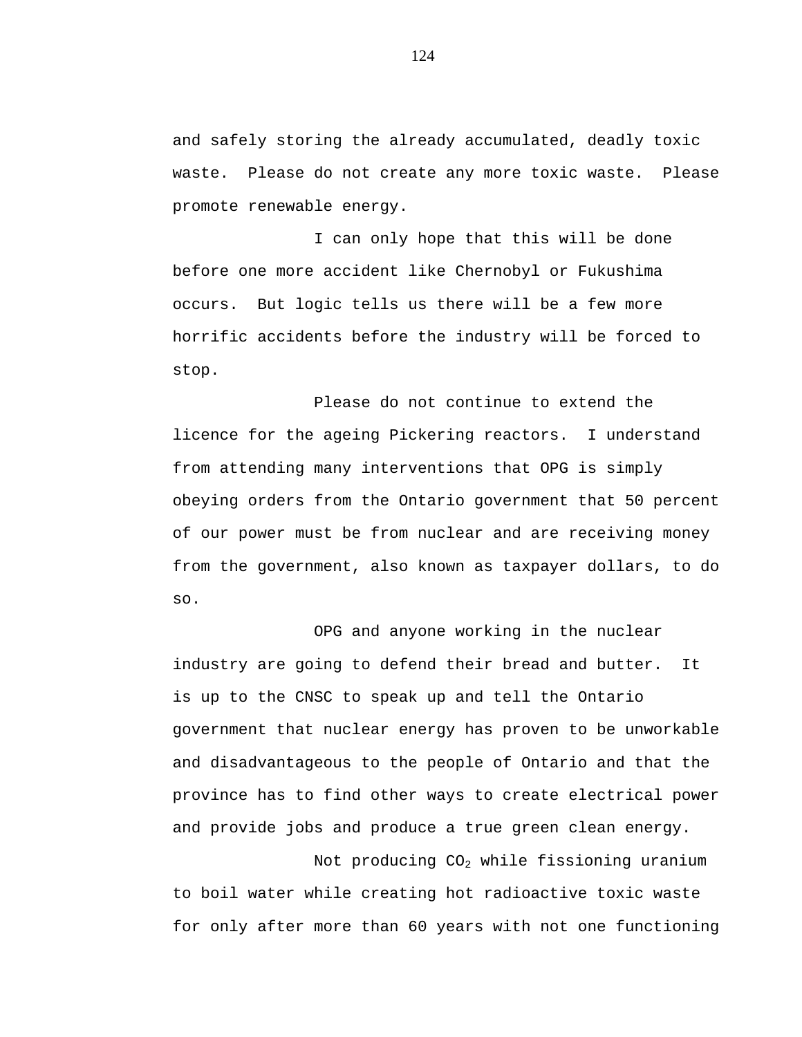and safely storing the already accumulated, deadly toxic waste. Please do not create any more toxic waste. Please promote renewable energy.

I can only hope that this will be done before one more accident like Chernobyl or Fukushima occurs. But logic tells us there will be a few more horrific accidents before the industry will be forced to stop.

Please do not continue to extend the licence for the ageing Pickering reactors. I understand from attending many interventions that OPG is simply obeying orders from the Ontario government that 50 percent of our power must be from nuclear and are receiving money from the government, also known as taxpayer dollars, to do so.

OPG and anyone working in the nuclear industry are going to defend their bread and butter. It is up to the CNSC to speak up and tell the Ontario government that nuclear energy has proven to be unworkable and disadvantageous to the people of Ontario and that the province has to find other ways to create electrical power and provide jobs and produce a true green clean energy.

Not producing $CO_2$ while fissioning uranium to boil water while creating hot radioactive toxic waste for only after more than 60 years with not one functioning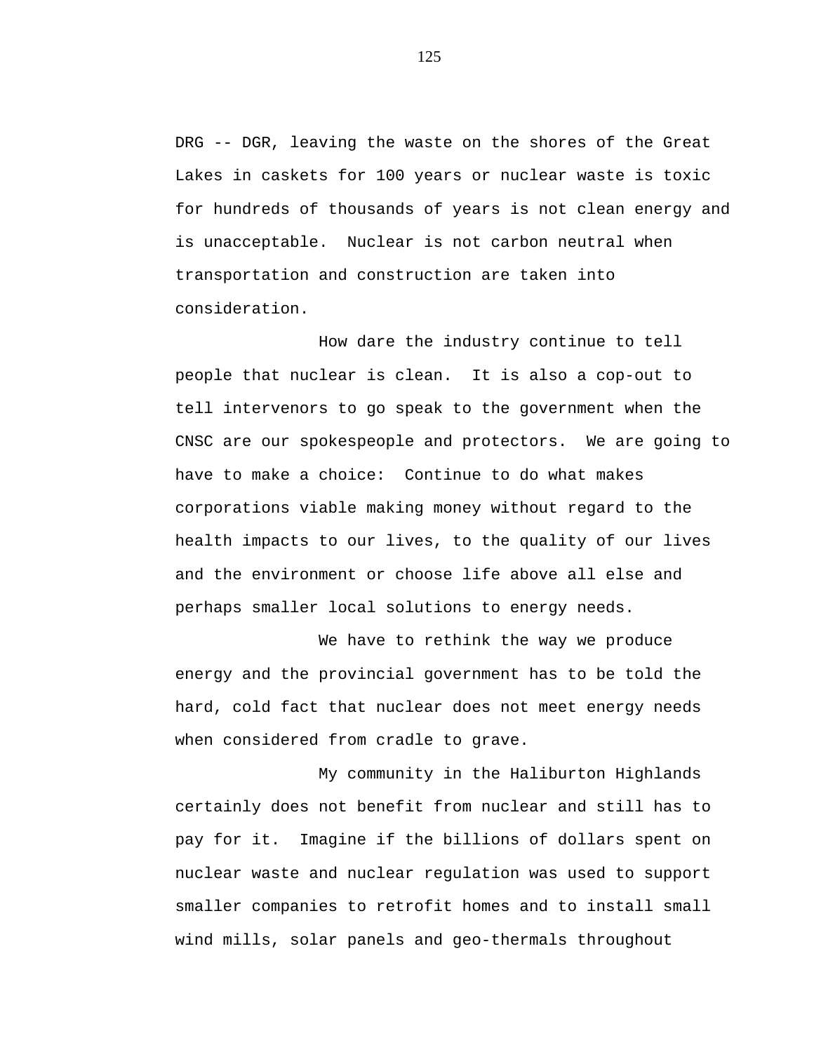DRG -- DGR, leaving the waste on the shores of the Great Lakes in caskets for 100 years or nuclear waste is toxic for hundreds of thousands of years is not clean energy and is unacceptable.  Nuclear is not carbon neutral when transportation and construction are taken into consideration.

How dare the industry continue to tell people that nuclear is clean.  It is also a cop-out to tell intervenors to go speak to the government when the CNSC are our spokespeople and protectors.  We are going to have to make a choice:  Continue to do what makes corporations viable making money without regard to the health impacts to our lives, to the quality of our lives and the environment or choose life above all else and perhaps smaller local solutions to energy needs.

We have to rethink the way we produce energy and the provincial government has to be told the hard, cold fact that nuclear does not meet energy needs when considered from cradle to grave.

My community in the Haliburton Highlands certainly does not benefit from nuclear and still has to pay for it.  Imagine if the billions of dollars spent on nuclear waste and nuclear regulation was used to support smaller companies to retrofit homes and to install small wind mills, solar panels and geo-thermals throughout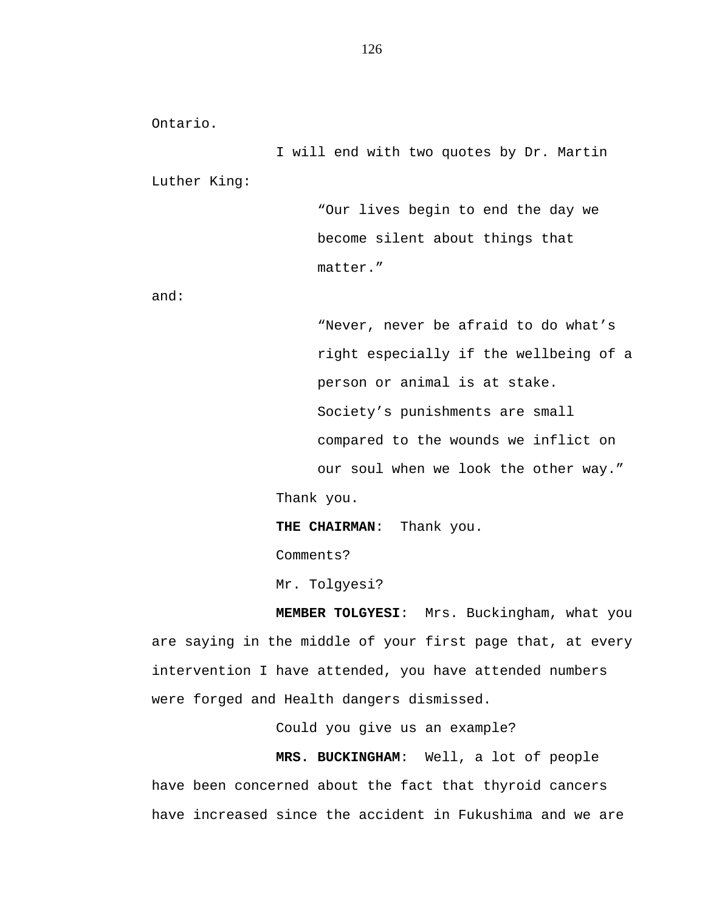Ontario.

I will end with two quotes by Dr. Martin Luther King:

> "Our lives begin to end the day we become silent about things that matter."

and:

> "Never, never be afraid to do what's right especially if the wellbeing of a person or animal is at stake. Society's punishments are small compared to the wounds we inflict on our soul when we look the other way."

Thank you.

**THE CHAIRMAN**: Thank you.

Comments?

Mr. Tolgyesi?

**MEMBER TOLGYESI**: Mrs. Buckingham, what you are saying in the middle of your first page that, at every intervention I have attended, you have attended numbers were forged and Health dangers dismissed.

Could you give us an example?

**MRS. BUCKINGHAM**: Well, a lot of people have been concerned about the fact that thyroid cancers have increased since the accident in Fukushima and we are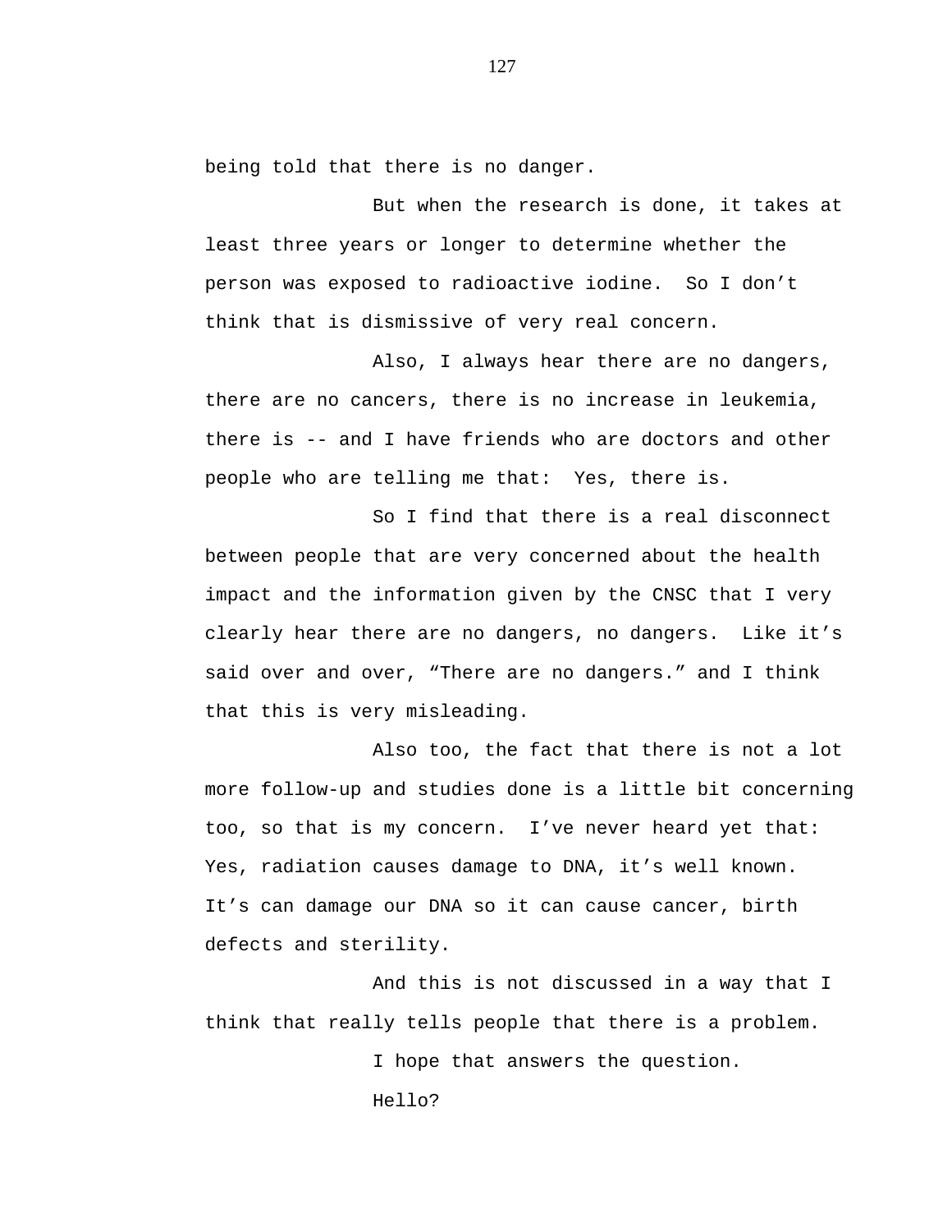being told that there is no danger.

But when the research is done, it takes at least three years or longer to determine whether the person was exposed to radioactive iodine. So I don't think that is dismissive of very real concern.

Also, I always hear there are no dangers, there are no cancers, there is no increase in leukemia, there is -- and I have friends who are doctors and other people who are telling me that: Yes, there is.

So I find that there is a real disconnect between people that are very concerned about the health impact and the information given by the CNSC that I very clearly hear there are no dangers, no dangers. Like it's said over and over, "There are no dangers." and I think that this is very misleading.

Also too, the fact that there is not a lot more follow-up and studies done is a little bit concerning too, so that is my concern. I've never heard yet that: Yes, radiation causes damage to DNA, it's well known. It's can damage our DNA so it can cause cancer, birth defects and sterility.

And this is not discussed in a way that I think that really tells people that there is a problem.

I hope that answers the question.

Hello?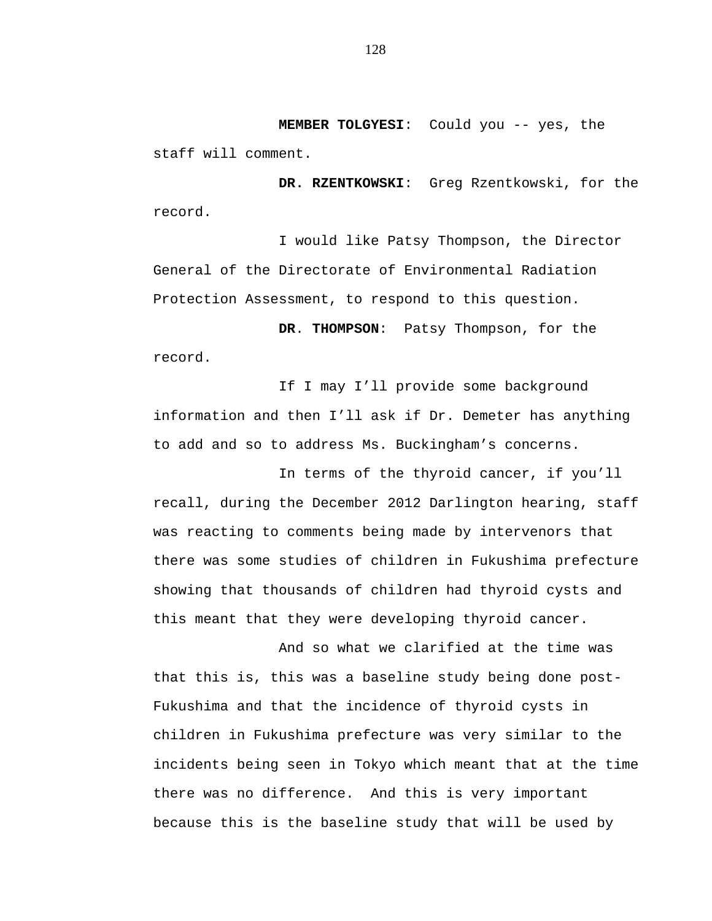**MEMBER TOLGYESI**: Could you -- yes, the staff will comment.

**DR. RZENTKOWSKI**: Greg Rzentkowski, for the record.

I would like Patsy Thompson, the Director General of the Directorate of Environmental Radiation Protection Assessment, to respond to this question.

**DR. THOMPSON**: Patsy Thompson, for the record.

If I may I'll provide some background information and then I'll ask if Dr. Demeter has anything to add and so to address Ms. Buckingham's concerns.

In terms of the thyroid cancer, if you'll recall, during the December 2012 Darlington hearing, staff was reacting to comments being made by intervenors that there was some studies of children in Fukushima prefecture showing that thousands of children had thyroid cysts and this meant that they were developing thyroid cancer.

And so what we clarified at the time was that this is, this was a baseline study being done post-Fukushima and that the incidence of thyroid cysts in children in Fukushima prefecture was very similar to the incidents being seen in Tokyo which meant that at the time there was no difference. And this is very important because this is the baseline study that will be used by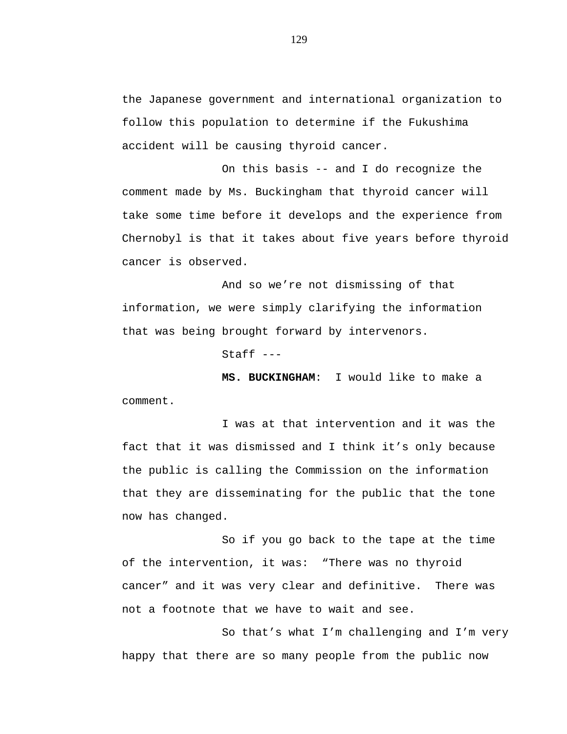the Japanese government and international organization to follow this population to determine if the Fukushima accident will be causing thyroid cancer.

On this basis -- and I do recognize the comment made by Ms. Buckingham that thyroid cancer will take some time before it develops and the experience from Chernobyl is that it takes about five years before thyroid cancer is observed.

And so we're not dismissing of that information, we were simply clarifying the information that was being brought forward by intervenors.

Staff ---

**MS. BUCKINGHAM**: I would like to make a comment.

I was at that intervention and it was the fact that it was dismissed and I think it's only because the public is calling the Commission on the information that they are disseminating for the public that the tone now has changed.

So if you go back to the tape at the time of the intervention, it was: "There was no thyroid cancer" and it was very clear and definitive. There was not a footnote that we have to wait and see.

So that's what I'm challenging and I'm very happy that there are so many people from the public now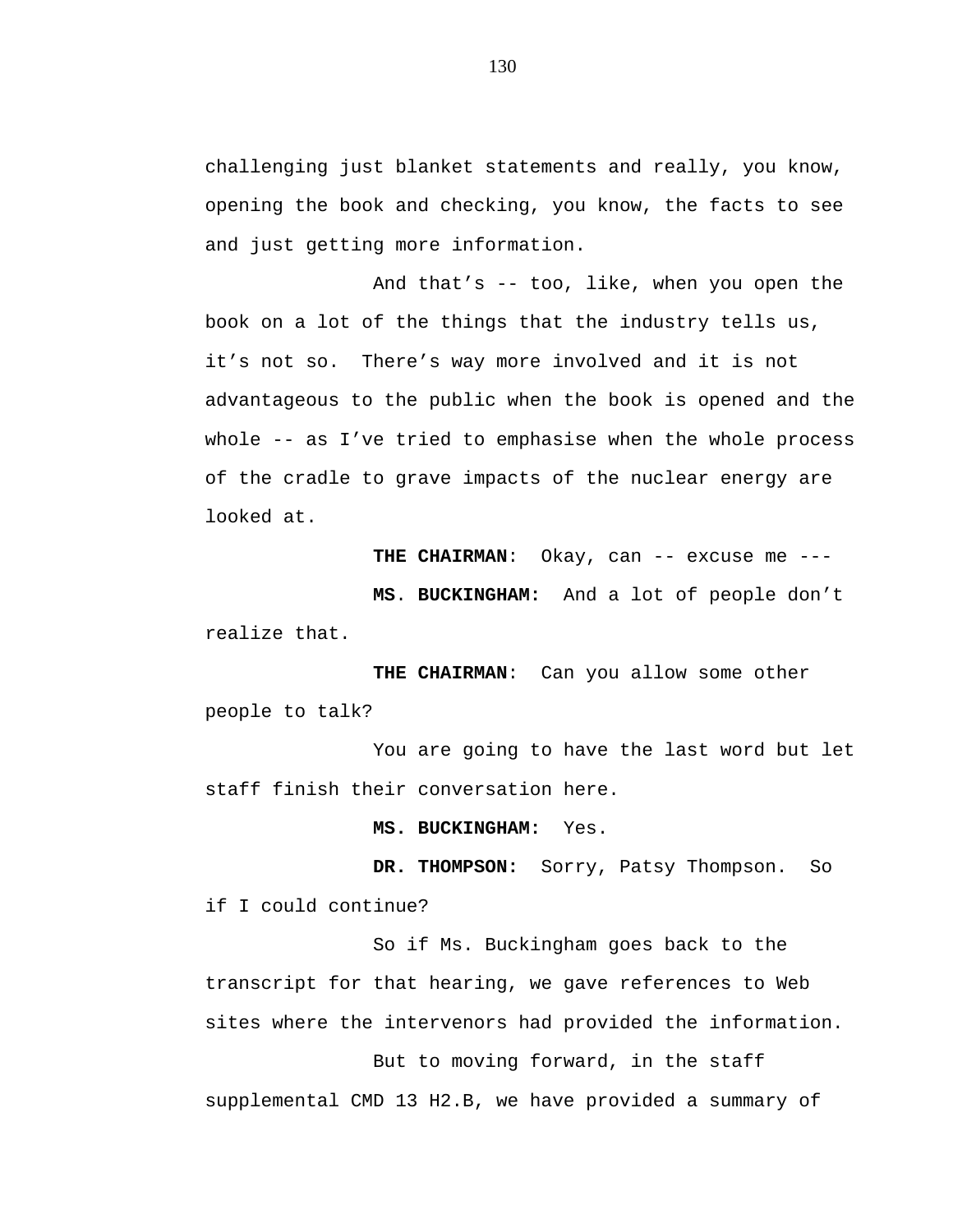challenging just blanket statements and really, you know, opening the book and checking, you know, the facts to see and just getting more information.

And that’s -- too, like, when you open the book on a lot of the things that the industry tells us, it’s not so.  There’s way more involved and it is not advantageous to the public when the book is opened and the whole -- as I’ve tried to emphasise when the whole process of the cradle to grave impacts of the nuclear energy are looked at.

**THE CHAIRMAN**:  Okay, can -- excuse me ---

**MS. BUCKINGHAM:**  And a lot of people don’t realize that.

**THE CHAIRMAN**:  Can you allow some other people to talk?

You are going to have the last word but let staff finish their conversation here.

**MS. BUCKINGHAM:**  Yes.

**DR. THOMPSON:**  Sorry, Patsy Thompson.  So if I could continue?

So if Ms. Buckingham goes back to the transcript for that hearing, we gave references to Web sites where the intervenors had provided the information.

But to moving forward, in the staff supplemental CMD 13 H2.B, we have provided a summary of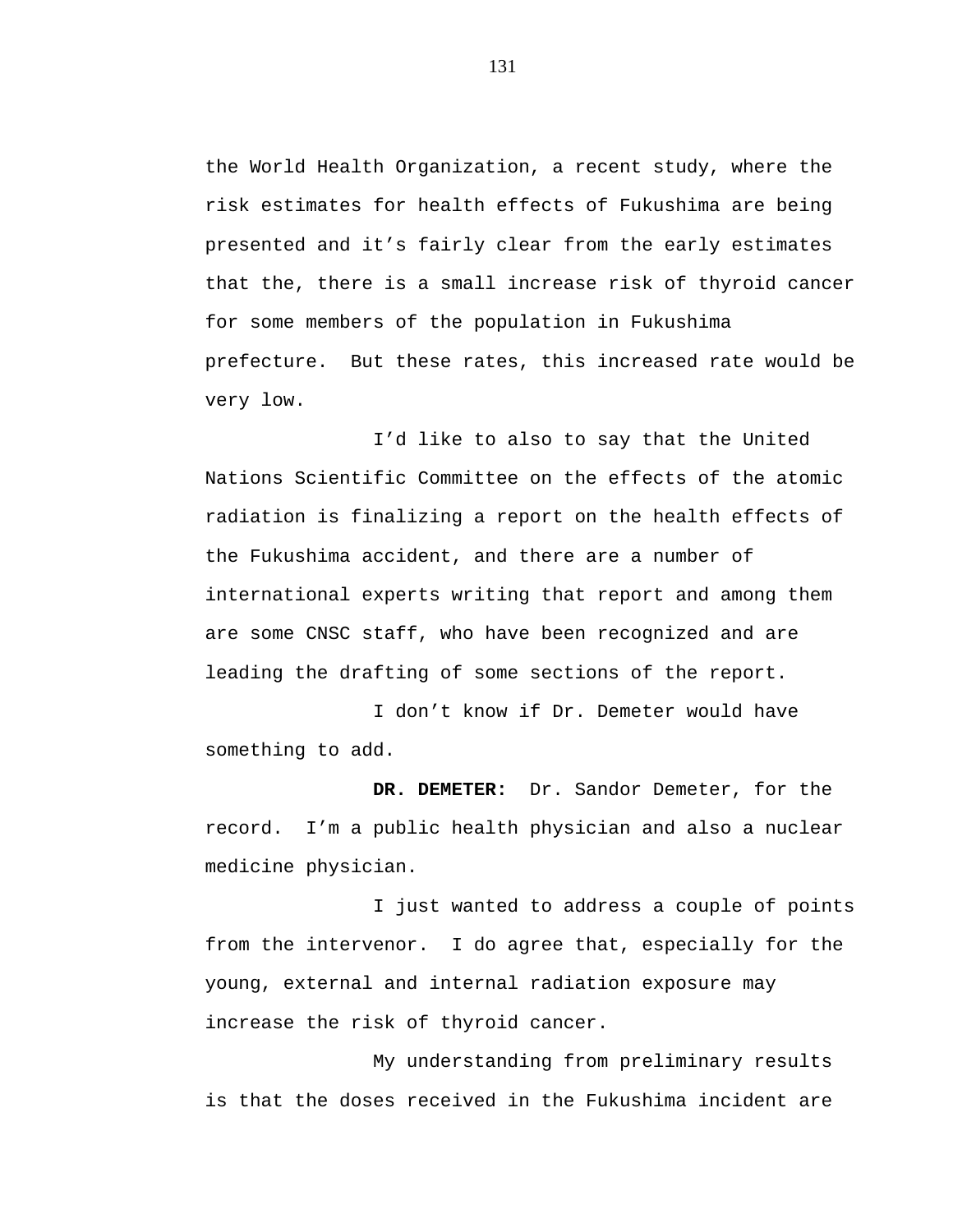the World Health Organization, a recent study, where the risk estimates for health effects of Fukushima are being presented and it's fairly clear from the early estimates that the, there is a small increase risk of thyroid cancer for some members of the population in Fukushima prefecture.  But these rates, this increased rate would be very low.

I'd like to also to say that the United Nations Scientific Committee on the effects of the atomic radiation is finalizing a report on the health effects of the Fukushima accident, and there are a number of international experts writing that report and among them are some CNSC staff, who have been recognized and are leading the drafting of some sections of the report.

I don't know if Dr. Demeter would have something to add.

**DR. DEMETER:**  Dr. Sandor Demeter, for the record.  I'm a public health physician and also a nuclear medicine physician.

I just wanted to address a couple of points from the intervenor.  I do agree that, especially for the young, external and internal radiation exposure may increase the risk of thyroid cancer.

My understanding from preliminary results is that the doses received in the Fukushima incident are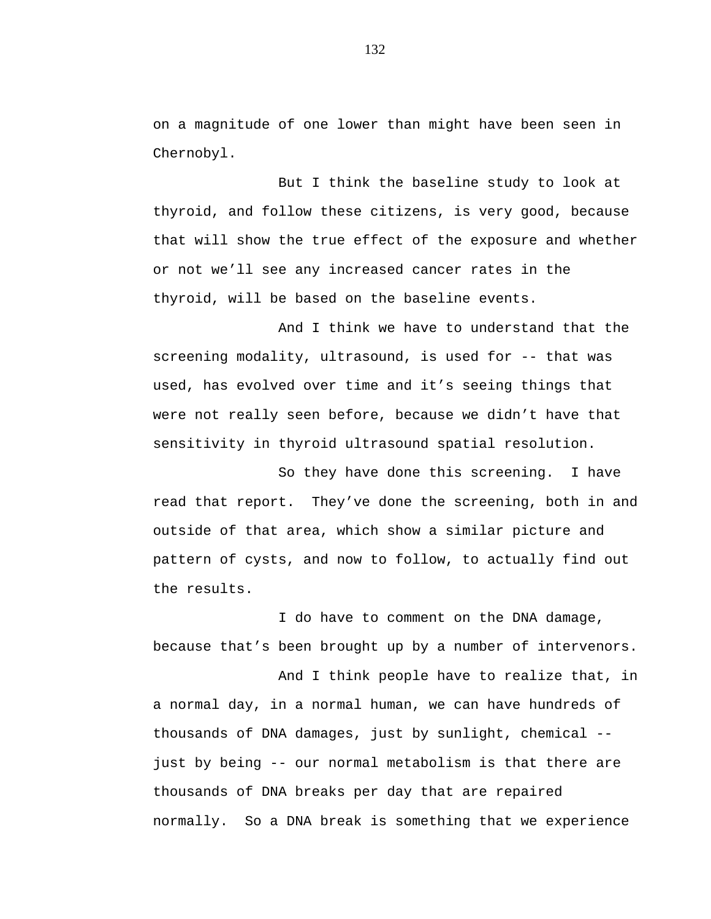on a magnitude of one lower than might have been seen in Chernobyl.

But I think the baseline study to look at thyroid, and follow these citizens, is very good, because that will show the true effect of the exposure and whether or not we'll see any increased cancer rates in the thyroid, will be based on the baseline events.

And I think we have to understand that the screening modality, ultrasound, is used for -- that was used, has evolved over time and it's seeing things that were not really seen before, because we didn't have that sensitivity in thyroid ultrasound spatial resolution.

So they have done this screening. I have read that report. They've done the screening, both in and outside of that area, which show a similar picture and pattern of cysts, and now to follow, to actually find out the results.

I do have to comment on the DNA damage, because that's been brought up by a number of intervenors.

And I think people have to realize that, in a normal day, in a normal human, we can have hundreds of thousands of DNA damages, just by sunlight, chemical -- just by being -- our normal metabolism is that there are thousands of DNA breaks per day that are repaired normally. So a DNA break is something that we experience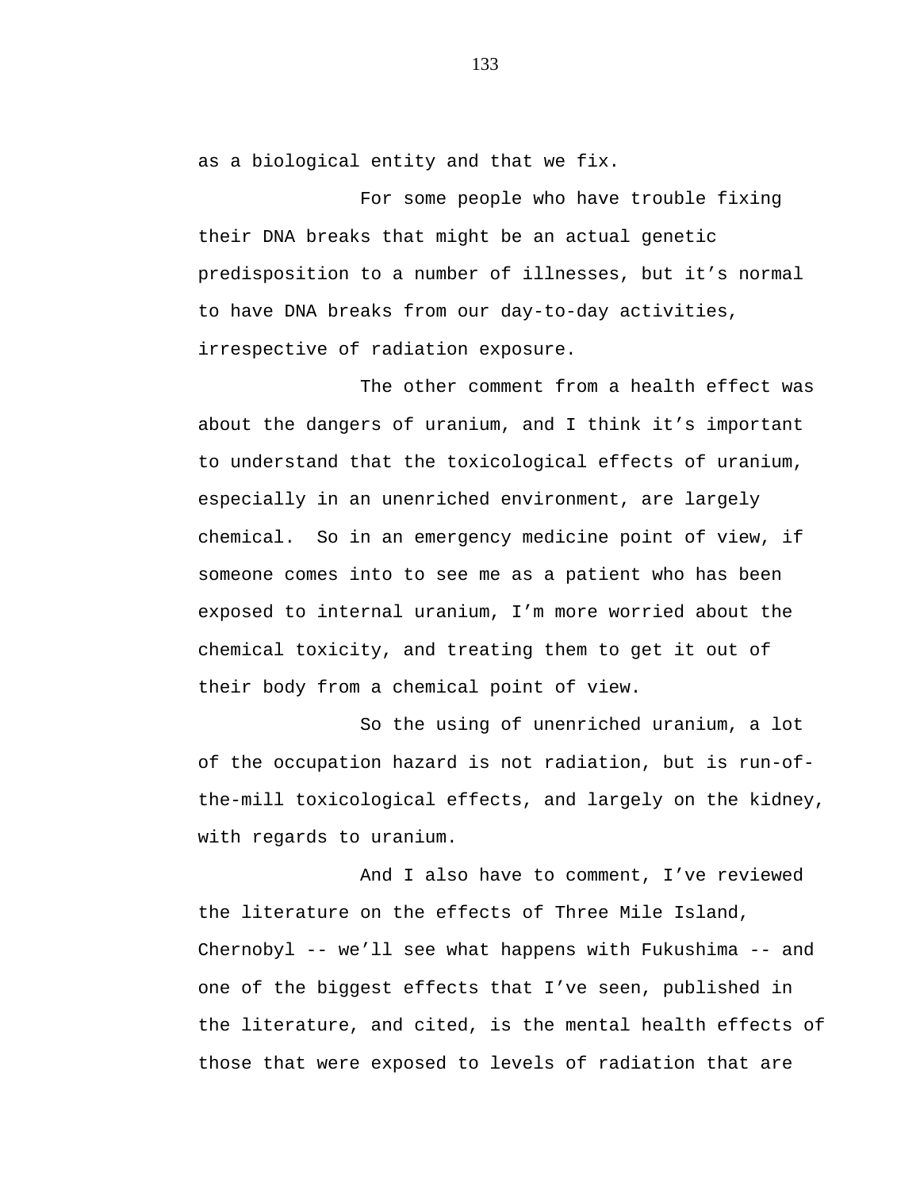as a biological entity and that we fix.

For some people who have trouble fixing their DNA breaks that might be an actual genetic predisposition to a number of illnesses, but it's normal to have DNA breaks from our day-to-day activities, irrespective of radiation exposure.

The other comment from a health effect was about the dangers of uranium, and I think it's important to understand that the toxicological effects of uranium, especially in an unenriched environment, are largely chemical. So in an emergency medicine point of view, if someone comes into to see me as a patient who has been exposed to internal uranium, I'm more worried about the chemical toxicity, and treating them to get it out of their body from a chemical point of view.

So the using of unenriched uranium, a lot of the occupation hazard is not radiation, but is run-of-the-mill toxicological effects, and largely on the kidney, with regards to uranium.

And I also have to comment, I've reviewed the literature on the effects of Three Mile Island, Chernobyl -- we'll see what happens with Fukushima -- and one of the biggest effects that I've seen, published in the literature, and cited, is the mental health effects of those that were exposed to levels of radiation that are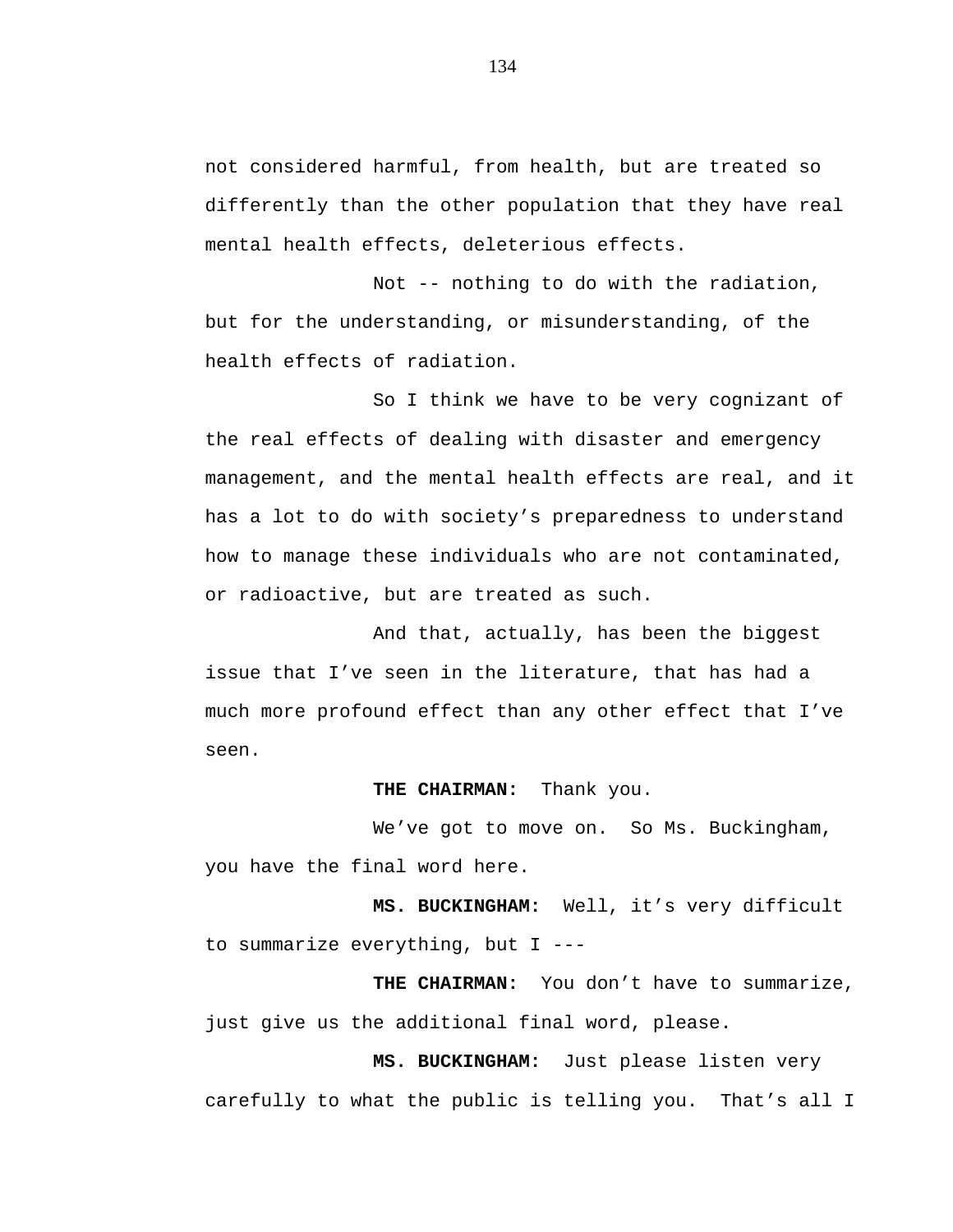not considered harmful, from health, but are treated so differently than the other population that they have real mental health effects, deleterious effects.

Not -- nothing to do with the radiation, but for the understanding, or misunderstanding, of the health effects of radiation.

So I think we have to be very cognizant of the real effects of dealing with disaster and emergency management, and the mental health effects are real, and it has a lot to do with society's preparedness to understand how to manage these individuals who are not contaminated, or radioactive, but are treated as such.

And that, actually, has been the biggest issue that I've seen in the literature, that has had a much more profound effect than any other effect that I've seen.

**THE CHAIRMAN:** Thank you.

We've got to move on. So Ms. Buckingham, you have the final word here.

**MS. BUCKINGHAM:** Well, it's very difficult to summarize everything, but I ---

**THE CHAIRMAN:** You don't have to summarize, just give us the additional final word, please.

**MS. BUCKINGHAM:** Just please listen very carefully to what the public is telling you. That's all I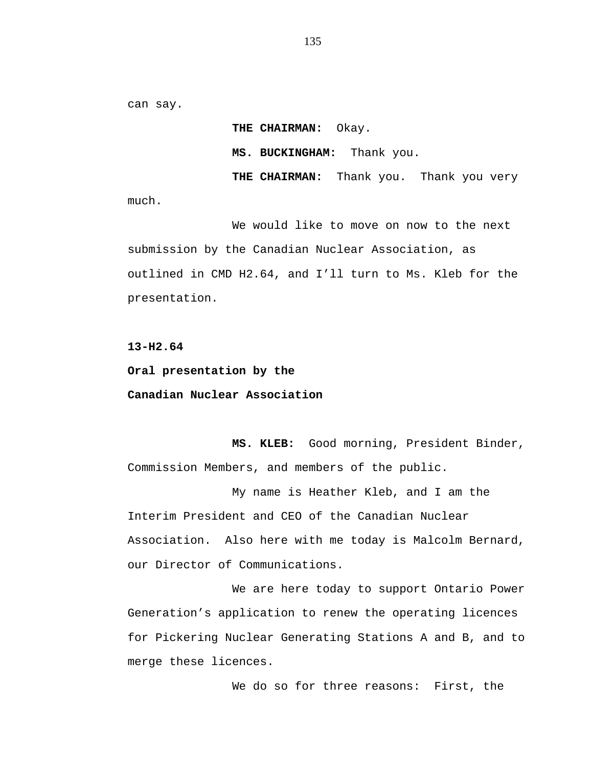can say.

**THE CHAIRMAN:** Okay.

**MS. BUCKINGHAM:** Thank you.

**THE CHAIRMAN:** Thank you. Thank you very much.

We would like to move on now to the next submission by the Canadian Nuclear Association, as outlined in CMD H2.64, and I'll turn to Ms. Kleb for the presentation.

**13-H2.64**

**Oral presentation by the**

**Canadian Nuclear Association**

**MS. KLEB:** Good morning, President Binder, Commission Members, and members of the public.

My name is Heather Kleb, and I am the Interim President and CEO of the Canadian Nuclear Association. Also here with me today is Malcolm Bernard, our Director of Communications.

We are here today to support Ontario Power Generation's application to renew the operating licences for Pickering Nuclear Generating Stations A and B, and to merge these licences.

We do so for three reasons: First, the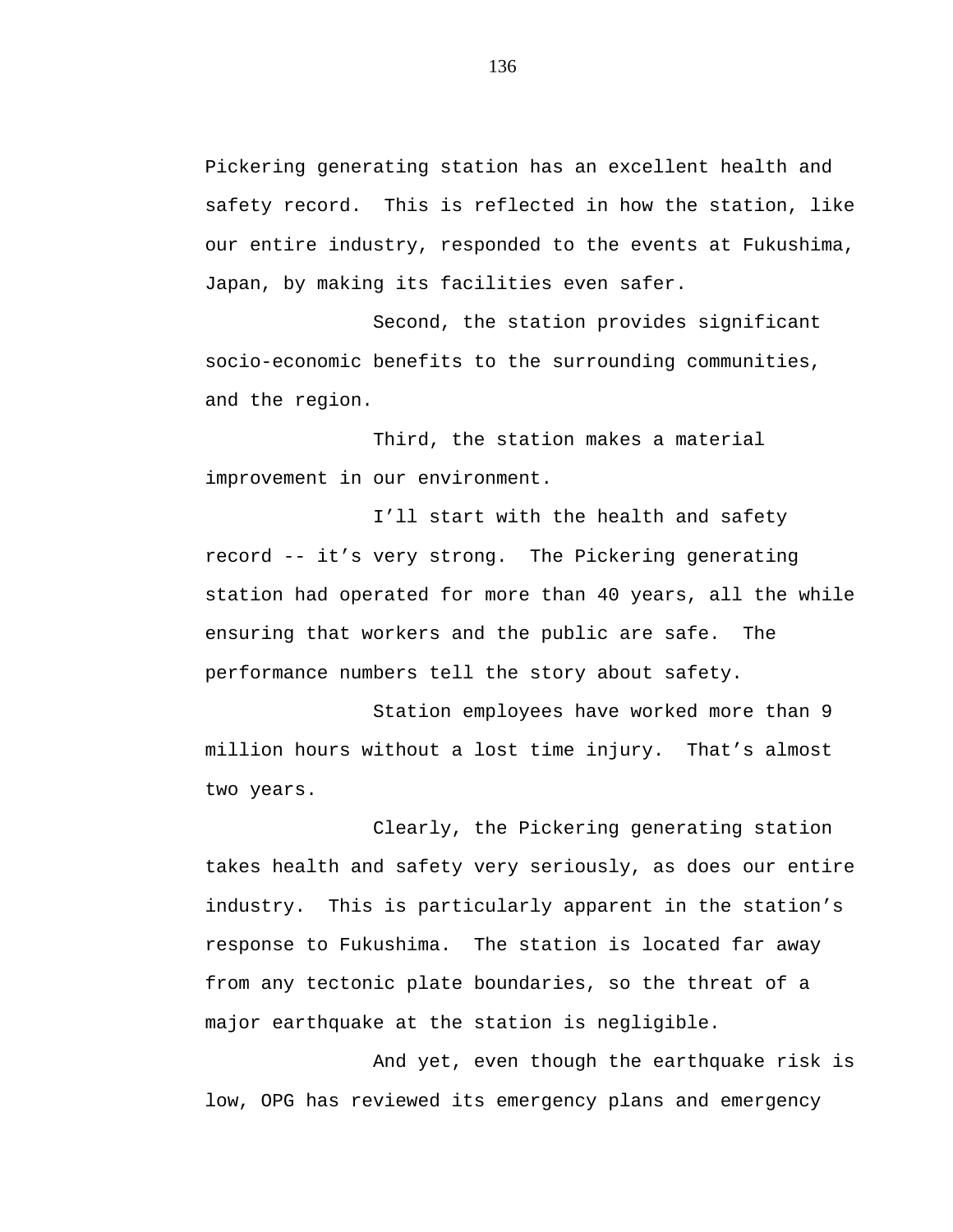Pickering generating station has an excellent health and safety record. This is reflected in how the station, like our entire industry, responded to the events at Fukushima, Japan, by making its facilities even safer.

Second, the station provides significant socio-economic benefits to the surrounding communities, and the region.

Third, the station makes a material improvement in our environment.

I'll start with the health and safety record -- it's very strong. The Pickering generating station had operated for more than 40 years, all the while ensuring that workers and the public are safe. The performance numbers tell the story about safety.

Station employees have worked more than 9 million hours without a lost time injury. That's almost two years.

Clearly, the Pickering generating station takes health and safety very seriously, as does our entire industry. This is particularly apparent in the station's response to Fukushima. The station is located far away from any tectonic plate boundaries, so the threat of a major earthquake at the station is negligible.

And yet, even though the earthquake risk is low, OPG has reviewed its emergency plans and emergency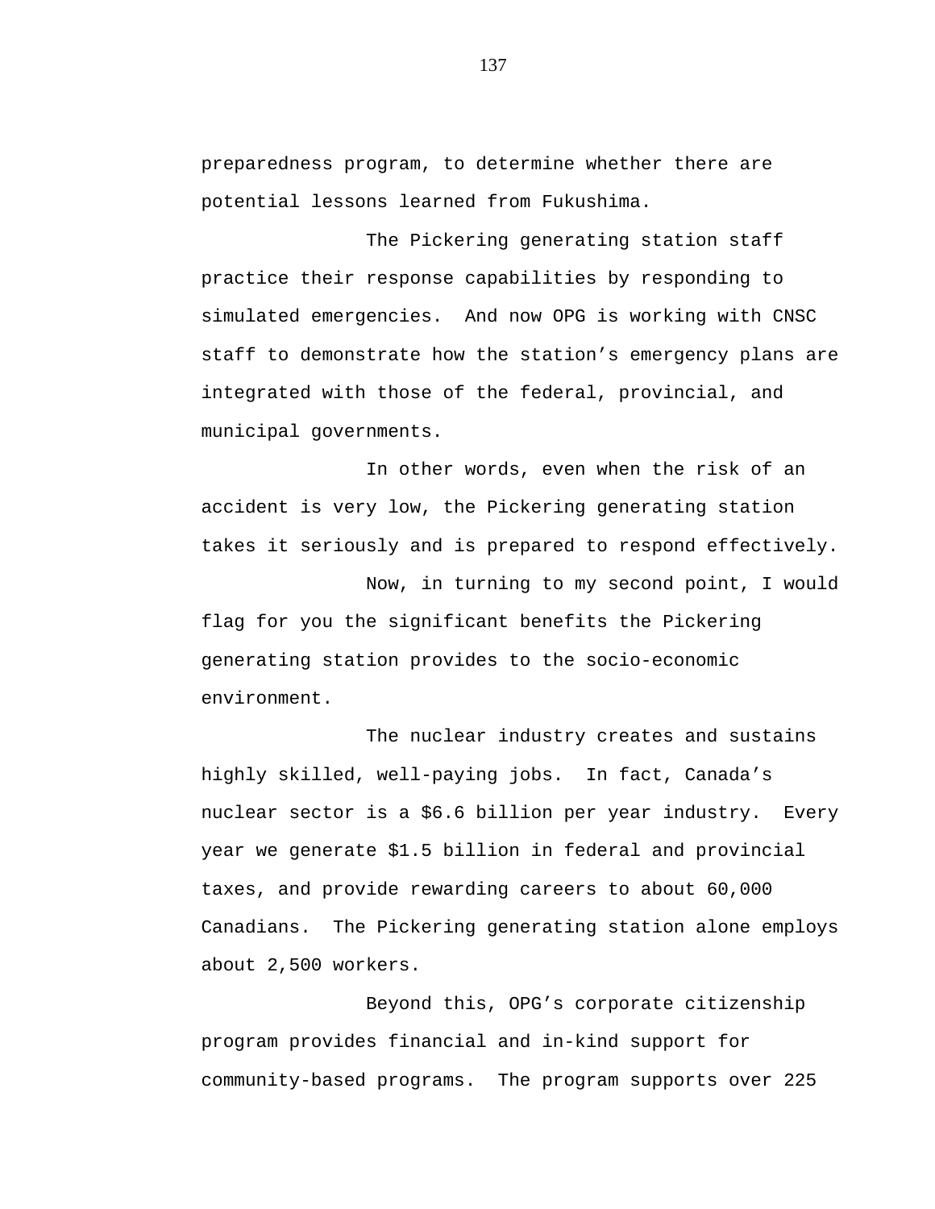preparedness program, to determine whether there are potential lessons learned from Fukushima.

The Pickering generating station staff practice their response capabilities by responding to simulated emergencies.  And now OPG is working with CNSC staff to demonstrate how the station’s emergency plans are integrated with those of the federal, provincial, and municipal governments.

In other words, even when the risk of an accident is very low, the Pickering generating station takes it seriously and is prepared to respond effectively.

Now, in turning to my second point, I would flag for you the significant benefits the Pickering generating station provides to the socio-economic environment.

The nuclear industry creates and sustains highly skilled, well-paying jobs.  In fact, Canada’s nuclear sector is a $6.6 billion per year industry.  Every year we generate $1.5 billion in federal and provincial taxes, and provide rewarding careers to about 60,000 Canadians.  The Pickering generating station alone employs about 2,500 workers.

Beyond this, OPG’s corporate citizenship program provides financial and in-kind support for community-based programs.  The program supports over 225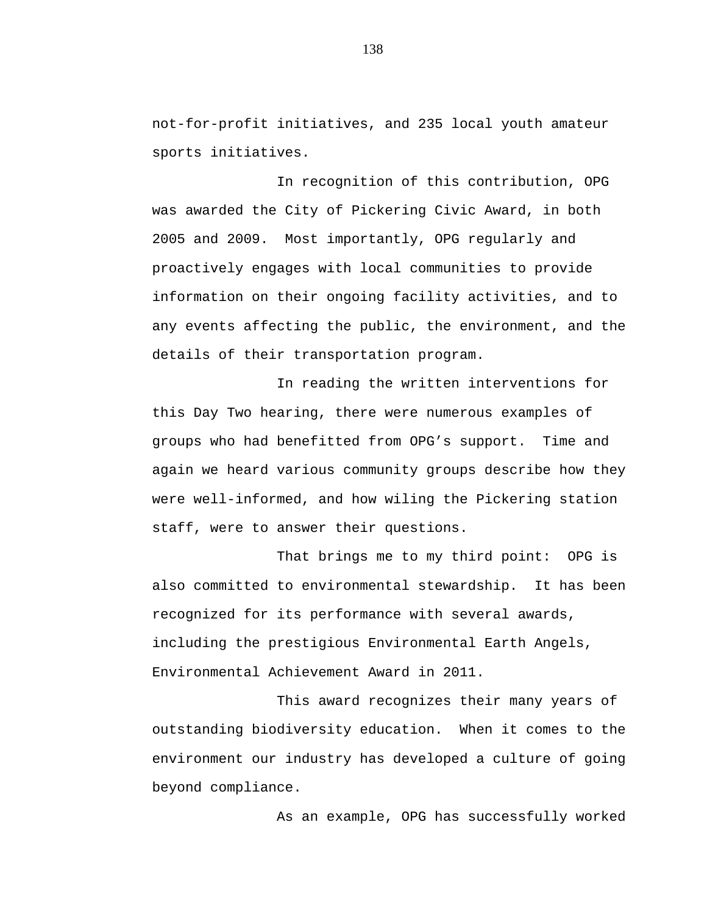not-for-profit initiatives, and 235 local youth amateur sports initiatives.

In recognition of this contribution, OPG was awarded the City of Pickering Civic Award, in both 2005 and 2009. Most importantly, OPG regularly and proactively engages with local communities to provide information on their ongoing facility activities, and to any events affecting the public, the environment, and the details of their transportation program.

In reading the written interventions for this Day Two hearing, there were numerous examples of groups who had benefitted from OPG's support. Time and again we heard various community groups describe how they were well-informed, and how wiling the Pickering station staff, were to answer their questions.

That brings me to my third point: OPG is also committed to environmental stewardship. It has been recognized for its performance with several awards, including the prestigious Environmental Earth Angels, Environmental Achievement Award in 2011.

This award recognizes their many years of outstanding biodiversity education. When it comes to the environment our industry has developed a culture of going beyond compliance.

As an example, OPG has successfully worked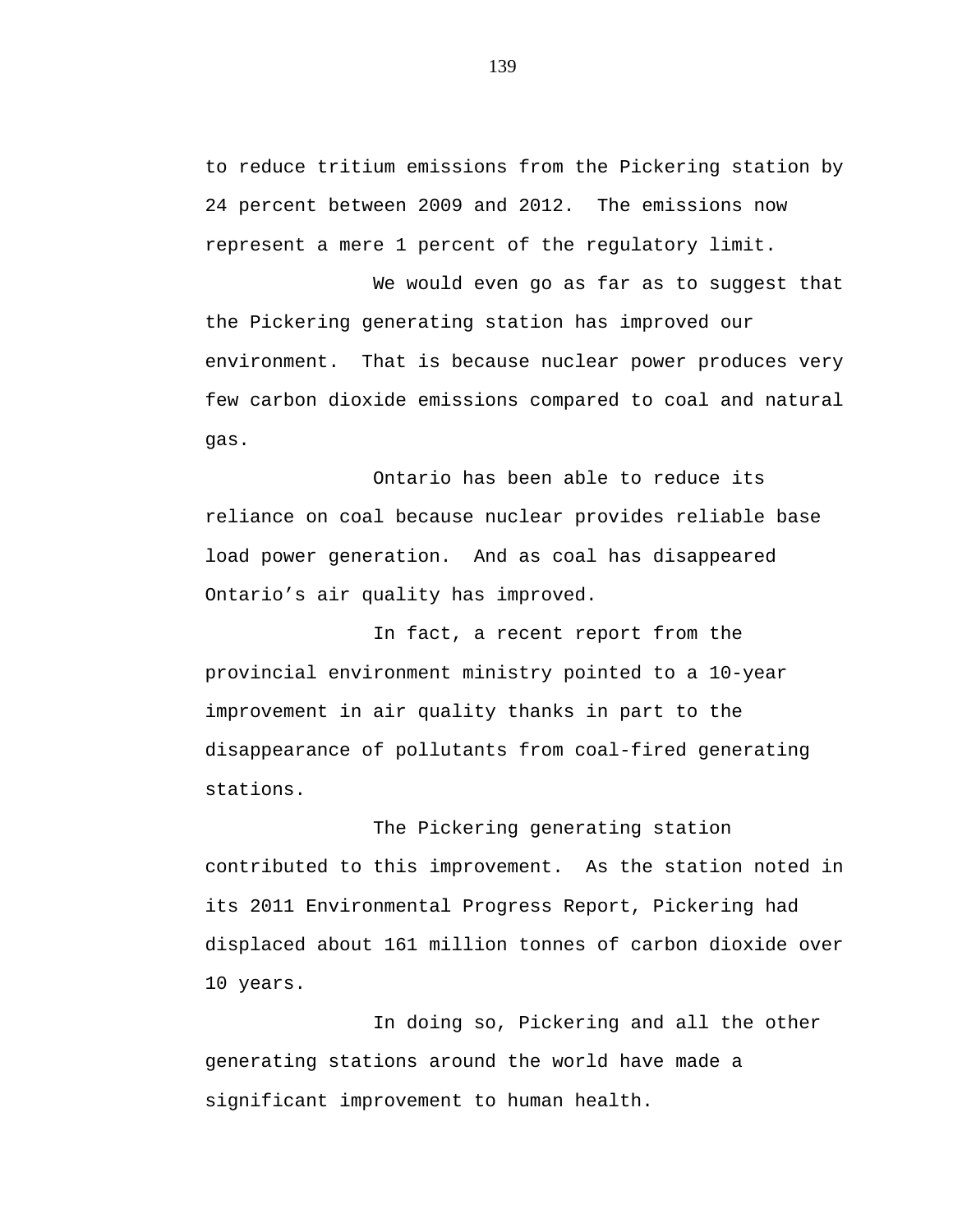to reduce tritium emissions from the Pickering station by 24 percent between 2009 and 2012. The emissions now represent a mere 1 percent of the regulatory limit.

We would even go as far as to suggest that the Pickering generating station has improved our environment. That is because nuclear power produces very few carbon dioxide emissions compared to coal and natural gas.

Ontario has been able to reduce its reliance on coal because nuclear provides reliable base load power generation. And as coal has disappeared Ontario’s air quality has improved.

In fact, a recent report from the provincial environment ministry pointed to a 10-year improvement in air quality thanks in part to the disappearance of pollutants from coal-fired generating stations.

The Pickering generating station contributed to this improvement. As the station noted in its 2011 Environmental Progress Report, Pickering had displaced about 161 million tonnes of carbon dioxide over 10 years.

In doing so, Pickering and all the other generating stations around the world have made a significant improvement to human health.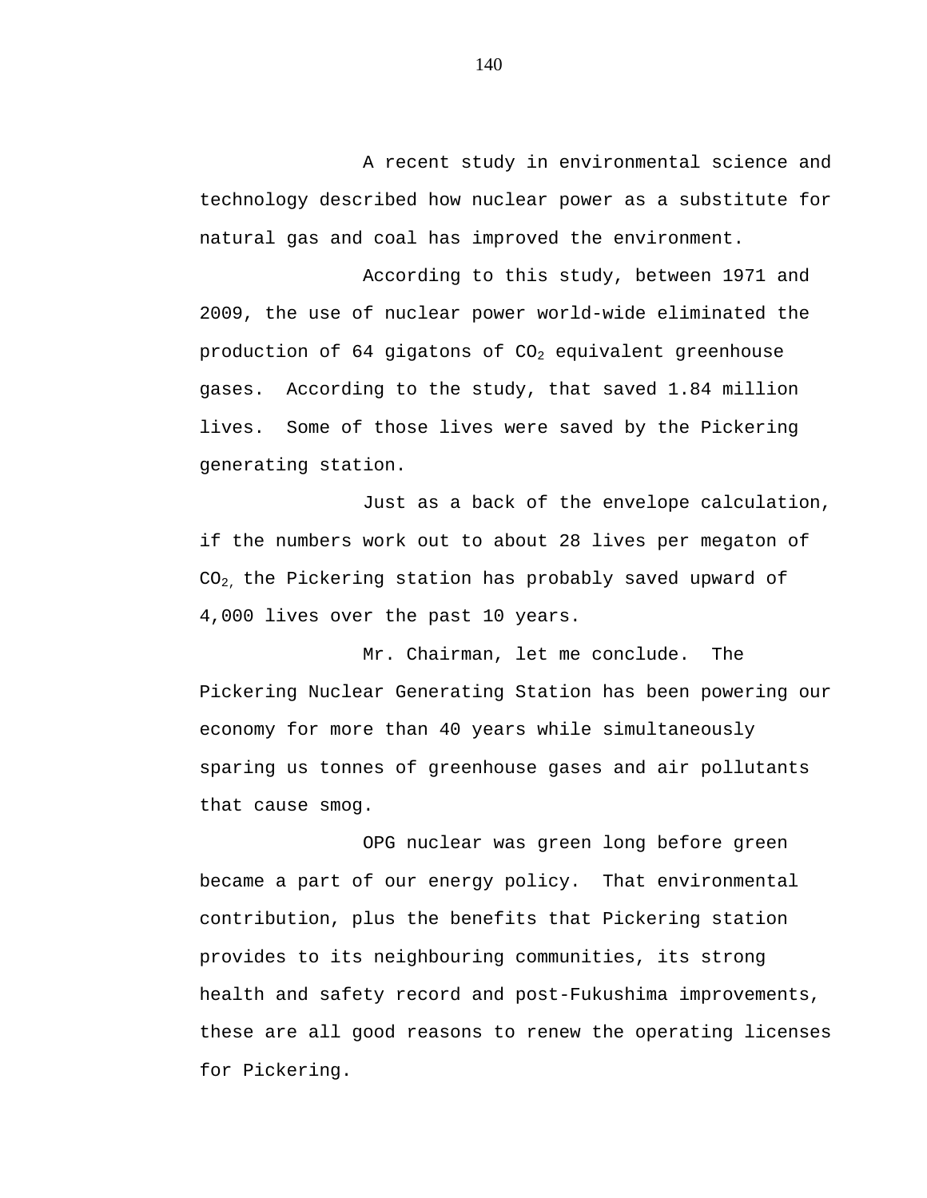A recent study in environmental science and technology described how nuclear power as a substitute for natural gas and coal has improved the environment.

According to this study, between 1971 and 2009, the use of nuclear power world-wide eliminated the production of 64 gigatons of $CO_2$ equivalent greenhouse gases. According to the study, that saved 1.84 million lives. Some of those lives were saved by the Pickering generating station.

Just as a back of the envelope calculation, if the numbers work out to about 28 lives per megaton of $CO_2$, the Pickering station has probably saved upward of 4,000 lives over the past 10 years.

Mr. Chairman, let me conclude. The Pickering Nuclear Generating Station has been powering our economy for more than 40 years while simultaneously sparing us tonnes of greenhouse gases and air pollutants that cause smog.

OPG nuclear was green long before green became a part of our energy policy. That environmental contribution, plus the benefits that Pickering station provides to its neighbouring communities, its strong health and safety record and post-Fukushima improvements, these are all good reasons to renew the operating licenses for Pickering.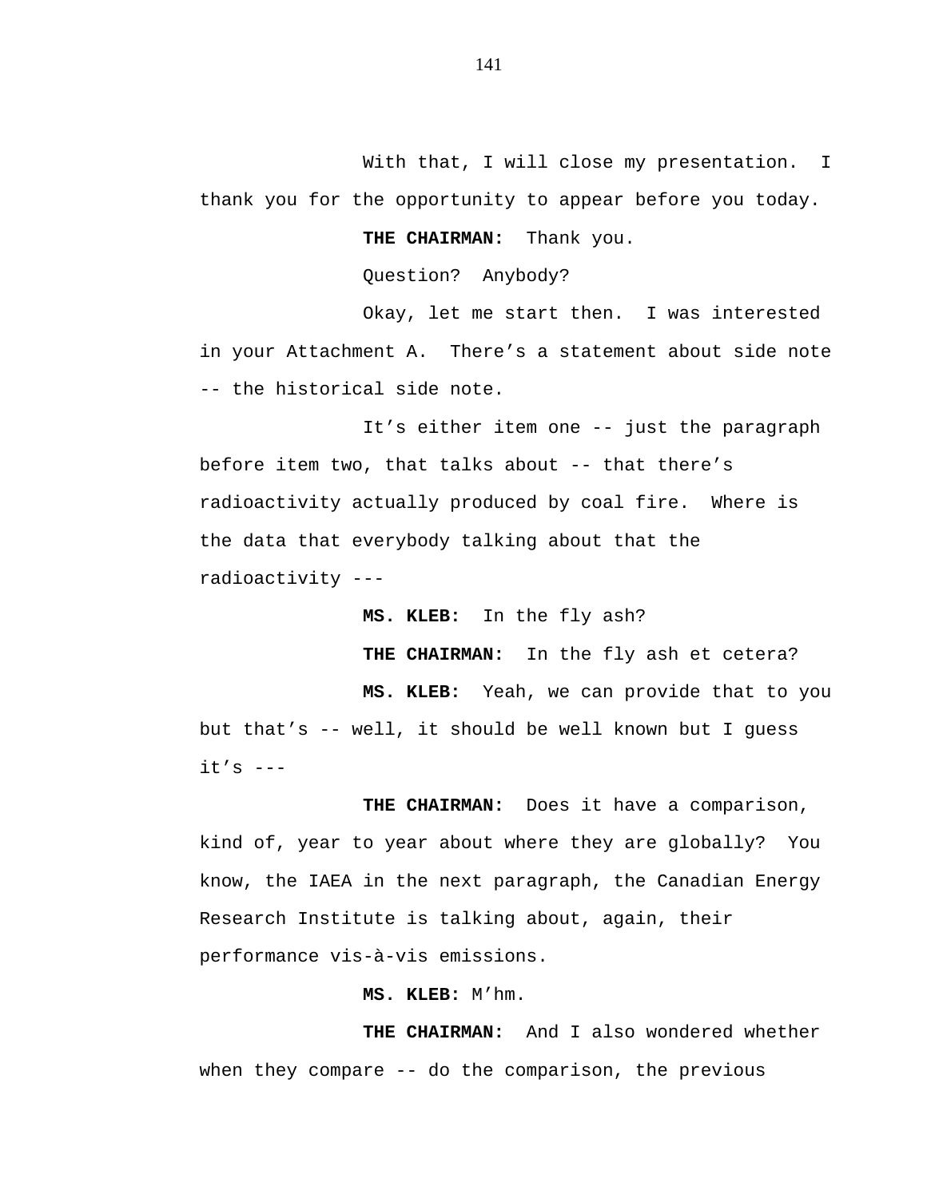With that, I will close my presentation. I thank you for the opportunity to appear before you today.

**THE CHAIRMAN:** Thank you.

Question? Anybody?

Okay, let me start then. I was interested in your Attachment A. There's a statement about side note -- the historical side note.

It's either item one -- just the paragraph before item two, that talks about -- that there's radioactivity actually produced by coal fire. Where is the data that everybody talking about that the radioactivity ---

**MS. KLEB:** In the fly ash?

**THE CHAIRMAN:** In the fly ash et cetera?

**MS. KLEB:** Yeah, we can provide that to you but that's -- well, it should be well known but I guess it's ---

**THE CHAIRMAN:** Does it have a comparison, kind of, year to year about where they are globally? You know, the IAEA in the next paragraph, the Canadian Energy Research Institute is talking about, again, their performance vis-à-vis emissions.

**MS. KLEB:** M'hm.

**THE CHAIRMAN:** And I also wondered whether when they compare -- do the comparison, the previous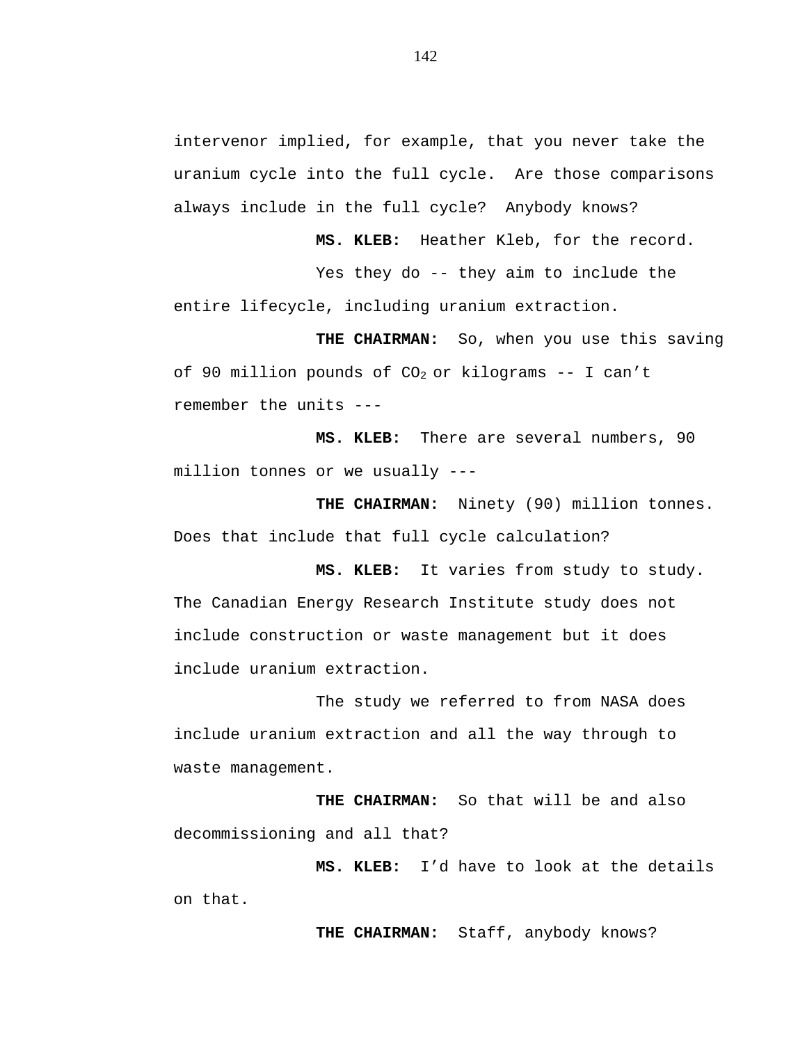intervenor implied, for example, that you never take the uranium cycle into the full cycle. Are those comparisons always include in the full cycle? Anybody knows?

**MS. KLEB:** Heather Kleb, for the record.

Yes they do -- they aim to include the entire lifecycle, including uranium extraction.

**THE CHAIRMAN:** So, when you use this saving of 90 million pounds of $CO_2$ or kilograms -- I can't remember the units ---

**MS. KLEB:** There are several numbers, 90 million tonnes or we usually ---

**THE CHAIRMAN:** Ninety (90) million tonnes. Does that include that full cycle calculation?

**MS. KLEB:** It varies from study to study. The Canadian Energy Research Institute study does not include construction or waste management but it does include uranium extraction.

The study we referred to from NASA does include uranium extraction and all the way through to waste management.

**THE CHAIRMAN:** So that will be and also decommissioning and all that?

**MS. KLEB:** I'd have to look at the details on that.

**THE CHAIRMAN:** Staff, anybody knows?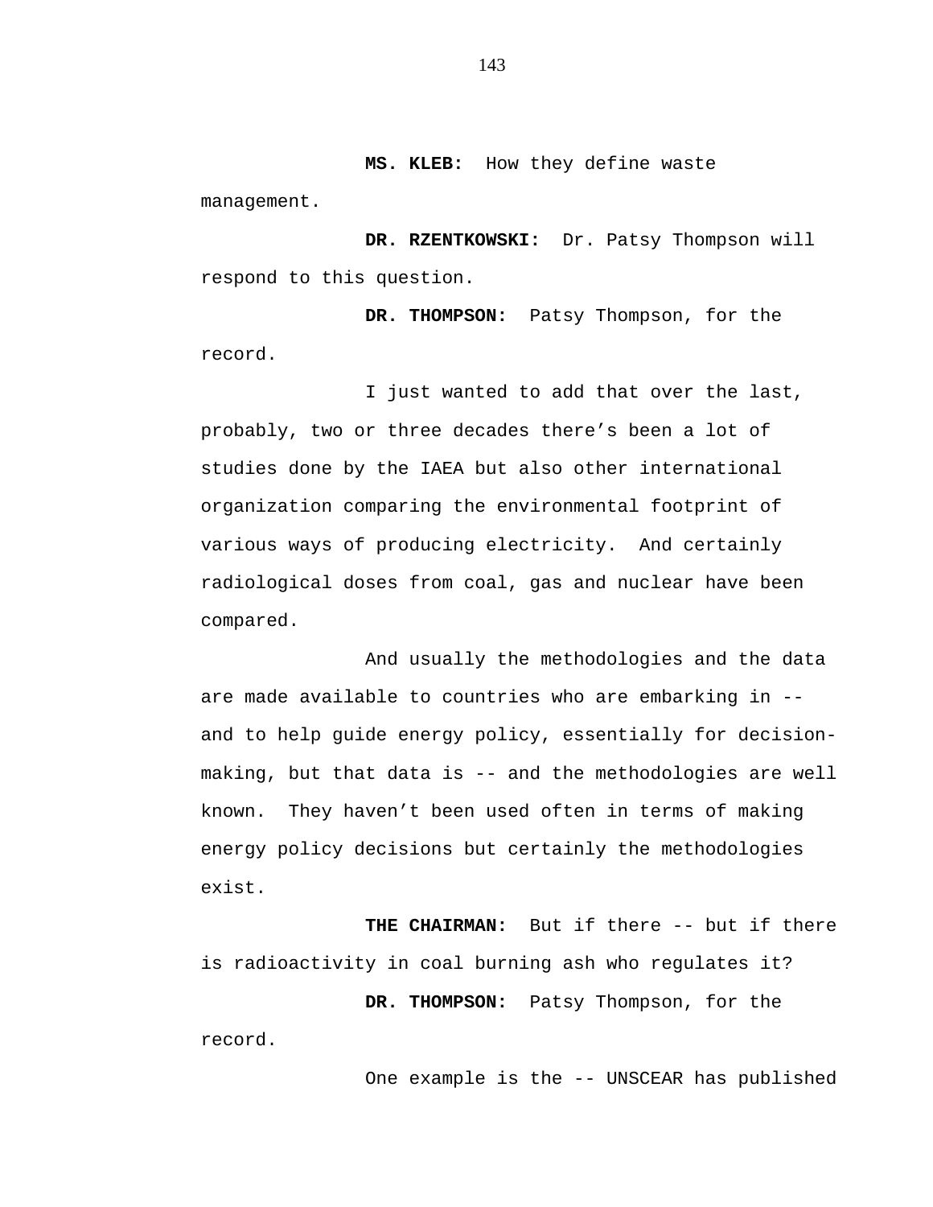**MS. KLEB:** How they define waste management.

**DR. RZENTKOWSKI:** Dr. Patsy Thompson will respond to this question.

**DR. THOMPSON:** Patsy Thompson, for the record.

I just wanted to add that over the last, probably, two or three decades there's been a lot of studies done by the IAEA but also other international organization comparing the environmental footprint of various ways of producing electricity. And certainly radiological doses from coal, gas and nuclear have been compared.

And usually the methodologies and the data are made available to countries who are embarking in -- and to help guide energy policy, essentially for decision-making, but that data is -- and the methodologies are well known. They haven't been used often in terms of making energy policy decisions but certainly the methodologies exist.

**THE CHAIRMAN:** But if there -- but if there is radioactivity in coal burning ash who regulates it?

**DR. THOMPSON:** Patsy Thompson, for the record.

One example is the -- UNSCEAR has published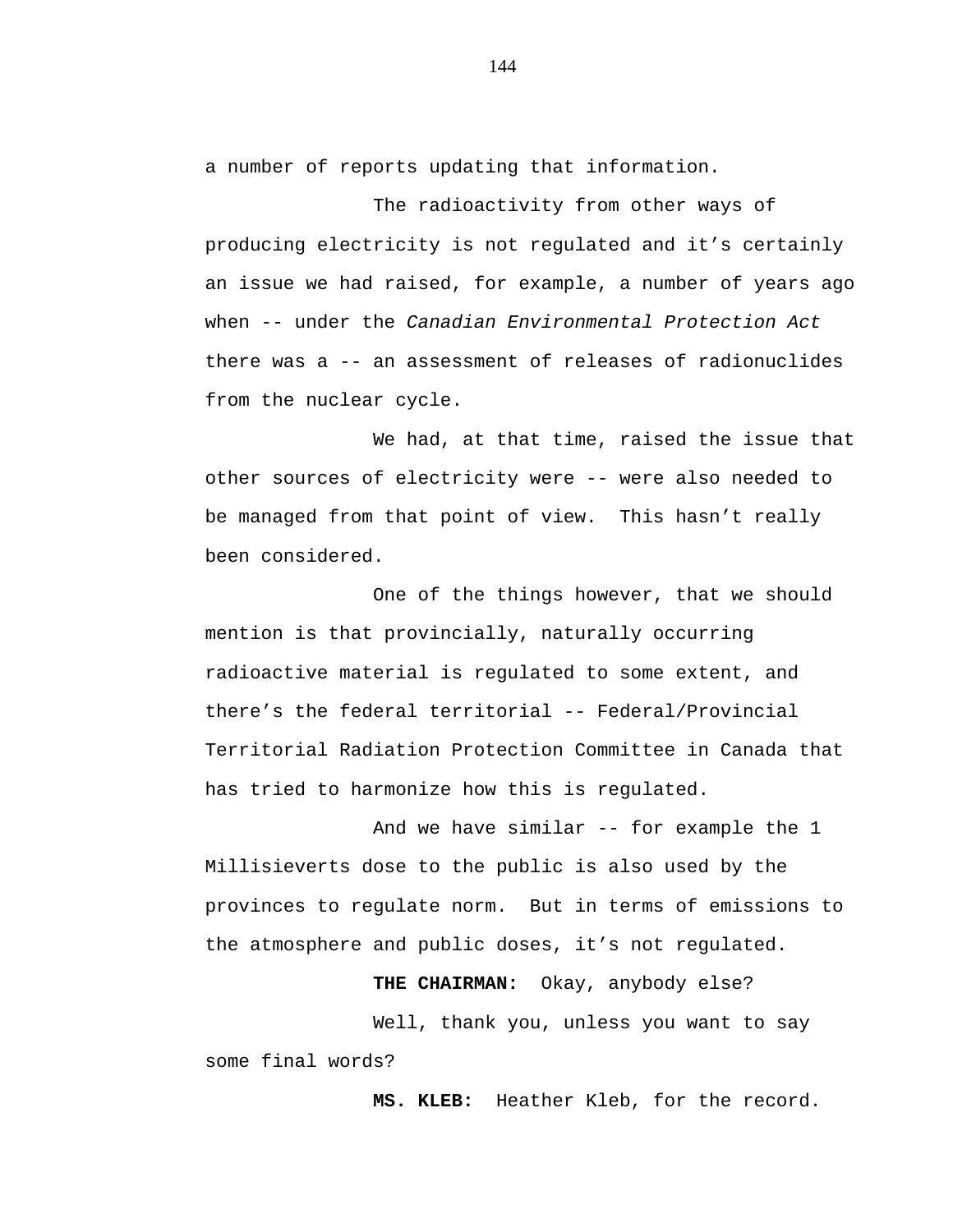a number of reports updating that information.

The radioactivity from other ways of producing electricity is not regulated and it's certainly an issue we had raised, for example, a number of years ago when -- under the *Canadian Environmental Protection Act* there was a -- an assessment of releases of radionuclides from the nuclear cycle.

We had, at that time, raised the issue that other sources of electricity were -- were also needed to be managed from that point of view. This hasn't really been considered.

One of the things however, that we should mention is that provincially, naturally occurring radioactive material is regulated to some extent, and there's the federal territorial -- Federal/Provincial Territorial Radiation Protection Committee in Canada that has tried to harmonize how this is regulated.

And we have similar -- for example the 1 Millisieverts dose to the public is also used by the provinces to regulate norm. But in terms of emissions to the atmosphere and public doses, it's not regulated.

**THE CHAIRMAN:** Okay, anybody else?

Well, thank you, unless you want to say some final words?

**MS. KLEB:** Heather Kleb, for the record.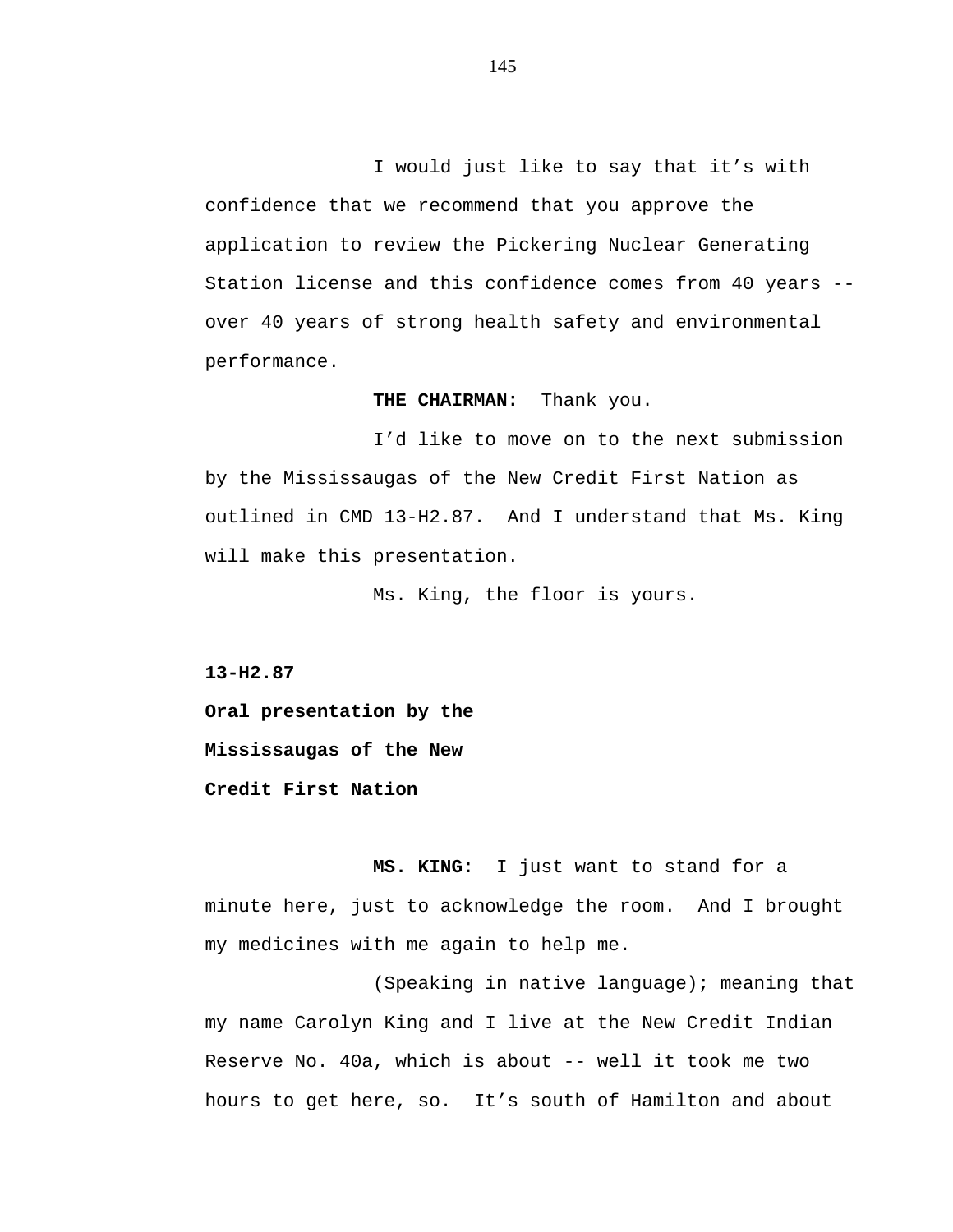I would just like to say that it’s with confidence that we recommend that you approve the application to review the Pickering Nuclear Generating Station license and this confidence comes from 40 years -- over 40 years of strong health safety and environmental performance.

**THE CHAIRMAN:** Thank you.

I’d like to move on to the next submission by the Mississaugas of the New Credit First Nation as outlined in CMD 13-H2.87. And I understand that Ms. King will make this presentation.

Ms. King, the floor is yours.

**13-H2.87**

**Oral presentation by the Mississaugas of the New Credit First Nation**

**MS. KING:** I just want to stand for a minute here, just to acknowledge the room. And I brought my medicines with me again to help me.

(Speaking in native language); meaning that my name Carolyn King and I live at the New Credit Indian Reserve No. 40a, which is about -- well it took me two hours to get here, so. It’s south of Hamilton and about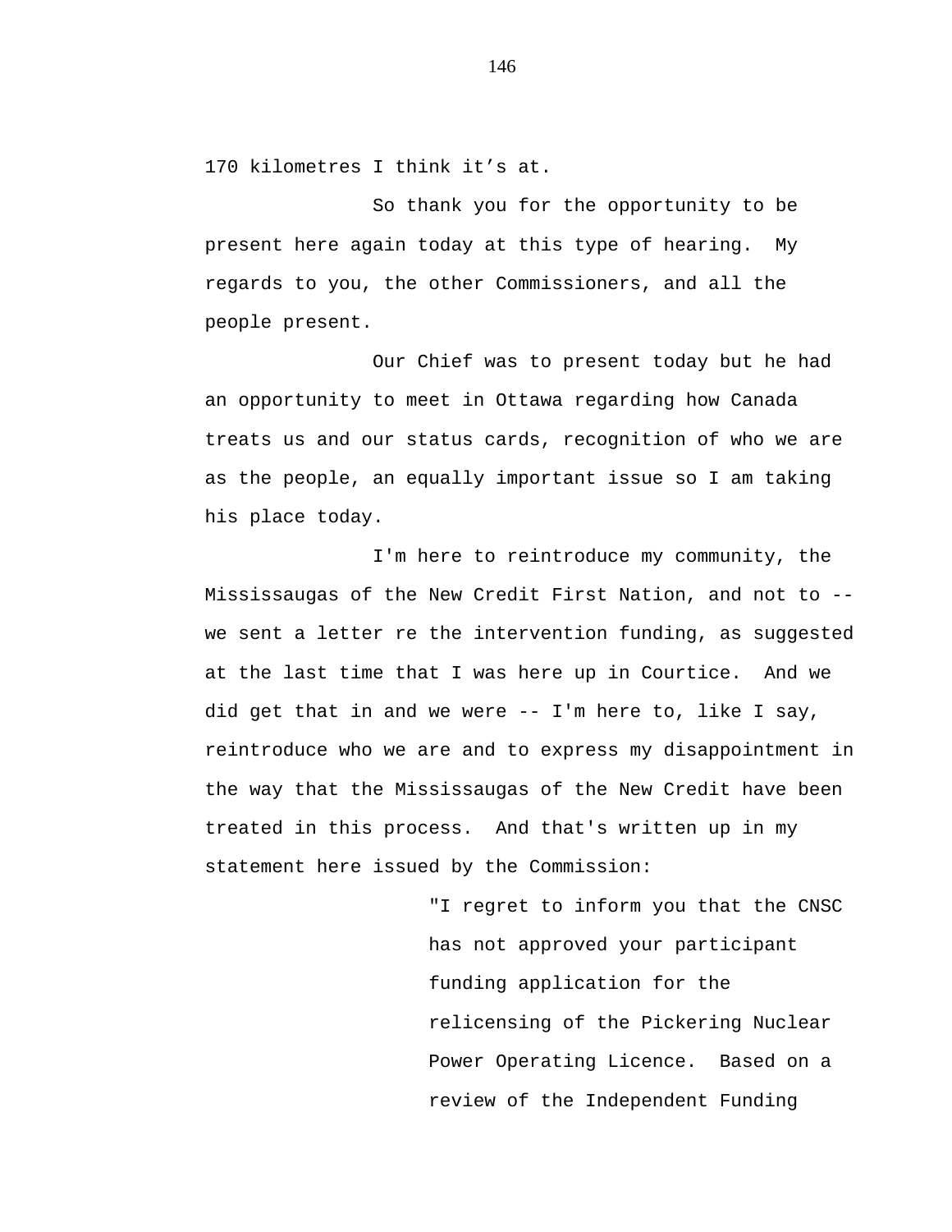170 kilometres I think it’s at.

So thank you for the opportunity to be present here again today at this type of hearing. My regards to you, the other Commissioners, and all the people present.

Our Chief was to present today but he had an opportunity to meet in Ottawa regarding how Canada treats us and our status cards, recognition of who we are as the people, an equally important issue so I am taking his place today.

I'm here to reintroduce my community, the Mississaugas of the New Credit First Nation, and not to -- we sent a letter re the intervention funding, as suggested at the last time that I was here up in Courtice. And we did get that in and we were -- I'm here to, like I say, reintroduce who we are and to express my disappointment in the way that the Mississaugas of the New Credit have been treated in this process. And that's written up in my statement here issued by the Commission:

> "I regret to inform you that the CNSC has not approved your participant funding application for the relicensing of the Pickering Nuclear Power Operating Licence. Based on a review of the Independent Funding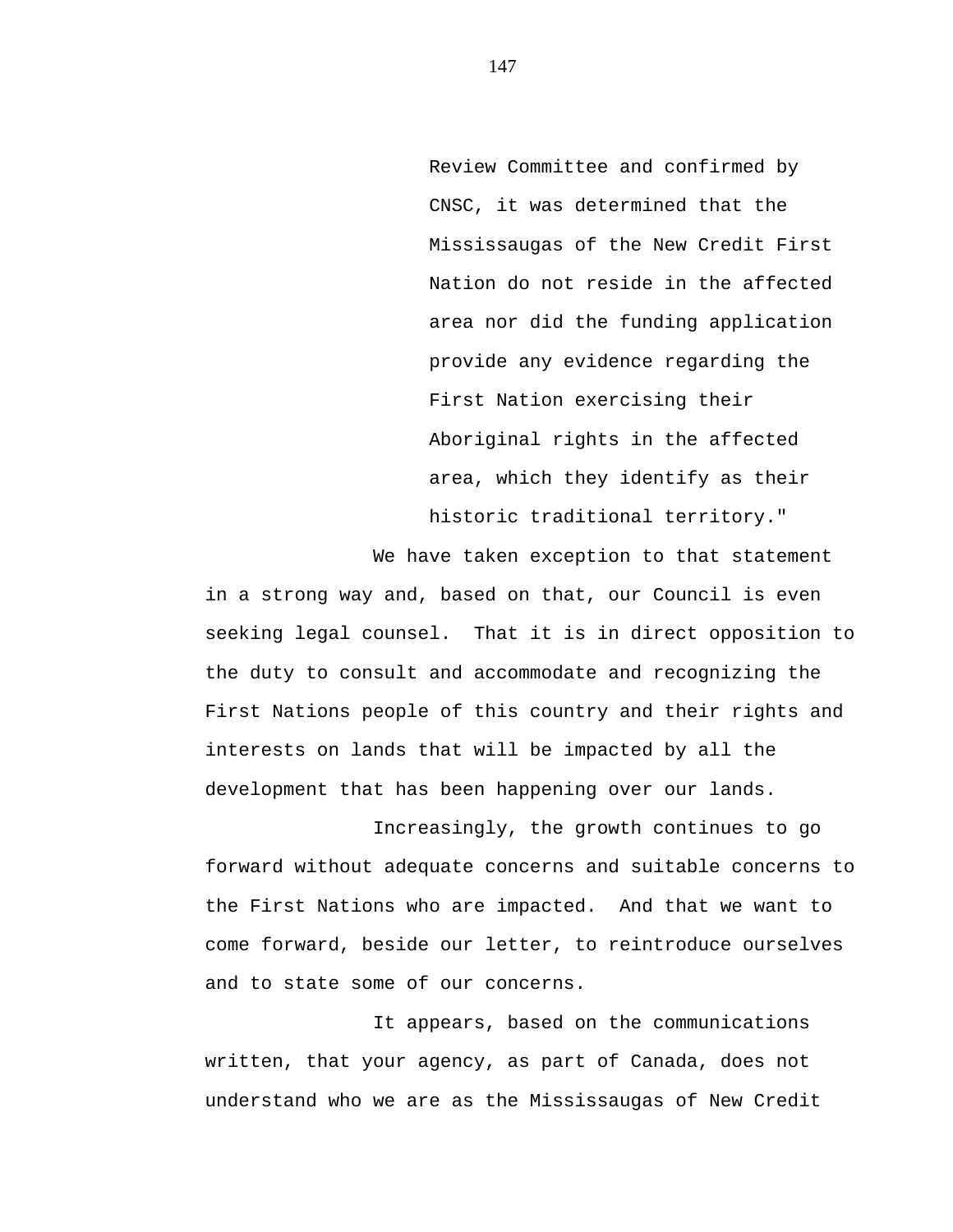> Review Committee and confirmed by CNSC, it was determined that the Mississaugas of the New Credit First Nation do not reside in the affected area nor did the funding application provide any evidence regarding the First Nation exercising their Aboriginal rights in the affected area, which they identify as their historic traditional territory."

We have taken exception to that statement in a strong way and, based on that, our Council is even seeking legal counsel. That it is in direct opposition to the duty to consult and accommodate and recognizing the First Nations people of this country and their rights and interests on lands that will be impacted by all the development that has been happening over our lands.

Increasingly, the growth continues to go forward without adequate concerns and suitable concerns to the First Nations who are impacted. And that we want to come forward, beside our letter, to reintroduce ourselves and to state some of our concerns.

It appears, based on the communications written, that your agency, as part of Canada, does not understand who we are as the Mississaugas of New Credit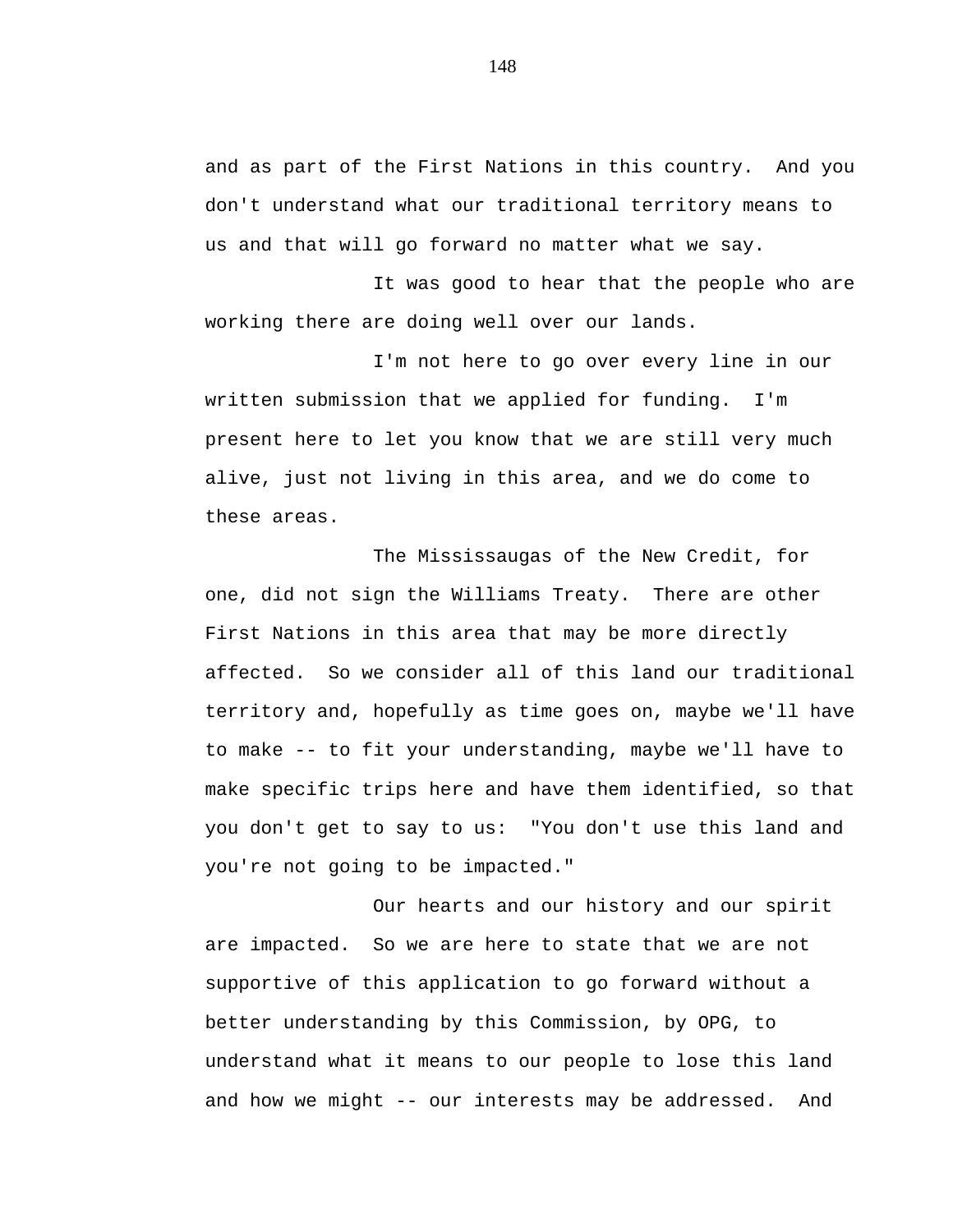and as part of the First Nations in this country. And you don't understand what our traditional territory means to us and that will go forward no matter what we say.

It was good to hear that the people who are working there are doing well over our lands.

I'm not here to go over every line in our written submission that we applied for funding. I'm present here to let you know that we are still very much alive, just not living in this area, and we do come to these areas.

The Mississaugas of the New Credit, for one, did not sign the Williams Treaty. There are other First Nations in this area that may be more directly affected. So we consider all of this land our traditional territory and, hopefully as time goes on, maybe we'll have to make -- to fit your understanding, maybe we'll have to make specific trips here and have them identified, so that you don't get to say to us: "You don't use this land and you're not going to be impacted."

Our hearts and our history and our spirit are impacted. So we are here to state that we are not supportive of this application to go forward without a better understanding by this Commission, by OPG, to understand what it means to our people to lose this land and how we might -- our interests may be addressed. And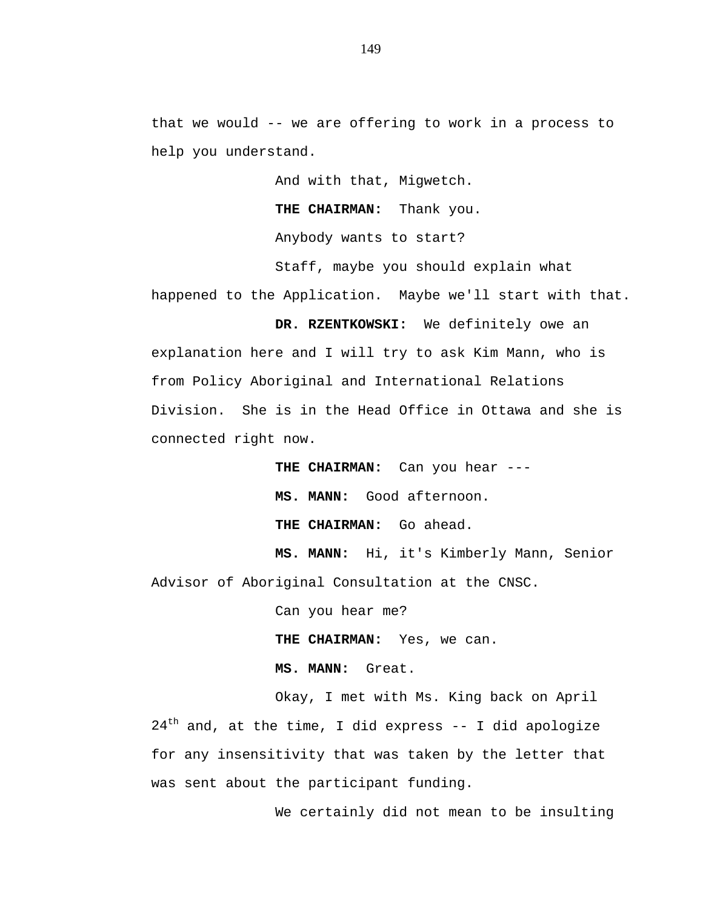that we would -- we are offering to work in a process to help you understand.

And with that, Migwetch.

**THE CHAIRMAN:** Thank you.

Anybody wants to start?

Staff, maybe you should explain what happened to the Application. Maybe we'll start with that.

**DR. RZENTKOWSKI:** We definitely owe an explanation here and I will try to ask Kim Mann, who is from Policy Aboriginal and International Relations Division. She is in the Head Office in Ottawa and she is connected right now.

**THE CHAIRMAN:** Can you hear ---

**MS. MANN:** Good afternoon.

**THE CHAIRMAN:** Go ahead.

**MS. MANN:** Hi, it's Kimberly Mann, Senior Advisor of Aboriginal Consultation at the CNSC.

Can you hear me?

**THE CHAIRMAN:** Yes, we can.

**MS. MANN:** Great.

Okay, I met with Ms. King back on April 24th and, at the time, I did express -- I did apologize for any insensitivity that was taken by the letter that was sent about the participant funding.

We certainly did not mean to be insulting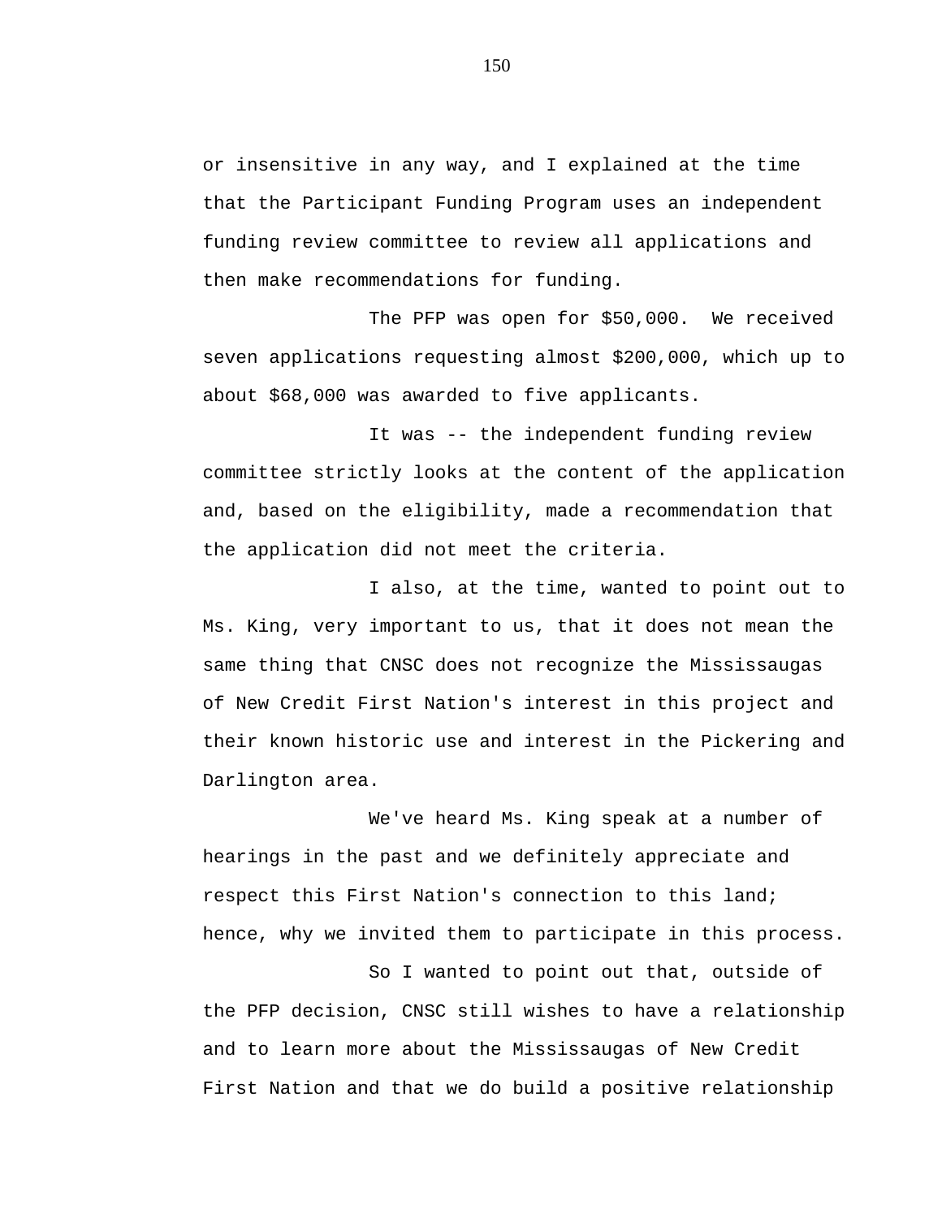or insensitive in any way, and I explained at the time that the Participant Funding Program uses an independent funding review committee to review all applications and then make recommendations for funding.

The PFP was open for $50,000. We received seven applications requesting almost $200,000, which up to about $68,000 was awarded to five applicants.

It was -- the independent funding review committee strictly looks at the content of the application and, based on the eligibility, made a recommendation that the application did not meet the criteria.

I also, at the time, wanted to point out to Ms. King, very important to us, that it does not mean the same thing that CNSC does not recognize the Mississaugas of New Credit First Nation's interest in this project and their known historic use and interest in the Pickering and Darlington area.

We've heard Ms. King speak at a number of hearings in the past and we definitely appreciate and respect this First Nation's connection to this land; hence, why we invited them to participate in this process.

So I wanted to point out that, outside of the PFP decision, CNSC still wishes to have a relationship and to learn more about the Mississaugas of New Credit First Nation and that we do build a positive relationship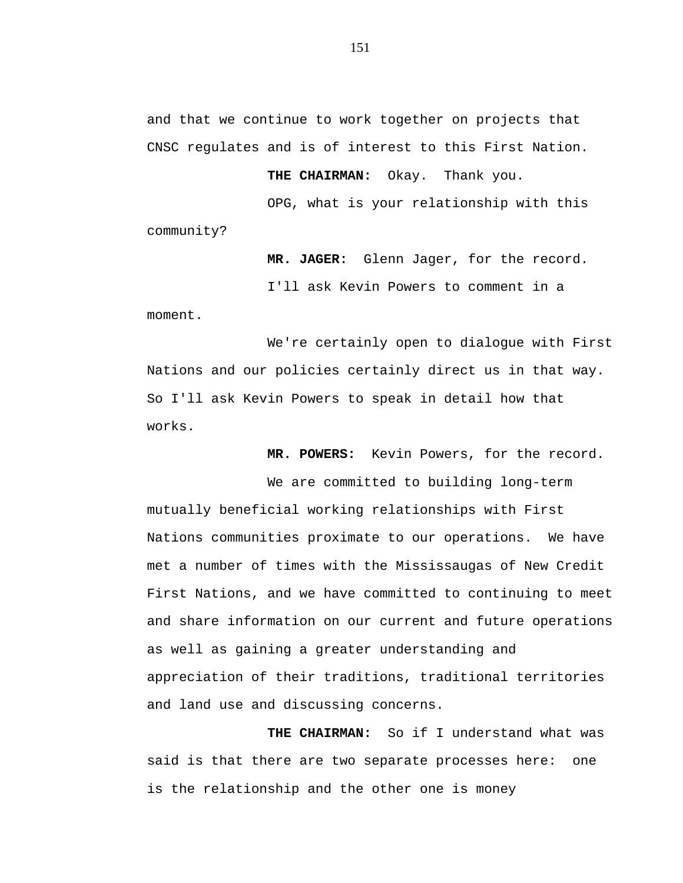and that we continue to work together on projects that CNSC regulates and is of interest to this First Nation.

**THE CHAIRMAN:** Okay. Thank you.

OPG, what is your relationship with this community?

**MR. JAGER:** Glenn Jager, for the record.

I'll ask Kevin Powers to comment in a moment.

We're certainly open to dialogue with First Nations and our policies certainly direct us in that way. So I'll ask Kevin Powers to speak in detail how that works.

**MR. POWERS:** Kevin Powers, for the record.

We are committed to building long-term mutually beneficial working relationships with First Nations communities proximate to our operations. We have met a number of times with the Mississaugas of New Credit First Nations, and we have committed to continuing to meet and share information on our current and future operations as well as gaining a greater understanding and appreciation of their traditions, traditional territories and land use and discussing concerns.

**THE CHAIRMAN:** So if I understand what was said is that there are two separate processes here: one is the relationship and the other one is money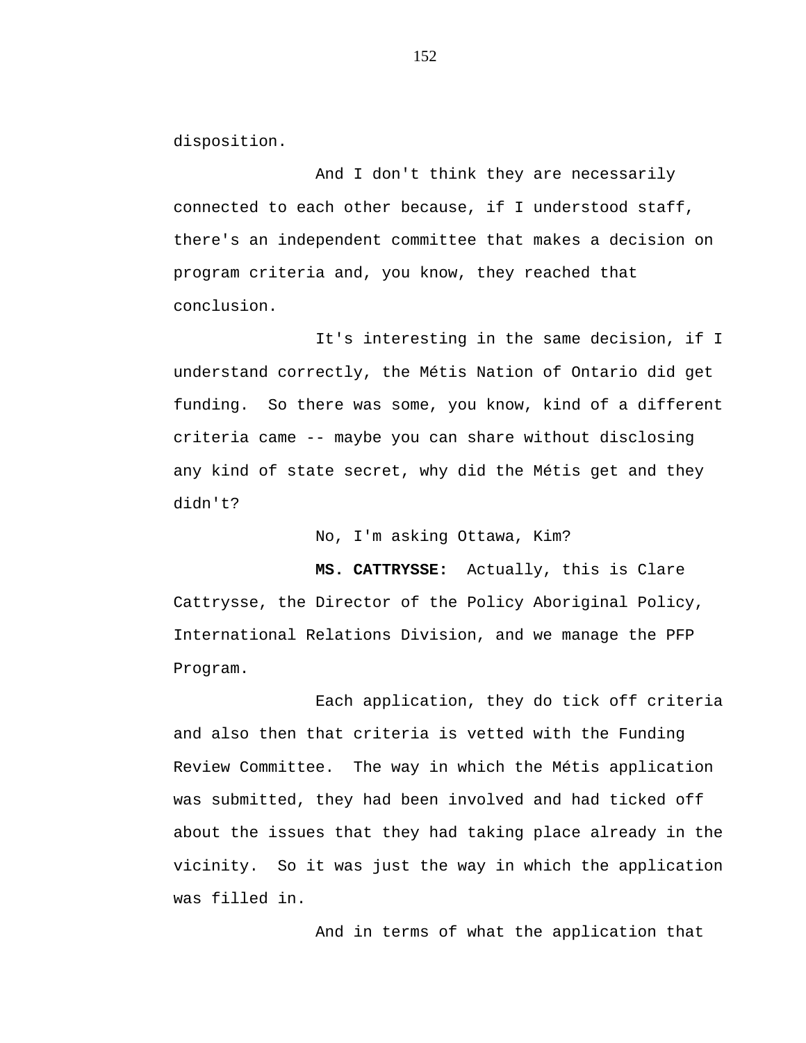disposition.

And I don't think they are necessarily connected to each other because, if I understood staff, there's an independent committee that makes a decision on program criteria and, you know, they reached that conclusion.

It's interesting in the same decision, if I understand correctly, the Métis Nation of Ontario did get funding. So there was some, you know, kind of a different criteria came -- maybe you can share without disclosing any kind of state secret, why did the Métis get and they didn't?

No, I'm asking Ottawa, Kim?

**MS. CATTRYSSE:** Actually, this is Clare Cattrysse, the Director of the Policy Aboriginal Policy, International Relations Division, and we manage the PFP Program.

Each application, they do tick off criteria and also then that criteria is vetted with the Funding Review Committee. The way in which the Métis application was submitted, they had been involved and had ticked off about the issues that they had taking place already in the vicinity. So it was just the way in which the application was filled in.

And in terms of what the application that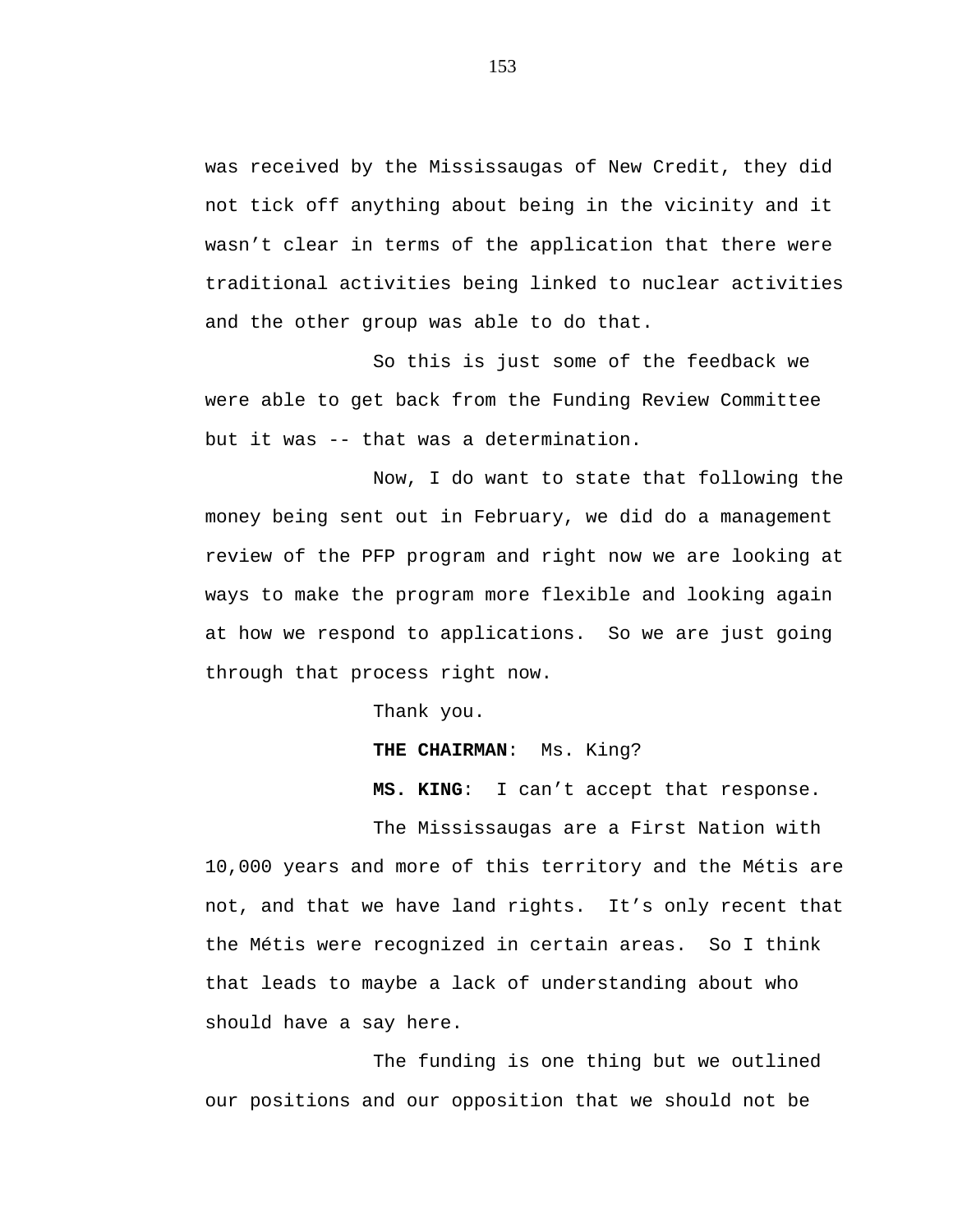was received by the Mississaugas of New Credit, they did not tick off anything about being in the vicinity and it wasn't clear in terms of the application that there were traditional activities being linked to nuclear activities and the other group was able to do that.

So this is just some of the feedback we were able to get back from the Funding Review Committee but it was -- that was a determination.

Now, I do want to state that following the money being sent out in February, we did do a management review of the PFP program and right now we are looking at ways to make the program more flexible and looking again at how we respond to applications. So we are just going through that process right now.

Thank you.

**THE CHAIRMAN**: Ms. King?

**MS. KING**: I can't accept that response.

The Mississaugas are a First Nation with 10,000 years and more of this territory and the Métis are not, and that we have land rights. It's only recent that the Métis were recognized in certain areas. So I think that leads to maybe a lack of understanding about who should have a say here.

The funding is one thing but we outlined our positions and our opposition that we should not be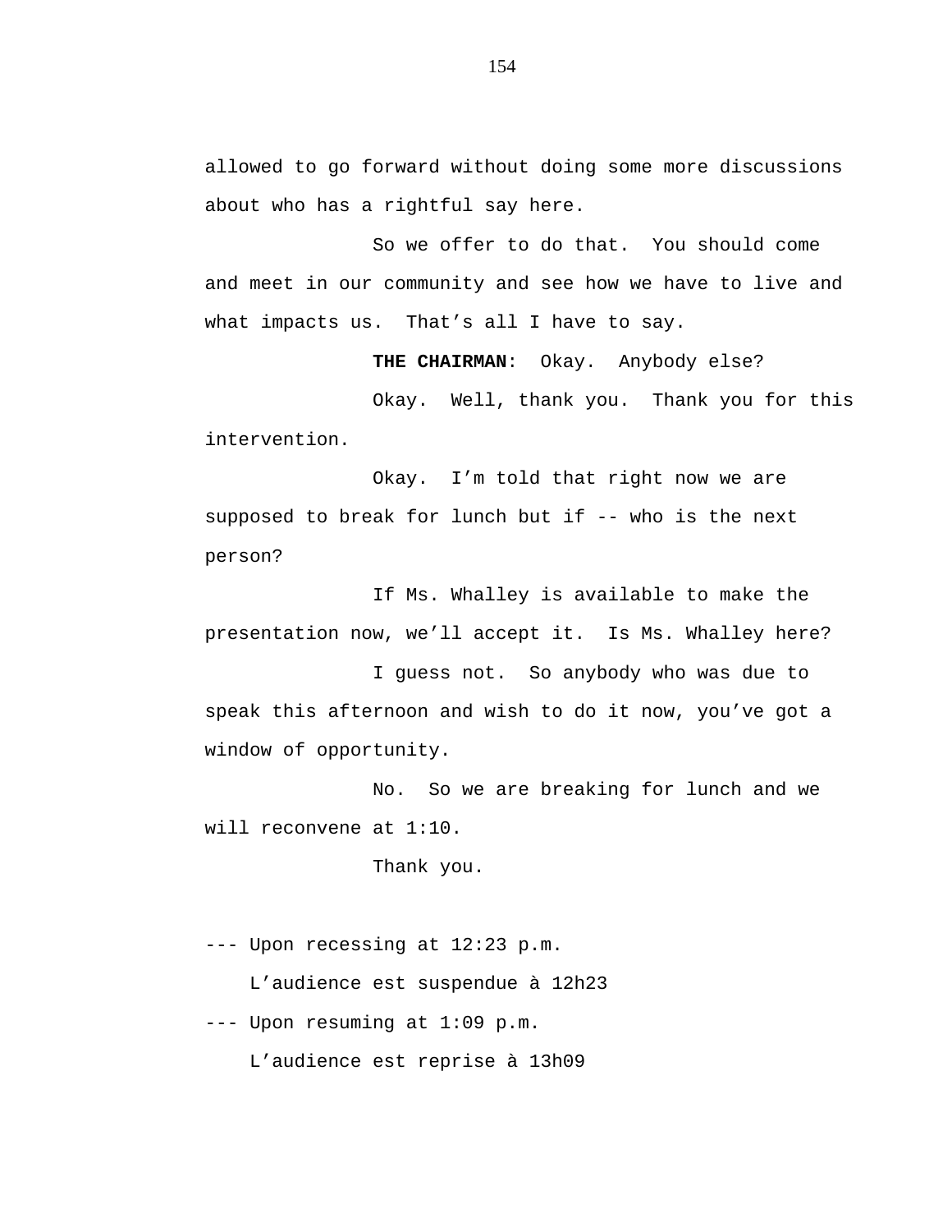allowed to go forward without doing some more discussions about who has a rightful say here.

So we offer to do that. You should come and meet in our community and see how we have to live and what impacts us. That’s all I have to say.

**THE CHAIRMAN**: Okay. Anybody else?

Okay. Well, thank you. Thank you for this intervention.

Okay. I’m told that right now we are supposed to break for lunch but if -- who is the next person?

If Ms. Whalley is available to make the presentation now, we’ll accept it. Is Ms. Whalley here?

I guess not. So anybody who was due to speak this afternoon and wish to do it now, you’ve got a window of opportunity.

No. So we are breaking for lunch and we will reconvene at 1:10.

Thank you.

--- Upon recessing at 12:23 p.m.

L’audience est suspendue à 12h23

--- Upon resuming at 1:09 p.m.

L’audience est reprise à 13h09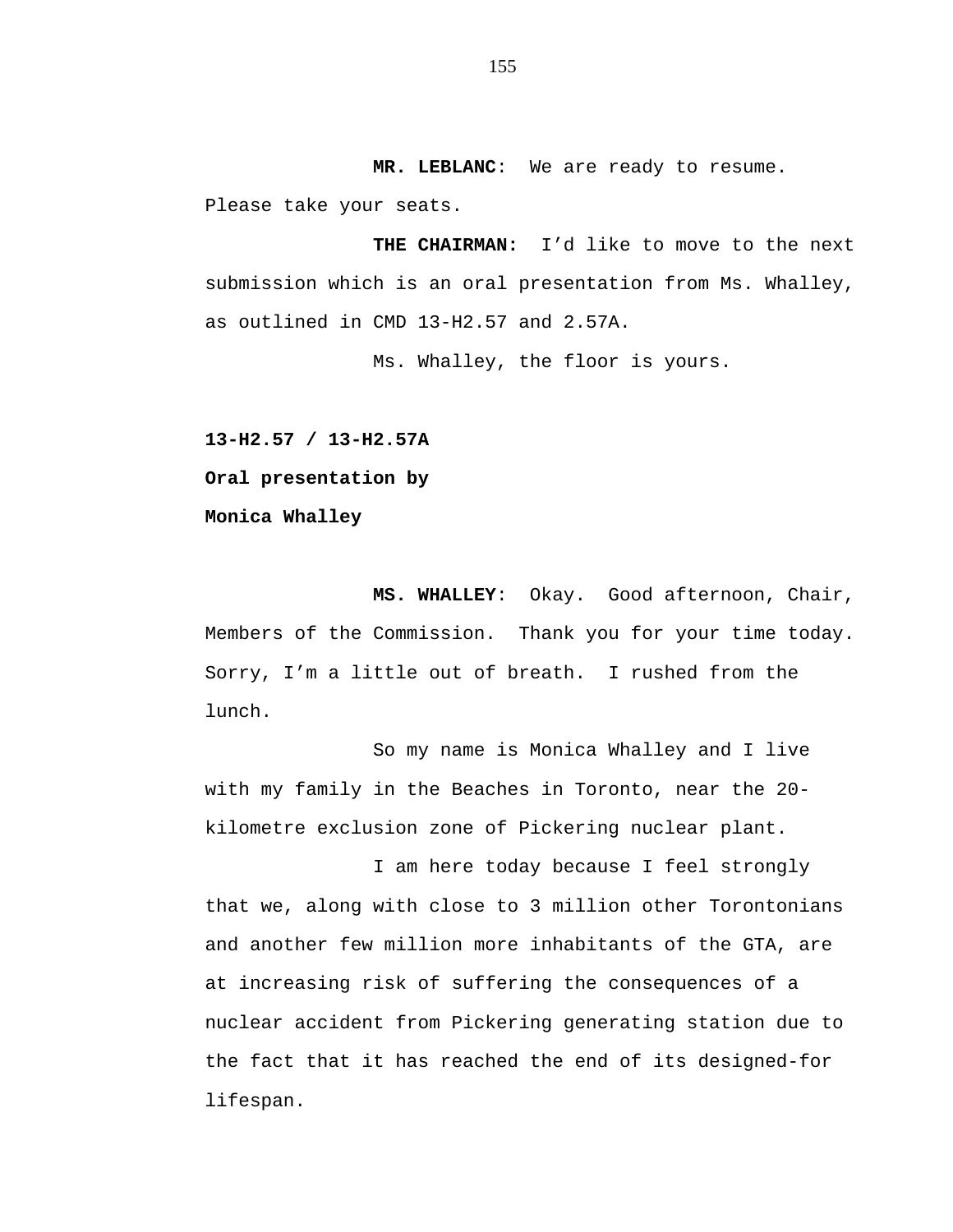**MR. LEBLANC**: We are ready to resume. Please take your seats.

**THE CHAIRMAN:** I'd like to move to the next submission which is an oral presentation from Ms. Whalley, as outlined in CMD 13-H2.57 and 2.57A.

Ms. Whalley, the floor is yours.

**13-H2.57 / 13-H2.57A**

**Oral presentation by**

**Monica Whalley**

**MS. WHALLEY**: Okay. Good afternoon, Chair, Members of the Commission. Thank you for your time today. Sorry, I'm a little out of breath. I rushed from the lunch.

So my name is Monica Whalley and I live with my family in the Beaches in Toronto, near the 20-kilometre exclusion zone of Pickering nuclear plant.

I am here today because I feel strongly that we, along with close to 3 million other Torontonians and another few million more inhabitants of the GTA, are at increasing risk of suffering the consequences of a nuclear accident from Pickering generating station due to the fact that it has reached the end of its designed-for lifespan.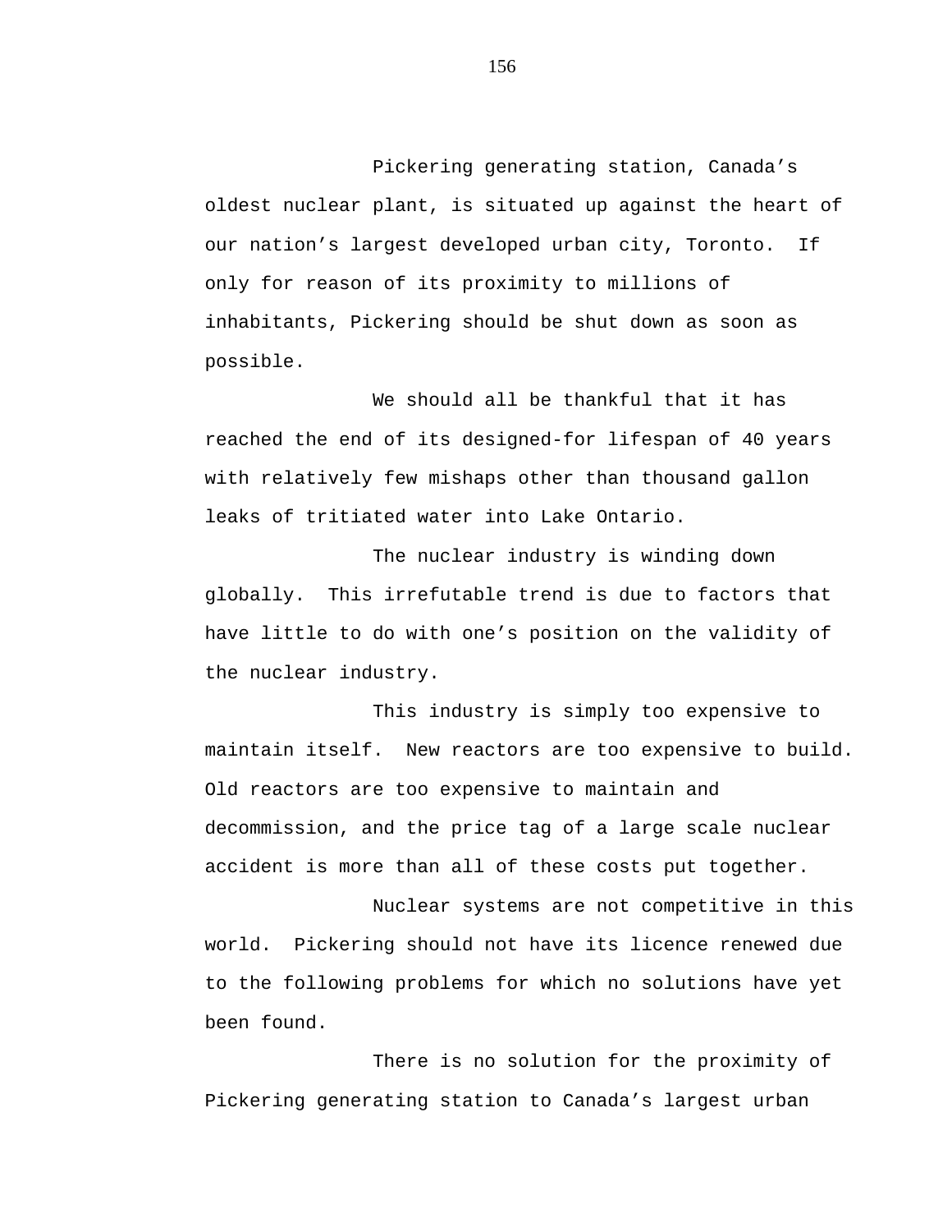Pickering generating station, Canada's oldest nuclear plant, is situated up against the heart of our nation's largest developed urban city, Toronto. If only for reason of its proximity to millions of inhabitants, Pickering should be shut down as soon as possible.

We should all be thankful that it has reached the end of its designed-for lifespan of 40 years with relatively few mishaps other than thousand gallon leaks of tritiated water into Lake Ontario.

The nuclear industry is winding down globally. This irrefutable trend is due to factors that have little to do with one's position on the validity of the nuclear industry.

This industry is simply too expensive to maintain itself. New reactors are too expensive to build. Old reactors are too expensive to maintain and decommission, and the price tag of a large scale nuclear accident is more than all of these costs put together.

Nuclear systems are not competitive in this world. Pickering should not have its licence renewed due to the following problems for which no solutions have yet been found.

There is no solution for the proximity of Pickering generating station to Canada's largest urban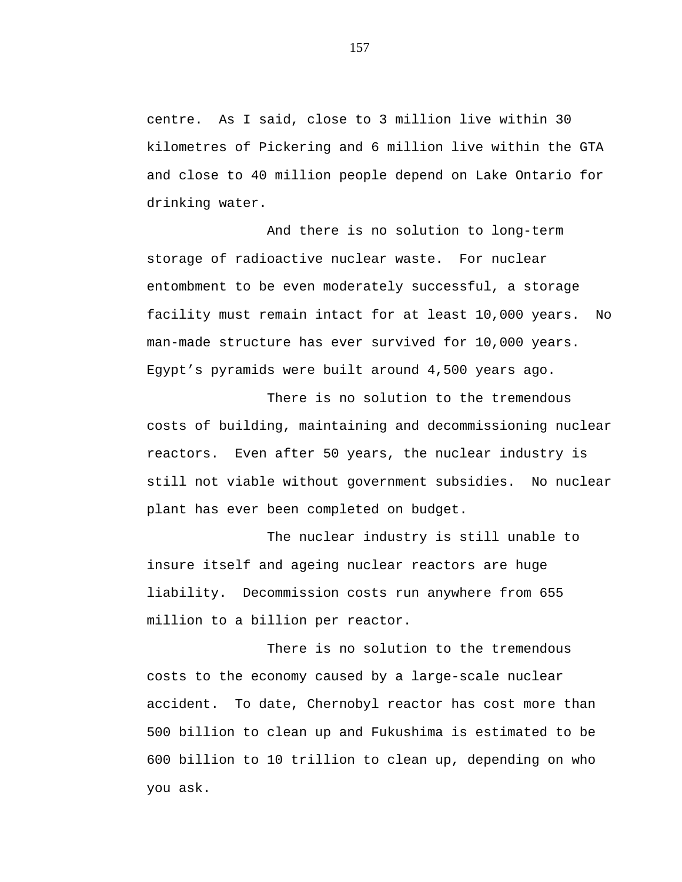centre. As I said, close to 3 million live within 30 kilometres of Pickering and 6 million live within the GTA and close to 40 million people depend on Lake Ontario for drinking water.

And there is no solution to long-term storage of radioactive nuclear waste. For nuclear entombment to be even moderately successful, a storage facility must remain intact for at least 10,000 years. No man-made structure has ever survived for 10,000 years. Egypt’s pyramids were built around 4,500 years ago.

There is no solution to the tremendous costs of building, maintaining and decommissioning nuclear reactors. Even after 50 years, the nuclear industry is still not viable without government subsidies. No nuclear plant has ever been completed on budget.

The nuclear industry is still unable to insure itself and ageing nuclear reactors are huge liability. Decommission costs run anywhere from 655 million to a billion per reactor.

There is no solution to the tremendous costs to the economy caused by a large-scale nuclear accident. To date, Chernobyl reactor has cost more than 500 billion to clean up and Fukushima is estimated to be 600 billion to 10 trillion to clean up, depending on who you ask.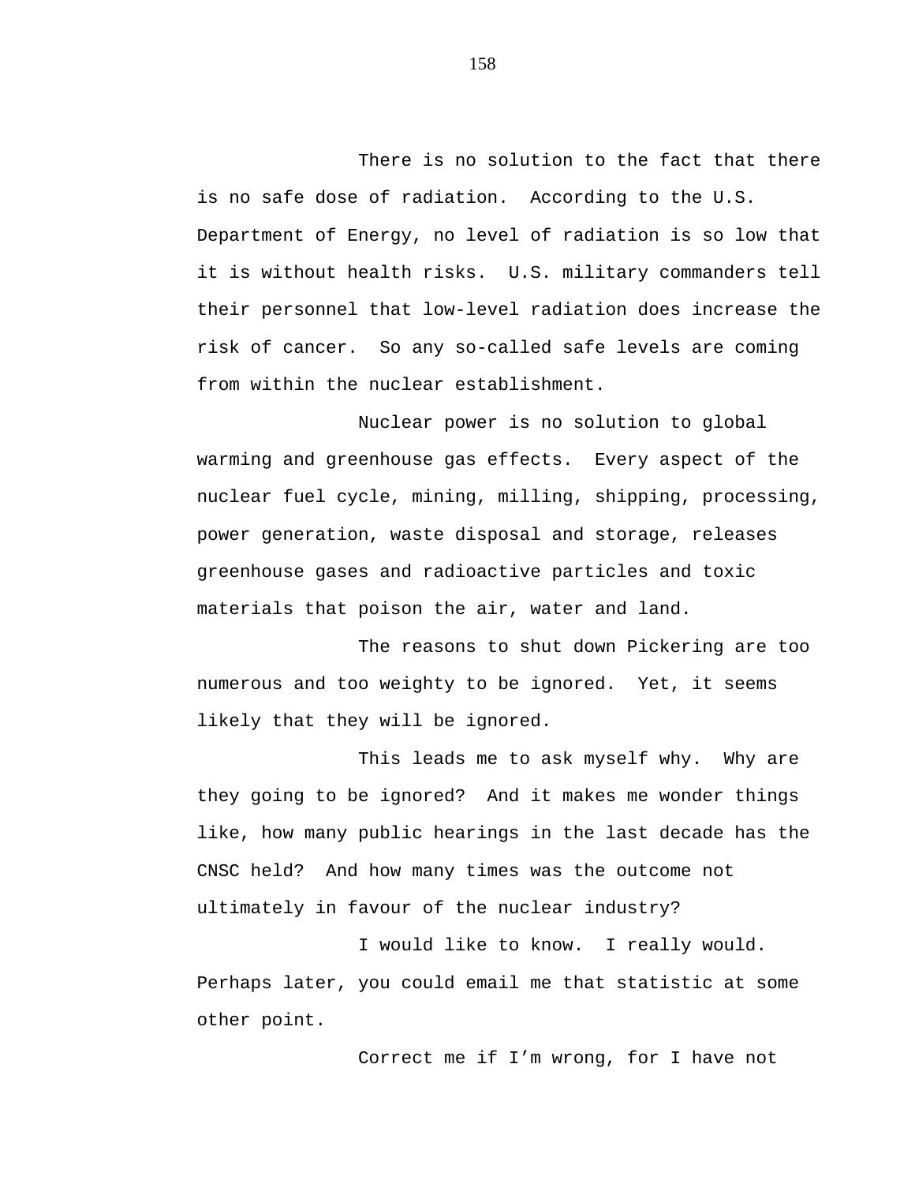There is no solution to the fact that there is no safe dose of radiation. According to the U.S. Department of Energy, no level of radiation is so low that it is without health risks. U.S. military commanders tell their personnel that low-level radiation does increase the risk of cancer. So any so-called safe levels are coming from within the nuclear establishment.

Nuclear power is no solution to global warming and greenhouse gas effects. Every aspect of the nuclear fuel cycle, mining, milling, shipping, processing, power generation, waste disposal and storage, releases greenhouse gases and radioactive particles and toxic materials that poison the air, water and land.

The reasons to shut down Pickering are too numerous and too weighty to be ignored. Yet, it seems likely that they will be ignored.

This leads me to ask myself why. Why are they going to be ignored? And it makes me wonder things like, how many public hearings in the last decade has the CNSC held? And how many times was the outcome not ultimately in favour of the nuclear industry?

I would like to know. I really would. Perhaps later, you could email me that statistic at some other point.

Correct me if I'm wrong, for I have not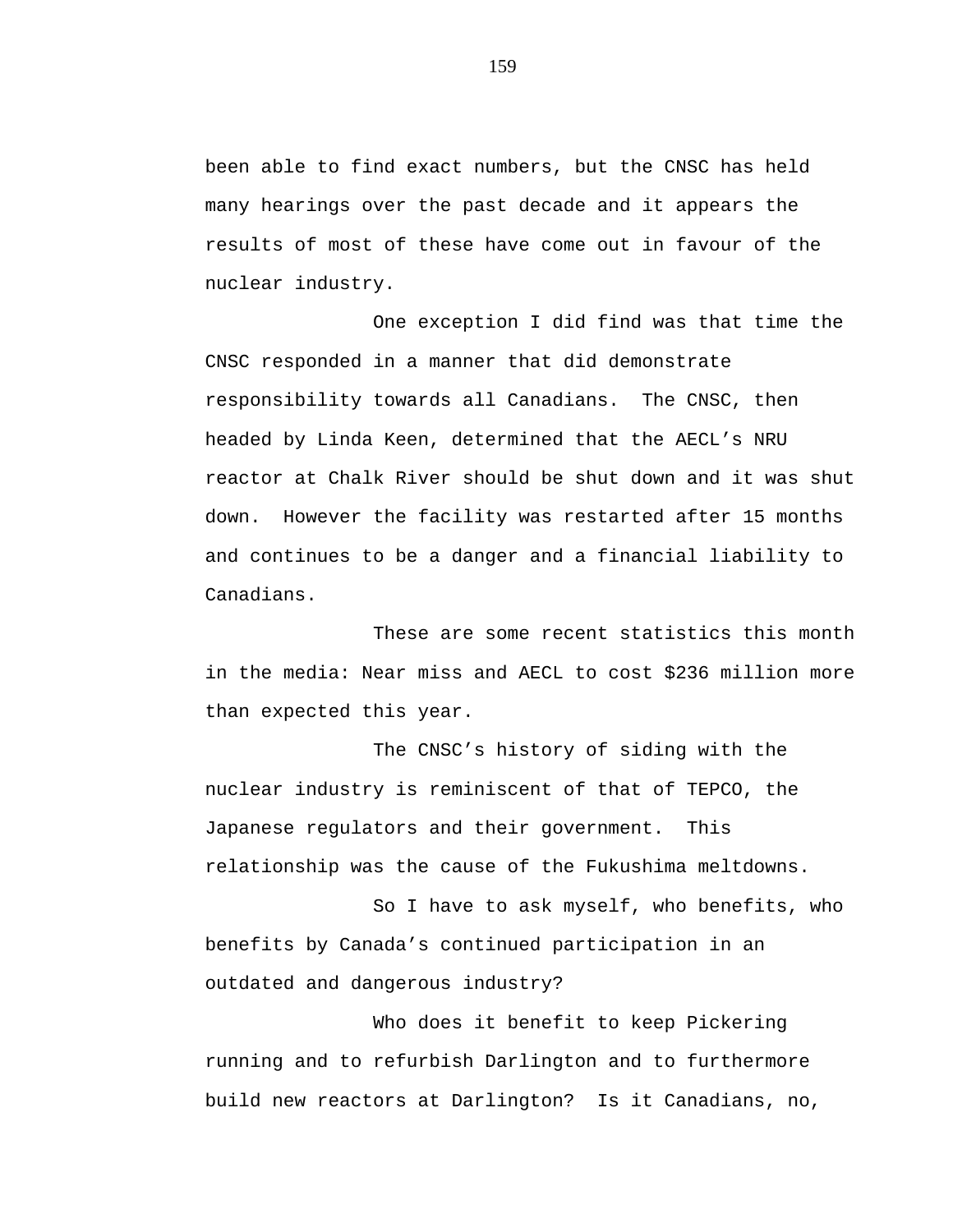been able to find exact numbers, but the CNSC has held many hearings over the past decade and it appears the results of most of these have come out in favour of the nuclear industry.

One exception I did find was that time the CNSC responded in a manner that did demonstrate responsibility towards all Canadians. The CNSC, then headed by Linda Keen, determined that the AECL's NRU reactor at Chalk River should be shut down and it was shut down. However the facility was restarted after 15 months and continues to be a danger and a financial liability to Canadians.

These are some recent statistics this month in the media: Near miss and AECL to cost $236 million more than expected this year.

The CNSC's history of siding with the nuclear industry is reminiscent of that of TEPCO, the Japanese regulators and their government. This relationship was the cause of the Fukushima meltdowns.

So I have to ask myself, who benefits, who benefits by Canada's continued participation in an outdated and dangerous industry?

Who does it benefit to keep Pickering running and to refurbish Darlington and to furthermore build new reactors at Darlington? Is it Canadians, no,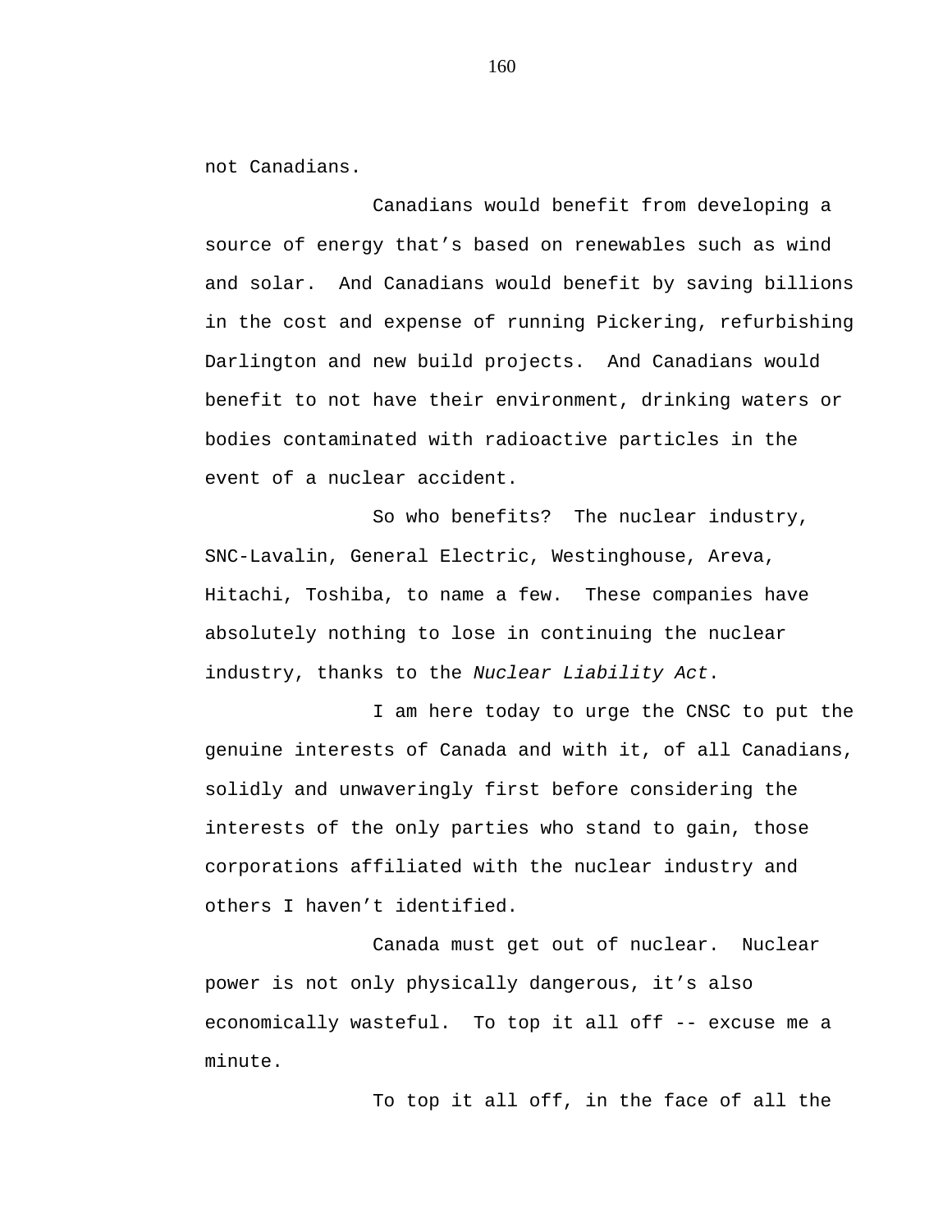not Canadians.

Canadians would benefit from developing a source of energy that's based on renewables such as wind and solar. And Canadians would benefit by saving billions in the cost and expense of running Pickering, refurbishing Darlington and new build projects. And Canadians would benefit to not have their environment, drinking waters or bodies contaminated with radioactive particles in the event of a nuclear accident.

So who benefits? The nuclear industry, SNC-Lavalin, General Electric, Westinghouse, Areva, Hitachi, Toshiba, to name a few. These companies have absolutely nothing to lose in continuing the nuclear industry, thanks to the *Nuclear Liability Act*.

I am here today to urge the CNSC to put the genuine interests of Canada and with it, of all Canadians, solidly and unwaveringly first before considering the interests of the only parties who stand to gain, those corporations affiliated with the nuclear industry and others I haven't identified.

Canada must get out of nuclear. Nuclear power is not only physically dangerous, it's also economically wasteful. To top it all off -- excuse me a minute.

To top it all off, in the face of all the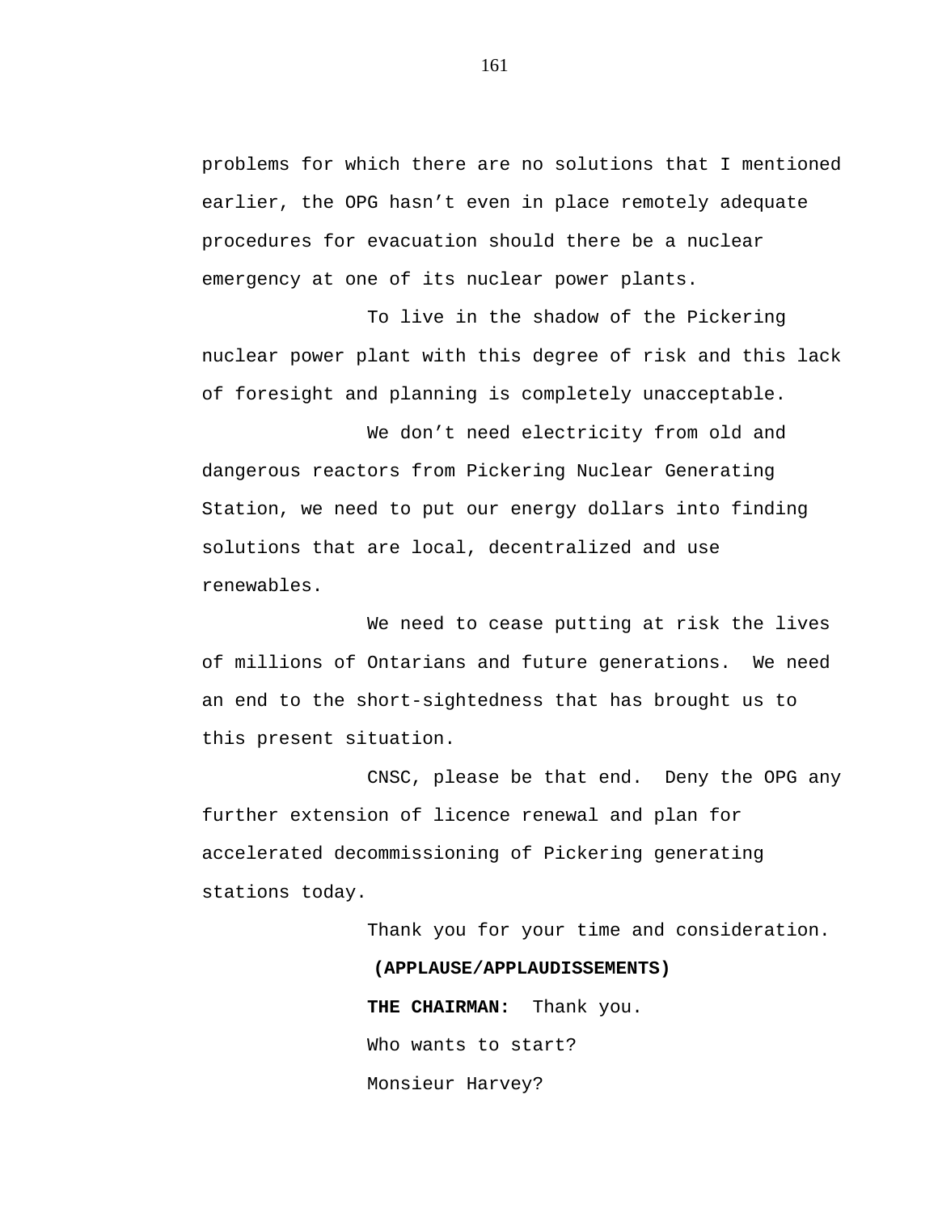problems for which there are no solutions that I mentioned earlier, the OPG hasn't even in place remotely adequate procedures for evacuation should there be a nuclear emergency at one of its nuclear power plants.

To live in the shadow of the Pickering nuclear power plant with this degree of risk and this lack of foresight and planning is completely unacceptable.

We don't need electricity from old and dangerous reactors from Pickering Nuclear Generating Station, we need to put our energy dollars into finding solutions that are local, decentralized and use renewables.

We need to cease putting at risk the lives of millions of Ontarians and future generations. We need an end to the short-sightedness that has brought us to this present situation.

CNSC, please be that end. Deny the OPG any further extension of licence renewal and plan for accelerated decommissioning of Pickering generating stations today.

Thank you for your time and consideration.

**(APPLAUSE/APPLAUDISSEMENTS)**

**THE CHAIRMAN:** Thank you.

Who wants to start?

Monsieur Harvey?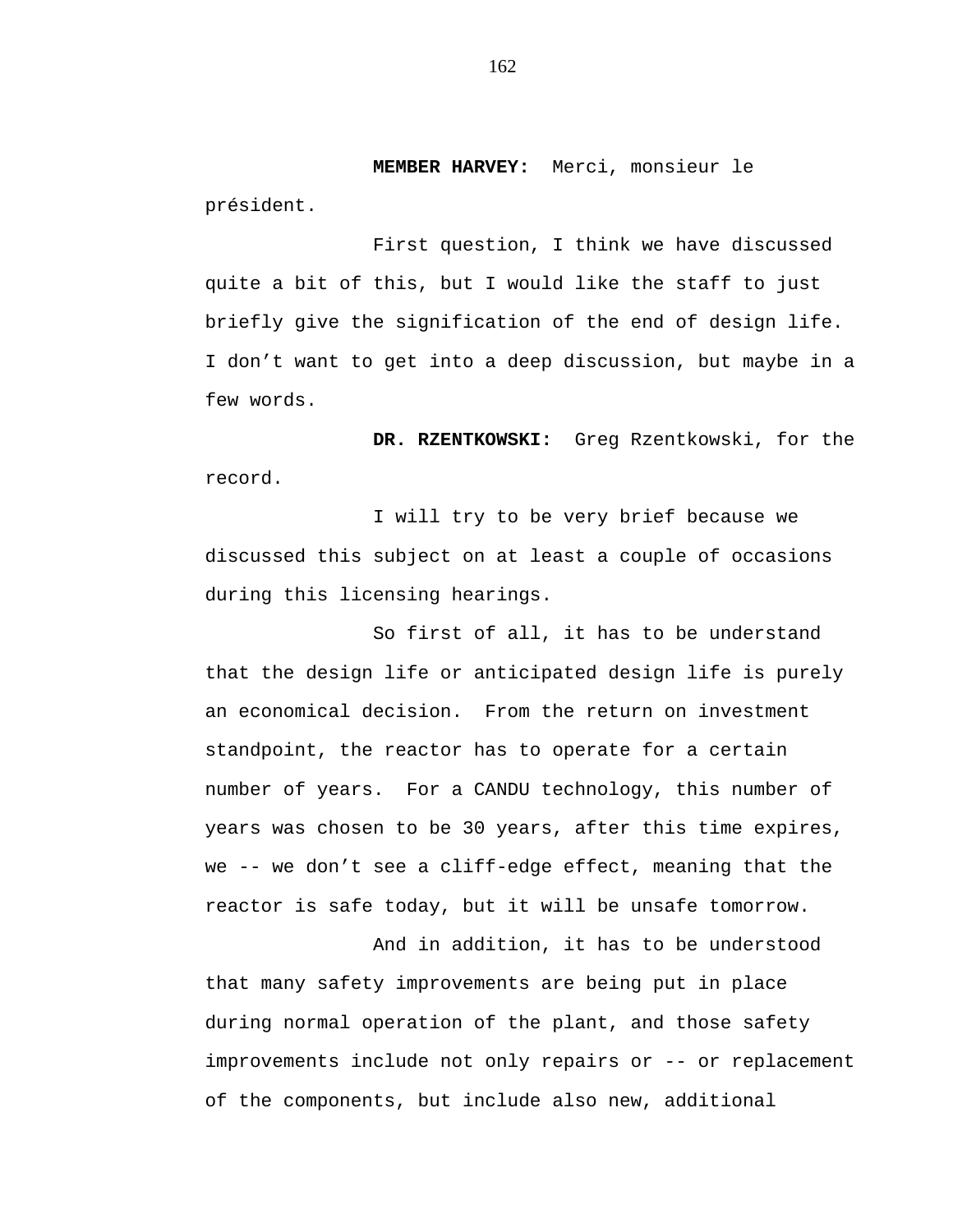**MEMBER HARVEY:** Merci, monsieur le président.

First question, I think we have discussed quite a bit of this, but I would like the staff to just briefly give the signification of the end of design life. I don't want to get into a deep discussion, but maybe in a few words.

**DR. RZENTKOWSKI:** Greg Rzentkowski, for the record.

I will try to be very brief because we discussed this subject on at least a couple of occasions during this licensing hearings.

So first of all, it has to be understand that the design life or anticipated design life is purely an economical decision. From the return on investment standpoint, the reactor has to operate for a certain number of years. For a CANDU technology, this number of years was chosen to be 30 years, after this time expires, we -- we don't see a cliff-edge effect, meaning that the reactor is safe today, but it will be unsafe tomorrow.

And in addition, it has to be understood that many safety improvements are being put in place during normal operation of the plant, and those safety improvements include not only repairs or -- or replacement of the components, but include also new, additional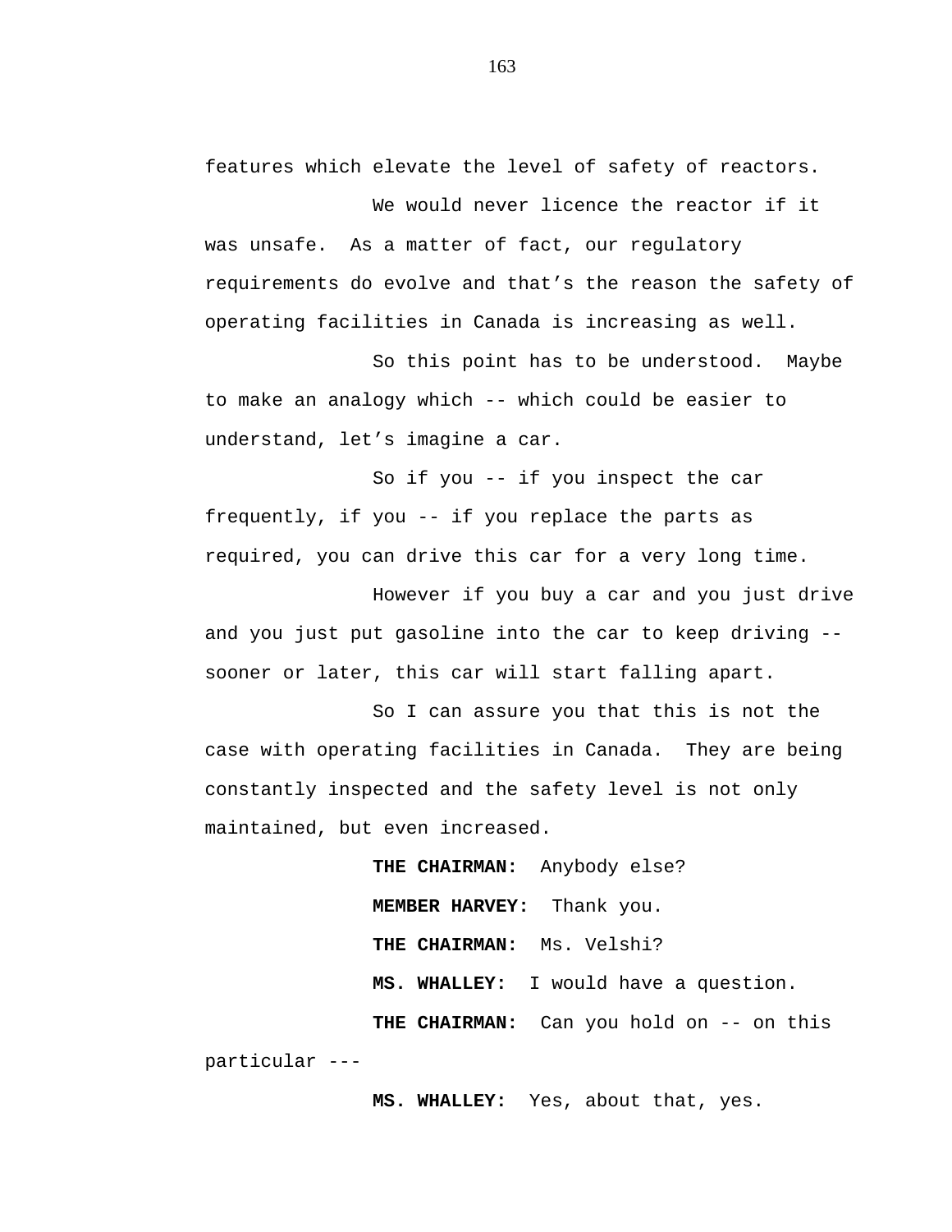features which elevate the level of safety of reactors.

We would never licence the reactor if it was unsafe. As a matter of fact, our regulatory requirements do evolve and that's the reason the safety of operating facilities in Canada is increasing as well.

So this point has to be understood. Maybe to make an analogy which -- which could be easier to understand, let's imagine a car.

So if you -- if you inspect the car frequently, if you -- if you replace the parts as required, you can drive this car for a very long time.

However if you buy a car and you just drive and you just put gasoline into the car to keep driving -- sooner or later, this car will start falling apart.

So I can assure you that this is not the case with operating facilities in Canada. They are being constantly inspected and the safety level is not only maintained, but even increased.

**THE CHAIRMAN:** Anybody else?

**MEMBER HARVEY:** Thank you.

**THE CHAIRMAN:** Ms. Velshi?

**MS. WHALLEY:** I would have a question.

**THE CHAIRMAN:** Can you hold on -- on this particular ---

**MS. WHALLEY:** Yes, about that, yes.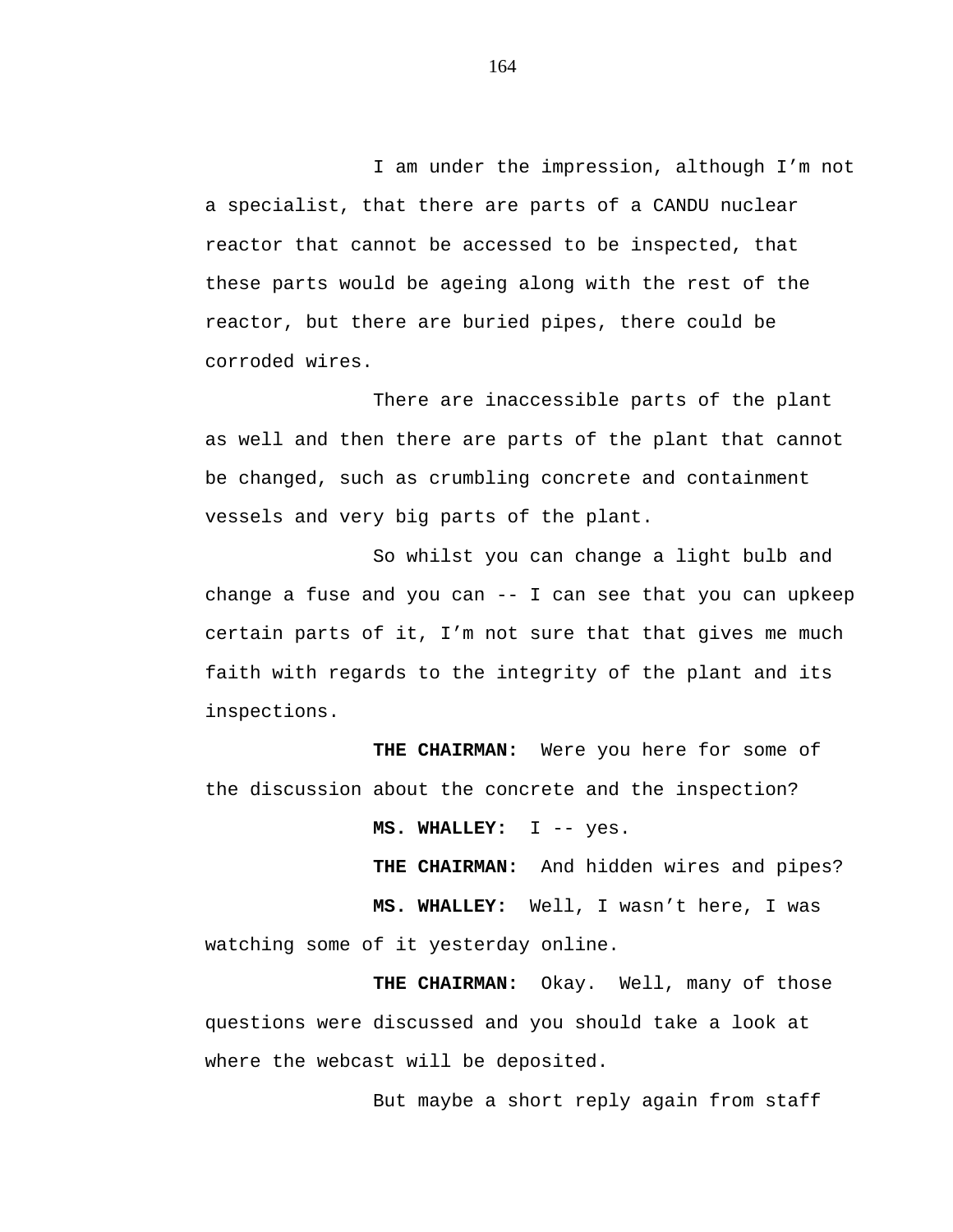I am under the impression, although I'm not a specialist, that there are parts of a CANDU nuclear reactor that cannot be accessed to be inspected, that these parts would be ageing along with the rest of the reactor, but there are buried pipes, there could be corroded wires.

There are inaccessible parts of the plant as well and then there are parts of the plant that cannot be changed, such as crumbling concrete and containment vessels and very big parts of the plant.

So whilst you can change a light bulb and change a fuse and you can -- I can see that you can upkeep certain parts of it, I'm not sure that that gives me much faith with regards to the integrity of the plant and its inspections.

**THE CHAIRMAN:** Were you here for some of the discussion about the concrete and the inspection?

**MS. WHALLEY:** I -- yes.

**THE CHAIRMAN:** And hidden wires and pipes?

**MS. WHALLEY:** Well, I wasn't here, I was watching some of it yesterday online.

**THE CHAIRMAN:** Okay. Well, many of those questions were discussed and you should take a look at where the webcast will be deposited.

But maybe a short reply again from staff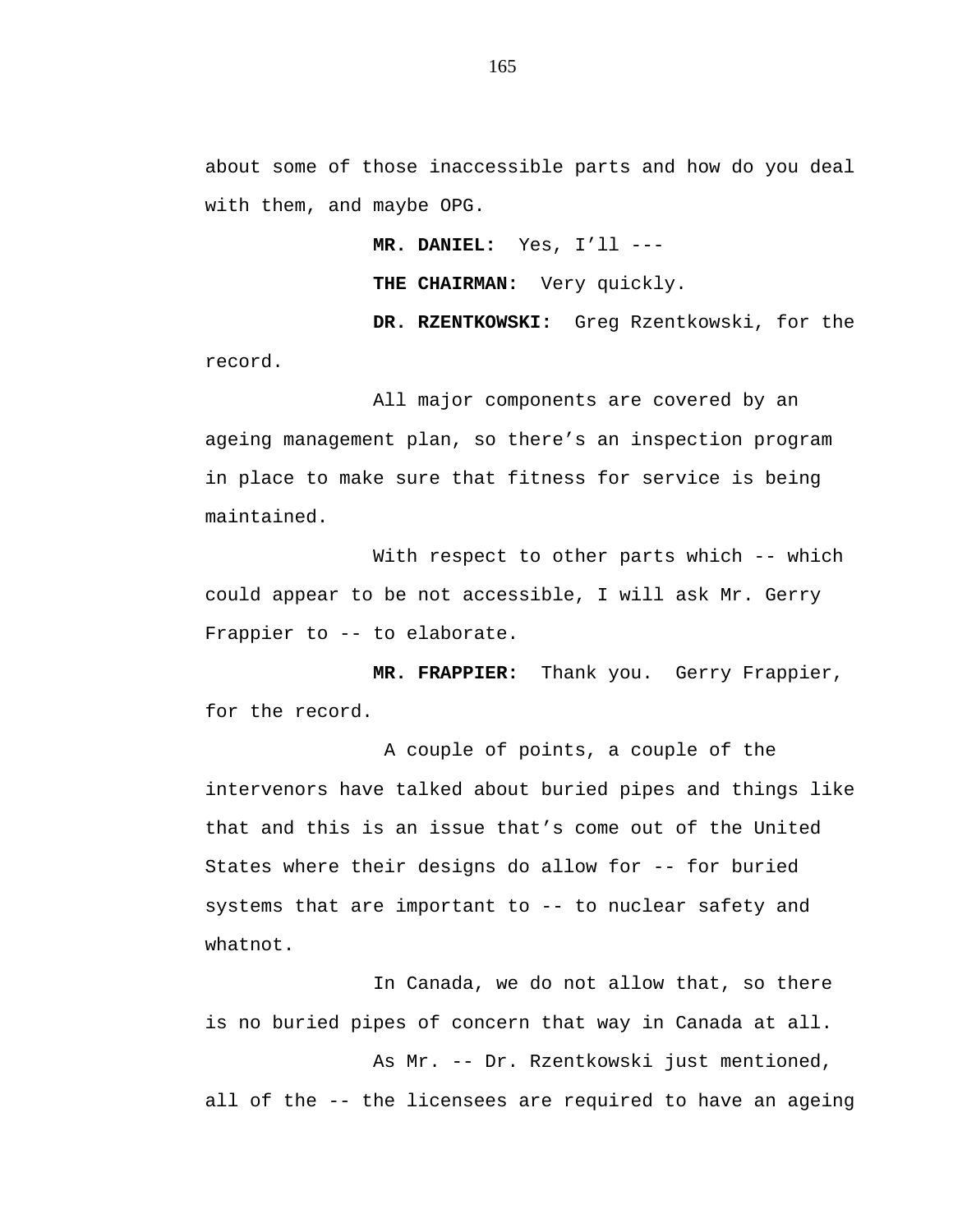about some of those inaccessible parts and how do you deal with them, and maybe OPG.

**MR. DANIEL:** Yes, I'll ---

**THE CHAIRMAN:** Very quickly.

**DR. RZENTKOWSKI:** Greg Rzentkowski, for the record.

All major components are covered by an ageing management plan, so there's an inspection program in place to make sure that fitness for service is being maintained.

With respect to other parts which -- which could appear to be not accessible, I will ask Mr. Gerry Frappier to -- to elaborate.

**MR. FRAPPIER:** Thank you. Gerry Frappier, for the record.

A couple of points, a couple of the intervenors have talked about buried pipes and things like that and this is an issue that's come out of the United States where their designs do allow for -- for buried systems that are important to -- to nuclear safety and whatnot.

In Canada, we do not allow that, so there is no buried pipes of concern that way in Canada at all.

As Mr. -- Dr. Rzentkowski just mentioned, all of the -- the licensees are required to have an ageing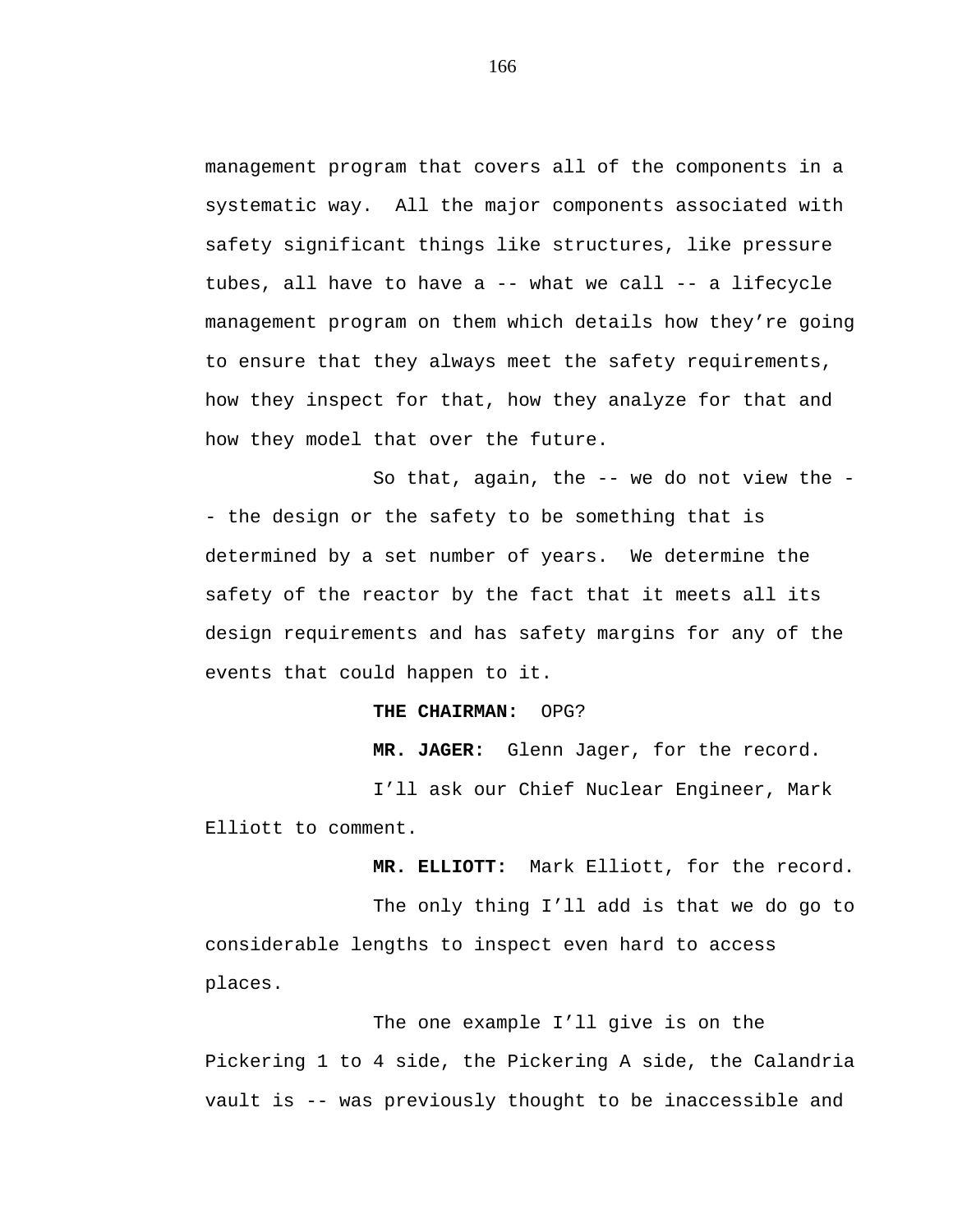management program that covers all of the components in a systematic way. All the major components associated with safety significant things like structures, like pressure tubes, all have to have a -- what we call -- a lifecycle management program on them which details how they're going to ensure that they always meet the safety requirements, how they inspect for that, how they analyze for that and how they model that over the future.

So that, again, the -- we do not view the -- the design or the safety to be something that is determined by a set number of years. We determine the safety of the reactor by the fact that it meets all its design requirements and has safety margins for any of the events that could happen to it.

**THE CHAIRMAN:** OPG?

**MR. JAGER:** Glenn Jager, for the record.

I'll ask our Chief Nuclear Engineer, Mark Elliott to comment.

**MR. ELLIOTT:** Mark Elliott, for the record.

The only thing I'll add is that we do go to considerable lengths to inspect even hard to access places.

The one example I'll give is on the Pickering 1 to 4 side, the Pickering A side, the Calandria vault is -- was previously thought to be inaccessible and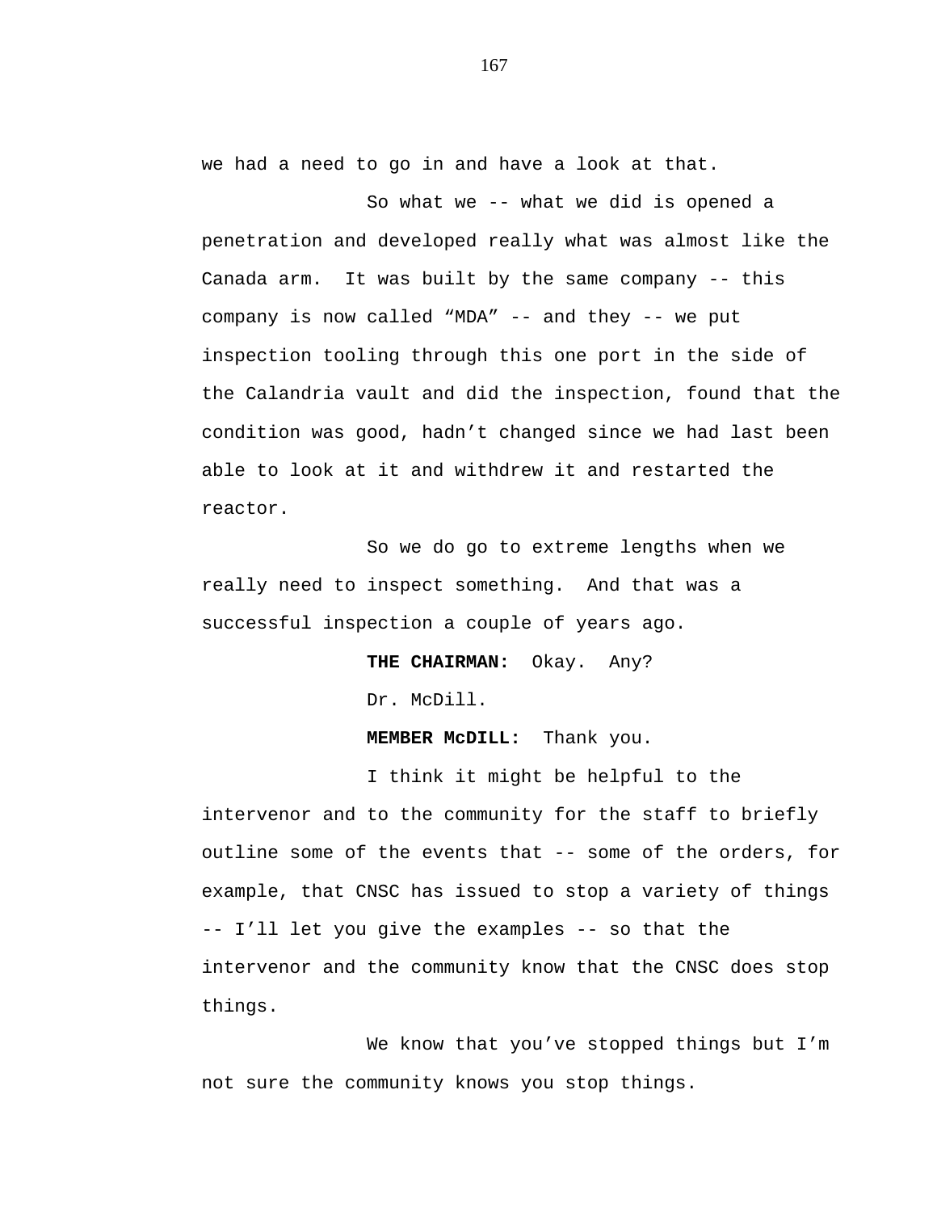we had a need to go in and have a look at that.

So what we -- what we did is opened a penetration and developed really what was almost like the Canada arm. It was built by the same company -- this company is now called “MDA” -- and they -- we put inspection tooling through this one port in the side of the Calandria vault and did the inspection, found that the condition was good, hadn’t changed since we had last been able to look at it and withdrew it and restarted the reactor.

So we do go to extreme lengths when we really need to inspect something. And that was a successful inspection a couple of years ago.

**THE CHAIRMAN:** Okay. Any?

Dr. McDill.

**MEMBER McDILL:** Thank you.

I think it might be helpful to the intervenor and to the community for the staff to briefly outline some of the events that -- some of the orders, for example, that CNSC has issued to stop a variety of things -- I’ll let you give the examples -- so that the intervenor and the community know that the CNSC does stop things.

We know that you’ve stopped things but I’m not sure the community knows you stop things.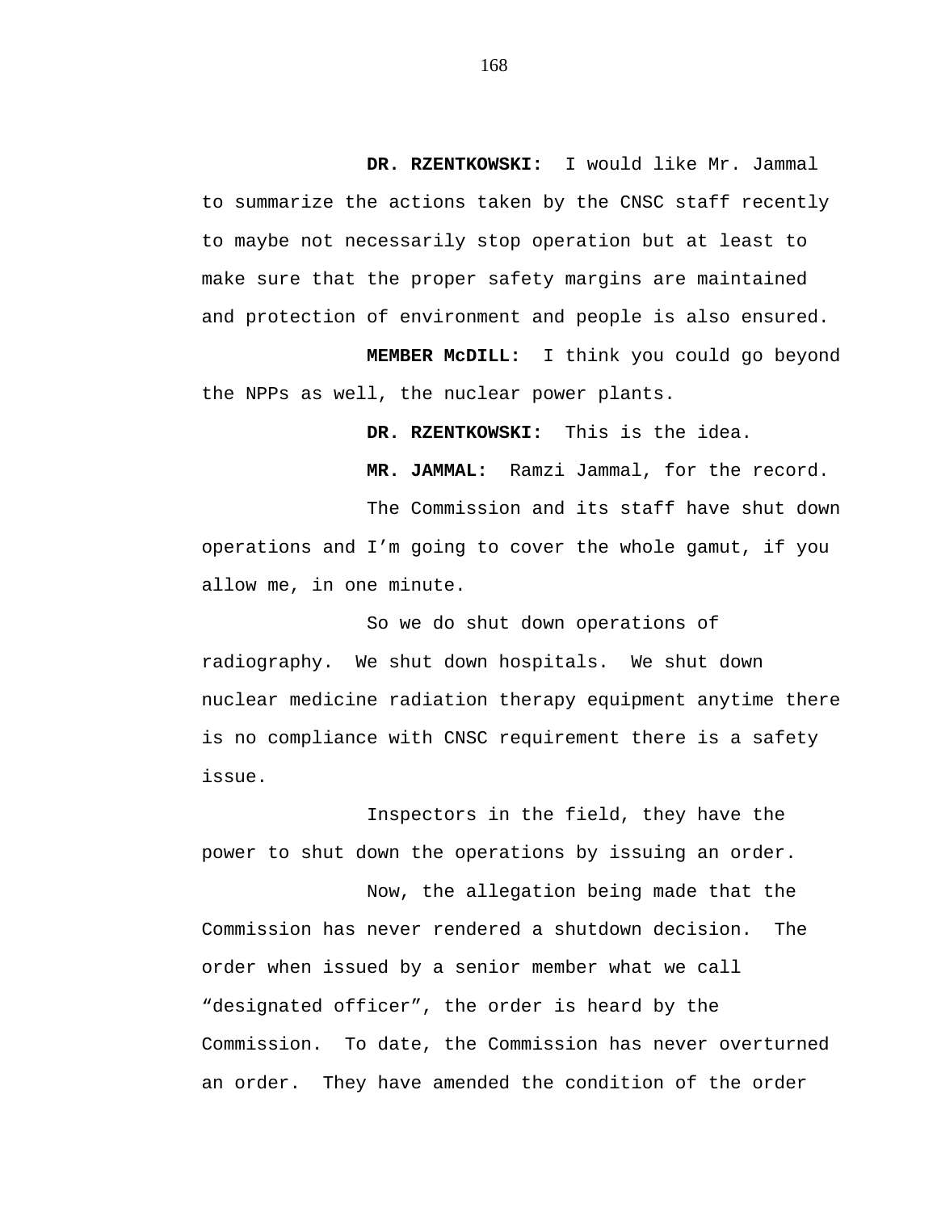**DR. RZENTKOWSKI:** I would like Mr. Jammal to summarize the actions taken by the CNSC staff recently to maybe not necessarily stop operation but at least to make sure that the proper safety margins are maintained and protection of environment and people is also ensured.

**MEMBER McDILL:** I think you could go beyond the NPPs as well, the nuclear power plants.

**DR. RZENTKOWSKI:** This is the idea.

**MR. JAMMAL:** Ramzi Jammal, for the record.

The Commission and its staff have shut down operations and I'm going to cover the whole gamut, if you allow me, in one minute.

So we do shut down operations of radiography. We shut down hospitals. We shut down nuclear medicine radiation therapy equipment anytime there is no compliance with CNSC requirement there is a safety issue.

Inspectors in the field, they have the power to shut down the operations by issuing an order.

Now, the allegation being made that the Commission has never rendered a shutdown decision. The order when issued by a senior member what we call "designated officer", the order is heard by the Commission. To date, the Commission has never overturned an order. They have amended the condition of the order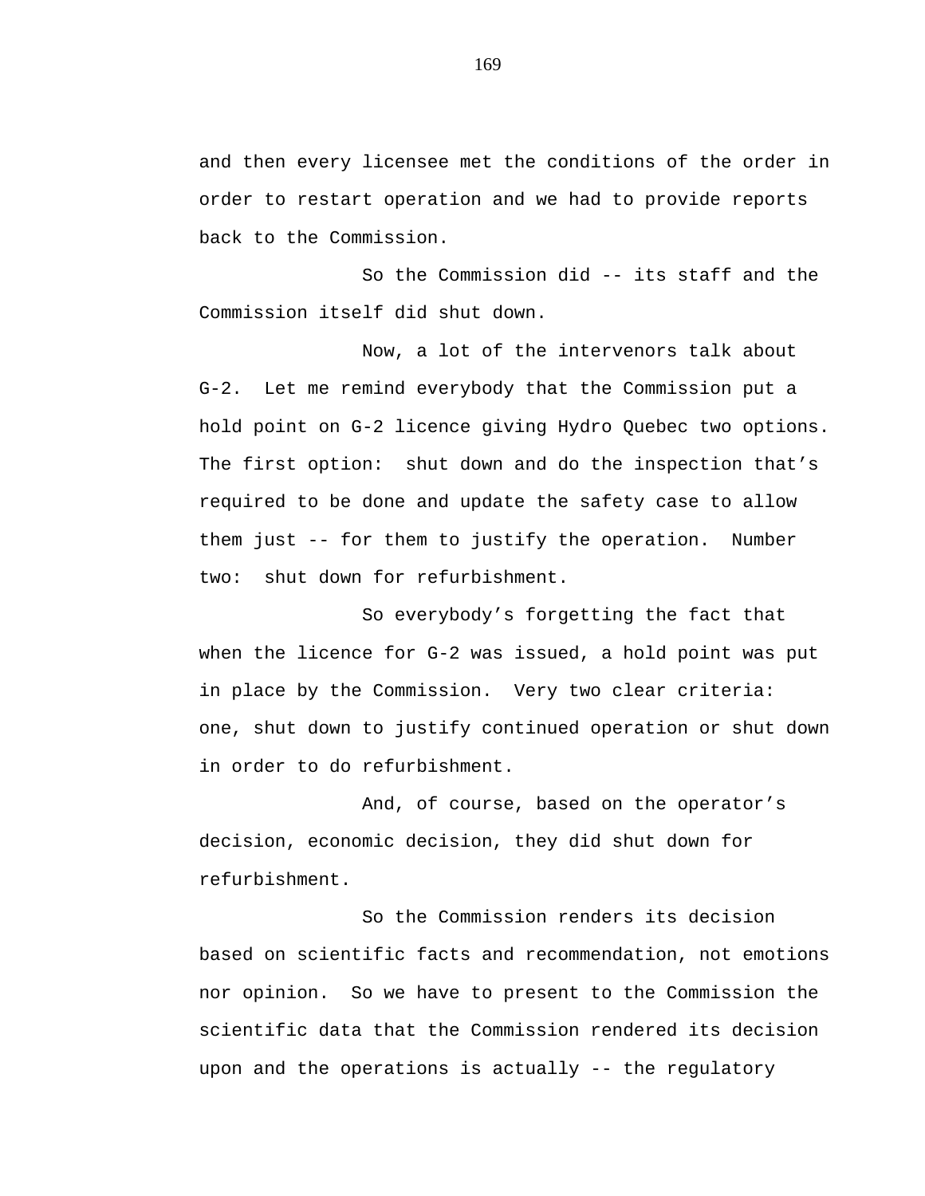and then every licensee met the conditions of the order in order to restart operation and we had to provide reports back to the Commission.

So the Commission did -- its staff and the Commission itself did shut down.

Now, a lot of the intervenors talk about G-2. Let me remind everybody that the Commission put a hold point on G-2 licence giving Hydro Quebec two options. The first option: shut down and do the inspection that's required to be done and update the safety case to allow them just -- for them to justify the operation. Number two: shut down for refurbishment.

So everybody's forgetting the fact that when the licence for G-2 was issued, a hold point was put in place by the Commission. Very two clear criteria: one, shut down to justify continued operation or shut down in order to do refurbishment.

And, of course, based on the operator's decision, economic decision, they did shut down for refurbishment.

So the Commission renders its decision based on scientific facts and recommendation, not emotions nor opinion. So we have to present to the Commission the scientific data that the Commission rendered its decision upon and the operations is actually -- the regulatory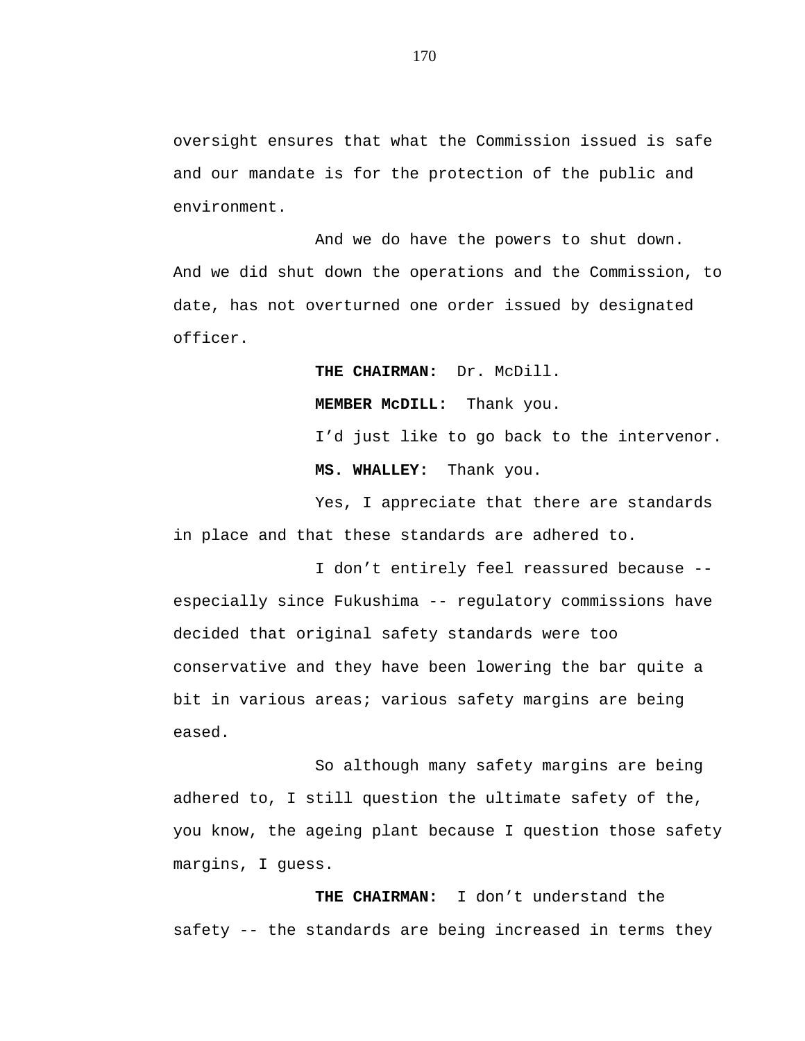oversight ensures that what the Commission issued is safe and our mandate is for the protection of the public and environment.

And we do have the powers to shut down. And we did shut down the operations and the Commission, to date, has not overturned one order issued by designated officer.

**THE CHAIRMAN:** Dr. McDill.

**MEMBER McDILL:** Thank you.

I'd just like to go back to the intervenor.

**MS. WHALLEY:** Thank you.

Yes, I appreciate that there are standards in place and that these standards are adhered to.

I don't entirely feel reassured because -- especially since Fukushima -- regulatory commissions have decided that original safety standards were too conservative and they have been lowering the bar quite a bit in various areas; various safety margins are being eased.

So although many safety margins are being adhered to, I still question the ultimate safety of the, you know, the ageing plant because I question those safety margins, I guess.

**THE CHAIRMAN:** I don't understand the safety -- the standards are being increased in terms they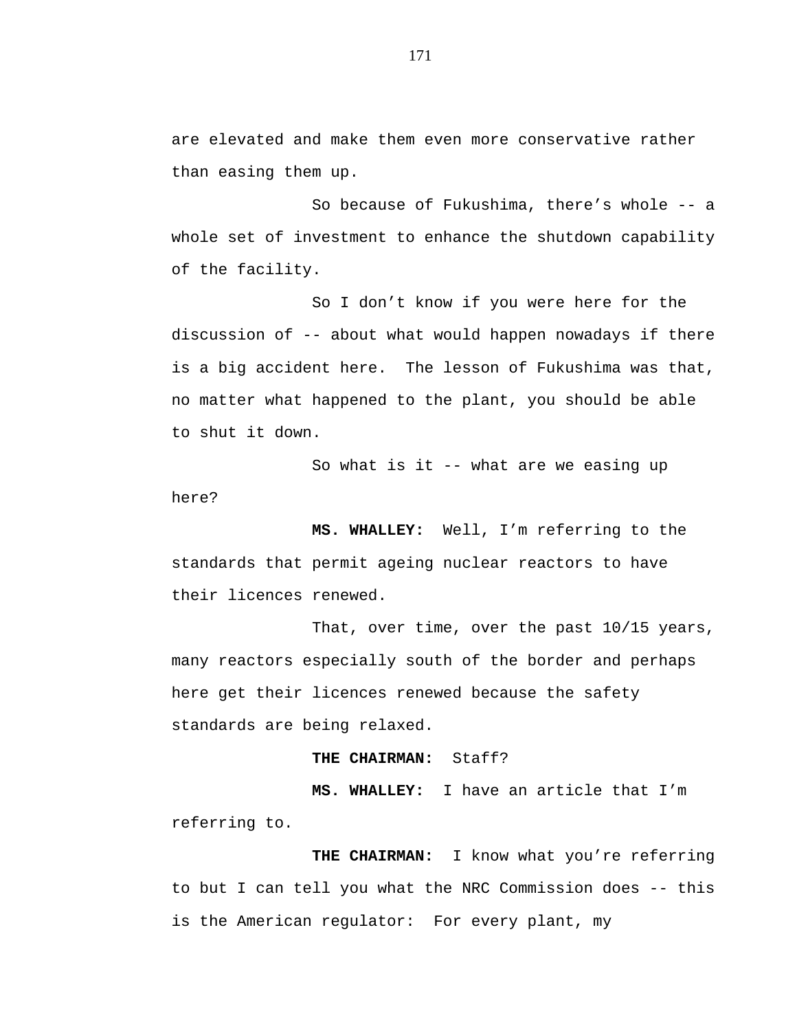are elevated and make them even more conservative rather than easing them up.

So because of Fukushima, there's whole -- a whole set of investment to enhance the shutdown capability of the facility.

So I don't know if you were here for the discussion of -- about what would happen nowadays if there is a big accident here. The lesson of Fukushima was that, no matter what happened to the plant, you should be able to shut it down.

So what is it -- what are we easing up here?

**MS. WHALLEY:** Well, I'm referring to the standards that permit ageing nuclear reactors to have their licences renewed.

That, over time, over the past 10/15 years, many reactors especially south of the border and perhaps here get their licences renewed because the safety standards are being relaxed.

**THE CHAIRMAN:** Staff?

**MS. WHALLEY:** I have an article that I'm referring to.

**THE CHAIRMAN:** I know what you're referring to but I can tell you what the NRC Commission does -- this is the American regulator: For every plant, my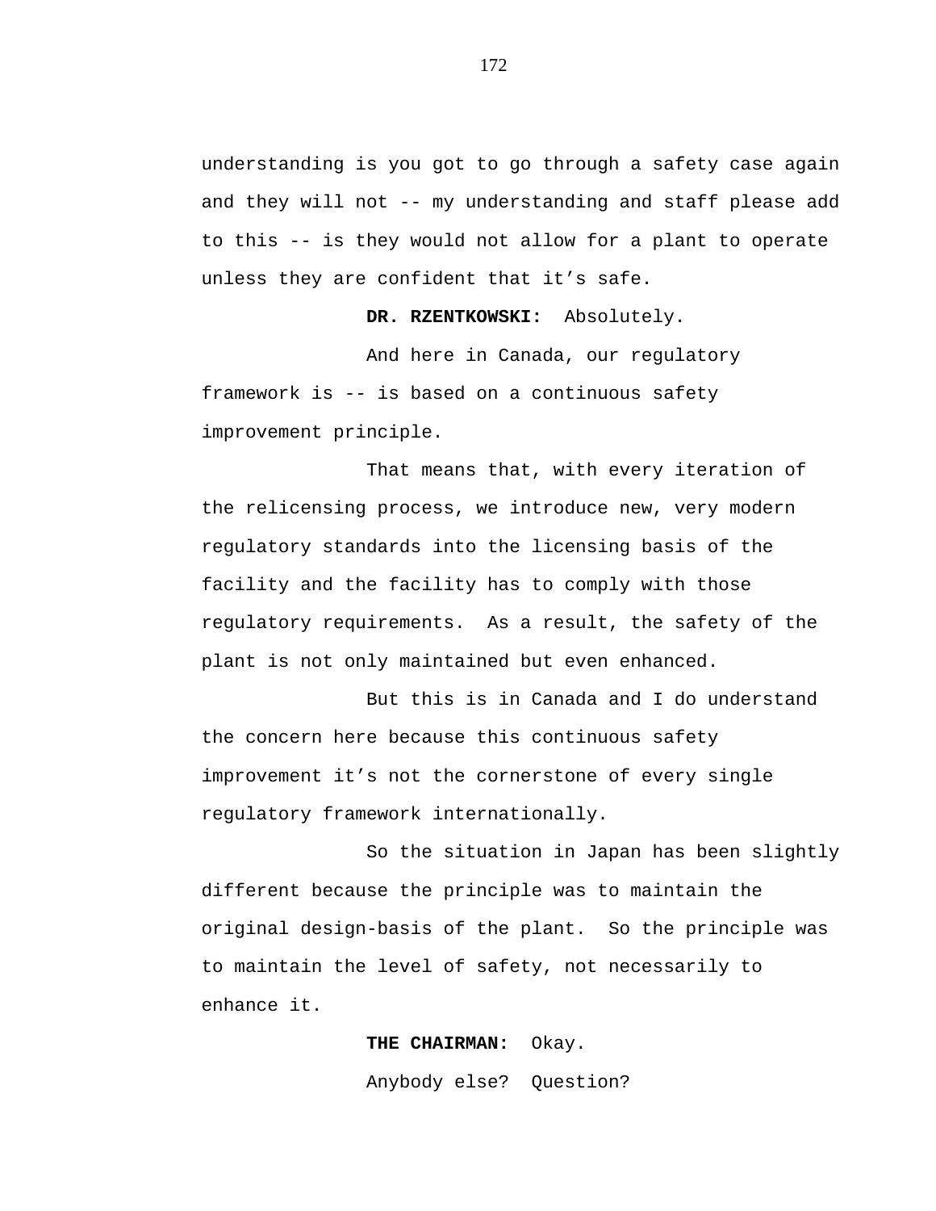understanding is you got to go through a safety case again and they will not -- my understanding and staff please add to this -- is they would not allow for a plant to operate unless they are confident that it's safe.

**DR. RZENTKOWSKI:** Absolutely.

And here in Canada, our regulatory framework is -- is based on a continuous safety improvement principle.

That means that, with every iteration of the relicensing process, we introduce new, very modern regulatory standards into the licensing basis of the facility and the facility has to comply with those regulatory requirements. As a result, the safety of the plant is not only maintained but even enhanced.

But this is in Canada and I do understand the concern here because this continuous safety improvement it's not the cornerstone of every single regulatory framework internationally.

So the situation in Japan has been slightly different because the principle was to maintain the original design-basis of the plant. So the principle was to maintain the level of safety, not necessarily to enhance it.

**THE CHAIRMAN:** Okay.

Anybody else? Question?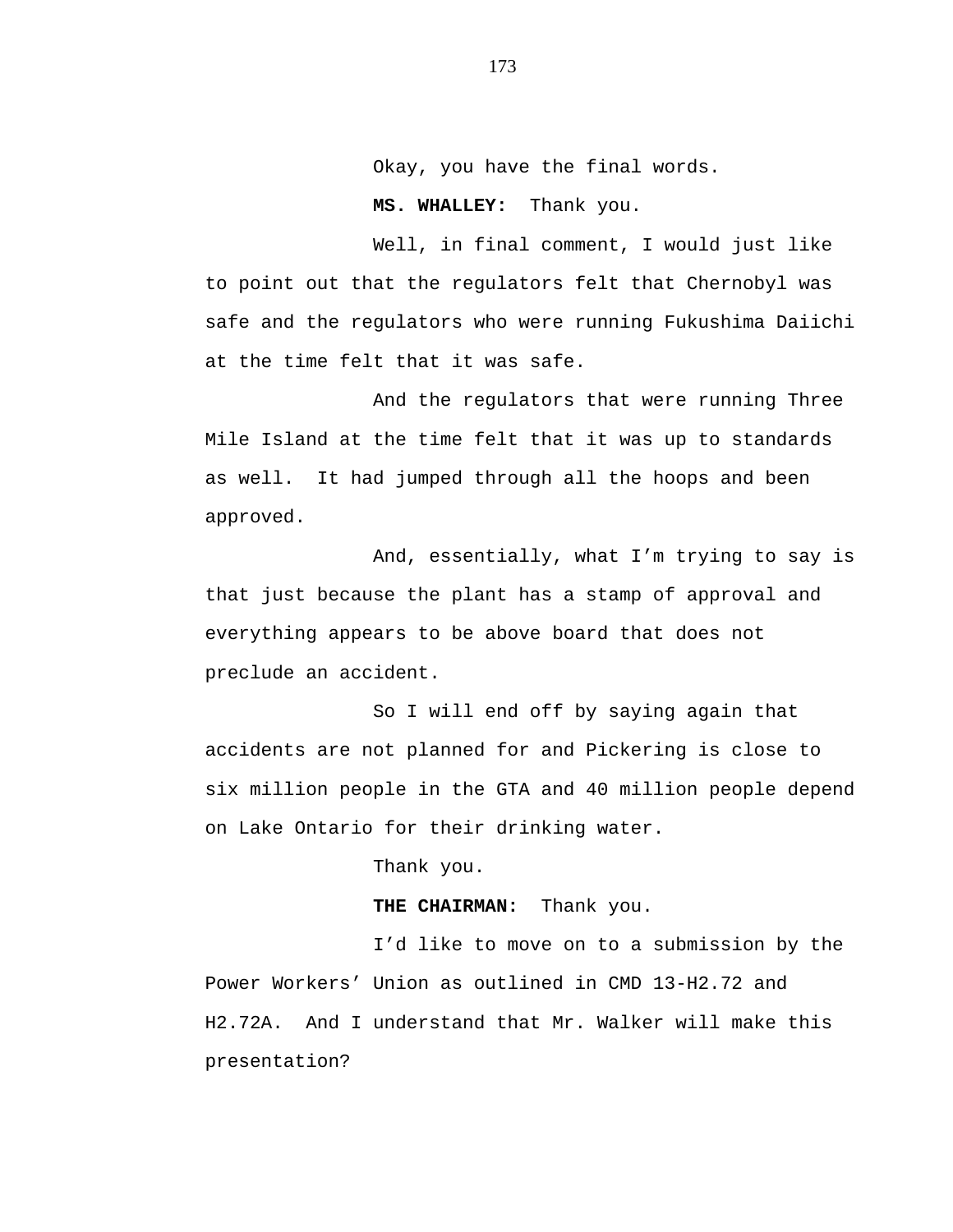Okay, you have the final words.

**MS. WHALLEY:** Thank you.

Well, in final comment, I would just like to point out that the regulators felt that Chernobyl was safe and the regulators who were running Fukushima Daiichi at the time felt that it was safe.

And the regulators that were running Three Mile Island at the time felt that it was up to standards as well. It had jumped through all the hoops and been approved.

And, essentially, what I'm trying to say is that just because the plant has a stamp of approval and everything appears to be above board that does not preclude an accident.

So I will end off by saying again that accidents are not planned for and Pickering is close to six million people in the GTA and 40 million people depend on Lake Ontario for their drinking water.

Thank you.

**THE CHAIRMAN:** Thank you.

I'd like to move on to a submission by the Power Workers' Union as outlined in CMD 13-H2.72 and H2.72A. And I understand that Mr. Walker will make this presentation?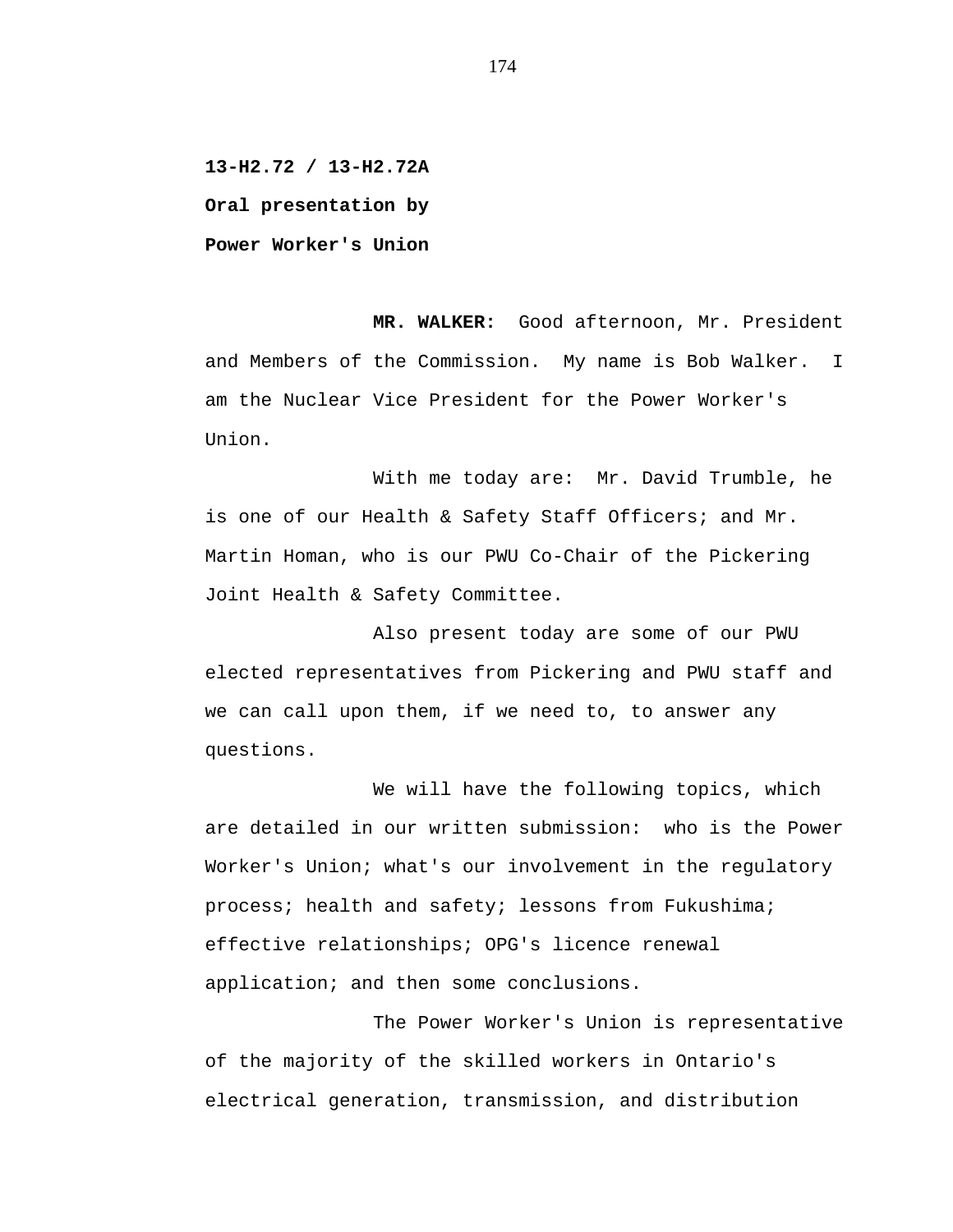**13-H2.72 / 13-H2.72A**

**Oral presentation by**

**Power Worker's Union**

**MR. WALKER:** Good afternoon, Mr. President and Members of the Commission. My name is Bob Walker. I am the Nuclear Vice President for the Power Worker's Union.

With me today are: Mr. David Trumble, he is one of our Health & Safety Staff Officers; and Mr. Martin Homan, who is our PWU Co-Chair of the Pickering Joint Health & Safety Committee.

Also present today are some of our PWU elected representatives from Pickering and PWU staff and we can call upon them, if we need to, to answer any questions.

We will have the following topics, which are detailed in our written submission: who is the Power Worker's Union; what's our involvement in the regulatory process; health and safety; lessons from Fukushima; effective relationships; OPG's licence renewal application; and then some conclusions.

The Power Worker's Union is representative of the majority of the skilled workers in Ontario's electrical generation, transmission, and distribution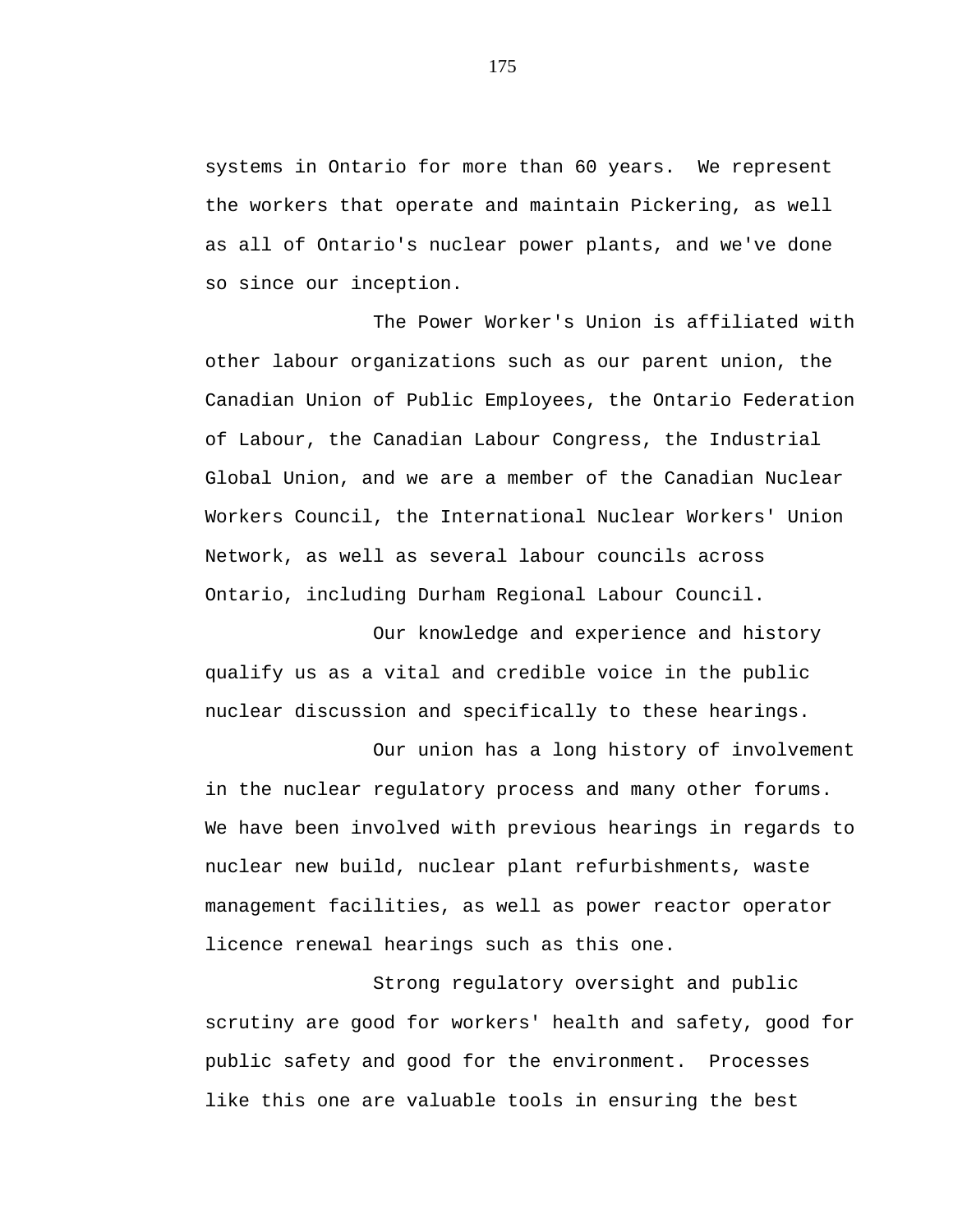systems in Ontario for more than 60 years. We represent the workers that operate and maintain Pickering, as well as all of Ontario's nuclear power plants, and we've done so since our inception.

The Power Worker's Union is affiliated with other labour organizations such as our parent union, the Canadian Union of Public Employees, the Ontario Federation of Labour, the Canadian Labour Congress, the Industrial Global Union, and we are a member of the Canadian Nuclear Workers Council, the International Nuclear Workers' Union Network, as well as several labour councils across Ontario, including Durham Regional Labour Council.

Our knowledge and experience and history qualify us as a vital and credible voice in the public nuclear discussion and specifically to these hearings.

Our union has a long history of involvement in the nuclear regulatory process and many other forums. We have been involved with previous hearings in regards to nuclear new build, nuclear plant refurbishments, waste management facilities, as well as power reactor operator licence renewal hearings such as this one.

Strong regulatory oversight and public scrutiny are good for workers' health and safety, good for public safety and good for the environment. Processes like this one are valuable tools in ensuring the best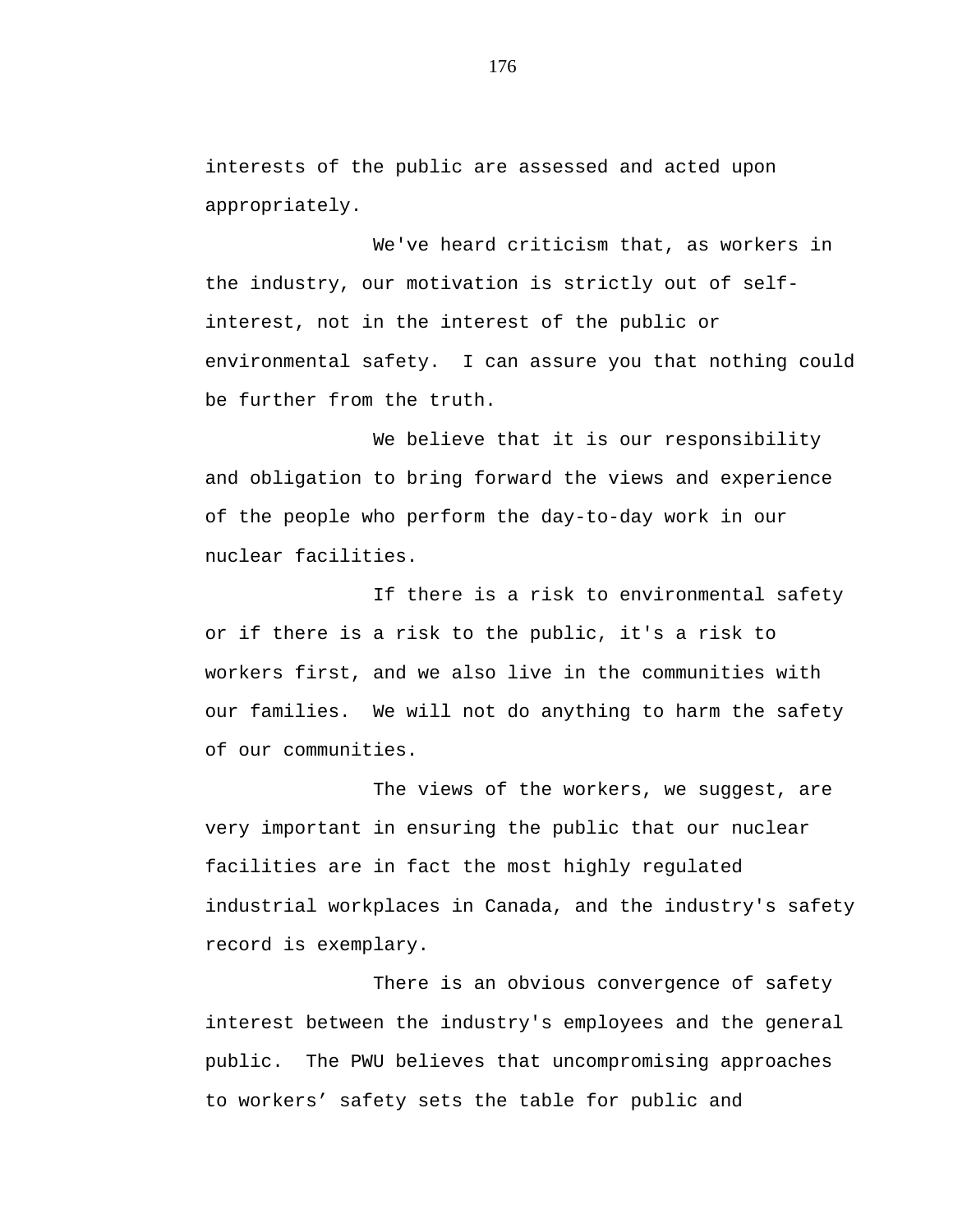interests of the public are assessed and acted upon appropriately.

We've heard criticism that, as workers in the industry, our motivation is strictly out of self-interest, not in the interest of the public or environmental safety.  I can assure you that nothing could be further from the truth.

We believe that it is our responsibility and obligation to bring forward the views and experience of the people who perform the day-to-day work in our nuclear facilities.

If there is a risk to environmental safety or if there is a risk to the public, it's a risk to workers first, and we also live in the communities with our families.  We will not do anything to harm the safety of our communities.

The views of the workers, we suggest, are very important in ensuring the public that our nuclear facilities are in fact the most highly regulated industrial workplaces in Canada, and the industry's safety record is exemplary.

There is an obvious convergence of safety interest between the industry's employees and the general public.  The PWU believes that uncompromising approaches to workers' safety sets the table for public and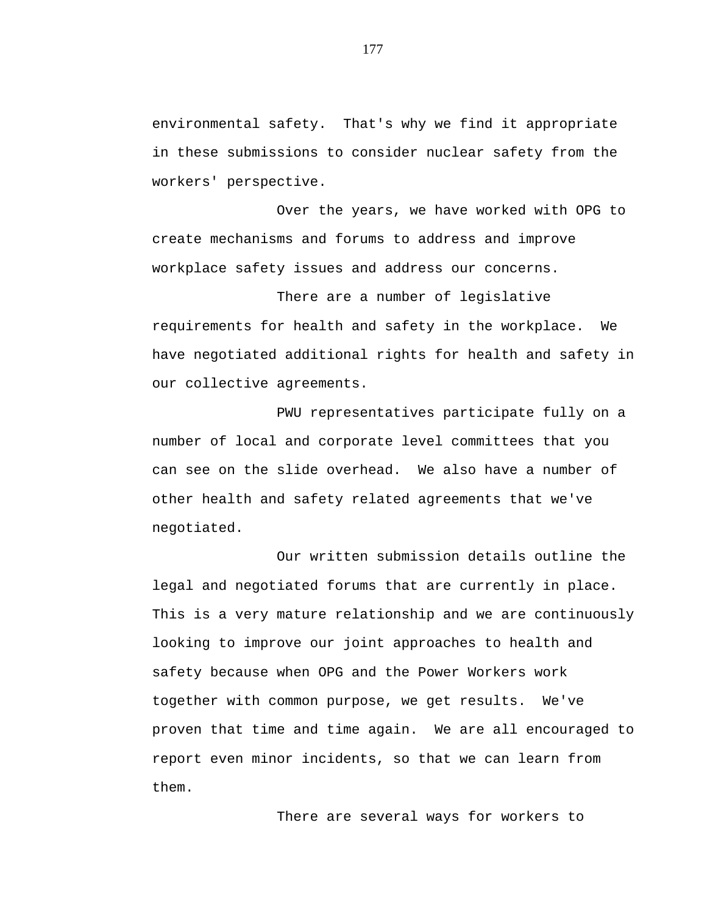environmental safety. That's why we find it appropriate in these submissions to consider nuclear safety from the workers' perspective.

Over the years, we have worked with OPG to create mechanisms and forums to address and improve workplace safety issues and address our concerns.

There are a number of legislative requirements for health and safety in the workplace. We have negotiated additional rights for health and safety in our collective agreements.

PWU representatives participate fully on a number of local and corporate level committees that you can see on the slide overhead. We also have a number of other health and safety related agreements that we've negotiated.

Our written submission details outline the legal and negotiated forums that are currently in place. This is a very mature relationship and we are continuously looking to improve our joint approaches to health and safety because when OPG and the Power Workers work together with common purpose, we get results. We've proven that time and time again. We are all encouraged to report even minor incidents, so that we can learn from them.

There are several ways for workers to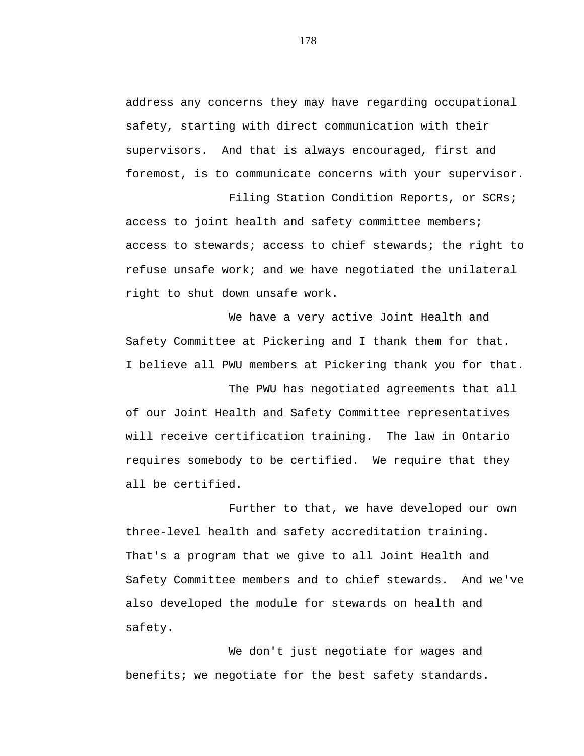address any concerns they may have regarding occupational safety, starting with direct communication with their supervisors. And that is always encouraged, first and foremost, is to communicate concerns with your supervisor.

Filing Station Condition Reports, or SCRs; access to joint health and safety committee members; access to stewards; access to chief stewards; the right to refuse unsafe work; and we have negotiated the unilateral right to shut down unsafe work.

We have a very active Joint Health and Safety Committee at Pickering and I thank them for that. I believe all PWU members at Pickering thank you for that.

The PWU has negotiated agreements that all of our Joint Health and Safety Committee representatives will receive certification training. The law in Ontario requires somebody to be certified. We require that they all be certified.

Further to that, we have developed our own three-level health and safety accreditation training. That's a program that we give to all Joint Health and Safety Committee members and to chief stewards. And we've also developed the module for stewards on health and safety.

We don't just negotiate for wages and benefits; we negotiate for the best safety standards.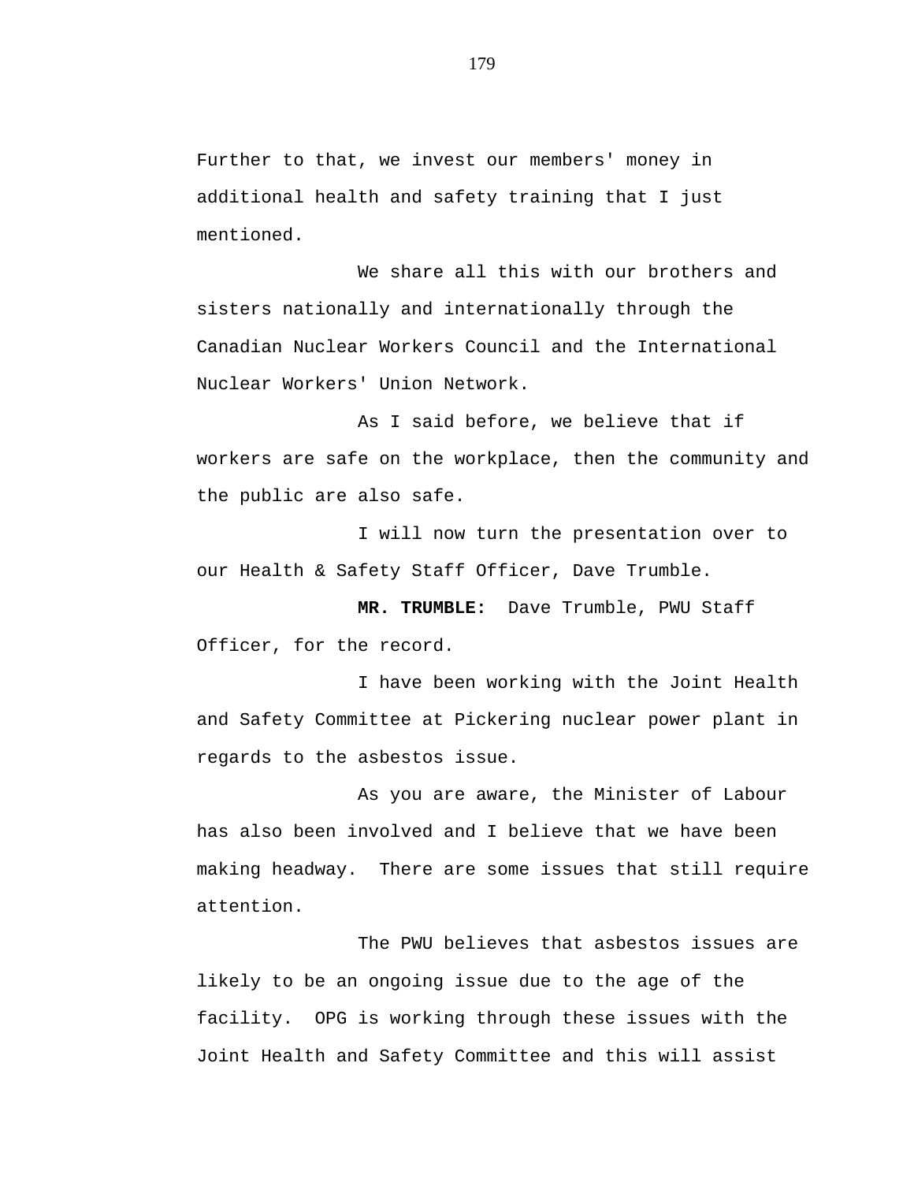Further to that, we invest our members' money in additional health and safety training that I just mentioned.

We share all this with our brothers and sisters nationally and internationally through the Canadian Nuclear Workers Council and the International Nuclear Workers' Union Network.

As I said before, we believe that if workers are safe on the workplace, then the community and the public are also safe.

I will now turn the presentation over to our Health & Safety Staff Officer, Dave Trumble.

**MR. TRUMBLE:** Dave Trumble, PWU Staff Officer, for the record.

I have been working with the Joint Health and Safety Committee at Pickering nuclear power plant in regards to the asbestos issue.

As you are aware, the Minister of Labour has also been involved and I believe that we have been making headway. There are some issues that still require attention.

The PWU believes that asbestos issues are likely to be an ongoing issue due to the age of the facility. OPG is working through these issues with the Joint Health and Safety Committee and this will assist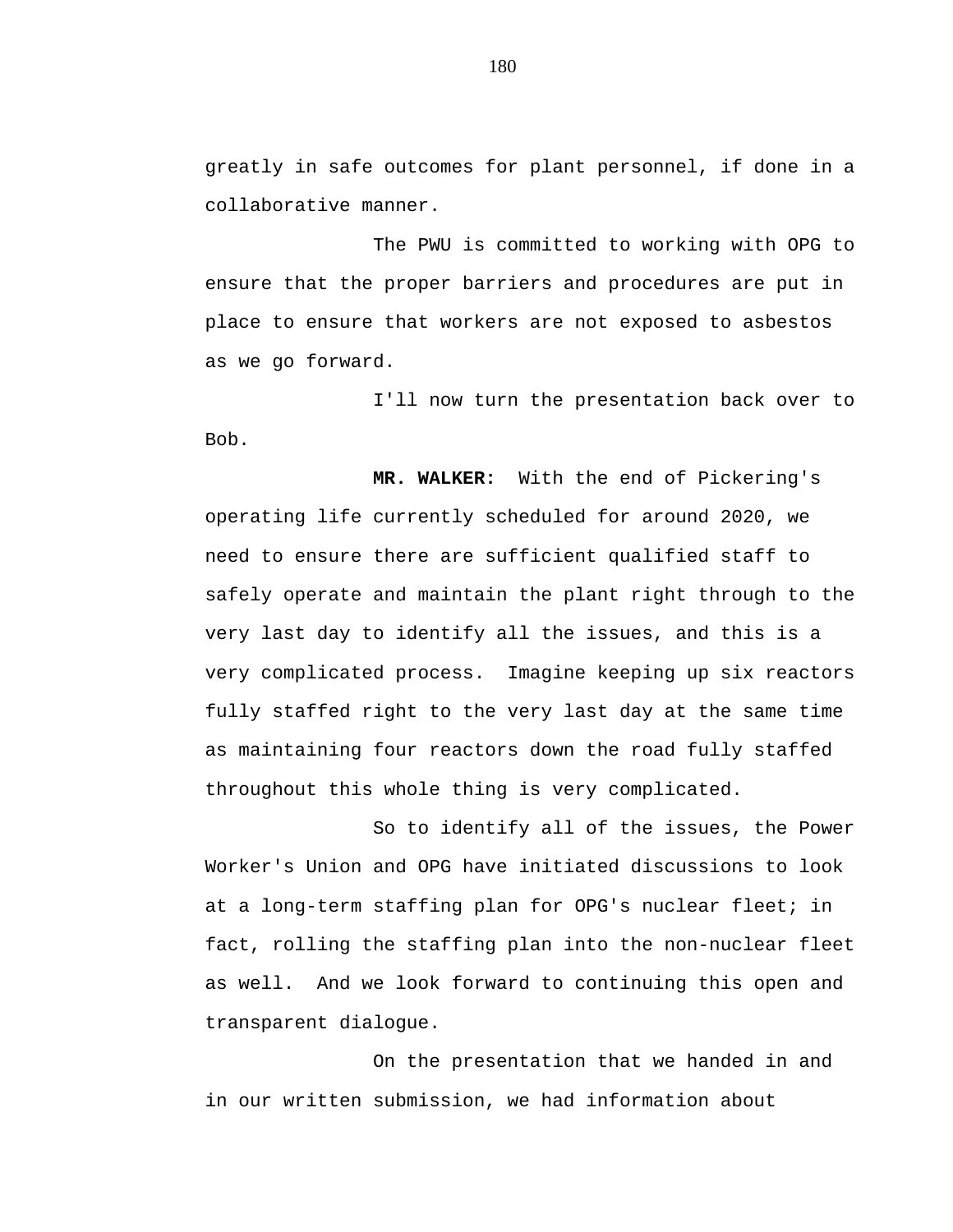greatly in safe outcomes for plant personnel, if done in a collaborative manner.

The PWU is committed to working with OPG to ensure that the proper barriers and procedures are put in place to ensure that workers are not exposed to asbestos as we go forward.

I'll now turn the presentation back over to Bob.

**MR. WALKER:** With the end of Pickering's operating life currently scheduled for around 2020, we need to ensure there are sufficient qualified staff to safely operate and maintain the plant right through to the very last day to identify all the issues, and this is a very complicated process. Imagine keeping up six reactors fully staffed right to the very last day at the same time as maintaining four reactors down the road fully staffed throughout this whole thing is very complicated.

So to identify all of the issues, the Power Worker's Union and OPG have initiated discussions to look at a long-term staffing plan for OPG's nuclear fleet; in fact, rolling the staffing plan into the non-nuclear fleet as well. And we look forward to continuing this open and transparent dialogue.

On the presentation that we handed in and in our written submission, we had information about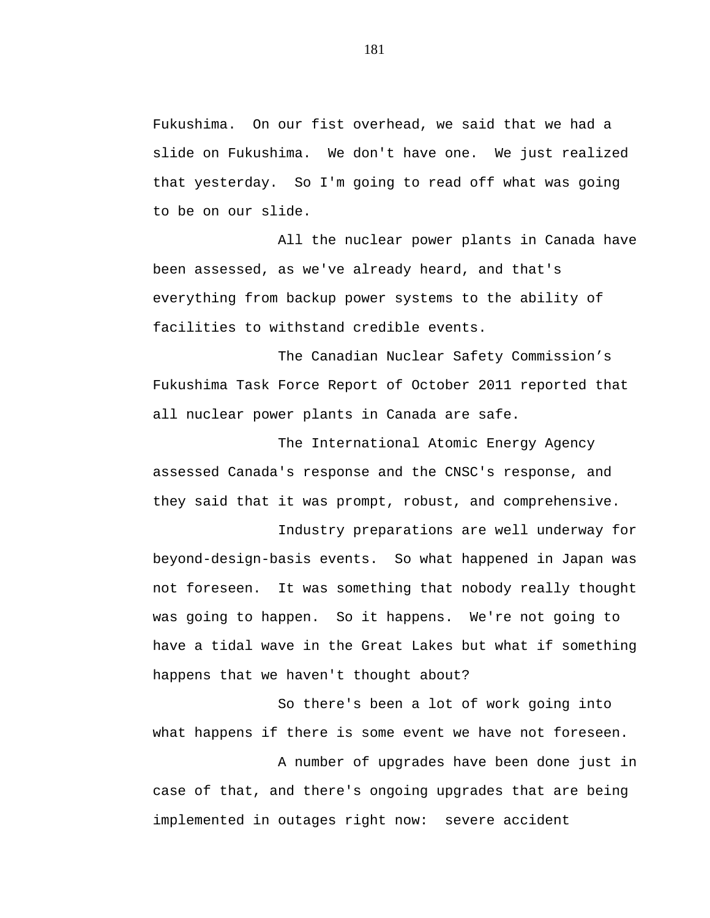Fukushima. On our fist overhead, we said that we had a slide on Fukushima. We don't have one. We just realized that yesterday. So I'm going to read off what was going to be on our slide.

All the nuclear power plants in Canada have been assessed, as we've already heard, and that's everything from backup power systems to the ability of facilities to withstand credible events.

The Canadian Nuclear Safety Commission's Fukushima Task Force Report of October 2011 reported that all nuclear power plants in Canada are safe.

The International Atomic Energy Agency assessed Canada's response and the CNSC's response, and they said that it was prompt, robust, and comprehensive.

Industry preparations are well underway for beyond-design-basis events. So what happened in Japan was not foreseen. It was something that nobody really thought was going to happen. So it happens. We're not going to have a tidal wave in the Great Lakes but what if something happens that we haven't thought about?

So there's been a lot of work going into what happens if there is some event we have not foreseen.

A number of upgrades have been done just in case of that, and there's ongoing upgrades that are being implemented in outages right now: severe accident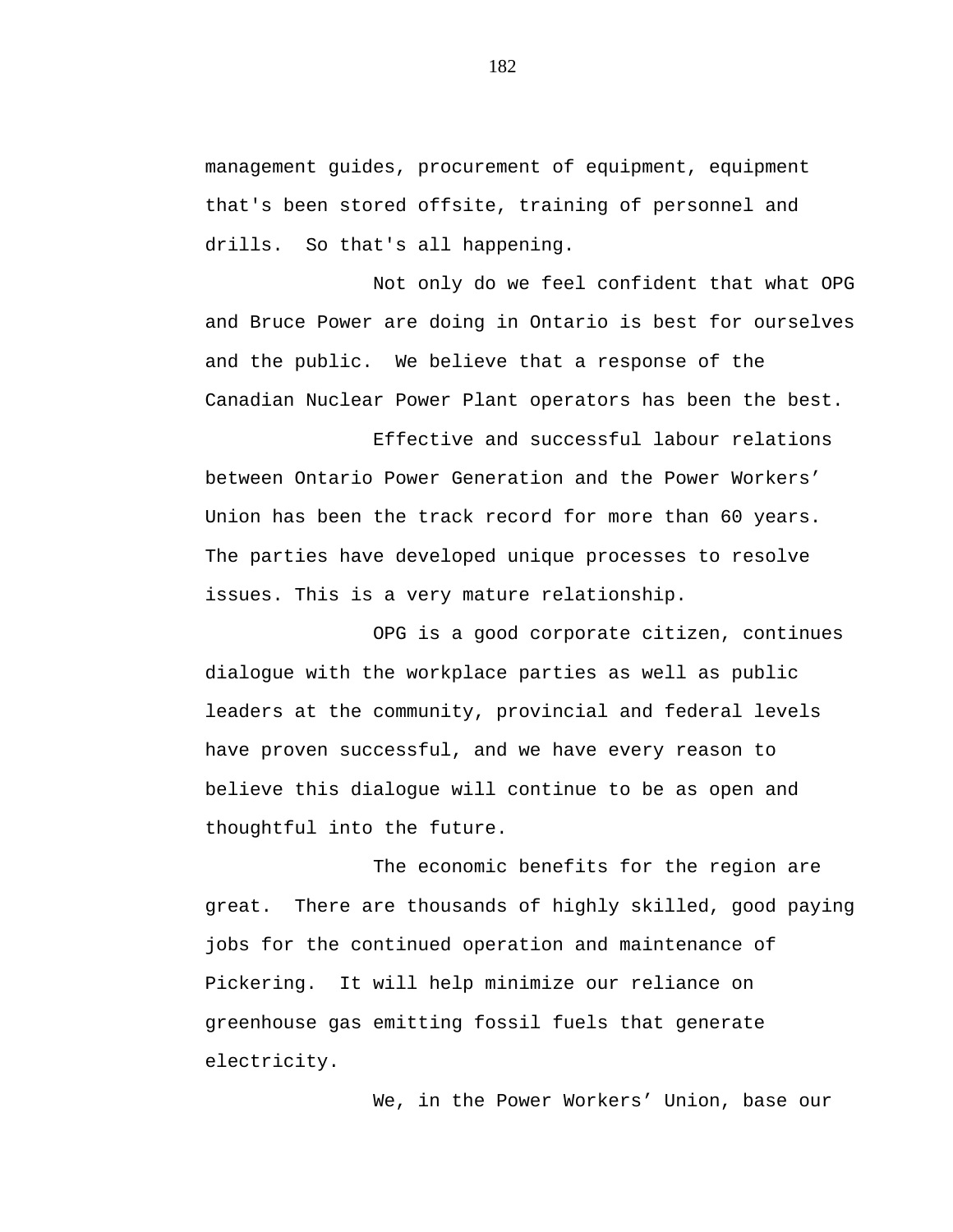management guides, procurement of equipment, equipment that's been stored offsite, training of personnel and drills.  So that's all happening.

Not only do we feel confident that what OPG and Bruce Power are doing in Ontario is best for ourselves and the public.  We believe that a response of the Canadian Nuclear Power Plant operators has been the best.

Effective and successful labour relations between Ontario Power Generation and the Power Workers' Union has been the track record for more than 60 years. The parties have developed unique processes to resolve issues. This is a very mature relationship.

OPG is a good corporate citizen, continues dialogue with the workplace parties as well as public leaders at the community, provincial and federal levels have proven successful, and we have every reason to believe this dialogue will continue to be as open and thoughtful into the future.

The economic benefits for the region are great.  There are thousands of highly skilled, good paying jobs for the continued operation and maintenance of Pickering.  It will help minimize our reliance on greenhouse gas emitting fossil fuels that generate electricity.

We, in the Power Workers' Union, base our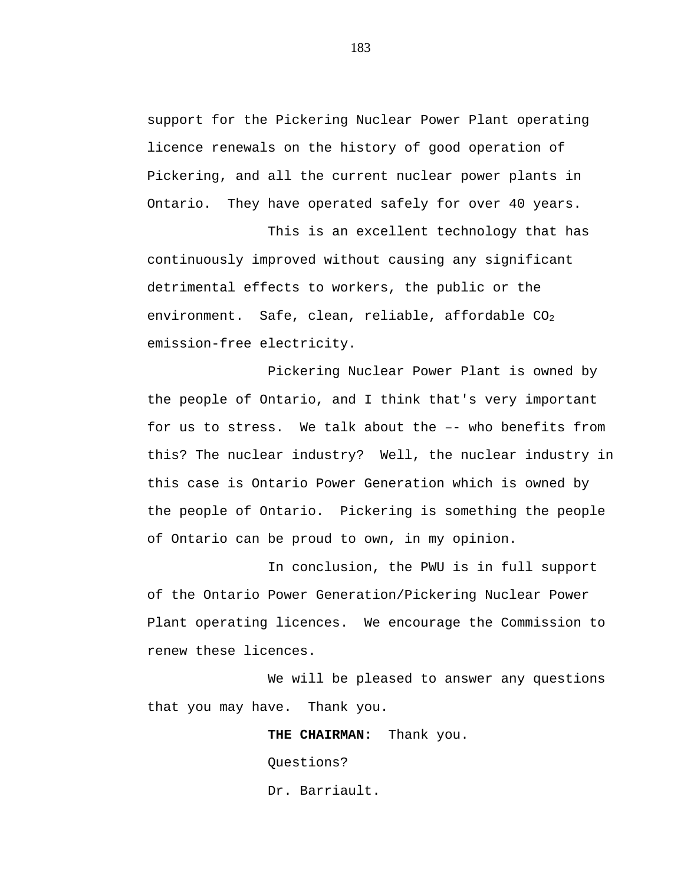support for the Pickering Nuclear Power Plant operating licence renewals on the history of good operation of Pickering, and all the current nuclear power plants in Ontario.  They have operated safely for over 40 years.

This is an excellent technology that has continuously improved without causing any significant detrimental effects to workers, the public or the environment.  Safe, clean, reliable, affordable $CO_2$ emission-free electricity.

Pickering Nuclear Power Plant is owned by the people of Ontario, and I think that's very important for us to stress.  We talk about the –– who benefits from this? The nuclear industry?  Well, the nuclear industry in this case is Ontario Power Generation which is owned by the people of Ontario.  Pickering is something the people of Ontario can be proud to own, in my opinion.

In conclusion, the PWU is in full support of the Ontario Power Generation/Pickering Nuclear Power Plant operating licences.  We encourage the Commission to renew these licences.

We will be pleased to answer any questions that you may have.  Thank you.

**THE CHAIRMAN:**  Thank you.

Questions?

Dr. Barriault.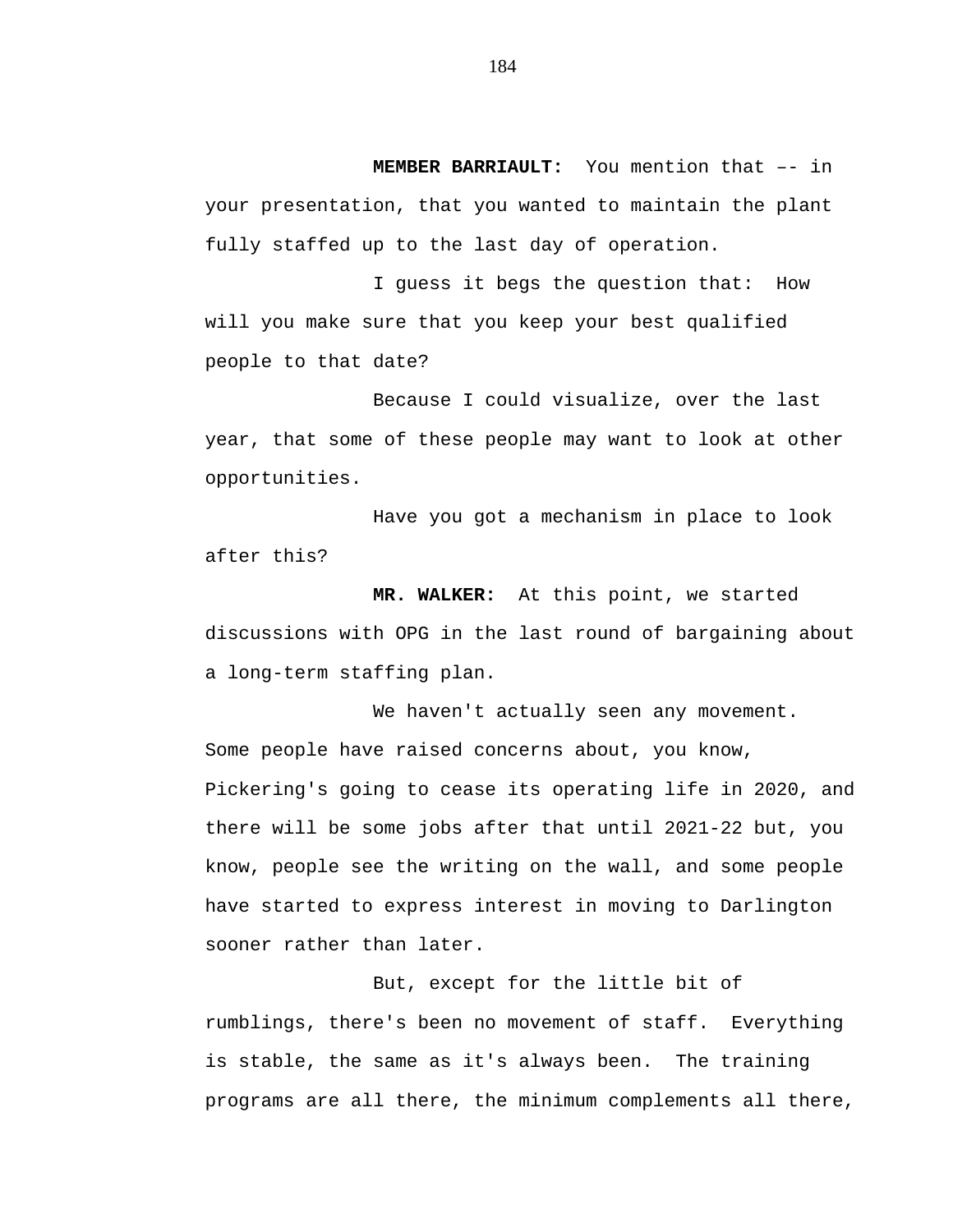**MEMBER BARRIAULT:** You mention that –- in your presentation, that you wanted to maintain the plant fully staffed up to the last day of operation.

I guess it begs the question that: How will you make sure that you keep your best qualified people to that date?

Because I could visualize, over the last year, that some of these people may want to look at other opportunities.

Have you got a mechanism in place to look after this?

**MR. WALKER:** At this point, we started discussions with OPG in the last round of bargaining about a long-term staffing plan.

We haven't actually seen any movement. Some people have raised concerns about, you know, Pickering's going to cease its operating life in 2020, and there will be some jobs after that until 2021-22 but, you know, people see the writing on the wall, and some people have started to express interest in moving to Darlington sooner rather than later.

But, except for the little bit of rumblings, there's been no movement of staff. Everything is stable, the same as it's always been. The training programs are all there, the minimum complements all there,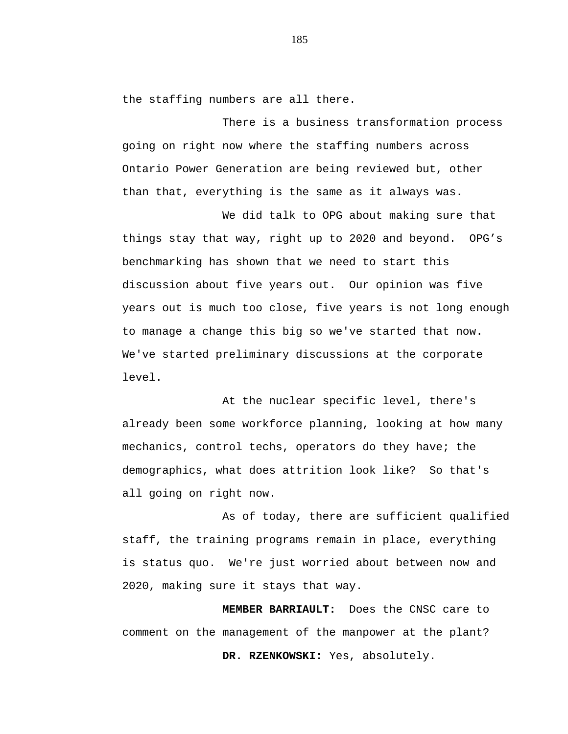the staffing numbers are all there.

There is a business transformation process going on right now where the staffing numbers across Ontario Power Generation are being reviewed but, other than that, everything is the same as it always was.

We did talk to OPG about making sure that things stay that way, right up to 2020 and beyond. OPG's benchmarking has shown that we need to start this discussion about five years out. Our opinion was five years out is much too close, five years is not long enough to manage a change this big so we've started that now. We've started preliminary discussions at the corporate level.

At the nuclear specific level, there's already been some workforce planning, looking at how many mechanics, control techs, operators do they have; the demographics, what does attrition look like? So that's all going on right now.

As of today, there are sufficient qualified staff, the training programs remain in place, everything is status quo. We're just worried about between now and 2020, making sure it stays that way.

**MEMBER BARRIAULT:** Does the CNSC care to comment on the management of the manpower at the plant?

**DR. RZENKOWSKI:** Yes, absolutely.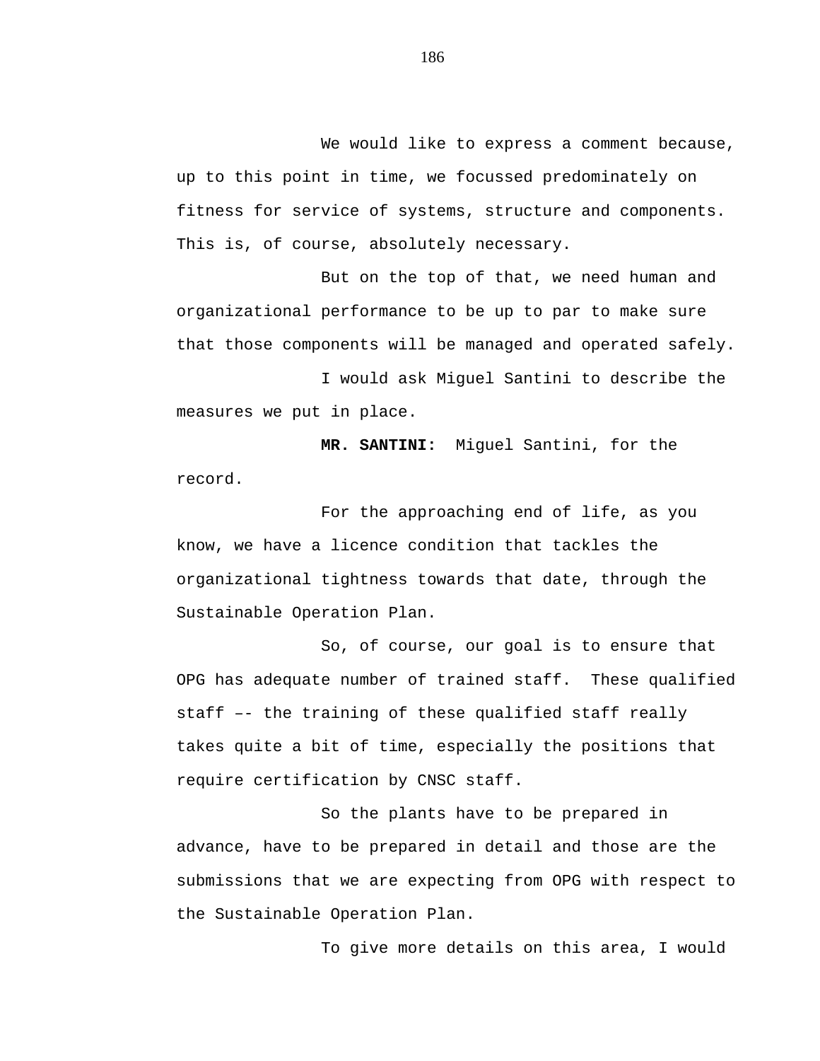We would like to express a comment because, up to this point in time, we focussed predominately on fitness for service of systems, structure and components. This is, of course, absolutely necessary.

But on the top of that, we need human and organizational performance to be up to par to make sure that those components will be managed and operated safely.

I would ask Miguel Santini to describe the measures we put in place.

**MR. SANTINI:** Miguel Santini, for the record.

For the approaching end of life, as you know, we have a licence condition that tackles the organizational tightness towards that date, through the Sustainable Operation Plan.

So, of course, our goal is to ensure that OPG has adequate number of trained staff. These qualified staff –- the training of these qualified staff really takes quite a bit of time, especially the positions that require certification by CNSC staff.

So the plants have to be prepared in advance, have to be prepared in detail and those are the submissions that we are expecting from OPG with respect to the Sustainable Operation Plan.

To give more details on this area, I would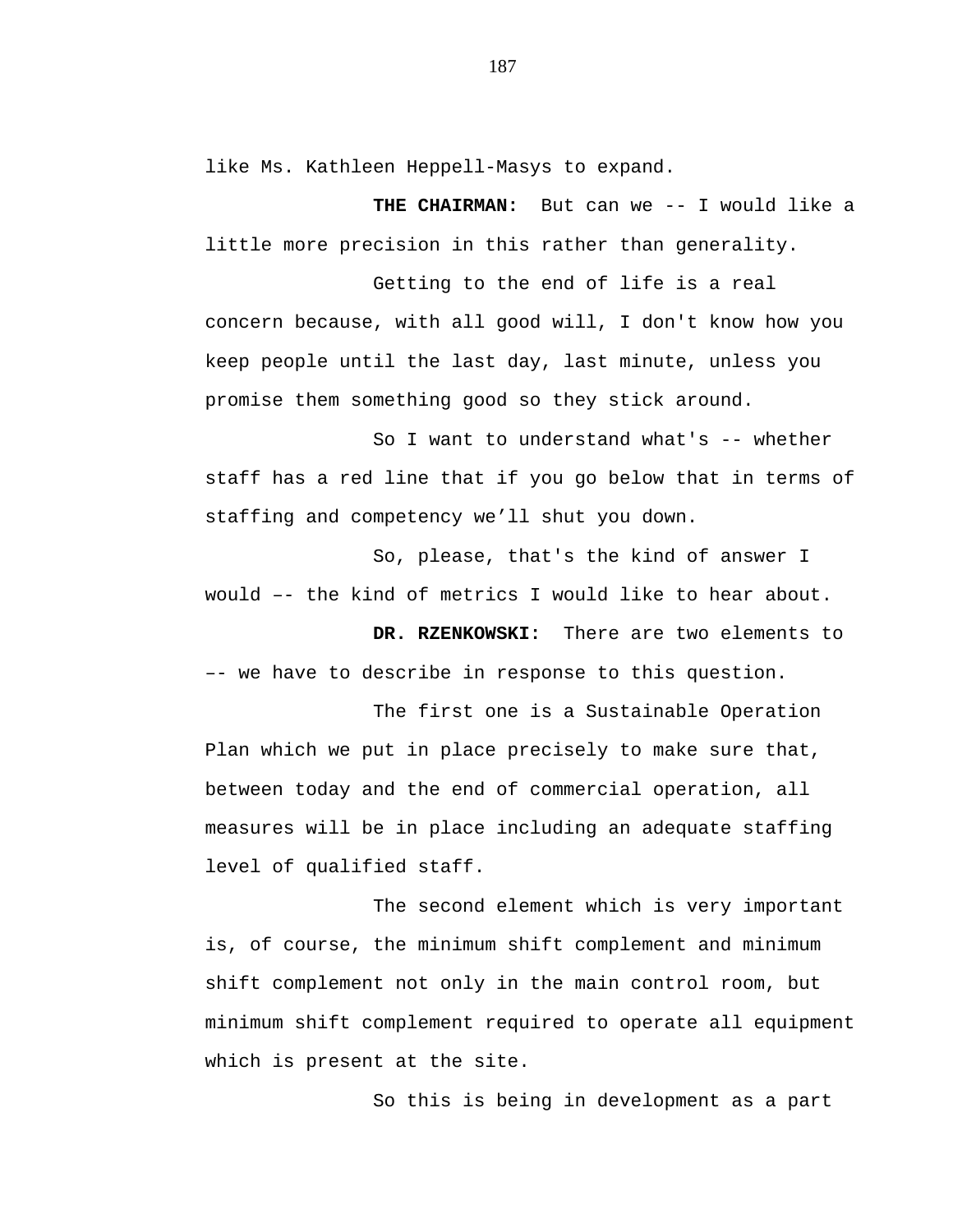like Ms. Kathleen Heppell-Masys to expand.

**THE CHAIRMAN:** But can we -- I would like a little more precision in this rather than generality.

Getting to the end of life is a real concern because, with all good will, I don't know how you keep people until the last day, last minute, unless you promise them something good so they stick around.

So I want to understand what's -- whether staff has a red line that if you go below that in terms of staffing and competency we'll shut you down.

So, please, that's the kind of answer I would –- the kind of metrics I would like to hear about.

**DR. RZENKOWSKI:** There are two elements to –- we have to describe in response to this question.

The first one is a Sustainable Operation Plan which we put in place precisely to make sure that, between today and the end of commercial operation, all measures will be in place including an adequate staffing level of qualified staff.

The second element which is very important is, of course, the minimum shift complement and minimum shift complement not only in the main control room, but minimum shift complement required to operate all equipment which is present at the site.

So this is being in development as a part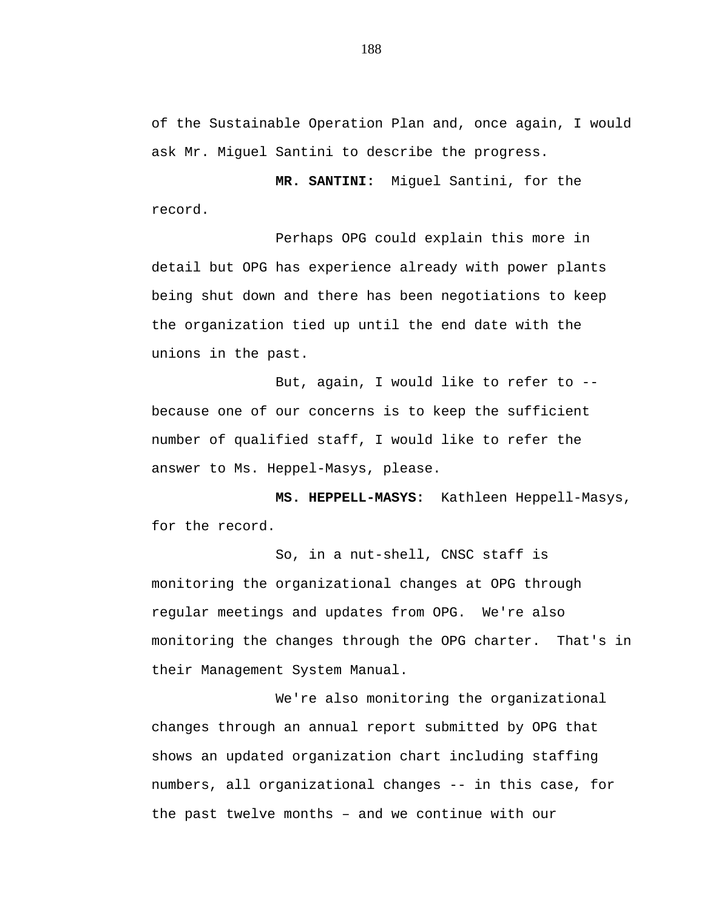of the Sustainable Operation Plan and, once again, I would ask Mr. Miguel Santini to describe the progress.

**MR. SANTINI:** Miguel Santini, for the record.

Perhaps OPG could explain this more in detail but OPG has experience already with power plants being shut down and there has been negotiations to keep the organization tied up until the end date with the unions in the past.

But, again, I would like to refer to -- because one of our concerns is to keep the sufficient number of qualified staff, I would like to refer the answer to Ms. Heppel-Masys, please.

**MS. HEPPELL-MASYS:** Kathleen Heppell-Masys, for the record.

So, in a nut-shell, CNSC staff is monitoring the organizational changes at OPG through regular meetings and updates from OPG. We're also monitoring the changes through the OPG charter. That's in their Management System Manual.

We're also monitoring the organizational changes through an annual report submitted by OPG that shows an updated organization chart including staffing numbers, all organizational changes -- in this case, for the past twelve months – and we continue with our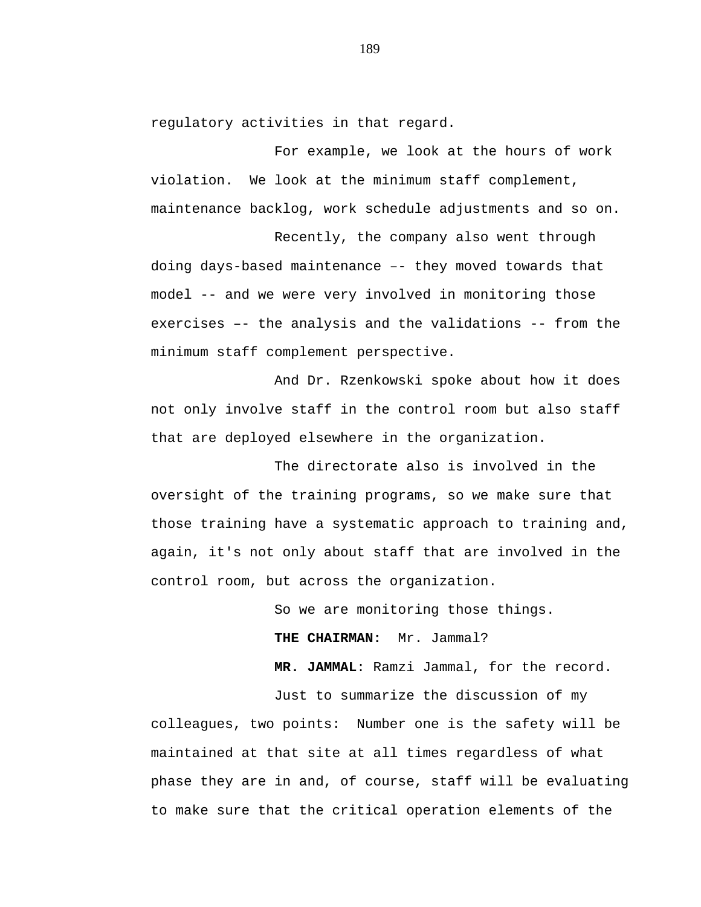regulatory activities in that regard.

For example, we look at the hours of work violation. We look at the minimum staff complement, maintenance backlog, work schedule adjustments and so on.

Recently, the company also went through doing days-based maintenance –- they moved towards that model -- and we were very involved in monitoring those exercises –- the analysis and the validations -- from the minimum staff complement perspective.

And Dr. Rzenkowski spoke about how it does not only involve staff in the control room but also staff that are deployed elsewhere in the organization.

The directorate also is involved in the oversight of the training programs, so we make sure that those training have a systematic approach to training and, again, it's not only about staff that are involved in the control room, but across the organization.

So we are monitoring those things.

**THE CHAIRMAN:** Mr. Jammal?

**MR. JAMMAL**: Ramzi Jammal, for the record.

Just to summarize the discussion of my colleagues, two points: Number one is the safety will be maintained at that site at all times regardless of what phase they are in and, of course, staff will be evaluating to make sure that the critical operation elements of the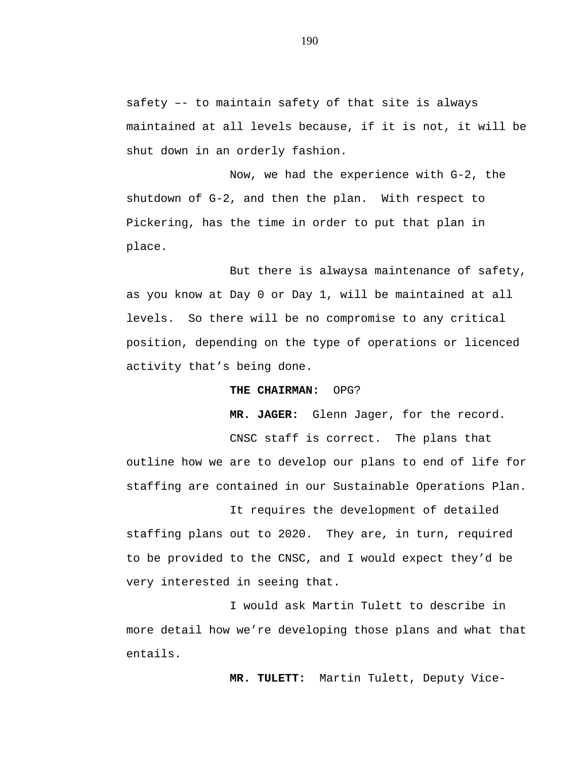safety –- to maintain safety of that site is always maintained at all levels because, if it is not, it will be shut down in an orderly fashion.

Now, we had the experience with G-2, the shutdown of G-2, and then the plan. With respect to Pickering, has the time in order to put that plan in place.

But there is alwaysa maintenance of safety, as you know at Day 0 or Day 1, will be maintained at all levels. So there will be no compromise to any critical position, depending on the type of operations or licenced activity that's being done.

**THE CHAIRMAN:** OPG?

**MR. JAGER:** Glenn Jager, for the record.

CNSC staff is correct. The plans that outline how we are to develop our plans to end of life for staffing are contained in our Sustainable Operations Plan.

It requires the development of detailed staffing plans out to 2020. They are, in turn, required to be provided to the CNSC, and I would expect they'd be very interested in seeing that.

I would ask Martin Tulett to describe in more detail how we're developing those plans and what that entails.

**MR. TULETT:** Martin Tulett, Deputy Vice-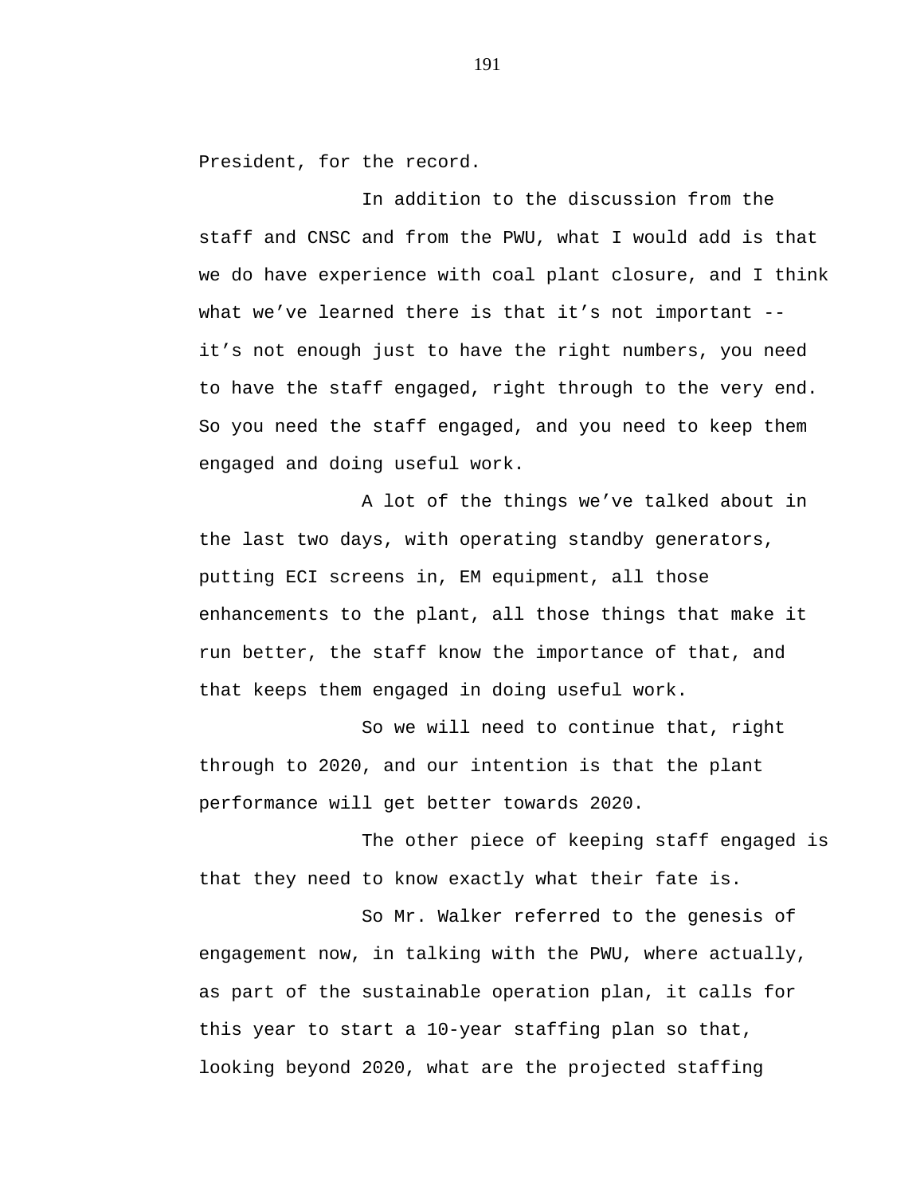President, for the record.

In addition to the discussion from the staff and CNSC and from the PWU, what I would add is that we do have experience with coal plant closure, and I think what we've learned there is that it's not important -- it's not enough just to have the right numbers, you need to have the staff engaged, right through to the very end. So you need the staff engaged, and you need to keep them engaged and doing useful work.

A lot of the things we've talked about in the last two days, with operating standby generators, putting ECI screens in, EM equipment, all those enhancements to the plant, all those things that make it run better, the staff know the importance of that, and that keeps them engaged in doing useful work.

So we will need to continue that, right through to 2020, and our intention is that the plant performance will get better towards 2020.

The other piece of keeping staff engaged is that they need to know exactly what their fate is.

So Mr. Walker referred to the genesis of engagement now, in talking with the PWU, where actually, as part of the sustainable operation plan, it calls for this year to start a 10-year staffing plan so that, looking beyond 2020, what are the projected staffing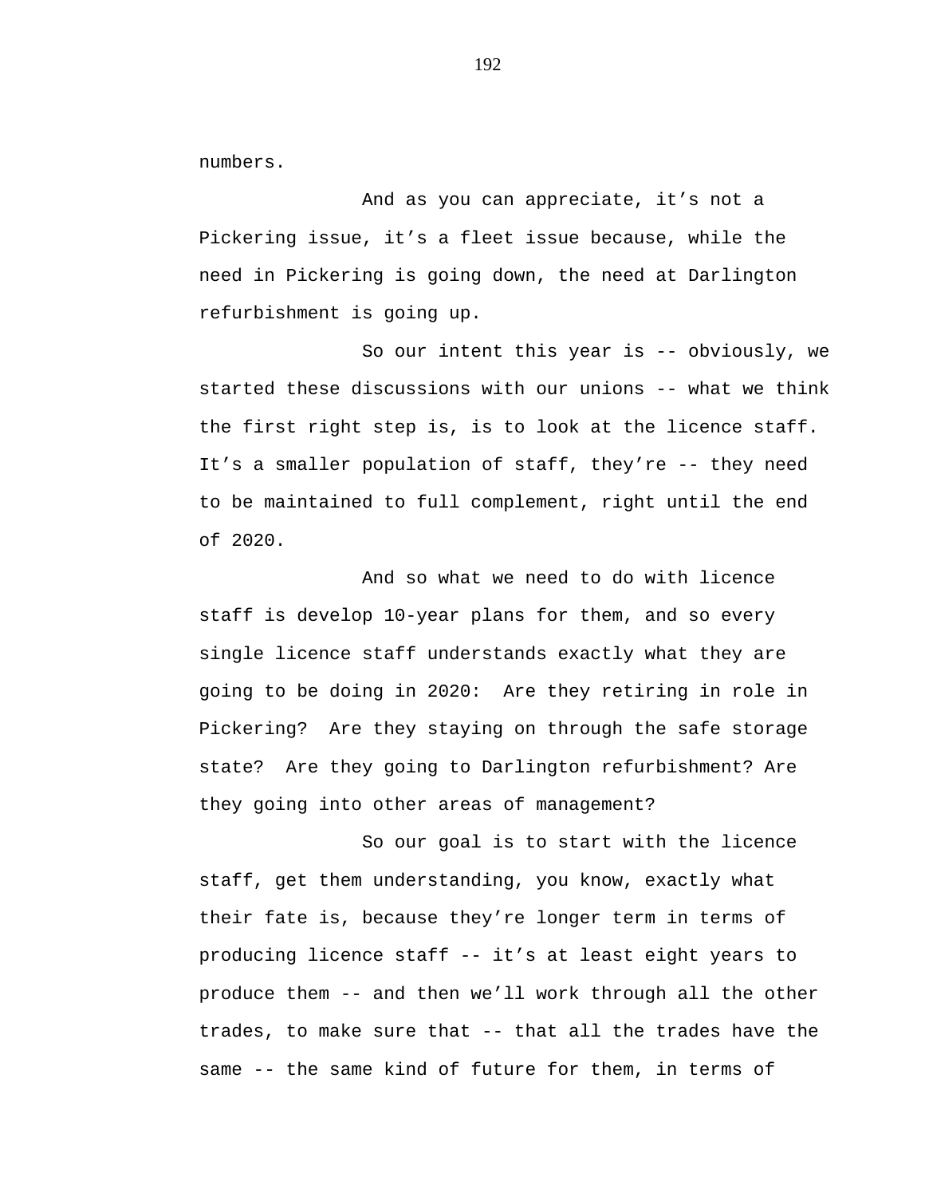numbers.

And as you can appreciate, it’s not a Pickering issue, it’s a fleet issue because, while the need in Pickering is going down, the need at Darlington refurbishment is going up.

So our intent this year is -- obviously, we started these discussions with our unions -- what we think the first right step is, is to look at the licence staff. It’s a smaller population of staff, they’re -- they need to be maintained to full complement, right until the end of 2020.

And so what we need to do with licence staff is develop 10-year plans for them, and so every single licence staff understands exactly what they are going to be doing in 2020: Are they retiring in role in Pickering? Are they staying on through the safe storage state? Are they going to Darlington refurbishment? Are they going into other areas of management?

So our goal is to start with the licence staff, get them understanding, you know, exactly what their fate is, because they’re longer term in terms of producing licence staff -- it’s at least eight years to produce them -- and then we’ll work through all the other trades, to make sure that -- that all the trades have the same -- the same kind of future for them, in terms of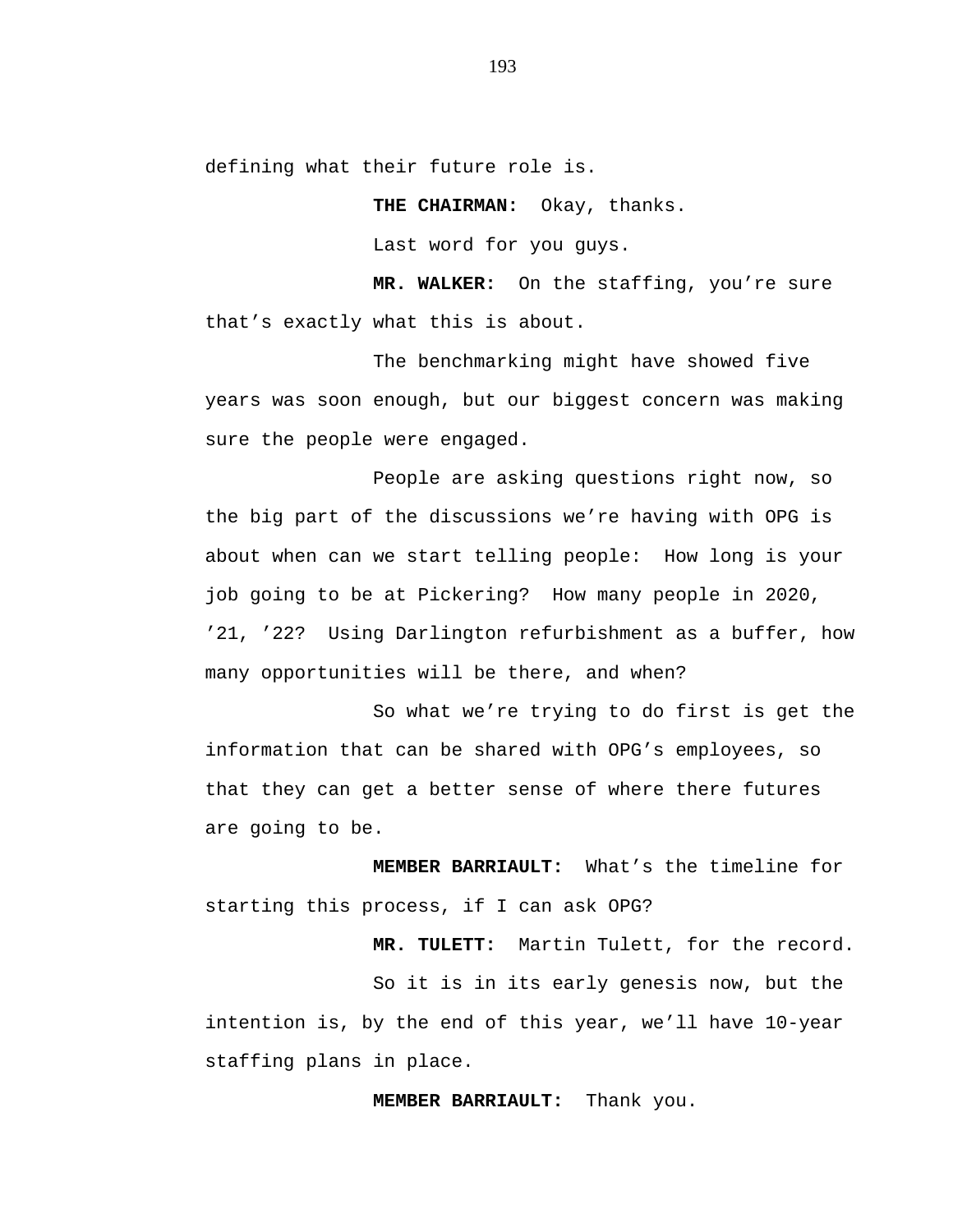defining what their future role is.

**THE CHAIRMAN:** Okay, thanks.

Last word for you guys.

**MR. WALKER:** On the staffing, you're sure that's exactly what this is about.

The benchmarking might have showed five years was soon enough, but our biggest concern was making sure the people were engaged.

People are asking questions right now, so the big part of the discussions we're having with OPG is about when can we start telling people: How long is your job going to be at Pickering? How many people in 2020, '21, '22? Using Darlington refurbishment as a buffer, how many opportunities will be there, and when?

So what we're trying to do first is get the information that can be shared with OPG's employees, so that they can get a better sense of where there futures are going to be.

**MEMBER BARRIAULT:** What's the timeline for starting this process, if I can ask OPG?

**MR. TULETT:** Martin Tulett, for the record.

So it is in its early genesis now, but the intention is, by the end of this year, we'll have 10-year staffing plans in place.

**MEMBER BARRIAULT:** Thank you.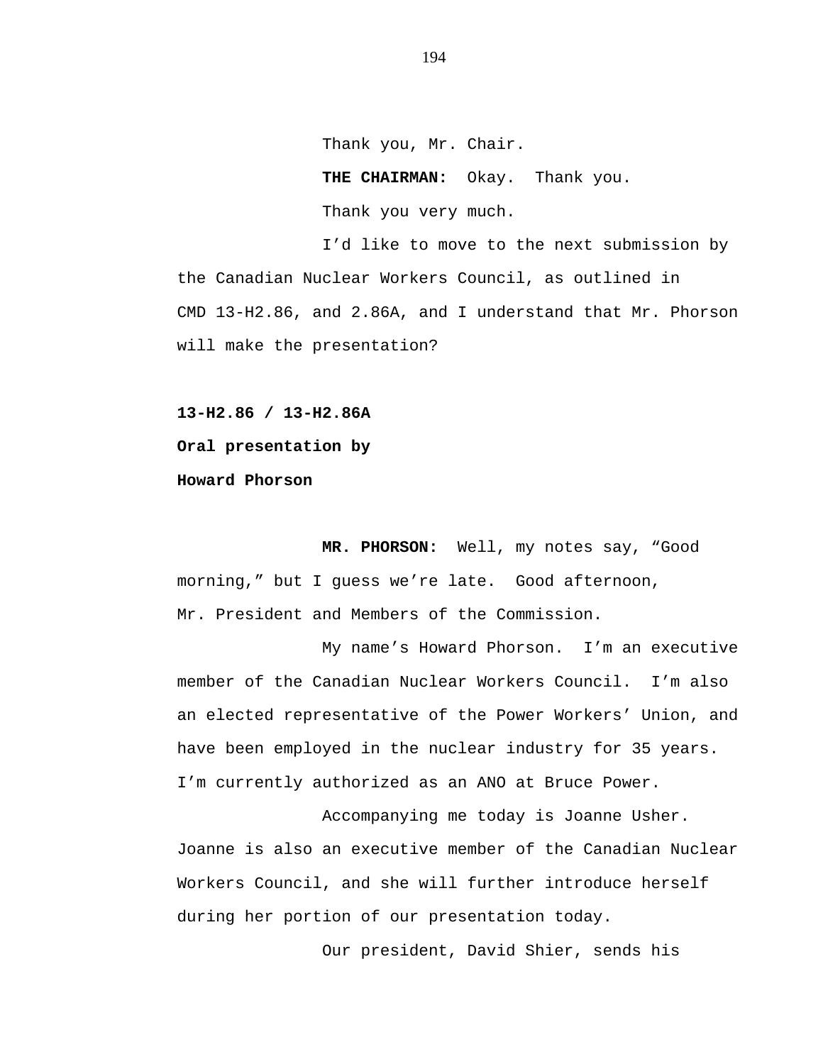Thank you, Mr. Chair.

**THE CHAIRMAN:** Okay. Thank you.

Thank you very much.

I'd like to move to the next submission by the Canadian Nuclear Workers Council, as outlined in CMD 13-H2.86, and 2.86A, and I understand that Mr. Phorson will make the presentation?

**13-H2.86 / 13-H2.86A**

**Oral presentation by**

**Howard Phorson**

**MR. PHORSON:** Well, my notes say, "Good morning," but I guess we're late. Good afternoon, Mr. President and Members of the Commission.

My name's Howard Phorson. I'm an executive member of the Canadian Nuclear Workers Council. I'm also an elected representative of the Power Workers' Union, and have been employed in the nuclear industry for 35 years. I'm currently authorized as an ANO at Bruce Power.

Accompanying me today is Joanne Usher. Joanne is also an executive member of the Canadian Nuclear Workers Council, and she will further introduce herself during her portion of our presentation today.

Our president, David Shier, sends his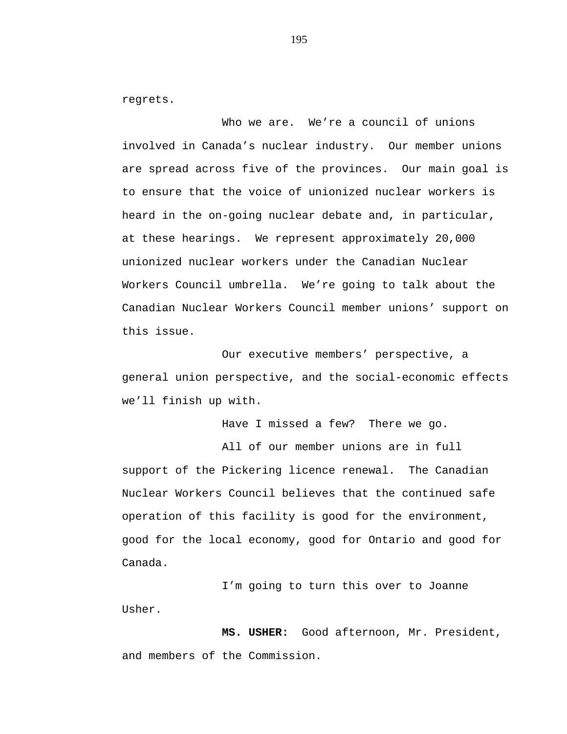regrets.

Who we are. We're a council of unions involved in Canada's nuclear industry. Our member unions are spread across five of the provinces. Our main goal is to ensure that the voice of unionized nuclear workers is heard in the on-going nuclear debate and, in particular, at these hearings. We represent approximately 20,000 unionized nuclear workers under the Canadian Nuclear Workers Council umbrella. We're going to talk about the Canadian Nuclear Workers Council member unions' support on this issue.

Our executive members' perspective, a general union perspective, and the social-economic effects we'll finish up with.

Have I missed a few? There we go.

All of our member unions are in full support of the Pickering licence renewal. The Canadian Nuclear Workers Council believes that the continued safe operation of this facility is good for the environment, good for the local economy, good for Ontario and good for Canada.

I'm going to turn this over to Joanne Usher.

**MS. USHER:** Good afternoon, Mr. President, and members of the Commission.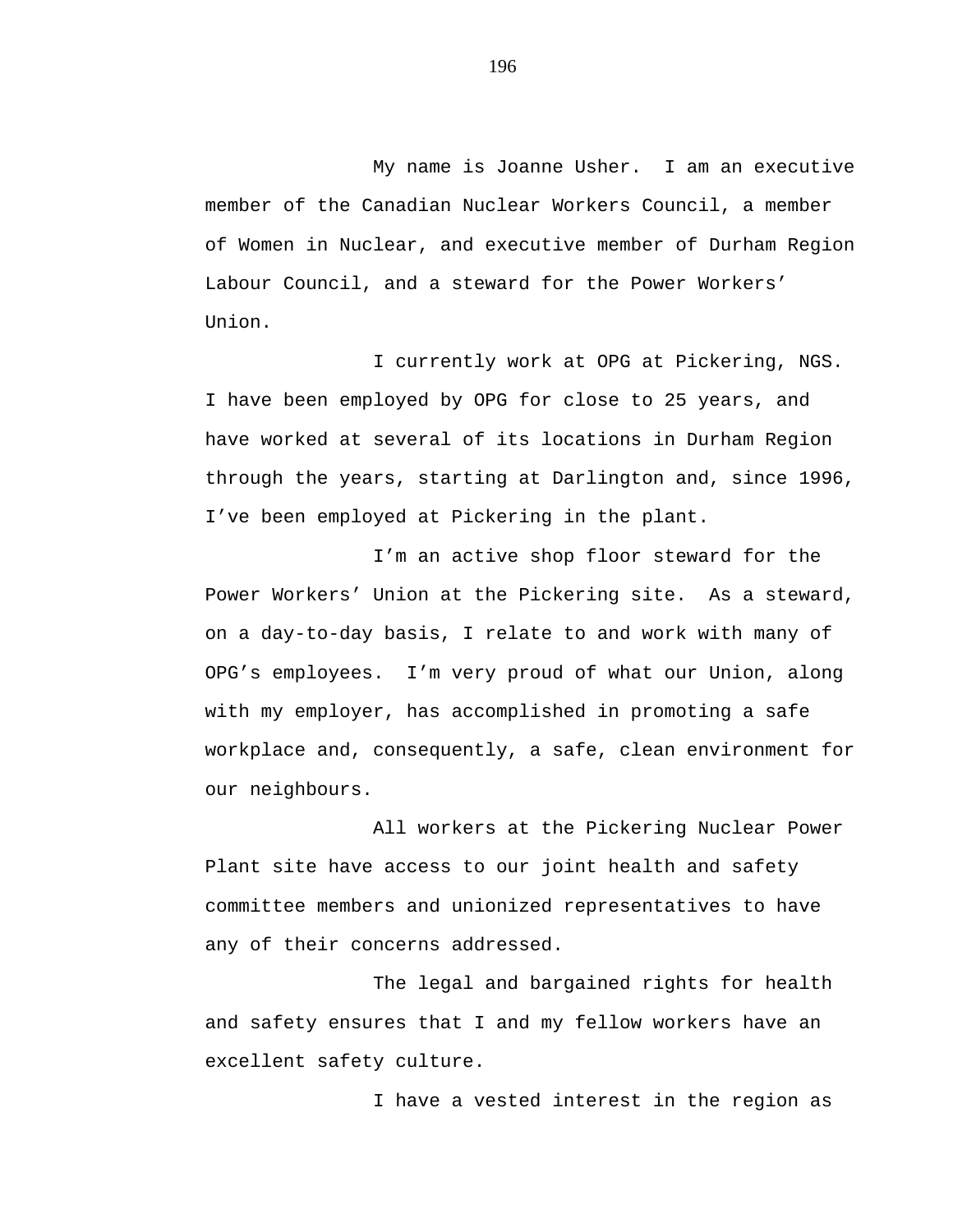My name is Joanne Usher. I am an executive member of the Canadian Nuclear Workers Council, a member of Women in Nuclear, and executive member of Durham Region Labour Council, and a steward for the Power Workers' Union.

I currently work at OPG at Pickering, NGS. I have been employed by OPG for close to 25 years, and have worked at several of its locations in Durham Region through the years, starting at Darlington and, since 1996, I've been employed at Pickering in the plant.

I'm an active shop floor steward for the Power Workers' Union at the Pickering site. As a steward, on a day-to-day basis, I relate to and work with many of OPG's employees. I'm very proud of what our Union, along with my employer, has accomplished in promoting a safe workplace and, consequently, a safe, clean environment for our neighbours.

All workers at the Pickering Nuclear Power Plant site have access to our joint health and safety committee members and unionized representatives to have any of their concerns addressed.

The legal and bargained rights for health and safety ensures that I and my fellow workers have an excellent safety culture.

I have a vested interest in the region as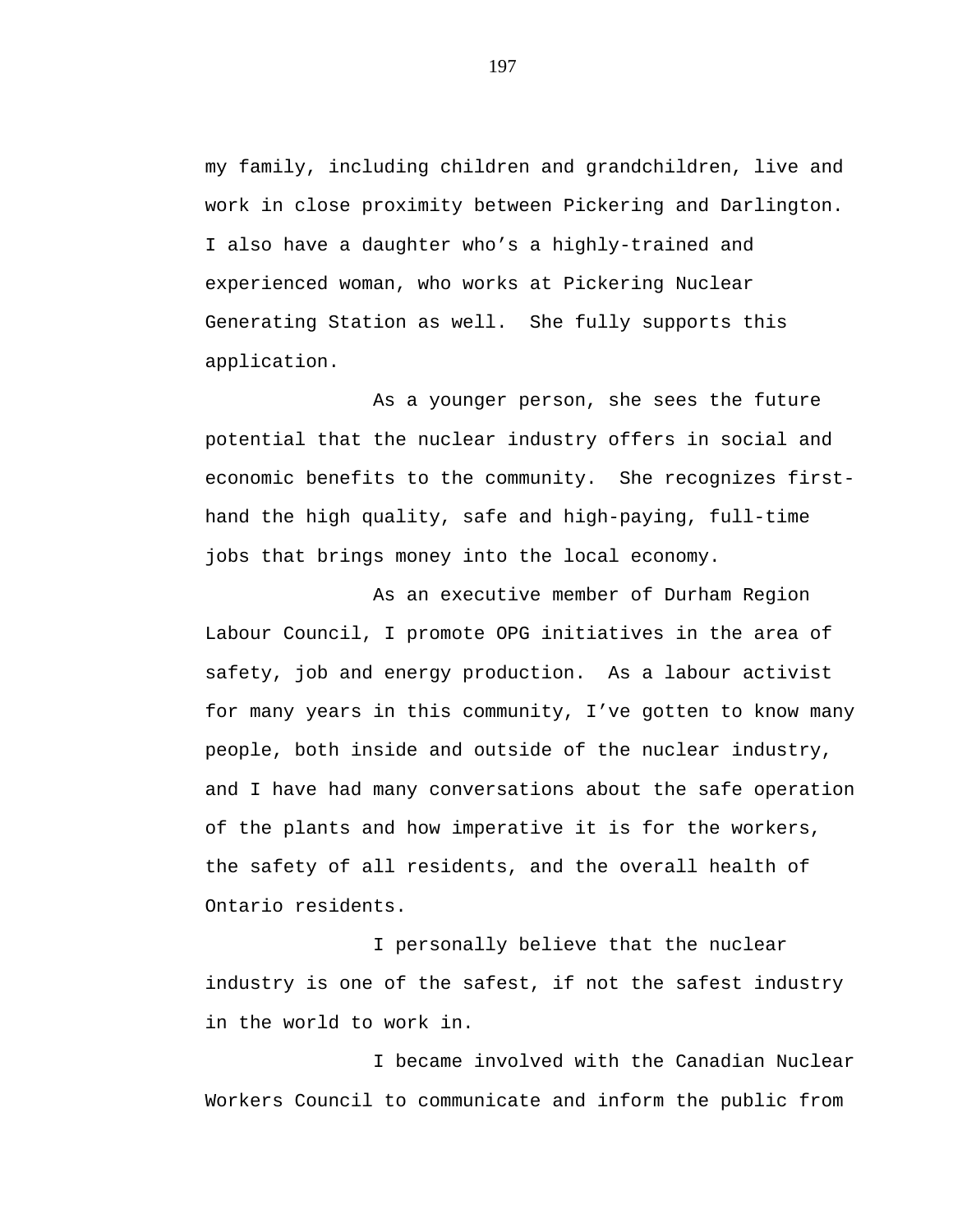my family, including children and grandchildren, live and work in close proximity between Pickering and Darlington. I also have a daughter who's a highly-trained and experienced woman, who works at Pickering Nuclear Generating Station as well.  She fully supports this application.

As a younger person, she sees the future potential that the nuclear industry offers in social and economic benefits to the community.  She recognizes first-hand the high quality, safe and high-paying, full-time jobs that brings money into the local economy.

As an executive member of Durham Region Labour Council, I promote OPG initiatives in the area of safety, job and energy production.  As a labour activist for many years in this community, I've gotten to know many people, both inside and outside of the nuclear industry, and I have had many conversations about the safe operation of the plants and how imperative it is for the workers, the safety of all residents, and the overall health of Ontario residents.

I personally believe that the nuclear industry is one of the safest, if not the safest industry in the world to work in.

I became involved with the Canadian Nuclear Workers Council to communicate and inform the public from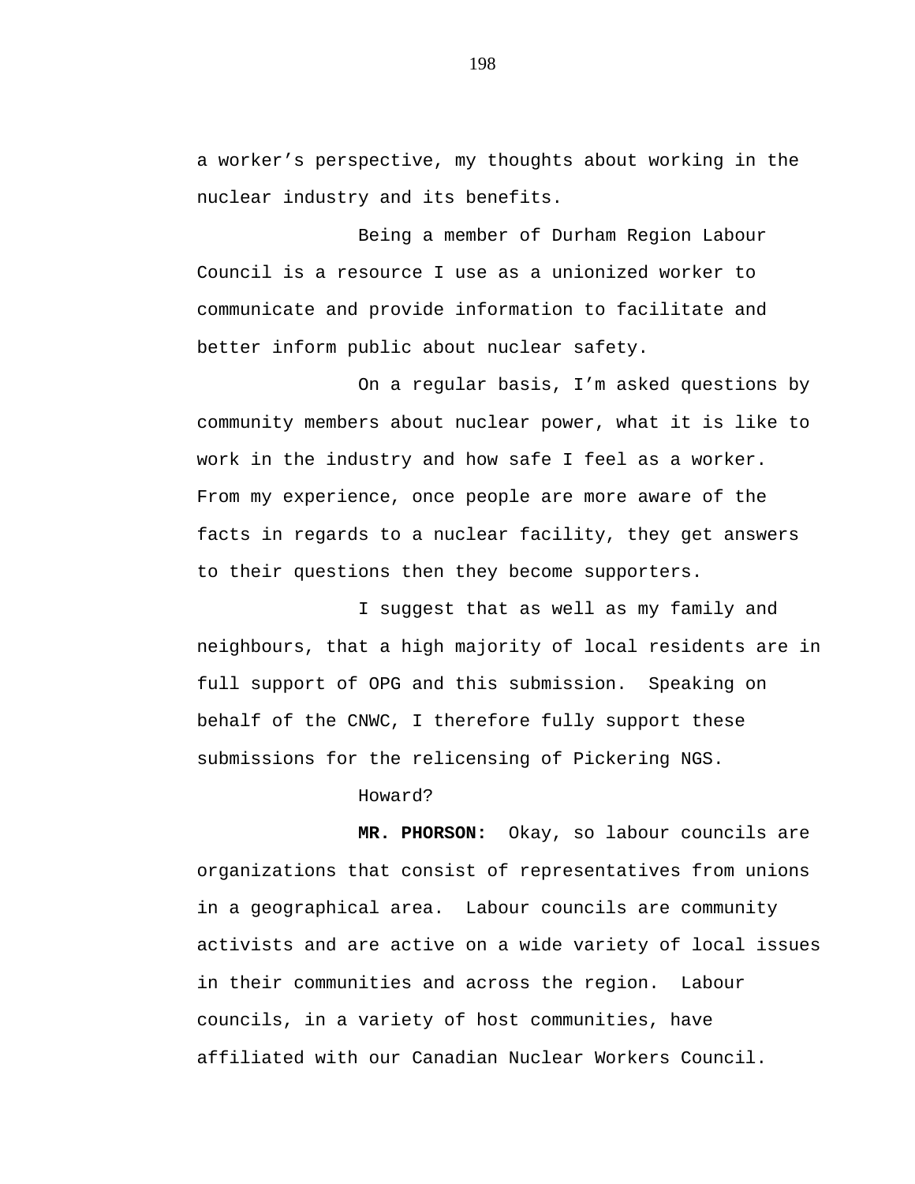a worker’s perspective, my thoughts about working in the nuclear industry and its benefits.

Being a member of Durham Region Labour Council is a resource I use as a unionized worker to communicate and provide information to facilitate and better inform public about nuclear safety.

On a regular basis, I’m asked questions by community members about nuclear power, what it is like to work in the industry and how safe I feel as a worker. From my experience, once people are more aware of the facts in regards to a nuclear facility, they get answers to their questions then they become supporters.

I suggest that as well as my family and neighbours, that a high majority of local residents are in full support of OPG and this submission. Speaking on behalf of the CNWC, I therefore fully support these submissions for the relicensing of Pickering NGS.

Howard?

**MR. PHORSON:** Okay, so labour councils are organizations that consist of representatives from unions in a geographical area. Labour councils are community activists and are active on a wide variety of local issues in their communities and across the region. Labour councils, in a variety of host communities, have affiliated with our Canadian Nuclear Workers Council.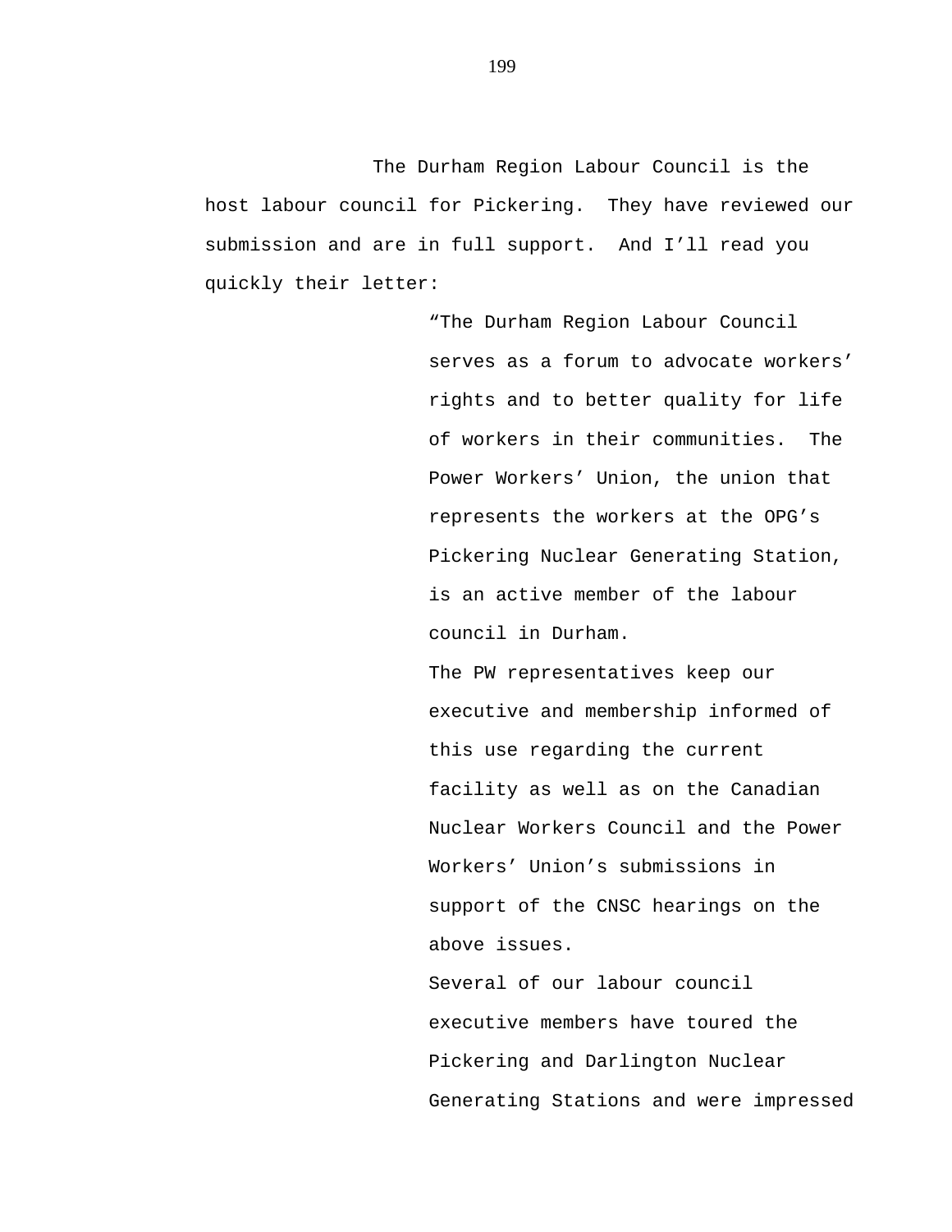The Durham Region Labour Council is the host labour council for Pickering. They have reviewed our submission and are in full support. And I'll read you quickly their letter:

> "The Durham Region Labour Council serves as a forum to advocate workers' rights and to better quality for life of workers in their communities. The Power Workers' Union, the union that represents the workers at the OPG's Pickering Nuclear Generating Station, is an active member of the labour council in Durham.
>
> The PW representatives keep our executive and membership informed of this use regarding the current facility as well as on the Canadian Nuclear Workers Council and the Power Workers' Union's submissions in support of the CNSC hearings on the above issues.
>
> Several of our labour council executive members have toured the Pickering and Darlington Nuclear Generating Stations and were impressed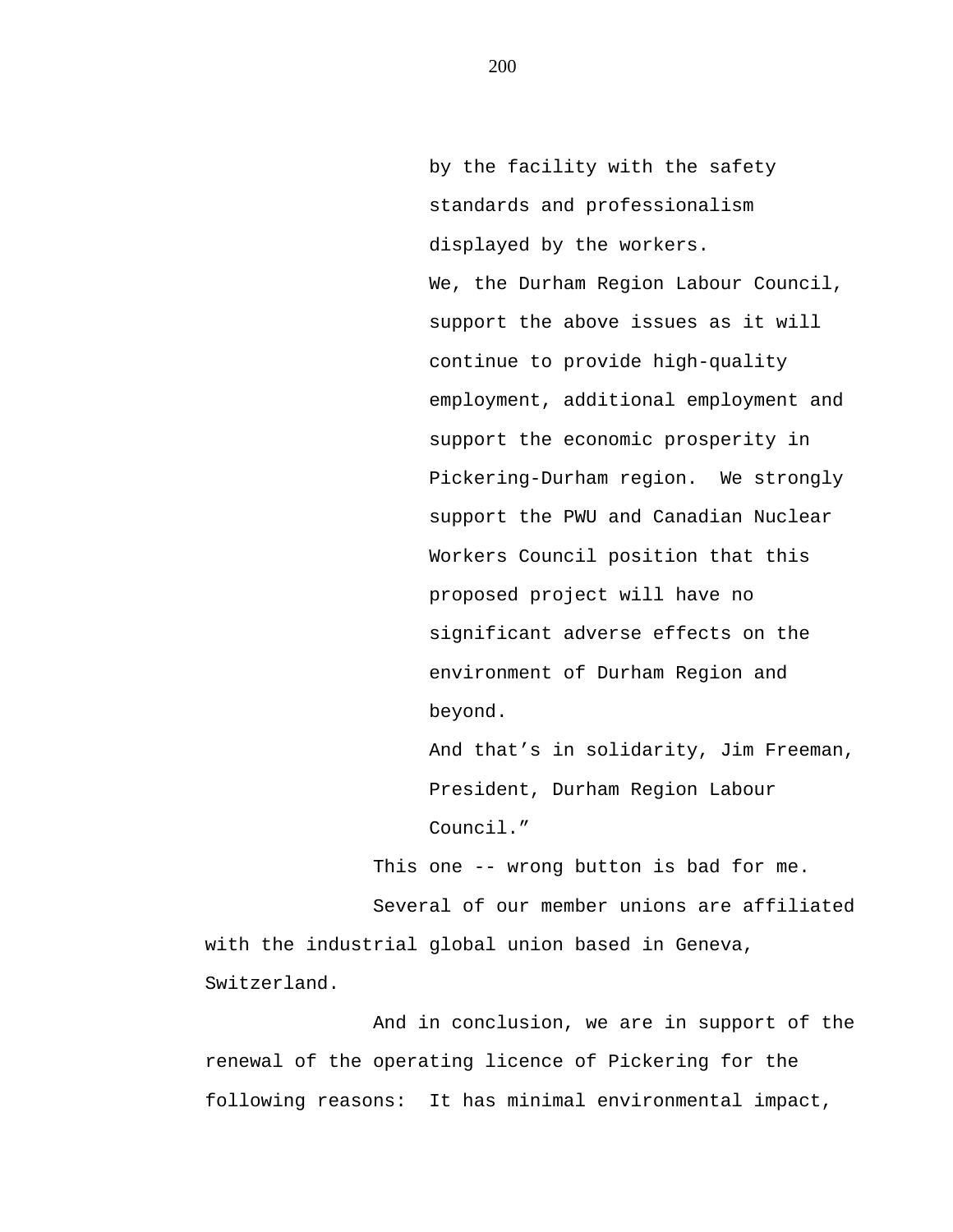> by the facility with the safety standards and professionalism displayed by the workers.
>
> We, the Durham Region Labour Council, support the above issues as it will continue to provide high-quality employment, additional employment and support the economic prosperity in Pickering-Durham region. We strongly support the PWU and Canadian Nuclear Workers Council position that this proposed project will have no significant adverse effects on the environment of Durham Region and beyond.
>
> And that's in solidarity, Jim Freeman, President, Durham Region Labour Council."

This one -- wrong button is bad for me.

Several of our member unions are affiliated with the industrial global union based in Geneva, Switzerland.

And in conclusion, we are in support of the renewal of the operating licence of Pickering for the following reasons: It has minimal environmental impact,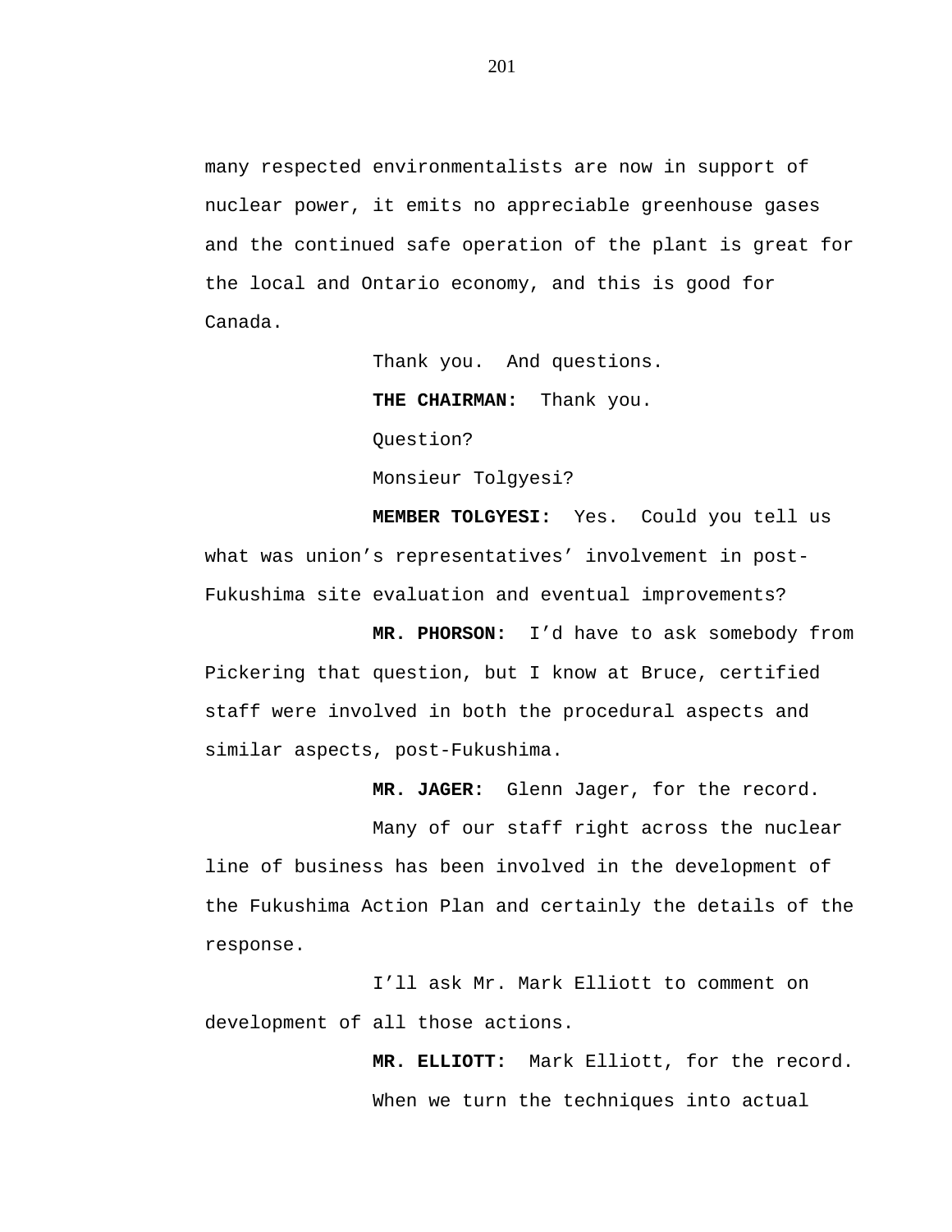many respected environmentalists are now in support of nuclear power, it emits no appreciable greenhouse gases and the continued safe operation of the plant is great for the local and Ontario economy, and this is good for Canada.

Thank you. And questions.

**THE CHAIRMAN:** Thank you.

Question?

Monsieur Tolgyesi?

**MEMBER TOLGYESI:** Yes. Could you tell us what was union's representatives' involvement in post-Fukushima site evaluation and eventual improvements?

**MR. PHORSON:** I'd have to ask somebody from Pickering that question, but I know at Bruce, certified staff were involved in both the procedural aspects and similar aspects, post-Fukushima.

**MR. JAGER:** Glenn Jager, for the record.

Many of our staff right across the nuclear line of business has been involved in the development of the Fukushima Action Plan and certainly the details of the response.

I'll ask Mr. Mark Elliott to comment on development of all those actions.

**MR. ELLIOTT:** Mark Elliott, for the record.

When we turn the techniques into actual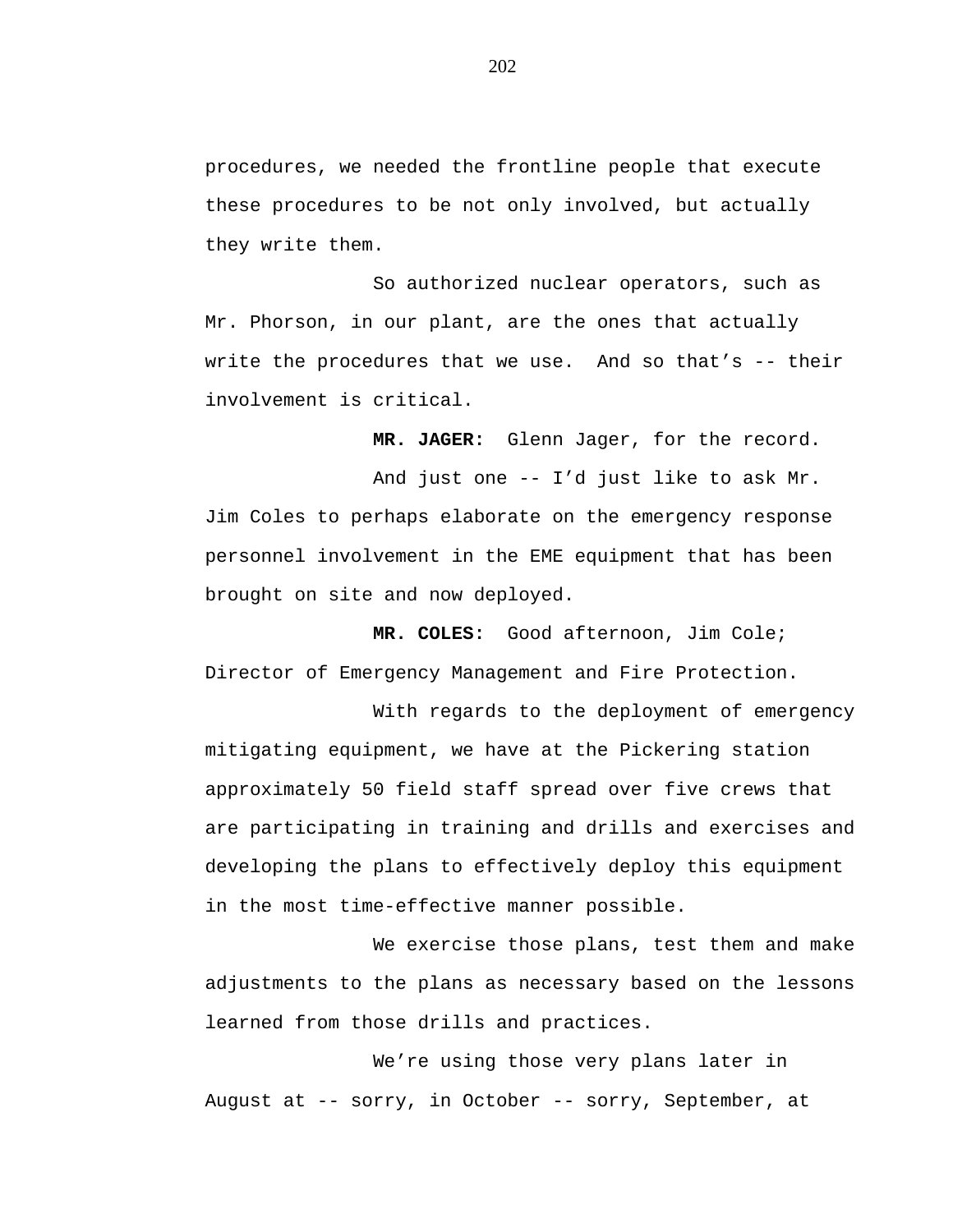procedures, we needed the frontline people that execute these procedures to be not only involved, but actually they write them.

So authorized nuclear operators, such as Mr. Phorson, in our plant, are the ones that actually write the procedures that we use.  And so that's -- their involvement is critical.

**MR. JAGER:**  Glenn Jager, for the record.

And just one -- I'd just like to ask Mr. Jim Coles to perhaps elaborate on the emergency response personnel involvement in the EME equipment that has been brought on site and now deployed.

**MR. COLES:**  Good afternoon, Jim Cole; Director of Emergency Management and Fire Protection.

With regards to the deployment of emergency mitigating equipment, we have at the Pickering station approximately 50 field staff spread over five crews that are participating in training and drills and exercises and developing the plans to effectively deploy this equipment in the most time-effective manner possible.

We exercise those plans, test them and make adjustments to the plans as necessary based on the lessons learned from those drills and practices.

We're using those very plans later in August at -- sorry, in October -- sorry, September, at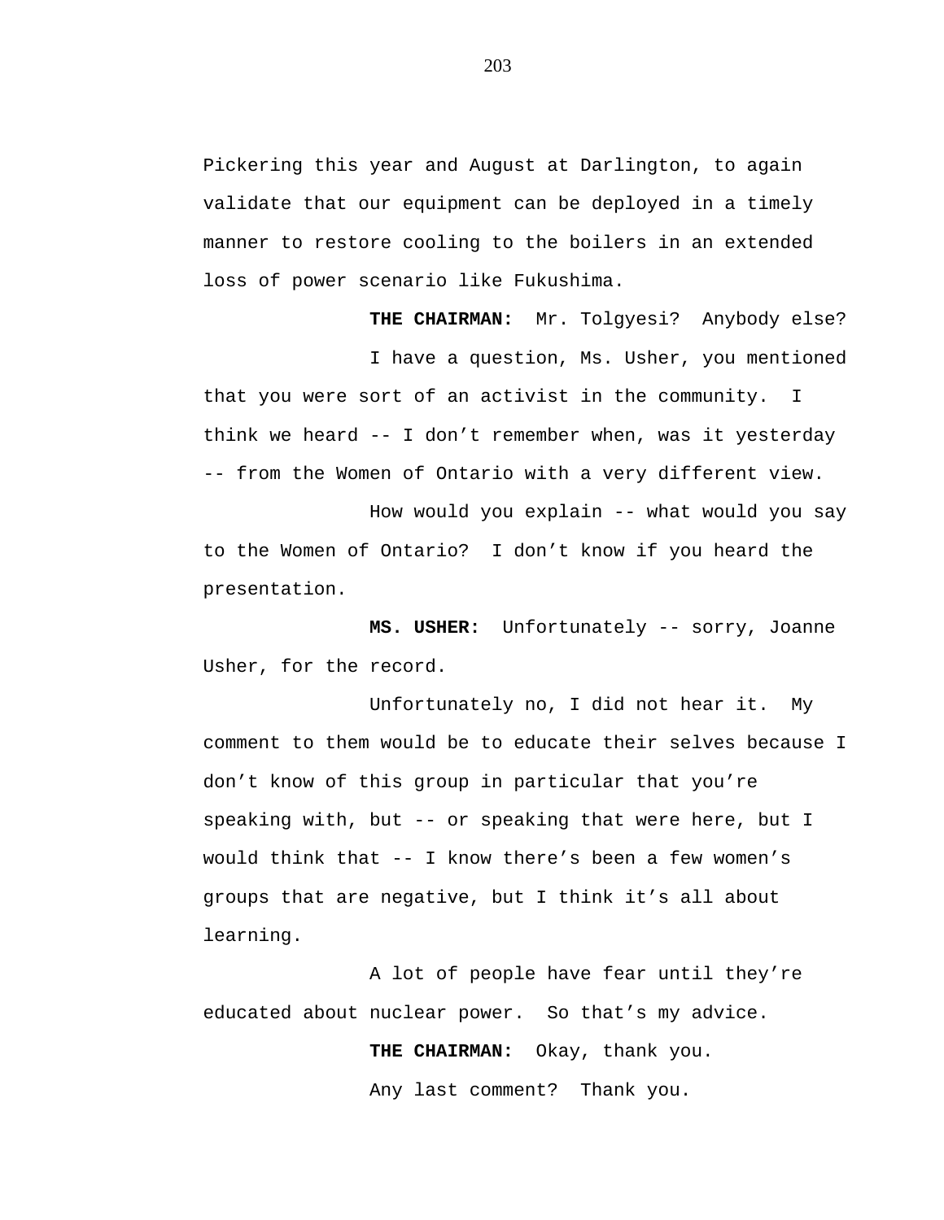Pickering this year and August at Darlington, to again validate that our equipment can be deployed in a timely manner to restore cooling to the boilers in an extended loss of power scenario like Fukushima.

**THE CHAIRMAN:** Mr. Tolgyesi? Anybody else?

I have a question, Ms. Usher, you mentioned that you were sort of an activist in the community. I think we heard -- I don't remember when, was it yesterday -- from the Women of Ontario with a very different view.

How would you explain -- what would you say to the Women of Ontario? I don't know if you heard the presentation.

**MS. USHER:** Unfortunately -- sorry, Joanne Usher, for the record.

Unfortunately no, I did not hear it. My comment to them would be to educate their selves because I don't know of this group in particular that you're speaking with, but -- or speaking that were here, but I would think that -- I know there's been a few women's groups that are negative, but I think it's all about learning.

A lot of people have fear until they're educated about nuclear power. So that's my advice.

**THE CHAIRMAN:** Okay, thank you.

Any last comment? Thank you.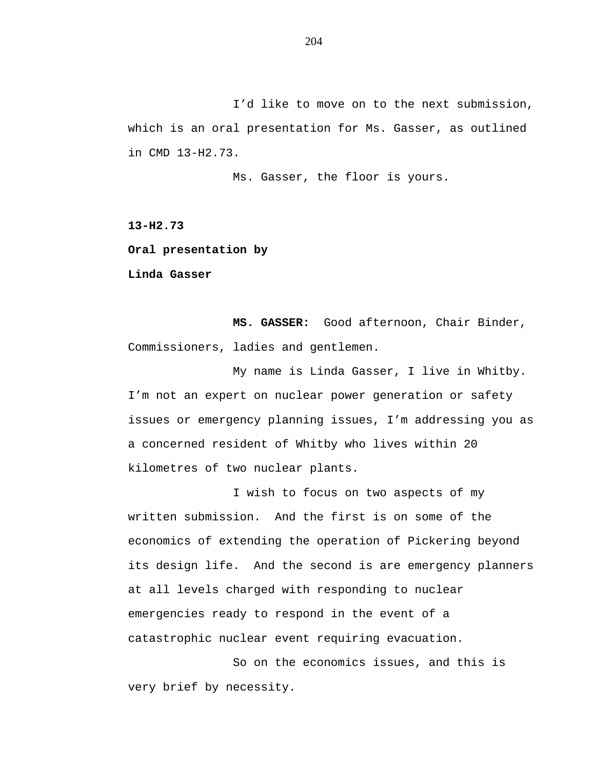I'd like to move on to the next submission, which is an oral presentation for Ms. Gasser, as outlined in CMD 13-H2.73.

Ms. Gasser, the floor is yours.

**13-H2.73**

**Oral presentation by**

**Linda Gasser**

**MS. GASSER:** Good afternoon, Chair Binder, Commissioners, ladies and gentlemen.

My name is Linda Gasser, I live in Whitby. I'm not an expert on nuclear power generation or safety issues or emergency planning issues, I'm addressing you as a concerned resident of Whitby who lives within 20 kilometres of two nuclear plants.

I wish to focus on two aspects of my written submission. And the first is on some of the economics of extending the operation of Pickering beyond its design life. And the second is are emergency planners at all levels charged with responding to nuclear emergencies ready to respond in the event of a catastrophic nuclear event requiring evacuation.

So on the economics issues, and this is very brief by necessity.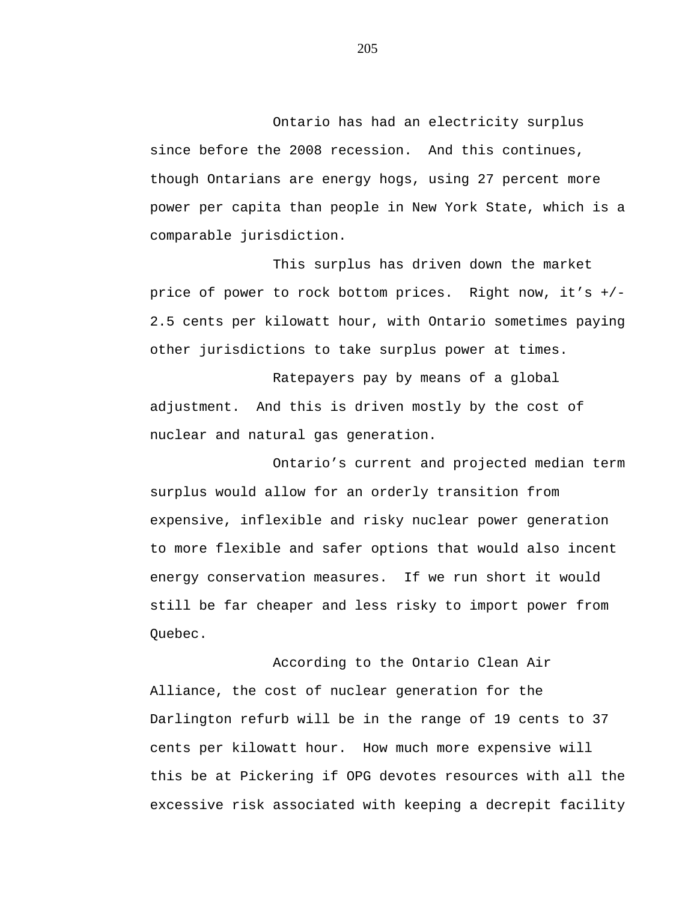Ontario has had an electricity surplus since before the 2008 recession. And this continues, though Ontarians are energy hogs, using 27 percent more power per capita than people in New York State, which is a comparable jurisdiction.

This surplus has driven down the market price of power to rock bottom prices. Right now, it’s +/- 2.5 cents per kilowatt hour, with Ontario sometimes paying other jurisdictions to take surplus power at times.

Ratepayers pay by means of a global adjustment. And this is driven mostly by the cost of nuclear and natural gas generation.

Ontario’s current and projected median term surplus would allow for an orderly transition from expensive, inflexible and risky nuclear power generation to more flexible and safer options that would also incent energy conservation measures. If we run short it would still be far cheaper and less risky to import power from Quebec.

According to the Ontario Clean Air Alliance, the cost of nuclear generation for the Darlington refurb will be in the range of 19 cents to 37 cents per kilowatt hour. How much more expensive will this be at Pickering if OPG devotes resources with all the excessive risk associated with keeping a decrepit facility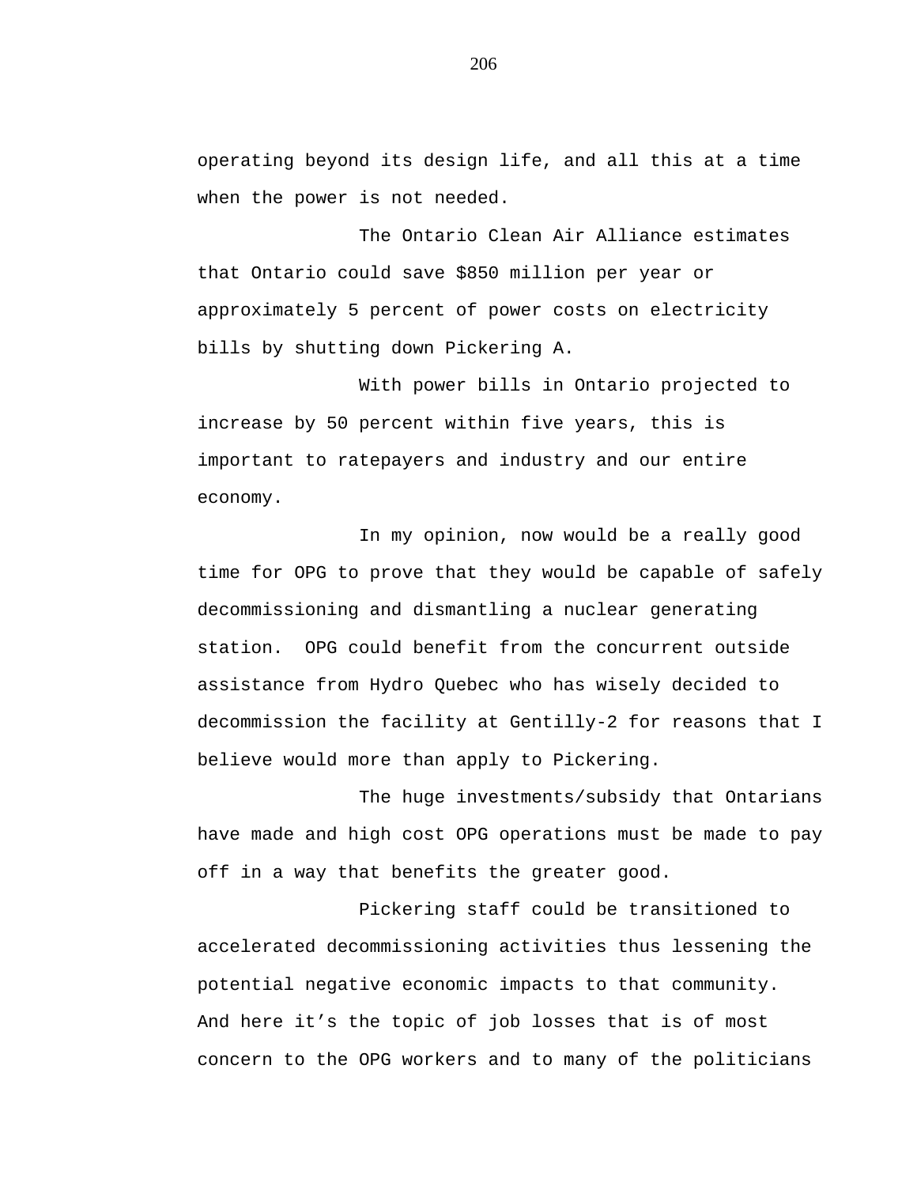operating beyond its design life, and all this at a time when the power is not needed.

The Ontario Clean Air Alliance estimates that Ontario could save $850 million per year or approximately 5 percent of power costs on electricity bills by shutting down Pickering A.

With power bills in Ontario projected to increase by 50 percent within five years, this is important to ratepayers and industry and our entire economy.

In my opinion, now would be a really good time for OPG to prove that they would be capable of safely decommissioning and dismantling a nuclear generating station. OPG could benefit from the concurrent outside assistance from Hydro Quebec who has wisely decided to decommission the facility at Gentilly-2 for reasons that I believe would more than apply to Pickering.

The huge investments/subsidy that Ontarians have made and high cost OPG operations must be made to pay off in a way that benefits the greater good.

Pickering staff could be transitioned to accelerated decommissioning activities thus lessening the potential negative economic impacts to that community. And here it’s the topic of job losses that is of most concern to the OPG workers and to many of the politicians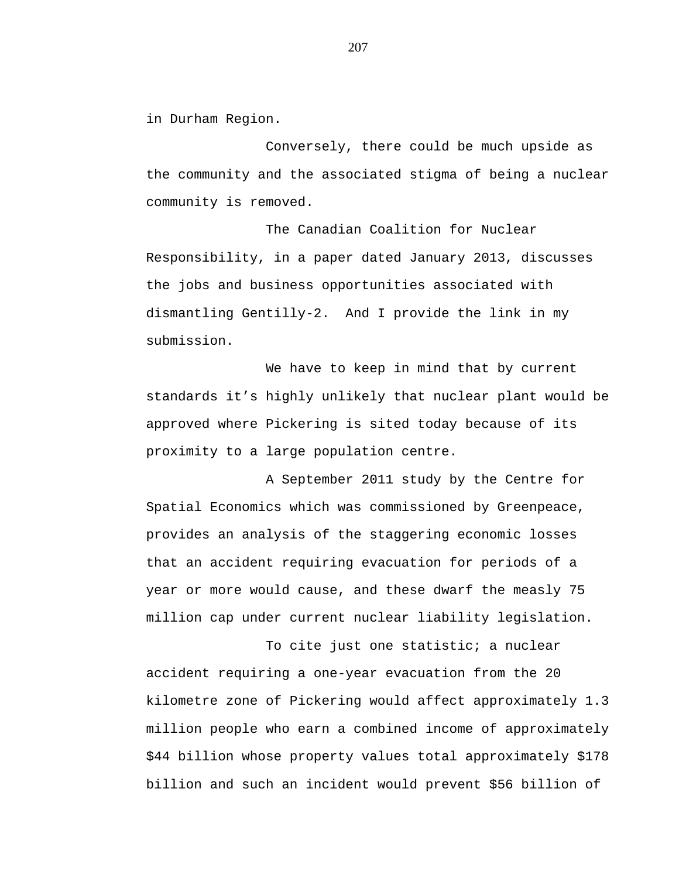in Durham Region.

Conversely, there could be much upside as the community and the associated stigma of being a nuclear community is removed.

The Canadian Coalition for Nuclear Responsibility, in a paper dated January 2013, discusses the jobs and business opportunities associated with dismantling Gentilly-2. And I provide the link in my submission.

We have to keep in mind that by current standards it’s highly unlikely that nuclear plant would be approved where Pickering is sited today because of its proximity to a large population centre.

A September 2011 study by the Centre for Spatial Economics which was commissioned by Greenpeace, provides an analysis of the staggering economic losses that an accident requiring evacuation for periods of a year or more would cause, and these dwarf the measly 75 million cap under current nuclear liability legislation.

To cite just one statistic; a nuclear accident requiring a one-year evacuation from the 20 kilometre zone of Pickering would affect approximately 1.3 million people who earn a combined income of approximately $44 billion whose property values total approximately $178 billion and such an incident would prevent $56 billion of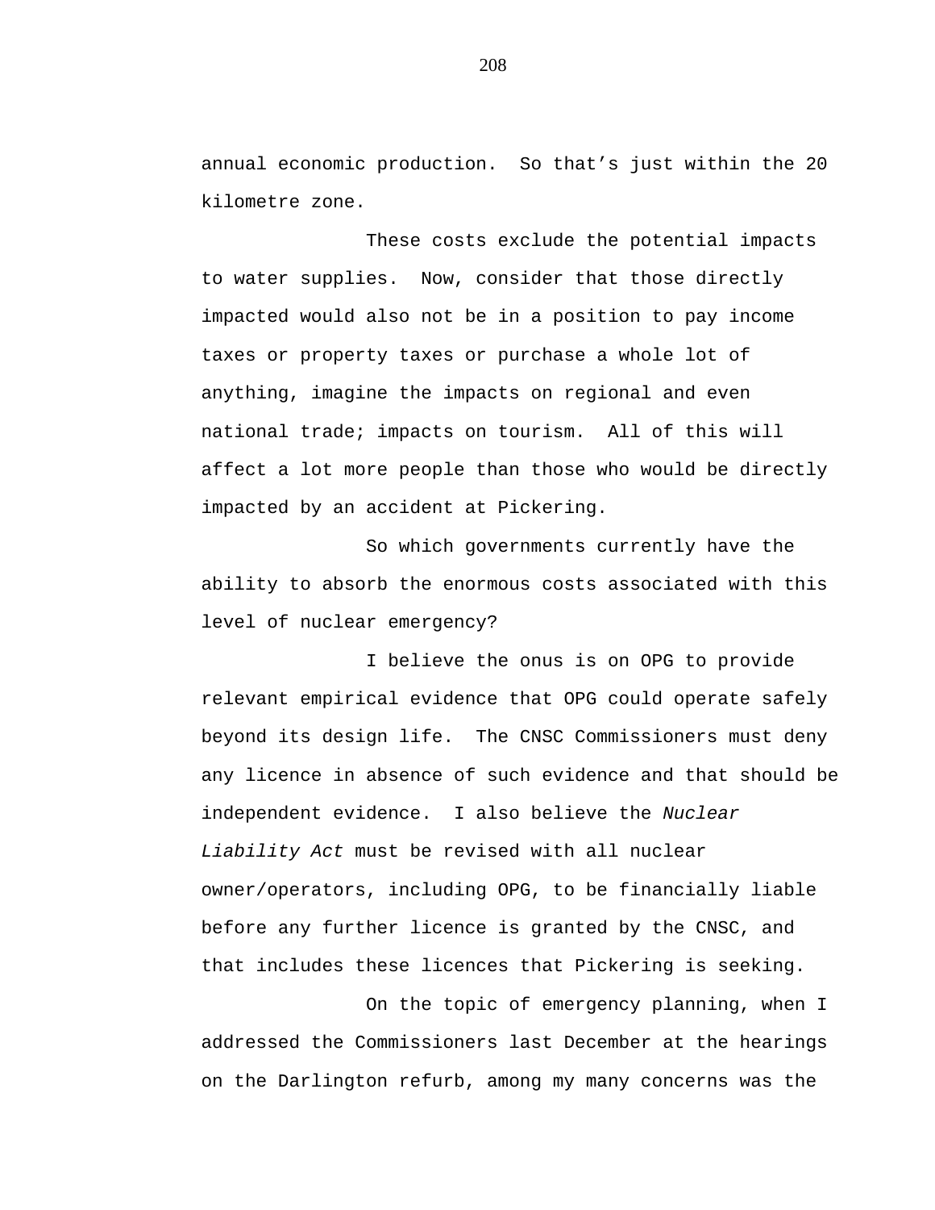annual economic production. So that's just within the 20 kilometre zone.

These costs exclude the potential impacts to water supplies. Now, consider that those directly impacted would also not be in a position to pay income taxes or property taxes or purchase a whole lot of anything, imagine the impacts on regional and even national trade; impacts on tourism. All of this will affect a lot more people than those who would be directly impacted by an accident at Pickering.

So which governments currently have the ability to absorb the enormous costs associated with this level of nuclear emergency?

I believe the onus is on OPG to provide relevant empirical evidence that OPG could operate safely beyond its design life. The CNSC Commissioners must deny any licence in absence of such evidence and that should be independent evidence. I also believe the *Nuclear Liability Act* must be revised with all nuclear owner/operators, including OPG, to be financially liable before any further licence is granted by the CNSC, and that includes these licences that Pickering is seeking.

On the topic of emergency planning, when I addressed the Commissioners last December at the hearings on the Darlington refurb, among my many concerns was the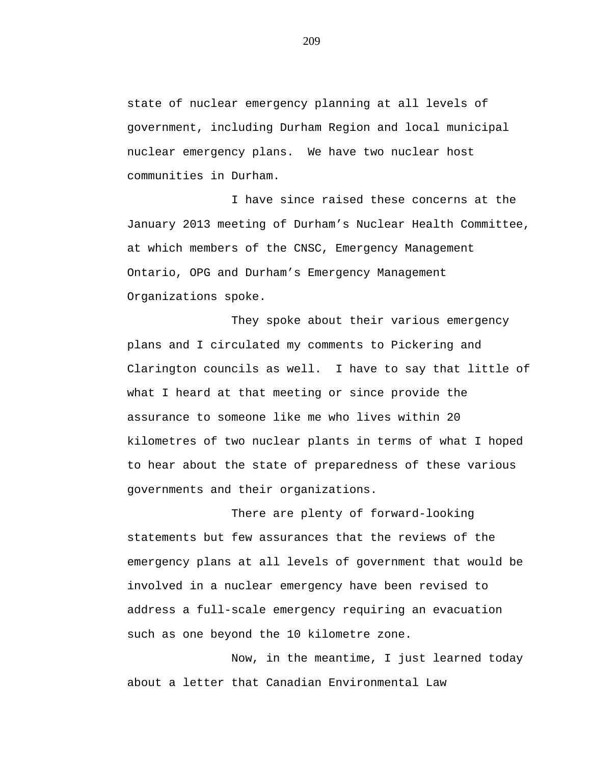state of nuclear emergency planning at all levels of government, including Durham Region and local municipal nuclear emergency plans. We have two nuclear host communities in Durham.

I have since raised these concerns at the January 2013 meeting of Durham's Nuclear Health Committee, at which members of the CNSC, Emergency Management Ontario, OPG and Durham's Emergency Management Organizations spoke.

They spoke about their various emergency plans and I circulated my comments to Pickering and Clarington councils as well. I have to say that little of what I heard at that meeting or since provide the assurance to someone like me who lives within 20 kilometres of two nuclear plants in terms of what I hoped to hear about the state of preparedness of these various governments and their organizations.

There are plenty of forward-looking statements but few assurances that the reviews of the emergency plans at all levels of government that would be involved in a nuclear emergency have been revised to address a full-scale emergency requiring an evacuation such as one beyond the 10 kilometre zone.

Now, in the meantime, I just learned today about a letter that Canadian Environmental Law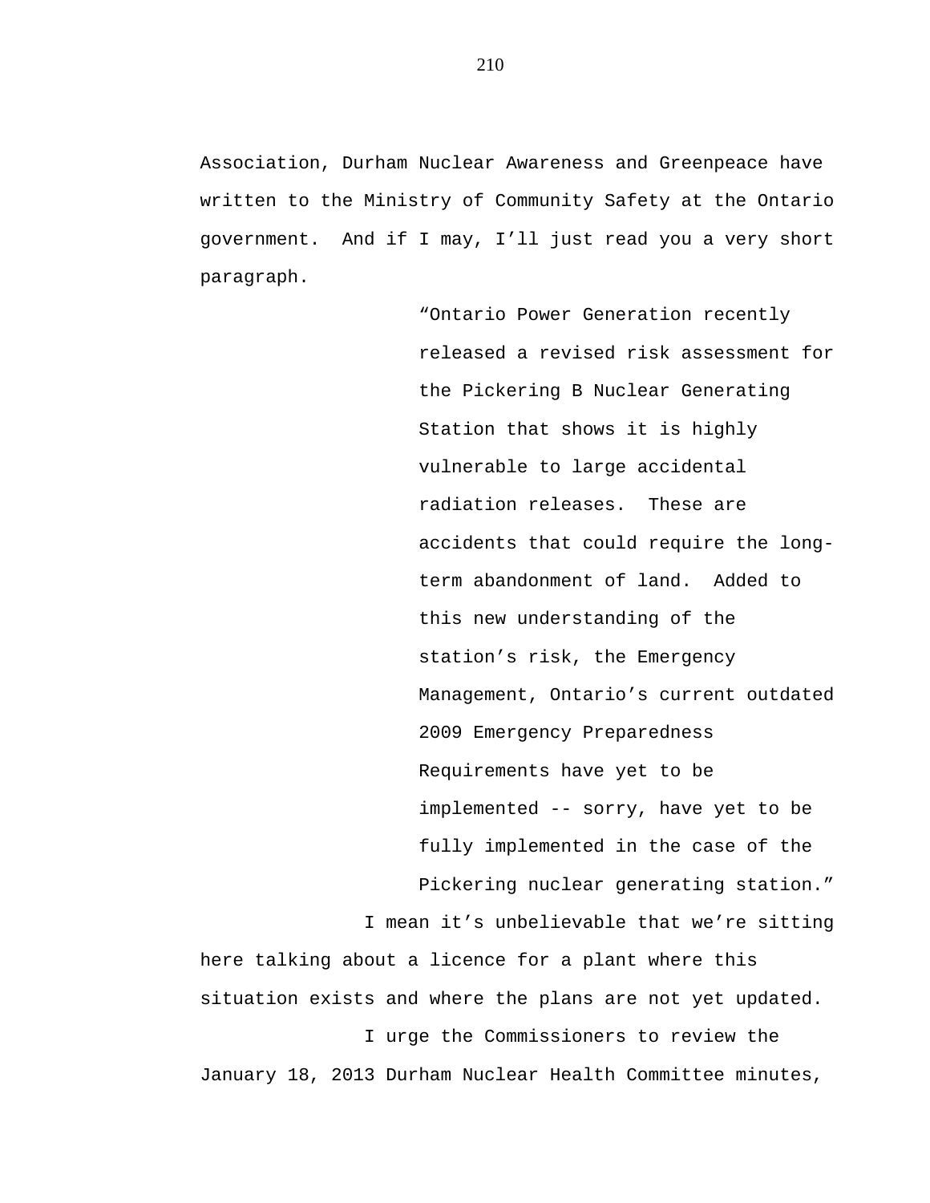Association, Durham Nuclear Awareness and Greenpeace have written to the Ministry of Community Safety at the Ontario government. And if I may, I'll just read you a very short paragraph.

> "Ontario Power Generation recently released a revised risk assessment for the Pickering B Nuclear Generating Station that shows it is highly vulnerable to large accidental radiation releases. These are accidents that could require the long-term abandonment of land. Added to this new understanding of the station's risk, the Emergency Management, Ontario's current outdated 2009 Emergency Preparedness Requirements have yet to be implemented -- sorry, have yet to be fully implemented in the case of the Pickering nuclear generating station."

I mean it's unbelievable that we're sitting here talking about a licence for a plant where this situation exists and where the plans are not yet updated.

I urge the Commissioners to review the January 18, 2013 Durham Nuclear Health Committee minutes,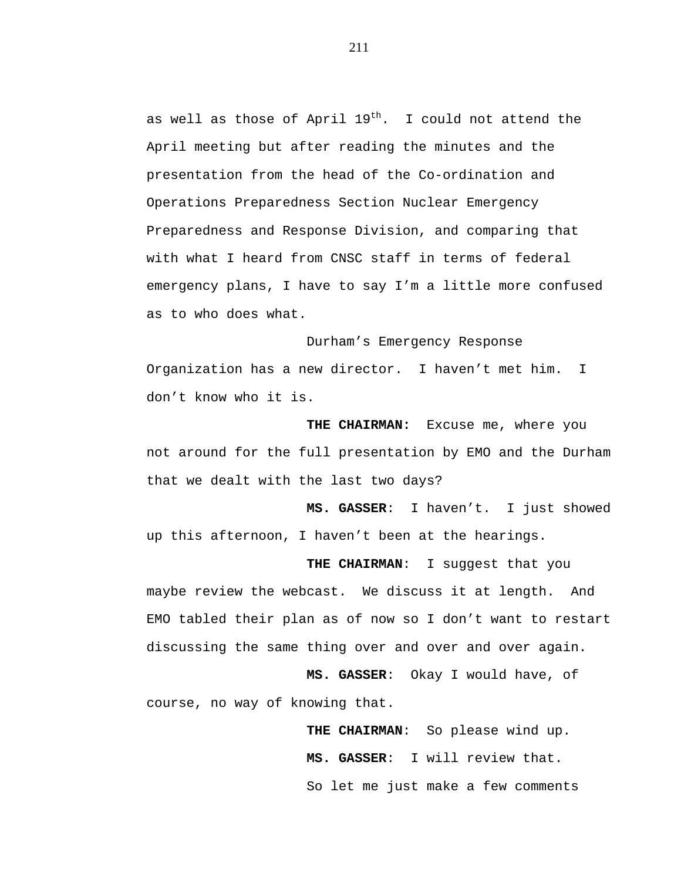as well as those of April 19th.  I could not attend the April meeting but after reading the minutes and the presentation from the head of the Co-ordination and Operations Preparedness Section Nuclear Emergency Preparedness and Response Division, and comparing that with what I heard from CNSC staff in terms of federal emergency plans, I have to say I'm a little more confused as to who does what.

Durham's Emergency Response Organization has a new director.  I haven't met him.  I don't know who it is.

**THE CHAIRMAN:**  Excuse me, where you not around for the full presentation by EMO and the Durham that we dealt with the last two days?

**MS. GASSER**:  I haven't.  I just showed up this afternoon, I haven't been at the hearings.

**THE CHAIRMAN**:  I suggest that you maybe review the webcast.  We discuss it at length.  And EMO tabled their plan as of now so I don't want to restart discussing the same thing over and over and over again.

**MS. GASSER**:  Okay I would have, of course, no way of knowing that.

**THE CHAIRMAN**:  So please wind up.

**MS. GASSER**:  I will review that.

So let me just make a few comments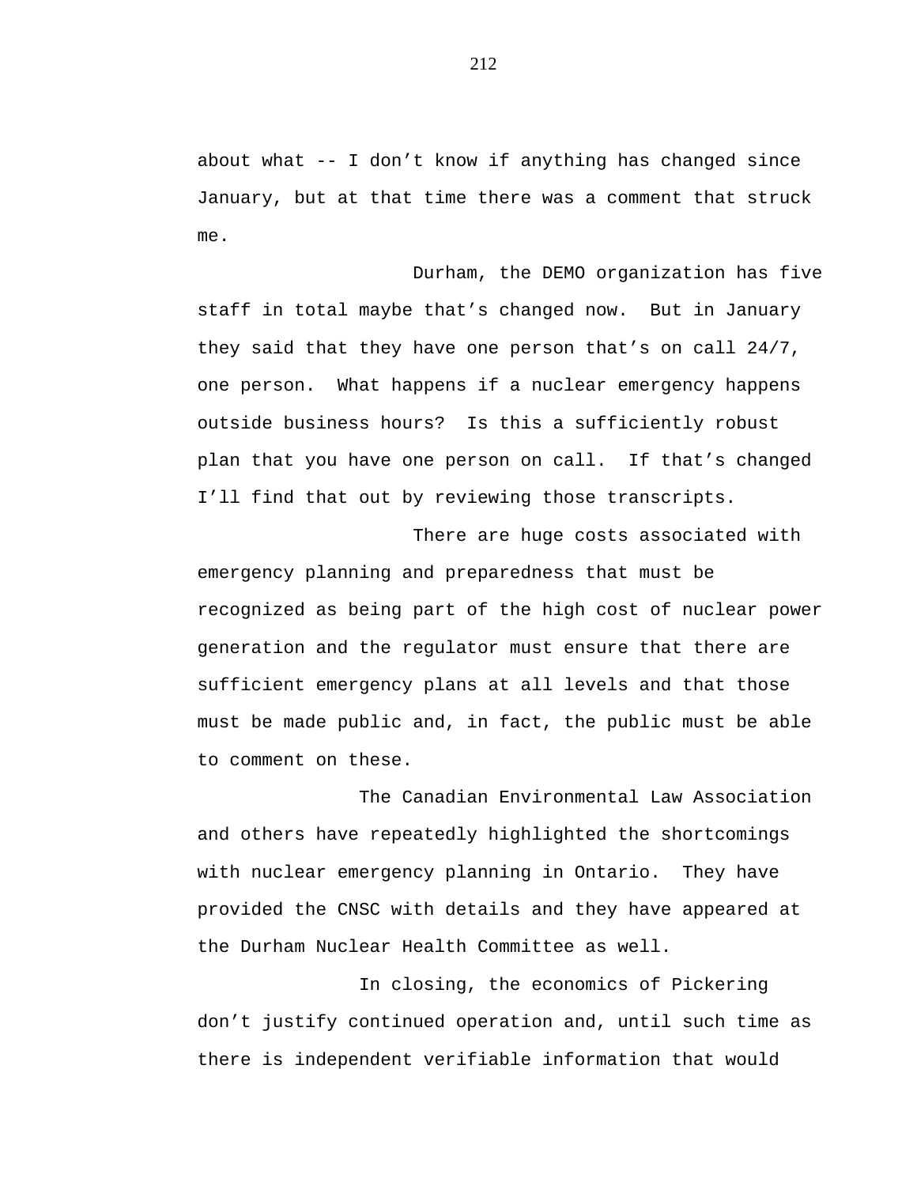about what -- I don’t know if anything has changed since January, but at that time there was a comment that struck me.

Durham, the DEMO organization has five staff in total maybe that’s changed now. But in January they said that they have one person that’s on call 24/7, one person. What happens if a nuclear emergency happens outside business hours? Is this a sufficiently robust plan that you have one person on call. If that’s changed I’ll find that out by reviewing those transcripts.

There are huge costs associated with emergency planning and preparedness that must be recognized as being part of the high cost of nuclear power generation and the regulator must ensure that there are sufficient emergency plans at all levels and that those must be made public and, in fact, the public must be able to comment on these.

The Canadian Environmental Law Association and others have repeatedly highlighted the shortcomings with nuclear emergency planning in Ontario. They have provided the CNSC with details and they have appeared at the Durham Nuclear Health Committee as well.

In closing, the economics of Pickering don’t justify continued operation and, until such time as there is independent verifiable information that would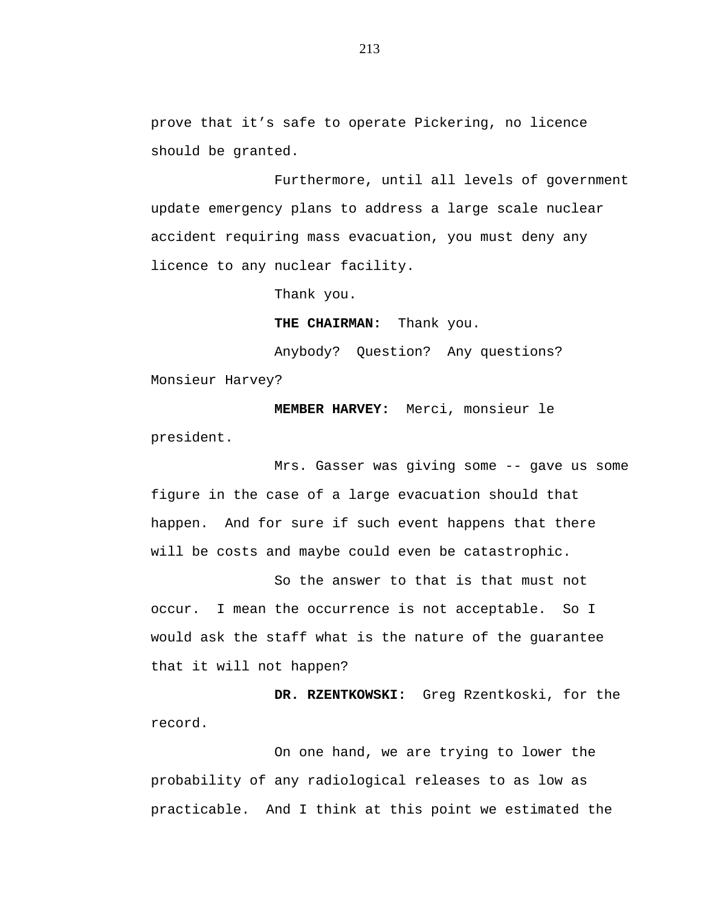prove that it’s safe to operate Pickering, no licence should be granted.

Furthermore, until all levels of government update emergency plans to address a large scale nuclear accident requiring mass evacuation, you must deny any licence to any nuclear facility.

Thank you.

**THE CHAIRMAN:** Thank you.

Anybody? Question? Any questions? Monsieur Harvey?

**MEMBER HARVEY:** Merci, monsieur le president.

Mrs. Gasser was giving some -- gave us some figure in the case of a large evacuation should that happen. And for sure if such event happens that there will be costs and maybe could even be catastrophic.

So the answer to that is that must not occur. I mean the occurrence is not acceptable. So I would ask the staff what is the nature of the guarantee that it will not happen?

**DR. RZENTKOWSKI:** Greg Rzentkoski, for the record.

On one hand, we are trying to lower the probability of any radiological releases to as low as practicable. And I think at this point we estimated the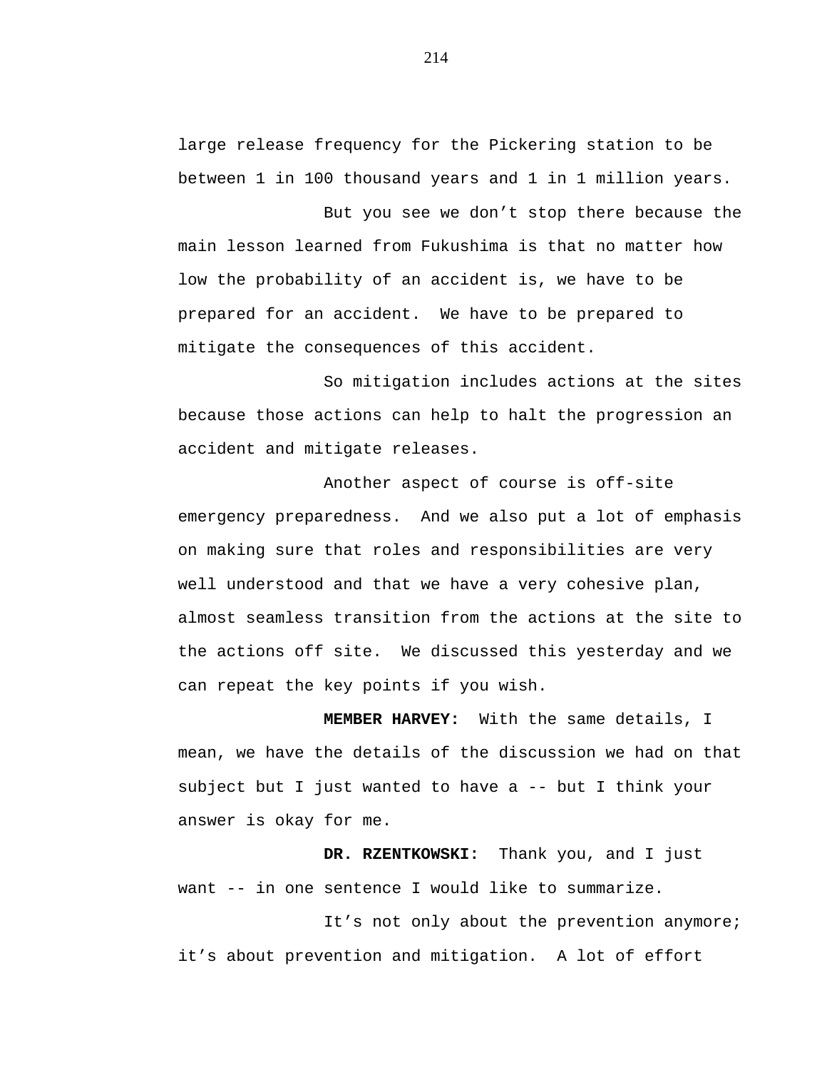large release frequency for the Pickering station to be between 1 in 100 thousand years and 1 in 1 million years.

But you see we don't stop there because the main lesson learned from Fukushima is that no matter how low the probability of an accident is, we have to be prepared for an accident. We have to be prepared to mitigate the consequences of this accident.

So mitigation includes actions at the sites because those actions can help to halt the progression an accident and mitigate releases.

Another aspect of course is off-site emergency preparedness. And we also put a lot of emphasis on making sure that roles and responsibilities are very well understood and that we have a very cohesive plan, almost seamless transition from the actions at the site to the actions off site. We discussed this yesterday and we can repeat the key points if you wish.

**MEMBER HARVEY:** With the same details, I mean, we have the details of the discussion we had on that subject but I just wanted to have a -- but I think your answer is okay for me.

**DR. RZENTKOWSKI:** Thank you, and I just want -- in one sentence I would like to summarize.

It's not only about the prevention anymore; it's about prevention and mitigation. A lot of effort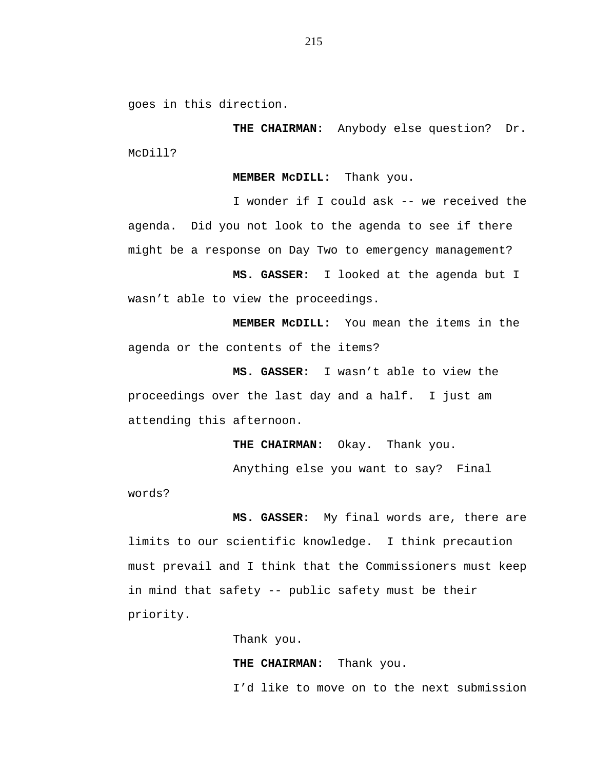goes in this direction.

**THE CHAIRMAN:** Anybody else question? Dr. McDill?

**MEMBER McDILL:** Thank you.

I wonder if I could ask -- we received the agenda. Did you not look to the agenda to see if there might be a response on Day Two to emergency management?

**MS. GASSER:** I looked at the agenda but I wasn't able to view the proceedings.

**MEMBER McDILL:** You mean the items in the agenda or the contents of the items?

**MS. GASSER:** I wasn't able to view the proceedings over the last day and a half. I just am attending this afternoon.

**THE CHAIRMAN:** Okay. Thank you.

Anything else you want to say? Final words?

**MS. GASSER:** My final words are, there are limits to our scientific knowledge. I think precaution must prevail and I think that the Commissioners must keep in mind that safety -- public safety must be their priority.

Thank you.

**THE CHAIRMAN:** Thank you.

I'd like to move on to the next submission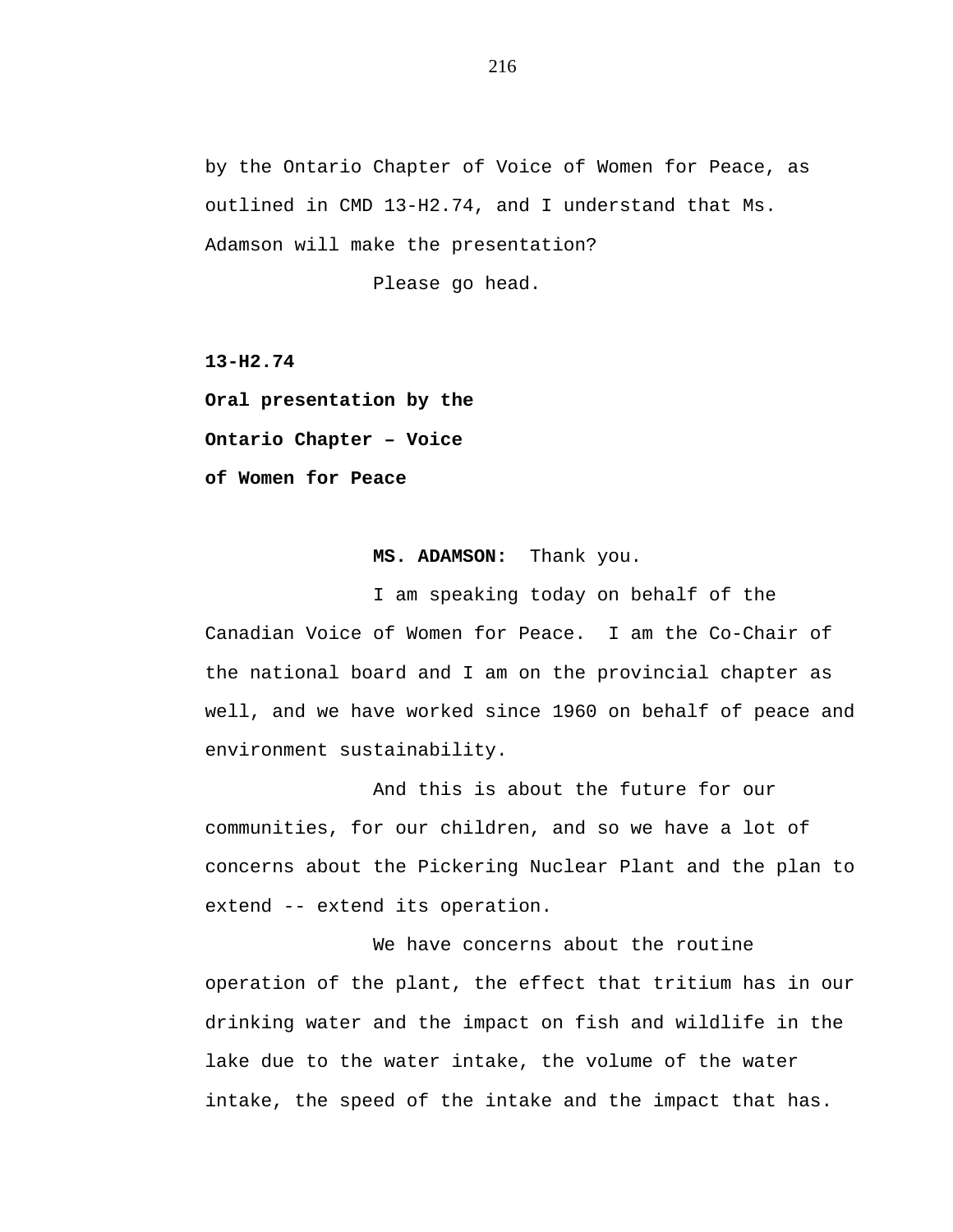by the Ontario Chapter of Voice of Women for Peace, as outlined in CMD 13-H2.74, and I understand that Ms. Adamson will make the presentation?

Please go head.

**13-H2.74**
**Oral presentation by the Ontario Chapter – Voice of Women for Peace**

**MS. ADAMSON:** Thank you.

I am speaking today on behalf of the Canadian Voice of Women for Peace. I am the Co-Chair of the national board and I am on the provincial chapter as well, and we have worked since 1960 on behalf of peace and environment sustainability.

And this is about the future for our communities, for our children, and so we have a lot of concerns about the Pickering Nuclear Plant and the plan to extend -- extend its operation.

We have concerns about the routine operation of the plant, the effect that tritium has in our drinking water and the impact on fish and wildlife in the lake due to the water intake, the volume of the water intake, the speed of the intake and the impact that has.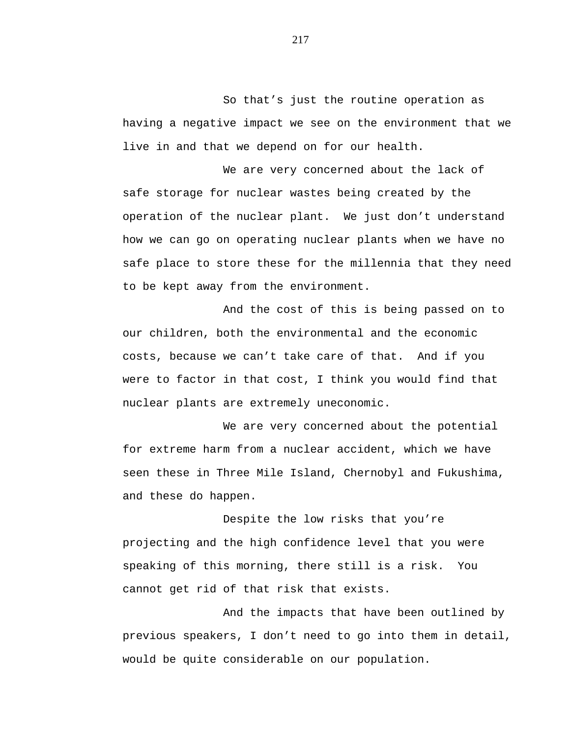So that's just the routine operation as having a negative impact we see on the environment that we live in and that we depend on for our health.

We are very concerned about the lack of safe storage for nuclear wastes being created by the operation of the nuclear plant.  We just don't understand how we can go on operating nuclear plants when we have no safe place to store these for the millennia that they need to be kept away from the environment.

And the cost of this is being passed on to our children, both the environmental and the economic costs, because we can't take care of that.  And if you were to factor in that cost, I think you would find that nuclear plants are extremely uneconomic.

We are very concerned about the potential for extreme harm from a nuclear accident, which we have seen these in Three Mile Island, Chernobyl and Fukushima, and these do happen.

Despite the low risks that you're projecting and the high confidence level that you were speaking of this morning, there still is a risk.  You cannot get rid of that risk that exists.

And the impacts that have been outlined by previous speakers, I don't need to go into them in detail, would be quite considerable on our population.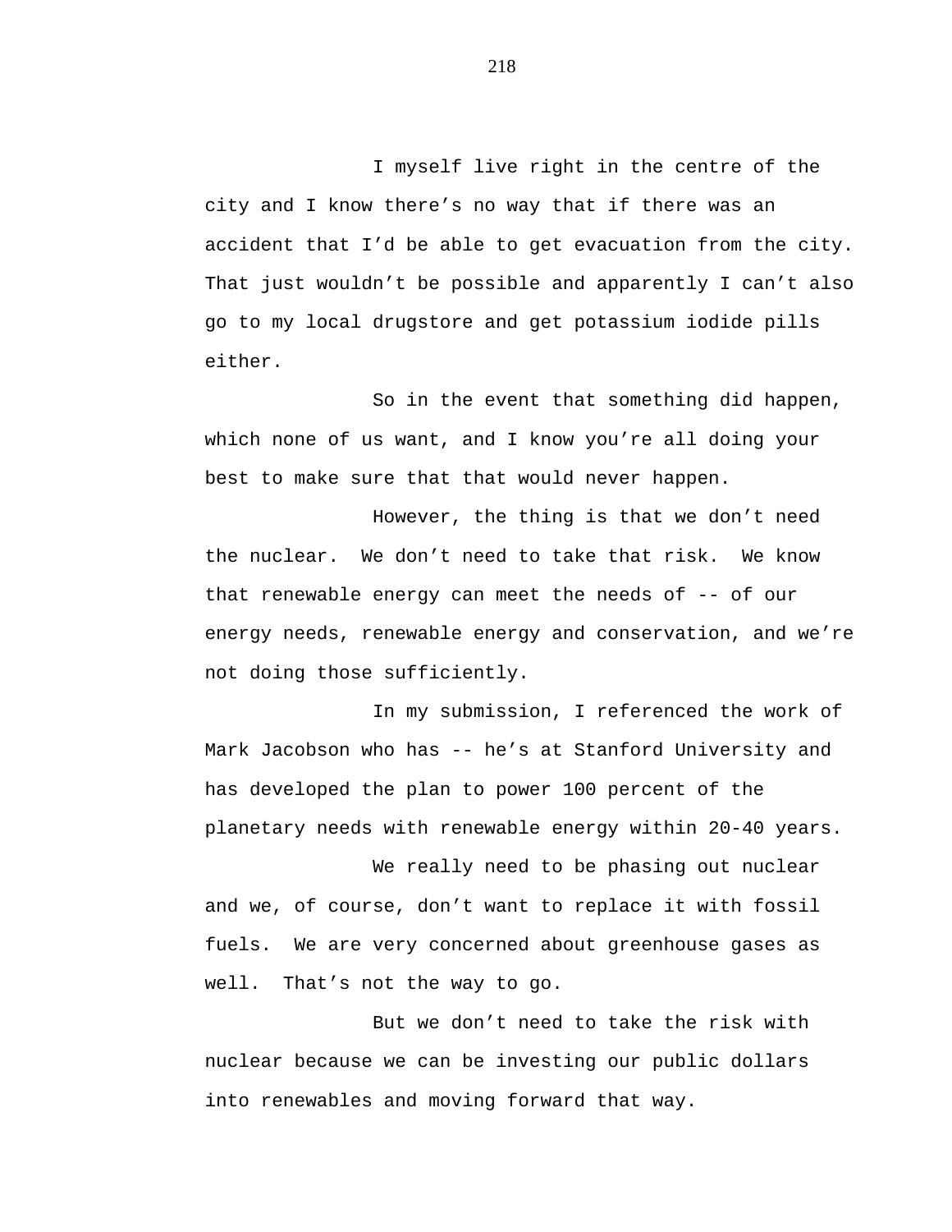I myself live right in the centre of the city and I know there's no way that if there was an accident that I'd be able to get evacuation from the city. That just wouldn't be possible and apparently I can't also go to my local drugstore and get potassium iodide pills either.

So in the event that something did happen, which none of us want, and I know you're all doing your best to make sure that that would never happen.

However, the thing is that we don't need the nuclear. We don't need to take that risk. We know that renewable energy can meet the needs of -- of our energy needs, renewable energy and conservation, and we're not doing those sufficiently.

In my submission, I referenced the work of Mark Jacobson who has -- he's at Stanford University and has developed the plan to power 100 percent of the planetary needs with renewable energy within 20-40 years.

We really need to be phasing out nuclear and we, of course, don't want to replace it with fossil fuels. We are very concerned about greenhouse gases as well. That's not the way to go.

But we don't need to take the risk with nuclear because we can be investing our public dollars into renewables and moving forward that way.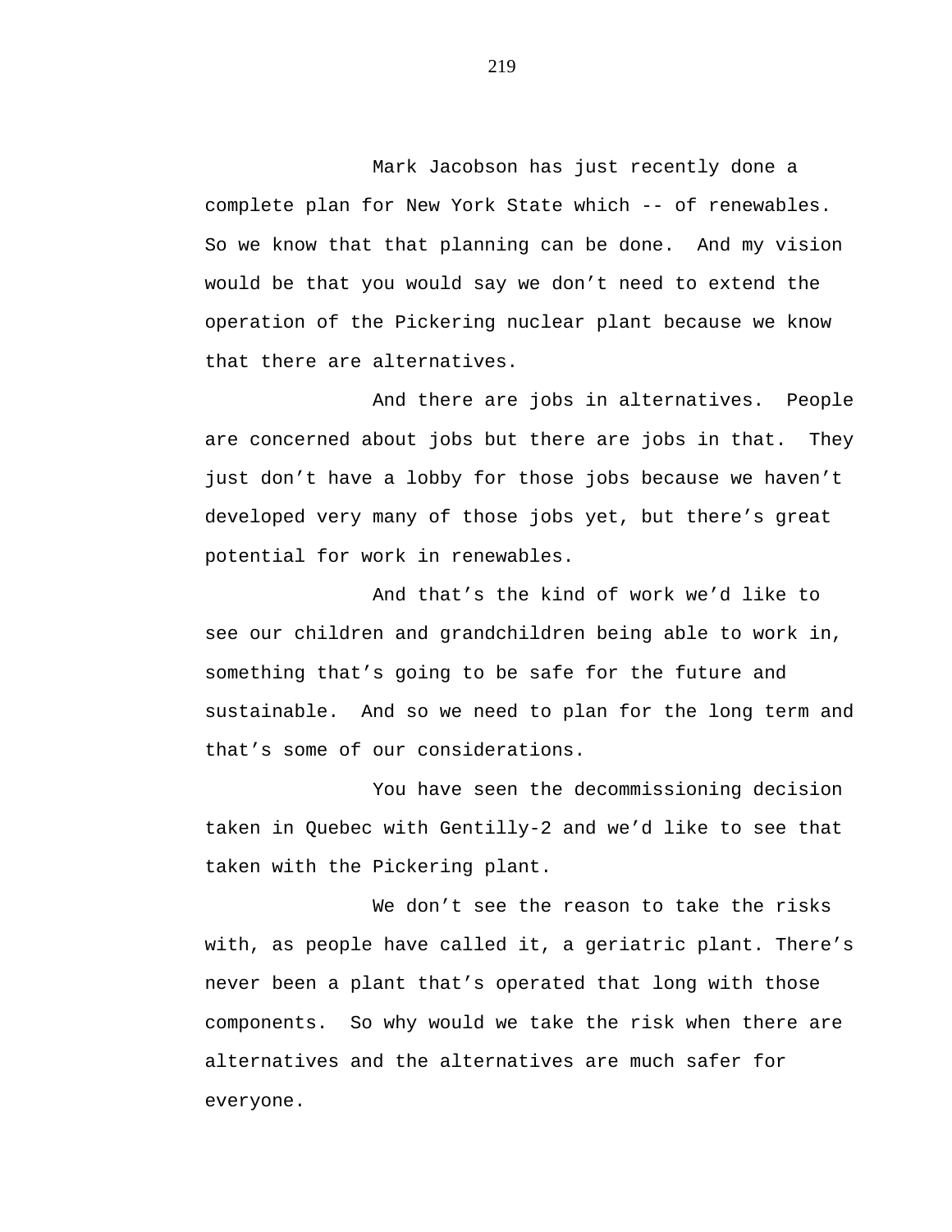Mark Jacobson has just recently done a complete plan for New York State which -- of renewables. So we know that that planning can be done. And my vision would be that you would say we don't need to extend the operation of the Pickering nuclear plant because we know that there are alternatives.

And there are jobs in alternatives. People are concerned about jobs but there are jobs in that. They just don't have a lobby for those jobs because we haven't developed very many of those jobs yet, but there's great potential for work in renewables.

And that's the kind of work we'd like to see our children and grandchildren being able to work in, something that's going to be safe for the future and sustainable. And so we need to plan for the long term and that's some of our considerations.

You have seen the decommissioning decision taken in Quebec with Gentilly-2 and we'd like to see that taken with the Pickering plant.

We don't see the reason to take the risks with, as people have called it, a geriatric plant. There's never been a plant that's operated that long with those components. So why would we take the risk when there are alternatives and the alternatives are much safer for everyone.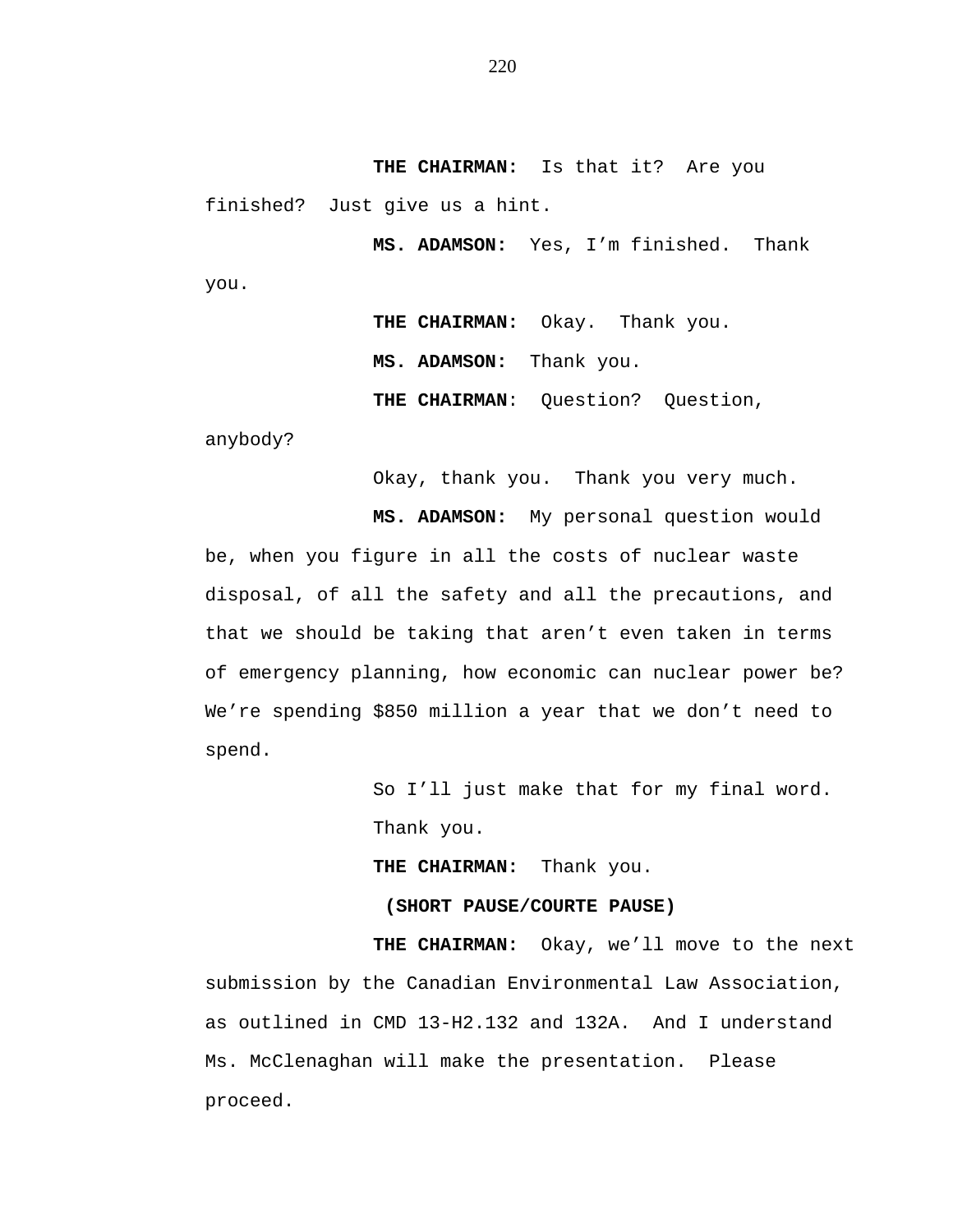**THE CHAIRMAN:** Is that it? Are you finished? Just give us a hint.

**MS. ADAMSON:** Yes, I'm finished. Thank you.

**THE CHAIRMAN:** Okay. Thank you.

**MS. ADAMSON:** Thank you.

**THE CHAIRMAN**: Question? Question, anybody?

Okay, thank you. Thank you very much.

**MS. ADAMSON:** My personal question would be, when you figure in all the costs of nuclear waste disposal, of all the safety and all the precautions, and that we should be taking that aren't even taken in terms of emergency planning, how economic can nuclear power be? We're spending $850 million a year that we don't need to spend.

So I'll just make that for my final word. Thank you.

**THE CHAIRMAN:** Thank you.

**(SHORT PAUSE/COURTE PAUSE)**

**THE CHAIRMAN:** Okay, we'll move to the next submission by the Canadian Environmental Law Association, as outlined in CMD 13-H2.132 and 132A. And I understand Ms. McClenaghan will make the presentation. Please proceed.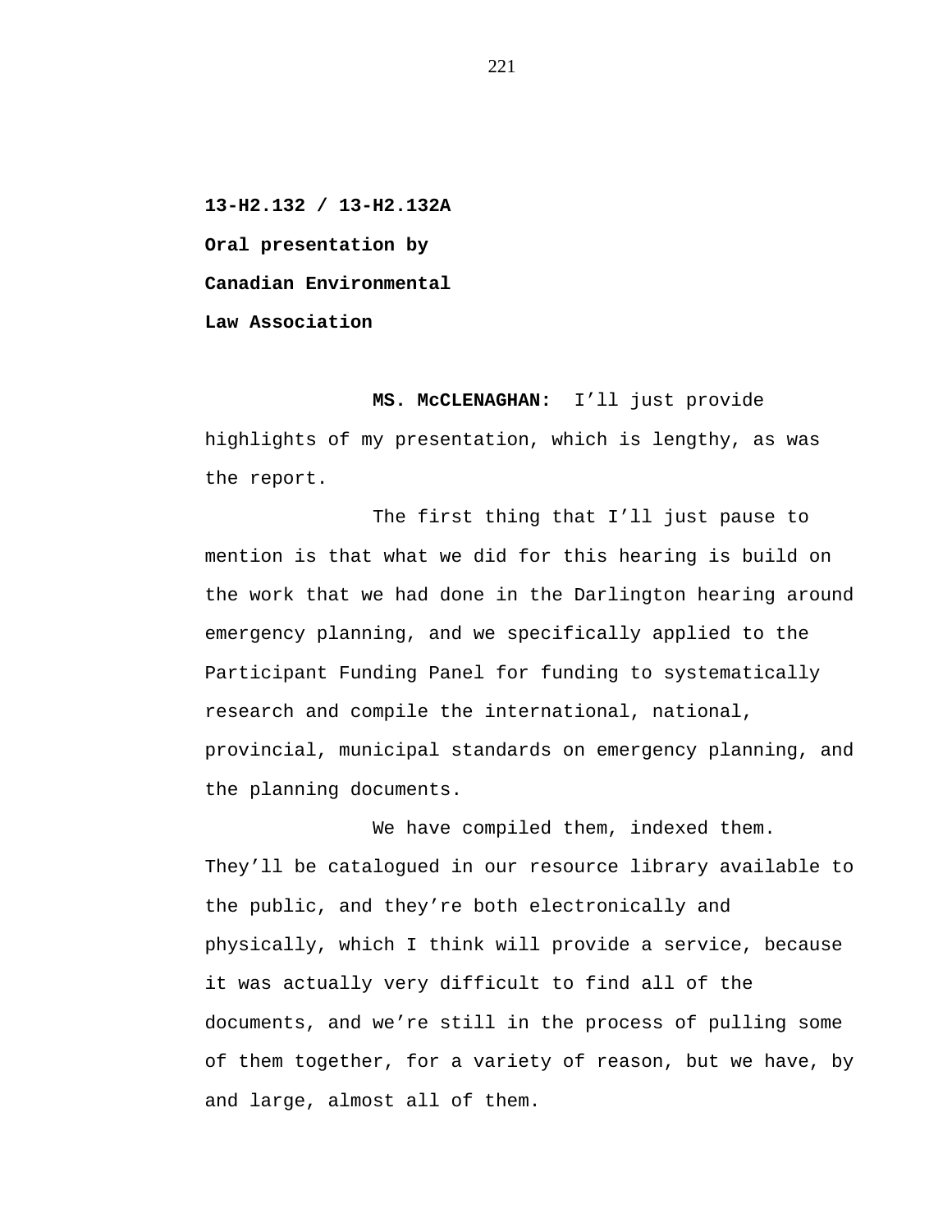**13-H2.132 / 13-H2.132A**

**Oral presentation by**

**Canadian Environmental**

**Law Association**

**MS. McCLENAGHAN:** I'll just provide highlights of my presentation, which is lengthy, as was the report.

The first thing that I'll just pause to mention is that what we did for this hearing is build on the work that we had done in the Darlington hearing around emergency planning, and we specifically applied to the Participant Funding Panel for funding to systematically research and compile the international, national, provincial, municipal standards on emergency planning, and the planning documents.

We have compiled them, indexed them. They'll be catalogued in our resource library available to the public, and they're both electronically and physically, which I think will provide a service, because it was actually very difficult to find all of the documents, and we're still in the process of pulling some of them together, for a variety of reason, but we have, by and large, almost all of them.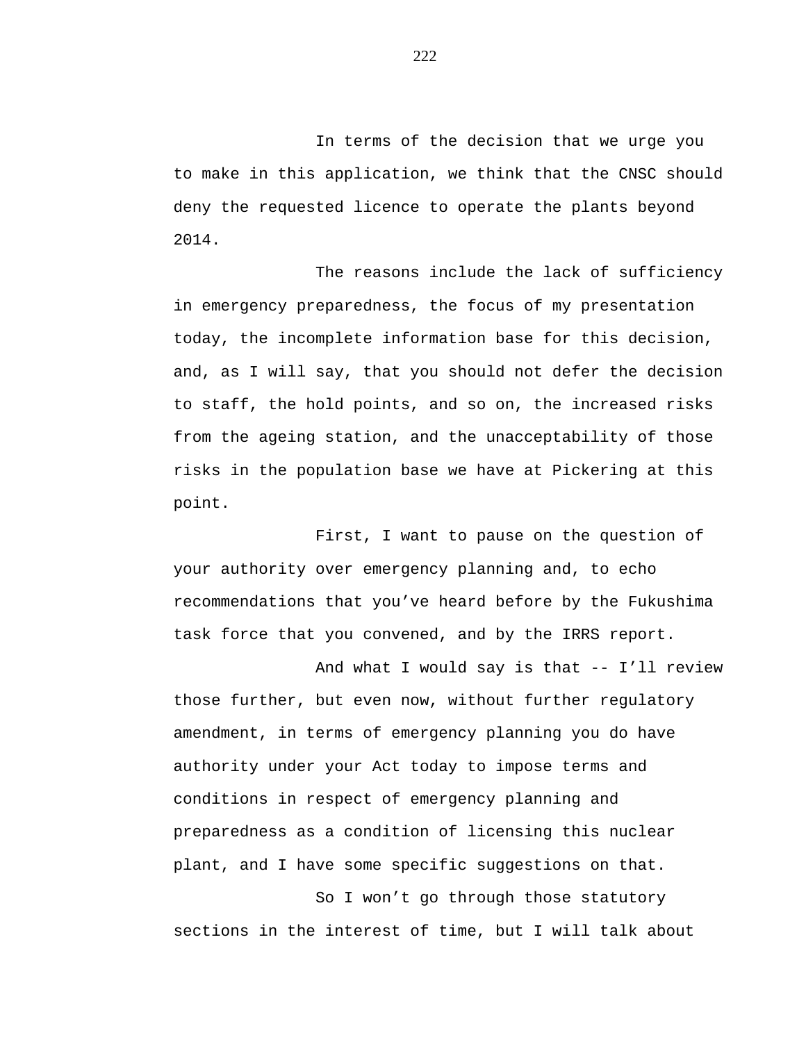In terms of the decision that we urge you to make in this application, we think that the CNSC should deny the requested licence to operate the plants beyond 2014.

The reasons include the lack of sufficiency in emergency preparedness, the focus of my presentation today, the incomplete information base for this decision, and, as I will say, that you should not defer the decision to staff, the hold points, and so on, the increased risks from the ageing station, and the unacceptability of those risks in the population base we have at Pickering at this point.

First, I want to pause on the question of your authority over emergency planning and, to echo recommendations that you’ve heard before by the Fukushima task force that you convened, and by the IRRS report.

And what I would say is that -- I’ll review those further, but even now, without further regulatory amendment, in terms of emergency planning you do have authority under your Act today to impose terms and conditions in respect of emergency planning and preparedness as a condition of licensing this nuclear plant, and I have some specific suggestions on that.

So I won’t go through those statutory sections in the interest of time, but I will talk about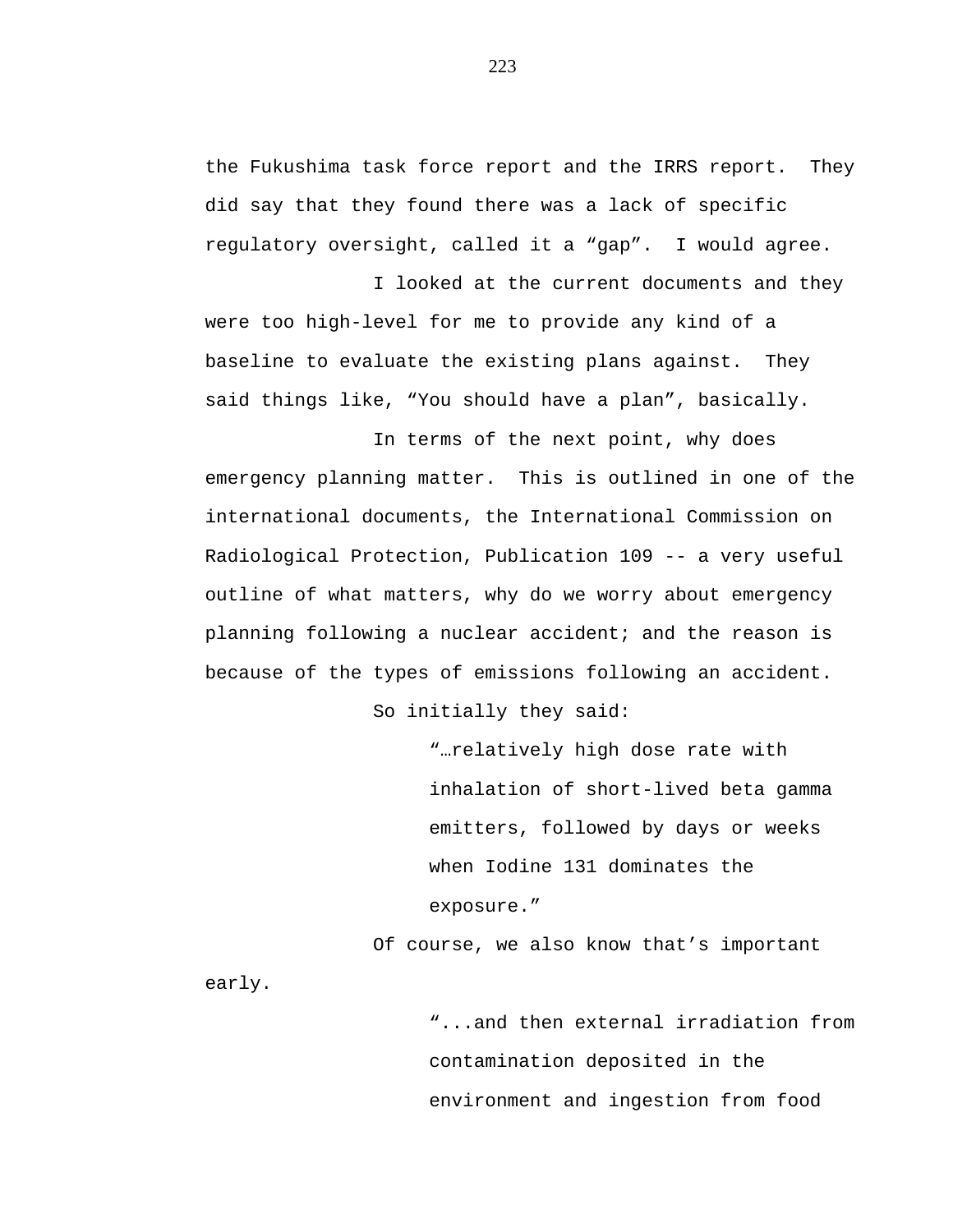the Fukushima task force report and the IRRS report. They did say that they found there was a lack of specific regulatory oversight, called it a “gap”. I would agree.

I looked at the current documents and they were too high-level for me to provide any kind of a baseline to evaluate the existing plans against. They said things like, “You should have a plan”, basically.

In terms of the next point, why does emergency planning matter. This is outlined in one of the international documents, the International Commission on Radiological Protection, Publication 109 -- a very useful outline of what matters, why do we worry about emergency planning following a nuclear accident; and the reason is because of the types of emissions following an accident.

So initially they said:

> “…relatively high dose rate with inhalation of short-lived beta gamma emitters, followed by days or weeks when Iodine 131 dominates the exposure.”

Of course, we also know that’s important early.

> “...and then external irradiation from contamination deposited in the environment and ingestion from food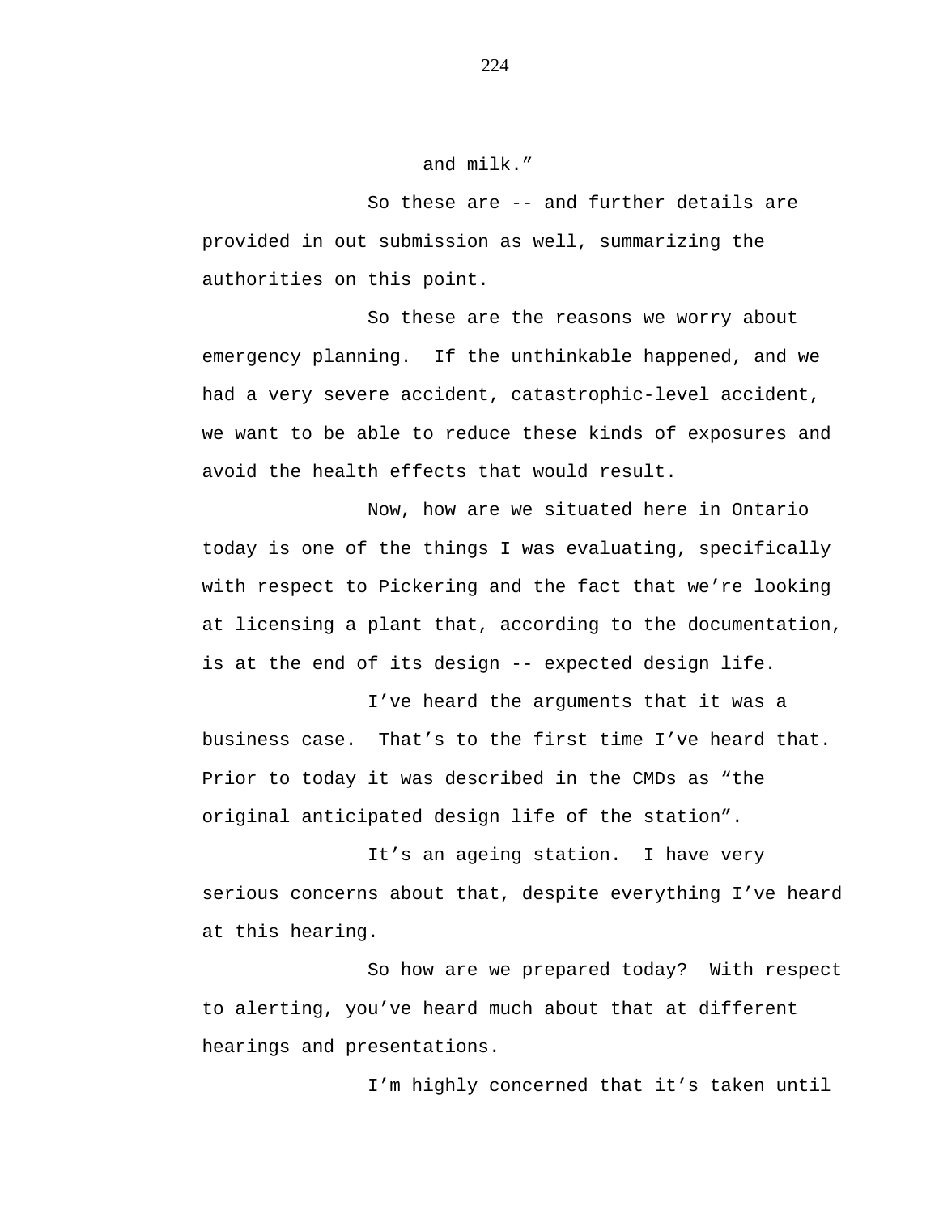and milk."

So these are -- and further details are provided in out submission as well, summarizing the authorities on this point.

So these are the reasons we worry about emergency planning. If the unthinkable happened, and we had a very severe accident, catastrophic-level accident, we want to be able to reduce these kinds of exposures and avoid the health effects that would result.

Now, how are we situated here in Ontario today is one of the things I was evaluating, specifically with respect to Pickering and the fact that we're looking at licensing a plant that, according to the documentation, is at the end of its design -- expected design life.

I've heard the arguments that it was a business case. That's to the first time I've heard that. Prior to today it was described in the CMDs as "the original anticipated design life of the station".

It's an ageing station. I have very serious concerns about that, despite everything I've heard at this hearing.

So how are we prepared today? With respect to alerting, you've heard much about that at different hearings and presentations.

I'm highly concerned that it's taken until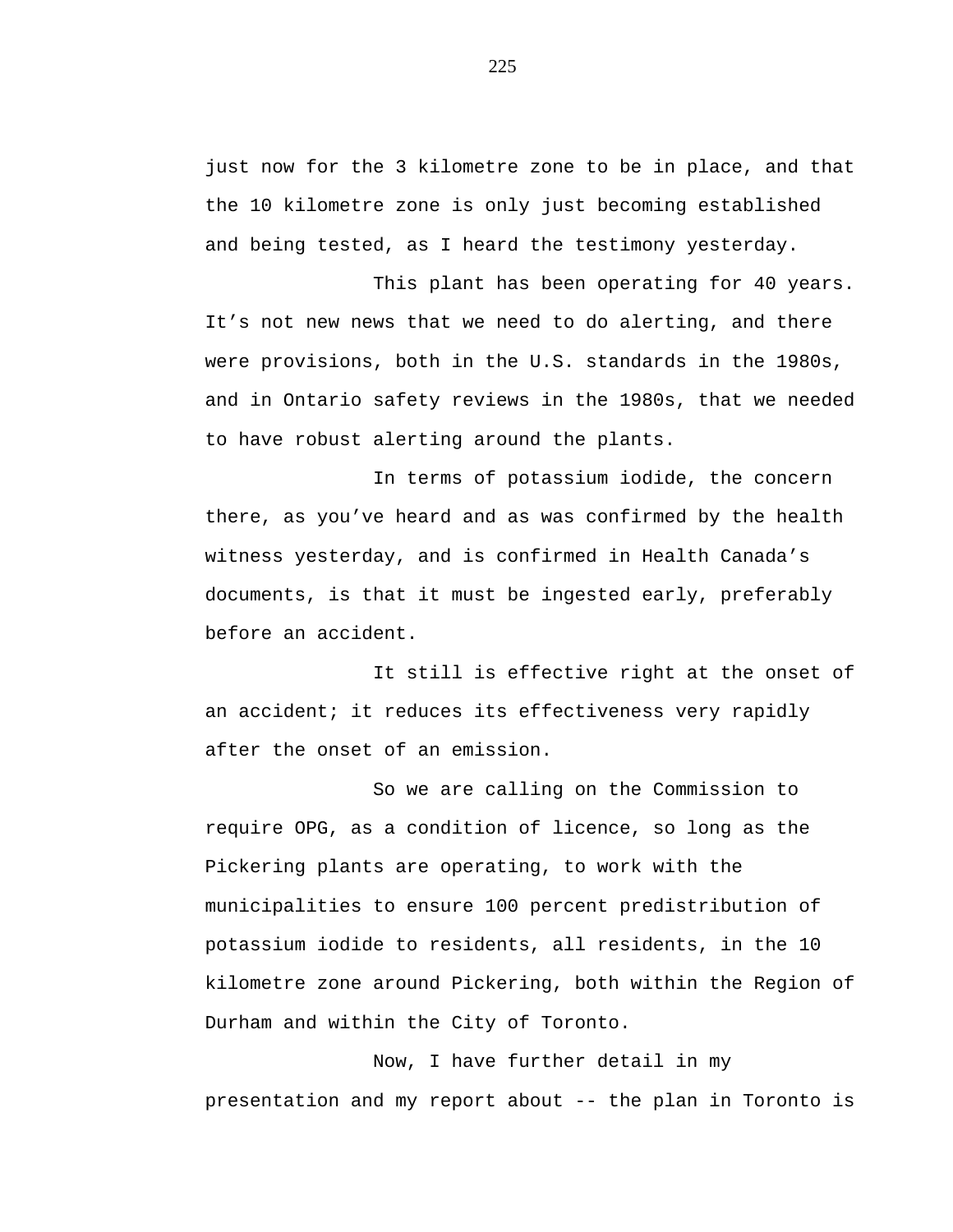just now for the 3 kilometre zone to be in place, and that the 10 kilometre zone is only just becoming established and being tested, as I heard the testimony yesterday.

This plant has been operating for 40 years. It’s not new news that we need to do alerting, and there were provisions, both in the U.S. standards in the 1980s, and in Ontario safety reviews in the 1980s, that we needed to have robust alerting around the plants.

In terms of potassium iodide, the concern there, as you’ve heard and as was confirmed by the health witness yesterday, and is confirmed in Health Canada’s documents, is that it must be ingested early, preferably before an accident.

It still is effective right at the onset of an accident; it reduces its effectiveness very rapidly after the onset of an emission.

So we are calling on the Commission to require OPG, as a condition of licence, so long as the Pickering plants are operating, to work with the municipalities to ensure 100 percent predistribution of potassium iodide to residents, all residents, in the 10 kilometre zone around Pickering, both within the Region of Durham and within the City of Toronto.

Now, I have further detail in my presentation and my report about -- the plan in Toronto is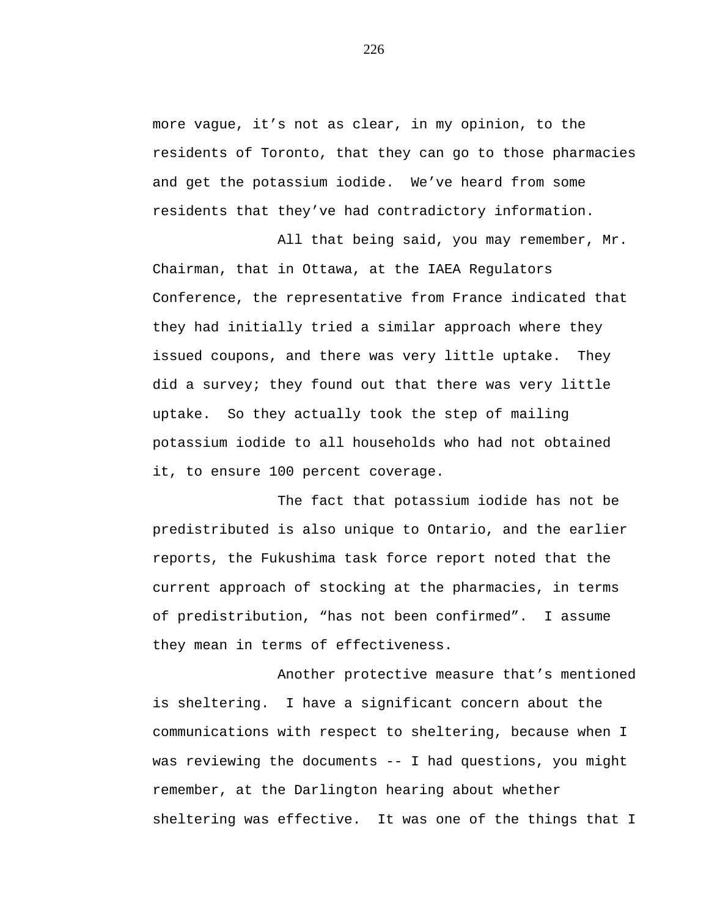more vague, it’s not as clear, in my opinion, to the residents of Toronto, that they can go to those pharmacies and get the potassium iodide. We’ve heard from some residents that they’ve had contradictory information.

All that being said, you may remember, Mr. Chairman, that in Ottawa, at the IAEA Regulators Conference, the representative from France indicated that they had initially tried a similar approach where they issued coupons, and there was very little uptake. They did a survey; they found out that there was very little uptake. So they actually took the step of mailing potassium iodide to all households who had not obtained it, to ensure 100 percent coverage.

The fact that potassium iodide has not be predistributed is also unique to Ontario, and the earlier reports, the Fukushima task force report noted that the current approach of stocking at the pharmacies, in terms of predistribution, “has not been confirmed”. I assume they mean in terms of effectiveness.

Another protective measure that’s mentioned is sheltering. I have a significant concern about the communications with respect to sheltering, because when I was reviewing the documents -- I had questions, you might remember, at the Darlington hearing about whether sheltering was effective. It was one of the things that I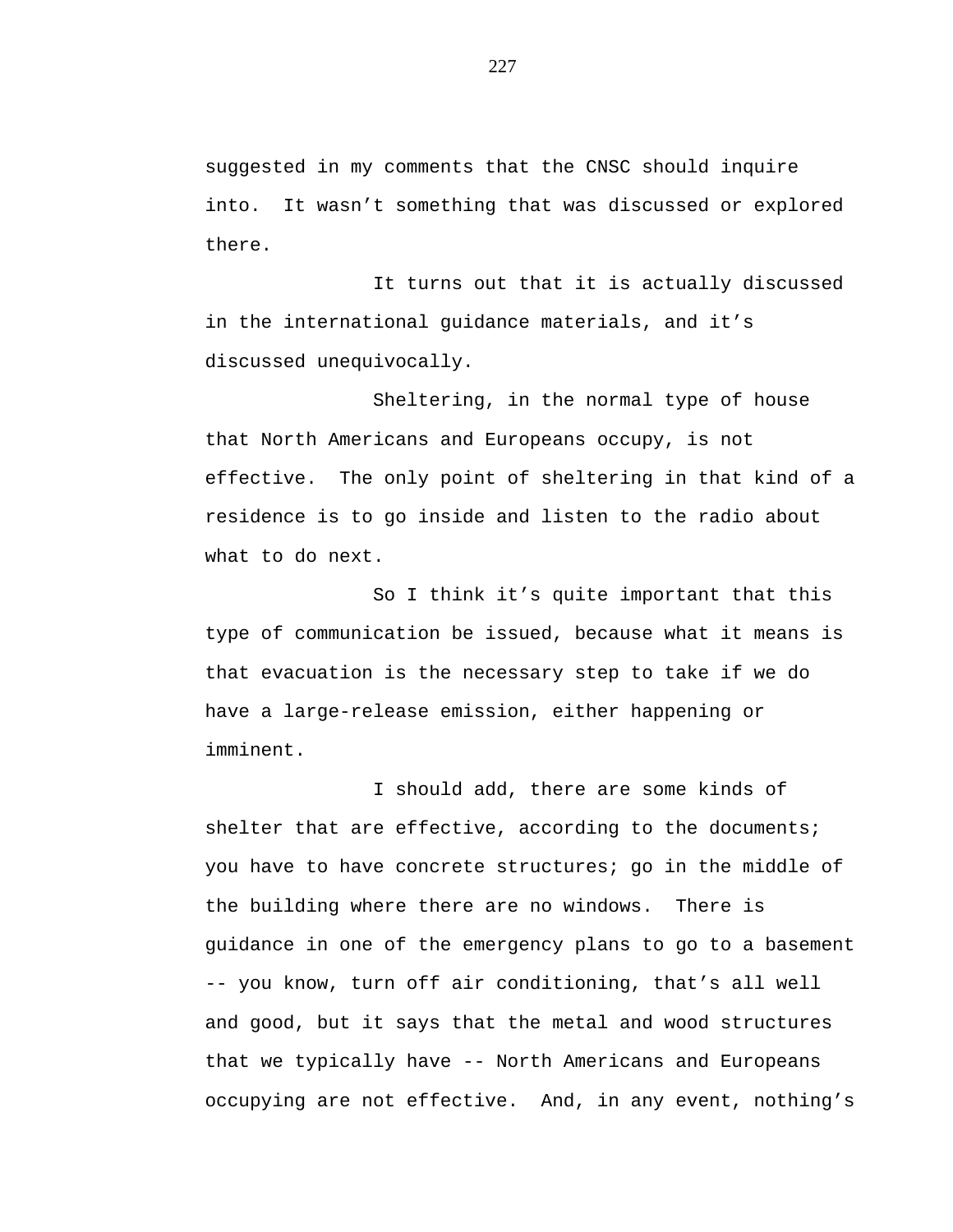suggested in my comments that the CNSC should inquire into. It wasn't something that was discussed or explored there.

It turns out that it is actually discussed in the international guidance materials, and it's discussed unequivocally.

Sheltering, in the normal type of house that North Americans and Europeans occupy, is not effective. The only point of sheltering in that kind of a residence is to go inside and listen to the radio about what to do next.

So I think it's quite important that this type of communication be issued, because what it means is that evacuation is the necessary step to take if we do have a large-release emission, either happening or imminent.

I should add, there are some kinds of shelter that are effective, according to the documents; you have to have concrete structures; go in the middle of the building where there are no windows. There is guidance in one of the emergency plans to go to a basement -- you know, turn off air conditioning, that's all well and good, but it says that the metal and wood structures that we typically have -- North Americans and Europeans occupying are not effective. And, in any event, nothing's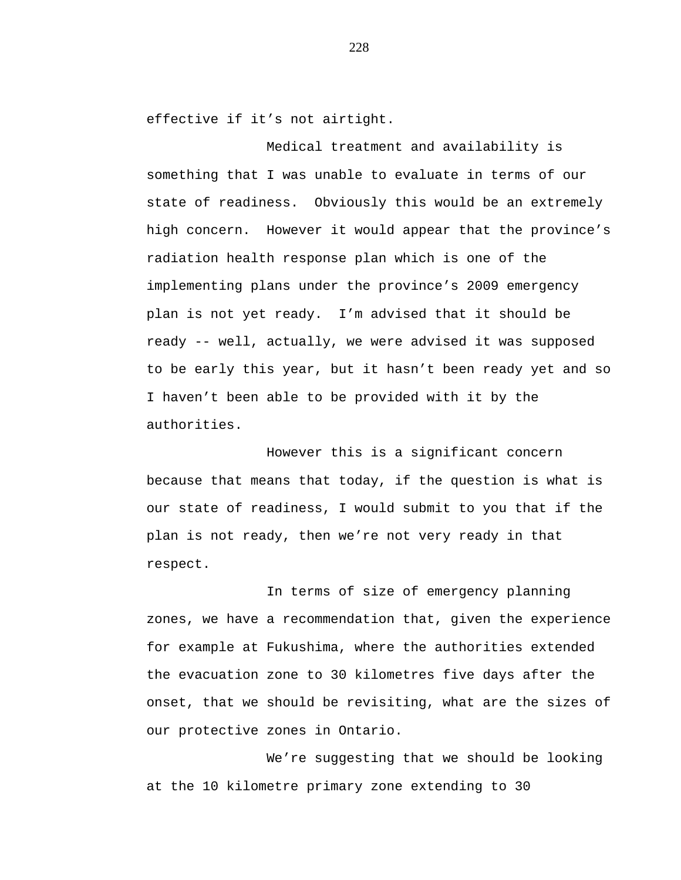effective if it’s not airtight.

Medical treatment and availability is something that I was unable to evaluate in terms of our state of readiness. Obviously this would be an extremely high concern. However it would appear that the province’s radiation health response plan which is one of the implementing plans under the province’s 2009 emergency plan is not yet ready. I’m advised that it should be ready -- well, actually, we were advised it was supposed to be early this year, but it hasn’t been ready yet and so I haven’t been able to be provided with it by the authorities.

However this is a significant concern because that means that today, if the question is what is our state of readiness, I would submit to you that if the plan is not ready, then we’re not very ready in that respect.

In terms of size of emergency planning zones, we have a recommendation that, given the experience for example at Fukushima, where the authorities extended the evacuation zone to 30 kilometres five days after the onset, that we should be revisiting, what are the sizes of our protective zones in Ontario.

We’re suggesting that we should be looking at the 10 kilometre primary zone extending to 30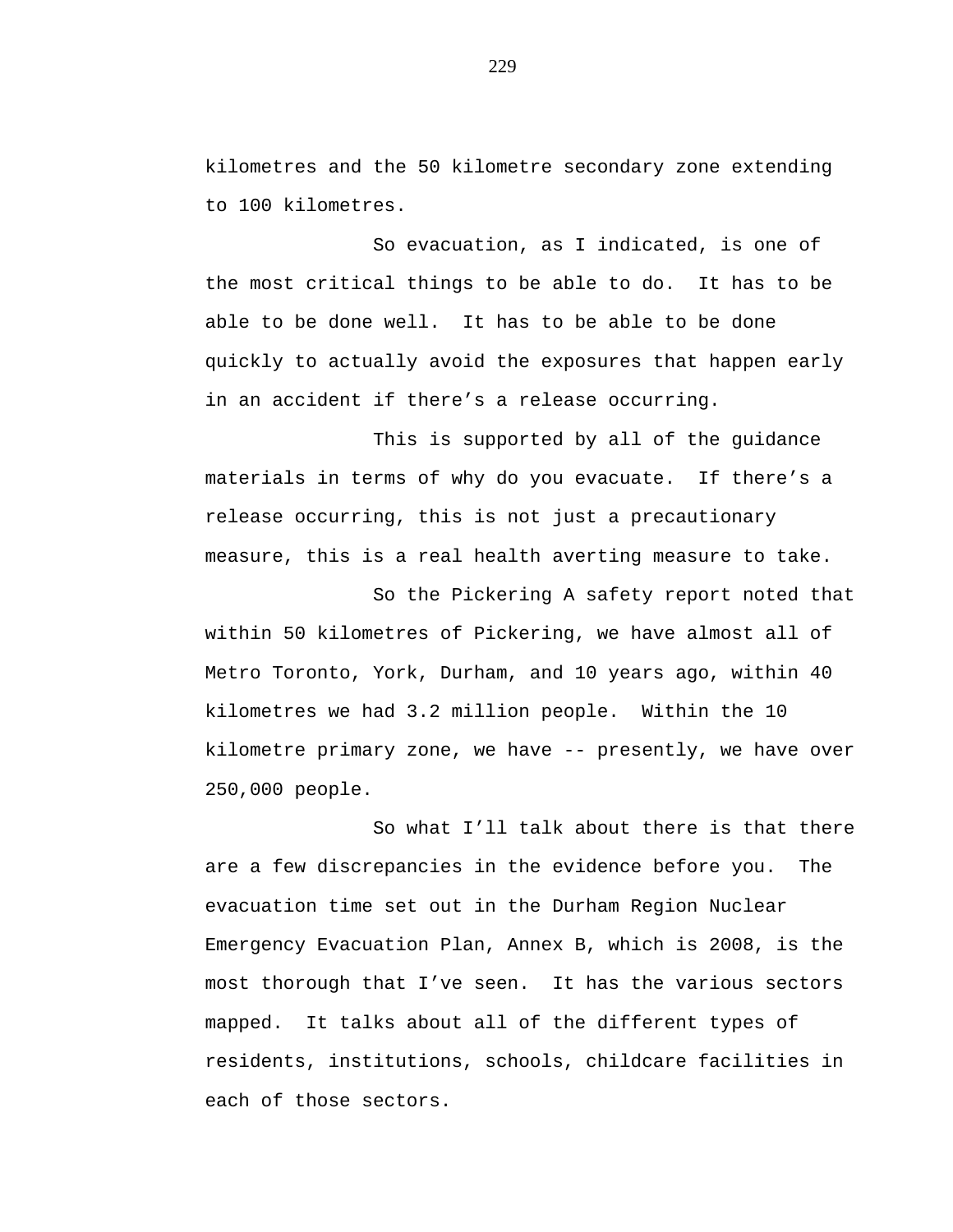kilometres and the 50 kilometre secondary zone extending to 100 kilometres.

So evacuation, as I indicated, is one of the most critical things to be able to do. It has to be able to be done well. It has to be able to be done quickly to actually avoid the exposures that happen early in an accident if there’s a release occurring.

This is supported by all of the guidance materials in terms of why do you evacuate. If there’s a release occurring, this is not just a precautionary measure, this is a real health averting measure to take.

So the Pickering A safety report noted that within 50 kilometres of Pickering, we have almost all of Metro Toronto, York, Durham, and 10 years ago, within 40 kilometres we had 3.2 million people. Within the 10 kilometre primary zone, we have -- presently, we have over 250,000 people.

So what I’ll talk about there is that there are a few discrepancies in the evidence before you. The evacuation time set out in the Durham Region Nuclear Emergency Evacuation Plan, Annex B, which is 2008, is the most thorough that I’ve seen. It has the various sectors mapped. It talks about all of the different types of residents, institutions, schools, childcare facilities in each of those sectors.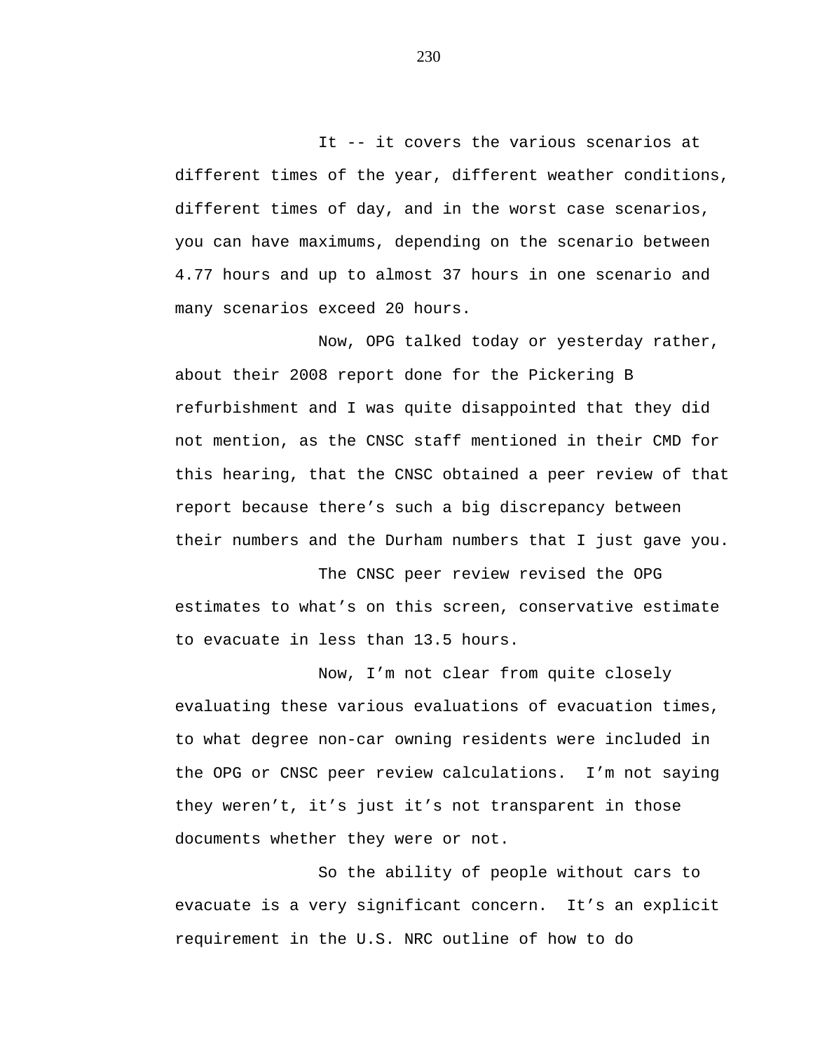It -- it covers the various scenarios at different times of the year, different weather conditions, different times of day, and in the worst case scenarios, you can have maximums, depending on the scenario between 4.77 hours and up to almost 37 hours in one scenario and many scenarios exceed 20 hours.

Now, OPG talked today or yesterday rather, about their 2008 report done for the Pickering B refurbishment and I was quite disappointed that they did not mention, as the CNSC staff mentioned in their CMD for this hearing, that the CNSC obtained a peer review of that report because there's such a big discrepancy between their numbers and the Durham numbers that I just gave you.

The CNSC peer review revised the OPG estimates to what's on this screen, conservative estimate to evacuate in less than 13.5 hours.

Now, I'm not clear from quite closely evaluating these various evaluations of evacuation times, to what degree non-car owning residents were included in the OPG or CNSC peer review calculations. I'm not saying they weren't, it's just it's not transparent in those documents whether they were or not.

So the ability of people without cars to evacuate is a very significant concern. It's an explicit requirement in the U.S. NRC outline of how to do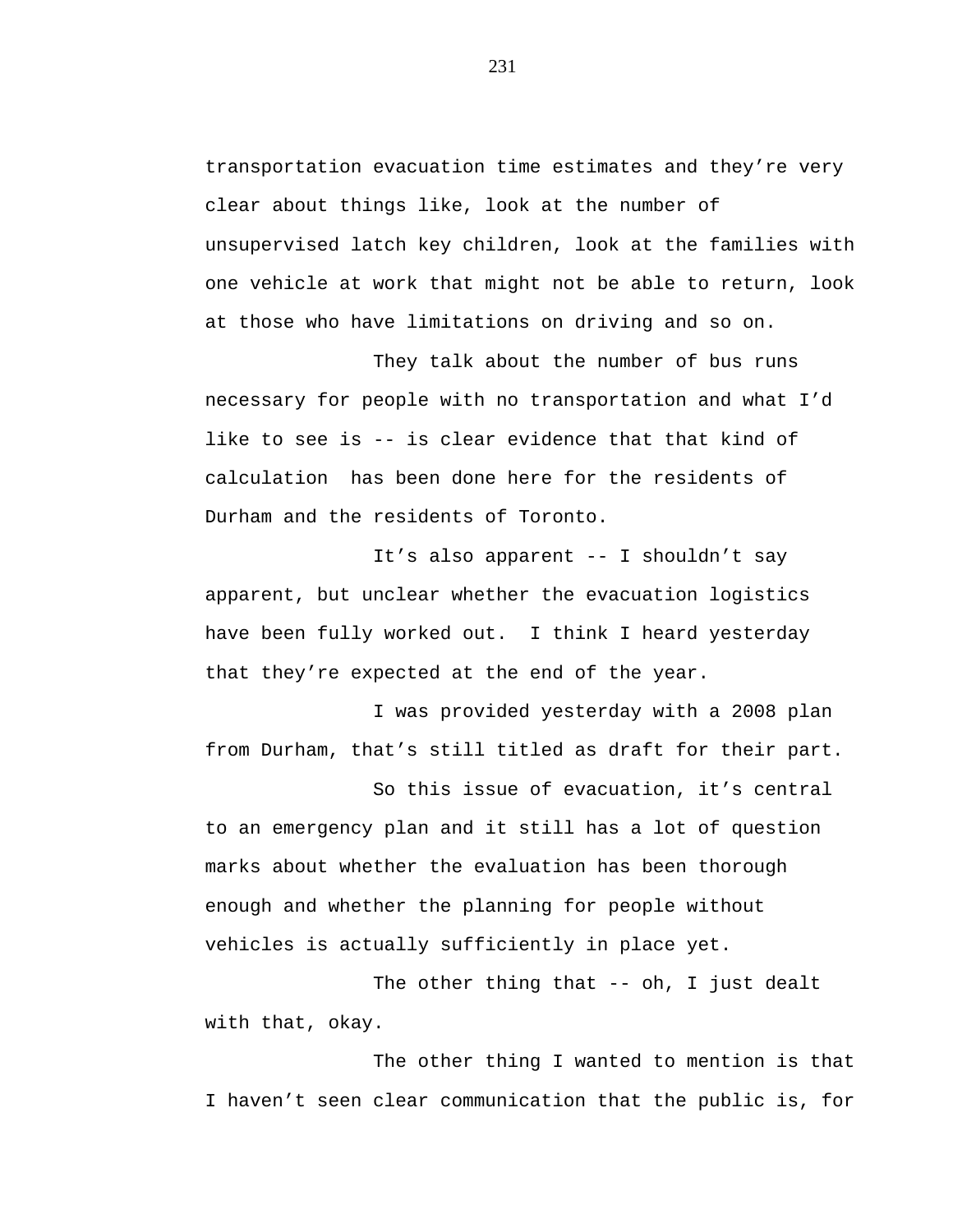transportation evacuation time estimates and they're very clear about things like, look at the number of unsupervised latch key children, look at the families with one vehicle at work that might not be able to return, look at those who have limitations on driving and so on.

They talk about the number of bus runs necessary for people with no transportation and what I'd like to see is -- is clear evidence that that kind of calculation has been done here for the residents of Durham and the residents of Toronto.

It's also apparent -- I shouldn't say apparent, but unclear whether the evacuation logistics have been fully worked out. I think I heard yesterday that they're expected at the end of the year.

I was provided yesterday with a 2008 plan from Durham, that's still titled as draft for their part.

So this issue of evacuation, it's central to an emergency plan and it still has a lot of question marks about whether the evaluation has been thorough enough and whether the planning for people without vehicles is actually sufficiently in place yet.

The other thing that -- oh, I just dealt with that, okay.

The other thing I wanted to mention is that I haven't seen clear communication that the public is, for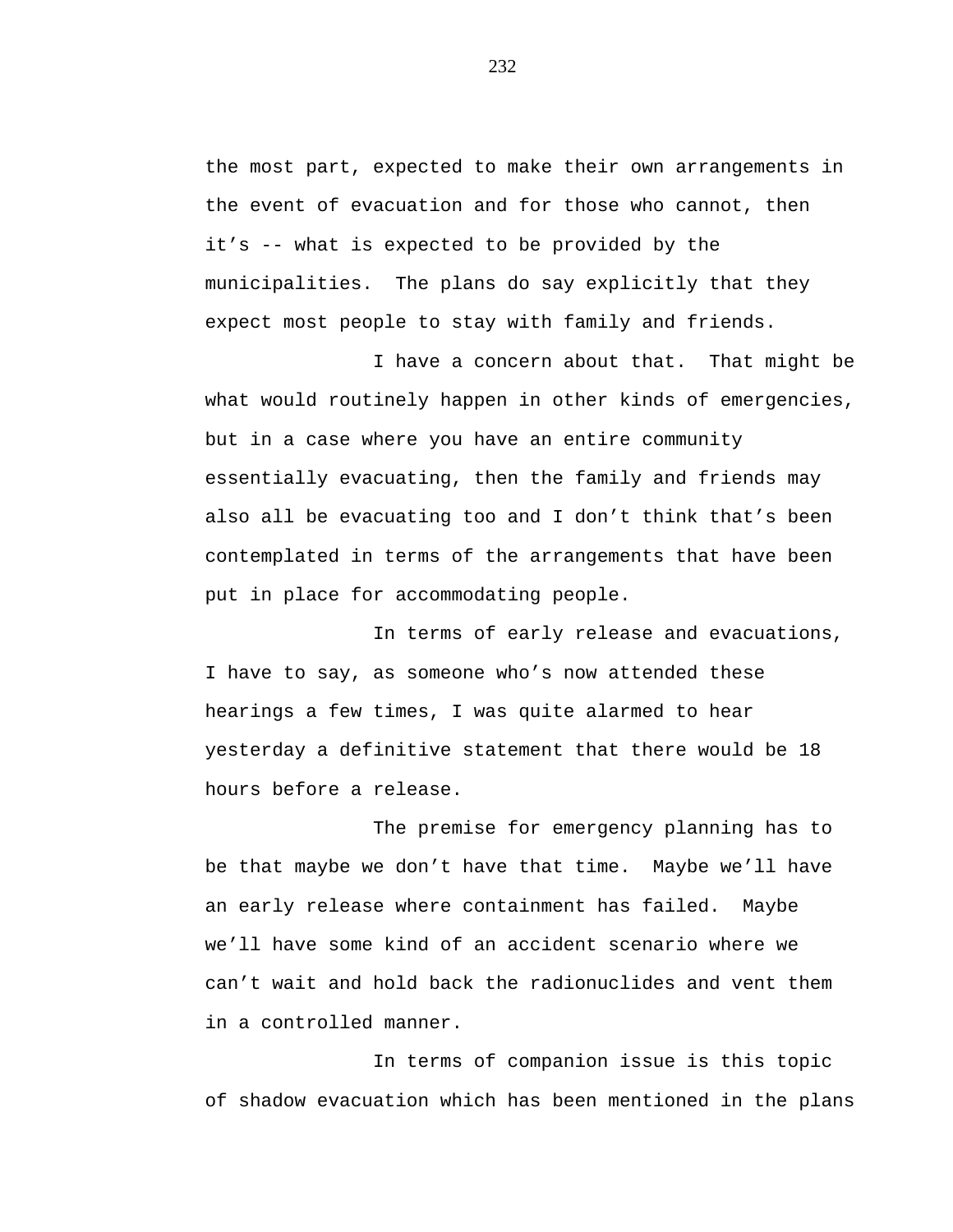the most part, expected to make their own arrangements in the event of evacuation and for those who cannot, then it's -- what is expected to be provided by the municipalities. The plans do say explicitly that they expect most people to stay with family and friends.

I have a concern about that. That might be what would routinely happen in other kinds of emergencies, but in a case where you have an entire community essentially evacuating, then the family and friends may also all be evacuating too and I don't think that's been contemplated in terms of the arrangements that have been put in place for accommodating people.

In terms of early release and evacuations, I have to say, as someone who's now attended these hearings a few times, I was quite alarmed to hear yesterday a definitive statement that there would be 18 hours before a release.

The premise for emergency planning has to be that maybe we don't have that time. Maybe we'll have an early release where containment has failed. Maybe we'll have some kind of an accident scenario where we can't wait and hold back the radionuclides and vent them in a controlled manner.

In terms of companion issue is this topic of shadow evacuation which has been mentioned in the plans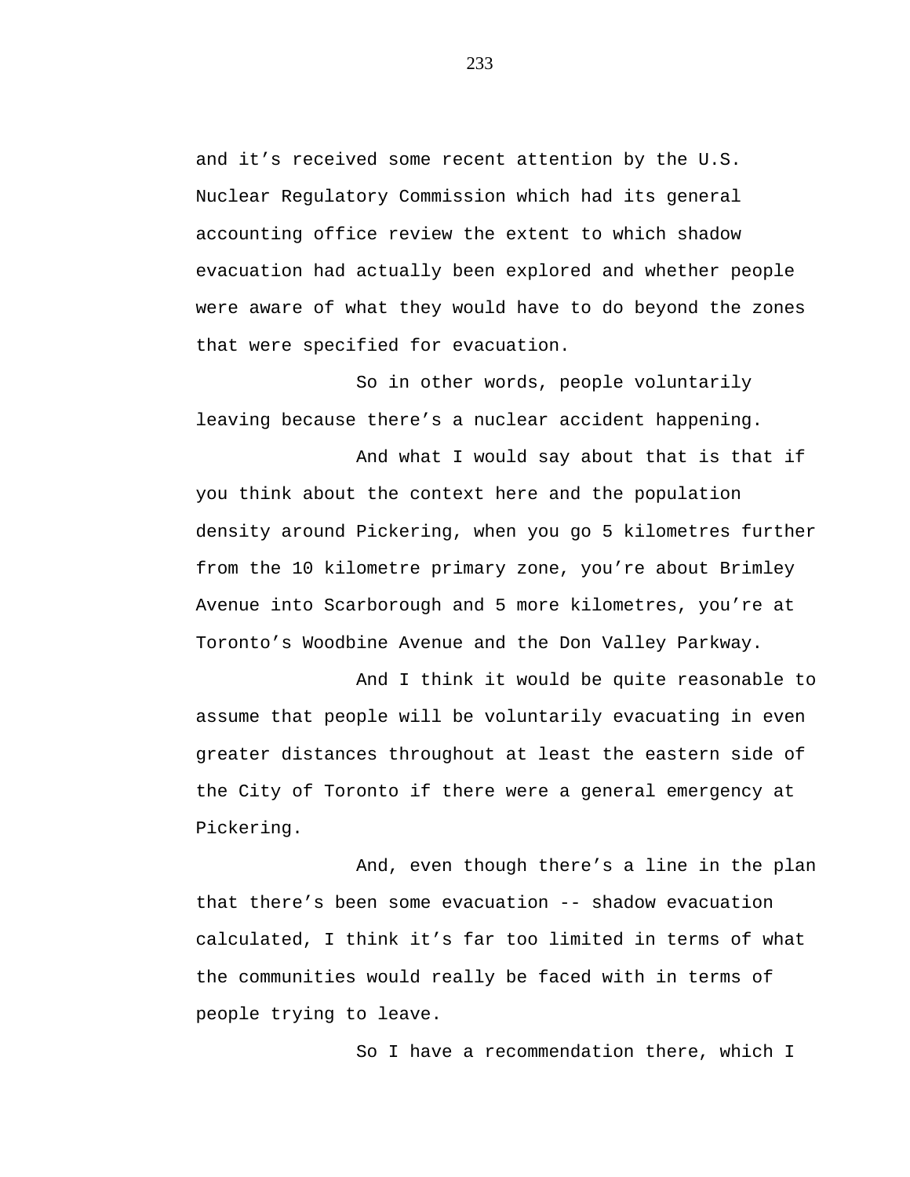and it’s received some recent attention by the U.S. Nuclear Regulatory Commission which had its general accounting office review the extent to which shadow evacuation had actually been explored and whether people were aware of what they would have to do beyond the zones that were specified for evacuation.

So in other words, people voluntarily leaving because there’s a nuclear accident happening.

And what I would say about that is that if you think about the context here and the population density around Pickering, when you go 5 kilometres further from the 10 kilometre primary zone, you’re about Brimley Avenue into Scarborough and 5 more kilometres, you’re at Toronto’s Woodbine Avenue and the Don Valley Parkway.

And I think it would be quite reasonable to assume that people will be voluntarily evacuating in even greater distances throughout at least the eastern side of the City of Toronto if there were a general emergency at Pickering.

And, even though there’s a line in the plan that there’s been some evacuation -- shadow evacuation calculated, I think it’s far too limited in terms of what the communities would really be faced with in terms of people trying to leave.

So I have a recommendation there, which I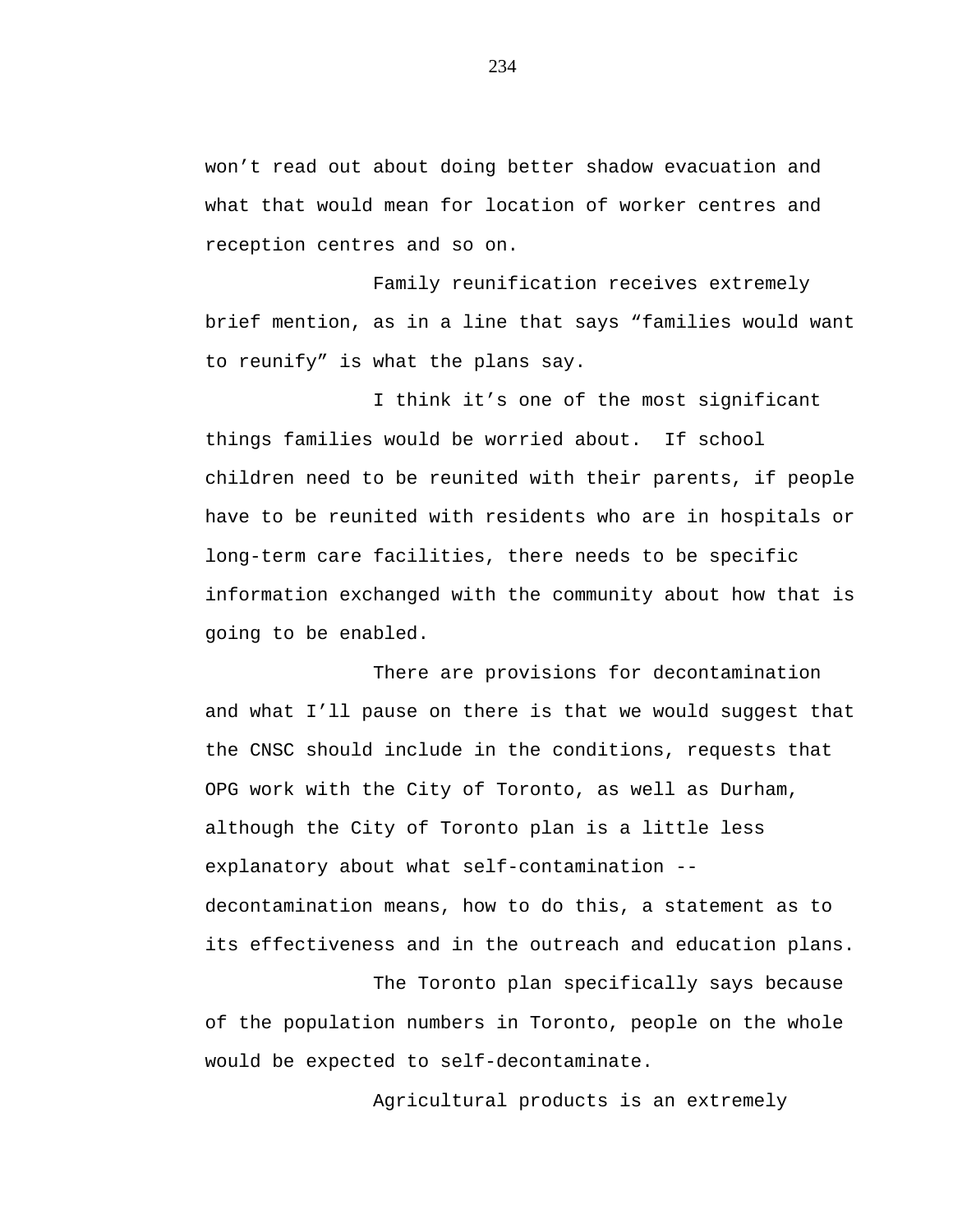won't read out about doing better shadow evacuation and what that would mean for location of worker centres and reception centres and so on.

Family reunification receives extremely brief mention, as in a line that says "families would want to reunify" is what the plans say.

I think it's one of the most significant things families would be worried about. If school children need to be reunited with their parents, if people have to be reunited with residents who are in hospitals or long-term care facilities, there needs to be specific information exchanged with the community about how that is going to be enabled.

There are provisions for decontamination and what I'll pause on there is that we would suggest that the CNSC should include in the conditions, requests that OPG work with the City of Toronto, as well as Durham, although the City of Toronto plan is a little less explanatory about what self-contamination -- decontamination means, how to do this, a statement as to its effectiveness and in the outreach and education plans.

The Toronto plan specifically says because of the population numbers in Toronto, people on the whole would be expected to self-decontaminate.

Agricultural products is an extremely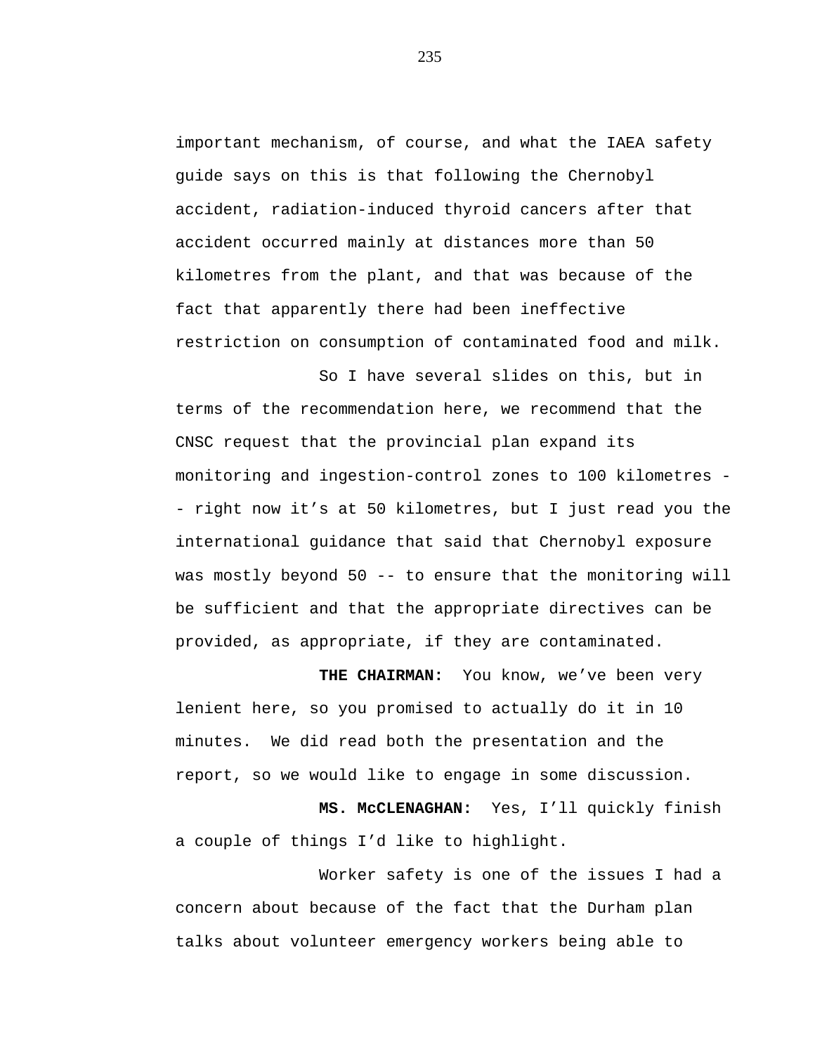important mechanism, of course, and what the IAEA safety guide says on this is that following the Chernobyl accident, radiation-induced thyroid cancers after that accident occurred mainly at distances more than 50 kilometres from the plant, and that was because of the fact that apparently there had been ineffective restriction on consumption of contaminated food and milk.

So I have several slides on this, but in terms of the recommendation here, we recommend that the CNSC request that the provincial plan expand its monitoring and ingestion-control zones to 100 kilometres -- right now it's at 50 kilometres, but I just read you the international guidance that said that Chernobyl exposure was mostly beyond 50 -- to ensure that the monitoring will be sufficient and that the appropriate directives can be provided, as appropriate, if they are contaminated.

**THE CHAIRMAN:** You know, we've been very lenient here, so you promised to actually do it in 10 minutes. We did read both the presentation and the report, so we would like to engage in some discussion.

**MS. McCLENAGHAN:** Yes, I'll quickly finish a couple of things I'd like to highlight.

Worker safety is one of the issues I had a concern about because of the fact that the Durham plan talks about volunteer emergency workers being able to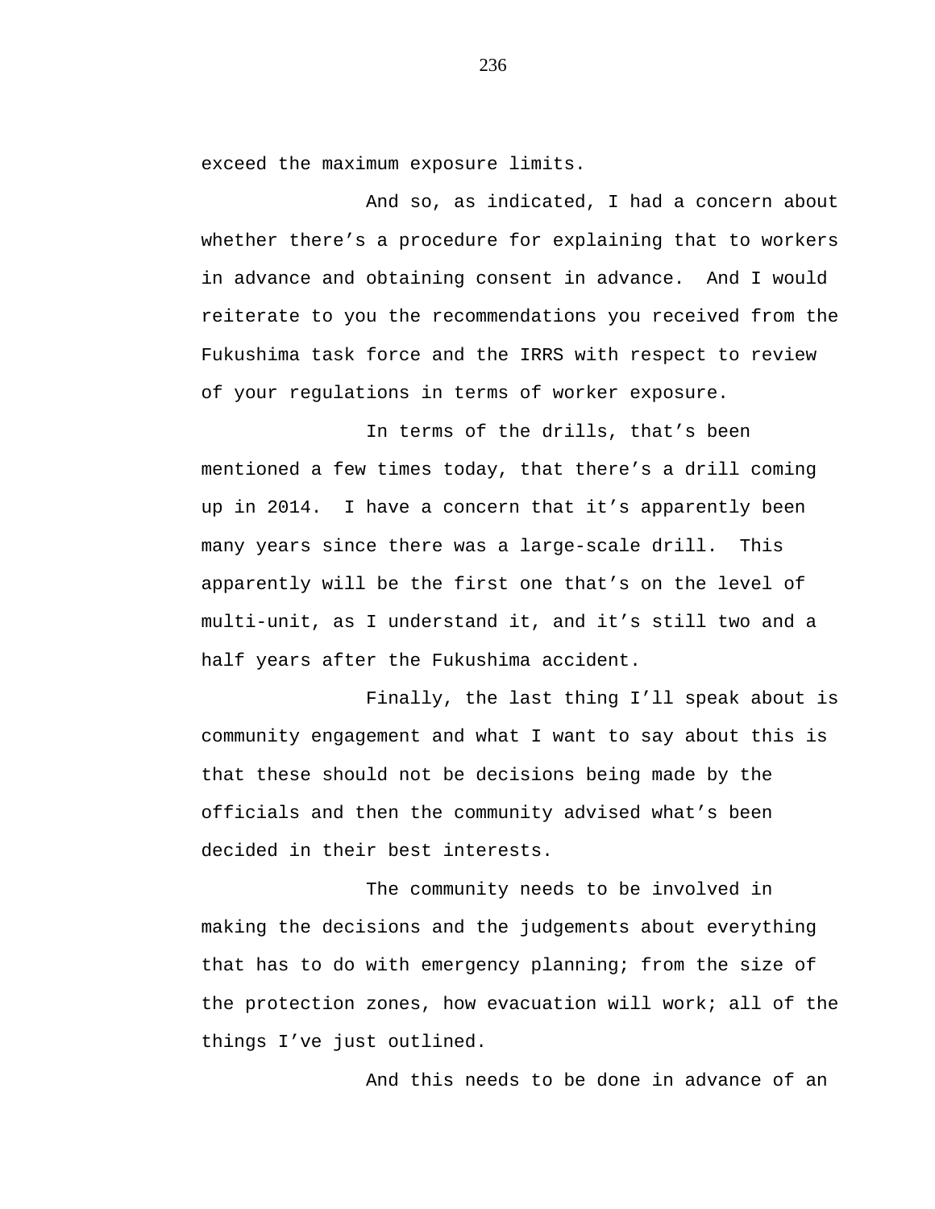exceed the maximum exposure limits.

And so, as indicated, I had a concern about whether there’s a procedure for explaining that to workers in advance and obtaining consent in advance. And I would reiterate to you the recommendations you received from the Fukushima task force and the IRRS with respect to review of your regulations in terms of worker exposure.

In terms of the drills, that’s been mentioned a few times today, that there’s a drill coming up in 2014. I have a concern that it’s apparently been many years since there was a large-scale drill. This apparently will be the first one that’s on the level of multi-unit, as I understand it, and it’s still two and a half years after the Fukushima accident.

Finally, the last thing I’ll speak about is community engagement and what I want to say about this is that these should not be decisions being made by the officials and then the community advised what’s been decided in their best interests.

The community needs to be involved in making the decisions and the judgements about everything that has to do with emergency planning; from the size of the protection zones, how evacuation will work; all of the things I’ve just outlined.

And this needs to be done in advance of an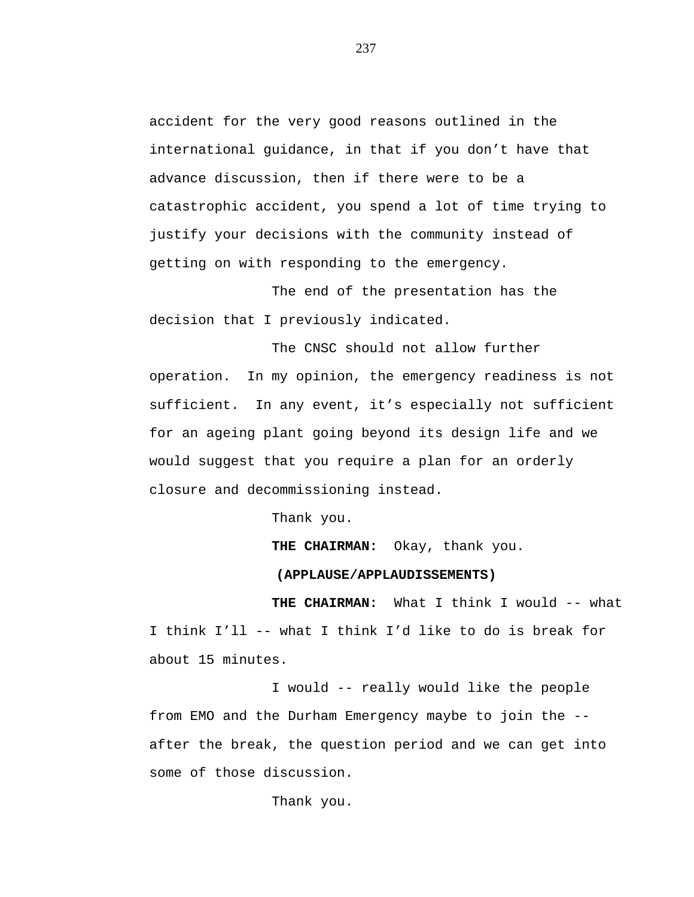accident for the very good reasons outlined in the international guidance, in that if you don't have that advance discussion, then if there were to be a catastrophic accident, you spend a lot of time trying to justify your decisions with the community instead of getting on with responding to the emergency.

The end of the presentation has the decision that I previously indicated.

The CNSC should not allow further operation. In my opinion, the emergency readiness is not sufficient. In any event, it's especially not sufficient for an ageing plant going beyond its design life and we would suggest that you require a plan for an orderly closure and decommissioning instead.

Thank you.

**THE CHAIRMAN:** Okay, thank you.

**(APPLAUSE/APPLAUDISSEMENTS)**

**THE CHAIRMAN:** What I think I would -- what I think I'll -- what I think I'd like to do is break for about 15 minutes.

I would -- really would like the people from EMO and the Durham Emergency maybe to join the -- after the break, the question period and we can get into some of those discussion.

Thank you.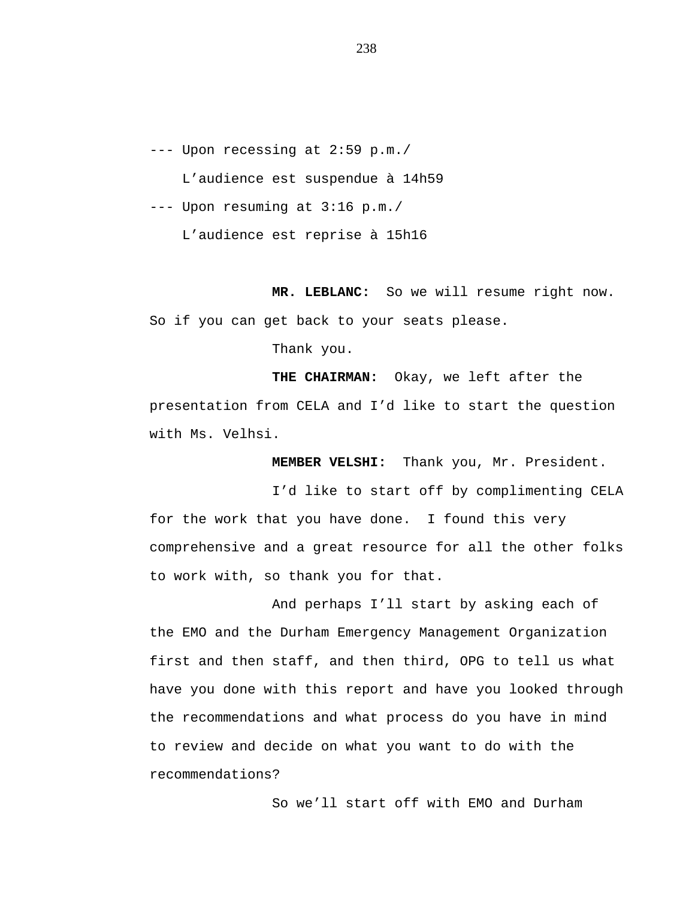--- Upon recessing at 2:59 p.m./

L'audience est suspendue à 14h59

--- Upon resuming at 3:16 p.m./

L'audience est reprise à 15h16

**MR. LEBLANC:** So we will resume right now. So if you can get back to your seats please.

Thank you.

**THE CHAIRMAN:** Okay, we left after the presentation from CELA and I'd like to start the question with Ms. Velhsi.

**MEMBER VELSHI:** Thank you, Mr. President.

I'd like to start off by complimenting CELA for the work that you have done. I found this very comprehensive and a great resource for all the other folks to work with, so thank you for that.

And perhaps I'll start by asking each of the EMO and the Durham Emergency Management Organization first and then staff, and then third, OPG to tell us what have you done with this report and have you looked through the recommendations and what process do you have in mind to review and decide on what you want to do with the recommendations?

So we'll start off with EMO and Durham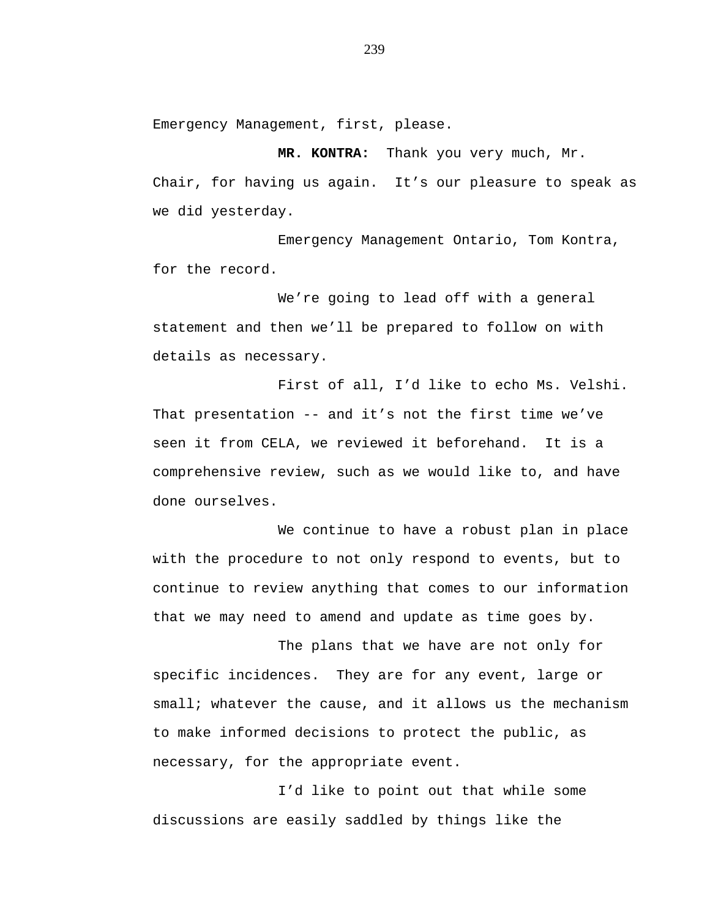Emergency Management, first, please.

**MR. KONTRA:** Thank you very much, Mr. Chair, for having us again. It's our pleasure to speak as we did yesterday.

Emergency Management Ontario, Tom Kontra, for the record.

We're going to lead off with a general statement and then we'll be prepared to follow on with details as necessary.

First of all, I'd like to echo Ms. Velshi. That presentation -- and it's not the first time we've seen it from CELA, we reviewed it beforehand. It is a comprehensive review, such as we would like to, and have done ourselves.

We continue to have a robust plan in place with the procedure to not only respond to events, but to continue to review anything that comes to our information that we may need to amend and update as time goes by.

The plans that we have are not only for specific incidences. They are for any event, large or small; whatever the cause, and it allows us the mechanism to make informed decisions to protect the public, as necessary, for the appropriate event.

I'd like to point out that while some discussions are easily saddled by things like the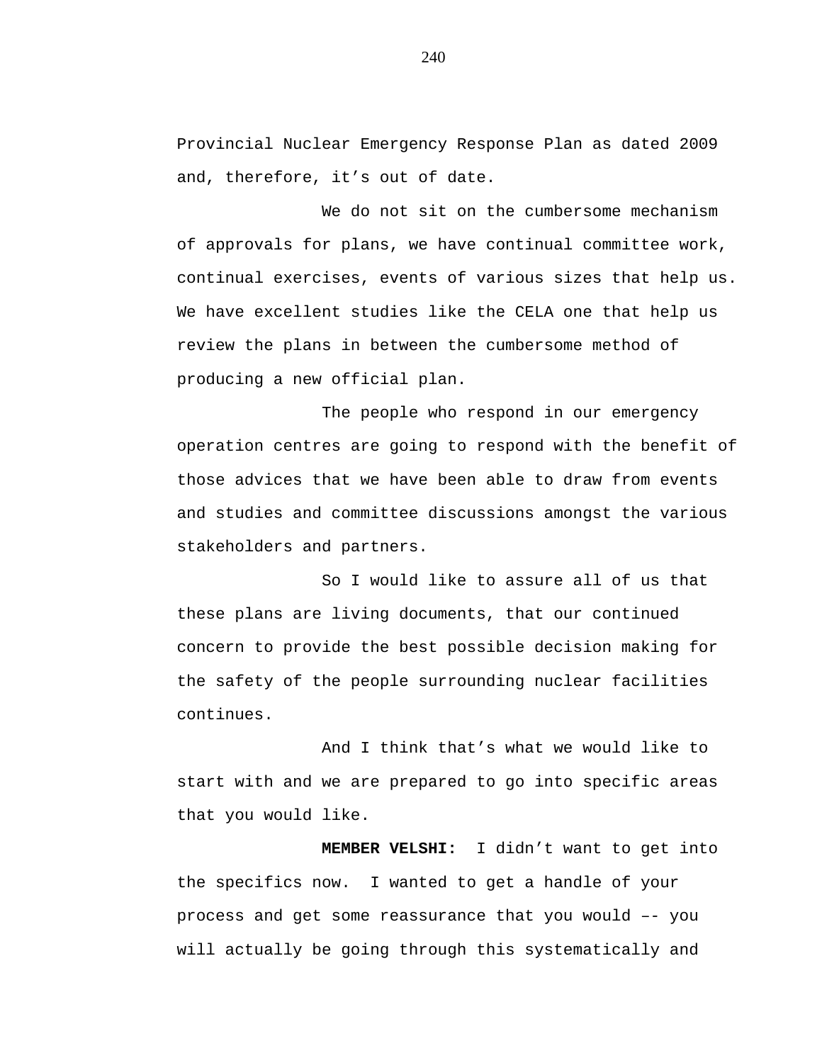Provincial Nuclear Emergency Response Plan as dated 2009 and, therefore, it’s out of date.

We do not sit on the cumbersome mechanism of approvals for plans, we have continual committee work, continual exercises, events of various sizes that help us. We have excellent studies like the CELA one that help us review the plans in between the cumbersome method of producing a new official plan.

The people who respond in our emergency operation centres are going to respond with the benefit of those advices that we have been able to draw from events and studies and committee discussions amongst the various stakeholders and partners.

So I would like to assure all of us that these plans are living documents, that our continued concern to provide the best possible decision making for the safety of the people surrounding nuclear facilities continues.

And I think that’s what we would like to start with and we are prepared to go into specific areas that you would like.

**MEMBER VELSHI:** I didn’t want to get into the specifics now. I wanted to get a handle of your process and get some reassurance that you would –- you will actually be going through this systematically and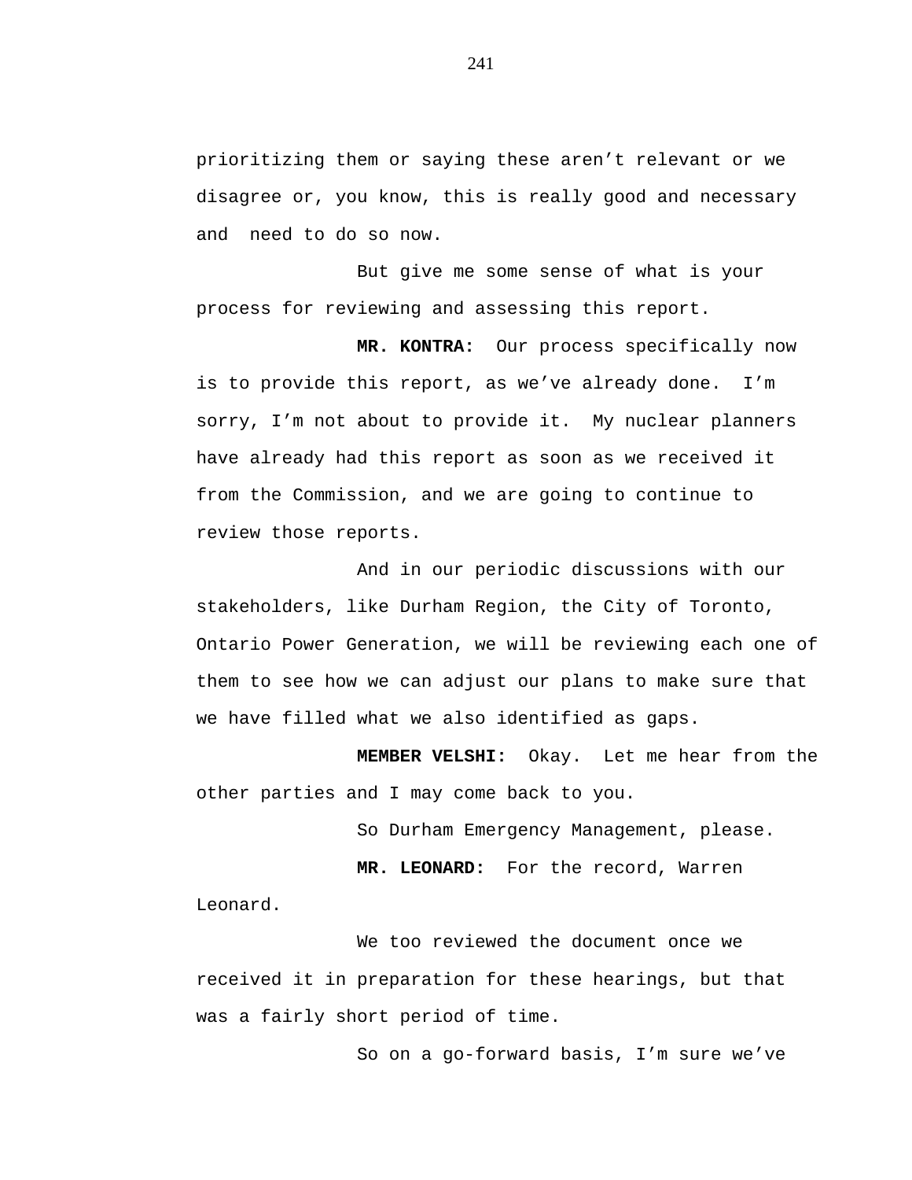prioritizing them or saying these aren't relevant or we disagree or, you know, this is really good and necessary and need to do so now.

But give me some sense of what is your process for reviewing and assessing this report.

**MR. KONTRA:** Our process specifically now is to provide this report, as we've already done. I'm sorry, I'm not about to provide it. My nuclear planners have already had this report as soon as we received it from the Commission, and we are going to continue to review those reports.

And in our periodic discussions with our stakeholders, like Durham Region, the City of Toronto, Ontario Power Generation, we will be reviewing each one of them to see how we can adjust our plans to make sure that we have filled what we also identified as gaps.

**MEMBER VELSHI:** Okay. Let me hear from the other parties and I may come back to you.

So Durham Emergency Management, please.

**MR. LEONARD:** For the record, Warren Leonard.

We too reviewed the document once we received it in preparation for these hearings, but that was a fairly short period of time.

So on a go-forward basis, I'm sure we've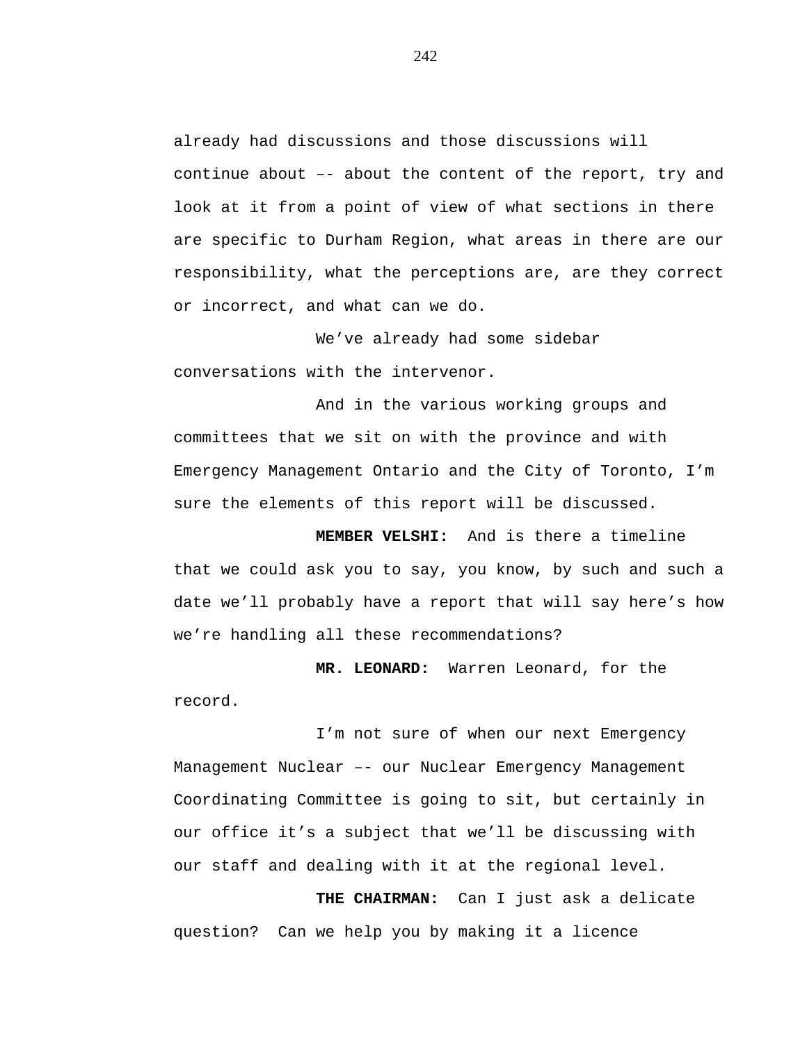already had discussions and those discussions will continue about –- about the content of the report, try and look at it from a point of view of what sections in there are specific to Durham Region, what areas in there are our responsibility, what the perceptions are, are they correct or incorrect, and what can we do.

We've already had some sidebar conversations with the intervenor.

And in the various working groups and committees that we sit on with the province and with Emergency Management Ontario and the City of Toronto, I'm sure the elements of this report will be discussed.

**MEMBER VELSHI:** And is there a timeline that we could ask you to say, you know, by such and such a date we'll probably have a report that will say here's how we're handling all these recommendations?

**MR. LEONARD:** Warren Leonard, for the record.

I'm not sure of when our next Emergency Management Nuclear –- our Nuclear Emergency Management Coordinating Committee is going to sit, but certainly in our office it's a subject that we'll be discussing with our staff and dealing with it at the regional level.

**THE CHAIRMAN:** Can I just ask a delicate question? Can we help you by making it a licence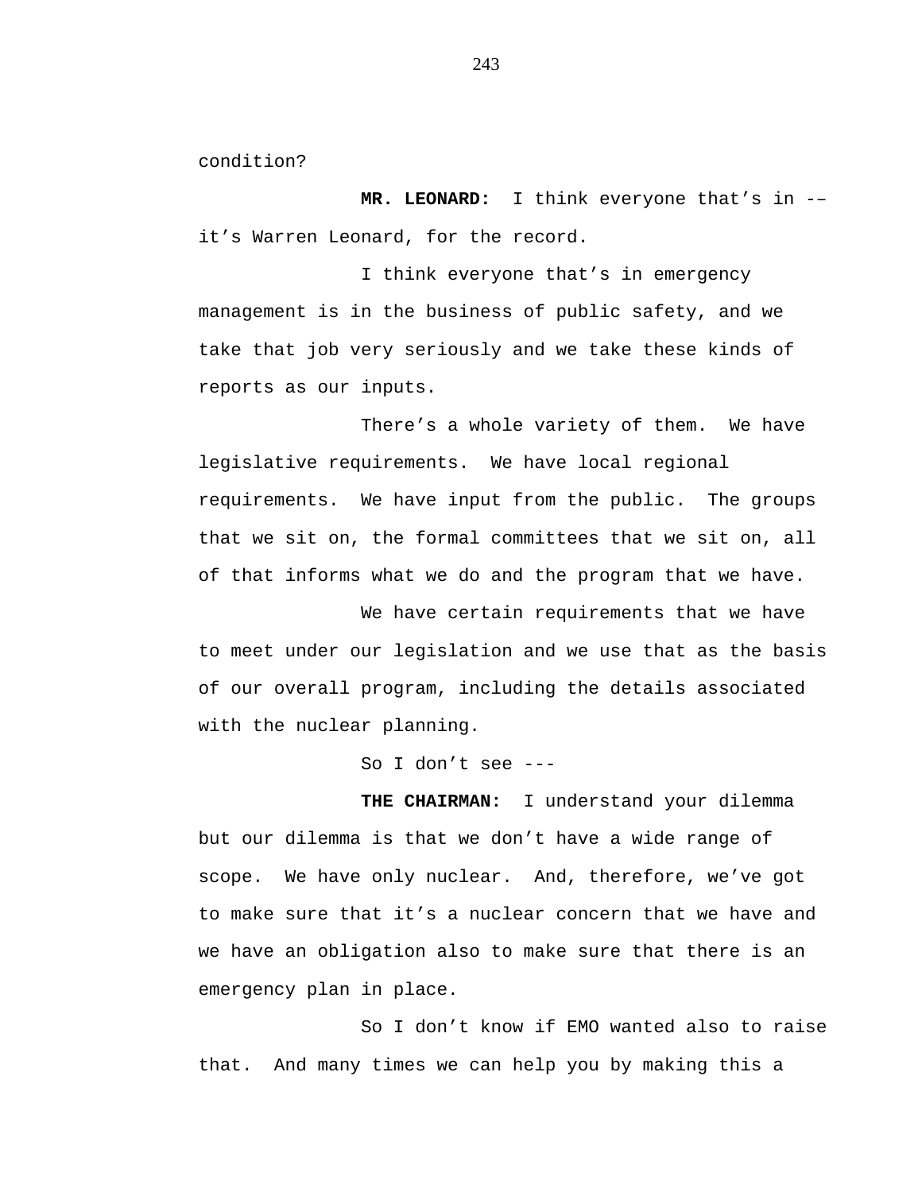condition?

**MR. LEONARD:** I think everyone that’s in -– it’s Warren Leonard, for the record.

I think everyone that’s in emergency management is in the business of public safety, and we take that job very seriously and we take these kinds of reports as our inputs.

There’s a whole variety of them. We have legislative requirements. We have local regional requirements. We have input from the public. The groups that we sit on, the formal committees that we sit on, all of that informs what we do and the program that we have.

We have certain requirements that we have to meet under our legislation and we use that as the basis of our overall program, including the details associated with the nuclear planning.

So I don’t see ---

**THE CHAIRMAN:** I understand your dilemma but our dilemma is that we don’t have a wide range of scope. We have only nuclear. And, therefore, we’ve got to make sure that it’s a nuclear concern that we have and we have an obligation also to make sure that there is an emergency plan in place.

So I don’t know if EMO wanted also to raise that. And many times we can help you by making this a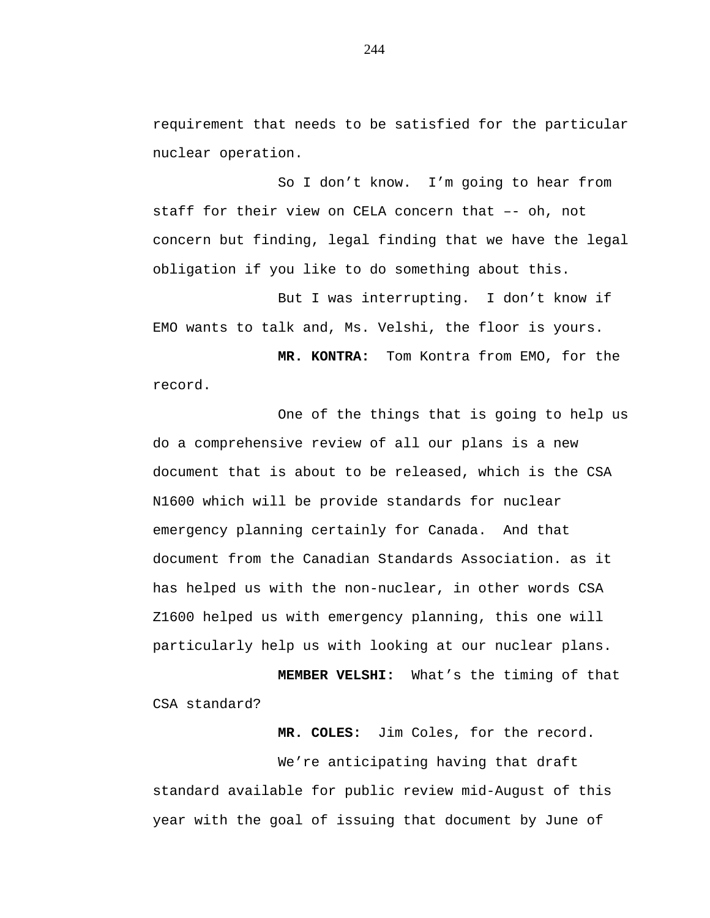requirement that needs to be satisfied for the particular nuclear operation.

So I don't know. I'm going to hear from staff for their view on CELA concern that –- oh, not concern but finding, legal finding that we have the legal obligation if you like to do something about this.

But I was interrupting. I don't know if EMO wants to talk and, Ms. Velshi, the floor is yours.

**MR. KONTRA:** Tom Kontra from EMO, for the record.

One of the things that is going to help us do a comprehensive review of all our plans is a new document that is about to be released, which is the CSA N1600 which will be provide standards for nuclear emergency planning certainly for Canada. And that document from the Canadian Standards Association. as it has helped us with the non-nuclear, in other words CSA Z1600 helped us with emergency planning, this one will particularly help us with looking at our nuclear plans.

**MEMBER VELSHI:** What's the timing of that CSA standard?

**MR. COLES:** Jim Coles, for the record.

We're anticipating having that draft standard available for public review mid-August of this year with the goal of issuing that document by June of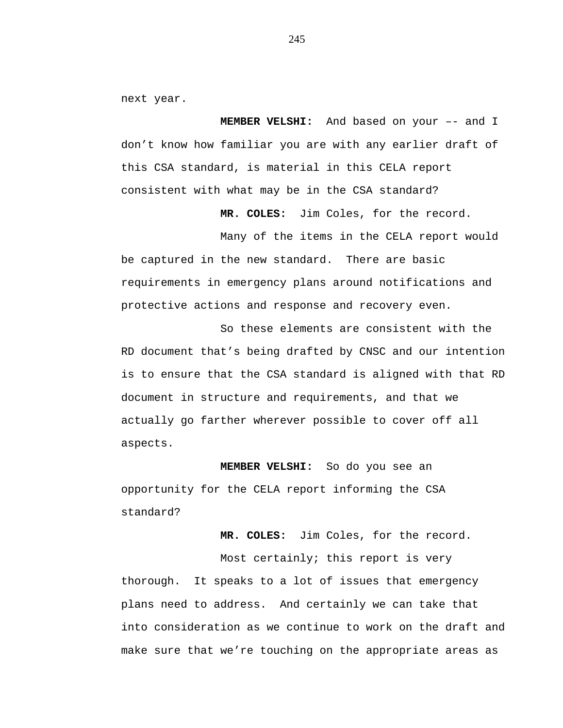next year.

**MEMBER VELSHI:** And based on your –- and I don't know how familiar you are with any earlier draft of this CSA standard, is material in this CELA report consistent with what may be in the CSA standard?

**MR. COLES:** Jim Coles, for the record.

Many of the items in the CELA report would be captured in the new standard. There are basic requirements in emergency plans around notifications and protective actions and response and recovery even.

So these elements are consistent with the RD document that's being drafted by CNSC and our intention is to ensure that the CSA standard is aligned with that RD document in structure and requirements, and that we actually go farther wherever possible to cover off all aspects.

**MEMBER VELSHI:** So do you see an opportunity for the CELA report informing the CSA standard?

**MR. COLES:** Jim Coles, for the record.

Most certainly; this report is very thorough. It speaks to a lot of issues that emergency plans need to address. And certainly we can take that into consideration as we continue to work on the draft and make sure that we're touching on the appropriate areas as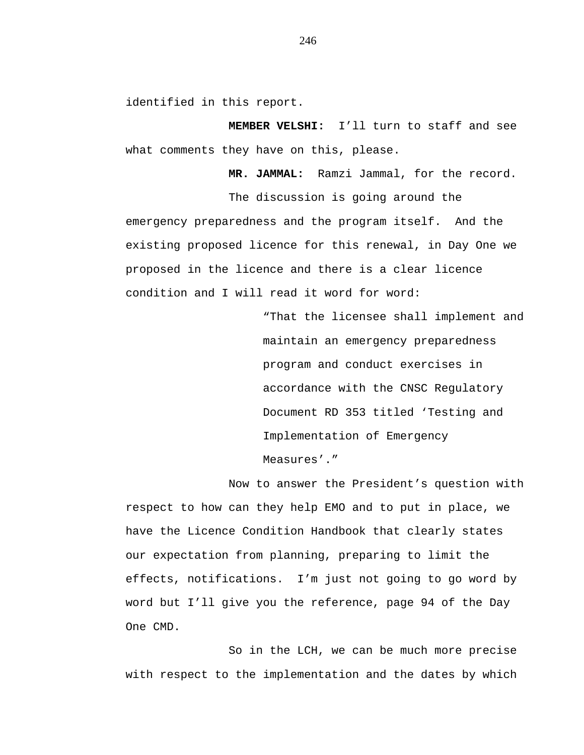identified in this report.

**MEMBER VELSHI:** I'll turn to staff and see what comments they have on this, please.

**MR. JAMMAL:** Ramzi Jammal, for the record.

The discussion is going around the emergency preparedness and the program itself. And the existing proposed licence for this renewal, in Day One we proposed in the licence and there is a clear licence condition and I will read it word for word:

> "That the licensee shall implement and maintain an emergency preparedness program and conduct exercises in accordance with the CNSC Regulatory Document RD 353 titled 'Testing and Implementation of Emergency Measures'."

Now to answer the President's question with respect to how can they help EMO and to put in place, we have the Licence Condition Handbook that clearly states our expectation from planning, preparing to limit the effects, notifications. I'm just not going to go word by word but I'll give you the reference, page 94 of the Day One CMD.

So in the LCH, we can be much more precise with respect to the implementation and the dates by which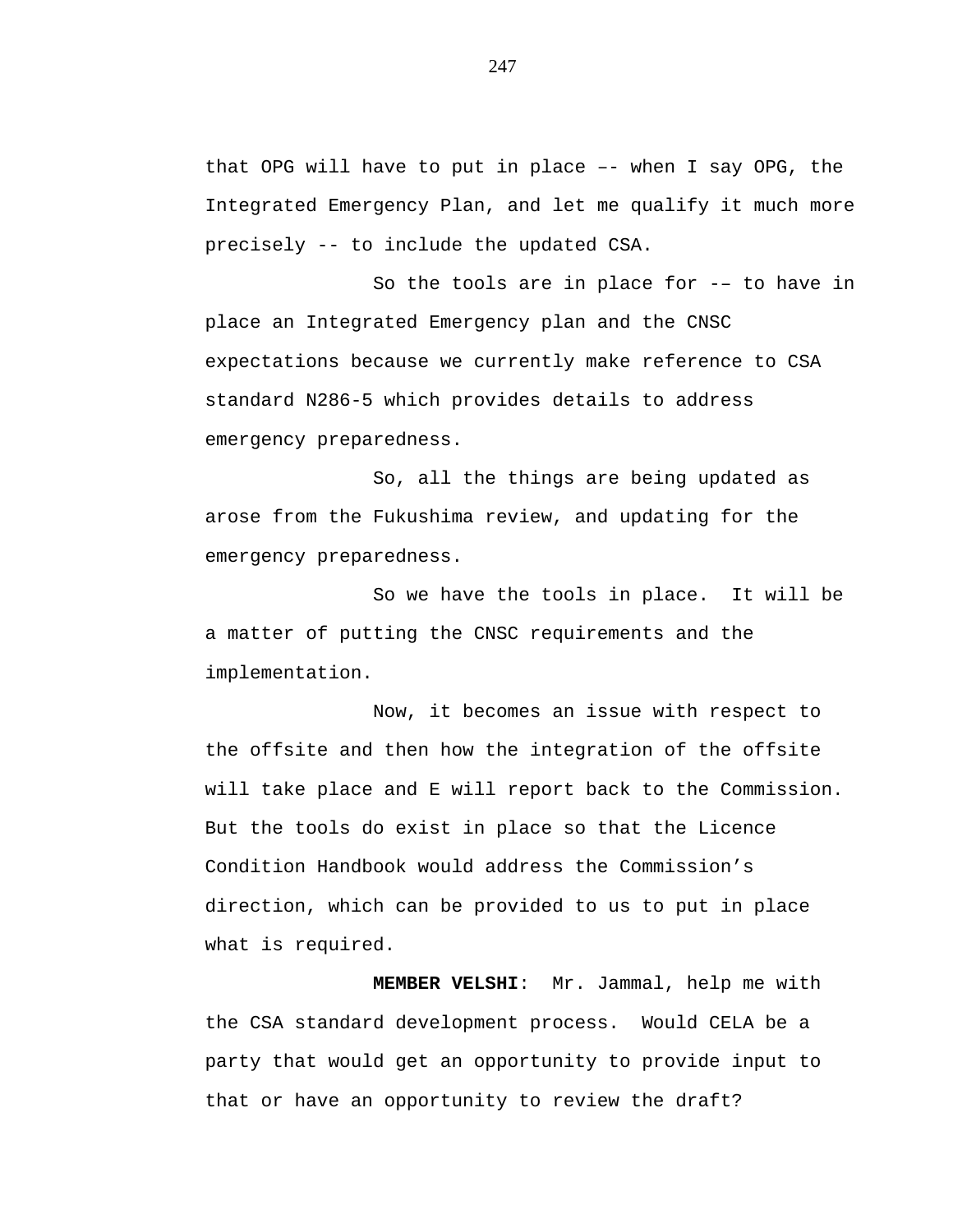that OPG will have to put in place –- when I say OPG, the Integrated Emergency Plan, and let me qualify it much more precisely -- to include the updated CSA.

So the tools are in place for -– to have in place an Integrated Emergency plan and the CNSC expectations because we currently make reference to CSA standard N286-5 which provides details to address emergency preparedness.

So, all the things are being updated as arose from the Fukushima review, and updating for the emergency preparedness.

So we have the tools in place. It will be a matter of putting the CNSC requirements and the implementation.

Now, it becomes an issue with respect to the offsite and then how the integration of the offsite will take place and E will report back to the Commission. But the tools do exist in place so that the Licence Condition Handbook would address the Commission's direction, which can be provided to us to put in place what is required.

**MEMBER VELSHI**: Mr. Jammal, help me with the CSA standard development process. Would CELA be a party that would get an opportunity to provide input to that or have an opportunity to review the draft?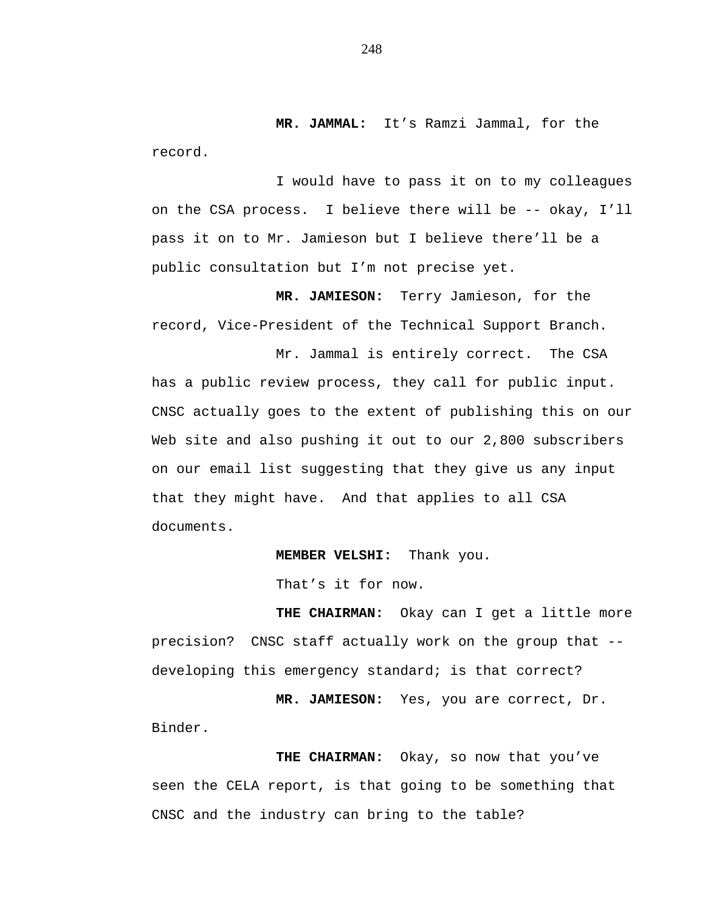**MR. JAMMAL:** It's Ramzi Jammal, for the record.

I would have to pass it on to my colleagues on the CSA process. I believe there will be -- okay, I'll pass it on to Mr. Jamieson but I believe there'll be a public consultation but I'm not precise yet.

**MR. JAMIESON:** Terry Jamieson, for the record, Vice-President of the Technical Support Branch.

Mr. Jammal is entirely correct. The CSA has a public review process, they call for public input. CNSC actually goes to the extent of publishing this on our Web site and also pushing it out to our 2,800 subscribers on our email list suggesting that they give us any input that they might have. And that applies to all CSA documents.

**MEMBER VELSHI:** Thank you.

That's it for now.

**THE CHAIRMAN:** Okay can I get a little more precision? CNSC staff actually work on the group that -- developing this emergency standard; is that correct?

**MR. JAMIESON:** Yes, you are correct, Dr. Binder.

**THE CHAIRMAN:** Okay, so now that you've seen the CELA report, is that going to be something that CNSC and the industry can bring to the table?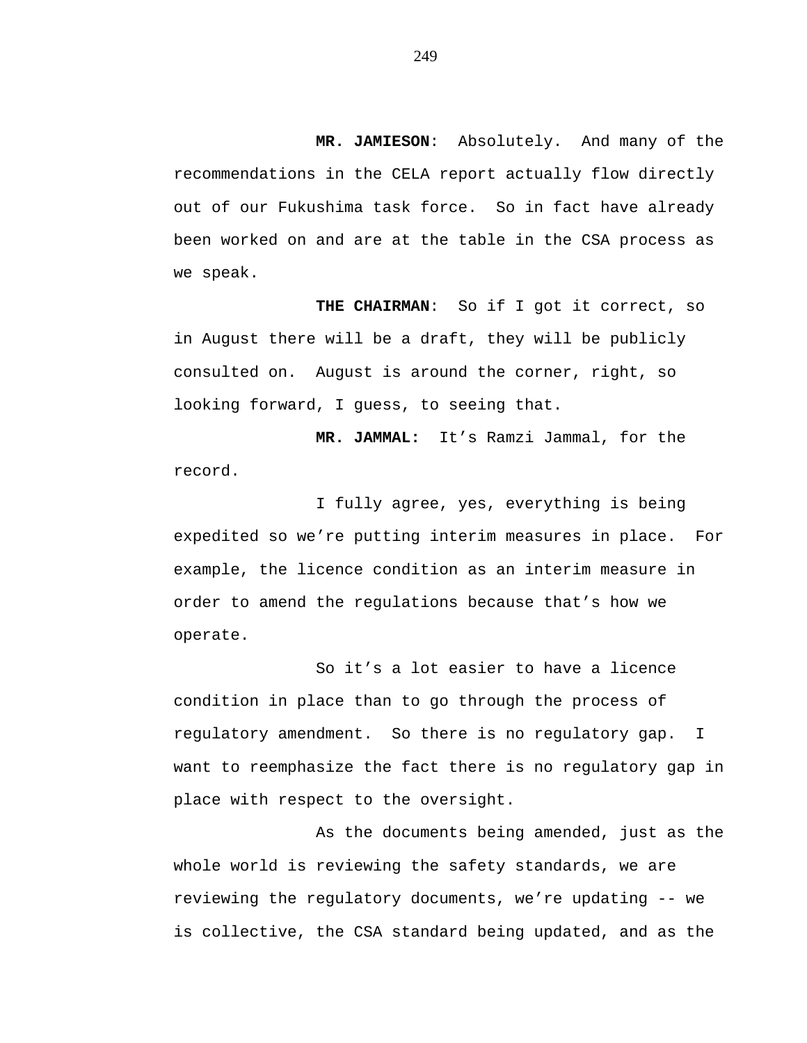**MR. JAMIESON**: Absolutely. And many of the recommendations in the CELA report actually flow directly out of our Fukushima task force. So in fact have already been worked on and are at the table in the CSA process as we speak.

**THE CHAIRMAN**: So if I got it correct, so in August there will be a draft, they will be publicly consulted on. August is around the corner, right, so looking forward, I guess, to seeing that.

**MR. JAMMAL:** It's Ramzi Jammal, for the record.

I fully agree, yes, everything is being expedited so we're putting interim measures in place. For example, the licence condition as an interim measure in order to amend the regulations because that's how we operate.

So it's a lot easier to have a licence condition in place than to go through the process of regulatory amendment. So there is no regulatory gap. I want to reemphasize the fact there is no regulatory gap in place with respect to the oversight.

As the documents being amended, just as the whole world is reviewing the safety standards, we are reviewing the regulatory documents, we're updating -- we is collective, the CSA standard being updated, and as the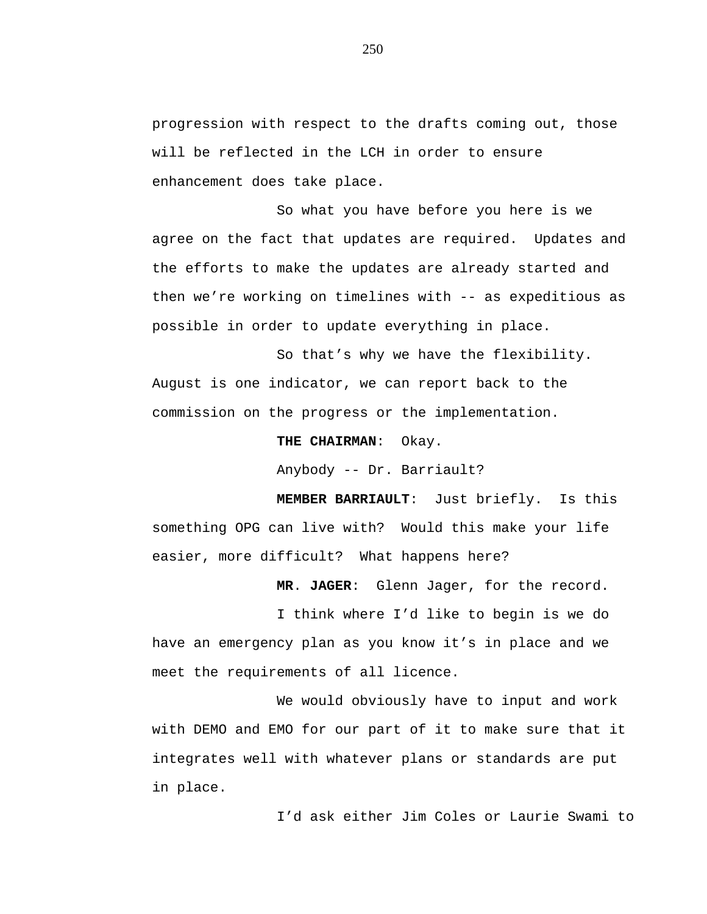progression with respect to the drafts coming out, those will be reflected in the LCH in order to ensure enhancement does take place.

So what you have before you here is we agree on the fact that updates are required. Updates and the efforts to make the updates are already started and then we're working on timelines with -- as expeditious as possible in order to update everything in place.

So that's why we have the flexibility. August is one indicator, we can report back to the commission on the progress or the implementation.

**THE CHAIRMAN**: Okay.

Anybody -- Dr. Barriault?

**MEMBER BARRIAULT**: Just briefly. Is this something OPG can live with? Would this make your life easier, more difficult? What happens here?

**MR. JAGER**: Glenn Jager, for the record.

I think where I'd like to begin is we do have an emergency plan as you know it's in place and we meet the requirements of all licence.

We would obviously have to input and work with DEMO and EMO for our part of it to make sure that it integrates well with whatever plans or standards are put in place.

I'd ask either Jim Coles or Laurie Swami to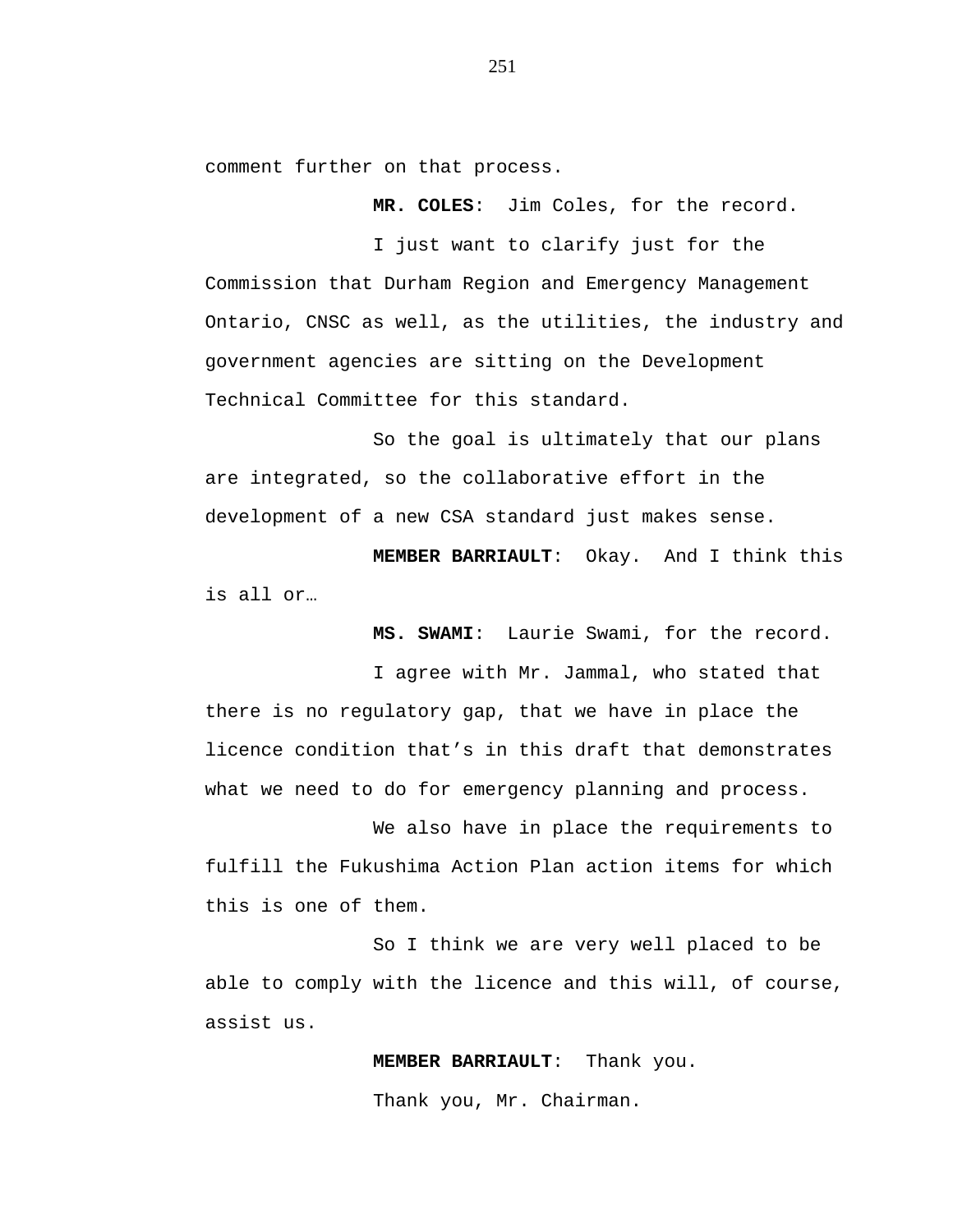comment further on that process.

**MR. COLES**: Jim Coles, for the record.

I just want to clarify just for the Commission that Durham Region and Emergency Management Ontario, CNSC as well, as the utilities, the industry and government agencies are sitting on the Development Technical Committee for this standard.

So the goal is ultimately that our plans are integrated, so the collaborative effort in the development of a new CSA standard just makes sense.

**MEMBER BARRIAULT**: Okay. And I think this is all or…

**MS. SWAMI**: Laurie Swami, for the record.

I agree with Mr. Jammal, who stated that there is no regulatory gap, that we have in place the licence condition that's in this draft that demonstrates what we need to do for emergency planning and process.

We also have in place the requirements to fulfill the Fukushima Action Plan action items for which this is one of them.

So I think we are very well placed to be able to comply with the licence and this will, of course, assist us.

**MEMBER BARRIAULT**: Thank you.

Thank you, Mr. Chairman.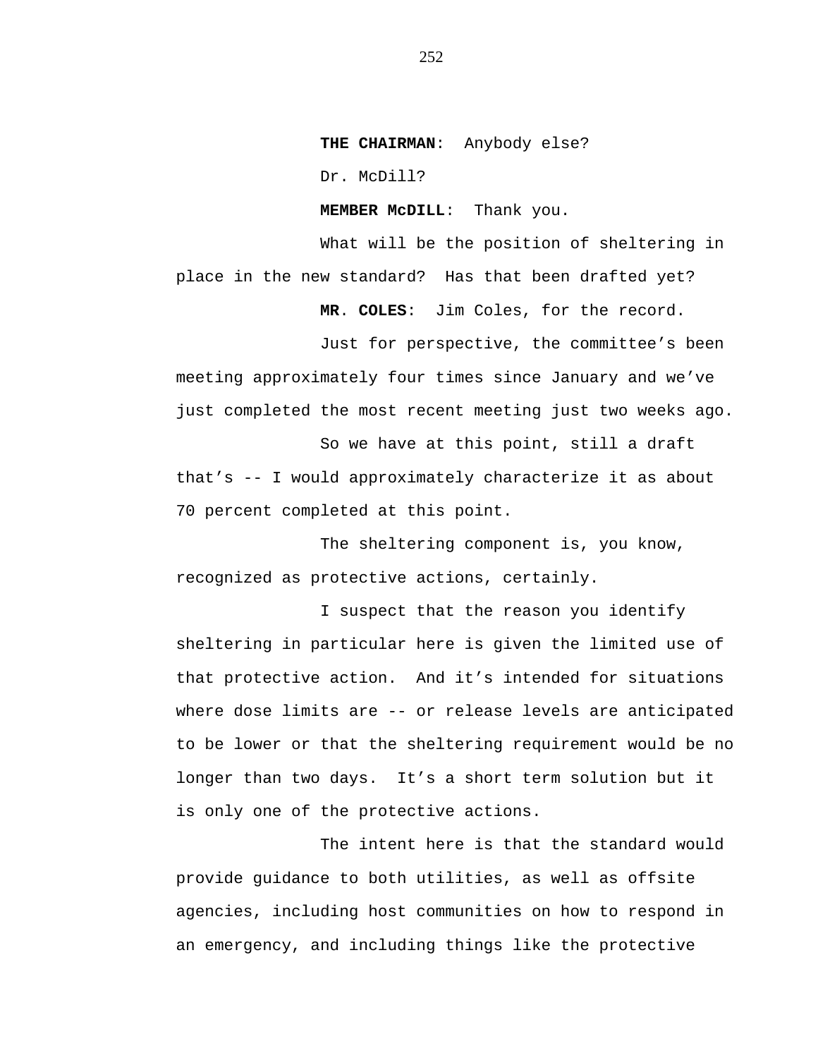**THE CHAIRMAN**: Anybody else?

Dr. McDill?

**MEMBER McDILL**: Thank you.

What will be the position of sheltering in place in the new standard? Has that been drafted yet?

**MR. COLES**: Jim Coles, for the record.

Just for perspective, the committee's been meeting approximately four times since January and we've just completed the most recent meeting just two weeks ago.

So we have at this point, still a draft that's -- I would approximately characterize it as about 70 percent completed at this point.

The sheltering component is, you know, recognized as protective actions, certainly.

I suspect that the reason you identify sheltering in particular here is given the limited use of that protective action. And it's intended for situations where dose limits are -- or release levels are anticipated to be lower or that the sheltering requirement would be no longer than two days. It's a short term solution but it is only one of the protective actions.

The intent here is that the standard would provide guidance to both utilities, as well as offsite agencies, including host communities on how to respond in an emergency, and including things like the protective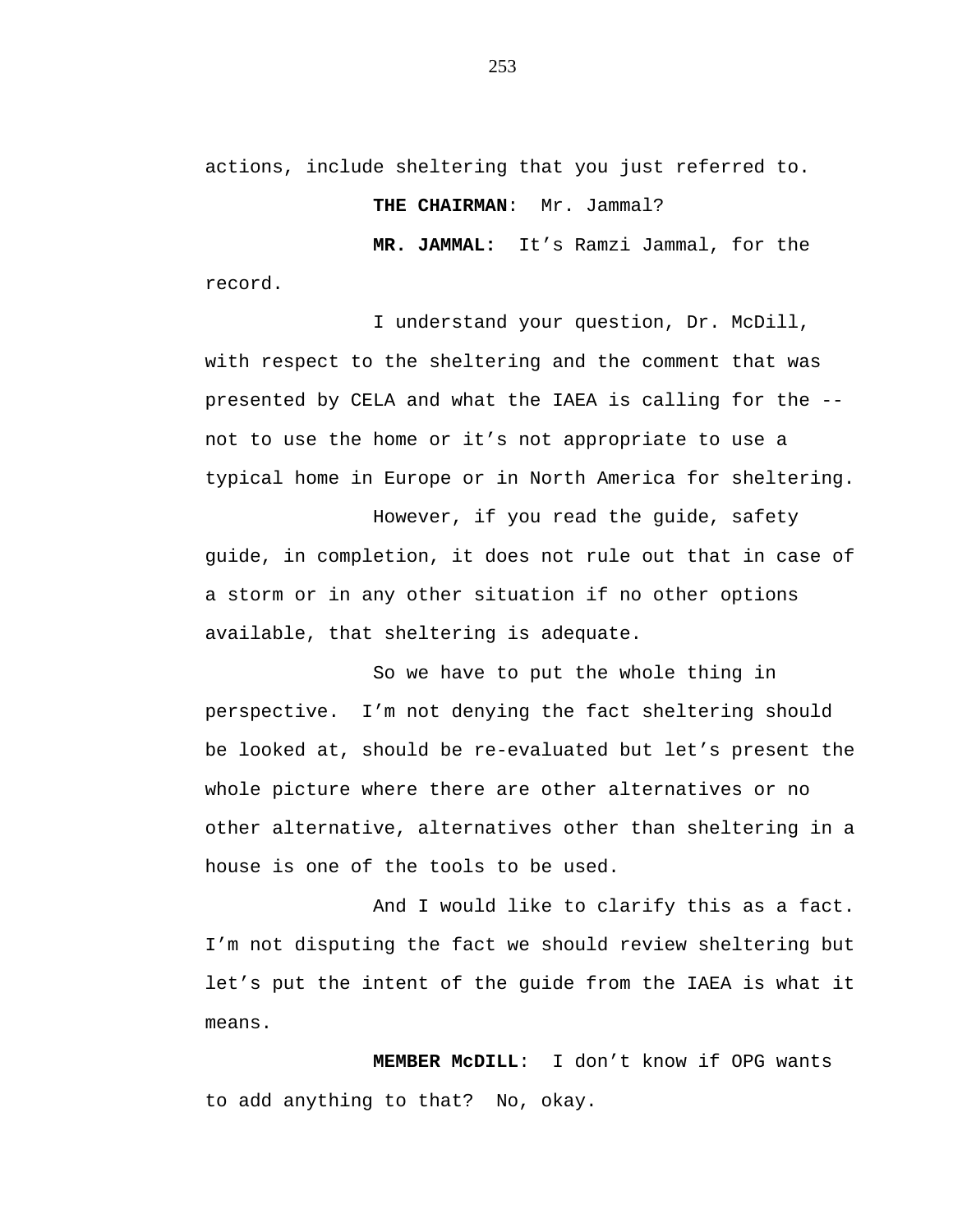actions, include sheltering that you just referred to.

**THE CHAIRMAN**: Mr. Jammal?

**MR. JAMMAL:** It’s Ramzi Jammal, for the record.

I understand your question, Dr. McDill, with respect to the sheltering and the comment that was presented by CELA and what the IAEA is calling for the -- not to use the home or it’s not appropriate to use a typical home in Europe or in North America for sheltering.

However, if you read the guide, safety guide, in completion, it does not rule out that in case of a storm or in any other situation if no other options available, that sheltering is adequate.

So we have to put the whole thing in perspective. I’m not denying the fact sheltering should be looked at, should be re-evaluated but let’s present the whole picture where there are other alternatives or no other alternative, alternatives other than sheltering in a house is one of the tools to be used.

And I would like to clarify this as a fact. I’m not disputing the fact we should review sheltering but let’s put the intent of the guide from the IAEA is what it means.

**MEMBER McDILL**: I don’t know if OPG wants to add anything to that? No, okay.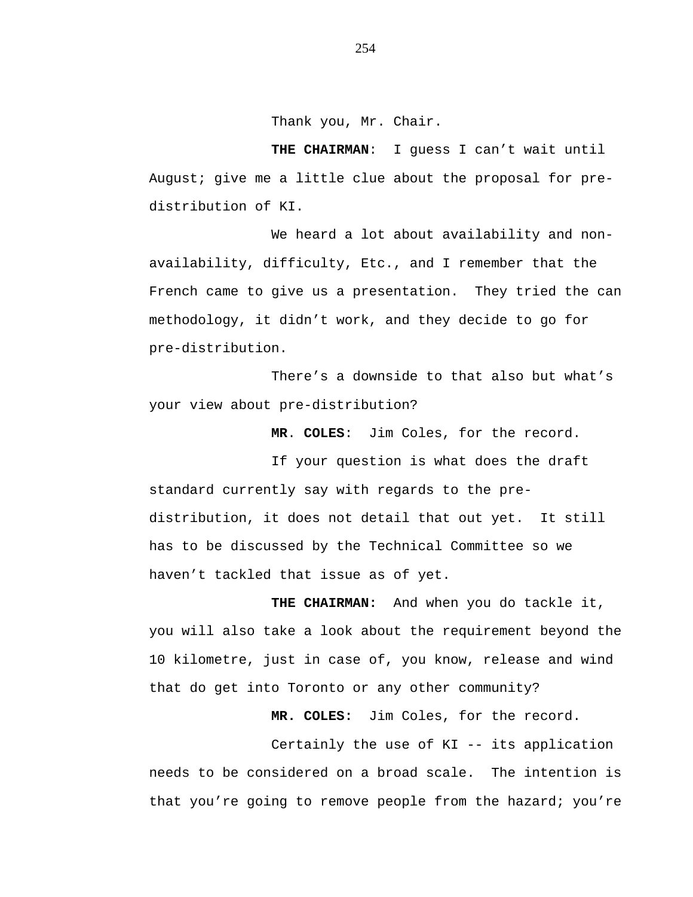Thank you, Mr. Chair.

**THE CHAIRMAN**: I guess I can't wait until August; give me a little clue about the proposal for pre-distribution of KI.

We heard a lot about availability and non-availability, difficulty, Etc., and I remember that the French came to give us a presentation. They tried the can methodology, it didn't work, and they decide to go for pre-distribution.

There's a downside to that also but what's your view about pre-distribution?

**MR. COLES**: Jim Coles, for the record.

If your question is what does the draft standard currently say with regards to the pre-distribution, it does not detail that out yet. It still has to be discussed by the Technical Committee so we haven't tackled that issue as of yet.

**THE CHAIRMAN:** And when you do tackle it, you will also take a look about the requirement beyond the 10 kilometre, just in case of, you know, release and wind that do get into Toronto or any other community?

**MR. COLES:** Jim Coles, for the record.

Certainly the use of KI -- its application needs to be considered on a broad scale. The intention is that you're going to remove people from the hazard; you're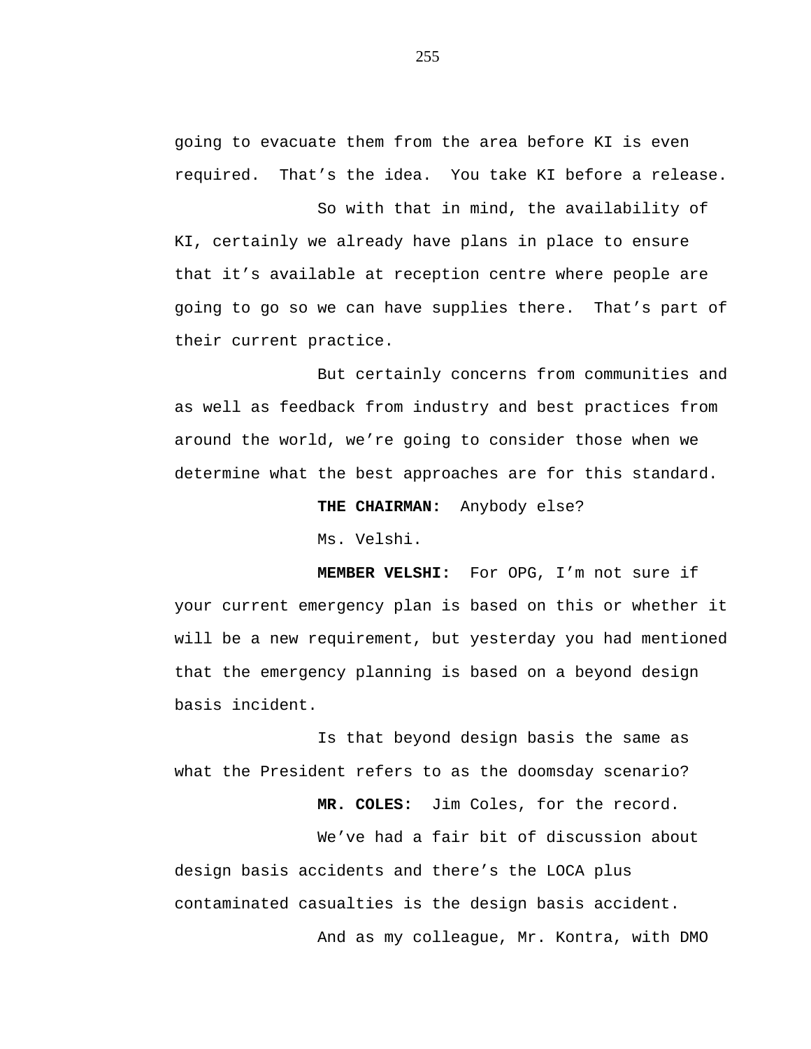going to evacuate them from the area before KI is even required. That's the idea. You take KI before a release.

So with that in mind, the availability of KI, certainly we already have plans in place to ensure that it's available at reception centre where people are going to go so we can have supplies there. That's part of their current practice.

But certainly concerns from communities and as well as feedback from industry and best practices from around the world, we're going to consider those when we determine what the best approaches are for this standard.

**THE CHAIRMAN:** Anybody else?

Ms. Velshi.

**MEMBER VELSHI:** For OPG, I'm not sure if your current emergency plan is based on this or whether it will be a new requirement, but yesterday you had mentioned that the emergency planning is based on a beyond design basis incident.

Is that beyond design basis the same as what the President refers to as the doomsday scenario?

**MR. COLES:** Jim Coles, for the record.

We've had a fair bit of discussion about design basis accidents and there's the LOCA plus contaminated casualties is the design basis accident.

And as my colleague, Mr. Kontra, with DMO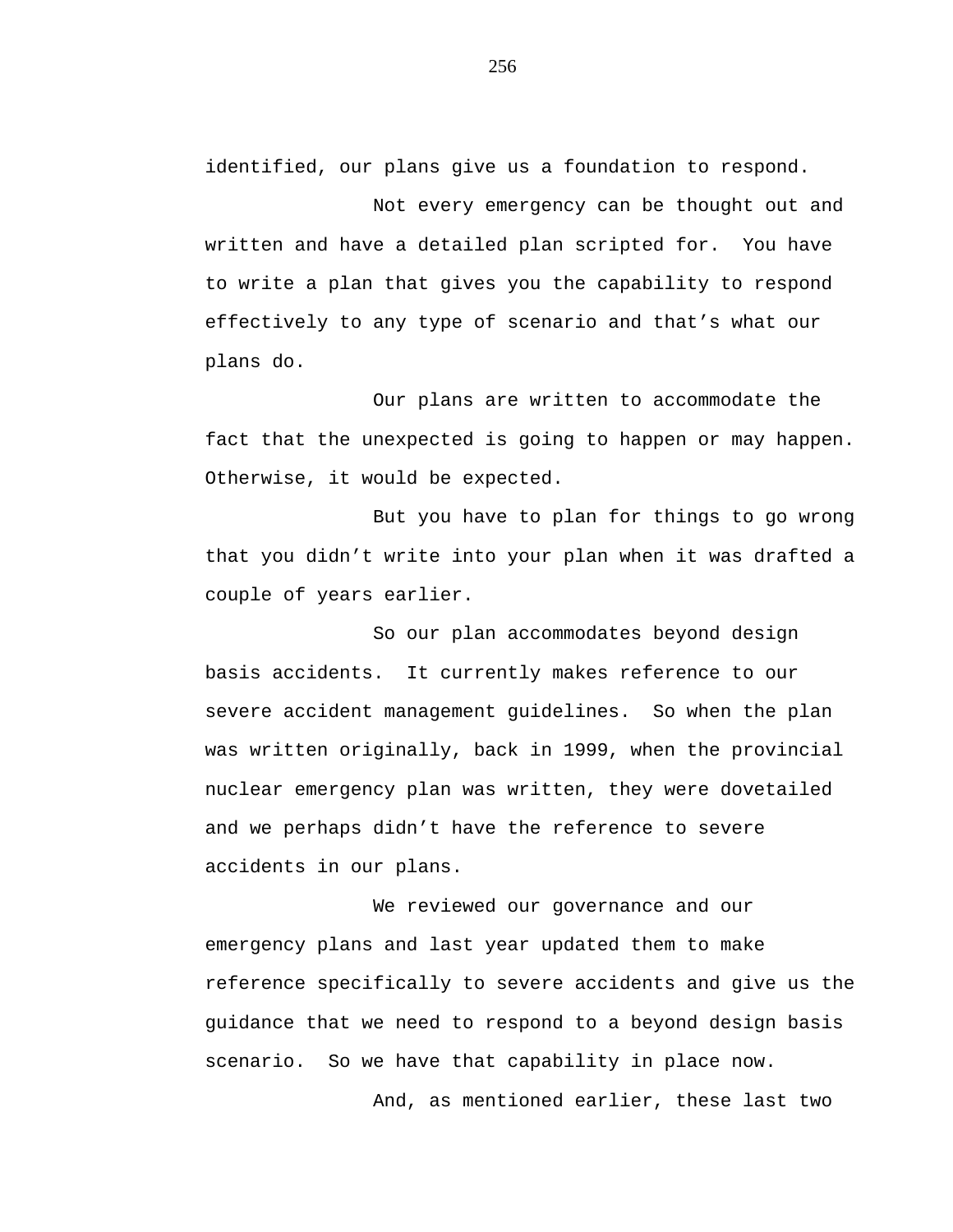identified, our plans give us a foundation to respond.

Not every emergency can be thought out and written and have a detailed plan scripted for.  You have to write a plan that gives you the capability to respond effectively to any type of scenario and that's what our plans do.

Our plans are written to accommodate the fact that the unexpected is going to happen or may happen. Otherwise, it would be expected.

But you have to plan for things to go wrong that you didn't write into your plan when it was drafted a couple of years earlier.

So our plan accommodates beyond design basis accidents.  It currently makes reference to our severe accident management guidelines.  So when the plan was written originally, back in 1999, when the provincial nuclear emergency plan was written, they were dovetailed and we perhaps didn't have the reference to severe accidents in our plans.

We reviewed our governance and our emergency plans and last year updated them to make reference specifically to severe accidents and give us the guidance that we need to respond to a beyond design basis scenario.  So we have that capability in place now.

And, as mentioned earlier, these last two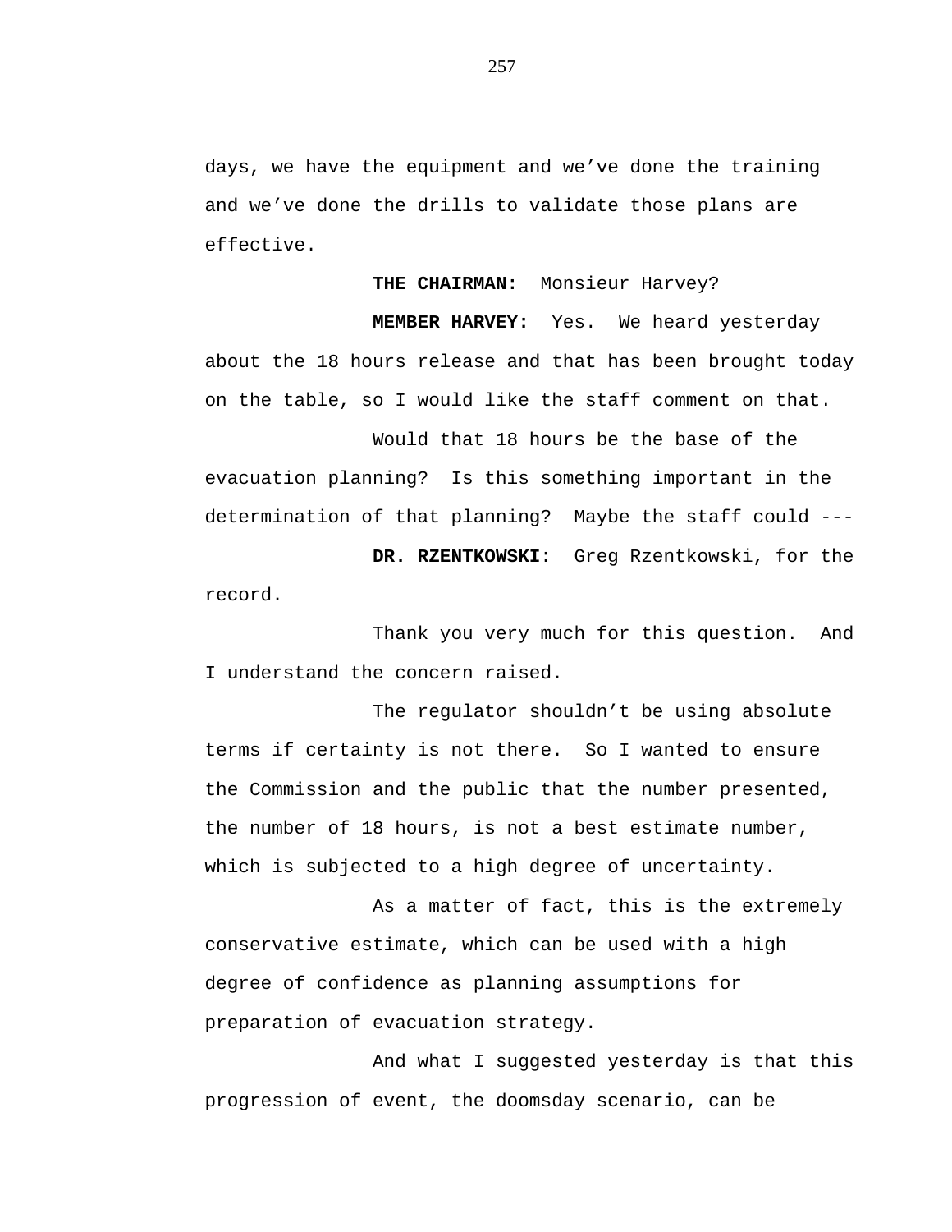days, we have the equipment and we've done the training and we've done the drills to validate those plans are effective.

**THE CHAIRMAN:** Monsieur Harvey?

**MEMBER HARVEY:** Yes. We heard yesterday about the 18 hours release and that has been brought today on the table, so I would like the staff comment on that.

Would that 18 hours be the base of the evacuation planning? Is this something important in the determination of that planning? Maybe the staff could ---

**DR. RZENTKOWSKI:** Greg Rzentkowski, for the record.

Thank you very much for this question. And I understand the concern raised.

The regulator shouldn't be using absolute terms if certainty is not there. So I wanted to ensure the Commission and the public that the number presented, the number of 18 hours, is not a best estimate number, which is subjected to a high degree of uncertainty.

As a matter of fact, this is the extremely conservative estimate, which can be used with a high degree of confidence as planning assumptions for preparation of evacuation strategy.

And what I suggested yesterday is that this progression of event, the doomsday scenario, can be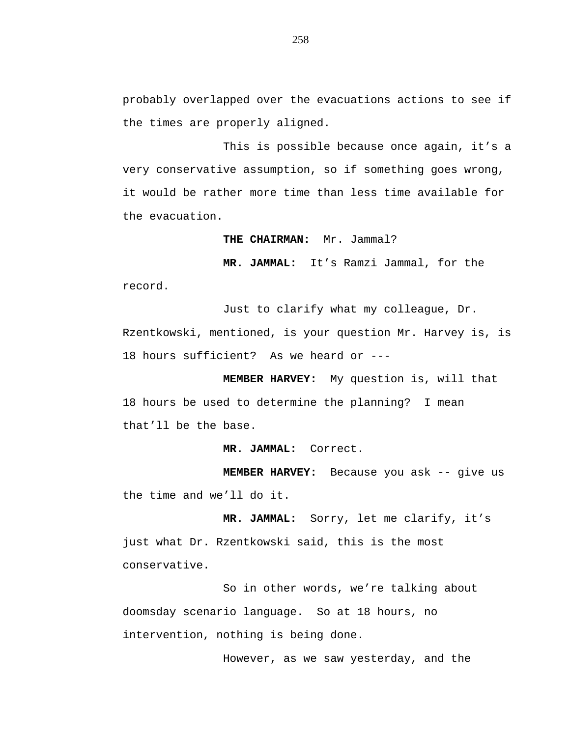probably overlapped over the evacuations actions to see if the times are properly aligned.

This is possible because once again, it's a very conservative assumption, so if something goes wrong, it would be rather more time than less time available for the evacuation.

**THE CHAIRMAN:** Mr. Jammal?

**MR. JAMMAL:** It's Ramzi Jammal, for the record.

Just to clarify what my colleague, Dr. Rzentkowski, mentioned, is your question Mr. Harvey is, is 18 hours sufficient? As we heard or ---

**MEMBER HARVEY:** My question is, will that 18 hours be used to determine the planning? I mean that'll be the base.

**MR. JAMMAL:** Correct.

**MEMBER HARVEY:** Because you ask -- give us the time and we'll do it.

**MR. JAMMAL:** Sorry, let me clarify, it's just what Dr. Rzentkowski said, this is the most conservative.

So in other words, we're talking about doomsday scenario language. So at 18 hours, no intervention, nothing is being done.

However, as we saw yesterday, and the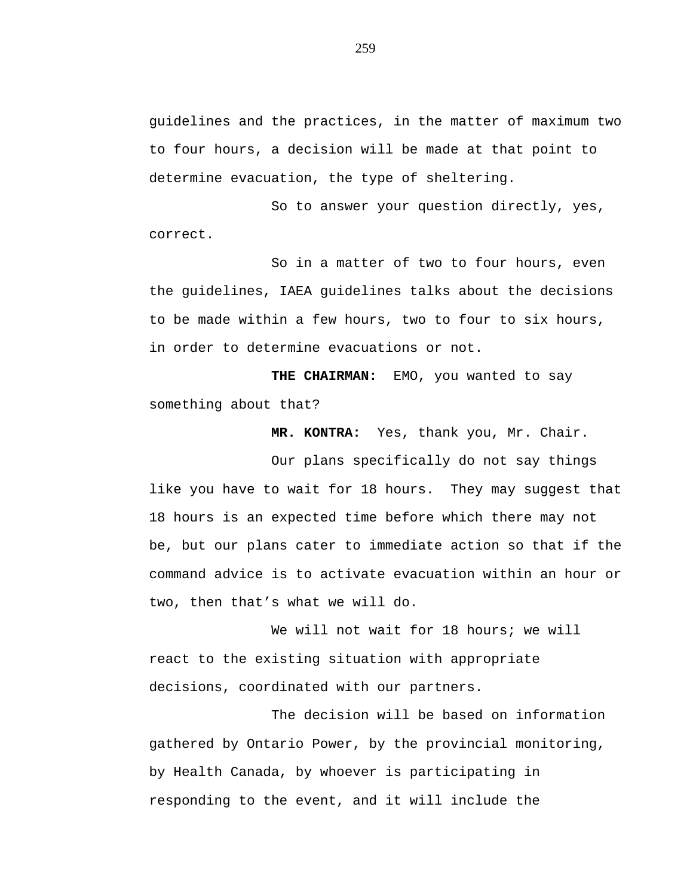guidelines and the practices, in the matter of maximum two to four hours, a decision will be made at that point to determine evacuation, the type of sheltering.

So to answer your question directly, yes, correct.

So in a matter of two to four hours, even the guidelines, IAEA guidelines talks about the decisions to be made within a few hours, two to four to six hours, in order to determine evacuations or not.

**THE CHAIRMAN:** EMO, you wanted to say something about that?

**MR. KONTRA:** Yes, thank you, Mr. Chair.

Our plans specifically do not say things like you have to wait for 18 hours. They may suggest that 18 hours is an expected time before which there may not be, but our plans cater to immediate action so that if the command advice is to activate evacuation within an hour or two, then that’s what we will do.

We will not wait for 18 hours; we will react to the existing situation with appropriate decisions, coordinated with our partners.

The decision will be based on information gathered by Ontario Power, by the provincial monitoring, by Health Canada, by whoever is participating in responding to the event, and it will include the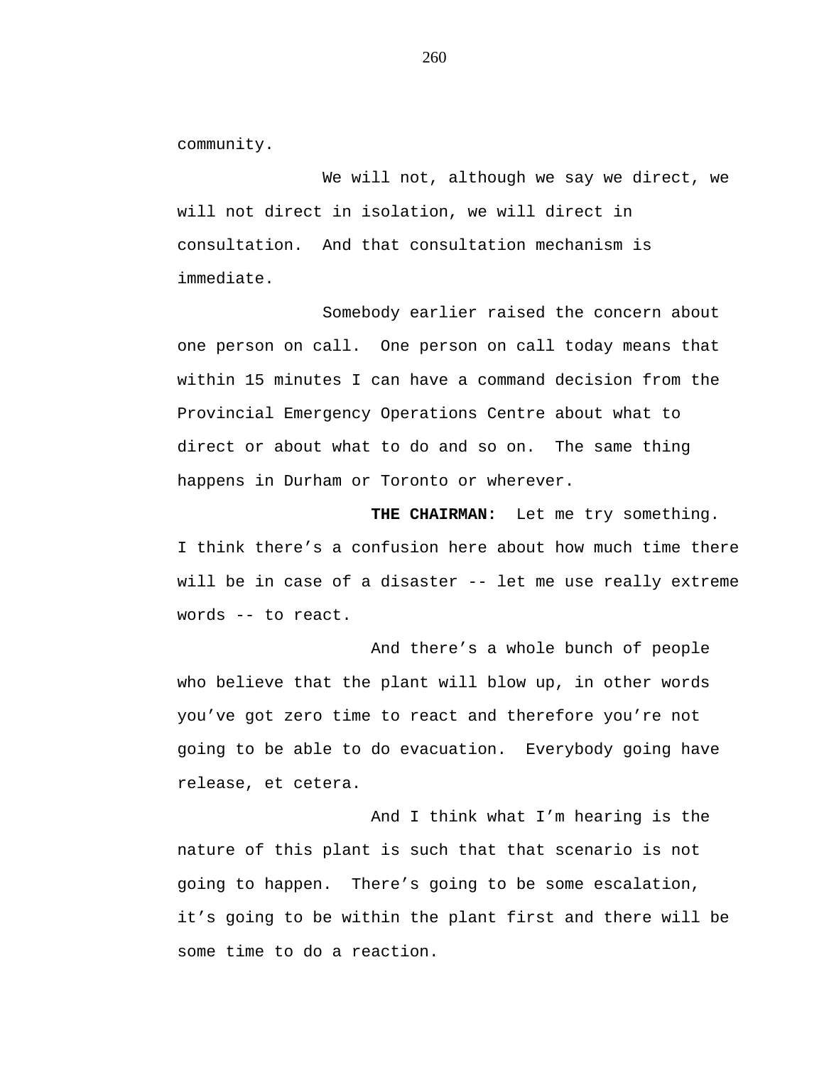community.

We will not, although we say we direct, we will not direct in isolation, we will direct in consultation.  And that consultation mechanism is immediate.

Somebody earlier raised the concern about one person on call.  One person on call today means that within 15 minutes I can have a command decision from the Provincial Emergency Operations Centre about what to direct or about what to do and so on.  The same thing happens in Durham or Toronto or wherever.

**THE CHAIRMAN:**  Let me try something. I think there's a confusion here about how much time there will be in case of a disaster -- let me use really extreme words -- to react.

And there's a whole bunch of people who believe that the plant will blow up, in other words you've got zero time to react and therefore you're not going to be able to do evacuation.  Everybody going have release, et cetera.

And I think what I'm hearing is the nature of this plant is such that that scenario is not going to happen.  There's going to be some escalation, it's going to be within the plant first and there will be some time to do a reaction.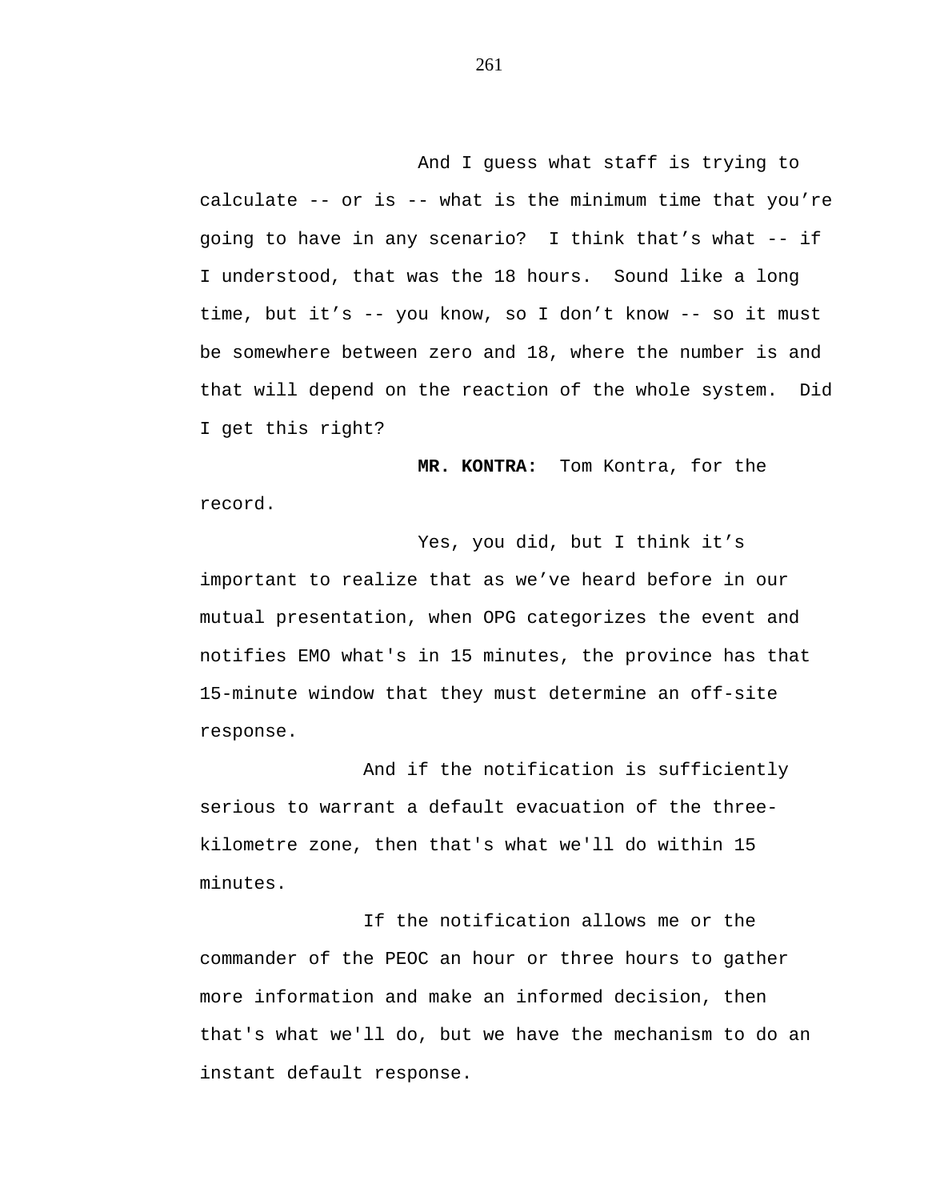And I guess what staff is trying to calculate -- or is -- what is the minimum time that you're going to have in any scenario? I think that's what -- if I understood, that was the 18 hours. Sound like a long time, but it's -- you know, so I don't know -- so it must be somewhere between zero and 18, where the number is and that will depend on the reaction of the whole system. Did I get this right?

**MR. KONTRA:** Tom Kontra, for the record.

Yes, you did, but I think it's important to realize that as we've heard before in our mutual presentation, when OPG categorizes the event and notifies EMO what's in 15 minutes, the province has that 15-minute window that they must determine an off-site response.

And if the notification is sufficiently serious to warrant a default evacuation of the three-kilometre zone, then that's what we'll do within 15 minutes.

If the notification allows me or the commander of the PEOC an hour or three hours to gather more information and make an informed decision, then that's what we'll do, but we have the mechanism to do an instant default response.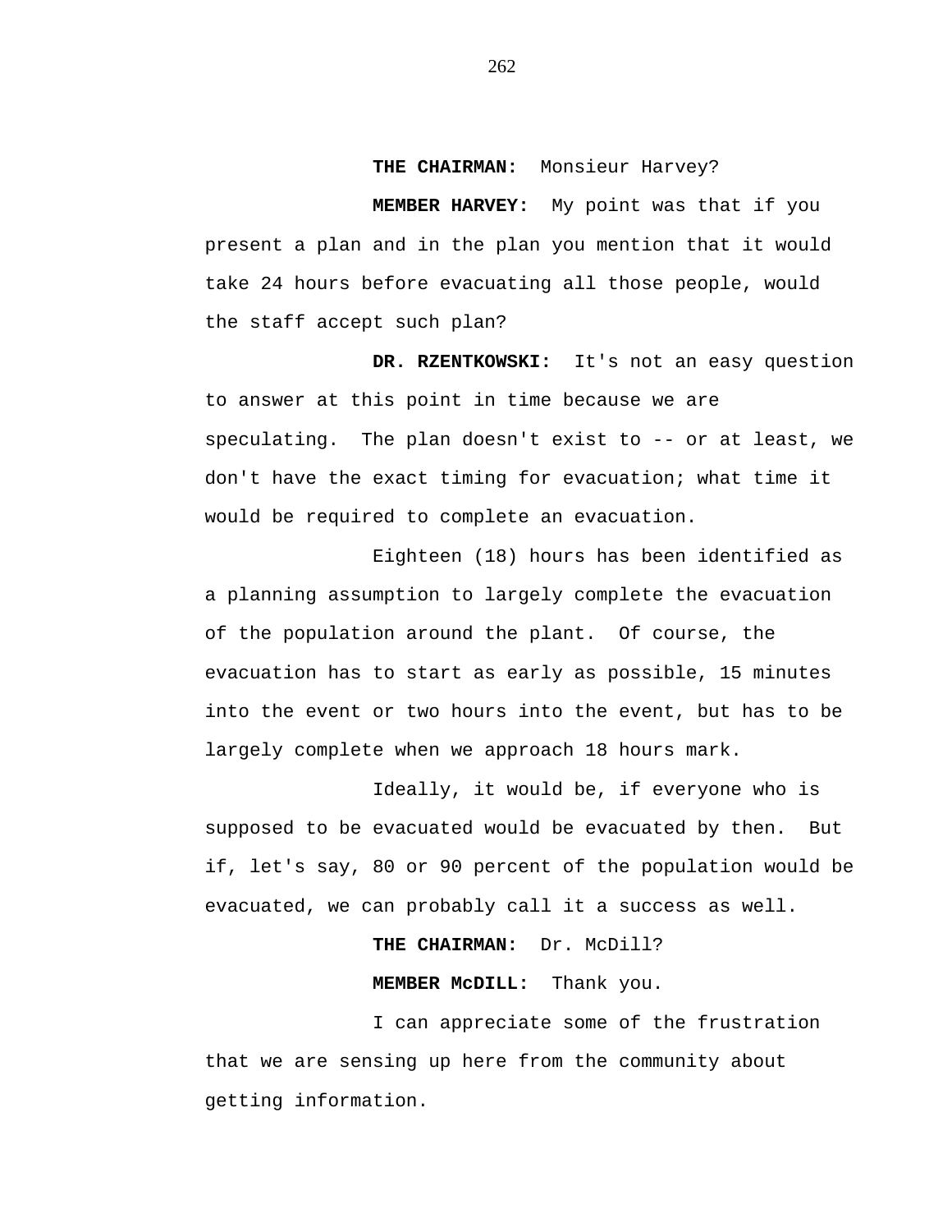**THE CHAIRMAN:** Monsieur Harvey?

**MEMBER HARVEY:** My point was that if you present a plan and in the plan you mention that it would take 24 hours before evacuating all those people, would the staff accept such plan?

**DR. RZENTKOWSKI:** It's not an easy question to answer at this point in time because we are speculating. The plan doesn't exist to -- or at least, we don't have the exact timing for evacuation; what time it would be required to complete an evacuation.

Eighteen (18) hours has been identified as a planning assumption to largely complete the evacuation of the population around the plant. Of course, the evacuation has to start as early as possible, 15 minutes into the event or two hours into the event, but has to be largely complete when we approach 18 hours mark.

Ideally, it would be, if everyone who is supposed to be evacuated would be evacuated by then. But if, let's say, 80 or 90 percent of the population would be evacuated, we can probably call it a success as well.

**THE CHAIRMAN:** Dr. McDill?

**MEMBER McDILL:** Thank you.

I can appreciate some of the frustration that we are sensing up here from the community about getting information.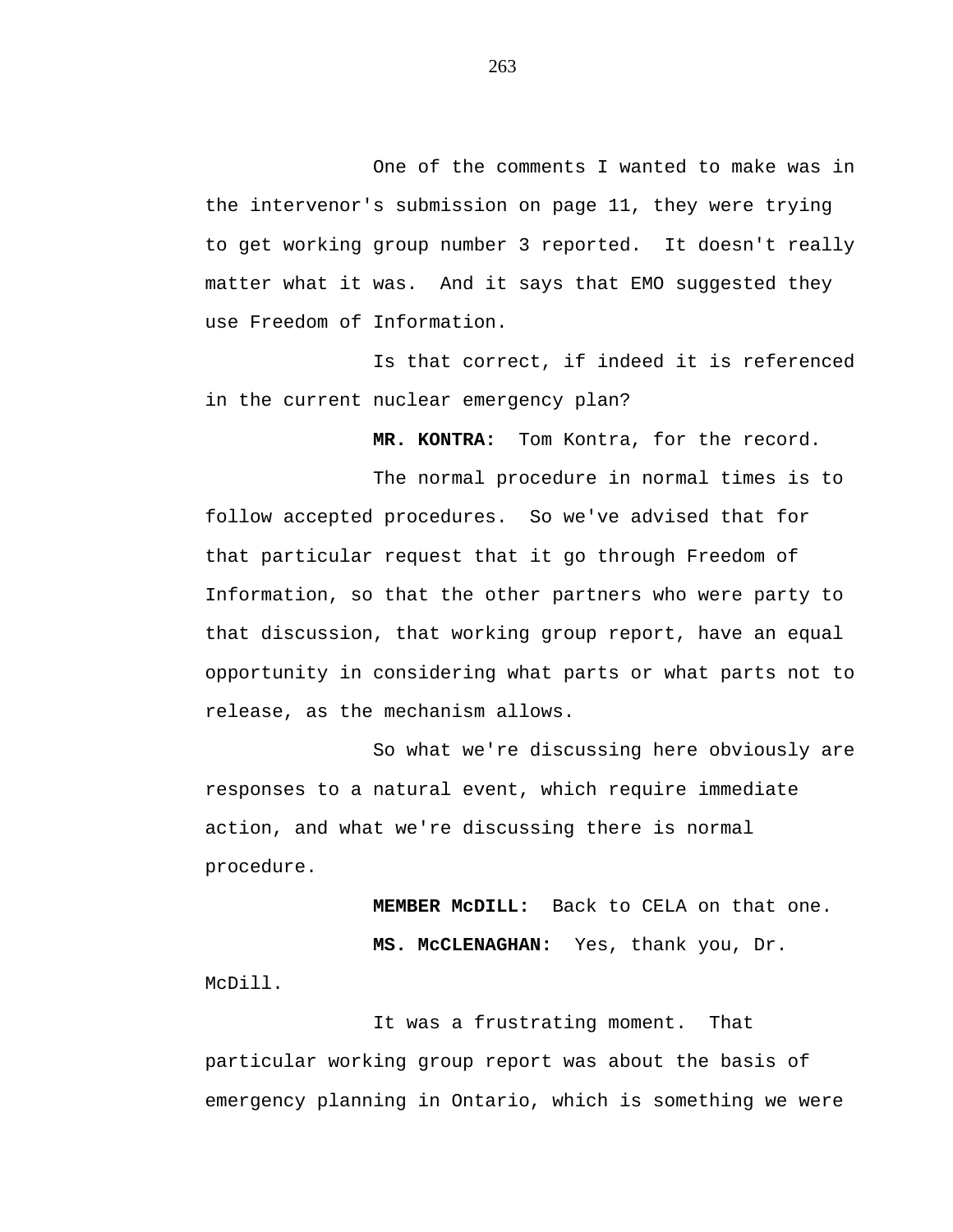One of the comments I wanted to make was in the intervenor's submission on page 11, they were trying to get working group number 3 reported. It doesn't really matter what it was. And it says that EMO suggested they use Freedom of Information.

Is that correct, if indeed it is referenced in the current nuclear emergency plan?

**MR. KONTRA:** Tom Kontra, for the record.

The normal procedure in normal times is to follow accepted procedures. So we've advised that for that particular request that it go through Freedom of Information, so that the other partners who were party to that discussion, that working group report, have an equal opportunity in considering what parts or what parts not to release, as the mechanism allows.

So what we're discussing here obviously are responses to a natural event, which require immediate action, and what we're discussing there is normal procedure.

**MEMBER McDILL:** Back to CELA on that one.

**MS. McCLENAGHAN:** Yes, thank you, Dr. McDill.

It was a frustrating moment. That particular working group report was about the basis of emergency planning in Ontario, which is something we were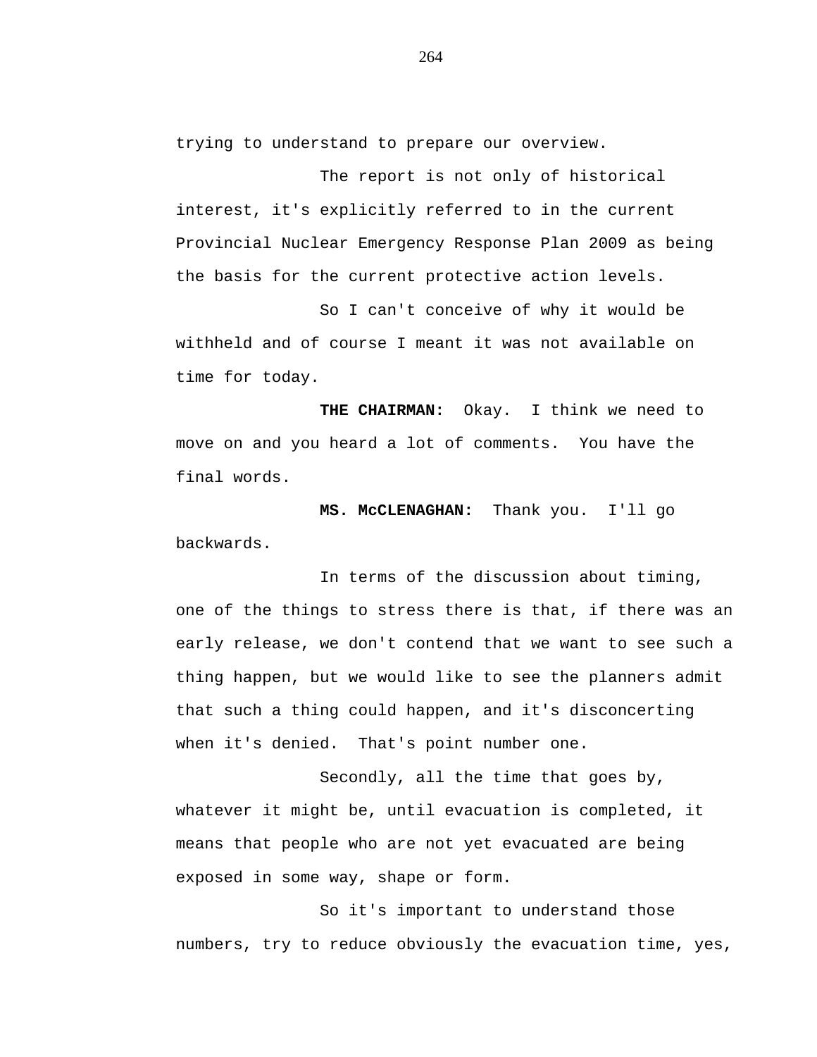trying to understand to prepare our overview.

The report is not only of historical interest, it's explicitly referred to in the current Provincial Nuclear Emergency Response Plan 2009 as being the basis for the current protective action levels.

So I can't conceive of why it would be withheld and of course I meant it was not available on time for today.

**THE CHAIRMAN:** Okay. I think we need to move on and you heard a lot of comments. You have the final words.

**MS. McCLENAGHAN:** Thank you. I'll go backwards.

In terms of the discussion about timing, one of the things to stress there is that, if there was an early release, we don't contend that we want to see such a thing happen, but we would like to see the planners admit that such a thing could happen, and it's disconcerting when it's denied. That's point number one.

Secondly, all the time that goes by, whatever it might be, until evacuation is completed, it means that people who are not yet evacuated are being exposed in some way, shape or form.

So it's important to understand those numbers, try to reduce obviously the evacuation time, yes,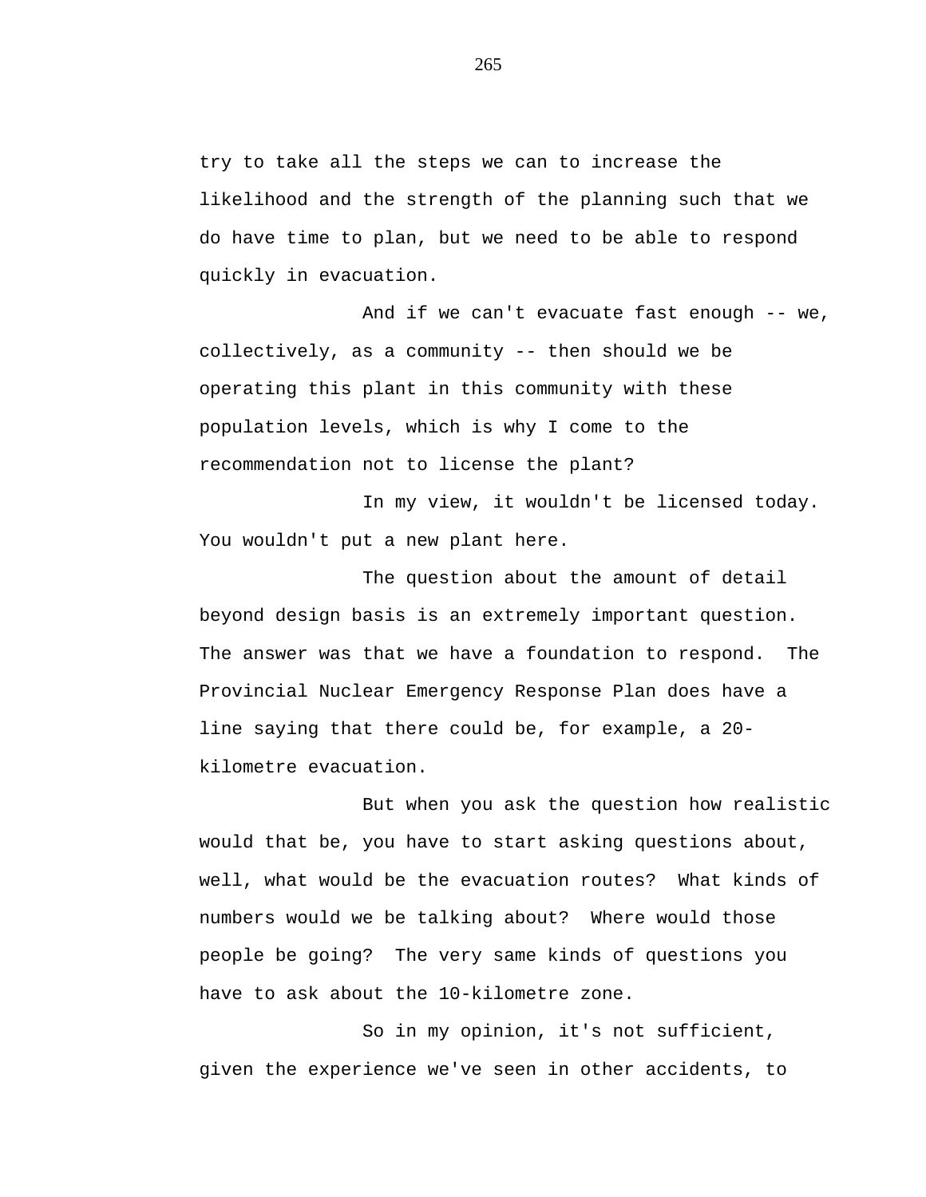try to take all the steps we can to increase the likelihood and the strength of the planning such that we do have time to plan, but we need to be able to respond quickly in evacuation.

And if we can't evacuate fast enough -- we, collectively, as a community -- then should we be operating this plant in this community with these population levels, which is why I come to the recommendation not to license the plant?

In my view, it wouldn't be licensed today. You wouldn't put a new plant here.

The question about the amount of detail beyond design basis is an extremely important question. The answer was that we have a foundation to respond. The Provincial Nuclear Emergency Response Plan does have a line saying that there could be, for example, a 20-kilometre evacuation.

But when you ask the question how realistic would that be, you have to start asking questions about, well, what would be the evacuation routes? What kinds of numbers would we be talking about? Where would those people be going? The very same kinds of questions you have to ask about the 10-kilometre zone.

So in my opinion, it's not sufficient, given the experience we've seen in other accidents, to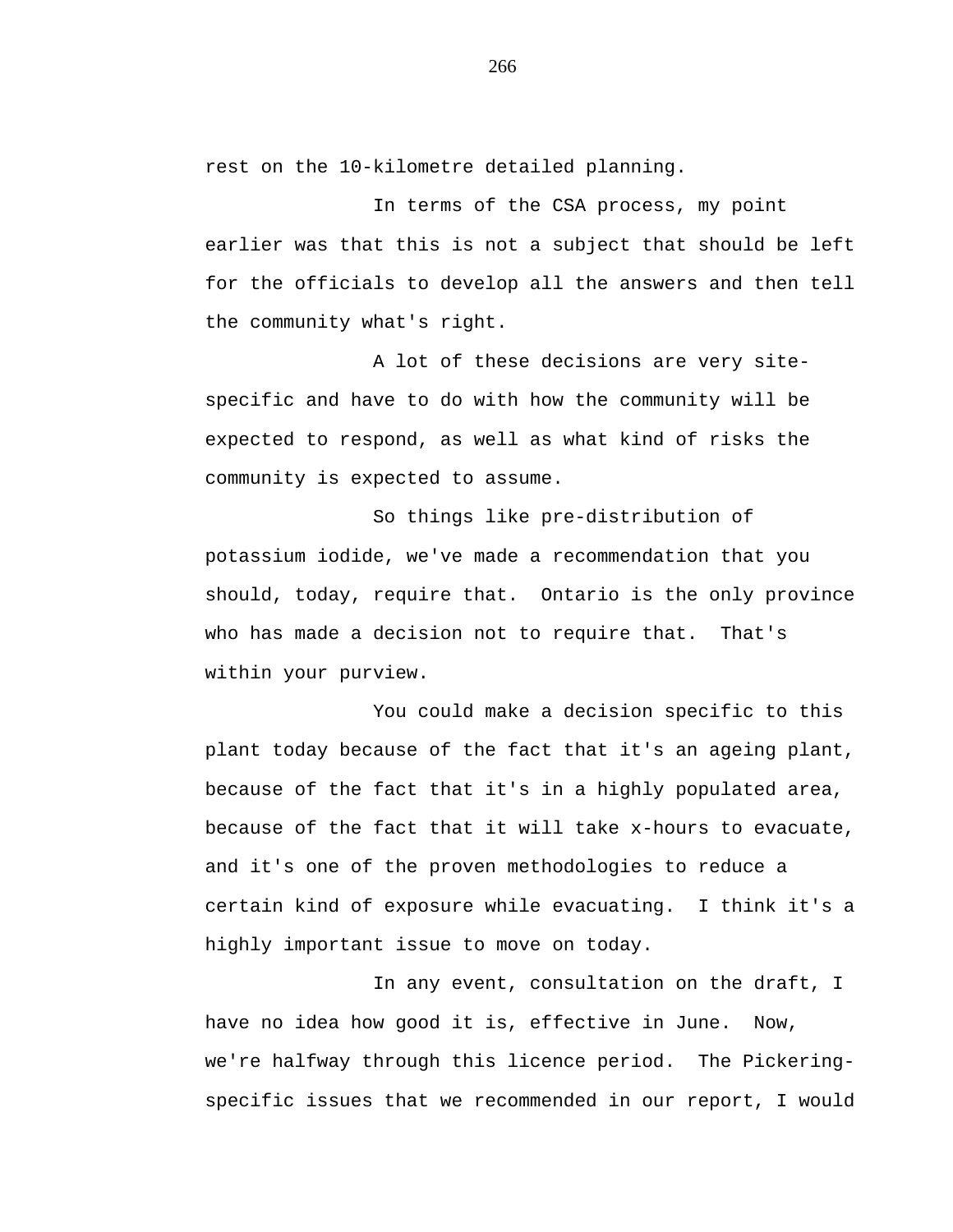rest on the 10-kilometre detailed planning.

In terms of the CSA process, my point earlier was that this is not a subject that should be left for the officials to develop all the answers and then tell the community what's right.

A lot of these decisions are very site-specific and have to do with how the community will be expected to respond, as well as what kind of risks the community is expected to assume.

So things like pre-distribution of potassium iodide, we've made a recommendation that you should, today, require that. Ontario is the only province who has made a decision not to require that. That's within your purview.

You could make a decision specific to this plant today because of the fact that it's an ageing plant, because of the fact that it's in a highly populated area, because of the fact that it will take x-hours to evacuate, and it's one of the proven methodologies to reduce a certain kind of exposure while evacuating. I think it's a highly important issue to move on today.

In any event, consultation on the draft, I have no idea how good it is, effective in June. Now, we're halfway through this licence period. The Pickering-specific issues that we recommended in our report, I would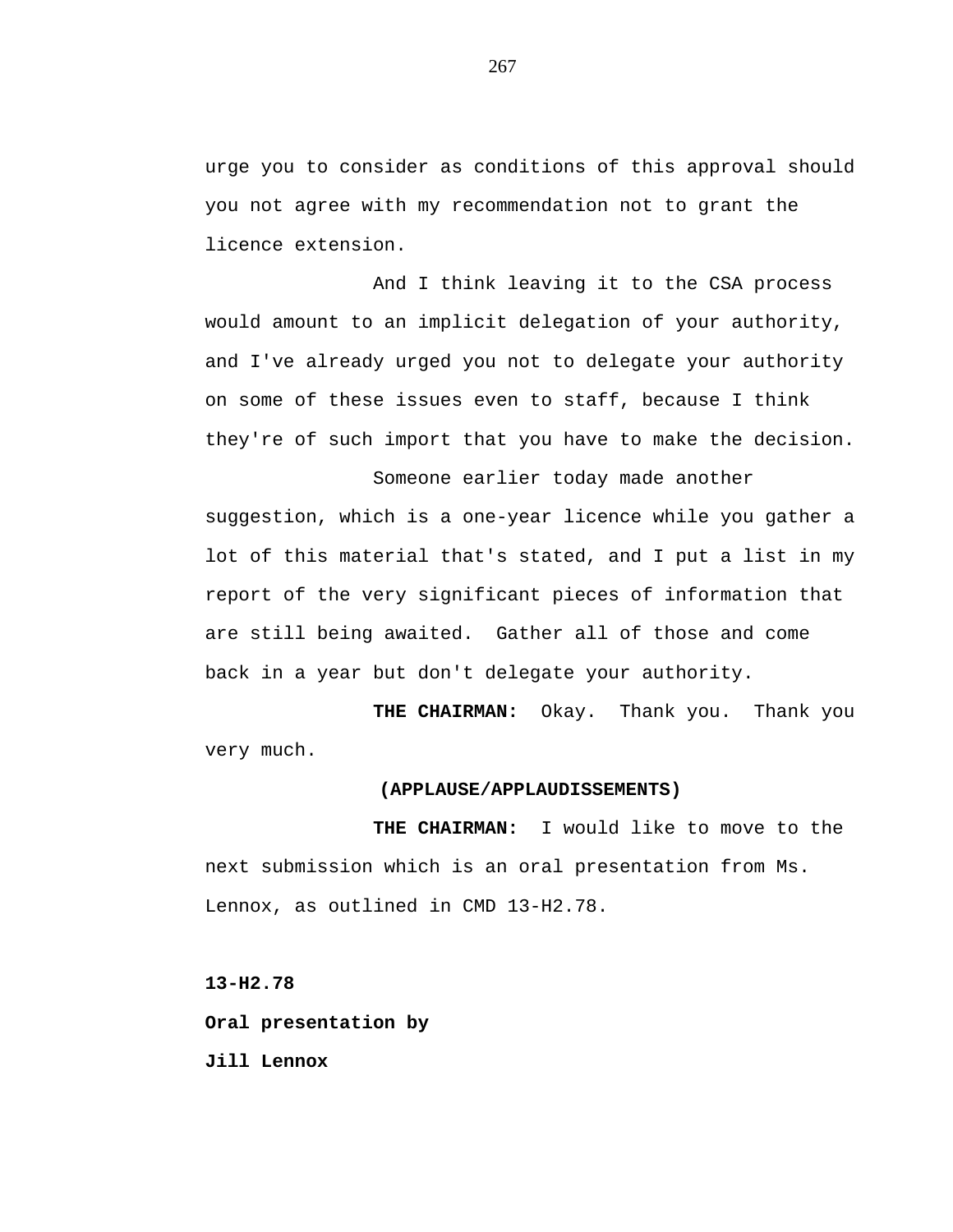urge you to consider as conditions of this approval should you not agree with my recommendation not to grant the licence extension.

And I think leaving it to the CSA process would amount to an implicit delegation of your authority, and I've already urged you not to delegate your authority on some of these issues even to staff, because I think they're of such import that you have to make the decision.

Someone earlier today made another suggestion, which is a one-year licence while you gather a lot of this material that's stated, and I put a list in my report of the very significant pieces of information that are still being awaited. Gather all of those and come back in a year but don't delegate your authority.

**THE CHAIRMAN:** Okay. Thank you. Thank you very much.

**(APPLAUSE/APPLAUDISSEMENTS)**

**THE CHAIRMAN:** I would like to move to the next submission which is an oral presentation from Ms. Lennox, as outlined in CMD 13-H2.78.

**13-H2.78**

**Oral presentation by**

**Jill Lennox**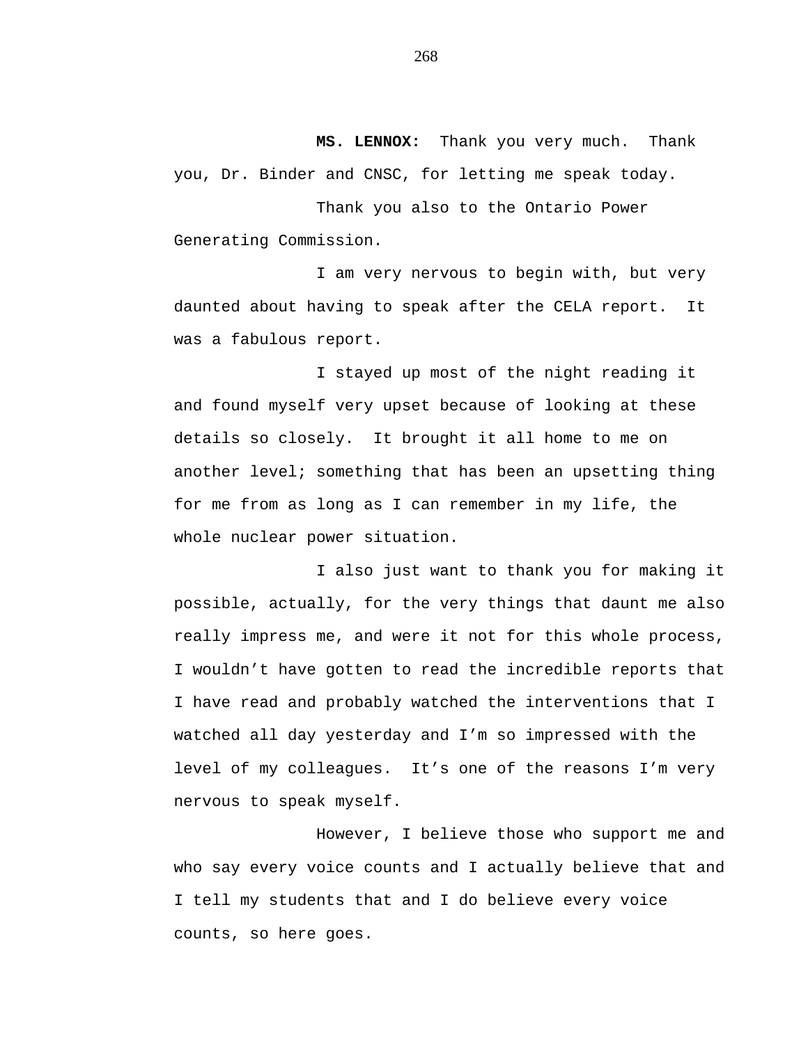**MS. LENNOX:** Thank you very much. Thank you, Dr. Binder and CNSC, for letting me speak today.

Thank you also to the Ontario Power Generating Commission.

I am very nervous to begin with, but very daunted about having to speak after the CELA report. It was a fabulous report.

I stayed up most of the night reading it and found myself very upset because of looking at these details so closely. It brought it all home to me on another level; something that has been an upsetting thing for me from as long as I can remember in my life, the whole nuclear power situation.

I also just want to thank you for making it possible, actually, for the very things that daunt me also really impress me, and were it not for this whole process, I wouldn't have gotten to read the incredible reports that I have read and probably watched the interventions that I watched all day yesterday and I'm so impressed with the level of my colleagues. It's one of the reasons I'm very nervous to speak myself.

However, I believe those who support me and who say every voice counts and I actually believe that and I tell my students that and I do believe every voice counts, so here goes.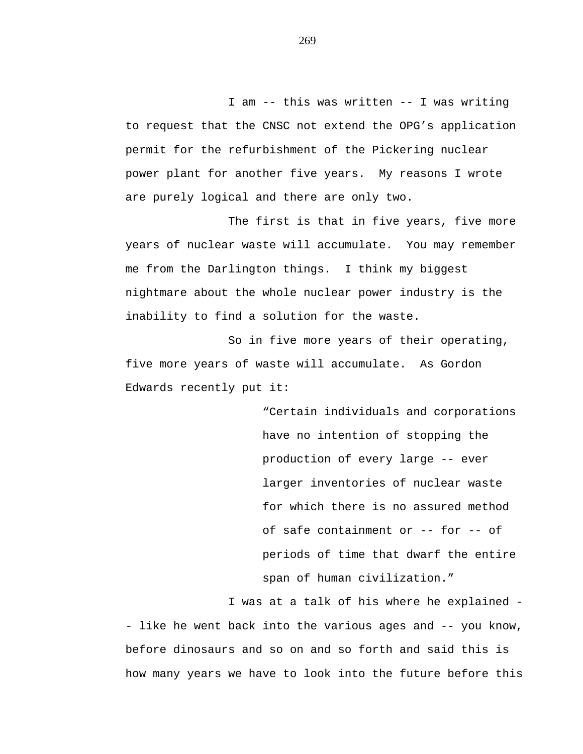I am -- this was written -- I was writing to request that the CNSC not extend the OPG's application permit for the refurbishment of the Pickering nuclear power plant for another five years. My reasons I wrote are purely logical and there are only two.

The first is that in five years, five more years of nuclear waste will accumulate. You may remember me from the Darlington things. I think my biggest nightmare about the whole nuclear power industry is the inability to find a solution for the waste.

So in five more years of their operating, five more years of waste will accumulate. As Gordon Edwards recently put it:

> "Certain individuals and corporations have no intention of stopping the production of every large -- ever larger inventories of nuclear waste for which there is no assured method of safe containment or -- for -- of periods of time that dwarf the entire span of human civilization."

I was at a talk of his where he explained -- like he went back into the various ages and -- you know, before dinosaurs and so on and so forth and said this is how many years we have to look into the future before this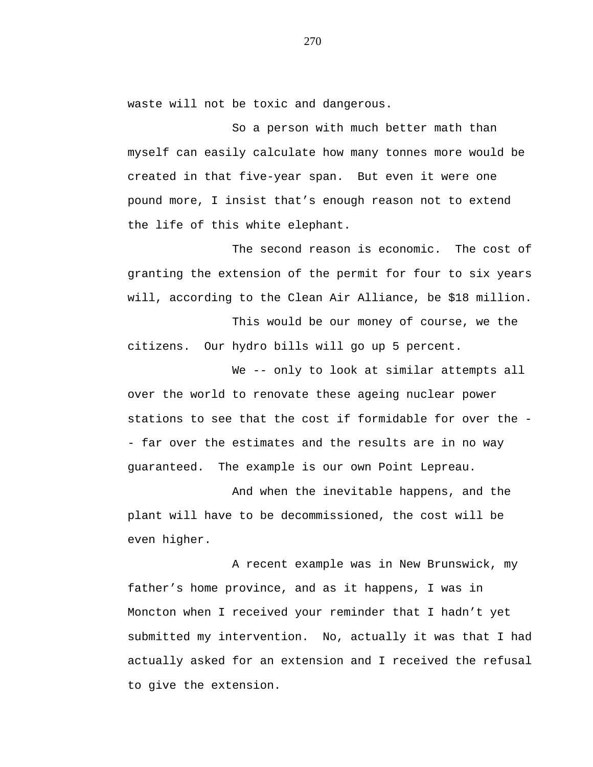waste will not be toxic and dangerous.

So a person with much better math than myself can easily calculate how many tonnes more would be created in that five-year span. But even it were one pound more, I insist that's enough reason not to extend the life of this white elephant.

The second reason is economic. The cost of granting the extension of the permit for four to six years will, according to the Clean Air Alliance, be $18 million.

This would be our money of course, we the citizens. Our hydro bills will go up 5 percent.

We -- only to look at similar attempts all over the world to renovate these ageing nuclear power stations to see that the cost if formidable for over the -- far over the estimates and the results are in no way guaranteed. The example is our own Point Lepreau.

And when the inevitable happens, and the plant will have to be decommissioned, the cost will be even higher.

A recent example was in New Brunswick, my father's home province, and as it happens, I was in Moncton when I received your reminder that I hadn't yet submitted my intervention. No, actually it was that I had actually asked for an extension and I received the refusal to give the extension.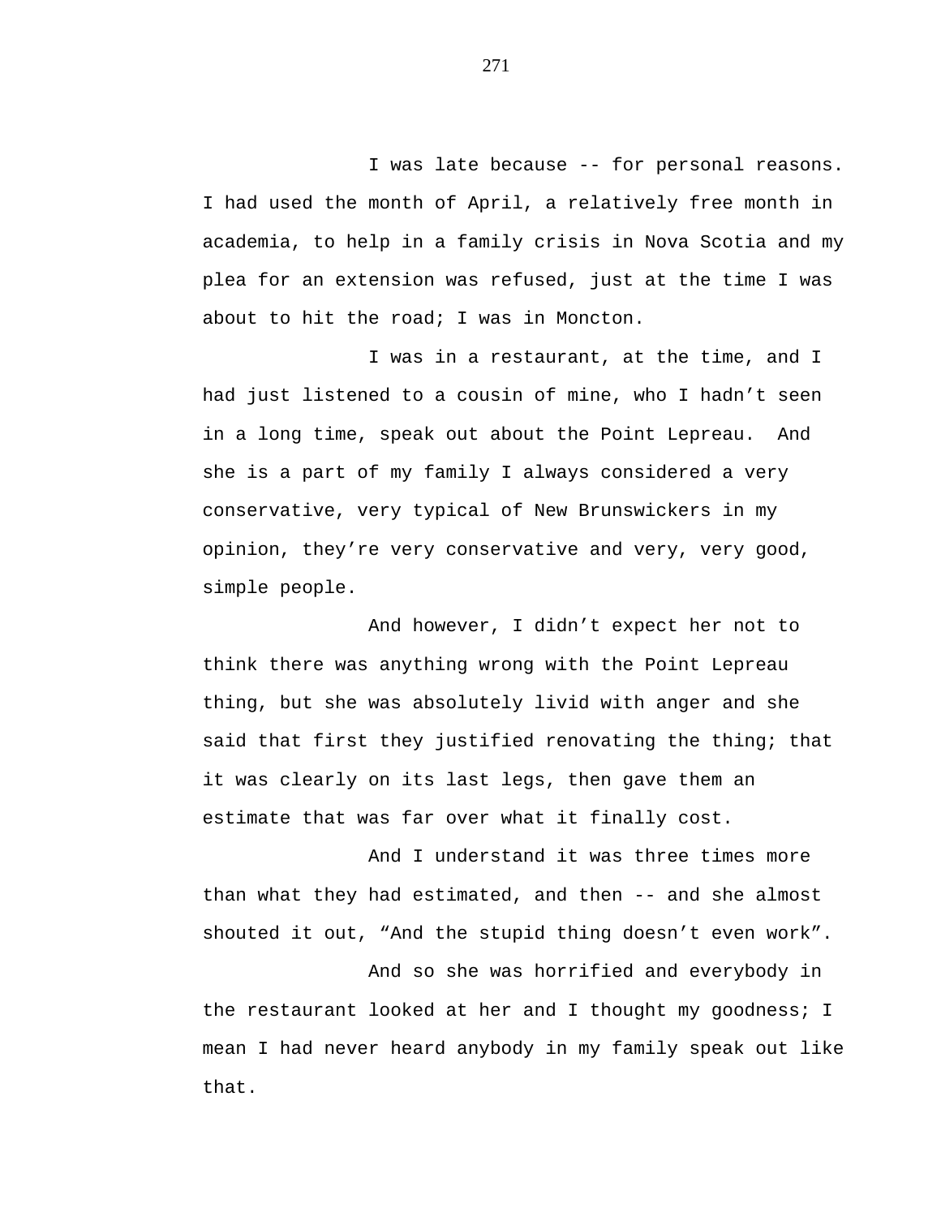I was late because -- for personal reasons. I had used the month of April, a relatively free month in academia, to help in a family crisis in Nova Scotia and my plea for an extension was refused, just at the time I was about to hit the road; I was in Moncton.

I was in a restaurant, at the time, and I had just listened to a cousin of mine, who I hadn't seen in a long time, speak out about the Point Lepreau. And she is a part of my family I always considered a very conservative, very typical of New Brunswickers in my opinion, they're very conservative and very, very good, simple people.

And however, I didn't expect her not to think there was anything wrong with the Point Lepreau thing, but she was absolutely livid with anger and she said that first they justified renovating the thing; that it was clearly on its last legs, then gave them an estimate that was far over what it finally cost.

And I understand it was three times more than what they had estimated, and then -- and she almost shouted it out, "And the stupid thing doesn't even work".

And so she was horrified and everybody in the restaurant looked at her and I thought my goodness; I mean I had never heard anybody in my family speak out like that.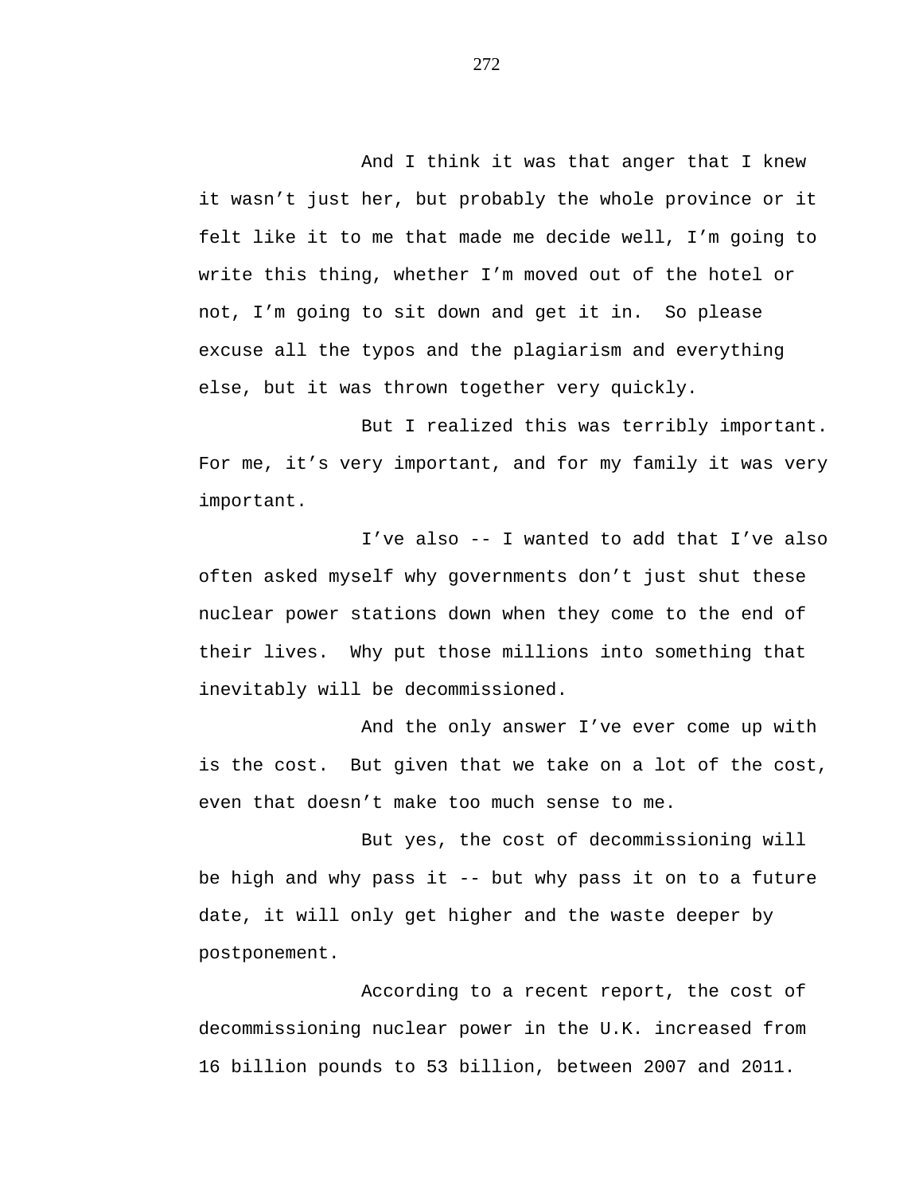And I think it was that anger that I knew it wasn't just her, but probably the whole province or it felt like it to me that made me decide well, I'm going to write this thing, whether I'm moved out of the hotel or not, I'm going to sit down and get it in. So please excuse all the typos and the plagiarism and everything else, but it was thrown together very quickly.

But I realized this was terribly important. For me, it's very important, and for my family it was very important.

I've also -- I wanted to add that I've also often asked myself why governments don't just shut these nuclear power stations down when they come to the end of their lives. Why put those millions into something that inevitably will be decommissioned.

And the only answer I've ever come up with is the cost. But given that we take on a lot of the cost, even that doesn't make too much sense to me.

But yes, the cost of decommissioning will be high and why pass it -- but why pass it on to a future date, it will only get higher and the waste deeper by postponement.

According to a recent report, the cost of decommissioning nuclear power in the U.K. increased from 16 billion pounds to 53 billion, between 2007 and 2011.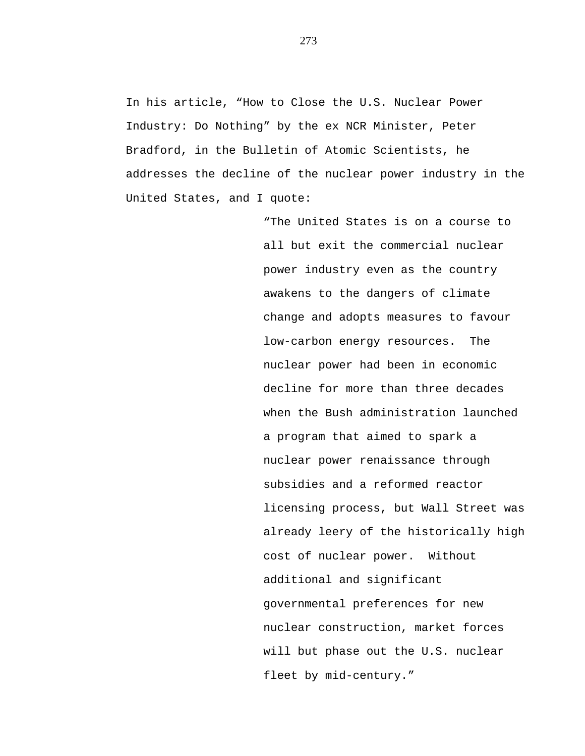In his article, "How to Close the U.S. Nuclear Power Industry: Do Nothing" by the ex NCR Minister, Peter Bradford, in the <u>Bulletin of Atomic Scientists</u>, he addresses the decline of the nuclear power industry in the United States, and I quote:

> "The United States is on a course to all but exit the commercial nuclear power industry even as the country awakens to the dangers of climate change and adopts measures to favour low-carbon energy resources. The nuclear power had been in economic decline for more than three decades when the Bush administration launched a program that aimed to spark a nuclear power renaissance through subsidies and a reformed reactor licensing process, but Wall Street was already leery of the historically high cost of nuclear power. Without additional and significant governmental preferences for new nuclear construction, market forces will but phase out the U.S. nuclear fleet by mid-century."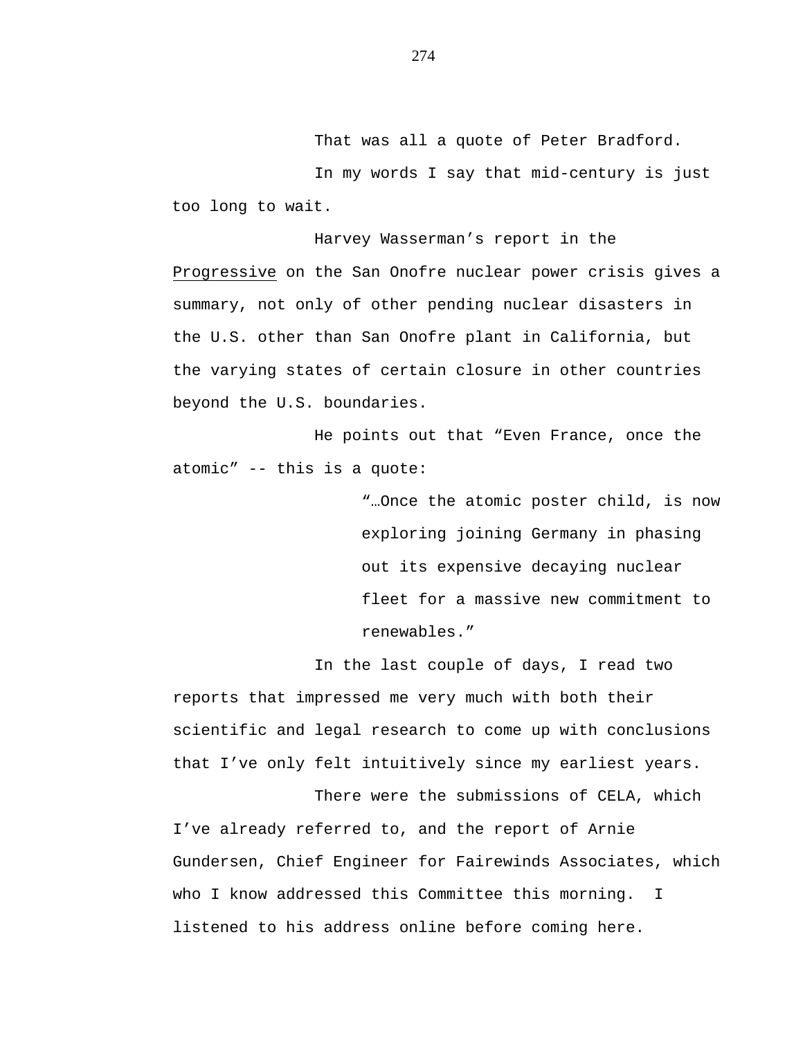That was all a quote of Peter Bradford.

In my words I say that mid-century is just too long to wait.

Harvey Wasserman's report in the <u>Progressive</u> on the San Onofre nuclear power crisis gives a summary, not only of other pending nuclear disasters in the U.S. other than San Onofre plant in California, but the varying states of certain closure in other countries beyond the U.S. boundaries.

He points out that "Even France, once the atomic" -- this is a quote:

> "…Once the atomic poster child, is now exploring joining Germany in phasing out its expensive decaying nuclear fleet for a massive new commitment to renewables."

In the last couple of days, I read two reports that impressed me very much with both their scientific and legal research to come up with conclusions that I've only felt intuitively since my earliest years.

There were the submissions of CELA, which I've already referred to, and the report of Arnie Gundersen, Chief Engineer for Fairewinds Associates, which who I know addressed this Committee this morning. I listened to his address online before coming here.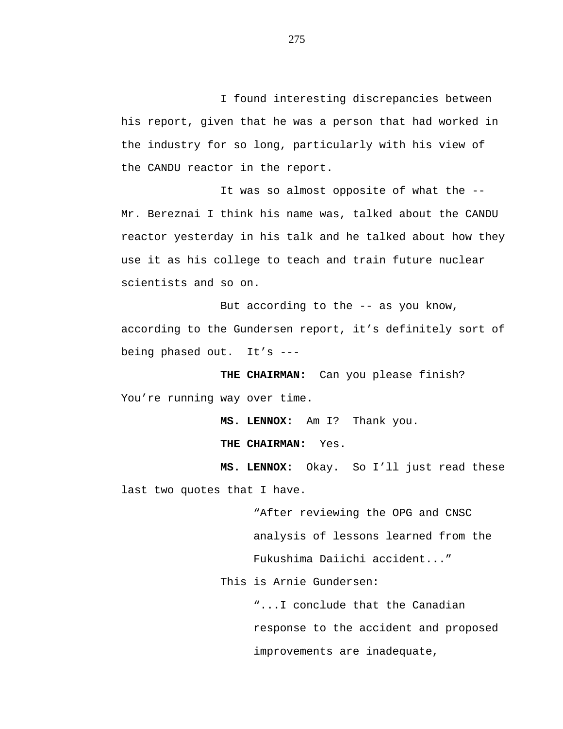I found interesting discrepancies between his report, given that he was a person that had worked in the industry for so long, particularly with his view of the CANDU reactor in the report.

It was so almost opposite of what the -- Mr. Bereznai I think his name was, talked about the CANDU reactor yesterday in his talk and he talked about how they use it as his college to teach and train future nuclear scientists and so on.

But according to the -- as you know, according to the Gundersen report, it's definitely sort of being phased out. It's ---

**THE CHAIRMAN:** Can you please finish? You're running way over time.

**MS. LENNOX:** Am I? Thank you.

**THE CHAIRMAN:** Yes.

**MS. LENNOX:** Okay. So I'll just read these last two quotes that I have.

> "After reviewing the OPG and CNSC analysis of lessons learned from the Fukushima Daiichi accident..."

This is Arnie Gundersen:

> "...I conclude that the Canadian response to the accident and proposed improvements are inadequate,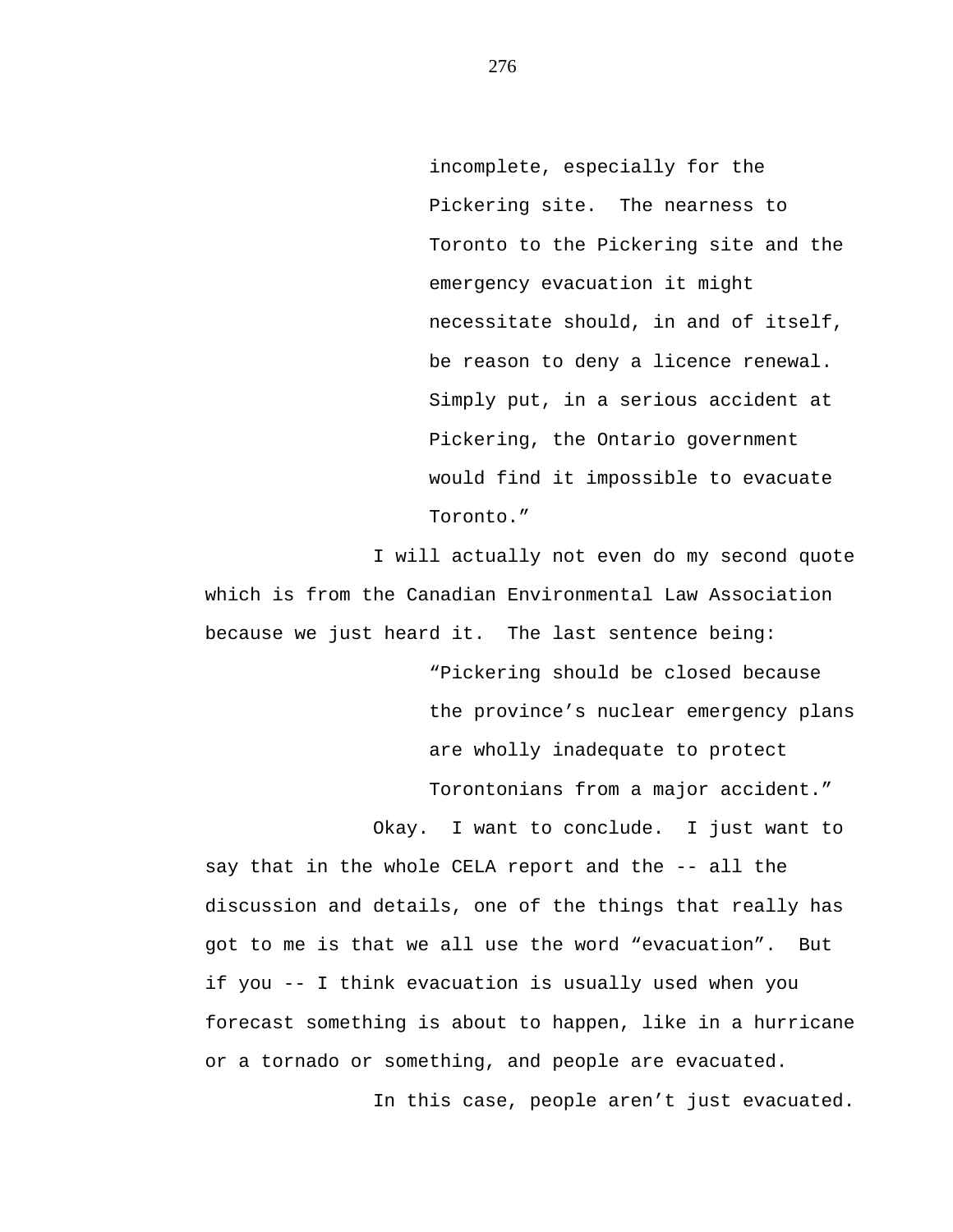> incomplete, especially for the Pickering site. The nearness to Toronto to the Pickering site and the emergency evacuation it might necessitate should, in and of itself, be reason to deny a licence renewal. Simply put, in a serious accident at Pickering, the Ontario government would find it impossible to evacuate Toronto."

I will actually not even do my second quote which is from the Canadian Environmental Law Association because we just heard it. The last sentence being:

> "Pickering should be closed because the province's nuclear emergency plans are wholly inadequate to protect Torontonians from a major accident."

Okay. I want to conclude. I just want to say that in the whole CELA report and the -- all the discussion and details, one of the things that really has got to me is that we all use the word "evacuation". But if you -- I think evacuation is usually used when you forecast something is about to happen, like in a hurricane or a tornado or something, and people are evacuated.

In this case, people aren't just evacuated.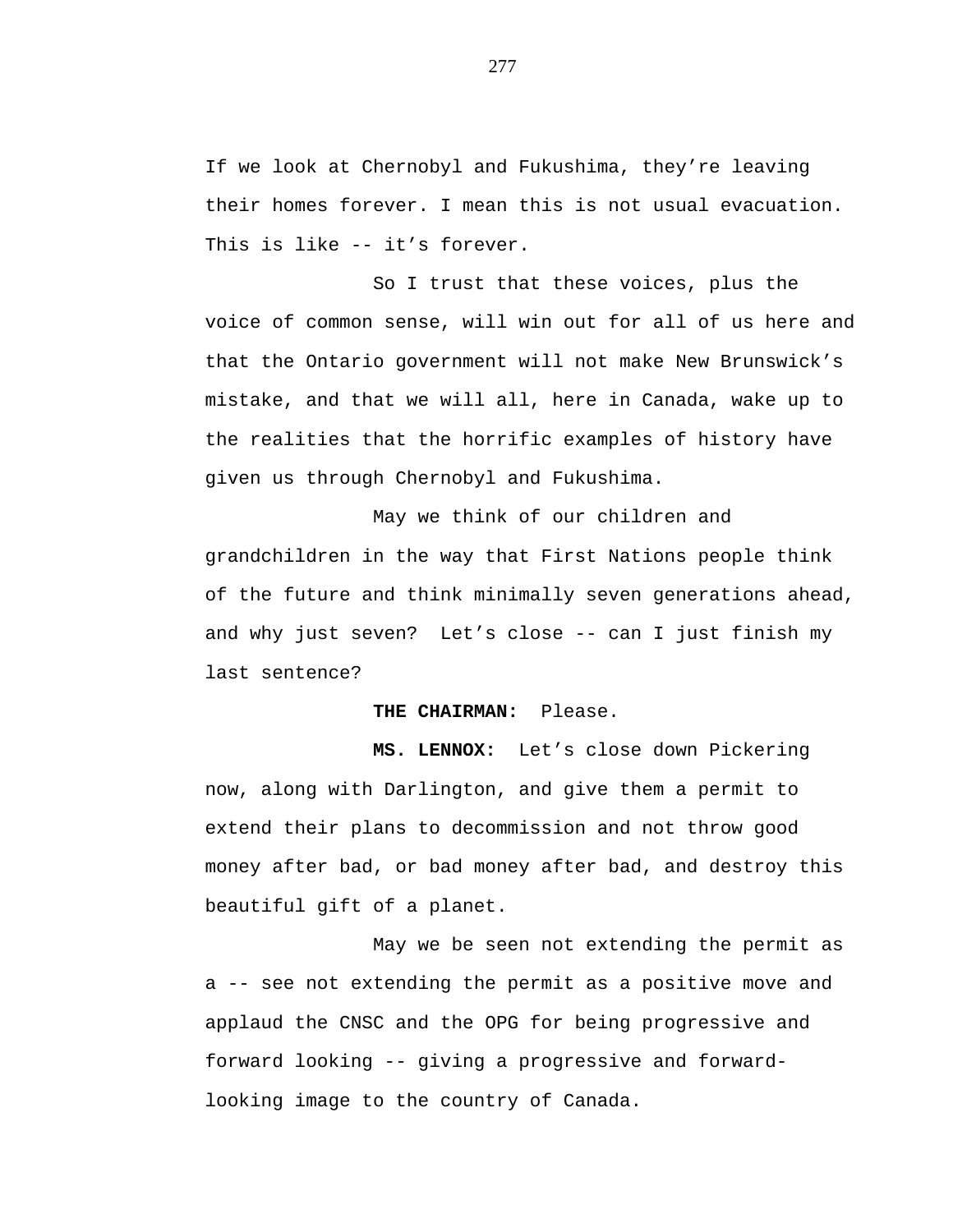If we look at Chernobyl and Fukushima, they're leaving their homes forever. I mean this is not usual evacuation. This is like -- it's forever.

So I trust that these voices, plus the voice of common sense, will win out for all of us here and that the Ontario government will not make New Brunswick's mistake, and that we will all, here in Canada, wake up to the realities that the horrific examples of history have given us through Chernobyl and Fukushima.

May we think of our children and grandchildren in the way that First Nations people think of the future and think minimally seven generations ahead, and why just seven? Let's close -- can I just finish my last sentence?

**THE CHAIRMAN:** Please.

**MS. LENNOX:** Let's close down Pickering now, along with Darlington, and give them a permit to extend their plans to decommission and not throw good money after bad, or bad money after bad, and destroy this beautiful gift of a planet.

May we be seen not extending the permit as a -- see not extending the permit as a positive move and applaud the CNSC and the OPG for being progressive and forward looking -- giving a progressive and forward-looking image to the country of Canada.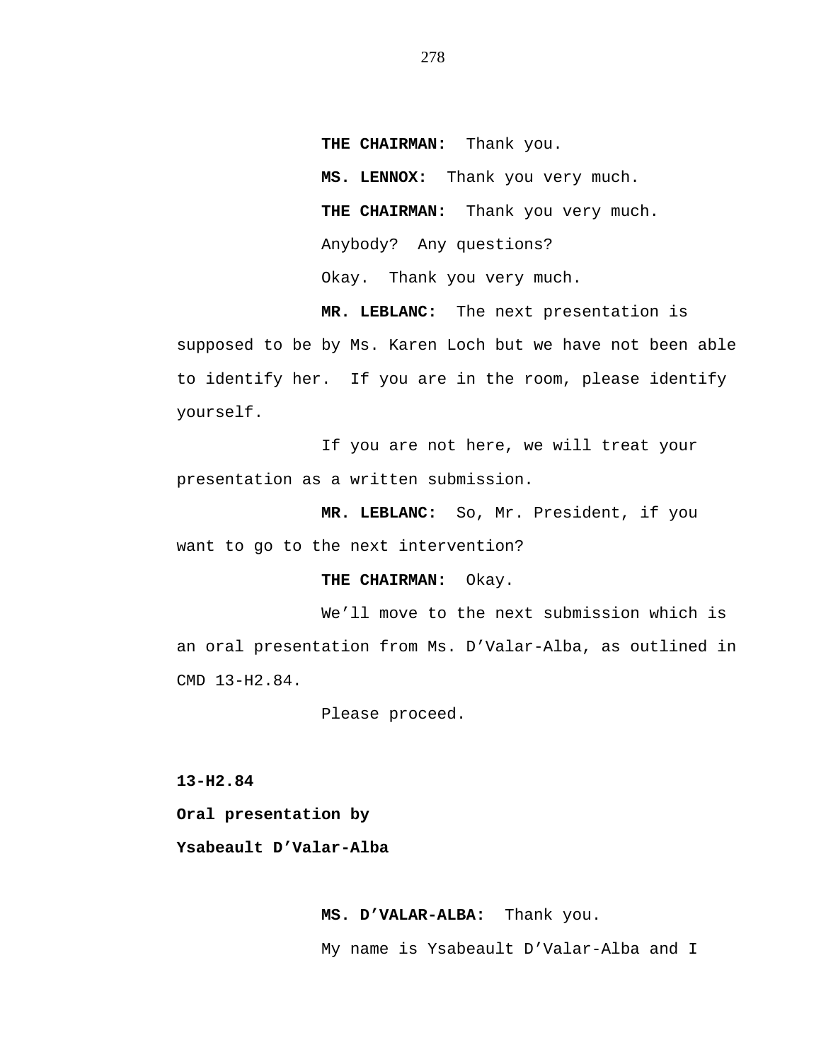**THE CHAIRMAN:** Thank you.

**MS. LENNOX:** Thank you very much.

**THE CHAIRMAN:** Thank you very much.

Anybody? Any questions?

Okay. Thank you very much.

**MR. LEBLANC:** The next presentation is supposed to be by Ms. Karen Loch but we have not been able to identify her. If you are in the room, please identify yourself.

If you are not here, we will treat your presentation as a written submission.

**MR. LEBLANC:** So, Mr. President, if you want to go to the next intervention?

**THE CHAIRMAN:** Okay.

We'll move to the next submission which is an oral presentation from Ms. D'Valar-Alba, as outlined in CMD 13-H2.84.

Please proceed.

**13-H2.84**

**Oral presentation by**

**Ysabeault D'Valar-Alba**

**MS. D'VALAR-ALBA:** Thank you.

My name is Ysabeault D'Valar-Alba and I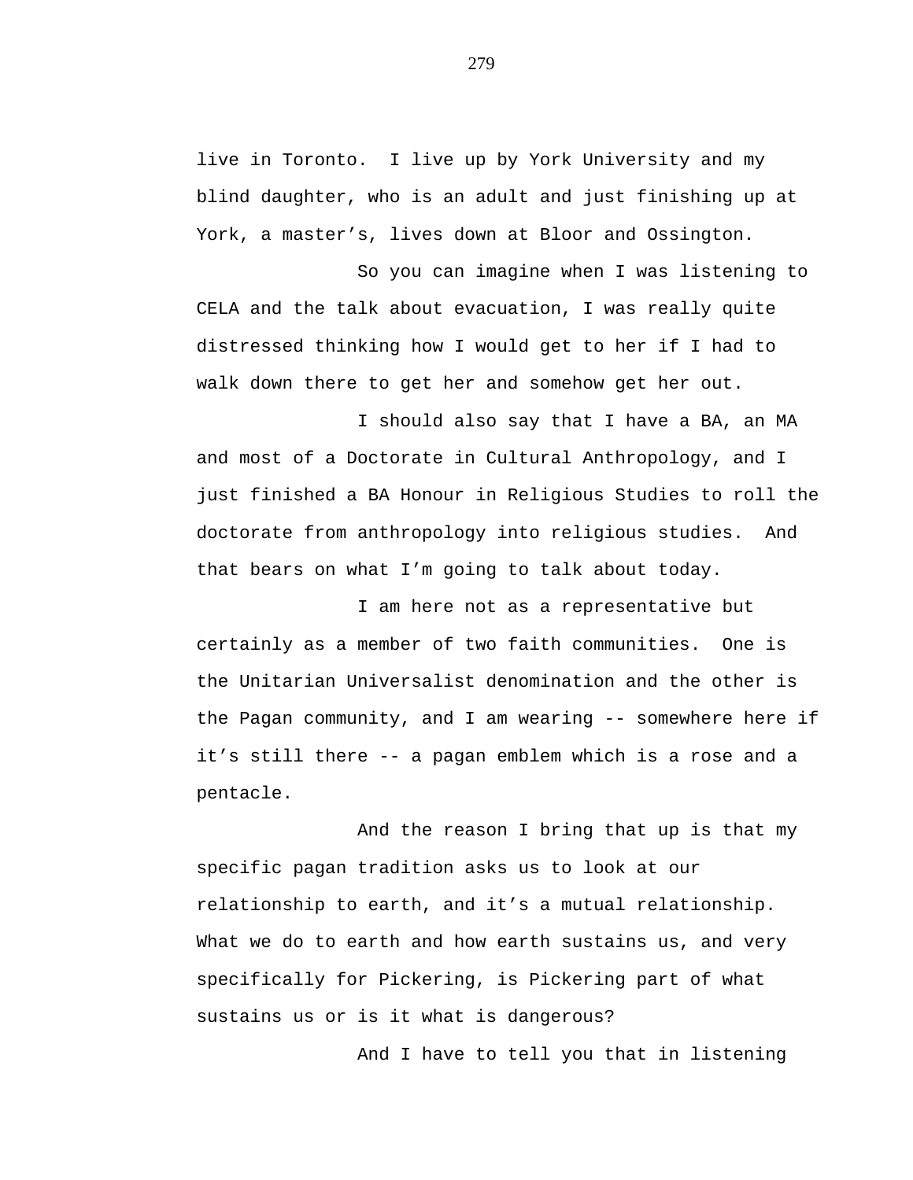live in Toronto. I live up by York University and my blind daughter, who is an adult and just finishing up at York, a master's, lives down at Bloor and Ossington.

So you can imagine when I was listening to CELA and the talk about evacuation, I was really quite distressed thinking how I would get to her if I had to walk down there to get her and somehow get her out.

I should also say that I have a BA, an MA and most of a Doctorate in Cultural Anthropology, and I just finished a BA Honour in Religious Studies to roll the doctorate from anthropology into religious studies. And that bears on what I'm going to talk about today.

I am here not as a representative but certainly as a member of two faith communities. One is the Unitarian Universalist denomination and the other is the Pagan community, and I am wearing -- somewhere here if it's still there -- a pagan emblem which is a rose and a pentacle.

And the reason I bring that up is that my specific pagan tradition asks us to look at our relationship to earth, and it's a mutual relationship. What we do to earth and how earth sustains us, and very specifically for Pickering, is Pickering part of what sustains us or is it what is dangerous?

And I have to tell you that in listening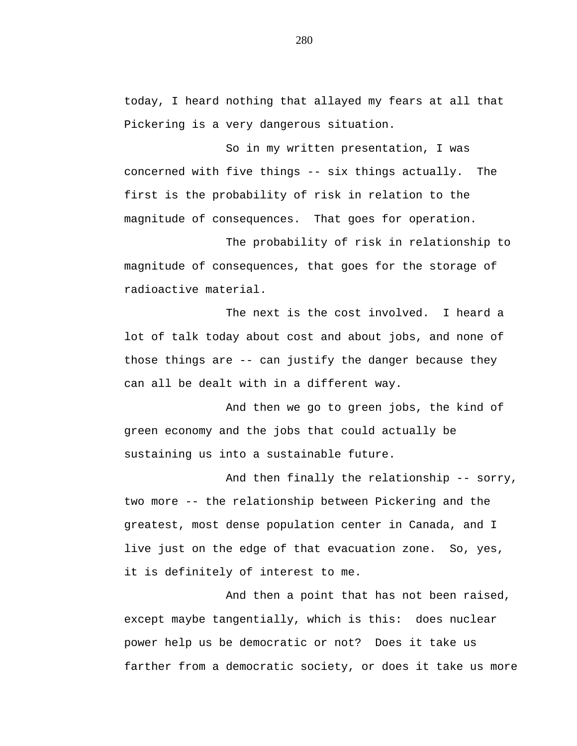today, I heard nothing that allayed my fears at all that Pickering is a very dangerous situation.

So in my written presentation, I was concerned with five things -- six things actually. The first is the probability of risk in relation to the magnitude of consequences. That goes for operation.

The probability of risk in relationship to magnitude of consequences, that goes for the storage of radioactive material.

The next is the cost involved. I heard a lot of talk today about cost and about jobs, and none of those things are -- can justify the danger because they can all be dealt with in a different way.

And then we go to green jobs, the kind of green economy and the jobs that could actually be sustaining us into a sustainable future.

And then finally the relationship -- sorry, two more -- the relationship between Pickering and the greatest, most dense population center in Canada, and I live just on the edge of that evacuation zone. So, yes, it is definitely of interest to me.

And then a point that has not been raised, except maybe tangentially, which is this: does nuclear power help us be democratic or not? Does it take us farther from a democratic society, or does it take us more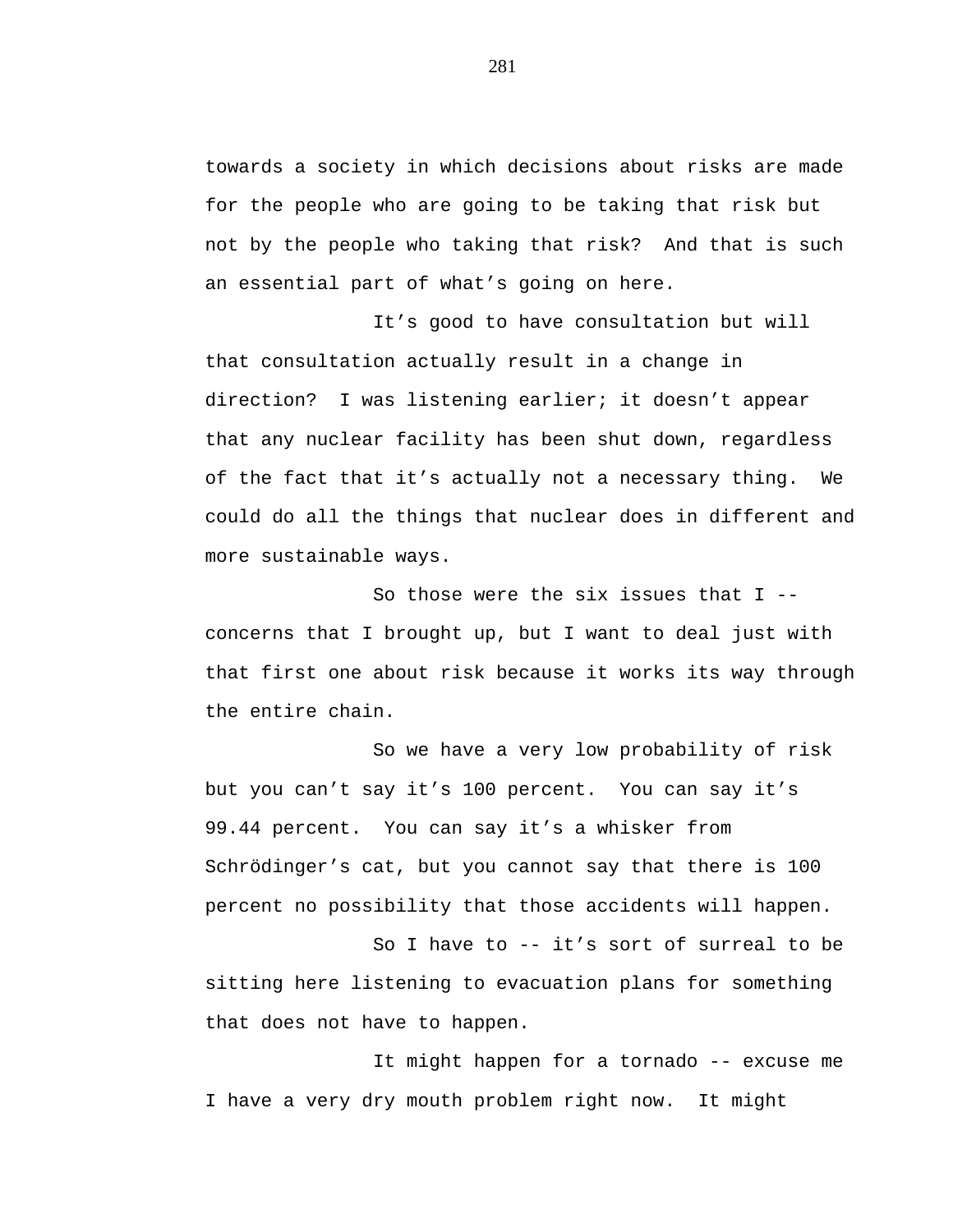towards a society in which decisions about risks are made for the people who are going to be taking that risk but not by the people who taking that risk? And that is such an essential part of what's going on here.

It's good to have consultation but will that consultation actually result in a change in direction? I was listening earlier; it doesn't appear that any nuclear facility has been shut down, regardless of the fact that it's actually not a necessary thing. We could do all the things that nuclear does in different and more sustainable ways.

So those were the six issues that I -- concerns that I brought up, but I want to deal just with that first one about risk because it works its way through the entire chain.

So we have a very low probability of risk but you can't say it's 100 percent. You can say it's 99.44 percent. You can say it's a whisker from Schrödinger's cat, but you cannot say that there is 100 percent no possibility that those accidents will happen.

So I have to -- it's sort of surreal to be sitting here listening to evacuation plans for something that does not have to happen.

It might happen for a tornado -- excuse me I have a very dry mouth problem right now. It might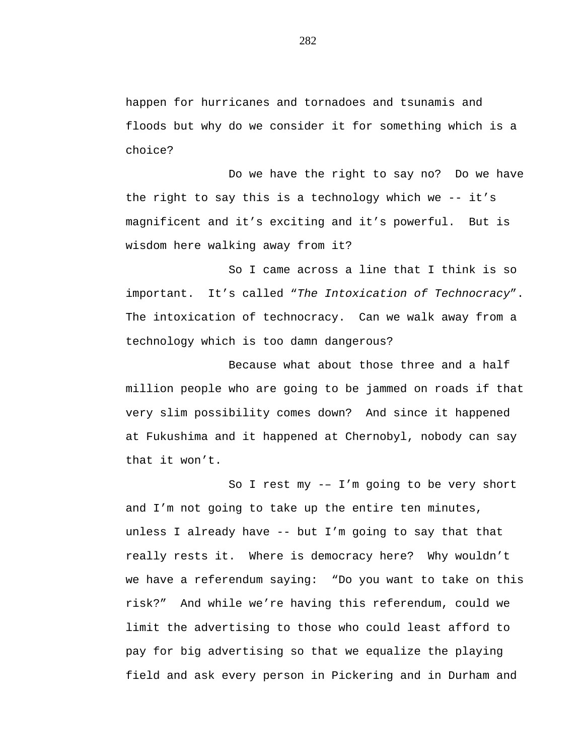happen for hurricanes and tornadoes and tsunamis and floods but why do we consider it for something which is a choice?

Do we have the right to say no? Do we have the right to say this is a technology which we -- it's magnificent and it's exciting and it's powerful. But is wisdom here walking away from it?

So I came across a line that I think is so important. It's called "*The Intoxication of Technocracy*". The intoxication of technocracy. Can we walk away from a technology which is too damn dangerous?

Because what about those three and a half million people who are going to be jammed on roads if that very slim possibility comes down? And since it happened at Fukushima and it happened at Chernobyl, nobody can say that it won't.

So I rest my -– I'm going to be very short and I'm not going to take up the entire ten minutes, unless I already have -- but I'm going to say that that really rests it. Where is democracy here? Why wouldn't we have a referendum saying: "Do you want to take on this risk?" And while we're having this referendum, could we limit the advertising to those who could least afford to pay for big advertising so that we equalize the playing field and ask every person in Pickering and in Durham and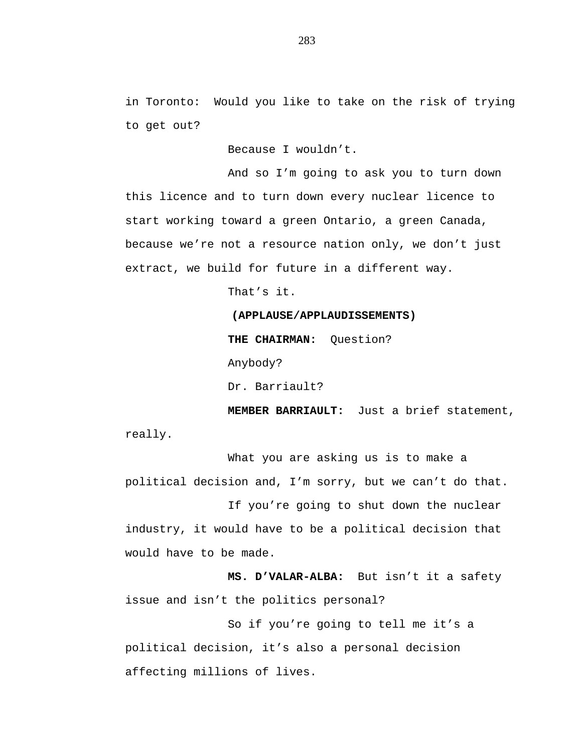in Toronto:  Would you like to take on the risk of trying to get out?

Because I wouldn't.

And so I'm going to ask you to turn down this licence and to turn down every nuclear licence to start working toward a green Ontario, a green Canada, because we're not a resource nation only, we don't just extract, we build for future in a different way.

That's it.

**(APPLAUSE/APPLAUDISSEMENTS)**

**THE CHAIRMAN:**  Question?

Anybody?

Dr. Barriault?

**MEMBER BARRIAULT:**  Just a brief statement, really.

What you are asking us is to make a political decision and, I'm sorry, but we can't do that.

If you're going to shut down the nuclear industry, it would have to be a political decision that would have to be made.

**MS. D'VALAR-ALBA:**  But isn't it a safety issue and isn't the politics personal?

So if you're going to tell me it's a political decision, it's also a personal decision affecting millions of lives.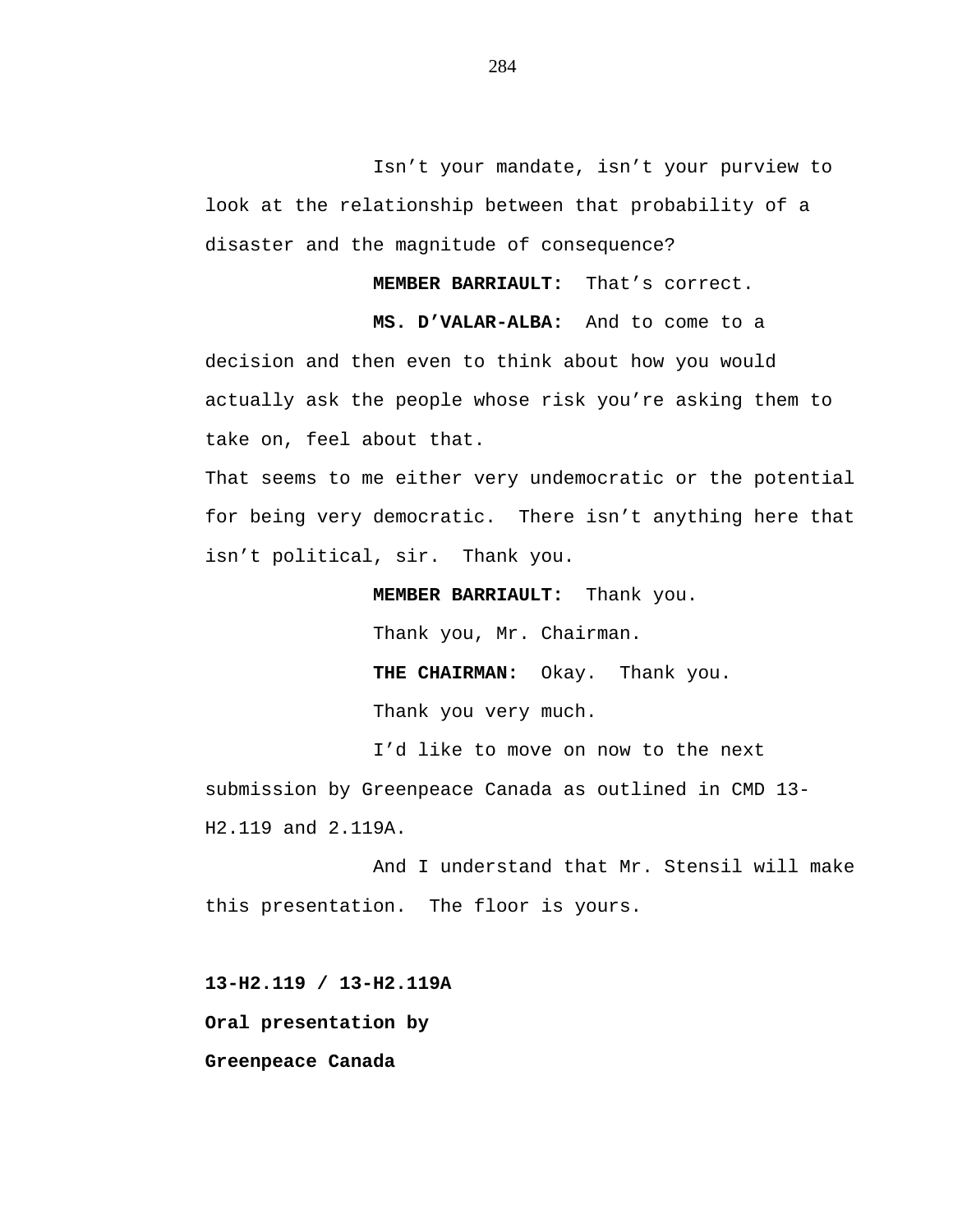Isn’t your mandate, isn’t your purview to look at the relationship between that probability of a disaster and the magnitude of consequence?

**MEMBER BARRIAULT:** That’s correct.

**MS. D’VALAR-ALBA:** And to come to a decision and then even to think about how you would actually ask the people whose risk you’re asking them to take on, feel about that.

That seems to me either very undemocratic or the potential for being very democratic. There isn’t anything here that isn’t political, sir. Thank you.

**MEMBER BARRIAULT:** Thank you.

Thank you, Mr. Chairman.

**THE CHAIRMAN:** Okay. Thank you.

Thank you very much.

I’d like to move on now to the next submission by Greenpeace Canada as outlined in CMD 13-H2.119 and 2.119A.

And I understand that Mr. Stensil will make this presentation. The floor is yours.

**13-H2.119 / 13-H2.119A**

**Oral presentation by**

**Greenpeace Canada**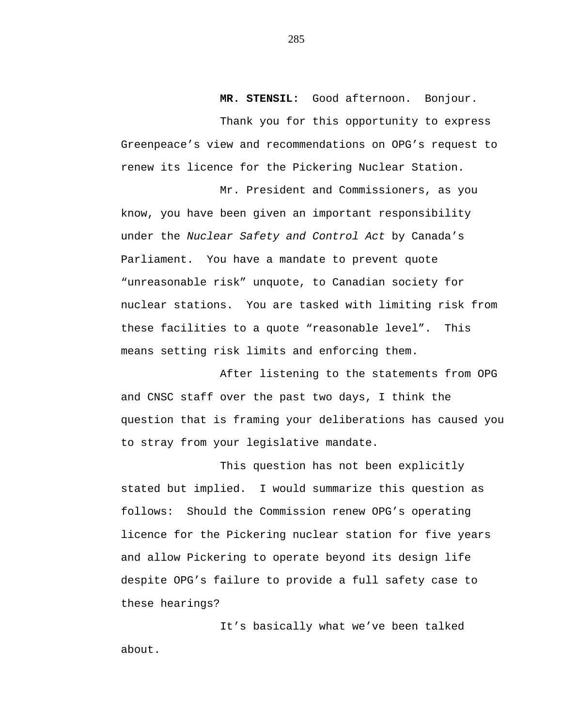**MR. STENSIL:** Good afternoon. Bonjour.

Thank you for this opportunity to express Greenpeace's view and recommendations on OPG's request to renew its licence for the Pickering Nuclear Station.

Mr. President and Commissioners, as you know, you have been given an important responsibility under the *Nuclear Safety and Control Act* by Canada's Parliament. You have a mandate to prevent quote "unreasonable risk" unquote, to Canadian society for nuclear stations. You are tasked with limiting risk from these facilities to a quote "reasonable level". This means setting risk limits and enforcing them.

After listening to the statements from OPG and CNSC staff over the past two days, I think the question that is framing your deliberations has caused you to stray from your legislative mandate.

This question has not been explicitly stated but implied. I would summarize this question as follows: Should the Commission renew OPG's operating licence for the Pickering nuclear station for five years and allow Pickering to operate beyond its design life despite OPG's failure to provide a full safety case to these hearings?

It's basically what we've been talked about.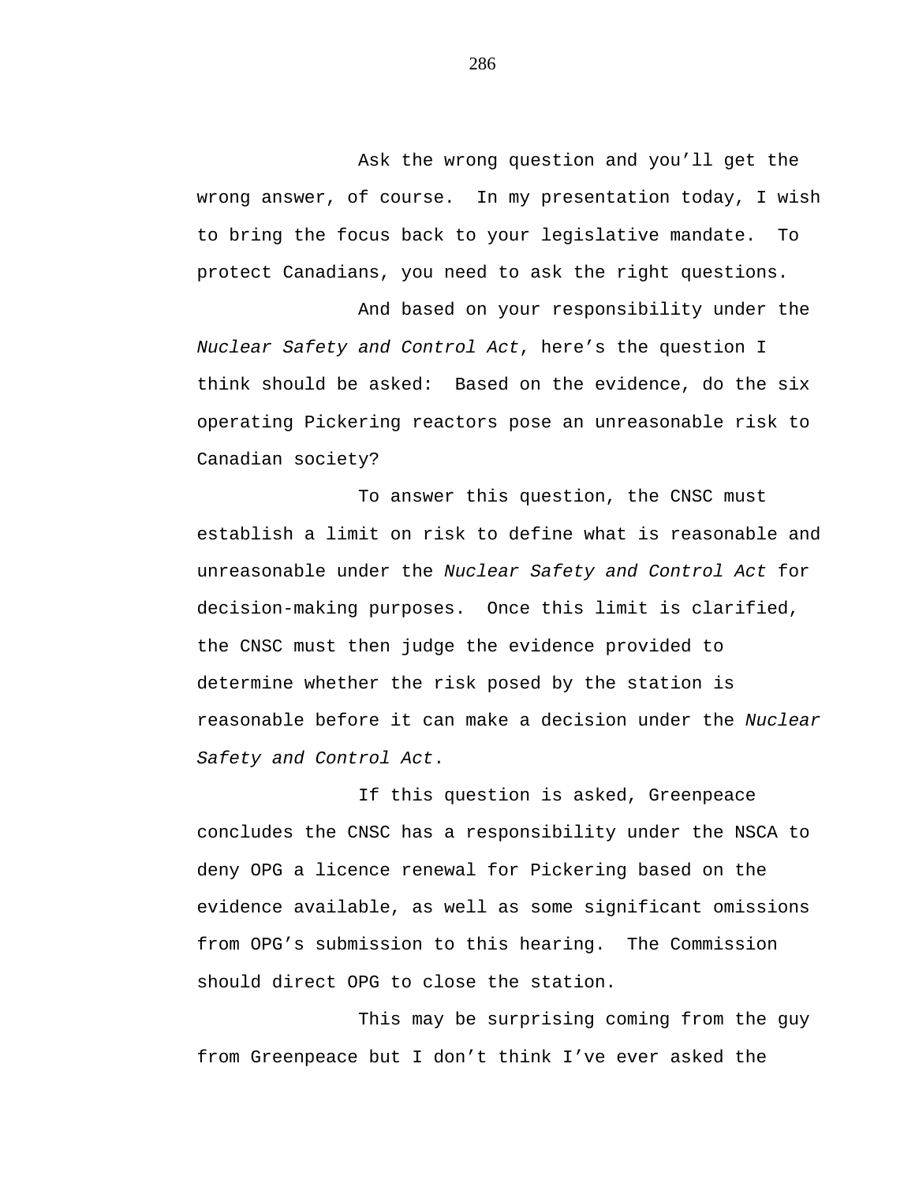Ask the wrong question and you'll get the wrong answer, of course. In my presentation today, I wish to bring the focus back to your legislative mandate. To protect Canadians, you need to ask the right questions.

And based on your responsibility under the *Nuclear Safety and Control Act*, here's the question I think should be asked: Based on the evidence, do the six operating Pickering reactors pose an unreasonable risk to Canadian society?

To answer this question, the CNSC must establish a limit on risk to define what is reasonable and unreasonable under the *Nuclear Safety and Control Act* for decision-making purposes. Once this limit is clarified, the CNSC must then judge the evidence provided to determine whether the risk posed by the station is reasonable before it can make a decision under the *Nuclear Safety and Control Act*.

If this question is asked, Greenpeace concludes the CNSC has a responsibility under the NSCA to deny OPG a licence renewal for Pickering based on the evidence available, as well as some significant omissions from OPG's submission to this hearing. The Commission should direct OPG to close the station.

This may be surprising coming from the guy from Greenpeace but I don't think I've ever asked the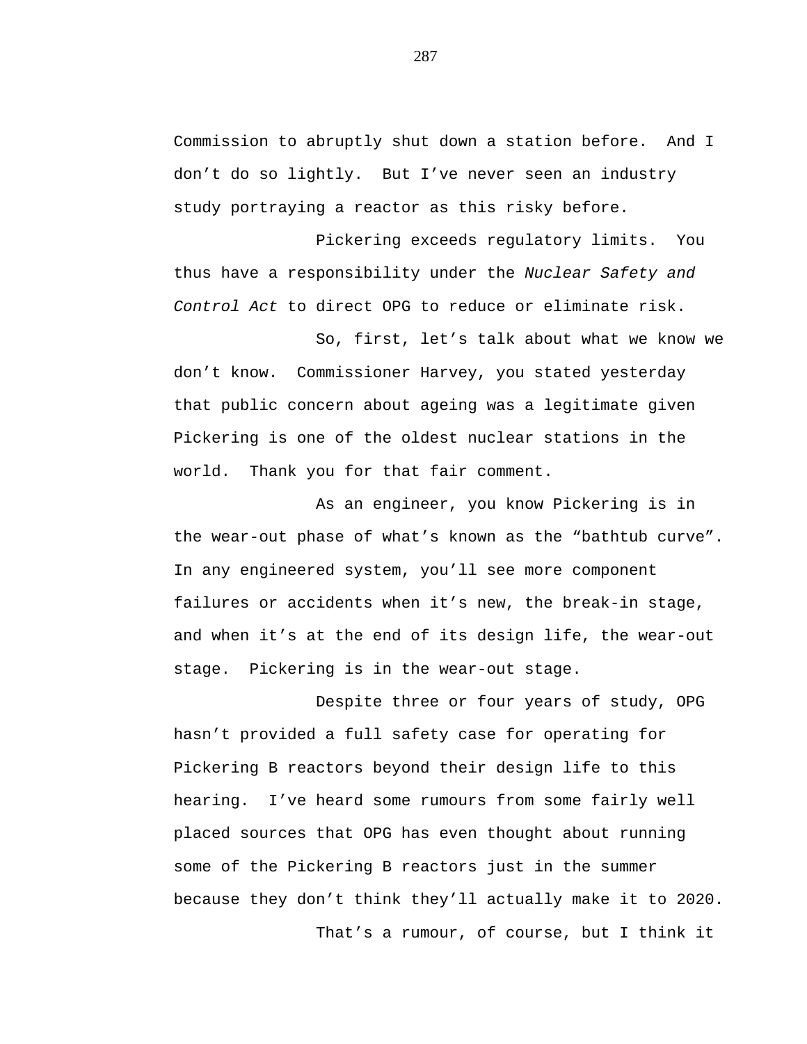Commission to abruptly shut down a station before. And I don't do so lightly. But I've never seen an industry study portraying a reactor as this risky before.

Pickering exceeds regulatory limits. You thus have a responsibility under the *Nuclear Safety and Control Act* to direct OPG to reduce or eliminate risk.

So, first, let's talk about what we know we don't know. Commissioner Harvey, you stated yesterday that public concern about ageing was a legitimate given Pickering is one of the oldest nuclear stations in the world. Thank you for that fair comment.

As an engineer, you know Pickering is in the wear-out phase of what's known as the "bathtub curve". In any engineered system, you'll see more component failures or accidents when it's new, the break-in stage, and when it's at the end of its design life, the wear-out stage. Pickering is in the wear-out stage.

Despite three or four years of study, OPG hasn't provided a full safety case for operating for Pickering B reactors beyond their design life to this hearing. I've heard some rumours from some fairly well placed sources that OPG has even thought about running some of the Pickering B reactors just in the summer because they don't think they'll actually make it to 2020.

That's a rumour, of course, but I think it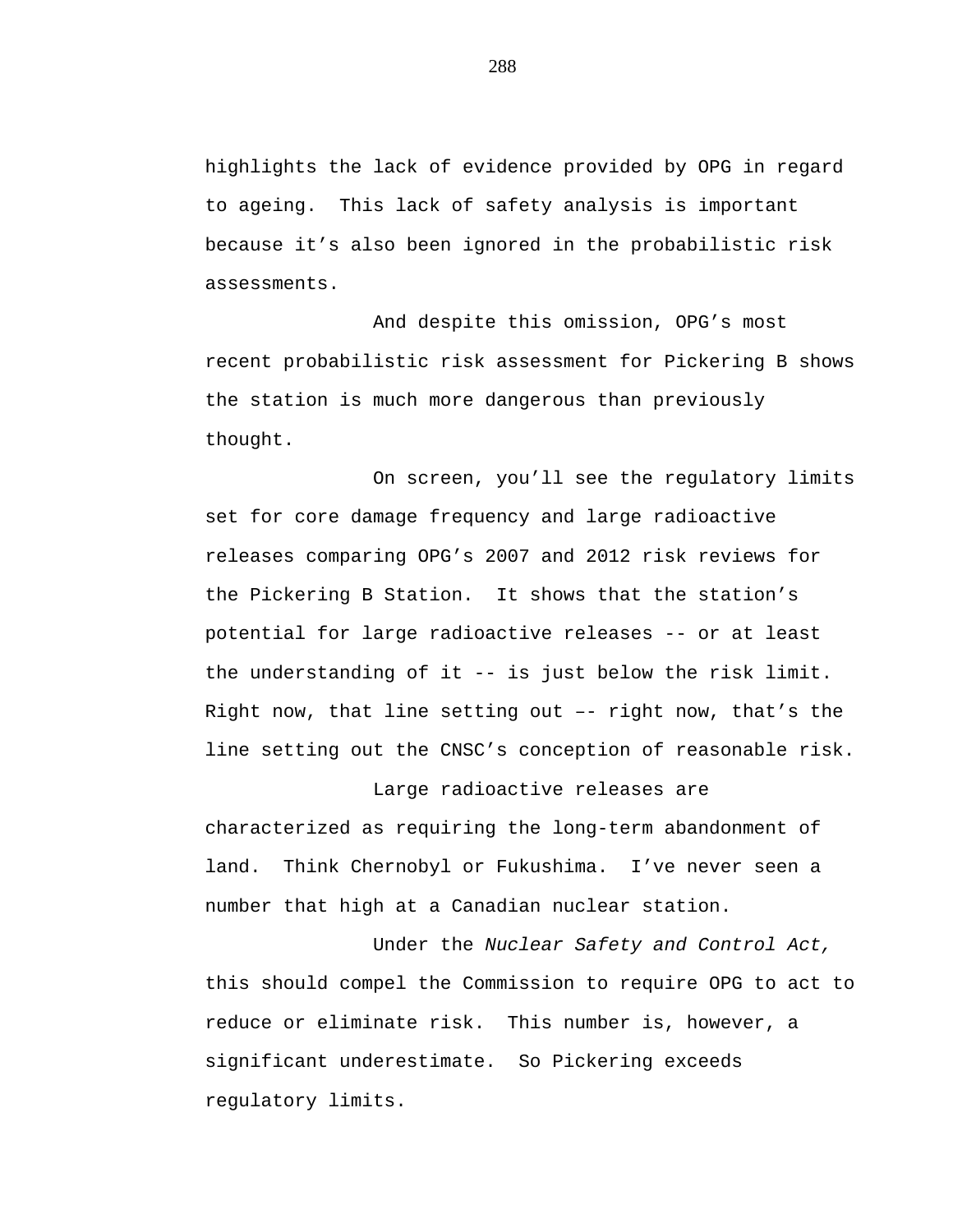highlights the lack of evidence provided by OPG in regard to ageing. This lack of safety analysis is important because it's also been ignored in the probabilistic risk assessments.

And despite this omission, OPG's most recent probabilistic risk assessment for Pickering B shows the station is much more dangerous than previously thought.

On screen, you'll see the regulatory limits set for core damage frequency and large radioactive releases comparing OPG's 2007 and 2012 risk reviews for the Pickering B Station. It shows that the station's potential for large radioactive releases -- or at least the understanding of it -- is just below the risk limit. Right now, that line setting out –- right now, that's the line setting out the CNSC's conception of reasonable risk.

Large radioactive releases are characterized as requiring the long-term abandonment of land. Think Chernobyl or Fukushima. I've never seen a number that high at a Canadian nuclear station.

Under the *Nuclear Safety and Control Act,* this should compel the Commission to require OPG to act to reduce or eliminate risk. This number is, however, a significant underestimate. So Pickering exceeds regulatory limits.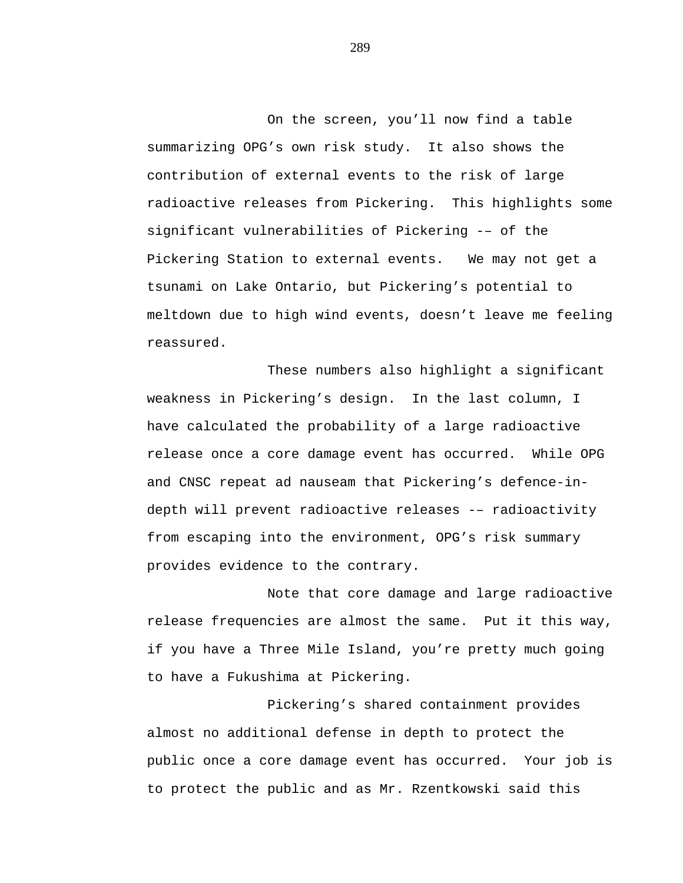On the screen, you'll now find a table summarizing OPG's own risk study. It also shows the contribution of external events to the risk of large radioactive releases from Pickering. This highlights some significant vulnerabilities of Pickering -– of the Pickering Station to external events. We may not get a tsunami on Lake Ontario, but Pickering's potential to meltdown due to high wind events, doesn't leave me feeling reassured.

These numbers also highlight a significant weakness in Pickering's design. In the last column, I have calculated the probability of a large radioactive release once a core damage event has occurred. While OPG and CNSC repeat ad nauseam that Pickering's defence-in-depth will prevent radioactive releases -– radioactivity from escaping into the environment, OPG's risk summary provides evidence to the contrary.

Note that core damage and large radioactive release frequencies are almost the same. Put it this way, if you have a Three Mile Island, you're pretty much going to have a Fukushima at Pickering.

Pickering's shared containment provides almost no additional defense in depth to protect the public once a core damage event has occurred. Your job is to protect the public and as Mr. Rzentkowski said this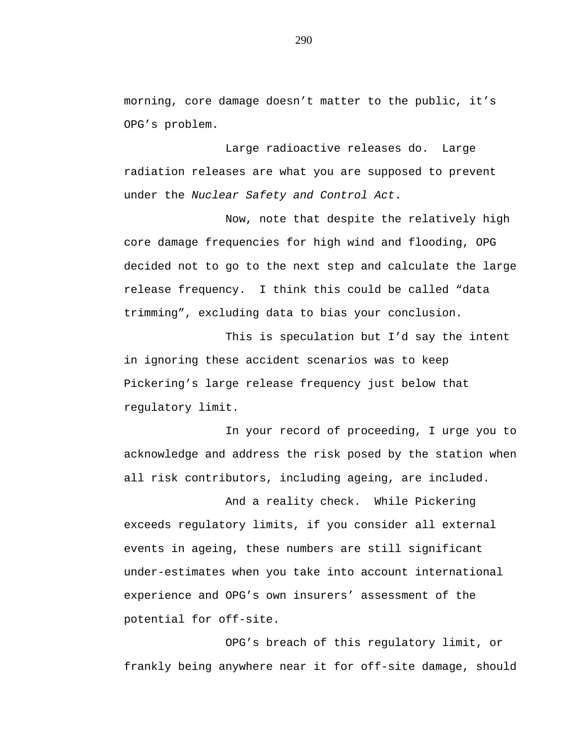morning, core damage doesn't matter to the public, it's OPG's problem.

Large radioactive releases do. Large radiation releases are what you are supposed to prevent under the *Nuclear Safety and Control Act*.

Now, note that despite the relatively high core damage frequencies for high wind and flooding, OPG decided not to go to the next step and calculate the large release frequency. I think this could be called "data trimming", excluding data to bias your conclusion.

This is speculation but I'd say the intent in ignoring these accident scenarios was to keep Pickering's large release frequency just below that regulatory limit.

In your record of proceeding, I urge you to acknowledge and address the risk posed by the station when all risk contributors, including ageing, are included.

And a reality check. While Pickering exceeds regulatory limits, if you consider all external events in ageing, these numbers are still significant under-estimates when you take into account international experience and OPG's own insurers' assessment of the potential for off-site.

OPG's breach of this regulatory limit, or frankly being anywhere near it for off-site damage, should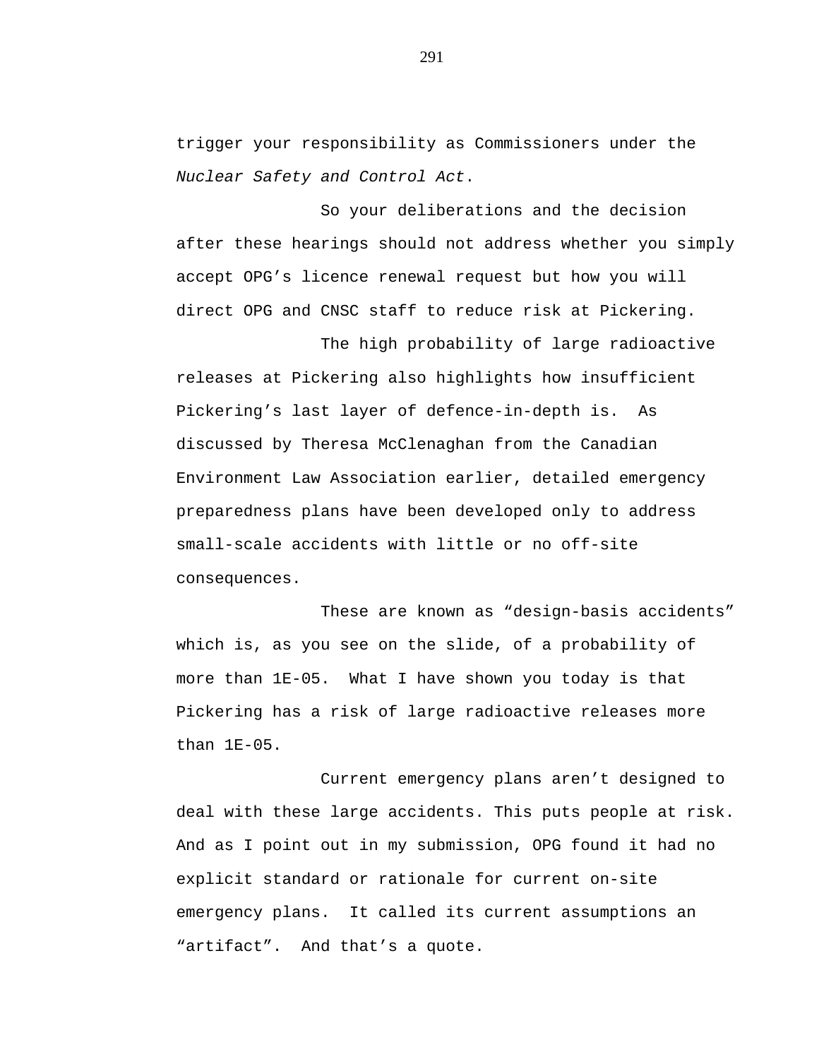trigger your responsibility as Commissioners under the *Nuclear Safety and Control Act*.

So your deliberations and the decision after these hearings should not address whether you simply accept OPG's licence renewal request but how you will direct OPG and CNSC staff to reduce risk at Pickering.

The high probability of large radioactive releases at Pickering also highlights how insufficient Pickering's last layer of defence-in-depth is. As discussed by Theresa McClenaghan from the Canadian Environment Law Association earlier, detailed emergency preparedness plans have been developed only to address small-scale accidents with little or no off-site consequences.

These are known as "design-basis accidents" which is, as you see on the slide, of a probability of more than 1E-05. What I have shown you today is that Pickering has a risk of large radioactive releases more than 1E-05.

Current emergency plans aren't designed to deal with these large accidents. This puts people at risk. And as I point out in my submission, OPG found it had no explicit standard or rationale for current on-site emergency plans. It called its current assumptions an "artifact". And that's a quote.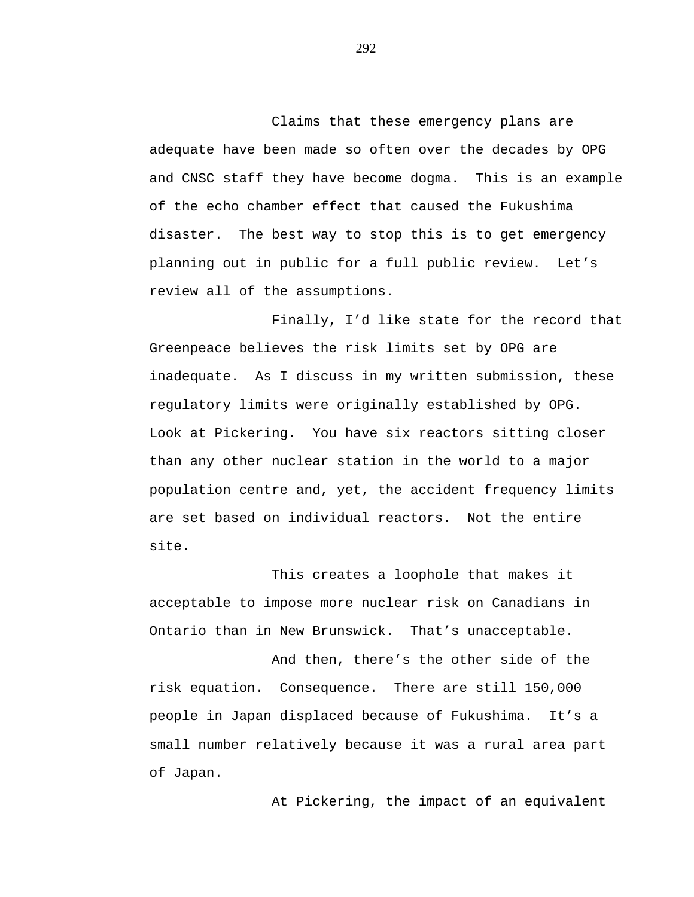Claims that these emergency plans are adequate have been made so often over the decades by OPG and CNSC staff they have become dogma. This is an example of the echo chamber effect that caused the Fukushima disaster. The best way to stop this is to get emergency planning out in public for a full public review. Let's review all of the assumptions.

Finally, I'd like state for the record that Greenpeace believes the risk limits set by OPG are inadequate. As I discuss in my written submission, these regulatory limits were originally established by OPG. Look at Pickering. You have six reactors sitting closer than any other nuclear station in the world to a major population centre and, yet, the accident frequency limits are set based on individual reactors. Not the entire site.

This creates a loophole that makes it acceptable to impose more nuclear risk on Canadians in Ontario than in New Brunswick. That's unacceptable.

And then, there's the other side of the risk equation. Consequence. There are still 150,000 people in Japan displaced because of Fukushima. It's a small number relatively because it was a rural area part of Japan.

At Pickering, the impact of an equivalent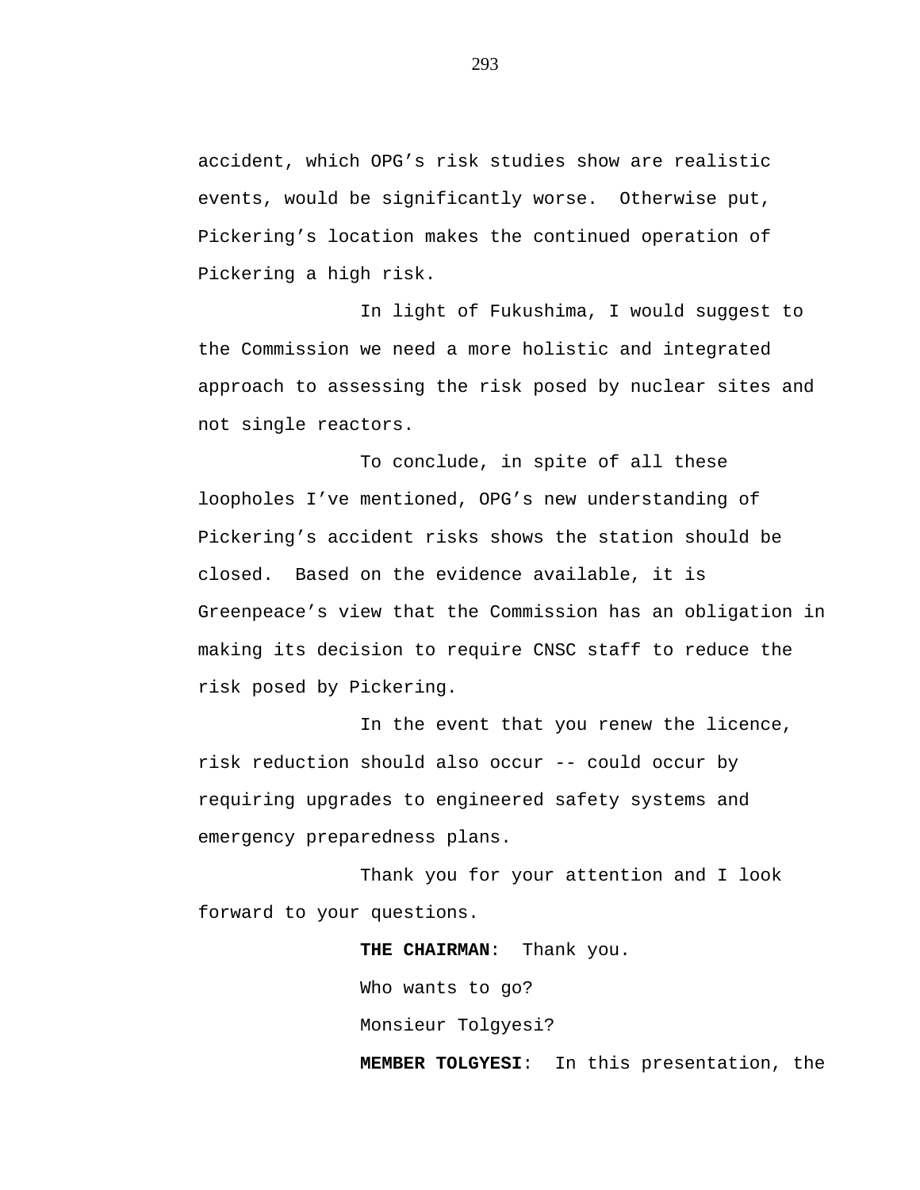accident, which OPG's risk studies show are realistic events, would be significantly worse. Otherwise put, Pickering's location makes the continued operation of Pickering a high risk.

In light of Fukushima, I would suggest to the Commission we need a more holistic and integrated approach to assessing the risk posed by nuclear sites and not single reactors.

To conclude, in spite of all these loopholes I've mentioned, OPG's new understanding of Pickering's accident risks shows the station should be closed. Based on the evidence available, it is Greenpeace's view that the Commission has an obligation in making its decision to require CNSC staff to reduce the risk posed by Pickering.

In the event that you renew the licence, risk reduction should also occur -- could occur by requiring upgrades to engineered safety systems and emergency preparedness plans.

Thank you for your attention and I look forward to your questions.

**THE CHAIRMAN**: Thank you.

Who wants to go?

Monsieur Tolgyesi?

**MEMBER TOLGYESI**: In this presentation, the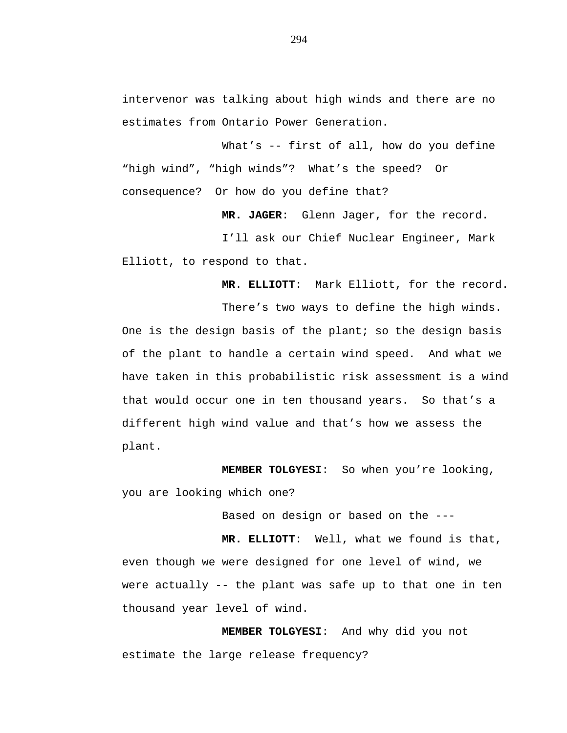intervenor was talking about high winds and there are no estimates from Ontario Power Generation.

What’s -- first of all, how do you define “high wind”, “high winds”? What’s the speed? Or consequence? Or how do you define that?

**MR. JAGER**: Glenn Jager, for the record.

I’ll ask our Chief Nuclear Engineer, Mark Elliott, to respond to that.

**MR. ELLIOTT**: Mark Elliott, for the record.

There’s two ways to define the high winds. One is the design basis of the plant; so the design basis of the plant to handle a certain wind speed. And what we have taken in this probabilistic risk assessment is a wind that would occur one in ten thousand years. So that’s a different high wind value and that’s how we assess the plant.

**MEMBER TOLGYESI**: So when you’re looking, you are looking which one?

Based on design or based on the ---

**MR. ELLIOTT**: Well, what we found is that, even though we were designed for one level of wind, we were actually -- the plant was safe up to that one in ten thousand year level of wind.

**MEMBER TOLGYESI**: And why did you not estimate the large release frequency?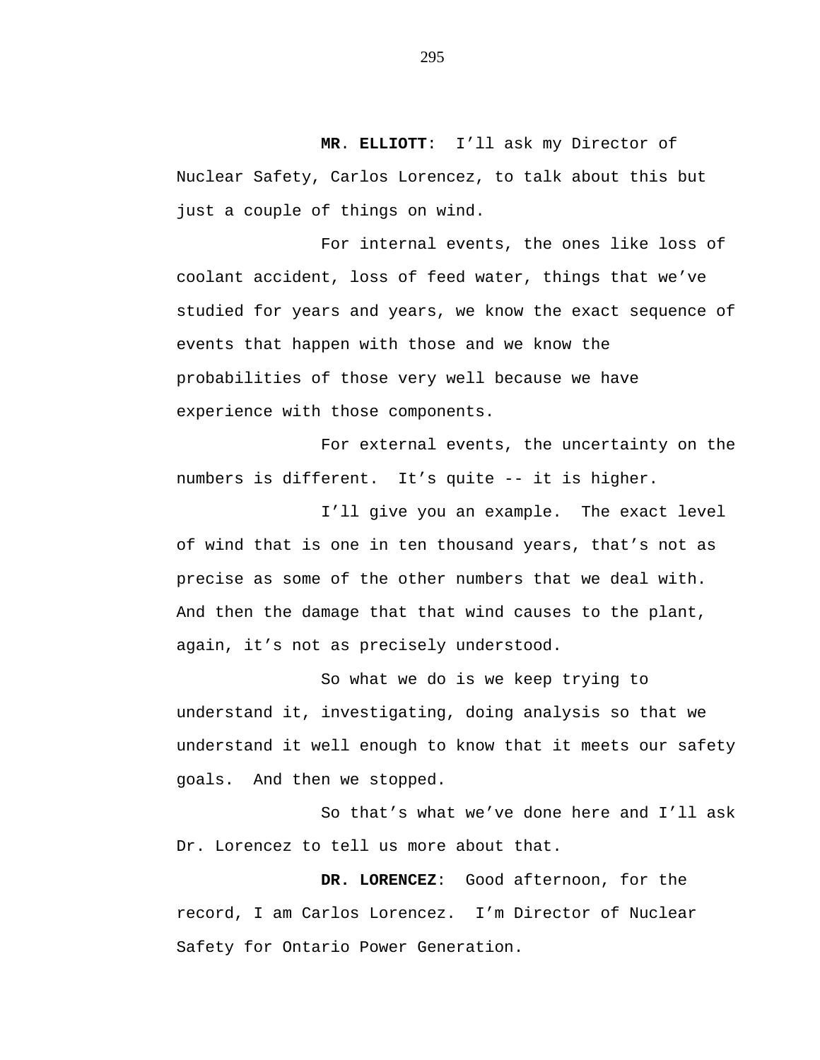**MR. ELLIOTT**: I'll ask my Director of Nuclear Safety, Carlos Lorencez, to talk about this but just a couple of things on wind.

For internal events, the ones like loss of coolant accident, loss of feed water, things that we've studied for years and years, we know the exact sequence of events that happen with those and we know the probabilities of those very well because we have experience with those components.

For external events, the uncertainty on the numbers is different. It's quite -- it is higher.

I'll give you an example. The exact level of wind that is one in ten thousand years, that's not as precise as some of the other numbers that we deal with. And then the damage that that wind causes to the plant, again, it's not as precisely understood.

So what we do is we keep trying to understand it, investigating, doing analysis so that we understand it well enough to know that it meets our safety goals. And then we stopped.

So that's what we've done here and I'll ask Dr. Lorencez to tell us more about that.

**DR. LORENCEZ**: Good afternoon, for the record, I am Carlos Lorencez. I'm Director of Nuclear Safety for Ontario Power Generation.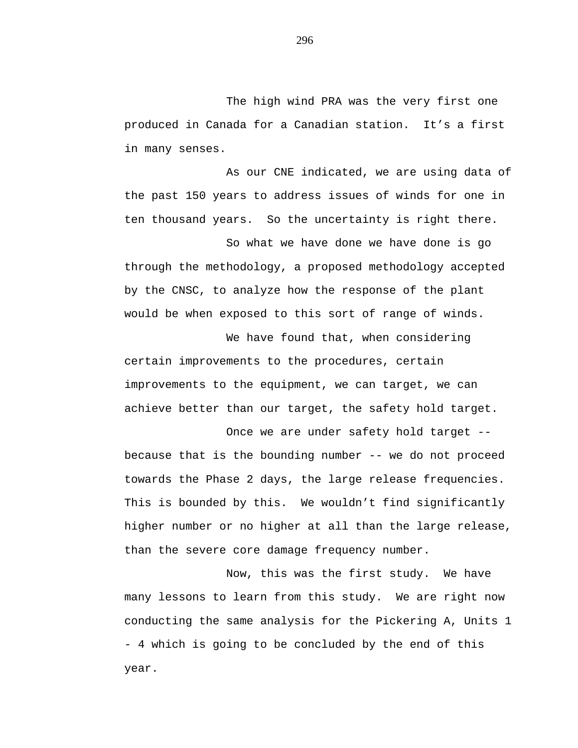The high wind PRA was the very first one produced in Canada for a Canadian station. It's a first in many senses.

As our CNE indicated, we are using data of the past 150 years to address issues of winds for one in ten thousand years. So the uncertainty is right there.

So what we have done we have done is go through the methodology, a proposed methodology accepted by the CNSC, to analyze how the response of the plant would be when exposed to this sort of range of winds.

We have found that, when considering certain improvements to the procedures, certain improvements to the equipment, we can target, we can achieve better than our target, the safety hold target.

Once we are under safety hold target -- because that is the bounding number -- we do not proceed towards the Phase 2 days, the large release frequencies. This is bounded by this. We wouldn't find significantly higher number or no higher at all than the large release, than the severe core damage frequency number.

Now, this was the first study. We have many lessons to learn from this study. We are right now conducting the same analysis for the Pickering A, Units 1 - 4 which is going to be concluded by the end of this year.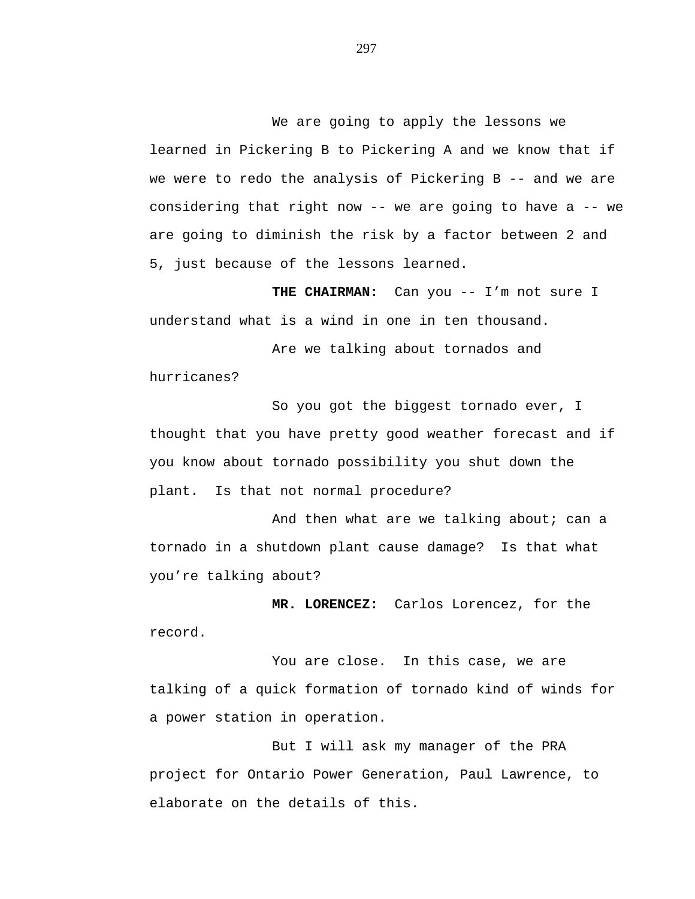We are going to apply the lessons we learned in Pickering B to Pickering A and we know that if we were to redo the analysis of Pickering B -- and we are considering that right now -- we are going to have a -- we are going to diminish the risk by a factor between 2 and 5, just because of the lessons learned.

**THE CHAIRMAN:** Can you -- I'm not sure I understand what is a wind in one in ten thousand.

Are we talking about tornados and hurricanes?

So you got the biggest tornado ever, I thought that you have pretty good weather forecast and if you know about tornado possibility you shut down the plant. Is that not normal procedure?

And then what are we talking about; can a tornado in a shutdown plant cause damage? Is that what you're talking about?

**MR. LORENCEZ:** Carlos Lorencez, for the record.

You are close. In this case, we are talking of a quick formation of tornado kind of winds for a power station in operation.

But I will ask my manager of the PRA project for Ontario Power Generation, Paul Lawrence, to elaborate on the details of this.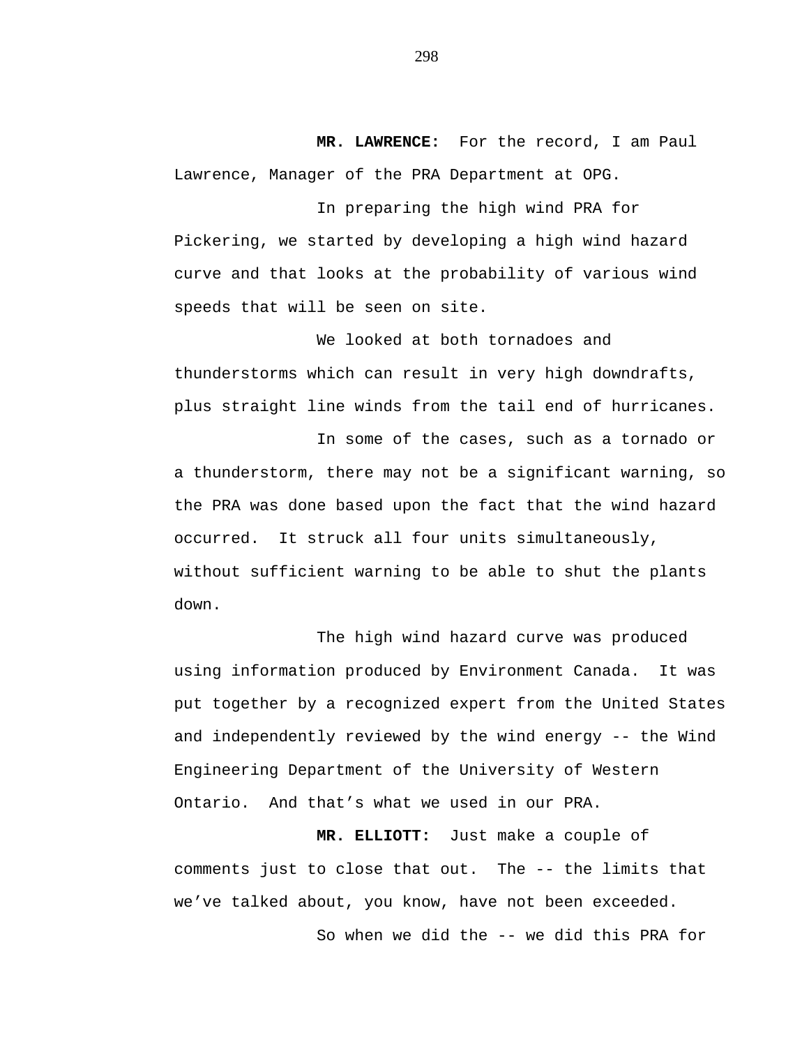**MR. LAWRENCE:** For the record, I am Paul Lawrence, Manager of the PRA Department at OPG.

In preparing the high wind PRA for Pickering, we started by developing a high wind hazard curve and that looks at the probability of various wind speeds that will be seen on site.

We looked at both tornadoes and thunderstorms which can result in very high downdrafts, plus straight line winds from the tail end of hurricanes.

In some of the cases, such as a tornado or a thunderstorm, there may not be a significant warning, so the PRA was done based upon the fact that the wind hazard occurred. It struck all four units simultaneously, without sufficient warning to be able to shut the plants down.

The high wind hazard curve was produced using information produced by Environment Canada. It was put together by a recognized expert from the United States and independently reviewed by the wind energy -- the Wind Engineering Department of the University of Western Ontario. And that's what we used in our PRA.

**MR. ELLIOTT:** Just make a couple of comments just to close that out. The -- the limits that we've talked about, you know, have not been exceeded.

So when we did the -- we did this PRA for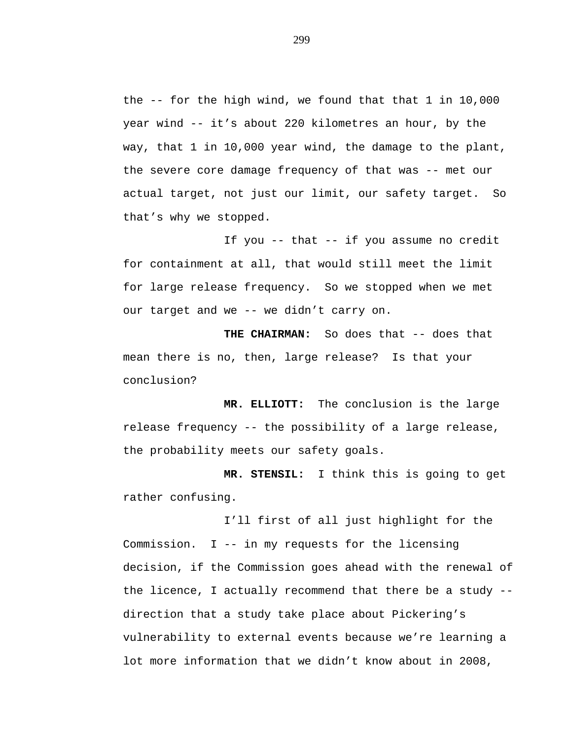the -- for the high wind, we found that that 1 in 10,000 year wind -- it's about 220 kilometres an hour, by the way, that 1 in 10,000 year wind, the damage to the plant, the severe core damage frequency of that was -- met our actual target, not just our limit, our safety target. So that's why we stopped.

If you -- that -- if you assume no credit for containment at all, that would still meet the limit for large release frequency. So we stopped when we met our target and we -- we didn't carry on.

**THE CHAIRMAN:** So does that -- does that mean there is no, then, large release? Is that your conclusion?

**MR. ELLIOTT:** The conclusion is the large release frequency -- the possibility of a large release, the probability meets our safety goals.

**MR. STENSIL:** I think this is going to get rather confusing.

I'll first of all just highlight for the Commission. I -- in my requests for the licensing decision, if the Commission goes ahead with the renewal of the licence, I actually recommend that there be a study -- direction that a study take place about Pickering's vulnerability to external events because we're learning a lot more information that we didn't know about in 2008,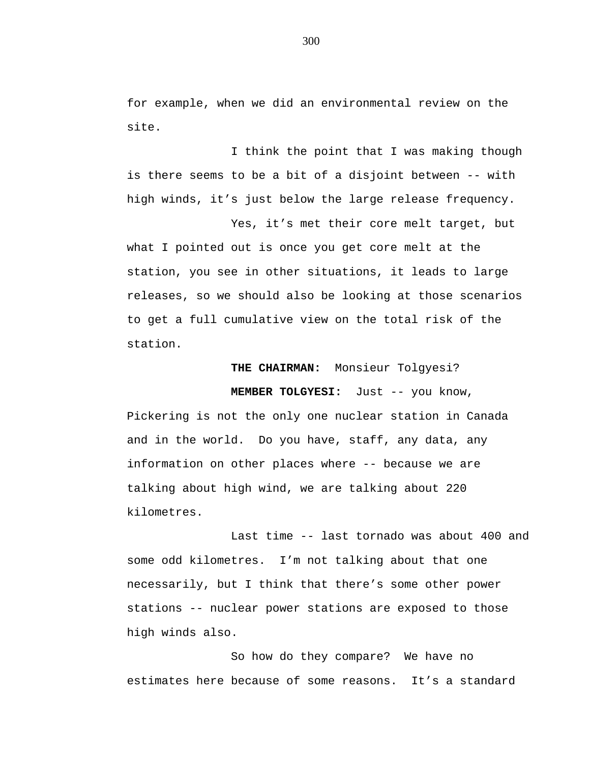for example, when we did an environmental review on the site.

I think the point that I was making though is there seems to be a bit of a disjoint between -- with high winds, it’s just below the large release frequency.

Yes, it’s met their core melt target, but what I pointed out is once you get core melt at the station, you see in other situations, it leads to large releases, so we should also be looking at those scenarios to get a full cumulative view on the total risk of the station.

**THE CHAIRMAN:** Monsieur Tolgyesi?

**MEMBER TOLGYESI:** Just -- you know, Pickering is not the only one nuclear station in Canada and in the world. Do you have, staff, any data, any information on other places where -- because we are talking about high wind, we are talking about 220 kilometres.

Last time -- last tornado was about 400 and some odd kilometres. I’m not talking about that one necessarily, but I think that there’s some other power stations -- nuclear power stations are exposed to those high winds also.

So how do they compare? We have no estimates here because of some reasons. It’s a standard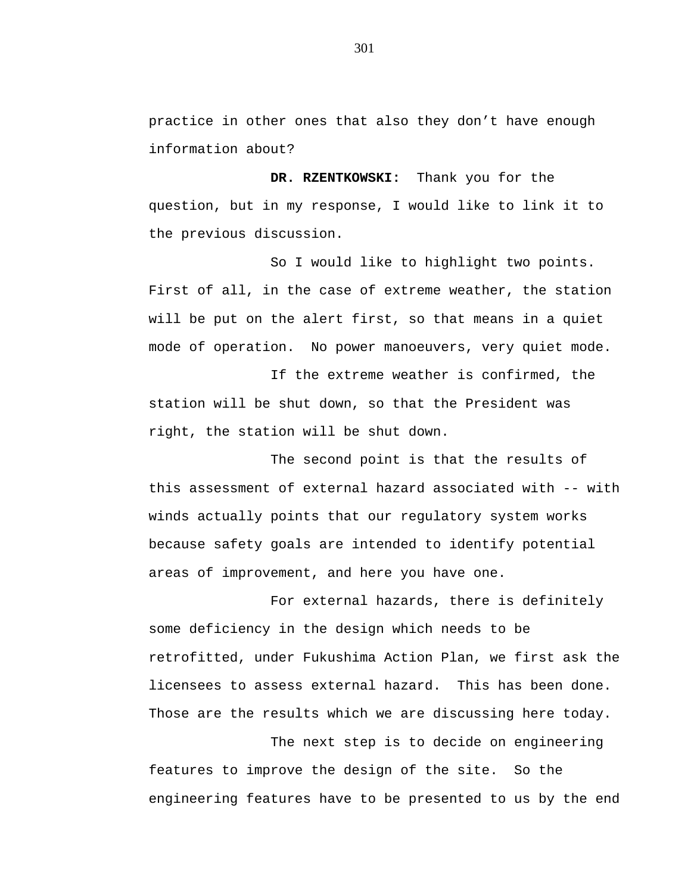practice in other ones that also they don't have enough information about?

**DR. RZENTKOWSKI:** Thank you for the question, but in my response, I would like to link it to the previous discussion.

So I would like to highlight two points. First of all, in the case of extreme weather, the station will be put on the alert first, so that means in a quiet mode of operation. No power manoeuvers, very quiet mode.

If the extreme weather is confirmed, the station will be shut down, so that the President was right, the station will be shut down.

The second point is that the results of this assessment of external hazard associated with -- with winds actually points that our regulatory system works because safety goals are intended to identify potential areas of improvement, and here you have one.

For external hazards, there is definitely some deficiency in the design which needs to be retrofitted, under Fukushima Action Plan, we first ask the licensees to assess external hazard. This has been done. Those are the results which we are discussing here today.

The next step is to decide on engineering features to improve the design of the site. So the engineering features have to be presented to us by the end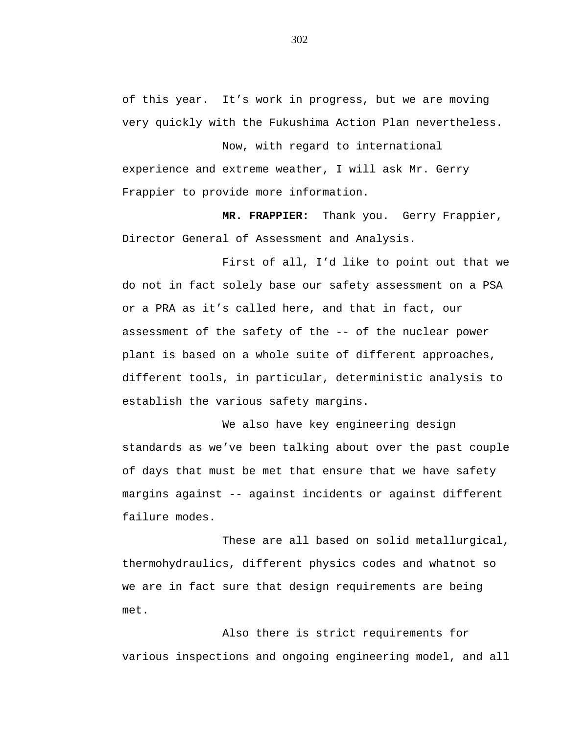of this year. It’s work in progress, but we are moving very quickly with the Fukushima Action Plan nevertheless.

Now, with regard to international experience and extreme weather, I will ask Mr. Gerry Frappier to provide more information.

**MR. FRAPPIER:** Thank you. Gerry Frappier, Director General of Assessment and Analysis.

First of all, I’d like to point out that we do not in fact solely base our safety assessment on a PSA or a PRA as it’s called here, and that in fact, our assessment of the safety of the -- of the nuclear power plant is based on a whole suite of different approaches, different tools, in particular, deterministic analysis to establish the various safety margins.

We also have key engineering design standards as we’ve been talking about over the past couple of days that must be met that ensure that we have safety margins against -- against incidents or against different failure modes.

These are all based on solid metallurgical, thermohydraulics, different physics codes and whatnot so we are in fact sure that design requirements are being met.

Also there is strict requirements for various inspections and ongoing engineering model, and all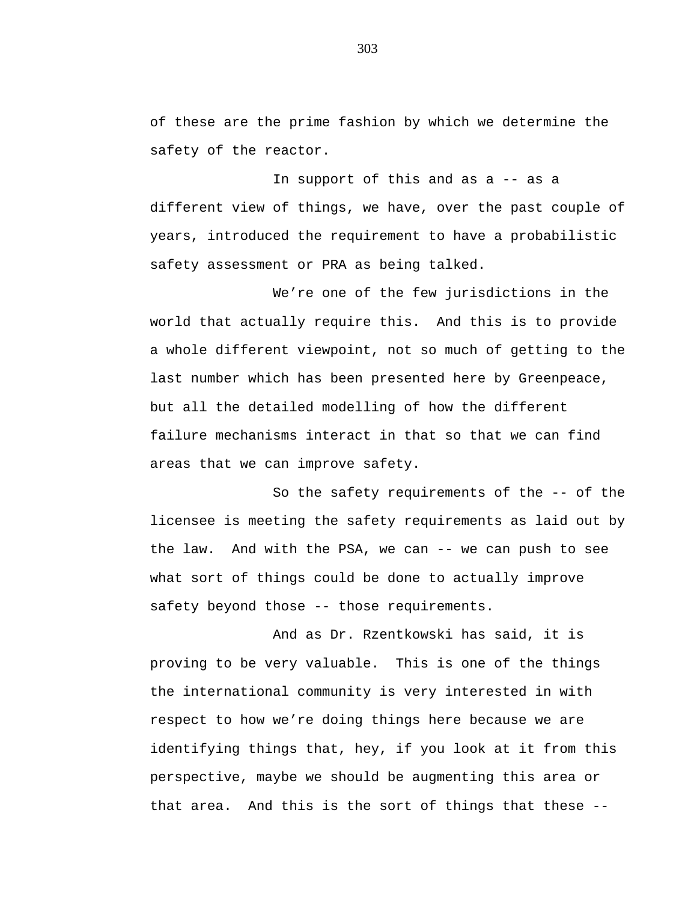of these are the prime fashion by which we determine the safety of the reactor.

In support of this and as a -- as a different view of things, we have, over the past couple of years, introduced the requirement to have a probabilistic safety assessment or PRA as being talked.

We're one of the few jurisdictions in the world that actually require this. And this is to provide a whole different viewpoint, not so much of getting to the last number which has been presented here by Greenpeace, but all the detailed modelling of how the different failure mechanisms interact in that so that we can find areas that we can improve safety.

So the safety requirements of the -- of the licensee is meeting the safety requirements as laid out by the law. And with the PSA, we can -- we can push to see what sort of things could be done to actually improve safety beyond those -- those requirements.

And as Dr. Rzentkowski has said, it is proving to be very valuable. This is one of the things the international community is very interested in with respect to how we're doing things here because we are identifying things that, hey, if you look at it from this perspective, maybe we should be augmenting this area or that area. And this is the sort of things that these --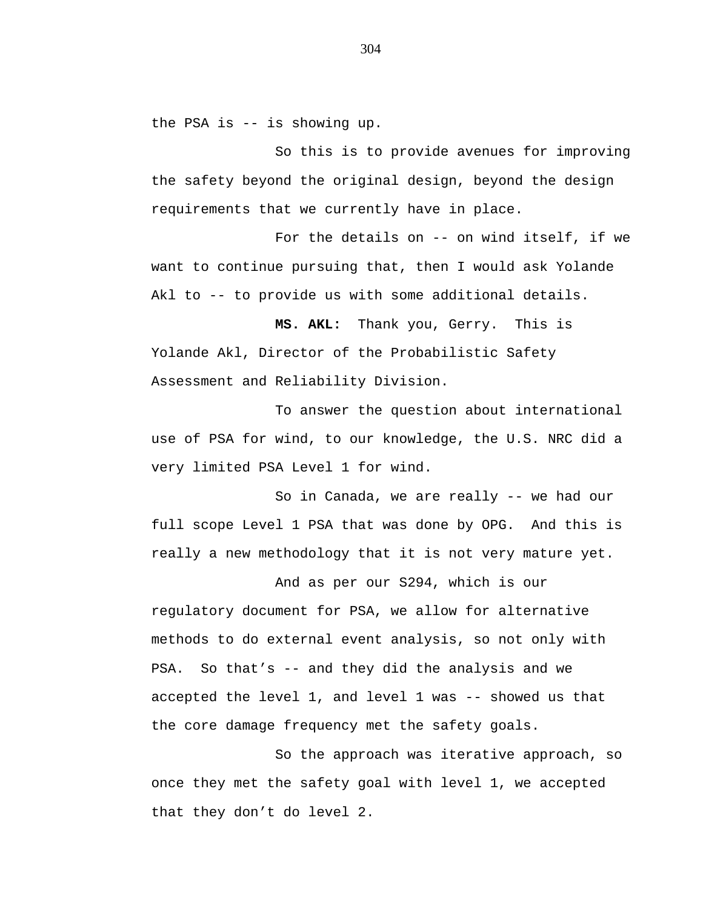the PSA is -- is showing up.

So this is to provide avenues for improving the safety beyond the original design, beyond the design requirements that we currently have in place.

For the details on -- on wind itself, if we want to continue pursuing that, then I would ask Yolande Akl to -- to provide us with some additional details.

**MS. AKL:** Thank you, Gerry. This is Yolande Akl, Director of the Probabilistic Safety Assessment and Reliability Division.

To answer the question about international use of PSA for wind, to our knowledge, the U.S. NRC did a very limited PSA Level 1 for wind.

So in Canada, we are really -- we had our full scope Level 1 PSA that was done by OPG. And this is really a new methodology that it is not very mature yet.

And as per our S294, which is our regulatory document for PSA, we allow for alternative methods to do external event analysis, so not only with PSA. So that's -- and they did the analysis and we accepted the level 1, and level 1 was -- showed us that the core damage frequency met the safety goals.

So the approach was iterative approach, so once they met the safety goal with level 1, we accepted that they don't do level 2.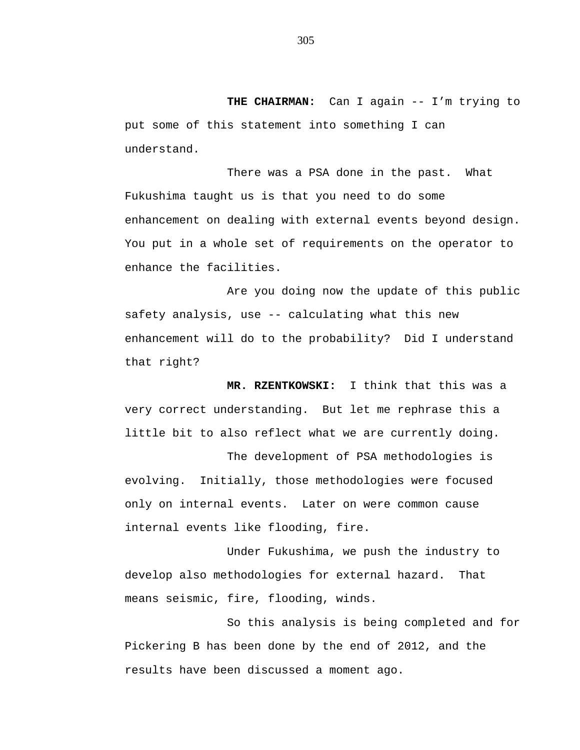**THE CHAIRMAN:** Can I again -- I'm trying to put some of this statement into something I can understand.

There was a PSA done in the past. What Fukushima taught us is that you need to do some enhancement on dealing with external events beyond design. You put in a whole set of requirements on the operator to enhance the facilities.

Are you doing now the update of this public safety analysis, use -- calculating what this new enhancement will do to the probability? Did I understand that right?

**MR. RZENTKOWSKI:** I think that this was a very correct understanding. But let me rephrase this a little bit to also reflect what we are currently doing.

The development of PSA methodologies is evolving. Initially, those methodologies were focused only on internal events. Later on were common cause internal events like flooding, fire.

Under Fukushima, we push the industry to develop also methodologies for external hazard. That means seismic, fire, flooding, winds.

So this analysis is being completed and for Pickering B has been done by the end of 2012, and the results have been discussed a moment ago.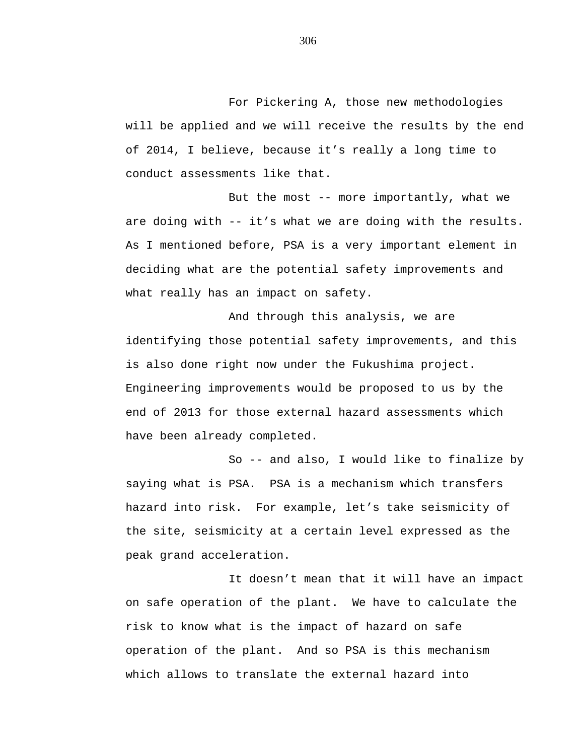For Pickering A, those new methodologies will be applied and we will receive the results by the end of 2014, I believe, because it's really a long time to conduct assessments like that.

But the most -- more importantly, what we are doing with -- it's what we are doing with the results. As I mentioned before, PSA is a very important element in deciding what are the potential safety improvements and what really has an impact on safety.

And through this analysis, we are identifying those potential safety improvements, and this is also done right now under the Fukushima project. Engineering improvements would be proposed to us by the end of 2013 for those external hazard assessments which have been already completed.

So -- and also, I would like to finalize by saying what is PSA. PSA is a mechanism which transfers hazard into risk. For example, let's take seismicity of the site, seismicity at a certain level expressed as the peak grand acceleration.

It doesn't mean that it will have an impact on safe operation of the plant. We have to calculate the risk to know what is the impact of hazard on safe operation of the plant. And so PSA is this mechanism which allows to translate the external hazard into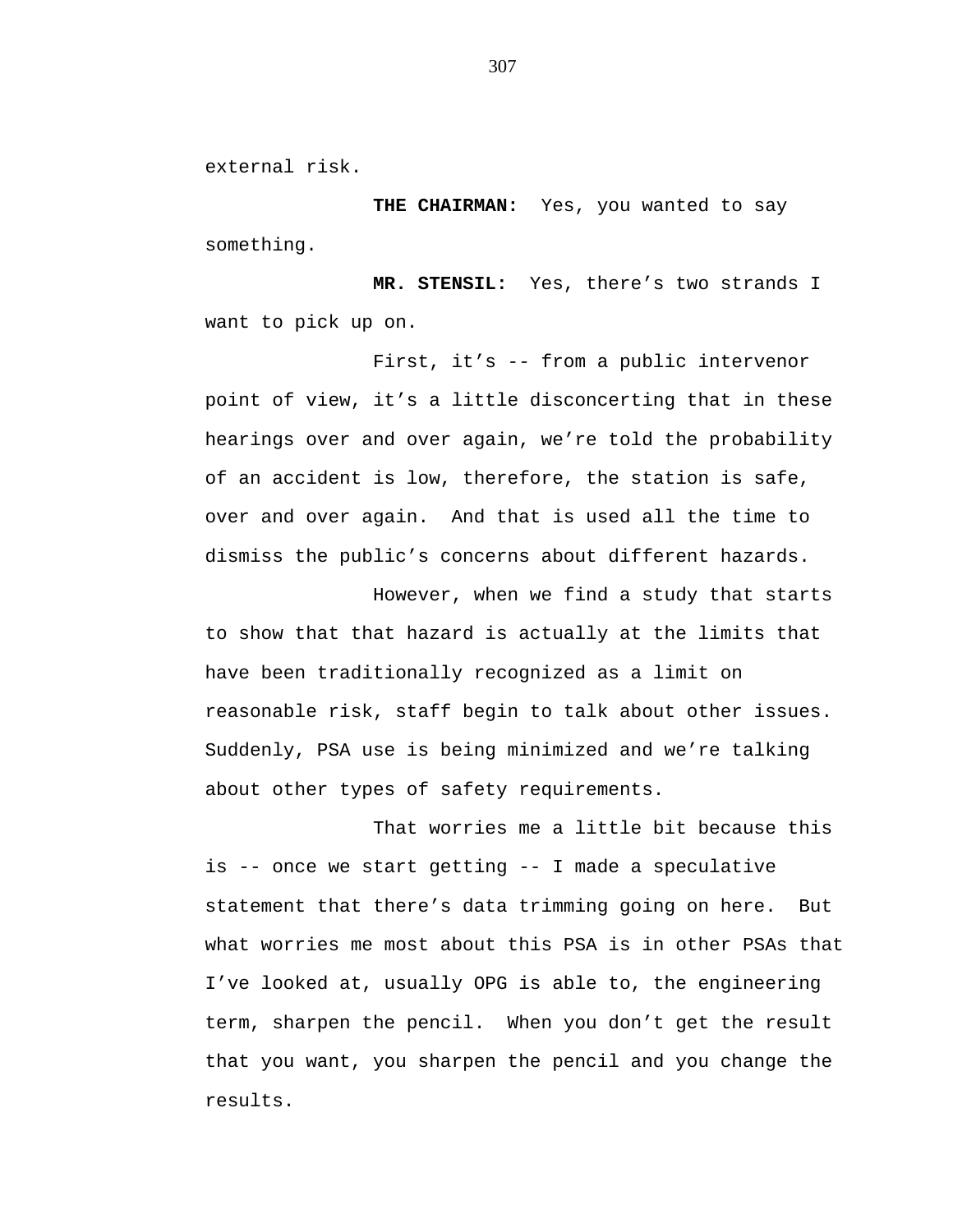external risk.

**THE CHAIRMAN:** Yes, you wanted to say something.

**MR. STENSIL:** Yes, there's two strands I want to pick up on.

First, it's -- from a public intervenor point of view, it's a little disconcerting that in these hearings over and over again, we're told the probability of an accident is low, therefore, the station is safe, over and over again. And that is used all the time to dismiss the public's concerns about different hazards.

However, when we find a study that starts to show that that hazard is actually at the limits that have been traditionally recognized as a limit on reasonable risk, staff begin to talk about other issues. Suddenly, PSA use is being minimized and we're talking about other types of safety requirements.

That worries me a little bit because this is -- once we start getting -- I made a speculative statement that there's data trimming going on here. But what worries me most about this PSA is in other PSAs that I've looked at, usually OPG is able to, the engineering term, sharpen the pencil. When you don't get the result that you want, you sharpen the pencil and you change the results.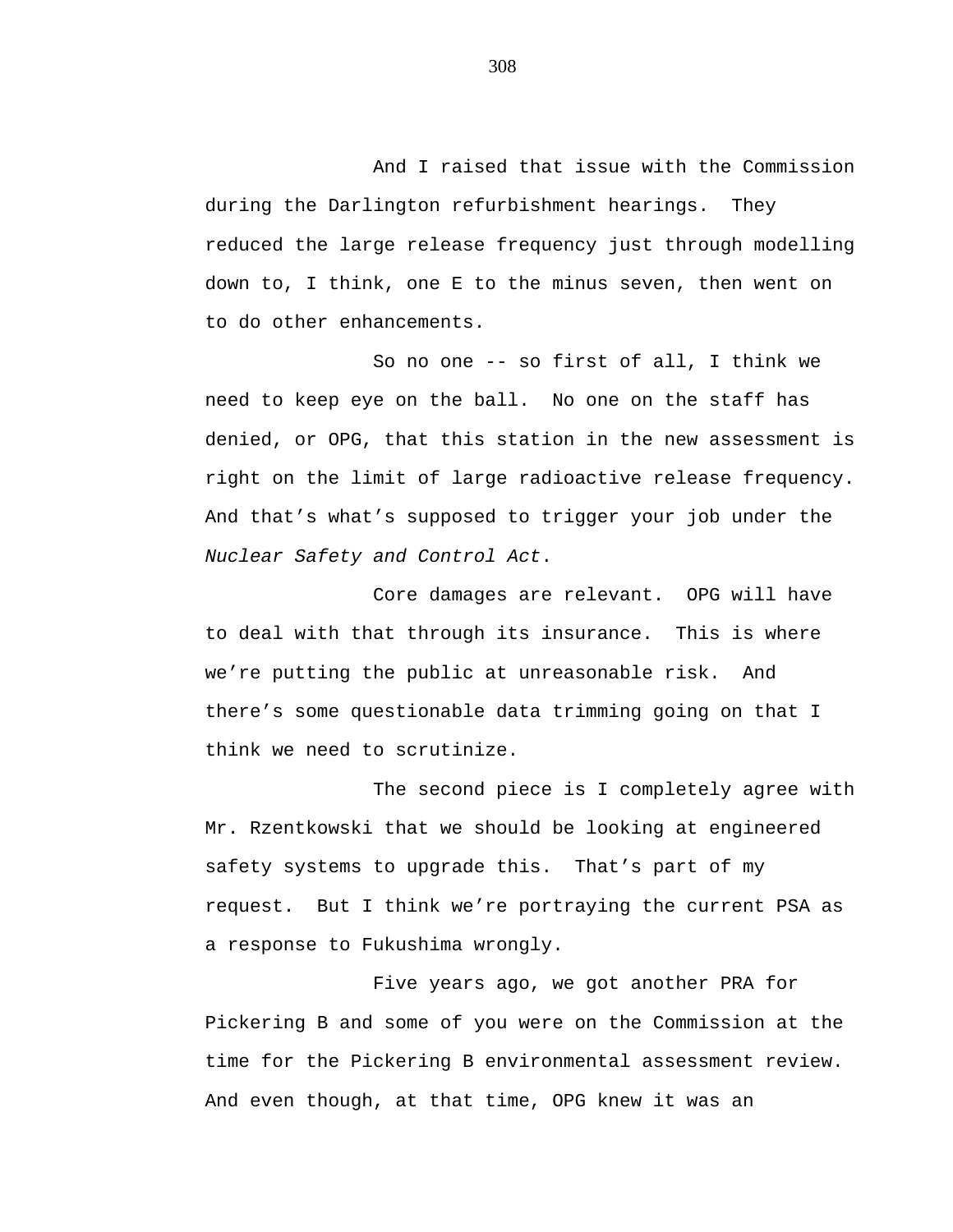And I raised that issue with the Commission during the Darlington refurbishment hearings. They reduced the large release frequency just through modelling down to, I think, one E to the minus seven, then went on to do other enhancements.

So no one -- so first of all, I think we need to keep eye on the ball. No one on the staff has denied, or OPG, that this station in the new assessment is right on the limit of large radioactive release frequency. And that's what's supposed to trigger your job under the *Nuclear Safety and Control Act*.

Core damages are relevant. OPG will have to deal with that through its insurance. This is where we're putting the public at unreasonable risk. And there's some questionable data trimming going on that I think we need to scrutinize.

The second piece is I completely agree with Mr. Rzentkowski that we should be looking at engineered safety systems to upgrade this. That's part of my request. But I think we're portraying the current PSA as a response to Fukushima wrongly.

Five years ago, we got another PRA for Pickering B and some of you were on the Commission at the time for the Pickering B environmental assessment review. And even though, at that time, OPG knew it was an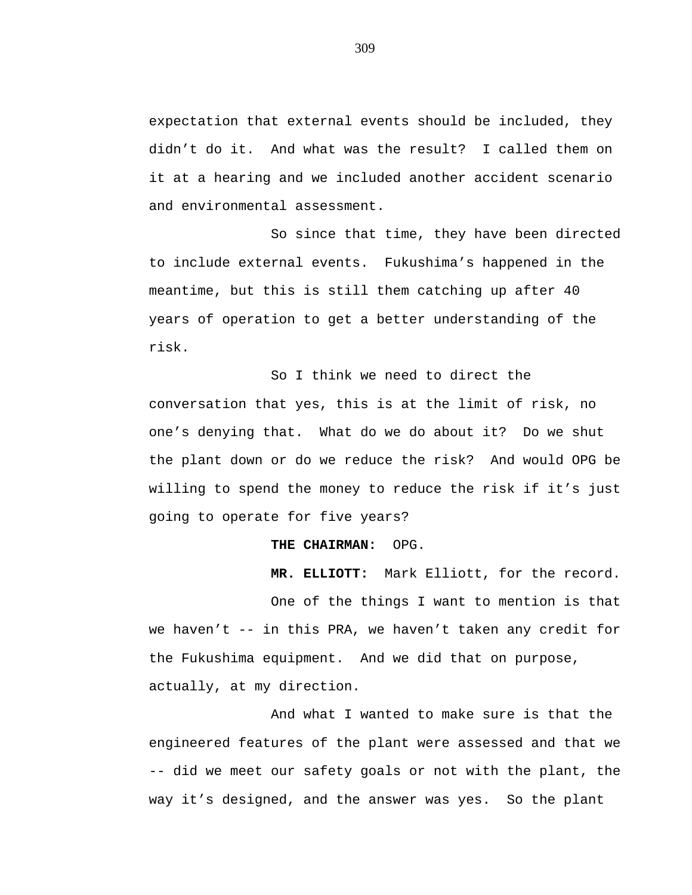expectation that external events should be included, they didn't do it. And what was the result? I called them on it at a hearing and we included another accident scenario and environmental assessment.

So since that time, they have been directed to include external events. Fukushima's happened in the meantime, but this is still them catching up after 40 years of operation to get a better understanding of the risk.

So I think we need to direct the conversation that yes, this is at the limit of risk, no one's denying that. What do we do about it? Do we shut the plant down or do we reduce the risk? And would OPG be willing to spend the money to reduce the risk if it's just going to operate for five years?

**THE CHAIRMAN:** OPG.

**MR. ELLIOTT:** Mark Elliott, for the record.

One of the things I want to mention is that we haven't -- in this PRA, we haven't taken any credit for the Fukushima equipment. And we did that on purpose, actually, at my direction.

And what I wanted to make sure is that the engineered features of the plant were assessed and that we -- did we meet our safety goals or not with the plant, the way it's designed, and the answer was yes. So the plant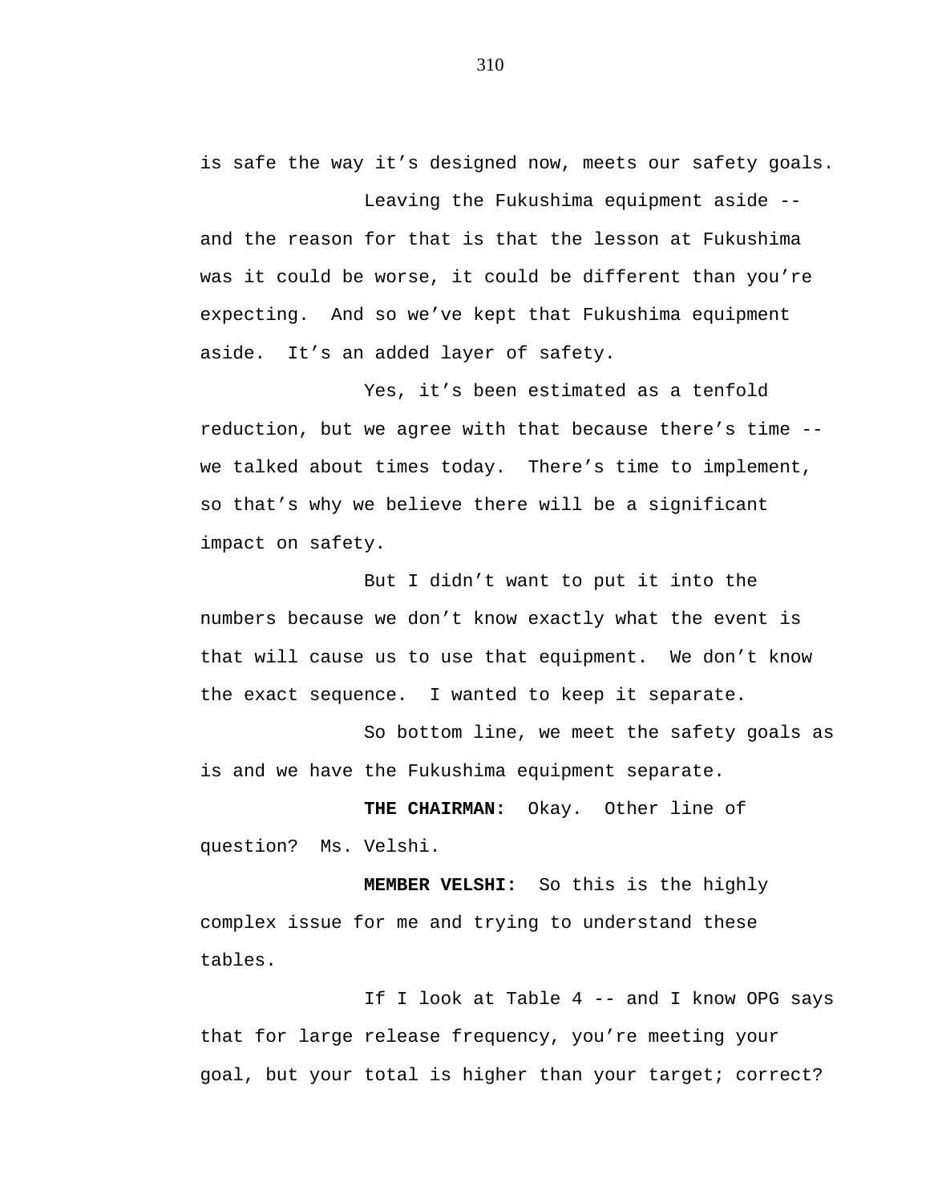is safe the way it's designed now, meets our safety goals.

Leaving the Fukushima equipment aside -- and the reason for that is that the lesson at Fukushima was it could be worse, it could be different than you're expecting. And so we've kept that Fukushima equipment aside. It's an added layer of safety.

Yes, it's been estimated as a tenfold reduction, but we agree with that because there's time -- we talked about times today. There's time to implement, so that's why we believe there will be a significant impact on safety.

But I didn't want to put it into the numbers because we don't know exactly what the event is that will cause us to use that equipment. We don't know the exact sequence. I wanted to keep it separate.

So bottom line, we meet the safety goals as is and we have the Fukushima equipment separate.

**THE CHAIRMAN:** Okay. Other line of question? Ms. Velshi.

**MEMBER VELSHI:** So this is the highly complex issue for me and trying to understand these tables.

If I look at Table 4 -- and I know OPG says that for large release frequency, you're meeting your goal, but your total is higher than your target; correct?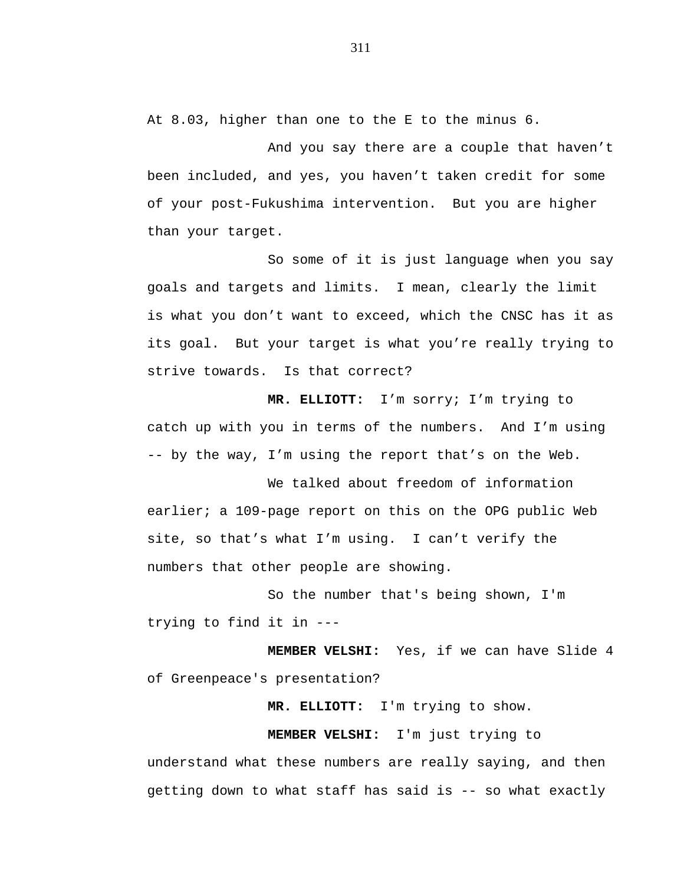At 8.03, higher than one to the E to the minus 6.

And you say there are a couple that haven't been included, and yes, you haven't taken credit for some of your post-Fukushima intervention. But you are higher than your target.

So some of it is just language when you say goals and targets and limits. I mean, clearly the limit is what you don't want to exceed, which the CNSC has it as its goal. But your target is what you're really trying to strive towards. Is that correct?

**MR. ELLIOTT:** I'm sorry; I'm trying to catch up with you in terms of the numbers. And I'm using -- by the way, I'm using the report that's on the Web.

We talked about freedom of information earlier; a 109-page report on this on the OPG public Web site, so that's what I'm using. I can't verify the numbers that other people are showing.

So the number that's being shown, I'm trying to find it in ---

**MEMBER VELSHI:** Yes, if we can have Slide 4 of Greenpeace's presentation?

**MR. ELLIOTT:** I'm trying to show.

**MEMBER VELSHI:** I'm just trying to understand what these numbers are really saying, and then getting down to what staff has said is -- so what exactly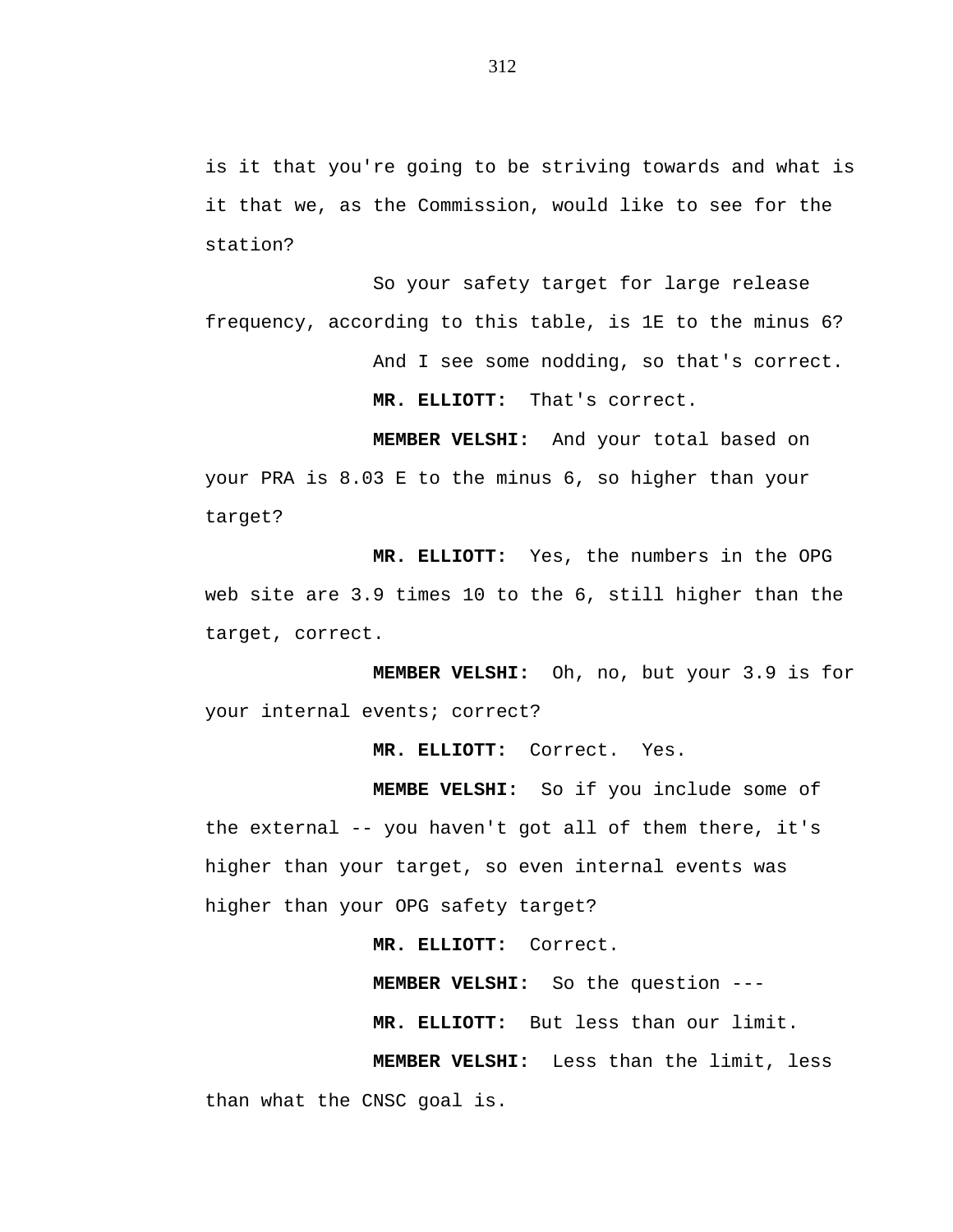is it that you're going to be striving towards and what is it that we, as the Commission, would like to see for the station?

So your safety target for large release frequency, according to this table, is 1E to the minus 6?

And I see some nodding, so that's correct.

**MR. ELLIOTT:** That's correct.

**MEMBER VELSHI:** And your total based on your PRA is 8.03 E to the minus 6, so higher than your target?

**MR. ELLIOTT:** Yes, the numbers in the OPG web site are 3.9 times 10 to the 6, still higher than the target, correct.

**MEMBER VELSHI:** Oh, no, but your 3.9 is for your internal events; correct?

**MR. ELLIOTT:** Correct. Yes.

**MEMBE VELSHI:** So if you include some of the external -- you haven't got all of them there, it's higher than your target, so even internal events was higher than your OPG safety target?

**MR. ELLIOTT:** Correct.

**MEMBER VELSHI:** So the question ---

**MR. ELLIOTT:** But less than our limit.

**MEMBER VELSHI:** Less than the limit, less than what the CNSC goal is.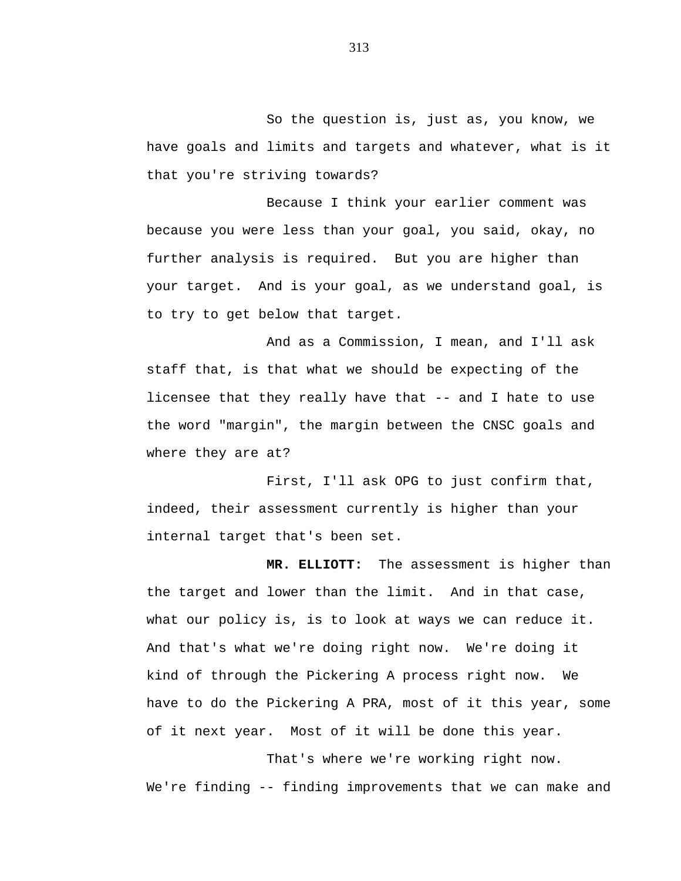So the question is, just as, you know, we have goals and limits and targets and whatever, what is it that you're striving towards?

Because I think your earlier comment was because you were less than your goal, you said, okay, no further analysis is required. But you are higher than your target. And is your goal, as we understand goal, is to try to get below that target.

And as a Commission, I mean, and I'll ask staff that, is that what we should be expecting of the licensee that they really have that -- and I hate to use the word "margin", the margin between the CNSC goals and where they are at?

First, I'll ask OPG to just confirm that, indeed, their assessment currently is higher than your internal target that's been set.

**MR. ELLIOTT:** The assessment is higher than the target and lower than the limit. And in that case, what our policy is, is to look at ways we can reduce it. And that's what we're doing right now. We're doing it kind of through the Pickering A process right now. We have to do the Pickering A PRA, most of it this year, some of it next year. Most of it will be done this year.

That's where we're working right now. We're finding -- finding improvements that we can make and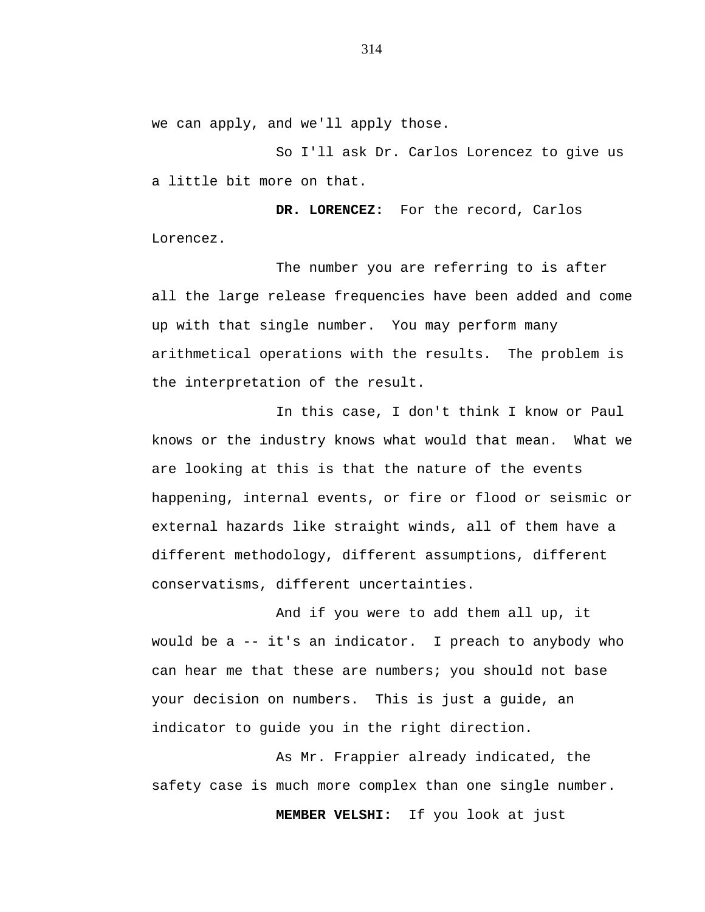we can apply, and we'll apply those.

So I'll ask Dr. Carlos Lorencez to give us a little bit more on that.

**DR. LORENCEZ:** For the record, Carlos Lorencez.

The number you are referring to is after all the large release frequencies have been added and come up with that single number. You may perform many arithmetical operations with the results. The problem is the interpretation of the result.

In this case, I don't think I know or Paul knows or the industry knows what would that mean. What we are looking at this is that the nature of the events happening, internal events, or fire or flood or seismic or external hazards like straight winds, all of them have a different methodology, different assumptions, different conservatisms, different uncertainties.

And if you were to add them all up, it would be a -- it's an indicator. I preach to anybody who can hear me that these are numbers; you should not base your decision on numbers. This is just a guide, an indicator to guide you in the right direction.

As Mr. Frappier already indicated, the safety case is much more complex than one single number.

**MEMBER VELSHI:** If you look at just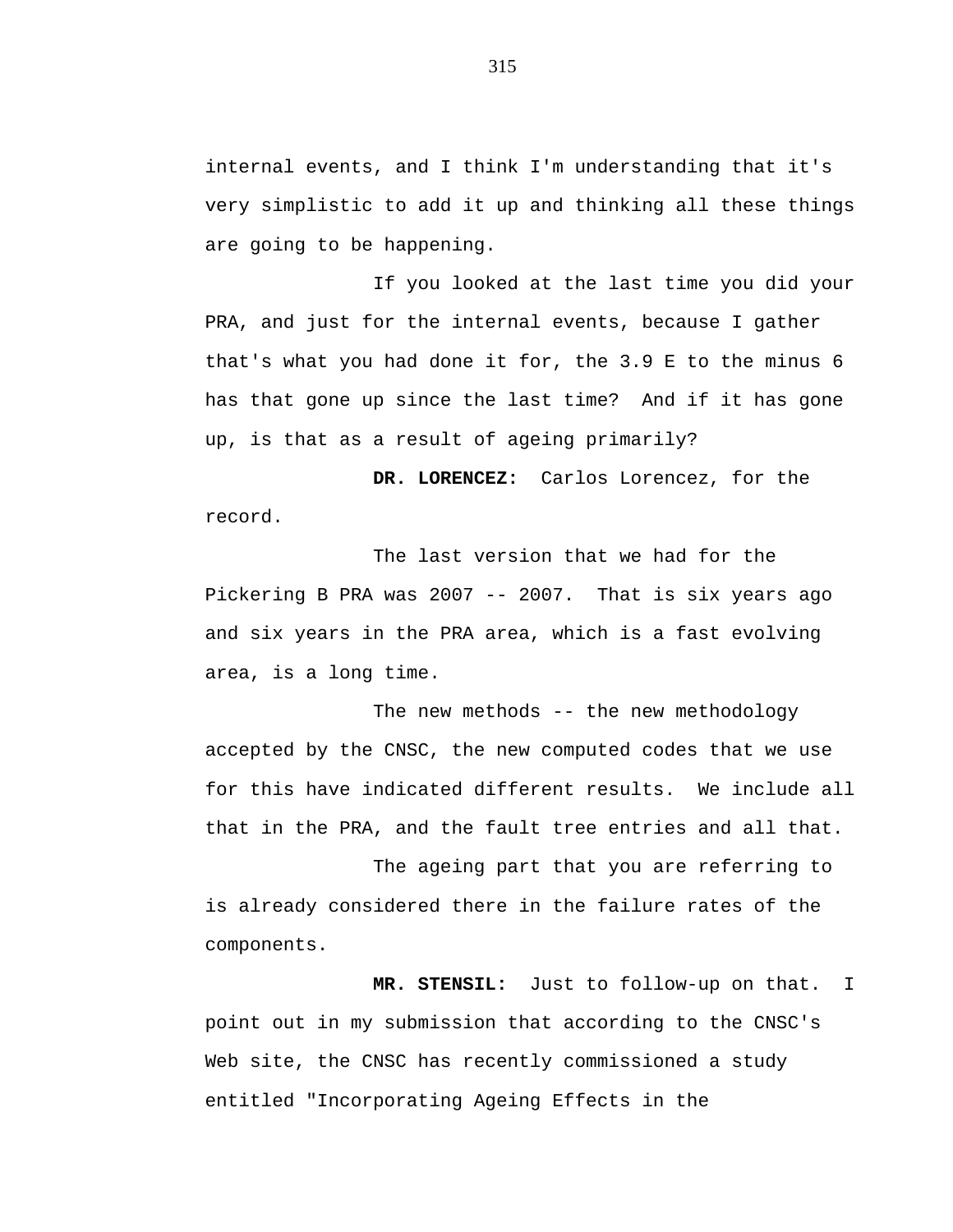internal events, and I think I'm understanding that it's very simplistic to add it up and thinking all these things are going to be happening.

If you looked at the last time you did your PRA, and just for the internal events, because I gather that's what you had done it for, the 3.9 E to the minus 6 has that gone up since the last time? And if it has gone up, is that as a result of ageing primarily?

**DR. LORENCEZ:** Carlos Lorencez, for the record.

The last version that we had for the Pickering B PRA was 2007 -- 2007. That is six years ago and six years in the PRA area, which is a fast evolving area, is a long time.

The new methods -- the new methodology accepted by the CNSC, the new computed codes that we use for this have indicated different results. We include all that in the PRA, and the fault tree entries and all that.

The ageing part that you are referring to is already considered there in the failure rates of the components.

**MR. STENSIL:** Just to follow-up on that. I point out in my submission that according to the CNSC's Web site, the CNSC has recently commissioned a study entitled "Incorporating Ageing Effects in the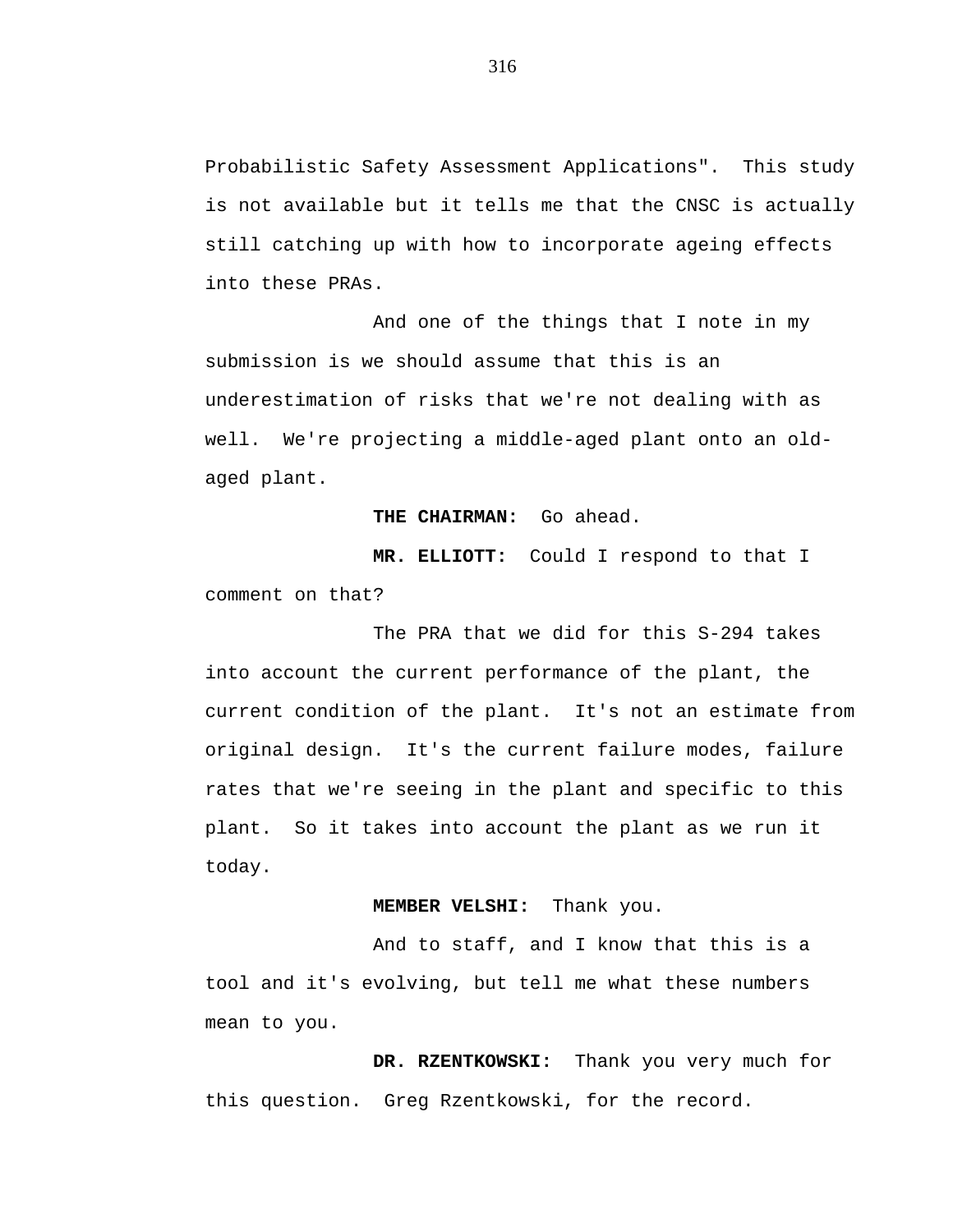Probabilistic Safety Assessment Applications". This study is not available but it tells me that the CNSC is actually still catching up with how to incorporate ageing effects into these PRAs.

And one of the things that I note in my submission is we should assume that this is an underestimation of risks that we're not dealing with as well. We're projecting a middle-aged plant onto an old-aged plant.

**THE CHAIRMAN:** Go ahead.

**MR. ELLIOTT:** Could I respond to that I comment on that?

The PRA that we did for this S-294 takes into account the current performance of the plant, the current condition of the plant. It's not an estimate from original design. It's the current failure modes, failure rates that we're seeing in the plant and specific to this plant. So it takes into account the plant as we run it today.

**MEMBER VELSHI:** Thank you.

And to staff, and I know that this is a tool and it's evolving, but tell me what these numbers mean to you.

**DR. RZENTKOWSKI:** Thank you very much for this question. Greg Rzentkowski, for the record.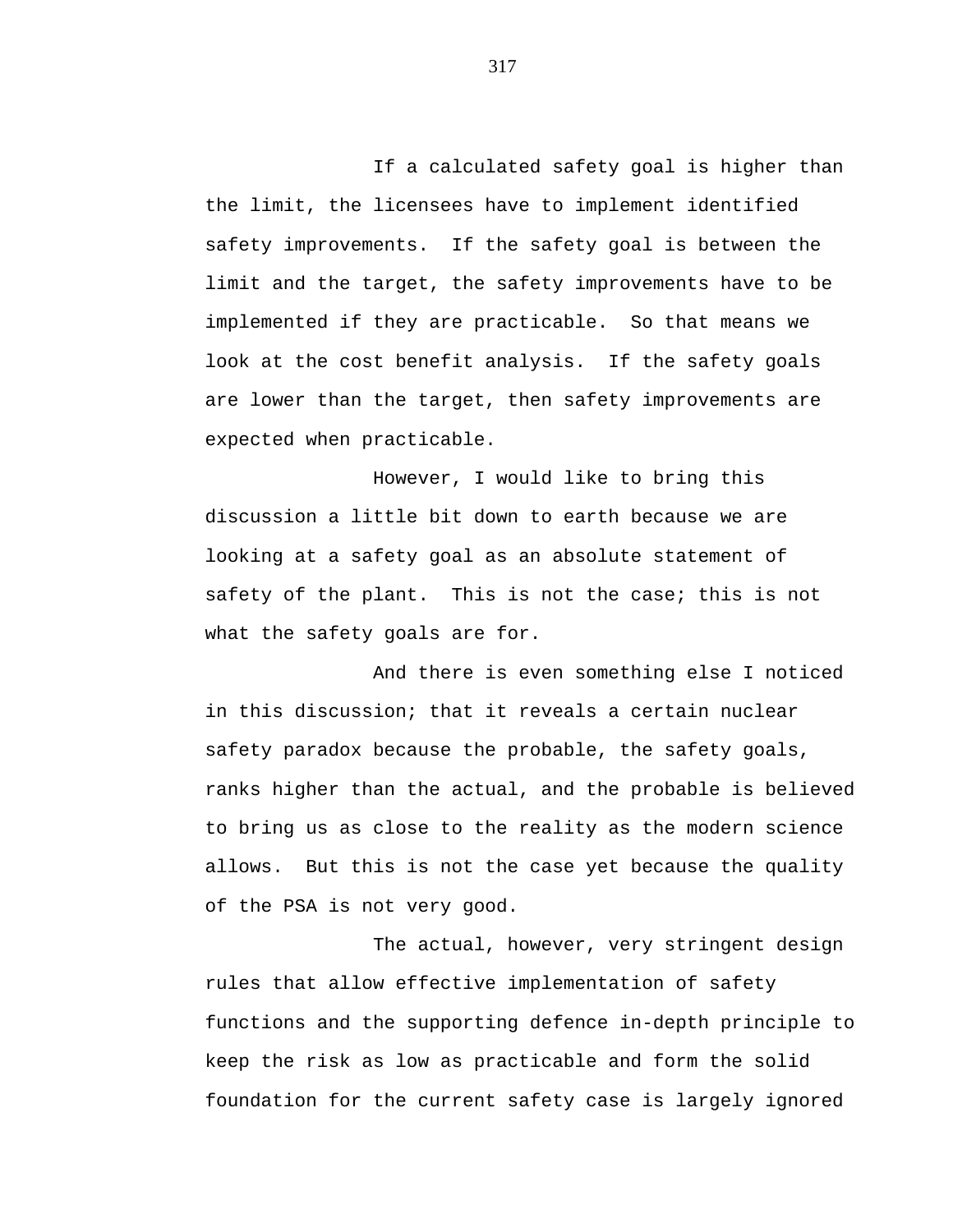If a calculated safety goal is higher than the limit, the licensees have to implement identified safety improvements. If the safety goal is between the limit and the target, the safety improvements have to be implemented if they are practicable. So that means we look at the cost benefit analysis. If the safety goals are lower than the target, then safety improvements are expected when practicable.

However, I would like to bring this discussion a little bit down to earth because we are looking at a safety goal as an absolute statement of safety of the plant. This is not the case; this is not what the safety goals are for.

And there is even something else I noticed in this discussion; that it reveals a certain nuclear safety paradox because the probable, the safety goals, ranks higher than the actual, and the probable is believed to bring us as close to the reality as the modern science allows. But this is not the case yet because the quality of the PSA is not very good.

The actual, however, very stringent design rules that allow effective implementation of safety functions and the supporting defence in-depth principle to keep the risk as low as practicable and form the solid foundation for the current safety case is largely ignored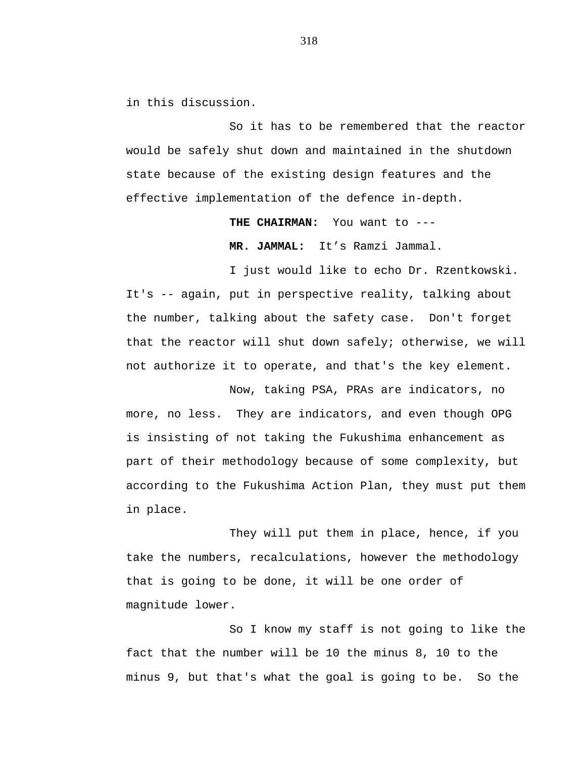in this discussion.

So it has to be remembered that the reactor would be safely shut down and maintained in the shutdown state because of the existing design features and the effective implementation of the defence in-depth.

**THE CHAIRMAN:** You want to ---

**MR. JAMMAL:** It's Ramzi Jammal.

I just would like to echo Dr. Rzentkowski. It's -- again, put in perspective reality, talking about the number, talking about the safety case. Don't forget that the reactor will shut down safely; otherwise, we will not authorize it to operate, and that's the key element.

Now, taking PSA, PRAs are indicators, no more, no less. They are indicators, and even though OPG is insisting of not taking the Fukushima enhancement as part of their methodology because of some complexity, but according to the Fukushima Action Plan, they must put them in place.

They will put them in place, hence, if you take the numbers, recalculations, however the methodology that is going to be done, it will be one order of magnitude lower.

So I know my staff is not going to like the fact that the number will be 10 the minus 8, 10 to the minus 9, but that's what the goal is going to be. So the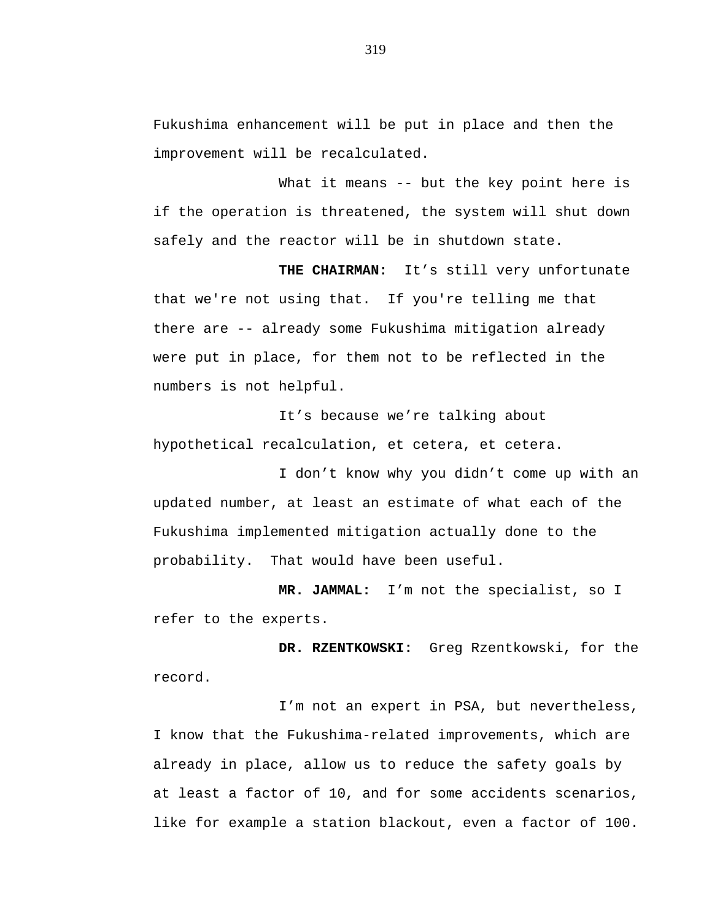Fukushima enhancement will be put in place and then the improvement will be recalculated.

What it means -- but the key point here is if the operation is threatened, the system will shut down safely and the reactor will be in shutdown state.

**THE CHAIRMAN:** It’s still very unfortunate that we're not using that. If you're telling me that there are -- already some Fukushima mitigation already were put in place, for them not to be reflected in the numbers is not helpful.

It’s because we’re talking about hypothetical recalculation, et cetera, et cetera.

I don’t know why you didn’t come up with an updated number, at least an estimate of what each of the Fukushima implemented mitigation actually done to the probability. That would have been useful.

**MR. JAMMAL:** I’m not the specialist, so I refer to the experts.

**DR. RZENTKOWSKI:** Greg Rzentkowski, for the record.

I’m not an expert in PSA, but nevertheless, I know that the Fukushima-related improvements, which are already in place, allow us to reduce the safety goals by at least a factor of 10, and for some accidents scenarios, like for example a station blackout, even a factor of 100.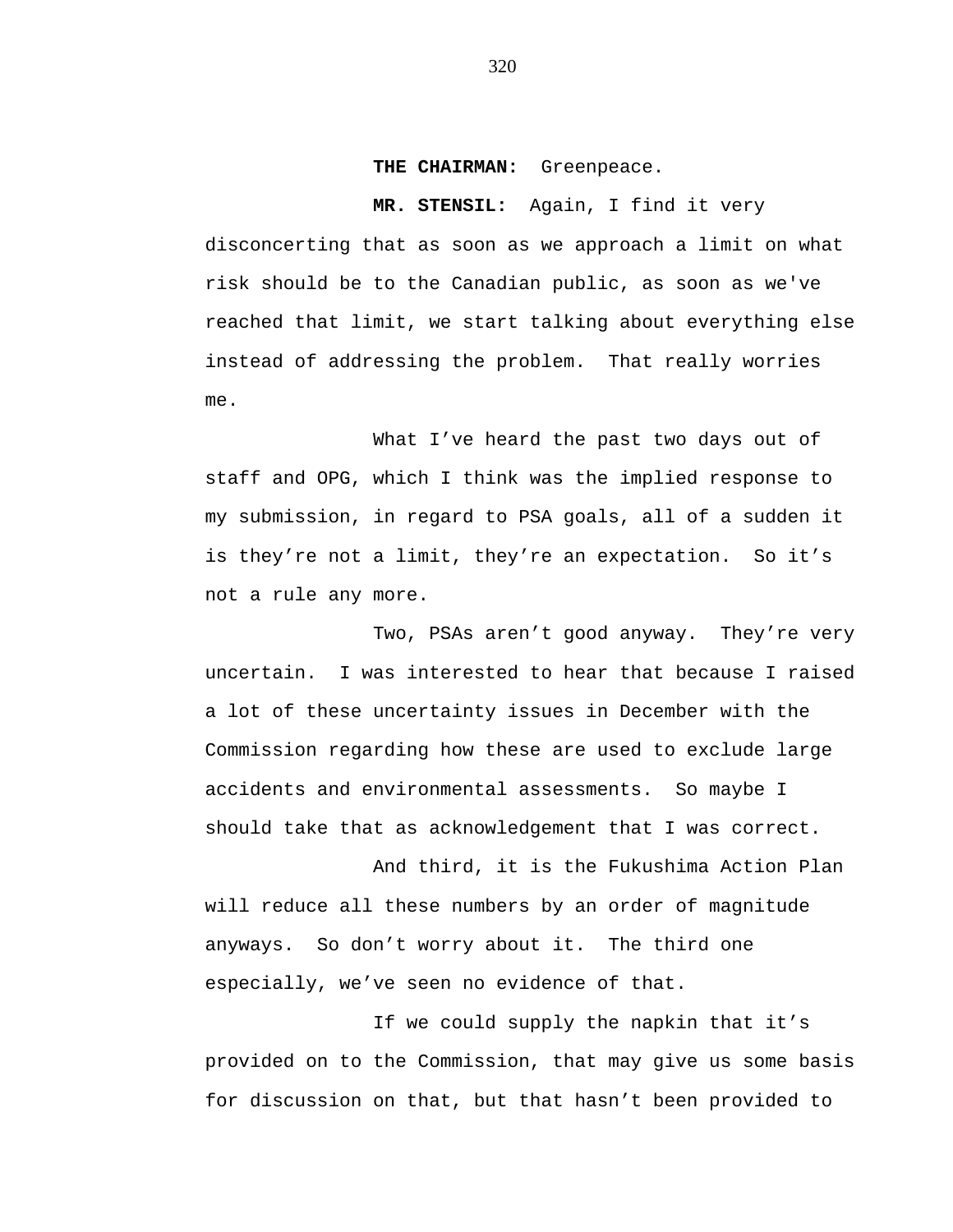**THE CHAIRMAN:** Greenpeace.

**MR. STENSIL:** Again, I find it very disconcerting that as soon as we approach a limit on what risk should be to the Canadian public, as soon as we've reached that limit, we start talking about everything else instead of addressing the problem. That really worries me.

What I've heard the past two days out of staff and OPG, which I think was the implied response to my submission, in regard to PSA goals, all of a sudden it is they're not a limit, they're an expectation. So it's not a rule any more.

Two, PSAs aren't good anyway. They're very uncertain. I was interested to hear that because I raised a lot of these uncertainty issues in December with the Commission regarding how these are used to exclude large accidents and environmental assessments. So maybe I should take that as acknowledgement that I was correct.

And third, it is the Fukushima Action Plan will reduce all these numbers by an order of magnitude anyways. So don't worry about it. The third one especially, we've seen no evidence of that.

If we could supply the napkin that it's provided on to the Commission, that may give us some basis for discussion on that, but that hasn't been provided to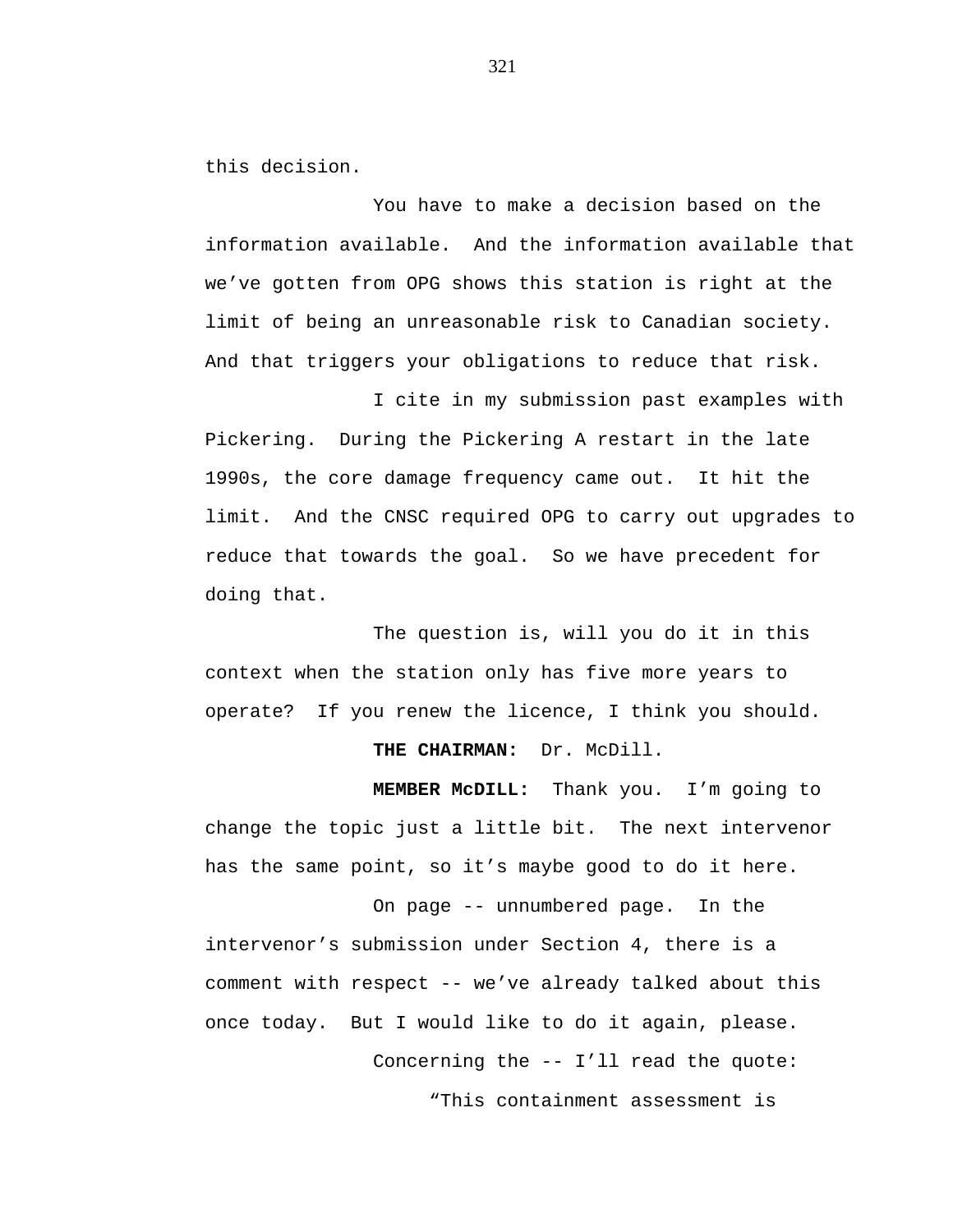this decision.

You have to make a decision based on the information available. And the information available that we've gotten from OPG shows this station is right at the limit of being an unreasonable risk to Canadian society. And that triggers your obligations to reduce that risk.

I cite in my submission past examples with Pickering. During the Pickering A restart in the late 1990s, the core damage frequency came out. It hit the limit. And the CNSC required OPG to carry out upgrades to reduce that towards the goal. So we have precedent for doing that.

The question is, will you do it in this context when the station only has five more years to operate? If you renew the licence, I think you should.

**THE CHAIRMAN:** Dr. McDill.

**MEMBER McDILL:** Thank you. I'm going to change the topic just a little bit. The next intervenor has the same point, so it's maybe good to do it here.

On page -- unnumbered page. In the intervenor's submission under Section 4, there is a comment with respect -- we've already talked about this once today. But I would like to do it again, please.

Concerning the -- I'll read the quote:

"This containment assessment is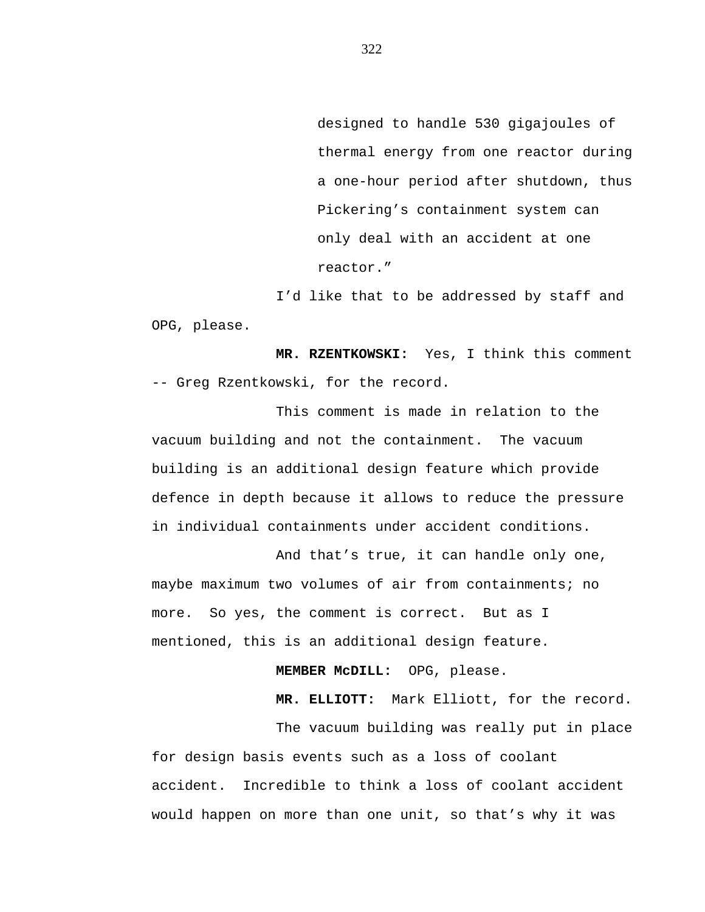> designed to handle 530 gigajoules of thermal energy from one reactor during a one-hour period after shutdown, thus Pickering’s containment system can only deal with an accident at one reactor.”

I’d like that to be addressed by staff and OPG, please.

**MR. RZENTKOWSKI:** Yes, I think this comment -- Greg Rzentkowski, for the record.

This comment is made in relation to the vacuum building and not the containment. The vacuum building is an additional design feature which provide defence in depth because it allows to reduce the pressure in individual containments under accident conditions.

And that’s true, it can handle only one, maybe maximum two volumes of air from containments; no more. So yes, the comment is correct. But as I mentioned, this is an additional design feature.

**MEMBER McDILL:** OPG, please.

**MR. ELLIOTT:** Mark Elliott, for the record.

The vacuum building was really put in place for design basis events such as a loss of coolant accident. Incredible to think a loss of coolant accident would happen on more than one unit, so that’s why it was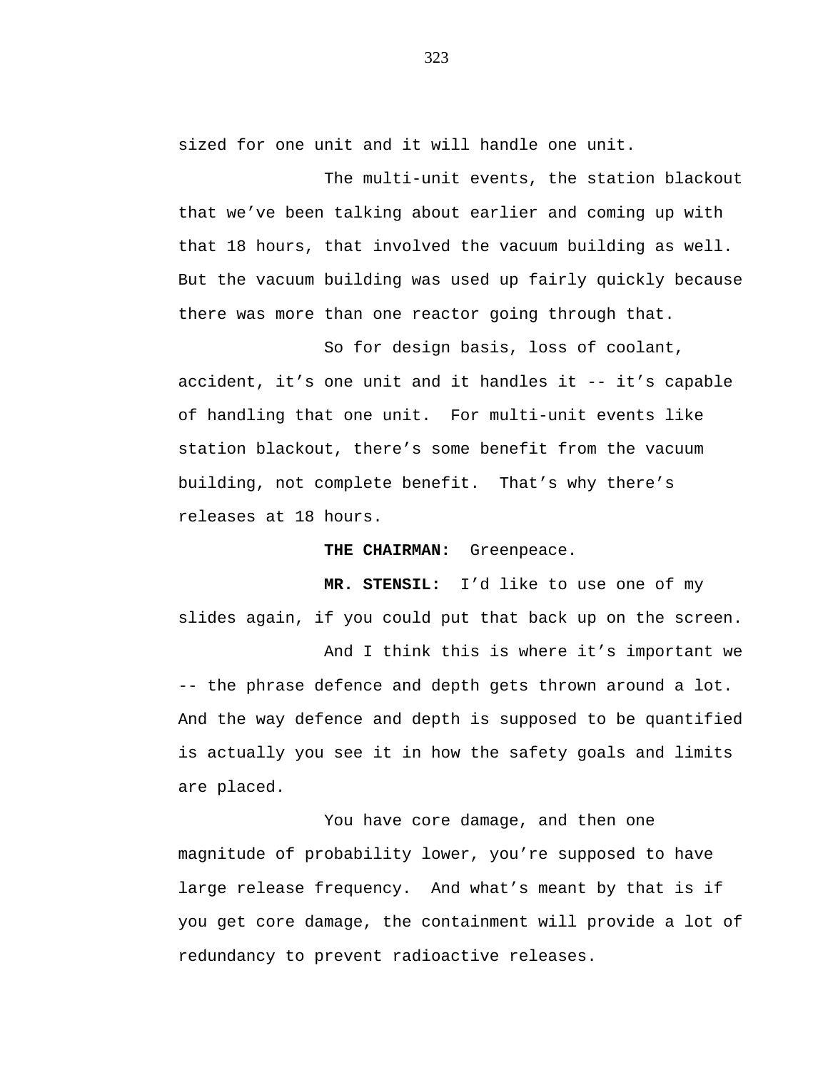sized for one unit and it will handle one unit.

The multi-unit events, the station blackout that we've been talking about earlier and coming up with that 18 hours, that involved the vacuum building as well. But the vacuum building was used up fairly quickly because there was more than one reactor going through that.

So for design basis, loss of coolant, accident, it's one unit and it handles it -- it's capable of handling that one unit. For multi-unit events like station blackout, there's some benefit from the vacuum building, not complete benefit. That's why there's releases at 18 hours.

**THE CHAIRMAN:** Greenpeace.

**MR. STENSIL:** I'd like to use one of my slides again, if you could put that back up on the screen.

And I think this is where it's important we -- the phrase defence and depth gets thrown around a lot. And the way defence and depth is supposed to be quantified is actually you see it in how the safety goals and limits are placed.

You have core damage, and then one magnitude of probability lower, you're supposed to have large release frequency. And what's meant by that is if you get core damage, the containment will provide a lot of redundancy to prevent radioactive releases.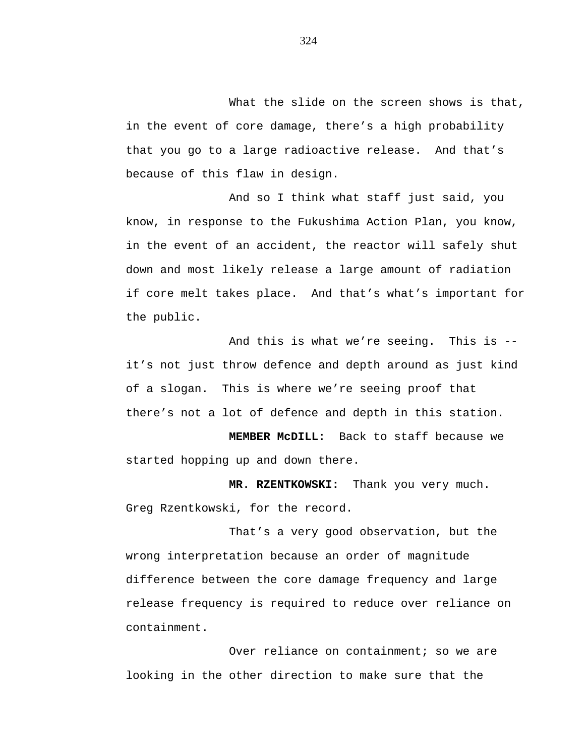What the slide on the screen shows is that, in the event of core damage, there's a high probability that you go to a large radioactive release. And that's because of this flaw in design.

And so I think what staff just said, you know, in response to the Fukushima Action Plan, you know, in the event of an accident, the reactor will safely shut down and most likely release a large amount of radiation if core melt takes place. And that's what's important for the public.

And this is what we're seeing. This is -- it's not just throw defence and depth around as just kind of a slogan. This is where we're seeing proof that there's not a lot of defence and depth in this station.

**MEMBER McDILL:** Back to staff because we started hopping up and down there.

**MR. RZENTKOWSKI:** Thank you very much. Greg Rzentkowski, for the record.

That's a very good observation, but the wrong interpretation because an order of magnitude difference between the core damage frequency and large release frequency is required to reduce over reliance on containment.

Over reliance on containment; so we are looking in the other direction to make sure that the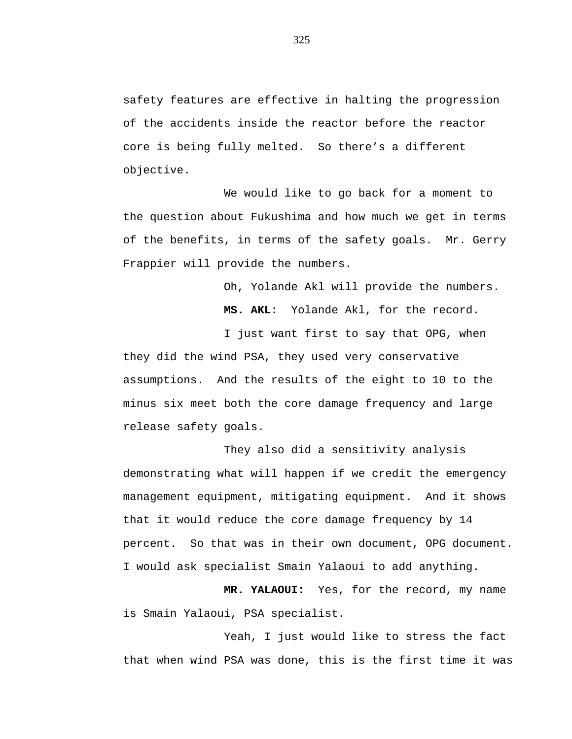safety features are effective in halting the progression of the accidents inside the reactor before the reactor core is being fully melted.  So there's a different objective.

We would like to go back for a moment to the question about Fukushima and how much we get in terms of the benefits, in terms of the safety goals.  Mr. Gerry Frappier will provide the numbers.

Oh, Yolande Akl will provide the numbers.

**MS. AKL:**  Yolande Akl, for the record.

I just want first to say that OPG, when they did the wind PSA, they used very conservative assumptions.  And the results of the eight to 10 to the minus six meet both the core damage frequency and large release safety goals.

They also did a sensitivity analysis demonstrating what will happen if we credit the emergency management equipment, mitigating equipment.  And it shows that it would reduce the core damage frequency by 14 percent.  So that was in their own document, OPG document. I would ask specialist Smain Yalaoui to add anything.

**MR. YALAOUI:**  Yes, for the record, my name is Smain Yalaoui, PSA specialist.

Yeah, I just would like to stress the fact that when wind PSA was done, this is the first time it was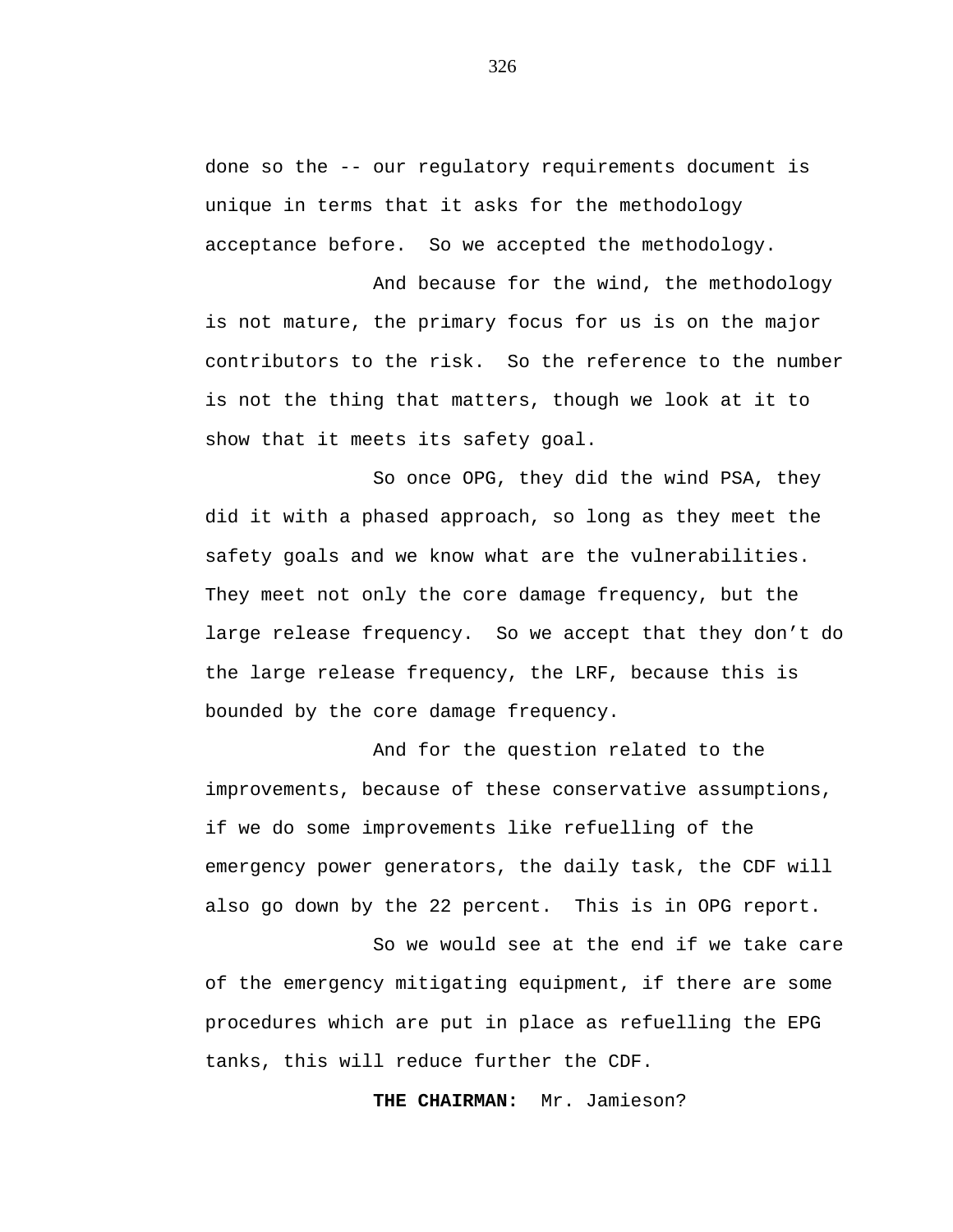done so the -- our regulatory requirements document is unique in terms that it asks for the methodology acceptance before. So we accepted the methodology.

And because for the wind, the methodology is not mature, the primary focus for us is on the major contributors to the risk. So the reference to the number is not the thing that matters, though we look at it to show that it meets its safety goal.

So once OPG, they did the wind PSA, they did it with a phased approach, so long as they meet the safety goals and we know what are the vulnerabilities. They meet not only the core damage frequency, but the large release frequency. So we accept that they don't do the large release frequency, the LRF, because this is bounded by the core damage frequency.

And for the question related to the improvements, because of these conservative assumptions, if we do some improvements like refuelling of the emergency power generators, the daily task, the CDF will also go down by the 22 percent. This is in OPG report.

So we would see at the end if we take care of the emergency mitigating equipment, if there are some procedures which are put in place as refuelling the EPG tanks, this will reduce further the CDF.

**THE CHAIRMAN:** Mr. Jamieson?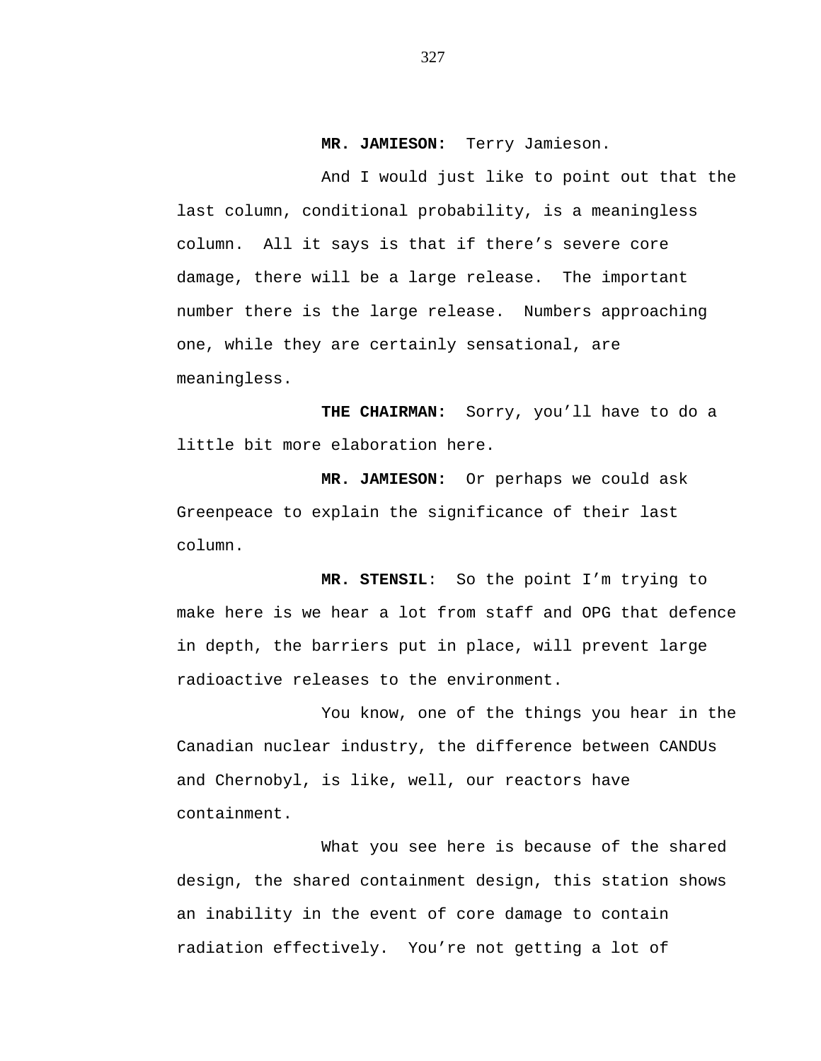**MR. JAMIESON:** Terry Jamieson.

And I would just like to point out that the last column, conditional probability, is a meaningless column. All it says is that if there's severe core damage, there will be a large release. The important number there is the large release. Numbers approaching one, while they are certainly sensational, are meaningless.

**THE CHAIRMAN:** Sorry, you'll have to do a little bit more elaboration here.

**MR. JAMIESON:** Or perhaps we could ask Greenpeace to explain the significance of their last column.

**MR. STENSIL**: So the point I'm trying to make here is we hear a lot from staff and OPG that defence in depth, the barriers put in place, will prevent large radioactive releases to the environment.

You know, one of the things you hear in the Canadian nuclear industry, the difference between CANDUs and Chernobyl, is like, well, our reactors have containment.

What you see here is because of the shared design, the shared containment design, this station shows an inability in the event of core damage to contain radiation effectively. You're not getting a lot of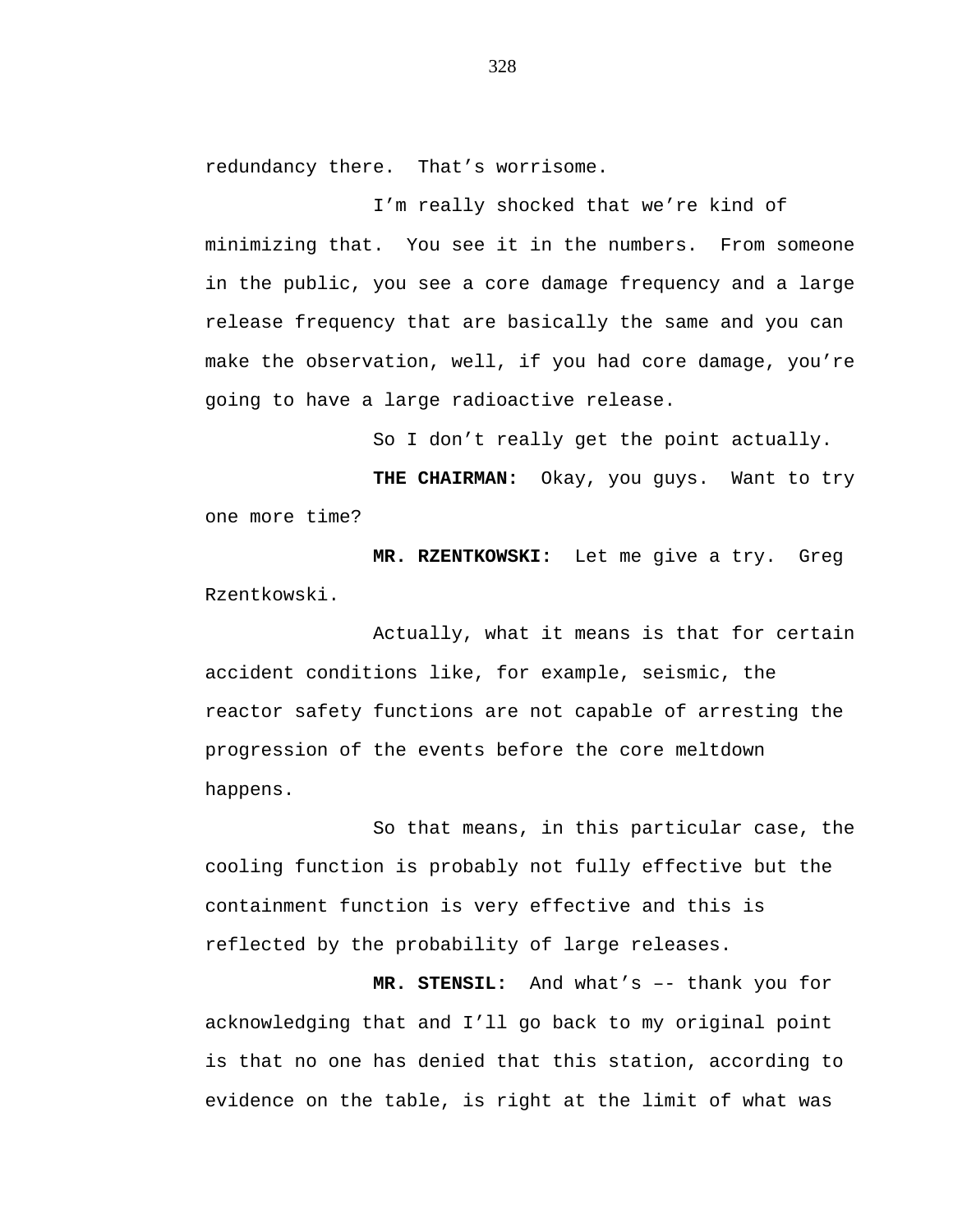redundancy there. That's worrisome.

I'm really shocked that we're kind of minimizing that. You see it in the numbers. From someone in the public, you see a core damage frequency and a large release frequency that are basically the same and you can make the observation, well, if you had core damage, you're going to have a large radioactive release.

So I don't really get the point actually.

**THE CHAIRMAN:** Okay, you guys. Want to try one more time?

**MR. RZENTKOWSKI:** Let me give a try. Greg Rzentkowski.

Actually, what it means is that for certain accident conditions like, for example, seismic, the reactor safety functions are not capable of arresting the progression of the events before the core meltdown happens.

So that means, in this particular case, the cooling function is probably not fully effective but the containment function is very effective and this is reflected by the probability of large releases.

**MR. STENSIL:** And what's –- thank you for acknowledging that and I'll go back to my original point is that no one has denied that this station, according to evidence on the table, is right at the limit of what was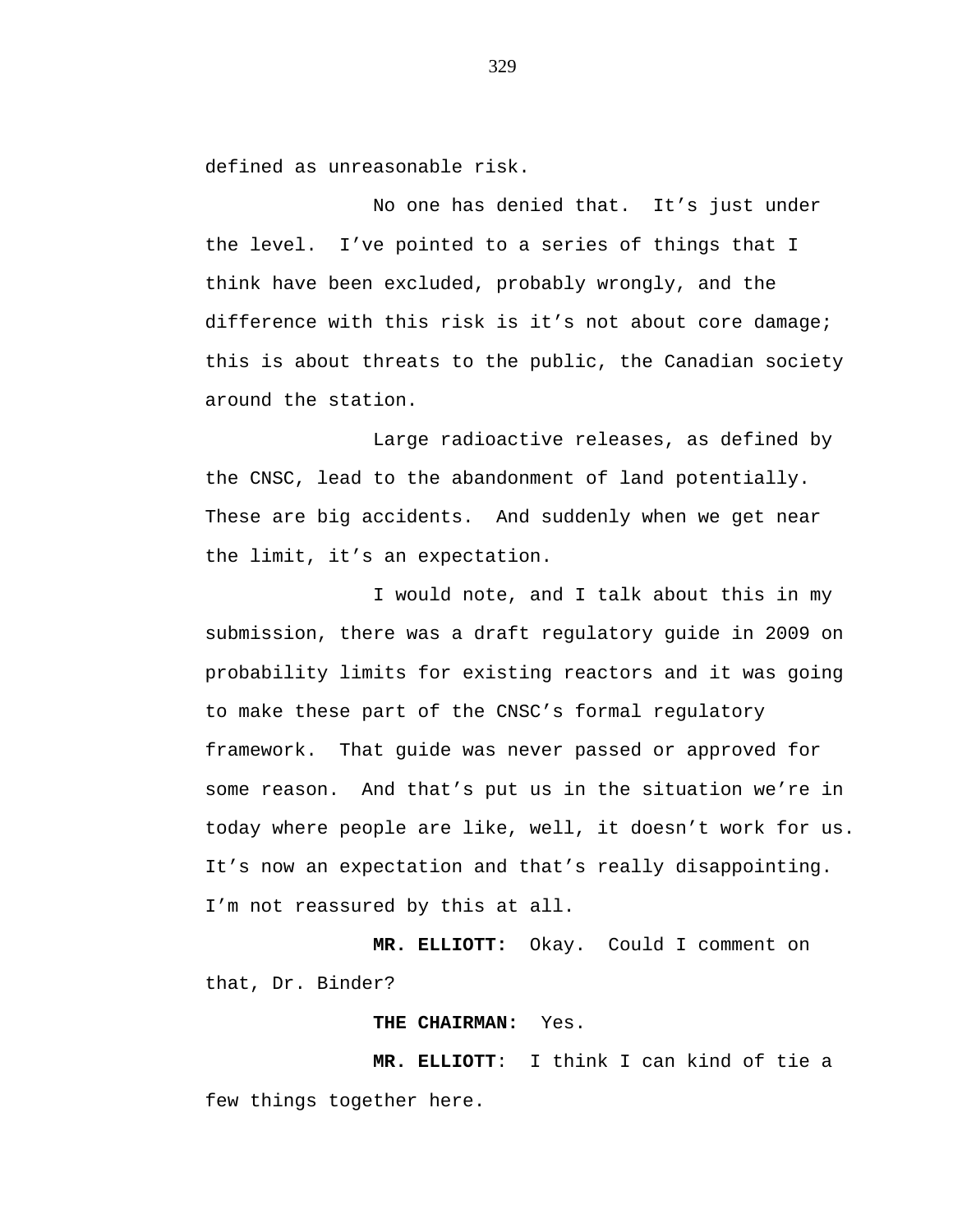defined as unreasonable risk.

No one has denied that. It’s just under the level. I’ve pointed to a series of things that I think have been excluded, probably wrongly, and the difference with this risk is it’s not about core damage; this is about threats to the public, the Canadian society around the station.

Large radioactive releases, as defined by the CNSC, lead to the abandonment of land potentially. These are big accidents. And suddenly when we get near the limit, it’s an expectation.

I would note, and I talk about this in my submission, there was a draft regulatory guide in 2009 on probability limits for existing reactors and it was going to make these part of the CNSC’s formal regulatory framework. That guide was never passed or approved for some reason. And that’s put us in the situation we’re in today where people are like, well, it doesn’t work for us. It’s now an expectation and that’s really disappointing. I’m not reassured by this at all.

**MR. ELLIOTT:** Okay. Could I comment on that, Dr. Binder?

**THE CHAIRMAN:** Yes.

**MR. ELLIOTT**: I think I can kind of tie a few things together here.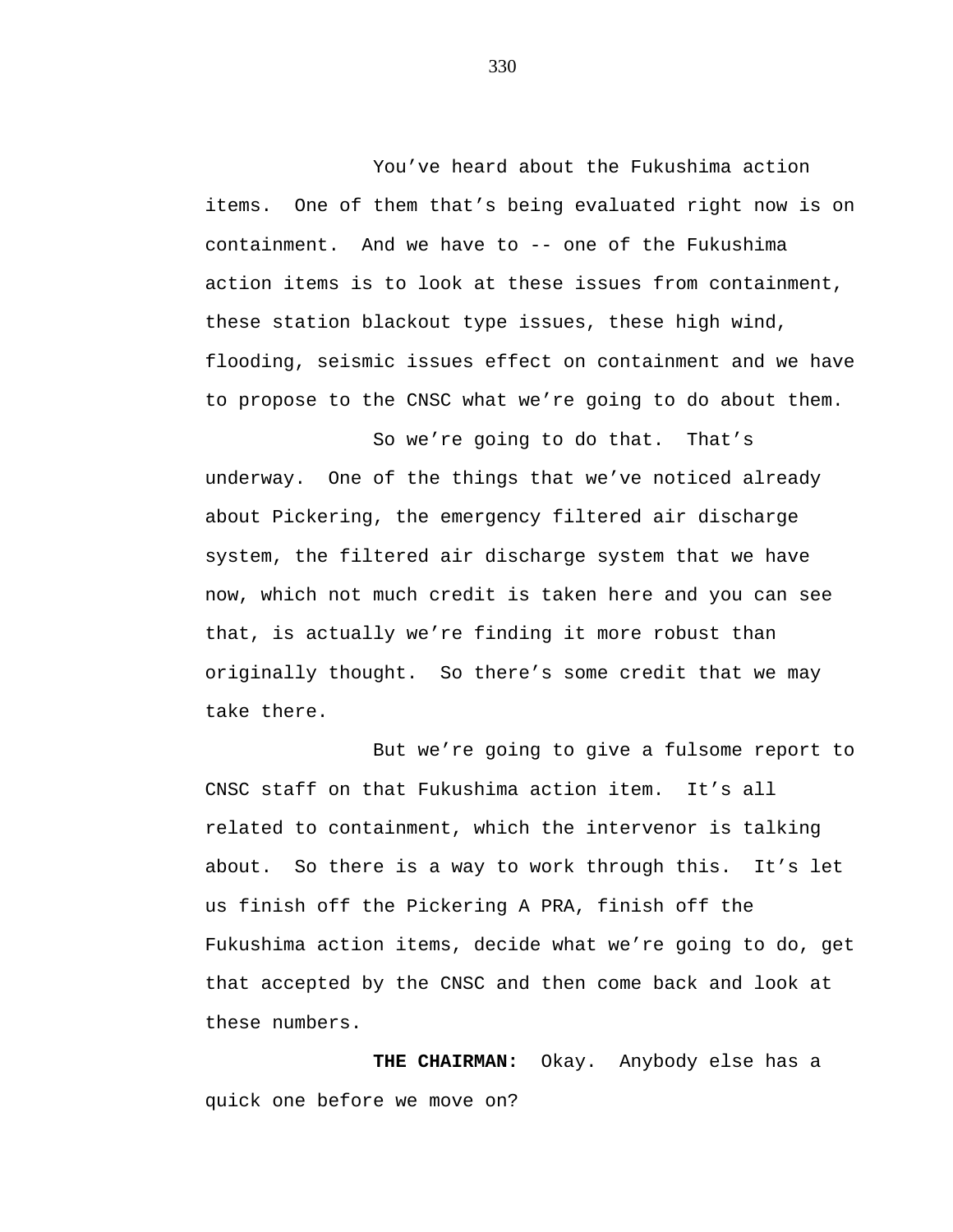You've heard about the Fukushima action items. One of them that's being evaluated right now is on containment. And we have to -- one of the Fukushima action items is to look at these issues from containment, these station blackout type issues, these high wind, flooding, seismic issues effect on containment and we have to propose to the CNSC what we're going to do about them.

So we're going to do that. That's underway. One of the things that we've noticed already about Pickering, the emergency filtered air discharge system, the filtered air discharge system that we have now, which not much credit is taken here and you can see that, is actually we're finding it more robust than originally thought. So there's some credit that we may take there.

But we're going to give a fulsome report to CNSC staff on that Fukushima action item. It's all related to containment, which the intervenor is talking about. So there is a way to work through this. It's let us finish off the Pickering A PRA, finish off the Fukushima action items, decide what we're going to do, get that accepted by the CNSC and then come back and look at these numbers.

**THE CHAIRMAN:** Okay. Anybody else has a quick one before we move on?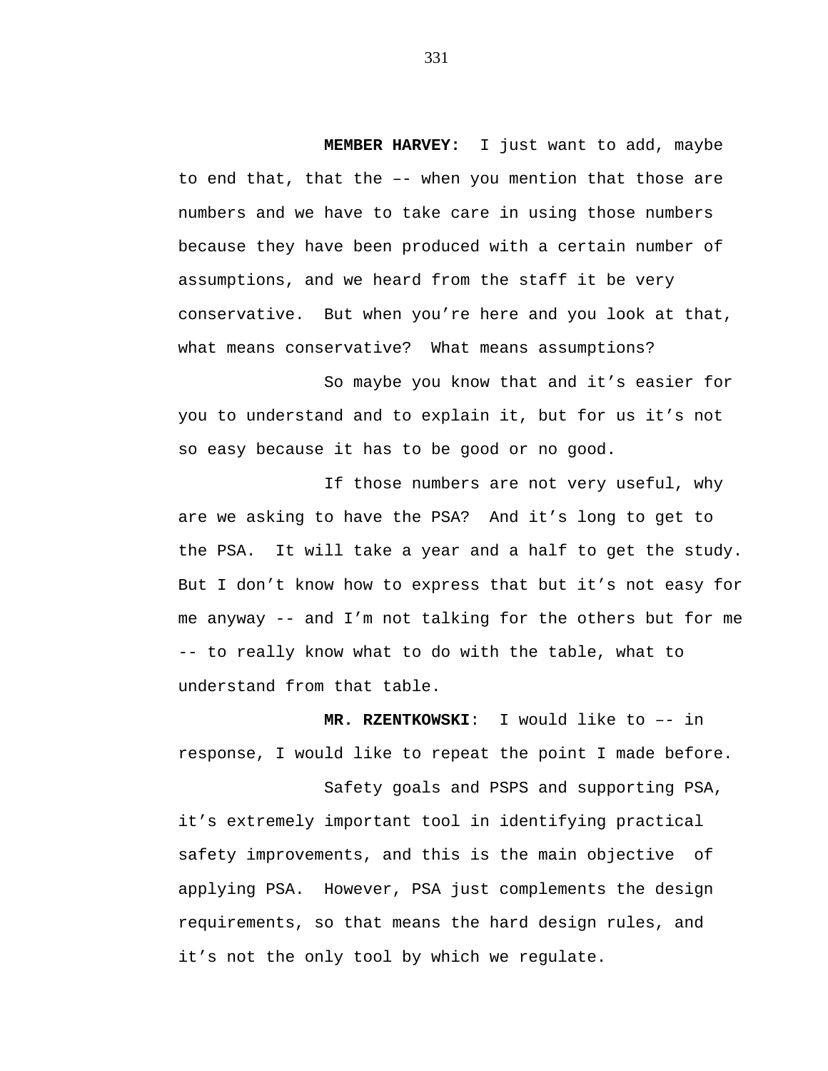**MEMBER HARVEY:** I just want to add, maybe to end that, that the –- when you mention that those are numbers and we have to take care in using those numbers because they have been produced with a certain number of assumptions, and we heard from the staff it be very conservative. But when you're here and you look at that, what means conservative? What means assumptions?

So maybe you know that and it's easier for you to understand and to explain it, but for us it's not so easy because it has to be good or no good.

If those numbers are not very useful, why are we asking to have the PSA? And it's long to get to the PSA. It will take a year and a half to get the study. But I don't know how to express that but it's not easy for me anyway -- and I'm not talking for the others but for me -- to really know what to do with the table, what to understand from that table.

**MR. RZENTKOWSKI**: I would like to –- in response, I would like to repeat the point I made before.

Safety goals and PSPS and supporting PSA, it's extremely important tool in identifying practical safety improvements, and this is the main objective of applying PSA. However, PSA just complements the design requirements, so that means the hard design rules, and it's not the only tool by which we regulate.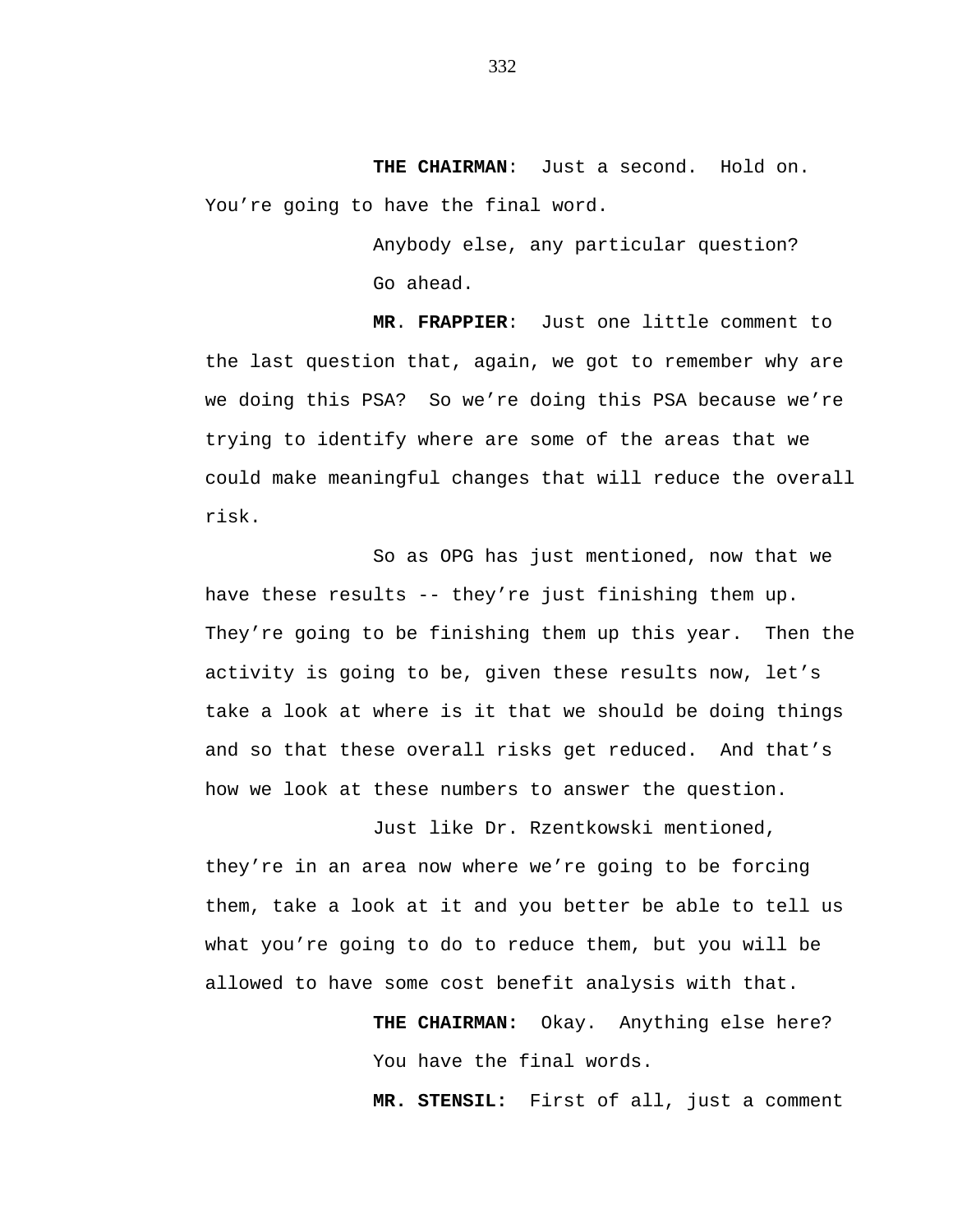**THE CHAIRMAN**: Just a second. Hold on. You're going to have the final word.

Anybody else, any particular question?

Go ahead.

**MR**. **FRAPPIER**: Just one little comment to the last question that, again, we got to remember why are we doing this PSA? So we're doing this PSA because we're trying to identify where are some of the areas that we could make meaningful changes that will reduce the overall risk.

So as OPG has just mentioned, now that we have these results -- they're just finishing them up. They're going to be finishing them up this year. Then the activity is going to be, given these results now, let's take a look at where is it that we should be doing things and so that these overall risks get reduced. And that's how we look at these numbers to answer the question.

Just like Dr. Rzentkowski mentioned, they're in an area now where we're going to be forcing them, take a look at it and you better be able to tell us what you're going to do to reduce them, but you will be allowed to have some cost benefit analysis with that.

**THE CHAIRMAN:** Okay. Anything else here?

You have the final words.

**MR. STENSIL:** First of all, just a comment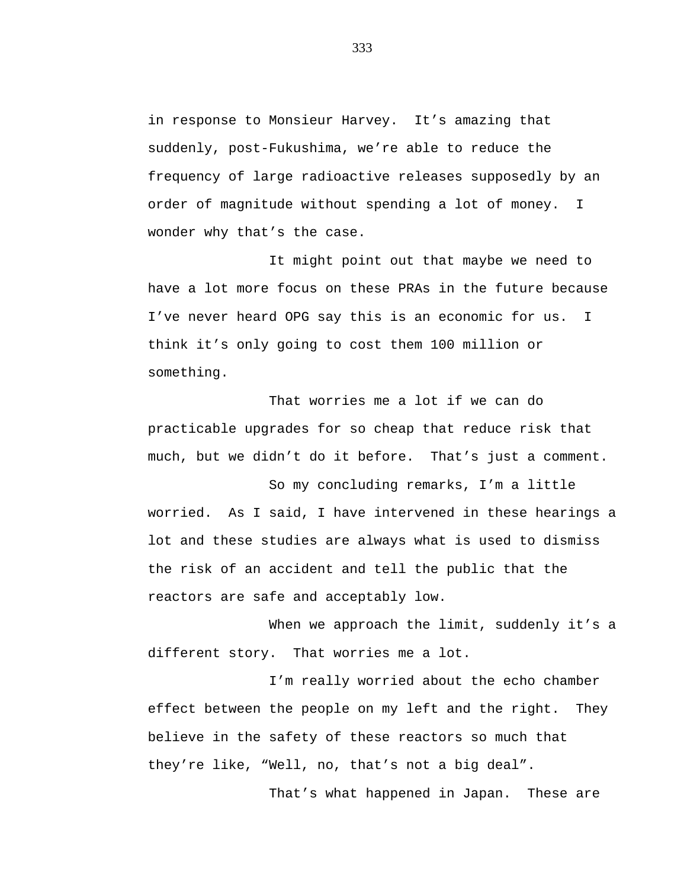in response to Monsieur Harvey. It's amazing that suddenly, post-Fukushima, we're able to reduce the frequency of large radioactive releases supposedly by an order of magnitude without spending a lot of money. I wonder why that's the case.

It might point out that maybe we need to have a lot more focus on these PRAs in the future because I've never heard OPG say this is an economic for us. I think it's only going to cost them 100 million or something.

That worries me a lot if we can do practicable upgrades for so cheap that reduce risk that much, but we didn't do it before. That's just a comment.

So my concluding remarks, I'm a little worried. As I said, I have intervened in these hearings a lot and these studies are always what is used to dismiss the risk of an accident and tell the public that the reactors are safe and acceptably low.

When we approach the limit, suddenly it's a different story. That worries me a lot.

I'm really worried about the echo chamber effect between the people on my left and the right. They believe in the safety of these reactors so much that they're like, "Well, no, that's not a big deal".

That's what happened in Japan. These are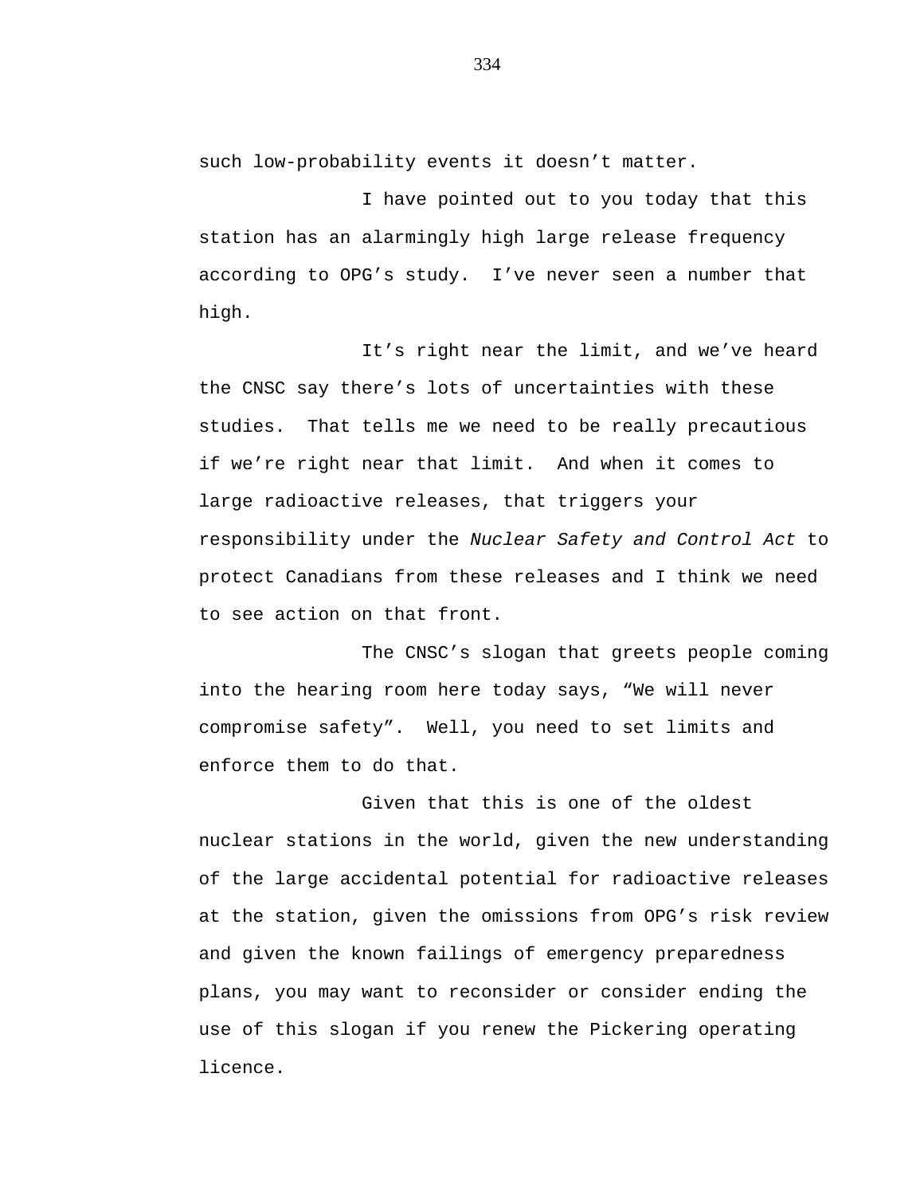such low-probability events it doesn’t matter.

I have pointed out to you today that this station has an alarmingly high large release frequency according to OPG’s study. I’ve never seen a number that high.

It’s right near the limit, and we’ve heard the CNSC say there’s lots of uncertainties with these studies. That tells me we need to be really precautious if we’re right near that limit. And when it comes to large radioactive releases, that triggers your responsibility under the *Nuclear Safety and Control Act* to protect Canadians from these releases and I think we need to see action on that front.

The CNSC’s slogan that greets people coming into the hearing room here today says, “We will never compromise safety”. Well, you need to set limits and enforce them to do that.

Given that this is one of the oldest nuclear stations in the world, given the new understanding of the large accidental potential for radioactive releases at the station, given the omissions from OPG’s risk review and given the known failings of emergency preparedness plans, you may want to reconsider or consider ending the use of this slogan if you renew the Pickering operating licence.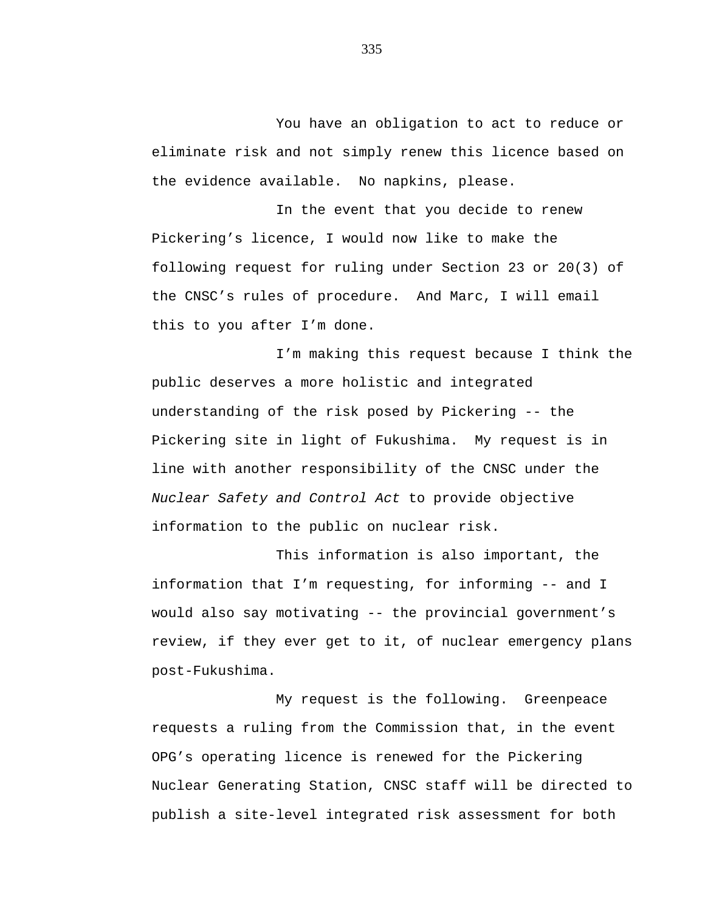You have an obligation to act to reduce or eliminate risk and not simply renew this licence based on the evidence available. No napkins, please.

In the event that you decide to renew Pickering's licence, I would now like to make the following request for ruling under Section 23 or 20(3) of the CNSC's rules of procedure. And Marc, I will email this to you after I'm done.

I'm making this request because I think the public deserves a more holistic and integrated understanding of the risk posed by Pickering -- the Pickering site in light of Fukushima. My request is in line with another responsibility of the CNSC under the *Nuclear Safety and Control Act* to provide objective information to the public on nuclear risk.

This information is also important, the information that I'm requesting, for informing -- and I would also say motivating -- the provincial government's review, if they ever get to it, of nuclear emergency plans post-Fukushima.

My request is the following. Greenpeace requests a ruling from the Commission that, in the event OPG's operating licence is renewed for the Pickering Nuclear Generating Station, CNSC staff will be directed to publish a site-level integrated risk assessment for both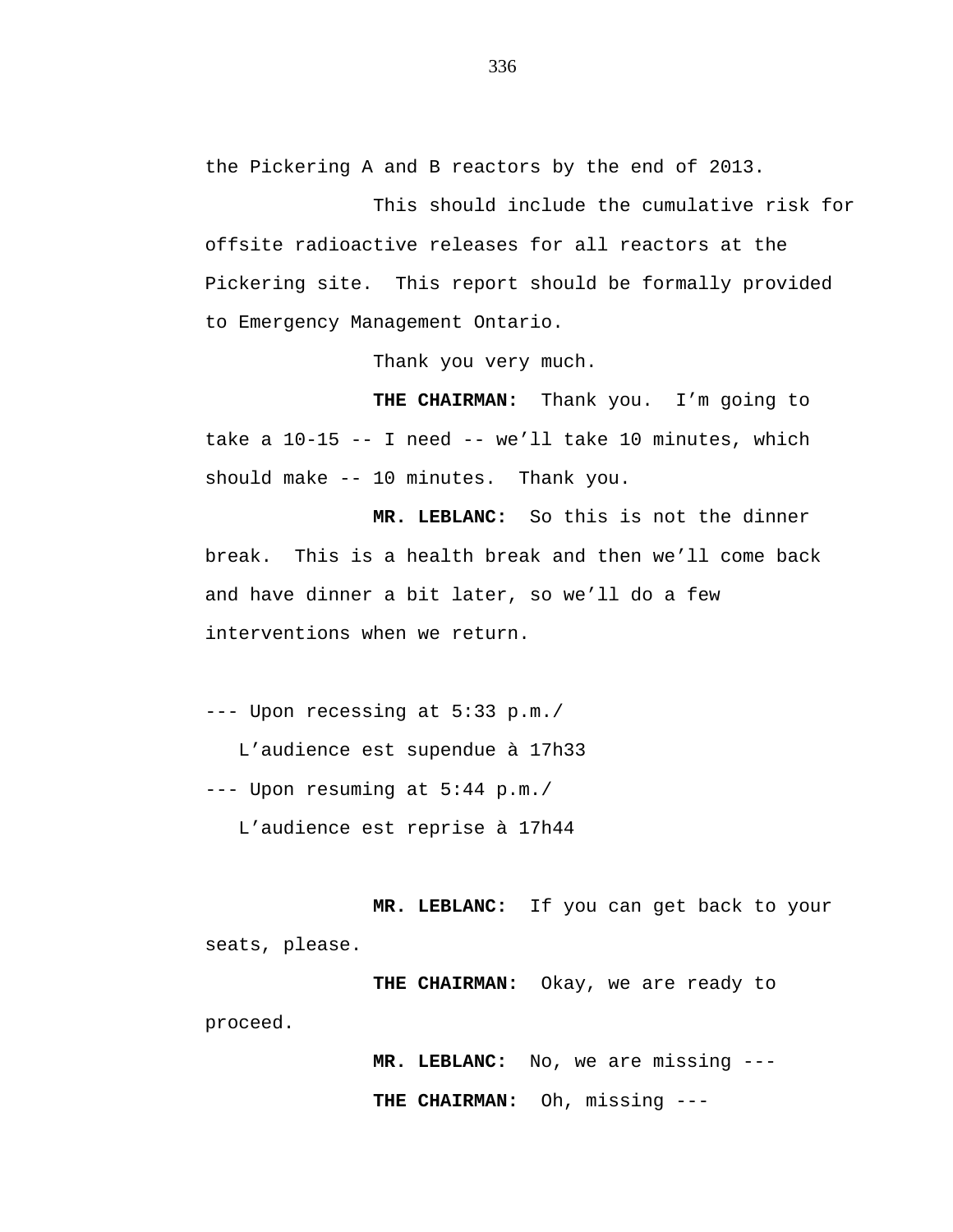the Pickering A and B reactors by the end of 2013.

This should include the cumulative risk for offsite radioactive releases for all reactors at the Pickering site. This report should be formally provided to Emergency Management Ontario.

Thank you very much.

**THE CHAIRMAN:** Thank you. I'm going to take a 10-15 -- I need -- we'll take 10 minutes, which should make -- 10 minutes. Thank you.

**MR. LEBLANC:** So this is not the dinner break. This is a health break and then we'll come back and have dinner a bit later, so we'll do a few interventions when we return.

--- Upon recessing at 5:33 p.m./
L'audience est supendue à 17h33

--- Upon resuming at 5:44 p.m./
L'audience est reprise à 17h44

**MR. LEBLANC:** If you can get back to your seats, please.

**THE CHAIRMAN:** Okay, we are ready to proceed.

**MR. LEBLANC:** No, we are missing ---

**THE CHAIRMAN:** Oh, missing ---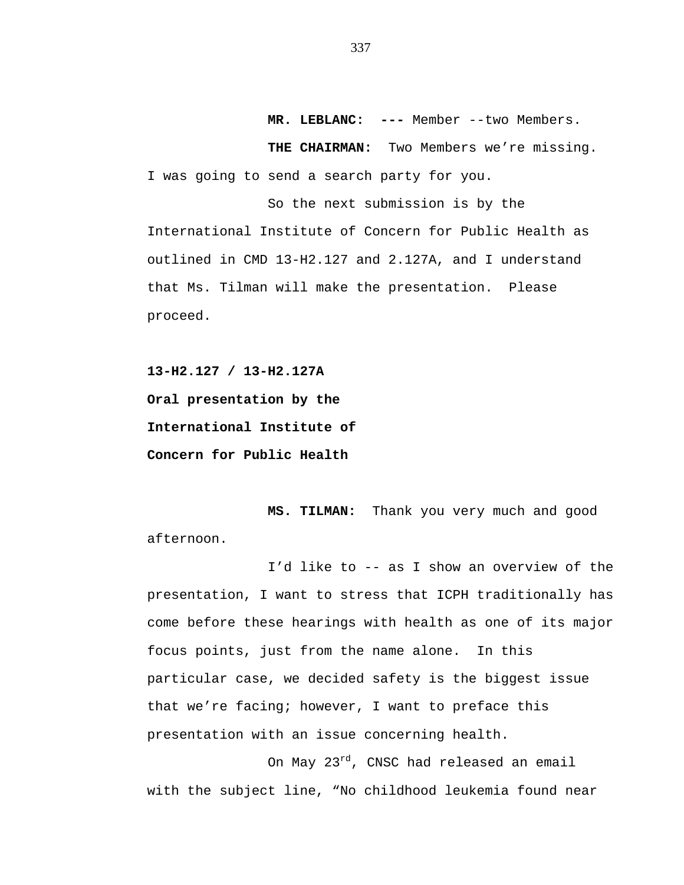**MR. LEBLANC: ---** Member --two Members.

**THE CHAIRMAN:** Two Members we're missing. I was going to send a search party for you.

So the next submission is by the International Institute of Concern for Public Health as outlined in CMD 13-H2.127 and 2.127A, and I understand that Ms. Tilman will make the presentation. Please proceed.

**13-H2.127 / 13-H2.127A**

**Oral presentation by the International Institute of Concern for Public Health**

**MS. TILMAN:** Thank you very much and good afternoon.

I'd like to -- as I show an overview of the presentation, I want to stress that ICPH traditionally has come before these hearings with health as one of its major focus points, just from the name alone. In this particular case, we decided safety is the biggest issue that we're facing; however, I want to preface this presentation with an issue concerning health.

On May 23rd, CNSC had released an email with the subject line, "No childhood leukemia found near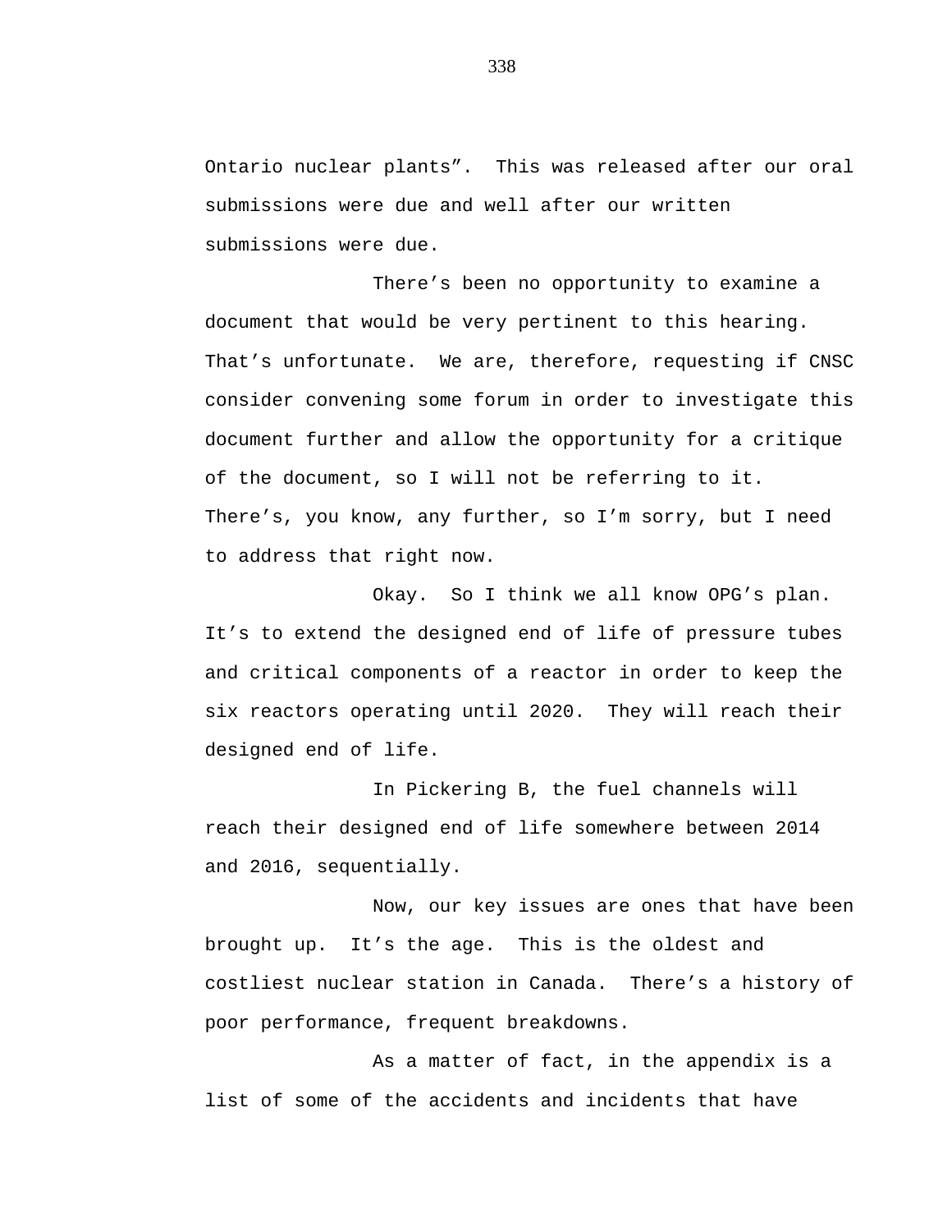Ontario nuclear plants”. This was released after our oral submissions were due and well after our written submissions were due.

There’s been no opportunity to examine a document that would be very pertinent to this hearing. That’s unfortunate. We are, therefore, requesting if CNSC consider convening some forum in order to investigate this document further and allow the opportunity for a critique of the document, so I will not be referring to it. There’s, you know, any further, so I’m sorry, but I need to address that right now.

Okay. So I think we all know OPG’s plan. It’s to extend the designed end of life of pressure tubes and critical components of a reactor in order to keep the six reactors operating until 2020. They will reach their designed end of life.

In Pickering B, the fuel channels will reach their designed end of life somewhere between 2014 and 2016, sequentially.

Now, our key issues are ones that have been brought up. It’s the age. This is the oldest and costliest nuclear station in Canada. There’s a history of poor performance, frequent breakdowns.

As a matter of fact, in the appendix is a list of some of the accidents and incidents that have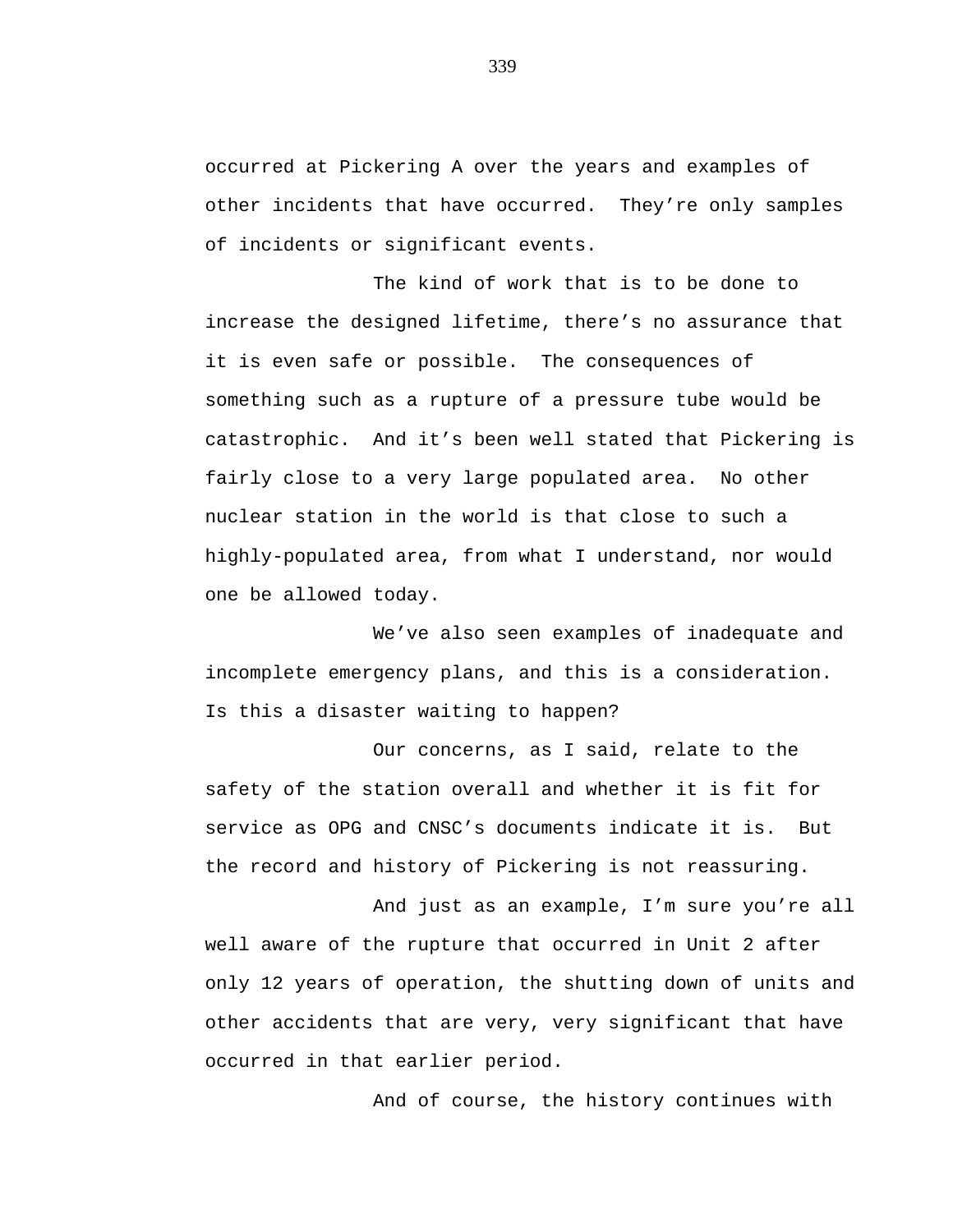occurred at Pickering A over the years and examples of other incidents that have occurred. They're only samples of incidents or significant events.

The kind of work that is to be done to increase the designed lifetime, there's no assurance that it is even safe or possible. The consequences of something such as a rupture of a pressure tube would be catastrophic. And it's been well stated that Pickering is fairly close to a very large populated area. No other nuclear station in the world is that close to such a highly-populated area, from what I understand, nor would one be allowed today.

We've also seen examples of inadequate and incomplete emergency plans, and this is a consideration. Is this a disaster waiting to happen?

Our concerns, as I said, relate to the safety of the station overall and whether it is fit for service as OPG and CNSC's documents indicate it is. But the record and history of Pickering is not reassuring.

And just as an example, I'm sure you're all well aware of the rupture that occurred in Unit 2 after only 12 years of operation, the shutting down of units and other accidents that are very, very significant that have occurred in that earlier period.

And of course, the history continues with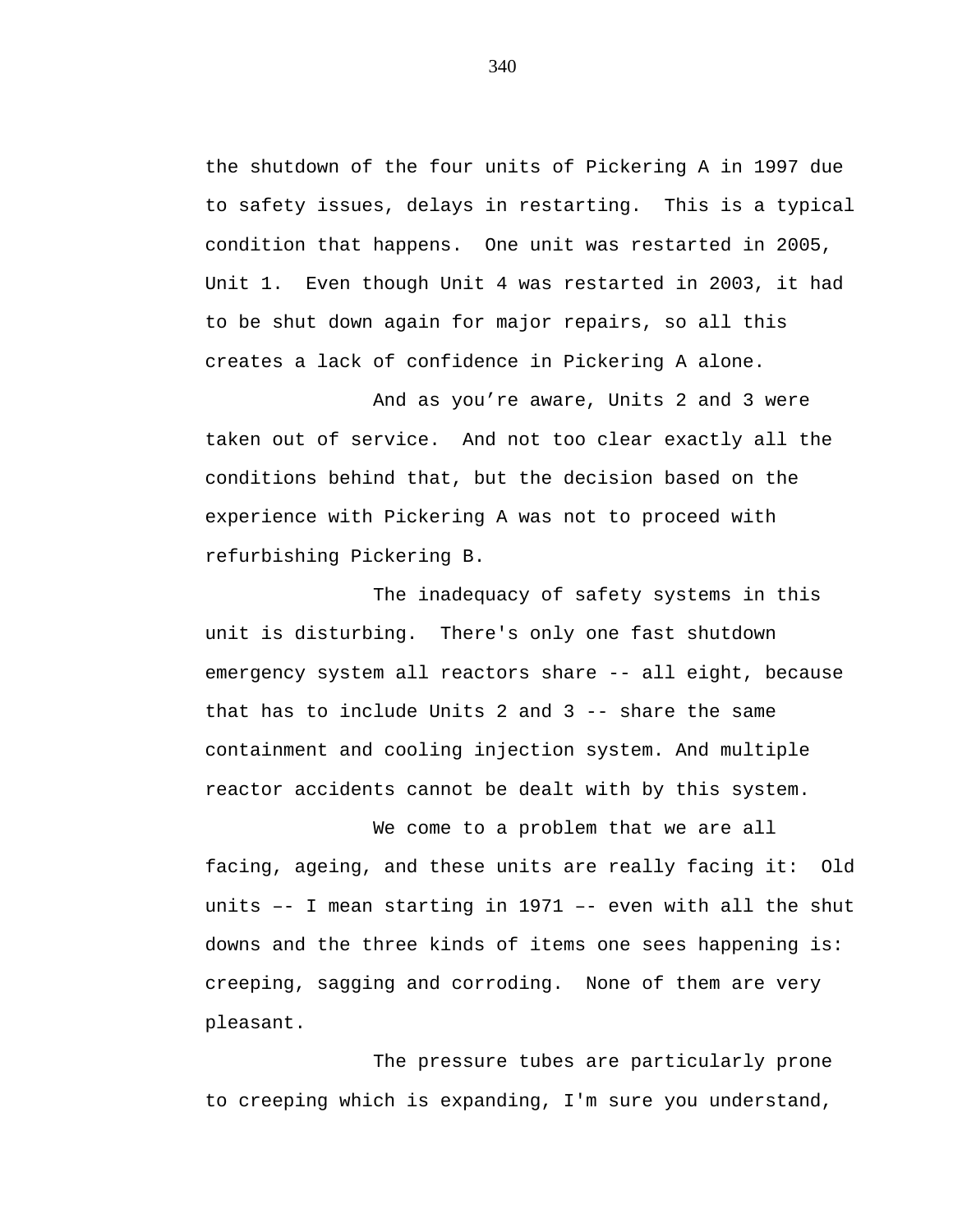the shutdown of the four units of Pickering A in 1997 due to safety issues, delays in restarting. This is a typical condition that happens. One unit was restarted in 2005, Unit 1. Even though Unit 4 was restarted in 2003, it had to be shut down again for major repairs, so all this creates a lack of confidence in Pickering A alone.

And as you’re aware, Units 2 and 3 were taken out of service. And not too clear exactly all the conditions behind that, but the decision based on the experience with Pickering A was not to proceed with refurbishing Pickering B.

The inadequacy of safety systems in this unit is disturbing. There's only one fast shutdown emergency system all reactors share -- all eight, because that has to include Units 2 and 3 -- share the same containment and cooling injection system. And multiple reactor accidents cannot be dealt with by this system.

We come to a problem that we are all facing, ageing, and these units are really facing it: Old units –– I mean starting in 1971 –- even with all the shut downs and the three kinds of items one sees happening is: creeping, sagging and corroding. None of them are very pleasant.

The pressure tubes are particularly prone to creeping which is expanding, I'm sure you understand,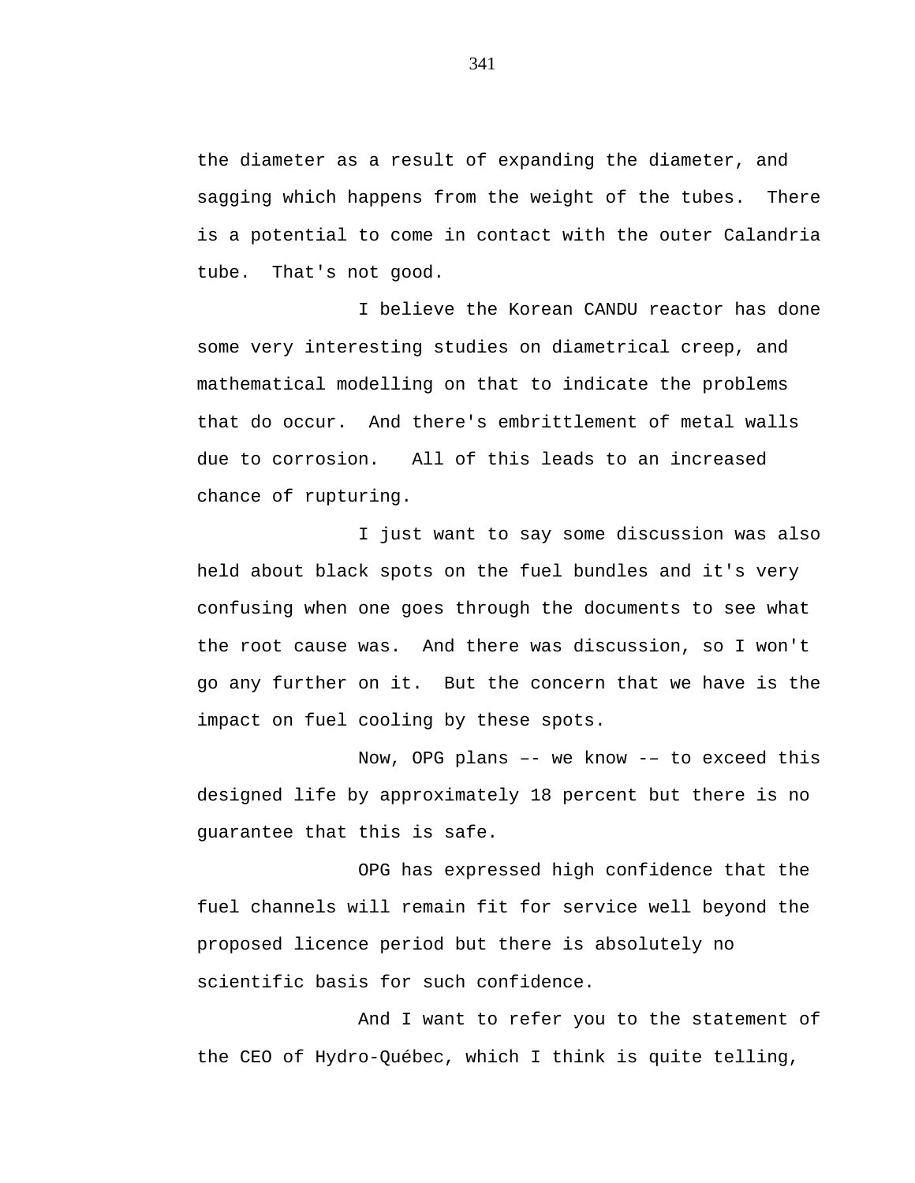the diameter as a result of expanding the diameter, and sagging which happens from the weight of the tubes. There is a potential to come in contact with the outer Calandria tube. That's not good.

I believe the Korean CANDU reactor has done some very interesting studies on diametrical creep, and mathematical modelling on that to indicate the problems that do occur. And there's embrittlement of metal walls due to corrosion. All of this leads to an increased chance of rupturing.

I just want to say some discussion was also held about black spots on the fuel bundles and it's very confusing when one goes through the documents to see what the root cause was. And there was discussion, so I won't go any further on it. But the concern that we have is the impact on fuel cooling by these spots.

Now, OPG plans –- we know -– to exceed this designed life by approximately 18 percent but there is no guarantee that this is safe.

OPG has expressed high confidence that the fuel channels will remain fit for service well beyond the proposed licence period but there is absolutely no scientific basis for such confidence.

And I want to refer you to the statement of the CEO of Hydro-Québec, which I think is quite telling,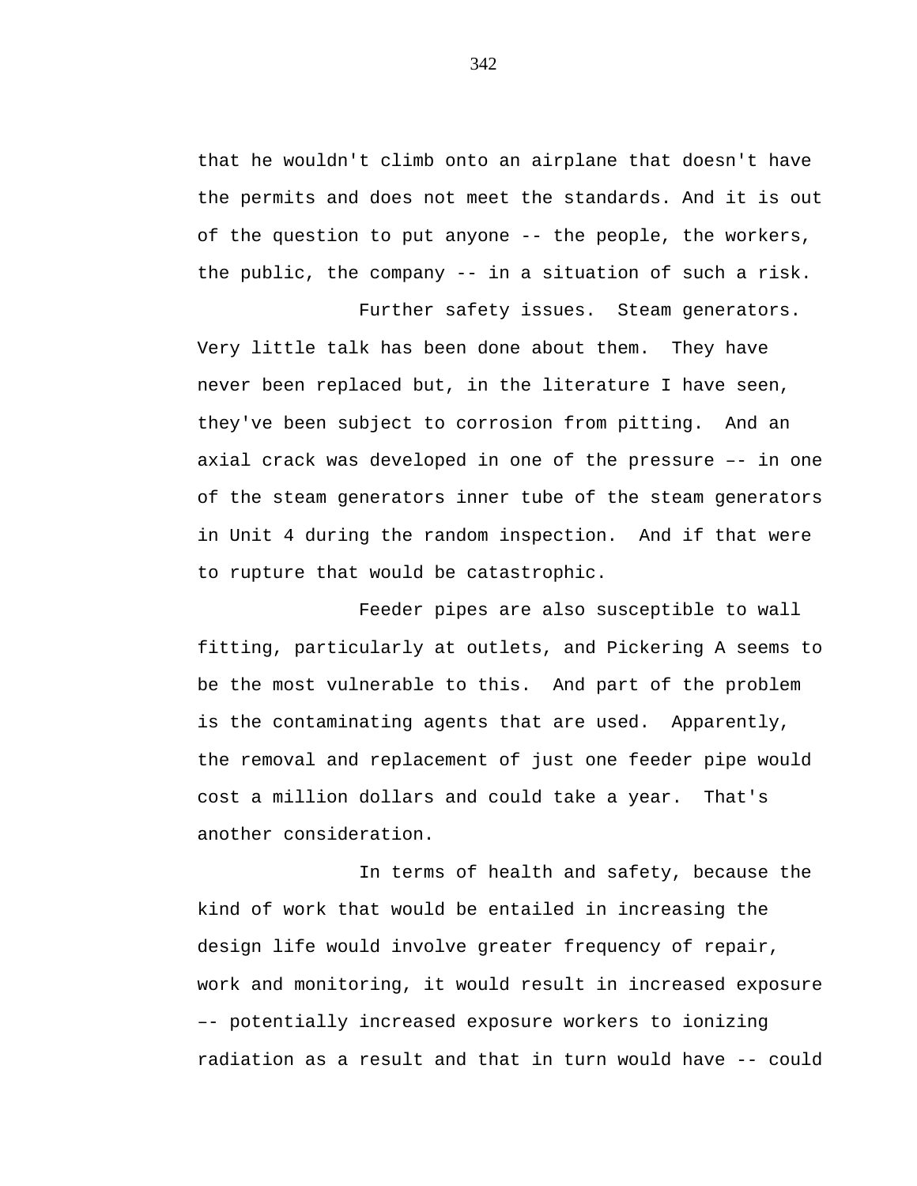that he wouldn't climb onto an airplane that doesn't have the permits and does not meet the standards. And it is out of the question to put anyone -- the people, the workers, the public, the company -- in a situation of such a risk.

Further safety issues. Steam generators. Very little talk has been done about them. They have never been replaced but, in the literature I have seen, they've been subject to corrosion from pitting. And an axial crack was developed in one of the pressure –- in one of the steam generators inner tube of the steam generators in Unit 4 during the random inspection. And if that were to rupture that would be catastrophic.

Feeder pipes are also susceptible to wall fitting, particularly at outlets, and Pickering A seems to be the most vulnerable to this. And part of the problem is the contaminating agents that are used. Apparently, the removal and replacement of just one feeder pipe would cost a million dollars and could take a year. That's another consideration.

In terms of health and safety, because the kind of work that would be entailed in increasing the design life would involve greater frequency of repair, work and monitoring, it would result in increased exposure –- potentially increased exposure workers to ionizing radiation as a result and that in turn would have -- could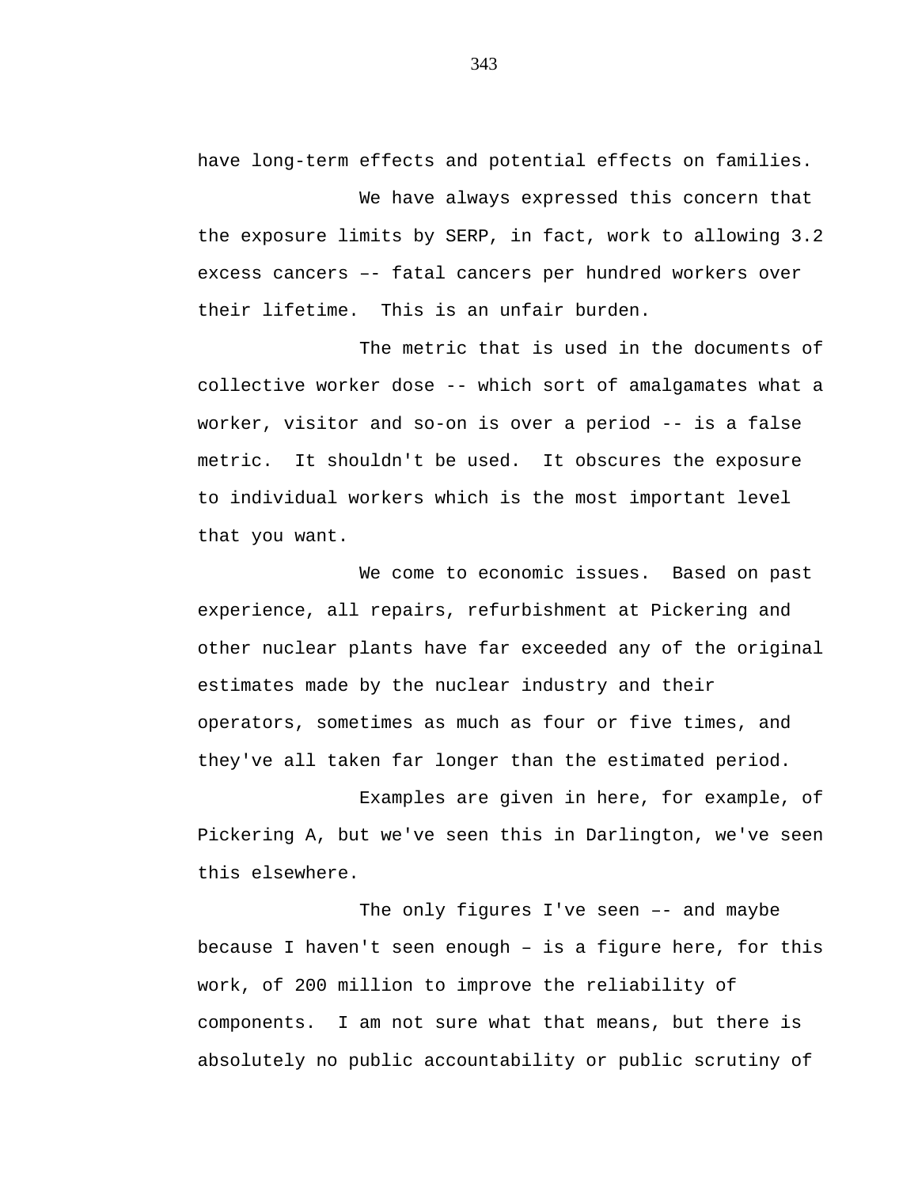have long-term effects and potential effects on families.

We have always expressed this concern that the exposure limits by SERP, in fact, work to allowing 3.2 excess cancers –- fatal cancers per hundred workers over their lifetime. This is an unfair burden.

The metric that is used in the documents of collective worker dose -- which sort of amalgamates what a worker, visitor and so-on is over a period -- is a false metric. It shouldn't be used. It obscures the exposure to individual workers which is the most important level that you want.

We come to economic issues. Based on past experience, all repairs, refurbishment at Pickering and other nuclear plants have far exceeded any of the original estimates made by the nuclear industry and their operators, sometimes as much as four or five times, and they've all taken far longer than the estimated period.

Examples are given in here, for example, of Pickering A, but we've seen this in Darlington, we've seen this elsewhere.

The only figures I've seen –- and maybe because I haven't seen enough – is a figure here, for this work, of 200 million to improve the reliability of components. I am not sure what that means, but there is absolutely no public accountability or public scrutiny of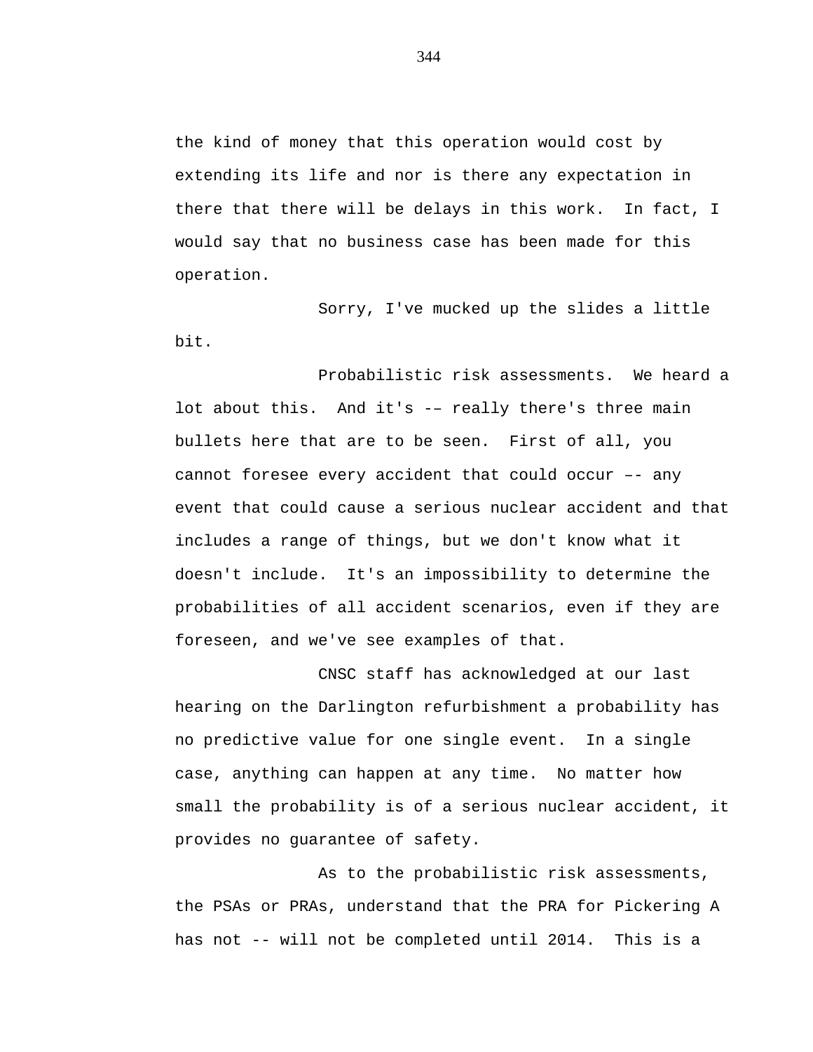the kind of money that this operation would cost by extending its life and nor is there any expectation in there that there will be delays in this work. In fact, I would say that no business case has been made for this operation.

Sorry, I've mucked up the slides a little bit.

Probabilistic risk assessments. We heard a lot about this. And it's -– really there's three main bullets here that are to be seen. First of all, you cannot foresee every accident that could occur –- any event that could cause a serious nuclear accident and that includes a range of things, but we don't know what it doesn't include. It's an impossibility to determine the probabilities of all accident scenarios, even if they are foreseen, and we've see examples of that.

CNSC staff has acknowledged at our last hearing on the Darlington refurbishment a probability has no predictive value for one single event. In a single case, anything can happen at any time. No matter how small the probability is of a serious nuclear accident, it provides no guarantee of safety.

As to the probabilistic risk assessments, the PSAs or PRAs, understand that the PRA for Pickering A has not -- will not be completed until 2014. This is a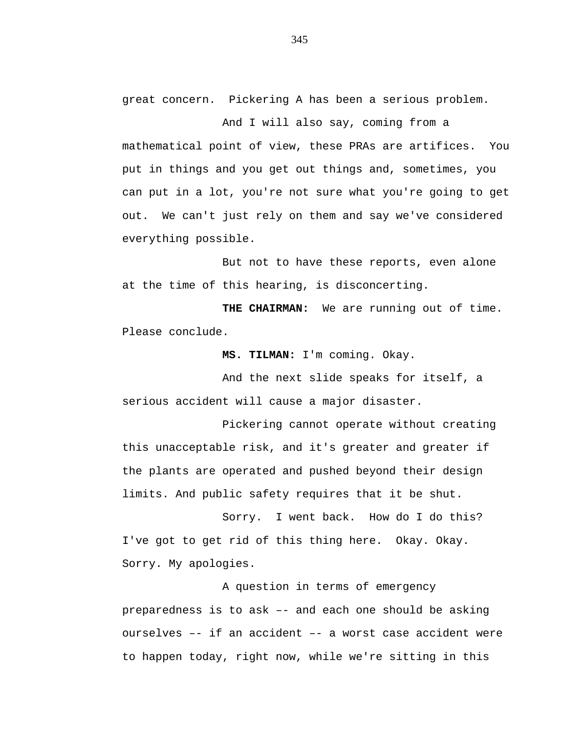great concern.  Pickering A has been a serious problem.

And I will also say, coming from a mathematical point of view, these PRAs are artifices.  You put in things and you get out things and, sometimes, you can put in a lot, you're not sure what you're going to get out.  We can't just rely on them and say we've considered everything possible.

But not to have these reports, even alone at the time of this hearing, is disconcerting.

**THE CHAIRMAN:**  We are running out of time. Please conclude.

**MS. TILMAN:** I'm coming. Okay.

And the next slide speaks for itself, a serious accident will cause a major disaster.

Pickering cannot operate without creating this unacceptable risk, and it's greater and greater if the plants are operated and pushed beyond their design limits. And public safety requires that it be shut.

Sorry.  I went back.  How do I do this? I've got to get rid of this thing here.  Okay. Okay. Sorry. My apologies.

A question in terms of emergency preparedness is to ask –- and each one should be asking ourselves –- if an accident –- a worst case accident were to happen today, right now, while we're sitting in this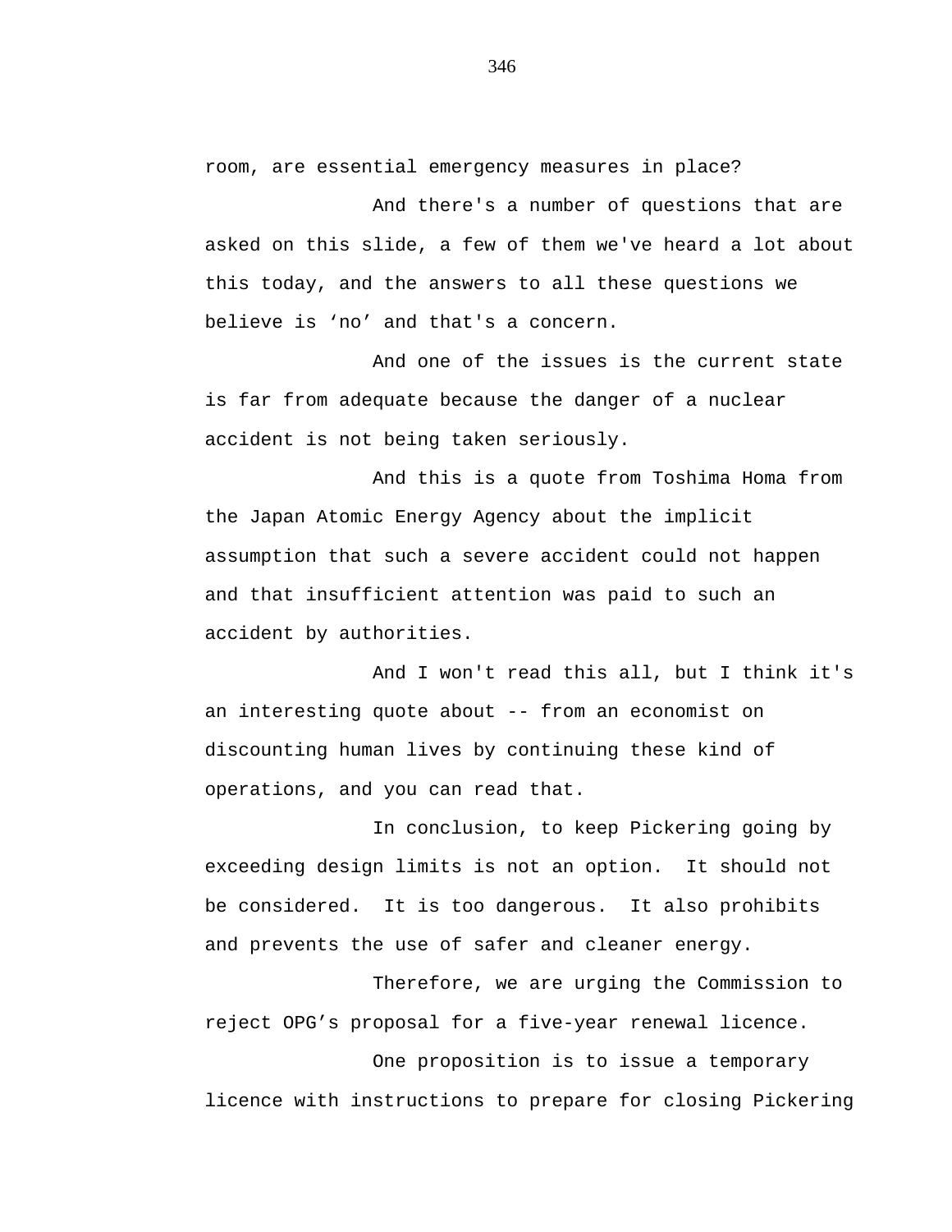room, are essential emergency measures in place?

And there's a number of questions that are asked on this slide, a few of them we've heard a lot about this today, and the answers to all these questions we believe is ‘no’ and that's a concern.

And one of the issues is the current state is far from adequate because the danger of a nuclear accident is not being taken seriously.

And this is a quote from Toshima Homa from the Japan Atomic Energy Agency about the implicit assumption that such a severe accident could not happen and that insufficient attention was paid to such an accident by authorities.

And I won't read this all, but I think it's an interesting quote about -- from an economist on discounting human lives by continuing these kind of operations, and you can read that.

In conclusion, to keep Pickering going by exceeding design limits is not an option. It should not be considered. It is too dangerous. It also prohibits and prevents the use of safer and cleaner energy.

Therefore, we are urging the Commission to reject OPG’s proposal for a five-year renewal licence.

One proposition is to issue a temporary licence with instructions to prepare for closing Pickering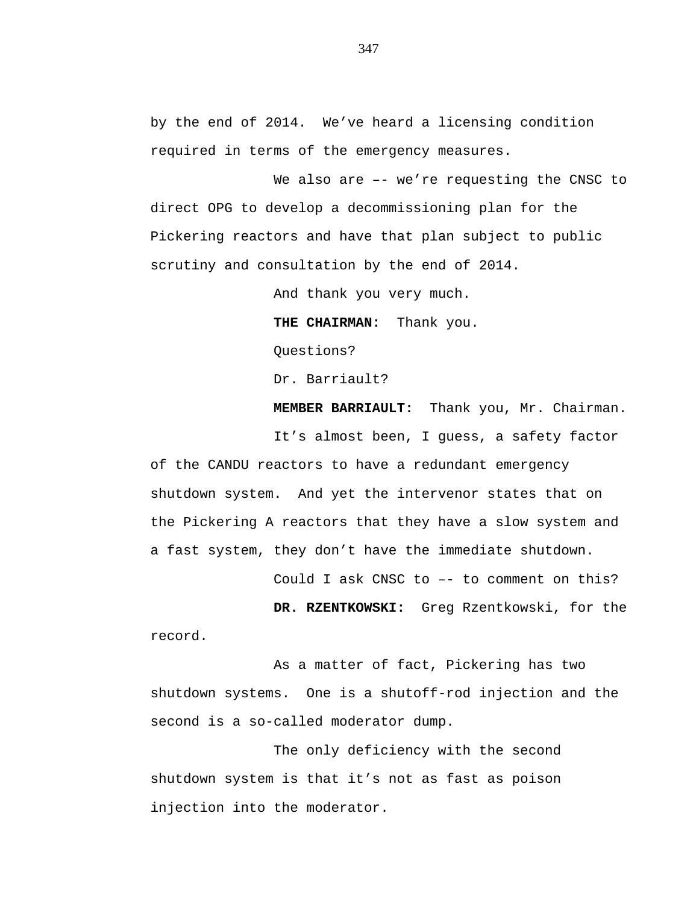by the end of 2014. We’ve heard a licensing condition required in terms of the emergency measures.

We also are –- we’re requesting the CNSC to direct OPG to develop a decommissioning plan for the Pickering reactors and have that plan subject to public scrutiny and consultation by the end of 2014.

And thank you very much.

**THE CHAIRMAN:** Thank you.

Questions?

Dr. Barriault?

**MEMBER BARRIAULT:** Thank you, Mr. Chairman.

It’s almost been, I guess, a safety factor of the CANDU reactors to have a redundant emergency shutdown system. And yet the intervenor states that on the Pickering A reactors that they have a slow system and a fast system, they don’t have the immediate shutdown.

Could I ask CNSC to –- to comment on this?

**DR. RZENTKOWSKI:** Greg Rzentkowski, for the record.

As a matter of fact, Pickering has two shutdown systems. One is a shutoff-rod injection and the second is a so-called moderator dump.

The only deficiency with the second shutdown system is that it’s not as fast as poison injection into the moderator.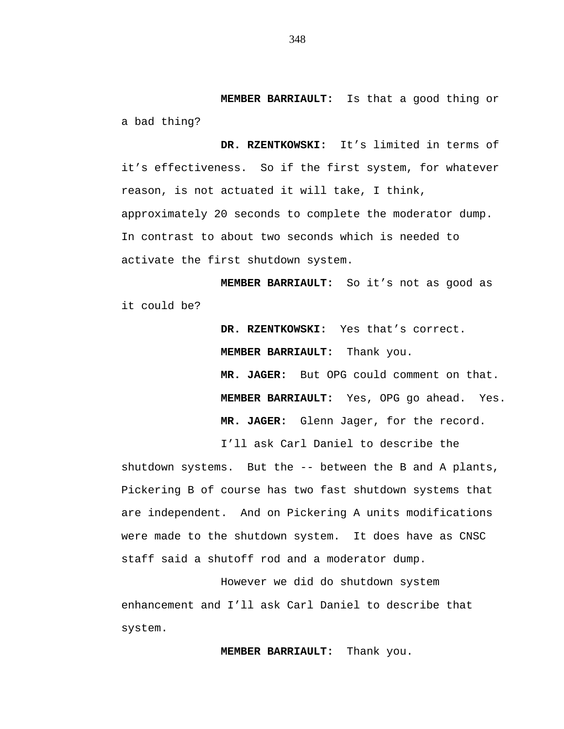**MEMBER BARRIAULT:** Is that a good thing or a bad thing?

**DR. RZENTKOWSKI:** It’s limited in terms of it’s effectiveness. So if the first system, for whatever reason, is not actuated it will take, I think, approximately 20 seconds to complete the moderator dump. In contrast to about two seconds which is needed to activate the first shutdown system.

**MEMBER BARRIAULT:** So it’s not as good as it could be?

**DR. RZENTKOWSKI:** Yes that’s correct.

**MEMBER BARRIAULT:** Thank you.

**MR. JAGER:** But OPG could comment on that.

**MEMBER BARRIAULT:** Yes, OPG go ahead. Yes.

**MR. JAGER:** Glenn Jager, for the record.

I’ll ask Carl Daniel to describe the shutdown systems. But the -- between the B and A plants, Pickering B of course has two fast shutdown systems that are independent. And on Pickering A units modifications were made to the shutdown system. It does have as CNSC staff said a shutoff rod and a moderator dump.

However we did do shutdown system enhancement and I’ll ask Carl Daniel to describe that system.

**MEMBER BARRIAULT:** Thank you.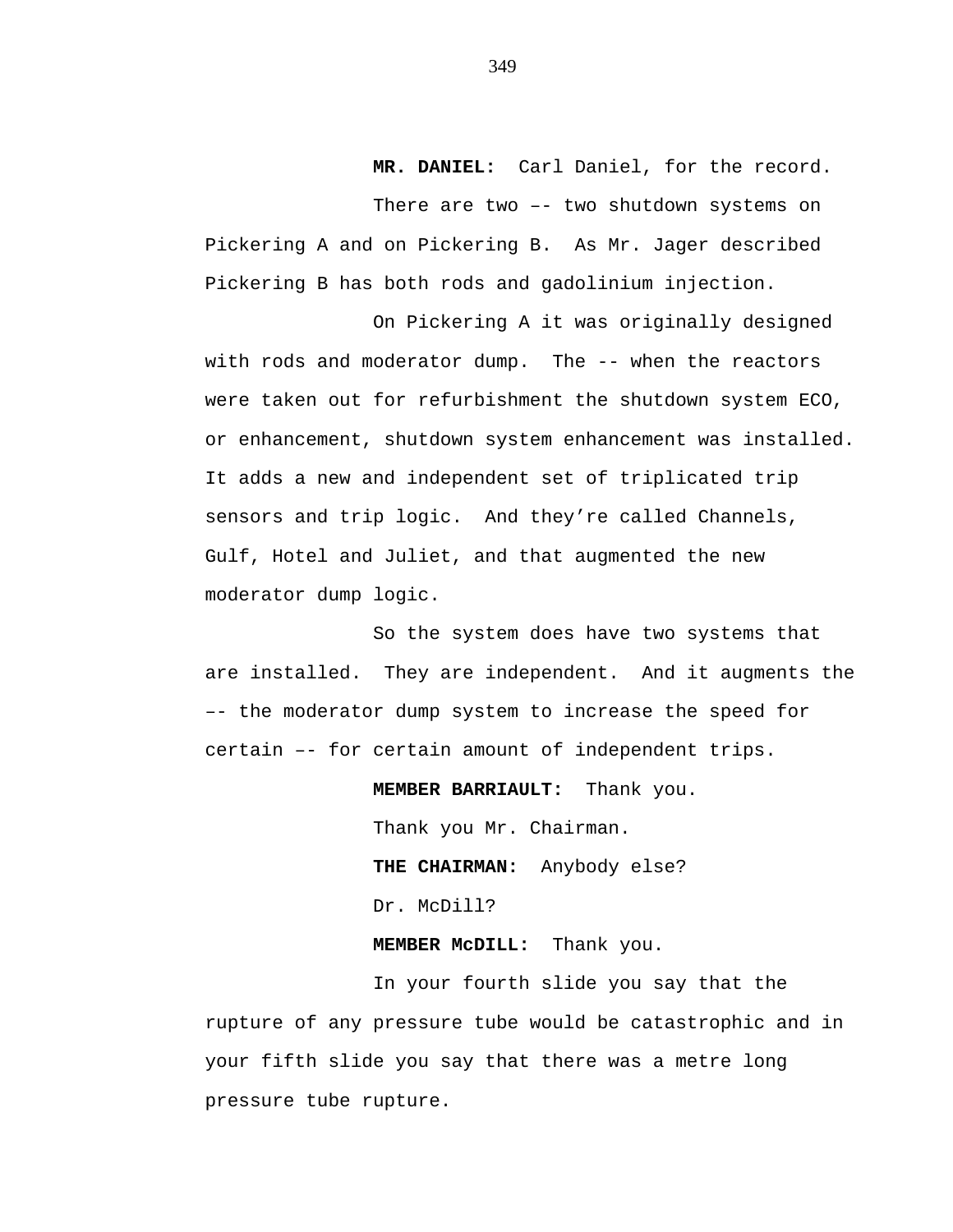**MR. DANIEL:** Carl Daniel, for the record.

There are two –- two shutdown systems on Pickering A and on Pickering B. As Mr. Jager described Pickering B has both rods and gadolinium injection.

On Pickering A it was originally designed with rods and moderator dump. The -- when the reactors were taken out for refurbishment the shutdown system ECO, or enhancement, shutdown system enhancement was installed. It adds a new and independent set of triplicated trip sensors and trip logic. And they're called Channels, Gulf, Hotel and Juliet, and that augmented the new moderator dump logic.

So the system does have two systems that are installed. They are independent. And it augments the –- the moderator dump system to increase the speed for certain –- for certain amount of independent trips.

**MEMBER BARRIAULT:** Thank you.

Thank you Mr. Chairman.

**THE CHAIRMAN:** Anybody else?

Dr. McDill?

**MEMBER McDILL:** Thank you.

In your fourth slide you say that the rupture of any pressure tube would be catastrophic and in your fifth slide you say that there was a metre long pressure tube rupture.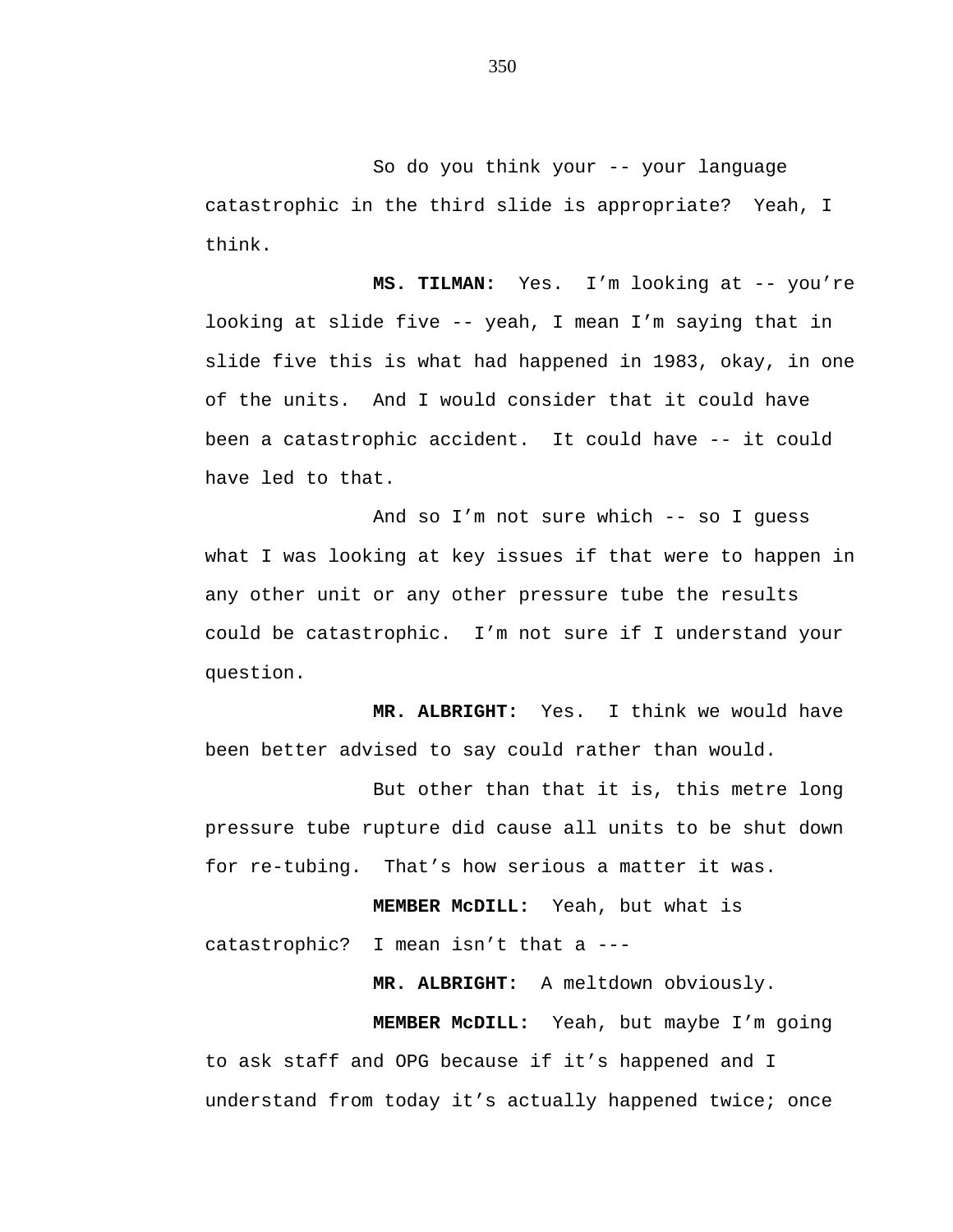So do you think your -- your language catastrophic in the third slide is appropriate? Yeah, I think.

**MS. TILMAN:** Yes. I'm looking at -- you're looking at slide five -- yeah, I mean I'm saying that in slide five this is what had happened in 1983, okay, in one of the units. And I would consider that it could have been a catastrophic accident. It could have -- it could have led to that.

And so I'm not sure which -- so I guess what I was looking at key issues if that were to happen in any other unit or any other pressure tube the results could be catastrophic. I'm not sure if I understand your question.

**MR. ALBRIGHT:** Yes. I think we would have been better advised to say could rather than would.

But other than that it is, this metre long pressure tube rupture did cause all units to be shut down for re-tubing. That's how serious a matter it was.

**MEMBER McDILL:** Yeah, but what is catastrophic? I mean isn't that a ---

**MR. ALBRIGHT:** A meltdown obviously.

**MEMBER McDILL:** Yeah, but maybe I'm going to ask staff and OPG because if it's happened and I understand from today it's actually happened twice; once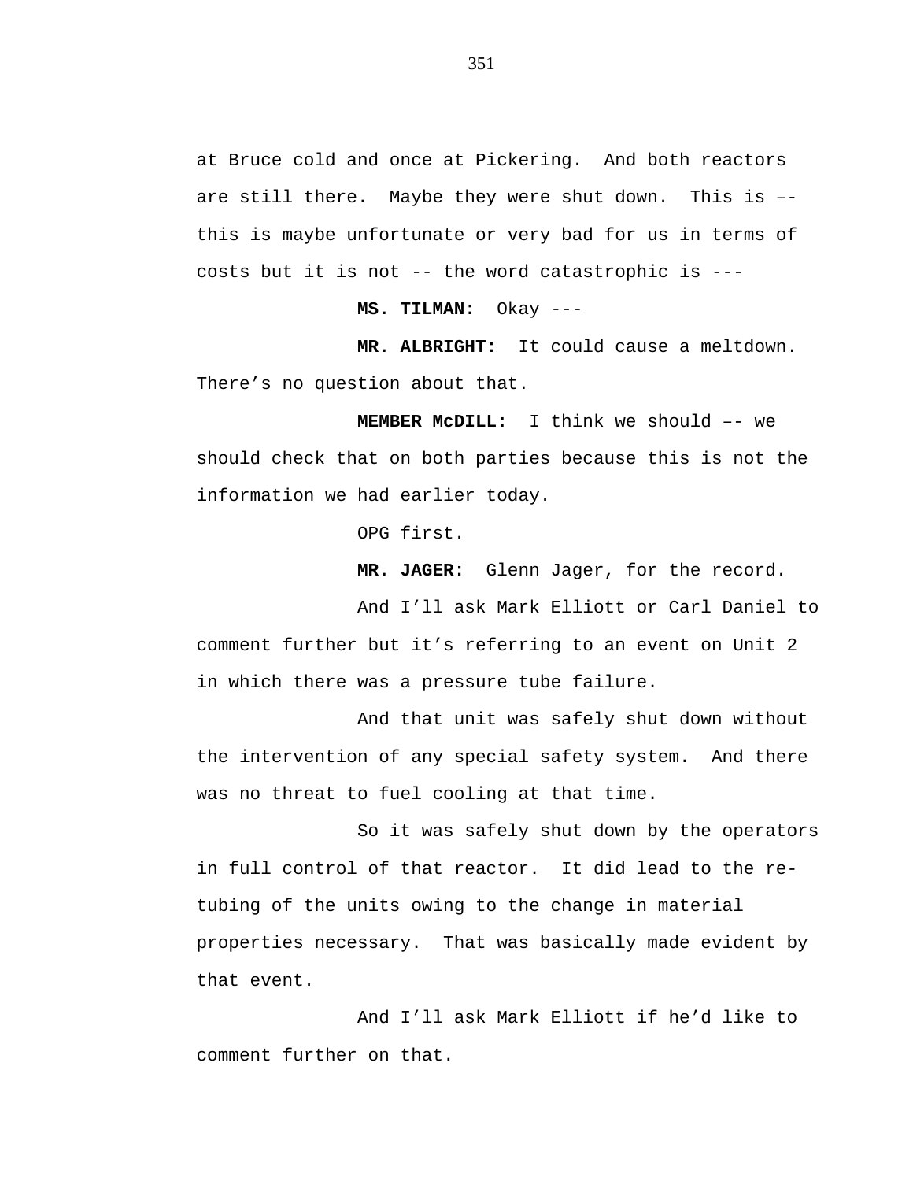at Bruce cold and once at Pickering. And both reactors are still there. Maybe they were shut down. This is –- this is maybe unfortunate or very bad for us in terms of costs but it is not -- the word catastrophic is ---

**MS. TILMAN:** Okay ---

**MR. ALBRIGHT:** It could cause a meltdown. There’s no question about that.

**MEMBER McDILL:** I think we should –- we should check that on both parties because this is not the information we had earlier today.

OPG first.

**MR. JAGER:** Glenn Jager, for the record.

And I’ll ask Mark Elliott or Carl Daniel to comment further but it’s referring to an event on Unit 2 in which there was a pressure tube failure.

And that unit was safely shut down without the intervention of any special safety system. And there was no threat to fuel cooling at that time.

So it was safely shut down by the operators in full control of that reactor. It did lead to the re-tubing of the units owing to the change in material properties necessary. That was basically made evident by that event.

And I’ll ask Mark Elliott if he’d like to comment further on that.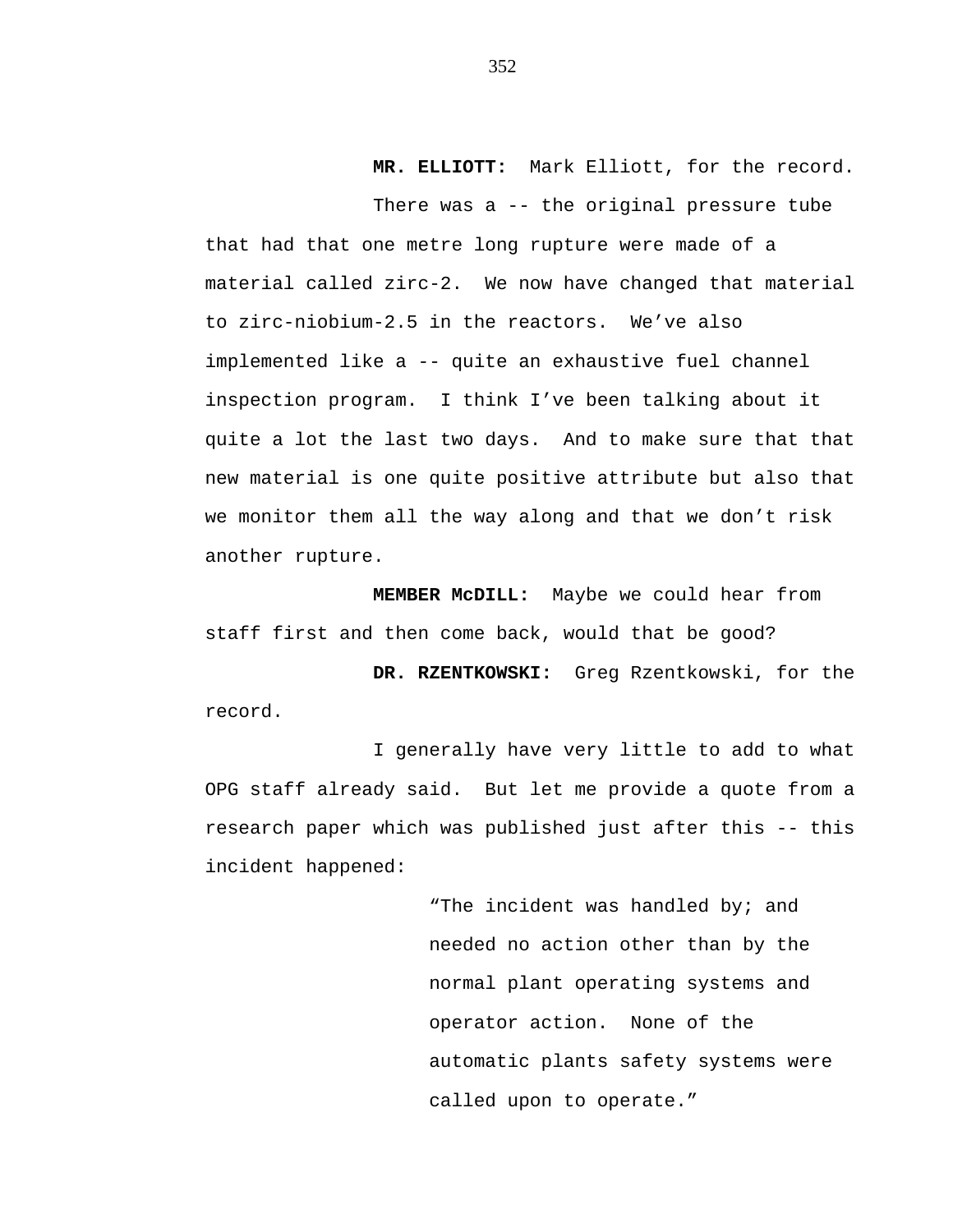**MR. ELLIOTT:** Mark Elliott, for the record.

There was a -- the original pressure tube that had that one metre long rupture were made of a material called zirc-2. We now have changed that material to zirc-niobium-2.5 in the reactors. We've also implemented like a -- quite an exhaustive fuel channel inspection program. I think I've been talking about it quite a lot the last two days. And to make sure that that new material is one quite positive attribute but also that we monitor them all the way along and that we don't risk another rupture.

**MEMBER McDILL:** Maybe we could hear from staff first and then come back, would that be good?

**DR. RZENTKOWSKI:** Greg Rzentkowski, for the record.

I generally have very little to add to what OPG staff already said. But let me provide a quote from a research paper which was published just after this -- this incident happened:

> "The incident was handled by; and needed no action other than by the normal plant operating systems and operator action. None of the automatic plants safety systems were called upon to operate."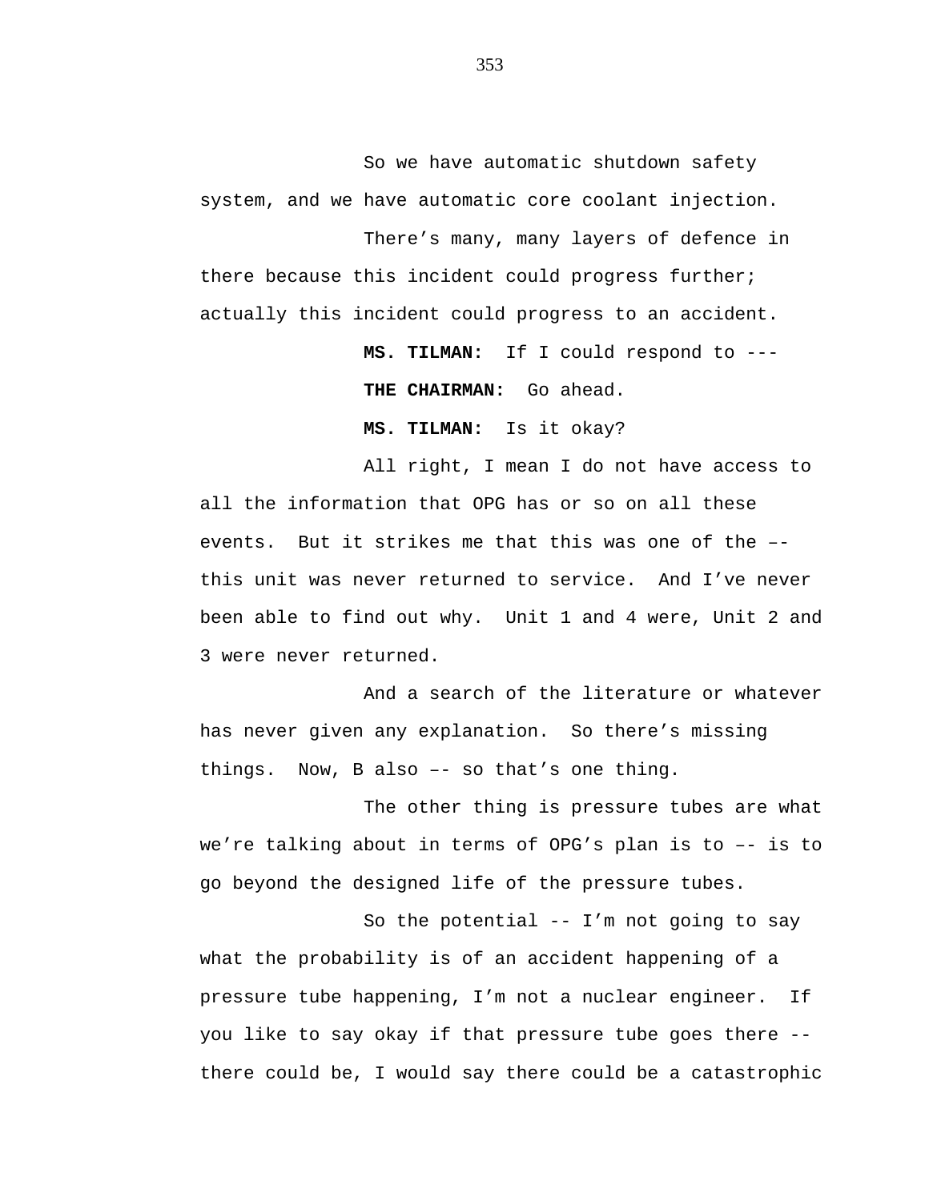So we have automatic shutdown safety system, and we have automatic core coolant injection.

There’s many, many layers of defence in there because this incident could progress further; actually this incident could progress to an accident.

**MS. TILMAN:** If I could respond to ---

**THE CHAIRMAN:** Go ahead.

**MS. TILMAN:** Is it okay?

All right, I mean I do not have access to all the information that OPG has or so on all these events. But it strikes me that this was one of the –- this unit was never returned to service. And I’ve never been able to find out why. Unit 1 and 4 were, Unit 2 and 3 were never returned.

And a search of the literature or whatever has never given any explanation. So there’s missing things. Now, B also –- so that’s one thing.

The other thing is pressure tubes are what we’re talking about in terms of OPG’s plan is to –- is to go beyond the designed life of the pressure tubes.

So the potential -- I’m not going to say what the probability is of an accident happening of a pressure tube happening, I’m not a nuclear engineer. If you like to say okay if that pressure tube goes there -- there could be, I would say there could be a catastrophic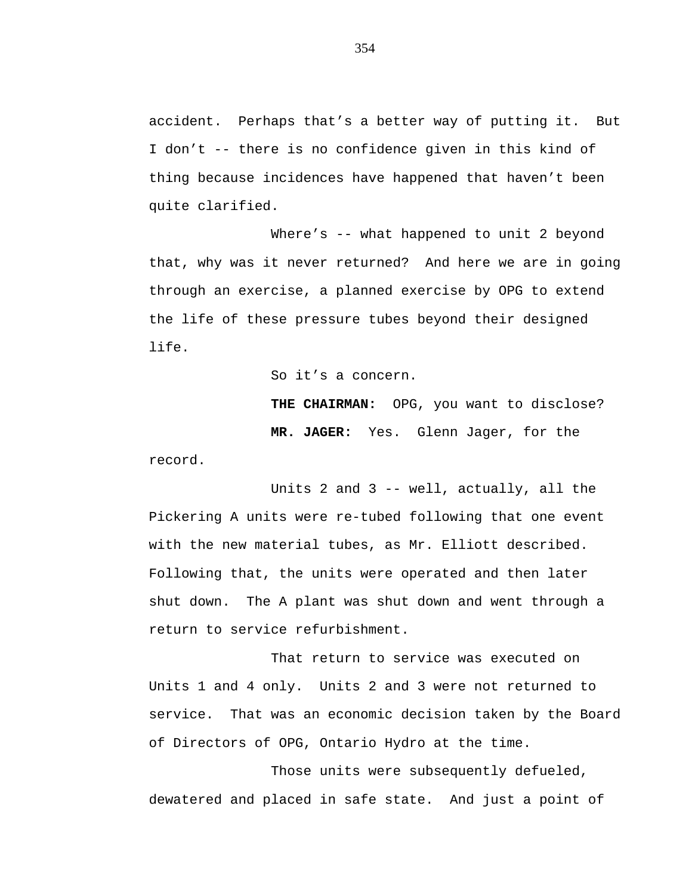accident. Perhaps that's a better way of putting it. But I don't -- there is no confidence given in this kind of thing because incidences have happened that haven't been quite clarified.

Where's -- what happened to unit 2 beyond that, why was it never returned? And here we are in going through an exercise, a planned exercise by OPG to extend the life of these pressure tubes beyond their designed life.

So it's a concern.

**THE CHAIRMAN:** OPG, you want to disclose?

**MR. JAGER:** Yes. Glenn Jager, for the record.

Units 2 and 3 -- well, actually, all the Pickering A units were re-tubed following that one event with the new material tubes, as Mr. Elliott described. Following that, the units were operated and then later shut down. The A plant was shut down and went through a return to service refurbishment.

That return to service was executed on Units 1 and 4 only. Units 2 and 3 were not returned to service. That was an economic decision taken by the Board of Directors of OPG, Ontario Hydro at the time.

Those units were subsequently defueled, dewatered and placed in safe state. And just a point of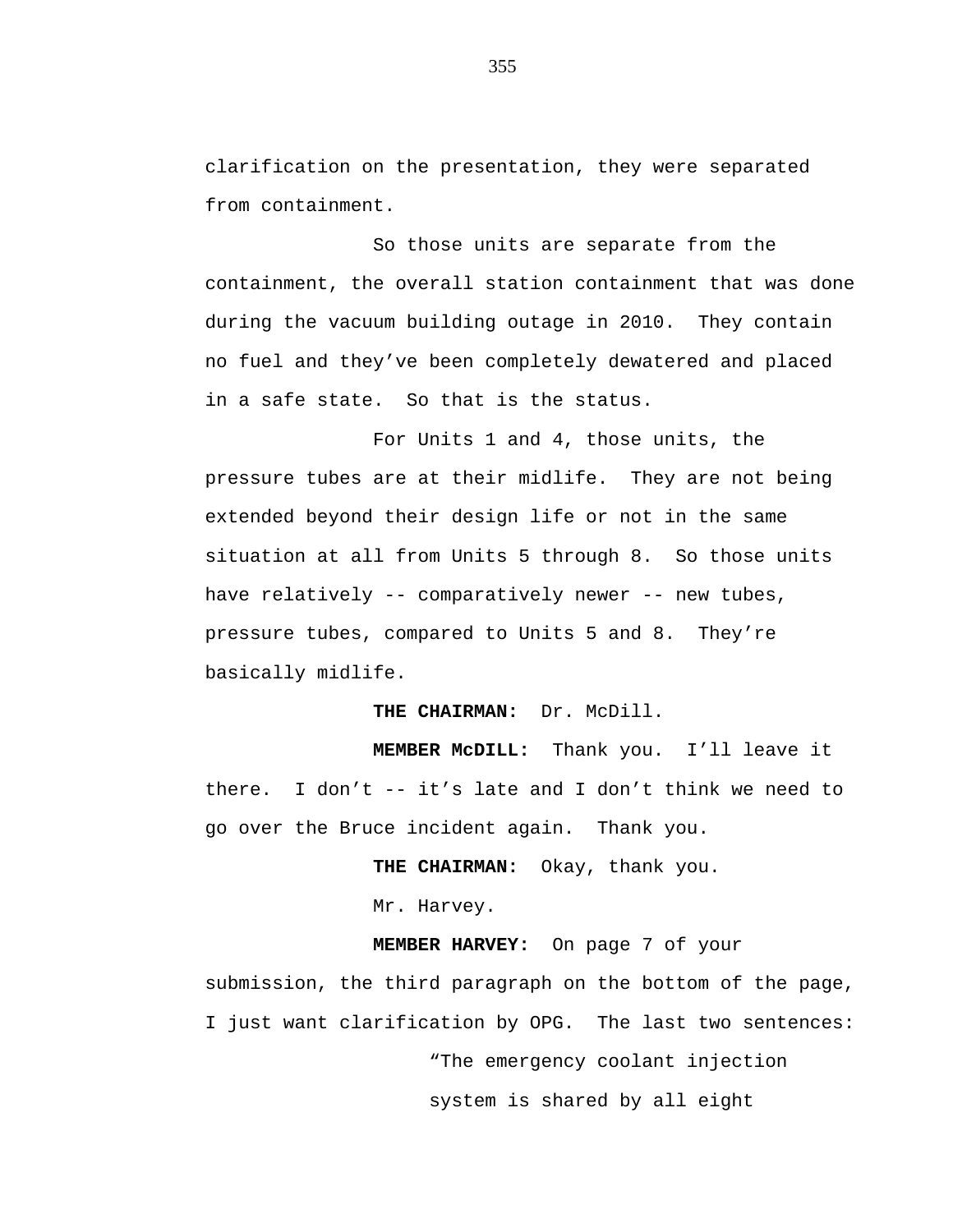clarification on the presentation, they were separated from containment.

So those units are separate from the containment, the overall station containment that was done during the vacuum building outage in 2010. They contain no fuel and they've been completely dewatered and placed in a safe state. So that is the status.

For Units 1 and 4, those units, the pressure tubes are at their midlife. They are not being extended beyond their design life or not in the same situation at all from Units 5 through 8. So those units have relatively -- comparatively newer -- new tubes, pressure tubes, compared to Units 5 and 8. They're basically midlife.

**THE CHAIRMAN:** Dr. McDill.

**MEMBER McDILL:** Thank you. I'll leave it there. I don't -- it's late and I don't think we need to go over the Bruce incident again. Thank you.

**THE CHAIRMAN:** Okay, thank you.

Mr. Harvey.

**MEMBER HARVEY:** On page 7 of your submission, the third paragraph on the bottom of the page, I just want clarification by OPG. The last two sentences:

> "The emergency coolant injection system is shared by all eight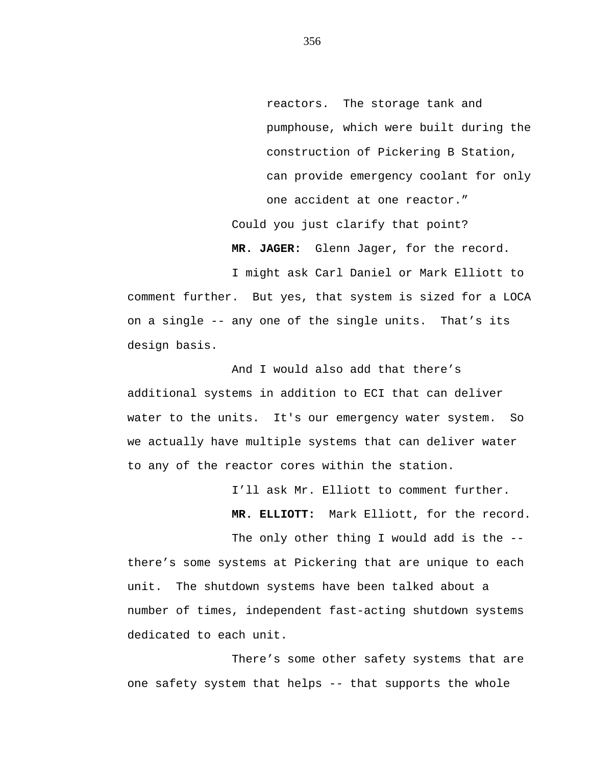reactors. The storage tank and pumphouse, which were built during the construction of Pickering B Station, can provide emergency coolant for only one accident at one reactor."

Could you just clarify that point?

**MR. JAGER:** Glenn Jager, for the record.

I might ask Carl Daniel or Mark Elliott to comment further. But yes, that system is sized for a LOCA on a single -- any one of the single units. That's its design basis.

And I would also add that there's additional systems in addition to ECI that can deliver water to the units. It's our emergency water system. So we actually have multiple systems that can deliver water to any of the reactor cores within the station.

I'll ask Mr. Elliott to comment further.

**MR. ELLIOTT:** Mark Elliott, for the record.

The only other thing I would add is the -- there's some systems at Pickering that are unique to each unit. The shutdown systems have been talked about a number of times, independent fast-acting shutdown systems dedicated to each unit.

There's some other safety systems that are one safety system that helps -- that supports the whole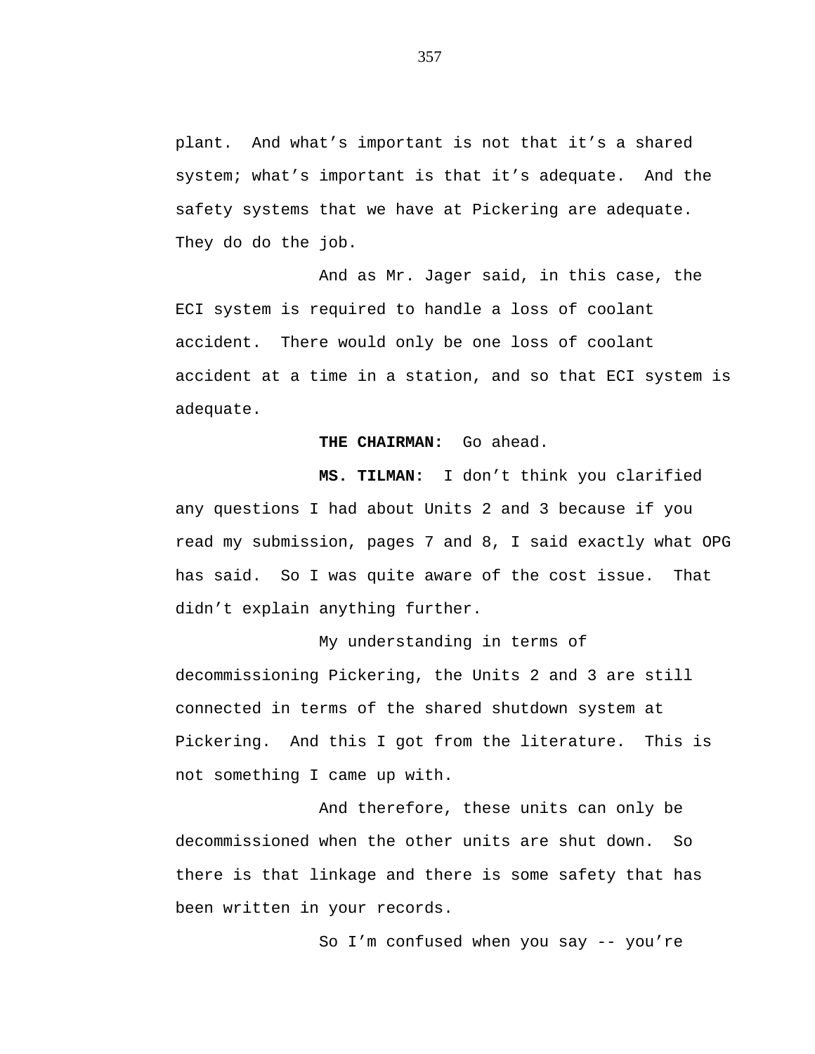plant. And what's important is not that it's a shared system; what's important is that it's adequate. And the safety systems that we have at Pickering are adequate. They do do the job.

And as Mr. Jager said, in this case, the ECI system is required to handle a loss of coolant accident. There would only be one loss of coolant accident at a time in a station, and so that ECI system is adequate.

**THE CHAIRMAN:** Go ahead.

**MS. TILMAN:** I don't think you clarified any questions I had about Units 2 and 3 because if you read my submission, pages 7 and 8, I said exactly what OPG has said. So I was quite aware of the cost issue. That didn't explain anything further.

My understanding in terms of decommissioning Pickering, the Units 2 and 3 are still connected in terms of the shared shutdown system at Pickering. And this I got from the literature. This is not something I came up with.

And therefore, these units can only be decommissioned when the other units are shut down. So there is that linkage and there is some safety that has been written in your records.

So I'm confused when you say -- you're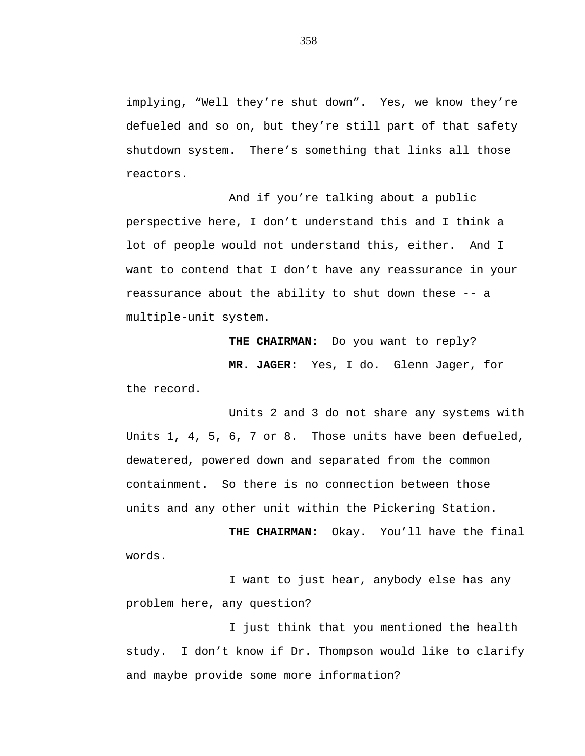implying, "Well they're shut down". Yes, we know they're defueled and so on, but they're still part of that safety shutdown system. There's something that links all those reactors.

And if you're talking about a public perspective here, I don't understand this and I think a lot of people would not understand this, either. And I want to contend that I don't have any reassurance in your reassurance about the ability to shut down these -- a multiple-unit system.

**THE CHAIRMAN:** Do you want to reply?

**MR. JAGER:** Yes, I do. Glenn Jager, for the record.

Units 2 and 3 do not share any systems with Units 1, 4, 5, 6, 7 or 8. Those units have been defueled, dewatered, powered down and separated from the common containment. So there is no connection between those units and any other unit within the Pickering Station.

**THE CHAIRMAN:** Okay. You'll have the final words.

I want to just hear, anybody else has any problem here, any question?

I just think that you mentioned the health study. I don't know if Dr. Thompson would like to clarify and maybe provide some more information?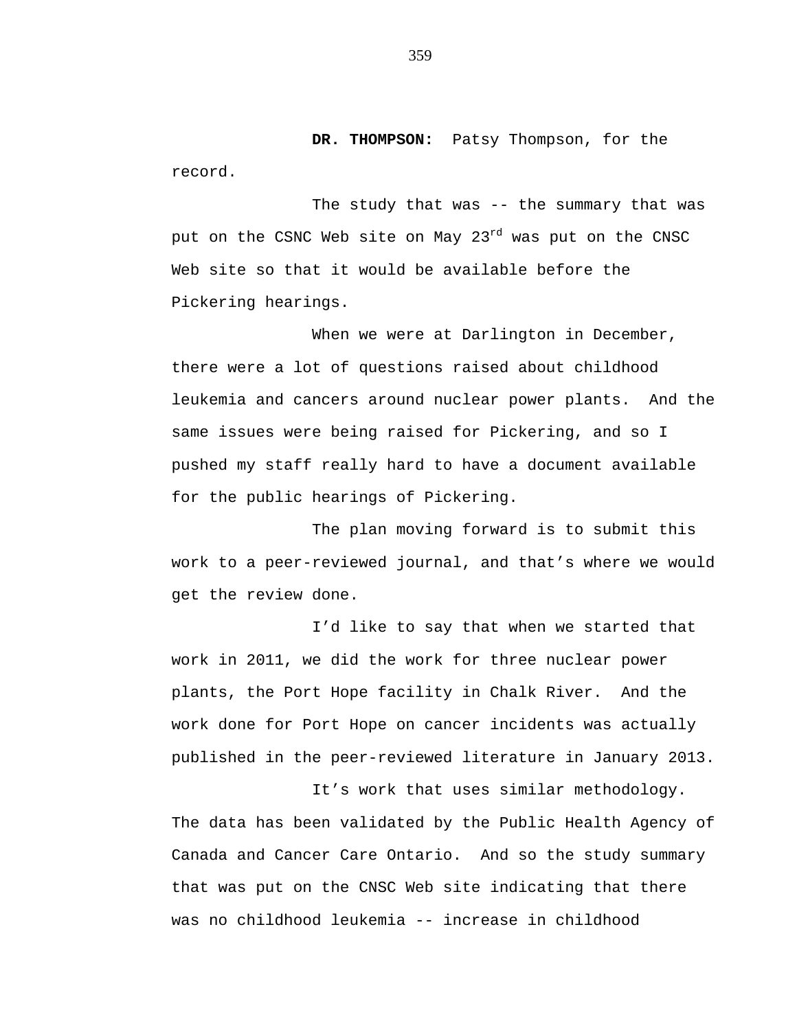**DR. THOMPSON:** Patsy Thompson, for the record.

The study that was -- the summary that was put on the CSNC Web site on May 23rd was put on the CNSC Web site so that it would be available before the Pickering hearings.

When we were at Darlington in December, there were a lot of questions raised about childhood leukemia and cancers around nuclear power plants. And the same issues were being raised for Pickering, and so I pushed my staff really hard to have a document available for the public hearings of Pickering.

The plan moving forward is to submit this work to a peer-reviewed journal, and that's where we would get the review done.

I'd like to say that when we started that work in 2011, we did the work for three nuclear power plants, the Port Hope facility in Chalk River. And the work done for Port Hope on cancer incidents was actually published in the peer-reviewed literature in January 2013.

It's work that uses similar methodology. The data has been validated by the Public Health Agency of Canada and Cancer Care Ontario. And so the study summary that was put on the CNSC Web site indicating that there was no childhood leukemia -- increase in childhood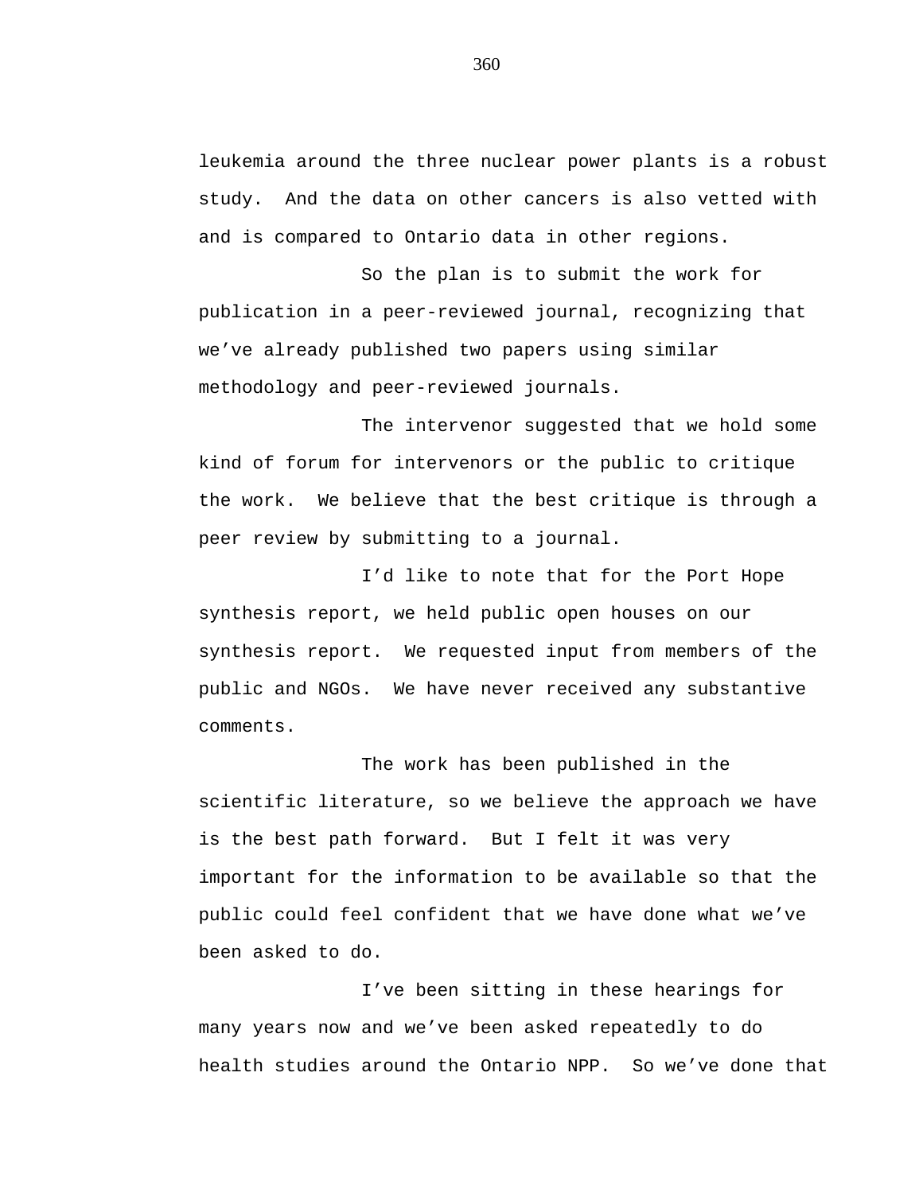leukemia around the three nuclear power plants is a robust study.  And the data on other cancers is also vetted with and is compared to Ontario data in other regions.

So the plan is to submit the work for publication in a peer-reviewed journal, recognizing that we've already published two papers using similar methodology and peer-reviewed journals.

The intervenor suggested that we hold some kind of forum for intervenors or the public to critique the work.  We believe that the best critique is through a peer review by submitting to a journal.

I'd like to note that for the Port Hope synthesis report, we held public open houses on our synthesis report.  We requested input from members of the public and NGOs.  We have never received any substantive comments.

The work has been published in the scientific literature, so we believe the approach we have is the best path forward.  But I felt it was very important for the information to be available so that the public could feel confident that we have done what we've been asked to do.

I've been sitting in these hearings for many years now and we've been asked repeatedly to do health studies around the Ontario NPP.  So we've done that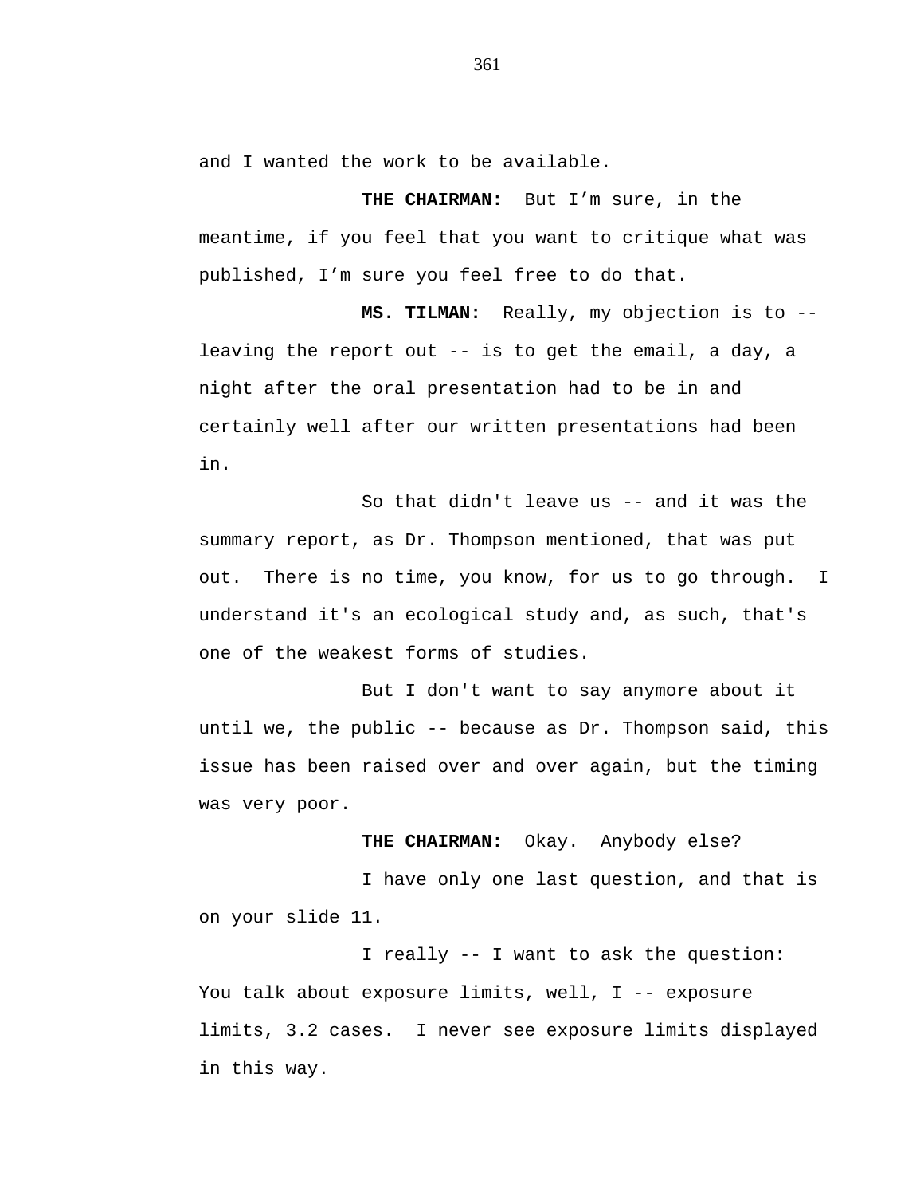and I wanted the work to be available.

**THE CHAIRMAN:** But I'm sure, in the meantime, if you feel that you want to critique what was published, I'm sure you feel free to do that.

**MS. TILMAN:** Really, my objection is to -- leaving the report out -- is to get the email, a day, a night after the oral presentation had to be in and certainly well after our written presentations had been in.

So that didn't leave us -- and it was the summary report, as Dr. Thompson mentioned, that was put out. There is no time, you know, for us to go through. I understand it's an ecological study and, as such, that's one of the weakest forms of studies.

But I don't want to say anymore about it until we, the public -- because as Dr. Thompson said, this issue has been raised over and over again, but the timing was very poor.

**THE CHAIRMAN:** Okay. Anybody else?

I have only one last question, and that is on your slide 11.

I really -- I want to ask the question: You talk about exposure limits, well, I -- exposure limits, 3.2 cases. I never see exposure limits displayed in this way.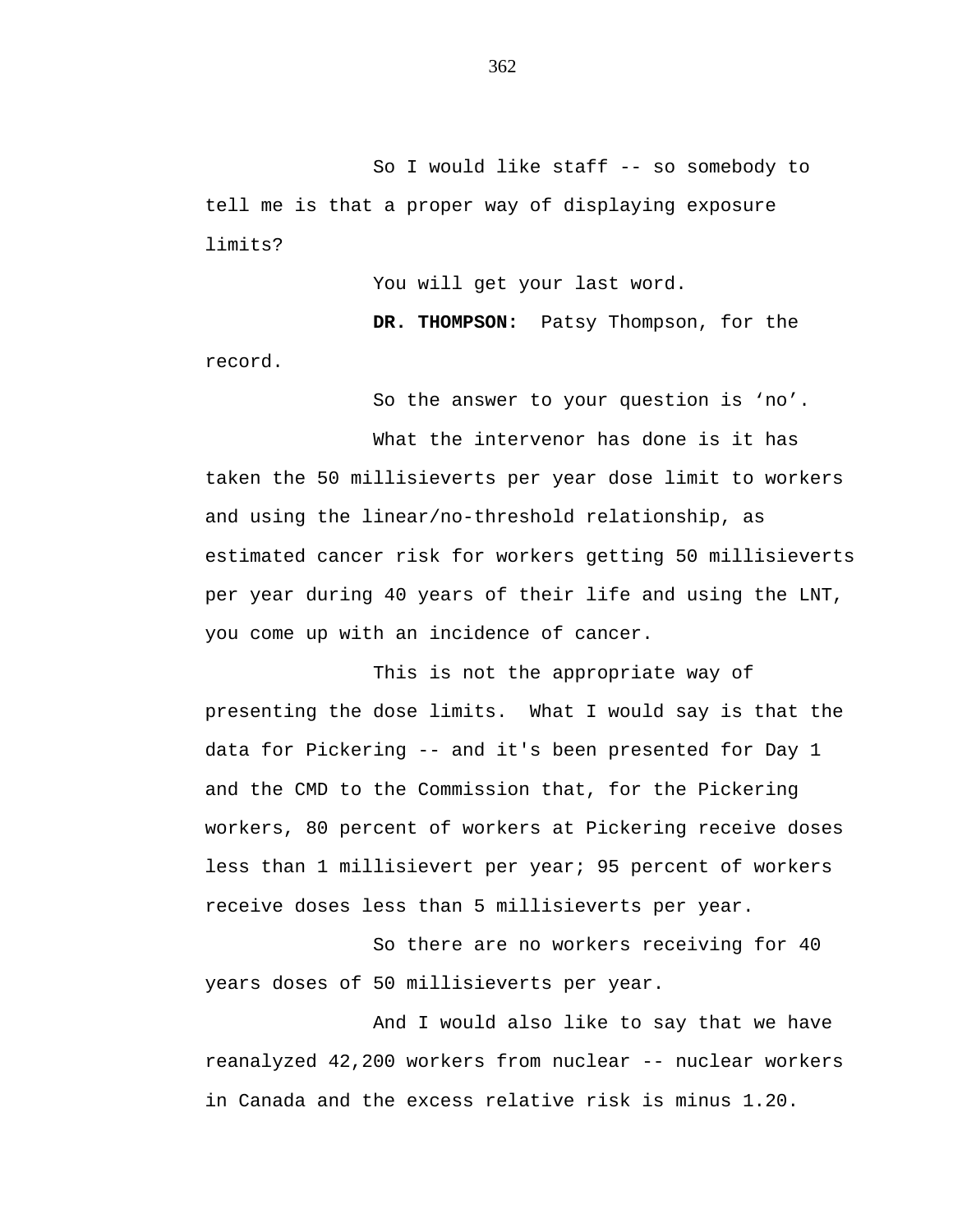So I would like staff -- so somebody to tell me is that a proper way of displaying exposure limits?

You will get your last word.

**DR. THOMPSON:** Patsy Thompson, for the record.

So the answer to your question is ‘no’.

What the intervenor has done is it has taken the 50 millisieverts per year dose limit to workers and using the linear/no-threshold relationship, as estimated cancer risk for workers getting 50 millisieverts per year during 40 years of their life and using the LNT, you come up with an incidence of cancer.

This is not the appropriate way of presenting the dose limits. What I would say is that the data for Pickering -- and it's been presented for Day 1 and the CMD to the Commission that, for the Pickering workers, 80 percent of workers at Pickering receive doses less than 1 millisievert per year; 95 percent of workers receive doses less than 5 millisieverts per year.

So there are no workers receiving for 40 years doses of 50 millisieverts per year.

And I would also like to say that we have reanalyzed 42,200 workers from nuclear -- nuclear workers in Canada and the excess relative risk is minus 1.20.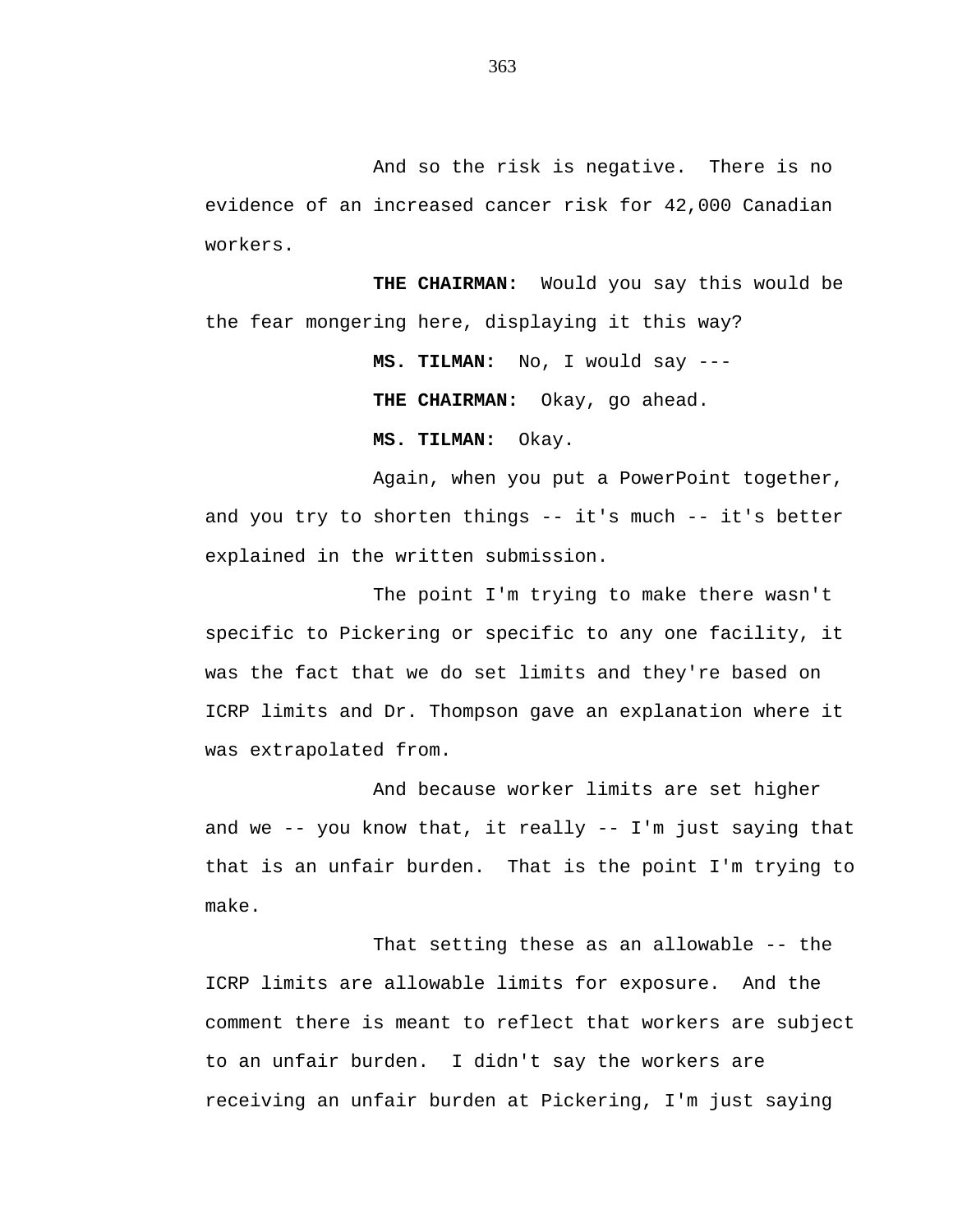And so the risk is negative. There is no evidence of an increased cancer risk for 42,000 Canadian workers.

**THE CHAIRMAN:** Would you say this would be the fear mongering here, displaying it this way?

**MS. TILMAN:** No, I would say ---

**THE CHAIRMAN:** Okay, go ahead.

**MS. TILMAN:** Okay.

Again, when you put a PowerPoint together, and you try to shorten things -- it's much -- it's better explained in the written submission.

The point I'm trying to make there wasn't specific to Pickering or specific to any one facility, it was the fact that we do set limits and they're based on ICRP limits and Dr. Thompson gave an explanation where it was extrapolated from.

And because worker limits are set higher and we -- you know that, it really -- I'm just saying that that is an unfair burden. That is the point I'm trying to make.

That setting these as an allowable -- the ICRP limits are allowable limits for exposure. And the comment there is meant to reflect that workers are subject to an unfair burden. I didn't say the workers are receiving an unfair burden at Pickering, I'm just saying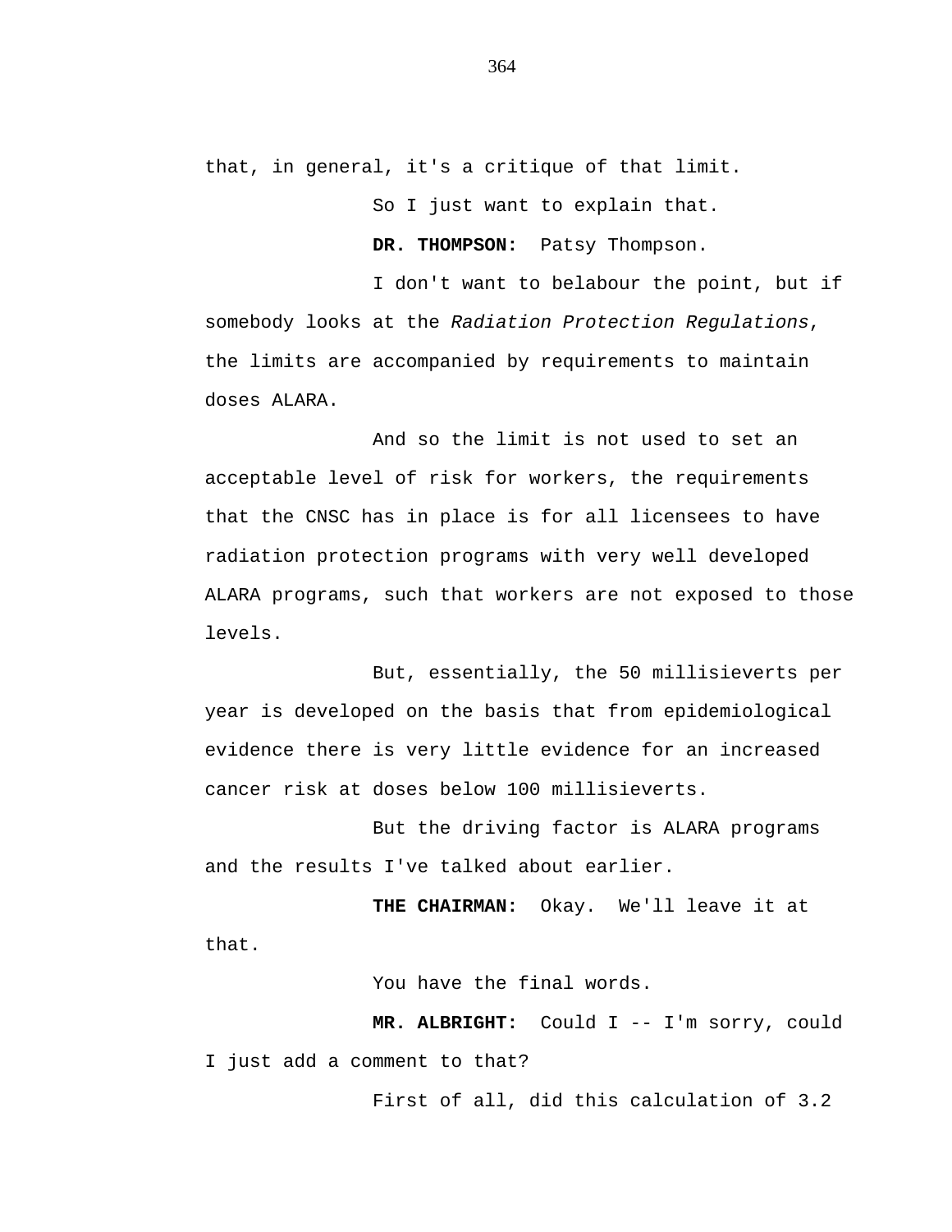that, in general, it's a critique of that limit.

So I just want to explain that.

**DR. THOMPSON:** Patsy Thompson.

I don't want to belabour the point, but if somebody looks at the *Radiation Protection Regulations*, the limits are accompanied by requirements to maintain doses ALARA.

And so the limit is not used to set an acceptable level of risk for workers, the requirements that the CNSC has in place is for all licensees to have radiation protection programs with very well developed ALARA programs, such that workers are not exposed to those levels.

But, essentially, the 50 millisieverts per year is developed on the basis that from epidemiological evidence there is very little evidence for an increased cancer risk at doses below 100 millisieverts.

But the driving factor is ALARA programs and the results I've talked about earlier.

**THE CHAIRMAN:** Okay. We'll leave it at that.

You have the final words.

**MR. ALBRIGHT:** Could I -- I'm sorry, could I just add a comment to that?

First of all, did this calculation of 3.2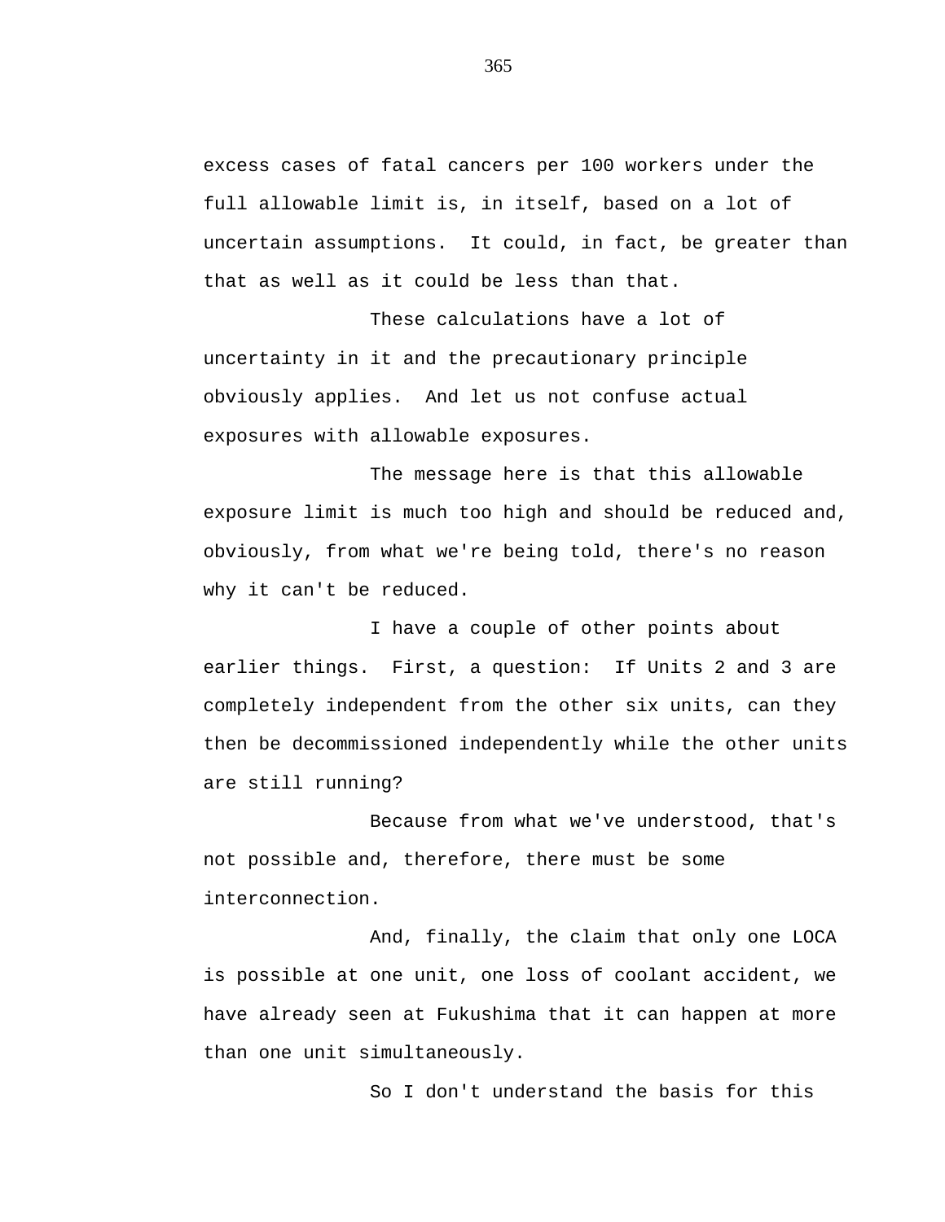excess cases of fatal cancers per 100 workers under the full allowable limit is, in itself, based on a lot of uncertain assumptions. It could, in fact, be greater than that as well as it could be less than that.

These calculations have a lot of uncertainty in it and the precautionary principle obviously applies. And let us not confuse actual exposures with allowable exposures.

The message here is that this allowable exposure limit is much too high and should be reduced and, obviously, from what we're being told, there's no reason why it can't be reduced.

I have a couple of other points about earlier things. First, a question: If Units 2 and 3 are completely independent from the other six units, can they then be decommissioned independently while the other units are still running?

Because from what we've understood, that's not possible and, therefore, there must be some interconnection.

And, finally, the claim that only one LOCA is possible at one unit, one loss of coolant accident, we have already seen at Fukushima that it can happen at more than one unit simultaneously.

So I don't understand the basis for this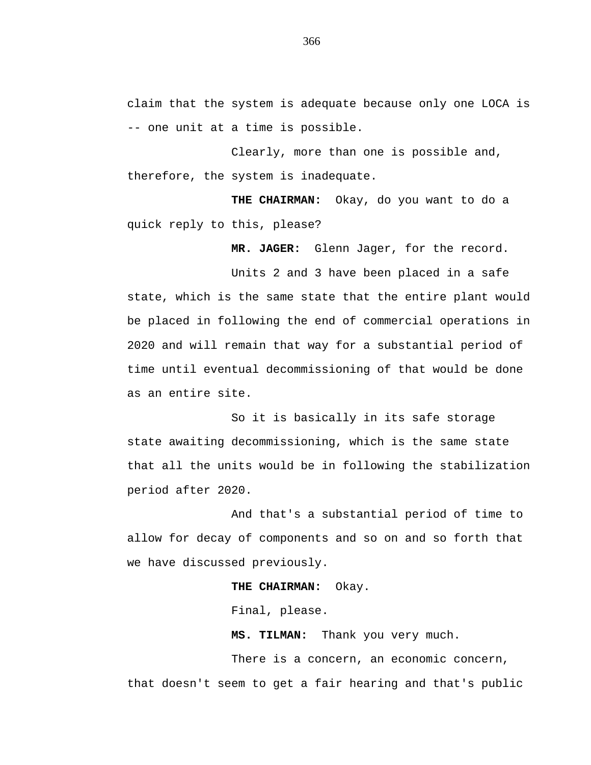claim that the system is adequate because only one LOCA is -- one unit at a time is possible.

Clearly, more than one is possible and, therefore, the system is inadequate.

**THE CHAIRMAN:** Okay, do you want to do a quick reply to this, please?

**MR. JAGER:** Glenn Jager, for the record.

Units 2 and 3 have been placed in a safe state, which is the same state that the entire plant would be placed in following the end of commercial operations in 2020 and will remain that way for a substantial period of time until eventual decommissioning of that would be done as an entire site.

So it is basically in its safe storage state awaiting decommissioning, which is the same state that all the units would be in following the stabilization period after 2020.

And that's a substantial period of time to allow for decay of components and so on and so forth that we have discussed previously.

**THE CHAIRMAN:** Okay.

Final, please.

**MS. TILMAN:** Thank you very much.

There is a concern, an economic concern, that doesn't seem to get a fair hearing and that's public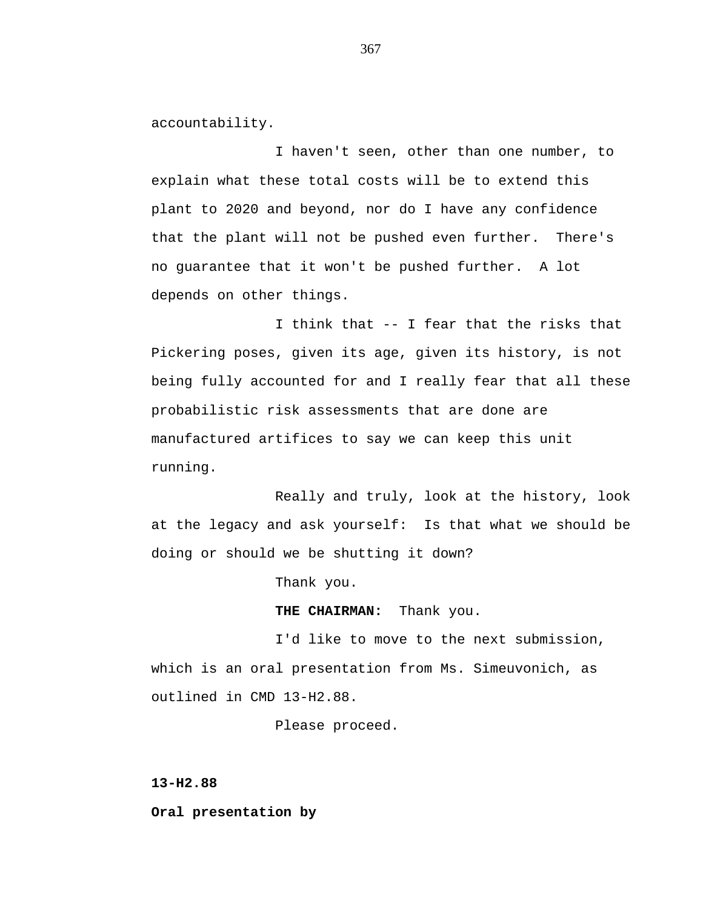accountability.

I haven't seen, other than one number, to explain what these total costs will be to extend this plant to 2020 and beyond, nor do I have any confidence that the plant will not be pushed even further. There's no guarantee that it won't be pushed further. A lot depends on other things.

I think that -- I fear that the risks that Pickering poses, given its age, given its history, is not being fully accounted for and I really fear that all these probabilistic risk assessments that are done are manufactured artifices to say we can keep this unit running.

Really and truly, look at the history, look at the legacy and ask yourself: Is that what we should be doing or should we be shutting it down?

Thank you.

**THE CHAIRMAN:** Thank you.

I'd like to move to the next submission, which is an oral presentation from Ms. Simeuvonich, as outlined in CMD 13-H2.88.

Please proceed.

**13-H2.88**

**Oral presentation by**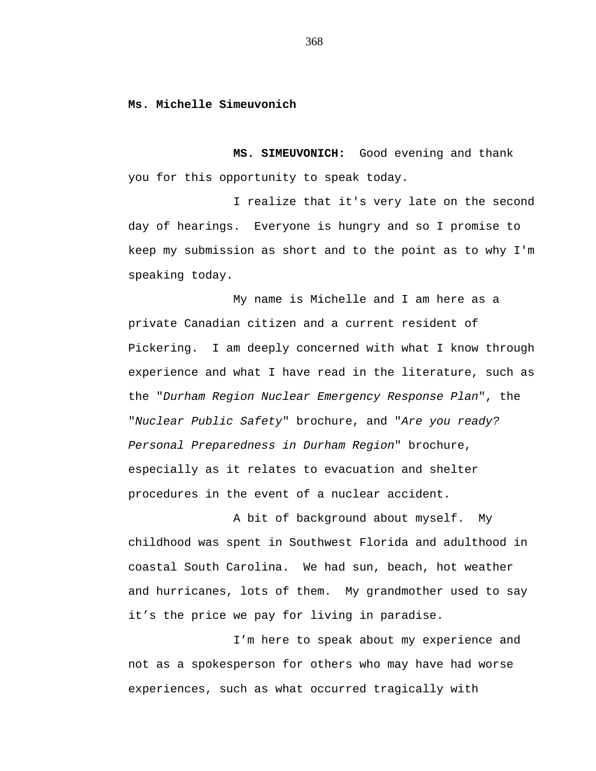**Ms. Michelle Simeuvonich**

**MS. SIMEUVONICH:** Good evening and thank you for this opportunity to speak today.

I realize that it's very late on the second day of hearings. Everyone is hungry and so I promise to keep my submission as short and to the point as to why I'm speaking today.

My name is Michelle and I am here as a private Canadian citizen and a current resident of Pickering. I am deeply concerned with what I know through experience and what I have read in the literature, such as the "*Durham Region Nuclear Emergency Response Plan*", the "*Nuclear Public Safety*" brochure, and "*Are you ready? Personal Preparedness in Durham Region*" brochure, especially as it relates to evacuation and shelter procedures in the event of a nuclear accident.

A bit of background about myself. My childhood was spent in Southwest Florida and adulthood in coastal South Carolina. We had sun, beach, hot weather and hurricanes, lots of them. My grandmother used to say it's the price we pay for living in paradise.

I'm here to speak about my experience and not as a spokesperson for others who may have had worse experiences, such as what occurred tragically with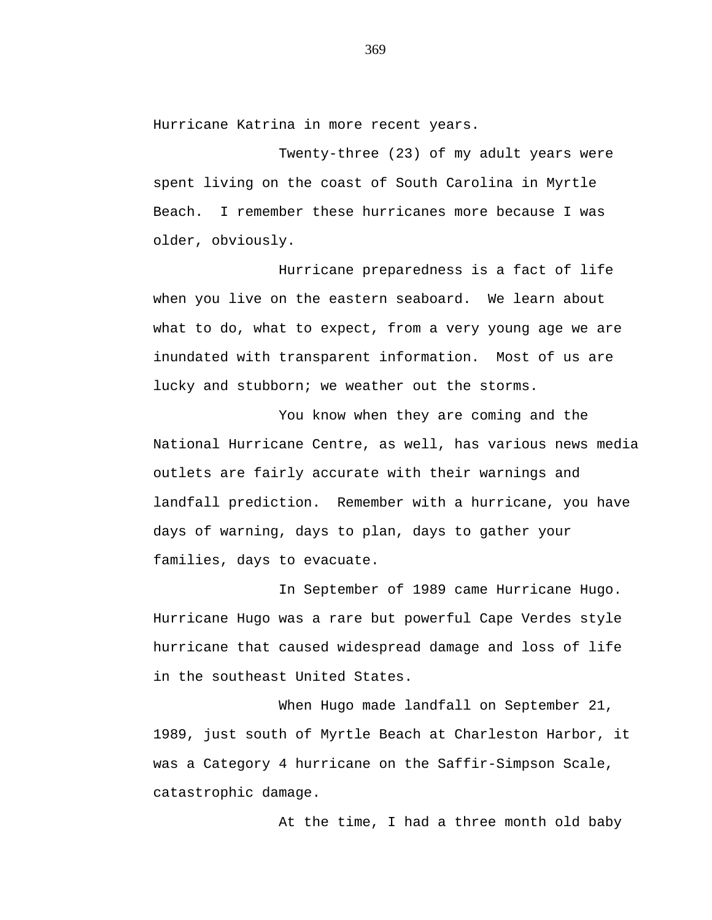Hurricane Katrina in more recent years.

Twenty-three (23) of my adult years were spent living on the coast of South Carolina in Myrtle Beach.  I remember these hurricanes more because I was older, obviously.

Hurricane preparedness is a fact of life when you live on the eastern seaboard.  We learn about what to do, what to expect, from a very young age we are inundated with transparent information.  Most of us are lucky and stubborn; we weather out the storms.

You know when they are coming and the National Hurricane Centre, as well, has various news media outlets are fairly accurate with their warnings and landfall prediction.  Remember with a hurricane, you have days of warning, days to plan, days to gather your families, days to evacuate.

In September of 1989 came Hurricane Hugo. Hurricane Hugo was a rare but powerful Cape Verdes style hurricane that caused widespread damage and loss of life in the southeast United States.

When Hugo made landfall on September 21, 1989, just south of Myrtle Beach at Charleston Harbor, it was a Category 4 hurricane on the Saffir-Simpson Scale, catastrophic damage.

At the time, I had a three month old baby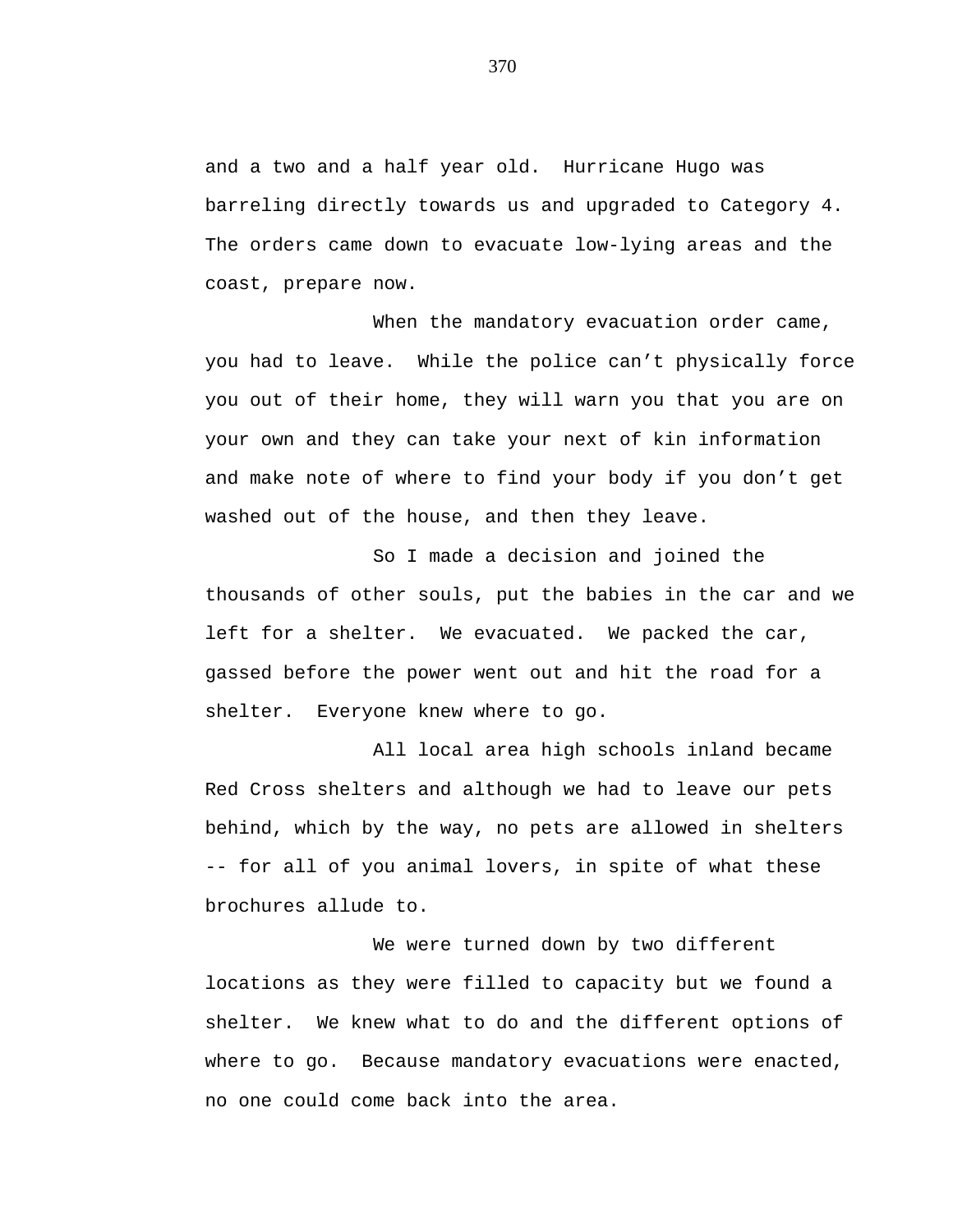and a two and a half year old. Hurricane Hugo was barreling directly towards us and upgraded to Category 4. The orders came down to evacuate low-lying areas and the coast, prepare now.

When the mandatory evacuation order came, you had to leave. While the police can't physically force you out of their home, they will warn you that you are on your own and they can take your next of kin information and make note of where to find your body if you don't get washed out of the house, and then they leave.

So I made a decision and joined the thousands of other souls, put the babies in the car and we left for a shelter. We evacuated. We packed the car, gassed before the power went out and hit the road for a shelter. Everyone knew where to go.

All local area high schools inland became Red Cross shelters and although we had to leave our pets behind, which by the way, no pets are allowed in shelters -- for all of you animal lovers, in spite of what these brochures allude to.

We were turned down by two different locations as they were filled to capacity but we found a shelter. We knew what to do and the different options of where to go. Because mandatory evacuations were enacted, no one could come back into the area.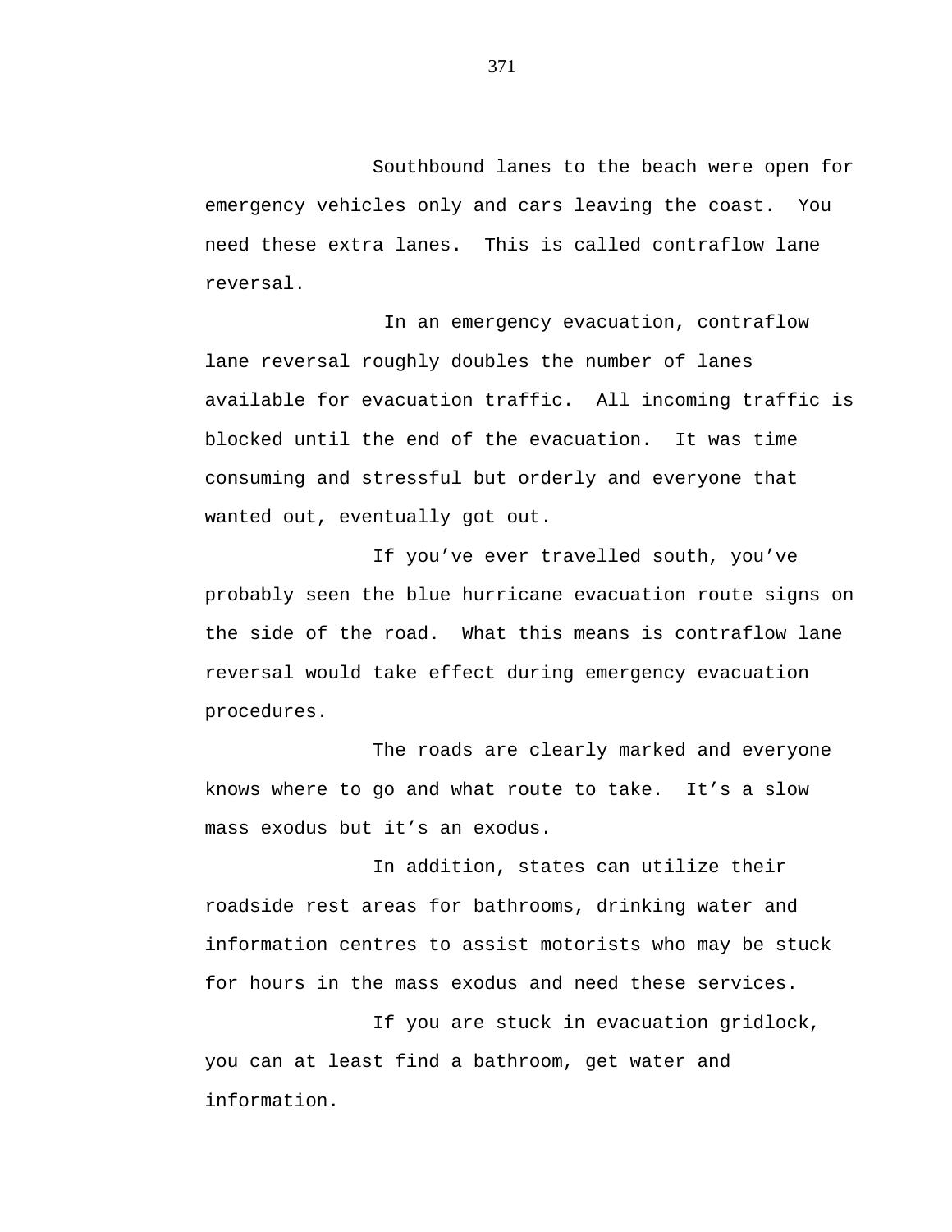Southbound lanes to the beach were open for emergency vehicles only and cars leaving the coast. You need these extra lanes. This is called contraflow lane reversal.

In an emergency evacuation, contraflow lane reversal roughly doubles the number of lanes available for evacuation traffic. All incoming traffic is blocked until the end of the evacuation. It was time consuming and stressful but orderly and everyone that wanted out, eventually got out.

If you've ever travelled south, you've probably seen the blue hurricane evacuation route signs on the side of the road. What this means is contraflow lane reversal would take effect during emergency evacuation procedures.

The roads are clearly marked and everyone knows where to go and what route to take. It's a slow mass exodus but it's an exodus.

In addition, states can utilize their roadside rest areas for bathrooms, drinking water and information centres to assist motorists who may be stuck for hours in the mass exodus and need these services.

If you are stuck in evacuation gridlock, you can at least find a bathroom, get water and information.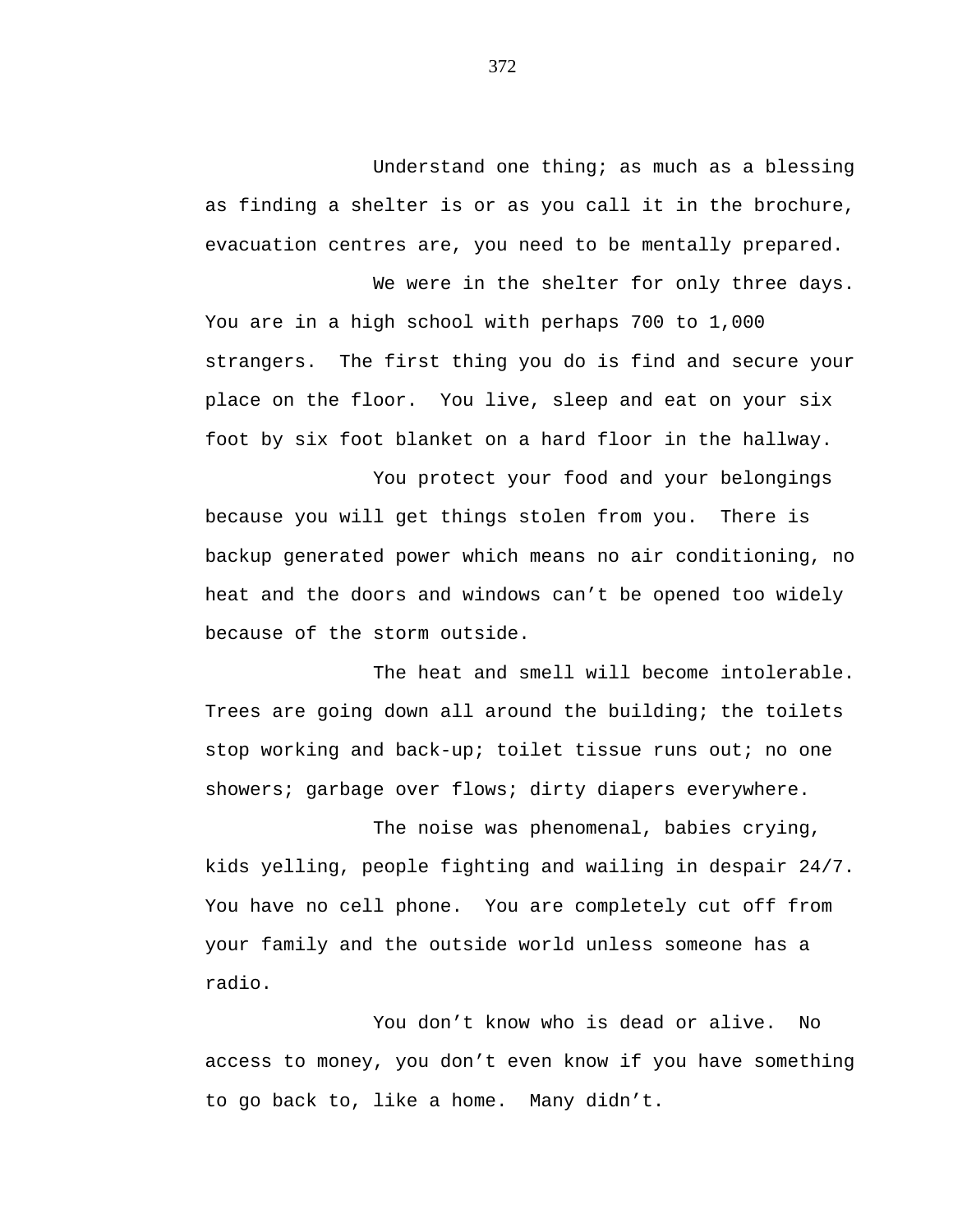Understand one thing; as much as a blessing as finding a shelter is or as you call it in the brochure, evacuation centres are, you need to be mentally prepared.

We were in the shelter for only three days. You are in a high school with perhaps 700 to 1,000 strangers. The first thing you do is find and secure your place on the floor. You live, sleep and eat on your six foot by six foot blanket on a hard floor in the hallway.

You protect your food and your belongings because you will get things stolen from you. There is backup generated power which means no air conditioning, no heat and the doors and windows can't be opened too widely because of the storm outside.

The heat and smell will become intolerable. Trees are going down all around the building; the toilets stop working and back-up; toilet tissue runs out; no one showers; garbage over flows; dirty diapers everywhere.

The noise was phenomenal, babies crying, kids yelling, people fighting and wailing in despair 24/7. You have no cell phone. You are completely cut off from your family and the outside world unless someone has a radio.

You don't know who is dead or alive. No access to money, you don't even know if you have something to go back to, like a home. Many didn't.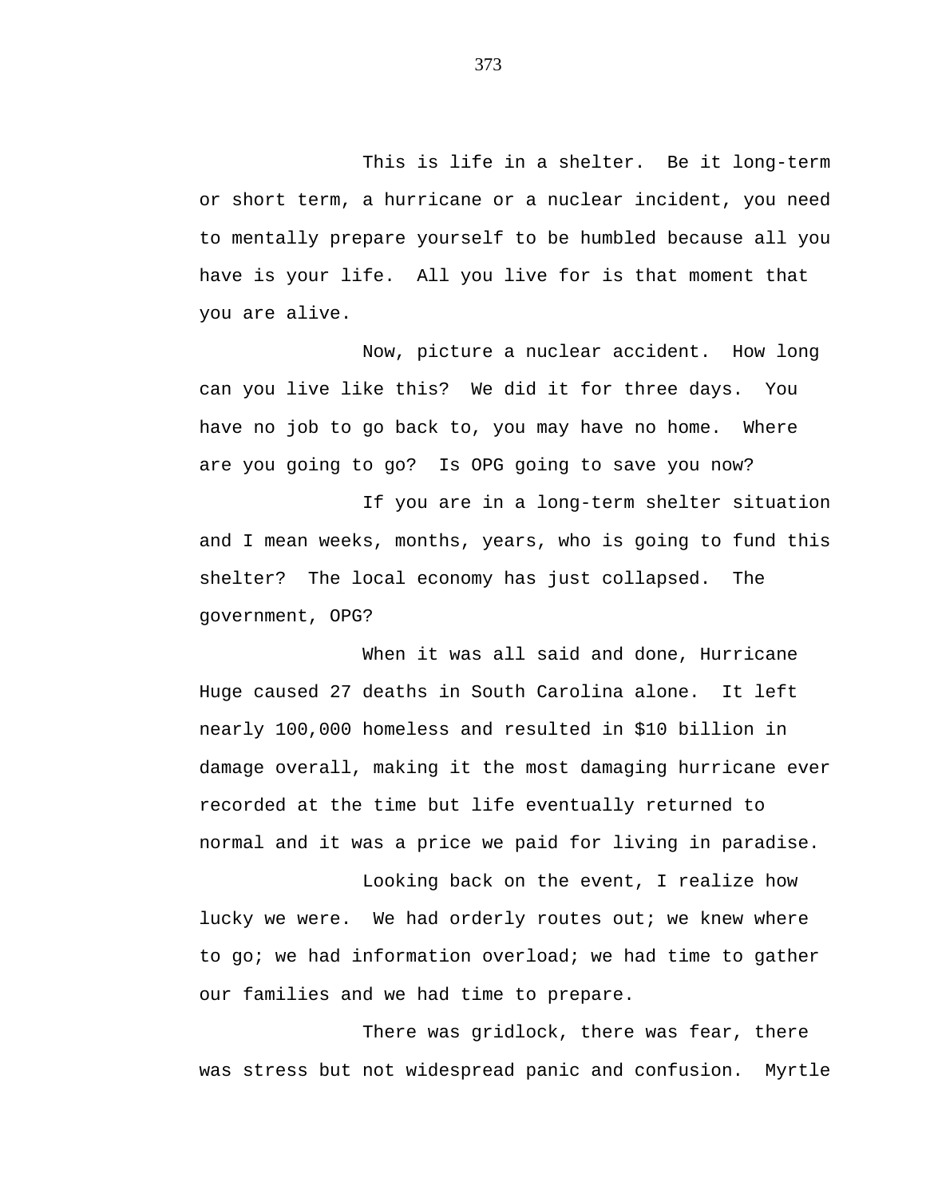This is life in a shelter. Be it long-term or short term, a hurricane or a nuclear incident, you need to mentally prepare yourself to be humbled because all you have is your life. All you live for is that moment that you are alive.

Now, picture a nuclear accident. How long can you live like this? We did it for three days. You have no job to go back to, you may have no home. Where are you going to go? Is OPG going to save you now?

If you are in a long-term shelter situation and I mean weeks, months, years, who is going to fund this shelter? The local economy has just collapsed. The government, OPG?

When it was all said and done, Hurricane Huge caused 27 deaths in South Carolina alone. It left nearly 100,000 homeless and resulted in $10 billion in damage overall, making it the most damaging hurricane ever recorded at the time but life eventually returned to normal and it was a price we paid for living in paradise.

Looking back on the event, I realize how lucky we were. We had orderly routes out; we knew where to go; we had information overload; we had time to gather our families and we had time to prepare.

There was gridlock, there was fear, there was stress but not widespread panic and confusion. Myrtle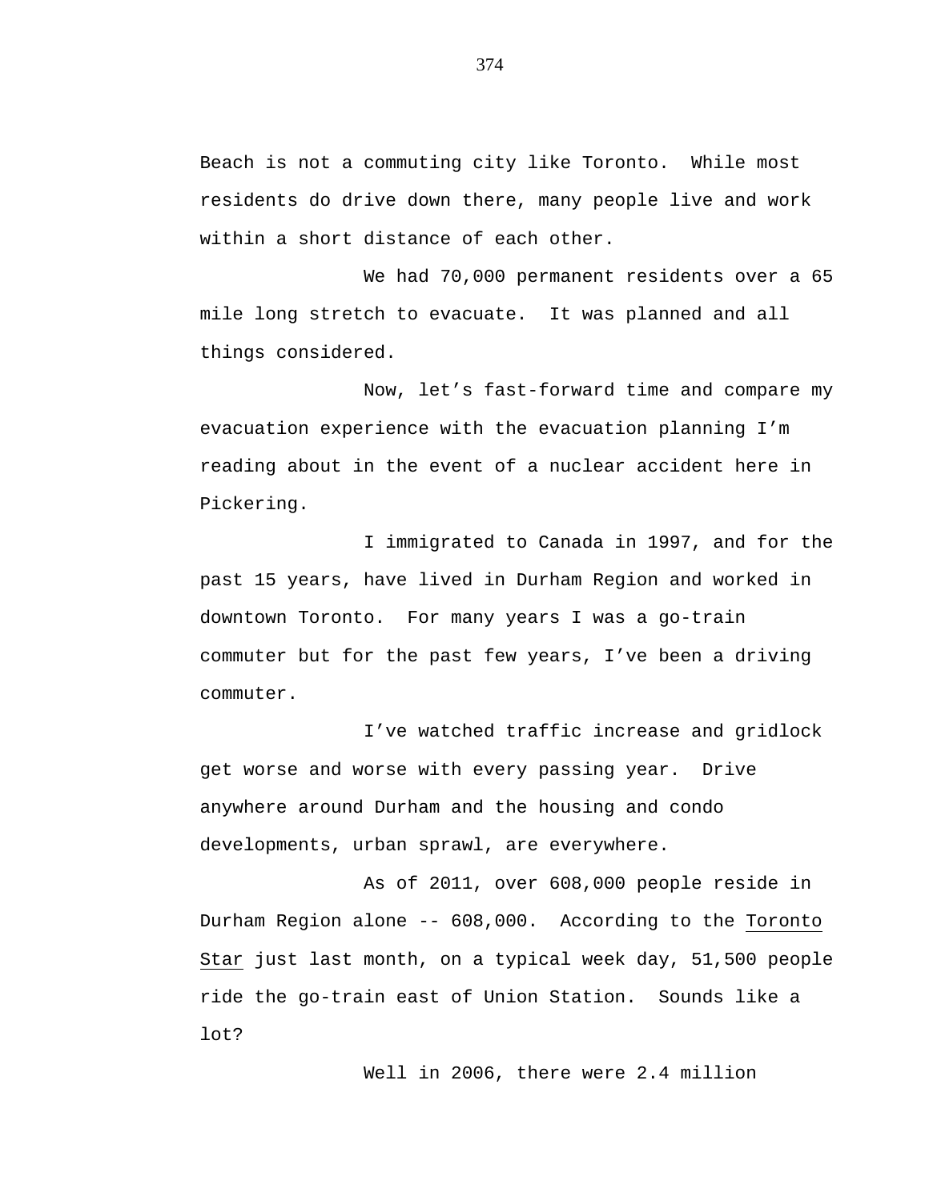Beach is not a commuting city like Toronto. While most residents do drive down there, many people live and work within a short distance of each other.

We had 70,000 permanent residents over a 65 mile long stretch to evacuate. It was planned and all things considered.

Now, let's fast-forward time and compare my evacuation experience with the evacuation planning I'm reading about in the event of a nuclear accident here in Pickering.

I immigrated to Canada in 1997, and for the past 15 years, have lived in Durham Region and worked in downtown Toronto. For many years I was a go-train commuter but for the past few years, I've been a driving commuter.

I've watched traffic increase and gridlock get worse and worse with every passing year. Drive anywhere around Durham and the housing and condo developments, urban sprawl, are everywhere.

As of 2011, over 608,000 people reside in Durham Region alone -- 608,000. According to the Toronto Star just last month, on a typical week day, 51,500 people ride the go-train east of Union Station. Sounds like a lot?

Well in 2006, there were 2.4 million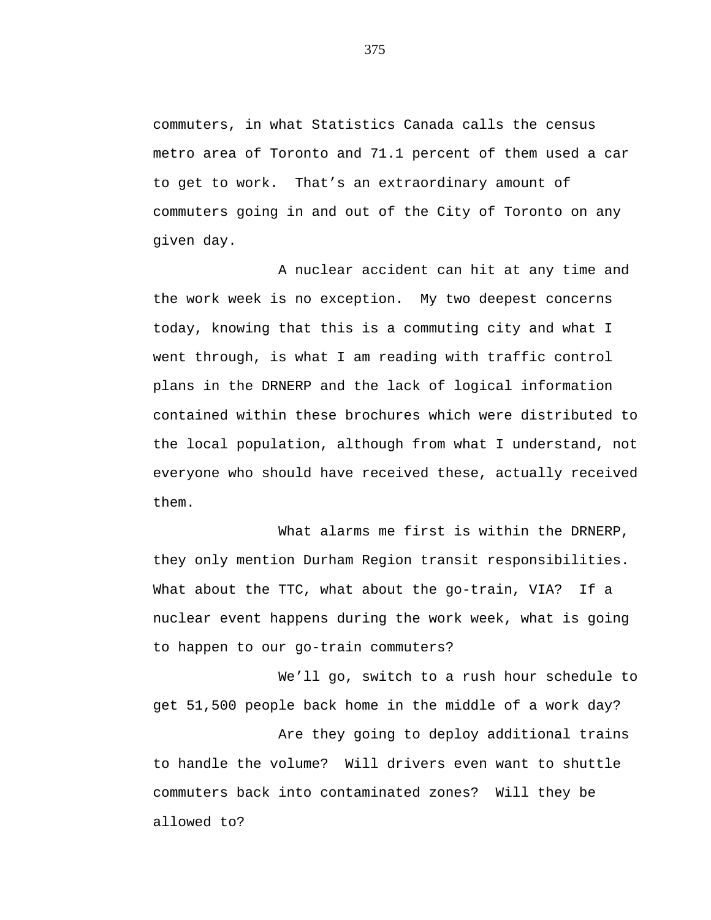commuters, in what Statistics Canada calls the census metro area of Toronto and 71.1 percent of them used a car to get to work. That's an extraordinary amount of commuters going in and out of the City of Toronto on any given day.

A nuclear accident can hit at any time and the work week is no exception. My two deepest concerns today, knowing that this is a commuting city and what I went through, is what I am reading with traffic control plans in the DRNERP and the lack of logical information contained within these brochures which were distributed to the local population, although from what I understand, not everyone who should have received these, actually received them.

What alarms me first is within the DRNERP, they only mention Durham Region transit responsibilities. What about the TTC, what about the go-train, VIA? If a nuclear event happens during the work week, what is going to happen to our go-train commuters?

We'll go, switch to a rush hour schedule to get 51,500 people back home in the middle of a work day?

Are they going to deploy additional trains to handle the volume? Will drivers even want to shuttle commuters back into contaminated zones? Will they be allowed to?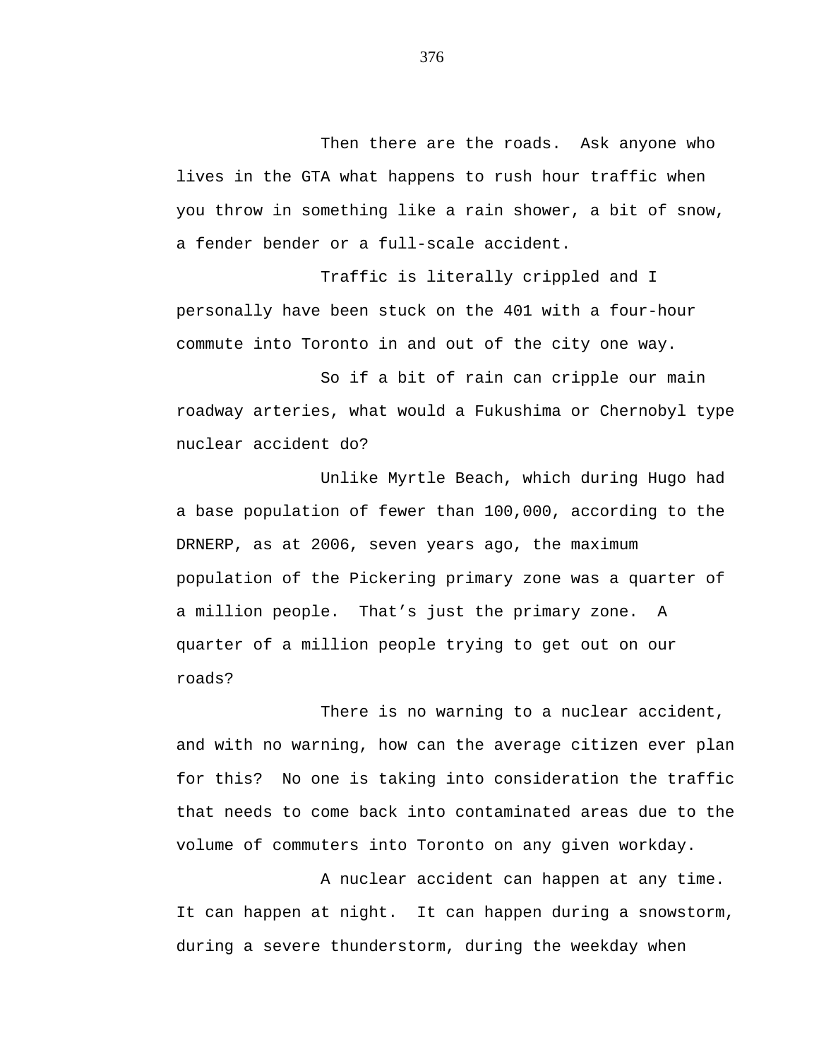Then there are the roads. Ask anyone who lives in the GTA what happens to rush hour traffic when you throw in something like a rain shower, a bit of snow, a fender bender or a full-scale accident.

Traffic is literally crippled and I personally have been stuck on the 401 with a four-hour commute into Toronto in and out of the city one way.

So if a bit of rain can cripple our main roadway arteries, what would a Fukushima or Chernobyl type nuclear accident do?

Unlike Myrtle Beach, which during Hugo had a base population of fewer than 100,000, according to the DRNERP, as at 2006, seven years ago, the maximum population of the Pickering primary zone was a quarter of a million people. That's just the primary zone. A quarter of a million people trying to get out on our roads?

There is no warning to a nuclear accident, and with no warning, how can the average citizen ever plan for this? No one is taking into consideration the traffic that needs to come back into contaminated areas due to the volume of commuters into Toronto on any given workday.

A nuclear accident can happen at any time. It can happen at night. It can happen during a snowstorm, during a severe thunderstorm, during the weekday when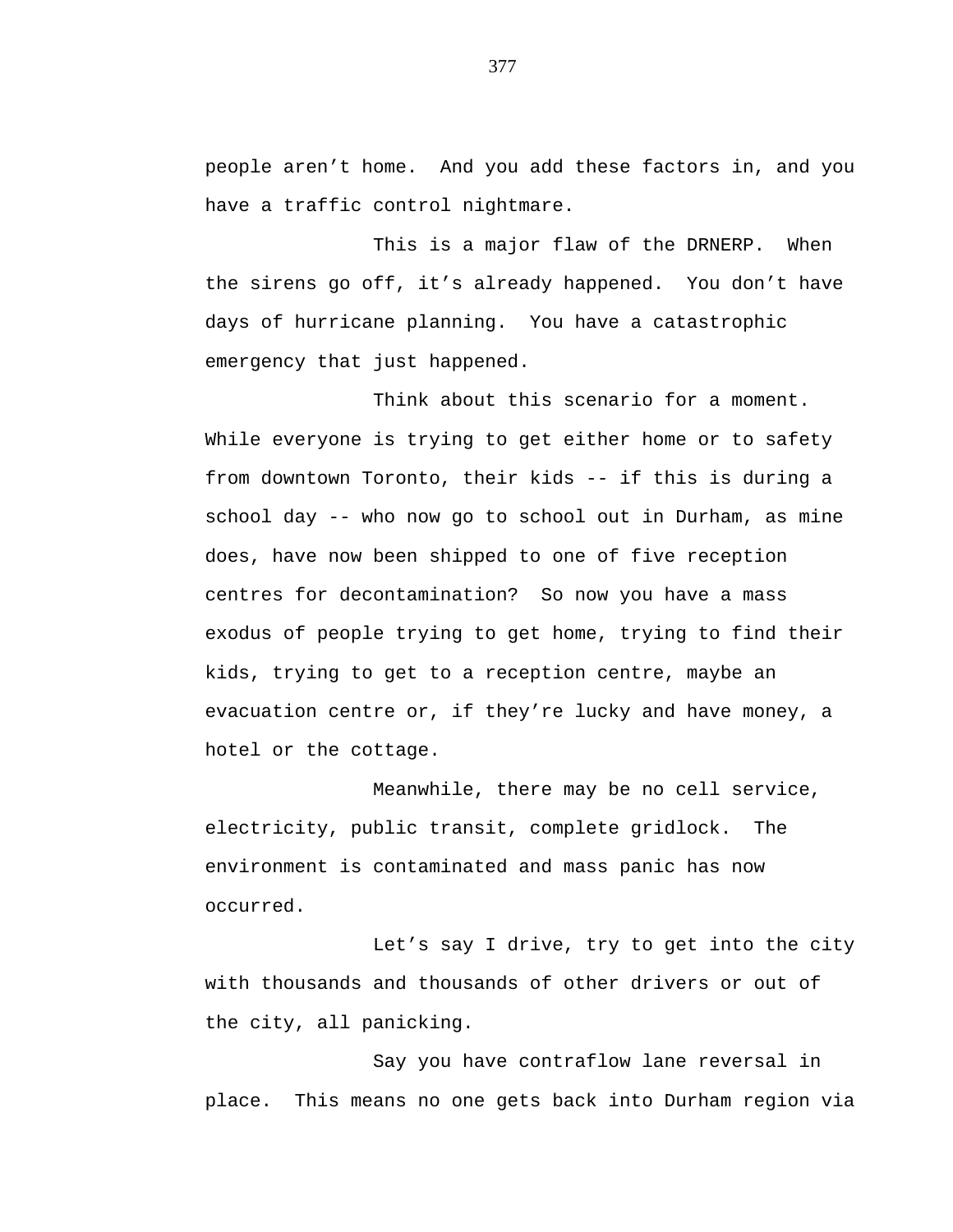people aren't home. And you add these factors in, and you have a traffic control nightmare.

This is a major flaw of the DRNERP. When the sirens go off, it's already happened. You don't have days of hurricane planning. You have a catastrophic emergency that just happened.

Think about this scenario for a moment. While everyone is trying to get either home or to safety from downtown Toronto, their kids -- if this is during a school day -- who now go to school out in Durham, as mine does, have now been shipped to one of five reception centres for decontamination? So now you have a mass exodus of people trying to get home, trying to find their kids, trying to get to a reception centre, maybe an evacuation centre or, if they're lucky and have money, a hotel or the cottage.

Meanwhile, there may be no cell service, electricity, public transit, complete gridlock. The environment is contaminated and mass panic has now occurred.

Let's say I drive, try to get into the city with thousands and thousands of other drivers or out of the city, all panicking.

Say you have contraflow lane reversal in place. This means no one gets back into Durham region via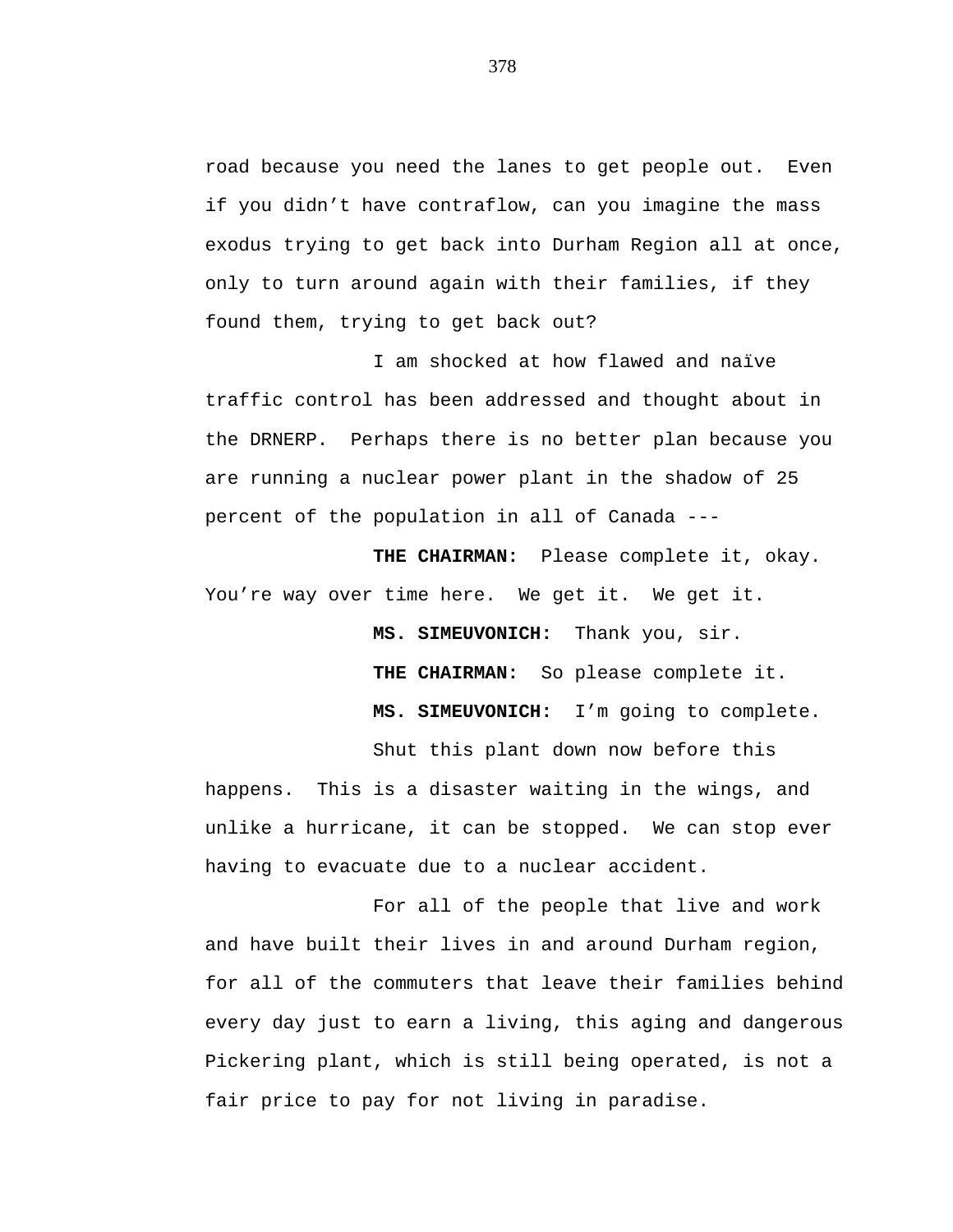road because you need the lanes to get people out.  Even if you didn’t have contraflow, can you imagine the mass exodus trying to get back into Durham Region all at once, only to turn around again with their families, if they found them, trying to get back out?

I am shocked at how flawed and naïve traffic control has been addressed and thought about in the DRNERP.  Perhaps there is no better plan because you are running a nuclear power plant in the shadow of 25 percent of the population in all of Canada ---

**THE CHAIRMAN:**  Please complete it, okay.  You’re way over time here.  We get it.  We get it.

**MS. SIMEUVONICH:**  Thank you, sir.

**THE CHAIRMAN:**  So please complete it.

**MS. SIMEUVONICH:**  I’m going to complete.

Shut this plant down now before this happens.  This is a disaster waiting in the wings, and unlike a hurricane, it can be stopped.  We can stop ever having to evacuate due to a nuclear accident.

For all of the people that live and work and have built their lives in and around Durham region, for all of the commuters that leave their families behind every day just to earn a living, this aging and dangerous Pickering plant, which is still being operated, is not a fair price to pay for not living in paradise.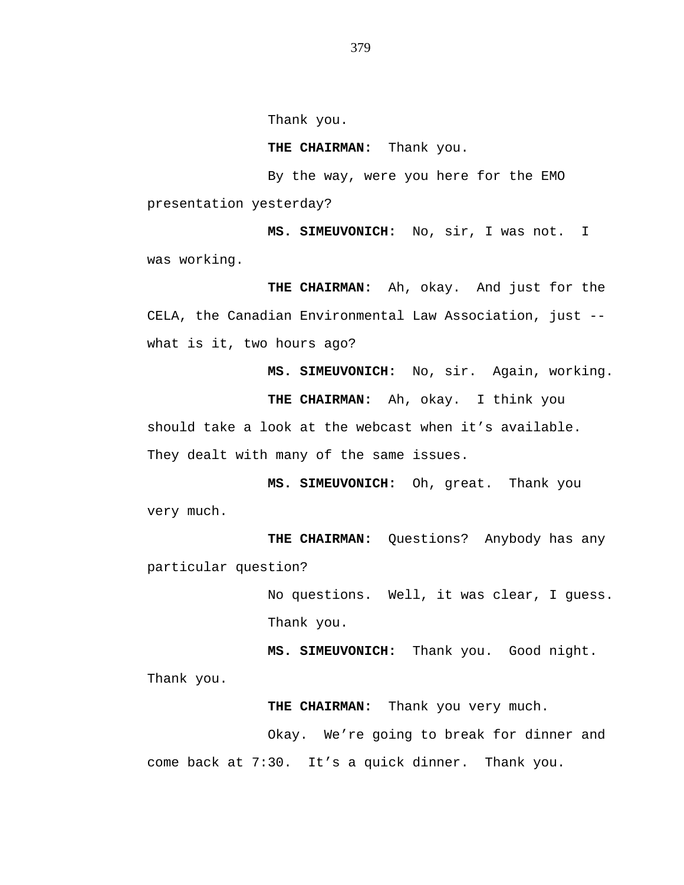Thank you.

**THE CHAIRMAN:** Thank you.

By the way, were you here for the EMO presentation yesterday?

**MS. SIMEUVONICH:** No, sir, I was not. I was working.

**THE CHAIRMAN:** Ah, okay. And just for the CELA, the Canadian Environmental Law Association, just -- what is it, two hours ago?

**MS. SIMEUVONICH:** No, sir. Again, working.

**THE CHAIRMAN:** Ah, okay. I think you should take a look at the webcast when it's available. They dealt with many of the same issues.

**MS. SIMEUVONICH:** Oh, great. Thank you very much.

**THE CHAIRMAN:** Questions? Anybody has any particular question?

No questions. Well, it was clear, I guess.

Thank you.

**MS. SIMEUVONICH:** Thank you. Good night. Thank you.

**THE CHAIRMAN:** Thank you very much.

Okay. We're going to break for dinner and come back at 7:30. It's a quick dinner. Thank you.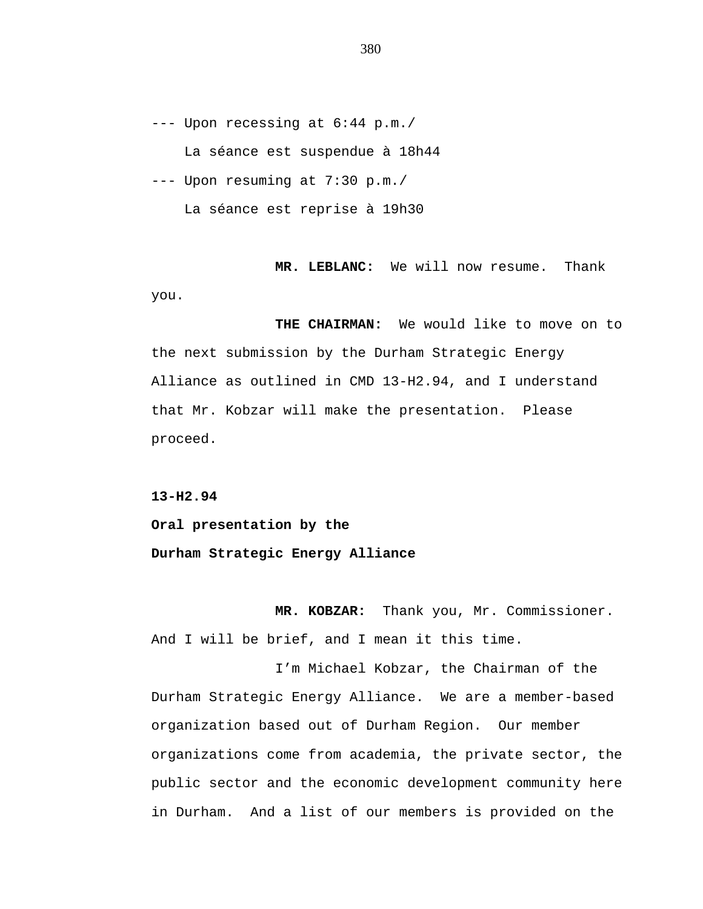--- Upon recessing at 6:44 p.m./

La séance est suspendue à 18h44

--- Upon resuming at 7:30 p.m./

La séance est reprise à 19h30

**MR. LEBLANC:** We will now resume. Thank you.

**THE CHAIRMAN:** We would like to move on to the next submission by the Durham Strategic Energy Alliance as outlined in CMD 13-H2.94, and I understand that Mr. Kobzar will make the presentation. Please proceed.

**13-H2.94**

**Oral presentation by the**

**Durham Strategic Energy Alliance**

**MR. KOBZAR:** Thank you, Mr. Commissioner. And I will be brief, and I mean it this time.

I'm Michael Kobzar, the Chairman of the Durham Strategic Energy Alliance. We are a member-based organization based out of Durham Region. Our member organizations come from academia, the private sector, the public sector and the economic development community here in Durham. And a list of our members is provided on the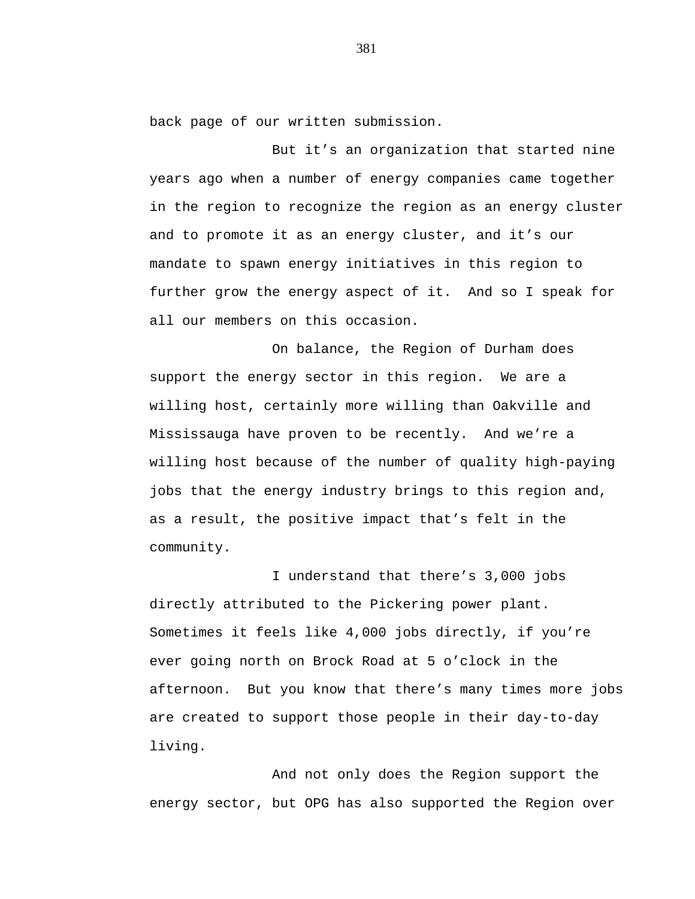back page of our written submission.

But it’s an organization that started nine years ago when a number of energy companies came together in the region to recognize the region as an energy cluster and to promote it as an energy cluster, and it’s our mandate to spawn energy initiatives in this region to further grow the energy aspect of it. And so I speak for all our members on this occasion.

On balance, the Region of Durham does support the energy sector in this region. We are a willing host, certainly more willing than Oakville and Mississauga have proven to be recently. And we’re a willing host because of the number of quality high-paying jobs that the energy industry brings to this region and, as a result, the positive impact that’s felt in the community.

I understand that there’s 3,000 jobs directly attributed to the Pickering power plant. Sometimes it feels like 4,000 jobs directly, if you’re ever going north on Brock Road at 5 o’clock in the afternoon. But you know that there’s many times more jobs are created to support those people in their day-to-day living.

And not only does the Region support the energy sector, but OPG has also supported the Region over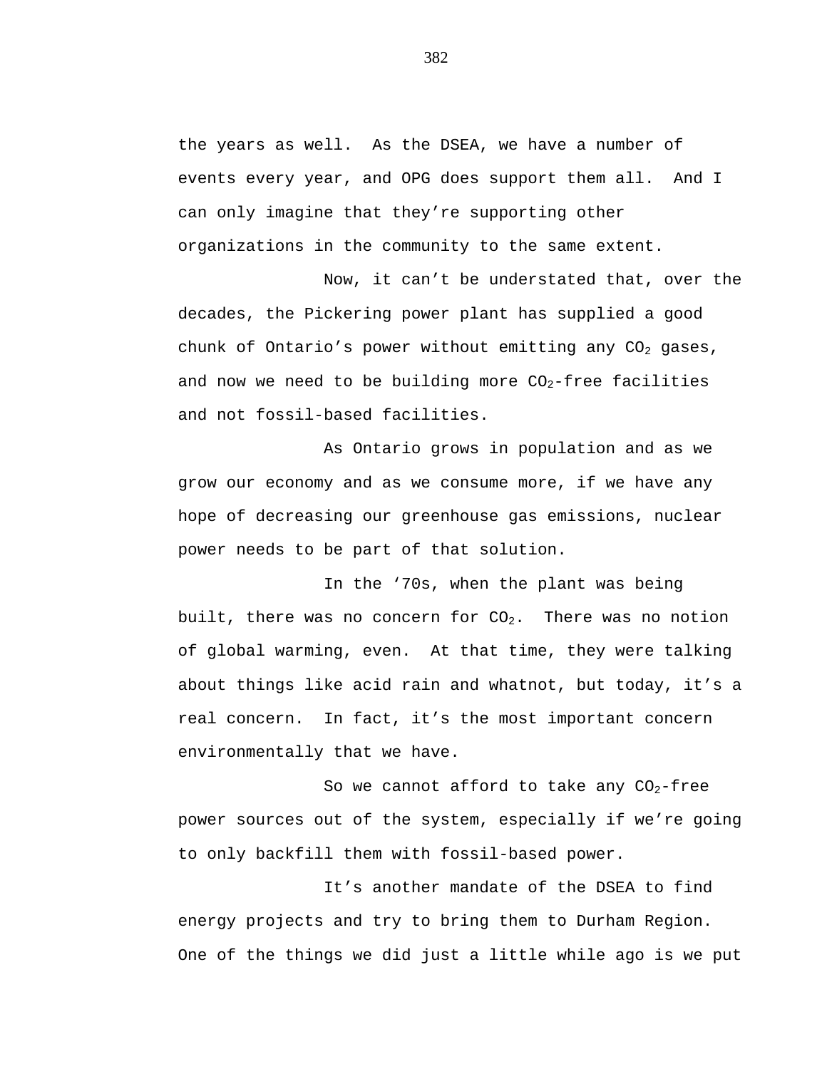the years as well. As the DSEA, we have a number of events every year, and OPG does support them all. And I can only imagine that they're supporting other organizations in the community to the same extent.

Now, it can't be understated that, over the decades, the Pickering power plant has supplied a good chunk of Ontario's power without emitting any $CO_2$ gases, and now we need to be building more $CO_2$-free facilities and not fossil-based facilities.

As Ontario grows in population and as we grow our economy and as we consume more, if we have any hope of decreasing our greenhouse gas emissions, nuclear power needs to be part of that solution.

In the '70s, when the plant was being built, there was no concern for $CO_2$. There was no notion of global warming, even. At that time, they were talking about things like acid rain and whatnot, but today, it's a real concern. In fact, it's the most important concern environmentally that we have.

So we cannot afford to take any $CO_2$-free power sources out of the system, especially if we're going to only backfill them with fossil-based power.

It's another mandate of the DSEA to find energy projects and try to bring them to Durham Region. One of the things we did just a little while ago is we put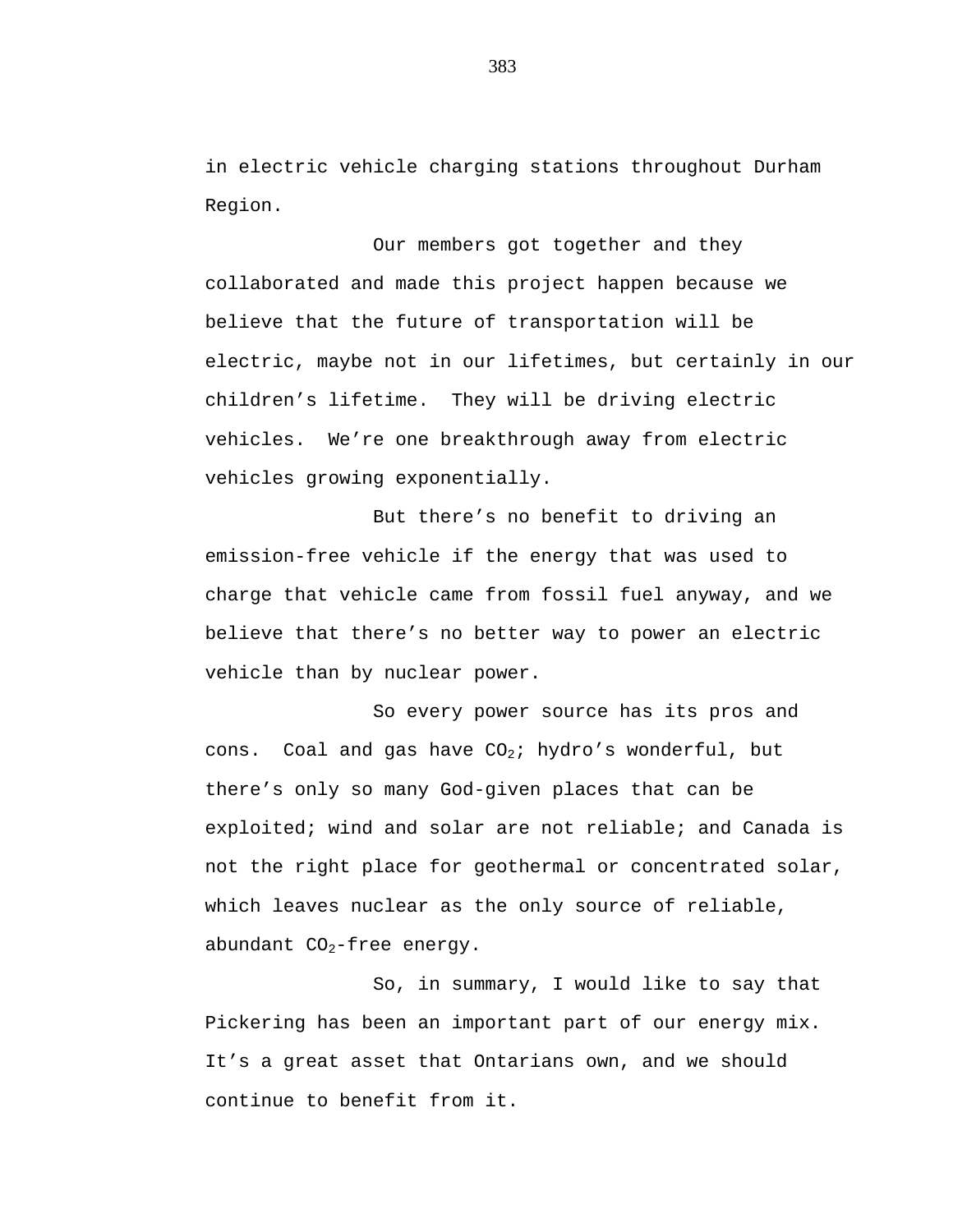in electric vehicle charging stations throughout Durham Region.

Our members got together and they collaborated and made this project happen because we believe that the future of transportation will be electric, maybe not in our lifetimes, but certainly in our children's lifetime. They will be driving electric vehicles. We're one breakthrough away from electric vehicles growing exponentially.

But there's no benefit to driving an emission-free vehicle if the energy that was used to charge that vehicle came from fossil fuel anyway, and we believe that there's no better way to power an electric vehicle than by nuclear power.

So every power source has its pros and cons. Coal and gas have $CO_2$; hydro's wonderful, but there's only so many God-given places that can be exploited; wind and solar are not reliable; and Canada is not the right place for geothermal or concentrated solar, which leaves nuclear as the only source of reliable, abundant $CO_2$-free energy.

So, in summary, I would like to say that Pickering has been an important part of our energy mix. It's a great asset that Ontarians own, and we should continue to benefit from it.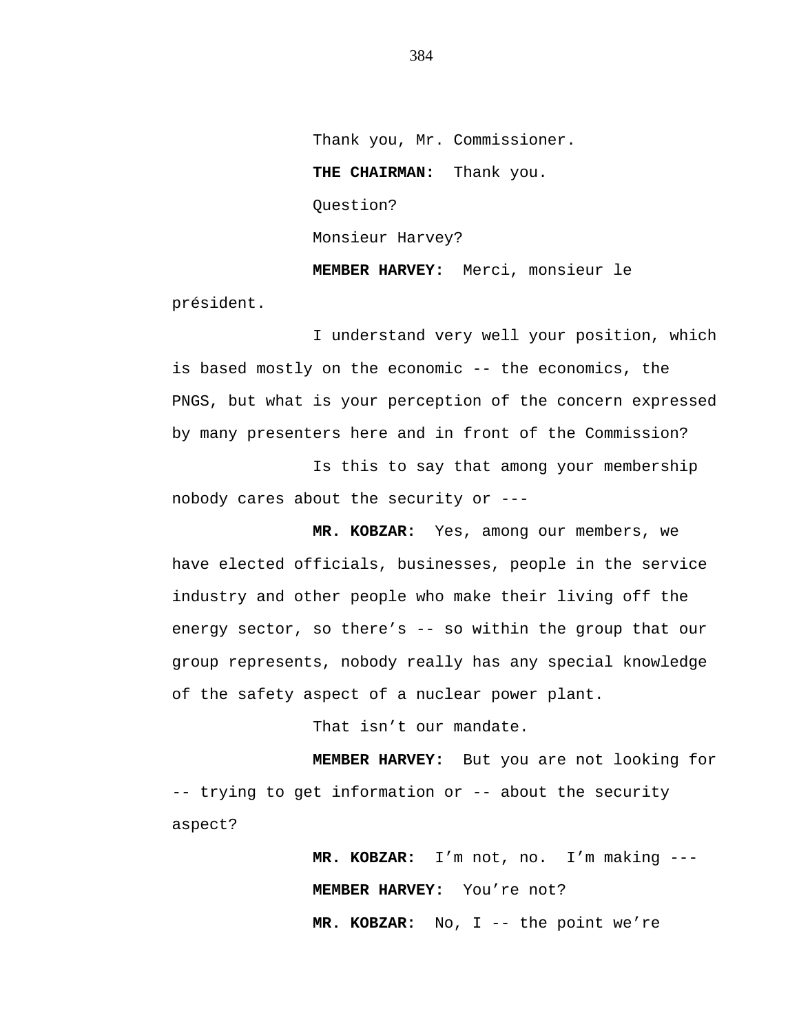Thank you, Mr. Commissioner.

**THE CHAIRMAN:** Thank you.

Question?

Monsieur Harvey?

**MEMBER HARVEY:** Merci, monsieur le président.

I understand very well your position, which is based mostly on the economic -- the economics, the PNGS, but what is your perception of the concern expressed by many presenters here and in front of the Commission?

Is this to say that among your membership nobody cares about the security or ---

**MR. KOBZAR:** Yes, among our members, we have elected officials, businesses, people in the service industry and other people who make their living off the energy sector, so there's -- so within the group that our group represents, nobody really has any special knowledge of the safety aspect of a nuclear power plant.

That isn't our mandate.

**MEMBER HARVEY:** But you are not looking for -- trying to get information or -- about the security aspect?

**MR. KOBZAR:** I'm not, no. I'm making ---

**MEMBER HARVEY:** You're not?

**MR. KOBZAR:** No, I -- the point we're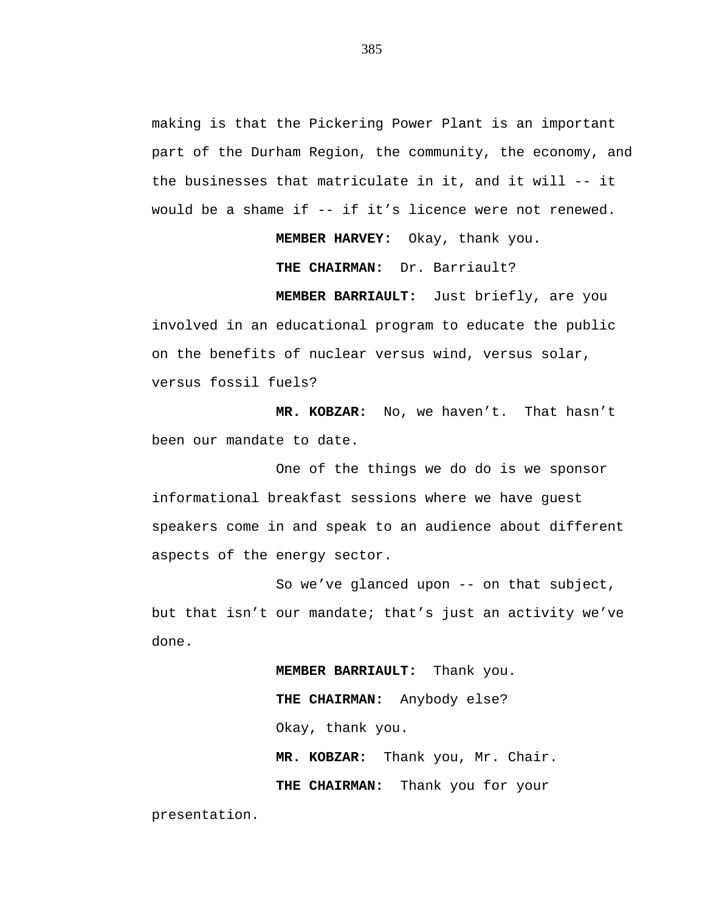making is that the Pickering Power Plant is an important part of the Durham Region, the community, the economy, and the businesses that matriculate in it, and it will -- it would be a shame if -- if it's licence were not renewed.

**MEMBER HARVEY:** Okay, thank you.

**THE CHAIRMAN:** Dr. Barriault?

**MEMBER BARRIAULT:** Just briefly, are you involved in an educational program to educate the public on the benefits of nuclear versus wind, versus solar, versus fossil fuels?

**MR. KOBZAR:** No, we haven't. That hasn't been our mandate to date.

One of the things we do do is we sponsor informational breakfast sessions where we have guest speakers come in and speak to an audience about different aspects of the energy sector.

So we've glanced upon -- on that subject, but that isn't our mandate; that's just an activity we've done.

**MEMBER BARRIAULT:** Thank you.

**THE CHAIRMAN:** Anybody else?

Okay, thank you.

**MR. KOBZAR:** Thank you, Mr. Chair.

**THE CHAIRMAN:** Thank you for your presentation.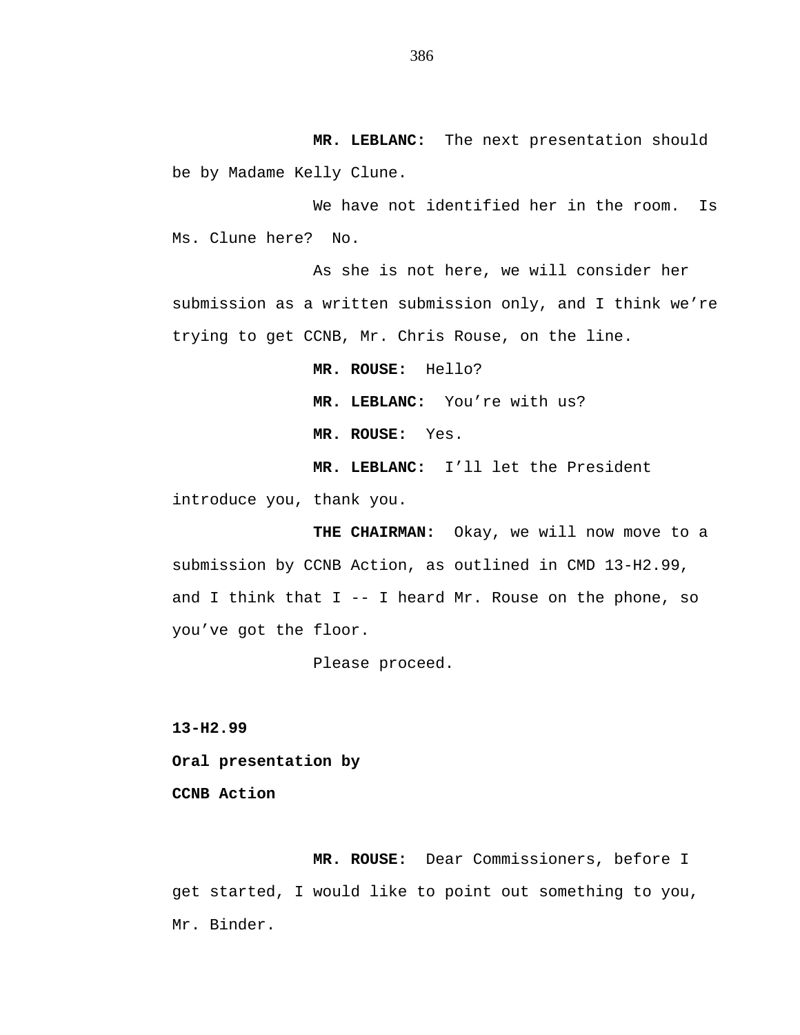**MR. LEBLANC:** The next presentation should be by Madame Kelly Clune.

We have not identified her in the room. Is Ms. Clune here? No.

As she is not here, we will consider her submission as a written submission only, and I think we're trying to get CCNB, Mr. Chris Rouse, on the line.

**MR. ROUSE:** Hello?

**MR. LEBLANC:** You're with us?

**MR. ROUSE:** Yes.

**MR. LEBLANC:** I'll let the President introduce you, thank you.

**THE CHAIRMAN:** Okay, we will now move to a submission by CCNB Action, as outlined in CMD 13-H2.99, and I think that I -- I heard Mr. Rouse on the phone, so you've got the floor.

Please proceed.

**13-H2.99**

**Oral presentation by**

**CCNB Action**

**MR. ROUSE:** Dear Commissioners, before I get started, I would like to point out something to you, Mr. Binder.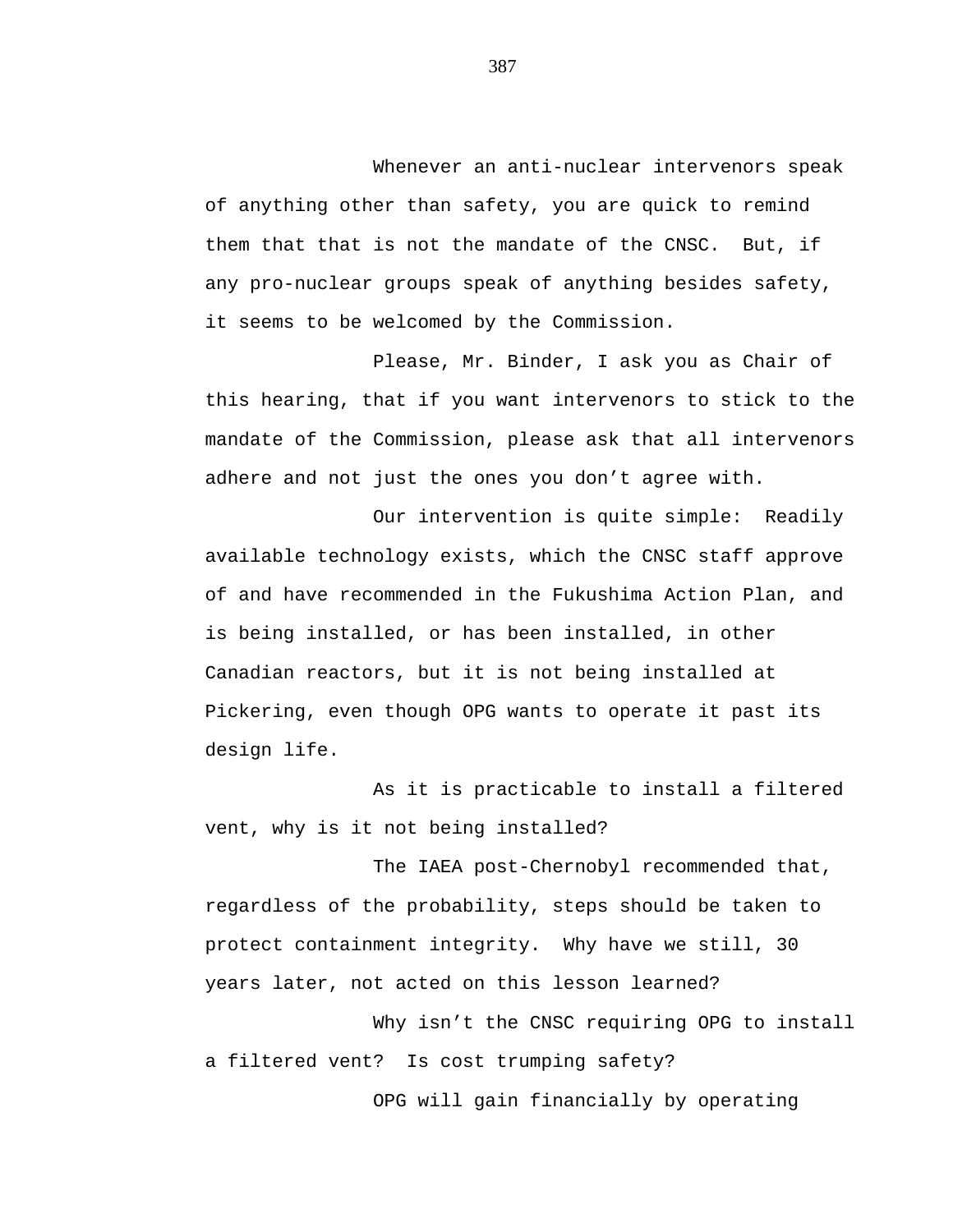Whenever an anti-nuclear intervenors speak of anything other than safety, you are quick to remind them that that is not the mandate of the CNSC. But, if any pro-nuclear groups speak of anything besides safety, it seems to be welcomed by the Commission.

Please, Mr. Binder, I ask you as Chair of this hearing, that if you want intervenors to stick to the mandate of the Commission, please ask that all intervenors adhere and not just the ones you don’t agree with.

Our intervention is quite simple: Readily available technology exists, which the CNSC staff approve of and have recommended in the Fukushima Action Plan, and is being installed, or has been installed, in other Canadian reactors, but it is not being installed at Pickering, even though OPG wants to operate it past its design life.

As it is practicable to install a filtered vent, why is it not being installed?

The IAEA post-Chernobyl recommended that, regardless of the probability, steps should be taken to protect containment integrity. Why have we still, 30 years later, not acted on this lesson learned?

Why isn’t the CNSC requiring OPG to install a filtered vent? Is cost trumping safety?

OPG will gain financially by operating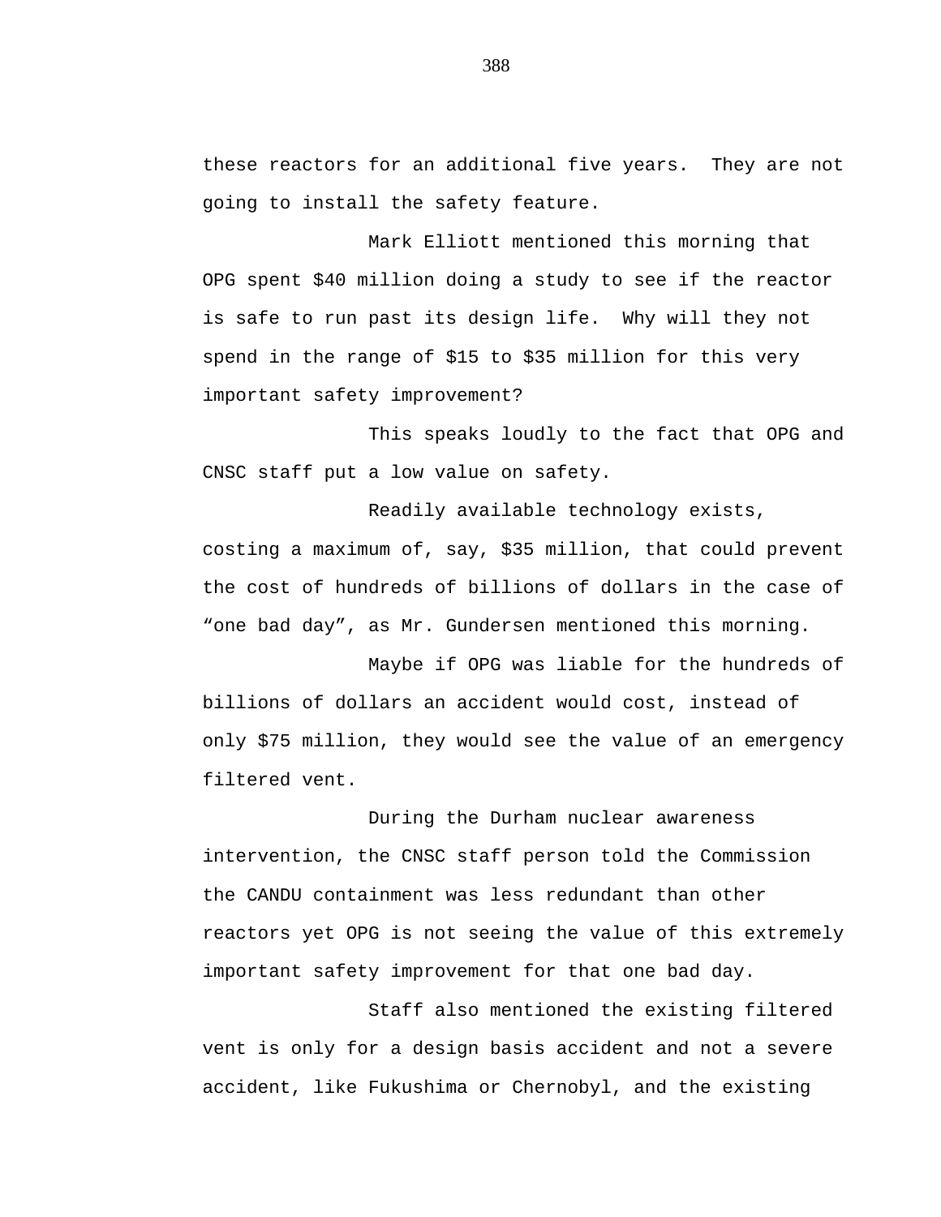these reactors for an additional five years. They are not going to install the safety feature.

Mark Elliott mentioned this morning that OPG spent $40 million doing a study to see if the reactor is safe to run past its design life. Why will they not spend in the range of $15 to $35 million for this very important safety improvement?

This speaks loudly to the fact that OPG and CNSC staff put a low value on safety.

Readily available technology exists, costing a maximum of, say, $35 million, that could prevent the cost of hundreds of billions of dollars in the case of “one bad day”, as Mr. Gundersen mentioned this morning.

Maybe if OPG was liable for the hundreds of billions of dollars an accident would cost, instead of only $75 million, they would see the value of an emergency filtered vent.

During the Durham nuclear awareness intervention, the CNSC staff person told the Commission the CANDU containment was less redundant than other reactors yet OPG is not seeing the value of this extremely important safety improvement for that one bad day.

Staff also mentioned the existing filtered vent is only for a design basis accident and not a severe accident, like Fukushima or Chernobyl, and the existing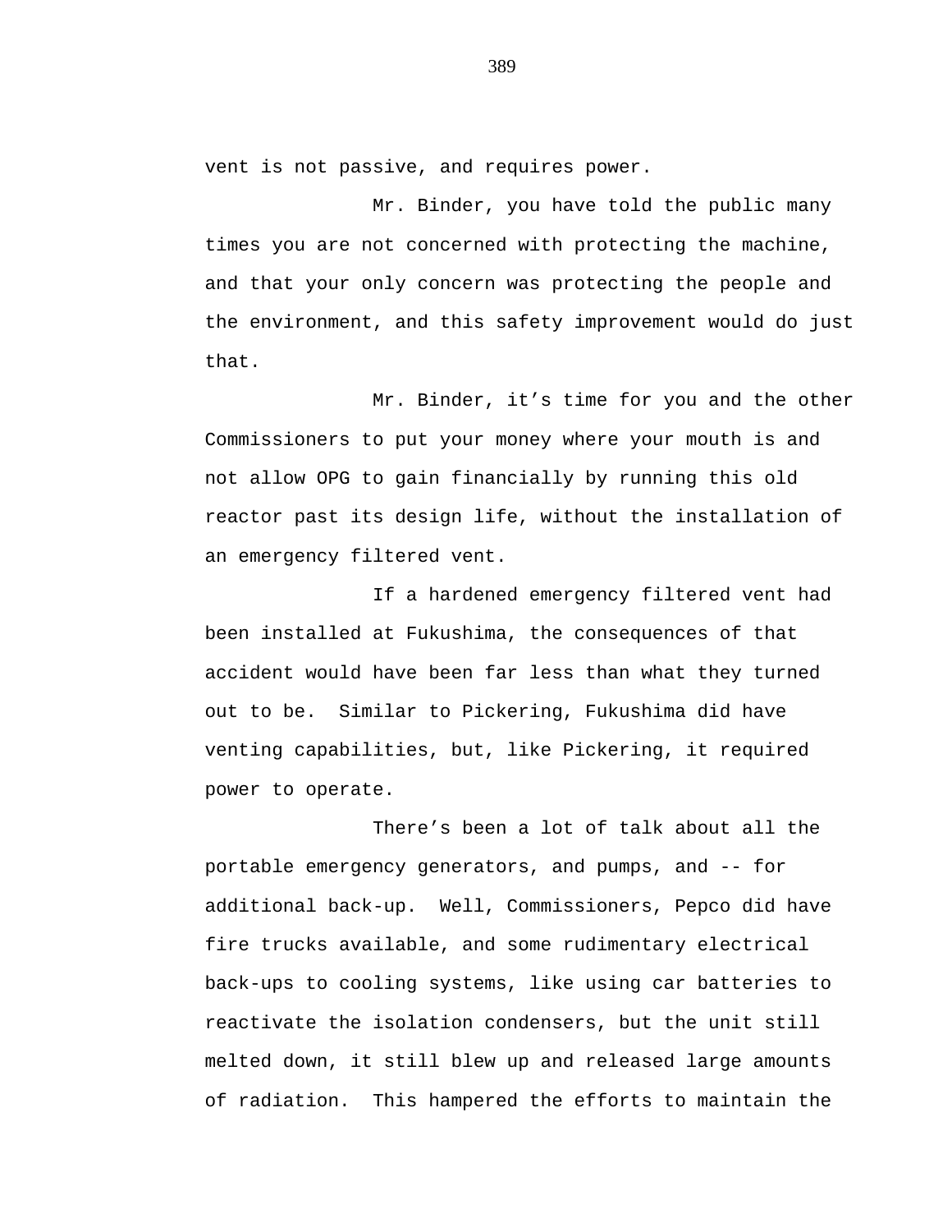vent is not passive, and requires power.

Mr. Binder, you have told the public many times you are not concerned with protecting the machine, and that your only concern was protecting the people and the environment, and this safety improvement would do just that.

Mr. Binder, it’s time for you and the other Commissioners to put your money where your mouth is and not allow OPG to gain financially by running this old reactor past its design life, without the installation of an emergency filtered vent.

If a hardened emergency filtered vent had been installed at Fukushima, the consequences of that accident would have been far less than what they turned out to be. Similar to Pickering, Fukushima did have venting capabilities, but, like Pickering, it required power to operate.

There’s been a lot of talk about all the portable emergency generators, and pumps, and -- for additional back-up. Well, Commissioners, Pepco did have fire trucks available, and some rudimentary electrical back-ups to cooling systems, like using car batteries to reactivate the isolation condensers, but the unit still melted down, it still blew up and released large amounts of radiation. This hampered the efforts to maintain the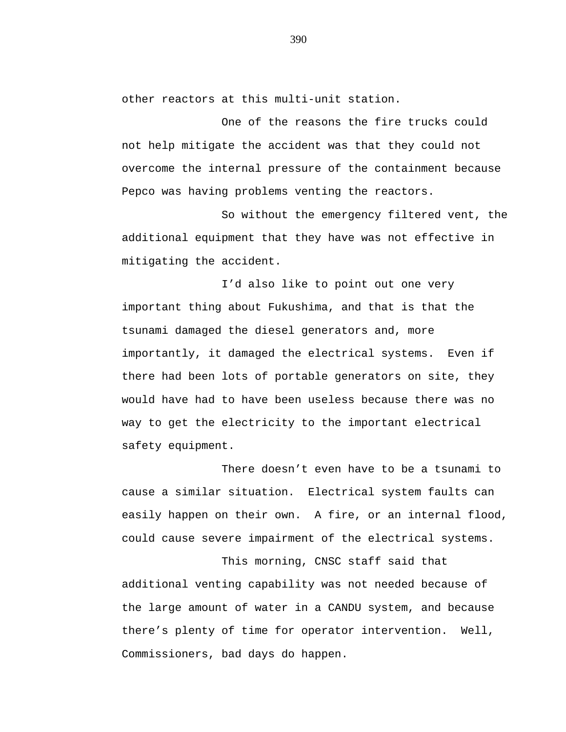other reactors at this multi-unit station.

One of the reasons the fire trucks could not help mitigate the accident was that they could not overcome the internal pressure of the containment because Pepco was having problems venting the reactors.

So without the emergency filtered vent, the additional equipment that they have was not effective in mitigating the accident.

I'd also like to point out one very important thing about Fukushima, and that is that the tsunami damaged the diesel generators and, more importantly, it damaged the electrical systems. Even if there had been lots of portable generators on site, they would have had to have been useless because there was no way to get the electricity to the important electrical safety equipment.

There doesn't even have to be a tsunami to cause a similar situation. Electrical system faults can easily happen on their own. A fire, or an internal flood, could cause severe impairment of the electrical systems.

This morning, CNSC staff said that additional venting capability was not needed because of the large amount of water in a CANDU system, and because there's plenty of time for operator intervention. Well, Commissioners, bad days do happen.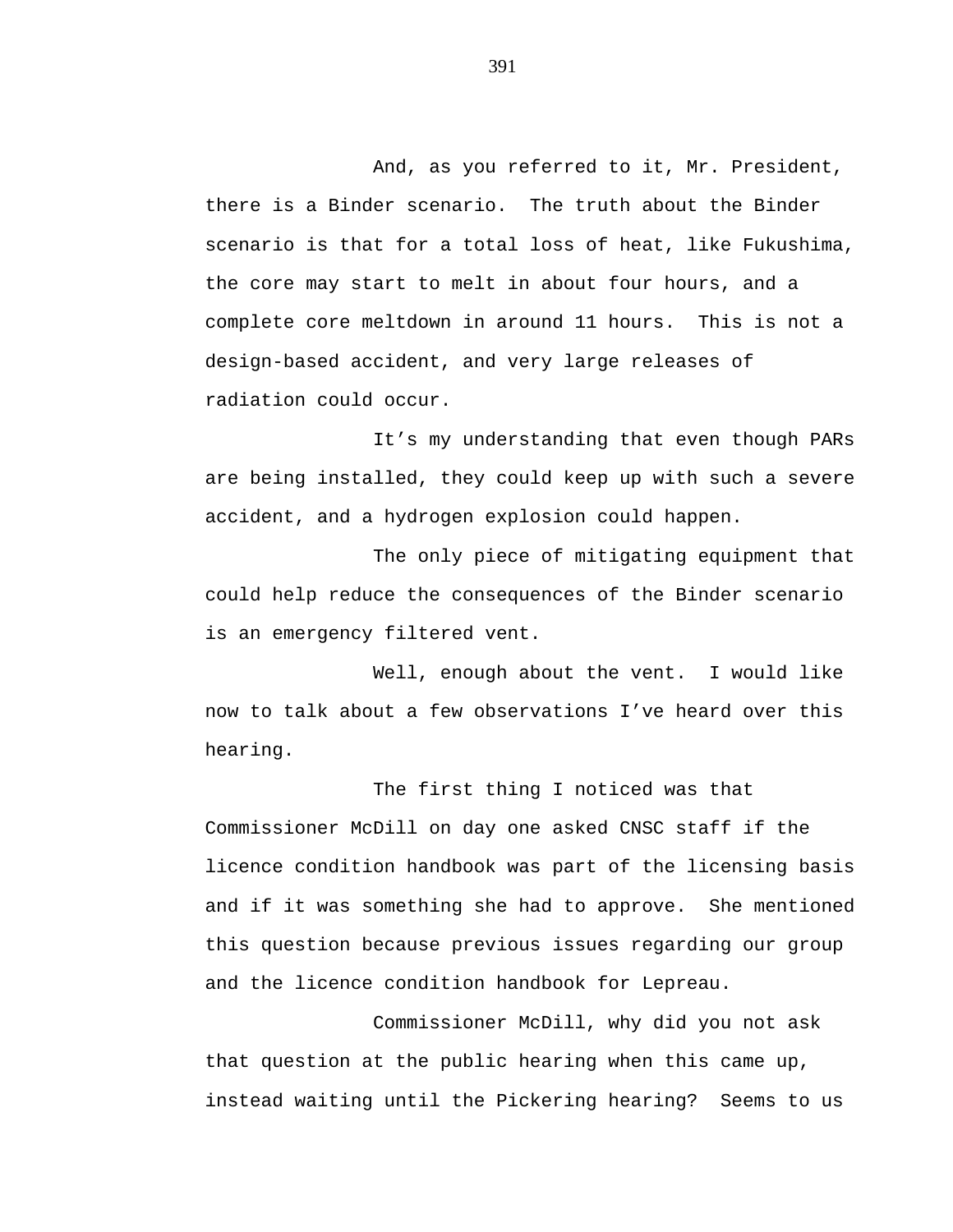And, as you referred to it, Mr. President, there is a Binder scenario. The truth about the Binder scenario is that for a total loss of heat, like Fukushima, the core may start to melt in about four hours, and a complete core meltdown in around 11 hours. This is not a design-based accident, and very large releases of radiation could occur.

It's my understanding that even though PARs are being installed, they could keep up with such a severe accident, and a hydrogen explosion could happen.

The only piece of mitigating equipment that could help reduce the consequences of the Binder scenario is an emergency filtered vent.

Well, enough about the vent. I would like now to talk about a few observations I've heard over this hearing.

The first thing I noticed was that Commissioner McDill on day one asked CNSC staff if the licence condition handbook was part of the licensing basis and if it was something she had to approve. She mentioned this question because previous issues regarding our group and the licence condition handbook for Lepreau.

Commissioner McDill, why did you not ask that question at the public hearing when this came up, instead waiting until the Pickering hearing? Seems to us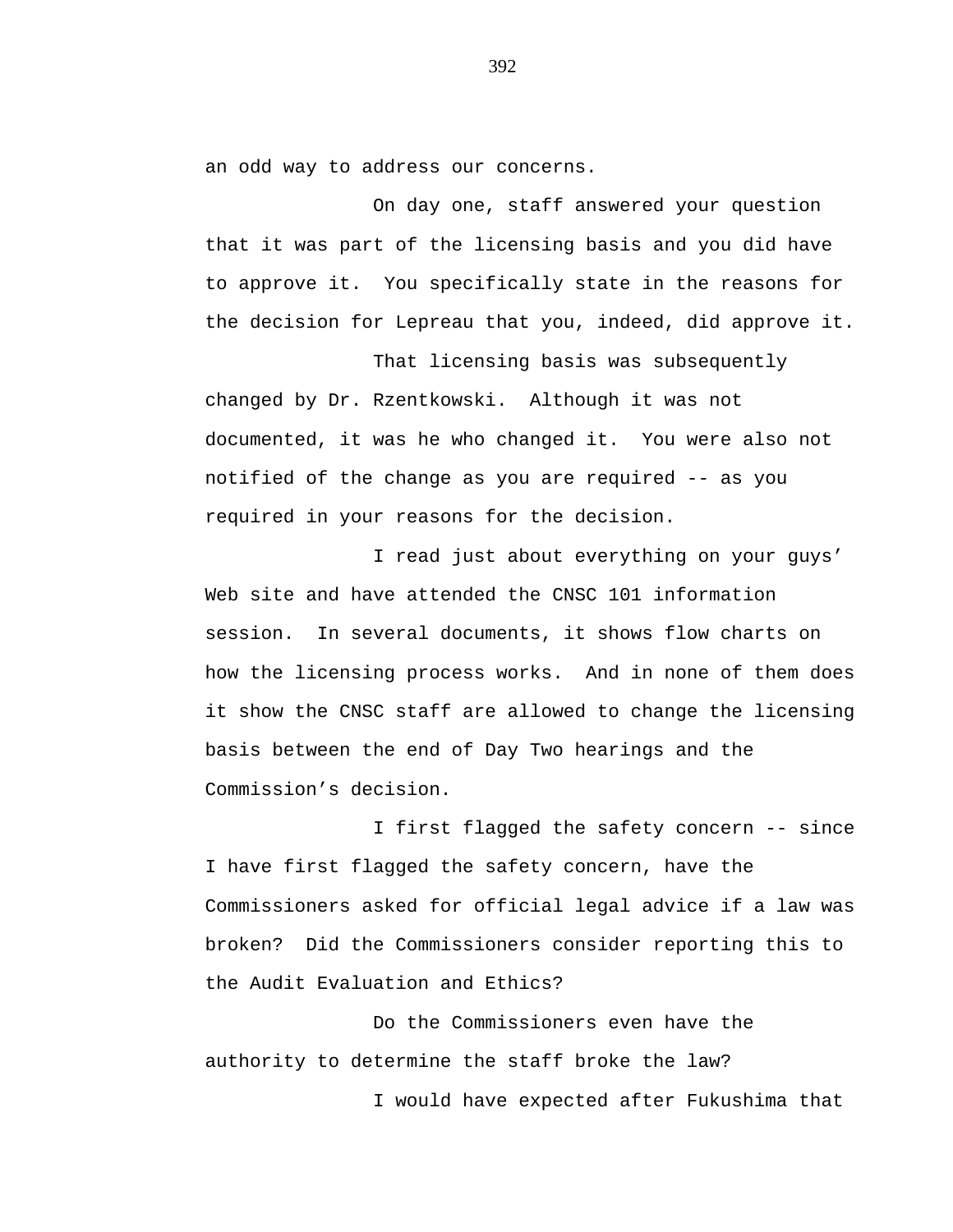an odd way to address our concerns.

On day one, staff answered your question that it was part of the licensing basis and you did have to approve it.  You specifically state in the reasons for the decision for Lepreau that you, indeed, did approve it.

That licensing basis was subsequently changed by Dr. Rzentkowski.  Although it was not documented, it was he who changed it.  You were also not notified of the change as you are required -- as you required in your reasons for the decision.

I read just about everything on your guys' Web site and have attended the CNSC 101 information session.  In several documents, it shows flow charts on how the licensing process works.  And in none of them does it show the CNSC staff are allowed to change the licensing basis between the end of Day Two hearings and the Commission's decision.

I first flagged the safety concern -- since I have first flagged the safety concern, have the Commissioners asked for official legal advice if a law was broken?  Did the Commissioners consider reporting this to the Audit Evaluation and Ethics?

Do the Commissioners even have the authority to determine the staff broke the law?

I would have expected after Fukushima that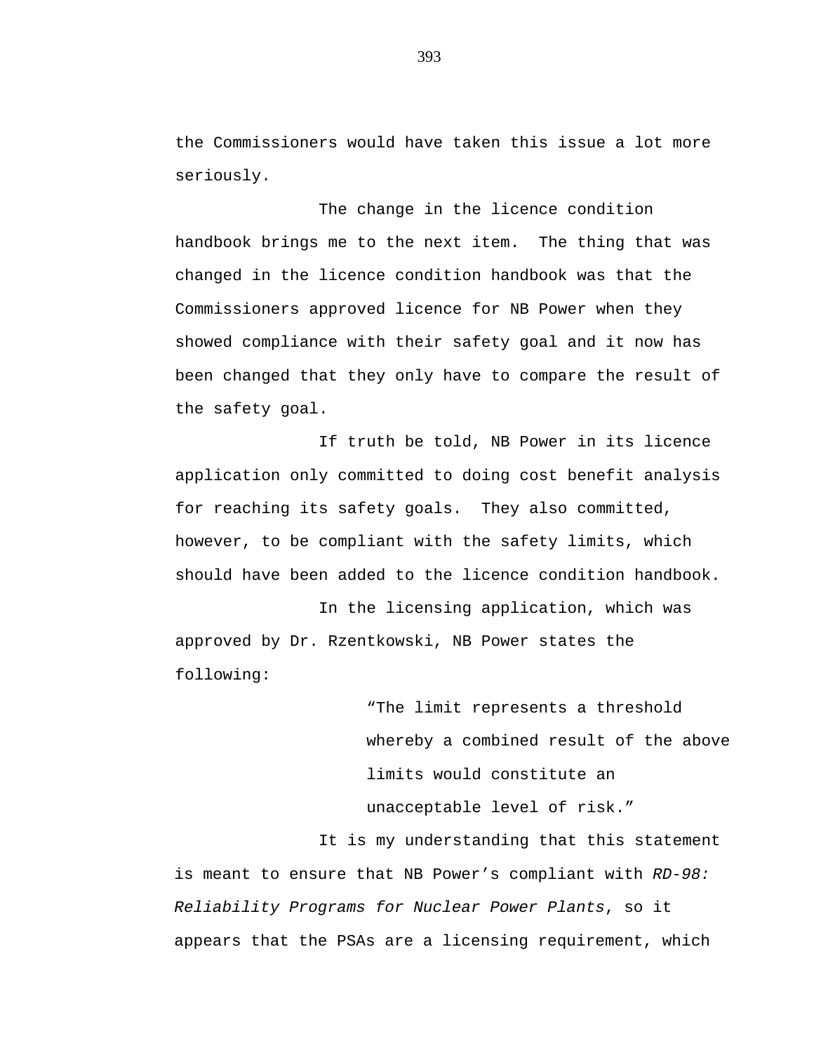the Commissioners would have taken this issue a lot more seriously.

The change in the licence condition handbook brings me to the next item. The thing that was changed in the licence condition handbook was that the Commissioners approved licence for NB Power when they showed compliance with their safety goal and it now has been changed that they only have to compare the result of the safety goal.

If truth be told, NB Power in its licence application only committed to doing cost benefit analysis for reaching its safety goals. They also committed, however, to be compliant with the safety limits, which should have been added to the licence condition handbook.

In the licensing application, which was approved by Dr. Rzentkowski, NB Power states the following:

> "The limit represents a threshold whereby a combined result of the above limits would constitute an unacceptable level of risk."

It is my understanding that this statement is meant to ensure that NB Power's compliant with *RD-98: Reliability Programs for Nuclear Power Plants*, so it appears that the PSAs are a licensing requirement, which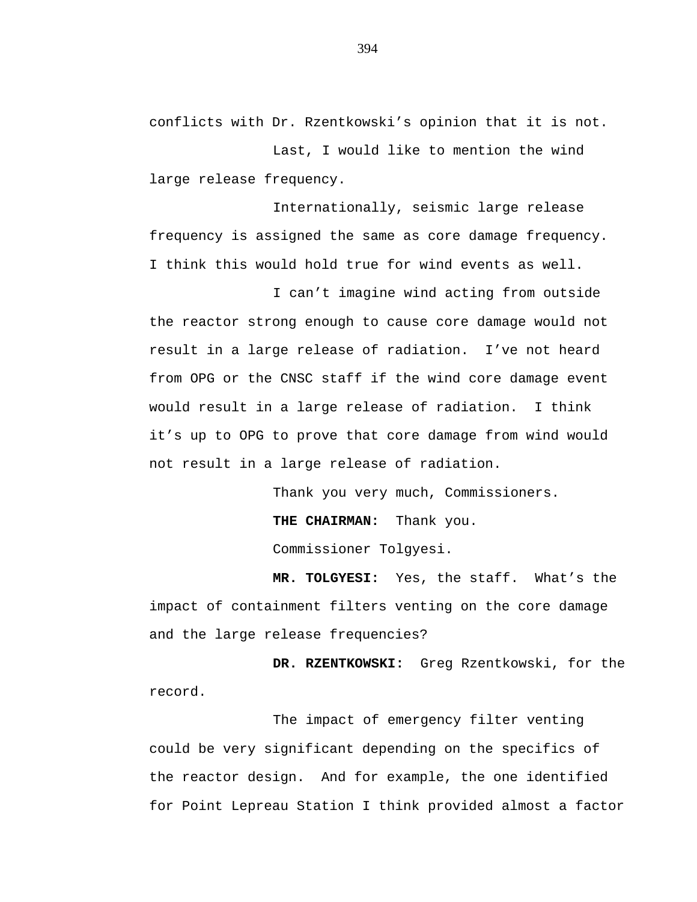conflicts with Dr. Rzentkowski’s opinion that it is not.

Last, I would like to mention the wind large release frequency.

Internationally, seismic large release frequency is assigned the same as core damage frequency. I think this would hold true for wind events as well.

I can’t imagine wind acting from outside the reactor strong enough to cause core damage would not result in a large release of radiation. I’ve not heard from OPG or the CNSC staff if the wind core damage event would result in a large release of radiation. I think it’s up to OPG to prove that core damage from wind would not result in a large release of radiation.

Thank you very much, Commissioners.

**THE CHAIRMAN:** Thank you.

Commissioner Tolgyesi.

**MR. TOLGYESI:** Yes, the staff. What’s the impact of containment filters venting on the core damage and the large release frequencies?

**DR. RZENTKOWSKI:** Greg Rzentkowski, for the record.

The impact of emergency filter venting could be very significant depending on the specifics of the reactor design. And for example, the one identified for Point Lepreau Station I think provided almost a factor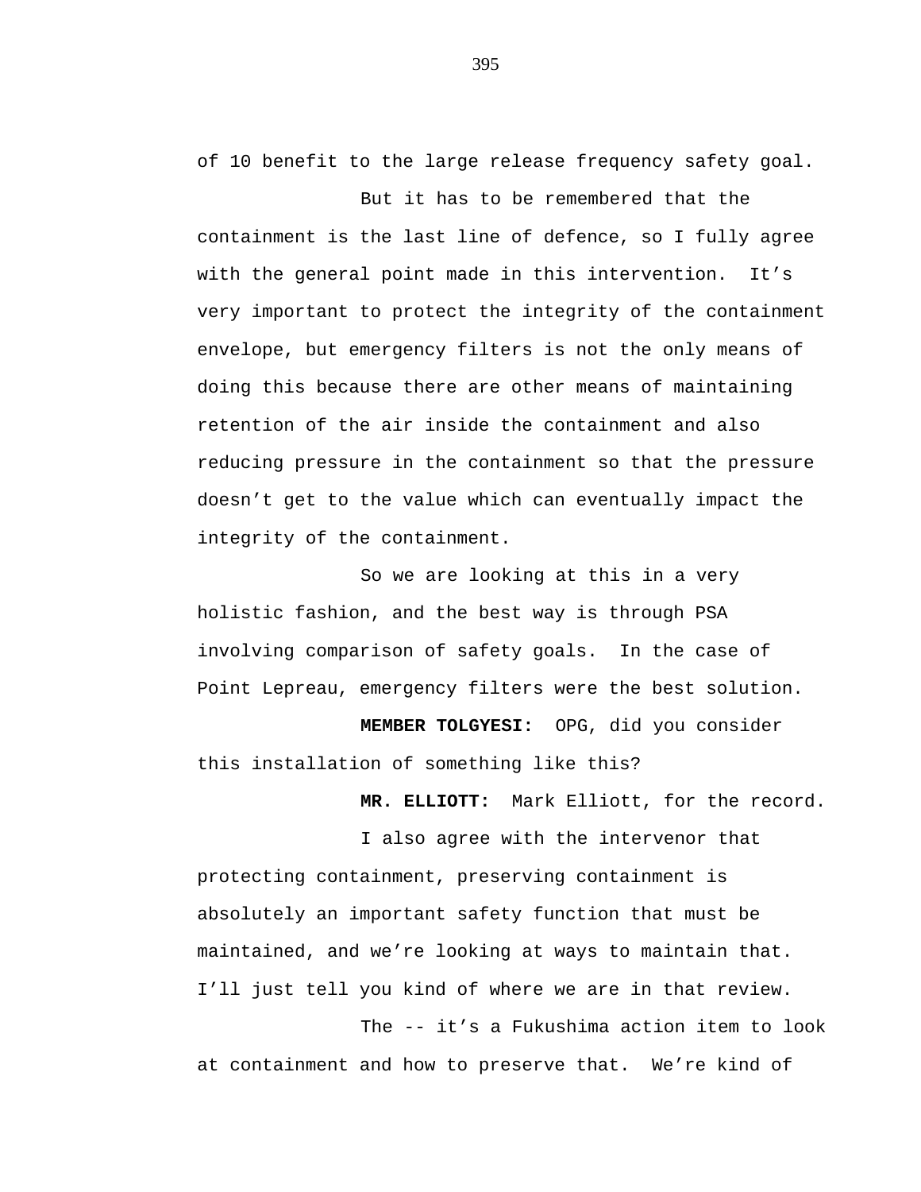of 10 benefit to the large release frequency safety goal.

But it has to be remembered that the containment is the last line of defence, so I fully agree with the general point made in this intervention. It's very important to protect the integrity of the containment envelope, but emergency filters is not the only means of doing this because there are other means of maintaining retention of the air inside the containment and also reducing pressure in the containment so that the pressure doesn't get to the value which can eventually impact the integrity of the containment.

So we are looking at this in a very holistic fashion, and the best way is through PSA involving comparison of safety goals. In the case of Point Lepreau, emergency filters were the best solution.

**MEMBER TOLGYESI:** OPG, did you consider this installation of something like this?

**MR. ELLIOTT:** Mark Elliott, for the record.

I also agree with the intervenor that protecting containment, preserving containment is absolutely an important safety function that must be maintained, and we're looking at ways to maintain that. I'll just tell you kind of where we are in that review.

The -- it's a Fukushima action item to look at containment and how to preserve that. We're kind of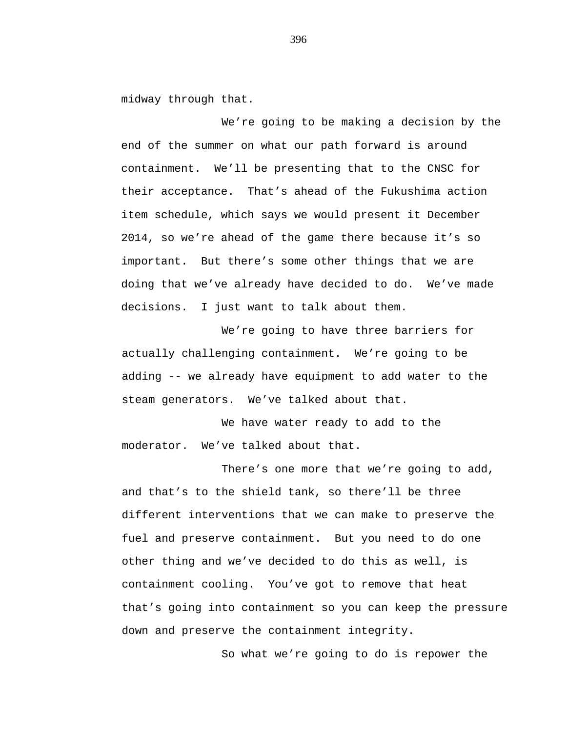midway through that.

We're going to be making a decision by the end of the summer on what our path forward is around containment. We'll be presenting that to the CNSC for their acceptance. That's ahead of the Fukushima action item schedule, which says we would present it December 2014, so we're ahead of the game there because it's so important. But there's some other things that we are doing that we've already have decided to do. We've made decisions. I just want to talk about them.

We're going to have three barriers for actually challenging containment. We're going to be adding -- we already have equipment to add water to the steam generators. We've talked about that.

We have water ready to add to the moderator. We've talked about that.

There's one more that we're going to add, and that's to the shield tank, so there'll be three different interventions that we can make to preserve the fuel and preserve containment. But you need to do one other thing and we've decided to do this as well, is containment cooling. You've got to remove that heat that's going into containment so you can keep the pressure down and preserve the containment integrity.

So what we're going to do is repower the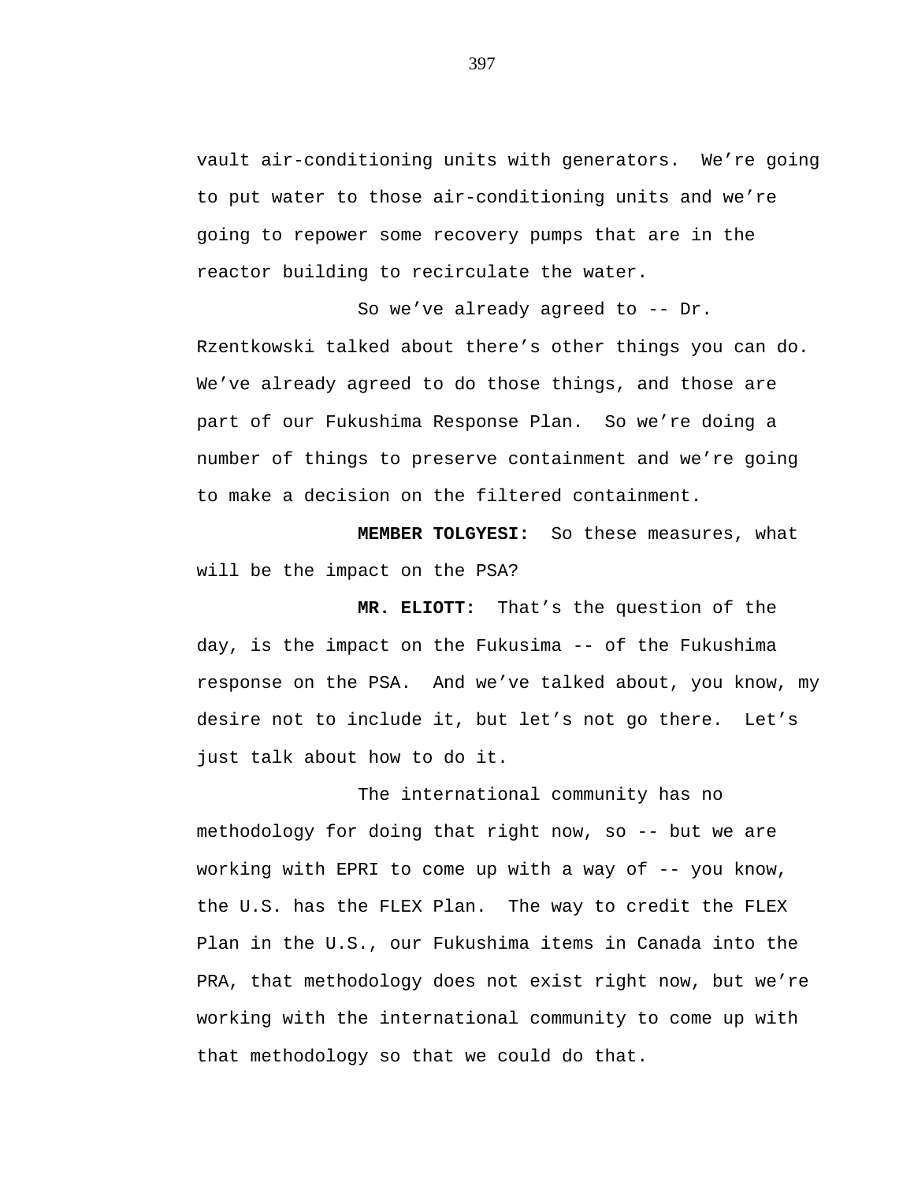vault air-conditioning units with generators.  We’re going to put water to those air-conditioning units and we’re going to repower some recovery pumps that are in the reactor building to recirculate the water.

So we’ve already agreed to -- Dr. Rzentkowski talked about there’s other things you can do. We’ve already agreed to do those things, and those are part of our Fukushima Response Plan.  So we’re doing a number of things to preserve containment and we’re going to make a decision on the filtered containment.

**MEMBER TOLGYESI:**  So these measures, what will be the impact on the PSA?

**MR. ELIOTT:**  That’s the question of the day, is the impact on the Fukusima -- of the Fukushima response on the PSA.  And we’ve talked about, you know, my desire not to include it, but let’s not go there.  Let’s just talk about how to do it.

The international community has no methodology for doing that right now, so -- but we are working with EPRI to come up with a way of -- you know, the U.S. has the FLEX Plan.  The way to credit the FLEX Plan in the U.S., our Fukushima items in Canada into the PRA, that methodology does not exist right now, but we’re working with the international community to come up with that methodology so that we could do that.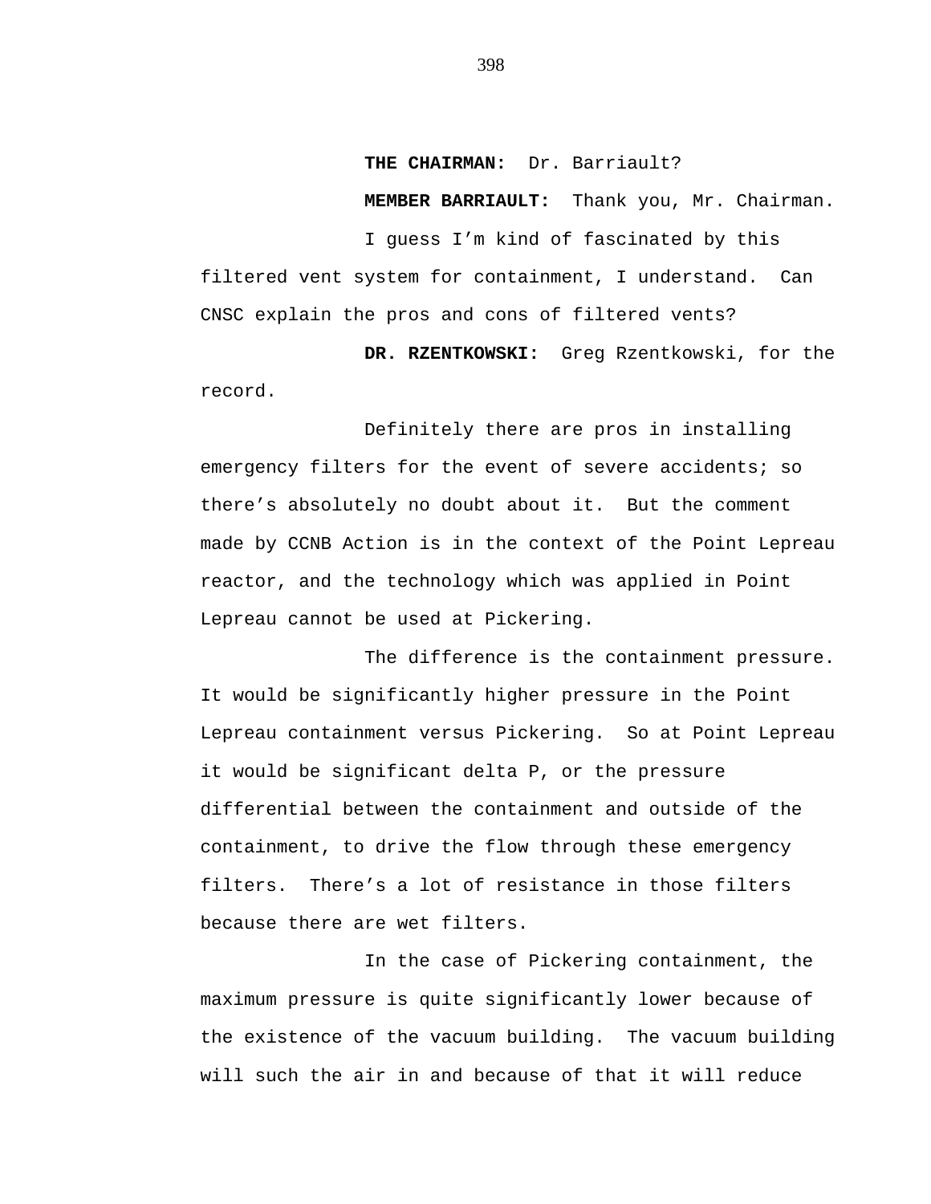**THE CHAIRMAN:** Dr. Barriault?

**MEMBER BARRIAULT:** Thank you, Mr. Chairman.

I guess I'm kind of fascinated by this filtered vent system for containment, I understand. Can CNSC explain the pros and cons of filtered vents?

**DR. RZENTKOWSKI:** Greg Rzentkowski, for the record.

Definitely there are pros in installing emergency filters for the event of severe accidents; so there's absolutely no doubt about it. But the comment made by CCNB Action is in the context of the Point Lepreau reactor, and the technology which was applied in Point Lepreau cannot be used at Pickering.

The difference is the containment pressure. It would be significantly higher pressure in the Point Lepreau containment versus Pickering. So at Point Lepreau it would be significant delta P, or the pressure differential between the containment and outside of the containment, to drive the flow through these emergency filters. There's a lot of resistance in those filters because there are wet filters.

In the case of Pickering containment, the maximum pressure is quite significantly lower because of the existence of the vacuum building. The vacuum building will such the air in and because of that it will reduce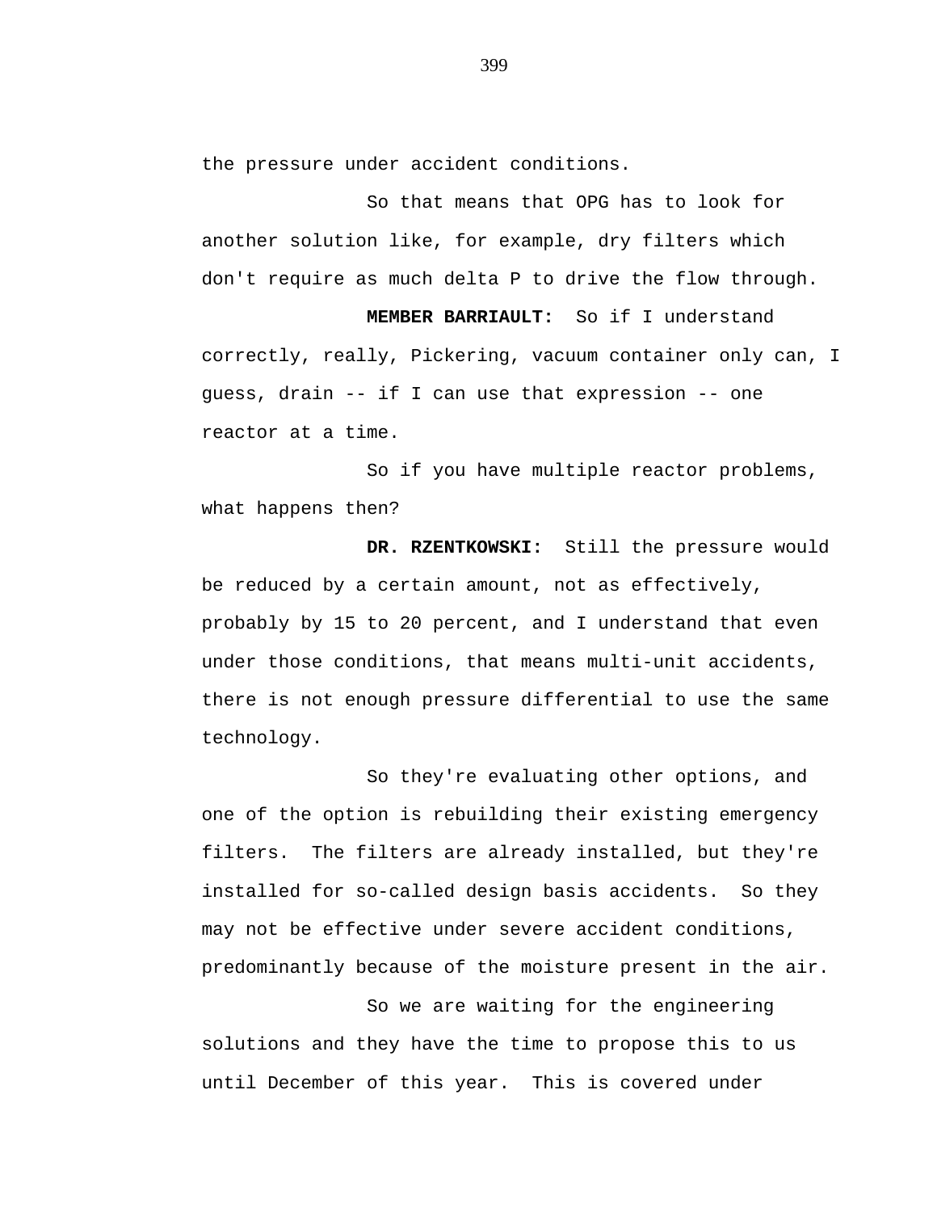the pressure under accident conditions.

So that means that OPG has to look for another solution like, for example, dry filters which don't require as much delta P to drive the flow through.

**MEMBER BARRIAULT:** So if I understand correctly, really, Pickering, vacuum container only can, I guess, drain -- if I can use that expression -- one reactor at a time.

So if you have multiple reactor problems, what happens then?

**DR. RZENTKOWSKI:** Still the pressure would be reduced by a certain amount, not as effectively, probably by 15 to 20 percent, and I understand that even under those conditions, that means multi-unit accidents, there is not enough pressure differential to use the same technology.

So they're evaluating other options, and one of the option is rebuilding their existing emergency filters. The filters are already installed, but they're installed for so-called design basis accidents. So they may not be effective under severe accident conditions, predominantly because of the moisture present in the air.

So we are waiting for the engineering solutions and they have the time to propose this to us until December of this year. This is covered under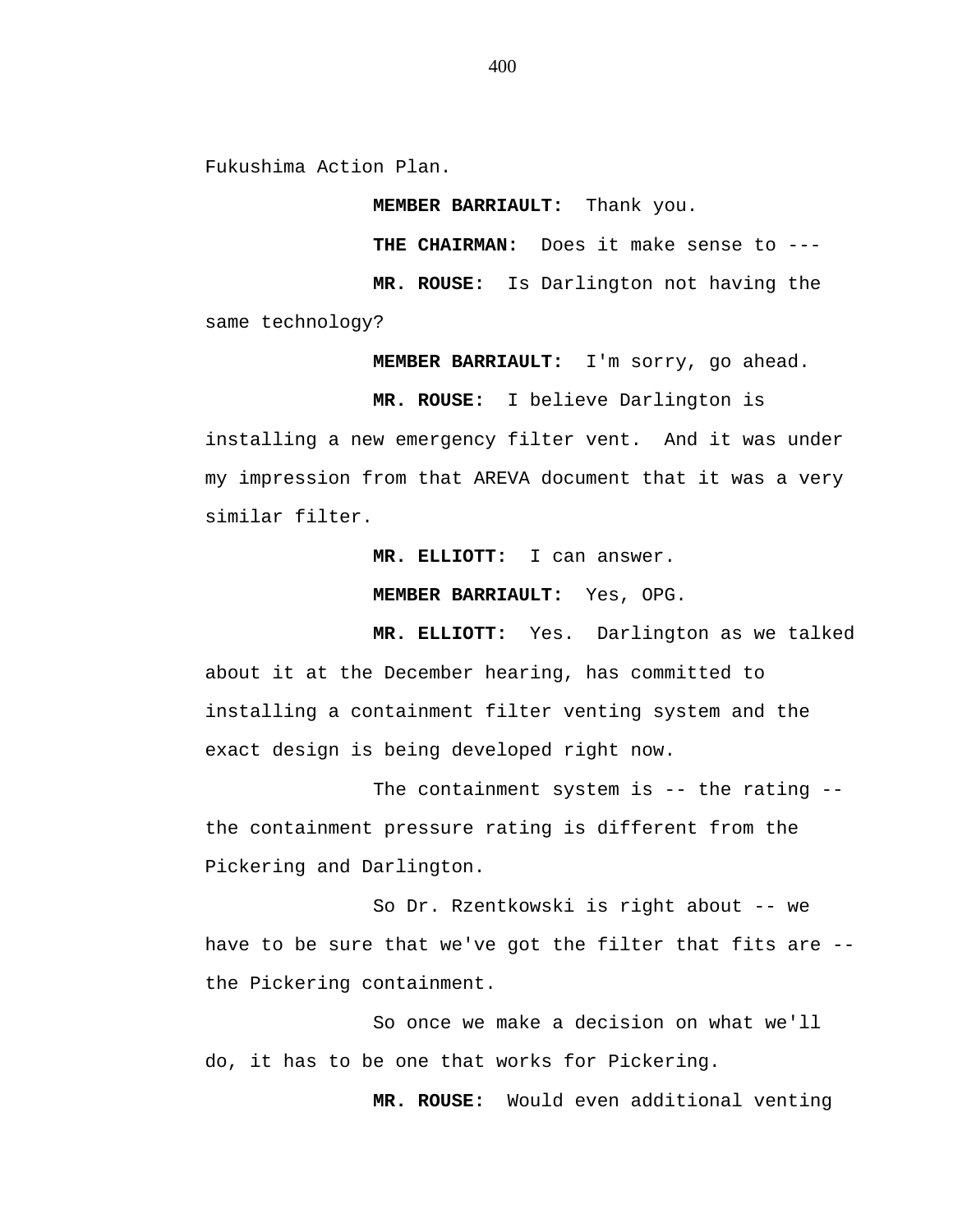Fukushima Action Plan.

**MEMBER BARRIAULT:** Thank you.

**THE CHAIRMAN:** Does it make sense to ---

**MR. ROUSE:** Is Darlington not having the same technology?

**MEMBER BARRIAULT:** I'm sorry, go ahead.

**MR. ROUSE:** I believe Darlington is installing a new emergency filter vent. And it was under my impression from that AREVA document that it was a very similar filter.

**MR. ELLIOTT:** I can answer.

**MEMBER BARRIAULT:** Yes, OPG.

**MR. ELLIOTT:** Yes. Darlington as we talked about it at the December hearing, has committed to installing a containment filter venting system and the exact design is being developed right now.

The containment system is -- the rating -- the containment pressure rating is different from the Pickering and Darlington.

So Dr. Rzentkowski is right about -- we have to be sure that we've got the filter that fits are -- the Pickering containment.

So once we make a decision on what we'll do, it has to be one that works for Pickering.

**MR. ROUSE:** Would even additional venting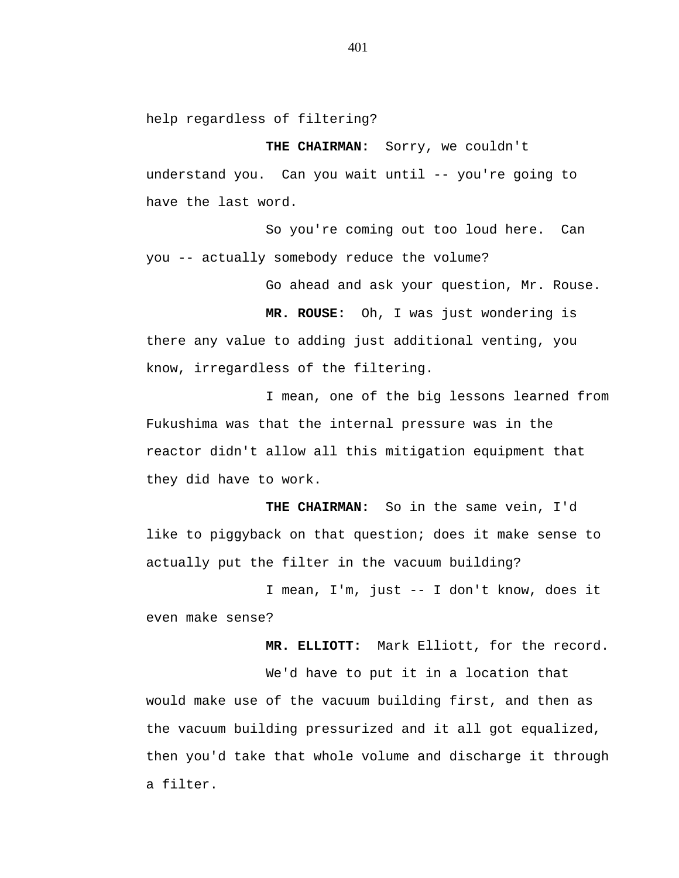help regardless of filtering?

**THE CHAIRMAN:** Sorry, we couldn't understand you. Can you wait until -- you're going to have the last word.

So you're coming out too loud here. Can you -- actually somebody reduce the volume?

Go ahead and ask your question, Mr. Rouse.

**MR. ROUSE:** Oh, I was just wondering is there any value to adding just additional venting, you know, irregardless of the filtering.

I mean, one of the big lessons learned from Fukushima was that the internal pressure was in the reactor didn't allow all this mitigation equipment that they did have to work.

**THE CHAIRMAN:** So in the same vein, I'd like to piggyback on that question; does it make sense to actually put the filter in the vacuum building?

I mean, I'm, just -- I don't know, does it even make sense?

**MR. ELLIOTT:** Mark Elliott, for the record.

We'd have to put it in a location that would make use of the vacuum building first, and then as the vacuum building pressurized and it all got equalized, then you'd take that whole volume and discharge it through a filter.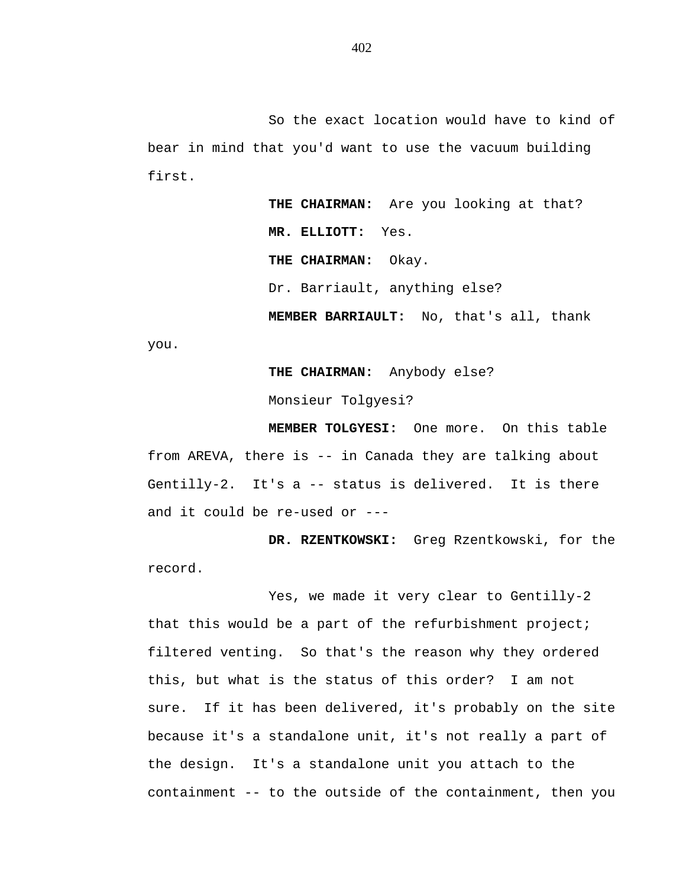So the exact location would have to kind of bear in mind that you'd want to use the vacuum building first.

**THE CHAIRMAN:** Are you looking at that?

**MR. ELLIOTT:** Yes.

**THE CHAIRMAN:** Okay.

Dr. Barriault, anything else?

**MEMBER BARRIAULT:** No, that's all, thank you.

**THE CHAIRMAN:** Anybody else?

Monsieur Tolgyesi?

**MEMBER TOLGYESI:** One more. On this table from AREVA, there is -- in Canada they are talking about Gentilly-2. It's a -- status is delivered. It is there and it could be re-used or ---

**DR. RZENTKOWSKI:** Greg Rzentkowski, for the record.

Yes, we made it very clear to Gentilly-2 that this would be a part of the refurbishment project; filtered venting. So that's the reason why they ordered this, but what is the status of this order? I am not sure. If it has been delivered, it's probably on the site because it's a standalone unit, it's not really a part of the design. It's a standalone unit you attach to the containment -- to the outside of the containment, then you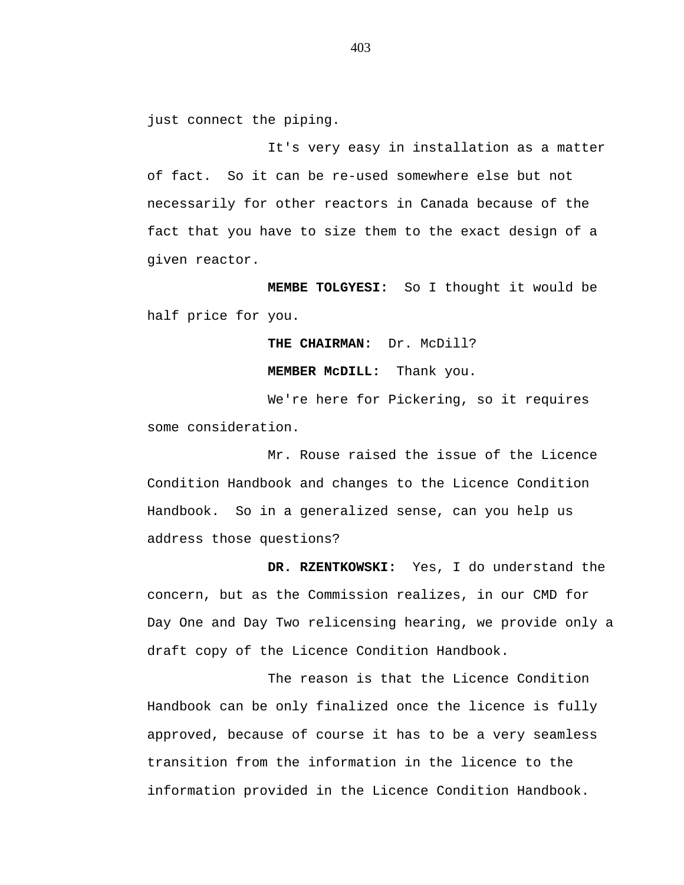just connect the piping.

It's very easy in installation as a matter of fact.  So it can be re-used somewhere else but not necessarily for other reactors in Canada because of the fact that you have to size them to the exact design of a given reactor.

**MEMBE TOLGYESI:**  So I thought it would be half price for you.

**THE CHAIRMAN:**  Dr. McDill?

**MEMBER McDILL:**  Thank you.

We're here for Pickering, so it requires some consideration.

Mr. Rouse raised the issue of the Licence Condition Handbook and changes to the Licence Condition Handbook.  So in a generalized sense, can you help us address those questions?

**DR. RZENTKOWSKI:**  Yes, I do understand the concern, but as the Commission realizes, in our CMD for Day One and Day Two relicensing hearing, we provide only a draft copy of the Licence Condition Handbook.

The reason is that the Licence Condition Handbook can be only finalized once the licence is fully approved, because of course it has to be a very seamless transition from the information in the licence to the information provided in the Licence Condition Handbook.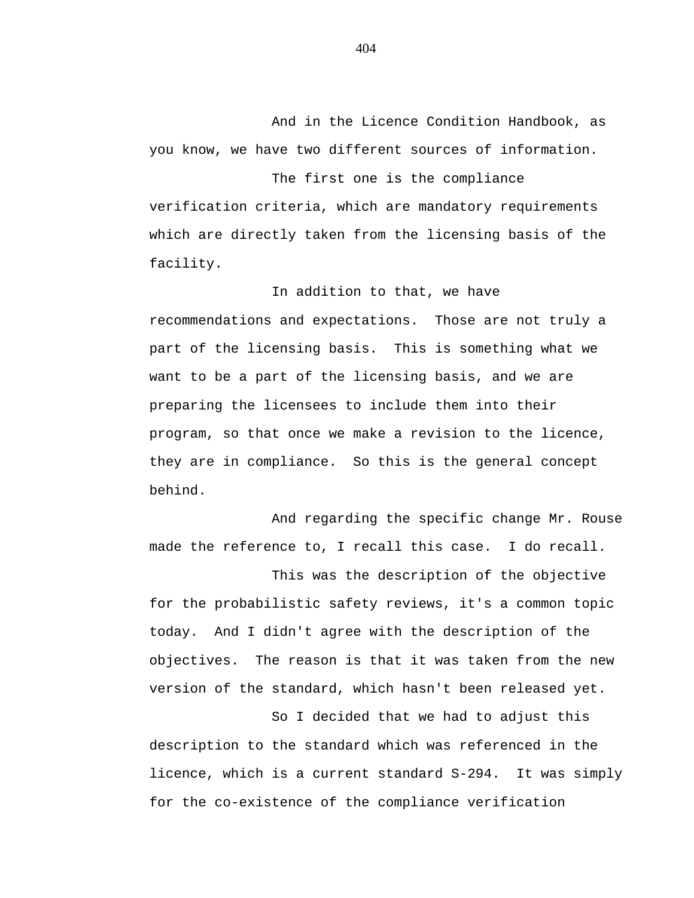And in the Licence Condition Handbook, as you know, we have two different sources of information.

The first one is the compliance verification criteria, which are mandatory requirements which are directly taken from the licensing basis of the facility.

In addition to that, we have recommendations and expectations.  Those are not truly a part of the licensing basis.  This is something what we want to be a part of the licensing basis, and we are preparing the licensees to include them into their program, so that once we make a revision to the licence, they are in compliance.  So this is the general concept behind.

And regarding the specific change Mr. Rouse made the reference to, I recall this case.  I do recall.

This was the description of the objective for the probabilistic safety reviews, it's a common topic today.  And I didn't agree with the description of the objectives.  The reason is that it was taken from the new version of the standard, which hasn't been released yet.

So I decided that we had to adjust this description to the standard which was referenced in the licence, which is a current standard S-294.  It was simply for the co-existence of the compliance verification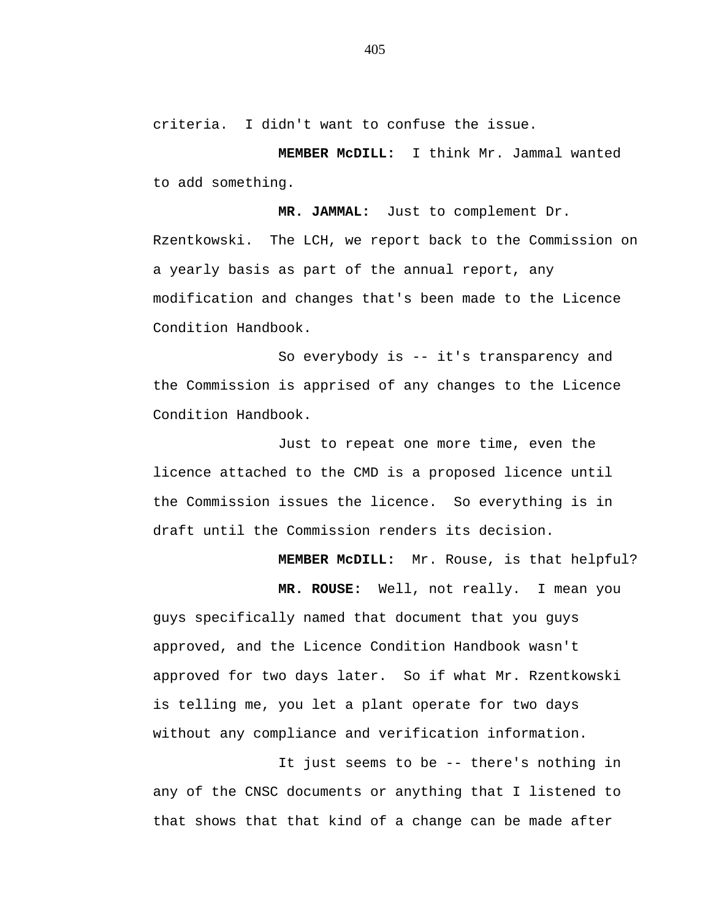criteria.  I didn't want to confuse the issue.

**MEMBER McDILL:**  I think Mr. Jammal wanted to add something.

**MR. JAMMAL:**  Just to complement Dr. Rzentkowski.  The LCH, we report back to the Commission on a yearly basis as part of the annual report, any modification and changes that's been made to the Licence Condition Handbook.

So everybody is -- it's transparency and the Commission is apprised of any changes to the Licence Condition Handbook.

Just to repeat one more time, even the licence attached to the CMD is a proposed licence until the Commission issues the licence.  So everything is in draft until the Commission renders its decision.

**MEMBER McDILL:**  Mr. Rouse, is that helpful?

**MR. ROUSE:**  Well, not really.  I mean you guys specifically named that document that you guys approved, and the Licence Condition Handbook wasn't approved for two days later.  So if what Mr. Rzentkowski is telling me, you let a plant operate for two days without any compliance and verification information.

It just seems to be -- there's nothing in any of the CNSC documents or anything that I listened to that shows that that kind of a change can be made after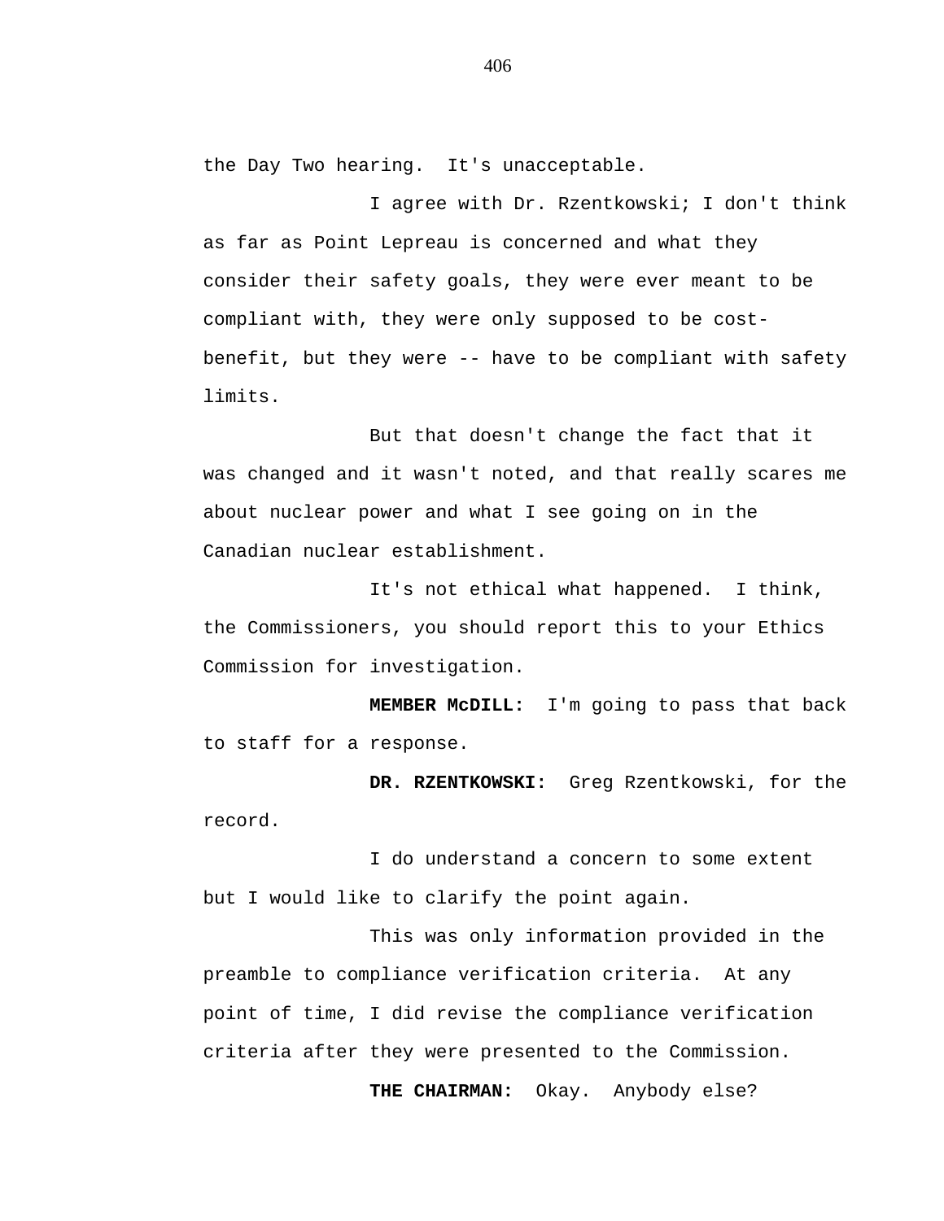the Day Two hearing.  It's unacceptable.

I agree with Dr. Rzentkowski; I don't think as far as Point Lepreau is concerned and what they consider their safety goals, they were ever meant to be compliant with, they were only supposed to be cost-benefit, but they were -- have to be compliant with safety limits.

But that doesn't change the fact that it was changed and it wasn't noted, and that really scares me about nuclear power and what I see going on in the Canadian nuclear establishment.

It's not ethical what happened.  I think, the Commissioners, you should report this to your Ethics Commission for investigation.

**MEMBER McDILL:** I'm going to pass that back to staff for a response.

**DR. RZENTKOWSKI:** Greg Rzentkowski, for the record.

I do understand a concern to some extent but I would like to clarify the point again.

This was only information provided in the preamble to compliance verification criteria.  At any point of time, I did revise the compliance verification criteria after they were presented to the Commission.

**THE CHAIRMAN:** Okay.  Anybody else?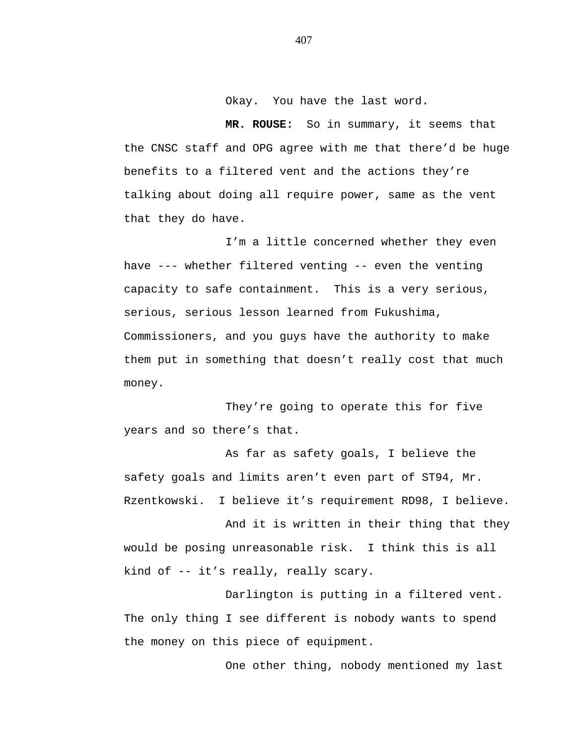Okay. You have the last word.

**MR. ROUSE:** So in summary, it seems that the CNSC staff and OPG agree with me that there'd be huge benefits to a filtered vent and the actions they're talking about doing all require power, same as the vent that they do have.

I'm a little concerned whether they even have --- whether filtered venting -- even the venting capacity to safe containment. This is a very serious, serious, serious lesson learned from Fukushima, Commissioners, and you guys have the authority to make them put in something that doesn't really cost that much money.

They're going to operate this for five years and so there's that.

As far as safety goals, I believe the safety goals and limits aren't even part of ST94, Mr. Rzentkowski. I believe it's requirement RD98, I believe.

And it is written in their thing that they would be posing unreasonable risk. I think this is all kind of -- it's really, really scary.

Darlington is putting in a filtered vent. The only thing I see different is nobody wants to spend the money on this piece of equipment.

One other thing, nobody mentioned my last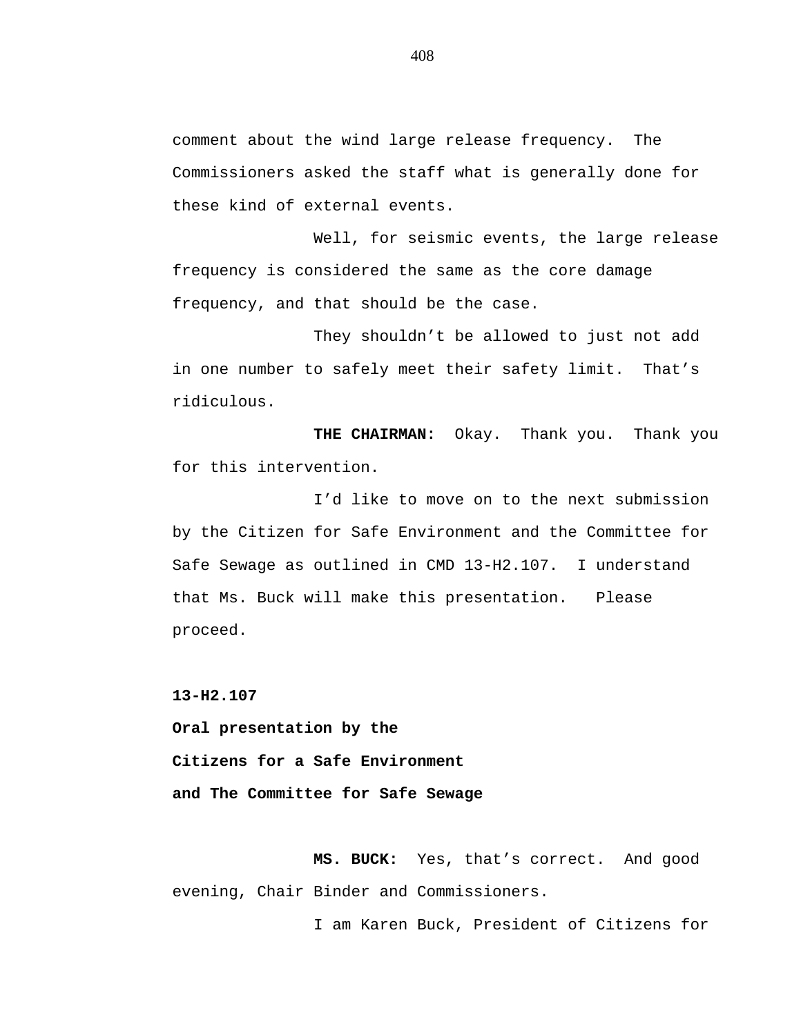comment about the wind large release frequency. The Commissioners asked the staff what is generally done for these kind of external events.

Well, for seismic events, the large release frequency is considered the same as the core damage frequency, and that should be the case.

They shouldn't be allowed to just not add in one number to safely meet their safety limit. That's ridiculous.

**THE CHAIRMAN:** Okay. Thank you. Thank you for this intervention.

I'd like to move on to the next submission by the Citizen for Safe Environment and the Committee for Safe Sewage as outlined in CMD 13-H2.107. I understand that Ms. Buck will make this presentation. Please proceed.

**13-H2.107**

**Oral presentation by the**

**Citizens for a Safe Environment**

**and The Committee for Safe Sewage**

**MS. BUCK:** Yes, that's correct. And good evening, Chair Binder and Commissioners.

I am Karen Buck, President of Citizens for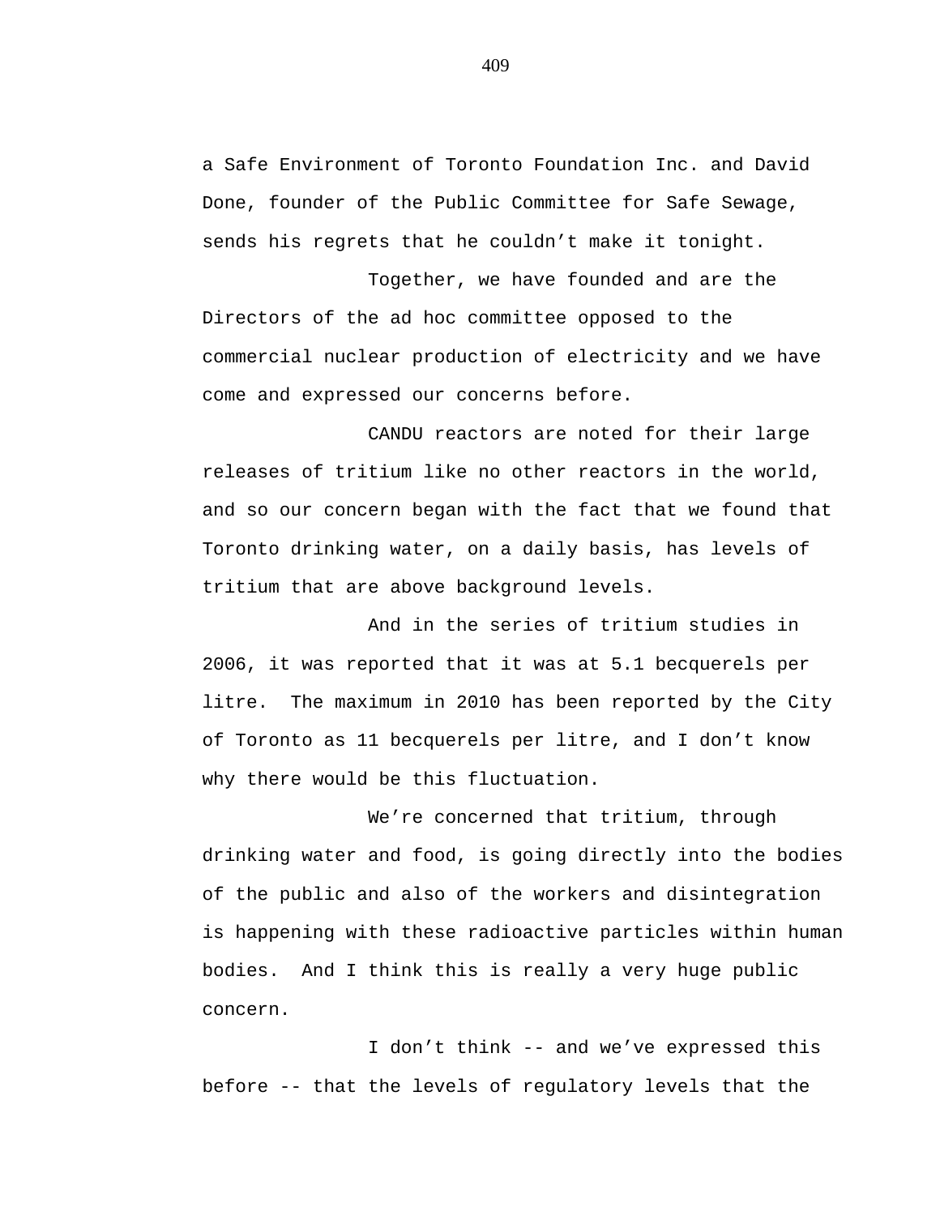a Safe Environment of Toronto Foundation Inc. and David Done, founder of the Public Committee for Safe Sewage, sends his regrets that he couldn't make it tonight.

Together, we have founded and are the Directors of the ad hoc committee opposed to the commercial nuclear production of electricity and we have come and expressed our concerns before.

CANDU reactors are noted for their large releases of tritium like no other reactors in the world, and so our concern began with the fact that we found that Toronto drinking water, on a daily basis, has levels of tritium that are above background levels.

And in the series of tritium studies in 2006, it was reported that it was at 5.1 becquerels per litre. The maximum in 2010 has been reported by the City of Toronto as 11 becquerels per litre, and I don't know why there would be this fluctuation.

We're concerned that tritium, through drinking water and food, is going directly into the bodies of the public and also of the workers and disintegration is happening with these radioactive particles within human bodies. And I think this is really a very huge public concern.

I don't think -- and we've expressed this before -- that the levels of regulatory levels that the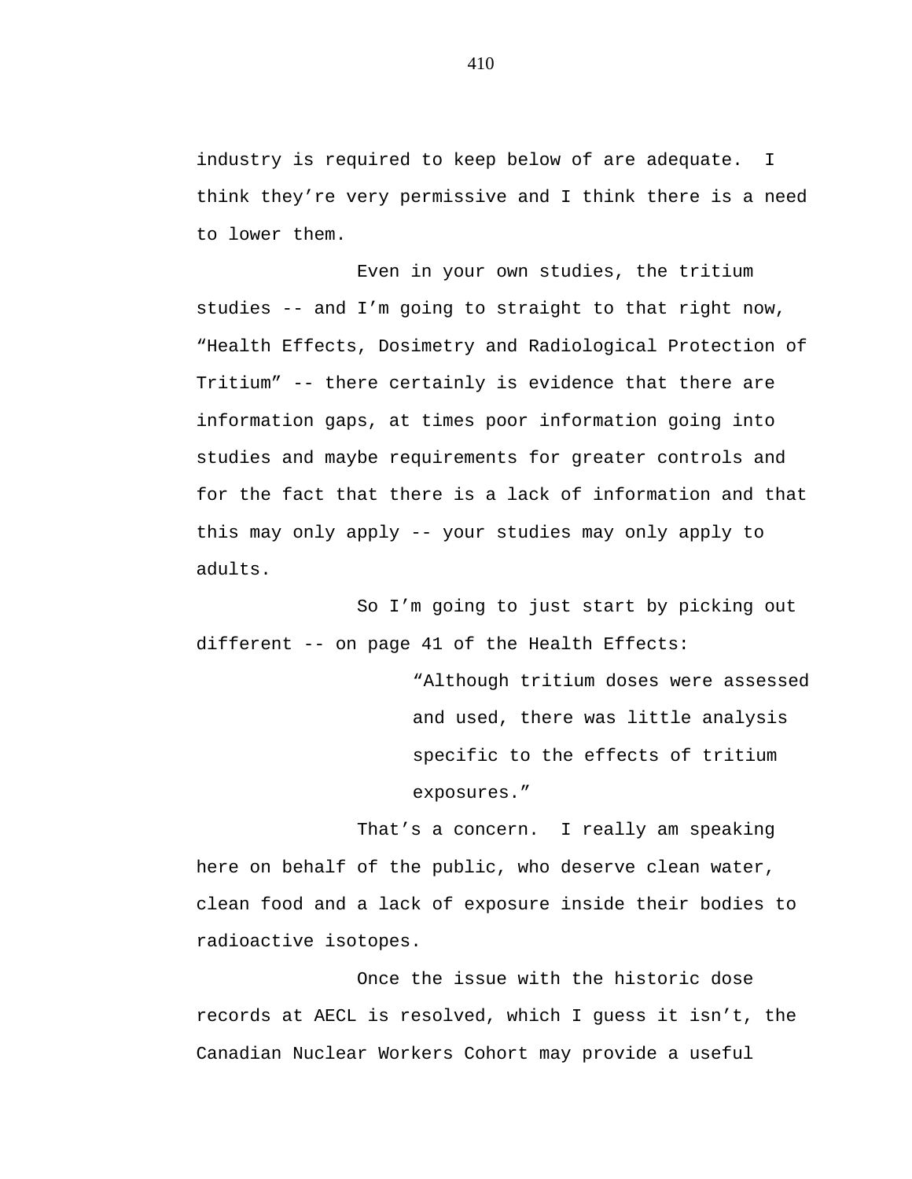industry is required to keep below of are adequate. I think they're very permissive and I think there is a need to lower them.

Even in your own studies, the tritium studies -- and I'm going to straight to that right now, "Health Effects, Dosimetry and Radiological Protection of Tritium" -- there certainly is evidence that there are information gaps, at times poor information going into studies and maybe requirements for greater controls and for the fact that there is a lack of information and that this may only apply -- your studies may only apply to adults.

So I'm going to just start by picking out different -- on page 41 of the Health Effects:

> "Although tritium doses were assessed and used, there was little analysis specific to the effects of tritium exposures."

That's a concern. I really am speaking here on behalf of the public, who deserve clean water, clean food and a lack of exposure inside their bodies to radioactive isotopes.

Once the issue with the historic dose records at AECL is resolved, which I guess it isn't, the Canadian Nuclear Workers Cohort may provide a useful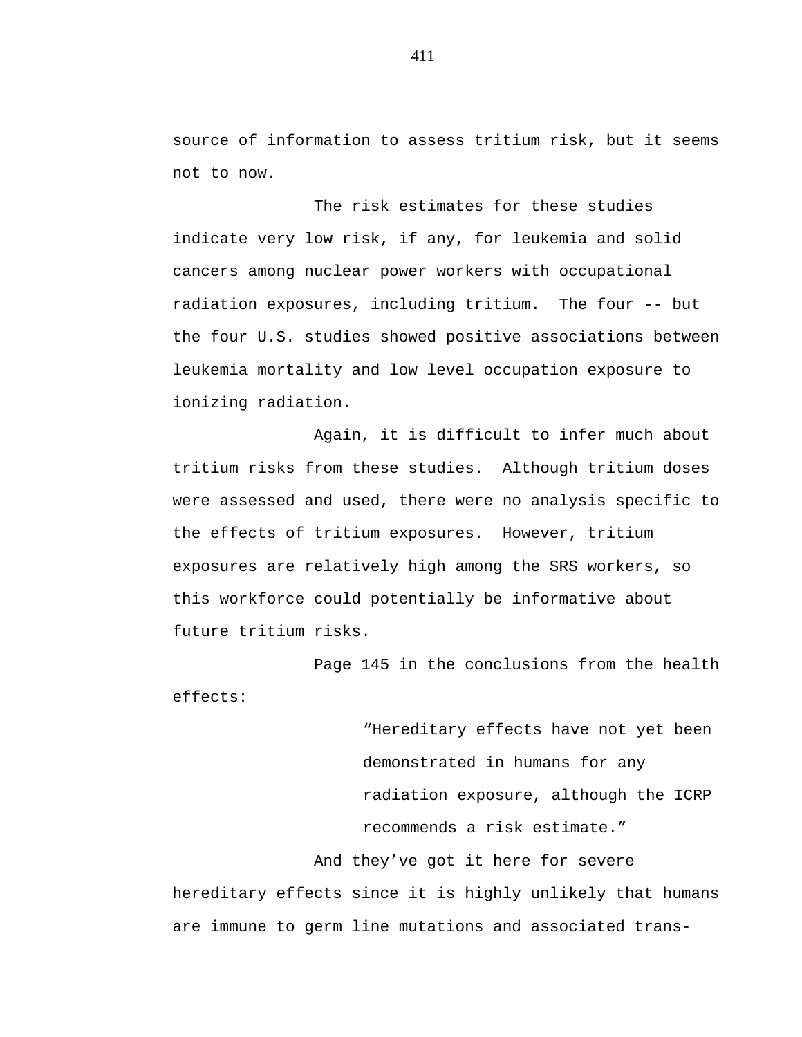source of information to assess tritium risk, but it seems not to now.

The risk estimates for these studies indicate very low risk, if any, for leukemia and solid cancers among nuclear power workers with occupational radiation exposures, including tritium. The four -- but the four U.S. studies showed positive associations between leukemia mortality and low level occupation exposure to ionizing radiation.

Again, it is difficult to infer much about tritium risks from these studies. Although tritium doses were assessed and used, there were no analysis specific to the effects of tritium exposures. However, tritium exposures are relatively high among the SRS workers, so this workforce could potentially be informative about future tritium risks.

Page 145 in the conclusions from the health effects:

> "Hereditary effects have not yet been demonstrated in humans for any radiation exposure, although the ICRP recommends a risk estimate."

And they've got it here for severe hereditary effects since it is highly unlikely that humans are immune to germ line mutations and associated trans-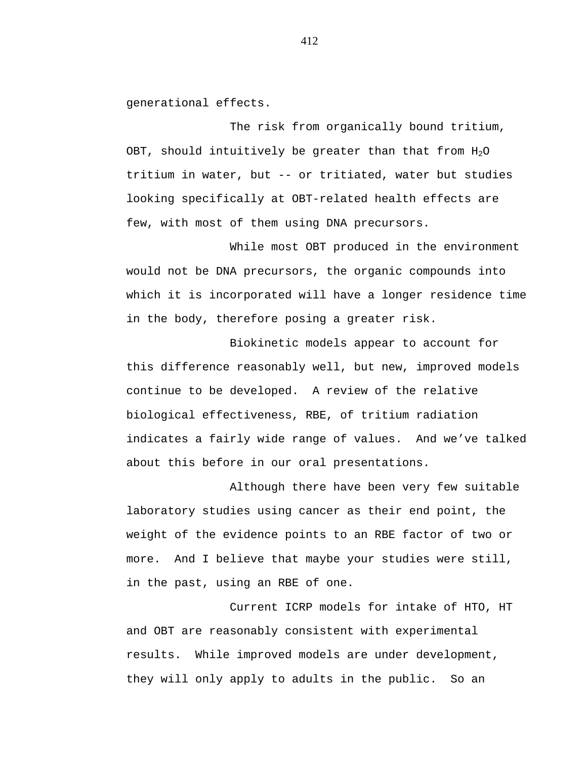generational effects.

The risk from organically bound tritium, OBT, should intuitively be greater than that from $H_2O$ tritium in water, but -- or tritiated, water but studies looking specifically at OBT-related health effects are few, with most of them using DNA precursors.

While most OBT produced in the environment would not be DNA precursors, the organic compounds into which it is incorporated will have a longer residence time in the body, therefore posing a greater risk.

Biokinetic models appear to account for this difference reasonably well, but new, improved models continue to be developed. A review of the relative biological effectiveness, RBE, of tritium radiation indicates a fairly wide range of values. And we've talked about this before in our oral presentations.

Although there have been very few suitable laboratory studies using cancer as their end point, the weight of the evidence points to an RBE factor of two or more. And I believe that maybe your studies were still, in the past, using an RBE of one.

Current ICRP models for intake of HTO, HT and OBT are reasonably consistent with experimental results. While improved models are under development, they will only apply to adults in the public. So an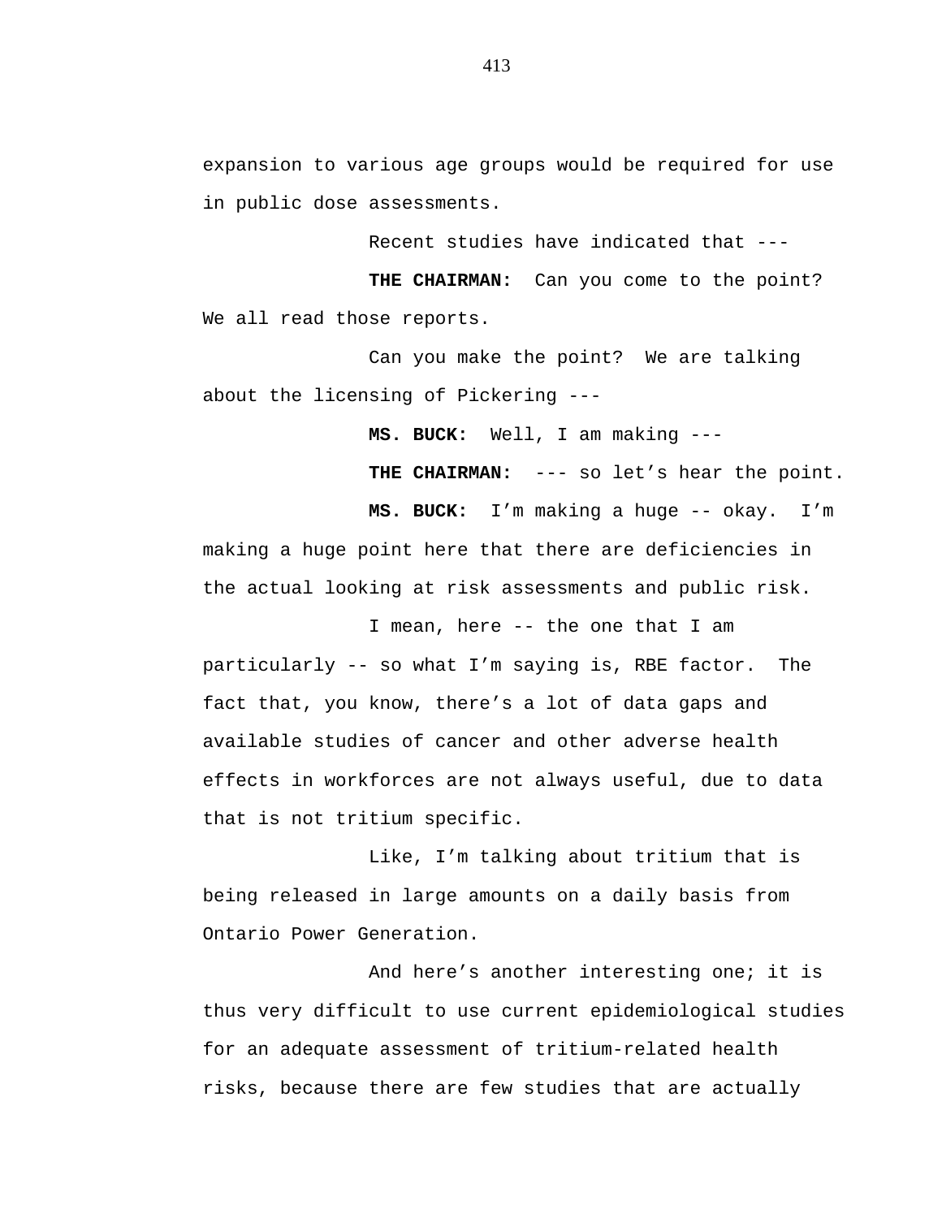expansion to various age groups would be required for use in public dose assessments.

Recent studies have indicated that ---

**THE CHAIRMAN:** Can you come to the point? We all read those reports.

Can you make the point? We are talking about the licensing of Pickering ---

**MS. BUCK:** Well, I am making ---

**THE CHAIRMAN:** --- so let's hear the point.

**MS. BUCK:** I'm making a huge -- okay. I'm making a huge point here that there are deficiencies in the actual looking at risk assessments and public risk.

I mean, here -- the one that I am particularly -- so what I'm saying is, RBE factor. The fact that, you know, there's a lot of data gaps and available studies of cancer and other adverse health effects in workforces are not always useful, due to data that is not tritium specific.

Like, I'm talking about tritium that is being released in large amounts on a daily basis from Ontario Power Generation.

And here's another interesting one; it is thus very difficult to use current epidemiological studies for an adequate assessment of tritium-related health risks, because there are few studies that are actually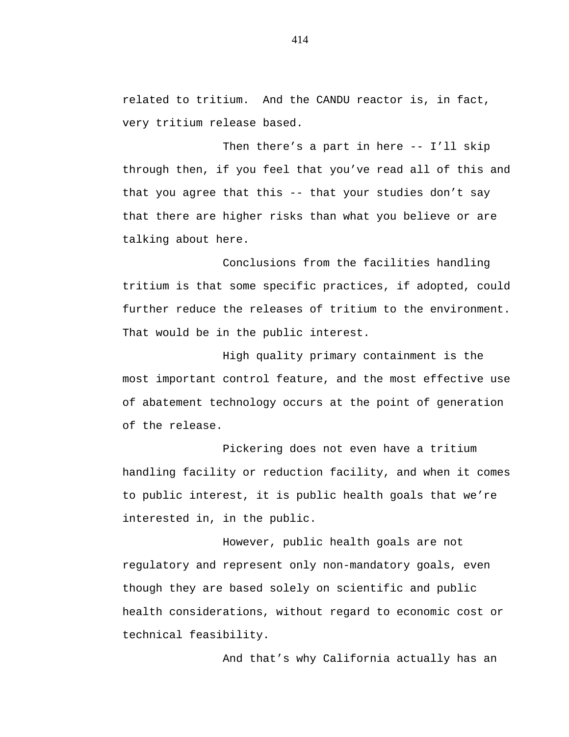related to tritium. And the CANDU reactor is, in fact, very tritium release based.

Then there's a part in here -- I'll skip through then, if you feel that you've read all of this and that you agree that this -- that your studies don't say that there are higher risks than what you believe or are talking about here.

Conclusions from the facilities handling tritium is that some specific practices, if adopted, could further reduce the releases of tritium to the environment. That would be in the public interest.

High quality primary containment is the most important control feature, and the most effective use of abatement technology occurs at the point of generation of the release.

Pickering does not even have a tritium handling facility or reduction facility, and when it comes to public interest, it is public health goals that we're interested in, in the public.

However, public health goals are not regulatory and represent only non-mandatory goals, even though they are based solely on scientific and public health considerations, without regard to economic cost or technical feasibility.

And that's why California actually has an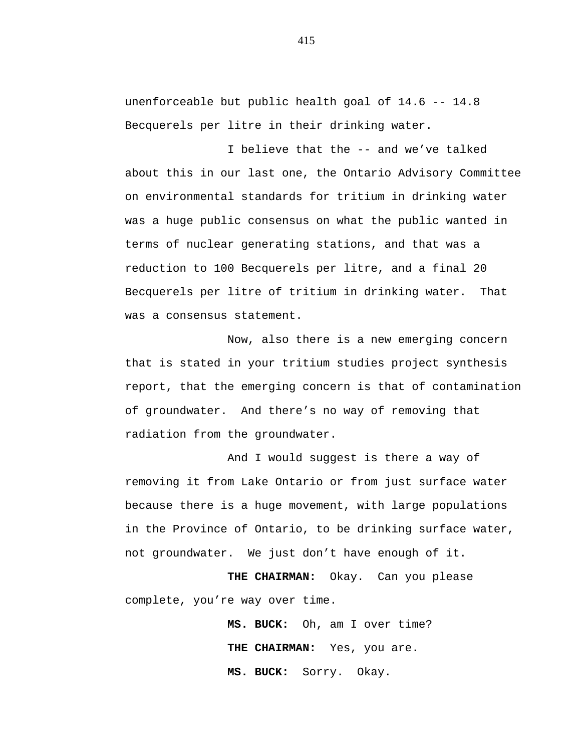unenforceable but public health goal of 14.6 -- 14.8 Becquerels per litre in their drinking water.

I believe that the -- and we've talked about this in our last one, the Ontario Advisory Committee on environmental standards for tritium in drinking water was a huge public consensus on what the public wanted in terms of nuclear generating stations, and that was a reduction to 100 Becquerels per litre, and a final 20 Becquerels per litre of tritium in drinking water. That was a consensus statement.

Now, also there is a new emerging concern that is stated in your tritium studies project synthesis report, that the emerging concern is that of contamination of groundwater. And there's no way of removing that radiation from the groundwater.

And I would suggest is there a way of removing it from Lake Ontario or from just surface water because there is a huge movement, with large populations in the Province of Ontario, to be drinking surface water, not groundwater. We just don't have enough of it.

**THE CHAIRMAN:** Okay. Can you please complete, you're way over time.

**MS. BUCK:** Oh, am I over time?

**THE CHAIRMAN:** Yes, you are.

**MS. BUCK:** Sorry. Okay.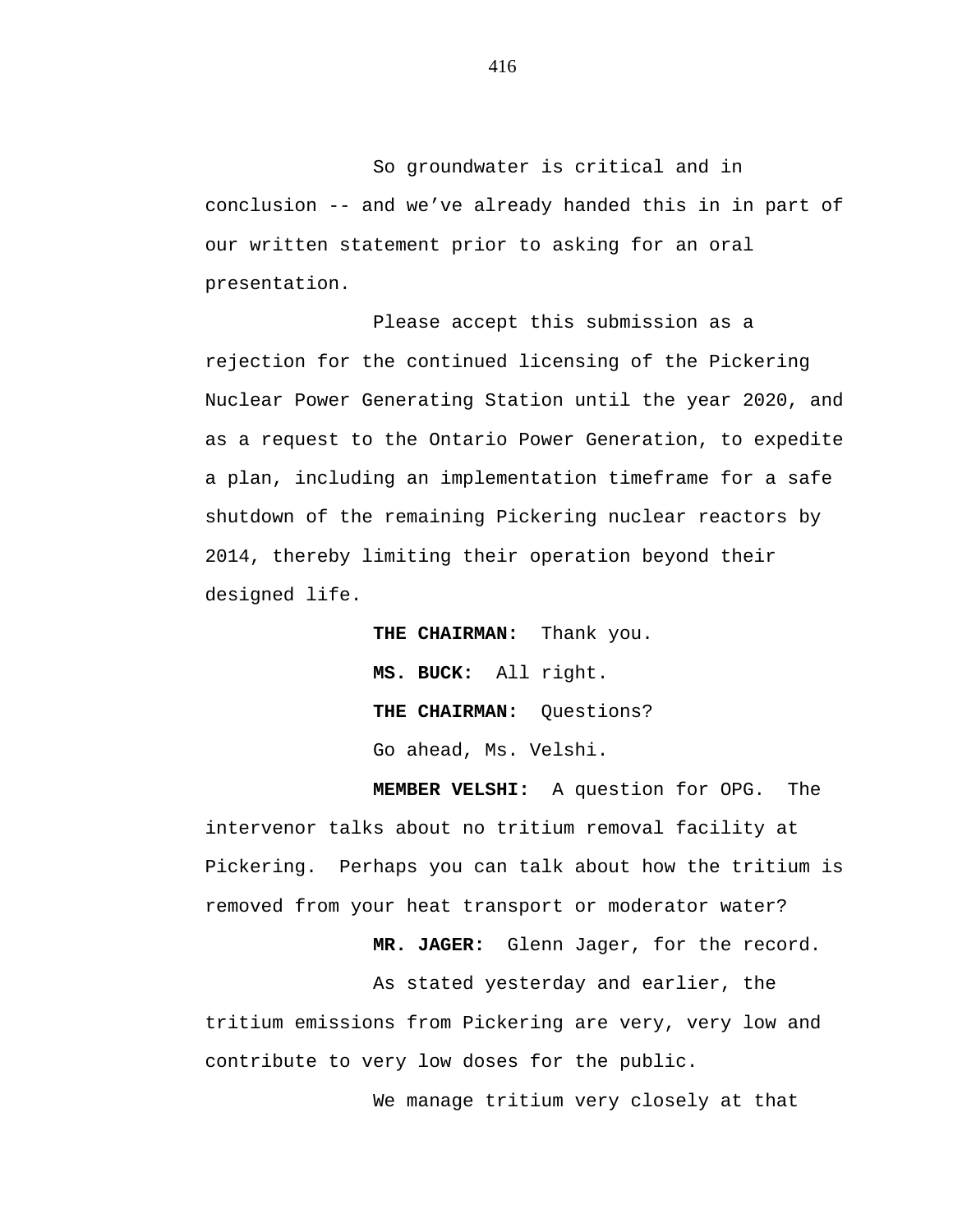So groundwater is critical and in conclusion -- and we’ve already handed this in in part of our written statement prior to asking for an oral presentation.

Please accept this submission as a rejection for the continued licensing of the Pickering Nuclear Power Generating Station until the year 2020, and as a request to the Ontario Power Generation, to expedite a plan, including an implementation timeframe for a safe shutdown of the remaining Pickering nuclear reactors by 2014, thereby limiting their operation beyond their designed life.

**THE CHAIRMAN:** Thank you.

**MS. BUCK:** All right.

**THE CHAIRMAN:** Questions?

Go ahead, Ms. Velshi.

**MEMBER VELSHI:** A question for OPG. The intervenor talks about no tritium removal facility at Pickering. Perhaps you can talk about how the tritium is removed from your heat transport or moderator water?

**MR. JAGER:** Glenn Jager, for the record.

As stated yesterday and earlier, the tritium emissions from Pickering are very, very low and contribute to very low doses for the public.

We manage tritium very closely at that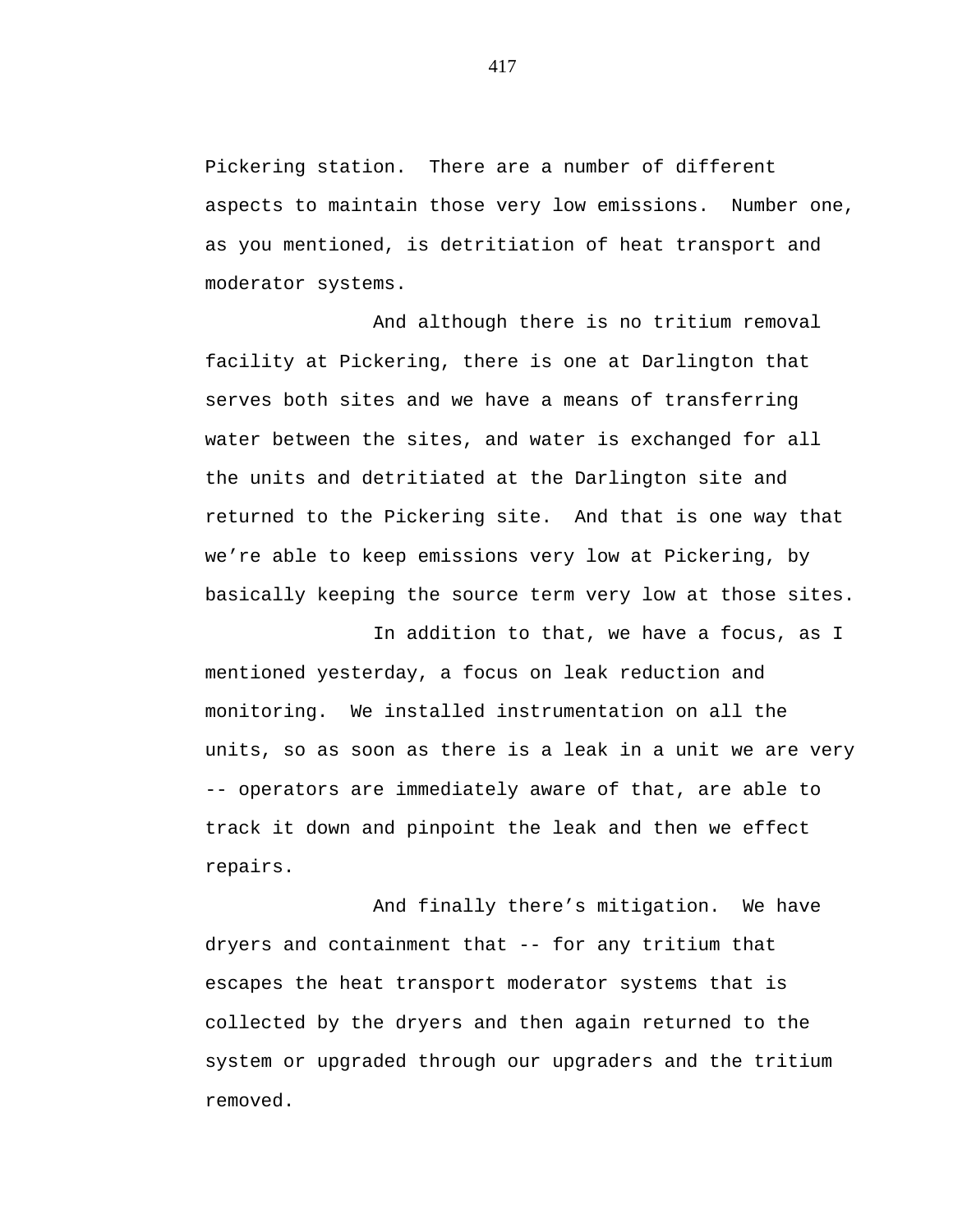Pickering station. There are a number of different aspects to maintain those very low emissions. Number one, as you mentioned, is detritiation of heat transport and moderator systems.

And although there is no tritium removal facility at Pickering, there is one at Darlington that serves both sites and we have a means of transferring water between the sites, and water is exchanged for all the units and detritiated at the Darlington site and returned to the Pickering site. And that is one way that we're able to keep emissions very low at Pickering, by basically keeping the source term very low at those sites.

In addition to that, we have a focus, as I mentioned yesterday, a focus on leak reduction and monitoring. We installed instrumentation on all the units, so as soon as there is a leak in a unit we are very -- operators are immediately aware of that, are able to track it down and pinpoint the leak and then we effect repairs.

And finally there's mitigation. We have dryers and containment that -- for any tritium that escapes the heat transport moderator systems that is collected by the dryers and then again returned to the system or upgraded through our upgraders and the tritium removed.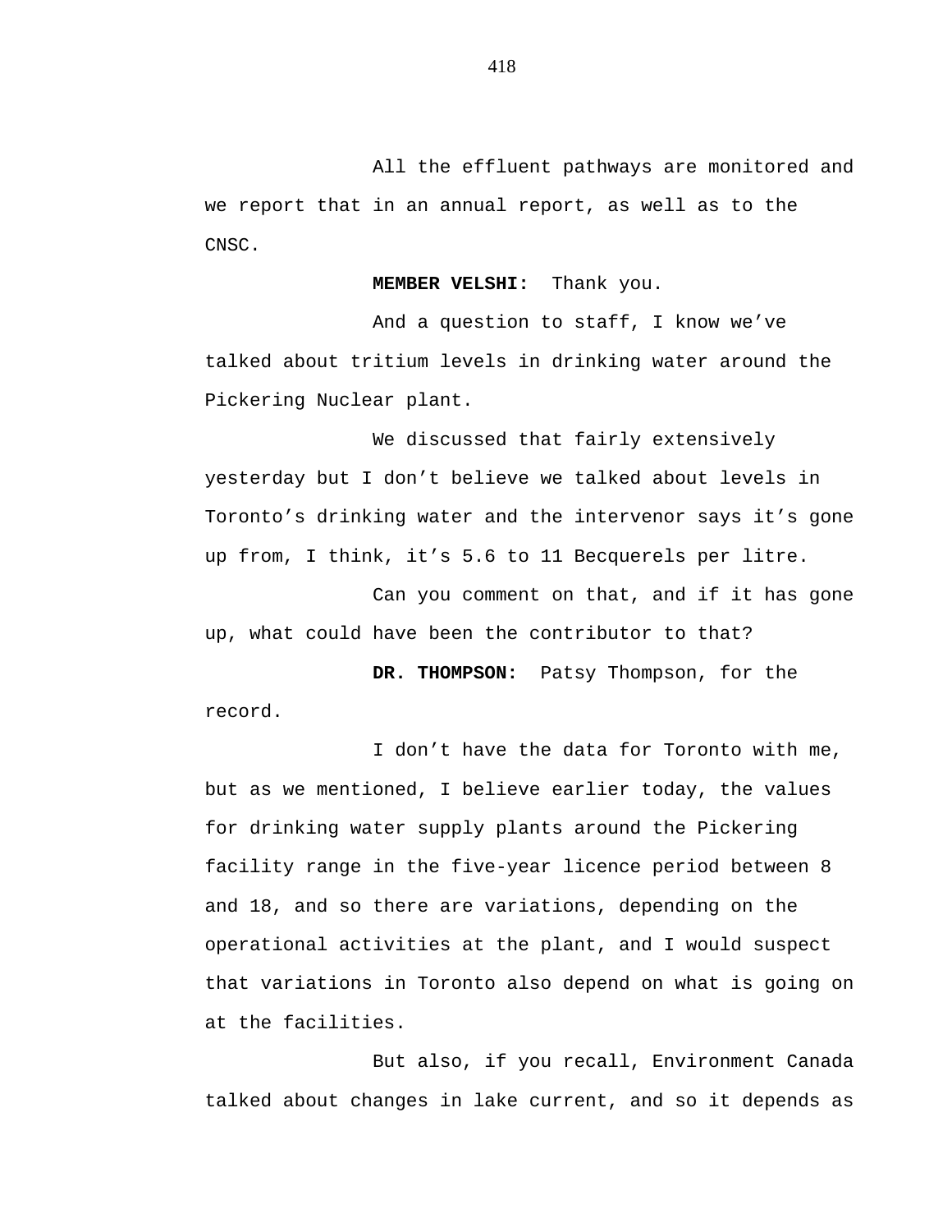All the effluent pathways are monitored and we report that in an annual report, as well as to the CNSC.

**MEMBER VELSHI:** Thank you.

And a question to staff, I know we've talked about tritium levels in drinking water around the Pickering Nuclear plant.

We discussed that fairly extensively yesterday but I don't believe we talked about levels in Toronto's drinking water and the intervenor says it's gone up from, I think, it's 5.6 to 11 Becquerels per litre.

Can you comment on that, and if it has gone up, what could have been the contributor to that?

**DR. THOMPSON:** Patsy Thompson, for the record.

I don't have the data for Toronto with me, but as we mentioned, I believe earlier today, the values for drinking water supply plants around the Pickering facility range in the five-year licence period between 8 and 18, and so there are variations, depending on the operational activities at the plant, and I would suspect that variations in Toronto also depend on what is going on at the facilities.

But also, if you recall, Environment Canada talked about changes in lake current, and so it depends as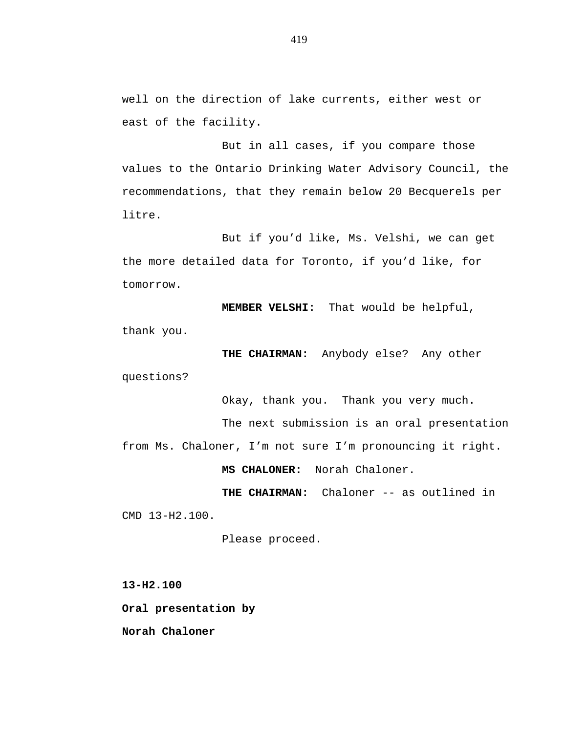well on the direction of lake currents, either west or east of the facility.

But in all cases, if you compare those values to the Ontario Drinking Water Advisory Council, the recommendations, that they remain below 20 Becquerels per litre.

But if you'd like, Ms. Velshi, we can get the more detailed data for Toronto, if you'd like, for tomorrow.

**MEMBER VELSHI:** That would be helpful, thank you.

**THE CHAIRMAN:** Anybody else? Any other questions?

Okay, thank you. Thank you very much.

The next submission is an oral presentation from Ms. Chaloner, I'm not sure I'm pronouncing it right.

**MS CHALONER:** Norah Chaloner.

**THE CHAIRMAN:** Chaloner -- as outlined in CMD 13-H2.100.

Please proceed.

**13-H2.100**

**Oral presentation by**

**Norah Chaloner**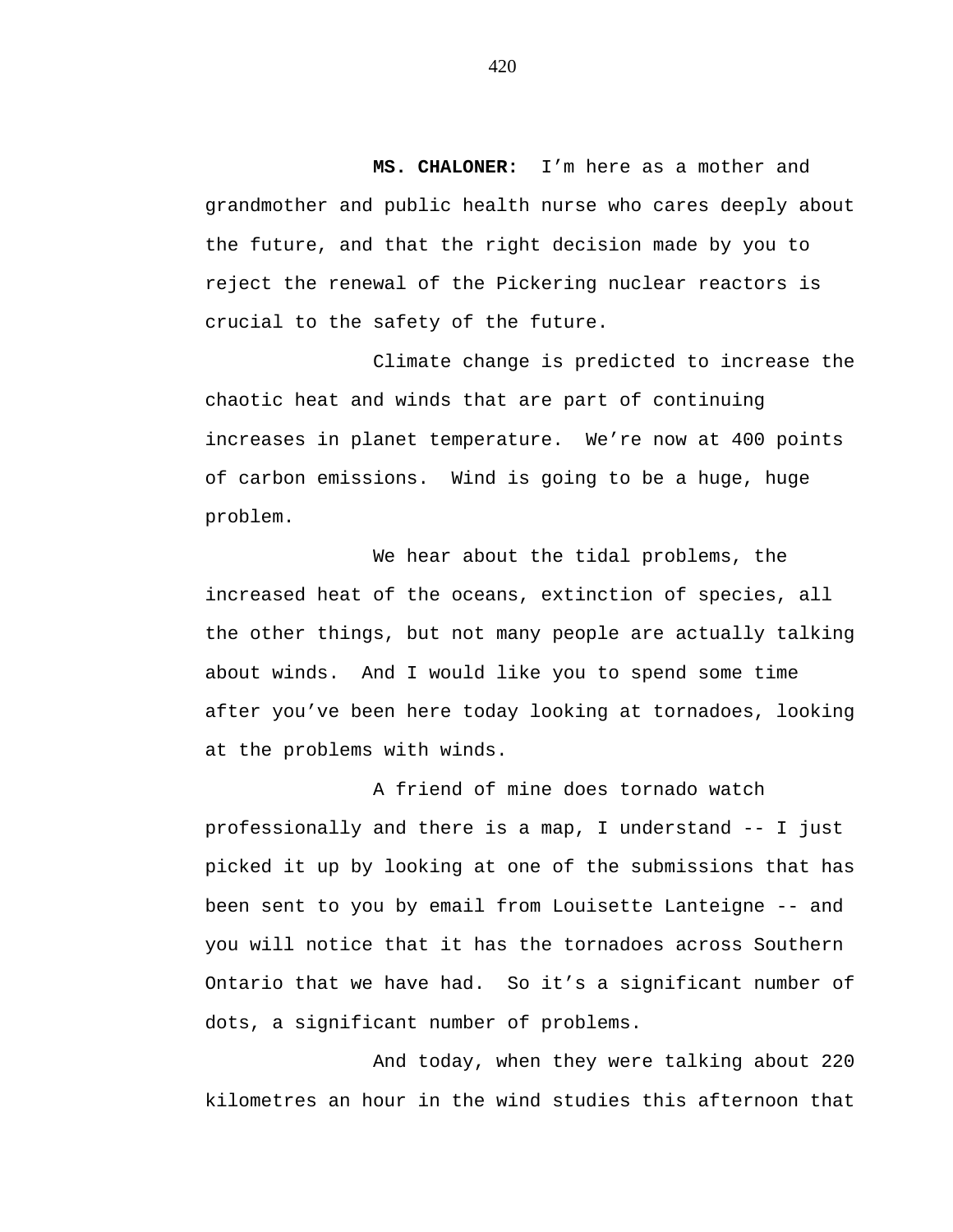**MS. CHALONER:** I'm here as a mother and grandmother and public health nurse who cares deeply about the future, and that the right decision made by you to reject the renewal of the Pickering nuclear reactors is crucial to the safety of the future.

Climate change is predicted to increase the chaotic heat and winds that are part of continuing increases in planet temperature. We're now at 400 points of carbon emissions. Wind is going to be a huge, huge problem.

We hear about the tidal problems, the increased heat of the oceans, extinction of species, all the other things, but not many people are actually talking about winds. And I would like you to spend some time after you've been here today looking at tornadoes, looking at the problems with winds.

A friend of mine does tornado watch professionally and there is a map, I understand -- I just picked it up by looking at one of the submissions that has been sent to you by email from Louisette Lanteigne -- and you will notice that it has the tornadoes across Southern Ontario that we have had. So it's a significant number of dots, a significant number of problems.

And today, when they were talking about 220 kilometres an hour in the wind studies this afternoon that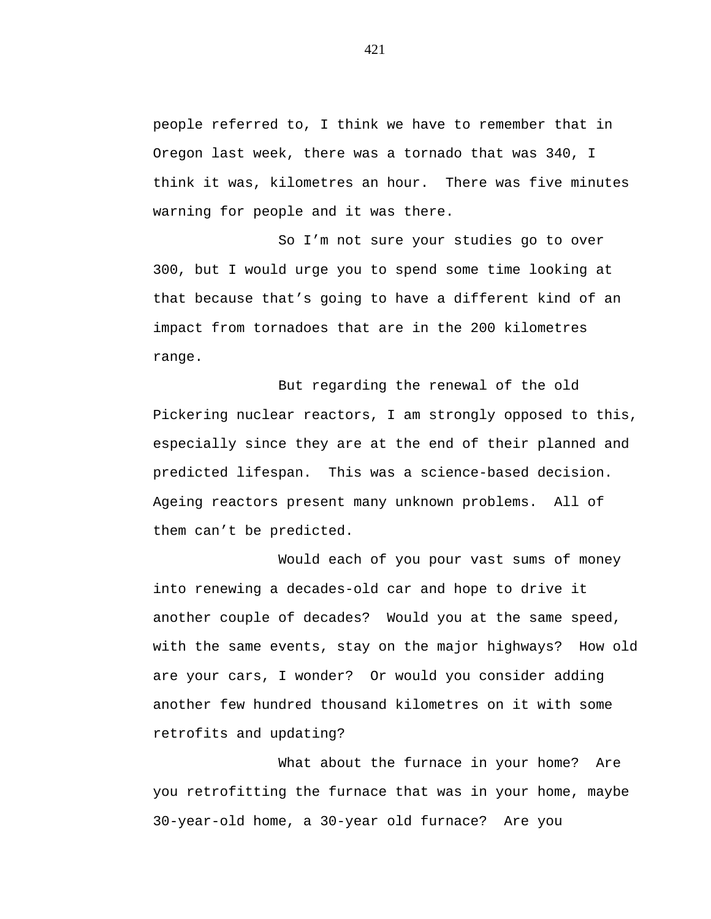people referred to, I think we have to remember that in Oregon last week, there was a tornado that was 340, I think it was, kilometres an hour. There was five minutes warning for people and it was there.

So I’m not sure your studies go to over 300, but I would urge you to spend some time looking at that because that’s going to have a different kind of an impact from tornadoes that are in the 200 kilometres range.

But regarding the renewal of the old Pickering nuclear reactors, I am strongly opposed to this, especially since they are at the end of their planned and predicted lifespan. This was a science-based decision. Ageing reactors present many unknown problems. All of them can’t be predicted.

Would each of you pour vast sums of money into renewing a decades-old car and hope to drive it another couple of decades? Would you at the same speed, with the same events, stay on the major highways? How old are your cars, I wonder? Or would you consider adding another few hundred thousand kilometres on it with some retrofits and updating?

What about the furnace in your home? Are you retrofitting the furnace that was in your home, maybe 30-year-old home, a 30-year old furnace? Are you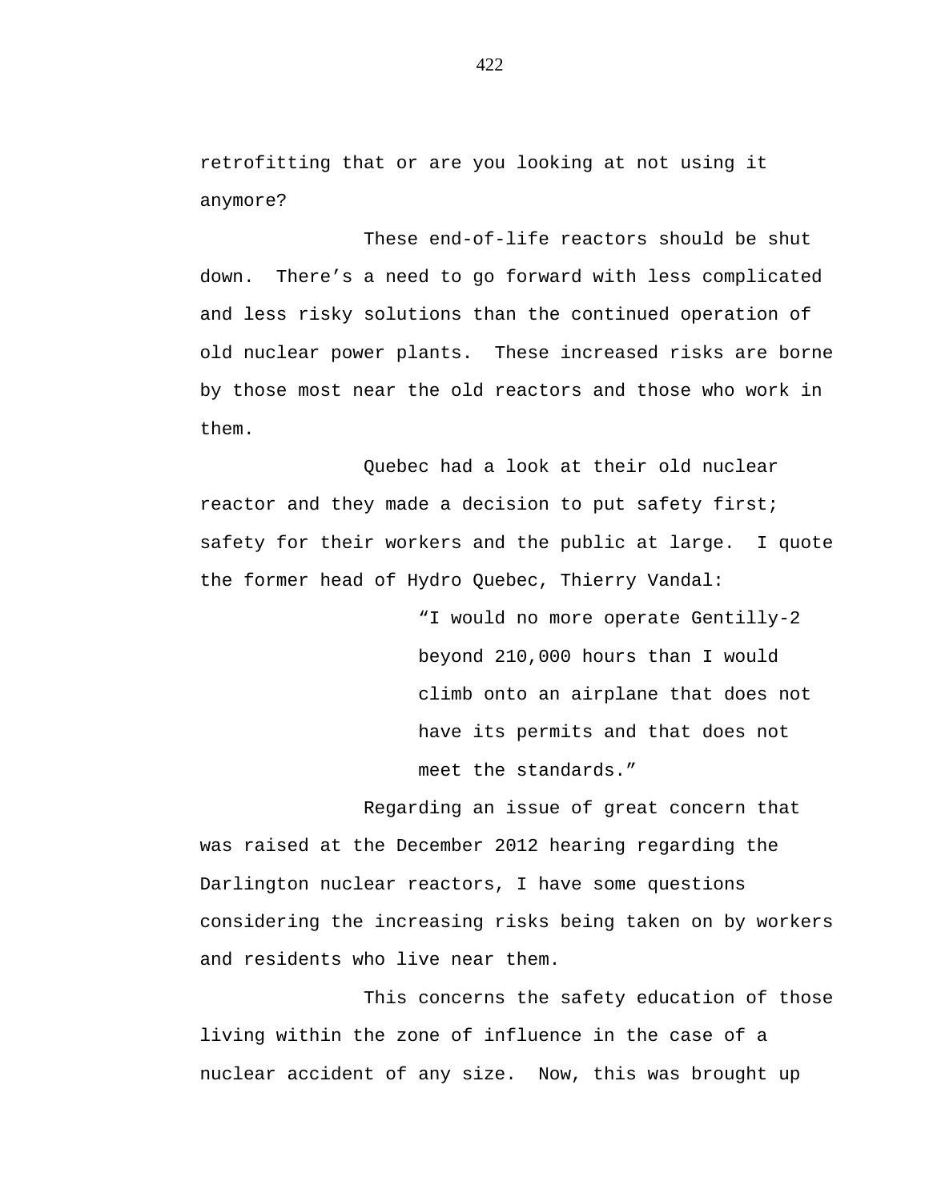retrofitting that or are you looking at not using it anymore?

These end-of-life reactors should be shut down. There's a need to go forward with less complicated and less risky solutions than the continued operation of old nuclear power plants. These increased risks are borne by those most near the old reactors and those who work in them.

Quebec had a look at their old nuclear reactor and they made a decision to put safety first; safety for their workers and the public at large. I quote the former head of Hydro Quebec, Thierry Vandal:

> "I would no more operate Gentilly-2 beyond 210,000 hours than I would climb onto an airplane that does not have its permits and that does not meet the standards."

Regarding an issue of great concern that was raised at the December 2012 hearing regarding the Darlington nuclear reactors, I have some questions considering the increasing risks being taken on by workers and residents who live near them.

This concerns the safety education of those living within the zone of influence in the case of a nuclear accident of any size. Now, this was brought up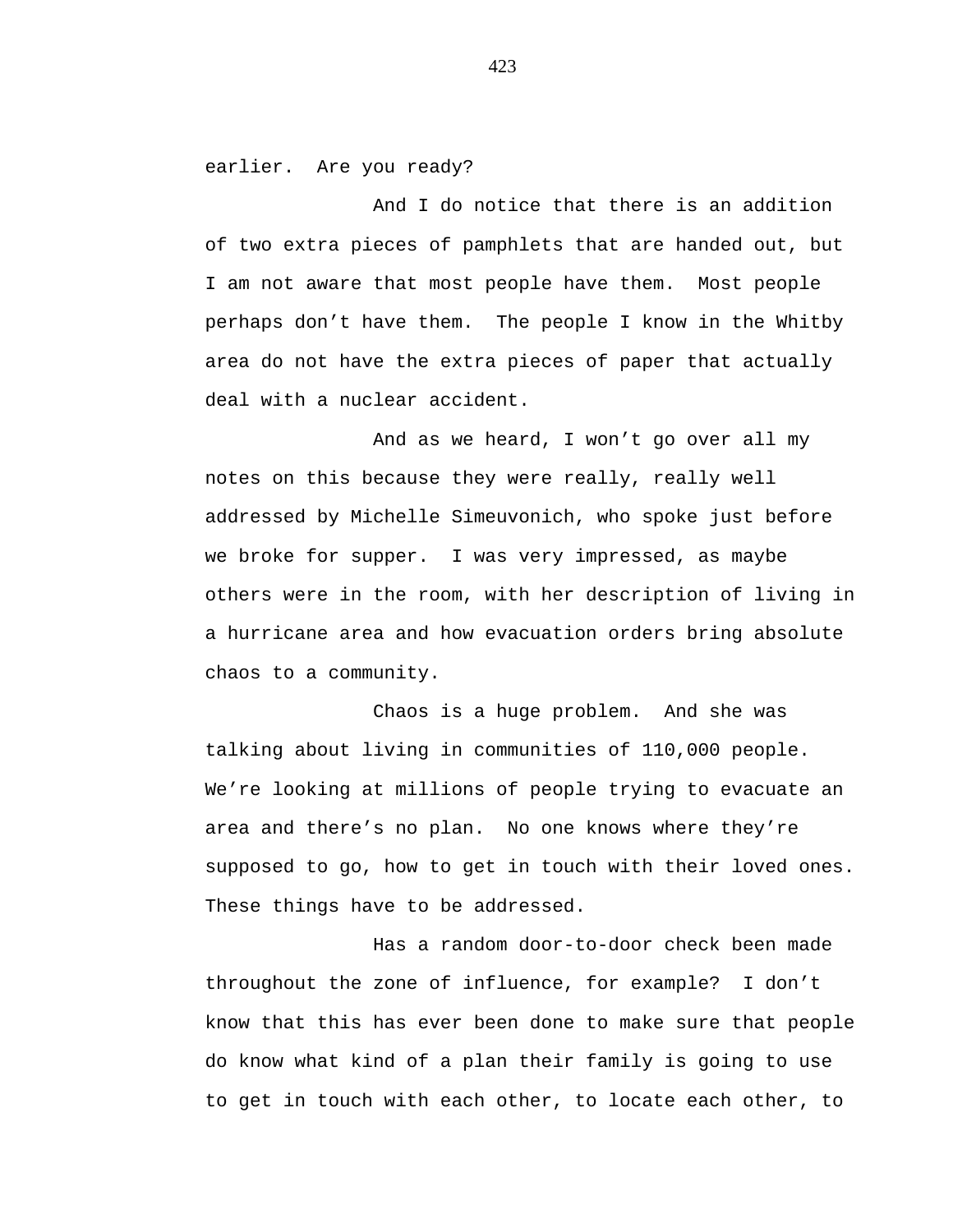earlier. Are you ready?

And I do notice that there is an addition of two extra pieces of pamphlets that are handed out, but I am not aware that most people have them. Most people perhaps don't have them. The people I know in the Whitby area do not have the extra pieces of paper that actually deal with a nuclear accident.

And as we heard, I won't go over all my notes on this because they were really, really well addressed by Michelle Simeuvonich, who spoke just before we broke for supper. I was very impressed, as maybe others were in the room, with her description of living in a hurricane area and how evacuation orders bring absolute chaos to a community.

Chaos is a huge problem. And she was talking about living in communities of 110,000 people. We're looking at millions of people trying to evacuate an area and there's no plan. No one knows where they're supposed to go, how to get in touch with their loved ones. These things have to be addressed.

Has a random door-to-door check been made throughout the zone of influence, for example? I don't know that this has ever been done to make sure that people do know what kind of a plan their family is going to use to get in touch with each other, to locate each other, to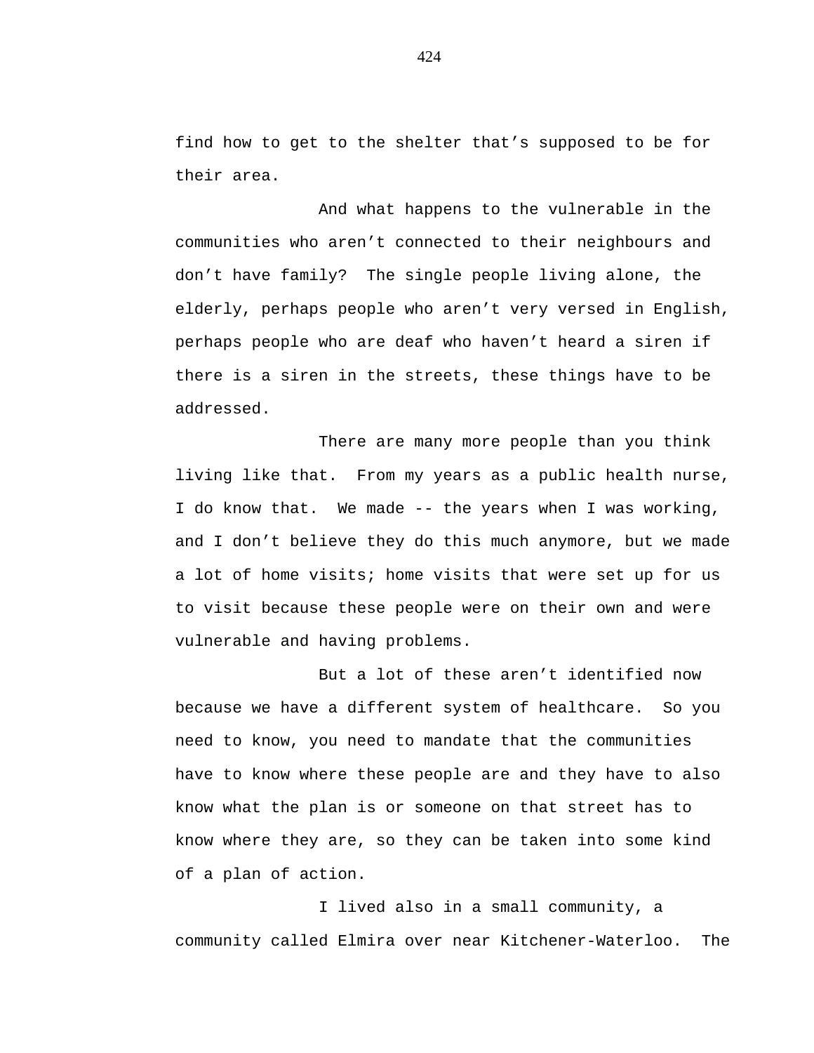find how to get to the shelter that's supposed to be for their area.

And what happens to the vulnerable in the communities who aren't connected to their neighbours and don't have family? The single people living alone, the elderly, perhaps people who aren't very versed in English, perhaps people who are deaf who haven't heard a siren if there is a siren in the streets, these things have to be addressed.

There are many more people than you think living like that. From my years as a public health nurse, I do know that. We made -- the years when I was working, and I don't believe they do this much anymore, but we made a lot of home visits; home visits that were set up for us to visit because these people were on their own and were vulnerable and having problems.

But a lot of these aren't identified now because we have a different system of healthcare. So you need to know, you need to mandate that the communities have to know where these people are and they have to also know what the plan is or someone on that street has to know where they are, so they can be taken into some kind of a plan of action.

I lived also in a small community, a community called Elmira over near Kitchener-Waterloo. The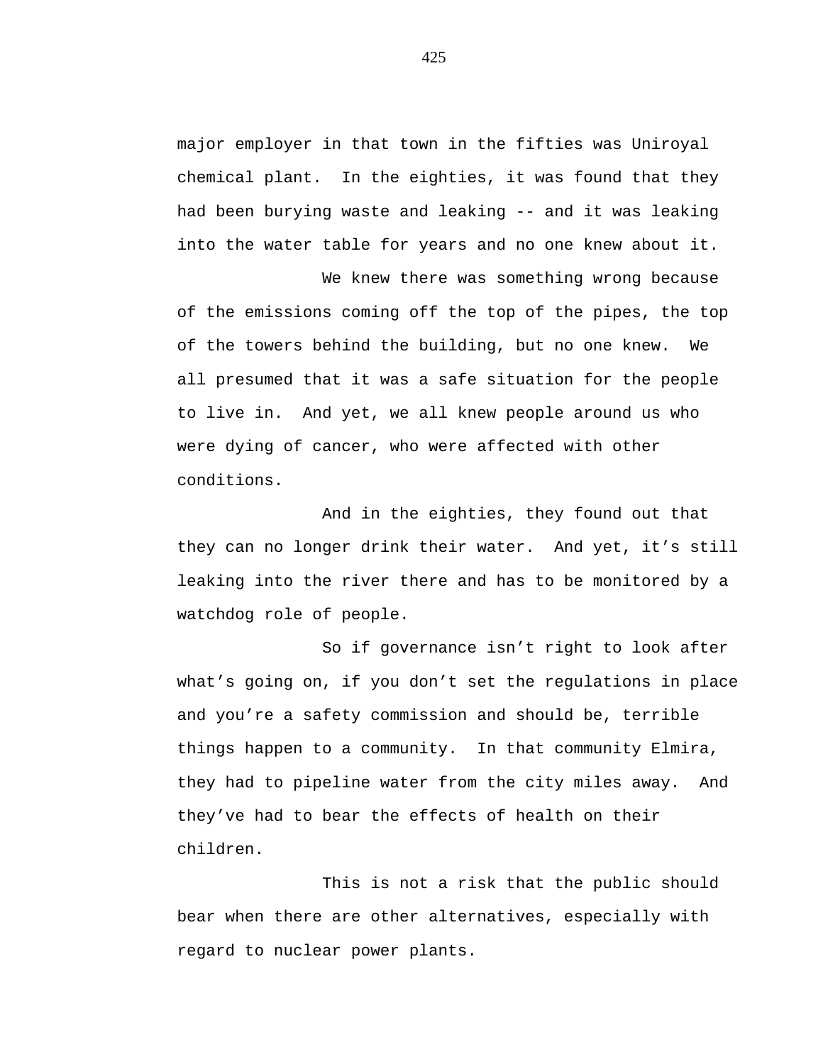major employer in that town in the fifties was Uniroyal chemical plant. In the eighties, it was found that they had been burying waste and leaking -- and it was leaking into the water table for years and no one knew about it.

We knew there was something wrong because of the emissions coming off the top of the pipes, the top of the towers behind the building, but no one knew. We all presumed that it was a safe situation for the people to live in. And yet, we all knew people around us who were dying of cancer, who were affected with other conditions.

And in the eighties, they found out that they can no longer drink their water. And yet, it's still leaking into the river there and has to be monitored by a watchdog role of people.

So if governance isn't right to look after what's going on, if you don't set the regulations in place and you're a safety commission and should be, terrible things happen to a community. In that community Elmira, they had to pipeline water from the city miles away. And they've had to bear the effects of health on their children.

This is not a risk that the public should bear when there are other alternatives, especially with regard to nuclear power plants.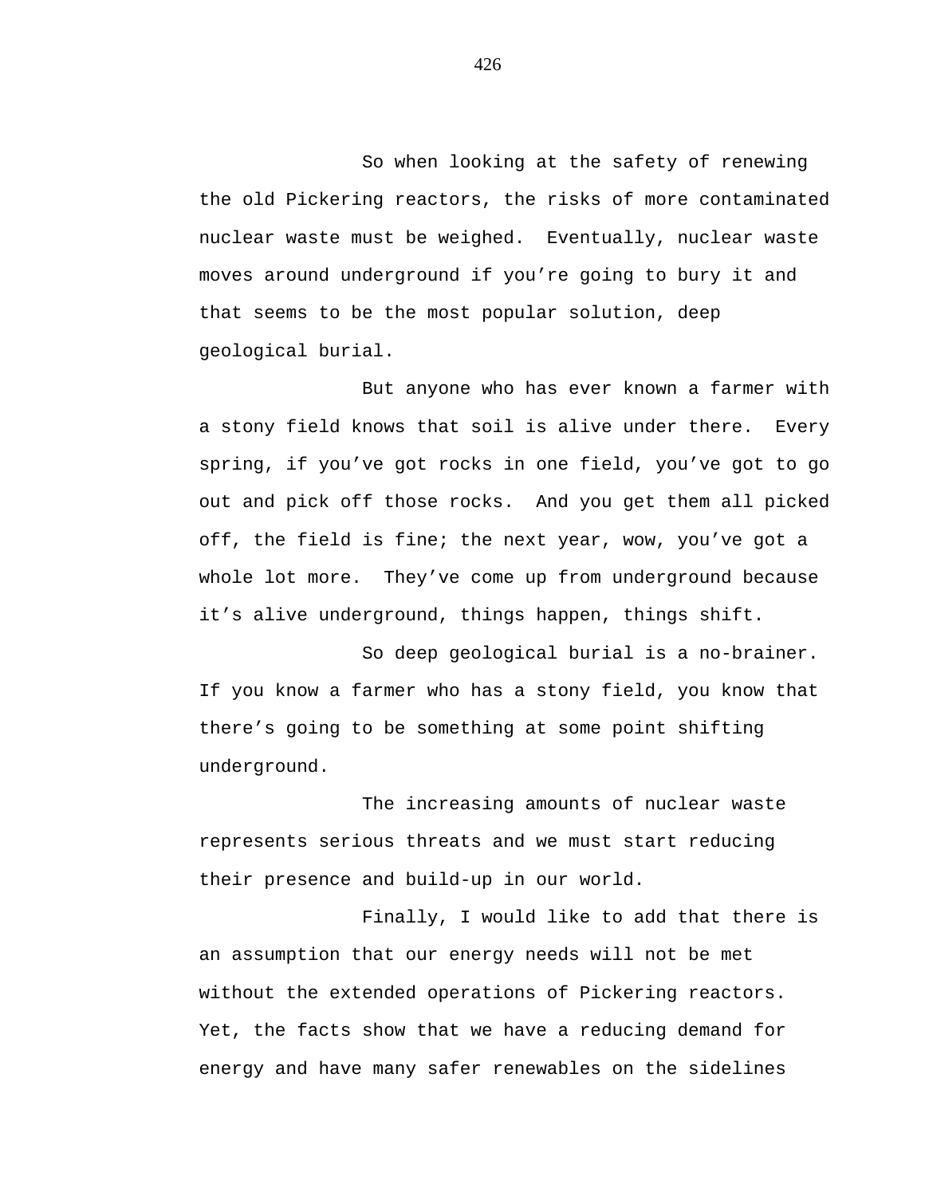So when looking at the safety of renewing the old Pickering reactors, the risks of more contaminated nuclear waste must be weighed. Eventually, nuclear waste moves around underground if you’re going to bury it and that seems to be the most popular solution, deep geological burial.

But anyone who has ever known a farmer with a stony field knows that soil is alive under there. Every spring, if you’ve got rocks in one field, you’ve got to go out and pick off those rocks. And you get them all picked off, the field is fine; the next year, wow, you’ve got a whole lot more. They’ve come up from underground because it’s alive underground, things happen, things shift.

So deep geological burial is a no-brainer. If you know a farmer who has a stony field, you know that there’s going to be something at some point shifting underground.

The increasing amounts of nuclear waste represents serious threats and we must start reducing their presence and build-up in our world.

Finally, I would like to add that there is an assumption that our energy needs will not be met without the extended operations of Pickering reactors. Yet, the facts show that we have a reducing demand for energy and have many safer renewables on the sidelines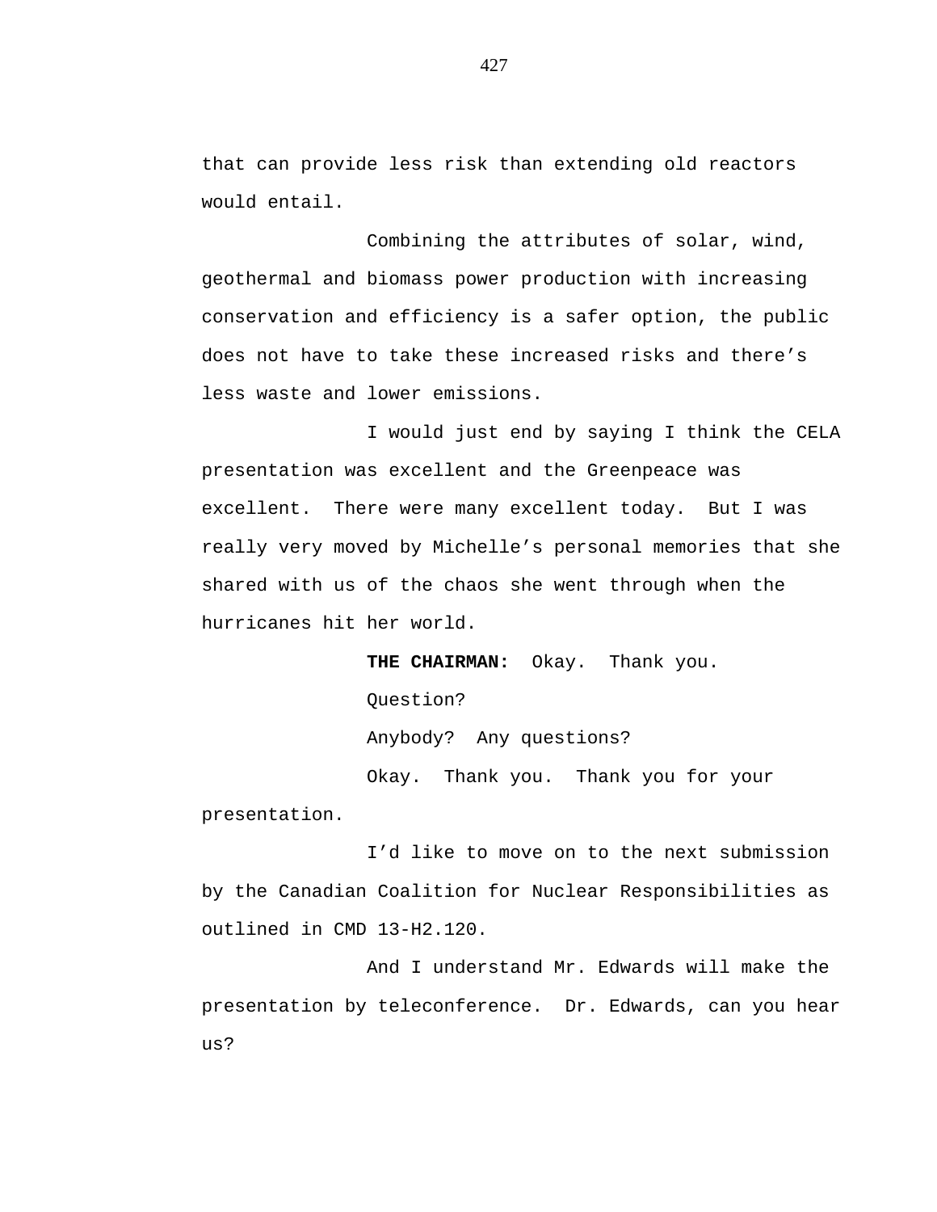that can provide less risk than extending old reactors would entail.

Combining the attributes of solar, wind, geothermal and biomass power production with increasing conservation and efficiency is a safer option, the public does not have to take these increased risks and there's less waste and lower emissions.

I would just end by saying I think the CELA presentation was excellent and the Greenpeace was excellent. There were many excellent today. But I was really very moved by Michelle's personal memories that she shared with us of the chaos she went through when the hurricanes hit her world.

**THE CHAIRMAN:** Okay. Thank you.

Question?

Anybody? Any questions?

Okay. Thank you. Thank you for your presentation.

I'd like to move on to the next submission by the Canadian Coalition for Nuclear Responsibilities as outlined in CMD 13-H2.120.

And I understand Mr. Edwards will make the presentation by teleconference. Dr. Edwards, can you hear us?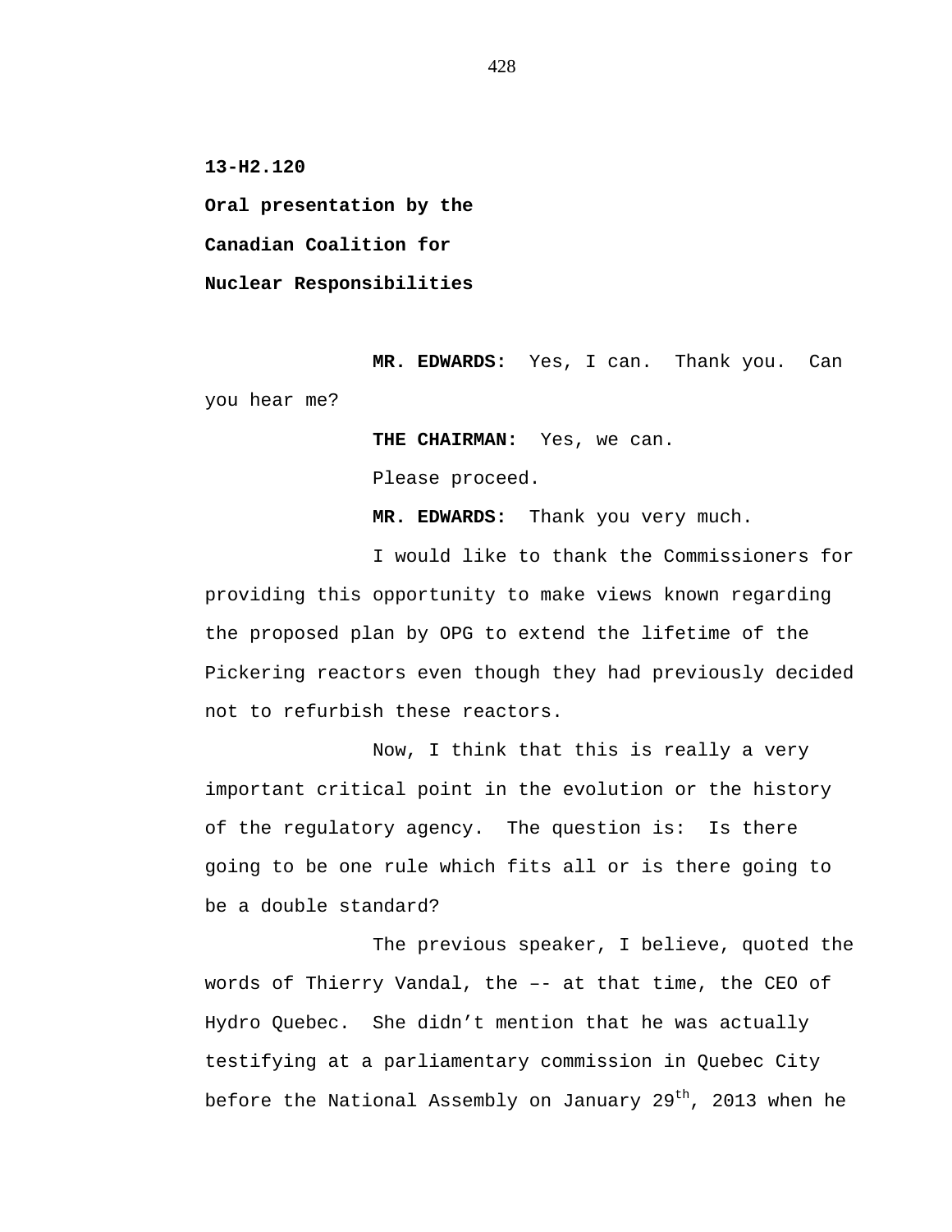**13-H2.120**

**Oral presentation by the Canadian Coalition for Nuclear Responsibilities**

**MR. EDWARDS:** Yes, I can. Thank you. Can you hear me?

**THE CHAIRMAN:** Yes, we can.

Please proceed.

**MR. EDWARDS:** Thank you very much.

I would like to thank the Commissioners for providing this opportunity to make views known regarding the proposed plan by OPG to extend the lifetime of the Pickering reactors even though they had previously decided not to refurbish these reactors.

Now, I think that this is really a very important critical point in the evolution or the history of the regulatory agency. The question is: Is there going to be one rule which fits all or is there going to be a double standard?

The previous speaker, I believe, quoted the words of Thierry Vandal, the –- at that time, the CEO of Hydro Quebec. She didn't mention that he was actually testifying at a parliamentary commission in Quebec City before the National Assembly on January 29th, 2013 when he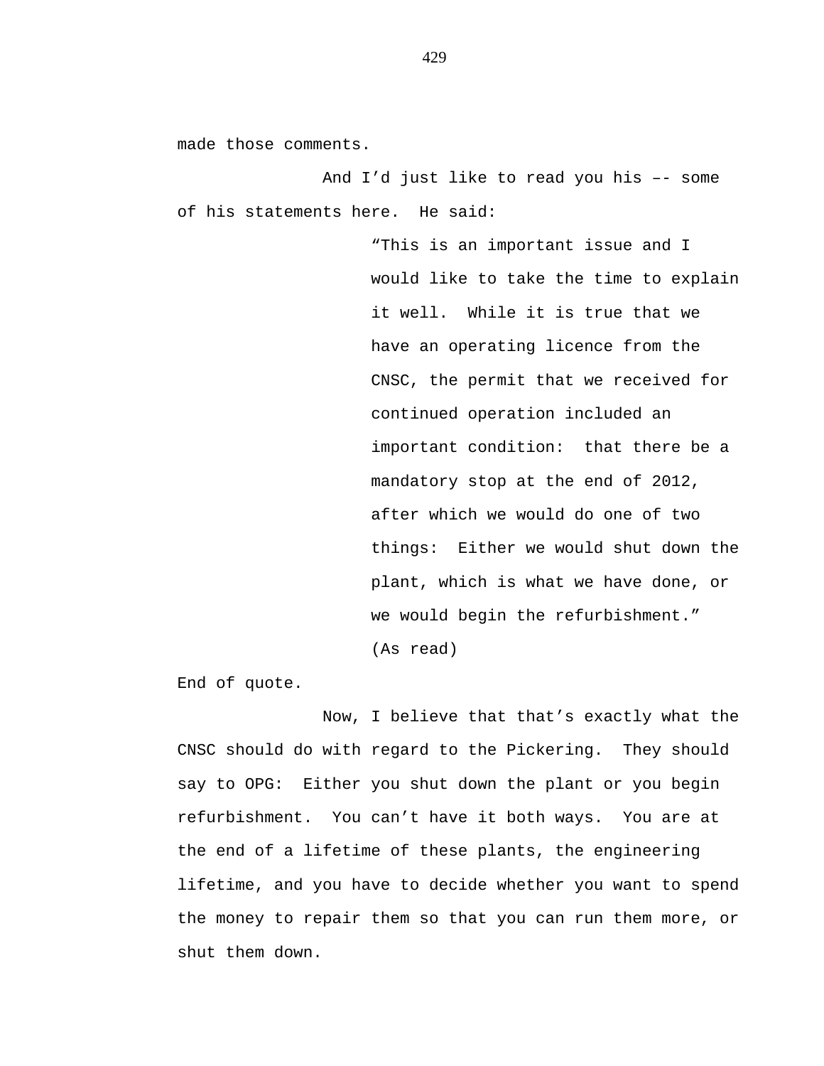made those comments.

And I'd just like to read you his –- some of his statements here. He said:

> "This is an important issue and I would like to take the time to explain it well. While it is true that we have an operating licence from the CNSC, the permit that we received for continued operation included an important condition: that there be a mandatory stop at the end of 2012, after which we would do one of two things: Either we would shut down the plant, which is what we have done, or we would begin the refurbishment."
> (As read)

End of quote.

Now, I believe that that's exactly what the CNSC should do with regard to the Pickering. They should say to OPG: Either you shut down the plant or you begin refurbishment. You can't have it both ways. You are at the end of a lifetime of these plants, the engineering lifetime, and you have to decide whether you want to spend the money to repair them so that you can run them more, or shut them down.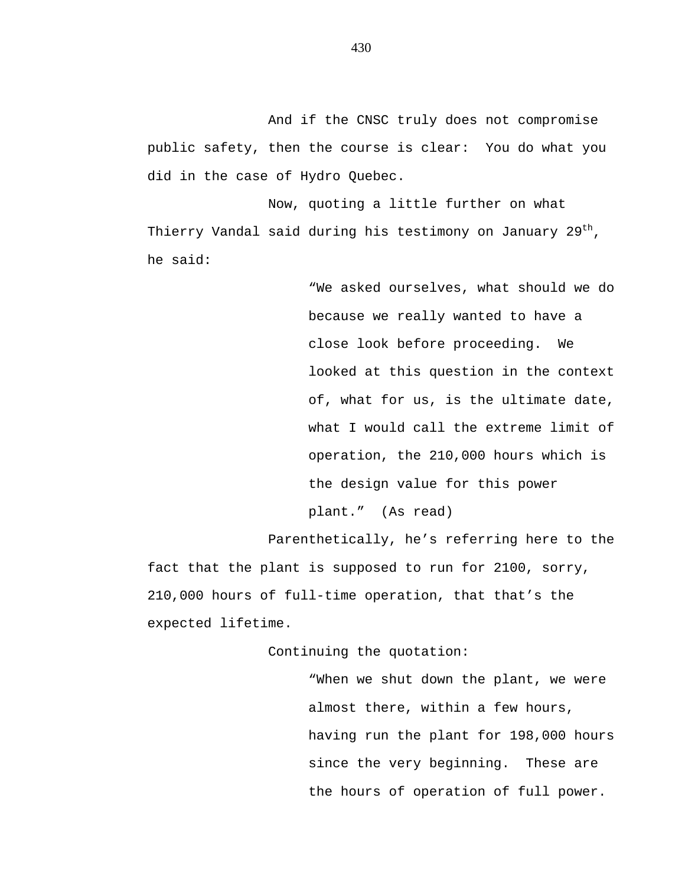And if the CNSC truly does not compromise public safety, then the course is clear:  You do what you did in the case of Hydro Quebec.

Now, quoting a little further on what Thierry Vandal said during his testimony on January 29th, he said:

> "We asked ourselves, what should we do because we really wanted to have a close look before proceeding.  We looked at this question in the context of, what for us, is the ultimate date, what I would call the extreme limit of operation, the 210,000 hours which is the design value for this power plant."  (As read)

Parenthetically, he's referring here to the fact that the plant is supposed to run for 2100, sorry, 210,000 hours of full-time operation, that that's the expected lifetime.

Continuing the quotation:

> "When we shut down the plant, we were almost there, within a few hours, having run the plant for 198,000 hours since the very beginning.  These are the hours of operation of full power.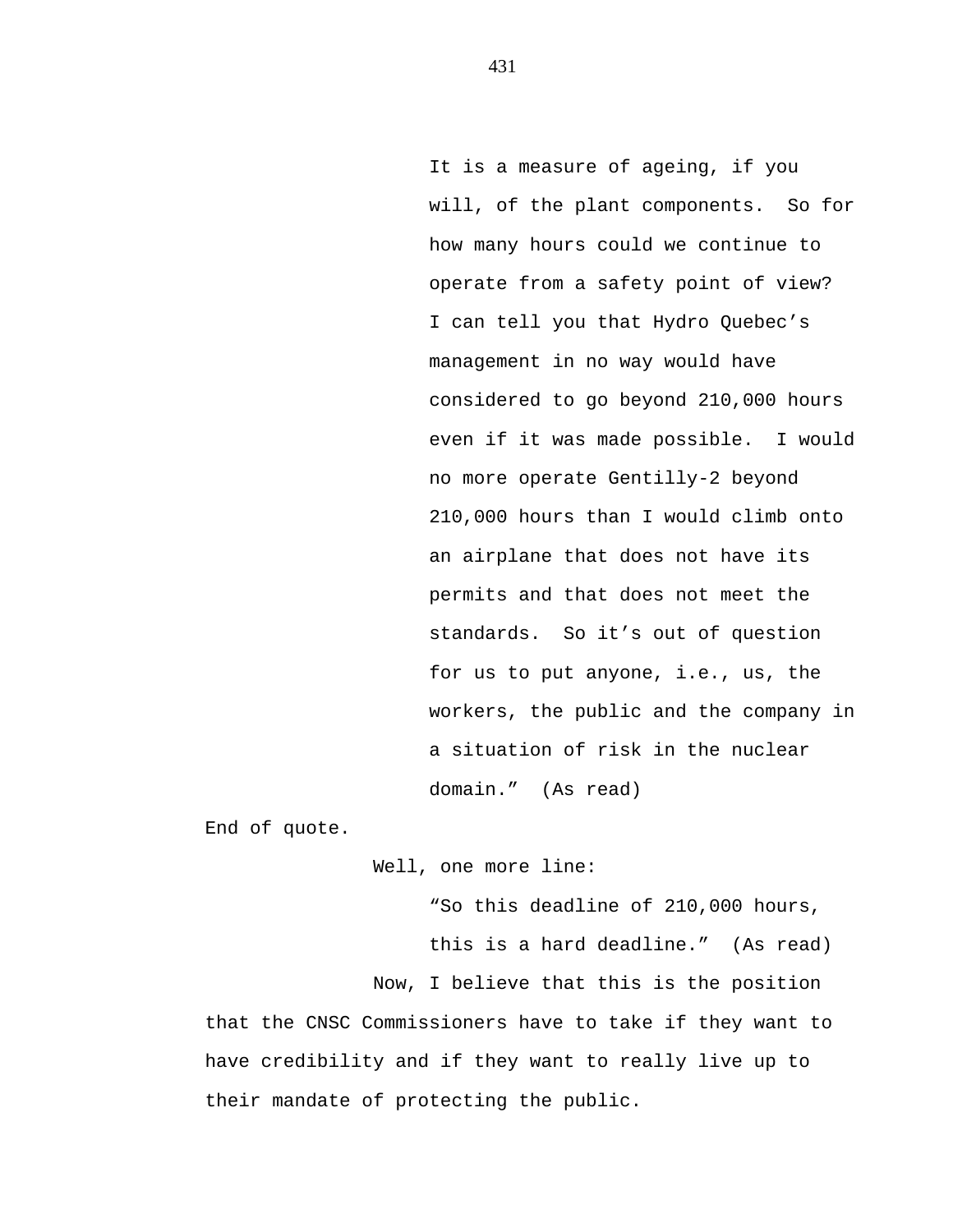> It is a measure of ageing, if you will, of the plant components. So for how many hours could we continue to operate from a safety point of view? I can tell you that Hydro Quebec's management in no way would have considered to go beyond 210,000 hours even if it was made possible. I would no more operate Gentilly-2 beyond 210,000 hours than I would climb onto an airplane that does not have its permits and that does not meet the standards. So it's out of question for us to put anyone, i.e., us, the workers, the public and the company in a situation of risk in the nuclear domain." (As read)

End of quote.

Well, one more line:

> "So this deadline of 210,000 hours, this is a hard deadline." (As read)

Now, I believe that this is the position that the CNSC Commissioners have to take if they want to have credibility and if they want to really live up to their mandate of protecting the public.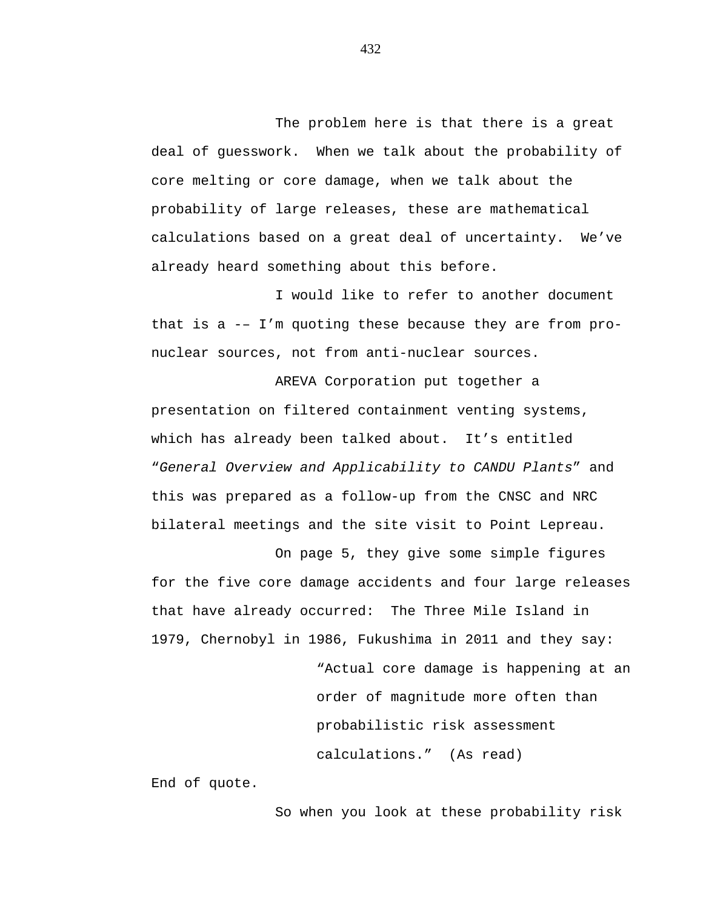The problem here is that there is a great deal of guesswork. When we talk about the probability of core melting or core damage, when we talk about the probability of large releases, these are mathematical calculations based on a great deal of uncertainty. We've already heard something about this before.

I would like to refer to another document that is a -– I'm quoting these because they are from pro-nuclear sources, not from anti-nuclear sources.

AREVA Corporation put together a presentation on filtered containment venting systems, which has already been talked about. It's entitled "*General Overview and Applicability to CANDU Plants*" and this was prepared as a follow-up from the CNSC and NRC bilateral meetings and the site visit to Point Lepreau.

On page 5, they give some simple figures for the five core damage accidents and four large releases that have already occurred: The Three Mile Island in 1979, Chernobyl in 1986, Fukushima in 2011 and they say:

> "Actual core damage is happening at an order of magnitude more often than probabilistic risk assessment calculations." (As read)

End of quote.

So when you look at these probability risk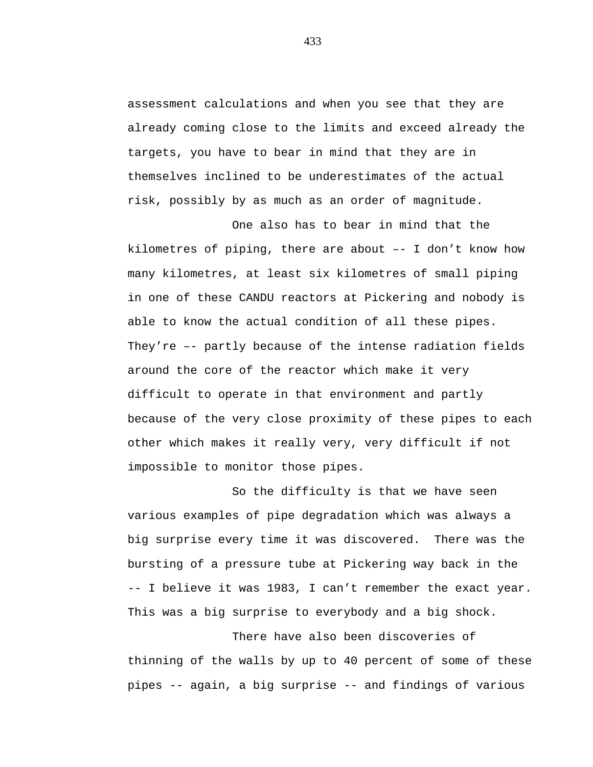assessment calculations and when you see that they are already coming close to the limits and exceed already the targets, you have to bear in mind that they are in themselves inclined to be underestimates of the actual risk, possibly by as much as an order of magnitude.

One also has to bear in mind that the kilometres of piping, there are about –- I don’t know how many kilometres, at least six kilometres of small piping in one of these CANDU reactors at Pickering and nobody is able to know the actual condition of all these pipes. They’re –- partly because of the intense radiation fields around the core of the reactor which make it very difficult to operate in that environment and partly because of the very close proximity of these pipes to each other which makes it really very, very difficult if not impossible to monitor those pipes.

So the difficulty is that we have seen various examples of pipe degradation which was always a big surprise every time it was discovered. There was the bursting of a pressure tube at Pickering way back in the -- I believe it was 1983, I can’t remember the exact year. This was a big surprise to everybody and a big shock.

There have also been discoveries of thinning of the walls by up to 40 percent of some of these pipes -- again, a big surprise -- and findings of various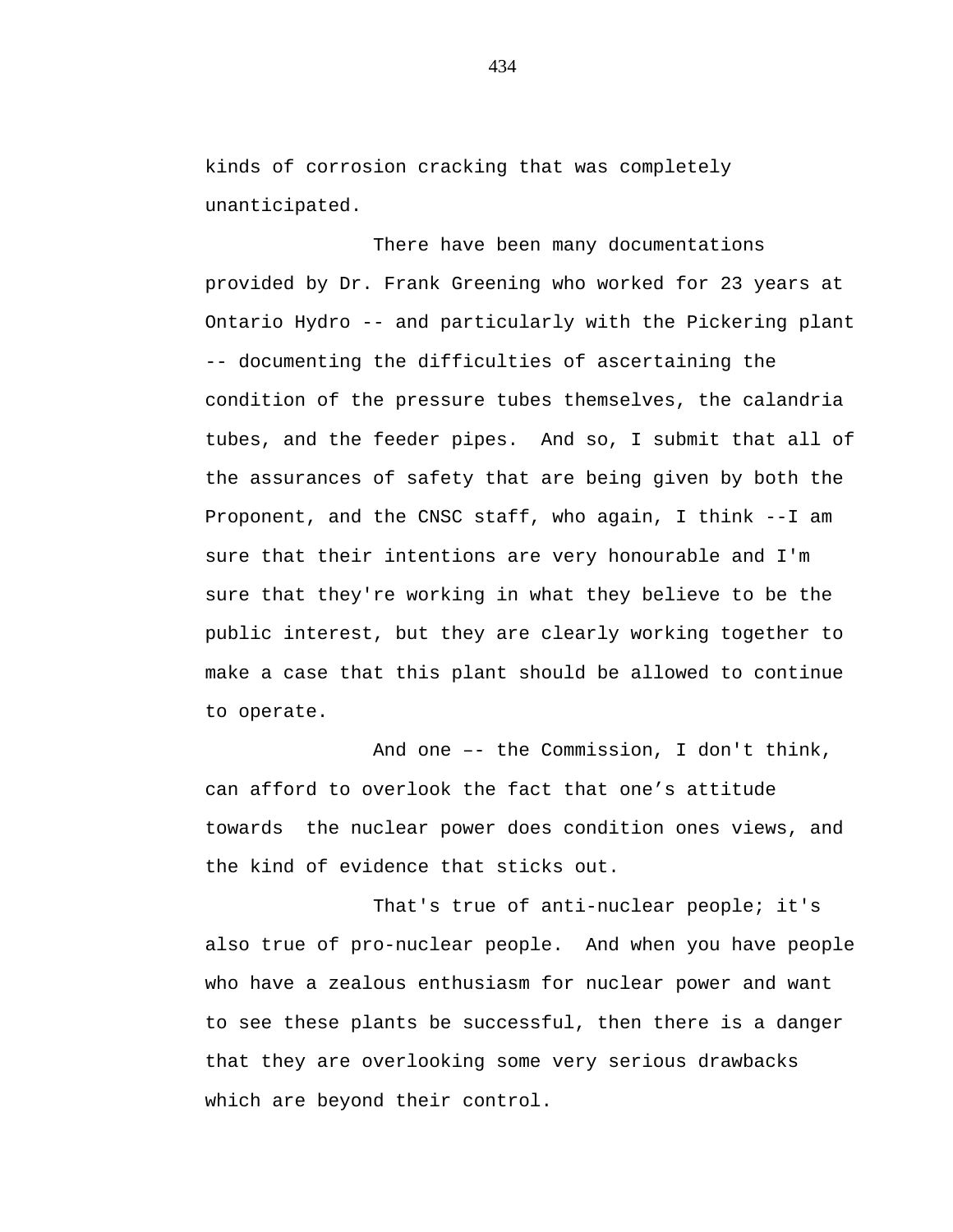kinds of corrosion cracking that was completely unanticipated.

There have been many documentations provided by Dr. Frank Greening who worked for 23 years at Ontario Hydro -- and particularly with the Pickering plant -- documenting the difficulties of ascertaining the condition of the pressure tubes themselves, the calandria tubes, and the feeder pipes.  And so, I submit that all of the assurances of safety that are being given by both the Proponent, and the CNSC staff, who again, I think --I am sure that their intentions are very honourable and I'm sure that they're working in what they believe to be the public interest, but they are clearly working together to make a case that this plant should be allowed to continue to operate.

And one –- the Commission, I don't think, can afford to overlook the fact that one’s attitude towards  the nuclear power does condition ones views, and the kind of evidence that sticks out.

That's true of anti-nuclear people; it's also true of pro-nuclear people.  And when you have people who have a zealous enthusiasm for nuclear power and want to see these plants be successful, then there is a danger that they are overlooking some very serious drawbacks which are beyond their control.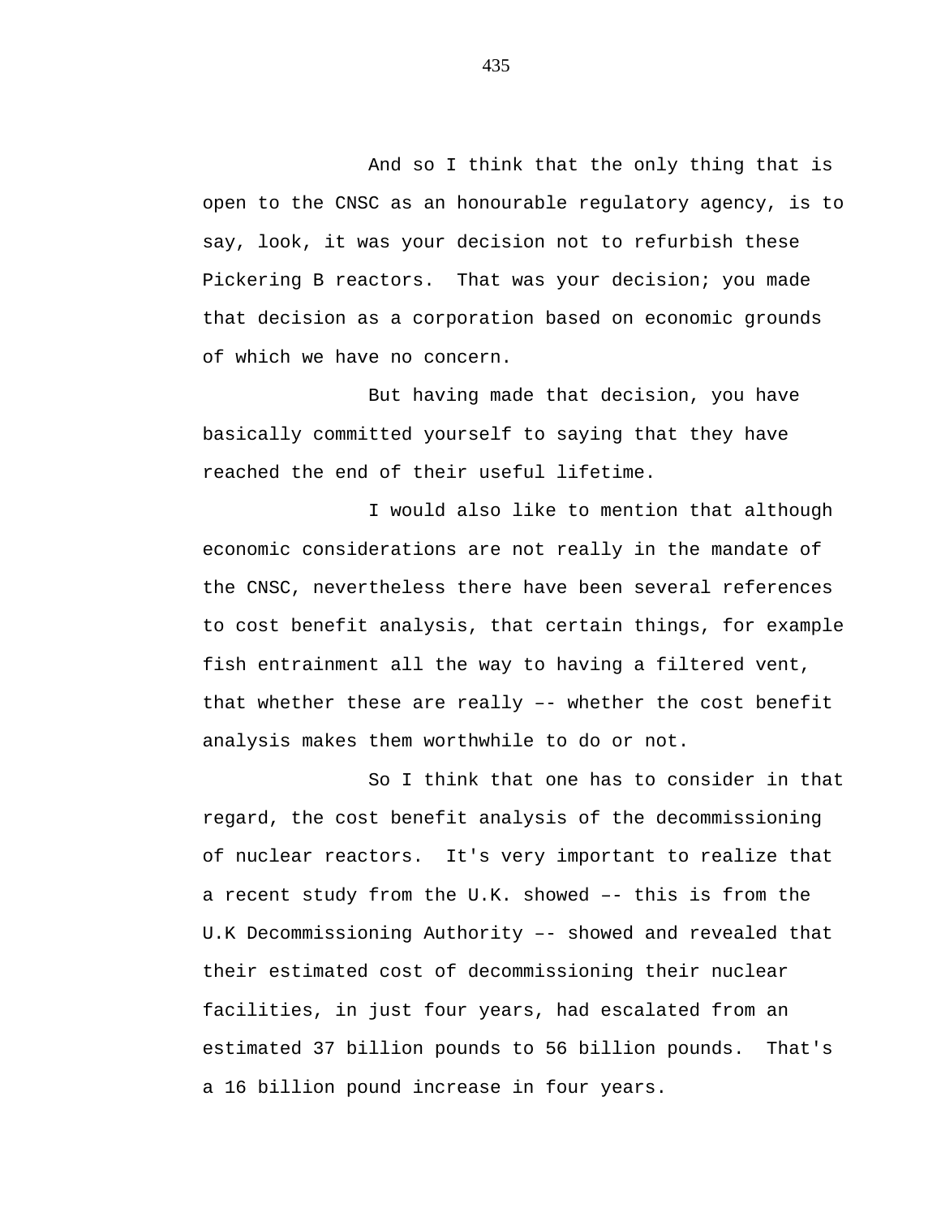And so I think that the only thing that is open to the CNSC as an honourable regulatory agency, is to say, look, it was your decision not to refurbish these Pickering B reactors. That was your decision; you made that decision as a corporation based on economic grounds of which we have no concern.

But having made that decision, you have basically committed yourself to saying that they have reached the end of their useful lifetime.

I would also like to mention that although economic considerations are not really in the mandate of the CNSC, nevertheless there have been several references to cost benefit analysis, that certain things, for example fish entrainment all the way to having a filtered vent, that whether these are really –- whether the cost benefit analysis makes them worthwhile to do or not.

So I think that one has to consider in that regard, the cost benefit analysis of the decommissioning of nuclear reactors. It's very important to realize that a recent study from the U.K. showed –- this is from the U.K Decommissioning Authority –- showed and revealed that their estimated cost of decommissioning their nuclear facilities, in just four years, had escalated from an estimated 37 billion pounds to 56 billion pounds. That's a 16 billion pound increase in four years.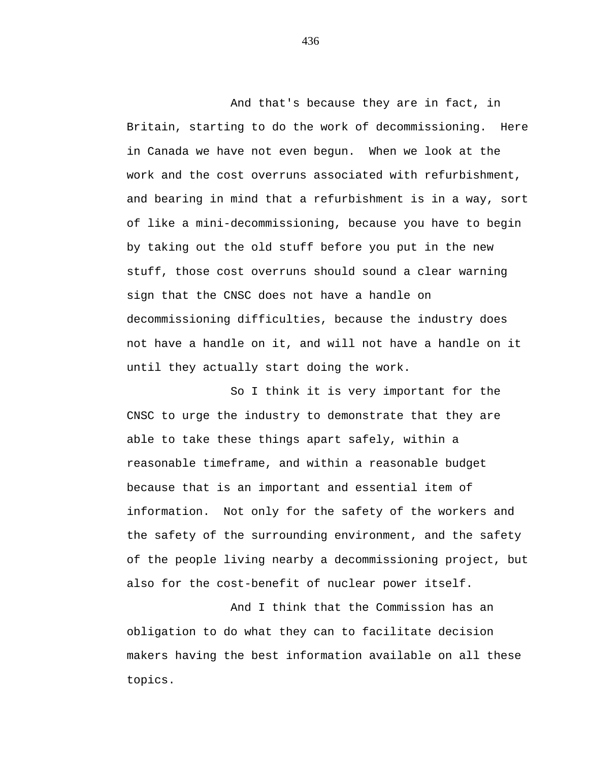And that's because they are in fact, in Britain, starting to do the work of decommissioning. Here in Canada we have not even begun. When we look at the work and the cost overruns associated with refurbishment, and bearing in mind that a refurbishment is in a way, sort of like a mini-decommissioning, because you have to begin by taking out the old stuff before you put in the new stuff, those cost overruns should sound a clear warning sign that the CNSC does not have a handle on decommissioning difficulties, because the industry does not have a handle on it, and will not have a handle on it until they actually start doing the work.

So I think it is very important for the CNSC to urge the industry to demonstrate that they are able to take these things apart safely, within a reasonable timeframe, and within a reasonable budget because that is an important and essential item of information. Not only for the safety of the workers and the safety of the surrounding environment, and the safety of the people living nearby a decommissioning project, but also for the cost-benefit of nuclear power itself.

And I think that the Commission has an obligation to do what they can to facilitate decision makers having the best information available on all these topics.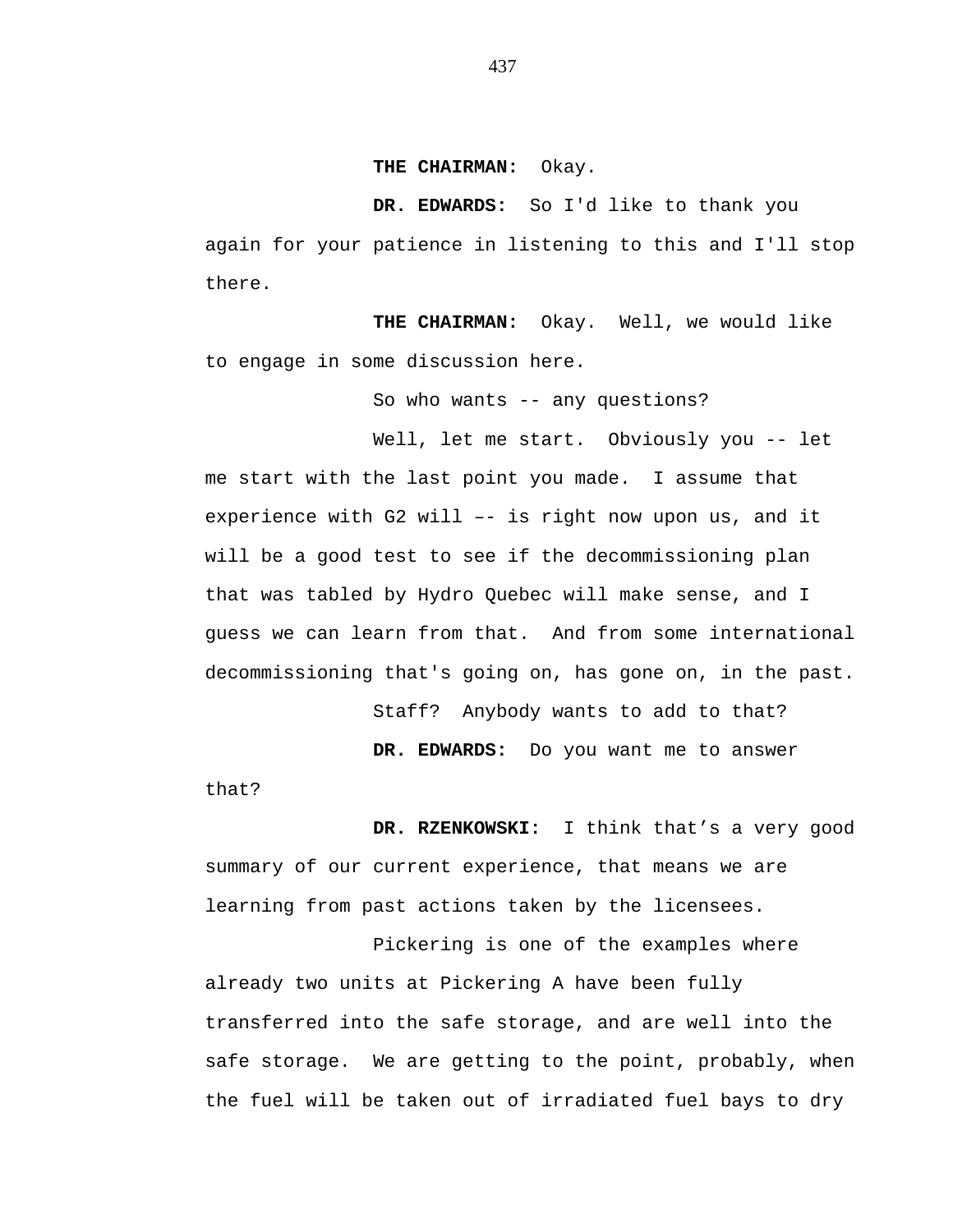**THE CHAIRMAN:** Okay.

**DR. EDWARDS:** So I'd like to thank you again for your patience in listening to this and I'll stop there.

**THE CHAIRMAN:** Okay. Well, we would like to engage in some discussion here.

So who wants -- any questions?

Well, let me start. Obviously you -- let me start with the last point you made. I assume that experience with G2 will –- is right now upon us, and it will be a good test to see if the decommissioning plan that was tabled by Hydro Quebec will make sense, and I guess we can learn from that. And from some international decommissioning that's going on, has gone on, in the past.

Staff? Anybody wants to add to that?

**DR. EDWARDS:** Do you want me to answer that?

**DR. RZENKOWSKI:** I think that’s a very good summary of our current experience, that means we are learning from past actions taken by the licensees.

Pickering is one of the examples where already two units at Pickering A have been fully transferred into the safe storage, and are well into the safe storage. We are getting to the point, probably, when the fuel will be taken out of irradiated fuel bays to dry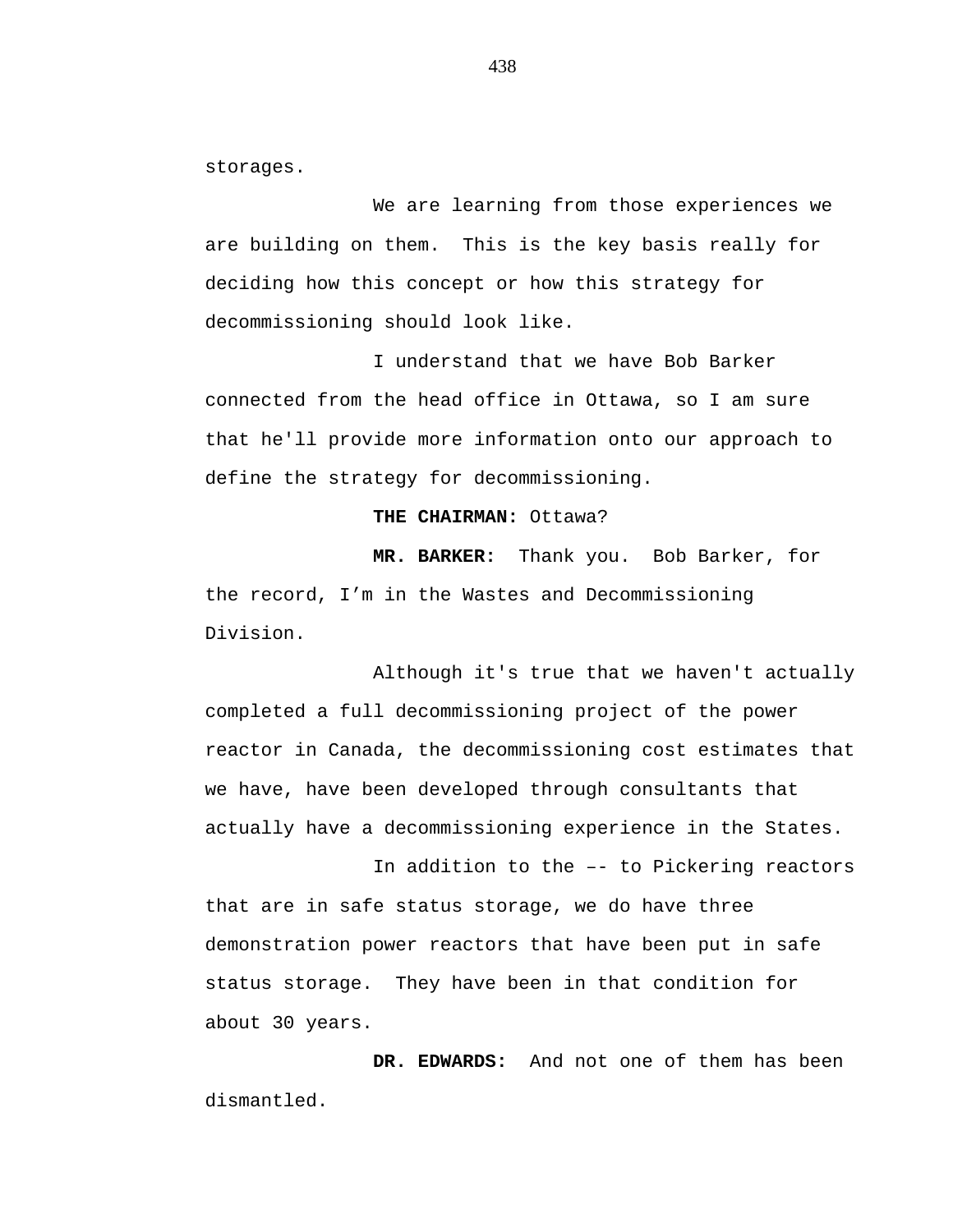storages.

We are learning from those experiences we are building on them.  This is the key basis really for deciding how this concept or how this strategy for decommissioning should look like.

I understand that we have Bob Barker connected from the head office in Ottawa, so I am sure that he'll provide more information onto our approach to define the strategy for decommissioning.

**THE CHAIRMAN:** Ottawa?

**MR. BARKER:**  Thank you.  Bob Barker, for the record, I'm in the Wastes and Decommissioning Division.

Although it's true that we haven't actually completed a full decommissioning project of the power reactor in Canada, the decommissioning cost estimates that we have, have been developed through consultants that actually have a decommissioning experience in the States.

In addition to the –- to Pickering reactors that are in safe status storage, we do have three demonstration power reactors that have been put in safe status storage.  They have been in that condition for about 30 years.

**DR. EDWARDS:**  And not one of them has been dismantled.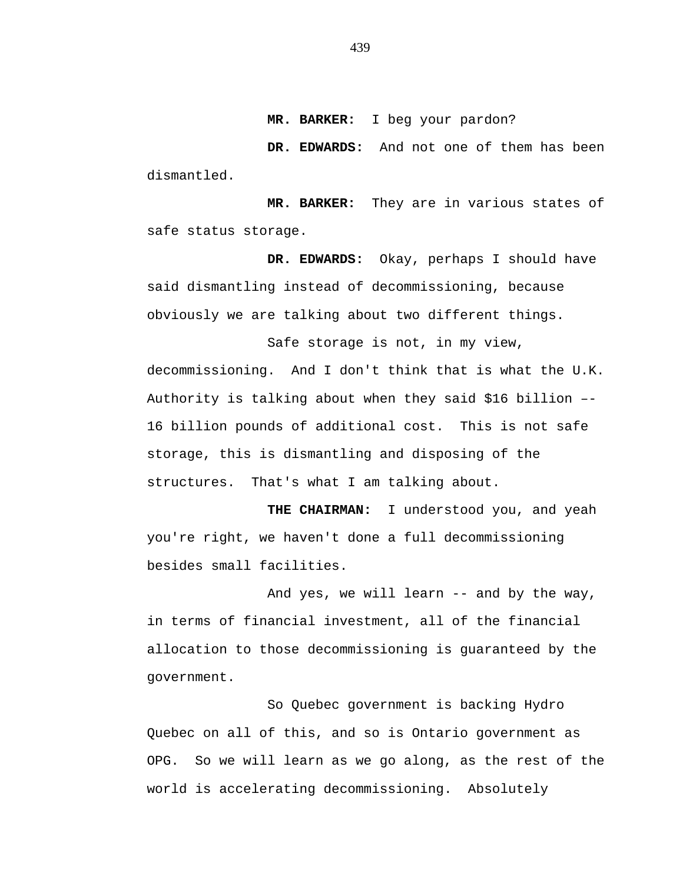**MR. BARKER:** I beg your pardon?

**DR. EDWARDS:** And not one of them has been dismantled.

**MR. BARKER:** They are in various states of safe status storage.

**DR. EDWARDS:** Okay, perhaps I should have said dismantling instead of decommissioning, because obviously we are talking about two different things.

Safe storage is not, in my view, decommissioning. And I don't think that is what the U.K. Authority is talking about when they said $16 billion –- 16 billion pounds of additional cost. This is not safe storage, this is dismantling and disposing of the structures. That's what I am talking about.

**THE CHAIRMAN:** I understood you, and yeah you're right, we haven't done a full decommissioning besides small facilities.

And yes, we will learn -- and by the way, in terms of financial investment, all of the financial allocation to those decommissioning is guaranteed by the government.

So Quebec government is backing Hydro Quebec on all of this, and so is Ontario government as OPG. So we will learn as we go along, as the rest of the world is accelerating decommissioning. Absolutely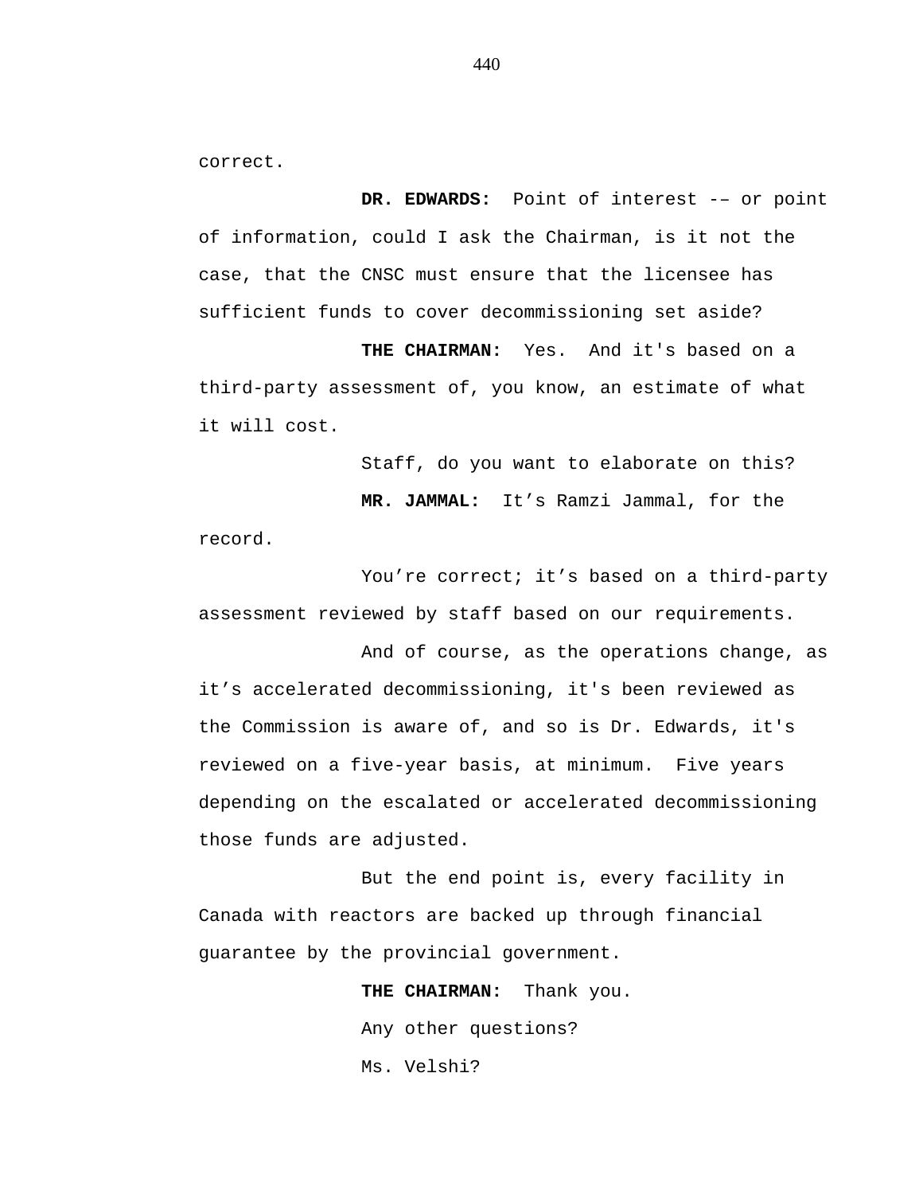correct.

**DR. EDWARDS:** Point of interest -– or point of information, could I ask the Chairman, is it not the case, that the CNSC must ensure that the licensee has sufficient funds to cover decommissioning set aside?

**THE CHAIRMAN:** Yes. And it's based on a third-party assessment of, you know, an estimate of what it will cost.

Staff, do you want to elaborate on this?

**MR. JAMMAL:** It’s Ramzi Jammal, for the record.

You’re correct; it’s based on a third-party assessment reviewed by staff based on our requirements.

And of course, as the operations change, as it’s accelerated decommissioning, it's been reviewed as the Commission is aware of, and so is Dr. Edwards, it's reviewed on a five-year basis, at minimum. Five years depending on the escalated or accelerated decommissioning those funds are adjusted.

But the end point is, every facility in Canada with reactors are backed up through financial guarantee by the provincial government.

**THE CHAIRMAN:** Thank you.

Any other questions?

Ms. Velshi?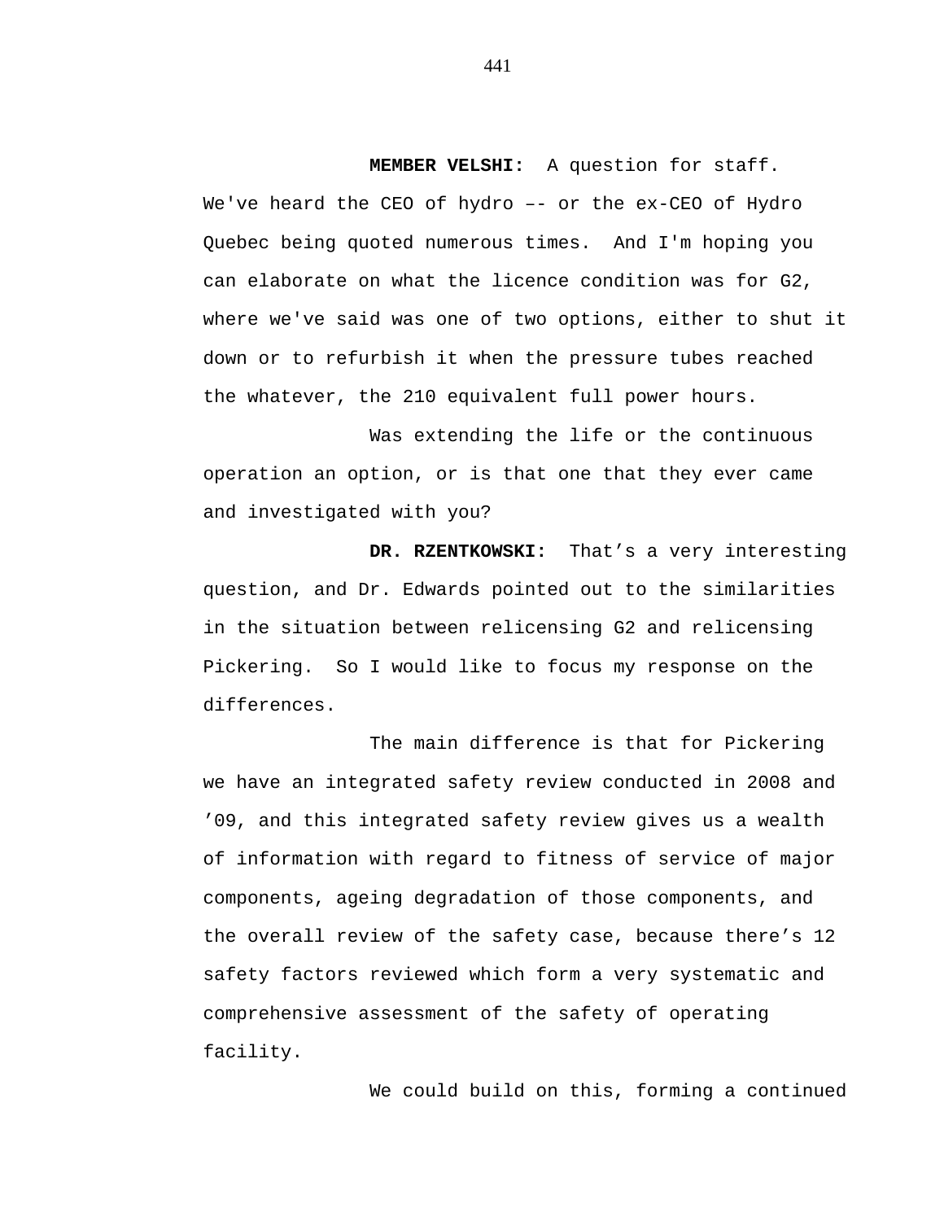**MEMBER VELSHI:** A question for staff. We've heard the CEO of hydro –- or the ex-CEO of Hydro Quebec being quoted numerous times. And I'm hoping you can elaborate on what the licence condition was for G2, where we've said was one of two options, either to shut it down or to refurbish it when the pressure tubes reached the whatever, the 210 equivalent full power hours.

Was extending the life or the continuous operation an option, or is that one that they ever came and investigated with you?

**DR. RZENTKOWSKI:** That’s a very interesting question, and Dr. Edwards pointed out to the similarities in the situation between relicensing G2 and relicensing Pickering. So I would like to focus my response on the differences.

The main difference is that for Pickering we have an integrated safety review conducted in 2008 and ’09, and this integrated safety review gives us a wealth of information with regard to fitness of service of major components, ageing degradation of those components, and the overall review of the safety case, because there’s 12 safety factors reviewed which form a very systematic and comprehensive assessment of the safety of operating facility.

We could build on this, forming a continued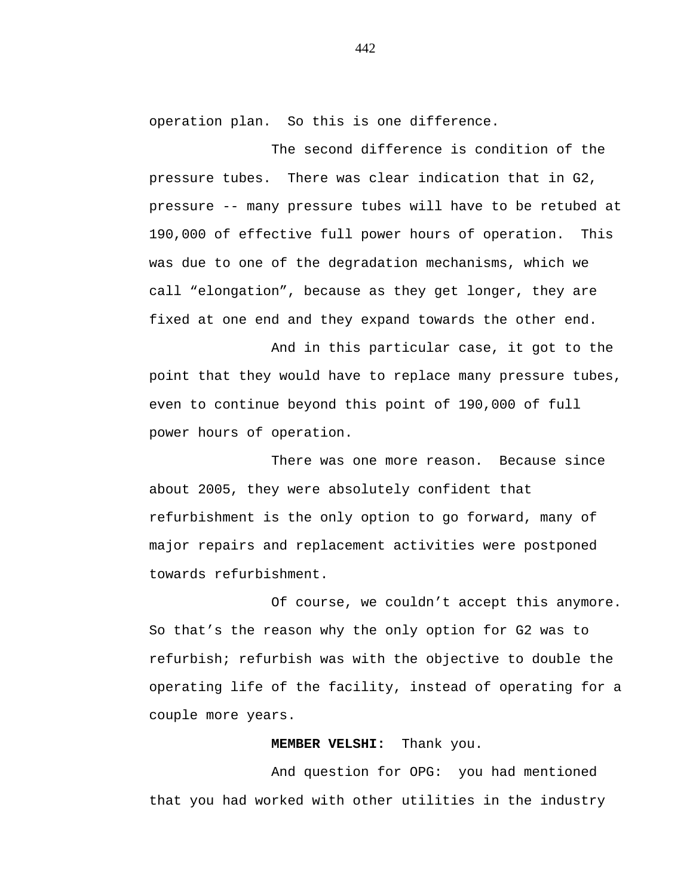operation plan. So this is one difference.

The second difference is condition of the pressure tubes. There was clear indication that in G2, pressure -- many pressure tubes will have to be retubed at 190,000 of effective full power hours of operation. This was due to one of the degradation mechanisms, which we call "elongation", because as they get longer, they are fixed at one end and they expand towards the other end.

And in this particular case, it got to the point that they would have to replace many pressure tubes, even to continue beyond this point of 190,000 of full power hours of operation.

There was one more reason. Because since about 2005, they were absolutely confident that refurbishment is the only option to go forward, many of major repairs and replacement activities were postponed towards refurbishment.

Of course, we couldn't accept this anymore. So that's the reason why the only option for G2 was to refurbish; refurbish was with the objective to double the operating life of the facility, instead of operating for a couple more years.

**MEMBER VELSHI:** Thank you.

And question for OPG: you had mentioned that you had worked with other utilities in the industry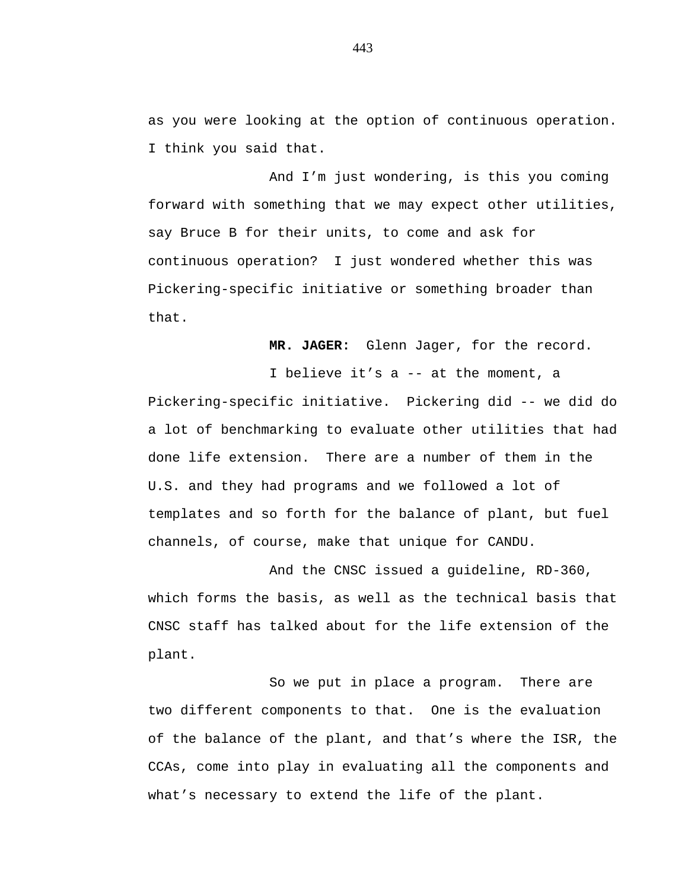as you were looking at the option of continuous operation. I think you said that.

And I'm just wondering, is this you coming forward with something that we may expect other utilities, say Bruce B for their units, to come and ask for continuous operation? I just wondered whether this was Pickering-specific initiative or something broader than that.

**MR. JAGER:** Glenn Jager, for the record.

I believe it's a -- at the moment, a Pickering-specific initiative. Pickering did -- we did do a lot of benchmarking to evaluate other utilities that had done life extension. There are a number of them in the U.S. and they had programs and we followed a lot of templates and so forth for the balance of plant, but fuel channels, of course, make that unique for CANDU.

And the CNSC issued a guideline, RD-360, which forms the basis, as well as the technical basis that CNSC staff has talked about for the life extension of the plant.

So we put in place a program. There are two different components to that. One is the evaluation of the balance of the plant, and that's where the ISR, the CCAs, come into play in evaluating all the components and what's necessary to extend the life of the plant.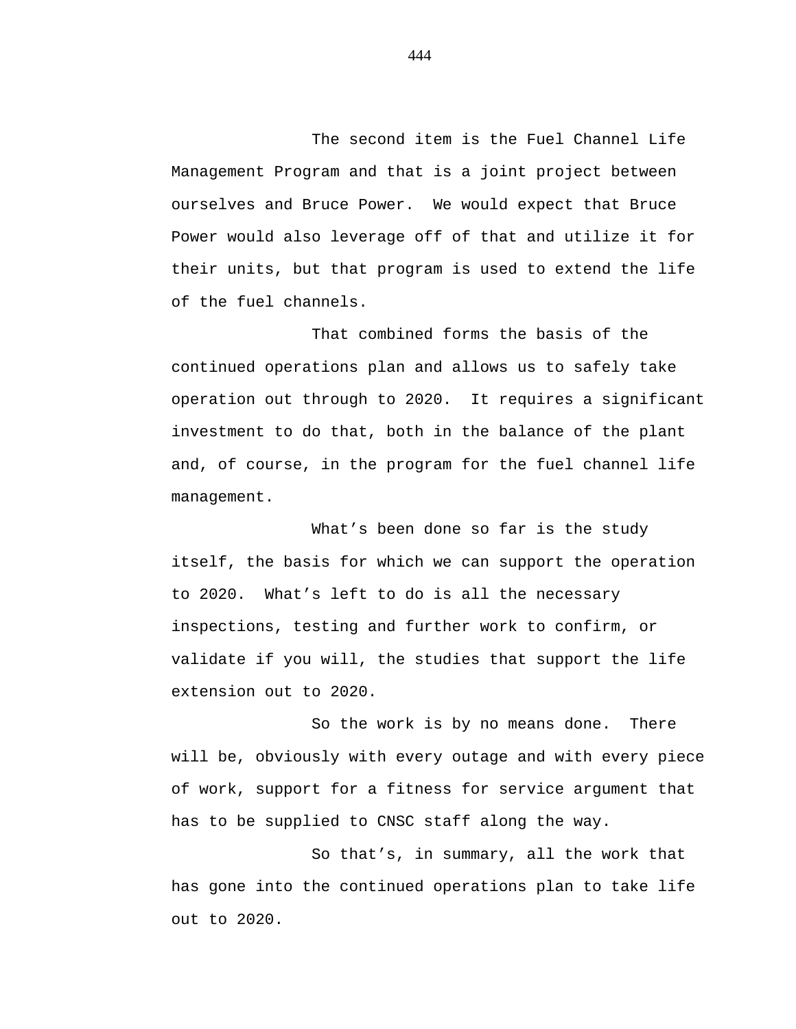The second item is the Fuel Channel Life Management Program and that is a joint project between ourselves and Bruce Power. We would expect that Bruce Power would also leverage off of that and utilize it for their units, but that program is used to extend the life of the fuel channels.

That combined forms the basis of the continued operations plan and allows us to safely take operation out through to 2020. It requires a significant investment to do that, both in the balance of the plant and, of course, in the program for the fuel channel life management.

What's been done so far is the study itself, the basis for which we can support the operation to 2020. What's left to do is all the necessary inspections, testing and further work to confirm, or validate if you will, the studies that support the life extension out to 2020.

So the work is by no means done. There will be, obviously with every outage and with every piece of work, support for a fitness for service argument that has to be supplied to CNSC staff along the way.

So that's, in summary, all the work that has gone into the continued operations plan to take life out to 2020.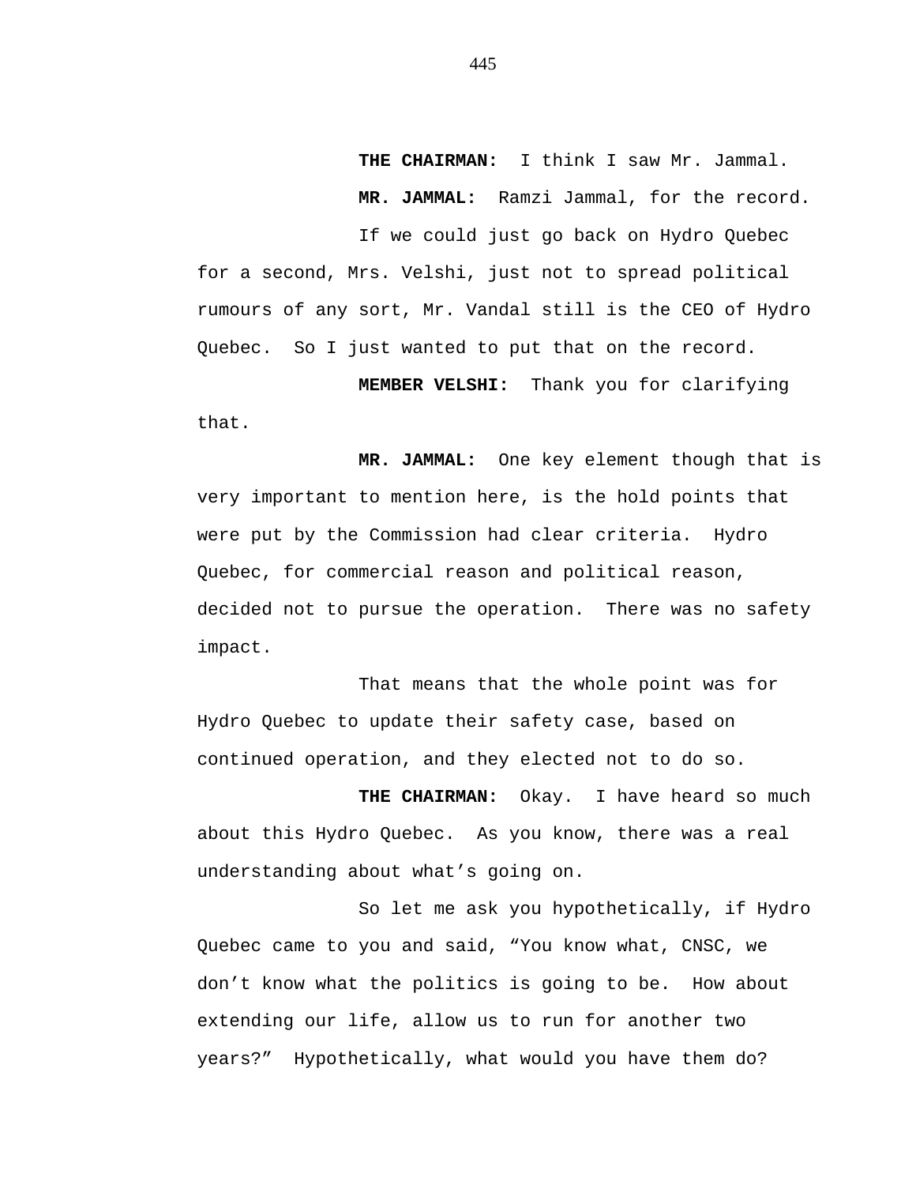**THE CHAIRMAN:** I think I saw Mr. Jammal.

**MR. JAMMAL:** Ramzi Jammal, for the record.

If we could just go back on Hydro Quebec for a second, Mrs. Velshi, just not to spread political rumours of any sort, Mr. Vandal still is the CEO of Hydro Quebec. So I just wanted to put that on the record.

**MEMBER VELSHI:** Thank you for clarifying that.

**MR. JAMMAL:** One key element though that is very important to mention here, is the hold points that were put by the Commission had clear criteria. Hydro Quebec, for commercial reason and political reason, decided not to pursue the operation. There was no safety impact.

That means that the whole point was for Hydro Quebec to update their safety case, based on continued operation, and they elected not to do so.

**THE CHAIRMAN:** Okay. I have heard so much about this Hydro Quebec. As you know, there was a real understanding about what's going on.

So let me ask you hypothetically, if Hydro Quebec came to you and said, "You know what, CNSC, we don't know what the politics is going to be. How about extending our life, allow us to run for another two years?" Hypothetically, what would you have them do?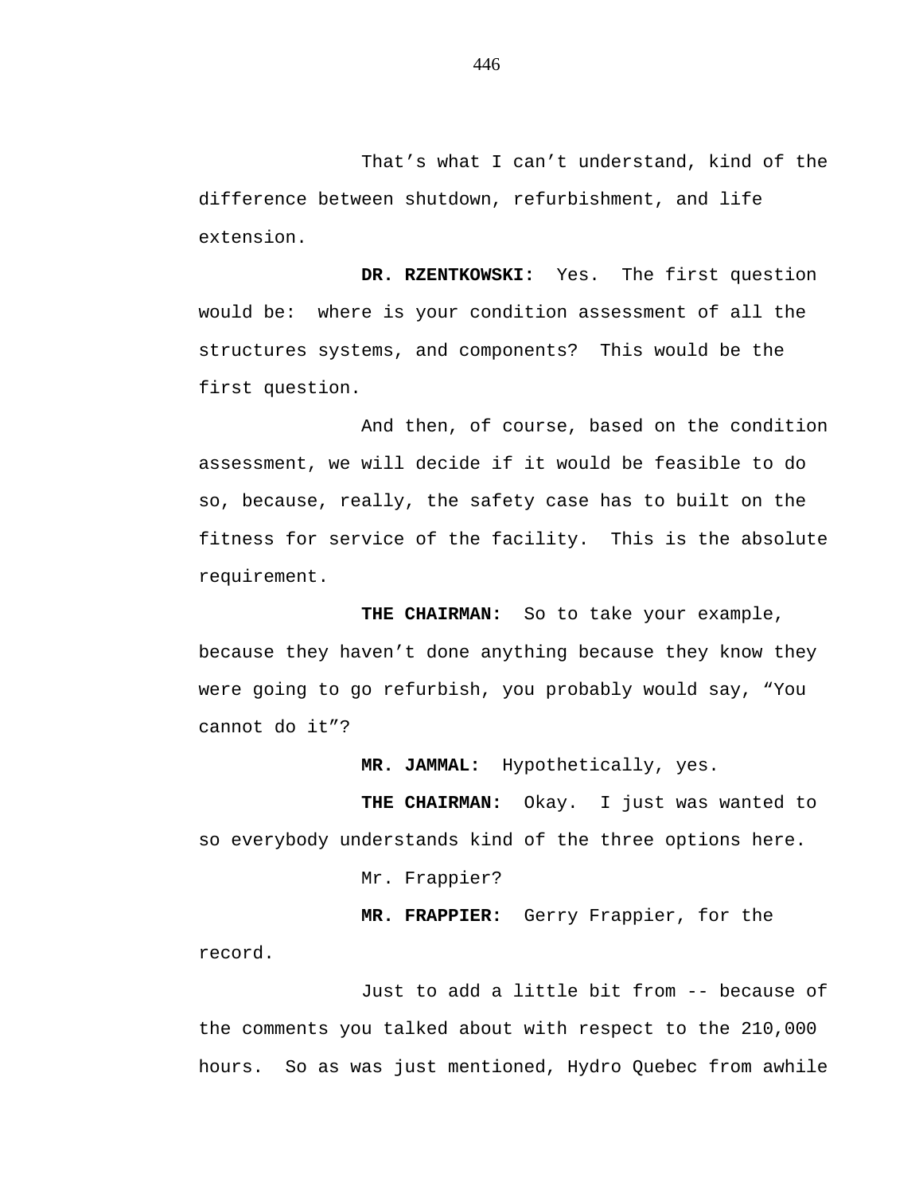That's what I can't understand, kind of the difference between shutdown, refurbishment, and life extension.

**DR. RZENTKOWSKI:** Yes. The first question would be: where is your condition assessment of all the structures systems, and components? This would be the first question.

And then, of course, based on the condition assessment, we will decide if it would be feasible to do so, because, really, the safety case has to built on the fitness for service of the facility. This is the absolute requirement.

**THE CHAIRMAN:** So to take your example, because they haven't done anything because they know they were going to go refurbish, you probably would say, "You cannot do it"?

**MR. JAMMAL:** Hypothetically, yes.

**THE CHAIRMAN:** Okay. I just was wanted to so everybody understands kind of the three options here.

Mr. Frappier?

**MR. FRAPPIER:** Gerry Frappier, for the record.

Just to add a little bit from -- because of the comments you talked about with respect to the 210,000 hours. So as was just mentioned, Hydro Quebec from awhile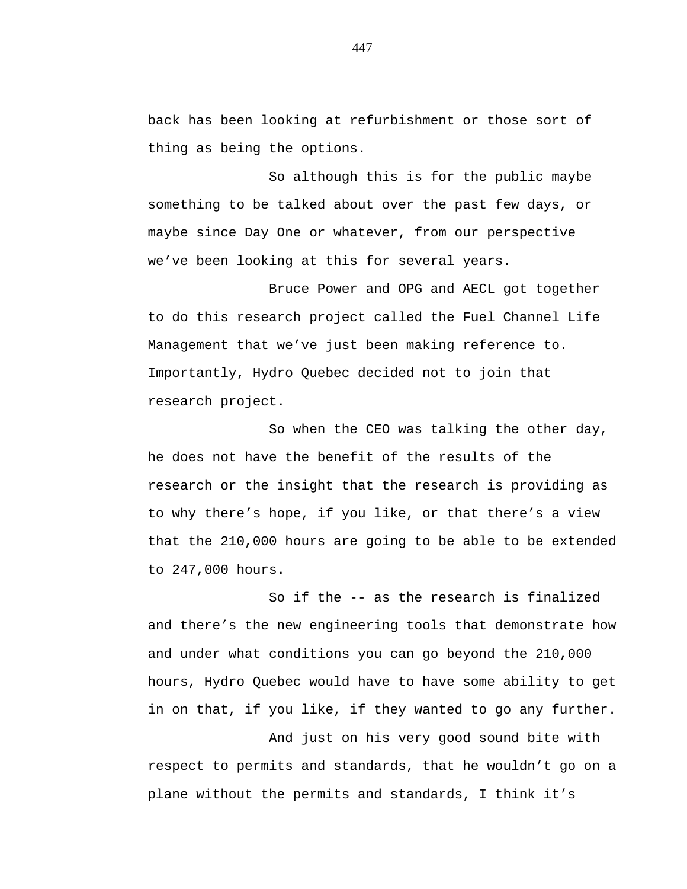back has been looking at refurbishment or those sort of thing as being the options.

So although this is for the public maybe something to be talked about over the past few days, or maybe since Day One or whatever, from our perspective we've been looking at this for several years.

Bruce Power and OPG and AECL got together to do this research project called the Fuel Channel Life Management that we've just been making reference to. Importantly, Hydro Quebec decided not to join that research project.

So when the CEO was talking the other day, he does not have the benefit of the results of the research or the insight that the research is providing as to why there's hope, if you like, or that there's a view that the 210,000 hours are going to be able to be extended to 247,000 hours.

So if the -- as the research is finalized and there's the new engineering tools that demonstrate how and under what conditions you can go beyond the 210,000 hours, Hydro Quebec would have to have some ability to get in on that, if you like, if they wanted to go any further.

And just on his very good sound bite with respect to permits and standards, that he wouldn't go on a plane without the permits and standards, I think it's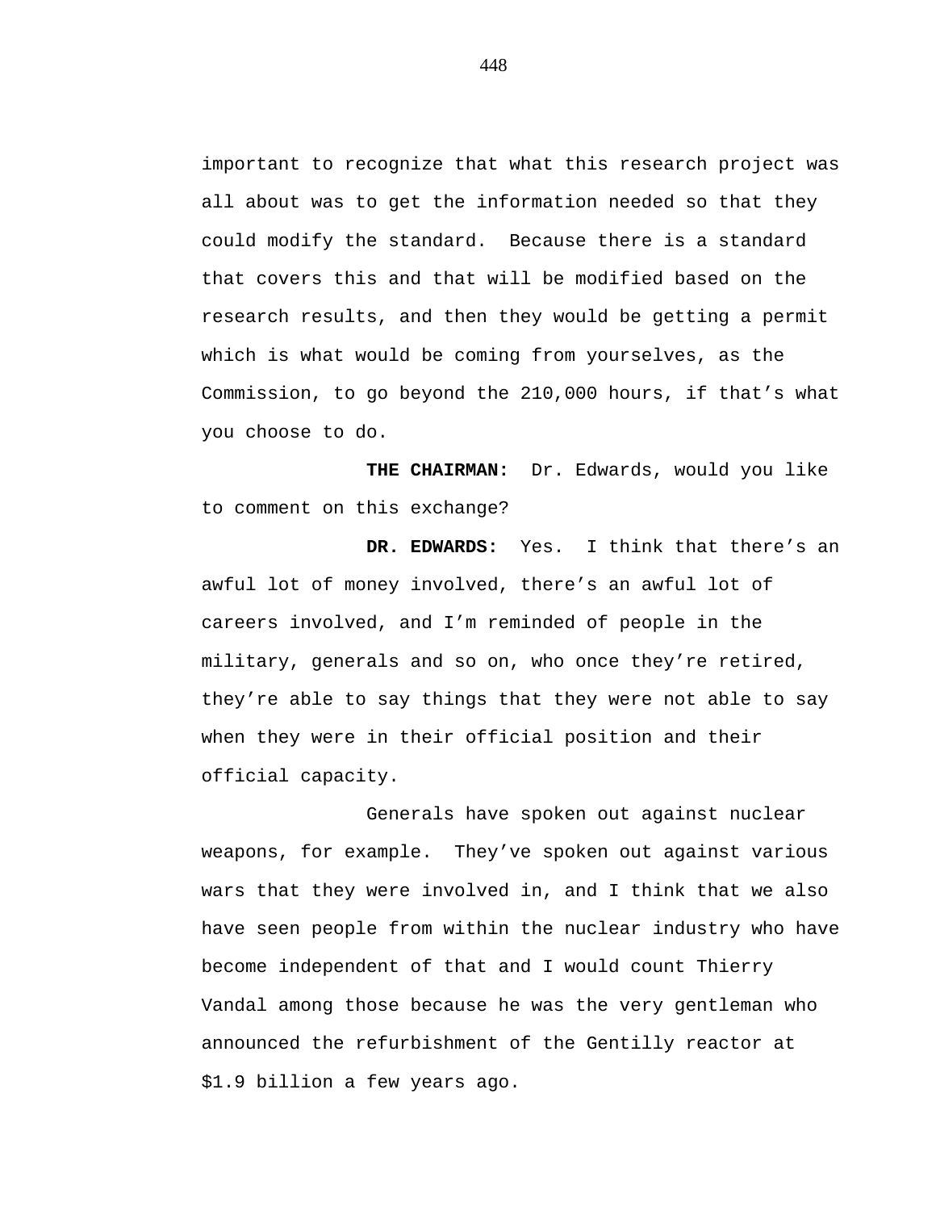important to recognize that what this research project was all about was to get the information needed so that they could modify the standard.  Because there is a standard that covers this and that will be modified based on the research results, and then they would be getting a permit which is what would be coming from yourselves, as the Commission, to go beyond the 210,000 hours, if that's what you choose to do.

**THE CHAIRMAN:** Dr. Edwards, would you like to comment on this exchange?

**DR. EDWARDS:** Yes.  I think that there's an awful lot of money involved, there's an awful lot of careers involved, and I'm reminded of people in the military, generals and so on, who once they're retired, they're able to say things that they were not able to say when they were in their official position and their official capacity.

Generals have spoken out against nuclear weapons, for example.  They've spoken out against various wars that they were involved in, and I think that we also have seen people from within the nuclear industry who have become independent of that and I would count Thierry Vandal among those because he was the very gentleman who announced the refurbishment of the Gentilly reactor at $1.9 billion a few years ago.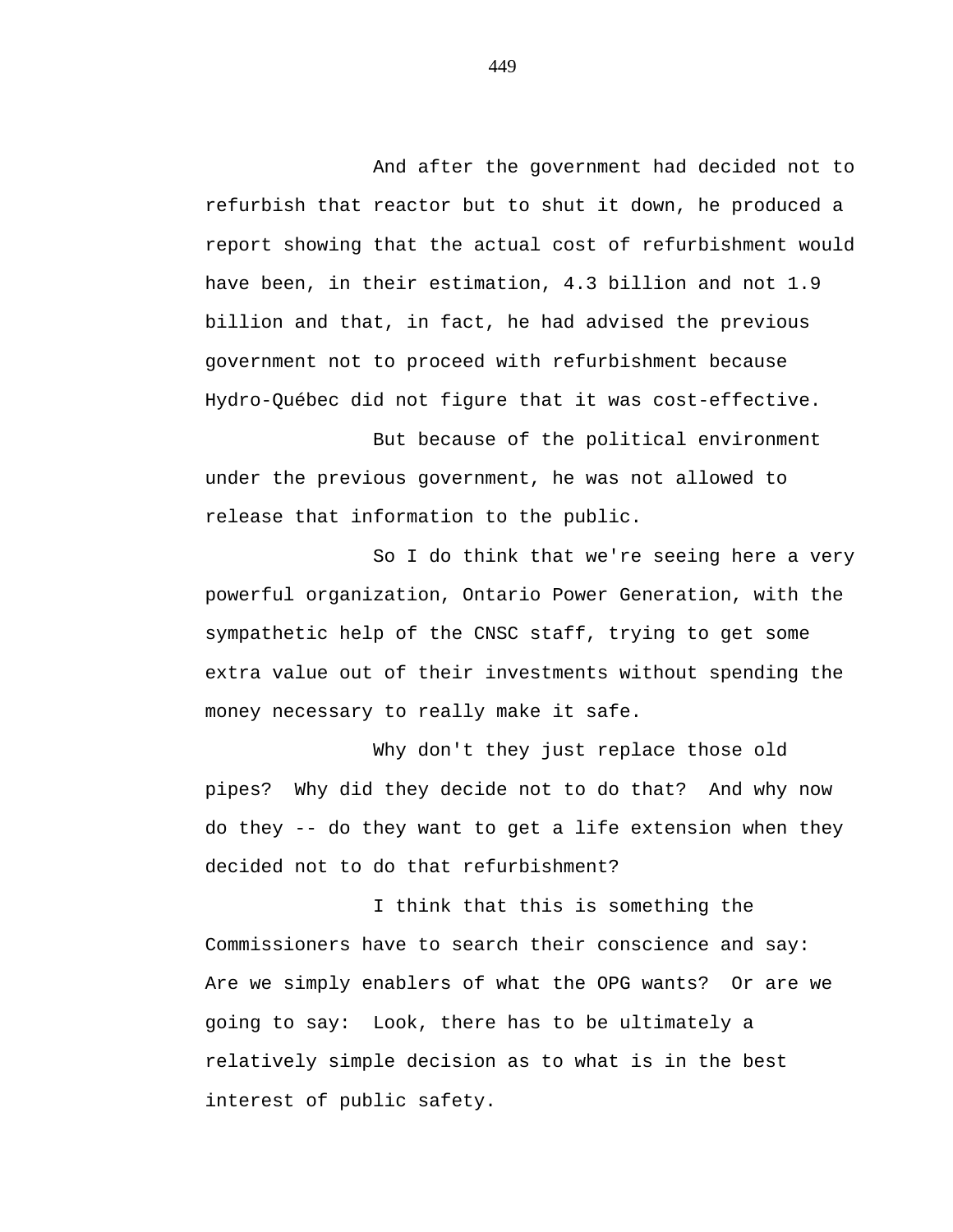And after the government had decided not to refurbish that reactor but to shut it down, he produced a report showing that the actual cost of refurbishment would have been, in their estimation, 4.3 billion and not 1.9 billion and that, in fact, he had advised the previous government not to proceed with refurbishment because Hydro-Québec did not figure that it was cost-effective.

But because of the political environment under the previous government, he was not allowed to release that information to the public.

So I do think that we're seeing here a very powerful organization, Ontario Power Generation, with the sympathetic help of the CNSC staff, trying to get some extra value out of their investments without spending the money necessary to really make it safe.

Why don't they just replace those old pipes? Why did they decide not to do that? And why now do they -- do they want to get a life extension when they decided not to do that refurbishment?

I think that this is something the Commissioners have to search their conscience and say: Are we simply enablers of what the OPG wants? Or are we going to say: Look, there has to be ultimately a relatively simple decision as to what is in the best interest of public safety.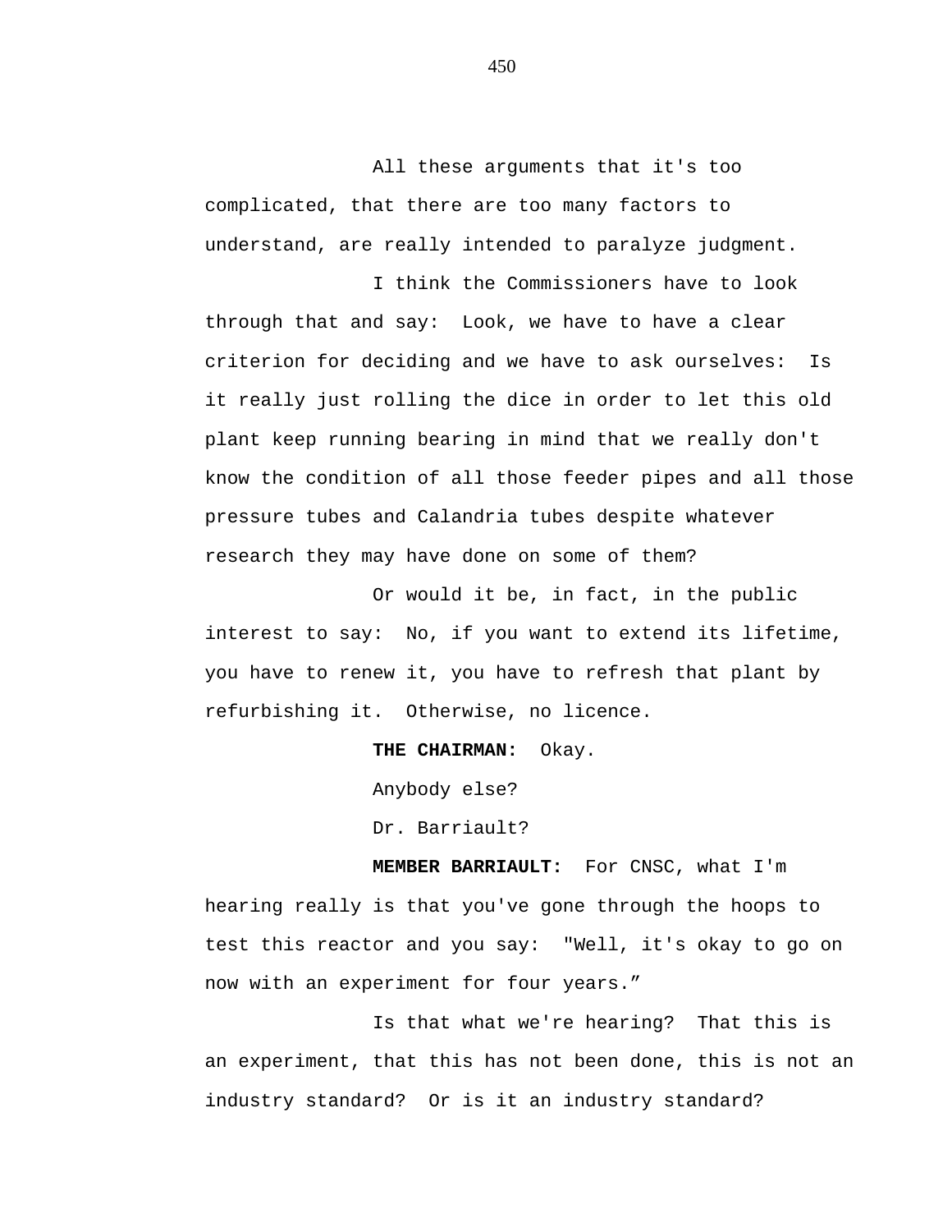All these arguments that it's too complicated, that there are too many factors to understand, are really intended to paralyze judgment.

I think the Commissioners have to look through that and say: Look, we have to have a clear criterion for deciding and we have to ask ourselves: Is it really just rolling the dice in order to let this old plant keep running bearing in mind that we really don't know the condition of all those feeder pipes and all those pressure tubes and Calandria tubes despite whatever research they may have done on some of them?

Or would it be, in fact, in the public interest to say: No, if you want to extend its lifetime, you have to renew it, you have to refresh that plant by refurbishing it. Otherwise, no licence.

**THE CHAIRMAN:** Okay.

Anybody else?

Dr. Barriault?

**MEMBER BARRIAULT:** For CNSC, what I'm hearing really is that you've gone through the hoops to test this reactor and you say: "Well, it's okay to go on now with an experiment for four years."

Is that what we're hearing? That this is an experiment, that this has not been done, this is not an industry standard? Or is it an industry standard?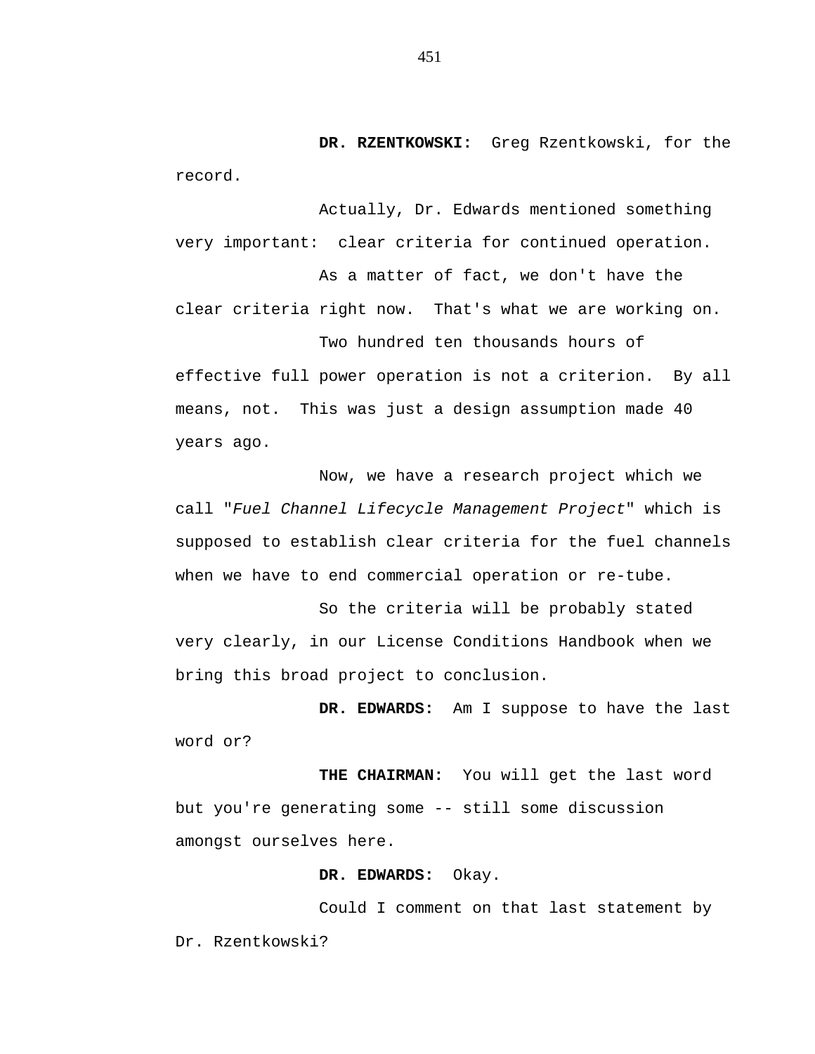**DR. RZENTKOWSKI:** Greg Rzentkowski, for the record.

Actually, Dr. Edwards mentioned something very important: clear criteria for continued operation.

As a matter of fact, we don't have the clear criteria right now. That's what we are working on.

Two hundred ten thousands hours of effective full power operation is not a criterion. By all means, not. This was just a design assumption made 40 years ago.

Now, we have a research project which we call "*Fuel Channel Lifecycle Management Project*" which is supposed to establish clear criteria for the fuel channels when we have to end commercial operation or re-tube.

So the criteria will be probably stated very clearly, in our License Conditions Handbook when we bring this broad project to conclusion.

**DR. EDWARDS:** Am I suppose to have the last word or?

**THE CHAIRMAN:** You will get the last word but you're generating some -- still some discussion amongst ourselves here.

**DR. EDWARDS:** Okay.

Could I comment on that last statement by Dr. Rzentkowski?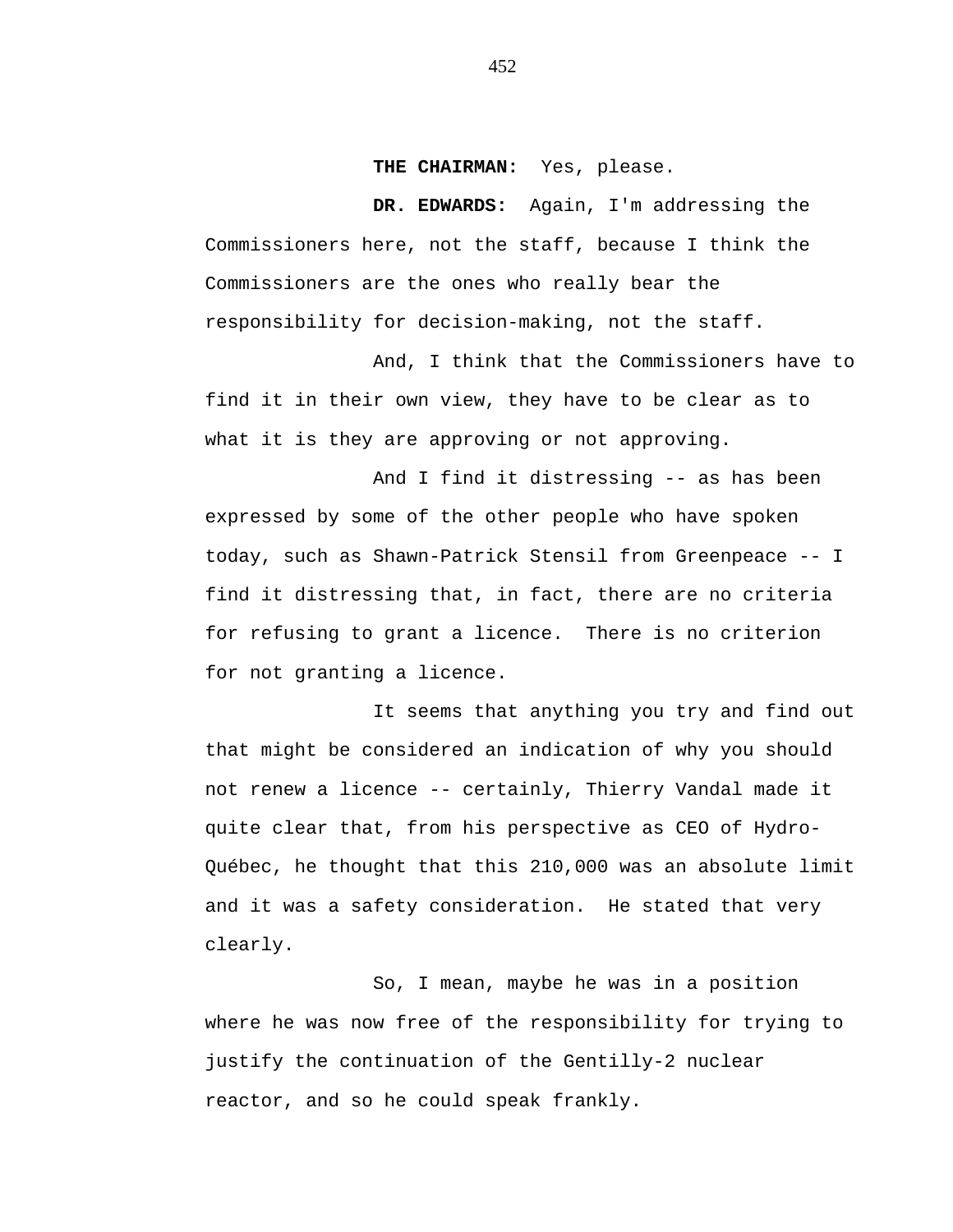**THE CHAIRMAN:** Yes, please.

**DR. EDWARDS:** Again, I'm addressing the Commissioners here, not the staff, because I think the Commissioners are the ones who really bear the responsibility for decision-making, not the staff.

And, I think that the Commissioners have to find it in their own view, they have to be clear as to what it is they are approving or not approving.

And I find it distressing -- as has been expressed by some of the other people who have spoken today, such as Shawn-Patrick Stensil from Greenpeace -- I find it distressing that, in fact, there are no criteria for refusing to grant a licence. There is no criterion for not granting a licence.

It seems that anything you try and find out that might be considered an indication of why you should not renew a licence -- certainly, Thierry Vandal made it quite clear that, from his perspective as CEO of Hydro-Québec, he thought that this 210,000 was an absolute limit and it was a safety consideration. He stated that very clearly.

So, I mean, maybe he was in a position where he was now free of the responsibility for trying to justify the continuation of the Gentilly-2 nuclear reactor, and so he could speak frankly.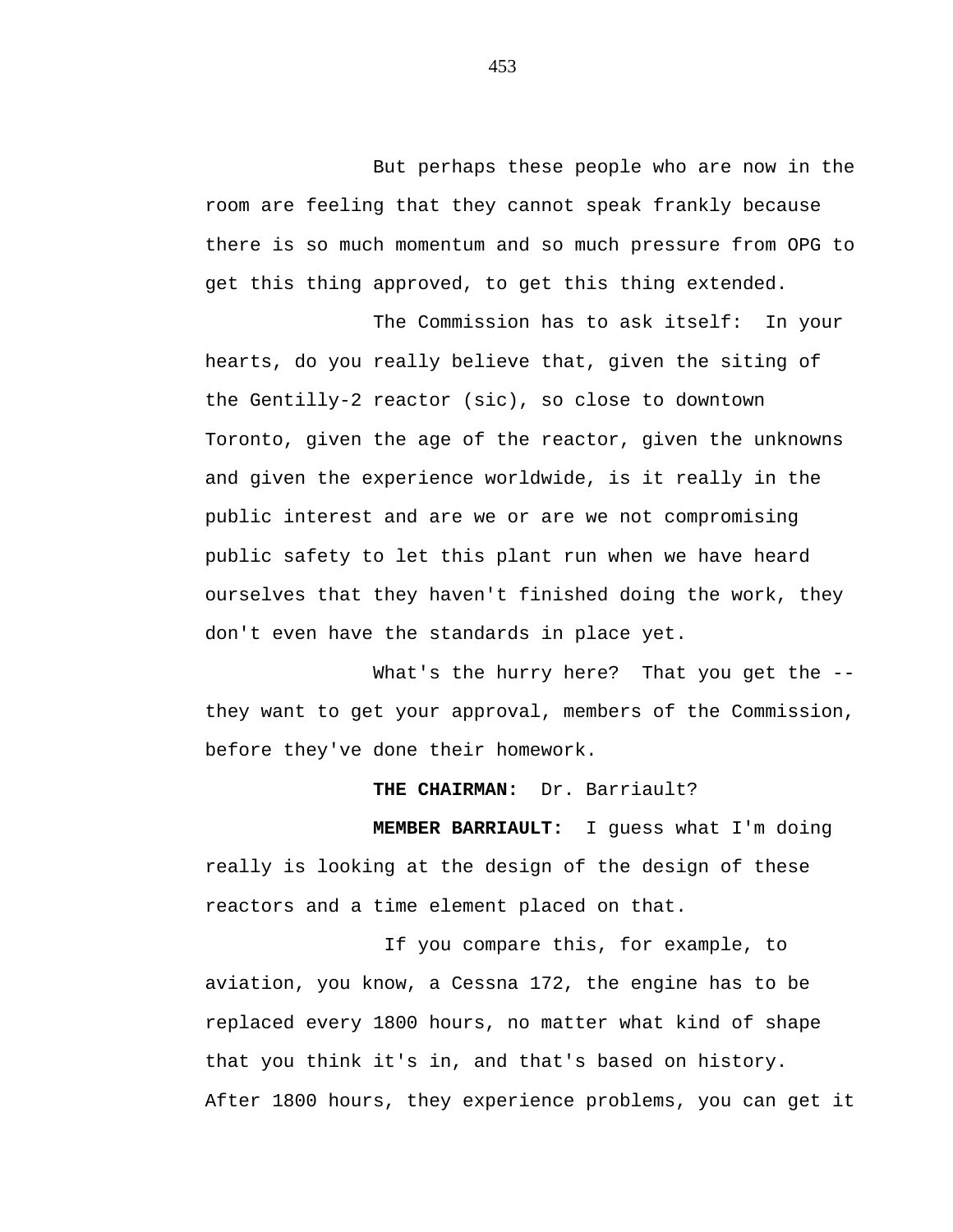But perhaps these people who are now in the room are feeling that they cannot speak frankly because there is so much momentum and so much pressure from OPG to get this thing approved, to get this thing extended.

The Commission has to ask itself: In your hearts, do you really believe that, given the siting of the Gentilly-2 reactor (sic), so close to downtown Toronto, given the age of the reactor, given the unknowns and given the experience worldwide, is it really in the public interest and are we or are we not compromising public safety to let this plant run when we have heard ourselves that they haven't finished doing the work, they don't even have the standards in place yet.

What's the hurry here? That you get the -- they want to get your approval, members of the Commission, before they've done their homework.

**THE CHAIRMAN:** Dr. Barriault?

**MEMBER BARRIAULT:** I guess what I'm doing really is looking at the design of the design of these reactors and a time element placed on that.

If you compare this, for example, to aviation, you know, a Cessna 172, the engine has to be replaced every 1800 hours, no matter what kind of shape that you think it's in, and that's based on history. After 1800 hours, they experience problems, you can get it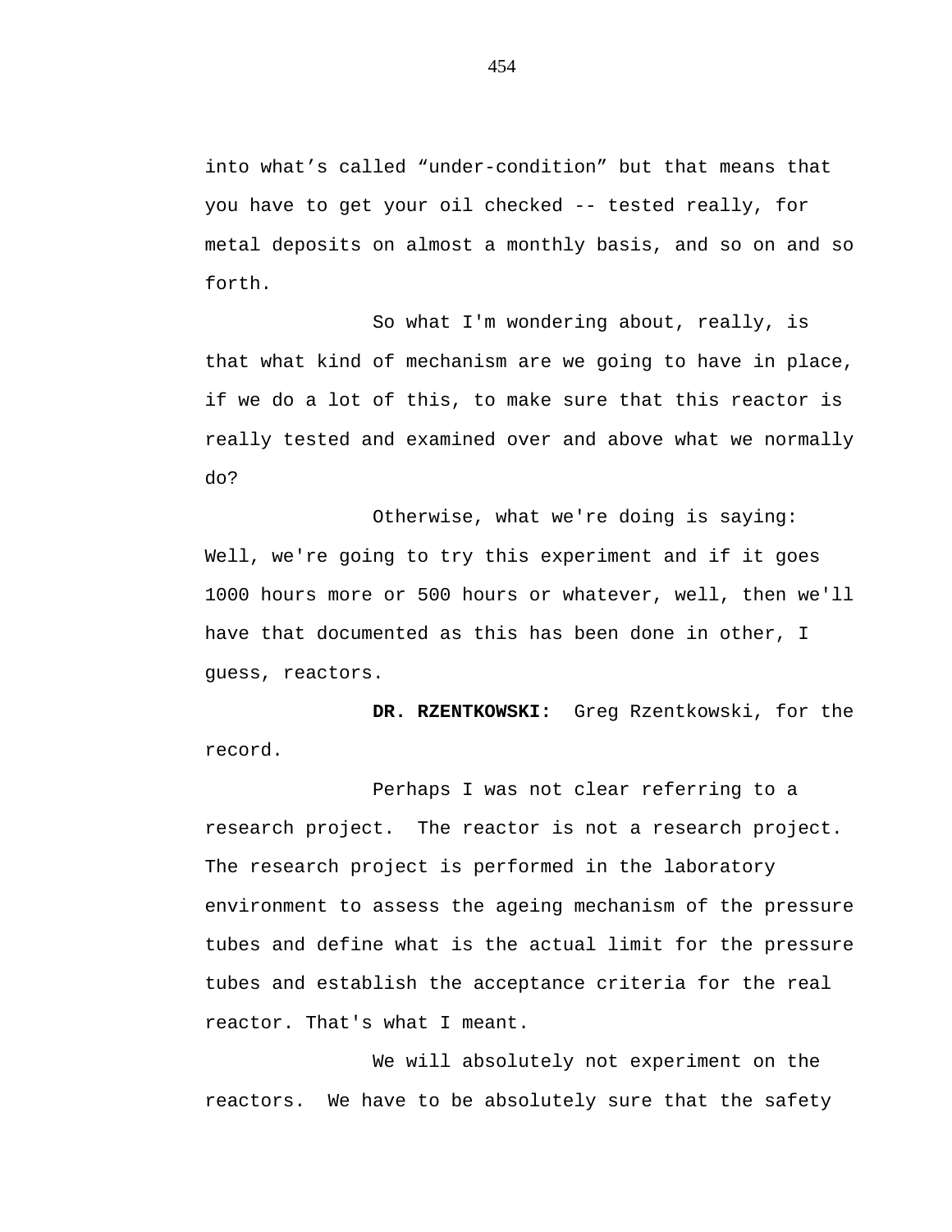into what’s called “under-condition” but that means that you have to get your oil checked -- tested really, for metal deposits on almost a monthly basis, and so on and so forth.

So what I'm wondering about, really, is that what kind of mechanism are we going to have in place, if we do a lot of this, to make sure that this reactor is really tested and examined over and above what we normally do?

Otherwise, what we're doing is saying: Well, we're going to try this experiment and if it goes 1000 hours more or 500 hours or whatever, well, then we'll have that documented as this has been done in other, I guess, reactors.

**DR. RZENTKOWSKI:** Greg Rzentkowski, for the record.

Perhaps I was not clear referring to a research project. The reactor is not a research project. The research project is performed in the laboratory environment to assess the ageing mechanism of the pressure tubes and define what is the actual limit for the pressure tubes and establish the acceptance criteria for the real reactor. That's what I meant.

We will absolutely not experiment on the reactors. We have to be absolutely sure that the safety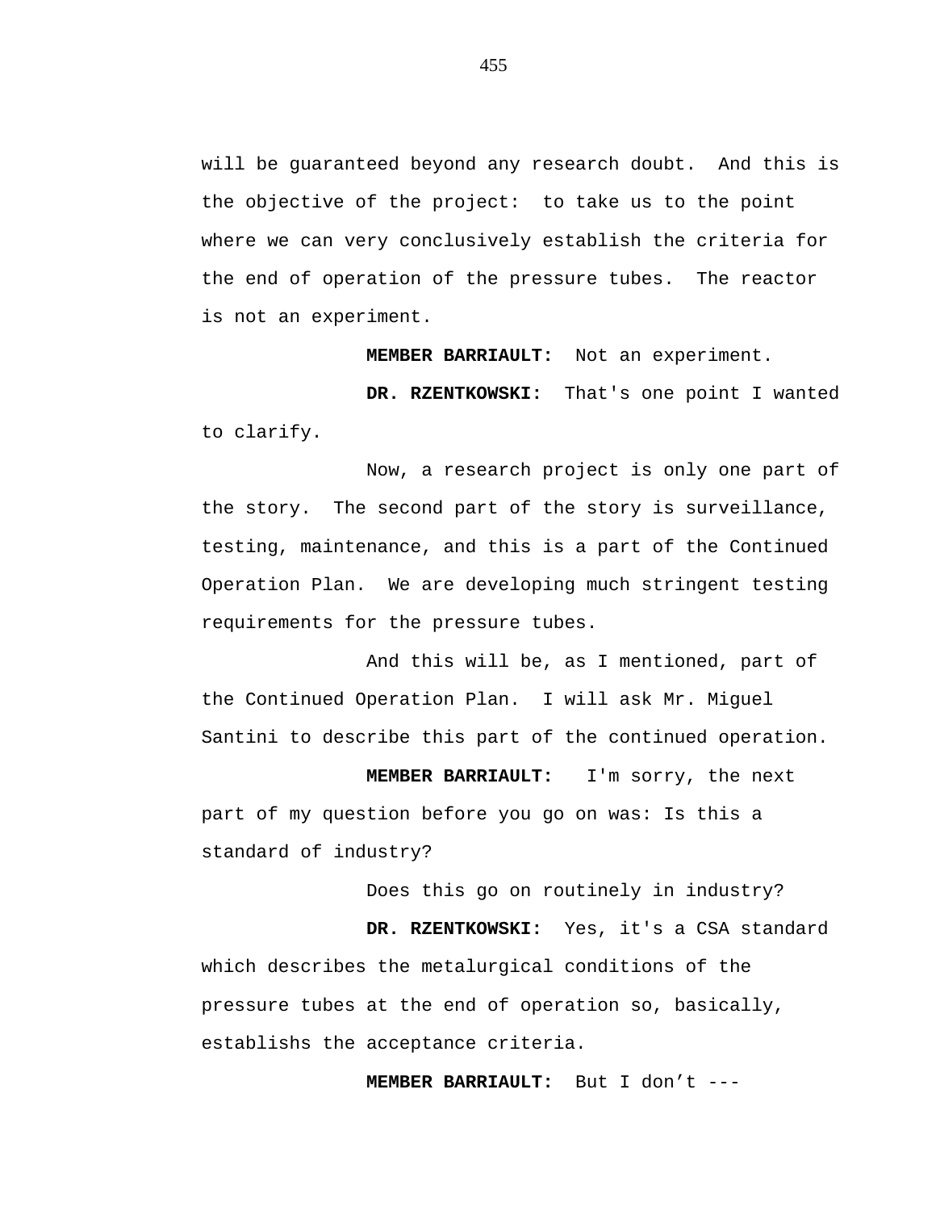will be guaranteed beyond any research doubt. And this is the objective of the project: to take us to the point where we can very conclusively establish the criteria for the end of operation of the pressure tubes. The reactor is not an experiment.

**MEMBER BARRIAULT:** Not an experiment.

**DR. RZENTKOWSKI:** That's one point I wanted to clarify.

Now, a research project is only one part of the story. The second part of the story is surveillance, testing, maintenance, and this is a part of the Continued Operation Plan. We are developing much stringent testing requirements for the pressure tubes.

And this will be, as I mentioned, part of the Continued Operation Plan. I will ask Mr. Miguel Santini to describe this part of the continued operation.

**MEMBER BARRIAULT:** I'm sorry, the next part of my question before you go on was: Is this a standard of industry?

Does this go on routinely in industry?

**DR. RZENTKOWSKI:** Yes, it's a CSA standard which describes the metalurgical conditions of the pressure tubes at the end of operation so, basically, establishs the acceptance criteria.

**MEMBER BARRIAULT:** But I don't ---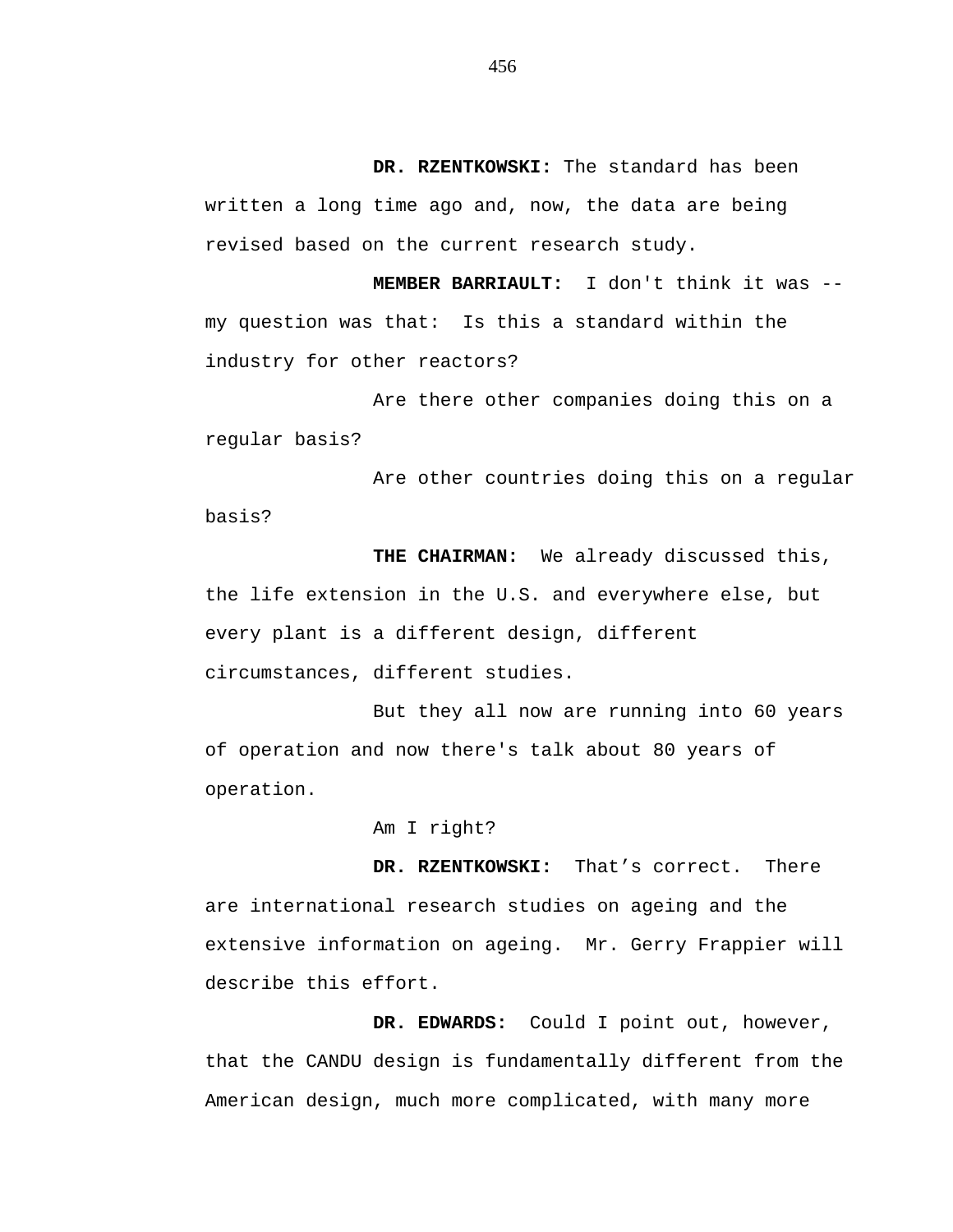**DR. RZENTKOWSKI:** The standard has been written a long time ago and, now, the data are being revised based on the current research study.

**MEMBER BARRIAULT:** I don't think it was -- my question was that: Is this a standard within the industry for other reactors?

Are there other companies doing this on a regular basis?

Are other countries doing this on a regular basis?

**THE CHAIRMAN:** We already discussed this, the life extension in the U.S. and everywhere else, but every plant is a different design, different circumstances, different studies.

But they all now are running into 60 years of operation and now there's talk about 80 years of operation.

Am I right?

**DR. RZENTKOWSKI:** That’s correct. There are international research studies on ageing and the extensive information on ageing. Mr. Gerry Frappier will describe this effort.

**DR. EDWARDS:** Could I point out, however, that the CANDU design is fundamentally different from the American design, much more complicated, with many more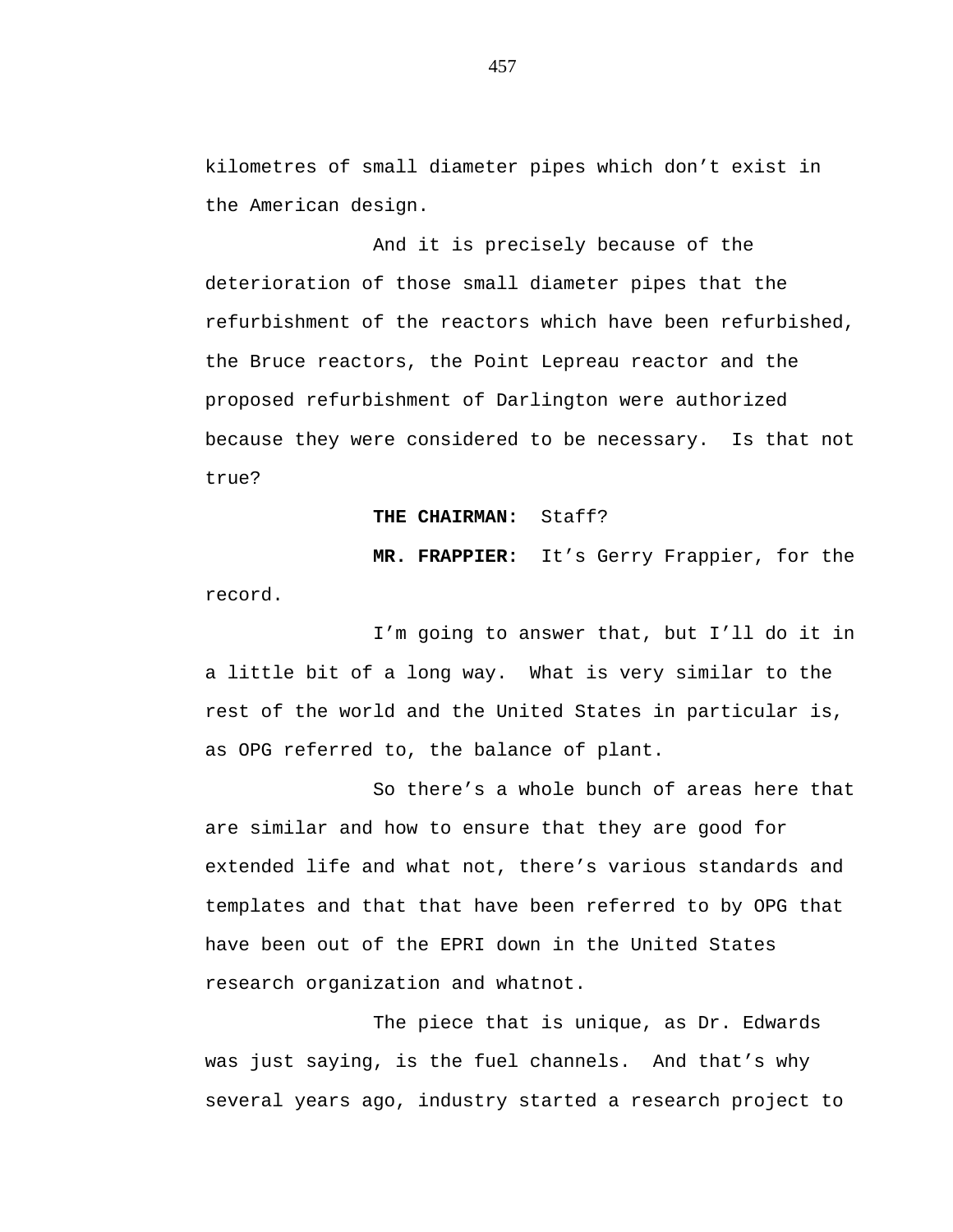kilometres of small diameter pipes which don’t exist in the American design.

And it is precisely because of the deterioration of those small diameter pipes that the refurbishment of the reactors which have been refurbished, the Bruce reactors, the Point Lepreau reactor and the proposed refurbishment of Darlington were authorized because they were considered to be necessary. Is that not true?

**THE CHAIRMAN:** Staff?

**MR. FRAPPIER:** It’s Gerry Frappier, for the record.

I’m going to answer that, but I’ll do it in a little bit of a long way. What is very similar to the rest of the world and the United States in particular is, as OPG referred to, the balance of plant.

So there’s a whole bunch of areas here that are similar and how to ensure that they are good for extended life and what not, there’s various standards and templates and that that have been referred to by OPG that have been out of the EPRI down in the United States research organization and whatnot.

The piece that is unique, as Dr. Edwards was just saying, is the fuel channels. And that’s why several years ago, industry started a research project to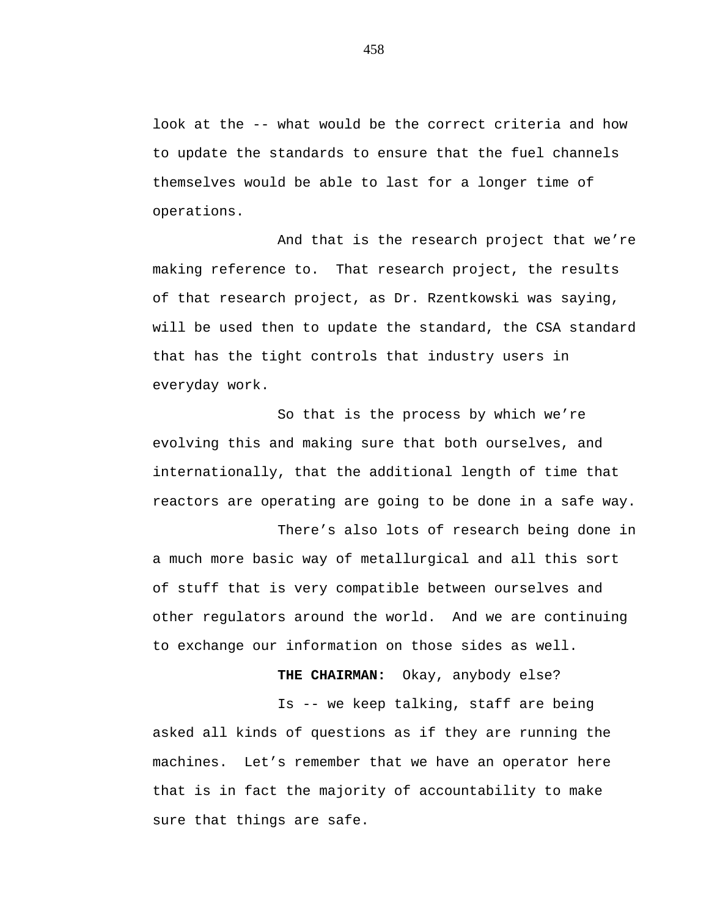look at the -- what would be the correct criteria and how to update the standards to ensure that the fuel channels themselves would be able to last for a longer time of operations.

And that is the research project that we're making reference to. That research project, the results of that research project, as Dr. Rzentkowski was saying, will be used then to update the standard, the CSA standard that has the tight controls that industry users in everyday work.

So that is the process by which we're evolving this and making sure that both ourselves, and internationally, that the additional length of time that reactors are operating are going to be done in a safe way.

There's also lots of research being done in a much more basic way of metallurgical and all this sort of stuff that is very compatible between ourselves and other regulators around the world. And we are continuing to exchange our information on those sides as well.

**THE CHAIRMAN:** Okay, anybody else?

Is -- we keep talking, staff are being asked all kinds of questions as if they are running the machines. Let's remember that we have an operator here that is in fact the majority of accountability to make sure that things are safe.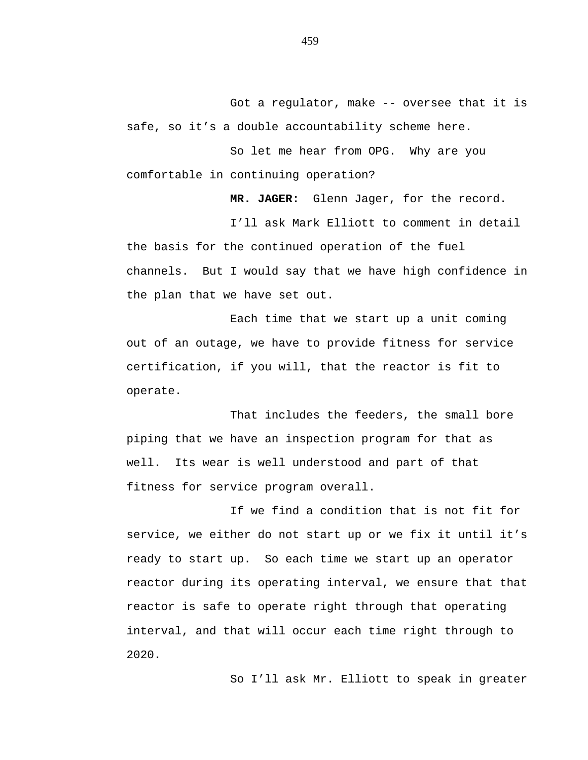Got a regulator, make -- oversee that it is safe, so it’s a double accountability scheme here.

So let me hear from OPG. Why are you comfortable in continuing operation?

**MR. JAGER:** Glenn Jager, for the record.

I’ll ask Mark Elliott to comment in detail the basis for the continued operation of the fuel channels. But I would say that we have high confidence in the plan that we have set out.

Each time that we start up a unit coming out of an outage, we have to provide fitness for service certification, if you will, that the reactor is fit to operate.

That includes the feeders, the small bore piping that we have an inspection program for that as well. Its wear is well understood and part of that fitness for service program overall.

If we find a condition that is not fit for service, we either do not start up or we fix it until it’s ready to start up. So each time we start up an operator reactor during its operating interval, we ensure that that reactor is safe to operate right through that operating interval, and that will occur each time right through to 2020.

So I’ll ask Mr. Elliott to speak in greater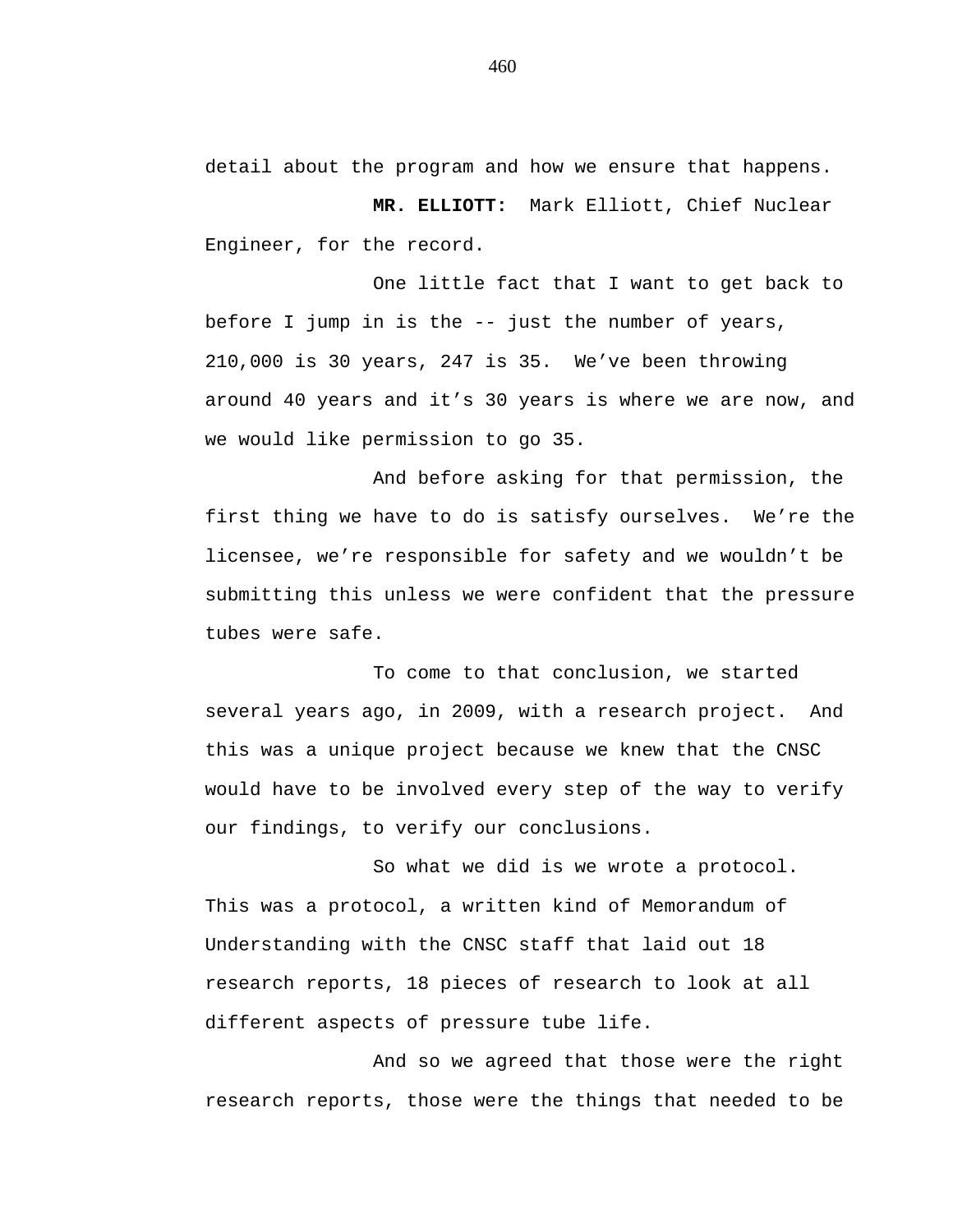detail about the program and how we ensure that happens.

**MR. ELLIOTT:** Mark Elliott, Chief Nuclear Engineer, for the record.

One little fact that I want to get back to before I jump in is the -- just the number of years, 210,000 is 30 years, 247 is 35. We've been throwing around 40 years and it's 30 years is where we are now, and we would like permission to go 35.

And before asking for that permission, the first thing we have to do is satisfy ourselves. We're the licensee, we're responsible for safety and we wouldn't be submitting this unless we were confident that the pressure tubes were safe.

To come to that conclusion, we started several years ago, in 2009, with a research project. And this was a unique project because we knew that the CNSC would have to be involved every step of the way to verify our findings, to verify our conclusions.

So what we did is we wrote a protocol. This was a protocol, a written kind of Memorandum of Understanding with the CNSC staff that laid out 18 research reports, 18 pieces of research to look at all different aspects of pressure tube life.

And so we agreed that those were the right research reports, those were the things that needed to be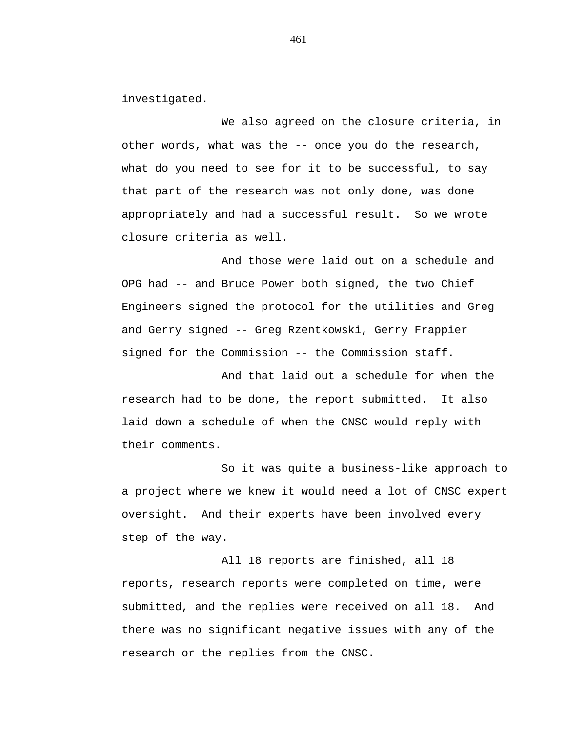investigated.

We also agreed on the closure criteria, in other words, what was the -- once you do the research, what do you need to see for it to be successful, to say that part of the research was not only done, was done appropriately and had a successful result. So we wrote closure criteria as well.

And those were laid out on a schedule and OPG had -- and Bruce Power both signed, the two Chief Engineers signed the protocol for the utilities and Greg and Gerry signed -- Greg Rzentkowski, Gerry Frappier signed for the Commission -- the Commission staff.

And that laid out a schedule for when the research had to be done, the report submitted. It also laid down a schedule of when the CNSC would reply with their comments.

So it was quite a business-like approach to a project where we knew it would need a lot of CNSC expert oversight. And their experts have been involved every step of the way.

All 18 reports are finished, all 18 reports, research reports were completed on time, were submitted, and the replies were received on all 18. And there was no significant negative issues with any of the research or the replies from the CNSC.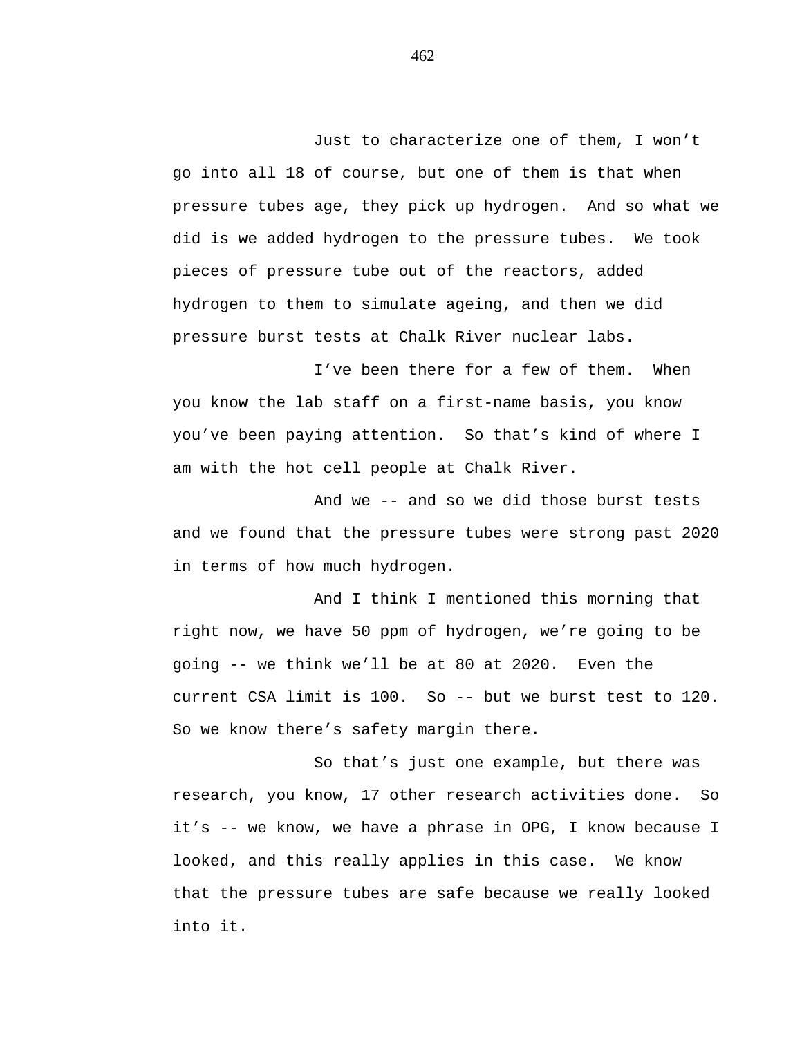Just to characterize one of them, I won't go into all 18 of course, but one of them is that when pressure tubes age, they pick up hydrogen. And so what we did is we added hydrogen to the pressure tubes. We took pieces of pressure tube out of the reactors, added hydrogen to them to simulate ageing, and then we did pressure burst tests at Chalk River nuclear labs.

I've been there for a few of them. When you know the lab staff on a first-name basis, you know you've been paying attention. So that's kind of where I am with the hot cell people at Chalk River.

And we -- and so we did those burst tests and we found that the pressure tubes were strong past 2020 in terms of how much hydrogen.

And I think I mentioned this morning that right now, we have 50 ppm of hydrogen, we're going to be going -- we think we'll be at 80 at 2020. Even the current CSA limit is 100. So -- but we burst test to 120. So we know there's safety margin there.

So that's just one example, but there was research, you know, 17 other research activities done. So it's -- we know, we have a phrase in OPG, I know because I looked, and this really applies in this case. We know that the pressure tubes are safe because we really looked into it.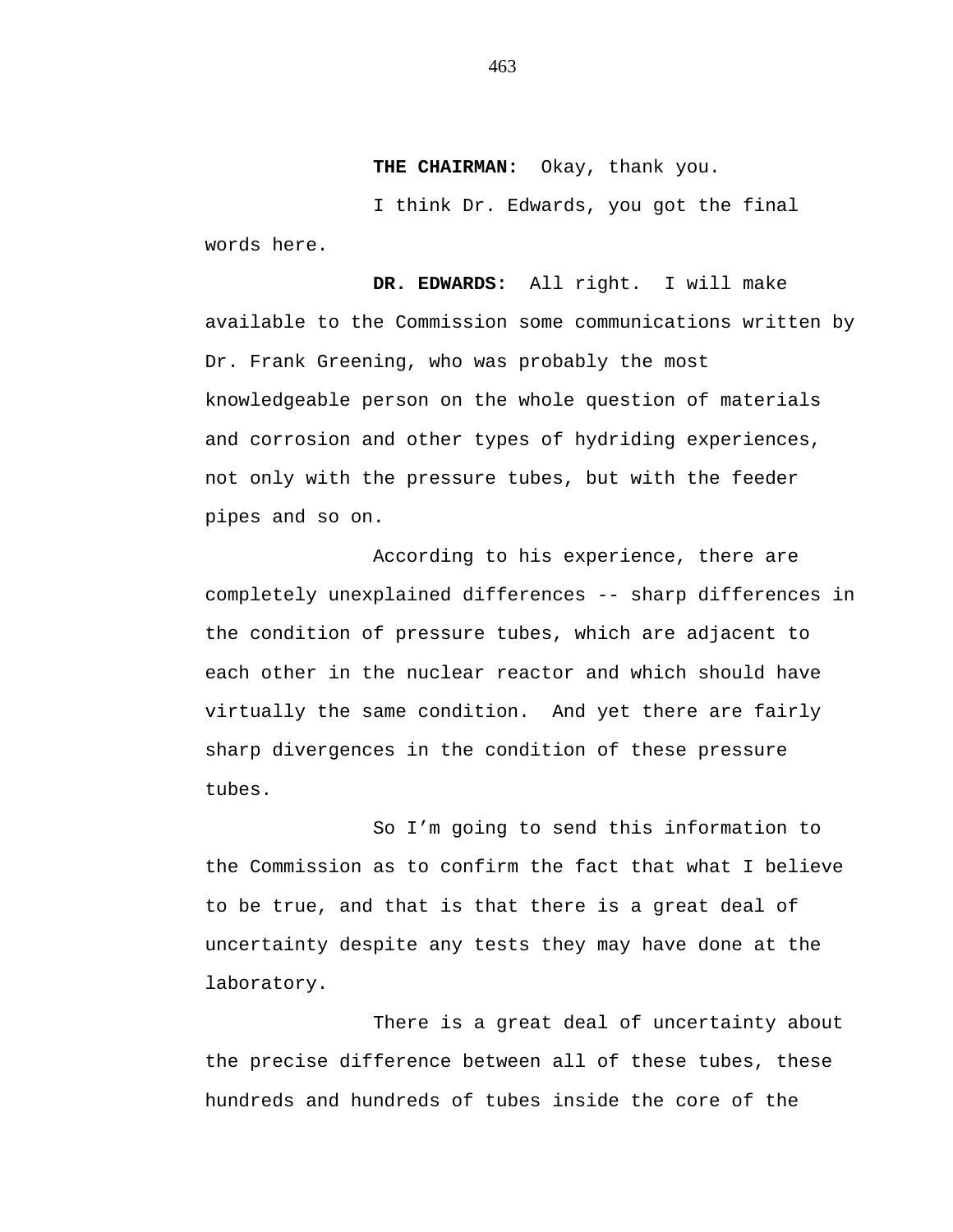**THE CHAIRMAN:** Okay, thank you.

I think Dr. Edwards, you got the final words here.

**DR. EDWARDS:** All right. I will make available to the Commission some communications written by Dr. Frank Greening, who was probably the most knowledgeable person on the whole question of materials and corrosion and other types of hydriding experiences, not only with the pressure tubes, but with the feeder pipes and so on.

According to his experience, there are completely unexplained differences -- sharp differences in the condition of pressure tubes, which are adjacent to each other in the nuclear reactor and which should have virtually the same condition. And yet there are fairly sharp divergences in the condition of these pressure tubes.

So I'm going to send this information to the Commission as to confirm the fact that what I believe to be true, and that is that there is a great deal of uncertainty despite any tests they may have done at the laboratory.

There is a great deal of uncertainty about the precise difference between all of these tubes, these hundreds and hundreds of tubes inside the core of the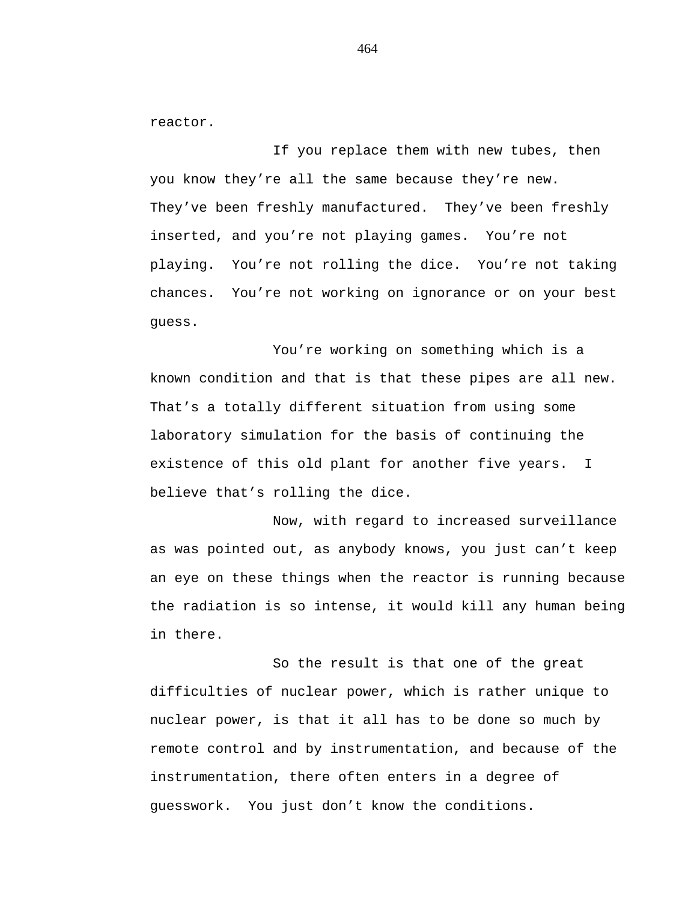reactor.

If you replace them with new tubes, then you know they're all the same because they're new. They've been freshly manufactured. They've been freshly inserted, and you're not playing games. You're not playing. You're not rolling the dice. You're not taking chances. You're not working on ignorance or on your best guess.

You're working on something which is a known condition and that is that these pipes are all new. That's a totally different situation from using some laboratory simulation for the basis of continuing the existence of this old plant for another five years. I believe that's rolling the dice.

Now, with regard to increased surveillance as was pointed out, as anybody knows, you just can't keep an eye on these things when the reactor is running because the radiation is so intense, it would kill any human being in there.

So the result is that one of the great difficulties of nuclear power, which is rather unique to nuclear power, is that it all has to be done so much by remote control and by instrumentation, and because of the instrumentation, there often enters in a degree of guesswork. You just don't know the conditions.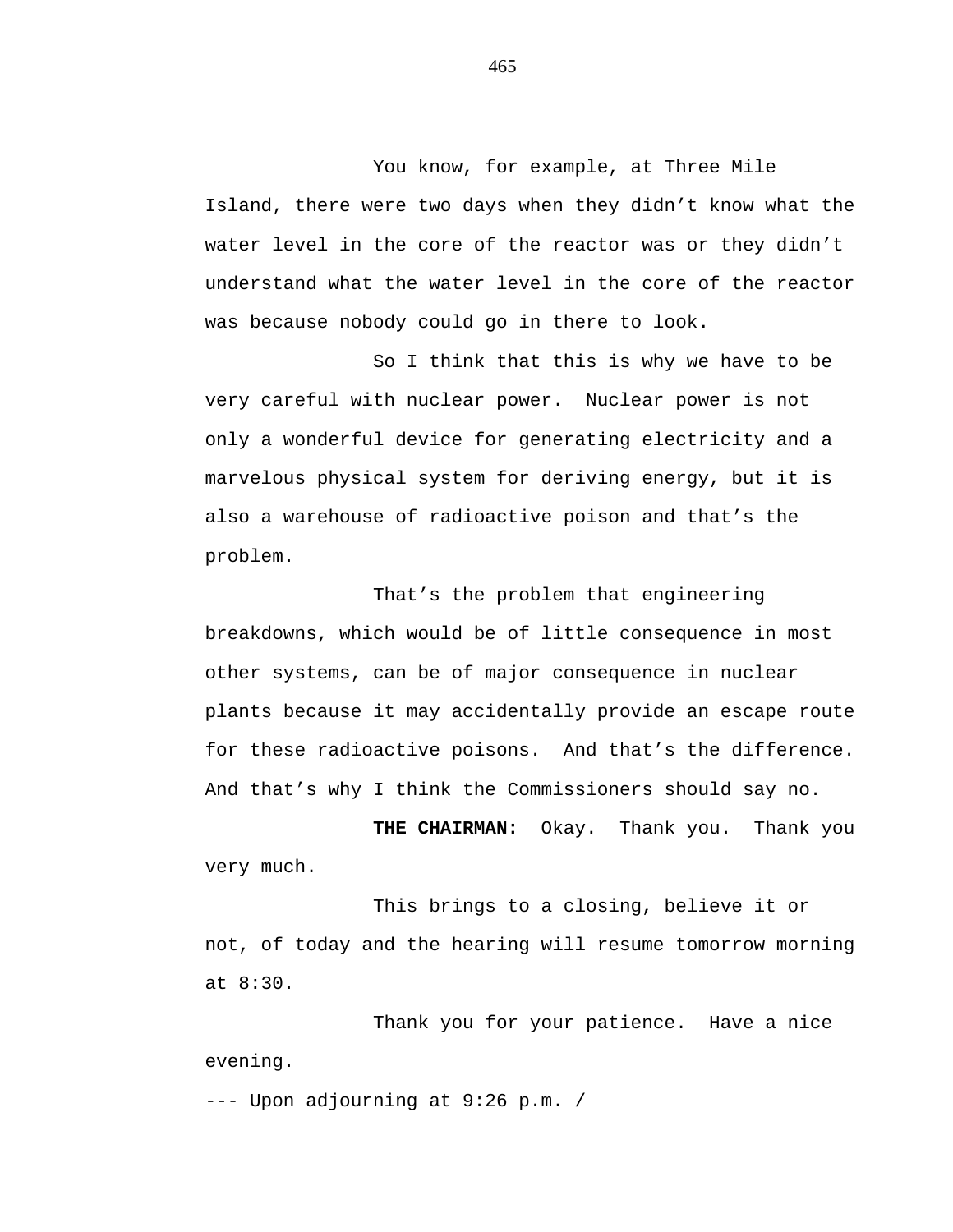You know, for example, at Three Mile Island, there were two days when they didn't know what the water level in the core of the reactor was or they didn't understand what the water level in the core of the reactor was because nobody could go in there to look.

So I think that this is why we have to be very careful with nuclear power. Nuclear power is not only a wonderful device for generating electricity and a marvelous physical system for deriving energy, but it is also a warehouse of radioactive poison and that's the problem.

That's the problem that engineering breakdowns, which would be of little consequence in most other systems, can be of major consequence in nuclear plants because it may accidentally provide an escape route for these radioactive poisons. And that's the difference. And that's why I think the Commissioners should say no.

**THE CHAIRMAN:** Okay. Thank you. Thank you very much.

This brings to a closing, believe it or not, of today and the hearing will resume tomorrow morning at 8:30.

Thank you for your patience. Have a nice evening.

--- Upon adjourning at 9:26 p.m. /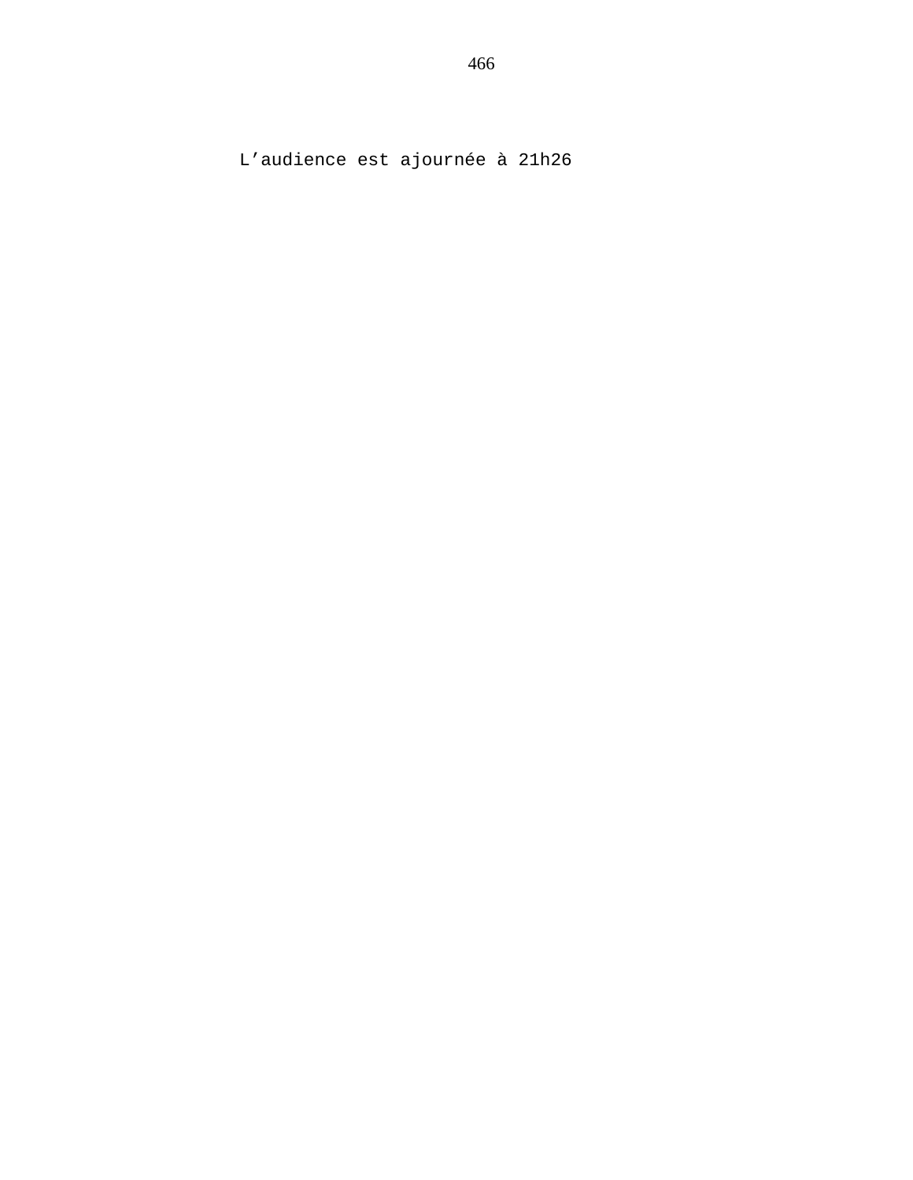L’audience est ajournée à 21h26